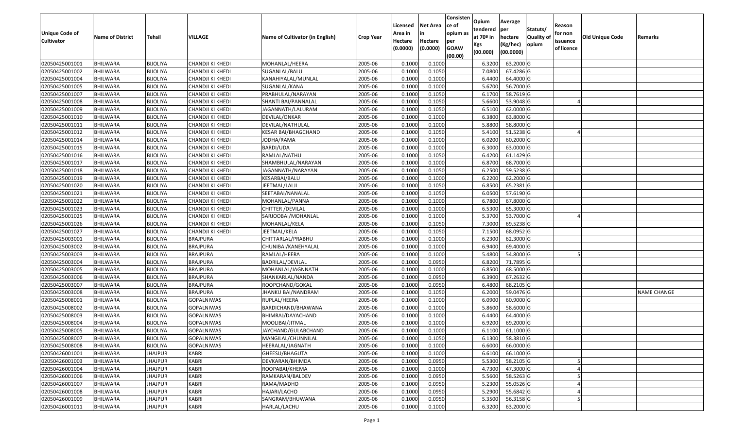| Unique Code of Cultivator | Name of District | Tehsil | VILLAGE | Name of Cultivator (in English) | Crop Year | Licensed Area in Hectare (0.0000) | Net Area in Hectare (0.0000) | Consistence of opium as per GOAW (00.00) | Opium tendered at 70º in Kgs (00.000) | Average per hectare (Kg/hec) (00.0000) | Statuts/ Quality of opium | Reason for non issuance of licence | Old Unique Code | Remarks |
|---|---|---|---|---|---|---|---|---|---|---|---|---|---|---|
| 02050425001001 | BHILWARA | BIJOLIYA | CHANDJI KI KHEDI | MOHANLAL/HEERA | 2005-06 | 0.1000 | 0.1000 | | 6.3200 | 63.2000 | G | | | |
| 02050425001002 | BHILWARA | BIJOLIYA | CHANDJI KI KHEDI | SUGANLAL/BALU | 2005-06 | 0.1000 | 0.1050 | | 7.0800 | 67.4286 | G | | | |
| 02050425001004 | BHILWARA | BIJOLIYA | CHANDJI KI KHEDI | KANAHIYALAL/MUNLAL | 2005-06 | 0.1000 | 0.1000 | | 6.4400 | 64.4000 | G | | | |
| 02050425001005 | BHILWARA | BIJOLIYA | CHANDJI KI KHEDI | SUGANLAL/KANA | 2005-06 | 0.1000 | 0.1000 | | 5.6700 | 56.7000 | G | | | |
| 02050425001007 | BHILWARA | BIJOLIYA | CHANDJI KI KHEDI | PRABHULAL/NARAYAN | 2005-06 | 0.1000 | 0.1050 | | 6.1700 | 58.7619 | G | | | |
| 02050425001008 | BHILWARA | BIJOLIYA | CHANDJI KI KHEDI | SHANTI BAI/PANNALAL | 2005-06 | 0.1000 | 0.1050 | | 5.6600 | 53.9048 | G | 4 | | |
| 02050425001009 | BHILWARA | BIJOLIYA | CHANDJI KI KHEDI | JAGANNATH/LALURAM | 2005-06 | 0.1000 | 0.1050 | | 6.5100 | 62.0000 | G | | | |
| 02050425001010 | BHILWARA | BIJOLIYA | CHANDJI KI KHEDI | DEVILAL/ONKAR | 2005-06 | 0.1000 | 0.1000 | | 6.3800 | 63.8000 | G | | | |
| 02050425001011 | BHILWARA | BIJOLIYA | CHANDJI KI KHEDI | DEVILAL/NATHULAL | 2005-06 | 0.1000 | 0.1000 | | 5.8800 | 58.8000 | G | | | |
| 02050425001012 | BHILWARA | BIJOLIYA | CHANDJI KI KHEDI | KESAR BAI/BHAGCHAND | 2005-06 | 0.1000 | 0.1050 | | 5.4100 | 51.5238 | G | 4 | | |
| 02050425001014 | BHILWARA | BIJOLIYA | CHANDJI KI KHEDI | JODHA/RAMA | 2005-06 | 0.1000 | 0.1000 | | 6.0200 | 60.2000 | G | | | |
| 02050425001015 | BHILWARA | BIJOLIYA | CHANDJI KI KHEDI | BARDI/UDA | 2005-06 | 0.1000 | 0.1000 | | 6.3000 | 63.0000 | G | | | |
| 02050425001016 | BHILWARA | BIJOLIYA | CHANDJI KI KHEDI | RAMLAL/NATHU | 2005-06 | 0.1000 | 0.1050 | | 6.4200 | 61.1429 | G | | | |
| 02050425001017 | BHILWARA | BIJOLIYA | CHANDJI KI KHEDI | SHAMBHULAL/NARAYAN | 2005-06 | 0.1000 | 0.1000 | | 6.8700 | 68.7000 | G | | | |
| 02050425001018 | BHILWARA | BIJOLIYA | CHANDJI KI KHEDI | JAGANNATH/NARAYAN | 2005-06 | 0.1000 | 0.1050 | | 6.2500 | 59.5238 | G | | | |
| 02050425001019 | BHILWARA | BIJOLIYA | CHANDJI KI KHEDI | KESARBAI/BALU | 2005-06 | 0.1000 | 0.1000 | | 6.2200 | 62.2000 | G | | | |
| 02050425001020 | BHILWARA | BIJOLIYA | CHANDJI KI KHEDI | JEETMAL/LALJI | 2005-06 | 0.1000 | 0.1050 | | 6.8500 | 65.2381 | G | | | |
| 02050425001021 | BHILWARA | BIJOLIYA | CHANDJI KI KHEDI | SEETABAI/NANALAL | 2005-06 | 0.1000 | 0.1050 | | 6.0500 | 57.6190 | G | | | |
| 02050425001022 | BHILWARA | BIJOLIYA | CHANDJI KI KHEDI | MOHANLAL/PANNA | 2005-06 | 0.1000 | 0.1000 | | 6.7800 | 67.8000 | G | | | |
| 02050425001023 | BHILWARA | BIJOLIYA | CHANDJI KI KHEDI | CHITTER /DEVILAL | 2005-06 | 0.1000 | 0.1000 | | 6.5300 | 65.3000 | G | | | |
| 02050425001025 | BHILWARA | BIJOLIYA | CHANDJI KI KHEDI | SARJOOBAI/MOHANLAL | 2005-06 | 0.1000 | 0.1000 | | 5.3700 | 53.7000 | G | 4 | | |
| 02050425001026 | BHILWARA | BIJOLIYA | CHANDJI KI KHEDI | MOHANLAL/KELA | 2005-06 | 0.1000 | 0.1050 | | 7.3000 | 69.5238 | G | | | |
| 02050425001027 | BHILWARA | BIJOLIYA | CHANDJI KI KHEDI | JEETMAL/KELA | 2005-06 | 0.1000 | 0.1050 | | 7.1500 | 68.0952 | G | | | |
| 02050425003001 | BHILWARA | BIJOLIYA | BRAJPURA | CHITTARLAL/PRABHU | 2005-06 | 0.1000 | 0.1000 | | 6.2300 | 62.3000 | G | | | |
| 02050425003002 | BHILWARA | BIJOLIYA | BRAJPURA | CHUNIBAI/KANEHYALAL | 2005-06 | 0.1000 | 0.1000 | | 6.9400 | 69.4000 | G | | | |
| 02050425003003 | BHILWARA | BIJOLIYA | BRAJPURA | RAMLAL/HEERA | 2005-06 | 0.1000 | 0.1000 | | 5.4800 | 54.8000 | G | 5 | | |
| 02050425003004 | BHILWARA | BIJOLIYA | BRAJPURA | BADRILAL/DEVILAL | 2005-06 | 0.1000 | 0.0950 | | 6.8200 | 71.7895 | G | | | |
| 02050425003005 | BHILWARA | BIJOLIYA | BRAJPURA | MOHANLAL/JAGNNATH | 2005-06 | 0.1000 | 0.1000 | | 6.8500 | 68.5000 | G | | | |
| 02050425003006 | BHILWARA | BIJOLIYA | BRAJPURA | SHANKARLAL/NANDA | 2005-06 | 0.1000 | 0.0950 | | 6.3900 | 67.2632 | G | | | |
| 02050425003007 | BHILWARA | BIJOLIYA | BRAJPURA | ROOPCHAND/GOKAL | 2005-06 | 0.1000 | 0.0950 | | 6.4800 | 68.2105 | G | | | |
| 02050425003008 | BHILWARA | BIJOLIYA | BRAJPURA | JHANKU BAI/NANDRAM | 2005-06 | 0.1000 | 0.1050 | | 6.2000 | 59.0476 | G | | | NAME CHANGE |
| 02050425008001 | BHILWARA | BIJOLIYA | GOPALNIWAS | RUPLAL/HEERA | 2005-06 | 0.1000 | 0.1000 | | 6.0900 | 60.9000 | G | | | |
| 02050425008002 | BHILWARA | BIJOLIYA | GOPALNIWAS | BARDICHAND/BHAWANA | 2005-06 | 0.1000 | 0.1000 | | 5.8600 | 58.6000 | G | | | |
| 02050425008003 | BHILWARA | BIJOLIYA | GOPALNIWAS | BHIMRAJ/DAYACHAND | 2005-06 | 0.1000 | 0.1000 | | 6.4400 | 64.4000 | G | | | |
| 02050425008004 | BHILWARA | BIJOLIYA | GOPALNIWAS | MOOLIBAI/JITMAL | 2005-06 | 0.1000 | 0.1000 | | 6.9200 | 69.2000 | G | | | |
| 02050425008005 | BHILWARA | BIJOLIYA | GOPALNIWAS | JAYCHAND/GULABCHAND | 2005-06 | 0.1000 | 0.1000 | | 6.1100 | 61.1000 | G | | | |
| 02050425008007 | BHILWARA | BIJOLIYA | GOPALNIWAS | MANGILAL/CHUNNILAL | 2005-06 | 0.1000 | 0.1050 | | 6.1300 | 58.3810 | G | | | |
| 02050425008008 | BHILWARA | BIJOLIYA | GOPALNIWAS | HEERALAL/JAGNATH | 2005-06 | 0.1000 | 0.1000 | | 6.6000 | 66.0000 | G | | | |
| 02050426001001 | BHILWARA | JHAJPUR | KABRI | GHEESU/BHAGUTA | 2005-06 | 0.1000 | 0.1000 | | 6.6100 | 66.1000 | G | | | |
| 02050426001003 | BHILWARA | JHAJPUR | KABRI | DEVKARAN/BHIMDA | 2005-06 | 0.1000 | 0.0950 | | 5.5300 | 58.2105 | G | 5 | | |
| 02050426001004 | BHILWARA | JHAJPUR | KABRI | ROOPABAI/KHEMA | 2005-06 | 0.1000 | 0.1000 | | 4.7300 | 47.3000 | G | 4 | | |
| 02050426001006 | BHILWARA | JHAJPUR | KABRI | RAMKARAN/BALDEV | 2005-06 | 0.1000 | 0.0950 | | 5.5600 | 58.5263 | G | 5 | | |
| 02050426001007 | BHILWARA | JHAJPUR | KABRI | RAMA/MADHO | 2005-06 | 0.1000 | 0.0950 | | 5.2300 | 55.0526 | G | 4 | | |
| 02050426001008 | BHILWARA | JHAJPUR | KABRI | HAJARI/LACHO | 2005-06 | 0.1000 | 0.0950 | | 5.2900 | 55.6842 | G | 4 | | |
| 02050426001009 | BHILWARA | JHAJPUR | KABRI | SANGRAM/BHUWANA | 2005-06 | 0.1000 | 0.0950 | | 5.3500 | 56.3158 | G | 5 | | |
| 02050426001011 | BHILWARA | JHAJPUR | KABRI | HARLAL/LACHU | 2005-06 | 0.1000 | 0.1000 | | 6.3200 | 63.2000 | G | | | |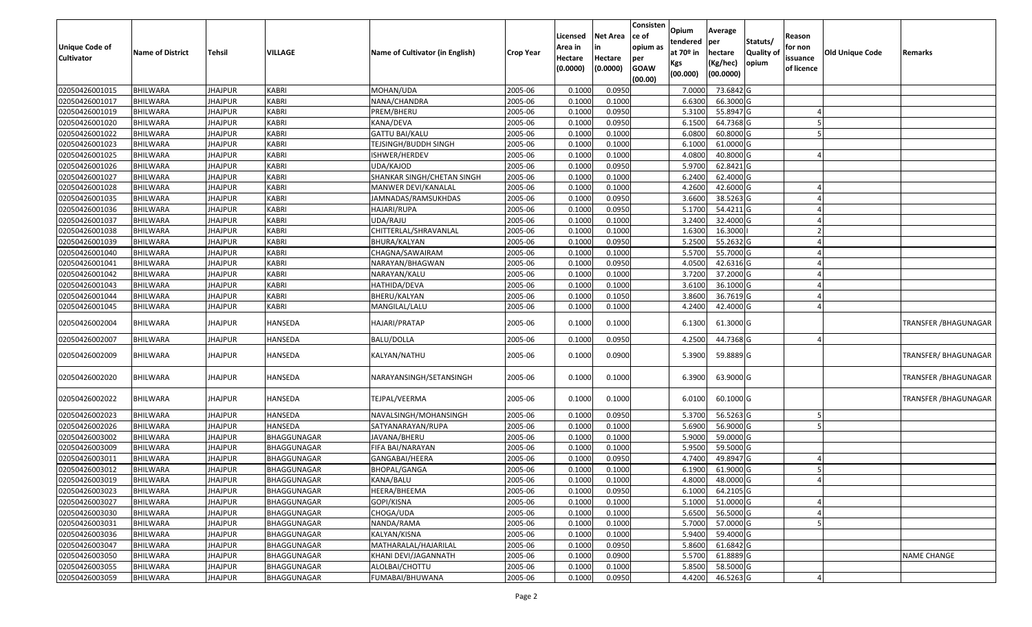| Unique Code of Cultivator | Name of District | Tehsil | VILLAGE | Name of Cultivator (in English) | Crop Year | Licensed Area in Hectare (0.0000) | Net Area in Hectare (0.0000) | Consistence of opium as per GOAW (00.00) | Opium tendered at 70º in Kgs (00.000) | Average per hectare (Kg/hec) (00.0000) | Statuts/ Quality of opium | Reason for non issuance of licence | Old Unique Code | Remarks |
|---|---|---|---|---|---|---|---|---|---|---|---|---|---|---|
| 02050426001015 | BHILWARA | JHAJPUR | KABRI | MOHAN/UDA | 2005-06 | 0.1000 | 0.0950 | | 7.0000 | 73.6842 | G | | | |
| 02050426001017 | BHILWARA | JHAJPUR | KABRI | NANA/CHANDRA | 2005-06 | 0.1000 | 0.1000 | | 6.6300 | 66.3000 | G | | | |
| 02050426001019 | BHILWARA | JHAJPUR | KABRI | PREM/BHERU | 2005-06 | 0.1000 | 0.0950 | | 5.3100 | 55.8947 | G | 4 | | |
| 02050426001020 | BHILWARA | JHAJPUR | KABRI | KANA/DEVA | 2005-06 | 0.1000 | 0.0950 | | 6.1500 | 64.7368 | G | 5 | | |
| 02050426001022 | BHILWARA | JHAJPUR | KABRI | GATTU BAI/KALU | 2005-06 | 0.1000 | 0.1000 | | 6.0800 | 60.8000 | G | 5 | | |
| 02050426001023 | BHILWARA | JHAJPUR | KABRI | TEJSINGH/BUDDH SINGH | 2005-06 | 0.1000 | 0.1000 | | 6.1000 | 61.0000 | G | | | |
| 02050426001025 | BHILWARA | JHAJPUR | KABRI | ISHWER/HERDEV | 2005-06 | 0.1000 | 0.1000 | | 4.0800 | 40.8000 | G | 4 | | |
| 02050426001026 | BHILWARA | JHAJPUR | KABRI | UDA/KAJOD | 2005-06 | 0.1000 | 0.0950 | | 5.9700 | 62.8421 | G | | | |
| 02050426001027 | BHILWARA | JHAJPUR | KABRI | SHANKAR SINGH/CHETAN SINGH | 2005-06 | 0.1000 | 0.1000 | | 6.2400 | 62.4000 | G | | | |
| 02050426001028 | BHILWARA | JHAJPUR | KABRI | MANWER DEVI/KANALAL | 2005-06 | 0.1000 | 0.1000 | | 4.2600 | 42.6000 | G | 4 | | |
| 02050426001035 | BHILWARA | JHAJPUR | KABRI | JAMNADAS/RAMSUKHDAS | 2005-06 | 0.1000 | 0.0950 | | 3.6600 | 38.5263 | G | 4 | | |
| 02050426001036 | BHILWARA | JHAJPUR | KABRI | HAJARI/RUPA | 2005-06 | 0.1000 | 0.0950 | | 5.1700 | 54.4211 | G | 4 | | |
| 02050426001037 | BHILWARA | JHAJPUR | KABRI | UDA/RAJU | 2005-06 | 0.1000 | 0.1000 | | 3.2400 | 32.4000 | G | 4 | | |
| 02050426001038 | BHILWARA | JHAJPUR | KABRI | CHITTERLAL/SHRAVANLAL | 2005-06 | 0.1000 | 0.1000 | | 1.6300 | 16.3000 | I | 2 | | |
| 02050426001039 | BHILWARA | JHAJPUR | KABRI | BHURA/KALYAN | 2005-06 | 0.1000 | 0.0950 | | 5.2500 | 55.2632 | G | 4 | | |
| 02050426001040 | BHILWARA | JHAJPUR | KABRI | CHAGNA/SAWAIRAM | 2005-06 | 0.1000 | 0.1000 | | 5.5700 | 55.7000 | G | 4 | | |
| 02050426001041 | BHILWARA | JHAJPUR | KABRI | NARAYAN/BHAGWAN | 2005-06 | 0.1000 | 0.0950 | | 4.0500 | 42.6316 | G | 4 | | |
| 02050426001042 | BHILWARA | JHAJPUR | KABRI | NARAYAN/KALU | 2005-06 | 0.1000 | 0.1000 | | 3.7200 | 37.2000 | G | 4 | | |
| 02050426001043 | BHILWARA | JHAJPUR | KABRI | HATHIDA/DEVA | 2005-06 | 0.1000 | 0.1000 | | 3.6100 | 36.1000 | G | 4 | | |
| 02050426001044 | BHILWARA | JHAJPUR | KABRI | BHERU/KALYAN | 2005-06 | 0.1000 | 0.1050 | | 3.8600 | 36.7619 | G | 4 | | |
| 02050426001045 | BHILWARA | JHAJPUR | KABRI | MANGILAL/LALU | 2005-06 | 0.1000 | 0.1000 | | 4.2400 | 42.4000 | G | 4 | | |
| 02050426002004 | BHILWARA | JHAJPUR | HANSEDA | HAJARI/PRATAP | 2005-06 | 0.1000 | 0.1000 | | 6.1300 | 61.3000 | G | | | TRANSFER /BHAGUNAGAR |
| 02050426002007 | BHILWARA | JHAJPUR | HANSEDA | BALU/DOLLA | 2005-06 | 0.1000 | 0.0950 | | 4.2500 | 44.7368 | G | 4 | | |
| 02050426002009 | BHILWARA | JHAJPUR | HANSEDA | KALYAN/NATHU | 2005-06 | 0.1000 | 0.0900 | | 5.3900 | 59.8889 | G | | | TRANSFER/ BHAGUNAGAR |
| 02050426002020 | BHILWARA | JHAJPUR | HANSEDA | NARAYANSINGH/SETANSINGH | 2005-06 | 0.1000 | 0.1000 | | 6.3900 | 63.9000 | G | | | TRANSFER /BHAGUNAGAR |
| 02050426002022 | BHILWARA | JHAJPUR | HANSEDA | TEJPAL/VEERMA | 2005-06 | 0.1000 | 0.1000 | | 6.0100 | 60.1000 | G | | | TRANSFER /BHAGUNAGAR |
| 02050426002023 | BHILWARA | JHAJPUR | HANSEDA | NAVALSINGH/MOHANSINGH | 2005-06 | 0.1000 | 0.0950 | | 5.3700 | 56.5263 | G | 5 | | |
| 02050426002026 | BHILWARA | JHAJPUR | HANSEDA | SATYANARAYAN/RUPA | 2005-06 | 0.1000 | 0.1000 | | 5.6900 | 56.9000 | G | 5 | | |
| 02050426003002 | BHILWARA | JHAJPUR | BHAGGUNAGAR | JAVANA/BHERU | 2005-06 | 0.1000 | 0.1000 | | 5.9000 | 59.0000 | G | | | |
| 02050426003009 | BHILWARA | JHAJPUR | BHAGGUNAGAR | FIFA BAI/NARAYAN | 2005-06 | 0.1000 | 0.1000 | | 5.9500 | 59.5000 | G | | | |
| 02050426003011 | BHILWARA | JHAJPUR | BHAGGUNAGAR | GANGABAI/HEERA | 2005-06 | 0.1000 | 0.0950 | | 4.7400 | 49.8947 | G | 4 | | |
| 02050426003012 | BHILWARA | JHAJPUR | BHAGGUNAGAR | BHOPAL/GANGA | 2005-06 | 0.1000 | 0.1000 | | 6.1900 | 61.9000 | G | 5 | | |
| 02050426003019 | BHILWARA | JHAJPUR | BHAGGUNAGAR | KANA/BALU | 2005-06 | 0.1000 | 0.1000 | | 4.8000 | 48.0000 | G | 4 | | |
| 02050426003023 | BHILWARA | JHAJPUR | BHAGGUNAGAR | HEERA/BHEEMA | 2005-06 | 0.1000 | 0.0950 | | 6.1000 | 64.2105 | G | | | |
| 02050426003027 | BHILWARA | JHAJPUR | BHAGGUNAGAR | GOPI/KISNA | 2005-06 | 0.1000 | 0.1000 | | 5.1000 | 51.0000 | G | 4 | | |
| 02050426003030 | BHILWARA | JHAJPUR | BHAGGUNAGAR | CHOGA/UDA | 2005-06 | 0.1000 | 0.1000 | | 5.6500 | 56.5000 | G | 4 | | |
| 02050426003031 | BHILWARA | JHAJPUR | BHAGGUNAGAR | NANDA/RAMA | 2005-06 | 0.1000 | 0.1000 | | 5.7000 | 57.0000 | G | 5 | | |
| 02050426003036 | BHILWARA | JHAJPUR | BHAGGUNAGAR | KALYAN/KISNA | 2005-06 | 0.1000 | 0.1000 | | 5.9400 | 59.4000 | G | | | |
| 02050426003047 | BHILWARA | JHAJPUR | BHAGGUNAGAR | MATHARALAL/HAJARILAL | 2005-06 | 0.1000 | 0.0950 | | 5.8600 | 61.6842 | G | | | |
| 02050426003050 | BHILWARA | JHAJPUR | BHAGGUNAGAR | KHANI DEVI/JAGANNATH | 2005-06 | 0.1000 | 0.0900 | | 5.5700 | 61.8889 | G | | | NAME CHANGE |
| 02050426003055 | BHILWARA | JHAJPUR | BHAGGUNAGAR | ALOLBAI/CHOTTU | 2005-06 | 0.1000 | 0.1000 | | 5.8500 | 58.5000 | G | | | |
| 02050426003059 | BHILWARA | JHAJPUR | BHAGGUNAGAR | FUMABAI/BHUWANA | 2005-06 | 0.1000 | 0.0950 | | 4.4200 | 46.5263 | G | 4 | | |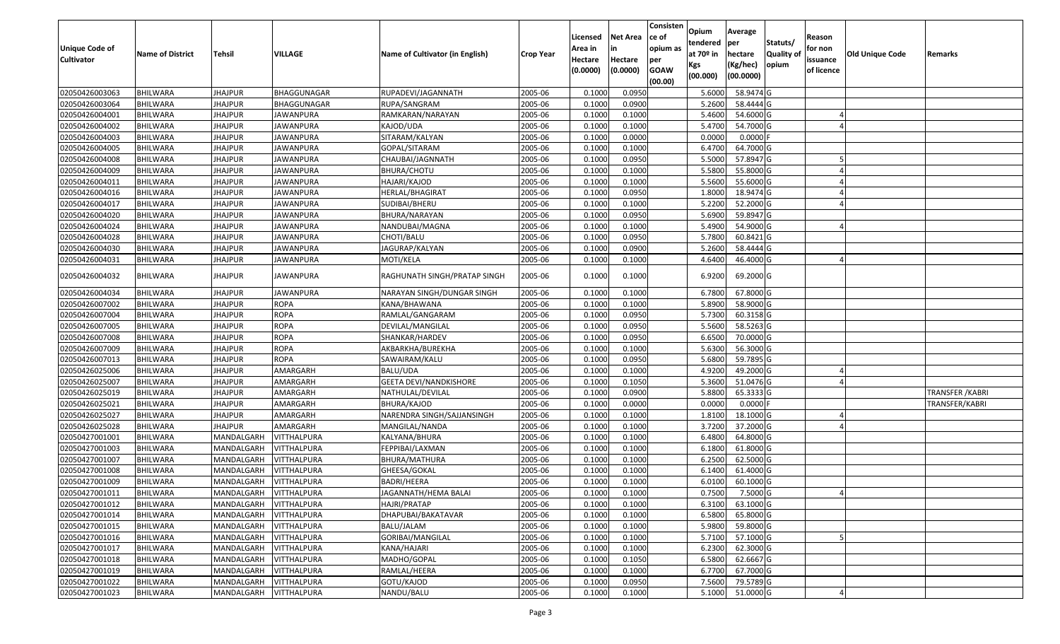| Unique Code of Cultivator | Name of District | Tehsil | VILLAGE | Name of Cultivator (in English) | Crop Year | Licensed Area in Hectare (0.0000) | Net Area in Hectare (0.0000) | Consistence of opium as per GOAW (00.00) | Opium tendered at 70º in Kgs (00.000) | Average per hectare (Kg/hec) (00.0000) | Statuts/ Quality of opium | Reason for non issuance of licence | Old Unique Code | Remarks |
|---|---|---|---|---|---|---|---|---|---|---|---|---|---|---|
| 02050426003063 | BHILWARA | JHAJPUR | BHAGGUNAGAR | RUPADEVI/JAGANNATH | 2005-06 | 0.1000 | 0.0950 | | 5.6000 | 58.9474 | G | | | |
| 02050426003064 | BHILWARA | JHAJPUR | BHAGGUNAGAR | RUPA/SANGRAM | 2005-06 | 0.1000 | 0.0900 | | 5.2600 | 58.4444 | G | | | |
| 02050426004001 | BHILWARA | JHAJPUR | JAWANPURA | RAMKARAN/NARAYAN | 2005-06 | 0.1000 | 0.1000 | | 5.4600 | 54.6000 | G | 4 | | |
| 02050426004002 | BHILWARA | JHAJPUR | JAWANPURA | KAJOD/UDA | 2005-06 | 0.1000 | 0.1000 | | 5.4700 | 54.7000 | G | 4 | | |
| 02050426004003 | BHILWARA | JHAJPUR | JAWANPURA | SITARAM/KALYAN | 2005-06 | 0.1000 | 0.0000 | | 0.0000 | 0.0000 | F | | | |
| 02050426004005 | BHILWARA | JHAJPUR | JAWANPURA | GOPAL/SITARAM | 2005-06 | 0.1000 | 0.1000 | | 6.4700 | 64.7000 | G | | | |
| 02050426004008 | BHILWARA | JHAJPUR | JAWANPURA | CHAUBAI/JAGNNATH | 2005-06 | 0.1000 | 0.0950 | | 5.5000 | 57.8947 | G | 5 | | |
| 02050426004009 | BHILWARA | JHAJPUR | JAWANPURA | BHURA/CHOTU | 2005-06 | 0.1000 | 0.1000 | | 5.5800 | 55.8000 | G | 4 | | |
| 02050426004011 | BHILWARA | JHAJPUR | JAWANPURA | HAJARI/KAJOD | 2005-06 | 0.1000 | 0.1000 | | 5.5600 | 55.6000 | G | 4 | | |
| 02050426004016 | BHILWARA | JHAJPUR | JAWANPURA | HERLAL/BHAGIRAT | 2005-06 | 0.1000 | 0.0950 | | 1.8000 | 18.9474 | G | 4 | | |
| 02050426004017 | BHILWARA | JHAJPUR | JAWANPURA | SUDIBAI/BHERU | 2005-06 | 0.1000 | 0.1000 | | 5.2200 | 52.2000 | G | 4 | | |
| 02050426004020 | BHILWARA | JHAJPUR | JAWANPURA | BHURA/NARAYAN | 2005-06 | 0.1000 | 0.0950 | | 5.6900 | 59.8947 | G | | | |
| 02050426004024 | BHILWARA | JHAJPUR | JAWANPURA | NANDUBAI/MAGNA | 2005-06 | 0.1000 | 0.1000 | | 5.4900 | 54.9000 | G | 4 | | |
| 02050426004028 | BHILWARA | JHAJPUR | JAWANPURA | CHOTI/BALU | 2005-06 | 0.1000 | 0.0950 | | 5.7800 | 60.8421 | G | | | |
| 02050426004030 | BHILWARA | JHAJPUR | JAWANPURA | JAGURAP/KALYAN | 2005-06 | 0.1000 | 0.0900 | | 5.2600 | 58.4444 | G | | | |
| 02050426004031 | BHILWARA | JHAJPUR | JAWANPURA | MOTI/KELA | 2005-06 | 0.1000 | 0.1000 | | 4.6400 | 46.4000 | G | 4 | | |
| 02050426004032 | BHILWARA | JHAJPUR | JAWANPURA | RAGHUNATH SINGH/PRATAP SINGH | 2005-06 | 0.1000 | 0.1000 | | 6.9200 | 69.2000 | G | | | |
| 02050426004034 | BHILWARA | JHAJPUR | JAWANPURA | NARAYAN SINGH/DUNGAR SINGH | 2005-06 | 0.1000 | 0.1000 | | 6.7800 | 67.8000 | G | | | |
| 02050426007002 | BHILWARA | JHAJPUR | ROPA | KANA/BHAWANA | 2005-06 | 0.1000 | 0.1000 | | 5.8900 | 58.9000 | G | | | |
| 02050426007004 | BHILWARA | JHAJPUR | ROPA | RAMLAL/GANGARAM | 2005-06 | 0.1000 | 0.0950 | | 5.7300 | 60.3158 | G | | | |
| 02050426007005 | BHILWARA | JHAJPUR | ROPA | DEVILAL/MANGILAL | 2005-06 | 0.1000 | 0.0950 | | 5.5600 | 58.5263 | G | | | |
| 02050426007008 | BHILWARA | JHAJPUR | ROPA | SHANKAR/HARDEV | 2005-06 | 0.1000 | 0.0950 | | 6.6500 | 70.0000 | G | | | |
| 02050426007009 | BHILWARA | JHAJPUR | ROPA | AKBARKHA/BUREKHA | 2005-06 | 0.1000 | 0.1000 | | 5.6300 | 56.3000 | G | | | |
| 02050426007013 | BHILWARA | JHAJPUR | ROPA | SAWAIRAM/KALU | 2005-06 | 0.1000 | 0.0950 | | 5.6800 | 59.7895 | G | | | |
| 02050426025006 | BHILWARA | JHAJPUR | AMARGARH | BALU/UDA | 2005-06 | 0.1000 | 0.1000 | | 4.9200 | 49.2000 | G | 4 | | |
| 02050426025007 | BHILWARA | JHAJPUR | AMARGARH | GEETA DEVI/NANDKISHORE | 2005-06 | 0.1000 | 0.1050 | | 5.3600 | 51.0476 | G | 4 | | |
| 02050426025019 | BHILWARA | JHAJPUR | AMARGARH | NATHULAL/DEVILAL | 2005-06 | 0.1000 | 0.0900 | | 5.8800 | 65.3333 | G | | | TRANSFER /KABRI |
| 02050426025021 | BHILWARA | JHAJPUR | AMARGARH | BHURA/KAJOD | 2005-06 | 0.1000 | 0.0000 | | 0.0000 | 0.0000 | F | | | TRANSFER/KABRI |
| 02050426025027 | BHILWARA | JHAJPUR | AMARGARH | NARENDRA SINGH/SAJJANSINGH | 2005-06 | 0.1000 | 0.1000 | | 1.8100 | 18.1000 | G | 4 | | |
| 02050426025028 | BHILWARA | JHAJPUR | AMARGARH | MANGILAL/NANDA | 2005-06 | 0.1000 | 0.1000 | | 3.7200 | 37.2000 | G | 4 | | |
| 02050427001001 | BHILWARA | MANDALGARH | VITTHALPURA | KALYANA/BHURA | 2005-06 | 0.1000 | 0.1000 | | 6.4800 | 64.8000 | G | | | |
| 02050427001003 | BHILWARA | MANDALGARH | VITTHALPURA | FEPPIBAI/LAXMAN | 2005-06 | 0.1000 | 0.1000 | | 6.1800 | 61.8000 | G | | | |
| 02050427001007 | BHILWARA | MANDALGARH | VITTHALPURA | BHURA/MATHURA | 2005-06 | 0.1000 | 0.1000 | | 6.2500 | 62.5000 | G | | | |
| 02050427001008 | BHILWARA | MANDALGARH | VITTHALPURA | GHEESA/GOKAL | 2005-06 | 0.1000 | 0.1000 | | 6.1400 | 61.4000 | G | | | |
| 02050427001009 | BHILWARA | MANDALGARH | VITTHALPURA | BADRI/HEERA | 2005-06 | 0.1000 | 0.1000 | | 6.0100 | 60.1000 | G | | | |
| 02050427001011 | BHILWARA | MANDALGARH | VITTHALPURA | JAGANNATH/HEMA BALAI | 2005-06 | 0.1000 | 0.1000 | | 0.7500 | 7.5000 | G | 4 | | |
| 02050427001012 | BHILWARA | MANDALGARH | VITTHALPURA | HAJRI/PRATAP | 2005-06 | 0.1000 | 0.1000 | | 6.3100 | 63.1000 | G | | | |
| 02050427001014 | BHILWARA | MANDALGARH | VITTHALPURA | DHAPUBAI/BAKATAVAR | 2005-06 | 0.1000 | 0.1000 | | 6.5800 | 65.8000 | G | | | |
| 02050427001015 | BHILWARA | MANDALGARH | VITTHALPURA | BALU/JALAM | 2005-06 | 0.1000 | 0.1000 | | 5.9800 | 59.8000 | G | | | |
| 02050427001016 | BHILWARA | MANDALGARH | VITTHALPURA | GORIBAI/MANGILAL | 2005-06 | 0.1000 | 0.1000 | | 5.7100 | 57.1000 | G | 5 | | |
| 02050427001017 | BHILWARA | MANDALGARH | VITTHALPURA | KANA/HAJARI | 2005-06 | 0.1000 | 0.1000 | | 6.2300 | 62.3000 | G | | | |
| 02050427001018 | BHILWARA | MANDALGARH | VITTHALPURA | MADHO/GOPAL | 2005-06 | 0.1000 | 0.1050 | | 6.5800 | 62.6667 | G | | | |
| 02050427001019 | BHILWARA | MANDALGARH | VITTHALPURA | RAMLAL/HEERA | 2005-06 | 0.1000 | 0.1000 | | 6.7700 | 67.7000 | G | | | |
| 02050427001022 | BHILWARA | MANDALGARH | VITTHALPURA | GOTU/KAJOD | 2005-06 | 0.1000 | 0.0950 | | 7.5600 | 79.5789 | G | | | |
| 02050427001023 | BHILWARA | MANDALGARH | VITTHALPURA | NANDU/BALU | 2005-06 | 0.1000 | 0.1000 | | 5.1000 | 51.0000 | G | 4 | | |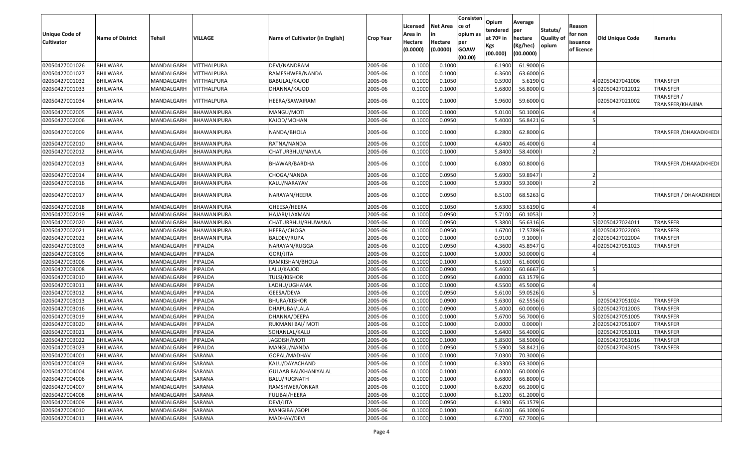| Unique Code of Cultivator | Name of District | Tehsil | VILLAGE | Name of Cultivator (in English) | Crop Year | Licensed Area in Hectare (0.0000) | Net Area in Hectare (0.0000) | Consistence of opium as per GOAW (00.00) | Opium tendered at 70º in Kgs (00.000) | Average per hectare (Kg/hec) (00.0000) | Statuts/ Quality of opium | Reason for non issuance of licence | Old Unique Code | Remarks |
|---|---|---|---|---|---|---|---|---|---|---|---|---|---|---|
| 02050427001026 | BHILWARA | MANDALGARH | VITTHALPURA | DEVI/NANDRAM | 2005-06 | 0.1000 | 0.1000 | | 6.1900 | 61.9000 | G | | | |
| 02050427001027 | BHILWARA | MANDALGARH | VITTHALPURA | RAMESHWER/NANDA | 2005-06 | 0.1000 | 0.1000 | | 6.3600 | 63.6000 | G | | | |
| 02050427001032 | BHILWARA | MANDALGARH | VITTHALPURA | BABULAL/KAJOD | 2005-06 | 0.1000 | 0.1050 | | 0.5900 | 5.6190 | G | 4 | 02050427041006 | TRANSFER |
| 02050427001033 | BHILWARA | MANDALGARH | VITTHALPURA | DHANNA/KAJOD | 2005-06 | 0.1000 | 0.1000 | | 5.6800 | 56.8000 | G | 5 | 02050427012012 | TRANSFER |
| 02050427001034 | BHILWARA | MANDALGARH | VITTHALPURA | HEERA/SAWAIRAM | 2005-06 | 0.1000 | 0.1000 | | 5.9600 | 59.6000 | G | | 02050427021002 | TRANSFER / TRANSFER/KHAJINA |
| 02050427002005 | BHILWARA | MANDALGARH | BHAWANIPURA | MANGU/MOTI | 2005-06 | 0.1000 | 0.1000 | | 5.0100 | 50.1000 | G | 4 | | |
| 02050427002006 | BHILWARA | MANDALGARH | BHAWANIPURA | KAJOD/MOHAN | 2005-06 | 0.1000 | 0.0950 | | 5.4000 | 56.8421 | G | 5 | | |
| 02050427002009 | BHILWARA | MANDALGARH | BHAWANIPURA | NANDA/BHOLA | 2005-06 | 0.1000 | 0.1000 | | 6.2800 | 62.8000 | G | | | TRANSFER /DHAKADKHEDI |
| 02050427002010 | BHILWARA | MANDALGARH | BHAWANIPURA | RATNA/NANDA | 2005-06 | 0.1000 | 0.1000 | | 4.6400 | 46.4000 | G | 4 | | |
| 02050427002012 | BHILWARA | MANDALGARH | BHAWANIPURA | CHATURBHUJ/NAVLA | 2005-06 | 0.1000 | 0.1000 | | 5.8400 | 58.4000 | I | 2 | | |
| 02050427002013 | BHILWARA | MANDALGARH | BHAWANIPURA | BHAWAR/BARDHA | 2005-06 | 0.1000 | 0.1000 | | 6.0800 | 60.8000 | G | | | TRANSFER /DHAKADKHEDI |
| 02050427002014 | BHILWARA | MANDALGARH | BHAWANIPURA | CHOGA/NANDA | 2005-06 | 0.1000 | 0.0950 | | 5.6900 | 59.8947 | I | 2 | | |
| 02050427002016 | BHILWARA | MANDALGARH | BHAWANIPURA | KALU/NARAYAV | 2005-06 | 0.1000 | 0.1000 | | 5.9300 | 59.3000 | I | 2 | | |
| 02050427002017 | BHILWARA | MANDALGARH | BHAWANIPURA | NARAYAN/HEERA | 2005-06 | 0.1000 | 0.0950 | | 6.5100 | 68.5263 | G | | | TRANSFER / DHAKADKHEDI |
| 02050427002018 | BHILWARA | MANDALGARH | BHAWANIPURA | GHEESA/HEERA | 2005-06 | 0.1000 | 0.1050 | | 5.6300 | 53.6190 | G | 4 | | |
| 02050427002019 | BHILWARA | MANDALGARH | BHAWANIPURA | HAJARI/LAXMAN | 2005-06 | 0.1000 | 0.0950 | | 5.7100 | 60.1053 | I | 2 | | |
| 02050427002020 | BHILWARA | MANDALGARH | BHAWANIPURA | CHATURBHUJ/BHUWANA | 2005-06 | 0.1000 | 0.0950 | | 5.3800 | 56.6316 | G | 5 | 02050427024011 | TRANSFER |
| 02050427002021 | BHILWARA | MANDALGARH | BHAWANIPURA | HEERA/CHOGA | 2005-06 | 0.1000 | 0.0950 | | 1.6700 | 17.5789 | G | 4 | 02050427022003 | TRANSFER |
| 02050427002022 | BHILWARA | MANDALGARH | BHAWANIPURA | BALDEV/RUPA | 2005-06 | 0.1000 | 0.1000 | | 0.9100 | 9.1000 | I | 2 | 02050427022004 | TRANSFER |
| 02050427003003 | BHILWARA | MANDALGARH | PIPALDA | NARAYAN/RUGGA | 2005-06 | 0.1000 | 0.0950 | | 4.3600 | 45.8947 | G | 4 | 02050427051023 | TRANSFER |
| 02050427003005 | BHILWARA | MANDALGARH | PIPALDA | GORI/JITA | 2005-06 | 0.1000 | 0.1000 | | 5.0000 | 50.0000 | G | 4 | | |
| 02050427003006 | BHILWARA | MANDALGARH | PIPALDA | RAMKISHAN/BHOLA | 2005-06 | 0.1000 | 0.1000 | | 6.1600 | 61.6000 | G | | | |
| 02050427003008 | BHILWARA | MANDALGARH | PIPALDA | LALU/KAJOD | 2005-06 | 0.1000 | 0.0900 | | 5.4600 | 60.6667 | G | 5 | | |
| 02050427003010 | BHILWARA | MANDALGARH | PIPALDA | TULSI/KISHOR | 2005-06 | 0.1000 | 0.0950 | | 6.0000 | 63.1579 | G | | | |
| 02050427003011 | BHILWARA | MANDALGARH | PIPALDA | LADHU/UGHAMA | 2005-06 | 0.1000 | 0.1000 | | 4.5500 | 45.5000 | G | 4 | | |
| 02050427003012 | BHILWARA | MANDALGARH | PIPALDA | GEESA/DEVA | 2005-06 | 0.1000 | 0.0950 | | 5.6100 | 59.0526 | G | 5 | | |
| 02050427003013 | BHILWARA | MANDALGARH | PIPALDA | BHURA/KISHOR | 2005-06 | 0.1000 | 0.0900 | | 5.6300 | 62.5556 | G | | 02050427051024 | TRANSFER |
| 02050427003016 | BHILWARA | MANDALGARH | PIPALDA | DHAPUBAI/LALA | 2005-06 | 0.1000 | 0.0900 | | 5.4000 | 60.0000 | G | 5 | 02050427012003 | TRANSFER |
| 02050427003019 | BHILWARA | MANDALGARH | PIPALDA | DHANNA/DEEPA | 2005-06 | 0.1000 | 0.1000 | | 5.6700 | 56.7000 | G | 5 | 02050427051005 | TRANSFER |
| 02050427003020 | BHILWARA | MANDALGARH | PIPALDA | RUKMANI BAI/ MOTI | 2005-06 | 0.1000 | 0.1000 | | 0.0000 | 0.0000 | I | 2 | 02050427051007 | TRANSFER |
| 02050427003021 | BHILWARA | MANDALGARH | PIPALDA | SOHANLAL/KALU | 2005-06 | 0.1000 | 0.1000 | | 5.6400 | 56.4000 | G | | 02050427051011 | TRANSFER |
| 02050427003022 | BHILWARA | MANDALGARH | PIPALDA | JAGDISH/MOTI | 2005-06 | 0.1000 | 0.1000 | | 5.8500 | 58.5000 | G | | 02050427051016 | TRANSFER |
| 02050427003023 | BHILWARA | MANDALGARH | PIPALDA | MANGU/NANDA | 2005-06 | 0.1000 | 0.0950 | | 5.5900 | 58.8421 | G | | 02050427043015 | TRANSFER |
| 02050427004001 | BHILWARA | MANDALGARH | SARANA | GOPAL/MADHAV | 2005-06 | 0.1000 | 0.1000 | | 7.0300 | 70.3000 | G | | | |
| 02050427004003 | BHILWARA | MANDALGARH | SARANA | KALU/DAYACHAND | 2005-06 | 0.1000 | 0.1000 | | 6.3300 | 63.3000 | G | | | |
| 02050427004004 | BHILWARA | MANDALGARH | SARANA | GULAAB BAI/KHANIYALAL | 2005-06 | 0.1000 | 0.1000 | | 6.0000 | 60.0000 | G | | | |
| 02050427004006 | BHILWARA | MANDALGARH | SARANA | BALU/RUGNATH | 2005-06 | 0.1000 | 0.1000 | | 6.6800 | 66.8000 | G | | | |
| 02050427004007 | BHILWARA | MANDALGARH | SARANA | RAMSHWER/ONKAR | 2005-06 | 0.1000 | 0.1000 | | 6.6200 | 66.2000 | G | | | |
| 02050427004008 | BHILWARA | MANDALGARH | SARANA | FULIBAI/HEERA | 2005-06 | 0.1000 | 0.1000 | | 6.1200 | 61.2000 | G | | | |
| 02050427004009 | BHILWARA | MANDALGARH | SARANA | DEVI/JITA | 2005-06 | 0.1000 | 0.0950 | | 6.1900 | 65.1579 | G | | | |
| 02050427004010 | BHILWARA | MANDALGARH | SARANA | MANGIBAI/GOPI | 2005-06 | 0.1000 | 0.1000 | | 6.6100 | 66.1000 | G | | | |
| 02050427004011 | BHILWARA | MANDALGARH | SARANA | MADHAV/DEVI | 2005-06 | 0.1000 | 0.1000 | | 6.7700 | 67.7000 | G | | | |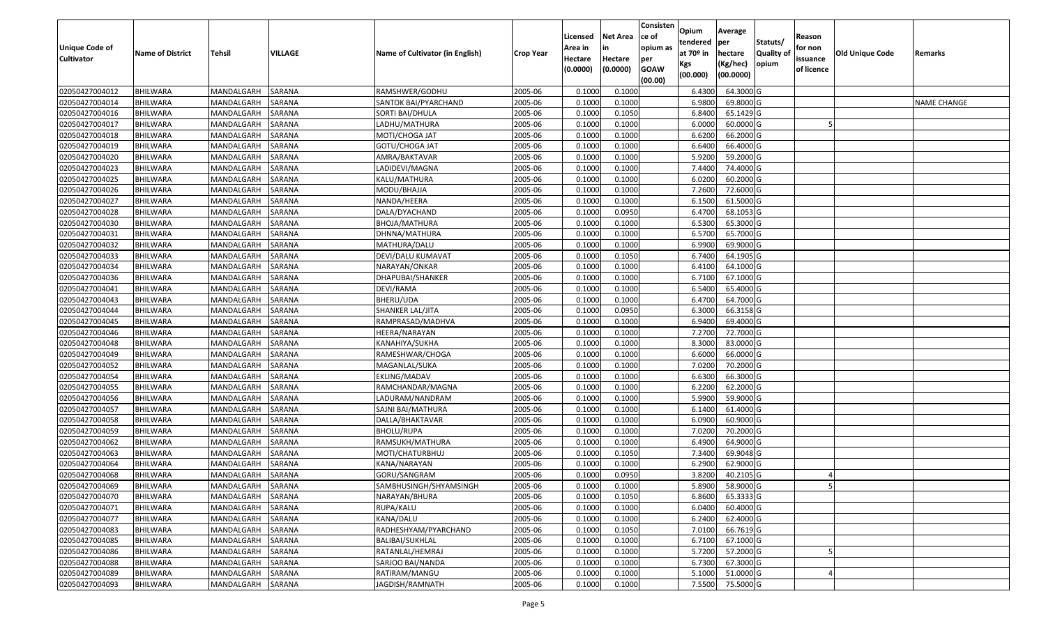| Unique Code of Cultivator | Name of District | Tehsil | VILLAGE | Name of Cultivator (in English) | Crop Year | Licensed Area in Hectare (0.0000) | Net Area in Hectare (0.0000) | Consistence of opium as per GOAW (00.00) | Opium tendered at 70º in Kgs (00.000) | Average per hectare (Kg/hec) (00.0000) | Statuts/ Quality of opium | Reason for non issuance of licence | Old Unique Code | Remarks |
|---|---|---|---|---|---|---|---|---|---|---|---|---|---|---|
| 02050427004012 | BHILWARA | MANDALGARH | SARANA | RAMSHWER/GODHU | 2005-06 | 0.1000 | 0.1000 | | 6.4300 | 64.3000 | G | | | |
| 02050427004014 | BHILWARA | MANDALGARH | SARANA | SANTOK BAI/PYARCHAND | 2005-06 | 0.1000 | 0.1000 | | 6.9800 | 69.8000 | G | | | NAME CHANGE |
| 02050427004016 | BHILWARA | MANDALGARH | SARANA | SORTI BAI/DHULA | 2005-06 | 0.1000 | 0.1050 | | 6.8400 | 65.1429 | G | | | |
| 02050427004017 | BHILWARA | MANDALGARH | SARANA | LADHU/MATHURA | 2005-06 | 0.1000 | 0.1000 | | 6.0000 | 60.0000 | G | 5 | | |
| 02050427004018 | BHILWARA | MANDALGARH | SARANA | MOTI/CHOGA JAT | 2005-06 | 0.1000 | 0.1000 | | 6.6200 | 66.2000 | G | | | |
| 02050427004019 | BHILWARA | MANDALGARH | SARANA | GOTU/CHOGA JAT | 2005-06 | 0.1000 | 0.1000 | | 6.6400 | 66.4000 | G | | | |
| 02050427004020 | BHILWARA | MANDALGARH | SARANA | AMRA/BAKTAVAR | 2005-06 | 0.1000 | 0.1000 | | 5.9200 | 59.2000 | G | | | |
| 02050427004023 | BHILWARA | MANDALGARH | SARANA | LADIDEVI/MAGNA | 2005-06 | 0.1000 | 0.1000 | | 7.4400 | 74.4000 | G | | | |
| 02050427004025 | BHILWARA | MANDALGARH | SARANA | KALU/MATHURA | 2005-06 | 0.1000 | 0.1000 | | 6.0200 | 60.2000 | G | | | |
| 02050427004026 | BHILWARA | MANDALGARH | SARANA | MODU/BHAJJA | 2005-06 | 0.1000 | 0.1000 | | 7.2600 | 72.6000 | G | | | |
| 02050427004027 | BHILWARA | MANDALGARH | SARANA | NANDA/HEERA | 2005-06 | 0.1000 | 0.1000 | | 6.1500 | 61.5000 | G | | | |
| 02050427004028 | BHILWARA | MANDALGARH | SARANA | DALA/DYACHAND | 2005-06 | 0.1000 | 0.0950 | | 6.4700 | 68.1053 | G | | | |
| 02050427004030 | BHILWARA | MANDALGARH | SARANA | BHOJA/MATHURA | 2005-06 | 0.1000 | 0.1000 | | 6.5300 | 65.3000 | G | | | |
| 02050427004031 | BHILWARA | MANDALGARH | SARANA | DHNNA/MATHURA | 2005-06 | 0.1000 | 0.1000 | | 6.5700 | 65.7000 | G | | | |
| 02050427004032 | BHILWARA | MANDALGARH | SARANA | MATHURA/DALU | 2005-06 | 0.1000 | 0.1000 | | 6.9900 | 69.9000 | G | | | |
| 02050427004033 | BHILWARA | MANDALGARH | SARANA | DEVI/DALU KUMAVAT | 2005-06 | 0.1000 | 0.1050 | | 6.7400 | 64.1905 | G | | | |
| 02050427004034 | BHILWARA | MANDALGARH | SARANA | NARAYAN/ONKAR | 2005-06 | 0.1000 | 0.1000 | | 6.4100 | 64.1000 | G | | | |
| 02050427004036 | BHILWARA | MANDALGARH | SARANA | DHAPUBAI/SHANKER | 2005-06 | 0.1000 | 0.1000 | | 6.7100 | 67.1000 | G | | | |
| 02050427004041 | BHILWARA | MANDALGARH | SARANA | DEVI/RAMA | 2005-06 | 0.1000 | 0.1000 | | 6.5400 | 65.4000 | G | | | |
| 02050427004043 | BHILWARA | MANDALGARH | SARANA | BHERU/UDA | 2005-06 | 0.1000 | 0.1000 | | 6.4700 | 64.7000 | G | | | |
| 02050427004044 | BHILWARA | MANDALGARH | SARANA | SHANKER LAL/JITA | 2005-06 | 0.1000 | 0.0950 | | 6.3000 | 66.3158 | G | | | |
| 02050427004045 | BHILWARA | MANDALGARH | SARANA | RAMPRASAD/MADHVA | 2005-06 | 0.1000 | 0.1000 | | 6.9400 | 69.4000 | G | | | |
| 02050427004046 | BHILWARA | MANDALGARH | SARANA | HEERA/NARAYAN | 2005-06 | 0.1000 | 0.1000 | | 7.2700 | 72.7000 | G | | | |
| 02050427004048 | BHILWARA | MANDALGARH | SARANA | KANAHIYA/SUKHA | 2005-06 | 0.1000 | 0.1000 | | 8.3000 | 83.0000 | G | | | |
| 02050427004049 | BHILWARA | MANDALGARH | SARANA | RAMESHWAR/CHOGA | 2005-06 | 0.1000 | 0.1000 | | 6.6000 | 66.0000 | G | | | |
| 02050427004052 | BHILWARA | MANDALGARH | SARANA | MAGANLAL/SUKA | 2005-06 | 0.1000 | 0.1000 | | 7.0200 | 70.2000 | G | | | |
| 02050427004054 | BHILWARA | MANDALGARH | SARANA | EKLING/MADAV | 2005-06 | 0.1000 | 0.1000 | | 6.6300 | 66.3000 | G | | | |
| 02050427004055 | BHILWARA | MANDALGARH | SARANA | RAMCHANDAR/MAGNA | 2005-06 | 0.1000 | 0.1000 | | 6.2200 | 62.2000 | G | | | |
| 02050427004056 | BHILWARA | MANDALGARH | SARANA | LADURAM/NANDRAM | 2005-06 | 0.1000 | 0.1000 | | 5.9900 | 59.9000 | G | | | |
| 02050427004057 | BHILWARA | MANDALGARH | SARANA | SAJNI BAI/MATHURA | 2005-06 | 0.1000 | 0.1000 | | 6.1400 | 61.4000 | G | | | |
| 02050427004058 | BHILWARA | MANDALGARH | SARANA | DALLA/BHAKTAVAR | 2005-06 | 0.1000 | 0.1000 | | 6.0900 | 60.9000 | G | | | |
| 02050427004059 | BHILWARA | MANDALGARH | SARANA | BHOLU/RUPA | 2005-06 | 0.1000 | 0.1000 | | 7.0200 | 70.2000 | G | | | |
| 02050427004062 | BHILWARA | MANDALGARH | SARANA | RAMSUKH/MATHURA | 2005-06 | 0.1000 | 0.1000 | | 6.4900 | 64.9000 | G | | | |
| 02050427004063 | BHILWARA | MANDALGARH | SARANA | MOTI/CHATURBHUJ | 2005-06 | 0.1000 | 0.1050 | | 7.3400 | 69.9048 | G | | | |
| 02050427004064 | BHILWARA | MANDALGARH | SARANA | KANA/NARAYAN | 2005-06 | 0.1000 | 0.1000 | | 6.2900 | 62.9000 | G | | | |
| 02050427004068 | BHILWARA | MANDALGARH | SARANA | GORU/SANGRAM | 2005-06 | 0.1000 | 0.0950 | | 3.8200 | 40.2105 | G | 4 | | |
| 02050427004069 | BHILWARA | MANDALGARH | SARANA | SAMBHUSINGH/SHYAMSINGH | 2005-06 | 0.1000 | 0.1000 | | 5.8900 | 58.9000 | G | 5 | | |
| 02050427004070 | BHILWARA | MANDALGARH | SARANA | NARAYAN/BHURA | 2005-06 | 0.1000 | 0.1050 | | 6.8600 | 65.3333 | G | | | |
| 02050427004071 | BHILWARA | MANDALGARH | SARANA | RUPA/KALU | 2005-06 | 0.1000 | 0.1000 | | 6.0400 | 60.4000 | G | | | |
| 02050427004077 | BHILWARA | MANDALGARH | SARANA | KANA/DALU | 2005-06 | 0.1000 | 0.1000 | | 6.2400 | 62.4000 | G | | | |
| 02050427004083 | BHILWARA | MANDALGARH | SARANA | RADHESHYAM/PYARCHAND | 2005-06 | 0.1000 | 0.1050 | | 7.0100 | 66.7619 | G | | | |
| 02050427004085 | BHILWARA | MANDALGARH | SARANA | BALIBAI/SUKHLAL | 2005-06 | 0.1000 | 0.1000 | | 6.7100 | 67.1000 | G | | | |
| 02050427004086 | BHILWARA | MANDALGARH | SARANA | RATANLAL/HEMRAJ | 2005-06 | 0.1000 | 0.1000 | | 5.7200 | 57.2000 | G | 5 | | |
| 02050427004088 | BHILWARA | MANDALGARH | SARANA | SARJOO BAI/NANDA | 2005-06 | 0.1000 | 0.1000 | | 6.7300 | 67.3000 | G | | | |
| 02050427004089 | BHILWARA | MANDALGARH | SARANA | RATIRAM/MANGU | 2005-06 | 0.1000 | 0.1000 | | 5.1000 | 51.0000 | G | 4 | | |
| 02050427004093 | BHILWARA | MANDALGARH | SARANA | JAGDISH/RAMNATH | 2005-06 | 0.1000 | 0.1000 | | 7.5500 | 75.5000 | G | | | |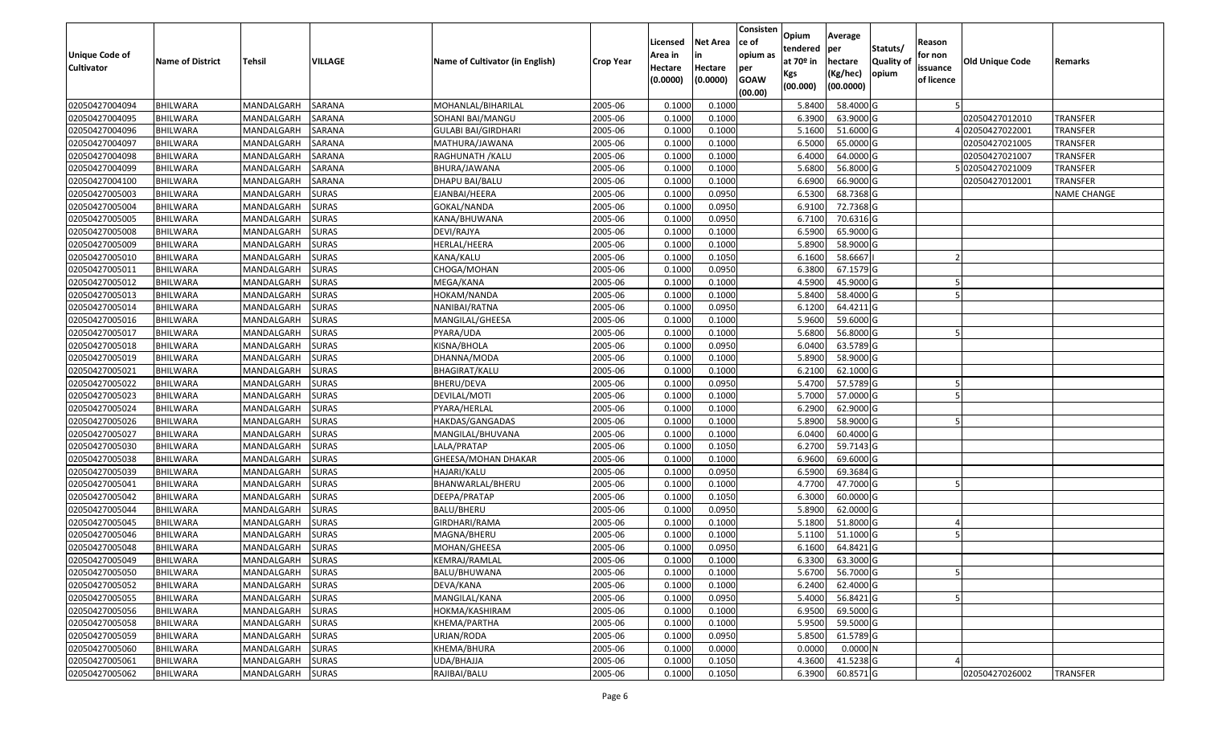| Unique Code of Cultivator | Name of District | Tehsil | VILLAGE | Name of Cultivator (in English) | Crop Year | Licensed Area in Hectare (0.0000) | Net Area in Hectare (0.0000) | Consistence of opium as per GOAW (00.00) | Opium tendered at 70º in Kgs (00.000) | Average per hectare (Kg/hec) (00.0000) | Statuts/ Quality of opium | Reason for non issuance of licence | Old Unique Code | Remarks |
|---|---|---|---|---|---|---|---|---|---|---|---|---|---|---|
| 02050427004094 | BHILWARA | MANDALGARH | SARANA | MOHANLAL/BIHARILAL | 2005-06 | 0.1000 | 0.1000 | | 5.8400 | 58.4000 | G | 5 | | |
| 02050427004095 | BHILWARA | MANDALGARH | SARANA | SOHANI BAI/MANGU | 2005-06 | 0.1000 | 0.1000 | | 6.3900 | 63.9000 | G | | 02050427012010 | TRANSFER |
| 02050427004096 | BHILWARA | MANDALGARH | SARANA | GULABI BAI/GIRDHARI | 2005-06 | 0.1000 | 0.1000 | | 5.1600 | 51.6000 | G | 4 | 02050427022001 | TRANSFER |
| 02050427004097 | BHILWARA | MANDALGARH | SARANA | MATHURA/JAWANA | 2005-06 | 0.1000 | 0.1000 | | 6.5000 | 65.0000 | G | | 02050427021005 | TRANSFER |
| 02050427004098 | BHILWARA | MANDALGARH | SARANA | RAGHUNATH /KALU | 2005-06 | 0.1000 | 0.1000 | | 6.4000 | 64.0000 | G | | 02050427021007 | TRANSFER |
| 02050427004099 | BHILWARA | MANDALGARH | SARANA | BHURA/JAWANA | 2005-06 | 0.1000 | 0.1000 | | 5.6800 | 56.8000 | G | 5 | 02050427021009 | TRANSFER |
| 02050427004100 | BHILWARA | MANDALGARH | SARANA | DHAPU BAI/BALU | 2005-06 | 0.1000 | 0.1000 | | 6.6900 | 66.9000 | G | | 02050427012001 | TRANSFER |
| 02050427005003 | BHILWARA | MANDALGARH | SURAS | EJANBAI/HEERA | 2005-06 | 0.1000 | 0.0950 | | 6.5300 | 68.7368 | G | | | NAME CHANGE |
| 02050427005004 | BHILWARA | MANDALGARH | SURAS | GOKAL/NANDA | 2005-06 | 0.1000 | 0.0950 | | 6.9100 | 72.7368 | G | | | |
| 02050427005005 | BHILWARA | MANDALGARH | SURAS | KANA/BHUWANA | 2005-06 | 0.1000 | 0.0950 | | 6.7100 | 70.6316 | G | | | |
| 02050427005008 | BHILWARA | MANDALGARH | SURAS | DEVI/RAJYA | 2005-06 | 0.1000 | 0.1000 | | 6.5900 | 65.9000 | G | | | |
| 02050427005009 | BHILWARA | MANDALGARH | SURAS | HERLAL/HEERA | 2005-06 | 0.1000 | 0.1000 | | 5.8900 | 58.9000 | G | | | |
| 02050427005010 | BHILWARA | MANDALGARH | SURAS | KANA/KALU | 2005-06 | 0.1000 | 0.1050 | | 6.1600 | 58.6667 | I | 2 | | |
| 02050427005011 | BHILWARA | MANDALGARH | SURAS | CHOGA/MOHAN | 2005-06 | 0.1000 | 0.0950 | | 6.3800 | 67.1579 | G | | | |
| 02050427005012 | BHILWARA | MANDALGARH | SURAS | MEGA/KANA | 2005-06 | 0.1000 | 0.1000 | | 4.5900 | 45.9000 | G | 5 | | |
| 02050427005013 | BHILWARA | MANDALGARH | SURAS | HOKAM/NANDA | 2005-06 | 0.1000 | 0.1000 | | 5.8400 | 58.4000 | G | 5 | | |
| 02050427005014 | BHILWARA | MANDALGARH | SURAS | NANIBAI/RATNA | 2005-06 | 0.1000 | 0.0950 | | 6.1200 | 64.4211 | G | | | |
| 02050427005016 | BHILWARA | MANDALGARH | SURAS | MANGILAL/GHEESA | 2005-06 | 0.1000 | 0.1000 | | 5.9600 | 59.6000 | G | | | |
| 02050427005017 | BHILWARA | MANDALGARH | SURAS | PYARA/UDA | 2005-06 | 0.1000 | 0.1000 | | 5.6800 | 56.8000 | G | 5 | | |
| 02050427005018 | BHILWARA | MANDALGARH | SURAS | KISNA/BHOLA | 2005-06 | 0.1000 | 0.0950 | | 6.0400 | 63.5789 | G | | | |
| 02050427005019 | BHILWARA | MANDALGARH | SURAS | DHANNA/MODA | 2005-06 | 0.1000 | 0.1000 | | 5.8900 | 58.9000 | G | | | |
| 02050427005021 | BHILWARA | MANDALGARH | SURAS | BHAGIRAT/KALU | 2005-06 | 0.1000 | 0.1000 | | 6.2100 | 62.1000 | G | | | |
| 02050427005022 | BHILWARA | MANDALGARH | SURAS | BHERU/DEVA | 2005-06 | 0.1000 | 0.0950 | | 5.4700 | 57.5789 | G | 5 | | |
| 02050427005023 | BHILWARA | MANDALGARH | SURAS | DEVILAL/MOTI | 2005-06 | 0.1000 | 0.1000 | | 5.7000 | 57.0000 | G | 5 | | |
| 02050427005024 | BHILWARA | MANDALGARH | SURAS | PYARA/HERLAL | 2005-06 | 0.1000 | 0.1000 | | 6.2900 | 62.9000 | G | | | |
| 02050427005026 | BHILWARA | MANDALGARH | SURAS | HAKDAS/GANGADAS | 2005-06 | 0.1000 | 0.1000 | | 5.8900 | 58.9000 | G | 5 | | |
| 02050427005027 | BHILWARA | MANDALGARH | SURAS | MANGILAL/BHUVANA | 2005-06 | 0.1000 | 0.1000 | | 6.0400 | 60.4000 | G | | | |
| 02050427005030 | BHILWARA | MANDALGARH | SURAS | LALA/PRATAP | 2005-06 | 0.1000 | 0.1050 | | 6.2700 | 59.7143 | G | | | |
| 02050427005038 | BHILWARA | MANDALGARH | SURAS | GHEESA/MOHAN DHAKAR | 2005-06 | 0.1000 | 0.1000 | | 6.9600 | 69.6000 | G | | | |
| 02050427005039 | BHILWARA | MANDALGARH | SURAS | HAJARI/KALU | 2005-06 | 0.1000 | 0.0950 | | 6.5900 | 69.3684 | G | | | |
| 02050427005041 | BHILWARA | MANDALGARH | SURAS | BHANWARLAL/BHERU | 2005-06 | 0.1000 | 0.1000 | | 4.7700 | 47.7000 | G | 5 | | |
| 02050427005042 | BHILWARA | MANDALGARH | SURAS | DEEPA/PRATAP | 2005-06 | 0.1000 | 0.1050 | | 6.3000 | 60.0000 | G | | | |
| 02050427005044 | BHILWARA | MANDALGARH | SURAS | BALU/BHERU | 2005-06 | 0.1000 | 0.0950 | | 5.8900 | 62.0000 | G | | | |
| 02050427005045 | BHILWARA | MANDALGARH | SURAS | GIRDHARI/RAMA | 2005-06 | 0.1000 | 0.1000 | | 5.1800 | 51.8000 | G | 4 | | |
| 02050427005046 | BHILWARA | MANDALGARH | SURAS | MAGNA/BHERU | 2005-06 | 0.1000 | 0.1000 | | 5.1100 | 51.1000 | G | 5 | | |
| 02050427005048 | BHILWARA | MANDALGARH | SURAS | MOHAN/GHEESA | 2005-06 | 0.1000 | 0.0950 | | 6.1600 | 64.8421 | G | | | |
| 02050427005049 | BHILWARA | MANDALGARH | SURAS | KEMRAJ/RAMLAL | 2005-06 | 0.1000 | 0.1000 | | 6.3300 | 63.3000 | G | | | |
| 02050427005050 | BHILWARA | MANDALGARH | SURAS | BALU/BHUWANA | 2005-06 | 0.1000 | 0.1000 | | 5.6700 | 56.7000 | G | 5 | | |
| 02050427005052 | BHILWARA | MANDALGARH | SURAS | DEVA/KANA | 2005-06 | 0.1000 | 0.1000 | | 6.2400 | 62.4000 | G | | | |
| 02050427005055 | BHILWARA | MANDALGARH | SURAS | MANGILAL/KANA | 2005-06 | 0.1000 | 0.0950 | | 5.4000 | 56.8421 | G | 5 | | |
| 02050427005056 | BHILWARA | MANDALGARH | SURAS | HOKMA/KASHIRAM | 2005-06 | 0.1000 | 0.1000 | | 6.9500 | 69.5000 | G | | | |
| 02050427005058 | BHILWARA | MANDALGARH | SURAS | KHEMA/PARTHA | 2005-06 | 0.1000 | 0.1000 | | 5.9500 | 59.5000 | G | | | |
| 02050427005059 | BHILWARA | MANDALGARH | SURAS | URJAN/RODA | 2005-06 | 0.1000 | 0.0950 | | 5.8500 | 61.5789 | G | | | |
| 02050427005060 | BHILWARA | MANDALGARH | SURAS | KHEMA/BHURA | 2005-06 | 0.1000 | 0.0000 | | 0.0000 | 0.0000 | N | | | |
| 02050427005061 | BHILWARA | MANDALGARH | SURAS | UDA/BHAJJA | 2005-06 | 0.1000 | 0.1050 | | 4.3600 | 41.5238 | G | 4 | | |
| 02050427005062 | BHILWARA | MANDALGARH | SURAS | RAJIBAI/BALU | 2005-06 | 0.1000 | 0.1050 | | 6.3900 | 60.8571 | G | | 02050427026002 | TRANSFER |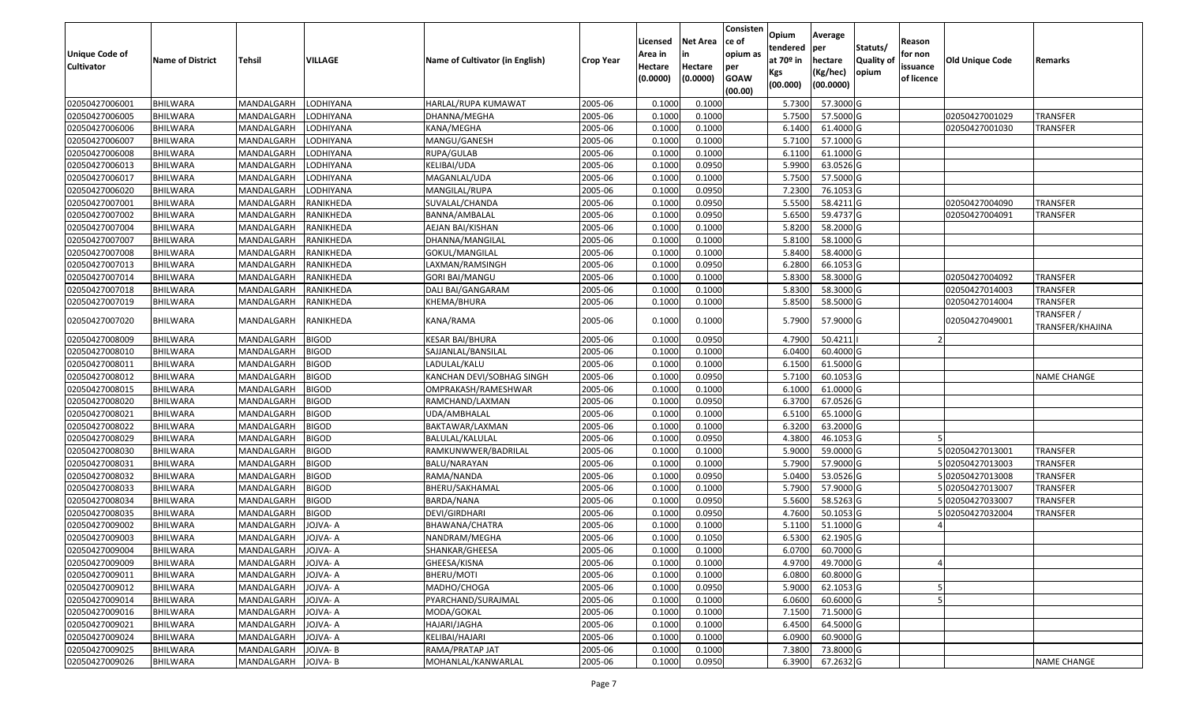| Unique Code of Cultivator | Name of District | Tehsil | VILLAGE | Name of Cultivator (in English) | Crop Year | Licensed Area in Hectare (0.0000) | Net Area in Hectare (0.0000) | Consistence of opium as per GOAW (00.00) | Opium tendered at 70º in Kgs (00.000) | Average per hectare (Kg/hec) (00.0000) | Statuts/ Quality of opium | Reason for non issuance of licence | Old Unique Code | Remarks |
|---|---|---|---|---|---|---|---|---|---|---|---|---|---|---|
| 02050427006001 | BHILWARA | MANDALGARH | LODHIYANA | HARLAL/RUPA KUMAWAT | 2005-06 | 0.1000 | 0.1000 | | 5.7300 | 57.3000 | G | | | |
| 02050427006005 | BHILWARA | MANDALGARH | LODHIYANA | DHANNA/MEGHA | 2005-06 | 0.1000 | 0.1000 | | 5.7500 | 57.5000 | G | | 02050427001029 | TRANSFER |
| 02050427006006 | BHILWARA | MANDALGARH | LODHIYANA | KANA/MEGHA | 2005-06 | 0.1000 | 0.1000 | | 6.1400 | 61.4000 | G | | 02050427001030 | TRANSFER |
| 02050427006007 | BHILWARA | MANDALGARH | LODHIYANA | MANGU/GANESH | 2005-06 | 0.1000 | 0.1000 | | 5.7100 | 57.1000 | G | | | |
| 02050427006008 | BHILWARA | MANDALGARH | LODHIYANA | RUPA/GULAB | 2005-06 | 0.1000 | 0.1000 | | 6.1100 | 61.1000 | G | | | |
| 02050427006013 | BHILWARA | MANDALGARH | LODHIYANA | KELIBAI/UDA | 2005-06 | 0.1000 | 0.0950 | | 5.9900 | 63.0526 | G | | | |
| 02050427006017 | BHILWARA | MANDALGARH | LODHIYANA | MAGANLAL/UDA | 2005-06 | 0.1000 | 0.1000 | | 5.7500 | 57.5000 | G | | | |
| 02050427006020 | BHILWARA | MANDALGARH | LODHIYANA | MANGILAL/RUPA | 2005-06 | 0.1000 | 0.0950 | | 7.2300 | 76.1053 | G | | | |
| 02050427007001 | BHILWARA | MANDALGARH | RANIKHEDA | SUVALAL/CHANDA | 2005-06 | 0.1000 | 0.0950 | | 5.5500 | 58.4211 | G | | 02050427004090 | TRANSFER |
| 02050427007002 | BHILWARA | MANDALGARH | RANIKHEDA | BANNA/AMBALAL | 2005-06 | 0.1000 | 0.0950 | | 5.6500 | 59.4737 | G | | 02050427004091 | TRANSFER |
| 02050427007004 | BHILWARA | MANDALGARH | RANIKHEDA | AEJAN BAI/KISHAN | 2005-06 | 0.1000 | 0.1000 | | 5.8200 | 58.2000 | G | | | |
| 02050427007007 | BHILWARA | MANDALGARH | RANIKHEDA | DHANNA/MANGILAL | 2005-06 | 0.1000 | 0.1000 | | 5.8100 | 58.1000 | G | | | |
| 02050427007008 | BHILWARA | MANDALGARH | RANIKHEDA | GOKUL/MANGILAL | 2005-06 | 0.1000 | 0.1000 | | 5.8400 | 58.4000 | G | | | |
| 02050427007013 | BHILWARA | MANDALGARH | RANIKHEDA | LAXMAN/RAMSINGH | 2005-06 | 0.1000 | 0.0950 | | 6.2800 | 66.1053 | G | | | |
| 02050427007014 | BHILWARA | MANDALGARH | RANIKHEDA | GORI BAI/MANGU | 2005-06 | 0.1000 | 0.1000 | | 5.8300 | 58.3000 | G | | 02050427004092 | TRANSFER |
| 02050427007018 | BHILWARA | MANDALGARH | RANIKHEDA | DALI BAI/GANGARAM | 2005-06 | 0.1000 | 0.1000 | | 5.8300 | 58.3000 | G | | 02050427014003 | TRANSFER |
| 02050427007019 | BHILWARA | MANDALGARH | RANIKHEDA | KHEMA/BHURA | 2005-06 | 0.1000 | 0.1000 | | 5.8500 | 58.5000 | G | | 02050427014004 | TRANSFER |
| 02050427007020 | BHILWARA | MANDALGARH | RANIKHEDA | KANA/RAMA | 2005-06 | 0.1000 | 0.1000 | | 5.7900 | 57.9000 | G | | 02050427049001 | TRANSFER / TRANSFER/KHAJINA |
| 02050427008009 | BHILWARA | MANDALGARH | BIGOD | KESAR BAI/BHURA | 2005-06 | 0.1000 | 0.0950 | | 4.7900 | 50.4211 | I | 2 | | |
| 02050427008010 | BHILWARA | MANDALGARH | BIGOD | SAJJANLAL/BANSILAL | 2005-06 | 0.1000 | 0.1000 | | 6.0400 | 60.4000 | G | | | |
| 02050427008011 | BHILWARA | MANDALGARH | BIGOD | LADULAL/KALU | 2005-06 | 0.1000 | 0.1000 | | 6.1500 | 61.5000 | G | | | |
| 02050427008012 | BHILWARA | MANDALGARH | BIGOD | KANCHAN DEVI/SOBHAG SINGH | 2005-06 | 0.1000 | 0.0950 | | 5.7100 | 60.1053 | G | | | NAME CHANGE |
| 02050427008015 | BHILWARA | MANDALGARH | BIGOD | OMPRAKASH/RAMESHWAR | 2005-06 | 0.1000 | 0.1000 | | 6.1000 | 61.0000 | G | | | |
| 02050427008020 | BHILWARA | MANDALGARH | BIGOD | RAMCHAND/LAXMAN | 2005-06 | 0.1000 | 0.0950 | | 6.3700 | 67.0526 | G | | | |
| 02050427008021 | BHILWARA | MANDALGARH | BIGOD | UDA/AMBHALAL | 2005-06 | 0.1000 | 0.1000 | | 6.5100 | 65.1000 | G | | | |
| 02050427008022 | BHILWARA | MANDALGARH | BIGOD | BAKTAWAR/LAXMAN | 2005-06 | 0.1000 | 0.1000 | | 6.3200 | 63.2000 | G | | | |
| 02050427008029 | BHILWARA | MANDALGARH | BIGOD | BALULAL/KALULAL | 2005-06 | 0.1000 | 0.0950 | | 4.3800 | 46.1053 | G | 5 | | |
| 02050427008030 | BHILWARA | MANDALGARH | BIGOD | RAMKUNWWER/BADRILAL | 2005-06 | 0.1000 | 0.1000 | | 5.9000 | 59.0000 | G | 5 | 02050427013001 | TRANSFER |
| 02050427008031 | BHILWARA | MANDALGARH | BIGOD | BALU/NARAYAN | 2005-06 | 0.1000 | 0.1000 | | 5.7900 | 57.9000 | G | 5 | 02050427013003 | TRANSFER |
| 02050427008032 | BHILWARA | MANDALGARH | BIGOD | RAMA/NANDA | 2005-06 | 0.1000 | 0.0950 | | 5.0400 | 53.0526 | G | 5 | 02050427013008 | TRANSFER |
| 02050427008033 | BHILWARA | MANDALGARH | BIGOD | BHERU/SAKHAMAL | 2005-06 | 0.1000 | 0.1000 | | 5.7900 | 57.9000 | G | 5 | 02050427013007 | TRANSFER |
| 02050427008034 | BHILWARA | MANDALGARH | BIGOD | BARDA/NANA | 2005-06 | 0.1000 | 0.0950 | | 5.5600 | 58.5263 | G | 5 | 02050427033007 | TRANSFER |
| 02050427008035 | BHILWARA | MANDALGARH | BIGOD | DEVI/GIRDHARI | 2005-06 | 0.1000 | 0.0950 | | 4.7600 | 50.1053 | G | 5 | 02050427032004 | TRANSFER |
| 02050427009002 | BHILWARA | MANDALGARH | JOJVA- A | BHAWANA/CHATRA | 2005-06 | 0.1000 | 0.1000 | | 5.1100 | 51.1000 | G | 4 | | |
| 02050427009003 | BHILWARA | MANDALGARH | JOJVA- A | NANDRAM/MEGHA | 2005-06 | 0.1000 | 0.1050 | | 6.5300 | 62.1905 | G | | | |
| 02050427009004 | BHILWARA | MANDALGARH | JOJVA- A | SHANKAR/GHEESA | 2005-06 | 0.1000 | 0.1000 | | 6.0700 | 60.7000 | G | | | |
| 02050427009009 | BHILWARA | MANDALGARH | JOJVA- A | GHEESA/KISNA | 2005-06 | 0.1000 | 0.1000 | | 4.9700 | 49.7000 | G | 4 | | |
| 02050427009011 | BHILWARA | MANDALGARH | JOJVA- A | BHERU/MOTI | 2005-06 | 0.1000 | 0.1000 | | 6.0800 | 60.8000 | G | | | |
| 02050427009012 | BHILWARA | MANDALGARH | JOJVA- A | MADHO/CHOGA | 2005-06 | 0.1000 | 0.0950 | | 5.9000 | 62.1053 | G | 5 | | |
| 02050427009014 | BHILWARA | MANDALGARH | JOJVA- A | PYARCHAND/SURAJMAL | 2005-06 | 0.1000 | 0.1000 | | 6.0600 | 60.6000 | G | 5 | | |
| 02050427009016 | BHILWARA | MANDALGARH | JOJVA- A | MODA/GOKAL | 2005-06 | 0.1000 | 0.1000 | | 7.1500 | 71.5000 | G | | | |
| 02050427009021 | BHILWARA | MANDALGARH | JOJVA- A | HAJARI/JAGHA | 2005-06 | 0.1000 | 0.1000 | | 6.4500 | 64.5000 | G | | | |
| 02050427009024 | BHILWARA | MANDALGARH | JOJVA- A | KELIBAI/HAJARI | 2005-06 | 0.1000 | 0.1000 | | 6.0900 | 60.9000 | G | | | |
| 02050427009025 | BHILWARA | MANDALGARH | JOJVA- B | RAMA/PRATAP JAT | 2005-06 | 0.1000 | 0.1000 | | 7.3800 | 73.8000 | G | | | |
| 02050427009026 | BHILWARA | MANDALGARH | JOJVA- B | MOHANLAL/KANWARLAL | 2005-06 | 0.1000 | 0.0950 | | 6.3900 | 67.2632 | G | | | NAME CHANGE |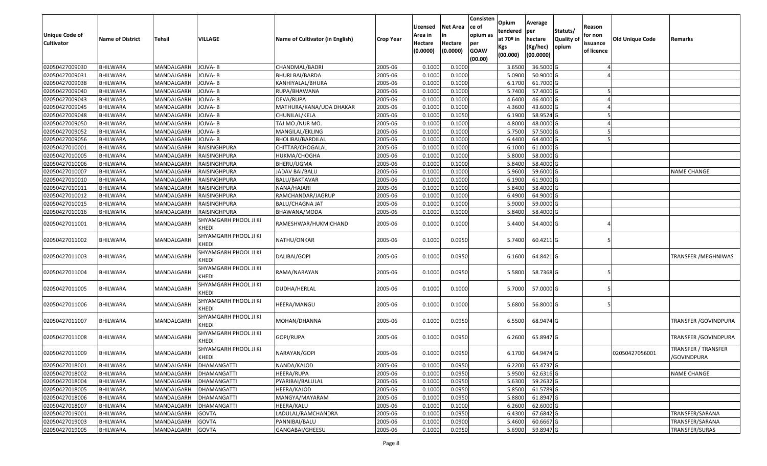| Unique Code of Cultivator | Name of District | Tehsil | VILLAGE | Name of Cultivator (in English) | Crop Year | Licensed Area in Hectare (0.0000) | Net Area in Hectare (0.0000) | Consisten ce of opium as per GOAW (00.00) | Opium tendered at 70º in Kgs (00.000) | Average per hectare (Kg/hec) (00.0000) | Statuts/ Quality of opium | Reason for non issuance of licence | Old Unique Code | Remarks |
|---|---|---|---|---|---|---|---|---|---|---|---|---|---|---|
| 02050427009030 | BHILWARA | MANDALGARH | JOJVA- B | CHANDMAL/BADRI | 2005-06 | 0.1000 | 0.1000 | | 3.6500 | 36.5000 | G | 4 | | |
| 02050427009031 | BHILWARA | MANDALGARH | JOJVA- B | BHURI BAI/BARDA | 2005-06 | 0.1000 | 0.1000 | | 5.0900 | 50.9000 | G | 4 | | |
| 02050427009038 | BHILWARA | MANDALGARH | JOJVA- B | KANHIYALAL/BHURA | 2005-06 | 0.1000 | 0.1000 | | 6.1700 | 61.7000 | G | | | |
| 02050427009040 | BHILWARA | MANDALGARH | JOJVA- B | RUPA/BHAWANA | 2005-06 | 0.1000 | 0.1000 | | 5.7400 | 57.4000 | G | 5 | | |
| 02050427009043 | BHILWARA | MANDALGARH | JOJVA- B | DEVA/RUPA | 2005-06 | 0.1000 | 0.1000 | | 4.6400 | 46.4000 | G | 4 | | |
| 02050427009045 | BHILWARA | MANDALGARH | JOJVA- B | MATHURA/KANA/UDA DHAKAR | 2005-06 | 0.1000 | 0.1000 | | 4.3600 | 43.6000 | G | 4 | | |
| 02050427009048 | BHILWARA | MANDALGARH | JOJVA- B | CHUNILAL/KELA | 2005-06 | 0.1000 | 0.1050 | | 6.1900 | 58.9524 | G | 5 | | |
| 02050427009050 | BHILWARA | MANDALGARH | JOJVA- B | TAJ MO./NUR MO. | 2005-06 | 0.1000 | 0.1000 | | 4.8000 | 48.0000 | G | 4 | | |
| 02050427009052 | BHILWARA | MANDALGARH | JOJVA- B | MANGILAL/EKLING | 2005-06 | 0.1000 | 0.1000 | | 5.7500 | 57.5000 | G | 5 | | |
| 02050427009056 | BHILWARA | MANDALGARH | JOJVA- B | BHOLIBAI/BARDILAL | 2005-06 | 0.1000 | 0.1000 | | 6.4400 | 64.4000 | G | 5 | | |
| 02050427010001 | BHILWARA | MANDALGARH | RAISINGHPURA | CHITTAR/CHOGALAL | 2005-06 | 0.1000 | 0.1000 | | 6.1000 | 61.0000 | G | | | |
| 02050427010005 | BHILWARA | MANDALGARH | RAISINGHPURA | HUKMA/CHOGHA | 2005-06 | 0.1000 | 0.1000 | | 5.8000 | 58.0000 | G | | | |
| 02050427010006 | BHILWARA | MANDALGARH | RAISINGHPURA | BHERU/UGMA | 2005-06 | 0.1000 | 0.1000 | | 5.8400 | 58.4000 | G | | | |
| 02050427010007 | BHILWARA | MANDALGARH | RAISINGHPURA | JADAV BAI/BALU | 2005-06 | 0.1000 | 0.1000 | | 5.9600 | 59.6000 | G | | | NAME CHANGE |
| 02050427010010 | BHILWARA | MANDALGARH | RAISINGHPURA | BALU/BAKTAVAR | 2005-06 | 0.1000 | 0.1000 | | 6.1900 | 61.9000 | G | | | |
| 02050427010011 | BHILWARA | MANDALGARH | RAISINGHPURA | NANA/HAJARI | 2005-06 | 0.1000 | 0.1000 | | 5.8400 | 58.4000 | G | | | |
| 02050427010012 | BHILWARA | MANDALGARH | RAISINGHPURA | RAMCHANDAR/JAGRUP | 2005-06 | 0.1000 | 0.1000 | | 6.4900 | 64.9000 | G | | | |
| 02050427010015 | BHILWARA | MANDALGARH | RAISINGHPURA | BALU/CHAGNA JAT | 2005-06 | 0.1000 | 0.1000 | | 5.9000 | 59.0000 | G | | | |
| 02050427010016 | BHILWARA | MANDALGARH | RAISINGHPURA | BHAWANA/MODA | 2005-06 | 0.1000 | 0.1000 | | 5.8400 | 58.4000 | G | | | |
| 02050427011001 | BHILWARA | MANDALGARH | SHYAMGARH PHOOL JI KI KHEDI | RAMESHWAR/HUKMICHAND | 2005-06 | 0.1000 | 0.1000 | | 5.4400 | 54.4000 | G | 4 | | |
| 02050427011002 | BHILWARA | MANDALGARH | SHYAMGARH PHOOL JI KI KHEDI | NATHU/ONKAR | 2005-06 | 0.1000 | 0.0950 | | 5.7400 | 60.4211 | G | 5 | | |
| 02050427011003 | BHILWARA | MANDALGARH | SHYAMGARH PHOOL JI KI KHEDI | DALIBAI/GOPI | 2005-06 | 0.1000 | 0.0950 | | 6.1600 | 64.8421 | G | | | TRANSFER /MEGHNIWAS |
| 02050427011004 | BHILWARA | MANDALGARH | SHYAMGARH PHOOL JI KI KHEDI | RAMA/NARAYAN | 2005-06 | 0.1000 | 0.0950 | | 5.5800 | 58.7368 | G | 5 | | |
| 02050427011005 | BHILWARA | MANDALGARH | SHYAMGARH PHOOL JI KI KHEDI | DUDHA/HERLAL | 2005-06 | 0.1000 | 0.1000 | | 5.7000 | 57.0000 | G | 5 | | |
| 02050427011006 | BHILWARA | MANDALGARH | SHYAMGARH PHOOL JI KI KHEDI | HEERA/MANGU | 2005-06 | 0.1000 | 0.1000 | | 5.6800 | 56.8000 | G | 5 | | |
| 02050427011007 | BHILWARA | MANDALGARH | SHYAMGARH PHOOL JI KI KHEDI | MOHAN/DHANNA | 2005-06 | 0.1000 | 0.0950 | | 6.5500 | 68.9474 | G | | | TRANSFER /GOVINDPURA |
| 02050427011008 | BHILWARA | MANDALGARH | SHYAMGARH PHOOL JI KI KHEDI | GOPI/RUPA | 2005-06 | 0.1000 | 0.0950 | | 6.2600 | 65.8947 | G | | | TRANSFER /GOVINDPURA |
| 02050427011009 | BHILWARA | MANDALGARH | SHYAMGARH PHOOL JI KI KHEDI | NARAYAN/GOPI | 2005-06 | 0.1000 | 0.0950 | | 6.1700 | 64.9474 | G | | 02050427056001 | TRANSFER / TRANSFER /GOVINDPURA |
| 02050427018001 | BHILWARA | MANDALGARH | DHAMANGATTI | NANDA/KAJOD | 2005-06 | 0.1000 | 0.0950 | | 6.2200 | 65.4737 | G | | | |
| 02050427018002 | BHILWARA | MANDALGARH | DHAMANGATTI | HEERA/RUPA | 2005-06 | 0.1000 | 0.0950 | | 5.9500 | 62.6316 | G | | | NAME CHANGE |
| 02050427018004 | BHILWARA | MANDALGARH | DHAMANGATTI | PYARIBAI/BALULAL | 2005-06 | 0.1000 | 0.0950 | | 5.6300 | 59.2632 | G | | | |
| 02050427018005 | BHILWARA | MANDALGARH | DHAMANGATTI | HEERA/KAJOD | 2005-06 | 0.1000 | 0.0950 | | 5.8500 | 61.5789 | G | | | |
| 02050427018006 | BHILWARA | MANDALGARH | DHAMANGATTI | MANGYA/MAYARAM | 2005-06 | 0.1000 | 0.0950 | | 5.8800 | 61.8947 | G | | | |
| 02050427018007 | BHILWARA | MANDALGARH | DHAMANGATTI | HEERA/KALU | 2005-06 | 0.1000 | 0.1000 | | 6.2600 | 62.6000 | G | | | |
| 02050427019001 | BHILWARA | MANDALGARH | GOVTA | LADULAL/RAMCHANDRA | 2005-06 | 0.1000 | 0.0950 | | 6.4300 | 67.6842 | G | | | TRANSFER/SARANA |
| 02050427019003 | BHILWARA | MANDALGARH | GOVTA | PANNIBAI/BALU | 2005-06 | 0.1000 | 0.0900 | | 5.4600 | 60.6667 | G | | | TRANSFER/SARANA |
| 02050427019005 | BHILWARA | MANDALGARH | GOVTA | GANGABAI/GHEESU | 2005-06 | 0.1000 | 0.0950 | | 5.6900 | 59.8947 | G | | | TRANSFER/SURAS |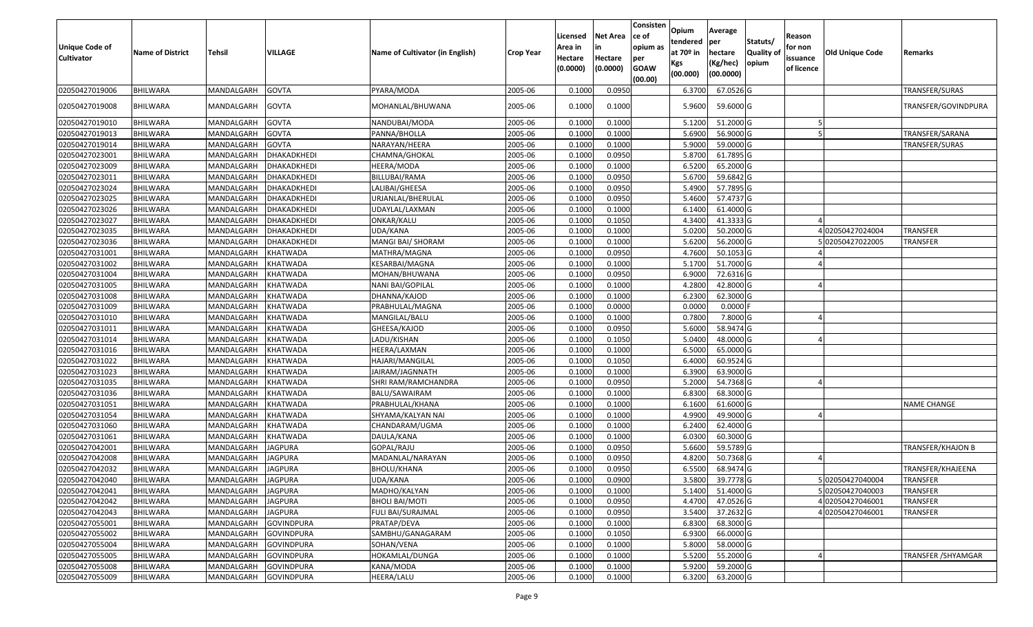| Unique Code of Cultivator | Name of District | Tehsil | VILLAGE | Name of Cultivator (in English) | Crop Year | Licensed Area in Hectare (0.0000) | Net Area in Hectare (0.0000) | Consistence of opium as per GOAW (00.00) | Opium tendered at 70º in Kgs (00.000) | Average per hectare (Kg/hec) (00.0000) | Statuts/ Quality of opium | Reason for non issuance of licence | Old Unique Code | Remarks |
|---|---|---|---|---|---|---|---|---|---|---|---|---|---|---|
| 02050427019006 | BHILWARA | MANDALGARH | GOVTA | PYARA/MODA | 2005-06 | 0.1000 | 0.0950 | | 6.3700 | 67.0526 | G | | | TRANSFER/SURAS |
| 02050427019008 | BHILWARA | MANDALGARH | GOVTA | MOHANLAL/BHUWANA | 2005-06 | 0.1000 | 0.1000 | | 5.9600 | 59.6000 | G | | | TRANSFER/GOVINDPURA |
| 02050427019010 | BHILWARA | MANDALGARH | GOVTA | NANDUBAI/MODA | 2005-06 | 0.1000 | 0.1000 | | 5.1200 | 51.2000 | G | 5 | | |
| 02050427019013 | BHILWARA | MANDALGARH | GOVTA | PANNA/BHOLLA | 2005-06 | 0.1000 | 0.1000 | | 5.6900 | 56.9000 | G | 5 | | TRANSFER/SARANA |
| 02050427019014 | BHILWARA | MANDALGARH | GOVTA | NARAYAN/HEERA | 2005-06 | 0.1000 | 0.1000 | | 5.9000 | 59.0000 | G | | | TRANSFER/SURAS |
| 02050427023001 | BHILWARA | MANDALGARH | DHAKADKHEDI | CHAMNA/GHOKAL | 2005-06 | 0.1000 | 0.0950 | | 5.8700 | 61.7895 | G | | | |
| 02050427023009 | BHILWARA | MANDALGARH | DHAKADKHEDI | HEERA/MODA | 2005-06 | 0.1000 | 0.1000 | | 6.5200 | 65.2000 | G | | | |
| 02050427023011 | BHILWARA | MANDALGARH | DHAKADKHEDI | BILLUBAI/RAMA | 2005-06 | 0.1000 | 0.0950 | | 5.6700 | 59.6842 | G | | | |
| 02050427023024 | BHILWARA | MANDALGARH | DHAKADKHEDI | LALIBAI/GHEESA | 2005-06 | 0.1000 | 0.0950 | | 5.4900 | 57.7895 | G | | | |
| 02050427023025 | BHILWARA | MANDALGARH | DHAKADKHEDI | URJANLAL/BHERULAL | 2005-06 | 0.1000 | 0.0950 | | 5.4600 | 57.4737 | G | | | |
| 02050427023026 | BHILWARA | MANDALGARH | DHAKADKHEDI | UDAYLAL/LAXMAN | 2005-06 | 0.1000 | 0.1000 | | 6.1400 | 61.4000 | G | | | |
| 02050427023027 | BHILWARA | MANDALGARH | DHAKADKHEDI | ONKAR/KALU | 2005-06 | 0.1000 | 0.1050 | | 4.3400 | 41.3333 | G | 4 | | |
| 02050427023035 | BHILWARA | MANDALGARH | DHAKADKHEDI | UDA/KANA | 2005-06 | 0.1000 | 0.1000 | | 5.0200 | 50.2000 | G | 4 | 02050427024004 | TRANSFER |
| 02050427023036 | BHILWARA | MANDALGARH | DHAKADKHEDI | MANGI BAI/ SHORAM | 2005-06 | 0.1000 | 0.1000 | | 5.6200 | 56.2000 | G | 5 | 02050427022005 | TRANSFER |
| 02050427031001 | BHILWARA | MANDALGARH | KHATWADA | MATHRA/MAGNA | 2005-06 | 0.1000 | 0.0950 | | 4.7600 | 50.1053 | G | 4 | | |
| 02050427031002 | BHILWARA | MANDALGARH | KHATWADA | KESARBAI/MAGNA | 2005-06 | 0.1000 | 0.1000 | | 5.1700 | 51.7000 | G | 4 | | |
| 02050427031004 | BHILWARA | MANDALGARH | KHATWADA | MOHAN/BHUWANA | 2005-06 | 0.1000 | 0.0950 | | 6.9000 | 72.6316 | G | | | |
| 02050427031005 | BHILWARA | MANDALGARH | KHATWADA | NANI BAI/GOPILAL | 2005-06 | 0.1000 | 0.1000 | | 4.2800 | 42.8000 | G | 4 | | |
| 02050427031008 | BHILWARA | MANDALGARH | KHATWADA | DHANNA/KAJOD | 2005-06 | 0.1000 | 0.1000 | | 6.2300 | 62.3000 | G | | | |
| 02050427031009 | BHILWARA | MANDALGARH | KHATWADA | PRABHULAL/MAGNA | 2005-06 | 0.1000 | 0.0000 | | 0.0000 | 0.0000 | F | | | |
| 02050427031010 | BHILWARA | MANDALGARH | KHATWADA | MANGILAL/BALU | 2005-06 | 0.1000 | 0.1000 | | 0.7800 | 7.8000 | G | 4 | | |
| 02050427031011 | BHILWARA | MANDALGARH | KHATWADA | GHEESA/KAJOD | 2005-06 | 0.1000 | 0.0950 | | 5.6000 | 58.9474 | G | | | |
| 02050427031014 | BHILWARA | MANDALGARH | KHATWADA | LADU/KISHAN | 2005-06 | 0.1000 | 0.1050 | | 5.0400 | 48.0000 | G | 4 | | |
| 02050427031016 | BHILWARA | MANDALGARH | KHATWADA | HEERA/LAXMAN | 2005-06 | 0.1000 | 0.1000 | | 6.5000 | 65.0000 | G | | | |
| 02050427031022 | BHILWARA | MANDALGARH | KHATWADA | HAJARI/MANGILAL | 2005-06 | 0.1000 | 0.1050 | | 6.4000 | 60.9524 | G | | | |
| 02050427031023 | BHILWARA | MANDALGARH | KHATWADA | JAIRAM/JAGNNATH | 2005-06 | 0.1000 | 0.1000 | | 6.3900 | 63.9000 | G | | | |
| 02050427031035 | BHILWARA | MANDALGARH | KHATWADA | SHRI RAM/RAMCHANDRA | 2005-06 | 0.1000 | 0.0950 | | 5.2000 | 54.7368 | G | 4 | | |
| 02050427031036 | BHILWARA | MANDALGARH | KHATWADA | BALU/SAWAIRAM | 2005-06 | 0.1000 | 0.1000 | | 6.8300 | 68.3000 | G | | | |
| 02050427031051 | BHILWARA | MANDALGARH | KHATWADA | PRABHULAL/KHANA | 2005-06 | 0.1000 | 0.1000 | | 6.1600 | 61.6000 | G | | | NAME CHANGE |
| 02050427031054 | BHILWARA | MANDALGARH | KHATWADA | SHYAMA/KALYAN NAI | 2005-06 | 0.1000 | 0.1000 | | 4.9900 | 49.9000 | G | 4 | | |
| 02050427031060 | BHILWARA | MANDALGARH | KHATWADA | CHANDARAM/UGMA | 2005-06 | 0.1000 | 0.1000 | | 6.2400 | 62.4000 | G | | | |
| 02050427031061 | BHILWARA | MANDALGARH | KHATWADA | DAULA/KANA | 2005-06 | 0.1000 | 0.1000 | | 6.0300 | 60.3000 | G | | | |
| 02050427042001 | BHILWARA | MANDALGARH | JAGPURA | GOPAL/RAJU | 2005-06 | 0.1000 | 0.0950 | | 5.6600 | 59.5789 | G | | | TRANSFER/KHAJON B |
| 02050427042008 | BHILWARA | MANDALGARH | JAGPURA | MADANLAL/NARAYAN | 2005-06 | 0.1000 | 0.0950 | | 4.8200 | 50.7368 | G | 4 | | |
| 02050427042032 | BHILWARA | MANDALGARH | JAGPURA | BHOLU/KHANA | 2005-06 | 0.1000 | 0.0950 | | 6.5500 | 68.9474 | G | | | TRANSFER/KHAJEENA |
| 02050427042040 | BHILWARA | MANDALGARH | JAGPURA | UDA/KANA | 2005-06 | 0.1000 | 0.0900 | | 3.5800 | 39.7778 | G | 5 | 02050427040004 | TRANSFER |
| 02050427042041 | BHILWARA | MANDALGARH | JAGPURA | MADHO/KALYAN | 2005-06 | 0.1000 | 0.1000 | | 5.1400 | 51.4000 | G | 5 | 02050427040003 | TRANSFER |
| 02050427042042 | BHILWARA | MANDALGARH | JAGPURA | BHOLI BAI/MOTI | 2005-06 | 0.1000 | 0.0950 | | 4.4700 | 47.0526 | G | 4 | 02050427046001 | TRANSFER |
| 02050427042043 | BHILWARA | MANDALGARH | JAGPURA | FULI BAI/SURAJMAL | 2005-06 | 0.1000 | 0.0950 | | 3.5400 | 37.2632 | G | 4 | 02050427046001 | TRANSFER |
| 02050427055001 | BHILWARA | MANDALGARH | GOVINDPURA | PRATAP/DEVA | 2005-06 | 0.1000 | 0.1000 | | 6.8300 | 68.3000 | G | | | |
| 02050427055002 | BHILWARA | MANDALGARH | GOVINDPURA | SAMBHU/GANAGARAM | 2005-06 | 0.1000 | 0.1050 | | 6.9300 | 66.0000 | G | | | |
| 02050427055004 | BHILWARA | MANDALGARH | GOVINDPURA | SOHAN/VENA | 2005-06 | 0.1000 | 0.1000 | | 5.8000 | 58.0000 | G | | | |
| 02050427055005 | BHILWARA | MANDALGARH | GOVINDPURA | HOKAMLAL/DUNGA | 2005-06 | 0.1000 | 0.1000 | | 5.5200 | 55.2000 | G | 4 | | TRANSFER /SHYAMGAR |
| 02050427055008 | BHILWARA | MANDALGARH | GOVINDPURA | KANA/MODA | 2005-06 | 0.1000 | 0.1000 | | 5.9200 | 59.2000 | G | | | |
| 02050427055009 | BHILWARA | MANDALGARH | GOVINDPURA | HEERA/LALU | 2005-06 | 0.1000 | 0.1000 | | 6.3200 | 63.2000 | G | | | |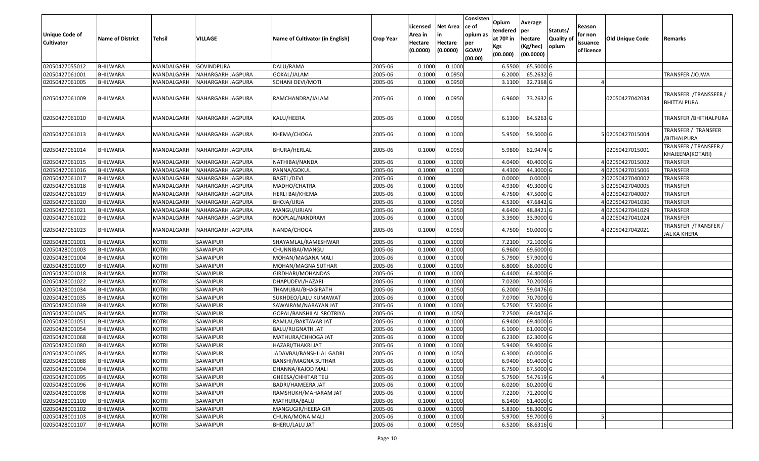| Unique Code of Cultivator | Name of District | Tehsil | VILLAGE | Name of Cultivator (in English) | Crop Year | Licensed Area in Hectare (0.0000) | Net Area in Hectare (0.0000) | Consistence of opium as per GOAW (00.00) | Opium tendered at 70º in Kgs (00.000) | Average per hectare (Kg/hec) (00.0000) | Statuts/ Quality of opium | Reason for non issuance of licence | Old Unique Code | Remarks |
|---|---|---|---|---|---|---|---|---|---|---|---|---|---|---|
| 02050427055012 | BHILWARA | MANDALGARH | GOVINDPURA | DALU/RAMA | 2005-06 | 0.1000 | 0.1000 | | 6.5500 | 65.5000 | G | | | |
| 02050427061001 | BHILWARA | MANDALGARH | NAHARGARH JAGPURA | GOKAL/JALAM | 2005-06 | 0.1000 | 0.0950 | | 6.2000 | 65.2632 | G | | | TRANSFER /JOJWA |
| 02050427061005 | BHILWARA | MANDALGARH | NAHARGARH JAGPURA | SOHANI DEVI/MOTI | 2005-06 | 0.1000 | 0.0950 | | 3.1100 | 32.7368 | G | 4 | | |
| 02050427061009 | BHILWARA | MANDALGARH | NAHARGARH JAGPURA | RAMCHANDRA/JALAM | 2005-06 | 0.1000 | 0.0950 | | 6.9600 | 73.2632 | G | | 02050427042034 | TRANSFER /TRANSSFER / BHITTALPURA |
| 02050427061010 | BHILWARA | MANDALGARH | NAHARGARH JAGPURA | KALU/HEERA | 2005-06 | 0.1000 | 0.0950 | | 6.1300 | 64.5263 | G | | | TRANSFER /BHITHALPURA |
| 02050427061013 | BHILWARA | MANDALGARH | NAHARGARH JAGPURA | KHEMA/CHOGA | 2005-06 | 0.1000 | 0.1000 | | 5.9500 | 59.5000 | G | 5 | 02050427015004 | TRANSFER / TRANSFER /BITHALPURA |
| 02050427061014 | BHILWARA | MANDALGARH | NAHARGARH JAGPURA | BHURA/HERLAL | 2005-06 | 0.1000 | 0.0950 | | 5.9800 | 62.9474 | G | | 02050427015001 | TRANSFER / TRANSFER / KHAJEENA(KOTARI) |
| 02050427061015 | BHILWARA | MANDALGARH | NAHARGARH JAGPURA | NATHIBAI/NANDA | 2005-06 | 0.1000 | 0.1000 | | 4.0400 | 40.4000 | G | 4 | 02050427015002 | TRANSFER |
| 02050427061016 | BHILWARA | MANDALGARH | NAHARGARH JAGPURA | PANNA/GOKUL | 2005-06 | 0.1000 | 0.1000 | | 4.4300 | 44.3000 | G | 4 | 02050427015006 | TRANSFER |
| 02050427061017 | BHILWARA | MANDALGARH | NAHARGARH JAGPURA | BAGTI /DEVI | 2005-06 | 0.1000 | | | 0.0000 | 0.0000 | I | 2 | 02050427040002 | TRANSFER |
| 02050427061018 | BHILWARA | MANDALGARH | NAHARGARH JAGPURA | MADHO/CHATRA | 2005-06 | 0.1000 | 0.1000 | | 4.9300 | 49.3000 | G | 5 | 02050427040005 | TRANSFER |
| 02050427061019 | BHILWARA | MANDALGARH | NAHARGARH JAGPURA | HERLI BAI/KHEMA | 2005-06 | 0.1000 | 0.1000 | | 4.7500 | 47.5000 | G | 4 | 02050427040007 | TRANSFER |
| 02050427061020 | BHILWARA | MANDALGARH | NAHARGARH JAGPURA | BHOJA/URJA | 2005-06 | 0.1000 | 0.0950 | | 4.5300 | 47.6842 | G | 4 | 02050427041030 | TRANSFER |
| 02050427061021 | BHILWARA | MANDALGARH | NAHARGARH JAGPURA | MANGU/URJAN | 2005-06 | 0.1000 | 0.0950 | | 4.6400 | 48.8421 | G | 4 | 02050427041029 | TRANSFER |
| 02050427061022 | BHILWARA | MANDALGARH | NAHARGARH JAGPURA | ROOPLAL/NANDRAM | 2005-06 | 0.1000 | 0.1000 | | 3.3900 | 33.9000 | G | 4 | 02050427041024 | TRANSFER |
| 02050427061023 | BHILWARA | MANDALGARH | NAHARGARH JAGPURA | NANDA/CHOGA | 2005-06 | 0.1000 | 0.0950 | | 4.7500 | 50.0000 | G | 4 | 02050427042021 | TRANSFER /TRANSFER / JAL KA KHERA |
| 02050428001001 | BHILWARA | KOTRI | SAWAIPUR | SHAYAMLAL/RAMESHWAR | 2005-06 | 0.1000 | 0.1000 | | 7.2100 | 72.1000 | G | | | |
| 02050428001003 | BHILWARA | KOTRI | SAWAIPUR | CHUNNIBAI/MANGU | 2005-06 | 0.1000 | 0.1000 | | 6.9600 | 69.6000 | G | | | |
| 02050428001004 | BHILWARA | KOTRI | SAWAIPUR | MOHAN/MAGANA MALI | 2005-06 | 0.1000 | 0.1000 | | 5.7900 | 57.9000 | G | | | |
| 02050428001009 | BHILWARA | KOTRI | SAWAIPUR | MOHAN/MAGNA SUTHAR | 2005-06 | 0.1000 | 0.1000 | | 6.8000 | 68.0000 | G | | | |
| 02050428001018 | BHILWARA | KOTRI | SAWAIPUR | GIRDHARI/MOHANDAS | 2005-06 | 0.1000 | 0.1000 | | 6.4400 | 64.4000 | G | | | |
| 02050428001022 | BHILWARA | KOTRI | SAWAIPUR | DHAPUDEVI/HAZARI | 2005-06 | 0.1000 | 0.1000 | | 7.0200 | 70.2000 | G | | | |
| 02050428001034 | BHILWARA | KOTRI | SAWAIPUR | THAMUBAI/BHAGIRATH | 2005-06 | 0.1000 | 0.1050 | | 6.2000 | 59.0476 | G | | | |
| 02050428001035 | BHILWARA | KOTRI | SAWAIPUR | SUKHDEO/LALU KUMAWAT | 2005-06 | 0.1000 | 0.1000 | | 7.0700 | 70.7000 | G | | | |
| 02050428001039 | BHILWARA | KOTRI | SAWAIPUR | SAWAIRAM/NARAYAN JAT | 2005-06 | 0.1000 | 0.1000 | | 5.7500 | 57.5000 | G | | | |
| 02050428001045 | BHILWARA | KOTRI | SAWAIPUR | GOPAL/BANSHILAL SROTRIYA | 2005-06 | 0.1000 | 0.1050 | | 7.2500 | 69.0476 | G | | | |
| 02050428001051 | BHILWARA | KOTRI | SAWAIPUR | RAMLAL/BAKTAVAR JAT | 2005-06 | 0.1000 | 0.1000 | | 6.9400 | 69.4000 | G | | | |
| 02050428001054 | BHILWARA | KOTRI | SAWAIPUR | BALU/RUGNATH JAT | 2005-06 | 0.1000 | 0.1000 | | 6.1000 | 61.0000 | G | | | |
| 02050428001068 | BHILWARA | KOTRI | SAWAIPUR | MATHURA/CHHOGA JAT | 2005-06 | 0.1000 | 0.1000 | | 6.2300 | 62.3000 | G | | | |
| 02050428001080 | BHILWARA | KOTRI | SAWAIPUR | HAZARI/THAKRI JAT | 2005-06 | 0.1000 | 0.1000 | | 5.9400 | 59.4000 | G | | | |
| 02050428001085 | BHILWARA | KOTRI | SAWAIPUR | JADAVBAI/BANSHILAL GADRI | 2005-06 | 0.1000 | 0.1050 | | 6.3000 | 60.0000 | G | | | |
| 02050428001088 | BHILWARA | KOTRI | SAWAIPUR | BANSHI/MAGNA SUTHAR | 2005-06 | 0.1000 | 0.1000 | | 6.9400 | 69.4000 | G | | | |
| 02050428001094 | BHILWARA | KOTRI | SAWAIPUR | DHANNA/KAJOD MALI | 2005-06 | 0.1000 | 0.1000 | | 6.7500 | 67.5000 | G | | | |
| 02050428001095 | BHILWARA | KOTRI | SAWAIPUR | GHEESA/CHHITAR TELI | 2005-06 | 0.1000 | 0.1050 | | 5.7500 | 54.7619 | G | 4 | | |
| 02050428001096 | BHILWARA | KOTRI | SAWAIPUR | BADRI/HAMEERA JAT | 2005-06 | 0.1000 | 0.1000 | | 6.0200 | 60.2000 | G | | | |
| 02050428001098 | BHILWARA | KOTRI | SAWAIPUR | RAMSHUKH/MAHARAM JAT | 2005-06 | 0.1000 | 0.1000 | | 7.2200 | 72.2000 | G | | | |
| 02050428001100 | BHILWARA | KOTRI | SAWAIPUR | MATHURA/BALU | 2005-06 | 0.1000 | 0.1000 | | 6.1400 | 61.4000 | G | | | |
| 02050428001102 | BHILWARA | KOTRI | SAWAIPUR | MANGUGIR/HEERA GIR | 2005-06 | 0.1000 | 0.1000 | | 5.8300 | 58.3000 | G | | | |
| 02050428001103 | BHILWARA | KOTRI | SAWAIPUR | CHUNA/MONA MALI | 2005-06 | 0.1000 | 0.1000 | | 5.9700 | 59.7000 | G | 5 | | |
| 02050428001107 | BHILWARA | KOTRI | SAWAIPUR | BHERU/LALU JAT | 2005-06 | 0.1000 | 0.0950 | | 6.5200 | 68.6316 | G | | | |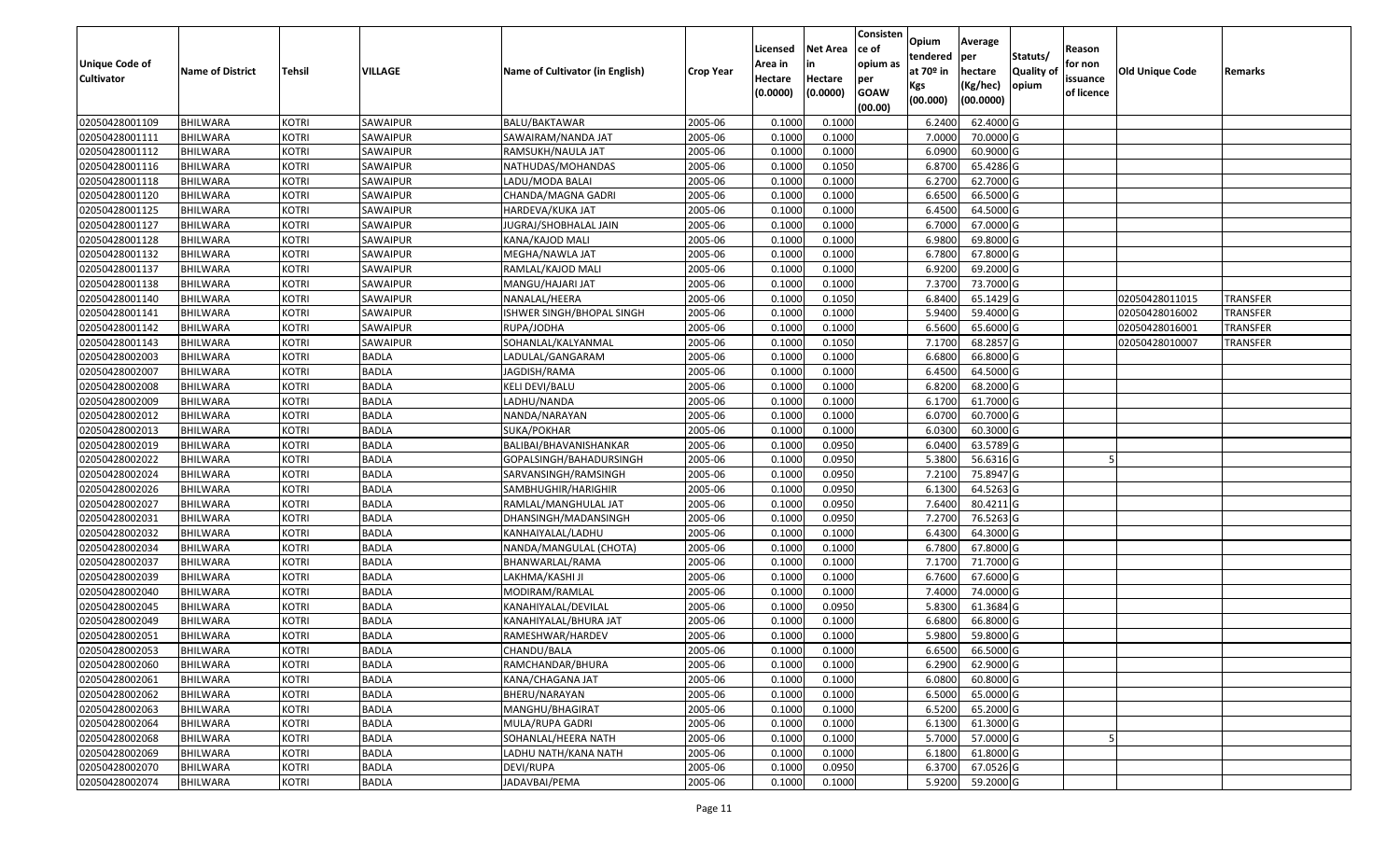| Unique Code of Cultivator | Name of District | Tehsil | VILLAGE | Name of Cultivator (in English) | Crop Year | Licensed Area in Hectare (0.0000) | Net Area in Hectare (0.0000) | Consistence of opium as per GOAW (00.00) | Opium tendered at 70º in Kgs (00.000) | Average per hectare (Kg/hec) (00.0000) | Statuts/ Quality of opium | Reason for non issuance of licence | Old Unique Code | Remarks |
|---|---|---|---|---|---|---|---|---|---|---|---|---|---|---|
| 02050428001109 | BHILWARA | KOTRI | SAWAIPUR | BALU/BAKTAWAR | 2005-06 | 0.1000 | 0.1000 | | 6.2400 | 62.4000 | G | | | |
| 02050428001111 | BHILWARA | KOTRI | SAWAIPUR | SAWAIRAM/NANDA JAT | 2005-06 | 0.1000 | 0.1000 | | 7.0000 | 70.0000 | G | | | |
| 02050428001112 | BHILWARA | KOTRI | SAWAIPUR | RAMSUKH/NAULA JAT | 2005-06 | 0.1000 | 0.1000 | | 6.0900 | 60.9000 | G | | | |
| 02050428001116 | BHILWARA | KOTRI | SAWAIPUR | NATHUDAS/MOHANDAS | 2005-06 | 0.1000 | 0.1050 | | 6.8700 | 65.4286 | G | | | |
| 02050428001118 | BHILWARA | KOTRI | SAWAIPUR | LADU/MODA BALAI | 2005-06 | 0.1000 | 0.1000 | | 6.2700 | 62.7000 | G | | | |
| 02050428001120 | BHILWARA | KOTRI | SAWAIPUR | CHANDA/MAGNA GADRI | 2005-06 | 0.1000 | 0.1000 | | 6.6500 | 66.5000 | G | | | |
| 02050428001125 | BHILWARA | KOTRI | SAWAIPUR | HARDEVA/KUKA JAT | 2005-06 | 0.1000 | 0.1000 | | 6.4500 | 64.5000 | G | | | |
| 02050428001127 | BHILWARA | KOTRI | SAWAIPUR | JUGRAJ/SHOBHALAL JAIN | 2005-06 | 0.1000 | 0.1000 | | 6.7000 | 67.0000 | G | | | |
| 02050428001128 | BHILWARA | KOTRI | SAWAIPUR | KANA/KAJOD MALI | 2005-06 | 0.1000 | 0.1000 | | 6.9800 | 69.8000 | G | | | |
| 02050428001132 | BHILWARA | KOTRI | SAWAIPUR | MEGHA/NAWLA JAT | 2005-06 | 0.1000 | 0.1000 | | 6.7800 | 67.8000 | G | | | |
| 02050428001137 | BHILWARA | KOTRI | SAWAIPUR | RAMLAL/KAJOD MALI | 2005-06 | 0.1000 | 0.1000 | | 6.9200 | 69.2000 | G | | | |
| 02050428001138 | BHILWARA | KOTRI | SAWAIPUR | MANGU/HAJARI JAT | 2005-06 | 0.1000 | 0.1000 | | 7.3700 | 73.7000 | G | | | |
| 02050428001140 | BHILWARA | KOTRI | SAWAIPUR | NANALAL/HEERA | 2005-06 | 0.1000 | 0.1050 | | 6.8400 | 65.1429 | G | | 02050428011015 | TRANSFER |
| 02050428001141 | BHILWARA | KOTRI | SAWAIPUR | ISHWER SINGH/BHOPAL SINGH | 2005-06 | 0.1000 | 0.1000 | | 5.9400 | 59.4000 | G | | 02050428016002 | TRANSFER |
| 02050428001142 | BHILWARA | KOTRI | SAWAIPUR | RUPA/JODHA | 2005-06 | 0.1000 | 0.1000 | | 6.5600 | 65.6000 | G | | 02050428016001 | TRANSFER |
| 02050428001143 | BHILWARA | KOTRI | SAWAIPUR | SOHANLAL/KALYANMAL | 2005-06 | 0.1000 | 0.1050 | | 7.1700 | 68.2857 | G | | 02050428010007 | TRANSFER |
| 02050428002003 | BHILWARA | KOTRI | BADLA | LADULAL/GANGARAM | 2005-06 | 0.1000 | 0.1000 | | 6.6800 | 66.8000 | G | | | |
| 02050428002007 | BHILWARA | KOTRI | BADLA | JAGDISH/RAMA | 2005-06 | 0.1000 | 0.1000 | | 6.4500 | 64.5000 | G | | | |
| 02050428002008 | BHILWARA | KOTRI | BADLA | KELI DEVI/BALU | 2005-06 | 0.1000 | 0.1000 | | 6.8200 | 68.2000 | G | | | |
| 02050428002009 | BHILWARA | KOTRI | BADLA | LADHU/NANDA | 2005-06 | 0.1000 | 0.1000 | | 6.1700 | 61.7000 | G | | | |
| 02050428002012 | BHILWARA | KOTRI | BADLA | NANDA/NARAYAN | 2005-06 | 0.1000 | 0.1000 | | 6.0700 | 60.7000 | G | | | |
| 02050428002013 | BHILWARA | KOTRI | BADLA | SUKA/POKHAR | 2005-06 | 0.1000 | 0.1000 | | 6.0300 | 60.3000 | G | | | |
| 02050428002019 | BHILWARA | KOTRI | BADLA | BALIBAI/BHAVANISHANKAR | 2005-06 | 0.1000 | 0.0950 | | 6.0400 | 63.5789 | G | | | |
| 02050428002022 | BHILWARA | KOTRI | BADLA | GOPALSINGH/BAHADURSINGH | 2005-06 | 0.1000 | 0.0950 | | 5.3800 | 56.6316 | G | 5 | | |
| 02050428002024 | BHILWARA | KOTRI | BADLA | SARVANSINGH/RAMSINGH | 2005-06 | 0.1000 | 0.0950 | | 7.2100 | 75.8947 | G | | | |
| 02050428002026 | BHILWARA | KOTRI | BADLA | SAMBHUGHIR/HARIGHIR | 2005-06 | 0.1000 | 0.0950 | | 6.1300 | 64.5263 | G | | | |
| 02050428002027 | BHILWARA | KOTRI | BADLA | RAMLAL/MANGHULAL JAT | 2005-06 | 0.1000 | 0.0950 | | 7.6400 | 80.4211 | G | | | |
| 02050428002031 | BHILWARA | KOTRI | BADLA | DHANSINGH/MADANSINGH | 2005-06 | 0.1000 | 0.0950 | | 7.2700 | 76.5263 | G | | | |
| 02050428002032 | BHILWARA | KOTRI | BADLA | KANHAIYALAL/LADHU | 2005-06 | 0.1000 | 0.1000 | | 6.4300 | 64.3000 | G | | | |
| 02050428002034 | BHILWARA | KOTRI | BADLA | NANDA/MANGULAL (CHOTA) | 2005-06 | 0.1000 | 0.1000 | | 6.7800 | 67.8000 | G | | | |
| 02050428002037 | BHILWARA | KOTRI | BADLA | BHANWARLAL/RAMA | 2005-06 | 0.1000 | 0.1000 | | 7.1700 | 71.7000 | G | | | |
| 02050428002039 | BHILWARA | KOTRI | BADLA | LAKHMA/KASHI JI | 2005-06 | 0.1000 | 0.1000 | | 6.7600 | 67.6000 | G | | | |
| 02050428002040 | BHILWARA | KOTRI | BADLA | MODIRAM/RAMLAL | 2005-06 | 0.1000 | 0.1000 | | 7.4000 | 74.0000 | G | | | |
| 02050428002045 | BHILWARA | KOTRI | BADLA | KANAHIYALAL/DEVILAL | 2005-06 | 0.1000 | 0.0950 | | 5.8300 | 61.3684 | G | | | |
| 02050428002049 | BHILWARA | KOTRI | BADLA | KANAHIYALAL/BHURA JAT | 2005-06 | 0.1000 | 0.1000 | | 6.6800 | 66.8000 | G | | | |
| 02050428002051 | BHILWARA | KOTRI | BADLA | RAMESHWAR/HARDEV | 2005-06 | 0.1000 | 0.1000 | | 5.9800 | 59.8000 | G | | | |
| 02050428002053 | BHILWARA | KOTRI | BADLA | CHANDU/BALA | 2005-06 | 0.1000 | 0.1000 | | 6.6500 | 66.5000 | G | | | |
| 02050428002060 | BHILWARA | KOTRI | BADLA | RAMCHANDAR/BHURA | 2005-06 | 0.1000 | 0.1000 | | 6.2900 | 62.9000 | G | | | |
| 02050428002061 | BHILWARA | KOTRI | BADLA | KANA/CHAGANA JAT | 2005-06 | 0.1000 | 0.1000 | | 6.0800 | 60.8000 | G | | | |
| 02050428002062 | BHILWARA | KOTRI | BADLA | BHERU/NARAYAN | 2005-06 | 0.1000 | 0.1000 | | 6.5000 | 65.0000 | G | | | |
| 02050428002063 | BHILWARA | KOTRI | BADLA | MANGHU/BHAGIRAT | 2005-06 | 0.1000 | 0.1000 | | 6.5200 | 65.2000 | G | | | |
| 02050428002064 | BHILWARA | KOTRI | BADLA | MULA/RUPA GADRI | 2005-06 | 0.1000 | 0.1000 | | 6.1300 | 61.3000 | G | | | |
| 02050428002068 | BHILWARA | KOTRI | BADLA | SOHANLAL/HEERA NATH | 2005-06 | 0.1000 | 0.1000 | | 5.7000 | 57.0000 | G | 5 | | |
| 02050428002069 | BHILWARA | KOTRI | BADLA | LADHU NATH/KANA NATH | 2005-06 | 0.1000 | 0.1000 | | 6.1800 | 61.8000 | G | | | |
| 02050428002070 | BHILWARA | KOTRI | BADLA | DEVI/RUPA | 2005-06 | 0.1000 | 0.0950 | | 6.3700 | 67.0526 | G | | | |
| 02050428002074 | BHILWARA | KOTRI | BADLA | JADAVBAI/PEMA | 2005-06 | 0.1000 | 0.1000 | | 5.9200 | 59.2000 | G | | | |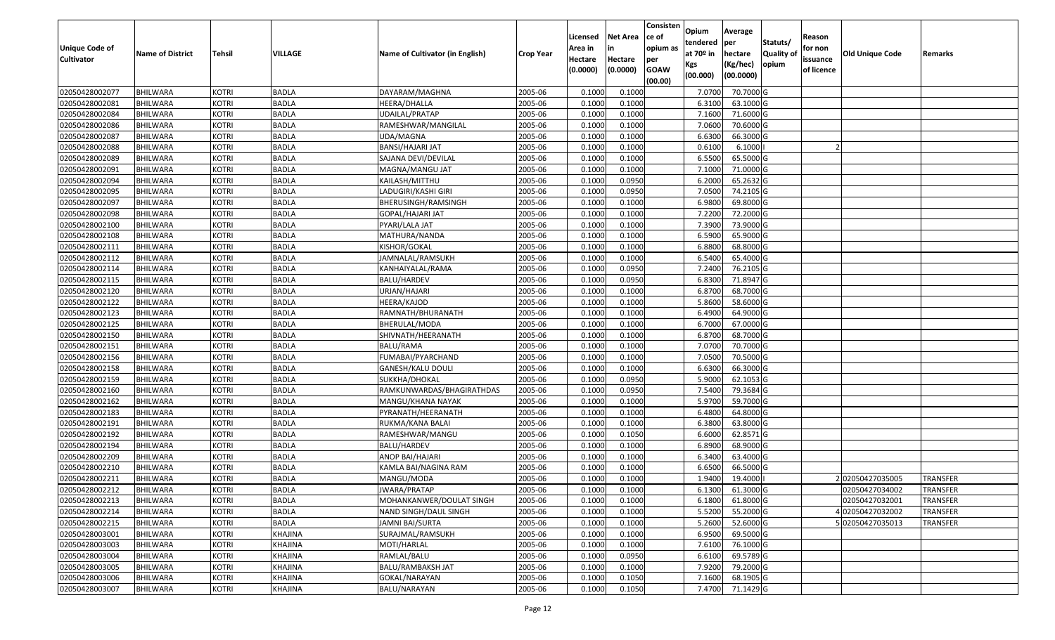| Unique Code of Cultivator | Name of District | Tehsil | VILLAGE | Name of Cultivator (in English) | Crop Year | Licensed Area in Hectare (0.0000) | Net Area in Hectare (0.0000) | Consistence of opium as per GOAW (00.00) | Opium tendered at 70º in Kgs (00.000) | Average per hectare (Kg/hec) (00.0000) | Statuts/ Quality of opium | Reason for non issuance of licence | Old Unique Code | Remarks |
|---|---|---|---|---|---|---|---|---|---|---|---|---|---|---|
| 02050428002077 | BHILWARA | KOTRI | BADLA | DAYARAM/MAGHNA | 2005-06 | 0.1000 | 0.1000 | | 7.0700 | 70.7000 | G | | | |
| 02050428002081 | BHILWARA | KOTRI | BADLA | HEERA/DHALLA | 2005-06 | 0.1000 | 0.1000 | | 6.3100 | 63.1000 | G | | | |
| 02050428002084 | BHILWARA | KOTRI | BADLA | UDAILAL/PRATAP | 2005-06 | 0.1000 | 0.1000 | | 7.1600 | 71.6000 | G | | | |
| 02050428002086 | BHILWARA | KOTRI | BADLA | RAMESHWAR/MANGILAL | 2005-06 | 0.1000 | 0.1000 | | 7.0600 | 70.6000 | G | | | |
| 02050428002087 | BHILWARA | KOTRI | BADLA | UDA/MAGNA | 2005-06 | 0.1000 | 0.1000 | | 6.6300 | 66.3000 | G | | | |
| 02050428002088 | BHILWARA | KOTRI | BADLA | BANSI/HAJARI JAT | 2005-06 | 0.1000 | 0.1000 | | 0.6100 | 6.1000 | I | 2 | | |
| 02050428002089 | BHILWARA | KOTRI | BADLA | SAJANA DEVI/DEVILAL | 2005-06 | 0.1000 | 0.1000 | | 6.5500 | 65.5000 | G | | | |
| 02050428002091 | BHILWARA | KOTRI | BADLA | MAGNA/MANGU JAT | 2005-06 | 0.1000 | 0.1000 | | 7.1000 | 71.0000 | G | | | |
| 02050428002094 | BHILWARA | KOTRI | BADLA | KAILASH/MITTHU | 2005-06 | 0.1000 | 0.0950 | | 6.2000 | 65.2632 | G | | | |
| 02050428002095 | BHILWARA | KOTRI | BADLA | LADUGIRI/KASHI GIRI | 2005-06 | 0.1000 | 0.0950 | | 7.0500 | 74.2105 | G | | | |
| 02050428002097 | BHILWARA | KOTRI | BADLA | BHERUSINGH/RAMSINGH | 2005-06 | 0.1000 | 0.1000 | | 6.9800 | 69.8000 | G | | | |
| 02050428002098 | BHILWARA | KOTRI | BADLA | GOPAL/HAJARI JAT | 2005-06 | 0.1000 | 0.1000 | | 7.2200 | 72.2000 | G | | | |
| 02050428002100 | BHILWARA | KOTRI | BADLA | PYARI/LALA JAT | 2005-06 | 0.1000 | 0.1000 | | 7.3900 | 73.9000 | G | | | |
| 02050428002108 | BHILWARA | KOTRI | BADLA | MATHURA/NANDA | 2005-06 | 0.1000 | 0.1000 | | 6.5900 | 65.9000 | G | | | |
| 02050428002111 | BHILWARA | KOTRI | BADLA | KISHOR/GOKAL | 2005-06 | 0.1000 | 0.1000 | | 6.8800 | 68.8000 | G | | | |
| 02050428002112 | BHILWARA | KOTRI | BADLA | JAMNALAL/RAMSUKH | 2005-06 | 0.1000 | 0.1000 | | 6.5400 | 65.4000 | G | | | |
| 02050428002114 | BHILWARA | KOTRI | BADLA | KANHAIYALAL/RAMA | 2005-06 | 0.1000 | 0.0950 | | 7.2400 | 76.2105 | G | | | |
| 02050428002115 | BHILWARA | KOTRI | BADLA | BALU/HARDEV | 2005-06 | 0.1000 | 0.0950 | | 6.8300 | 71.8947 | G | | | |
| 02050428002120 | BHILWARA | KOTRI | BADLA | URJAN/HAJARI | 2005-06 | 0.1000 | 0.1000 | | 6.8700 | 68.7000 | G | | | |
| 02050428002122 | BHILWARA | KOTRI | BADLA | HEERA/KAJOD | 2005-06 | 0.1000 | 0.1000 | | 5.8600 | 58.6000 | G | | | |
| 02050428002123 | BHILWARA | KOTRI | BADLA | RAMNATH/BHURANATH | 2005-06 | 0.1000 | 0.1000 | | 6.4900 | 64.9000 | G | | | |
| 02050428002125 | BHILWARA | KOTRI | BADLA | BHERULAL/MODA | 2005-06 | 0.1000 | 0.1000 | | 6.7000 | 67.0000 | G | | | |
| 02050428002150 | BHILWARA | KOTRI | BADLA | SHIVNATH/HEERANATH | 2005-06 | 0.1000 | 0.1000 | | 6.8700 | 68.7000 | G | | | |
| 02050428002151 | BHILWARA | KOTRI | BADLA | BALU/RAMA | 2005-06 | 0.1000 | 0.1000 | | 7.0700 | 70.7000 | G | | | |
| 02050428002156 | BHILWARA | KOTRI | BADLA | FUMABAI/PYARCHAND | 2005-06 | 0.1000 | 0.1000 | | 7.0500 | 70.5000 | G | | | |
| 02050428002158 | BHILWARA | KOTRI | BADLA | GANESH/KALU DOULI | 2005-06 | 0.1000 | 0.1000 | | 6.6300 | 66.3000 | G | | | |
| 02050428002159 | BHILWARA | KOTRI | BADLA | SUKKHA/DHOKAL | 2005-06 | 0.1000 | 0.0950 | | 5.9000 | 62.1053 | G | | | |
| 02050428002160 | BHILWARA | KOTRI | BADLA | RAMKUNWARDAS/BHAGIRATHDAS | 2005-06 | 0.1000 | 0.0950 | | 7.5400 | 79.3684 | G | | | |
| 02050428002162 | BHILWARA | KOTRI | BADLA | MANGU/KHANA NAYAK | 2005-06 | 0.1000 | 0.1000 | | 5.9700 | 59.7000 | G | | | |
| 02050428002183 | BHILWARA | KOTRI | BADLA | PYRANATH/HEERANATH | 2005-06 | 0.1000 | 0.1000 | | 6.4800 | 64.8000 | G | | | |
| 02050428002191 | BHILWARA | KOTRI | BADLA | RUKMA/KANA BALAI | 2005-06 | 0.1000 | 0.1000 | | 6.3800 | 63.8000 | G | | | |
| 02050428002192 | BHILWARA | KOTRI | BADLA | RAMESHWAR/MANGU | 2005-06 | 0.1000 | 0.1050 | | 6.6000 | 62.8571 | G | | | |
| 02050428002194 | BHILWARA | KOTRI | BADLA | BALU/HARDEV | 2005-06 | 0.1000 | 0.1000 | | 6.8900 | 68.9000 | G | | | |
| 02050428002209 | BHILWARA | KOTRI | BADLA | ANOP BAI/HAJARI | 2005-06 | 0.1000 | 0.1000 | | 6.3400 | 63.4000 | G | | | |
| 02050428002210 | BHILWARA | KOTRI | BADLA | KAMLA BAI/NAGINA RAM | 2005-06 | 0.1000 | 0.1000 | | 6.6500 | 66.5000 | G | | | |
| 02050428002211 | BHILWARA | KOTRI | BADLA | MANGU/MODA | 2005-06 | 0.1000 | 0.1000 | | 1.9400 | 19.4000 | I | 2 | 02050427035005 | TRANSFER |
| 02050428002212 | BHILWARA | KOTRI | BADLA | JWARA/PRATAP | 2005-06 | 0.1000 | 0.1000 | | 6.1300 | 61.3000 | G | | 02050427034002 | TRANSFER |
| 02050428002213 | BHILWARA | KOTRI | BADLA | MOHANKANWER/DOULAT SINGH | 2005-06 | 0.1000 | 0.1000 | | 6.1800 | 61.8000 | G | | 02050427032001 | TRANSFER |
| 02050428002214 | BHILWARA | KOTRI | BADLA | NAND SINGH/DAUL SINGH | 2005-06 | 0.1000 | 0.1000 | | 5.5200 | 55.2000 | G | 4 | 02050427032002 | TRANSFER |
| 02050428002215 | BHILWARA | KOTRI | BADLA | JAMNI BAI/SURTA | 2005-06 | 0.1000 | 0.1000 | | 5.2600 | 52.6000 | G | 5 | 02050427035013 | TRANSFER |
| 02050428003001 | BHILWARA | KOTRI | KHAJINA | SURAJMAL/RAMSUKH | 2005-06 | 0.1000 | 0.1000 | | 6.9500 | 69.5000 | G | | | |
| 02050428003003 | BHILWARA | KOTRI | KHAJINA | MOTI/HARLAL | 2005-06 | 0.1000 | 0.1000 | | 7.6100 | 76.1000 | G | | | |
| 02050428003004 | BHILWARA | KOTRI | KHAJINA | RAMLAL/BALU | 2005-06 | 0.1000 | 0.0950 | | 6.6100 | 69.5789 | G | | | |
| 02050428003005 | BHILWARA | KOTRI | KHAJINA | BALU/RAMBAKSH JAT | 2005-06 | 0.1000 | 0.1000 | | 7.9200 | 79.2000 | G | | | |
| 02050428003006 | BHILWARA | KOTRI | KHAJINA | GOKAL/NARAYAN | 2005-06 | 0.1000 | 0.1050 | | 7.1600 | 68.1905 | G | | | |
| 02050428003007 | BHILWARA | KOTRI | KHAJINA | BALU/NARAYAN | 2005-06 | 0.1000 | 0.1050 | | 7.4700 | 71.1429 | G | | | |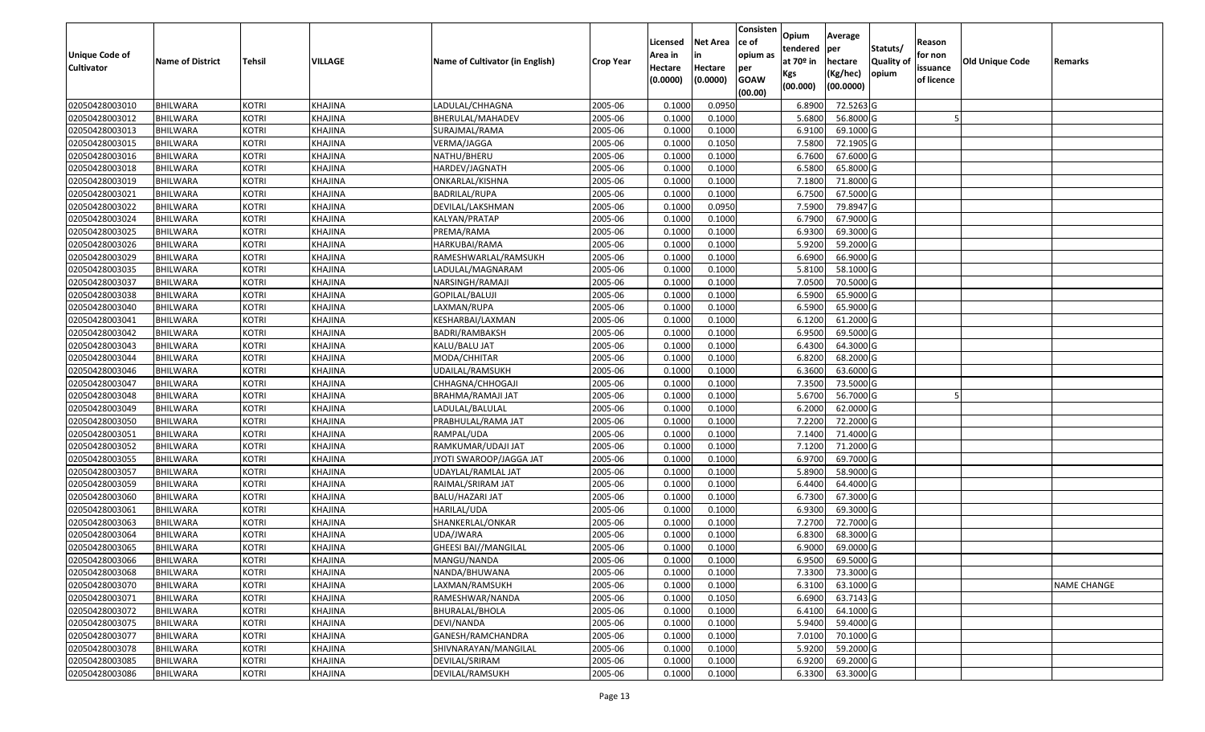| Unique Code of Cultivator | Name of District | Tehsil | VILLAGE | Name of Cultivator (in English) | Crop Year | Licensed Area in Hectare (0.0000) | Net Area in Hectare (0.0000) | Consistence of opium as per GOAW (00.00) | Opium tendered at 70º in Kgs (00.000) | Average per hectare (Kg/hec) (00.0000) | Statuts/ Quality of opium | Reason for non issuance of licence | Old Unique Code | Remarks |
|---|---|---|---|---|---|---|---|---|---|---|---|---|---|---|
| 02050428003010 | BHILWARA | KOTRI | KHAJINA | LADULAL/CHHAGNA | 2005-06 | 0.1000 | 0.0950 | | 6.8900 | 72.5263 | G | | | |
| 02050428003012 | BHILWARA | KOTRI | KHAJINA | BHERULAL/MAHADEV | 2005-06 | 0.1000 | 0.1000 | | 5.6800 | 56.8000 | G | 5 | | |
| 02050428003013 | BHILWARA | KOTRI | KHAJINA | SURAJMAL/RAMA | 2005-06 | 0.1000 | 0.1000 | | 6.9100 | 69.1000 | G | | | |
| 02050428003015 | BHILWARA | KOTRI | KHAJINA | VERMA/JAGGA | 2005-06 | 0.1000 | 0.1050 | | 7.5800 | 72.1905 | G | | | |
| 02050428003016 | BHILWARA | KOTRI | KHAJINA | NATHU/BHERU | 2005-06 | 0.1000 | 0.1000 | | 6.7600 | 67.6000 | G | | | |
| 02050428003018 | BHILWARA | KOTRI | KHAJINA | HARDEV/JAGNATH | 2005-06 | 0.1000 | 0.1000 | | 6.5800 | 65.8000 | G | | | |
| 02050428003019 | BHILWARA | KOTRI | KHAJINA | ONKARLAL/KISHNA | 2005-06 | 0.1000 | 0.1000 | | 7.1800 | 71.8000 | G | | | |
| 02050428003021 | BHILWARA | KOTRI | KHAJINA | BADRILAL/RUPA | 2005-06 | 0.1000 | 0.1000 | | 6.7500 | 67.5000 | G | | | |
| 02050428003022 | BHILWARA | KOTRI | KHAJINA | DEVILAL/LAKSHMAN | 2005-06 | 0.1000 | 0.0950 | | 7.5900 | 79.8947 | G | | | |
| 02050428003024 | BHILWARA | KOTRI | KHAJINA | KALYAN/PRATAP | 2005-06 | 0.1000 | 0.1000 | | 6.7900 | 67.9000 | G | | | |
| 02050428003025 | BHILWARA | KOTRI | KHAJINA | PREMA/RAMA | 2005-06 | 0.1000 | 0.1000 | | 6.9300 | 69.3000 | G | | | |
| 02050428003026 | BHILWARA | KOTRI | KHAJINA | HARKUBAI/RAMA | 2005-06 | 0.1000 | 0.1000 | | 5.9200 | 59.2000 | G | | | |
| 02050428003029 | BHILWARA | KOTRI | KHAJINA | RAMESHWARLAL/RAMSUKH | 2005-06 | 0.1000 | 0.1000 | | 6.6900 | 66.9000 | G | | | |
| 02050428003035 | BHILWARA | KOTRI | KHAJINA | LADULAL/MAGNARAM | 2005-06 | 0.1000 | 0.1000 | | 5.8100 | 58.1000 | G | | | |
| 02050428003037 | BHILWARA | KOTRI | KHAJINA | NARSINGH/RAMAJI | 2005-06 | 0.1000 | 0.1000 | | 7.0500 | 70.5000 | G | | | |
| 02050428003038 | BHILWARA | KOTRI | KHAJINA | GOPILAL/BALUJI | 2005-06 | 0.1000 | 0.1000 | | 6.5900 | 65.9000 | G | | | |
| 02050428003040 | BHILWARA | KOTRI | KHAJINA | LAXMAN/RUPA | 2005-06 | 0.1000 | 0.1000 | | 6.5900 | 65.9000 | G | | | |
| 02050428003041 | BHILWARA | KOTRI | KHAJINA | KESHARBAI/LAXMAN | 2005-06 | 0.1000 | 0.1000 | | 6.1200 | 61.2000 | G | | | |
| 02050428003042 | BHILWARA | KOTRI | KHAJINA | BADRI/RAMBAKSH | 2005-06 | 0.1000 | 0.1000 | | 6.9500 | 69.5000 | G | | | |
| 02050428003043 | BHILWARA | KOTRI | KHAJINA | KALU/BALU JAT | 2005-06 | 0.1000 | 0.1000 | | 6.4300 | 64.3000 | G | | | |
| 02050428003044 | BHILWARA | KOTRI | KHAJINA | MODA/CHHITAR | 2005-06 | 0.1000 | 0.1000 | | 6.8200 | 68.2000 | G | | | |
| 02050428003046 | BHILWARA | KOTRI | KHAJINA | UDAILAL/RAMSUKH | 2005-06 | 0.1000 | 0.1000 | | 6.3600 | 63.6000 | G | | | |
| 02050428003047 | BHILWARA | KOTRI | KHAJINA | CHHAGNA/CHHOGAJI | 2005-06 | 0.1000 | 0.1000 | | 7.3500 | 73.5000 | G | | | |
| 02050428003048 | BHILWARA | KOTRI | KHAJINA | BRAHMA/RAMAJI JAT | 2005-06 | 0.1000 | 0.1000 | | 5.6700 | 56.7000 | G | 5 | | |
| 02050428003049 | BHILWARA | KOTRI | KHAJINA | LADULAL/BALULAL | 2005-06 | 0.1000 | 0.1000 | | 6.2000 | 62.0000 | G | | | |
| 02050428003050 | BHILWARA | KOTRI | KHAJINA | PRABHULAL/RAMA JAT | 2005-06 | 0.1000 | 0.1000 | | 7.2200 | 72.2000 | G | | | |
| 02050428003051 | BHILWARA | KOTRI | KHAJINA | RAMPAL/UDA | 2005-06 | 0.1000 | 0.1000 | | 7.1400 | 71.4000 | G | | | |
| 02050428003052 | BHILWARA | KOTRI | KHAJINA | RAMKUMAR/UDAJI JAT | 2005-06 | 0.1000 | 0.1000 | | 7.1200 | 71.2000 | G | | | |
| 02050428003055 | BHILWARA | KOTRI | KHAJINA | JYOTI SWAROOP/JAGGA JAT | 2005-06 | 0.1000 | 0.1000 | | 6.9700 | 69.7000 | G | | | |
| 02050428003057 | BHILWARA | KOTRI | KHAJINA | UDAYLAL/RAMLAL JAT | 2005-06 | 0.1000 | 0.1000 | | 5.8900 | 58.9000 | G | | | |
| 02050428003059 | BHILWARA | KOTRI | KHAJINA | RAIMAL/SRIRAM JAT | 2005-06 | 0.1000 | 0.1000 | | 6.4400 | 64.4000 | G | | | |
| 02050428003060 | BHILWARA | KOTRI | KHAJINA | BALU/HAZARI JAT | 2005-06 | 0.1000 | 0.1000 | | 6.7300 | 67.3000 | G | | | |
| 02050428003061 | BHILWARA | KOTRI | KHAJINA | HARILAL/UDA | 2005-06 | 0.1000 | 0.1000 | | 6.9300 | 69.3000 | G | | | |
| 02050428003063 | BHILWARA | KOTRI | KHAJINA | SHANKERLAL/ONKAR | 2005-06 | 0.1000 | 0.1000 | | 7.2700 | 72.7000 | G | | | |
| 02050428003064 | BHILWARA | KOTRI | KHAJINA | UDA/JWARA | 2005-06 | 0.1000 | 0.1000 | | 6.8300 | 68.3000 | G | | | |
| 02050428003065 | BHILWARA | KOTRI | KHAJINA | GHEESI BAI//MANGILAL | 2005-06 | 0.1000 | 0.1000 | | 6.9000 | 69.0000 | G | | | |
| 02050428003066 | BHILWARA | KOTRI | KHAJINA | MANGU/NANDA | 2005-06 | 0.1000 | 0.1000 | | 6.9500 | 69.5000 | G | | | |
| 02050428003068 | BHILWARA | KOTRI | KHAJINA | NANDA/BHUWANA | 2005-06 | 0.1000 | 0.1000 | | 7.3300 | 73.3000 | G | | | |
| 02050428003070 | BHILWARA | KOTRI | KHAJINA | LAXMAN/RAMSUKH | 2005-06 | 0.1000 | 0.1000 | | 6.3100 | 63.1000 | G | | | NAME CHANGE |
| 02050428003071 | BHILWARA | KOTRI | KHAJINA | RAMESHWAR/NANDA | 2005-06 | 0.1000 | 0.1050 | | 6.6900 | 63.7143 | G | | | |
| 02050428003072 | BHILWARA | KOTRI | KHAJINA | BHURALAL/BHOLA | 2005-06 | 0.1000 | 0.1000 | | 6.4100 | 64.1000 | G | | | |
| 02050428003075 | BHILWARA | KOTRI | KHAJINA | DEVI/NANDA | 2005-06 | 0.1000 | 0.1000 | | 5.9400 | 59.4000 | G | | | |
| 02050428003077 | BHILWARA | KOTRI | KHAJINA | GANESH/RAMCHANDRA | 2005-06 | 0.1000 | 0.1000 | | 7.0100 | 70.1000 | G | | | |
| 02050428003078 | BHILWARA | KOTRI | KHAJINA | SHIVNARAYAN/MANGILAL | 2005-06 | 0.1000 | 0.1000 | | 5.9200 | 59.2000 | G | | | |
| 02050428003085 | BHILWARA | KOTRI | KHAJINA | DEVILAL/SRIRAM | 2005-06 | 0.1000 | 0.1000 | | 6.9200 | 69.2000 | G | | | |
| 02050428003086 | BHILWARA | KOTRI | KHAJINA | DEVILAL/RAMSUKH | 2005-06 | 0.1000 | 0.1000 | | 6.3300 | 63.3000 | G | | | |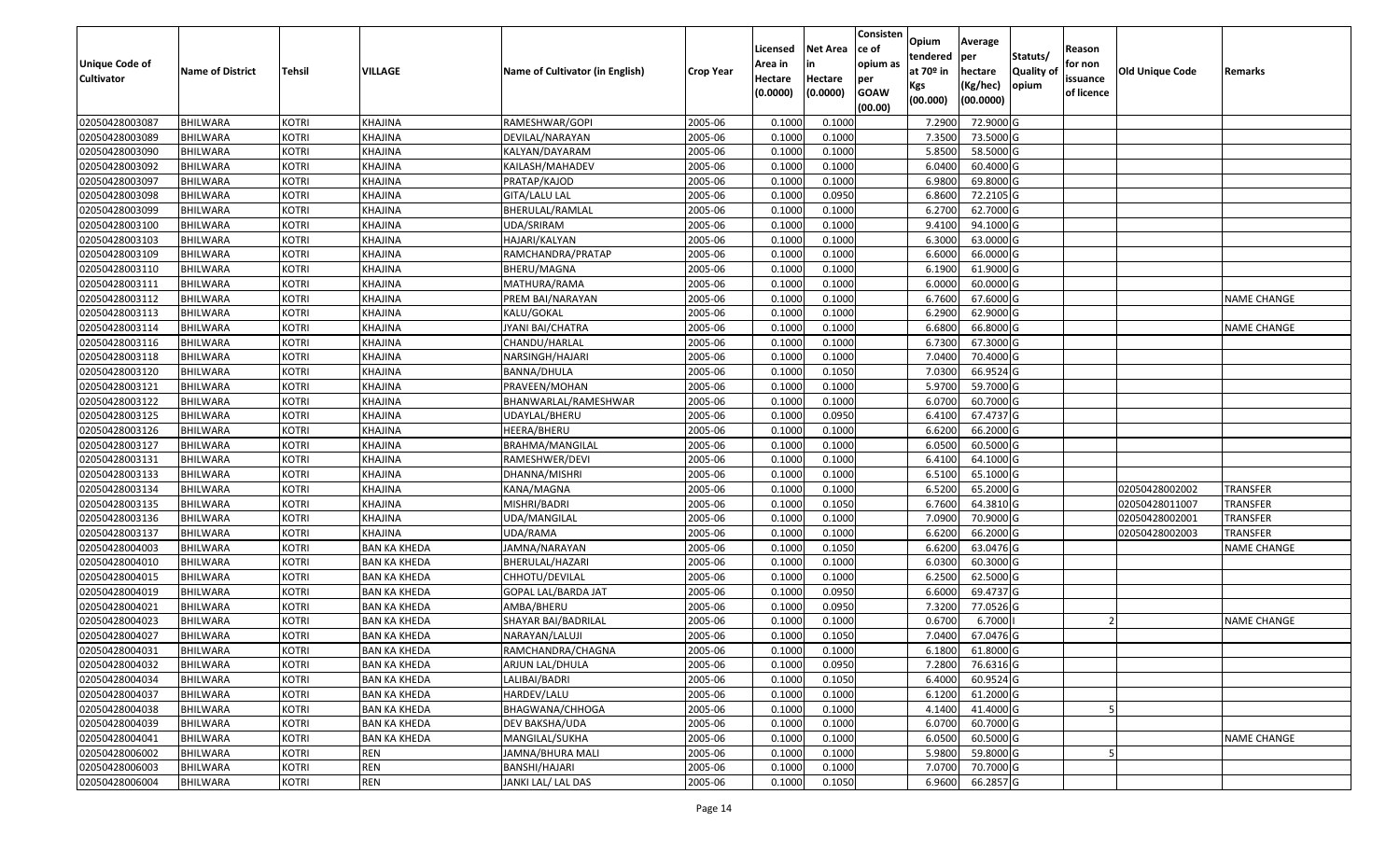| Unique Code of Cultivator | Name of District | Tehsil | VILLAGE | Name of Cultivator (in English) | Crop Year | Licensed Area in Hectare (0.0000) | Net Area in Hectare (0.0000) | Consistence of opium as per GOAW (00.00) | Opium tendered at 70º in Kgs (00.000) | Average per hectare (Kg/hec) (00.0000) | Statuts/ Quality of opium | Reason for non issuance of licence | Old Unique Code | Remarks |
|---|---|---|---|---|---|---|---|---|---|---|---|---|---|---|
| 02050428003087 | BHILWARA | KOTRI | KHAJINA | RAMESHWAR/GOPI | 2005-06 | 0.1000 | 0.1000 | | 7.2900 | 72.9000 | G | | | |
| 02050428003089 | BHILWARA | KOTRI | KHAJINA | DEVILAL/NARAYAN | 2005-06 | 0.1000 | 0.1000 | | 7.3500 | 73.5000 | G | | | |
| 02050428003090 | BHILWARA | KOTRI | KHAJINA | KALYAN/DAYARAM | 2005-06 | 0.1000 | 0.1000 | | 5.8500 | 58.5000 | G | | | |
| 02050428003092 | BHILWARA | KOTRI | KHAJINA | KAILASH/MAHADEV | 2005-06 | 0.1000 | 0.1000 | | 6.0400 | 60.4000 | G | | | |
| 02050428003097 | BHILWARA | KOTRI | KHAJINA | PRATAP/KAJOD | 2005-06 | 0.1000 | 0.1000 | | 6.9800 | 69.8000 | G | | | |
| 02050428003098 | BHILWARA | KOTRI | KHAJINA | GITA/LALU LAL | 2005-06 | 0.1000 | 0.0950 | | 6.8600 | 72.2105 | G | | | |
| 02050428003099 | BHILWARA | KOTRI | KHAJINA | BHERULAL/RAMLAL | 2005-06 | 0.1000 | 0.1000 | | 6.2700 | 62.7000 | G | | | |
| 02050428003100 | BHILWARA | KOTRI | KHAJINA | UDA/SRIRAM | 2005-06 | 0.1000 | 0.1000 | | 9.4100 | 94.1000 | G | | | |
| 02050428003103 | BHILWARA | KOTRI | KHAJINA | HAJARI/KALYAN | 2005-06 | 0.1000 | 0.1000 | | 6.3000 | 63.0000 | G | | | |
| 02050428003109 | BHILWARA | KOTRI | KHAJINA | RAMCHANDRA/PRATAP | 2005-06 | 0.1000 | 0.1000 | | 6.6000 | 66.0000 | G | | | |
| 02050428003110 | BHILWARA | KOTRI | KHAJINA | BHERU/MAGNA | 2005-06 | 0.1000 | 0.1000 | | 6.1900 | 61.9000 | G | | | |
| 02050428003111 | BHILWARA | KOTRI | KHAJINA | MATHURA/RAMA | 2005-06 | 0.1000 | 0.1000 | | 6.0000 | 60.0000 | G | | | |
| 02050428003112 | BHILWARA | KOTRI | KHAJINA | PREM BAI/NARAYAN | 2005-06 | 0.1000 | 0.1000 | | 6.7600 | 67.6000 | G | | | NAME CHANGE |
| 02050428003113 | BHILWARA | KOTRI | KHAJINA | KALU/GOKAL | 2005-06 | 0.1000 | 0.1000 | | 6.2900 | 62.9000 | G | | | |
| 02050428003114 | BHILWARA | KOTRI | KHAJINA | JYANI BAI/CHATRA | 2005-06 | 0.1000 | 0.1000 | | 6.6800 | 66.8000 | G | | | NAME CHANGE |
| 02050428003116 | BHILWARA | KOTRI | KHAJINA | CHANDU/HARLAL | 2005-06 | 0.1000 | 0.1000 | | 6.7300 | 67.3000 | G | | | |
| 02050428003118 | BHILWARA | KOTRI | KHAJINA | NARSINGH/HAJARI | 2005-06 | 0.1000 | 0.1000 | | 7.0400 | 70.4000 | G | | | |
| 02050428003120 | BHILWARA | KOTRI | KHAJINA | BANNA/DHULA | 2005-06 | 0.1000 | 0.1050 | | 7.0300 | 66.9524 | G | | | |
| 02050428003121 | BHILWARA | KOTRI | KHAJINA | PRAVEEN/MOHAN | 2005-06 | 0.1000 | 0.1000 | | 5.9700 | 59.7000 | G | | | |
| 02050428003122 | BHILWARA | KOTRI | KHAJINA | BHANWARLAL/RAMESHWAR | 2005-06 | 0.1000 | 0.1000 | | 6.0700 | 60.7000 | G | | | |
| 02050428003125 | BHILWARA | KOTRI | KHAJINA | UDAYLAL/BHERU | 2005-06 | 0.1000 | 0.0950 | | 6.4100 | 67.4737 | G | | | |
| 02050428003126 | BHILWARA | KOTRI | KHAJINA | HEERA/BHERU | 2005-06 | 0.1000 | 0.1000 | | 6.6200 | 66.2000 | G | | | |
| 02050428003127 | BHILWARA | KOTRI | KHAJINA | BRAHMA/MANGILAL | 2005-06 | 0.1000 | 0.1000 | | 6.0500 | 60.5000 | G | | | |
| 02050428003131 | BHILWARA | KOTRI | KHAJINA | RAMESHWER/DEVI | 2005-06 | 0.1000 | 0.1000 | | 6.4100 | 64.1000 | G | | | |
| 02050428003133 | BHILWARA | KOTRI | KHAJINA | DHANNA/MISHRI | 2005-06 | 0.1000 | 0.1000 | | 6.5100 | 65.1000 | G | | | |
| 02050428003134 | BHILWARA | KOTRI | KHAJINA | KANA/MAGNA | 2005-06 | 0.1000 | 0.1000 | | 6.5200 | 65.2000 | G | | 02050428002002 | TRANSFER |
| 02050428003135 | BHILWARA | KOTRI | KHAJINA | MISHRI/BADRI | 2005-06 | 0.1000 | 0.1050 | | 6.7600 | 64.3810 | G | | 02050428011007 | TRANSFER |
| 02050428003136 | BHILWARA | KOTRI | KHAJINA | UDA/MANGILAL | 2005-06 | 0.1000 | 0.1000 | | 7.0900 | 70.9000 | G | | 02050428002001 | TRANSFER |
| 02050428003137 | BHILWARA | KOTRI | KHAJINA | UDA/RAMA | 2005-06 | 0.1000 | 0.1000 | | 6.6200 | 66.2000 | G | | 02050428002003 | TRANSFER |
| 02050428004003 | BHILWARA | KOTRI | BAN KA KHEDA | JAMNA/NARAYAN | 2005-06 | 0.1000 | 0.1050 | | 6.6200 | 63.0476 | G | | | NAME CHANGE |
| 02050428004010 | BHILWARA | KOTRI | BAN KA KHEDA | BHERULAL/HAZARI | 2005-06 | 0.1000 | 0.1000 | | 6.0300 | 60.3000 | G | | | |
| 02050428004015 | BHILWARA | KOTRI | BAN KA KHEDA | CHHOTU/DEVILAL | 2005-06 | 0.1000 | 0.1000 | | 6.2500 | 62.5000 | G | | | |
| 02050428004019 | BHILWARA | KOTRI | BAN KA KHEDA | GOPAL LAL/BARDA JAT | 2005-06 | 0.1000 | 0.0950 | | 6.6000 | 69.4737 | G | | | |
| 02050428004021 | BHILWARA | KOTRI | BAN KA KHEDA | AMBA/BHERU | 2005-06 | 0.1000 | 0.0950 | | 7.3200 | 77.0526 | G | | | |
| 02050428004023 | BHILWARA | KOTRI | BAN KA KHEDA | SHAYAR BAI/BADRILAL | 2005-06 | 0.1000 | 0.1000 | | 0.6700 | 6.7000 | I | 2 | | NAME CHANGE |
| 02050428004027 | BHILWARA | KOTRI | BAN KA KHEDA | NARAYAN/LALUJI | 2005-06 | 0.1000 | 0.1050 | | 7.0400 | 67.0476 | G | | | |
| 02050428004031 | BHILWARA | KOTRI | BAN KA KHEDA | RAMCHANDRA/CHAGNA | 2005-06 | 0.1000 | 0.1000 | | 6.1800 | 61.8000 | G | | | |
| 02050428004032 | BHILWARA | KOTRI | BAN KA KHEDA | ARJUN LAL/DHULA | 2005-06 | 0.1000 | 0.0950 | | 7.2800 | 76.6316 | G | | | |
| 02050428004034 | BHILWARA | KOTRI | BAN KA KHEDA | LALIBAI/BADRI | 2005-06 | 0.1000 | 0.1050 | | 6.4000 | 60.9524 | G | | | |
| 02050428004037 | BHILWARA | KOTRI | BAN KA KHEDA | HARDEV/LALU | 2005-06 | 0.1000 | 0.1000 | | 6.1200 | 61.2000 | G | | | |
| 02050428004038 | BHILWARA | KOTRI | BAN KA KHEDA | BHAGWANA/CHHOGA | 2005-06 | 0.1000 | 0.1000 | | 4.1400 | 41.4000 | G | 5 | | |
| 02050428004039 | BHILWARA | KOTRI | BAN KA KHEDA | DEV BAKSHA/UDA | 2005-06 | 0.1000 | 0.1000 | | 6.0700 | 60.7000 | G | | | |
| 02050428004041 | BHILWARA | KOTRI | BAN KA KHEDA | MANGILAL/SUKHA | 2005-06 | 0.1000 | 0.1000 | | 6.0500 | 60.5000 | G | | | NAME CHANGE |
| 02050428006002 | BHILWARA | KOTRI | REN | JAMNA/BHURA MALI | 2005-06 | 0.1000 | 0.1000 | | 5.9800 | 59.8000 | G | 5 | | |
| 02050428006003 | BHILWARA | KOTRI | REN | BANSHI/HAJARI | 2005-06 | 0.1000 | 0.1000 | | 7.0700 | 70.7000 | G | | | |
| 02050428006004 | BHILWARA | KOTRI | REN | JANKI LAL/ LAL DAS | 2005-06 | 0.1000 | 0.1050 | | 6.9600 | 66.2857 | G | | | |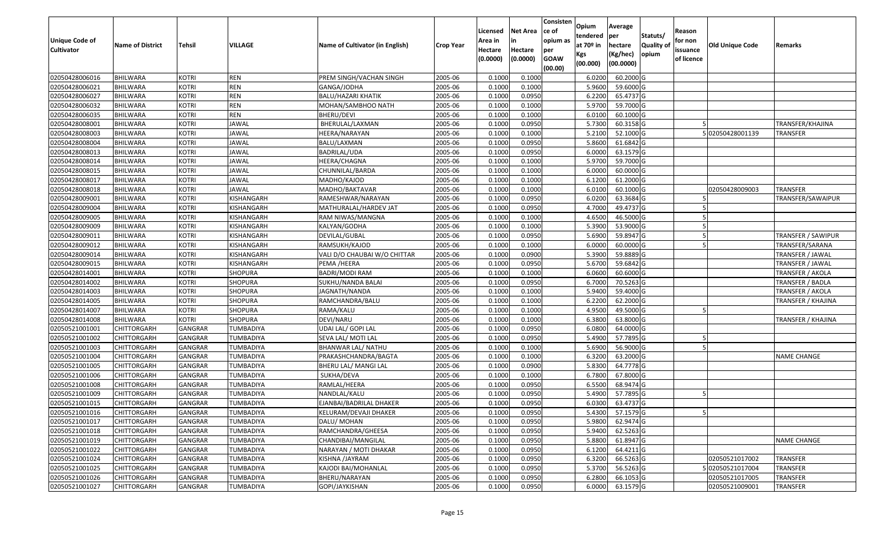| Unique Code of Cultivator | Name of District | Tehsil | VILLAGE | Name of Cultivator (in English) | Crop Year | Licensed Area in Hectare (0.0000) | Net Area in Hectare (0.0000) | Consistence of opium as per GOAW (00.00) | Opium tendered at 70º in Kgs (00.000) | Average per hectare (Kg/hec) (00.0000) | Statuts/ Quality of opium | Reason for non issuance of licence | Old Unique Code | Remarks |
|---|---|---|---|---|---|---|---|---|---|---|---|---|---|---|
| 02050428006016 | BHILWARA | KOTRI | REN | PREM SINGH/VACHAN SINGH | 2005-06 | 0.1000 | 0.1000 | | 6.0200 | 60.2000 | G | | | |
| 02050428006021 | BHILWARA | KOTRI | REN | GANGA/JODHA | 2005-06 | 0.1000 | 0.1000 | | 5.9600 | 59.6000 | G | | | |
| 02050428006027 | BHILWARA | KOTRI | REN | BALU/HAZARI KHATIK | 2005-06 | 0.1000 | 0.0950 | | 6.2200 | 65.4737 | G | | | |
| 02050428006032 | BHILWARA | KOTRI | REN | MOHAN/SAMBHOO NATH | 2005-06 | 0.1000 | 0.1000 | | 5.9700 | 59.7000 | G | | | |
| 02050428006035 | BHILWARA | KOTRI | REN | BHERU/DEVI | 2005-06 | 0.1000 | 0.1000 | | 6.0100 | 60.1000 | G | | | |
| 02050428008001 | BHILWARA | KOTRI | JAWAL | BHERULAL/LAXMAN | 2005-06 | 0.1000 | 0.0950 | | 5.7300 | 60.3158 | G | 5 | | TRANSFER/KHAJINA |
| 02050428008003 | BHILWARA | KOTRI | JAWAL | HEERA/NARAYAN | 2005-06 | 0.1000 | 0.1000 | | 5.2100 | 52.1000 | G | 5 | 02050428001139 | TRANSFER |
| 02050428008004 | BHILWARA | KOTRI | JAWAL | BALU/LAXMAN | 2005-06 | 0.1000 | 0.0950 | | 5.8600 | 61.6842 | G | | | |
| 02050428008013 | BHILWARA | KOTRI | JAWAL | BADRILAL/UDA | 2005-06 | 0.1000 | 0.0950 | | 6.0000 | 63.1579 | G | | | |
| 02050428008014 | BHILWARA | KOTRI | JAWAL | HEERA/CHAGNA | 2005-06 | 0.1000 | 0.1000 | | 5.9700 | 59.7000 | G | | | |
| 02050428008015 | BHILWARA | KOTRI | JAWAL | CHUNNILAL/BARDA | 2005-06 | 0.1000 | 0.1000 | | 6.0000 | 60.0000 | G | | | |
| 02050428008017 | BHILWARA | KOTRI | JAWAL | MADHO/KAJOD | 2005-06 | 0.1000 | 0.1000 | | 6.1200 | 61.2000 | G | | | |
| 02050428008018 | BHILWARA | KOTRI | JAWAL | MADHO/BAKTAVAR | 2005-06 | 0.1000 | 0.1000 | | 6.0100 | 60.1000 | G | | 02050428009003 | TRANSFER |
| 02050428009001 | BHILWARA | KOTRI | KISHANGARH | RAMESHWAR/NARAYAN | 2005-06 | 0.1000 | 0.0950 | | 6.0200 | 63.3684 | G | 5 | | TRANSFER/SAWAIPUR |
| 02050428009004 | BHILWARA | KOTRI | KISHANGARH | MATHURALAL/HARDEV JAT | 2005-06 | 0.1000 | 0.0950 | | 4.7000 | 49.4737 | G | 5 | | |
| 02050428009005 | BHILWARA | KOTRI | KISHANGARH | RAM NIWAS/MANGNA | 2005-06 | 0.1000 | 0.1000 | | 4.6500 | 46.5000 | G | 5 | | |
| 02050428009009 | BHILWARA | KOTRI | KISHANGARH | KALYAN/GODHA | 2005-06 | 0.1000 | 0.1000 | | 5.3900 | 53.9000 | G | 5 | | |
| 02050428009011 | BHILWARA | KOTRI | KISHANGARH | DEVILAL/GUBAL | 2005-06 | 0.1000 | 0.0950 | | 5.6900 | 59.8947 | G | 5 | | TRANSFER / SAWIPUR |
| 02050428009012 | BHILWARA | KOTRI | KISHANGARH | RAMSUKH/KAJOD | 2005-06 | 0.1000 | 0.1000 | | 6.0000 | 60.0000 | G | 5 | | TRANSFER/SARANA |
| 02050428009014 | BHILWARA | KOTRI | KISHANGARH | VALI D/O CHAUBAI W/O CHITTAR | 2005-06 | 0.1000 | 0.0900 | | 5.3900 | 59.8889 | G | | | TRANSFER / JAWAL |
| 02050428009015 | BHILWARA | KOTRI | KISHANGARH | PEMA /HEERA | 2005-06 | 0.1000 | 0.0950 | | 5.6700 | 59.6842 | G | | | TRANSFER / JAWAL |
| 02050428014001 | BHILWARA | KOTRI | SHOPURA | BADRI/MODI RAM | 2005-06 | 0.1000 | 0.1000 | | 6.0600 | 60.6000 | G | | | TRANSFER / AKOLA |
| 02050428014002 | BHILWARA | KOTRI | SHOPURA | SUKHU/NANDA BALAI | 2005-06 | 0.1000 | 0.0950 | | 6.7000 | 70.5263 | G | | | TRANSFER / BADLA |
| 02050428014003 | BHILWARA | KOTRI | SHOPURA | JAGNATH/NANDA | 2005-06 | 0.1000 | 0.1000 | | 5.9400 | 59.4000 | G | | | TRANSFER / AKOLA |
| 02050428014005 | BHILWARA | KOTRI | SHOPURA | RAMCHANDRA/BALU | 2005-06 | 0.1000 | 0.1000 | | 6.2200 | 62.2000 | G | | | TRANSFER / KHAJINA |
| 02050428014007 | BHILWARA | KOTRI | SHOPURA | RAMA/KALU | 2005-06 | 0.1000 | 0.1000 | | 4.9500 | 49.5000 | G | 5 | | |
| 02050428014008 | BHILWARA | KOTRI | SHOPURA | DEVI/NARU | 2005-06 | 0.1000 | 0.1000 | | 6.3800 | 63.8000 | G | | | TRANSFER / KHAJINA |
| 02050521001001 | CHITTORGARH | GANGRAR | TUMBADIYA | UDAI LAL/ GOPI LAL | 2005-06 | 0.1000 | 0.0950 | | 6.0800 | 64.0000 | G | | | |
| 02050521001002 | CHITTORGARH | GANGRAR | TUMBADIYA | SEVA LAL/ MOTI LAL | 2005-06 | 0.1000 | 0.0950 | | 5.4900 | 57.7895 | G | 5 | | |
| 02050521001003 | CHITTORGARH | GANGRAR | TUMBADIYA | BHANWAR LAL/ NATHU | 2005-06 | 0.1000 | 0.1000 | | 5.6900 | 56.9000 | G | 5 | | |
| 02050521001004 | CHITTORGARH | GANGRAR | TUMBADIYA | PRAKASHCHANDRA/BAGTA | 2005-06 | 0.1000 | 0.1000 | | 6.3200 | 63.2000 | G | | | NAME CHANGE |
| 02050521001005 | CHITTORGARH | GANGRAR | TUMBADIYA | BHERU LAL/ MANGI LAL | 2005-06 | 0.1000 | 0.0900 | | 5.8300 | 64.7778 | G | | | |
| 02050521001006 | CHITTORGARH | GANGRAR | TUMBADIYA | SUKHA/DEVA | 2005-06 | 0.1000 | 0.1000 | | 6.7800 | 67.8000 | G | | | |
| 02050521001008 | CHITTORGARH | GANGRAR | TUMBADIYA | RAMLAL/HEERA | 2005-06 | 0.1000 | 0.0950 | | 6.5500 | 68.9474 | G | | | |
| 02050521001009 | CHITTORGARH | GANGRAR | TUMBADIYA | NANDLAL/KALU | 2005-06 | 0.1000 | 0.0950 | | 5.4900 | 57.7895 | G | 5 | | |
| 02050521001015 | CHITTORGARH | GANGRAR | TUMBADIYA | EJANBAI/BADRILAL DHAKER | 2005-06 | 0.1000 | 0.0950 | | 6.0300 | 63.4737 | G | | | |
| 02050521001016 | CHITTORGARH | GANGRAR | TUMBADIYA | KELURAM/DEVAJI DHAKER | 2005-06 | 0.1000 | 0.0950 | | 5.4300 | 57.1579 | G | 5 | | |
| 02050521001017 | CHITTORGARH | GANGRAR | TUMBADIYA | DALU/ MOHAN | 2005-06 | 0.1000 | 0.0950 | | 5.9800 | 62.9474 | G | | | |
| 02050521001018 | CHITTORGARH | GANGRAR | TUMBADIYA | RAMCHANDRA/GHEESA | 2005-06 | 0.1000 | 0.0950 | | 5.9400 | 62.5263 | G | | | |
| 02050521001019 | CHITTORGARH | GANGRAR | TUMBADIYA | CHANDIBAI/MANGILAL | 2005-06 | 0.1000 | 0.0950 | | 5.8800 | 61.8947 | G | | | NAME CHANGE |
| 02050521001022 | CHITTORGARH | GANGRAR | TUMBADIYA | NARAYAN / MOTI DHAKAR | 2005-06 | 0.1000 | 0.0950 | | 6.1200 | 64.4211 | G | | | |
| 02050521001024 | CHITTORGARH | GANGRAR | TUMBADIYA | KISHNA /JAYRAM | 2005-06 | 0.1000 | 0.0950 | | 6.3200 | 66.5263 | G | | 02050521017002 | TRANSFER |
| 02050521001025 | CHITTORGARH | GANGRAR | TUMBADIYA | KAJODI BAI/MOHANLAL | 2005-06 | 0.1000 | 0.0950 | | 5.3700 | 56.5263 | G | 5 | 02050521017004 | TRANSFER |
| 02050521001026 | CHITTORGARH | GANGRAR | TUMBADIYA | BHERU/NARAYAN | 2005-06 | 0.1000 | 0.0950 | | 6.2800 | 66.1053 | G | | 02050521017005 | TRANSFER |
| 02050521001027 | CHITTORGARH | GANGRAR | TUMBADIYA | GOPI/JAYKISHAN | 2005-06 | 0.1000 | 0.0950 | | 6.0000 | 63.1579 | G | | 02050521009001 | TRANSFER |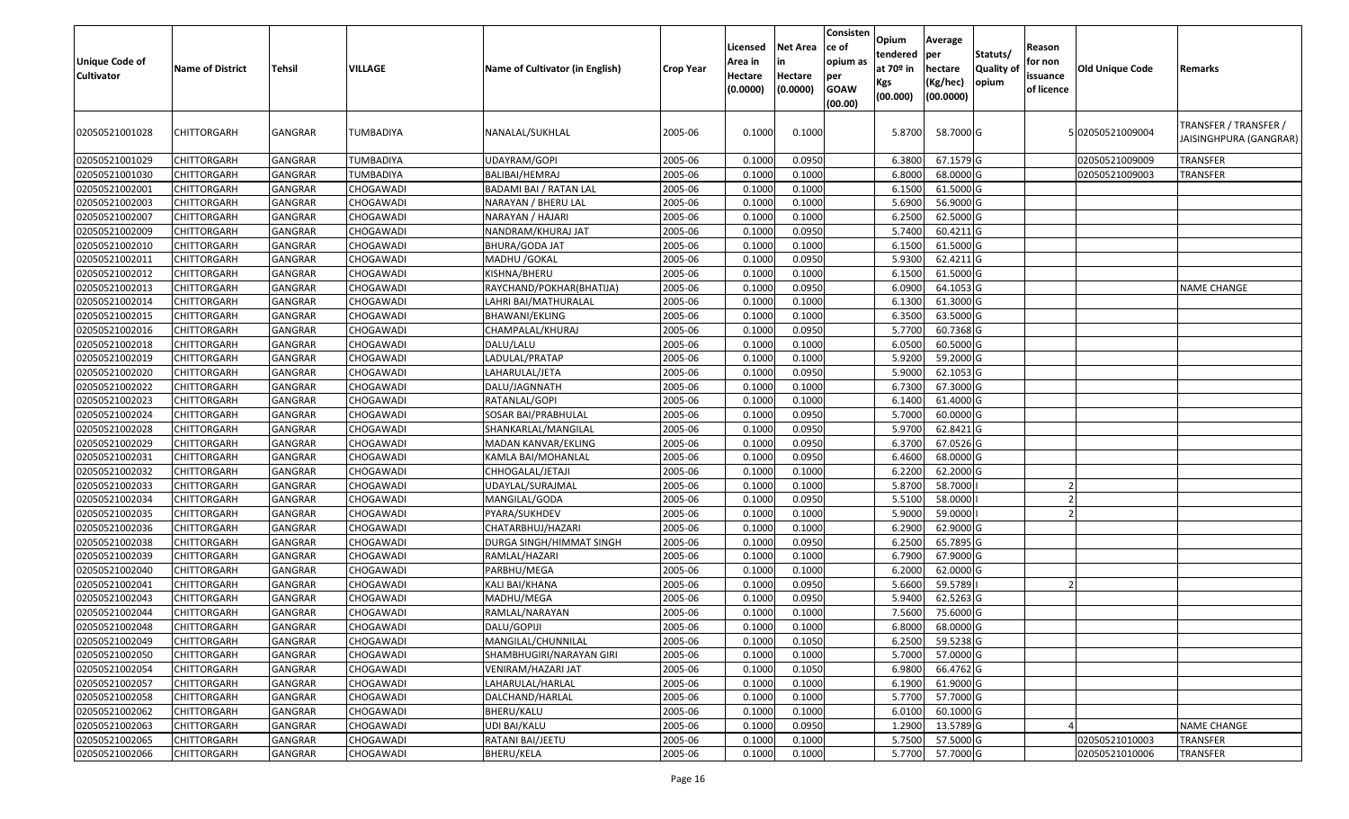| Unique Code of Cultivator | Name of District | Tehsil | VILLAGE | Name of Cultivator (in English) | Crop Year | Licensed Area in Hectare (0.0000) | Net Area in Hectare (0.0000) | Consistence of opium as per GOAW (00.00) | Opium tendered at 70º in Kgs (00.000) | Average per hectare (Kg/hec) (00.0000) | Statuts/ Quality of opium | Reason for non issuance of licence | Old Unique Code | Remarks |
|---|---|---|---|---|---|---|---|---|---|---|---|---|---|---|
| 02050521001028 | CHITTORGARH | GANGRAR | TUMBADIYA | NANALAL/SUKHLAL | 2005-06 | 0.1000 | 0.1000 | | 5.8700 | 58.7000 | G | | 5 02050521009004 | TRANSFER / TRANSFER / JAISINGHPURA (GANGRAR) |
| 02050521001029 | CHITTORGARH | GANGRAR | TUMBADIYA | UDAYRAM/GOPI | 2005-06 | 0.1000 | 0.0950 | | 6.3800 | 67.1579 | G | | 02050521009009 | TRANSFER |
| 02050521001030 | CHITTORGARH | GANGRAR | TUMBADIYA | BALIBAI/HEMRAJ | 2005-06 | 0.1000 | 0.1000 | | 6.8000 | 68.0000 | G | | 02050521009003 | TRANSFER |
| 02050521002001 | CHITTORGARH | GANGRAR | CHOGAWADI | BADAMI BAI / RATAN LAL | 2005-06 | 0.1000 | 0.1000 | | 6.1500 | 61.5000 | G | | | |
| 02050521002003 | CHITTORGARH | GANGRAR | CHOGAWADI | NARAYAN / BHERU LAL | 2005-06 | 0.1000 | 0.1000 | | 5.6900 | 56.9000 | G | | | |
| 02050521002007 | CHITTORGARH | GANGRAR | CHOGAWADI | NARAYAN / HAJARI | 2005-06 | 0.1000 | 0.1000 | | 6.2500 | 62.5000 | G | | | |
| 02050521002009 | CHITTORGARH | GANGRAR | CHOGAWADI | NANDRAM/KHURAJ JAT | 2005-06 | 0.1000 | 0.0950 | | 5.7400 | 60.4211 | G | | | |
| 02050521002010 | CHITTORGARH | GANGRAR | CHOGAWADI | BHURA/GODA JAT | 2005-06 | 0.1000 | 0.1000 | | 6.1500 | 61.5000 | G | | | |
| 02050521002011 | CHITTORGARH | GANGRAR | CHOGAWADI | MADHU /GOKAL | 2005-06 | 0.1000 | 0.0950 | | 5.9300 | 62.4211 | G | | | |
| 02050521002012 | CHITTORGARH | GANGRAR | CHOGAWADI | KISHNA/BHERU | 2005-06 | 0.1000 | 0.1000 | | 6.1500 | 61.5000 | G | | | |
| 02050521002013 | CHITTORGARH | GANGRAR | CHOGAWADI | RAYCHAND/POKHAR(BHATIJA) | 2005-06 | 0.1000 | 0.0950 | | 6.0900 | 64.1053 | G | | | NAME CHANGE |
| 02050521002014 | CHITTORGARH | GANGRAR | CHOGAWADI | LAHRI BAI/MATHURALAL | 2005-06 | 0.1000 | 0.1000 | | 6.1300 | 61.3000 | G | | | |
| 02050521002015 | CHITTORGARH | GANGRAR | CHOGAWADI | BHAWANI/EKLING | 2005-06 | 0.1000 | 0.1000 | | 6.3500 | 63.5000 | G | | | |
| 02050521002016 | CHITTORGARH | GANGRAR | CHOGAWADI | CHAMPALAL/KHURAJ | 2005-06 | 0.1000 | 0.0950 | | 5.7700 | 60.7368 | G | | | |
| 02050521002018 | CHITTORGARH | GANGRAR | CHOGAWADI | DALU/LALU | 2005-06 | 0.1000 | 0.1000 | | 6.0500 | 60.5000 | G | | | |
| 02050521002019 | CHITTORGARH | GANGRAR | CHOGAWADI | LADULAL/PRATAP | 2005-06 | 0.1000 | 0.1000 | | 5.9200 | 59.2000 | G | | | |
| 02050521002020 | CHITTORGARH | GANGRAR | CHOGAWADI | LAHARULAL/JETA | 2005-06 | 0.1000 | 0.0950 | | 5.9000 | 62.1053 | G | | | |
| 02050521002022 | CHITTORGARH | GANGRAR | CHOGAWADI | DALU/JAGNNATH | 2005-06 | 0.1000 | 0.1000 | | 6.7300 | 67.3000 | G | | | |
| 02050521002023 | CHITTORGARH | GANGRAR | CHOGAWADI | RATANLAL/GOPI | 2005-06 | 0.1000 | 0.1000 | | 6.1400 | 61.4000 | G | | | |
| 02050521002024 | CHITTORGARH | GANGRAR | CHOGAWADI | SOSAR BAI/PRABHULAL | 2005-06 | 0.1000 | 0.0950 | | 5.7000 | 60.0000 | G | | | |
| 02050521002028 | CHITTORGARH | GANGRAR | CHOGAWADI | SHANKARLAL/MANGILAL | 2005-06 | 0.1000 | 0.0950 | | 5.9700 | 62.8421 | G | | | |
| 02050521002029 | CHITTORGARH | GANGRAR | CHOGAWADI | MADAN KANVAR/EKLING | 2005-06 | 0.1000 | 0.0950 | | 6.3700 | 67.0526 | G | | | |
| 02050521002031 | CHITTORGARH | GANGRAR | CHOGAWADI | KAMLA BAI/MOHANLAL | 2005-06 | 0.1000 | 0.0950 | | 6.4600 | 68.0000 | G | | | |
| 02050521002032 | CHITTORGARH | GANGRAR | CHOGAWADI | CHHOGALAL/JETAJI | 2005-06 | 0.1000 | 0.1000 | | 6.2200 | 62.2000 | G | | | |
| 02050521002033 | CHITTORGARH | GANGRAR | CHOGAWADI | UDAYLAL/SURAJMAL | 2005-06 | 0.1000 | 0.1000 | | 5.8700 | 58.7000 | I | 2 | | |
| 02050521002034 | CHITTORGARH | GANGRAR | CHOGAWADI | MANGILAL/GODA | 2005-06 | 0.1000 | 0.0950 | | 5.5100 | 58.0000 | I | 2 | | |
| 02050521002035 | CHITTORGARH | GANGRAR | CHOGAWADI | PYARA/SUKHDEV | 2005-06 | 0.1000 | 0.1000 | | 5.9000 | 59.0000 | I | 2 | | |
| 02050521002036 | CHITTORGARH | GANGRAR | CHOGAWADI | CHATARBHUJ/HAZARI | 2005-06 | 0.1000 | 0.1000 | | 6.2900 | 62.9000 | G | | | |
| 02050521002038 | CHITTORGARH | GANGRAR | CHOGAWADI | DURGA SINGH/HIMMAT SINGH | 2005-06 | 0.1000 | 0.0950 | | 6.2500 | 65.7895 | G | | | |
| 02050521002039 | CHITTORGARH | GANGRAR | CHOGAWADI | RAMLAL/HAZARI | 2005-06 | 0.1000 | 0.1000 | | 6.7900 | 67.9000 | G | | | |
| 02050521002040 | CHITTORGARH | GANGRAR | CHOGAWADI | PARBHU/MEGA | 2005-06 | 0.1000 | 0.1000 | | 6.2000 | 62.0000 | G | | | |
| 02050521002041 | CHITTORGARH | GANGRAR | CHOGAWADI | KALI BAI/KHANA | 2005-06 | 0.1000 | 0.0950 | | 5.6600 | 59.5789 | I | 2 | | |
| 02050521002043 | CHITTORGARH | GANGRAR | CHOGAWADI | MADHU/MEGA | 2005-06 | 0.1000 | 0.0950 | | 5.9400 | 62.5263 | G | | | |
| 02050521002044 | CHITTORGARH | GANGRAR | CHOGAWADI | RAMLAL/NARAYAN | 2005-06 | 0.1000 | 0.1000 | | 7.5600 | 75.6000 | G | | | |
| 02050521002048 | CHITTORGARH | GANGRAR | CHOGAWADI | DALU/GOPIJI | 2005-06 | 0.1000 | 0.1000 | | 6.8000 | 68.0000 | G | | | |
| 02050521002049 | CHITTORGARH | GANGRAR | CHOGAWADI | MANGILAL/CHUNNILAL | 2005-06 | 0.1000 | 0.1050 | | 6.2500 | 59.5238 | G | | | |
| 02050521002050 | CHITTORGARH | GANGRAR | CHOGAWADI | SHAMBHUGIRI/NARAYAN GIRI | 2005-06 | 0.1000 | 0.1000 | | 5.7000 | 57.0000 | G | | | |
| 02050521002054 | CHITTORGARH | GANGRAR | CHOGAWADI | VENIRAM/HAZARI JAT | 2005-06 | 0.1000 | 0.1050 | | 6.9800 | 66.4762 | G | | | |
| 02050521002057 | CHITTORGARH | GANGRAR | CHOGAWADI | LAHARULAL/HARLAL | 2005-06 | 0.1000 | 0.1000 | | 6.1900 | 61.9000 | G | | | |
| 02050521002058 | CHITTORGARH | GANGRAR | CHOGAWADI | DALCHAND/HARLAL | 2005-06 | 0.1000 | 0.1000 | | 5.7700 | 57.7000 | G | | | |
| 02050521002062 | CHITTORGARH | GANGRAR | CHOGAWADI | BHERU/KALU | 2005-06 | 0.1000 | 0.1000 | | 6.0100 | 60.1000 | G | | | |
| 02050521002063 | CHITTORGARH | GANGRAR | CHOGAWADI | UDI BAI/KALU | 2005-06 | 0.1000 | 0.0950 | | 1.2900 | 13.5789 | G | 4 | | NAME CHANGE |
| 02050521002065 | CHITTORGARH | GANGRAR | CHOGAWADI | RATANI BAI/JEETU | 2005-06 | 0.1000 | 0.1000 | | 5.7500 | 57.5000 | G | | 02050521010003 | TRANSFER |
| 02050521002066 | CHITTORGARH | GANGRAR | CHOGAWADI | BHERU/KELA | 2005-06 | 0.1000 | 0.1000 | | 5.7700 | 57.7000 | G | | 02050521010006 | TRANSFER |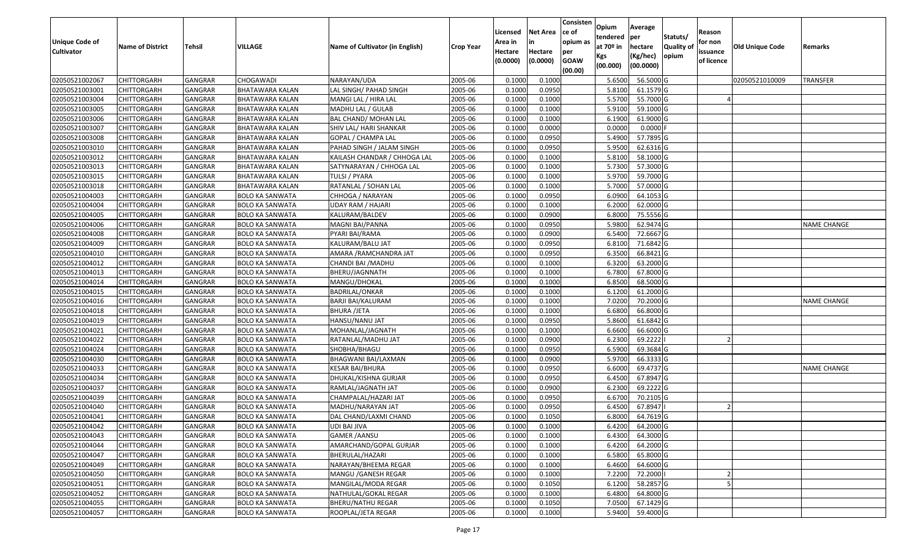| Unique Code of Cultivator | Name of District | Tehsil | VILLAGE | Name of Cultivator (in English) | Crop Year | Licensed Area in Hectare (0.0000) | Net Area in Hectare (0.0000) | Consistence of opium as per GOAW (00.00) | Opium tendered at 70º in Kgs (00.000) | Average per hectare (Kg/hec) (00.0000) | Statuts/ Quality of opium | Reason for non issuance of licence | Old Unique Code | Remarks |
|---|---|---|---|---|---|---|---|---|---|---|---|---|---|---|
| 02050521002067 | CHITTORGARH | GANGRAR | CHOGAWADI | NARAYAN/UDA | 2005-06 | 0.1000 | 0.1000 | | 5.6500 | 56.5000 | G | | 02050521010009 | TRANSFER |
| 02050521003001 | CHITTORGARH | GANGRAR | BHATAWARA KALAN | LAL SINGH/ PAHAD SINGH | 2005-06 | 0.1000 | 0.0950 | | 5.8100 | 61.1579 | G | | | |
| 02050521003004 | CHITTORGARH | GANGRAR | BHATAWARA KALAN | MANGI LAL / HIRA LAL | 2005-06 | 0.1000 | 0.1000 | | 5.5700 | 55.7000 | G | 4 | | |
| 02050521003005 | CHITTORGARH | GANGRAR | BHATAWARA KALAN | MADHU LAL / GULAB | 2005-06 | 0.1000 | 0.1000 | | 5.9100 | 59.1000 | G | | | |
| 02050521003006 | CHITTORGARH | GANGRAR | BHATAWARA KALAN | BAL CHAND/ MOHAN LAL | 2005-06 | 0.1000 | 0.1000 | | 6.1900 | 61.9000 | G | | | |
| 02050521003007 | CHITTORGARH | GANGRAR | BHATAWARA KALAN | SHIV LAL/ HARI SHANKAR | 2005-06 | 0.1000 | 0.0000 | | 0.0000 | 0.0000 | F | | | |
| 02050521003008 | CHITTORGARH | GANGRAR | BHATAWARA KALAN | GOPAL / CHAMPA LAL | 2005-06 | 0.1000 | 0.0950 | | 5.4900 | 57.7895 | G | | | |
| 02050521003010 | CHITTORGARH | GANGRAR | BHATAWARA KALAN | PAHAD SINGH / JALAM SINGH | 2005-06 | 0.1000 | 0.0950 | | 5.9500 | 62.6316 | G | | | |
| 02050521003012 | CHITTORGARH | GANGRAR | BHATAWARA KALAN | KAILASH CHANDAR / CHHOGA LAL | 2005-06 | 0.1000 | 0.1000 | | 5.8100 | 58.1000 | G | | | |
| 02050521003013 | CHITTORGARH | GANGRAR | BHATAWARA KALAN | SATYNARAYAN / CHHOGA LAL | 2005-06 | 0.1000 | 0.1000 | | 5.7300 | 57.3000 | G | | | |
| 02050521003015 | CHITTORGARH | GANGRAR | BHATAWARA KALAN | TULSI / PYARA | 2005-06 | 0.1000 | 0.1000 | | 5.9700 | 59.7000 | G | | | |
| 02050521003018 | CHITTORGARH | GANGRAR | BHATAWARA KALAN | RATANLAL / SOHAN LAL | 2005-06 | 0.1000 | 0.1000 | | 5.7000 | 57.0000 | G | | | |
| 02050521004003 | CHITTORGARH | GANGRAR | BOLO KA SANWATA | CHHOGA / NARAYAN | 2005-06 | 0.1000 | 0.0950 | | 6.0900 | 64.1053 | G | | | |
| 02050521004004 | CHITTORGARH | GANGRAR | BOLO KA SANWATA | UDAY RAM / HAJARI | 2005-06 | 0.1000 | 0.1000 | | 6.2000 | 62.0000 | G | | | |
| 02050521004005 | CHITTORGARH | GANGRAR | BOLO KA SANWATA | KALURAM/BALDEV | 2005-06 | 0.1000 | 0.0900 | | 6.8000 | 75.5556 | G | | | |
| 02050521004006 | CHITTORGARH | GANGRAR | BOLO KA SANWATA | MAGNI BAI/PANNA | 2005-06 | 0.1000 | 0.0950 | | 5.9800 | 62.9474 | G | | | NAME CHANGE |
| 02050521004008 | CHITTORGARH | GANGRAR | BOLO KA SANWATA | PYARI BAI/RAMA | 2005-06 | 0.1000 | 0.0900 | | 6.5400 | 72.6667 | G | | | |
| 02050521004009 | CHITTORGARH | GANGRAR | BOLO KA SANWATA | KALURAM/BALU JAT | 2005-06 | 0.1000 | 0.0950 | | 6.8100 | 71.6842 | G | | | |
| 02050521004010 | CHITTORGARH | GANGRAR | BOLO KA SANWATA | AMARA /RAMCHANDRA JAT | 2005-06 | 0.1000 | 0.0950 | | 6.3500 | 66.8421 | G | | | |
| 02050521004012 | CHITTORGARH | GANGRAR | BOLO KA SANWATA | CHANDI BAI /MADHU | 2005-06 | 0.1000 | 0.1000 | | 6.3200 | 63.2000 | G | | | |
| 02050521004013 | CHITTORGARH | GANGRAR | BOLO KA SANWATA | BHERU/JAGNNATH | 2005-06 | 0.1000 | 0.1000 | | 6.7800 | 67.8000 | G | | | |
| 02050521004014 | CHITTORGARH | GANGRAR | BOLO KA SANWATA | MANGU/DHOKAL | 2005-06 | 0.1000 | 0.1000 | | 6.8500 | 68.5000 | G | | | |
| 02050521004015 | CHITTORGARH | GANGRAR | BOLO KA SANWATA | BADRILAL/ONKAR | 2005-06 | 0.1000 | 0.1000 | | 6.1200 | 61.2000 | G | | | |
| 02050521004016 | CHITTORGARH | GANGRAR | BOLO KA SANWATA | BARJI BAI/KALURAM | 2005-06 | 0.1000 | 0.1000 | | 7.0200 | 70.2000 | G | | | NAME CHANGE |
| 02050521004018 | CHITTORGARH | GANGRAR | BOLO KA SANWATA | BHURA /JETA | 2005-06 | 0.1000 | 0.1000 | | 6.6800 | 66.8000 | G | | | |
| 02050521004019 | CHITTORGARH | GANGRAR | BOLO KA SANWATA | HANSU/NANU JAT | 2005-06 | 0.1000 | 0.0950 | | 5.8600 | 61.6842 | G | | | |
| 02050521004021 | CHITTORGARH | GANGRAR | BOLO KA SANWATA | MOHANLAL/JAGNATH | 2005-06 | 0.1000 | 0.1000 | | 6.6600 | 66.6000 | G | | | |
| 02050521004022 | CHITTORGARH | GANGRAR | BOLO KA SANWATA | RATANLAL/MADHU JAT | 2005-06 | 0.1000 | 0.0900 | | 6.2300 | 69.2222 | I | 2 | | |
| 02050521004024 | CHITTORGARH | GANGRAR | BOLO KA SANWATA | SHOBHA/BHAGU | 2005-06 | 0.1000 | 0.0950 | | 6.5900 | 69.3684 | G | | | |
| 02050521004030 | CHITTORGARH | GANGRAR | BOLO KA SANWATA | BHAGWANI BAI/LAXMAN | 2005-06 | 0.1000 | 0.0900 | | 5.9700 | 66.3333 | G | | | |
| 02050521004033 | CHITTORGARH | GANGRAR | BOLO KA SANWATA | KESAR BAI/BHURA | 2005-06 | 0.1000 | 0.0950 | | 6.6000 | 69.4737 | G | | | NAME CHANGE |
| 02050521004034 | CHITTORGARH | GANGRAR | BOLO KA SANWATA | DHUKAL/KISHNA GURJAR | 2005-06 | 0.1000 | 0.0950 | | 6.4500 | 67.8947 | G | | | |
| 02050521004037 | CHITTORGARH | GANGRAR | BOLO KA SANWATA | RAMLAL/JAGNATH JAT | 2005-06 | 0.1000 | 0.0900 | | 6.2300 | 69.2222 | G | | | |
| 02050521004039 | CHITTORGARH | GANGRAR | BOLO KA SANWATA | CHAMPALAL/HAZARI JAT | 2005-06 | 0.1000 | 0.0950 | | 6.6700 | 70.2105 | G | | | |
| 02050521004040 | CHITTORGARH | GANGRAR | BOLO KA SANWATA | MADHU/NARAYAN JAT | 2005-06 | 0.1000 | 0.0950 | | 6.4500 | 67.8947 | I | 2 | | |
| 02050521004041 | CHITTORGARH | GANGRAR | BOLO KA SANWATA | DAL CHAND/LAXMI CHAND | 2005-06 | 0.1000 | 0.1050 | | 6.8000 | 64.7619 | G | | | |
| 02050521004042 | CHITTORGARH | GANGRAR | BOLO KA SANWATA | UDI BAI JIVA | 2005-06 | 0.1000 | 0.1000 | | 6.4200 | 64.2000 | G | | | |
| 02050521004043 | CHITTORGARH | GANGRAR | BOLO KA SANWATA | GAMER /AANSU | 2005-06 | 0.1000 | 0.1000 | | 6.4300 | 64.3000 | G | | | |
| 02050521004044 | CHITTORGARH | GANGRAR | BOLO KA SANWATA | AMARCHAND/GOPAL GURJAR | 2005-06 | 0.1000 | 0.1000 | | 6.4200 | 64.2000 | G | | | |
| 02050521004047 | CHITTORGARH | GANGRAR | BOLO KA SANWATA | BHERULAL/HAZARI | 2005-06 | 0.1000 | 0.1000 | | 6.5800 | 65.8000 | G | | | |
| 02050521004049 | CHITTORGARH | GANGRAR | BOLO KA SANWATA | NARAYAN/BHEEMA REGAR | 2005-06 | 0.1000 | 0.1000 | | 6.4600 | 64.6000 | G | | | |
| 02050521004050 | CHITTORGARH | GANGRAR | BOLO KA SANWATA | MANGU /GANESH REGAR | 2005-06 | 0.1000 | 0.1000 | | 7.2200 | 72.2000 | I | 2 | | |
| 02050521004051 | CHITTORGARH | GANGRAR | BOLO KA SANWATA | MANGILAL/MODA REGAR | 2005-06 | 0.1000 | 0.1050 | | 6.1200 | 58.2857 | G | 5 | | |
| 02050521004052 | CHITTORGARH | GANGRAR | BOLO KA SANWATA | NATHULAL/GOKAL REGAR | 2005-06 | 0.1000 | 0.1000 | | 6.4800 | 64.8000 | G | | | |
| 02050521004055 | CHITTORGARH | GANGRAR | BOLO KA SANWATA | BHERU/NATHU REGAR | 2005-06 | 0.1000 | 0.1050 | | 7.0500 | 67.1429 | G | | | |
| 02050521004057 | CHITTORGARH | GANGRAR | BOLO KA SANWATA | ROOPLAL/JETA REGAR | 2005-06 | 0.1000 | 0.1000 | | 5.9400 | 59.4000 | G | | | |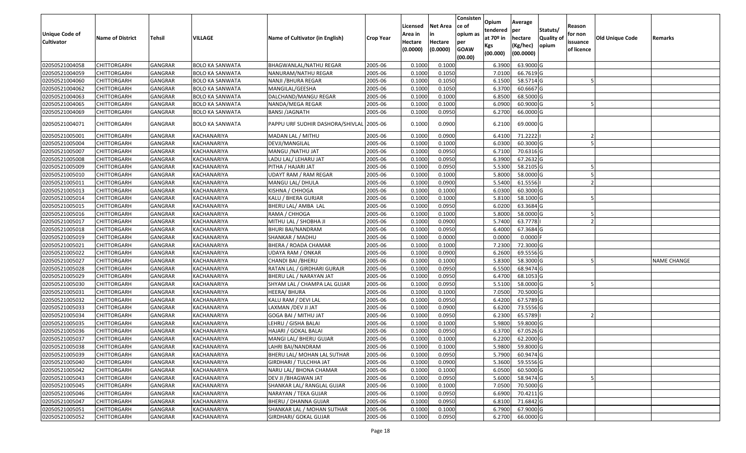| Unique Code of Cultivator | Name of District | Tehsil | VILLAGE | Name of Cultivator (in English) | Crop Year | Licensed Area in Hectare (0.0000) | Net Area in Hectare (0.0000) | Consistence of opium as per GOAW (00.00) | Opium tendered at 70º in Kgs (00.000) | Average per hectare (Kg/hec) (00.0000) | Statuts/ Quality of opium | Reason for non issuance of licence | Old Unique Code | Remarks |
|---|---|---|---|---|---|---|---|---|---|---|---|---|---|---|
| 02050521004058 | CHITTORGARH | GANGRAR | BOLO KA SANWATA | BHAGWANLAL/NATHU REGAR | 2005-06 | 0.1000 | 0.1000 | | 6.3900 | 63.9000 | G | | | |
| 02050521004059 | CHITTORGARH | GANGRAR | BOLO KA SANWATA | NANURAM/NATHU REGAR | 2005-06 | 0.1000 | 0.1050 | | 7.0100 | 66.7619 | G | | | |
| 02050521004060 | CHITTORGARH | GANGRAR | BOLO KA SANWATA | NANJI /BHURA REGAR | 2005-06 | 0.1000 | 0.1050 | | 6.1500 | 58.5714 | G | 5 | | |
| 02050521004062 | CHITTORGARH | GANGRAR | BOLO KA SANWATA | MANGILAL/GEESHA | 2005-06 | 0.1000 | 0.1050 | | 6.3700 | 60.6667 | G | | | |
| 02050521004063 | CHITTORGARH | GANGRAR | BOLO KA SANWATA | DALCHAND/MANGU REGAR | 2005-06 | 0.1000 | 0.1000 | | 6.8500 | 68.5000 | G | | | |
| 02050521004065 | CHITTORGARH | GANGRAR | BOLO KA SANWATA | NANDA/MEGA REGAR | 2005-06 | 0.1000 | 0.1000 | | 6.0900 | 60.9000 | G | 5 | | |
| 02050521004069 | CHITTORGARH | GANGRAR | BOLO KA SANWATA | BANSI /JAGNATH | 2005-06 | 0.1000 | 0.0950 | | 6.2700 | 66.0000 | G | | | |
| 02050521004071 | CHITTORGARH | GANGRAR | BOLO KA SANWATA | PAPPU URF SUDHIR DASHORA/SHIVLAL | 2005-06 | 0.1000 | 0.0900 | | 6.2100 | 69.0000 | G | | | |
| 02050521005001 | CHITTORGARH | GANGRAR | KACHANARIYA | MADAN LAL / MITHU | 2005-06 | 0.1000 | 0.0900 | | 6.4100 | 71.2222 | I | 2 | | |
| 02050521005004 | CHITTORGARH | GANGRAR | KACHANARIYA | DEVJI/MANGILAL | 2005-06 | 0.1000 | 0.1000 | | 6.0300 | 60.3000 | G | 5 | | |
| 02050521005007 | CHITTORGARH | GANGRAR | KACHANARIYA | MANGU /NATHU JAT | 2005-06 | 0.1000 | 0.0950 | | 6.7100 | 70.6316 | G | | | |
| 02050521005008 | CHITTORGARH | GANGRAR | KACHANARIYA | LADU LAL/ LEHARU JAT | 2005-06 | 0.1000 | 0.0950 | | 6.3900 | 67.2632 | G | | | |
| 02050521005009 | CHITTORGARH | GANGRAR | KACHANARIYA | PITHA / HAJARI JAT | 2005-06 | 0.1000 | 0.0950 | | 5.5300 | 58.2105 | G | 5 | | |
| 02050521005010 | CHITTORGARH | GANGRAR | KACHANARIYA | UDAYT RAM / RAM REGAR | 2005-06 | 0.1000 | 0.1000 | | 5.8000 | 58.0000 | G | 5 | | |
| 02050521005011 | CHITTORGARH | GANGRAR | KACHANARIYA | MANGU LAL/ DHULA | 2005-06 | 0.1000 | 0.0900 | | 5.5400 | 61.5556 | I | 2 | | |
| 02050521005013 | CHITTORGARH | GANGRAR | KACHANARIYA | KISHNA / CHHOGA | 2005-06 | 0.1000 | 0.1000 | | 6.0300 | 60.3000 | G | | | |
| 02050521005014 | CHITTORGARH | GANGRAR | KACHANARIYA | KALU / BHERA GURJAR | 2005-06 | 0.1000 | 0.1000 | | 5.8100 | 58.1000 | G | 5 | | |
| 02050521005015 | CHITTORGARH | GANGRAR | KACHANARIYA | BHERU LAL/ AMBA LAL | 2005-06 | 0.1000 | 0.0950 | | 6.0200 | 63.3684 | G | | | |
| 02050521005016 | CHITTORGARH | GANGRAR | KACHANARIYA | RAMA / CHHOGA | 2005-06 | 0.1000 | 0.1000 | | 5.8000 | 58.0000 | G | 5 | | |
| 02050521005017 | CHITTORGARH | GANGRAR | KACHANARIYA | MITHU LAL / SHOBHA JI | 2005-06 | 0.1000 | 0.0900 | | 5.7400 | 63.7778 | I | 2 | | |
| 02050521005018 | CHITTORGARH | GANGRAR | KACHANARIYA | BHURI BAI/NANDRAM | 2005-06 | 0.1000 | 0.0950 | | 6.4000 | 67.3684 | G | | | |
| 02050521005019 | CHITTORGARH | GANGRAR | KACHANARIYA | SHANKAR / MADHU | 2005-06 | 0.1000 | 0.0000 | | 0.0000 | 0.0000 | F | | | |
| 02050521005021 | CHITTORGARH | GANGRAR | KACHANARIYA | BHERA / ROADA CHAMAR | 2005-06 | 0.1000 | 0.1000 | | 7.2300 | 72.3000 | G | | | |
| 02050521005022 | CHITTORGARH | GANGRAR | KACHANARIYA | UDAYA RAM / ONKAR | 2005-06 | 0.1000 | 0.0900 | | 6.2600 | 69.5556 | G | | | |
| 02050521005027 | CHITTORGARH | GANGRAR | KACHANARIYA | CHANDI BAI /BHERU | 2005-06 | 0.1000 | 0.1000 | | 5.8300 | 58.3000 | G | 5 | | NAME CHANGE |
| 02050521005028 | CHITTORGARH | GANGRAR | KACHANARIYA | RATAN LAL / GIRDHARI GURAJR | 2005-06 | 0.1000 | 0.0950 | | 6.5500 | 68.9474 | G | | | |
| 02050521005029 | CHITTORGARH | GANGRAR | KACHANARIYA | BHERU LAL / NARAYAN JAT | 2005-06 | 0.1000 | 0.0950 | | 6.4700 | 68.1053 | G | | | |
| 02050521005030 | CHITTORGARH | GANGRAR | KACHANARIYA | SHYAM LAL / CHAMPA LAL GUJAR | 2005-06 | 0.1000 | 0.0950 | | 5.5100 | 58.0000 | G | 5 | | |
| 02050521005031 | CHITTORGARH | GANGRAR | KACHANARIYA | HEERA/ BHURA | 2005-06 | 0.1000 | 0.1000 | | 7.0500 | 70.5000 | G | | | |
| 02050521005032 | CHITTORGARH | GANGRAR | KACHANARIYA | KALU RAM / DEVI LAL | 2005-06 | 0.1000 | 0.0950 | | 6.4200 | 67.5789 | G | | | |
| 02050521005033 | CHITTORGARH | GANGRAR | KACHANARIYA | LAXMAN /DEV JI JAT | 2005-06 | 0.1000 | 0.0900 | | 6.6200 | 73.5556 | G | | | |
| 02050521005034 | CHITTORGARH | GANGRAR | KACHANARIYA | GOGA BAI / MITHU JAT | 2005-06 | 0.1000 | 0.0950 | | 6.2300 | 65.5789 | I | 2 | | |
| 02050521005035 | CHITTORGARH | GANGRAR | KACHANARIYA | LEHRU / GISHA BALAI | 2005-06 | 0.1000 | 0.1000 | | 5.9800 | 59.8000 | G | | | |
| 02050521005036 | CHITTORGARH | GANGRAR | KACHANARIYA | HAJARI / GOKAL BALAI | 2005-06 | 0.1000 | 0.0950 | | 6.3700 | 67.0526 | G | | | |
| 02050521005037 | CHITTORGARH | GANGRAR | KACHANARIYA | MANGI LAL/ BHERU GUJAR | 2005-06 | 0.1000 | 0.1000 | | 6.2200 | 62.2000 | G | | | |
| 02050521005038 | CHITTORGARH | GANGRAR | KACHANARIYA | LAHRI BAI/NANDRAM | 2005-06 | 0.1000 | 0.1000 | | 5.9800 | 59.8000 | G | | | |
| 02050521005039 | CHITTORGARH | GANGRAR | KACHANARIYA | BHERU LAL/ MOHAN LAL SUTHAR | 2005-06 | 0.1000 | 0.0950 | | 5.7900 | 60.9474 | G | | | |
| 02050521005040 | CHITTORGARH | GANGRAR | KACHANARIYA | GIRDHARI / TULCHHA JAT | 2005-06 | 0.1000 | 0.0900 | | 5.3600 | 59.5556 | G | | | |
| 02050521005042 | CHITTORGARH | GANGRAR | KACHANARIYA | NARU LAL/ BHONA CHAMAR | 2005-06 | 0.1000 | 0.1000 | | 6.0500 | 60.5000 | G | | | |
| 02050521005043 | CHITTORGARH | GANGRAR | KACHANARIYA | DEV JI /BHAGWAN JAT | 2005-06 | 0.1000 | 0.0950 | | 5.6000 | 58.9474 | G | 5 | | |
| 02050521005045 | CHITTORGARH | GANGRAR | KACHANARIYA | SHANKAR LAL/ RANGLAL GUJAR | 2005-06 | 0.1000 | 0.1000 | | 7.0500 | 70.5000 | G | | | |
| 02050521005046 | CHITTORGARH | GANGRAR | KACHANARIYA | NARAYAN / TEKA GUJAR | 2005-06 | 0.1000 | 0.0950 | | 6.6900 | 70.4211 | G | | | |
| 02050521005047 | CHITTORGARH | GANGRAR | KACHANARIYA | BHERU / DHANNA GUJAR | 2005-06 | 0.1000 | 0.0950 | | 6.8100 | 71.6842 | G | | | |
| 02050521005051 | CHITTORGARH | GANGRAR | KACHANARIYA | SHANKAR LAL / MOHAN SUTHAR | 2005-06 | 0.1000 | 0.1000 | | 6.7900 | 67.9000 | G | | | |
| 02050521005052 | CHITTORGARH | GANGRAR | KACHANARIYA | GIRDHARI/ GOKAL GUJAR | 2005-06 | 0.1000 | 0.0950 | | 6.2700 | 66.0000 | G | | | |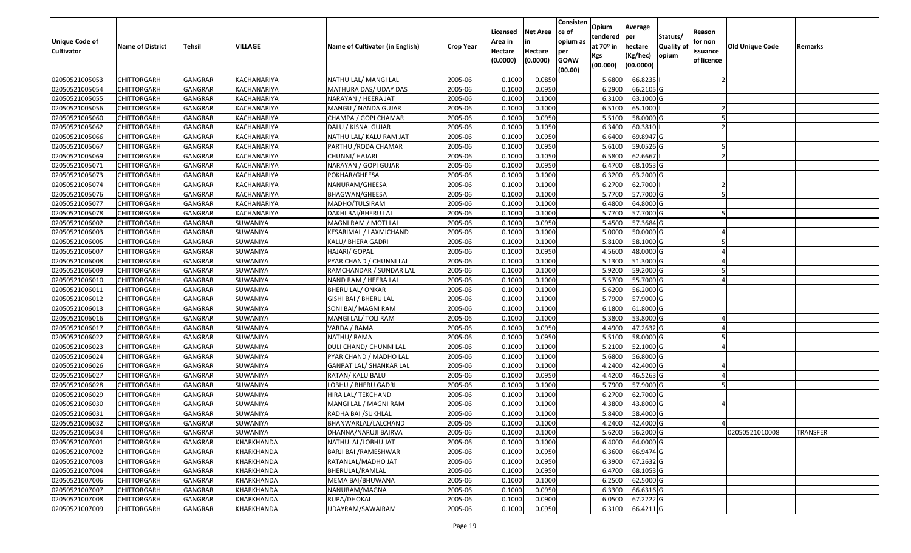| Unique Code of Cultivator | Name of District | Tehsil | VILLAGE | Name of Cultivator (in English) | Crop Year | Licensed Area in Hectare (0.0000) | Net Area in Hectare (0.0000) | Consistence of opium as per GOAW (00.00) | Opium tendered at 70º in Kgs (00.000) | Average per hectare (Kg/hec) (00.0000) | Statuts/ Quality of opium | Reason for non issuance of licence | Old Unique Code | Remarks |
|---|---|---|---|---|---|---|---|---|---|---|---|---|---|---|
| 02050521005053 | CHITTORGARH | GANGRAR | KACHANARIYA | NATHU LAL/ MANGI LAL | 2005-06 | 0.1000 | 0.0850 | | 5.6800 | 66.8235 | I | 2 | | |
| 02050521005054 | CHITTORGARH | GANGRAR | KACHANARIYA | MATHURA DAS/ UDAY DAS | 2005-06 | 0.1000 | 0.0950 | | 6.2900 | 66.2105 | G | | | |
| 02050521005055 | CHITTORGARH | GANGRAR | KACHANARIYA | NARAYAN / HEERA JAT | 2005-06 | 0.1000 | 0.1000 | | 6.3100 | 63.1000 | G | | | |
| 02050521005056 | CHITTORGARH | GANGRAR | KACHANARIYA | MANGU / NANDA GUJAR | 2005-06 | 0.1000 | 0.1000 | | 6.5100 | 65.1000 | I | 2 | | |
| 02050521005060 | CHITTORGARH | GANGRAR | KACHANARIYA | CHAMPA / GOPI CHAMAR | 2005-06 | 0.1000 | 0.0950 | | 5.5100 | 58.0000 | G | 5 | | |
| 02050521005062 | CHITTORGARH | GANGRAR | KACHANARIYA | DALU / KISNA GUJAR | 2005-06 | 0.1000 | 0.1050 | | 6.3400 | 60.3810 | I | 2 | | |
| 02050521005066 | CHITTORGARH | GANGRAR | KACHANARIYA | NATHU LAL/ KALU RAM JAT | 2005-06 | 0.1000 | 0.0950 | | 6.6400 | 69.8947 | G | | | |
| 02050521005067 | CHITTORGARH | GANGRAR | KACHANARIYA | PARTHU /RODA CHAMAR | 2005-06 | 0.1000 | 0.0950 | | 5.6100 | 59.0526 | G | 5 | | |
| 02050521005069 | CHITTORGARH | GANGRAR | KACHANARIYA | CHUNNI/ HAJARI | 2005-06 | 0.1000 | 0.1050 | | 6.5800 | 62.6667 | I | 2 | | |
| 02050521005071 | CHITTORGARH | GANGRAR | KACHANARIYA | NARAYAN / GOPI GUJAR | 2005-06 | 0.1000 | 0.0950 | | 6.4700 | 68.1053 | G | | | |
| 02050521005073 | CHITTORGARH | GANGRAR | KACHANARIYA | POKHAR/GHEESA | 2005-06 | 0.1000 | 0.1000 | | 6.3200 | 63.2000 | G | | | |
| 02050521005074 | CHITTORGARH | GANGRAR | KACHANARIYA | NANURAM/GHEESA | 2005-06 | 0.1000 | 0.1000 | | 6.2700 | 62.7000 | I | 2 | | |
| 02050521005076 | CHITTORGARH | GANGRAR | KACHANARIYA | BHAGWAN/GHEESA | 2005-06 | 0.1000 | 0.1000 | | 5.7700 | 57.7000 | G | 5 | | |
| 02050521005077 | CHITTORGARH | GANGRAR | KACHANARIYA | MADHO/TULSIRAM | 2005-06 | 0.1000 | 0.1000 | | 6.4800 | 64.8000 | G | | | |
| 02050521005078 | CHITTORGARH | GANGRAR | KACHANARIYA | DAKHI BAI/BHERU LAL | 2005-06 | 0.1000 | 0.1000 | | 5.7700 | 57.7000 | G | 5 | | |
| 02050521006002 | CHITTORGARH | GANGRAR | SUWANIYA | MAGNI RAM / MOTI LAL | 2005-06 | 0.1000 | 0.0950 | | 5.4500 | 57.3684 | G | | | |
| 02050521006003 | CHITTORGARH | GANGRAR | SUWANIYA | KESARIMAL / LAXMICHAND | 2005-06 | 0.1000 | 0.1000 | | 5.0000 | 50.0000 | G | 4 | | |
| 02050521006005 | CHITTORGARH | GANGRAR | SUWANIYA | KALU/ BHERA GADRI | 2005-06 | 0.1000 | 0.1000 | | 5.8100 | 58.1000 | G | 5 | | |
| 02050521006007 | CHITTORGARH | GANGRAR | SUWANIYA | HAJARI/ GOPAL | 2005-06 | 0.1000 | 0.0950 | | 4.5600 | 48.0000 | G | 4 | | |
| 02050521006008 | CHITTORGARH | GANGRAR | SUWANIYA | PYAR CHAND / CHUNNI LAL | 2005-06 | 0.1000 | 0.1000 | | 5.1300 | 51.3000 | G | 4 | | |
| 02050521006009 | CHITTORGARH | GANGRAR | SUWANIYA | RAMCHANDAR / SUNDAR LAL | 2005-06 | 0.1000 | 0.1000 | | 5.9200 | 59.2000 | G | 5 | | |
| 02050521006010 | CHITTORGARH | GANGRAR | SUWANIYA | NAND RAM / HEERA LAL | 2005-06 | 0.1000 | 0.1000 | | 5.5700 | 55.7000 | G | 4 | | |
| 02050521006011 | CHITTORGARH | GANGRAR | SUWANIYA | BHERU LAL/ ONKAR | 2005-06 | 0.1000 | 0.1000 | | 5.6200 | 56.2000 | G | | | |
| 02050521006012 | CHITTORGARH | GANGRAR | SUWANIYA | GISHI BAI / BHERU LAL | 2005-06 | 0.1000 | 0.1000 | | 5.7900 | 57.9000 | G | | | |
| 02050521006013 | CHITTORGARH | GANGRAR | SUWANIYA | SONI BAI/ MAGNI RAM | 2005-06 | 0.1000 | 0.1000 | | 6.1800 | 61.8000 | G | | | |
| 02050521006016 | CHITTORGARH | GANGRAR | SUWANIYA | MANGI LAL/ TOLI RAM | 2005-06 | 0.1000 | 0.1000 | | 5.3800 | 53.8000 | G | 4 | | |
| 02050521006017 | CHITTORGARH | GANGRAR | SUWANIYA | VARDA / RAMA | 2005-06 | 0.1000 | 0.0950 | | 4.4900 | 47.2632 | G | 4 | | |
| 02050521006022 | CHITTORGARH | GANGRAR | SUWANIYA | NATHU/ RAMA | 2005-06 | 0.1000 | 0.0950 | | 5.5100 | 58.0000 | G | 5 | | |
| 02050521006023 | CHITTORGARH | GANGRAR | SUWANIYA | DULI CHAND/ CHUNNI LAL | 2005-06 | 0.1000 | 0.1000 | | 5.2100 | 52.1000 | G | 4 | | |
| 02050521006024 | CHITTORGARH | GANGRAR | SUWANIYA | PYAR CHAND / MADHO LAL | 2005-06 | 0.1000 | 0.1000 | | 5.6800 | 56.8000 | G | | | |
| 02050521006026 | CHITTORGARH | GANGRAR | SUWANIYA | GANPAT LAL/ SHANKAR LAL | 2005-06 | 0.1000 | 0.1000 | | 4.2400 | 42.4000 | G | 4 | | |
| 02050521006027 | CHITTORGARH | GANGRAR | SUWANIYA | RATAN/ KALU BALU | 2005-06 | 0.1000 | 0.0950 | | 4.4200 | 46.5263 | G | 4 | | |
| 02050521006028 | CHITTORGARH | GANGRAR | SUWANIYA | LOBHU / BHERU GADRI | 2005-06 | 0.1000 | 0.1000 | | 5.7900 | 57.9000 | G | 5 | | |
| 02050521006029 | CHITTORGARH | GANGRAR | SUWANIYA | HIRA LAL/ TEKCHAND | 2005-06 | 0.1000 | 0.1000 | | 6.2700 | 62.7000 | G | | | |
| 02050521006030 | CHITTORGARH | GANGRAR | SUWANIYA | MANGI LAL / MAGNI RAM | 2005-06 | 0.1000 | 0.1000 | | 4.3800 | 43.8000 | G | 4 | | |
| 02050521006031 | CHITTORGARH | GANGRAR | SUWANIYA | RADHA BAI /SUKHLAL | 2005-06 | 0.1000 | 0.1000 | | 5.8400 | 58.4000 | G | | | |
| 02050521006032 | CHITTORGARH | GANGRAR | SUWANIYA | BHANWARLAL/LALCHAND | 2005-06 | 0.1000 | 0.1000 | | 4.2400 | 42.4000 | G | 4 | | |
| 02050521006034 | CHITTORGARH | GANGRAR | SUWANIYA | DHANNA/NARUJI BAIRVA | 2005-06 | 0.1000 | 0.1000 | | 5.6200 | 56.2000 | G | | 02050521010008 | TRANSFER |
| 02050521007001 | CHITTORGARH | GANGRAR | KHARKHANDA | NATHULAL/LOBHU JAT | 2005-06 | 0.1000 | 0.1000 | | 6.4000 | 64.0000 | G | | | |
| 02050521007002 | CHITTORGARH | GANGRAR | KHARKHANDA | BARJI BAI /RAMESHWAR | 2005-06 | 0.1000 | 0.0950 | | 6.3600 | 66.9474 | G | | | |
| 02050521007003 | CHITTORGARH | GANGRAR | KHARKHANDA | RATANLAL/MADHO JAT | 2005-06 | 0.1000 | 0.0950 | | 6.3900 | 67.2632 | G | | | |
| 02050521007004 | CHITTORGARH | GANGRAR | KHARKHANDA | BHERULAL/RAMLAL | 2005-06 | 0.1000 | 0.0950 | | 6.4700 | 68.1053 | G | | | |
| 02050521007006 | CHITTORGARH | GANGRAR | KHARKHANDA | MEMA BAI/BHUWANA | 2005-06 | 0.1000 | 0.1000 | | 6.2500 | 62.5000 | G | | | |
| 02050521007007 | CHITTORGARH | GANGRAR | KHARKHANDA | NANURAM/MAGNA | 2005-06 | 0.1000 | 0.0950 | | 6.3300 | 66.6316 | G | | | |
| 02050521007008 | CHITTORGARH | GANGRAR | KHARKHANDA | RUPA/DHOKAL | 2005-06 | 0.1000 | 0.0900 | | 6.0500 | 67.2222 | G | | | |
| 02050521007009 | CHITTORGARH | GANGRAR | KHARKHANDA | UDAYRAM/SAWAIRAM | 2005-06 | 0.1000 | 0.0950 | | 6.3100 | 66.4211 | G | | | |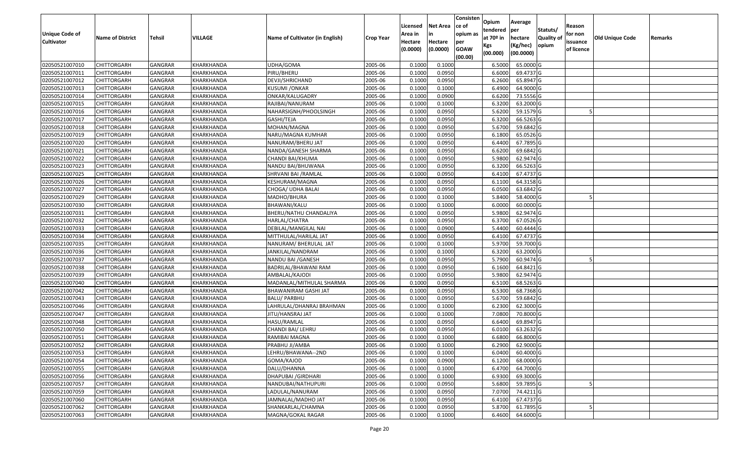| Unique Code of Cultivator | Name of District | Tehsil | VILLAGE | Name of Cultivator (in English) | Crop Year | Licensed Area in Hectare (0.0000) | Net Area in Hectare (0.0000) | Consistence of opium as per GOAW (00.00) | Opium tendered at 70º in Kgs (00.000) | Average per hectare (Kg/hec) (00.0000) | Statuts/ Quality of opium | Reason for non issuance of licence | Old Unique Code | Remarks |
|---|---|---|---|---|---|---|---|---|---|---|---|---|---|---|
| 02050521007010 | CHITTORGARH | GANGRAR | KHARKHANDA | UDHA/GOMA | 2005-06 | 0.1000 | 0.1000 | | 6.5000 | 65.0000 | G | | | |
| 02050521007011 | CHITTORGARH | GANGRAR | KHARKHANDA | PIRU/BHERU | 2005-06 | 0.1000 | 0.0950 | | 6.6000 | 69.4737 | G | | | |
| 02050521007012 | CHITTORGARH | GANGRAR | KHARKHANDA | DEVJI/SHRICHAND | 2005-06 | 0.1000 | 0.0950 | | 6.2600 | 65.8947 | G | | | |
| 02050521007013 | CHITTORGARH | GANGRAR | KHARKHANDA | KUSUMI /ONKAR | 2005-06 | 0.1000 | 0.1000 | | 6.4900 | 64.9000 | G | | | |
| 02050521007014 | CHITTORGARH | GANGRAR | KHARKHANDA | ONKAR/KALUGADRY | 2005-06 | 0.1000 | 0.0900 | | 6.6200 | 73.5556 | G | | | |
| 02050521007015 | CHITTORGARH | GANGRAR | KHARKHANDA | RAJIBAI/NANURAM | 2005-06 | 0.1000 | 0.1000 | | 6.3200 | 63.2000 | G | | | |
| 02050521007016 | CHITTORGARH | GANGRAR | KHARKHANDA | NAHARSIGNH/PHOOLSINGH | 2005-06 | 0.1000 | 0.0950 | | 5.6200 | 59.1579 | G | 5 | | |
| 02050521007017 | CHITTORGARH | GANGRAR | KHARKHANDA | GASHI/TEJA | 2005-06 | 0.1000 | 0.0950 | | 6.3200 | 66.5263 | G | | | |
| 02050521007018 | CHITTORGARH | GANGRAR | KHARKHANDA | MOHAN/MAGNA | 2005-06 | 0.1000 | 0.0950 | | 5.6700 | 59.6842 | G | | | |
| 02050521007019 | CHITTORGARH | GANGRAR | KHARKHANDA | NARU/MAGNA KUMHAR | 2005-06 | 0.1000 | 0.0950 | | 6.1800 | 65.0526 | G | | | |
| 02050521007020 | CHITTORGARH | GANGRAR | KHARKHANDA | NANURAM/BHERU JAT | 2005-06 | 0.1000 | 0.0950 | | 6.4400 | 67.7895 | G | | | |
| 02050521007021 | CHITTORGARH | GANGRAR | KHARKHANDA | NANDA/GANESH SHARMA | 2005-06 | 0.1000 | 0.0950 | | 6.6200 | 69.6842 | G | | | |
| 02050521007022 | CHITTORGARH | GANGRAR | KHARKHANDA | CHANDI BAI/KHUMA | 2005-06 | 0.1000 | 0.0950 | | 5.9800 | 62.9474 | G | | | |
| 02050521007023 | CHITTORGARH | GANGRAR | KHARKHANDA | NANDU BAI/BHUWANA | 2005-06 | 0.1000 | 0.0950 | | 6.3200 | 66.5263 | G | | | |
| 02050521007025 | CHITTORGARH | GANGRAR | KHARKHANDA | SHRVANI BAI /RAMLAL | 2005-06 | 0.1000 | 0.0950 | | 6.4100 | 67.4737 | G | | | |
| 02050521007026 | CHITTORGARH | GANGRAR | KHARKHANDA | KESHURAM/MAGNA | 2005-06 | 0.1000 | 0.0950 | | 6.1100 | 64.3158 | G | | | |
| 02050521007027 | CHITTORGARH | GANGRAR | KHARKHANDA | CHOGA/ UDHA BALAI | 2005-06 | 0.1000 | 0.0950 | | 6.0500 | 63.6842 | G | | | |
| 02050521007029 | CHITTORGARH | GANGRAR | KHARKHANDA | MADHO/BHURA | 2005-06 | 0.1000 | 0.1000 | | 5.8400 | 58.4000 | G | 5 | | |
| 02050521007030 | CHITTORGARH | GANGRAR | KHARKHANDA | BHAWANI/KALU | 2005-06 | 0.1000 | 0.1000 | | 6.0000 | 60.0000 | G | | | |
| 02050521007031 | CHITTORGARH | GANGRAR | KHARKHANDA | BHERU/NATHU CHANDALIYA | 2005-06 | 0.1000 | 0.0950 | | 5.9800 | 62.9474 | G | | | |
| 02050521007032 | CHITTORGARH | GANGRAR | KHARKHANDA | HARLAL/CHATRA | 2005-06 | 0.1000 | 0.0950 | | 6.3700 | 67.0526 | G | | | |
| 02050521007033 | CHITTORGARH | GANGRAR | KHARKHANDA | DEBILAL/MANGILAL NAI | 2005-06 | 0.1000 | 0.0900 | | 5.4400 | 60.4444 | G | | | |
| 02050521007034 | CHITTORGARH | GANGRAR | KHARKHANDA | MITTHULAL/HARILAL JAT | 2005-06 | 0.1000 | 0.0950 | | 6.4100 | 67.4737 | G | | | |
| 02050521007035 | CHITTORGARH | GANGRAR | KHARKHANDA | NANURAM/ BHERULAL JAT | 2005-06 | 0.1000 | 0.1000 | | 5.9700 | 59.7000 | G | | | |
| 02050521007036 | CHITTORGARH | GANGRAR | KHARKHANDA | JANKILAL/NANDRAM | 2005-06 | 0.1000 | 0.1000 | | 6.3200 | 63.2000 | G | | | |
| 02050521007037 | CHITTORGARH | GANGRAR | KHARKHANDA | NANDU BAI /GANESH | 2005-06 | 0.1000 | 0.0950 | | 5.7900 | 60.9474 | G | 5 | | |
| 02050521007038 | CHITTORGARH | GANGRAR | KHARKHANDA | BADRILAL/BHAWANI RAM | 2005-06 | 0.1000 | 0.0950 | | 6.1600 | 64.8421 | G | | | |
| 02050521007039 | CHITTORGARH | GANGRAR | KHARKHANDA | AMBALAL/KAJODI | 2005-06 | 0.1000 | 0.0950 | | 5.9800 | 62.9474 | G | | | |
| 02050521007040 | CHITTORGARH | GANGRAR | KHARKHANDA | MADANLAL/MITHULAL SHARMA | 2005-06 | 0.1000 | 0.0950 | | 6.5100 | 68.5263 | G | | | |
| 02050521007042 | CHITTORGARH | GANGRAR | KHARKHANDA | BHAWANIRAM GASHI JAT | 2005-06 | 0.1000 | 0.0950 | | 6.5300 | 68.7368 | G | | | |
| 02050521007043 | CHITTORGARH | GANGRAR | KHARKHANDA | BALU/ PARBHU | 2005-06 | 0.1000 | 0.0950 | | 5.6700 | 59.6842 | G | | | |
| 02050521007046 | CHITTORGARH | GANGRAR | KHARKHANDA | LAHRULAL/DHANRAJ BRAHMAN | 2005-06 | 0.1000 | 0.1000 | | 6.2300 | 62.3000 | G | | | |
| 02050521007047 | CHITTORGARH | GANGRAR | KHARKHANDA | JITU/HANSRAJ JAT | 2005-06 | 0.1000 | 0.1000 | | 7.0800 | 70.8000 | G | | | |
| 02050521007048 | CHITTORGARH | GANGRAR | KHARKHANDA | HASU/RAMLAL | 2005-06 | 0.1000 | 0.0950 | | 6.6400 | 69.8947 | G | | | |
| 02050521007050 | CHITTORGARH | GANGRAR | KHARKHANDA | CHANDI BAI/ LEHRU | 2005-06 | 0.1000 | 0.0950 | | 6.0100 | 63.2632 | G | | | |
| 02050521007051 | CHITTORGARH | GANGRAR | KHARKHANDA | RAMIBAI MAGNA | 2005-06 | 0.1000 | 0.1000 | | 6.6800 | 66.8000 | G | | | |
| 02050521007052 | CHITTORGARH | GANGRAR | KHARKHANDA | PRABHU JI/AMBA | 2005-06 | 0.1000 | 0.1000 | | 6.2900 | 62.9000 | G | | | |
| 02050521007053 | CHITTORGARH | GANGRAR | KHARKHANDA | LEHRU/BHAWANA--2ND | 2005-06 | 0.1000 | 0.1000 | | 6.0400 | 60.4000 | G | | | |
| 02050521007054 | CHITTORGARH | GANGRAR | KHARKHANDA | GOMA/KAJOD | 2005-06 | 0.1000 | 0.0900 | | 6.1200 | 68.0000 | G | | | |
| 02050521007055 | CHITTORGARH | GANGRAR | KHARKHANDA | DALU/DHANNA | 2005-06 | 0.1000 | 0.1000 | | 6.4700 | 64.7000 | G | | | |
| 02050521007056 | CHITTORGARH | GANGRAR | KHARKHANDA | DHAPUBAI /GIRDHARI | 2005-06 | 0.1000 | 0.1000 | | 6.9300 | 69.3000 | G | | | |
| 02050521007057 | CHITTORGARH | GANGRAR | KHARKHANDA | NANDUBAI/NATHUPURI | 2005-06 | 0.1000 | 0.0950 | | 5.6800 | 59.7895 | G | 5 | | |
| 02050521007059 | CHITTORGARH | GANGRAR | KHARKHANDA | LADULAL/NANURAM | 2005-06 | 0.1000 | 0.0950 | | 7.0700 | 74.4211 | G | | | |
| 02050521007060 | CHITTORGARH | GANGRAR | KHARKHANDA | JAMNALAL/MADHO JAT | 2005-06 | 0.1000 | 0.0950 | | 6.4100 | 67.4737 | G | | | |
| 02050521007062 | CHITTORGARH | GANGRAR | KHARKHANDA | SHANKARLAL/CHAMNA | 2005-06 | 0.1000 | 0.0950 | | 5.8700 | 61.7895 | G | 5 | | |
| 02050521007063 | CHITTORGARH | GANGRAR | KHARKHANDA | MAGNA/GOKAL RAGAR | 2005-06 | 0.1000 | 0.1000 | | 6.4600 | 64.6000 | G | | | |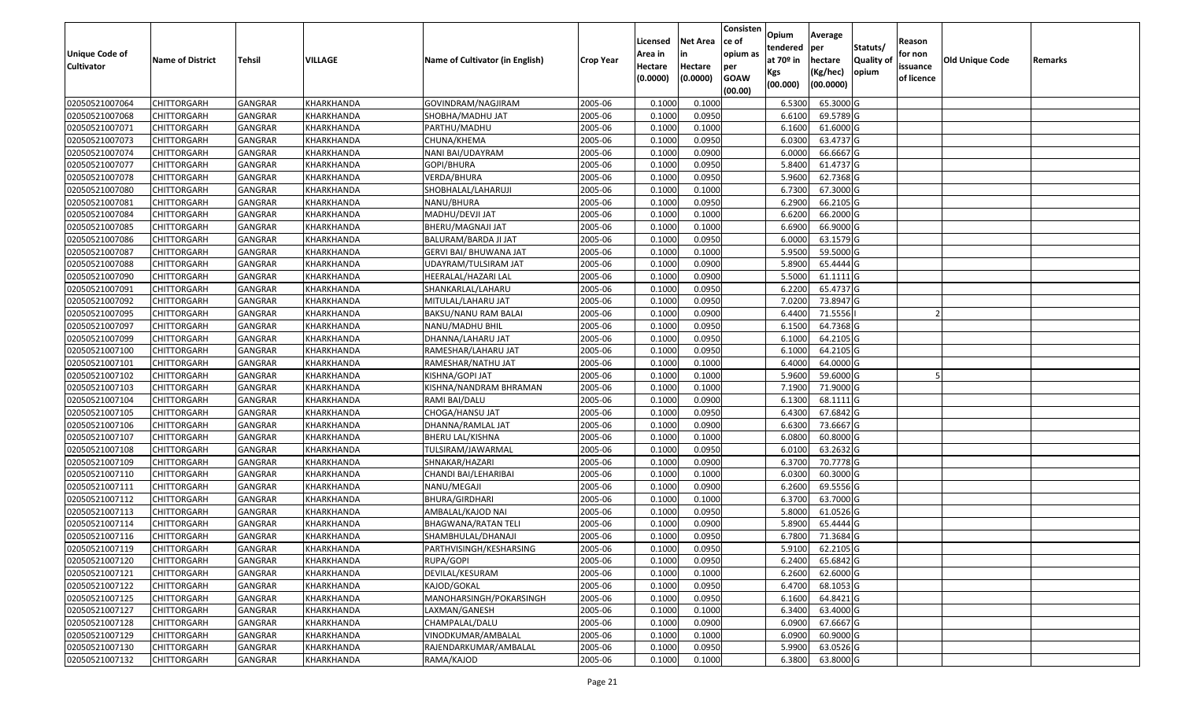| Unique Code of Cultivator | Name of District | Tehsil | VILLAGE | Name of Cultivator (in English) | Crop Year | Licensed Area in Hectare (0.0000) | Net Area in Hectare (0.0000) | Consistence of opium as per GOAW (00.00) | Opium tendered at 70º in Kgs (00.000) | Average per hectare (Kg/hec) (00.0000) | Statuts/ Quality of opium | Reason for non issuance of licence | Old Unique Code | Remarks |
|---|---|---|---|---|---|---|---|---|---|---|---|---|---|---|
| 02050521007064 | CHITTORGARH | GANGRAR | KHARKHANDA | GOVINDRAM/NAGJIRAM | 2005-06 | 0.1000 | 0.1000 | | 6.5300 | 65.3000 | G | | | |
| 02050521007068 | CHITTORGARH | GANGRAR | KHARKHANDA | SHOBHA/MADHU JAT | 2005-06 | 0.1000 | 0.0950 | | 6.6100 | 69.5789 | G | | | |
| 02050521007071 | CHITTORGARH | GANGRAR | KHARKHANDA | PARTHU/MADHU | 2005-06 | 0.1000 | 0.1000 | | 6.1600 | 61.6000 | G | | | |
| 02050521007073 | CHITTORGARH | GANGRAR | KHARKHANDA | CHUNA/KHEMA | 2005-06 | 0.1000 | 0.0950 | | 6.0300 | 63.4737 | G | | | |
| 02050521007074 | CHITTORGARH | GANGRAR | KHARKHANDA | NANI BAI/UDAYRAM | 2005-06 | 0.1000 | 0.0900 | | 6.0000 | 66.6667 | G | | | |
| 02050521007077 | CHITTORGARH | GANGRAR | KHARKHANDA | GOPI/BHURA | 2005-06 | 0.1000 | 0.0950 | | 5.8400 | 61.4737 | G | | | |
| 02050521007078 | CHITTORGARH | GANGRAR | KHARKHANDA | VERDA/BHURA | 2005-06 | 0.1000 | 0.0950 | | 5.9600 | 62.7368 | G | | | |
| 02050521007080 | CHITTORGARH | GANGRAR | KHARKHANDA | SHOBHALAL/LAHARUJI | 2005-06 | 0.1000 | 0.1000 | | 6.7300 | 67.3000 | G | | | |
| 02050521007081 | CHITTORGARH | GANGRAR | KHARKHANDA | NANU/BHURA | 2005-06 | 0.1000 | 0.0950 | | 6.2900 | 66.2105 | G | | | |
| 02050521007084 | CHITTORGARH | GANGRAR | KHARKHANDA | MADHU/DEVJI JAT | 2005-06 | 0.1000 | 0.1000 | | 6.6200 | 66.2000 | G | | | |
| 02050521007085 | CHITTORGARH | GANGRAR | KHARKHANDA | BHERU/MAGNAJI JAT | 2005-06 | 0.1000 | 0.1000 | | 6.6900 | 66.9000 | G | | | |
| 02050521007086 | CHITTORGARH | GANGRAR | KHARKHANDA | BALURAM/BARDA JI JAT | 2005-06 | 0.1000 | 0.0950 | | 6.0000 | 63.1579 | G | | | |
| 02050521007087 | CHITTORGARH | GANGRAR | KHARKHANDA | GERVI BAI/ BHUWANA JAT | 2005-06 | 0.1000 | 0.1000 | | 5.9500 | 59.5000 | G | | | |
| 02050521007088 | CHITTORGARH | GANGRAR | KHARKHANDA | UDAYRAM/TULSIRAM JAT | 2005-06 | 0.1000 | 0.0900 | | 5.8900 | 65.4444 | G | | | |
| 02050521007090 | CHITTORGARH | GANGRAR | KHARKHANDA | HEERALAL/HAZARI LAL | 2005-06 | 0.1000 | 0.0900 | | 5.5000 | 61.1111 | G | | | |
| 02050521007091 | CHITTORGARH | GANGRAR | KHARKHANDA | SHANKARLAL/LAHARU | 2005-06 | 0.1000 | 0.0950 | | 6.2200 | 65.4737 | G | | | |
| 02050521007092 | CHITTORGARH | GANGRAR | KHARKHANDA | MITULAL/LAHARU JAT | 2005-06 | 0.1000 | 0.0950 | | 7.0200 | 73.8947 | G | | | |
| 02050521007095 | CHITTORGARH | GANGRAR | KHARKHANDA | BAKSU/NANU RAM BALAI | 2005-06 | 0.1000 | 0.0900 | | 6.4400 | 71.5556 | I | 2 | | |
| 02050521007097 | CHITTORGARH | GANGRAR | KHARKHANDA | NANU/MADHU BHIL | 2005-06 | 0.1000 | 0.0950 | | 6.1500 | 64.7368 | G | | | |
| 02050521007099 | CHITTORGARH | GANGRAR | KHARKHANDA | DHANNA/LAHARU JAT | 2005-06 | 0.1000 | 0.0950 | | 6.1000 | 64.2105 | G | | | |
| 02050521007100 | CHITTORGARH | GANGRAR | KHARKHANDA | RAMESHAR/LAHARU JAT | 2005-06 | 0.1000 | 0.0950 | | 6.1000 | 64.2105 | G | | | |
| 02050521007101 | CHITTORGARH | GANGRAR | KHARKHANDA | RAMESHAR/NATHU JAT | 2005-06 | 0.1000 | 0.1000 | | 6.4000 | 64.0000 | G | | | |
| 02050521007102 | CHITTORGARH | GANGRAR | KHARKHANDA | KISHNA/GOPI JAT | 2005-06 | 0.1000 | 0.1000 | | 5.9600 | 59.6000 | G | 5 | | |
| 02050521007103 | CHITTORGARH | GANGRAR | KHARKHANDA | KISHNA/NANDRAM BHRAMAN | 2005-06 | 0.1000 | 0.1000 | | 7.1900 | 71.9000 | G | | | |
| 02050521007104 | CHITTORGARH | GANGRAR | KHARKHANDA | RAMI BAI/DALU | 2005-06 | 0.1000 | 0.0900 | | 6.1300 | 68.1111 | G | | | |
| 02050521007105 | CHITTORGARH | GANGRAR | KHARKHANDA | CHOGA/HANSU JAT | 2005-06 | 0.1000 | 0.0950 | | 6.4300 | 67.6842 | G | | | |
| 02050521007106 | CHITTORGARH | GANGRAR | KHARKHANDA | DHANNA/RAMLAL JAT | 2005-06 | 0.1000 | 0.0900 | | 6.6300 | 73.6667 | G | | | |
| 02050521007107 | CHITTORGARH | GANGRAR | KHARKHANDA | BHERU LAL/KISHNA | 2005-06 | 0.1000 | 0.1000 | | 6.0800 | 60.8000 | G | | | |
| 02050521007108 | CHITTORGARH | GANGRAR | KHARKHANDA | TULSIRAM/JAWARMAL | 2005-06 | 0.1000 | 0.0950 | | 6.0100 | 63.2632 | G | | | |
| 02050521007109 | CHITTORGARH | GANGRAR | KHARKHANDA | SHNAKAR/HAZARI | 2005-06 | 0.1000 | 0.0900 | | 6.3700 | 70.7778 | G | | | |
| 02050521007110 | CHITTORGARH | GANGRAR | KHARKHANDA | CHANDI BAI/LEHARIBAI | 2005-06 | 0.1000 | 0.1000 | | 6.0300 | 60.3000 | G | | | |
| 02050521007111 | CHITTORGARH | GANGRAR | KHARKHANDA | NANU/MEGAJI | 2005-06 | 0.1000 | 0.0900 | | 6.2600 | 69.5556 | G | | | |
| 02050521007112 | CHITTORGARH | GANGRAR | KHARKHANDA | BHURA/GIRDHARI | 2005-06 | 0.1000 | 0.1000 | | 6.3700 | 63.7000 | G | | | |
| 02050521007113 | CHITTORGARH | GANGRAR | KHARKHANDA | AMBALAL/KAJOD NAI | 2005-06 | 0.1000 | 0.0950 | | 5.8000 | 61.0526 | G | | | |
| 02050521007114 | CHITTORGARH | GANGRAR | KHARKHANDA | BHAGWANA/RATAN TELI | 2005-06 | 0.1000 | 0.0900 | | 5.8900 | 65.4444 | G | | | |
| 02050521007116 | CHITTORGARH | GANGRAR | KHARKHANDA | SHAMBHULAL/DHANAJI | 2005-06 | 0.1000 | 0.0950 | | 6.7800 | 71.3684 | G | | | |
| 02050521007119 | CHITTORGARH | GANGRAR | KHARKHANDA | PARTHVISINGH/KESHARSING | 2005-06 | 0.1000 | 0.0950 | | 5.9100 | 62.2105 | G | | | |
| 02050521007120 | CHITTORGARH | GANGRAR | KHARKHANDA | RUPA/GOPI | 2005-06 | 0.1000 | 0.0950 | | 6.2400 | 65.6842 | G | | | |
| 02050521007121 | CHITTORGARH | GANGRAR | KHARKHANDA | DEVILAL/KESURAM | 2005-06 | 0.1000 | 0.1000 | | 6.2600 | 62.6000 | G | | | |
| 02050521007122 | CHITTORGARH | GANGRAR | KHARKHANDA | KAJOD/GOKAL | 2005-06 | 0.1000 | 0.0950 | | 6.4700 | 68.1053 | G | | | |
| 02050521007125 | CHITTORGARH | GANGRAR | KHARKHANDA | MANOHARSINGH/POKARSINGH | 2005-06 | 0.1000 | 0.0950 | | 6.1600 | 64.8421 | G | | | |
| 02050521007127 | CHITTORGARH | GANGRAR | KHARKHANDA | LAXMAN/GANESH | 2005-06 | 0.1000 | 0.1000 | | 6.3400 | 63.4000 | G | | | |
| 02050521007128 | CHITTORGARH | GANGRAR | KHARKHANDA | CHAMPALAL/DALU | 2005-06 | 0.1000 | 0.0900 | | 6.0900 | 67.6667 | G | | | |
| 02050521007129 | CHITTORGARH | GANGRAR | KHARKHANDA | VINODKUMAR/AMBALAL | 2005-06 | 0.1000 | 0.1000 | | 6.0900 | 60.9000 | G | | | |
| 02050521007130 | CHITTORGARH | GANGRAR | KHARKHANDA | RAJENDARKUMAR/AMBALAL | 2005-06 | 0.1000 | 0.0950 | | 5.9900 | 63.0526 | G | | | |
| 02050521007132 | CHITTORGARH | GANGRAR | KHARKHANDA | RAMA/KAJOD | 2005-06 | 0.1000 | 0.1000 | | 6.3800 | 63.8000 | G | | | |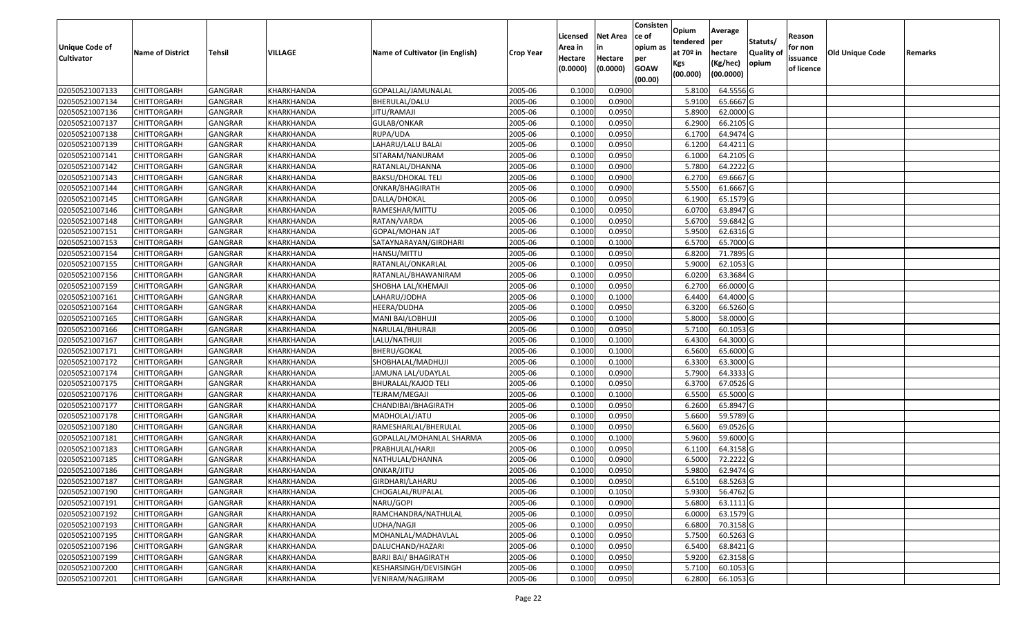| Unique Code of Cultivator | Name of District | Tehsil | VILLAGE | Name of Cultivator (in English) | Crop Year | Licensed Area in Hectare (0.0000) | Net Area in Hectare (0.0000) | Consistence of opium as per GOAW (00.00) | Opium tendered at 70º in Kgs (00.000) | Average per hectare (Kg/hec) (00.0000) | Statuts/ Quality of opium | Reason for non issuance of licence | Old Unique Code | Remarks |
|---|---|---|---|---|---|---|---|---|---|---|---|---|---|---|
| 02050521007133 | CHITTORGARH | GANGRAR | KHARKHANDA | GOPALLAL/JAMUNALAL | 2005-06 | 0.1000 | 0.0900 | | 5.8100 | 64.5556 | G | | | |
| 02050521007134 | CHITTORGARH | GANGRAR | KHARKHANDA | BHERULAL/DALU | 2005-06 | 0.1000 | 0.0900 | | 5.9100 | 65.6667 | G | | | |
| 02050521007136 | CHITTORGARH | GANGRAR | KHARKHANDA | JITU/RAMAJI | 2005-06 | 0.1000 | 0.0950 | | 5.8900 | 62.0000 | G | | | |
| 02050521007137 | CHITTORGARH | GANGRAR | KHARKHANDA | GULAB/ONKAR | 2005-06 | 0.1000 | 0.0950 | | 6.2900 | 66.2105 | G | | | |
| 02050521007138 | CHITTORGARH | GANGRAR | KHARKHANDA | RUPA/UDA | 2005-06 | 0.1000 | 0.0950 | | 6.1700 | 64.9474 | G | | | |
| 02050521007139 | CHITTORGARH | GANGRAR | KHARKHANDA | LAHARU/LALU BALAI | 2005-06 | 0.1000 | 0.0950 | | 6.1200 | 64.4211 | G | | | |
| 02050521007141 | CHITTORGARH | GANGRAR | KHARKHANDA | SITARAM/NANURAM | 2005-06 | 0.1000 | 0.0950 | | 6.1000 | 64.2105 | G | | | |
| 02050521007142 | CHITTORGARH | GANGRAR | KHARKHANDA | RATANLAL/DHANNA | 2005-06 | 0.1000 | 0.0900 | | 5.7800 | 64.2222 | G | | | |
| 02050521007143 | CHITTORGARH | GANGRAR | KHARKHANDA | BAKSU/DHOKAL TELI | 2005-06 | 0.1000 | 0.0900 | | 6.2700 | 69.6667 | G | | | |
| 02050521007144 | CHITTORGARH | GANGRAR | KHARKHANDA | ONKAR/BHAGIRATH | 2005-06 | 0.1000 | 0.0900 | | 5.5500 | 61.6667 | G | | | |
| 02050521007145 | CHITTORGARH | GANGRAR | KHARKHANDA | DALLA/DHOKAL | 2005-06 | 0.1000 | 0.0950 | | 6.1900 | 65.1579 | G | | | |
| 02050521007146 | CHITTORGARH | GANGRAR | KHARKHANDA | RAMESHAR/MITTU | 2005-06 | 0.1000 | 0.0950 | | 6.0700 | 63.8947 | G | | | |
| 02050521007148 | CHITTORGARH | GANGRAR | KHARKHANDA | RATAN/VARDA | 2005-06 | 0.1000 | 0.0950 | | 5.6700 | 59.6842 | G | | | |
| 02050521007151 | CHITTORGARH | GANGRAR | KHARKHANDA | GOPAL/MOHAN JAT | 2005-06 | 0.1000 | 0.0950 | | 5.9500 | 62.6316 | G | | | |
| 02050521007153 | CHITTORGARH | GANGRAR | KHARKHANDA | SATAYNARAYAN/GIRDHARI | 2005-06 | 0.1000 | 0.1000 | | 6.5700 | 65.7000 | G | | | |
| 02050521007154 | CHITTORGARH | GANGRAR | KHARKHANDA | HANSU/MITTU | 2005-06 | 0.1000 | 0.0950 | | 6.8200 | 71.7895 | G | | | |
| 02050521007155 | CHITTORGARH | GANGRAR | KHARKHANDA | RATANLAL/ONKARLAL | 2005-06 | 0.1000 | 0.0950 | | 5.9000 | 62.1053 | G | | | |
| 02050521007156 | CHITTORGARH | GANGRAR | KHARKHANDA | RATANLAL/BHAWANIRAM | 2005-06 | 0.1000 | 0.0950 | | 6.0200 | 63.3684 | G | | | |
| 02050521007159 | CHITTORGARH | GANGRAR | KHARKHANDA | SHOBHA LAL/KHEMAJI | 2005-06 | 0.1000 | 0.0950 | | 6.2700 | 66.0000 | G | | | |
| 02050521007161 | CHITTORGARH | GANGRAR | KHARKHANDA | LAHARU/JODHA | 2005-06 | 0.1000 | 0.1000 | | 6.4400 | 64.4000 | G | | | |
| 02050521007164 | CHITTORGARH | GANGRAR | KHARKHANDA | HEERA/DUDHA | 2005-06 | 0.1000 | 0.0950 | | 6.3200 | 66.5260 | G | | | |
| 02050521007165 | CHITTORGARH | GANGRAR | KHARKHANDA | MANI BAI/LOBHUJI | 2005-06 | 0.1000 | 0.1000 | | 5.8000 | 58.0000 | G | | | |
| 02050521007166 | CHITTORGARH | GANGRAR | KHARKHANDA | NARULAL/BHURAJI | 2005-06 | 0.1000 | 0.0950 | | 5.7100 | 60.1053 | G | | | |
| 02050521007167 | CHITTORGARH | GANGRAR | KHARKHANDA | LALU/NATHUJI | 2005-06 | 0.1000 | 0.1000 | | 6.4300 | 64.3000 | G | | | |
| 02050521007171 | CHITTORGARH | GANGRAR | KHARKHANDA | BHERU/GOKAL | 2005-06 | 0.1000 | 0.1000 | | 6.5600 | 65.6000 | G | | | |
| 02050521007172 | CHITTORGARH | GANGRAR | KHARKHANDA | SHOBHALAL/MADHUJI | 2005-06 | 0.1000 | 0.1000 | | 6.3300 | 63.3000 | G | | | |
| 02050521007174 | CHITTORGARH | GANGRAR | KHARKHANDA | JAMUNA LAL/UDAYLAL | 2005-06 | 0.1000 | 0.0900 | | 5.7900 | 64.3333 | G | | | |
| 02050521007175 | CHITTORGARH | GANGRAR | KHARKHANDA | BHURALAL/KAJOD TELI | 2005-06 | 0.1000 | 0.0950 | | 6.3700 | 67.0526 | G | | | |
| 02050521007176 | CHITTORGARH | GANGRAR | KHARKHANDA | TEJRAM/MEGAJI | 2005-06 | 0.1000 | 0.1000 | | 6.5500 | 65.5000 | G | | | |
| 02050521007177 | CHITTORGARH | GANGRAR | KHARKHANDA | CHANDIBAI/BHAGIRATH | 2005-06 | 0.1000 | 0.0950 | | 6.2600 | 65.8947 | G | | | |
| 02050521007178 | CHITTORGARH | GANGRAR | KHARKHANDA | MADHOLAL/JATU | 2005-06 | 0.1000 | 0.0950 | | 5.6600 | 59.5789 | G | | | |
| 02050521007180 | CHITTORGARH | GANGRAR | KHARKHANDA | RAMESHARLAL/BHERULAL | 2005-06 | 0.1000 | 0.0950 | | 6.5600 | 69.0526 | G | | | |
| 02050521007181 | CHITTORGARH | GANGRAR | KHARKHANDA | GOPALLAL/MOHANLAL SHARMA | 2005-06 | 0.1000 | 0.1000 | | 5.9600 | 59.6000 | G | | | |
| 02050521007183 | CHITTORGARH | GANGRAR | KHARKHANDA | PRABHULAL/HARJI | 2005-06 | 0.1000 | 0.0950 | | 6.1100 | 64.3158 | G | | | |
| 02050521007185 | CHITTORGARH | GANGRAR | KHARKHANDA | NATHULAL/DHANNA | 2005-06 | 0.1000 | 0.0900 | | 6.5000 | 72.2222 | G | | | |
| 02050521007186 | CHITTORGARH | GANGRAR | KHARKHANDA | ONKAR/JITU | 2005-06 | 0.1000 | 0.0950 | | 5.9800 | 62.9474 | G | | | |
| 02050521007187 | CHITTORGARH | GANGRAR | KHARKHANDA | GIRDHARI/LAHARU | 2005-06 | 0.1000 | 0.0950 | | 6.5100 | 68.5263 | G | | | |
| 02050521007190 | CHITTORGARH | GANGRAR | KHARKHANDA | CHOGALAL/RUPALAL | 2005-06 | 0.1000 | 0.1050 | | 5.9300 | 56.4762 | G | | | |
| 02050521007191 | CHITTORGARH | GANGRAR | KHARKHANDA | NARU/GOPI | 2005-06 | 0.1000 | 0.0900 | | 5.6800 | 63.1111 | G | | | |
| 02050521007192 | CHITTORGARH | GANGRAR | KHARKHANDA | RAMCHANDRA/NATHULAL | 2005-06 | 0.1000 | 0.0950 | | 6.0000 | 63.1579 | G | | | |
| 02050521007193 | CHITTORGARH | GANGRAR | KHARKHANDA | UDHA/NAGJI | 2005-06 | 0.1000 | 0.0950 | | 6.6800 | 70.3158 | G | | | |
| 02050521007195 | CHITTORGARH | GANGRAR | KHARKHANDA | MOHANLAL/MADHAVLAL | 2005-06 | 0.1000 | 0.0950 | | 5.7500 | 60.5263 | G | | | |
| 02050521007196 | CHITTORGARH | GANGRAR | KHARKHANDA | DALUCHAND/HAZARI | 2005-06 | 0.1000 | 0.0950 | | 6.5400 | 68.8421 | G | | | |
| 02050521007199 | CHITTORGARH | GANGRAR | KHARKHANDA | BARJI BAI/ BHAGIRATH | 2005-06 | 0.1000 | 0.0950 | | 5.9200 | 62.3158 | G | | | |
| 02050521007200 | CHITTORGARH | GANGRAR | KHARKHANDA | KESHARSINGH/DEVISINGH | 2005-06 | 0.1000 | 0.0950 | | 5.7100 | 60.1053 | G | | | |
| 02050521007201 | CHITTORGARH | GANGRAR | KHARKHANDA | VENIRAM/NAGJIRAM | 2005-06 | 0.1000 | 0.0950 | | 6.2800 | 66.1053 | G | | | |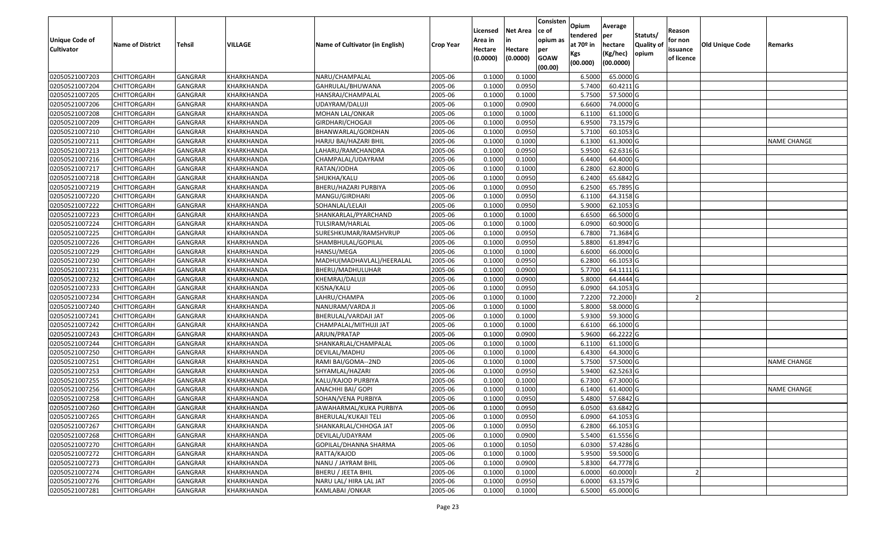| Unique Code of Cultivator | Name of District | Tehsil | VILLAGE | Name of Cultivator (in English) | Crop Year | Licensed Area in Hectare (0.0000) | Net Area in Hectare (0.0000) | Consistence of opium as per GOAW (00.00) | Opium tendered at 70º in Kgs (00.000) | Average per hectare (Kg/hec) (00.0000) | Statuts/ Quality of opium | Reason for non issuance of licence | Old Unique Code | Remarks |
|---|---|---|---|---|---|---|---|---|---|---|---|---|---|---|
| 02050521007203 | CHITTORGARH | GANGRAR | KHARKHANDA | NARU/CHAMPALAL | 2005-06 | 0.1000 | 0.1000 | | 6.5000 | 65.0000 | G | | | |
| 02050521007204 | CHITTORGARH | GANGRAR | KHARKHANDA | GAHRULAL/BHUWANA | 2005-06 | 0.1000 | 0.0950 | | 5.7400 | 60.4211 | G | | | |
| 02050521007205 | CHITTORGARH | GANGRAR | KHARKHANDA | HANSRAJ/CHAMPALAL | 2005-06 | 0.1000 | 0.1000 | | 5.7500 | 57.5000 | G | | | |
| 02050521007206 | CHITTORGARH | GANGRAR | KHARKHANDA | UDAYRAM/DALUJI | 2005-06 | 0.1000 | 0.0900 | | 6.6600 | 74.0000 | G | | | |
| 02050521007208 | CHITTORGARH | GANGRAR | KHARKHANDA | MOHAN LAL/ONKAR | 2005-06 | 0.1000 | 0.1000 | | 6.1100 | 61.1000 | G | | | |
| 02050521007209 | CHITTORGARH | GANGRAR | KHARKHANDA | GIRDHARI/CHOGAJI | 2005-06 | 0.1000 | 0.0950 | | 6.9500 | 73.1579 | G | | | |
| 02050521007210 | CHITTORGARH | GANGRAR | KHARKHANDA | BHANWARLAL/GORDHAN | 2005-06 | 0.1000 | 0.0950 | | 5.7100 | 60.1053 | G | | | |
| 02050521007211 | CHITTORGARH | GANGRAR | KHARKHANDA | HARJU BAI/HAZARI BHIL | 2005-06 | 0.1000 | 0.1000 | | 6.1300 | 61.3000 | G | | | NAME CHANGE |
| 02050521007213 | CHITTORGARH | GANGRAR | KHARKHANDA | LAHARU/RAMCHANDRA | 2005-06 | 0.1000 | 0.0950 | | 5.9500 | 62.6316 | G | | | |
| 02050521007216 | CHITTORGARH | GANGRAR | KHARKHANDA | CHAMPALAL/UDAYRAM | 2005-06 | 0.1000 | 0.1000 | | 6.4400 | 64.4000 | G | | | |
| 02050521007217 | CHITTORGARH | GANGRAR | KHARKHANDA | RATAN/JODHA | 2005-06 | 0.1000 | 0.1000 | | 6.2800 | 62.8000 | G | | | |
| 02050521007218 | CHITTORGARH | GANGRAR | KHARKHANDA | SHUKHA/KALU | 2005-06 | 0.1000 | 0.0950 | | 6.2400 | 65.6842 | G | | | |
| 02050521007219 | CHITTORGARH | GANGRAR | KHARKHANDA | BHERU/HAZARI PURBIYA | 2005-06 | 0.1000 | 0.0950 | | 6.2500 | 65.7895 | G | | | |
| 02050521007220 | CHITTORGARH | GANGRAR | KHARKHANDA | MANGU/GIRDHARI | 2005-06 | 0.1000 | 0.0950 | | 6.1100 | 64.3158 | G | | | |
| 02050521007222 | CHITTORGARH | GANGRAR | KHARKHANDA | SOHANLAL/LELAJI | 2005-06 | 0.1000 | 0.0950 | | 5.9000 | 62.1053 | G | | | |
| 02050521007223 | CHITTORGARH | GANGRAR | KHARKHANDA | SHANKARLAL/PYARCHAND | 2005-06 | 0.1000 | 0.1000 | | 6.6500 | 66.5000 | G | | | |
| 02050521007224 | CHITTORGARH | GANGRAR | KHARKHANDA | TULSIRAM/HARLAL | 2005-06 | 0.1000 | 0.1000 | | 6.0900 | 60.9000 | G | | | |
| 02050521007225 | CHITTORGARH | GANGRAR | KHARKHANDA | SURESHKUMAR/RAMSHVRUP | 2005-06 | 0.1000 | 0.0950 | | 6.7800 | 71.3684 | G | | | |
| 02050521007226 | CHITTORGARH | GANGRAR | KHARKHANDA | SHAMBHULAL/GOPILAL | 2005-06 | 0.1000 | 0.0950 | | 5.8800 | 61.8947 | G | | | |
| 02050521007229 | CHITTORGARH | GANGRAR | KHARKHANDA | HANSU/MEGA | 2005-06 | 0.1000 | 0.1000 | | 6.6000 | 66.0000 | G | | | |
| 02050521007230 | CHITTORGARH | GANGRAR | KHARKHANDA | MADHU(MADHAVLAL)/HEERALAL | 2005-06 | 0.1000 | 0.0950 | | 6.2800 | 66.1053 | G | | | |
| 02050521007231 | CHITTORGARH | GANGRAR | KHARKHANDA | BHERU/MADHULUHAR | 2005-06 | 0.1000 | 0.0900 | | 5.7700 | 64.1111 | G | | | |
| 02050521007232 | CHITTORGARH | GANGRAR | KHARKHANDA | KHEMRAJ/DALUJI | 2005-06 | 0.1000 | 0.0900 | | 5.8000 | 64.4444 | G | | | |
| 02050521007233 | CHITTORGARH | GANGRAR | KHARKHANDA | KISNA/KALU | 2005-06 | 0.1000 | 0.0950 | | 6.0900 | 64.1053 | G | | | |
| 02050521007234 | CHITTORGARH | GANGRAR | KHARKHANDA | LAHRU/CHAMPA | 2005-06 | 0.1000 | 0.1000 | | 7.2200 | 72.2000 | I | 2 | | |
| 02050521007240 | CHITTORGARH | GANGRAR | KHARKHANDA | NANURAM/VARDA JI | 2005-06 | 0.1000 | 0.1000 | | 5.8000 | 58.0000 | G | | | |
| 02050521007241 | CHITTORGARH | GANGRAR | KHARKHANDA | BHERULAL/VARDAJI JAT | 2005-06 | 0.1000 | 0.1000 | | 5.9300 | 59.3000 | G | | | |
| 02050521007242 | CHITTORGARH | GANGRAR | KHARKHANDA | CHAMPALAL/MITHUJI JAT | 2005-06 | 0.1000 | 0.1000 | | 6.6100 | 66.1000 | G | | | |
| 02050521007243 | CHITTORGARH | GANGRAR | KHARKHANDA | ARJUN/PRATAP | 2005-06 | 0.1000 | 0.0900 | | 5.9600 | 66.2222 | G | | | |
| 02050521007244 | CHITTORGARH | GANGRAR | KHARKHANDA | SHANKARLAL/CHAMPALAL | 2005-06 | 0.1000 | 0.1000 | | 6.1100 | 61.1000 | G | | | |
| 02050521007250 | CHITTORGARH | GANGRAR | KHARKHANDA | DEVILAL/MADHU | 2005-06 | 0.1000 | 0.1000 | | 6.4300 | 64.3000 | G | | | |
| 02050521007251 | CHITTORGARH | GANGRAR | KHARKHANDA | RAMI BAI/GOMA--2ND | 2005-06 | 0.1000 | 0.1000 | | 5.7500 | 57.5000 | G | | | NAME CHANGE |
| 02050521007253 | CHITTORGARH | GANGRAR | KHARKHANDA | SHYAMLAL/HAZARI | 2005-06 | 0.1000 | 0.0950 | | 5.9400 | 62.5263 | G | | | |
| 02050521007255 | CHITTORGARH | GANGRAR | KHARKHANDA | KALU/KAJOD PURBIYA | 2005-06 | 0.1000 | 0.1000 | | 6.7300 | 67.3000 | G | | | |
| 02050521007256 | CHITTORGARH | GANGRAR | KHARKHANDA | ANACHHI BAI/ GOPI | 2005-06 | 0.1000 | 0.1000 | | 6.1400 | 61.4000 | G | | | NAME CHANGE |
| 02050521007258 | CHITTORGARH | GANGRAR | KHARKHANDA | SOHAN/VENA PURBIYA | 2005-06 | 0.1000 | 0.0950 | | 5.4800 | 57.6842 | G | | | |
| 02050521007260 | CHITTORGARH | GANGRAR | KHARKHANDA | JAWAHARMAL/KUKA PURBIYA | 2005-06 | 0.1000 | 0.0950 | | 6.0500 | 63.6842 | G | | | |
| 02050521007265 | CHITTORGARH | GANGRAR | KHARKHANDA | BHERULAL/KUKAJI TELI | 2005-06 | 0.1000 | 0.0950 | | 6.0900 | 64.1053 | G | | | |
| 02050521007267 | CHITTORGARH | GANGRAR | KHARKHANDA | SHANKARLAL/CHHOGA JAT | 2005-06 | 0.1000 | 0.0950 | | 6.2800 | 66.1053 | G | | | |
| 02050521007268 | CHITTORGARH | GANGRAR | KHARKHANDA | DEVILAL/UDAYRAM | 2005-06 | 0.1000 | 0.0900 | | 5.5400 | 61.5556 | G | | | |
| 02050521007270 | CHITTORGARH | GANGRAR | KHARKHANDA | GOPILAL/DHANNA SHARMA | 2005-06 | 0.1000 | 0.1050 | | 6.0300 | 57.4286 | G | | | |
| 02050521007272 | CHITTORGARH | GANGRAR | KHARKHANDA | RATTA/KAJOD | 2005-06 | 0.1000 | 0.1000 | | 5.9500 | 59.5000 | G | | | |
| 02050521007273 | CHITTORGARH | GANGRAR | KHARKHANDA | NANU / JAYRAM BHIL | 2005-06 | 0.1000 | 0.0900 | | 5.8300 | 64.7778 | G | | | |
| 02050521007274 | CHITTORGARH | GANGRAR | KHARKHANDA | BHERU / JEETA BHIL | 2005-06 | 0.1000 | 0.1000 | | 6.0000 | 60.0000 | I | 2 | | |
| 02050521007276 | CHITTORGARH | GANGRAR | KHARKHANDA | NARU LAL/ HIRA LAL JAT | 2005-06 | 0.1000 | 0.0950 | | 6.0000 | 63.1579 | G | | | |
| 02050521007281 | CHITTORGARH | GANGRAR | KHARKHANDA | KAMLABAI /ONKAR | 2005-06 | 0.1000 | 0.1000 | | 6.5000 | 65.0000 | G | | | |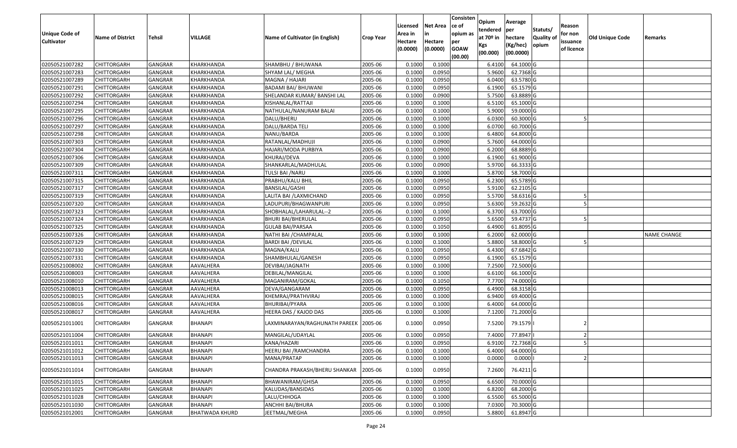| Unique Code of Cultivator | Name of District | Tehsil | VILLAGE | Name of Cultivator (in English) | Crop Year | Licensed Area in Hectare (0.0000) | Net Area in Hectare (0.0000) | Consisten ce of opium as per GOAW (00.00) | Opium tendered at 70º in Kgs (00.000) | Average per hectare (Kg/hec) (00.0000) | Statuts/ Quality of opium | Reason for non issuance of licence | Old Unique Code | Remarks |
|---|---|---|---|---|---|---|---|---|---|---|---|---|---|---|
| 02050521007282 | CHITTORGARH | GANGRAR | KHARKHANDA | SHAMBHU / BHUWANA | 2005-06 | 0.1000 | 0.1000 | | 6.4100 | 64.1000 | G | | | |
| 02050521007283 | CHITTORGARH | GANGRAR | KHARKHANDA | SHYAM LAL/ MEGHA | 2005-06 | 0.1000 | 0.0950 | | 5.9600 | 62.7368 | G | | | |
| 02050521007289 | CHITTORGARH | GANGRAR | KHARKHANDA | MAGNA / HAJARI | 2005-06 | 0.1000 | 0.0950 | | 6.0400 | 63.5780 | G | | | |
| 02050521007291 | CHITTORGARH | GANGRAR | KHARKHANDA | BADAMI BAI/ BHUWANI | 2005-06 | 0.1000 | 0.0950 | | 6.1900 | 65.1579 | G | | | |
| 02050521007292 | CHITTORGARH | GANGRAR | KHARKHANDA | SHELANDAR KUMAR/ BANSHI LAL | 2005-06 | 0.1000 | 0.0900 | | 5.7500 | 63.8889 | G | | | |
| 02050521007294 | CHITTORGARH | GANGRAR | KHARKHANDA | KISHANLAL/RATTAJI | 2005-06 | 0.1000 | 0.1000 | | 6.5100 | 65.1000 | G | | | |
| 02050521007295 | CHITTORGARH | GANGRAR | KHARKHANDA | NATHULAL/NANURAM BALAI | 2005-06 | 0.1000 | 0.1000 | | 5.9000 | 59.0000 | G | | | |
| 02050521007296 | CHITTORGARH | GANGRAR | KHARKHANDA | DALU/BHERU | 2005-06 | 0.1000 | 0.1000 | | 6.0300 | 60.3000 | G | 5 | | |
| 02050521007297 | CHITTORGARH | GANGRAR | KHARKHANDA | DALU/BARDA TELI | 2005-06 | 0.1000 | 0.1000 | | 6.0700 | 60.7000 | G | | | |
| 02050521007298 | CHITTORGARH | GANGRAR | KHARKHANDA | NANU/BARDA | 2005-06 | 0.1000 | 0.1000 | | 6.4800 | 64.8000 | G | | | |
| 02050521007303 | CHITTORGARH | GANGRAR | KHARKHANDA | RATANLAL/MADHUJI | 2005-06 | 0.1000 | 0.0900 | | 5.7600 | 64.0000 | G | | | |
| 02050521007304 | CHITTORGARH | GANGRAR | KHARKHANDA | HAJARI/MODA PURBIYA | 2005-06 | 0.1000 | 0.0900 | | 6.2000 | 68.8889 | G | | | |
| 02050521007306 | CHITTORGARH | GANGRAR | KHARKHANDA | KHURAJ/DEVA | 2005-06 | 0.1000 | 0.1000 | | 6.1900 | 61.9000 | G | | | |
| 02050521007309 | CHITTORGARH | GANGRAR | KHARKHANDA | SHANKARLAL/MADHULAL | 2005-06 | 0.1000 | 0.0900 | | 5.9700 | 66.3333 | G | | | |
| 02050521007311 | CHITTORGARH | GANGRAR | KHARKHANDA | TULSI BAI /NARU | 2005-06 | 0.1000 | 0.1000 | | 5.8700 | 58.7000 | G | | | |
| 02050521007315 | CHITTORGARH | GANGRAR | KHARKHANDA | PRABHU/KALU BHIL | 2005-06 | 0.1000 | 0.0950 | | 6.2300 | 65.5789 | G | | | |
| 02050521007317 | CHITTORGARH | GANGRAR | KHARKHANDA | BANSILAL/GASHI | 2005-06 | 0.1000 | 0.0950 | | 5.9100 | 62.2105 | G | | | |
| 02050521007319 | CHITTORGARH | GANGRAR | KHARKHANDA | LALITA BAI /LAXMICHAND | 2005-06 | 0.1000 | 0.0950 | | 5.5700 | 58.6316 | G | 5 | | |
| 02050521007320 | CHITTORGARH | GANGRAR | KHARKHANDA | LADUPURI/BHAGWANPURI | 2005-06 | 0.1000 | 0.0950 | | 5.6300 | 59.2632 | G | 5 | | |
| 02050521007323 | CHITTORGARH | GANGRAR | KHARKHANDA | SHOBHALAL/LAHARULAL--2 | 2005-06 | 0.1000 | 0.1000 | | 6.3700 | 63.7000 | G | | | |
| 02050521007324 | CHITTORGARH | GANGRAR | KHARKHANDA | BHURI BAI/BHERULAL | 2005-06 | 0.1000 | 0.0950 | | 5.6500 | 59.4737 | G | 5 | | |
| 02050521007325 | CHITTORGARH | GANGRAR | KHARKHANDA | GULAB BAI/PARSAA | 2005-06 | 0.1000 | 0.1050 | | 6.4900 | 61.8095 | G | | | |
| 02050521007326 | CHITTORGARH | GANGRAR | KHARKHANDA | NATHI BAI /CHAMPALAL | 2005-06 | 0.1000 | 0.1000 | | 6.2000 | 62.0000 | G | | | NAME CHANGE |
| 02050521007329 | CHITTORGARH | GANGRAR | KHARKHANDA | BARDI BAI /DEVILAL | 2005-06 | 0.1000 | 0.1000 | | 5.8800 | 58.8000 | G | 5 | | |
| 02050521007330 | CHITTORGARH | GANGRAR | KHARKHANDA | MAGNA/KALU | 2005-06 | 0.1000 | 0.0950 | | 6.4300 | 67.6842 | G | | | |
| 02050521007331 | CHITTORGARH | GANGRAR | KHARKHANDA | SHAMBHULAL/GANESH | 2005-06 | 0.1000 | 0.0950 | | 6.1900 | 65.1579 | G | | | |
| 02050521008002 | CHITTORGARH | GANGRAR | AAVALHERA | DEVIBAI/JAGNATH | 2005-06 | 0.1000 | 0.1000 | | 7.2500 | 72.5000 | G | | | |
| 02050521008003 | CHITTORGARH | GANGRAR | AAVALHERA | DEBILAL/MANGILAL | 2005-06 | 0.1000 | 0.1000 | | 6.6100 | 66.1000 | G | | | |
| 02050521008010 | CHITTORGARH | GANGRAR | AAVALHERA | MAGANIRAM/GOKAL | 2005-06 | 0.1000 | 0.1050 | | 7.7700 | 74.0000 | G | | | |
| 02050521008013 | CHITTORGARH | GANGRAR | AAVALHERA | DEVA/GANGARAM | 2005-06 | 0.1000 | 0.0950 | | 6.4900 | 68.3158 | G | | | |
| 02050521008015 | CHITTORGARH | GANGRAR | AAVALHERA | KHEMRAJ/PRATHVIRAJ | 2005-06 | 0.1000 | 0.1000 | | 6.9400 | 69.4000 | G | | | |
| 02050521008016 | CHITTORGARH | GANGRAR | AAVALHERA | BHURIBAI/PYARA | 2005-06 | 0.1000 | 0.1000 | | 6.4000 | 64.0000 | G | | | |
| 02050521008017 | CHITTORGARH | GANGRAR | AAVALHERA | HEERA DAS / KAJOD DAS | 2005-06 | 0.1000 | 0.1000 | | 7.1200 | 71.2000 | G | | | |
| 02050521011001 | CHITTORGARH | GANGRAR | BHANAPI | LAXMINARAYAN/RAGHUNATH PAREEK | 2005-06 | 0.1000 | 0.0950 | | 7.5200 | 79.1579 | I | 2 | | |
| 02050521011004 | CHITTORGARH | GANGRAR | BHANAPI | MANGILAL/UDAYLAL | 2005-06 | 0.1000 | 0.0950 | | 7.4000 | 77.8947 | I | 2 | | |
| 02050521011011 | CHITTORGARH | GANGRAR | BHANAPI | KANA/HAZARI | 2005-06 | 0.1000 | 0.0950 | | 6.9100 | 72.7368 | G | 5 | | |
| 02050521011012 | CHITTORGARH | GANGRAR | BHANAPI | HEERU BAI /RAMCHANDRA | 2005-06 | 0.1000 | 0.1000 | | 6.4000 | 64.0000 | G | | | |
| 02050521011013 | CHITTORGARH | GANGRAR | BHANAPI | MANA/PRATAP | 2005-06 | 0.1000 | 0.1000 | | 0.0000 | 0.0000 | I | 2 | | |
| 02050521011014 | CHITTORGARH | GANGRAR | BHANAPI | CHANDRA PRAKASH/BHERU SHANKAR | 2005-06 | 0.1000 | 0.0950 | | 7.2600 | 76.4211 | G | | | |
| 02050521011015 | CHITTORGARH | GANGRAR | BHANAPI | BHAWANIRAM/GHISA | 2005-06 | 0.1000 | 0.0950 | | 6.6500 | 70.0000 | G | | | |
| 02050521011025 | CHITTORGARH | GANGRAR | BHANAPI | KALUDAS/BANSIDAS | 2005-06 | 0.1000 | 0.1000 | | 6.8200 | 68.2000 | G | | | |
| 02050521011028 | CHITTORGARH | GANGRAR | BHANAPI | LALU/CHHOGA | 2005-06 | 0.1000 | 0.1000 | | 6.5500 | 65.5000 | G | | | |
| 02050521011030 | CHITTORGARH | GANGRAR | BHANAPI | ANCHHI BAI/BHURA | 2005-06 | 0.1000 | 0.1000 | | 7.0300 | 70.3000 | G | | | |
| 02050521012001 | CHITTORGARH | GANGRAR | BHATWADA KHURD | JEETMAL/MEGHA | 2005-06 | 0.1000 | 0.0950 | | 5.8800 | 61.8947 | G | | | |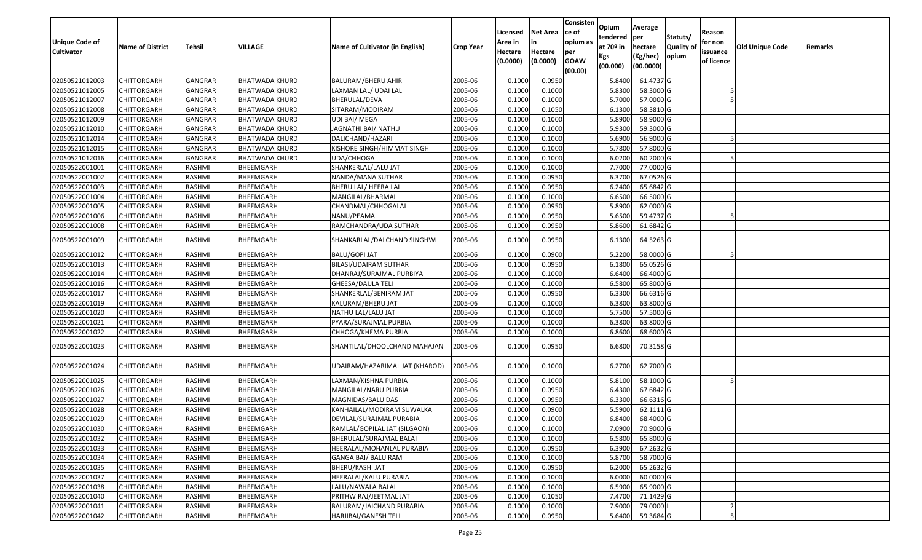| Unique Code of Cultivator | Name of District | Tehsil | VILLAGE | Name of Cultivator (in English) | Crop Year | Licensed Area in Hectare (0.0000) | Net Area in Hectare (0.0000) | Consistence of opium as per GOAW (00.00) | Opium tendered at 70º in Kgs (00.000) | Average per hectare (Kg/hec) (00.0000) | Statuts/ Quality of opium | Reason for non issuance of licence | Old Unique Code | Remarks |
|---|---|---|---|---|---|---|---|---|---|---|---|---|---|---|
| 02050521012003 | CHITTORGARH | GANGRAR | BHATWADA KHURD | BALURAM/BHERU AHIR | 2005-06 | 0.1000 | 0.0950 | | 5.8400 | 61.4737 | G | | | |
| 02050521012005 | CHITTORGARH | GANGRAR | BHATWADA KHURD | LAXMAN LAL/ UDAI LAL | 2005-06 | 0.1000 | 0.1000 | | 5.8300 | 58.3000 | G | 5 | | |
| 02050521012007 | CHITTORGARH | GANGRAR | BHATWADA KHURD | BHERULAL/DEVA | 2005-06 | 0.1000 | 0.1000 | | 5.7000 | 57.0000 | G | 5 | | |
| 02050521012008 | CHITTORGARH | GANGRAR | BHATWADA KHURD | SITARAM/MODIRAM | 2005-06 | 0.1000 | 0.1050 | | 6.1300 | 58.3810 | G | | | |
| 02050521012009 | CHITTORGARH | GANGRAR | BHATWADA KHURD | UDI BAI/ MEGA | 2005-06 | 0.1000 | 0.1000 | | 5.8900 | 58.9000 | G | | | |
| 02050521012010 | CHITTORGARH | GANGRAR | BHATWADA KHURD | JAGNATHI BAI/ NATHU | 2005-06 | 0.1000 | 0.1000 | | 5.9300 | 59.3000 | G | | | |
| 02050521012014 | CHITTORGARH | GANGRAR | BHATWADA KHURD | DALICHAND/HAZARI | 2005-06 | 0.1000 | 0.1000 | | 5.6900 | 56.9000 | G | 5 | | |
| 02050521012015 | CHITTORGARH | GANGRAR | BHATWADA KHURD | KISHORE SINGH/HIMMAT SINGH | 2005-06 | 0.1000 | 0.1000 | | 5.7800 | 57.8000 | G | | | |
| 02050521012016 | CHITTORGARH | GANGRAR | BHATWADA KHURD | UDA/CHHOGA | 2005-06 | 0.1000 | 0.1000 | | 6.0200 | 60.2000 | G | 5 | | |
| 02050522001001 | CHITTORGARH | RASHMI | BHEEMGARH | SHANKERLAL/LALU JAT | 2005-06 | 0.1000 | 0.1000 | | 7.7000 | 77.0000 | G | | | |
| 02050522001002 | CHITTORGARH | RASHMI | BHEEMGARH | NANDA/MANA SUTHAR | 2005-06 | 0.1000 | 0.0950 | | 6.3700 | 67.0526 | G | | | |
| 02050522001003 | CHITTORGARH | RASHMI | BHEEMGARH | BHERU LAL/ HEERA LAL | 2005-06 | 0.1000 | 0.0950 | | 6.2400 | 65.6842 | G | | | |
| 02050522001004 | CHITTORGARH | RASHMI | BHEEMGARH | MANGILAL/BHARMAL | 2005-06 | 0.1000 | 0.1000 | | 6.6500 | 66.5000 | G | | | |
| 02050522001005 | CHITTORGARH | RASHMI | BHEEMGARH | CHANDMAL/CHHOGALAL | 2005-06 | 0.1000 | 0.0950 | | 5.8900 | 62.0000 | G | | | |
| 02050522001006 | CHITTORGARH | RASHMI | BHEEMGARH | NANU/PEAMA | 2005-06 | 0.1000 | 0.0950 | | 5.6500 | 59.4737 | G | 5 | | |
| 02050522001008 | CHITTORGARH | RASHMI | BHEEMGARH | RAMCHANDRA/UDA SUTHAR | 2005-06 | 0.1000 | 0.0950 | | 5.8600 | 61.6842 | G | | | |
| 02050522001009 | CHITTORGARH | RASHMI | BHEEMGARH | SHANKARLAL/DALCHAND SINGHWI | 2005-06 | 0.1000 | 0.0950 | | 6.1300 | 64.5263 | G | | | |
| 02050522001012 | CHITTORGARH | RASHMI | BHEEMGARH | BALU/GOPI JAT | 2005-06 | 0.1000 | 0.0900 | | 5.2200 | 58.0000 | G | 5 | | |
| 02050522001013 | CHITTORGARH | RASHMI | BHEEMGARH | BILASI/UDAIRAM SUTHAR | 2005-06 | 0.1000 | 0.0950 | | 6.1800 | 65.0526 | G | | | |
| 02050522001014 | CHITTORGARH | RASHMI | BHEEMGARH | DHANRAJ/SURAJMAL PURBIYA | 2005-06 | 0.1000 | 0.1000 | | 6.6400 | 66.4000 | G | | | |
| 02050522001016 | CHITTORGARH | RASHMI | BHEEMGARH | GHEESA/DAULA TELI | 2005-06 | 0.1000 | 0.1000 | | 6.5800 | 65.8000 | G | | | |
| 02050522001017 | CHITTORGARH | RASHMI | BHEEMGARH | SHANKERLAL/BENIRAM JAT | 2005-06 | 0.1000 | 0.0950 | | 6.3300 | 66.6316 | G | | | |
| 02050522001019 | CHITTORGARH | RASHMI | BHEEMGARH | KALURAM/BHERU JAT | 2005-06 | 0.1000 | 0.1000 | | 6.3800 | 63.8000 | G | | | |
| 02050522001020 | CHITTORGARH | RASHMI | BHEEMGARH | NATHU LAL/LALU JAT | 2005-06 | 0.1000 | 0.1000 | | 5.7500 | 57.5000 | G | | | |
| 02050522001021 | CHITTORGARH | RASHMI | BHEEMGARH | PYARA/SURAJMAL PURBIA | 2005-06 | 0.1000 | 0.1000 | | 6.3800 | 63.8000 | G | | | |
| 02050522001022 | CHITTORGARH | RASHMI | BHEEMGARH | CHHOGA/KHEMA PURBIA | 2005-06 | 0.1000 | 0.1000 | | 6.8600 | 68.6000 | G | | | |
| 02050522001023 | CHITTORGARH | RASHMI | BHEEMGARH | SHANTILAL/DHOOLCHAND MAHAJAN | 2005-06 | 0.1000 | 0.0950 | | 6.6800 | 70.3158 | G | | | |
| 02050522001024 | CHITTORGARH | RASHMI | BHEEMGARH | UDAIRAM/HAZARIMAL JAT (KHAROD) | 2005-06 | 0.1000 | 0.1000 | | 6.2700 | 62.7000 | G | | | |
| 02050522001025 | CHITTORGARH | RASHMI | BHEEMGARH | LAXMAN/KISHNA PURBIA | 2005-06 | 0.1000 | 0.1000 | | 5.8100 | 58.1000 | G | 5 | | |
| 02050522001026 | CHITTORGARH | RASHMI | BHEEMGARH | MANGILAL/NARU PURBIA | 2005-06 | 0.1000 | 0.0950 | | 6.4300 | 67.6842 | G | | | |
| 02050522001027 | CHITTORGARH | RASHMI | BHEEMGARH | MAGNIDAS/BALU DAS | 2005-06 | 0.1000 | 0.0950 | | 6.3300 | 66.6316 | G | | | |
| 02050522001028 | CHITTORGARH | RASHMI | BHEEMGARH | KANHAILAL/MODIRAM SUWALKA | 2005-06 | 0.1000 | 0.0900 | | 5.5900 | 62.1111 | G | | | |
| 02050522001029 | CHITTORGARH | RASHMI | BHEEMGARH | DEVILAL/SURAJMAL PURABIA | 2005-06 | 0.1000 | 0.1000 | | 6.8400 | 68.4000 | G | | | |
| 02050522001030 | CHITTORGARH | RASHMI | BHEEMGARH | RAMLAL/GOPILAL JAT (SILGAON) | 2005-06 | 0.1000 | 0.1000 | | 7.0900 | 70.9000 | G | | | |
| 02050522001032 | CHITTORGARH | RASHMI | BHEEMGARH | BHERULAL/SURAJMAL BALAI | 2005-06 | 0.1000 | 0.1000 | | 6.5800 | 65.8000 | G | | | |
| 02050522001033 | CHITTORGARH | RASHMI | BHEEMGARH | HEERALAL/MOHANLAL PURABIA | 2005-06 | 0.1000 | 0.0950 | | 6.3900 | 67.2632 | G | | | |
| 02050522001034 | CHITTORGARH | RASHMI | BHEEMGARH | GANGA BAI/ BALU RAM | 2005-06 | 0.1000 | 0.1000 | | 5.8700 | 58.7000 | G | | | |
| 02050522001035 | CHITTORGARH | RASHMI | BHEEMGARH | BHERU/KASHI JAT | 2005-06 | 0.1000 | 0.0950 | | 6.2000 | 65.2632 | G | | | |
| 02050522001037 | CHITTORGARH | RASHMI | BHEEMGARH | HEERALAL/KALU PURABIA | 2005-06 | 0.1000 | 0.1000 | | 6.0000 | 60.0000 | G | | | |
| 02050522001038 | CHITTORGARH | RASHMI | BHEEMGARH | LALU/NAWALA BALAI | 2005-06 | 0.1000 | 0.1000 | | 6.5900 | 65.9000 | G | | | |
| 02050522001040 | CHITTORGARH | RASHMI | BHEEMGARH | PRITHWIRAJ/JEETMAL JAT | 2005-06 | 0.1000 | 0.1050 | | 7.4700 | 71.1429 | G | | | |
| 02050522001041 | CHITTORGARH | RASHMI | BHEEMGARH | BALURAM/JAICHAND PURABIA | 2005-06 | 0.1000 | 0.1000 | | 7.9000 | 79.0000 | I | 2 | | |
| 02050522001042 | CHITTORGARH | RASHMI | BHEEMGARH | HARJIBAI/GANESH TELI | 2005-06 | 0.1000 | 0.0950 | | 5.6400 | 59.3684 | G | 5 | | |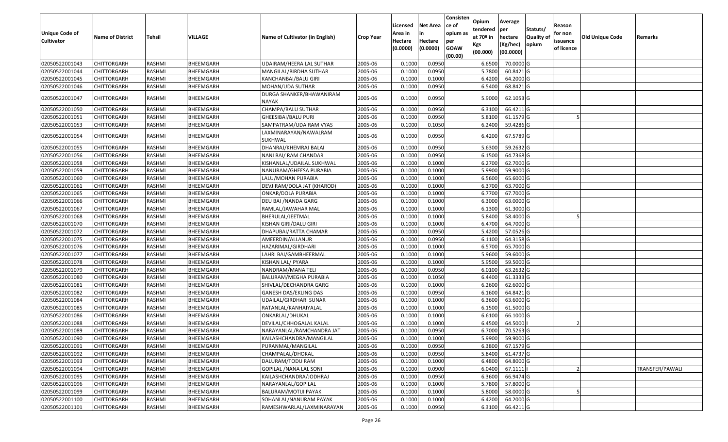| Unique Code of Cultivator | Name of District | Tehsil | VILLAGE | Name of Cultivator (in English) | Crop Year | Licensed Area in Hectare (0.0000) | Net Area in Hectare (0.0000) | Consistence of opium as per GOAW (00.00) | Opium tendered at 70º in Kgs (00.000) | Average per hectare (Kg/hec) (00.0000) | Statuts/ Quality of opium | Reason for non issuance of licence | Old Unique Code | Remarks |
|---|---|---|---|---|---|---|---|---|---|---|---|---|---|---|
| 02050522001043 | CHITTORGARH | RASHMI | BHEEMGARH | UDAIRAM/HEERA LAL SUTHAR | 2005-06 | 0.1000 | 0.0950 | | 6.6500 | 70.0000 | G | | | |
| 02050522001044 | CHITTORGARH | RASHMI | BHEEMGARH | MANGILAL/BIRDHA SUTHAR | 2005-06 | 0.1000 | 0.0950 | | 5.7800 | 60.8421 | G | | | |
| 02050522001045 | CHITTORGARH | RASHMI | BHEEMGARH | KANCHANBAI/BALU GIRI | 2005-06 | 0.1000 | 0.1000 | | 6.4200 | 64.2000 | G | | | |
| 02050522001046 | CHITTORGARH | RASHMI | BHEEMGARH | MOHAN/UDA SUTHAR | 2005-06 | 0.1000 | 0.0950 | | 6.5400 | 68.8421 | G | | | |
| 02050522001047 | CHITTORGARH | RASHMI | BHEEMGARH | DURGA SHANKER/BHAWANIRAM NAYAK | 2005-06 | 0.1000 | 0.0950 | | 5.9000 | 62.1053 | G | | | |
| 02050522001050 | CHITTORGARH | RASHMI | BHEEMGARH | CHAMPA/BALU SUTHAR | 2005-06 | 0.1000 | 0.0950 | | 6.3100 | 66.4211 | G | | | |
| 02050522001051 | CHITTORGARH | RASHMI | BHEEMGARH | GHEESIBAI/BALU PURI | 2005-06 | 0.1000 | 0.0950 | | 5.8100 | 61.1579 | G | 5 | | |
| 02050522001053 | CHITTORGARH | RASHMI | BHEEMGARH | SAMPATRAM/UDAIRAM VYAS | 2005-06 | 0.1000 | 0.1050 | | 6.2400 | 59.4286 | G | | | |
| 02050522001054 | CHITTORGARH | RASHMI | BHEEMGARH | LAXMINARAYAN/NAWALRAM SUKHWAL | 2005-06 | 0.1000 | 0.0950 | | 6.4200 | 67.5789 | G | | | |
| 02050522001055 | CHITTORGARH | RASHMI | BHEEMGARH | DHANRAJ/KHEMRAJ BALAI | 2005-06 | 0.1000 | 0.0950 | | 5.6300 | 59.2632 | G | | | |
| 02050522001056 | CHITTORGARH | RASHMI | BHEEMGARH | NANI BAI/ RAM CHANDAR | 2005-06 | 0.1000 | 0.0950 | | 6.1500 | 64.7368 | G | | | |
| 02050522001058 | CHITTORGARH | RASHMI | BHEEMGARH | KISHANLAL/UDAILAL SUKHWAL | 2005-06 | 0.1000 | 0.1000 | | 6.2700 | 62.7000 | G | | | |
| 02050522001059 | CHITTORGARH | RASHMI | BHEEMGARH | NANURAM/GHEESA PURABIA | 2005-06 | 0.1000 | 0.1000 | | 5.9900 | 59.9000 | G | | | |
| 02050522001060 | CHITTORGARH | RASHMI | BHEEMGARH | LALU/MOHAN PURABIA | 2005-06 | 0.1000 | 0.1000 | | 6.5600 | 65.6000 | G | | | |
| 02050522001061 | CHITTORGARH | RASHMI | BHEEMGARH | DEVJIRAM/DOLA JAT (KHAROD) | 2005-06 | 0.1000 | 0.1000 | | 6.3700 | 63.7000 | G | | | |
| 02050522001065 | CHITTORGARH | RASHMI | BHEEMGARH | ONKAR/DOLA PURABIA | 2005-06 | 0.1000 | 0.1000 | | 6.7700 | 67.7000 | G | | | |
| 02050522001066 | CHITTORGARH | RASHMI | BHEEMGARH | DEU BAI /NANDA GARG | 2005-06 | 0.1000 | 0.1000 | | 6.3000 | 63.0000 | G | | | |
| 02050522001067 | CHITTORGARH | RASHMI | BHEEMGARH | RAMLAL/JAWAHAR MAL | 2005-06 | 0.1000 | 0.1000 | | 6.1300 | 61.3000 | G | | | |
| 02050522001068 | CHITTORGARH | RASHMI | BHEEMGARH | BHERULAL/JEETMAL | 2005-06 | 0.1000 | 0.1000 | | 5.8400 | 58.4000 | G | 5 | | |
| 02050522001070 | CHITTORGARH | RASHMI | BHEEMGARH | KISHAN GIRI/DALU GIRI | 2005-06 | 0.1000 | 0.1000 | | 6.4700 | 64.7000 | G | | | |
| 02050522001072 | CHITTORGARH | RASHMI | BHEEMGARH | DHAPUBAI/RATTA CHAMAR | 2005-06 | 0.1000 | 0.0950 | | 5.4200 | 57.0526 | G | | | |
| 02050522001075 | CHITTORGARH | RASHMI | BHEEMGARH | AMEERDIN/ALLANUR | 2005-06 | 0.1000 | 0.0950 | | 6.1100 | 64.3158 | G | | | |
| 02050522001076 | CHITTORGARH | RASHMI | BHEEMGARH | HAZARIMAL/GIRDHARI | 2005-06 | 0.1000 | 0.1000 | | 6.5700 | 65.7000 | G | | | |
| 02050522001077 | CHITTORGARH | RASHMI | BHEEMGARH | LAHRI BAI/GAMBHEERMAL | 2005-06 | 0.1000 | 0.1000 | | 5.9600 | 59.6000 | G | | | |
| 02050522001078 | CHITTORGARH | RASHMI | BHEEMGARH | KISHAN LAL/ PYARA | 2005-06 | 0.1000 | 0.1000 | | 5.9500 | 59.5000 | G | | | |
| 02050522001079 | CHITTORGARH | RASHMI | BHEEMGARH | NANDRAM/MANA TELI | 2005-06 | 0.1000 | 0.0950 | | 6.0100 | 63.2632 | G | | | |
| 02050522001080 | CHITTORGARH | RASHMI | BHEEMGARH | BALURAM/MEGHA PURABIA | 2005-06 | 0.1000 | 0.1050 | | 6.4400 | 61.3333 | G | | | |
| 02050522001081 | CHITTORGARH | RASHMI | BHEEMGARH | SHIVLAL/DECHANDRA GARG | 2005-06 | 0.1000 | 0.1000 | | 6.2600 | 62.6000 | G | | | |
| 02050522001082 | CHITTORGARH | RASHMI | BHEEMGARH | GANESH DAS/EKLING DAS | 2005-06 | 0.1000 | 0.0950 | | 6.1600 | 64.8421 | G | | | |
| 02050522001084 | CHITTORGARH | RASHMI | BHEEMGARH | UDAILAL/GIRDHARI SUNAR | 2005-06 | 0.1000 | 0.1000 | | 6.3600 | 63.6000 | G | | | |
| 02050522001085 | CHITTORGARH | RASHMI | BHEEMGARH | RATANLAL/KANHAIYALAL | 2005-06 | 0.1000 | 0.1000 | | 6.1500 | 61.5000 | G | | | |
| 02050522001086 | CHITTORGARH | RASHMI | BHEEMGARH | ONKARLAL/DHUKAL | 2005-06 | 0.1000 | 0.1000 | | 6.6100 | 66.1000 | G | | | |
| 02050522001088 | CHITTORGARH | RASHMI | BHEEMGARH | DEVILAL/CHHOGALAL KALAL | 2005-06 | 0.1000 | 0.1000 | | 6.4500 | 64.5000 | I | 2 | | |
| 02050522001089 | CHITTORGARH | RASHMI | BHEEMGARH | NARAYANLAL/RAMCHANDRA JAT | 2005-06 | 0.1000 | 0.0950 | | 6.7000 | 70.5263 | G | | | |
| 02050522001090 | CHITTORGARH | RASHMI | BHEEMGARH | KAILASHCHANDRA/MANGILAL | 2005-06 | 0.1000 | 0.1000 | | 5.9900 | 59.9000 | G | | | |
| 02050522001091 | CHITTORGARH | RASHMI | BHEEMGARH | PURANMAL/MANGILAL | 2005-06 | 0.1000 | 0.0950 | | 6.3800 | 67.1579 | G | | | |
| 02050522001092 | CHITTORGARH | RASHMI | BHEEMGARH | CHAMPALAL/DHOKAL | 2005-06 | 0.1000 | 0.0950 | | 5.8400 | 61.4737 | G | | | |
| 02050522001093 | CHITTORGARH | RASHMI | BHEEMGARH | DALURAM/TODU RAM | 2005-06 | 0.1000 | 0.1000 | | 6.4800 | 64.8000 | G | | | |
| 02050522001094 | CHITTORGARH | RASHMI | BHEEMGARH | GOPILAL /NANA LAL SONI | 2005-06 | 0.1000 | 0.0900 | | 6.0400 | 67.1111 | I | 2 | | TRANSFER/PAWALI |
| 02050522001095 | CHITTORGARH | RASHMI | BHEEMGARH | KAILASHCHANDRA/JODHRAJ | 2005-06 | 0.1000 | 0.0950 | | 6.3600 | 66.9474 | G | | | |
| 02050522001096 | CHITTORGARH | RASHMI | BHEEMGARH | NARAYANLAL/GOPILAL | 2005-06 | 0.1000 | 0.1000 | | 5.7800 | 57.8000 | G | | | |
| 02050522001099 | CHITTORGARH | RASHMI | BHEEMGARH | BALURAM/MOTIJI PAYAK | 2005-06 | 0.1000 | 0.1000 | | 5.8000 | 58.0000 | G | 5 | | |
| 02050522001100 | CHITTORGARH | RASHMI | BHEEMGARH | SOHANLAL/NANURAM PAYAK | 2005-06 | 0.1000 | 0.1000 | | 6.4200 | 64.2000 | G | | | |
| 02050522001101 | CHITTORGARH | RASHMI | BHEEMGARH | RAMESHWARLAL/LAXMINARAYAN | 2005-06 | 0.1000 | 0.0950 | | 6.3100 | 66.4211 | G | | | |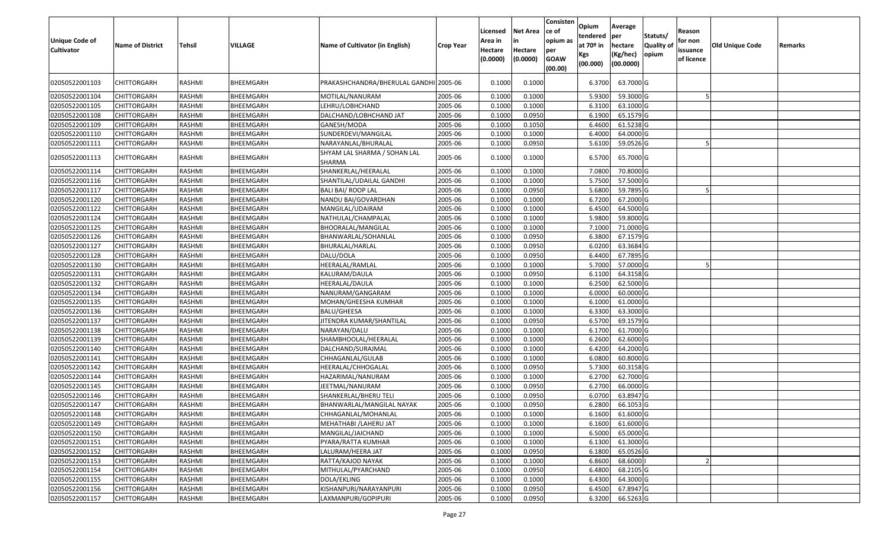| Unique Code of Cultivator | Name of District | Tehsil | VILLAGE | Name of Cultivator (in English) | Crop Year | Licensed Area in Hectare (0.0000) | Net Area in Hectare (0.0000) | Consistence of opium as per GOAW (00.00) | Opium tendered at 70º in Kgs (00.000) | Average per hectare (Kg/hec) (00.0000) | Statuts/ Quality of opium | Reason for non issuance of licence | Old Unique Code | Remarks |
|---|---|---|---|---|---|---|---|---|---|---|---|---|---|---|
| 02050522001103 | CHITTORGARH | RASHMI | BHEEMGARH | PRAKASHCHANDRA/BHERULAL GANDHI | 2005-06 | 0.1000 | 0.1000 | | 6.3700 | 63.7000 | G | | | |
| 02050522001104 | CHITTORGARH | RASHMI | BHEEMGARH | MOTILAL/NANURAM | 2005-06 | 0.1000 | 0.1000 | | 5.9300 | 59.3000 | G | 5 | | |
| 02050522001105 | CHITTORGARH | RASHMI | BHEEMGARH | LEHRU/LOBHCHAND | 2005-06 | 0.1000 | 0.1000 | | 6.3100 | 63.1000 | G | | | |
| 02050522001108 | CHITTORGARH | RASHMI | BHEEMGARH | DALCHAND/LOBHCHAND JAT | 2005-06 | 0.1000 | 0.0950 | | 6.1900 | 65.1579 | G | | | |
| 02050522001109 | CHITTORGARH | RASHMI | BHEEMGARH | GANESH/MODA | 2005-06 | 0.1000 | 0.1050 | | 6.4600 | 61.5238 | G | | | |
| 02050522001110 | CHITTORGARH | RASHMI | BHEEMGARH | SUNDERDEVI/MANGILAL | 2005-06 | 0.1000 | 0.1000 | | 6.4000 | 64.0000 | G | | | |
| 02050522001111 | CHITTORGARH | RASHMI | BHEEMGARH | NARAYANLAL/BHURALAL | 2005-06 | 0.1000 | 0.0950 | | 5.6100 | 59.0526 | G | 5 | | |
| 02050522001113 | CHITTORGARH | RASHMI | BHEEMGARH | SHYAM LAL SHARMA / SOHAN LAL SHARMA | 2005-06 | 0.1000 | 0.1000 | | 6.5700 | 65.7000 | G | | | |
| 02050522001114 | CHITTORGARH | RASHMI | BHEEMGARH | SHANKERLAL/HEERALAL | 2005-06 | 0.1000 | 0.1000 | | 7.0800 | 70.8000 | G | | | |
| 02050522001116 | CHITTORGARH | RASHMI | BHEEMGARH | SHANTILAL/UDAILAL GANDHI | 2005-06 | 0.1000 | 0.1000 | | 5.7500 | 57.5000 | G | | | |
| 02050522001117 | CHITTORGARH | RASHMI | BHEEMGARH | BALI BAI/ ROOP LAL | 2005-06 | 0.1000 | 0.0950 | | 5.6800 | 59.7895 | G | 5 | | |
| 02050522001120 | CHITTORGARH | RASHMI | BHEEMGARH | NANDU BAI/GOVARDHAN | 2005-06 | 0.1000 | 0.1000 | | 6.7200 | 67.2000 | G | | | |
| 02050522001122 | CHITTORGARH | RASHMI | BHEEMGARH | MANGILAL/UDAIRAM | 2005-06 | 0.1000 | 0.1000 | | 6.4500 | 64.5000 | G | | | |
| 02050522001124 | CHITTORGARH | RASHMI | BHEEMGARH | NATHULAL/CHAMPALAL | 2005-06 | 0.1000 | 0.1000 | | 5.9800 | 59.8000 | G | | | |
| 02050522001125 | CHITTORGARH | RASHMI | BHEEMGARH | BHOORALAL/MANGILAL | 2005-06 | 0.1000 | 0.1000 | | 7.1000 | 71.0000 | G | | | |
| 02050522001126 | CHITTORGARH | RASHMI | BHEEMGARH | BHANWARLAL/SOHANLAL | 2005-06 | 0.1000 | 0.0950 | | 6.3800 | 67.1579 | G | | | |
| 02050522001127 | CHITTORGARH | RASHMI | BHEEMGARH | BHURALAL/HARLAL | 2005-06 | 0.1000 | 0.0950 | | 6.0200 | 63.3684 | G | | | |
| 02050522001128 | CHITTORGARH | RASHMI | BHEEMGARH | DALU/DOLA | 2005-06 | 0.1000 | 0.0950 | | 6.4400 | 67.7895 | G | | | |
| 02050522001130 | CHITTORGARH | RASHMI | BHEEMGARH | HEERALAL/RAMLAL | 2005-06 | 0.1000 | 0.1000 | | 5.7000 | 57.0000 | G | 5 | | |
| 02050522001131 | CHITTORGARH | RASHMI | BHEEMGARH | KALURAM/DAULA | 2005-06 | 0.1000 | 0.0950 | | 6.1100 | 64.3158 | G | | | |
| 02050522001132 | CHITTORGARH | RASHMI | BHEEMGARH | HEERALAL/DAULA | 2005-06 | 0.1000 | 0.1000 | | 6.2500 | 62.5000 | G | | | |
| 02050522001134 | CHITTORGARH | RASHMI | BHEEMGARH | NANURAM/GANGARAM | 2005-06 | 0.1000 | 0.1000 | | 6.0000 | 60.0000 | G | | | |
| 02050522001135 | CHITTORGARH | RASHMI | BHEEMGARH | MOHAN/GHEESHA KUMHAR | 2005-06 | 0.1000 | 0.1000 | | 6.1000 | 61.0000 | G | | | |
| 02050522001136 | CHITTORGARH | RASHMI | BHEEMGARH | BALU/GHEESA | 2005-06 | 0.1000 | 0.1000 | | 6.3300 | 63.3000 | G | | | |
| 02050522001137 | CHITTORGARH | RASHMI | BHEEMGARH | JITENDRA KUMAR/SHANTILAL | 2005-06 | 0.1000 | 0.0950 | | 6.5700 | 69.1579 | G | | | |
| 02050522001138 | CHITTORGARH | RASHMI | BHEEMGARH | NARAYAN/DALU | 2005-06 | 0.1000 | 0.1000 | | 6.1700 | 61.7000 | G | | | |
| 02050522001139 | CHITTORGARH | RASHMI | BHEEMGARH | SHAMBHOOLAL/HEERALAL | 2005-06 | 0.1000 | 0.1000 | | 6.2600 | 62.6000 | G | | | |
| 02050522001140 | CHITTORGARH | RASHMI | BHEEMGARH | DALCHAND/SURAJMAL | 2005-06 | 0.1000 | 0.1000 | | 6.4200 | 64.2000 | G | | | |
| 02050522001141 | CHITTORGARH | RASHMI | BHEEMGARH | CHHAGANLAL/GULAB | 2005-06 | 0.1000 | 0.1000 | | 6.0800 | 60.8000 | G | | | |
| 02050522001142 | CHITTORGARH | RASHMI | BHEEMGARH | HEERALAL/CHHOGALAL | 2005-06 | 0.1000 | 0.0950 | | 5.7300 | 60.3158 | G | | | |
| 02050522001144 | CHITTORGARH | RASHMI | BHEEMGARH | HAZARIMAL/NANURAM | 2005-06 | 0.1000 | 0.1000 | | 6.2700 | 62.7000 | G | | | |
| 02050522001145 | CHITTORGARH | RASHMI | BHEEMGARH | JEETMAL/NANURAM | 2005-06 | 0.1000 | 0.0950 | | 6.2700 | 66.0000 | G | | | |
| 02050522001146 | CHITTORGARH | RASHMI | BHEEMGARH | SHANKERLAL/BHERU TELI | 2005-06 | 0.1000 | 0.0950 | | 6.0700 | 63.8947 | G | | | |
| 02050522001147 | CHITTORGARH | RASHMI | BHEEMGARH | BHANWARLAL/MANGILAL NAYAK | 2005-06 | 0.1000 | 0.0950 | | 6.2800 | 66.1053 | G | | | |
| 02050522001148 | CHITTORGARH | RASHMI | BHEEMGARH | CHHAGANLAL/MOHANLAL | 2005-06 | 0.1000 | 0.1000 | | 6.1600 | 61.6000 | G | | | |
| 02050522001149 | CHITTORGARH | RASHMI | BHEEMGARH | MEHATHABI /LAHERU JAT | 2005-06 | 0.1000 | 0.1000 | | 6.1600 | 61.6000 | G | | | |
| 02050522001150 | CHITTORGARH | RASHMI | BHEEMGARH | MANGILAL/JAICHAND | 2005-06 | 0.1000 | 0.1000 | | 6.5000 | 65.0000 | G | | | |
| 02050522001151 | CHITTORGARH | RASHMI | BHEEMGARH | PYARA/RATTA KUMHAR | 2005-06 | 0.1000 | 0.1000 | | 6.1300 | 61.3000 | G | | | |
| 02050522001152 | CHITTORGARH | RASHMI | BHEEMGARH | LALURAM/HEERA JAT | 2005-06 | 0.1000 | 0.0950 | | 6.1800 | 65.0526 | G | | | |
| 02050522001153 | CHITTORGARH | RASHMI | BHEEMGARH | RATTA/KAJOD NAYAK | 2005-06 | 0.1000 | 0.1000 | | 6.8600 | 68.6000 | I | 2 | | |
| 02050522001154 | CHITTORGARH | RASHMI | BHEEMGARH | MITHULAL/PYARCHAND | 2005-06 | 0.1000 | 0.0950 | | 6.4800 | 68.2105 | G | | | |
| 02050522001155 | CHITTORGARH | RASHMI | BHEEMGARH | DOLA/EKLING | 2005-06 | 0.1000 | 0.1000 | | 6.4300 | 64.3000 | G | | | |
| 02050522001156 | CHITTORGARH | RASHMI | BHEEMGARH | KISHANPURI/NARAYANPURI | 2005-06 | 0.1000 | 0.0950 | | 6.4500 | 67.8947 | G | | | |
| 02050522001157 | CHITTORGARH | RASHMI | BHEEMGARH | LAXMANPURI/GOPIPURI | 2005-06 | 0.1000 | 0.0950 | | 6.3200 | 66.5263 | G | | | |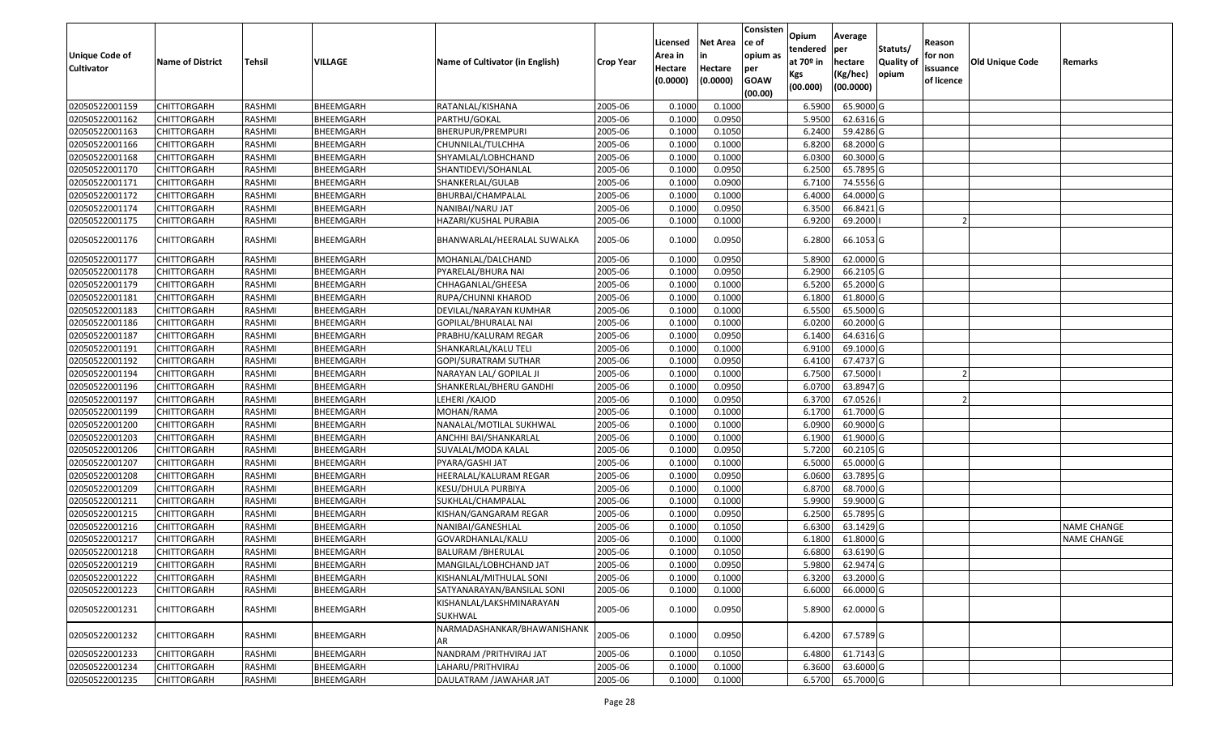| Unique Code of Cultivator | Name of District | Tehsil | VILLAGE | Name of Cultivator (in English) | Crop Year | Licensed Area in Hectare (0.0000) | Net Area in Hectare (0.0000) | Consistence of opium as per GOAW (00.00) | Opium tendered at 70º in Kgs (00.000) | Average per hectare (Kg/hec) (00.0000) | Statuts/ Quality of opium | Reason for non issuance of licence | Old Unique Code | Remarks |
|---|---|---|---|---|---|---|---|---|---|---|---|---|---|---|
| 02050522001159 | CHITTORGARH | RASHMI | BHEEMGARH | RATANLAL/KISHANA | 2005-06 | 0.1000 | 0.1000 | | 6.5900 | 65.9000 | G | | | |
| 02050522001162 | CHITTORGARH | RASHMI | BHEEMGARH | PARTHU/GOKAL | 2005-06 | 0.1000 | 0.0950 | | 5.9500 | 62.6316 | G | | | |
| 02050522001163 | CHITTORGARH | RASHMI | BHEEMGARH | BHERUPUR/PREMPURI | 2005-06 | 0.1000 | 0.1050 | | 6.2400 | 59.4286 | G | | | |
| 02050522001166 | CHITTORGARH | RASHMI | BHEEMGARH | CHUNNILAL/TULCHHA | 2005-06 | 0.1000 | 0.1000 | | 6.8200 | 68.2000 | G | | | |
| 02050522001168 | CHITTORGARH | RASHMI | BHEEMGARH | SHYAMLAL/LOBHCHAND | 2005-06 | 0.1000 | 0.1000 | | 6.0300 | 60.3000 | G | | | |
| 02050522001170 | CHITTORGARH | RASHMI | BHEEMGARH | SHANTIDEVI/SOHANLAL | 2005-06 | 0.1000 | 0.0950 | | 6.2500 | 65.7895 | G | | | |
| 02050522001171 | CHITTORGARH | RASHMI | BHEEMGARH | SHANKERLAL/GULAB | 2005-06 | 0.1000 | 0.0900 | | 6.7100 | 74.5556 | G | | | |
| 02050522001172 | CHITTORGARH | RASHMI | BHEEMGARH | BHURBAI/CHAMPALAL | 2005-06 | 0.1000 | 0.1000 | | 6.4000 | 64.0000 | G | | | |
| 02050522001174 | CHITTORGARH | RASHMI | BHEEMGARH | NANIBAI/NARU JAT | 2005-06 | 0.1000 | 0.0950 | | 6.3500 | 66.8421 | G | | | |
| 02050522001175 | CHITTORGARH | RASHMI | BHEEMGARH | HAZARI/KUSHAL PURABIA | 2005-06 | 0.1000 | 0.1000 | | 6.9200 | 69.2000 | I | 2 | | |
| 02050522001176 | CHITTORGARH | RASHMI | BHEEMGARH | BHANWARLAL/HEERALAL SUWALKA | 2005-06 | 0.1000 | 0.0950 | | 6.2800 | 66.1053 | G | | | |
| 02050522001177 | CHITTORGARH | RASHMI | BHEEMGARH | MOHANLAL/DALCHAND | 2005-06 | 0.1000 | 0.0950 | | 5.8900 | 62.0000 | G | | | |
| 02050522001178 | CHITTORGARH | RASHMI | BHEEMGARH | PYARELAL/BHURA NAI | 2005-06 | 0.1000 | 0.0950 | | 6.2900 | 66.2105 | G | | | |
| 02050522001179 | CHITTORGARH | RASHMI | BHEEMGARH | CHHAGANLAL/GHEESA | 2005-06 | 0.1000 | 0.1000 | | 6.5200 | 65.2000 | G | | | |
| 02050522001181 | CHITTORGARH | RASHMI | BHEEMGARH | RUPA/CHUNNI KHAROD | 2005-06 | 0.1000 | 0.1000 | | 6.1800 | 61.8000 | G | | | |
| 02050522001183 | CHITTORGARH | RASHMI | BHEEMGARH | DEVILAL/NARAYAN KUMHAR | 2005-06 | 0.1000 | 0.1000 | | 6.5500 | 65.5000 | G | | | |
| 02050522001186 | CHITTORGARH | RASHMI | BHEEMGARH | GOPILAL/BHURALAL NAI | 2005-06 | 0.1000 | 0.1000 | | 6.0200 | 60.2000 | G | | | |
| 02050522001187 | CHITTORGARH | RASHMI | BHEEMGARH | PRABHU/KALURAM REGAR | 2005-06 | 0.1000 | 0.0950 | | 6.1400 | 64.6316 | G | | | |
| 02050522001191 | CHITTORGARH | RASHMI | BHEEMGARH | SHANKARLAL/KALU TELI | 2005-06 | 0.1000 | 0.1000 | | 6.9100 | 69.1000 | G | | | |
| 02050522001192 | CHITTORGARH | RASHMI | BHEEMGARH | GOPI/SURATRAM SUTHAR | 2005-06 | 0.1000 | 0.0950 | | 6.4100 | 67.4737 | G | | | |
| 02050522001194 | CHITTORGARH | RASHMI | BHEEMGARH | NARAYAN LAL/ GOPILAL JI | 2005-06 | 0.1000 | 0.1000 | | 6.7500 | 67.5000 | I | 2 | | |
| 02050522001196 | CHITTORGARH | RASHMI | BHEEMGARH | SHANKERLAL/BHERU GANDHI | 2005-06 | 0.1000 | 0.0950 | | 6.0700 | 63.8947 | G | | | |
| 02050522001197 | CHITTORGARH | RASHMI | BHEEMGARH | LEHERI /KAJOD | 2005-06 | 0.1000 | 0.0950 | | 6.3700 | 67.0526 | I | 2 | | |
| 02050522001199 | CHITTORGARH | RASHMI | BHEEMGARH | MOHAN/RAMA | 2005-06 | 0.1000 | 0.1000 | | 6.1700 | 61.7000 | G | | | |
| 02050522001200 | CHITTORGARH | RASHMI | BHEEMGARH | NANALAL/MOTILAL SUKHWAL | 2005-06 | 0.1000 | 0.1000 | | 6.0900 | 60.9000 | G | | | |
| 02050522001203 | CHITTORGARH | RASHMI | BHEEMGARH | ANCHHI BAI/SHANKARLAL | 2005-06 | 0.1000 | 0.1000 | | 6.1900 | 61.9000 | G | | | |
| 02050522001206 | CHITTORGARH | RASHMI | BHEEMGARH | SUVALAL/MODA KALAL | 2005-06 | 0.1000 | 0.0950 | | 5.7200 | 60.2105 | G | | | |
| 02050522001207 | CHITTORGARH | RASHMI | BHEEMGARH | PYARA/GASHI JAT | 2005-06 | 0.1000 | 0.1000 | | 6.5000 | 65.0000 | G | | | |
| 02050522001208 | CHITTORGARH | RASHMI | BHEEMGARH | HEERALAL/KALURAM REGAR | 2005-06 | 0.1000 | 0.0950 | | 6.0600 | 63.7895 | G | | | |
| 02050522001209 | CHITTORGARH | RASHMI | BHEEMGARH | KESU/DHULA PURBIYA | 2005-06 | 0.1000 | 0.1000 | | 6.8700 | 68.7000 | G | | | |
| 02050522001211 | CHITTORGARH | RASHMI | BHEEMGARH | SUKHLAL/CHAMPALAL | 2005-06 | 0.1000 | 0.1000 | | 5.9900 | 59.9000 | G | | | |
| 02050522001215 | CHITTORGARH | RASHMI | BHEEMGARH | KISHAN/GANGARAM REGAR | 2005-06 | 0.1000 | 0.0950 | | 6.2500 | 65.7895 | G | | | |
| 02050522001216 | CHITTORGARH | RASHMI | BHEEMGARH | NANIBAI/GANESHLAL | 2005-06 | 0.1000 | 0.1050 | | 6.6300 | 63.1429 | G | | | NAME CHANGE |
| 02050522001217 | CHITTORGARH | RASHMI | BHEEMGARH | GOVARDHANLAL/KALU | 2005-06 | 0.1000 | 0.1000 | | 6.1800 | 61.8000 | G | | | NAME CHANGE |
| 02050522001218 | CHITTORGARH | RASHMI | BHEEMGARH | BALURAM /BHERULAL | 2005-06 | 0.1000 | 0.1050 | | 6.6800 | 63.6190 | G | | | |
| 02050522001219 | CHITTORGARH | RASHMI | BHEEMGARH | MANGILAL/LOBHCHAND JAT | 2005-06 | 0.1000 | 0.0950 | | 5.9800 | 62.9474 | G | | | |
| 02050522001222 | CHITTORGARH | RASHMI | BHEEMGARH | KISHANLAL/MITHULAL SONI | 2005-06 | 0.1000 | 0.1000 | | 6.3200 | 63.2000 | G | | | |
| 02050522001223 | CHITTORGARH | RASHMI | BHEEMGARH | SATYANARAYAN/BANSILAL SONI | 2005-06 | 0.1000 | 0.1000 | | 6.6000 | 66.0000 | G | | | |
| 02050522001231 | CHITTORGARH | RASHMI | BHEEMGARH | KISHANLAL/LAKSHMINARAYAN SUKHWAL | 2005-06 | 0.1000 | 0.0950 | | 5.8900 | 62.0000 | G | | | |
| 02050522001232 | CHITTORGARH | RASHMI | BHEEMGARH | NARMADASHANKAR/BHAWANISHANKAR | 2005-06 | 0.1000 | 0.0950 | | 6.4200 | 67.5789 | G | | | |
| 02050522001233 | CHITTORGARH | RASHMI | BHEEMGARH | NANDRAM /PRITHVIRAJ JAT | 2005-06 | 0.1000 | 0.1050 | | 6.4800 | 61.7143 | G | | | |
| 02050522001234 | CHITTORGARH | RASHMI | BHEEMGARH | LAHARU/PRITHVIRAJ | 2005-06 | 0.1000 | 0.1000 | | 6.3600 | 63.6000 | G | | | |
| 02050522001235 | CHITTORGARH | RASHMI | BHEEMGARH | DAULATRAM /JAWAHAR JAT | 2005-06 | 0.1000 | 0.1000 | | 6.5700 | 65.7000 | G | | | |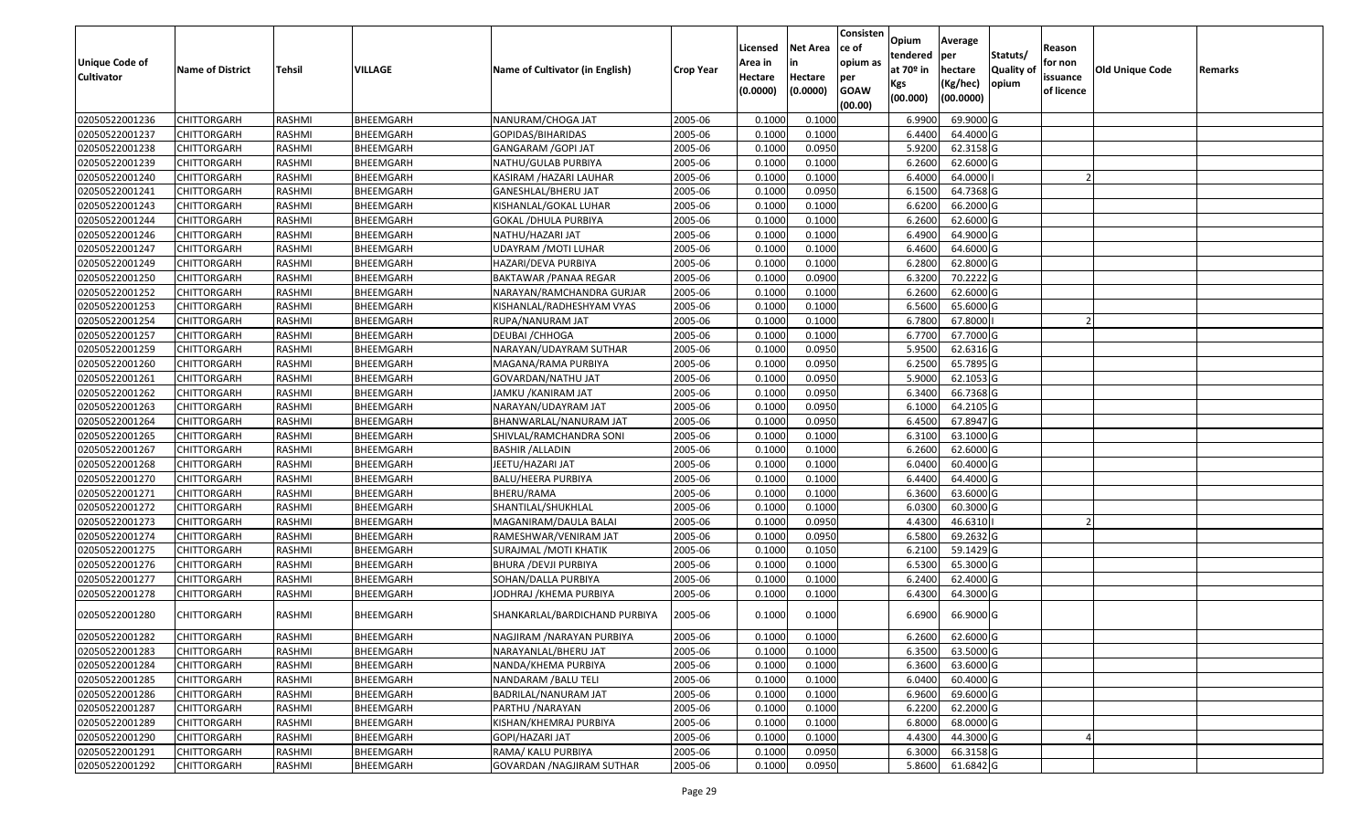| Unique Code of Cultivator | Name of District | Tehsil | VILLAGE | Name of Cultivator (in English) | Crop Year | Licensed Area in Hectare (0.0000) | Net Area in Hectare (0.0000) | Consistence of opium as per GOAW (00.00) | Opium tendered at 70º in Kgs (00.000) | Average per hectare (Kg/hec) (00.0000) | Statuts/ Quality of opium | Reason for non issuance of licence | Old Unique Code | Remarks |
|---|---|---|---|---|---|---|---|---|---|---|---|---|---|---|
| 02050522001236 | CHITTORGARH | RASHMI | BHEEMGARH | NANURAM/CHOGA JAT | 2005-06 | 0.1000 | 0.1000 | | 6.9900 | 69.9000 | G | | | |
| 02050522001237 | CHITTORGARH | RASHMI | BHEEMGARH | GOPIDAS/BIHARIDAS | 2005-06 | 0.1000 | 0.1000 | | 6.4400 | 64.4000 | G | | | |
| 02050522001238 | CHITTORGARH | RASHMI | BHEEMGARH | GANGARAM /GOPI JAT | 2005-06 | 0.1000 | 0.0950 | | 5.9200 | 62.3158 | G | | | |
| 02050522001239 | CHITTORGARH | RASHMI | BHEEMGARH | NATHU/GULAB PURBIYA | 2005-06 | 0.1000 | 0.1000 | | 6.2600 | 62.6000 | G | | | |
| 02050522001240 | CHITTORGARH | RASHMI | BHEEMGARH | KASIRAM /HAZARI LAUHAR | 2005-06 | 0.1000 | 0.1000 | | 6.4000 | 64.0000 | I | 2 | | |
| 02050522001241 | CHITTORGARH | RASHMI | BHEEMGARH | GANESHLAL/BHERU JAT | 2005-06 | 0.1000 | 0.0950 | | 6.1500 | 64.7368 | G | | | |
| 02050522001243 | CHITTORGARH | RASHMI | BHEEMGARH | KISHANLAL/GOKAL LUHAR | 2005-06 | 0.1000 | 0.1000 | | 6.6200 | 66.2000 | G | | | |
| 02050522001244 | CHITTORGARH | RASHMI | BHEEMGARH | GOKAL /DHULA PURBIYA | 2005-06 | 0.1000 | 0.1000 | | 6.2600 | 62.6000 | G | | | |
| 02050522001246 | CHITTORGARH | RASHMI | BHEEMGARH | NATHU/HAZARI JAT | 2005-06 | 0.1000 | 0.1000 | | 6.4900 | 64.9000 | G | | | |
| 02050522001247 | CHITTORGARH | RASHMI | BHEEMGARH | UDAYRAM /MOTI LUHAR | 2005-06 | 0.1000 | 0.1000 | | 6.4600 | 64.6000 | G | | | |
| 02050522001249 | CHITTORGARH | RASHMI | BHEEMGARH | HAZARI/DEVA PURBIYA | 2005-06 | 0.1000 | 0.1000 | | 6.2800 | 62.8000 | G | | | |
| 02050522001250 | CHITTORGARH | RASHMI | BHEEMGARH | BAKTAWAR /PANAA REGAR | 2005-06 | 0.1000 | 0.0900 | | 6.3200 | 70.2222 | G | | | |
| 02050522001252 | CHITTORGARH | RASHMI | BHEEMGARH | NARAYAN/RAMCHANDRA GURJAR | 2005-06 | 0.1000 | 0.1000 | | 6.2600 | 62.6000 | G | | | |
| 02050522001253 | CHITTORGARH | RASHMI | BHEEMGARH | KISHANLAL/RADHESHYAM VYAS | 2005-06 | 0.1000 | 0.1000 | | 6.5600 | 65.6000 | G | | | |
| 02050522001254 | CHITTORGARH | RASHMI | BHEEMGARH | RUPA/NANURAM JAT | 2005-06 | 0.1000 | 0.1000 | | 6.7800 | 67.8000 | I | 2 | | |
| 02050522001257 | CHITTORGARH | RASHMI | BHEEMGARH | DEUBAI /CHHOGA | 2005-06 | 0.1000 | 0.1000 | | 6.7700 | 67.7000 | G | | | |
| 02050522001259 | CHITTORGARH | RASHMI | BHEEMGARH | NARAYAN/UDAYRAM SUTHAR | 2005-06 | 0.1000 | 0.0950 | | 5.9500 | 62.6316 | G | | | |
| 02050522001260 | CHITTORGARH | RASHMI | BHEEMGARH | MAGANA/RAMA PURBIYA | 2005-06 | 0.1000 | 0.0950 | | 6.2500 | 65.7895 | G | | | |
| 02050522001261 | CHITTORGARH | RASHMI | BHEEMGARH | GOVARDAN/NATHU JAT | 2005-06 | 0.1000 | 0.0950 | | 5.9000 | 62.1053 | G | | | |
| 02050522001262 | CHITTORGARH | RASHMI | BHEEMGARH | JAMKU /KANIRAM JAT | 2005-06 | 0.1000 | 0.0950 | | 6.3400 | 66.7368 | G | | | |
| 02050522001263 | CHITTORGARH | RASHMI | BHEEMGARH | NARAYAN/UDAYRAM JAT | 2005-06 | 0.1000 | 0.0950 | | 6.1000 | 64.2105 | G | | | |
| 02050522001264 | CHITTORGARH | RASHMI | BHEEMGARH | BHANWARLAL/NANURAM JAT | 2005-06 | 0.1000 | 0.0950 | | 6.4500 | 67.8947 | G | | | |
| 02050522001265 | CHITTORGARH | RASHMI | BHEEMGARH | SHIVLAL/RAMCHANDRA SONI | 2005-06 | 0.1000 | 0.1000 | | 6.3100 | 63.1000 | G | | | |
| 02050522001267 | CHITTORGARH | RASHMI | BHEEMGARH | BASHIR /ALLADIN | 2005-06 | 0.1000 | 0.1000 | | 6.2600 | 62.6000 | G | | | |
| 02050522001268 | CHITTORGARH | RASHMI | BHEEMGARH | JEETU/HAZARI JAT | 2005-06 | 0.1000 | 0.1000 | | 6.0400 | 60.4000 | G | | | |
| 02050522001270 | CHITTORGARH | RASHMI | BHEEMGARH | BALU/HEERA PURBIYA | 2005-06 | 0.1000 | 0.1000 | | 6.4400 | 64.4000 | G | | | |
| 02050522001271 | CHITTORGARH | RASHMI | BHEEMGARH | BHERU/RAMA | 2005-06 | 0.1000 | 0.1000 | | 6.3600 | 63.6000 | G | | | |
| 02050522001272 | CHITTORGARH | RASHMI | BHEEMGARH | SHANTILAL/SHUKHLAL | 2005-06 | 0.1000 | 0.1000 | | 6.0300 | 60.3000 | G | | | |
| 02050522001273 | CHITTORGARH | RASHMI | BHEEMGARH | MAGANIRAM/DAULA BALAI | 2005-06 | 0.1000 | 0.0950 | | 4.4300 | 46.6310 | I | 2 | | |
| 02050522001274 | CHITTORGARH | RASHMI | BHEEMGARH | RAMESHWAR/VENIRAM JAT | 2005-06 | 0.1000 | 0.0950 | | 6.5800 | 69.2632 | G | | | |
| 02050522001275 | CHITTORGARH | RASHMI | BHEEMGARH | SURAJMAL /MOTI KHATIK | 2005-06 | 0.1000 | 0.1050 | | 6.2100 | 59.1429 | G | | | |
| 02050522001276 | CHITTORGARH | RASHMI | BHEEMGARH | BHURA /DEVJI PURBIYA | 2005-06 | 0.1000 | 0.1000 | | 6.5300 | 65.3000 | G | | | |
| 02050522001277 | CHITTORGARH | RASHMI | BHEEMGARH | SOHAN/DALLA PURBIYA | 2005-06 | 0.1000 | 0.1000 | | 6.2400 | 62.4000 | G | | | |
| 02050522001278 | CHITTORGARH | RASHMI | BHEEMGARH | JODHRAJ /KHEMA PURBIYA | 2005-06 | 0.1000 | 0.1000 | | 6.4300 | 64.3000 | G | | | |
| 02050522001280 | CHITTORGARH | RASHMI | BHEEMGARH | SHANKARLAL/BARDICHAND PURBIYA | 2005-06 | 0.1000 | 0.1000 | | 6.6900 | 66.9000 | G | | | |
| 02050522001282 | CHITTORGARH | RASHMI | BHEEMGARH | NAGJIRAM /NARAYAN PURBIYA | 2005-06 | 0.1000 | 0.1000 | | 6.2600 | 62.6000 | G | | | |
| 02050522001283 | CHITTORGARH | RASHMI | BHEEMGARH | NARAYANLAL/BHERU JAT | 2005-06 | 0.1000 | 0.1000 | | 6.3500 | 63.5000 | G | | | |
| 02050522001284 | CHITTORGARH | RASHMI | BHEEMGARH | NANDA/KHEMA PURBIYA | 2005-06 | 0.1000 | 0.1000 | | 6.3600 | 63.6000 | G | | | |
| 02050522001285 | CHITTORGARH | RASHMI | BHEEMGARH | NANDARAM /BALU TELI | 2005-06 | 0.1000 | 0.1000 | | 6.0400 | 60.4000 | G | | | |
| 02050522001286 | CHITTORGARH | RASHMI | BHEEMGARH | BADRILAL/NANURAM JAT | 2005-06 | 0.1000 | 0.1000 | | 6.9600 | 69.6000 | G | | | |
| 02050522001287 | CHITTORGARH | RASHMI | BHEEMGARH | PARTHU /NARAYAN | 2005-06 | 0.1000 | 0.1000 | | 6.2200 | 62.2000 | G | | | |
| 02050522001289 | CHITTORGARH | RASHMI | BHEEMGARH | KISHAN/KHEMRAJ PURBIYA | 2005-06 | 0.1000 | 0.1000 | | 6.8000 | 68.0000 | G | | | |
| 02050522001290 | CHITTORGARH | RASHMI | BHEEMGARH | GOPI/HAZARI JAT | 2005-06 | 0.1000 | 0.1000 | | 4.4300 | 44.3000 | G | 4 | | |
| 02050522001291 | CHITTORGARH | RASHMI | BHEEMGARH | RAMA/ KALU PURBIYA | 2005-06 | 0.1000 | 0.0950 | | 6.3000 | 66.3158 | G | | | |
| 02050522001292 | CHITTORGARH | RASHMI | BHEEMGARH | GOVARDAN /NAGJIRAM SUTHAR | 2005-06 | 0.1000 | 0.0950 | | 5.8600 | 61.6842 | G | | | |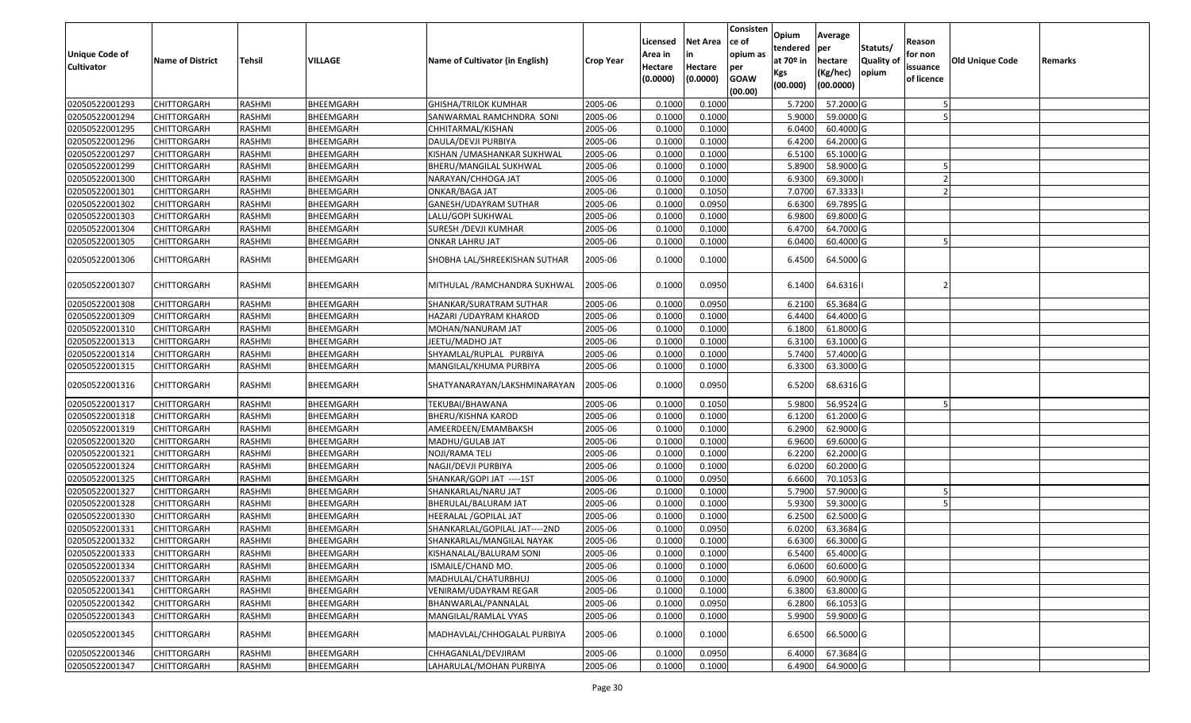| Unique Code of Cultivator | Name of District | Tehsil | VILLAGE | Name of Cultivator (in English) | Crop Year | Licensed Area in Hectare (0.0000) | Net Area in Hectare (0.0000) | Consistence of opium as per GOAW (00.00) | Opium tendered at 70º in Kgs (00.000) | Average per hectare (Kg/hec) (00.0000) | Statuts/ Quality of opium | Reason for non issuance of licence | Old Unique Code | Remarks |
|---|---|---|---|---|---|---|---|---|---|---|---|---|---|---|
| 02050522001293 | CHITTORGARH | RASHMI | BHEEMGARH | GHISHA/TRILOK KUMHAR | 2005-06 | 0.1000 | 0.1000 | | 5.7200 | 57.2000 | G | 5 | | |
| 02050522001294 | CHITTORGARH | RASHMI | BHEEMGARH | SANWARMAL RAMCHNDRA SONI | 2005-06 | 0.1000 | 0.1000 | | 5.9000 | 59.0000 | G | 5 | | |
| 02050522001295 | CHITTORGARH | RASHMI | BHEEMGARH | CHHITARMAL/KISHAN | 2005-06 | 0.1000 | 0.1000 | | 6.0400 | 60.4000 | G | | | |
| 02050522001296 | CHITTORGARH | RASHMI | BHEEMGARH | DAULA/DEVJI PURBIYA | 2005-06 | 0.1000 | 0.1000 | | 6.4200 | 64.2000 | G | | | |
| 02050522001297 | CHITTORGARH | RASHMI | BHEEMGARH | KISHAN /UMASHANKAR SUKHWAL | 2005-06 | 0.1000 | 0.1000 | | 6.5100 | 65.1000 | G | | | |
| 02050522001299 | CHITTORGARH | RASHMI | BHEEMGARH | BHERU/MANGILAL SUKHWAL | 2005-06 | 0.1000 | 0.1000 | | 5.8900 | 58.9000 | G | 5 | | |
| 02050522001300 | CHITTORGARH | RASHMI | BHEEMGARH | NARAYAN/CHHOGA JAT | 2005-06 | 0.1000 | 0.1000 | | 6.9300 | 69.3000 | I | 2 | | |
| 02050522001301 | CHITTORGARH | RASHMI | BHEEMGARH | ONKAR/BAGA JAT | 2005-06 | 0.1000 | 0.1050 | | 7.0700 | 67.3333 | I | 2 | | |
| 02050522001302 | CHITTORGARH | RASHMI | BHEEMGARH | GANESH/UDAYRAM SUTHAR | 2005-06 | 0.1000 | 0.0950 | | 6.6300 | 69.7895 | G | | | |
| 02050522001303 | CHITTORGARH | RASHMI | BHEEMGARH | LALU/GOPI SUKHWAL | 2005-06 | 0.1000 | 0.1000 | | 6.9800 | 69.8000 | G | | | |
| 02050522001304 | CHITTORGARH | RASHMI | BHEEMGARH | SURESH /DEVJI KUMHAR | 2005-06 | 0.1000 | 0.1000 | | 6.4700 | 64.7000 | G | | | |
| 02050522001305 | CHITTORGARH | RASHMI | BHEEMGARH | ONKAR LAHRU JAT | 2005-06 | 0.1000 | 0.1000 | | 6.0400 | 60.4000 | G | 5 | | |
| 02050522001306 | CHITTORGARH | RASHMI | BHEEMGARH | SHOBHA LAL/SHREEKISHAN SUTHAR | 2005-06 | 0.1000 | 0.1000 | | 6.4500 | 64.5000 | G | | | |
| 02050522001307 | CHITTORGARH | RASHMI | BHEEMGARH | MITHULAL /RAMCHANDRA SUKHWAL | 2005-06 | 0.1000 | 0.0950 | | 6.1400 | 64.6316 | I | 2 | | |
| 02050522001308 | CHITTORGARH | RASHMI | BHEEMGARH | SHANKAR/SURATRAM SUTHAR | 2005-06 | 0.1000 | 0.0950 | | 6.2100 | 65.3684 | G | | | |
| 02050522001309 | CHITTORGARH | RASHMI | BHEEMGARH | HAZARI /UDAYRAM KHAROD | 2005-06 | 0.1000 | 0.1000 | | 6.4400 | 64.4000 | G | | | |
| 02050522001310 | CHITTORGARH | RASHMI | BHEEMGARH | MOHAN/NANURAM JAT | 2005-06 | 0.1000 | 0.1000 | | 6.1800 | 61.8000 | G | | | |
| 02050522001313 | CHITTORGARH | RASHMI | BHEEMGARH | JEETU/MADHO JAT | 2005-06 | 0.1000 | 0.1000 | | 6.3100 | 63.1000 | G | | | |
| 02050522001314 | CHITTORGARH | RASHMI | BHEEMGARH | SHYAMLAL/RUPLAL PURBIYA | 2005-06 | 0.1000 | 0.1000 | | 5.7400 | 57.4000 | G | | | |
| 02050522001315 | CHITTORGARH | RASHMI | BHEEMGARH | MANGILAL/KHUMA PURBIYA | 2005-06 | 0.1000 | 0.1000 | | 6.3300 | 63.3000 | G | | | |
| 02050522001316 | CHITTORGARH | RASHMI | BHEEMGARH | SHATYANARAYAN/LAKSHMINARAYAN | 2005-06 | 0.1000 | 0.0950 | | 6.5200 | 68.6316 | G | | | |
| 02050522001317 | CHITTORGARH | RASHMI | BHEEMGARH | TEKUBAI/BHAWANA | 2005-06 | 0.1000 | 0.1050 | | 5.9800 | 56.9524 | G | 5 | | |
| 02050522001318 | CHITTORGARH | RASHMI | BHEEMGARH | BHERU/KISHNA KAROD | 2005-06 | 0.1000 | 0.1000 | | 6.1200 | 61.2000 | G | | | |
| 02050522001319 | CHITTORGARH | RASHMI | BHEEMGARH | AMEERDEEN/EMAMBAKSH | 2005-06 | 0.1000 | 0.1000 | | 6.2900 | 62.9000 | G | | | |
| 02050522001320 | CHITTORGARH | RASHMI | BHEEMGARH | MADHU/GULAB JAT | 2005-06 | 0.1000 | 0.1000 | | 6.9600 | 69.6000 | G | | | |
| 02050522001321 | CHITTORGARH | RASHMI | BHEEMGARH | NOJI/RAMA TELI | 2005-06 | 0.1000 | 0.1000 | | 6.2200 | 62.2000 | G | | | |
| 02050522001324 | CHITTORGARH | RASHMI | BHEEMGARH | NAGJI/DEVJI PURBIYA | 2005-06 | 0.1000 | 0.1000 | | 6.0200 | 60.2000 | G | | | |
| 02050522001325 | CHITTORGARH | RASHMI | BHEEMGARH | SHANKAR/GOPI JAT ----1ST | 2005-06 | 0.1000 | 0.0950 | | 6.6600 | 70.1053 | G | | | |
| 02050522001327 | CHITTORGARH | RASHMI | BHEEMGARH | SHANKARLAL/NARU JAT | 2005-06 | 0.1000 | 0.1000 | | 5.7900 | 57.9000 | G | 5 | | |
| 02050522001328 | CHITTORGARH | RASHMI | BHEEMGARH | BHERULAL/BALURAM JAT | 2005-06 | 0.1000 | 0.1000 | | 5.9300 | 59.3000 | G | 5 | | |
| 02050522001330 | CHITTORGARH | RASHMI | BHEEMGARH | HEERALAL /GOPILAL JAT | 2005-06 | 0.1000 | 0.1000 | | 6.2500 | 62.5000 | G | | | |
| 02050522001331 | CHITTORGARH | RASHMI | BHEEMGARH | SHANKARLAL/GOPILAL JAT----2ND | 2005-06 | 0.1000 | 0.0950 | | 6.0200 | 63.3684 | G | | | |
| 02050522001332 | CHITTORGARH | RASHMI | BHEEMGARH | SHANKARLAL/MANGILAL NAYAK | 2005-06 | 0.1000 | 0.1000 | | 6.6300 | 66.3000 | G | | | |
| 02050522001333 | CHITTORGARH | RASHMI | BHEEMGARH | KISHANALAL/BALURAM SONI | 2005-06 | 0.1000 | 0.1000 | | 6.5400 | 65.4000 | G | | | |
| 02050522001334 | CHITTORGARH | RASHMI | BHEEMGARH | ISMAILE/CHAND MO. | 2005-06 | 0.1000 | 0.1000 | | 6.0600 | 60.6000 | G | | | |
| 02050522001337 | CHITTORGARH | RASHMI | BHEEMGARH | MADHULAL/CHATURBHUJ | 2005-06 | 0.1000 | 0.1000 | | 6.0900 | 60.9000 | G | | | |
| 02050522001341 | CHITTORGARH | RASHMI | BHEEMGARH | VENIRAM/UDAYRAM REGAR | 2005-06 | 0.1000 | 0.1000 | | 6.3800 | 63.8000 | G | | | |
| 02050522001342 | CHITTORGARH | RASHMI | BHEEMGARH | BHANWARLAL/PANNALAL | 2005-06 | 0.1000 | 0.0950 | | 6.2800 | 66.1053 | G | | | |
| 02050522001343 | CHITTORGARH | RASHMI | BHEEMGARH | MANGILAL/RAMLAL VYAS | 2005-06 | 0.1000 | 0.1000 | | 5.9900 | 59.9000 | G | | | |
| 02050522001345 | CHITTORGARH | RASHMI | BHEEMGARH | MADHAVLAL/CHHOGALAL PURBIYA | 2005-06 | 0.1000 | 0.1000 | | 6.6500 | 66.5000 | G | | | |
| 02050522001346 | CHITTORGARH | RASHMI | BHEEMGARH | CHHAGANLAL/DEVJIRAM | 2005-06 | 0.1000 | 0.0950 | | 6.4000 | 67.3684 | G | | | |
| 02050522001347 | CHITTORGARH | RASHMI | BHEEMGARH | LAHARULAL/MOHAN PURBIYA | 2005-06 | 0.1000 | 0.1000 | | 6.4900 | 64.9000 | G | | | |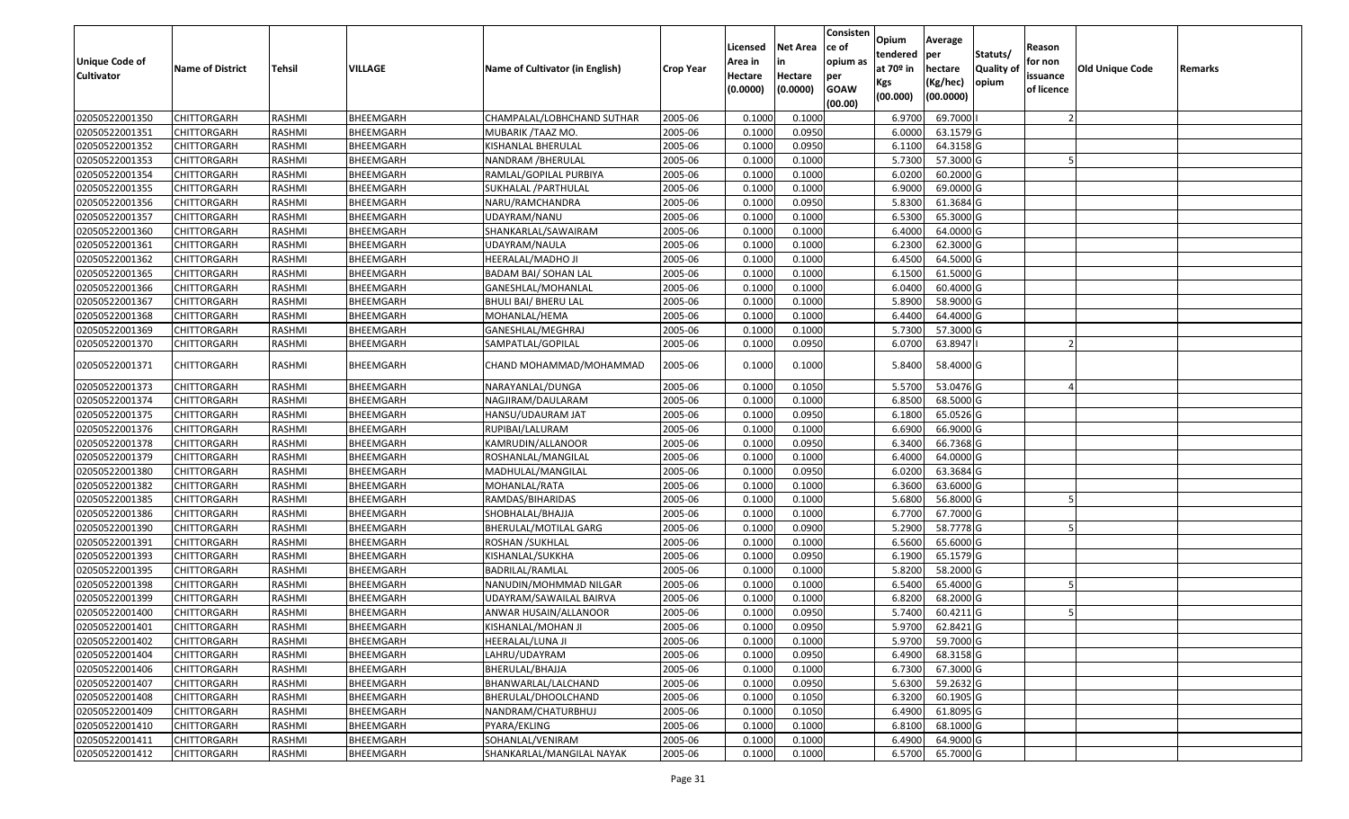| Unique Code of Cultivator | Name of District | Tehsil | VILLAGE | Name of Cultivator (in English) | Crop Year | Licensed Area in Hectare (0.0000) | Net Area in Hectare (0.0000) | Consistence of opium as per GOAW (00.00) | Opium tendered at 70º in Kgs (00.000) | Average per hectare (Kg/hec) (00.0000) | Statuts/ Quality of opium | Reason for non issuance of licence | Old Unique Code | Remarks |
|---|---|---|---|---|---|---|---|---|---|---|---|---|---|---|
| 02050522001350 | CHITTORGARH | RASHMI | BHEEMGARH | CHAMPALAL/LOBHCHAND SUTHAR | 2005-06 | 0.1000 | 0.1000 | | 6.9700 | 69.7000 | I | 2 | | |
| 02050522001351 | CHITTORGARH | RASHMI | BHEEMGARH | MUBARIK /TAAZ MO. | 2005-06 | 0.1000 | 0.0950 | | 6.0000 | 63.1579 | G | | | |
| 02050522001352 | CHITTORGARH | RASHMI | BHEEMGARH | KISHANLAL BHERULAL | 2005-06 | 0.1000 | 0.0950 | | 6.1100 | 64.3158 | G | | | |
| 02050522001353 | CHITTORGARH | RASHMI | BHEEMGARH | NANDRAM /BHERULAL | 2005-06 | 0.1000 | 0.1000 | | 5.7300 | 57.3000 | G | 5 | | |
| 02050522001354 | CHITTORGARH | RASHMI | BHEEMGARH | RAMLAL/GOPILAL PURBIYA | 2005-06 | 0.1000 | 0.1000 | | 6.0200 | 60.2000 | G | | | |
| 02050522001355 | CHITTORGARH | RASHMI | BHEEMGARH | SUKHALAL /PARTHULAL | 2005-06 | 0.1000 | 0.1000 | | 6.9000 | 69.0000 | G | | | |
| 02050522001356 | CHITTORGARH | RASHMI | BHEEMGARH | NARU/RAMCHANDRA | 2005-06 | 0.1000 | 0.0950 | | 5.8300 | 61.3684 | G | | | |
| 02050522001357 | CHITTORGARH | RASHMI | BHEEMGARH | UDAYRAM/NANU | 2005-06 | 0.1000 | 0.1000 | | 6.5300 | 65.3000 | G | | | |
| 02050522001360 | CHITTORGARH | RASHMI | BHEEMGARH | SHANKARLAL/SAWAIRAM | 2005-06 | 0.1000 | 0.1000 | | 6.4000 | 64.0000 | G | | | |
| 02050522001361 | CHITTORGARH | RASHMI | BHEEMGARH | UDAYRAM/NAULA | 2005-06 | 0.1000 | 0.1000 | | 6.2300 | 62.3000 | G | | | |
| 02050522001362 | CHITTORGARH | RASHMI | BHEEMGARH | HEERALAL/MADHO JI | 2005-06 | 0.1000 | 0.1000 | | 6.4500 | 64.5000 | G | | | |
| 02050522001365 | CHITTORGARH | RASHMI | BHEEMGARH | BADAM BAI/ SOHAN LAL | 2005-06 | 0.1000 | 0.1000 | | 6.1500 | 61.5000 | G | | | |
| 02050522001366 | CHITTORGARH | RASHMI | BHEEMGARH | GANESHLAL/MOHANLAL | 2005-06 | 0.1000 | 0.1000 | | 6.0400 | 60.4000 | G | | | |
| 02050522001367 | CHITTORGARH | RASHMI | BHEEMGARH | BHULI BAI/ BHERU LAL | 2005-06 | 0.1000 | 0.1000 | | 5.8900 | 58.9000 | G | | | |
| 02050522001368 | CHITTORGARH | RASHMI | BHEEMGARH | MOHANLAL/HEMA | 2005-06 | 0.1000 | 0.1000 | | 6.4400 | 64.4000 | G | | | |
| 02050522001369 | CHITTORGARH | RASHMI | BHEEMGARH | GANESHLAL/MEGHRAJ | 2005-06 | 0.1000 | 0.1000 | | 5.7300 | 57.3000 | G | | | |
| 02050522001370 | CHITTORGARH | RASHMI | BHEEMGARH | SAMPATLAL/GOPILAL | 2005-06 | 0.1000 | 0.0950 | | 6.0700 | 63.8947 | I | 2 | | |
| 02050522001371 | CHITTORGARH | RASHMI | BHEEMGARH | CHAND MOHAMMAD/MOHAMMAD | 2005-06 | 0.1000 | 0.1000 | | 5.8400 | 58.4000 | G | | | |
| 02050522001373 | CHITTORGARH | RASHMI | BHEEMGARH | NARAYANLAL/DUNGA | 2005-06 | 0.1000 | 0.1050 | | 5.5700 | 53.0476 | G | 4 | | |
| 02050522001374 | CHITTORGARH | RASHMI | BHEEMGARH | NAGJIRAM/DAULARAM | 2005-06 | 0.1000 | 0.1000 | | 6.8500 | 68.5000 | G | | | |
| 02050522001375 | CHITTORGARH | RASHMI | BHEEMGARH | HANSU/UDAURAM JAT | 2005-06 | 0.1000 | 0.0950 | | 6.1800 | 65.0526 | G | | | |
| 02050522001376 | CHITTORGARH | RASHMI | BHEEMGARH | RUPIBAI/LALURAM | 2005-06 | 0.1000 | 0.1000 | | 6.6900 | 66.9000 | G | | | |
| 02050522001378 | CHITTORGARH | RASHMI | BHEEMGARH | KAMRUDIN/ALLANOOR | 2005-06 | 0.1000 | 0.0950 | | 6.3400 | 66.7368 | G | | | |
| 02050522001379 | CHITTORGARH | RASHMI | BHEEMGARH | ROSHANLAL/MANGILAL | 2005-06 | 0.1000 | 0.1000 | | 6.4000 | 64.0000 | G | | | |
| 02050522001380 | CHITTORGARH | RASHMI | BHEEMGARH | MADHULAL/MANGILAL | 2005-06 | 0.1000 | 0.0950 | | 6.0200 | 63.3684 | G | | | |
| 02050522001382 | CHITTORGARH | RASHMI | BHEEMGARH | MOHANLAL/RATA | 2005-06 | 0.1000 | 0.1000 | | 6.3600 | 63.6000 | G | | | |
| 02050522001385 | CHITTORGARH | RASHMI | BHEEMGARH | RAMDAS/BIHARIDAS | 2005-06 | 0.1000 | 0.1000 | | 5.6800 | 56.8000 | G | 5 | | |
| 02050522001386 | CHITTORGARH | RASHMI | BHEEMGARH | SHOBHALAL/BHAJJA | 2005-06 | 0.1000 | 0.1000 | | 6.7700 | 67.7000 | G | | | |
| 02050522001390 | CHITTORGARH | RASHMI | BHEEMGARH | BHERULAL/MOTILAL GARG | 2005-06 | 0.1000 | 0.0900 | | 5.2900 | 58.7778 | G | 5 | | |
| 02050522001391 | CHITTORGARH | RASHMI | BHEEMGARH | ROSHAN /SUKHLAL | 2005-06 | 0.1000 | 0.1000 | | 6.5600 | 65.6000 | G | | | |
| 02050522001393 | CHITTORGARH | RASHMI | BHEEMGARH | KISHANLAL/SUKKHA | 2005-06 | 0.1000 | 0.0950 | | 6.1900 | 65.1579 | G | | | |
| 02050522001395 | CHITTORGARH | RASHMI | BHEEMGARH | BADRILAL/RAMLAL | 2005-06 | 0.1000 | 0.1000 | | 5.8200 | 58.2000 | G | | | |
| 02050522001398 | CHITTORGARH | RASHMI | BHEEMGARH | NANUDIN/MOHMMAD NILGAR | 2005-06 | 0.1000 | 0.1000 | | 6.5400 | 65.4000 | G | 5 | | |
| 02050522001399 | CHITTORGARH | RASHMI | BHEEMGARH | UDAYRAM/SAWAILAL BAIRVA | 2005-06 | 0.1000 | 0.1000 | | 6.8200 | 68.2000 | G | | | |
| 02050522001400 | CHITTORGARH | RASHMI | BHEEMGARH | ANWAR HUSAIN/ALLANOOR | 2005-06 | 0.1000 | 0.0950 | | 5.7400 | 60.4211 | G | 5 | | |
| 02050522001401 | CHITTORGARH | RASHMI | BHEEMGARH | KISHANLAL/MOHAN JI | 2005-06 | 0.1000 | 0.0950 | | 5.9700 | 62.8421 | G | | | |
| 02050522001402 | CHITTORGARH | RASHMI | BHEEMGARH | HEERALAL/LUNA JI | 2005-06 | 0.1000 | 0.1000 | | 5.9700 | 59.7000 | G | | | |
| 02050522001404 | CHITTORGARH | RASHMI | BHEEMGARH | LAHRU/UDAYRAM | 2005-06 | 0.1000 | 0.0950 | | 6.4900 | 68.3158 | G | | | |
| 02050522001406 | CHITTORGARH | RASHMI | BHEEMGARH | BHERULAL/BHAJJA | 2005-06 | 0.1000 | 0.1000 | | 6.7300 | 67.3000 | G | | | |
| 02050522001407 | CHITTORGARH | RASHMI | BHEEMGARH | BHANWARLAL/LALCHAND | 2005-06 | 0.1000 | 0.0950 | | 5.6300 | 59.2632 | G | | | |
| 02050522001408 | CHITTORGARH | RASHMI | BHEEMGARH | BHERULAL/DHOOLCHAND | 2005-06 | 0.1000 | 0.1050 | | 6.3200 | 60.1905 | G | | | |
| 02050522001409 | CHITTORGARH | RASHMI | BHEEMGARH | NANDRAM/CHATURBHUJ | 2005-06 | 0.1000 | 0.1050 | | 6.4900 | 61.8095 | G | | | |
| 02050522001410 | CHITTORGARH | RASHMI | BHEEMGARH | PYARA/EKLING | 2005-06 | 0.1000 | 0.1000 | | 6.8100 | 68.1000 | G | | | |
| 02050522001411 | CHITTORGARH | RASHMI | BHEEMGARH | SOHANLAL/VENIRAM | 2005-06 | 0.1000 | 0.1000 | | 6.4900 | 64.9000 | G | | | |
| 02050522001412 | CHITTORGARH | RASHMI | BHEEMGARH | SHANKARLAL/MANGILAL NAYAK | 2005-06 | 0.1000 | 0.1000 | | 6.5700 | 65.7000 | G | | | |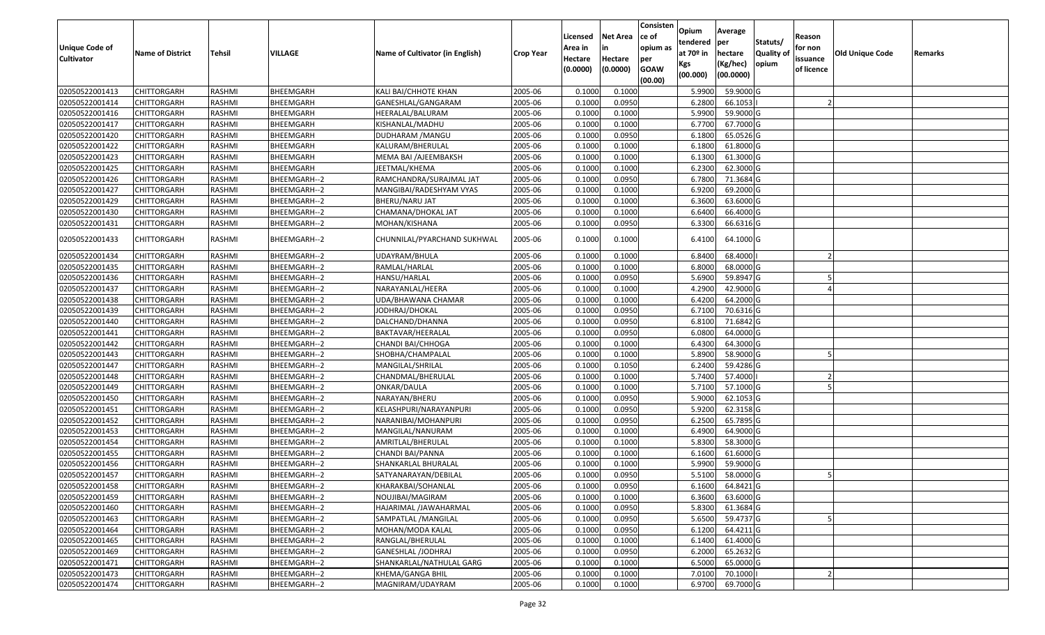| Unique Code of Cultivator | Name of District | Tehsil | VILLAGE | Name of Cultivator (in English) | Crop Year | Licensed Area in Hectare (0.0000) | Net Area in Hectare (0.0000) | Consistence of opium as per GOAW (00.00) | Opium tendered at 70º in Kgs (00.000) | Average per hectare (Kg/hec) (00.0000) | Statuts/ Quality of opium | Reason for non issuance of licence | Old Unique Code | Remarks |
|---|---|---|---|---|---|---|---|---|---|---|---|---|---|---|
| 02050522001413 | CHITTORGARH | RASHMI | BHEEMGARH | KALI BAI/CHHOTE KHAN | 2005-06 | 0.1000 | 0.1000 | | 5.9900 | 59.9000 | G | | | |
| 02050522001414 | CHITTORGARH | RASHMI | BHEEMGARH | GANESHLAL/GANGARAM | 2005-06 | 0.1000 | 0.0950 | | 6.2800 | 66.1053 | I | 2 | | |
| 02050522001416 | CHITTORGARH | RASHMI | BHEEMGARH | HEERALAL/BALURAM | 2005-06 | 0.1000 | 0.1000 | | 5.9900 | 59.9000 | G | | | |
| 02050522001417 | CHITTORGARH | RASHMI | BHEEMGARH | KISHANLAL/MADHU | 2005-06 | 0.1000 | 0.1000 | | 6.7700 | 67.7000 | G | | | |
| 02050522001420 | CHITTORGARH | RASHMI | BHEEMGARH | DUDHARAM /MANGU | 2005-06 | 0.1000 | 0.0950 | | 6.1800 | 65.0526 | G | | | |
| 02050522001422 | CHITTORGARH | RASHMI | BHEEMGARH | KALURAM/BHERULAL | 2005-06 | 0.1000 | 0.1000 | | 6.1800 | 61.8000 | G | | | |
| 02050522001423 | CHITTORGARH | RASHMI | BHEEMGARH | MEMA BAI /AJEEMBAKSH | 2005-06 | 0.1000 | 0.1000 | | 6.1300 | 61.3000 | G | | | |
| 02050522001425 | CHITTORGARH | RASHMI | BHEEMGARH | JEETMAL/KHEMA | 2005-06 | 0.1000 | 0.1000 | | 6.2300 | 62.3000 | G | | | |
| 02050522001426 | CHITTORGARH | RASHMI | BHEEMGARH--2 | RAMCHANDRA/SURAJMAL JAT | 2005-06 | 0.1000 | 0.0950 | | 6.7800 | 71.3684 | G | | | |
| 02050522001427 | CHITTORGARH | RASHMI | BHEEMGARH--2 | MANGIBAI/RADESHYAM VYAS | 2005-06 | 0.1000 | 0.1000 | | 6.9200 | 69.2000 | G | | | |
| 02050522001429 | CHITTORGARH | RASHMI | BHEEMGARH--2 | BHERU/NARU JAT | 2005-06 | 0.1000 | 0.1000 | | 6.3600 | 63.6000 | G | | | |
| 02050522001430 | CHITTORGARH | RASHMI | BHEEMGARH--2 | CHAMANA/DHOKAL JAT | 2005-06 | 0.1000 | 0.1000 | | 6.6400 | 66.4000 | G | | | |
| 02050522001431 | CHITTORGARH | RASHMI | BHEEMGARH--2 | MOHAN/KISHANA | 2005-06 | 0.1000 | 0.0950 | | 6.3300 | 66.6316 | G | | | |
| 02050522001433 | CHITTORGARH | RASHMI | BHEEMGARH--2 | CHUNNILAL/PYARCHAND SUKHWAL | 2005-06 | 0.1000 | 0.1000 | | 6.4100 | 64.1000 | G | | | |
| 02050522001434 | CHITTORGARH | RASHMI | BHEEMGARH--2 | UDAYRAM/BHULA | 2005-06 | 0.1000 | 0.1000 | | 6.8400 | 68.4000 | I | 2 | | |
| 02050522001435 | CHITTORGARH | RASHMI | BHEEMGARH--2 | RAMLAL/HARLAL | 2005-06 | 0.1000 | 0.1000 | | 6.8000 | 68.0000 | G | | | |
| 02050522001436 | CHITTORGARH | RASHMI | BHEEMGARH--2 | HANSU/HARLAL | 2005-06 | 0.1000 | 0.0950 | | 5.6900 | 59.8947 | G | 5 | | |
| 02050522001437 | CHITTORGARH | RASHMI | BHEEMGARH--2 | NARAYANLAL/HEERA | 2005-06 | 0.1000 | 0.1000 | | 4.2900 | 42.9000 | G | 4 | | |
| 02050522001438 | CHITTORGARH | RASHMI | BHEEMGARH--2 | UDA/BHAWANA CHAMAR | 2005-06 | 0.1000 | 0.1000 | | 6.4200 | 64.2000 | G | | | |
| 02050522001439 | CHITTORGARH | RASHMI | BHEEMGARH--2 | JODHRAJ/DHOKAL | 2005-06 | 0.1000 | 0.0950 | | 6.7100 | 70.6316 | G | | | |
| 02050522001440 | CHITTORGARH | RASHMI | BHEEMGARH--2 | DALCHAND/DHANNA | 2005-06 | 0.1000 | 0.0950 | | 6.8100 | 71.6842 | G | | | |
| 02050522001441 | CHITTORGARH | RASHMI | BHEEMGARH--2 | BAKTAVAR/HEERALAL | 2005-06 | 0.1000 | 0.0950 | | 6.0800 | 64.0000 | G | | | |
| 02050522001442 | CHITTORGARH | RASHMI | BHEEMGARH--2 | CHANDI BAI/CHHOGA | 2005-06 | 0.1000 | 0.1000 | | 6.4300 | 64.3000 | G | | | |
| 02050522001443 | CHITTORGARH | RASHMI | BHEEMGARH--2 | SHOBHA/CHAMPALAL | 2005-06 | 0.1000 | 0.1000 | | 5.8900 | 58.9000 | G | 5 | | |
| 02050522001447 | CHITTORGARH | RASHMI | BHEEMGARH--2 | MANGILAL/SHRILAL | 2005-06 | 0.1000 | 0.1050 | | 6.2400 | 59.4286 | G | | | |
| 02050522001448 | CHITTORGARH | RASHMI | BHEEMGARH--2 | CHANDMAL/BHERULAL | 2005-06 | 0.1000 | 0.1000 | | 5.7400 | 57.4000 | I | 2 | | |
| 02050522001449 | CHITTORGARH | RASHMI | BHEEMGARH--2 | ONKAR/DAULA | 2005-06 | 0.1000 | 0.1000 | | 5.7100 | 57.1000 | G | 5 | | |
| 02050522001450 | CHITTORGARH | RASHMI | BHEEMGARH--2 | NARAYAN/BHERU | 2005-06 | 0.1000 | 0.0950 | | 5.9000 | 62.1053 | G | | | |
| 02050522001451 | CHITTORGARH | RASHMI | BHEEMGARH--2 | KELASHPURI/NARAYANPURI | 2005-06 | 0.1000 | 0.0950 | | 5.9200 | 62.3158 | G | | | |
| 02050522001452 | CHITTORGARH | RASHMI | BHEEMGARH--2 | NARANIBAI/MOHANPURI | 2005-06 | 0.1000 | 0.0950 | | 6.2500 | 65.7895 | G | | | |
| 02050522001453 | CHITTORGARH | RASHMI | BHEEMGARH--2 | MANGILAL/NANURAM | 2005-06 | 0.1000 | 0.1000 | | 6.4900 | 64.9000 | G | | | |
| 02050522001454 | CHITTORGARH | RASHMI | BHEEMGARH--2 | AMRITLAL/BHERULAL | 2005-06 | 0.1000 | 0.1000 | | 5.8300 | 58.3000 | G | | | |
| 02050522001455 | CHITTORGARH | RASHMI | BHEEMGARH--2 | CHANDI BAI/PANNA | 2005-06 | 0.1000 | 0.1000 | | 6.1600 | 61.6000 | G | | | |
| 02050522001456 | CHITTORGARH | RASHMI | BHEEMGARH--2 | SHANKARLAL BHURALAL | 2005-06 | 0.1000 | 0.1000 | | 5.9900 | 59.9000 | G | | | |
| 02050522001457 | CHITTORGARH | RASHMI | BHEEMGARH--2 | SATYANARAYAN/DEBILAL | 2005-06 | 0.1000 | 0.0950 | | 5.5100 | 58.0000 | G | 5 | | |
| 02050522001458 | CHITTORGARH | RASHMI | BHEEMGARH--2 | KHARAKBAI/SOHANLAL | 2005-06 | 0.1000 | 0.0950 | | 6.1600 | 64.8421 | G | | | |
| 02050522001459 | CHITTORGARH | RASHMI | BHEEMGARH--2 | NOUJIBAI/MAGIRAM | 2005-06 | 0.1000 | 0.1000 | | 6.3600 | 63.6000 | G | | | |
| 02050522001460 | CHITTORGARH | RASHMI | BHEEMGARH--2 | HAJARIMAL /JAWAHARMAL | 2005-06 | 0.1000 | 0.0950 | | 5.8300 | 61.3684 | G | | | |
| 02050522001463 | CHITTORGARH | RASHMI | BHEEMGARH--2 | SAMPATLAL /MANGILAL | 2005-06 | 0.1000 | 0.0950 | | 5.6500 | 59.4737 | G | 5 | | |
| 02050522001464 | CHITTORGARH | RASHMI | BHEEMGARH--2 | MOHAN/MODA KALAL | 2005-06 | 0.1000 | 0.0950 | | 6.1200 | 64.4211 | G | | | |
| 02050522001465 | CHITTORGARH | RASHMI | BHEEMGARH--2 | RANGLAL/BHERULAL | 2005-06 | 0.1000 | 0.1000 | | 6.1400 | 61.4000 | G | | | |
| 02050522001469 | CHITTORGARH | RASHMI | BHEEMGARH--2 | GANESHLAL /JODHRAJ | 2005-06 | 0.1000 | 0.0950 | | 6.2000 | 65.2632 | G | | | |
| 02050522001471 | CHITTORGARH | RASHMI | BHEEMGARH--2 | SHANKARLAL/NATHULAL GARG | 2005-06 | 0.1000 | 0.1000 | | 6.5000 | 65.0000 | G | | | |
| 02050522001473 | CHITTORGARH | RASHMI | BHEEMGARH--2 | KHEMA/GANGA BHIL | 2005-06 | 0.1000 | 0.1000 | | 7.0100 | 70.1000 | I | 2 | | |
| 02050522001474 | CHITTORGARH | RASHMI | BHEEMGARH--2 | MAGNIRAM/UDAYRAM | 2005-06 | 0.1000 | 0.1000 | | 6.9700 | 69.7000 | G | | | |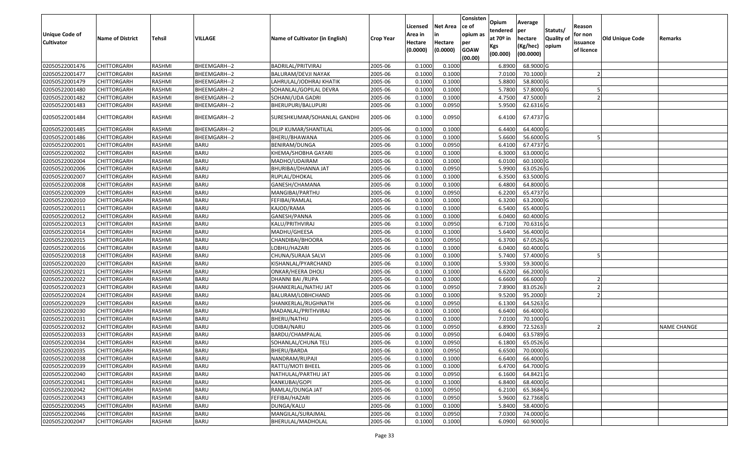| Unique Code of Cultivator | Name of District | Tehsil | VILLAGE | Name of Cultivator (in English) | Crop Year | Licensed Area in Hectare (0.0000) | Net Area in Hectare (0.0000) | Consistence of opium as per GOAW (00.00) | Opium tendered at 70º in Kgs (00.000) | Average per hectare (Kg/hec) (00.0000) | Statuts/ Quality of opium | Reason for non issuance of licence | Old Unique Code | Remarks |
|---|---|---|---|---|---|---|---|---|---|---|---|---|---|---|
| 02050522001476 | CHITTORGARH | RASHMI | BHEEMGARH--2 | BADRILAL/PRITVIRAJ | 2005-06 | 0.1000 | 0.1000 | | 6.8900 | 68.9000 | G | | | |
| 02050522001477 | CHITTORGARH | RASHMI | BHEEMGARH--2 | BALURAM/DEVJI NAYAK | 2005-06 | 0.1000 | 0.1000 | | 7.0100 | 70.1000 | I | 2 | | |
| 02050522001479 | CHITTORGARH | RASHMI | BHEEMGARH--2 | LAHRULAL/JODHRAJ KHATIK | 2005-06 | 0.1000 | 0.1000 | | 5.8800 | 58.8000 | G | | | |
| 02050522001480 | CHITTORGARH | RASHMI | BHEEMGARH--2 | SOHANLAL/GOPILAL DEVRA | 2005-06 | 0.1000 | 0.1000 | | 5.7800 | 57.8000 | G | 5 | | |
| 02050522001482 | CHITTORGARH | RASHMI | BHEEMGARH--2 | SOHANI/UDA GADRI | 2005-06 | 0.1000 | 0.1000 | | 4.7500 | 47.5000 | I | 2 | | |
| 02050522001483 | CHITTORGARH | RASHMI | BHEEMGARH--2 | BHERUPURI/BALUPURI | 2005-06 | 0.1000 | 0.0950 | | 5.9500 | 62.6316 | G | | | |
| 02050522001484 | CHITTORGARH | RASHMI | BHEEMGARH--2 | SURESHKUMAR/SOHANLAL GANDHI | 2005-06 | 0.1000 | 0.0950 | | 6.4100 | 67.4737 | G | | | |
| 02050522001485 | CHITTORGARH | RASHMI | BHEEMGARH--2 | DILIP KUMAR/SHANTILAL | 2005-06 | 0.1000 | 0.1000 | | 6.4400 | 64.4000 | G | | | |
| 02050522001486 | CHITTORGARH | RASHMI | BHEEMGARH--2 | BHERU/BHAWANA | 2005-06 | 0.1000 | 0.1000 | | 5.6600 | 56.6000 | G | 5 | | |
| 02050522002001 | CHITTORGARH | RASHMI | BARU | BENIRAM/DUNGA | 2005-06 | 0.1000 | 0.0950 | | 6.4100 | 67.4737 | G | | | |
| 02050522002002 | CHITTORGARH | RASHMI | BARU | KHEMA/SHOBHA GAYARI | 2005-06 | 0.1000 | 0.1000 | | 6.3000 | 63.0000 | G | | | |
| 02050522002004 | CHITTORGARH | RASHMI | BARU | MADHO/UDAIRAM | 2005-06 | 0.1000 | 0.1000 | | 6.0100 | 60.1000 | G | | | |
| 02050522002006 | CHITTORGARH | RASHMI | BARU | BHURIBAI/DHANNA JAT | 2005-06 | 0.1000 | 0.0950 | | 5.9900 | 63.0526 | G | | | |
| 02050522002007 | CHITTORGARH | RASHMI | BARU | RUPLAL/DHOKAL | 2005-06 | 0.1000 | 0.1000 | | 6.3500 | 63.5000 | G | | | |
| 02050522002008 | CHITTORGARH | RASHMI | BARU | GANESH/CHAMANA | 2005-06 | 0.1000 | 0.1000 | | 6.4800 | 64.8000 | G | | | |
| 02050522002009 | CHITTORGARH | RASHMI | BARU | MANGIBAI/PARTHU | 2005-06 | 0.1000 | 0.0950 | | 6.2200 | 65.4737 | G | | | |
| 02050522002010 | CHITTORGARH | RASHMI | BARU | FEFIBAI/RAMLAL | 2005-06 | 0.1000 | 0.1000 | | 6.3200 | 63.2000 | G | | | |
| 02050522002011 | CHITTORGARH | RASHMI | BARU | KAJOD/RAMA | 2005-06 | 0.1000 | 0.1000 | | 6.5400 | 65.4000 | G | | | |
| 02050522002012 | CHITTORGARH | RASHMI | BARU | GANESH/PANNA | 2005-06 | 0.1000 | 0.1000 | | 6.0400 | 60.4000 | G | | | |
| 02050522002013 | CHITTORGARH | RASHMI | BARU | KALU/PRITHVIRAJ | 2005-06 | 0.1000 | 0.0950 | | 6.7100 | 70.6316 | G | | | |
| 02050522002014 | CHITTORGARH | RASHMI | BARU | MADHU/GHEESA | 2005-06 | 0.1000 | 0.1000 | | 5.6400 | 56.4000 | G | | | |
| 02050522002015 | CHITTORGARH | RASHMI | BARU | CHANDIBAI/BHOORA | 2005-06 | 0.1000 | 0.0950 | | 6.3700 | 67.0526 | G | | | |
| 02050522002016 | CHITTORGARH | RASHMI | BARU | LOBHU/HAZARI | 2005-06 | 0.1000 | 0.1000 | | 6.0400 | 60.4000 | G | | | |
| 02050522002018 | CHITTORGARH | RASHMI | BARU | CHUNA/SURAJA SALVI | 2005-06 | 0.1000 | 0.1000 | | 5.7400 | 57.4000 | G | 5 | | |
| 02050522002020 | CHITTORGARH | RASHMI | BARU | KISHANLAL/PYARCHAND | 2005-06 | 0.1000 | 0.1000 | | 5.9300 | 59.3000 | G | | | |
| 02050522002021 | CHITTORGARH | RASHMI | BARU | ONKAR/HEERA DHOLI | 2005-06 | 0.1000 | 0.1000 | | 6.6200 | 66.2000 | G | | | |
| 02050522002022 | CHITTORGARH | RASHMI | BARU | DHANNI BAI /RUPA | 2005-06 | 0.1000 | 0.1000 | | 6.6600 | 66.6000 | I | 2 | | |
| 02050522002023 | CHITTORGARH | RASHMI | BARU | SHANKERLAL/NATHU JAT | 2005-06 | 0.1000 | 0.0950 | | 7.8900 | 83.0526 | I | 2 | | |
| 02050522002024 | CHITTORGARH | RASHMI | BARU | BALURAM/LOBHCHAND | 2005-06 | 0.1000 | 0.1000 | | 9.5200 | 95.2000 | I | 2 | | |
| 02050522002029 | CHITTORGARH | RASHMI | BARU | SHANKERLAL/RUGHNATH | 2005-06 | 0.1000 | 0.0950 | | 6.1300 | 64.5263 | G | | | |
| 02050522002030 | CHITTORGARH | RASHMI | BARU | MADANLAL/PRITHVIRAJ | 2005-06 | 0.1000 | 0.1000 | | 6.6400 | 66.4000 | G | | | |
| 02050522002031 | CHITTORGARH | RASHMI | BARU | BHERU/NATHU | 2005-06 | 0.1000 | 0.1000 | | 7.0100 | 70.1000 | G | | | |
| 02050522002032 | CHITTORGARH | RASHMI | BARU | UDIBAI/NARU | 2005-06 | 0.1000 | 0.0950 | | 6.8900 | 72.5263 | I | 2 | | NAME CHANGE |
| 02050522002033 | CHITTORGARH | RASHMI | BARU | BARDU/CHAMPALAL | 2005-06 | 0.1000 | 0.0950 | | 6.0400 | 63.5789 | G | | | |
| 02050522002034 | CHITTORGARH | RASHMI | BARU | SOHANLAL/CHUNA TELI | 2005-06 | 0.1000 | 0.0950 | | 6.1800 | 65.0526 | G | | | |
| 02050522002035 | CHITTORGARH | RASHMI | BARU | BHERU/BARDA | 2005-06 | 0.1000 | 0.0950 | | 6.6500 | 70.0000 | G | | | |
| 02050522002038 | CHITTORGARH | RASHMI | BARU | NANDRAM/RUPAJI | 2005-06 | 0.1000 | 0.1000 | | 6.6400 | 66.4000 | G | | | |
| 02050522002039 | CHITTORGARH | RASHMI | BARU | RATTU/MOTI BHEEL | 2005-06 | 0.1000 | 0.1000 | | 6.4700 | 64.7000 | G | | | |
| 02050522002040 | CHITTORGARH | RASHMI | BARU | NATHULAL/PARTHU JAT | 2005-06 | 0.1000 | 0.0950 | | 6.1600 | 64.8421 | G | | | |
| 02050522002041 | CHITTORGARH | RASHMI | BARU | KANKUBAI/GOPI | 2005-06 | 0.1000 | 0.1000 | | 6.8400 | 68.4000 | G | | | |
| 02050522002042 | CHITTORGARH | RASHMI | BARU | RAMLAL/DUNGA JAT | 2005-06 | 0.1000 | 0.0950 | | 6.2100 | 65.3684 | G | | | |
| 02050522002043 | CHITTORGARH | RASHMI | BARU | FEFIBAI/HAZARI | 2005-06 | 0.1000 | 0.0950 | | 5.9600 | 62.7368 | G | | | |
| 02050522002045 | CHITTORGARH | RASHMI | BARU | DUNGA/KALU | 2005-06 | 0.1000 | 0.1000 | | 5.8400 | 58.4000 | G | | | |
| 02050522002046 | CHITTORGARH | RASHMI | BARU | MANGILAL/SURAJMAL | 2005-06 | 0.1000 | 0.0950 | | 7.0300 | 74.0000 | G | | | |
| 02050522002047 | CHITTORGARH | RASHMI | BARU | BHERULAL/MADHOLAL | 2005-06 | 0.1000 | 0.1000 | | 6.0900 | 60.9000 | G | | | |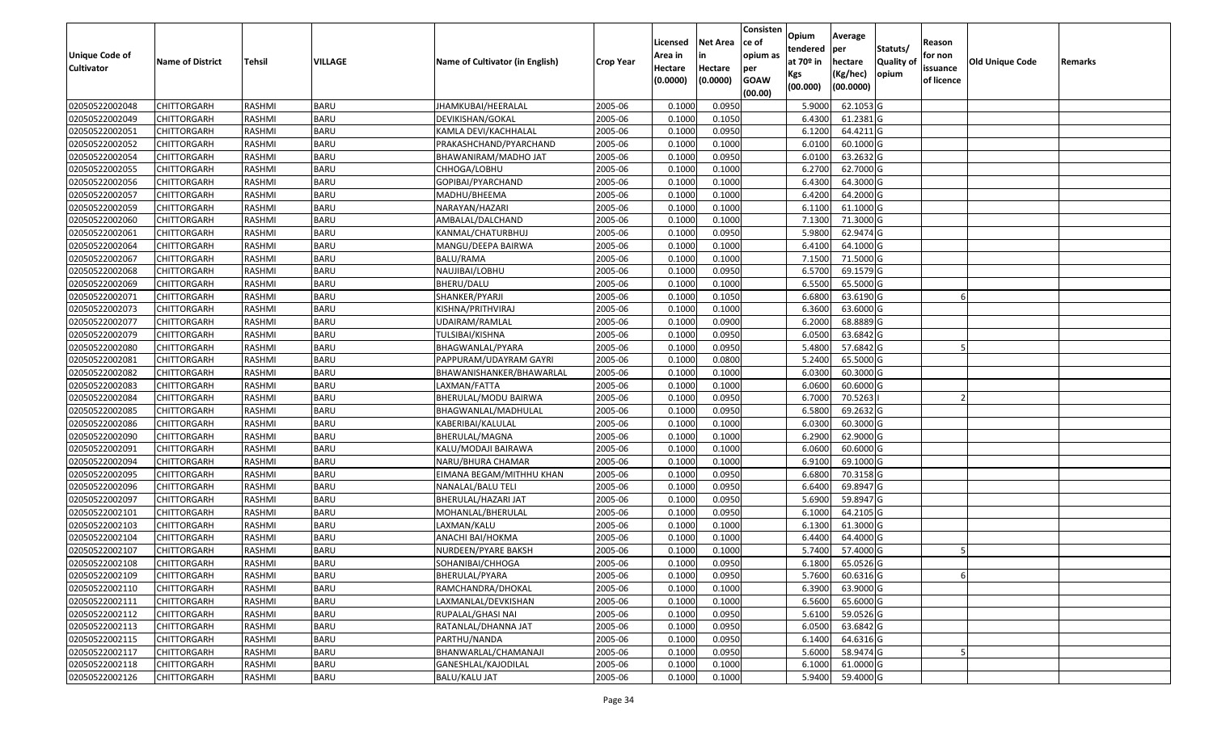| Unique Code of Cultivator | Name of District | Tehsil | VILLAGE | Name of Cultivator (in English) | Crop Year | Licensed Area in Hectare (0.0000) | Net Area in Hectare (0.0000) | Consistence of opium as per GOAW (00.00) | Opium tendered at 70º in Kgs (00.000) | Average per hectare (Kg/hec) (00.0000) | Statuts/ Quality of opium | Reason for non issuance of licence | Old Unique Code | Remarks |
|---|---|---|---|---|---|---|---|---|---|---|---|---|---|---|
| 02050522002048 | CHITTORGARH | RASHMI | BARU | JHAMKUBAI/HEERALAL | 2005-06 | 0.1000 | 0.0950 | | 5.9000 | 62.1053 | G | | | |
| 02050522002049 | CHITTORGARH | RASHMI | BARU | DEVIKISHAN/GOKAL | 2005-06 | 0.1000 | 0.1050 | | 6.4300 | 61.2381 | G | | | |
| 02050522002051 | CHITTORGARH | RASHMI | BARU | KAMLA DEVI/KACHHALAL | 2005-06 | 0.1000 | 0.0950 | | 6.1200 | 64.4211 | G | | | |
| 02050522002052 | CHITTORGARH | RASHMI | BARU | PRAKASHCHAND/PYARCHAND | 2005-06 | 0.1000 | 0.1000 | | 6.0100 | 60.1000 | G | | | |
| 02050522002054 | CHITTORGARH | RASHMI | BARU | BHAWANIRAM/MADHO JAT | 2005-06 | 0.1000 | 0.0950 | | 6.0100 | 63.2632 | G | | | |
| 02050522002055 | CHITTORGARH | RASHMI | BARU | CHHOGA/LOBHU | 2005-06 | 0.1000 | 0.1000 | | 6.2700 | 62.7000 | G | | | |
| 02050522002056 | CHITTORGARH | RASHMI | BARU | GOPIBAI/PYARCHAND | 2005-06 | 0.1000 | 0.1000 | | 6.4300 | 64.3000 | G | | | |
| 02050522002057 | CHITTORGARH | RASHMI | BARU | MADHU/BHEEMA | 2005-06 | 0.1000 | 0.1000 | | 6.4200 | 64.2000 | G | | | |
| 02050522002059 | CHITTORGARH | RASHMI | BARU | NARAYAN/HAZARI | 2005-06 | 0.1000 | 0.1000 | | 6.1100 | 61.1000 | G | | | |
| 02050522002060 | CHITTORGARH | RASHMI | BARU | AMBALAL/DALCHAND | 2005-06 | 0.1000 | 0.1000 | | 7.1300 | 71.3000 | G | | | |
| 02050522002061 | CHITTORGARH | RASHMI | BARU | KANMAL/CHATURBHUJ | 2005-06 | 0.1000 | 0.0950 | | 5.9800 | 62.9474 | G | | | |
| 02050522002064 | CHITTORGARH | RASHMI | BARU | MANGU/DEEPA BAIRWA | 2005-06 | 0.1000 | 0.1000 | | 6.4100 | 64.1000 | G | | | |
| 02050522002067 | CHITTORGARH | RASHMI | BARU | BALU/RAMA | 2005-06 | 0.1000 | 0.1000 | | 7.1500 | 71.5000 | G | | | |
| 02050522002068 | CHITTORGARH | RASHMI | BARU | NAUJIBAI/LOBHU | 2005-06 | 0.1000 | 0.0950 | | 6.5700 | 69.1579 | G | | | |
| 02050522002069 | CHITTORGARH | RASHMI | BARU | BHERU/DALU | 2005-06 | 0.1000 | 0.1000 | | 6.5500 | 65.5000 | G | | | |
| 02050522002071 | CHITTORGARH | RASHMI | BARU | SHANKER/PYARJI | 2005-06 | 0.1000 | 0.1050 | | 6.6800 | 63.6190 | G | 6 | | |
| 02050522002073 | CHITTORGARH | RASHMI | BARU | KISHNA/PRITHVIRAJ | 2005-06 | 0.1000 | 0.1000 | | 6.3600 | 63.6000 | G | | | |
| 02050522002077 | CHITTORGARH | RASHMI | BARU | UDAIRAM/RAMLAL | 2005-06 | 0.1000 | 0.0900 | | 6.2000 | 68.8889 | G | | | |
| 02050522002079 | CHITTORGARH | RASHMI | BARU | TULSIBAI/KISHNA | 2005-06 | 0.1000 | 0.0950 | | 6.0500 | 63.6842 | G | | | |
| 02050522002080 | CHITTORGARH | RASHMI | BARU | BHAGWANLAL/PYARA | 2005-06 | 0.1000 | 0.0950 | | 5.4800 | 57.6842 | G | 5 | | |
| 02050522002081 | CHITTORGARH | RASHMI | BARU | PAPPURAM/UDAYRAM GAYRI | 2005-06 | 0.1000 | 0.0800 | | 5.2400 | 65.5000 | G | | | |
| 02050522002082 | CHITTORGARH | RASHMI | BARU | BHAWANISHANKER/BHAWARLAL | 2005-06 | 0.1000 | 0.1000 | | 6.0300 | 60.3000 | G | | | |
| 02050522002083 | CHITTORGARH | RASHMI | BARU | LAXMAN/FATTA | 2005-06 | 0.1000 | 0.1000 | | 6.0600 | 60.6000 | G | | | |
| 02050522002084 | CHITTORGARH | RASHMI | BARU | BHERULAL/MODU BAIRWA | 2005-06 | 0.1000 | 0.0950 | | 6.7000 | 70.5263 | I | 2 | | |
| 02050522002085 | CHITTORGARH | RASHMI | BARU | BHAGWANLAL/MADHULAL | 2005-06 | 0.1000 | 0.0950 | | 6.5800 | 69.2632 | G | | | |
| 02050522002086 | CHITTORGARH | RASHMI | BARU | KABERIBAI/KALULAL | 2005-06 | 0.1000 | 0.1000 | | 6.0300 | 60.3000 | G | | | |
| 02050522002090 | CHITTORGARH | RASHMI | BARU | BHERULAL/MAGNA | 2005-06 | 0.1000 | 0.1000 | | 6.2900 | 62.9000 | G | | | |
| 02050522002091 | CHITTORGARH | RASHMI | BARU | KALU/MODAJI BAIRAWA | 2005-06 | 0.1000 | 0.1000 | | 6.0600 | 60.6000 | G | | | |
| 02050522002094 | CHITTORGARH | RASHMI | BARU | NARU/BHURA CHAMAR | 2005-06 | 0.1000 | 0.1000 | | 6.9100 | 69.1000 | G | | | |
| 02050522002095 | CHITTORGARH | RASHMI | BARU | EIMANA BEGAM/MITHHU KHAN | 2005-06 | 0.1000 | 0.0950 | | 6.6800 | 70.3158 | G | | | |
| 02050522002096 | CHITTORGARH | RASHMI | BARU | NANALAL/BALU TELI | 2005-06 | 0.1000 | 0.0950 | | 6.6400 | 69.8947 | G | | | |
| 02050522002097 | CHITTORGARH | RASHMI | BARU | BHERULAL/HAZARI JAT | 2005-06 | 0.1000 | 0.0950 | | 5.6900 | 59.8947 | G | | | |
| 02050522002101 | CHITTORGARH | RASHMI | BARU | MOHANLAL/BHERULAL | 2005-06 | 0.1000 | 0.0950 | | 6.1000 | 64.2105 | G | | | |
| 02050522002103 | CHITTORGARH | RASHMI | BARU | LAXMAN/KALU | 2005-06 | 0.1000 | 0.1000 | | 6.1300 | 61.3000 | G | | | |
| 02050522002104 | CHITTORGARH | RASHMI | BARU | ANACHI BAI/HOKMA | 2005-06 | 0.1000 | 0.1000 | | 6.4400 | 64.4000 | G | | | |
| 02050522002107 | CHITTORGARH | RASHMI | BARU | NURDEEN/PYARE BAKSH | 2005-06 | 0.1000 | 0.1000 | | 5.7400 | 57.4000 | G | 5 | | |
| 02050522002108 | CHITTORGARH | RASHMI | BARU | SOHANIBAI/CHHOGA | 2005-06 | 0.1000 | 0.0950 | | 6.1800 | 65.0526 | G | | | |
| 02050522002109 | CHITTORGARH | RASHMI | BARU | BHERULAL/PYARA | 2005-06 | 0.1000 | 0.0950 | | 5.7600 | 60.6316 | G | 6 | | |
| 02050522002110 | CHITTORGARH | RASHMI | BARU | RAMCHANDRA/DHOKAL | 2005-06 | 0.1000 | 0.1000 | | 6.3900 | 63.9000 | G | | | |
| 02050522002111 | CHITTORGARH | RASHMI | BARU | LAXMANLAL/DEVKISHAN | 2005-06 | 0.1000 | 0.1000 | | 6.5600 | 65.6000 | G | | | |
| 02050522002112 | CHITTORGARH | RASHMI | BARU | RUPALAL/GHASI NAI | 2005-06 | 0.1000 | 0.0950 | | 5.6100 | 59.0526 | G | | | |
| 02050522002113 | CHITTORGARH | RASHMI | BARU | RATANLAL/DHANNA JAT | 2005-06 | 0.1000 | 0.0950 | | 6.0500 | 63.6842 | G | | | |
| 02050522002115 | CHITTORGARH | RASHMI | BARU | PARTHU/NANDA | 2005-06 | 0.1000 | 0.0950 | | 6.1400 | 64.6316 | G | | | |
| 02050522002117 | CHITTORGARH | RASHMI | BARU | BHANWARLAL/CHAMANAJI | 2005-06 | 0.1000 | 0.0950 | | 5.6000 | 58.9474 | G | 5 | | |
| 02050522002118 | CHITTORGARH | RASHMI | BARU | GANESHLAL/KAJODILAL | 2005-06 | 0.1000 | 0.1000 | | 6.1000 | 61.0000 | G | | | |
| 02050522002126 | CHITTORGARH | RASHMI | BARU | BALU/KALU JAT | 2005-06 | 0.1000 | 0.1000 | | 5.9400 | 59.4000 | G | | | |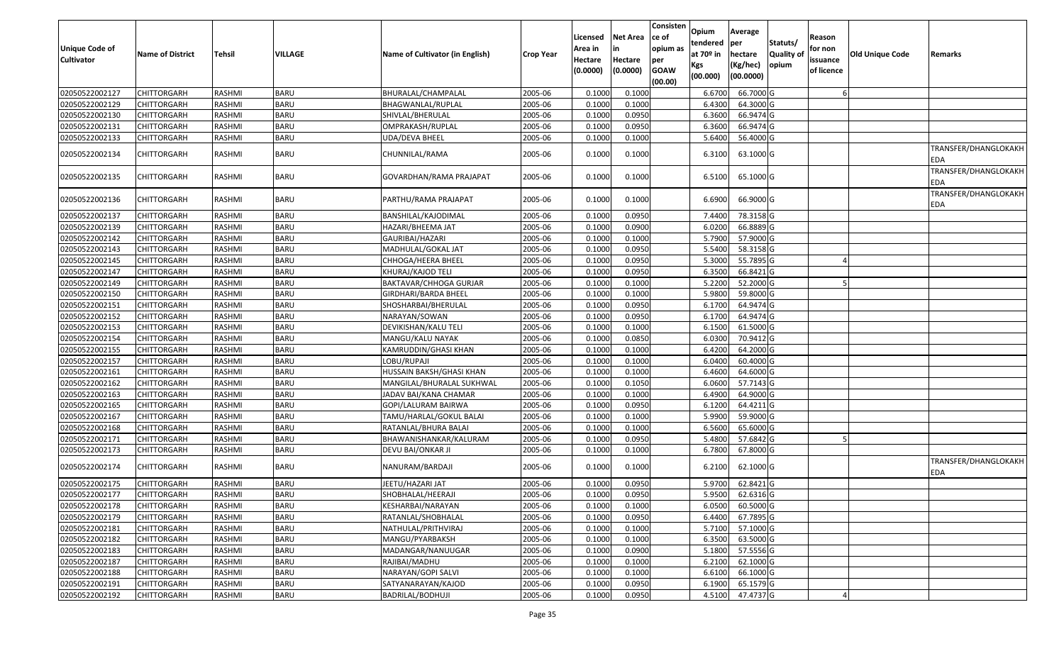| Unique Code of Cultivator | Name of District | Tehsil | VILLAGE | Name of Cultivator (in English) | Crop Year | Licensed Area in Hectare (0.0000) | Net Area in Hectare (0.0000) | Consistence of opium as per GOAW (00.00) | Opium tendered at 70º in Kgs (00.000) | Average per hectare (Kg/hec) (00.0000) | Statuts/ Quality of opium | Reason for non issuance of licence | Old Unique Code | Remarks |
|---|---|---|---|---|---|---|---|---|---|---|---|---|---|---|
| 02050522002127 | CHITTORGARH | RASHMI | BARU | BHURALAL/CHAMPALAL | 2005-06 | 0.1000 | 0.1000 | | 6.6700 | 66.7000 | G | 6 | | |
| 02050522002129 | CHITTORGARH | RASHMI | BARU | BHAGWANLAL/RUPLAL | 2005-06 | 0.1000 | 0.1000 | | 6.4300 | 64.3000 | G | | | |
| 02050522002130 | CHITTORGARH | RASHMI | BARU | SHIVLAL/BHERULAL | 2005-06 | 0.1000 | 0.0950 | | 6.3600 | 66.9474 | G | | | |
| 02050522002131 | CHITTORGARH | RASHMI | BARU | OMPRAKASH/RUPLAL | 2005-06 | 0.1000 | 0.0950 | | 6.3600 | 66.9474 | G | | | |
| 02050522002133 | CHITTORGARH | RASHMI | BARU | UDA/DEVA BHEEL | 2005-06 | 0.1000 | 0.1000 | | 5.6400 | 56.4000 | G | | | |
| 02050522002134 | CHITTORGARH | RASHMI | BARU | CHUNNILAL/RAMA | 2005-06 | 0.1000 | 0.1000 | | 6.3100 | 63.1000 | G | | | TRANSFER/DHANGLOKAKHEDA |
| 02050522002135 | CHITTORGARH | RASHMI | BARU | GOVARDHAN/RAMA PRAJAPAT | 2005-06 | 0.1000 | 0.1000 | | 6.5100 | 65.1000 | G | | | TRANSFER/DHANGLOKAKHEDA |
| 02050522002136 | CHITTORGARH | RASHMI | BARU | PARTHU/RAMA PRAJAPAT | 2005-06 | 0.1000 | 0.1000 | | 6.6900 | 66.9000 | G | | | TRANSFER/DHANGLOKAKHEDA |
| 02050522002137 | CHITTORGARH | RASHMI | BARU | BANSHILAL/KAJODIMAL | 2005-06 | 0.1000 | 0.0950 | | 7.4400 | 78.3158 | G | | | |
| 02050522002139 | CHITTORGARH | RASHMI | BARU | HAZARI/BHEEMA JAT | 2005-06 | 0.1000 | 0.0900 | | 6.0200 | 66.8889 | G | | | |
| 02050522002142 | CHITTORGARH | RASHMI | BARU | GAURIBAI/HAZARI | 2005-06 | 0.1000 | 0.1000 | | 5.7900 | 57.9000 | G | | | |
| 02050522002143 | CHITTORGARH | RASHMI | BARU | MADHULAL/GOKAL JAT | 2005-06 | 0.1000 | 0.0950 | | 5.5400 | 58.3158 | G | | | |
| 02050522002145 | CHITTORGARH | RASHMI | BARU | CHHOGA/HEERA BHEEL | 2005-06 | 0.1000 | 0.0950 | | 5.3000 | 55.7895 | G | 4 | | |
| 02050522002147 | CHITTORGARH | RASHMI | BARU | KHURAJ/KAJOD TELI | 2005-06 | 0.1000 | 0.0950 | | 6.3500 | 66.8421 | G | | | |
| 02050522002149 | CHITTORGARH | RASHMI | BARU | BAKTAVAR/CHHOGA GURJAR | 2005-06 | 0.1000 | 0.1000 | | 5.2200 | 52.2000 | G | 5 | | |
| 02050522002150 | CHITTORGARH | RASHMI | BARU | GIRDHARI/BARDA BHEEL | 2005-06 | 0.1000 | 0.1000 | | 5.9800 | 59.8000 | G | | | |
| 02050522002151 | CHITTORGARH | RASHMI | BARU | SHOSHARBAI/BHERULAL | 2005-06 | 0.1000 | 0.0950 | | 6.1700 | 64.9474 | G | | | |
| 02050522002152 | CHITTORGARH | RASHMI | BARU | NARAYAN/SOWAN | 2005-06 | 0.1000 | 0.0950 | | 6.1700 | 64.9474 | G | | | |
| 02050522002153 | CHITTORGARH | RASHMI | BARU | DEVIKISHAN/KALU TELI | 2005-06 | 0.1000 | 0.1000 | | 6.1500 | 61.5000 | G | | | |
| 02050522002154 | CHITTORGARH | RASHMI | BARU | MANGU/KALU NAYAK | 2005-06 | 0.1000 | 0.0850 | | 6.0300 | 70.9412 | G | | | |
| 02050522002155 | CHITTORGARH | RASHMI | BARU | KAMRUDDIN/GHASI KHAN | 2005-06 | 0.1000 | 0.1000 | | 6.4200 | 64.2000 | G | | | |
| 02050522002157 | CHITTORGARH | RASHMI | BARU | LOBU/RUPAJI | 2005-06 | 0.1000 | 0.1000 | | 6.0400 | 60.4000 | G | | | |
| 02050522002161 | CHITTORGARH | RASHMI | BARU | HUSSAIN BAKSH/GHASI KHAN | 2005-06 | 0.1000 | 0.1000 | | 6.4600 | 64.6000 | G | | | |
| 02050522002162 | CHITTORGARH | RASHMI | BARU | MANGILAL/BHURALAL SUKHWAL | 2005-06 | 0.1000 | 0.1050 | | 6.0600 | 57.7143 | G | | | |
| 02050522002163 | CHITTORGARH | RASHMI | BARU | JADAV BAI/KANA CHAMAR | 2005-06 | 0.1000 | 0.1000 | | 6.4900 | 64.9000 | G | | | |
| 02050522002165 | CHITTORGARH | RASHMI | BARU | GOPI/LALURAM BAIRWA | 2005-06 | 0.1000 | 0.0950 | | 6.1200 | 64.4211 | G | | | |
| 02050522002167 | CHITTORGARH | RASHMI | BARU | TAMU/HARLAL/GOKUL BALAI | 2005-06 | 0.1000 | 0.1000 | | 5.9900 | 59.9000 | G | | | |
| 02050522002168 | CHITTORGARH | RASHMI | BARU | RATANLAL/BHURA BALAI | 2005-06 | 0.1000 | 0.1000 | | 6.5600 | 65.6000 | G | | | |
| 02050522002171 | CHITTORGARH | RASHMI | BARU | BHAWANISHANKAR/KALURAM | 2005-06 | 0.1000 | 0.0950 | | 5.4800 | 57.6842 | G | 5 | | |
| 02050522002173 | CHITTORGARH | RASHMI | BARU | DEVU BAI/ONKAR JI | 2005-06 | 0.1000 | 0.1000 | | 6.7800 | 67.8000 | G | | | |
| 02050522002174 | CHITTORGARH | RASHMI | BARU | NANURAM/BARDAJI | 2005-06 | 0.1000 | 0.1000 | | 6.2100 | 62.1000 | G | | | TRANSFER/DHANGLOKAKHEDA |
| 02050522002175 | CHITTORGARH | RASHMI | BARU | JEETU/HAZARI JAT | 2005-06 | 0.1000 | 0.0950 | | 5.9700 | 62.8421 | G | | | |
| 02050522002177 | CHITTORGARH | RASHMI | BARU | SHOBHALAL/HEERAJI | 2005-06 | 0.1000 | 0.0950 | | 5.9500 | 62.6316 | G | | | |
| 02050522002178 | CHITTORGARH | RASHMI | BARU | KESHARBAI/NARAYAN | 2005-06 | 0.1000 | 0.1000 | | 6.0500 | 60.5000 | G | | | |
| 02050522002179 | CHITTORGARH | RASHMI | BARU | RATANLAL/SHOBHALAL | 2005-06 | 0.1000 | 0.0950 | | 6.4400 | 67.7895 | G | | | |
| 02050522002181 | CHITTORGARH | RASHMI | BARU | NATHULAL/PRITHVIRAJ | 2005-06 | 0.1000 | 0.1000 | | 5.7100 | 57.1000 | G | | | |
| 02050522002182 | CHITTORGARH | RASHMI | BARU | MANGU/PYARBAKSH | 2005-06 | 0.1000 | 0.1000 | | 6.3500 | 63.5000 | G | | | |
| 02050522002183 | CHITTORGARH | RASHMI | BARU | MADANGAR/NANUUGAR | 2005-06 | 0.1000 | 0.0900 | | 5.1800 | 57.5556 | G | | | |
| 02050522002187 | CHITTORGARH | RASHMI | BARU | RAJIBAI/MADHU | 2005-06 | 0.1000 | 0.1000 | | 6.2100 | 62.1000 | G | | | |
| 02050522002188 | CHITTORGARH | RASHMI | BARU | NARAYAN/GOPI SALVI | 2005-06 | 0.1000 | 0.1000 | | 6.6100 | 66.1000 | G | | | |
| 02050522002191 | CHITTORGARH | RASHMI | BARU | SATYANARAYAN/KAJOD | 2005-06 | 0.1000 | 0.0950 | | 6.1900 | 65.1579 | G | | | |
| 02050522002192 | CHITTORGARH | RASHMI | BARU | BADRILAL/BODHUJI | 2005-06 | 0.1000 | 0.0950 | | 4.5100 | 47.4737 | G | 4 | | |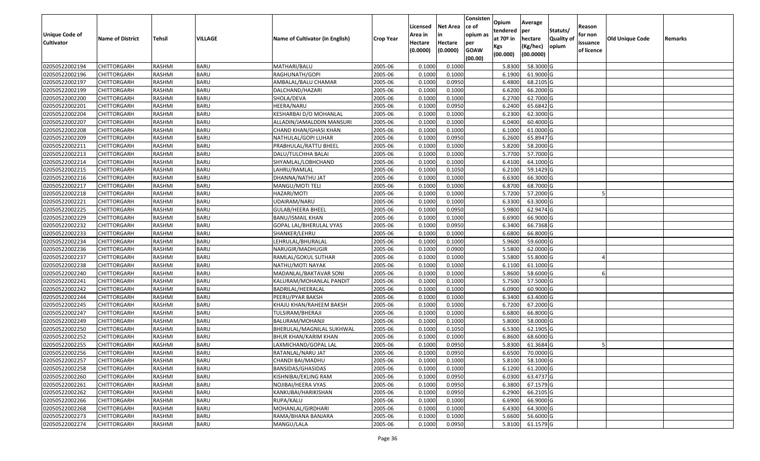| Unique Code of Cultivator | Name of District | Tehsil | VILLAGE | Name of Cultivator (in English) | Crop Year | Licensed Area in Hectare (0.0000) | Net Area in Hectare (0.0000) | Consistence of opium as per GOAW (00.00) | Opium tendered at 70º in Kgs (00.000) | Average per hectare (Kg/hec) (00.0000) | Statuts/ Quality of opium | Reason for non issuance of licence | Old Unique Code | Remarks |
|---|---|---|---|---|---|---|---|---|---|---|---|---|---|---|
| 02050522002194 | CHITTORGARH | RASHMI | BARU | MATHARI/BALU | 2005-06 | 0.1000 | 0.1000 | | 5.8300 | 58.3000 | G | | | |
| 02050522002196 | CHITTORGARH | RASHMI | BARU | RAGHUNATH/GOPI | 2005-06 | 0.1000 | 0.1000 | | 6.1900 | 61.9000 | G | | | |
| 02050522002197 | CHITTORGARH | RASHMI | BARU | AMBALAL/BALU CHAMAR | 2005-06 | 0.1000 | 0.0950 | | 6.4800 | 68.2105 | G | | | |
| 02050522002199 | CHITTORGARH | RASHMI | BARU | DALCHAND/HAZARI | 2005-06 | 0.1000 | 0.1000 | | 6.6200 | 66.2000 | G | | | |
| 02050522002200 | CHITTORGARH | RASHMI | BARU | SHOLA/DEVA | 2005-06 | 0.1000 | 0.1000 | | 6.2700 | 62.7000 | G | | | |
| 02050522002201 | CHITTORGARH | RASHMI | BARU | HEERA/NARU | 2005-06 | 0.1000 | 0.0950 | | 6.2400 | 65.6842 | G | | | |
| 02050522002204 | CHITTORGARH | RASHMI | BARU | KESHARBAI D/O MOHANLAL | 2005-06 | 0.1000 | 0.1000 | | 6.2300 | 62.3000 | G | | | |
| 02050522002207 | CHITTORGARH | RASHMI | BARU | ALLADIN/JAMALDDIN MANSURI | 2005-06 | 0.1000 | 0.1000 | | 6.0400 | 60.4000 | G | | | |
| 02050522002208 | CHITTORGARH | RASHMI | BARU | CHAND KHAN/GHASI KHAN | 2005-06 | 0.1000 | 0.1000 | | 6.1000 | 61.0000 | G | | | |
| 02050522002209 | CHITTORGARH | RASHMI | BARU | NATHULAL/GOPI LUHAR | 2005-06 | 0.1000 | 0.0950 | | 6.2600 | 65.8947 | G | | | |
| 02050522002211 | CHITTORGARH | RASHMI | BARU | PRABHULAL/RATTU BHEEL | 2005-06 | 0.1000 | 0.1000 | | 5.8200 | 58.2000 | G | | | |
| 02050522002213 | CHITTORGARH | RASHMI | BARU | DALU/TULCHHA BALAI | 2005-06 | 0.1000 | 0.1000 | | 5.7700 | 57.7000 | G | | | |
| 02050522002214 | CHITTORGARH | RASHMI | BARU | SHYAMLAL/LOBHCHAND | 2005-06 | 0.1000 | 0.1000 | | 6.4100 | 64.1000 | G | | | |
| 02050522002215 | CHITTORGARH | RASHMI | BARU | LAHRU/RAMLAL | 2005-06 | 0.1000 | 0.1050 | | 6.2100 | 59.1429 | G | | | |
| 02050522002216 | CHITTORGARH | RASHMI | BARU | DHANNA/NATHU JAT | 2005-06 | 0.1000 | 0.1000 | | 6.6300 | 66.3000 | G | | | |
| 02050522002217 | CHITTORGARH | RASHMI | BARU | MANGU/MOTI TELI | 2005-06 | 0.1000 | 0.1000 | | 6.8700 | 68.7000 | G | | | |
| 02050522002218 | CHITTORGARH | RASHMI | BARU | HAZARI/MOTI | 2005-06 | 0.1000 | 0.1000 | | 5.7200 | 57.2000 | G | 5 | | |
| 02050522002221 | CHITTORGARH | RASHMI | BARU | UDAIRAM/NARU | 2005-06 | 0.1000 | 0.1000 | | 6.3300 | 63.3000 | G | | | |
| 02050522002225 | CHITTORGARH | RASHMI | BARU | GULAB/HEERA BHEEL | 2005-06 | 0.1000 | 0.0950 | | 5.9800 | 62.9474 | G | | | |
| 02050522002229 | CHITTORGARH | RASHMI | BARU | BANU/ISMAIL KHAN | 2005-06 | 0.1000 | 0.1000 | | 6.6900 | 66.9000 | G | | | |
| 02050522002232 | CHITTORGARH | RASHMI | BARU | GOPAL LAL/BHERULAL VYAS | 2005-06 | 0.1000 | 0.0950 | | 6.3400 | 66.7368 | G | | | |
| 02050522002233 | CHITTORGARH | RASHMI | BARU | SHANKER/LEHRU | 2005-06 | 0.1000 | 0.1000 | | 6.6800 | 66.8000 | G | | | |
| 02050522002234 | CHITTORGARH | RASHMI | BARU | LEHRULAL/BHURALAL | 2005-06 | 0.1000 | 0.1000 | | 5.9600 | 59.6000 | G | | | |
| 02050522002236 | CHITTORGARH | RASHMI | BARU | NARUGIR/MADHUGIR | 2005-06 | 0.1000 | 0.0900 | | 5.5800 | 62.0000 | G | | | |
| 02050522002237 | CHITTORGARH | RASHMI | BARU | RAMLAL/GOKUL SUTHAR | 2005-06 | 0.1000 | 0.1000 | | 5.5800 | 55.8000 | G | 4 | | |
| 02050522002238 | CHITTORGARH | RASHMI | BARU | NATHU/MOTI NAYAK | 2005-06 | 0.1000 | 0.1000 | | 6.1100 | 61.1000 | G | | | |
| 02050522002240 | CHITTORGARH | RASHMI | BARU | MADANLAL/BAKTAVAR SONI | 2005-06 | 0.1000 | 0.1000 | | 5.8600 | 58.6000 | G | 6 | | |
| 02050522002241 | CHITTORGARH | RASHMI | BARU | KALURAM/MOHANLAL PANDIT | 2005-06 | 0.1000 | 0.1000 | | 5.7500 | 57.5000 | G | | | |
| 02050522002242 | CHITTORGARH | RASHMI | BARU | BADRILAL/HEERALAL | 2005-06 | 0.1000 | 0.1000 | | 6.0900 | 60.9000 | G | | | |
| 02050522002244 | CHITTORGARH | RASHMI | BARU | PEERU/PYAR BAKSH | 2005-06 | 0.1000 | 0.1000 | | 6.3400 | 63.4000 | G | | | |
| 02050522002245 | CHITTORGARH | RASHMI | BARU | KHAJU KHAN/RAHEEM BAKSH | 2005-06 | 0.1000 | 0.1000 | | 6.7200 | 67.2000 | G | | | |
| 02050522002247 | CHITTORGARH | RASHMI | BARU | TULSIRAM/BHERAJI | 2005-06 | 0.1000 | 0.1000 | | 6.6800 | 66.8000 | G | | | |
| 02050522002249 | CHITTORGARH | RASHMI | BARU | BALURAM/MOHANJI | 2005-06 | 0.1000 | 0.1000 | | 5.8000 | 58.0000 | G | | | |
| 02050522002250 | CHITTORGARH | RASHMI | BARU | BHERULAL/MAGNILAL SUKHWAL | 2005-06 | 0.1000 | 0.1050 | | 6.5300 | 62.1905 | G | | | |
| 02050522002252 | CHITTORGARH | RASHMI | BARU | BHUR KHAN/KARIM KHAN | 2005-06 | 0.1000 | 0.1000 | | 6.8600 | 68.6000 | G | | | |
| 02050522002255 | CHITTORGARH | RASHMI | BARU | LAXMICHAND/GOPAL LAL | 2005-06 | 0.1000 | 0.0950 | | 5.8300 | 61.3684 | G | 5 | | |
| 02050522002256 | CHITTORGARH | RASHMI | BARU | RATANLAL/NARU JAT | 2005-06 | 0.1000 | 0.0950 | | 6.6500 | 70.0000 | G | | | |
| 02050522002257 | CHITTORGARH | RASHMI | BARU | CHANDI BAI/MADHU | 2005-06 | 0.1000 | 0.1000 | | 5.8100 | 58.1000 | G | | | |
| 02050522002258 | CHITTORGARH | RASHMI | BARU | BANSIDAS/GHASIDAS | 2005-06 | 0.1000 | 0.1000 | | 6.1200 | 61.2000 | G | | | |
| 02050522002260 | CHITTORGARH | RASHMI | BARU | KISHNIBAI/EKLING RAM | 2005-06 | 0.1000 | 0.0950 | | 6.0300 | 63.4737 | G | | | |
| 02050522002261 | CHITTORGARH | RASHMI | BARU | NOJIBAI/HEERA VYAS | 2005-06 | 0.1000 | 0.0950 | | 6.3800 | 67.1579 | G | | | |
| 02050522002262 | CHITTORGARH | RASHMI | BARU | KANKUBAI/HARIKISHAN | 2005-06 | 0.1000 | 0.0950 | | 6.2900 | 66.2105 | G | | | |
| 02050522002266 | CHITTORGARH | RASHMI | BARU | RUPA/KALU | 2005-06 | 0.1000 | 0.1000 | | 6.6900 | 66.9000 | G | | | |
| 02050522002268 | CHITTORGARH | RASHMI | BARU | MOHANLAL/GIRDHARI | 2005-06 | 0.1000 | 0.1000 | | 6.4300 | 64.3000 | G | | | |
| 02050522002273 | CHITTORGARH | RASHMI | BARU | RAMA/BHANA BANJARA | 2005-06 | 0.1000 | 0.1000 | | 5.6600 | 56.6000 | G | | | |
| 02050522002274 | CHITTORGARH | RASHMI | BARU | MANGU/LALA | 2005-06 | 0.1000 | 0.0950 | | 5.8100 | 61.1579 | G | | | |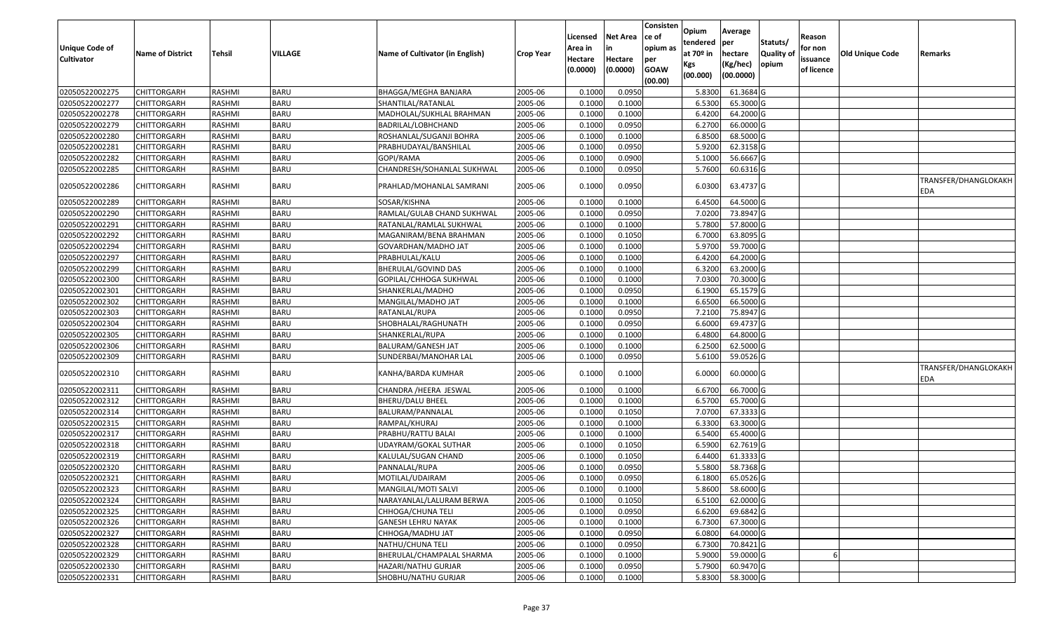| Unique Code of Cultivator | Name of District | Tehsil | VILLAGE | Name of Cultivator (in English) | Crop Year | Licensed Area in Hectare (0.0000) | Net Area in Hectare (0.0000) | Consistence of opium as per GOAW (00.00) | Opium tendered at 70º in Kgs (00.000) | Average per hectare (Kg/hec) (00.0000) | Statuts/ Quality of opium | Reason for non issuance of licence | Old Unique Code | Remarks |
|---|---|---|---|---|---|---|---|---|---|---|---|---|---|---|
| 02050522002275 | CHITTORGARH | RASHMI | BARU | BHAGGA/MEGHA BANJARA | 2005-06 | 0.1000 | 0.0950 | | 5.8300 | 61.3684 | G | | | |
| 02050522002277 | CHITTORGARH | RASHMI | BARU | SHANTILAL/RATANLAL | 2005-06 | 0.1000 | 0.1000 | | 6.5300 | 65.3000 | G | | | |
| 02050522002278 | CHITTORGARH | RASHMI | BARU | MADHOLAL/SUKHLAL BRAHMAN | 2005-06 | 0.1000 | 0.1000 | | 6.4200 | 64.2000 | G | | | |
| 02050522002279 | CHITTORGARH | RASHMI | BARU | BADRILAL/LOBHCHAND | 2005-06 | 0.1000 | 0.0950 | | 6.2700 | 66.0000 | G | | | |
| 02050522002280 | CHITTORGARH | RASHMI | BARU | ROSHANLAL/SUGANJI BOHRA | 2005-06 | 0.1000 | 0.1000 | | 6.8500 | 68.5000 | G | | | |
| 02050522002281 | CHITTORGARH | RASHMI | BARU | PRABHUDAYAL/BANSHILAL | 2005-06 | 0.1000 | 0.0950 | | 5.9200 | 62.3158 | G | | | |
| 02050522002282 | CHITTORGARH | RASHMI | BARU | GOPI/RAMA | 2005-06 | 0.1000 | 0.0900 | | 5.1000 | 56.6667 | G | | | |
| 02050522002285 | CHITTORGARH | RASHMI | BARU | CHANDRESH/SOHANLAL SUKHWAL | 2005-06 | 0.1000 | 0.0950 | | 5.7600 | 60.6316 | G | | | |
| 02050522002286 | CHITTORGARH | RASHMI | BARU | PRAHLAD/MOHANLAL SAMRANI | 2005-06 | 0.1000 | 0.0950 | | 6.0300 | 63.4737 | G | | | TRANSFER/DHANGLOKAKHEDA |
| 02050522002289 | CHITTORGARH | RASHMI | BARU | SOSAR/KISHNA | 2005-06 | 0.1000 | 0.1000 | | 6.4500 | 64.5000 | G | | | |
| 02050522002290 | CHITTORGARH | RASHMI | BARU | RAMLAL/GULAB CHAND SUKHWAL | 2005-06 | 0.1000 | 0.0950 | | 7.0200 | 73.8947 | G | | | |
| 02050522002291 | CHITTORGARH | RASHMI | BARU | RATANLAL/RAMLAL SUKHWAL | 2005-06 | 0.1000 | 0.1000 | | 5.7800 | 57.8000 | G | | | |
| 02050522002292 | CHITTORGARH | RASHMI | BARU | MAGANIRAM/BENA BRAHMAN | 2005-06 | 0.1000 | 0.1050 | | 6.7000 | 63.8095 | G | | | |
| 02050522002294 | CHITTORGARH | RASHMI | BARU | GOVARDHAN/MADHO JAT | 2005-06 | 0.1000 | 0.1000 | | 5.9700 | 59.7000 | G | | | |
| 02050522002297 | CHITTORGARH | RASHMI | BARU | PRABHULAL/KALU | 2005-06 | 0.1000 | 0.1000 | | 6.4200 | 64.2000 | G | | | |
| 02050522002299 | CHITTORGARH | RASHMI | BARU | BHERULAL/GOVIND DAS | 2005-06 | 0.1000 | 0.1000 | | 6.3200 | 63.2000 | G | | | |
| 02050522002300 | CHITTORGARH | RASHMI | BARU | GOPILAL/CHHOGA SUKHWAL | 2005-06 | 0.1000 | 0.1000 | | 7.0300 | 70.3000 | G | | | |
| 02050522002301 | CHITTORGARH | RASHMI | BARU | SHANKERLAL/MADHO | 2005-06 | 0.1000 | 0.0950 | | 6.1900 | 65.1579 | G | | | |
| 02050522002302 | CHITTORGARH | RASHMI | BARU | MANGILAL/MADHO JAT | 2005-06 | 0.1000 | 0.1000 | | 6.6500 | 66.5000 | G | | | |
| 02050522002303 | CHITTORGARH | RASHMI | BARU | RATANLAL/RUPA | 2005-06 | 0.1000 | 0.0950 | | 7.2100 | 75.8947 | G | | | |
| 02050522002304 | CHITTORGARH | RASHMI | BARU | SHOBHALAL/RAGHUNATH | 2005-06 | 0.1000 | 0.0950 | | 6.6000 | 69.4737 | G | | | |
| 02050522002305 | CHITTORGARH | RASHMI | BARU | SHANKERLAL/RUPA | 2005-06 | 0.1000 | 0.1000 | | 6.4800 | 64.8000 | G | | | |
| 02050522002306 | CHITTORGARH | RASHMI | BARU | BALURAM/GANESH JAT | 2005-06 | 0.1000 | 0.1000 | | 6.2500 | 62.5000 | G | | | |
| 02050522002309 | CHITTORGARH | RASHMI | BARU | SUNDERBAI/MANOHAR LAL | 2005-06 | 0.1000 | 0.0950 | | 5.6100 | 59.0526 | G | | | |
| 02050522002310 | CHITTORGARH | RASHMI | BARU | KANHA/BARDA KUMHAR | 2005-06 | 0.1000 | 0.1000 | | 6.0000 | 60.0000 | G | | | TRANSFER/DHANGLOKAKHEDA |
| 02050522002311 | CHITTORGARH | RASHMI | BARU | CHANDRA /HEERA JESWAL | 2005-06 | 0.1000 | 0.1000 | | 6.6700 | 66.7000 | G | | | |
| 02050522002312 | CHITTORGARH | RASHMI | BARU | BHERU/DALU BHEEL | 2005-06 | 0.1000 | 0.1000 | | 6.5700 | 65.7000 | G | | | |
| 02050522002314 | CHITTORGARH | RASHMI | BARU | BALURAM/PANNALAL | 2005-06 | 0.1000 | 0.1050 | | 7.0700 | 67.3333 | G | | | |
| 02050522002315 | CHITTORGARH | RASHMI | BARU | RAMPAL/KHURAJ | 2005-06 | 0.1000 | 0.1000 | | 6.3300 | 63.3000 | G | | | |
| 02050522002317 | CHITTORGARH | RASHMI | BARU | PRABHU/RATTU BALAI | 2005-06 | 0.1000 | 0.1000 | | 6.5400 | 65.4000 | G | | | |
| 02050522002318 | CHITTORGARH | RASHMI | BARU | UDAYRAM/GOKAL SUTHAR | 2005-06 | 0.1000 | 0.1050 | | 6.5900 | 62.7619 | G | | | |
| 02050522002319 | CHITTORGARH | RASHMI | BARU | KALULAL/SUGAN CHAND | 2005-06 | 0.1000 | 0.1050 | | 6.4400 | 61.3333 | G | | | |
| 02050522002320 | CHITTORGARH | RASHMI | BARU | PANNALAL/RUPA | 2005-06 | 0.1000 | 0.0950 | | 5.5800 | 58.7368 | G | | | |
| 02050522002321 | CHITTORGARH | RASHMI | BARU | MOTILAL/UDAIRAM | 2005-06 | 0.1000 | 0.0950 | | 6.1800 | 65.0526 | G | | | |
| 02050522002323 | CHITTORGARH | RASHMI | BARU | MANGILAL/MOTI SALVI | 2005-06 | 0.1000 | 0.1000 | | 5.8600 | 58.6000 | G | | | |
| 02050522002324 | CHITTORGARH | RASHMI | BARU | NARAYANLAL/LALURAM BERWA | 2005-06 | 0.1000 | 0.1050 | | 6.5100 | 62.0000 | G | | | |
| 02050522002325 | CHITTORGARH | RASHMI | BARU | CHHOGA/CHUNA TELI | 2005-06 | 0.1000 | 0.0950 | | 6.6200 | 69.6842 | G | | | |
| 02050522002326 | CHITTORGARH | RASHMI | BARU | GANESH LEHRU NAYAK | 2005-06 | 0.1000 | 0.1000 | | 6.7300 | 67.3000 | G | | | |
| 02050522002327 | CHITTORGARH | RASHMI | BARU | CHHOGA/MADHU JAT | 2005-06 | 0.1000 | 0.0950 | | 6.0800 | 64.0000 | G | | | |
| 02050522002328 | CHITTORGARH | RASHMI | BARU | NATHU/CHUNA TELI | 2005-06 | 0.1000 | 0.0950 | | 6.7300 | 70.8421 | G | | | |
| 02050522002329 | CHITTORGARH | RASHMI | BARU | BHERULAL/CHAMPALAL SHARMA | 2005-06 | 0.1000 | 0.1000 | | 5.9000 | 59.0000 | G | 6 | | |
| 02050522002330 | CHITTORGARH | RASHMI | BARU | HAZARI/NATHU GURJAR | 2005-06 | 0.1000 | 0.0950 | | 5.7900 | 60.9470 | G | | | |
| 02050522002331 | CHITTORGARH | RASHMI | BARU | SHOBHU/NATHU GURJAR | 2005-06 | 0.1000 | 0.1000 | | 5.8300 | 58.3000 | G | | | |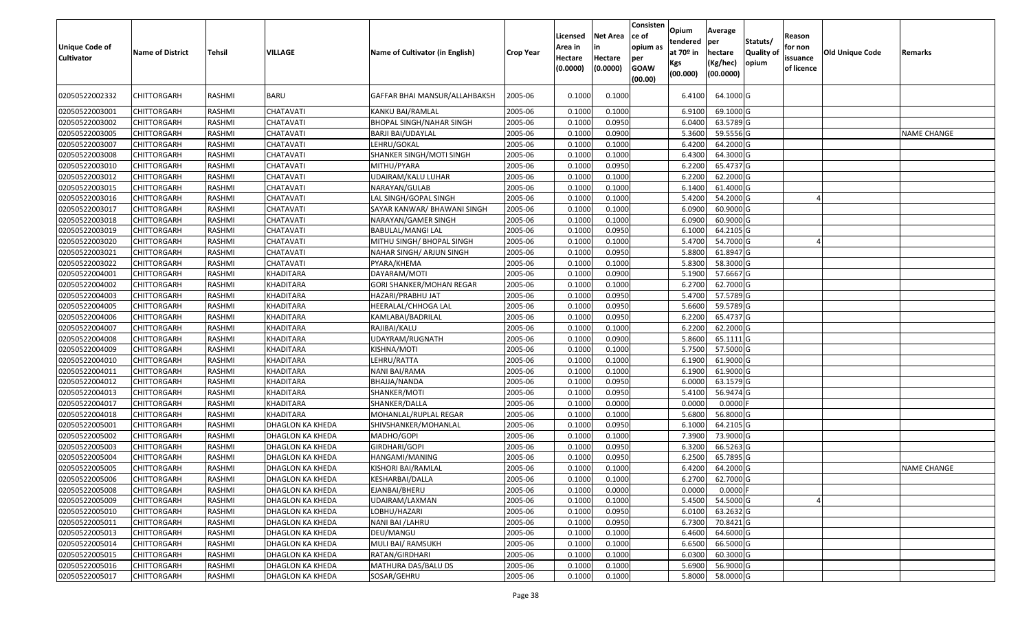| Unique Code of Cultivator | Name of District | Tehsil | VILLAGE | Name of Cultivator (in English) | Crop Year | Licensed Area in Hectare (0.0000) | Net Area in Hectare (0.0000) | Consistence of opium as per GOAW (00.00) | Opium tendered at 70º in Kgs (00.000) | Average per hectare (Kg/hec) (00.0000) | Statuts/ Quality of opium | Reason for non issuance of licence | Old Unique Code | Remarks |
|---|---|---|---|---|---|---|---|---|---|---|---|---|---|---|
| 02050522002332 | CHITTORGARH | RASHMI | BARU | GAFFAR BHAI MANSUR/ALLAHBAKSH | 2005-06 | 0.1000 | 0.1000 | | 6.4100 | 64.1000 | G | | | |
| 02050522003001 | CHITTORGARH | RASHMI | CHATAVATI | KANKU BAI/RAMLAL | 2005-06 | 0.1000 | 0.1000 | | 6.9100 | 69.1000 | G | | | |
| 02050522003002 | CHITTORGARH | RASHMI | CHATAVATI | BHOPAL SINGH/NAHAR SINGH | 2005-06 | 0.1000 | 0.0950 | | 6.0400 | 63.5789 | G | | | |
| 02050522003005 | CHITTORGARH | RASHMI | CHATAVATI | BARJI BAI/UDAYLAL | 2005-06 | 0.1000 | 0.0900 | | 5.3600 | 59.5556 | G | | | NAME CHANGE |
| 02050522003007 | CHITTORGARH | RASHMI | CHATAVATI | LEHRU/GOKAL | 2005-06 | 0.1000 | 0.1000 | | 6.4200 | 64.2000 | G | | | |
| 02050522003008 | CHITTORGARH | RASHMI | CHATAVATI | SHANKER SINGH/MOTI SINGH | 2005-06 | 0.1000 | 0.1000 | | 6.4300 | 64.3000 | G | | | |
| 02050522003010 | CHITTORGARH | RASHMI | CHATAVATI | MITHU/PYARA | 2005-06 | 0.1000 | 0.0950 | | 6.2200 | 65.4737 | G | | | |
| 02050522003012 | CHITTORGARH | RASHMI | CHATAVATI | UDAIRAM/KALU LUHAR | 2005-06 | 0.1000 | 0.1000 | | 6.2200 | 62.2000 | G | | | |
| 02050522003015 | CHITTORGARH | RASHMI | CHATAVATI | NARAYAN/GULAB | 2005-06 | 0.1000 | 0.1000 | | 6.1400 | 61.4000 | G | | | |
| 02050522003016 | CHITTORGARH | RASHMI | CHATAVATI | LAL SINGH/GOPAL SINGH | 2005-06 | 0.1000 | 0.1000 | | 5.4200 | 54.2000 | G | 4 | | |
| 02050522003017 | CHITTORGARH | RASHMI | CHATAVATI | SAYAR KANWAR/ BHAWANI SINGH | 2005-06 | 0.1000 | 0.1000 | | 6.0900 | 60.9000 | G | | | |
| 02050522003018 | CHITTORGARH | RASHMI | CHATAVATI | NARAYAN/GAMER SINGH | 2005-06 | 0.1000 | 0.1000 | | 6.0900 | 60.9000 | G | | | |
| 02050522003019 | CHITTORGARH | RASHMI | CHATAVATI | BABULAL/MANGI LAL | 2005-06 | 0.1000 | 0.0950 | | 6.1000 | 64.2105 | G | | | |
| 02050522003020 | CHITTORGARH | RASHMI | CHATAVATI | MITHU SINGH/ BHOPAL SINGH | 2005-06 | 0.1000 | 0.1000 | | 5.4700 | 54.7000 | G | 4 | | |
| 02050522003021 | CHITTORGARH | RASHMI | CHATAVATI | NAHAR SINGH/ ARJUN SINGH | 2005-06 | 0.1000 | 0.0950 | | 5.8800 | 61.8947 | G | | | |
| 02050522003022 | CHITTORGARH | RASHMI | CHATAVATI | PYARA/KHEMA | 2005-06 | 0.1000 | 0.1000 | | 5.8300 | 58.3000 | G | | | |
| 02050522004001 | CHITTORGARH | RASHMI | KHADITARA | DAYARAM/MOTI | 2005-06 | 0.1000 | 0.0900 | | 5.1900 | 57.6667 | G | | | |
| 02050522004002 | CHITTORGARH | RASHMI | KHADITARA | GORI SHANKER/MOHAN REGAR | 2005-06 | 0.1000 | 0.1000 | | 6.2700 | 62.7000 | G | | | |
| 02050522004003 | CHITTORGARH | RASHMI | KHADITARA | HAZARI/PRABHU JAT | 2005-06 | 0.1000 | 0.0950 | | 5.4700 | 57.5789 | G | | | |
| 02050522004005 | CHITTORGARH | RASHMI | KHADITARA | HEERALAL/CHHOGA LAL | 2005-06 | 0.1000 | 0.0950 | | 5.6600 | 59.5789 | G | | | |
| 02050522004006 | CHITTORGARH | RASHMI | KHADITARA | KAMLABAI/BADRILAL | 2005-06 | 0.1000 | 0.0950 | | 6.2200 | 65.4737 | G | | | |
| 02050522004007 | CHITTORGARH | RASHMI | KHADITARA | RAJIBAI/KALU | 2005-06 | 0.1000 | 0.1000 | | 6.2200 | 62.2000 | G | | | |
| 02050522004008 | CHITTORGARH | RASHMI | KHADITARA | UDAYRAM/RUGNATH | 2005-06 | 0.1000 | 0.0900 | | 5.8600 | 65.1111 | G | | | |
| 02050522004009 | CHITTORGARH | RASHMI | KHADITARA | KISHNA/MOTI | 2005-06 | 0.1000 | 0.1000 | | 5.7500 | 57.5000 | G | | | |
| 02050522004010 | CHITTORGARH | RASHMI | KHADITARA | LEHRU/RATTA | 2005-06 | 0.1000 | 0.1000 | | 6.1900 | 61.9000 | G | | | |
| 02050522004011 | CHITTORGARH | RASHMI | KHADITARA | NANI BAI/RAMA | 2005-06 | 0.1000 | 0.1000 | | 6.1900 | 61.9000 | G | | | |
| 02050522004012 | CHITTORGARH | RASHMI | KHADITARA | BHAJJA/NANDA | 2005-06 | 0.1000 | 0.0950 | | 6.0000 | 63.1579 | G | | | |
| 02050522004013 | CHITTORGARH | RASHMI | KHADITARA | SHANKER/MOTI | 2005-06 | 0.1000 | 0.0950 | | 5.4100 | 56.9474 | G | | | |
| 02050522004017 | CHITTORGARH | RASHMI | KHADITARA | SHANKER/DALLA | 2005-06 | 0.1000 | 0.0000 | | 0.0000 | 0.0000 | F | | | |
| 02050522004018 | CHITTORGARH | RASHMI | KHADITARA | MOHANLAL/RUPLAL REGAR | 2005-06 | 0.1000 | 0.1000 | | 5.6800 | 56.8000 | G | | | |
| 02050522005001 | CHITTORGARH | RASHMI | DHAGLON KA KHEDA | SHIVSHANKER/MOHANLAL | 2005-06 | 0.1000 | 0.0950 | | 6.1000 | 64.2105 | G | | | |
| 02050522005002 | CHITTORGARH | RASHMI | DHAGLON KA KHEDA | MADHO/GOPI | 2005-06 | 0.1000 | 0.1000 | | 7.3900 | 73.9000 | G | | | |
| 02050522005003 | CHITTORGARH | RASHMI | DHAGLON KA KHEDA | GIRDHARI/GOPI | 2005-06 | 0.1000 | 0.0950 | | 6.3200 | 66.5263 | G | | | |
| 02050522005004 | CHITTORGARH | RASHMI | DHAGLON KA KHEDA | HANGAMI/MANING | 2005-06 | 0.1000 | 0.0950 | | 6.2500 | 65.7895 | G | | | |
| 02050522005005 | CHITTORGARH | RASHMI | DHAGLON KA KHEDA | KISHORI BAI/RAMLAL | 2005-06 | 0.1000 | 0.1000 | | 6.4200 | 64.2000 | G | | | NAME CHANGE |
| 02050522005006 | CHITTORGARH | RASHMI | DHAGLON KA KHEDA | KESHARBAI/DALLA | 2005-06 | 0.1000 | 0.1000 | | 6.2700 | 62.7000 | G | | | |
| 02050522005008 | CHITTORGARH | RASHMI | DHAGLON KA KHEDA | EJANBAI/BHERU | 2005-06 | 0.1000 | 0.0000 | | 0.0000 | 0.0000 | F | | | |
| 02050522005009 | CHITTORGARH | RASHMI | DHAGLON KA KHEDA | UDAIRAM/LAXMAN | 2005-06 | 0.1000 | 0.1000 | | 5.4500 | 54.5000 | G | 4 | | |
| 02050522005010 | CHITTORGARH | RASHMI | DHAGLON KA KHEDA | LOBHU/HAZARI | 2005-06 | 0.1000 | 0.0950 | | 6.0100 | 63.2632 | G | | | |
| 02050522005011 | CHITTORGARH | RASHMI | DHAGLON KA KHEDA | NANI BAI /LAHRU | 2005-06 | 0.1000 | 0.0950 | | 6.7300 | 70.8421 | G | | | |
| 02050522005013 | CHITTORGARH | RASHMI | DHAGLON KA KHEDA | DEU/MANGU | 2005-06 | 0.1000 | 0.1000 | | 6.4600 | 64.6000 | G | | | |
| 02050522005014 | CHITTORGARH | RASHMI | DHAGLON KA KHEDA | MULI BAI/ RAMSUKH | 2005-06 | 0.1000 | 0.1000 | | 6.6500 | 66.5000 | G | | | |
| 02050522005015 | CHITTORGARH | RASHMI | DHAGLON KA KHEDA | RATAN/GIRDHARI | 2005-06 | 0.1000 | 0.1000 | | 6.0300 | 60.3000 | G | | | |
| 02050522005016 | CHITTORGARH | RASHMI | DHAGLON KA KHEDA | MATHURA DAS/BALU DS | 2005-06 | 0.1000 | 0.1000 | | 5.6900 | 56.9000 | G | | | |
| 02050522005017 | CHITTORGARH | RASHMI | DHAGLON KA KHEDA | SOSAR/GEHRU | 2005-06 | 0.1000 | 0.1000 | | 5.8000 | 58.0000 | G | | | |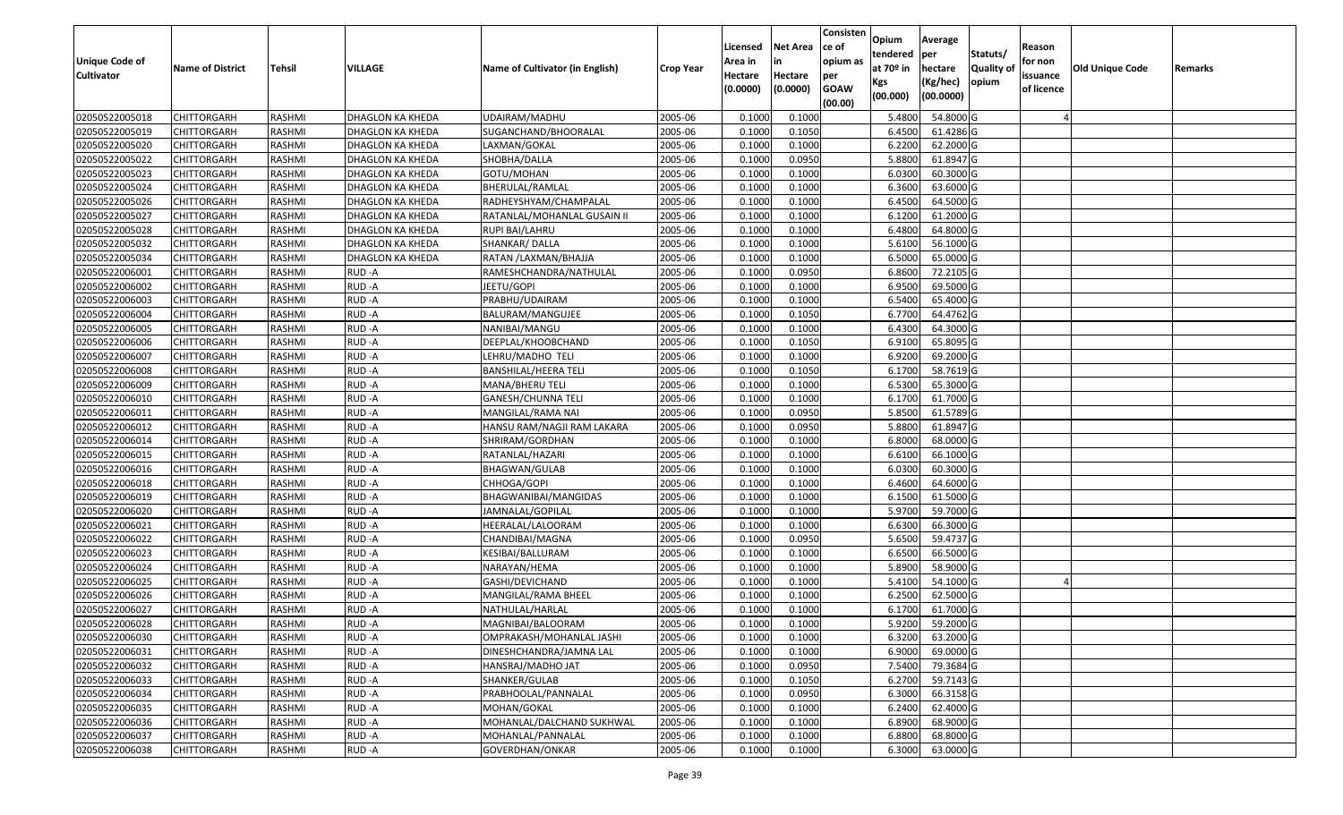| Unique Code of Cultivator | Name of District | Tehsil | VILLAGE | Name of Cultivator (in English) | Crop Year | Licensed Area in Hectare (0.0000) | Net Area in Hectare (0.0000) | Consistence of opium as per GOAW (00.00) | Opium tendered at 70º in Kgs (00.000) | Average per hectare (Kg/hec) (00.0000) | Statuts/ Quality of opium | Reason for non issuance of licence | Old Unique Code | Remarks |
|---|---|---|---|---|---|---|---|---|---|---|---|---|---|---|
| 02050522005018 | CHITTORGARH | RASHMI | DHAGLON KA KHEDA | UDAIRAM/MADHU | 2005-06 | 0.1000 | 0.1000 | | 5.4800 | 54.8000 | G | 4 | | |
| 02050522005019 | CHITTORGARH | RASHMI | DHAGLON KA KHEDA | SUGANCHAND/BHOORALAL | 2005-06 | 0.1000 | 0.1050 | | 6.4500 | 61.4286 | G | | | |
| 02050522005020 | CHITTORGARH | RASHMI | DHAGLON KA KHEDA | LAXMAN/GOKAL | 2005-06 | 0.1000 | 0.1000 | | 6.2200 | 62.2000 | G | | | |
| 02050522005022 | CHITTORGARH | RASHMI | DHAGLON KA KHEDA | SHOBHA/DALLA | 2005-06 | 0.1000 | 0.0950 | | 5.8800 | 61.8947 | G | | | |
| 02050522005023 | CHITTORGARH | RASHMI | DHAGLON KA KHEDA | GOTU/MOHAN | 2005-06 | 0.1000 | 0.1000 | | 6.0300 | 60.3000 | G | | | |
| 02050522005024 | CHITTORGARH | RASHMI | DHAGLON KA KHEDA | BHERULAL/RAMLAL | 2005-06 | 0.1000 | 0.1000 | | 6.3600 | 63.6000 | G | | | |
| 02050522005026 | CHITTORGARH | RASHMI | DHAGLON KA KHEDA | RADHEYSHYAM/CHAMPALAL | 2005-06 | 0.1000 | 0.1000 | | 6.4500 | 64.5000 | G | | | |
| 02050522005027 | CHITTORGARH | RASHMI | DHAGLON KA KHEDA | RATANLAL/MOHANLAL GUSAIN II | 2005-06 | 0.1000 | 0.1000 | | 6.1200 | 61.2000 | G | | | |
| 02050522005028 | CHITTORGARH | RASHMI | DHAGLON KA KHEDA | RUPI BAI/LAHRU | 2005-06 | 0.1000 | 0.1000 | | 6.4800 | 64.8000 | G | | | |
| 02050522005032 | CHITTORGARH | RASHMI | DHAGLON KA KHEDA | SHANKAR/ DALLA | 2005-06 | 0.1000 | 0.1000 | | 5.6100 | 56.1000 | G | | | |
| 02050522005034 | CHITTORGARH | RASHMI | DHAGLON KA KHEDA | RATAN /LAXMAN/BHAJJA | 2005-06 | 0.1000 | 0.1000 | | 6.5000 | 65.0000 | G | | | |
| 02050522006001 | CHITTORGARH | RASHMI | RUD -A | RAMESHCHANDRA/NATHULAL | 2005-06 | 0.1000 | 0.0950 | | 6.8600 | 72.2105 | G | | | |
| 02050522006002 | CHITTORGARH | RASHMI | RUD -A | JEETU/GOPI | 2005-06 | 0.1000 | 0.1000 | | 6.9500 | 69.5000 | G | | | |
| 02050522006003 | CHITTORGARH | RASHMI | RUD -A | PRABHU/UDAIRAM | 2005-06 | 0.1000 | 0.1000 | | 6.5400 | 65.4000 | G | | | |
| 02050522006004 | CHITTORGARH | RASHMI | RUD -A | BALURAM/MANGUJEE | 2005-06 | 0.1000 | 0.1050 | | 6.7700 | 64.4762 | G | | | |
| 02050522006005 | CHITTORGARH | RASHMI | RUD -A | NANIBAI/MANGU | 2005-06 | 0.1000 | 0.1000 | | 6.4300 | 64.3000 | G | | | |
| 02050522006006 | CHITTORGARH | RASHMI | RUD -A | DEEPLAL/KHOOBCHAND | 2005-06 | 0.1000 | 0.1050 | | 6.9100 | 65.8095 | G | | | |
| 02050522006007 | CHITTORGARH | RASHMI | RUD -A | LEHRU/MADHO TELI | 2005-06 | 0.1000 | 0.1000 | | 6.9200 | 69.2000 | G | | | |
| 02050522006008 | CHITTORGARH | RASHMI | RUD -A | BANSHILAL/HEERA TELI | 2005-06 | 0.1000 | 0.1050 | | 6.1700 | 58.7619 | G | | | |
| 02050522006009 | CHITTORGARH | RASHMI | RUD -A | MANA/BHERU TELI | 2005-06 | 0.1000 | 0.1000 | | 6.5300 | 65.3000 | G | | | |
| 02050522006010 | CHITTORGARH | RASHMI | RUD -A | GANESH/CHUNNA TELI | 2005-06 | 0.1000 | 0.1000 | | 6.1700 | 61.7000 | G | | | |
| 02050522006011 | CHITTORGARH | RASHMI | RUD -A | MANGILAL/RAMA NAI | 2005-06 | 0.1000 | 0.0950 | | 5.8500 | 61.5789 | G | | | |
| 02050522006012 | CHITTORGARH | RASHMI | RUD -A | HANSU RAM/NAGJI RAM LAKARA | 2005-06 | 0.1000 | 0.0950 | | 5.8800 | 61.8947 | G | | | |
| 02050522006014 | CHITTORGARH | RASHMI | RUD -A | SHRIRAM/GORDHAN | 2005-06 | 0.1000 | 0.1000 | | 6.8000 | 68.0000 | G | | | |
| 02050522006015 | CHITTORGARH | RASHMI | RUD -A | RATANLAL/HAZARI | 2005-06 | 0.1000 | 0.1000 | | 6.6100 | 66.1000 | G | | | |
| 02050522006016 | CHITTORGARH | RASHMI | RUD -A | BHAGWAN/GULAB | 2005-06 | 0.1000 | 0.1000 | | 6.0300 | 60.3000 | G | | | |
| 02050522006018 | CHITTORGARH | RASHMI | RUD -A | CHHOGA/GOPI | 2005-06 | 0.1000 | 0.1000 | | 6.4600 | 64.6000 | G | | | |
| 02050522006019 | CHITTORGARH | RASHMI | RUD -A | BHAGWANIBAI/MANGIDAS | 2005-06 | 0.1000 | 0.1000 | | 6.1500 | 61.5000 | G | | | |
| 02050522006020 | CHITTORGARH | RASHMI | RUD -A | JAMNALAL/GOPILAL | 2005-06 | 0.1000 | 0.1000 | | 5.9700 | 59.7000 | G | | | |
| 02050522006021 | CHITTORGARH | RASHMI | RUD -A | HEERALAL/LALOORAM | 2005-06 | 0.1000 | 0.1000 | | 6.6300 | 66.3000 | G | | | |
| 02050522006022 | CHITTORGARH | RASHMI | RUD -A | CHANDIBAI/MAGNA | 2005-06 | 0.1000 | 0.0950 | | 5.6500 | 59.4737 | G | | | |
| 02050522006023 | CHITTORGARH | RASHMI | RUD -A | KESIBAI/BALLURAM | 2005-06 | 0.1000 | 0.1000 | | 6.6500 | 66.5000 | G | | | |
| 02050522006024 | CHITTORGARH | RASHMI | RUD -A | NARAYAN/HEMA | 2005-06 | 0.1000 | 0.1000 | | 5.8900 | 58.9000 | G | | | |
| 02050522006025 | CHITTORGARH | RASHMI | RUD -A | GASHI/DEVICHAND | 2005-06 | 0.1000 | 0.1000 | | 5.4100 | 54.1000 | G | 4 | | |
| 02050522006026 | CHITTORGARH | RASHMI | RUD -A | MANGILAL/RAMA BHEEL | 2005-06 | 0.1000 | 0.1000 | | 6.2500 | 62.5000 | G | | | |
| 02050522006027 | CHITTORGARH | RASHMI | RUD -A | NATHULAL/HARLAL | 2005-06 | 0.1000 | 0.1000 | | 6.1700 | 61.7000 | G | | | |
| 02050522006028 | CHITTORGARH | RASHMI | RUD -A | MAGNIBAI/BALOORAM | 2005-06 | 0.1000 | 0.1000 | | 5.9200 | 59.2000 | G | | | |
| 02050522006030 | CHITTORGARH | RASHMI | RUD -A | OMPRAKASH/MOHANLAL JASHI | 2005-06 | 0.1000 | 0.1000 | | 6.3200 | 63.2000 | G | | | |
| 02050522006031 | CHITTORGARH | RASHMI | RUD -A | DINESHCHANDRA/JAMNA LAL | 2005-06 | 0.1000 | 0.1000 | | 6.9000 | 69.0000 | G | | | |
| 02050522006032 | CHITTORGARH | RASHMI | RUD -A | HANSRAJ/MADHO JAT | 2005-06 | 0.1000 | 0.0950 | | 7.5400 | 79.3684 | G | | | |
| 02050522006033 | CHITTORGARH | RASHMI | RUD -A | SHANKER/GULAB | 2005-06 | 0.1000 | 0.1050 | | 6.2700 | 59.7143 | G | | | |
| 02050522006034 | CHITTORGARH | RASHMI | RUD -A | PRABHOOLAL/PANNALAL | 2005-06 | 0.1000 | 0.0950 | | 6.3000 | 66.3158 | G | | | |
| 02050522006035 | CHITTORGARH | RASHMI | RUD -A | MOHAN/GOKAL | 2005-06 | 0.1000 | 0.1000 | | 6.2400 | 62.4000 | G | | | |
| 02050522006036 | CHITTORGARH | RASHMI | RUD -A | MOHANLAL/DALCHAND SUKHWAL | 2005-06 | 0.1000 | 0.1000 | | 6.8900 | 68.9000 | G | | | |
| 02050522006037 | CHITTORGARH | RASHMI | RUD -A | MOHANLAL/PANNALAL | 2005-06 | 0.1000 | 0.1000 | | 6.8800 | 68.8000 | G | | | |
| 02050522006038 | CHITTORGARH | RASHMI | RUD -A | GOVERDHAN/ONKAR | 2005-06 | 0.1000 | 0.1000 | | 6.3000 | 63.0000 | G | | | |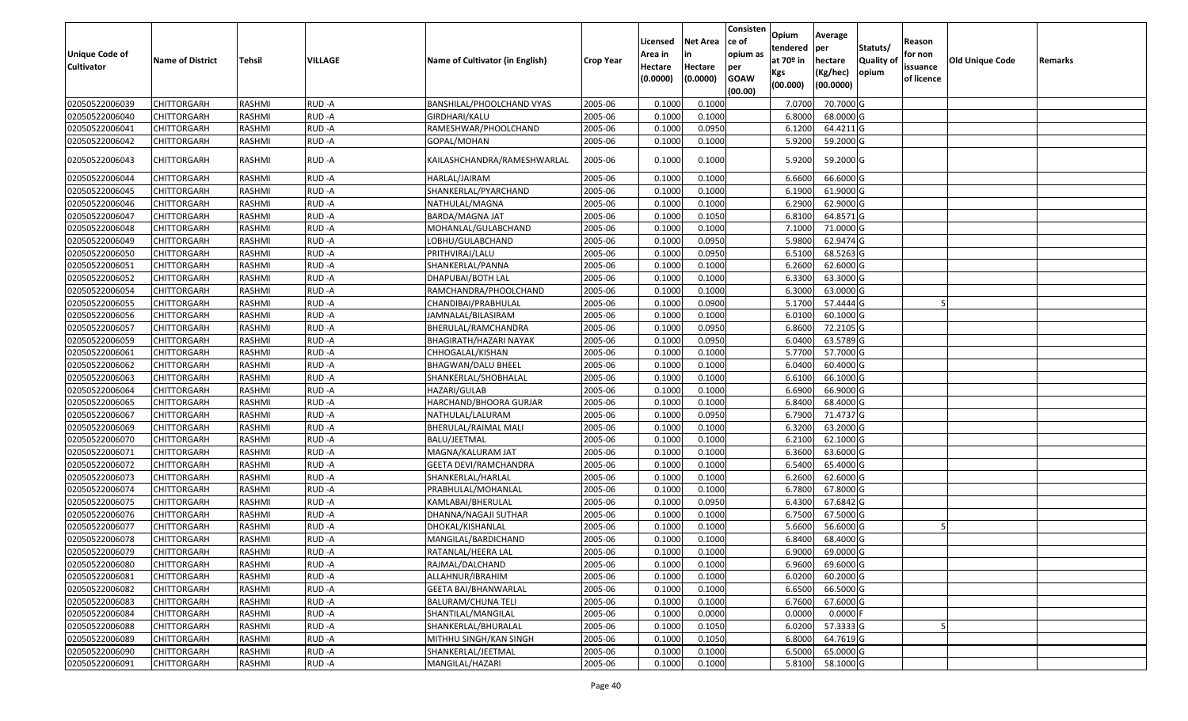| Unique Code of Cultivator | Name of District | Tehsil | VILLAGE | Name of Cultivator (in English) | Crop Year | Licensed Area in Hectare (0.0000) | Net Area in Hectare (0.0000) | Consistence of opium as per GOAW (00.00) | Opium tendered at 70º in Kgs (00.000) | Average per hectare (Kg/hec) (00.0000) | Statuts/ Quality of opium | Reason for non issuance of licence | Old Unique Code | Remarks |
|---|---|---|---|---|---|---|---|---|---|---|---|---|---|---|
| 02050522006039 | CHITTORGARH | RASHMI | RUD -A | BANSHILAL/PHOOLCHAND VYAS | 2005-06 | 0.1000 | 0.1000 | | 7.0700 | 70.7000 | G | | | |
| 02050522006040 | CHITTORGARH | RASHMI | RUD -A | GIRDHARI/KALU | 2005-06 | 0.1000 | 0.1000 | | 6.8000 | 68.0000 | G | | | |
| 02050522006041 | CHITTORGARH | RASHMI | RUD -A | RAMESHWAR/PHOOLCHAND | 2005-06 | 0.1000 | 0.0950 | | 6.1200 | 64.4211 | G | | | |
| 02050522006042 | CHITTORGARH | RASHMI | RUD -A | GOPAL/MOHAN | 2005-06 | 0.1000 | 0.1000 | | 5.9200 | 59.2000 | G | | | |
| 02050522006043 | CHITTORGARH | RASHMI | RUD -A | KAILASHCHANDRA/RAMESHWARLAL | 2005-06 | 0.1000 | 0.1000 | | 5.9200 | 59.2000 | G | | | |
| 02050522006044 | CHITTORGARH | RASHMI | RUD -A | HARLAL/JAIRAM | 2005-06 | 0.1000 | 0.1000 | | 6.6600 | 66.6000 | G | | | |
| 02050522006045 | CHITTORGARH | RASHMI | RUD -A | SHANKERLAL/PYARCHAND | 2005-06 | 0.1000 | 0.1000 | | 6.1900 | 61.9000 | G | | | |
| 02050522006046 | CHITTORGARH | RASHMI | RUD -A | NATHULAL/MAGNA | 2005-06 | 0.1000 | 0.1000 | | 6.2900 | 62.9000 | G | | | |
| 02050522006047 | CHITTORGARH | RASHMI | RUD -A | BARDA/MAGNA JAT | 2005-06 | 0.1000 | 0.1050 | | 6.8100 | 64.8571 | G | | | |
| 02050522006048 | CHITTORGARH | RASHMI | RUD -A | MOHANLAL/GULABCHAND | 2005-06 | 0.1000 | 0.1000 | | 7.1000 | 71.0000 | G | | | |
| 02050522006049 | CHITTORGARH | RASHMI | RUD -A | LOBHU/GULABCHAND | 2005-06 | 0.1000 | 0.0950 | | 5.9800 | 62.9474 | G | | | |
| 02050522006050 | CHITTORGARH | RASHMI | RUD -A | PRITHVIRAJ/LALU | 2005-06 | 0.1000 | 0.0950 | | 6.5100 | 68.5263 | G | | | |
| 02050522006051 | CHITTORGARH | RASHMI | RUD -A | SHANKERLAL/PANNA | 2005-06 | 0.1000 | 0.1000 | | 6.2600 | 62.6000 | G | | | |
| 02050522006052 | CHITTORGARH | RASHMI | RUD -A | DHAPUBAI/BOTH LAL | 2005-06 | 0.1000 | 0.1000 | | 6.3300 | 63.3000 | G | | | |
| 02050522006054 | CHITTORGARH | RASHMI | RUD -A | RAMCHANDRA/PHOOLCHAND | 2005-06 | 0.1000 | 0.1000 | | 6.3000 | 63.0000 | G | | | |
| 02050522006055 | CHITTORGARH | RASHMI | RUD -A | CHANDIBAI/PRABHULAL | 2005-06 | 0.1000 | 0.0900 | | 5.1700 | 57.4444 | G | 5 | | |
| 02050522006056 | CHITTORGARH | RASHMI | RUD -A | JAMNALAL/BILASIRAM | 2005-06 | 0.1000 | 0.1000 | | 6.0100 | 60.1000 | G | | | |
| 02050522006057 | CHITTORGARH | RASHMI | RUD -A | BHERULAL/RAMCHANDRA | 2005-06 | 0.1000 | 0.0950 | | 6.8600 | 72.2105 | G | | | |
| 02050522006059 | CHITTORGARH | RASHMI | RUD -A | BHAGIRATH/HAZARI NAYAK | 2005-06 | 0.1000 | 0.0950 | | 6.0400 | 63.5789 | G | | | |
| 02050522006061 | CHITTORGARH | RASHMI | RUD -A | CHHOGALAL/KISHAN | 2005-06 | 0.1000 | 0.1000 | | 5.7700 | 57.7000 | G | | | |
| 02050522006062 | CHITTORGARH | RASHMI | RUD -A | BHAGWAN/DALU BHEEL | 2005-06 | 0.1000 | 0.1000 | | 6.0400 | 60.4000 | G | | | |
| 02050522006063 | CHITTORGARH | RASHMI | RUD -A | SHANKERLAL/SHOBHALAL | 2005-06 | 0.1000 | 0.1000 | | 6.6100 | 66.1000 | G | | | |
| 02050522006064 | CHITTORGARH | RASHMI | RUD -A | HAZARI/GULAB | 2005-06 | 0.1000 | 0.1000 | | 6.6900 | 66.9000 | G | | | |
| 02050522006065 | CHITTORGARH | RASHMI | RUD -A | HARCHAND/BHOORA GURJAR | 2005-06 | 0.1000 | 0.1000 | | 6.8400 | 68.4000 | G | | | |
| 02050522006067 | CHITTORGARH | RASHMI | RUD -A | NATHULAL/LALURAM | 2005-06 | 0.1000 | 0.0950 | | 6.7900 | 71.4737 | G | | | |
| 02050522006069 | CHITTORGARH | RASHMI | RUD -A | BHERULAL/RAIMAL MALI | 2005-06 | 0.1000 | 0.1000 | | 6.3200 | 63.2000 | G | | | |
| 02050522006070 | CHITTORGARH | RASHMI | RUD -A | BALU/JEETMAL | 2005-06 | 0.1000 | 0.1000 | | 6.2100 | 62.1000 | G | | | |
| 02050522006071 | CHITTORGARH | RASHMI | RUD -A | MAGNA/KALURAM JAT | 2005-06 | 0.1000 | 0.1000 | | 6.3600 | 63.6000 | G | | | |
| 02050522006072 | CHITTORGARH | RASHMI | RUD -A | GEETA DEVI/RAMCHANDRA | 2005-06 | 0.1000 | 0.1000 | | 6.5400 | 65.4000 | G | | | |
| 02050522006073 | CHITTORGARH | RASHMI | RUD -A | SHANKERLAL/HARLAL | 2005-06 | 0.1000 | 0.1000 | | 6.2600 | 62.6000 | G | | | |
| 02050522006074 | CHITTORGARH | RASHMI | RUD -A | PRABHULAL/MOHANLAL | 2005-06 | 0.1000 | 0.1000 | | 6.7800 | 67.8000 | G | | | |
| 02050522006075 | CHITTORGARH | RASHMI | RUD -A | KAMLABAI/BHERULAL | 2005-06 | 0.1000 | 0.0950 | | 6.4300 | 67.6842 | G | | | |
| 02050522006076 | CHITTORGARH | RASHMI | RUD -A | DHANNA/NAGAJI SUTHAR | 2005-06 | 0.1000 | 0.1000 | | 6.7500 | 67.5000 | G | | | |
| 02050522006077 | CHITTORGARH | RASHMI | RUD -A | DHOKAL/KISHANLAL | 2005-06 | 0.1000 | 0.1000 | | 5.6600 | 56.6000 | G | 5 | | |
| 02050522006078 | CHITTORGARH | RASHMI | RUD -A | MANGILAL/BARDICHAND | 2005-06 | 0.1000 | 0.1000 | | 6.8400 | 68.4000 | G | | | |
| 02050522006079 | CHITTORGARH | RASHMI | RUD -A | RATANLAL/HEERA LAL | 2005-06 | 0.1000 | 0.1000 | | 6.9000 | 69.0000 | G | | | |
| 02050522006080 | CHITTORGARH | RASHMI | RUD -A | RAJMAL/DALCHAND | 2005-06 | 0.1000 | 0.1000 | | 6.9600 | 69.6000 | G | | | |
| 02050522006081 | CHITTORGARH | RASHMI | RUD -A | ALLAHNUR/IBRAHIM | 2005-06 | 0.1000 | 0.1000 | | 6.0200 | 60.2000 | G | | | |
| 02050522006082 | CHITTORGARH | RASHMI | RUD -A | GEETA BAI/BHANWARLAL | 2005-06 | 0.1000 | 0.1000 | | 6.6500 | 66.5000 | G | | | |
| 02050522006083 | CHITTORGARH | RASHMI | RUD -A | BALURAM/CHUNA TELI | 2005-06 | 0.1000 | 0.1000 | | 6.7600 | 67.6000 | G | | | |
| 02050522006084 | CHITTORGARH | RASHMI | RUD -A | SHANTILAL/MANGILAL | 2005-06 | 0.1000 | 0.0000 | | 0.0000 | 0.0000 | F | | | |
| 02050522006088 | CHITTORGARH | RASHMI | RUD -A | SHANKERLAL/BHURALAL | 2005-06 | 0.1000 | 0.1050 | | 6.0200 | 57.3333 | G | 5 | | |
| 02050522006089 | CHITTORGARH | RASHMI | RUD -A | MITHHU SINGH/KAN SINGH | 2005-06 | 0.1000 | 0.1050 | | 6.8000 | 64.7619 | G | | | |
| 02050522006090 | CHITTORGARH | RASHMI | RUD -A | SHANKERLAL/JEETMAL | 2005-06 | 0.1000 | 0.1000 | | 6.5000 | 65.0000 | G | | | |
| 02050522006091 | CHITTORGARH | RASHMI | RUD -A | MANGILAL/HAZARI | 2005-06 | 0.1000 | 0.1000 | | 5.8100 | 58.1000 | G | | | |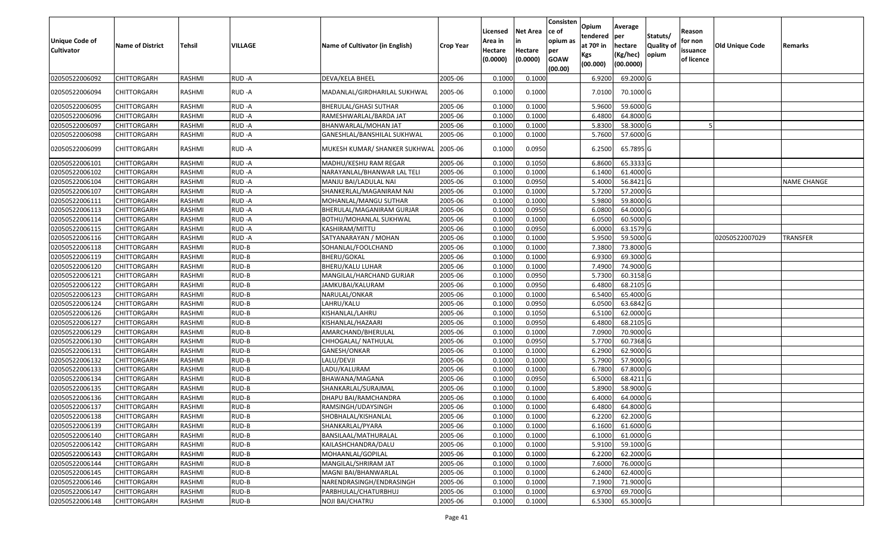| Unique Code of Cultivator | Name of District | Tehsil | VILLAGE | Name of Cultivator (in English) | Crop Year | Licensed Area in Hectare (0.0000) | Net Area in Hectare (0.0000) | Consistence of opium as per GOAW (00.00) | Opium tendered at 70º in Kgs (00.000) | Average per hectare (Kg/hec) (00.0000) | Statuts/ Quality of opium | Reason for non issuance of licence | Old Unique Code | Remarks |
|---|---|---|---|---|---|---|---|---|---|---|---|---|---|---|
| 02050522006092 | CHITTORGARH | RASHMI | RUD -A | DEVA/KELA BHEEL | 2005-06 | 0.1000 | 0.1000 | | 6.9200 | 69.2000 | G | | | |
| 02050522006094 | CHITTORGARH | RASHMI | RUD -A | MADANLAL/GIRDHARILAL SUKHWAL | 2005-06 | 0.1000 | 0.1000 | | 7.0100 | 70.1000 | G | | | |
| 02050522006095 | CHITTORGARH | RASHMI | RUD -A | BHERULAL/GHASI SUTHAR | 2005-06 | 0.1000 | 0.1000 | | 5.9600 | 59.6000 | G | | | |
| 02050522006096 | CHITTORGARH | RASHMI | RUD -A | RAMESHWARLAL/BARDA JAT | 2005-06 | 0.1000 | 0.1000 | | 6.4800 | 64.8000 | G | | | |
| 02050522006097 | CHITTORGARH | RASHMI | RUD -A | BHANWARLAL/MOHAN JAT | 2005-06 | 0.1000 | 0.1000 | | 5.8300 | 58.3000 | G | 5 | | |
| 02050522006098 | CHITTORGARH | RASHMI | RUD -A | GANESHLAL/BANSHILAL SUKHWAL | 2005-06 | 0.1000 | 0.1000 | | 5.7600 | 57.6000 | G | | | |
| 02050522006099 | CHITTORGARH | RASHMI | RUD -A | MUKESH KUMAR/ SHANKER SUKHWAL | 2005-06 | 0.1000 | 0.0950 | | 6.2500 | 65.7895 | G | | | |
| 02050522006101 | CHITTORGARH | RASHMI | RUD -A | MADHU/KESHU RAM REGAR | 2005-06 | 0.1000 | 0.1050 | | 6.8600 | 65.3333 | G | | | |
| 02050522006102 | CHITTORGARH | RASHMI | RUD -A | NARAYANLAL/BHANWAR LAL TELI | 2005-06 | 0.1000 | 0.1000 | | 6.1400 | 61.4000 | G | | | |
| 02050522006104 | CHITTORGARH | RASHMI | RUD -A | MANJU BAI/LADULAL NAI | 2005-06 | 0.1000 | 0.0950 | | 5.4000 | 56.8421 | G | | | NAME CHANGE |
| 02050522006107 | CHITTORGARH | RASHMI | RUD -A | SHANKERLAL/MAGANIRAM NAI | 2005-06 | 0.1000 | 0.1000 | | 5.7200 | 57.2000 | G | | | |
| 02050522006111 | CHITTORGARH | RASHMI | RUD -A | MOHANLAL/MANGU SUTHAR | 2005-06 | 0.1000 | 0.1000 | | 5.9800 | 59.8000 | G | | | |
| 02050522006113 | CHITTORGARH | RASHMI | RUD -A | BHERULAL/MAGANIRAM GURJAR | 2005-06 | 0.1000 | 0.0950 | | 6.0800 | 64.0000 | G | | | |
| 02050522006114 | CHITTORGARH | RASHMI | RUD -A | BOTHU/MOHANLAL SUKHWAL | 2005-06 | 0.1000 | 0.1000 | | 6.0500 | 60.5000 | G | | | |
| 02050522006115 | CHITTORGARH | RASHMI | RUD -A | KASHIRAM/MITTU | 2005-06 | 0.1000 | 0.0950 | | 6.0000 | 63.1579 | G | | | |
| 02050522006116 | CHITTORGARH | RASHMI | RUD -A | SATYANARAYAN / MOHAN | 2005-06 | 0.1000 | 0.1000 | | 5.9500 | 59.5000 | G | | 02050522007029 | TRANSFER |
| 02050522006118 | CHITTORGARH | RASHMI | RUD-B | SOHANLAL/FOOLCHAND | 2005-06 | 0.1000 | 0.1000 | | 7.3800 | 73.8000 | G | | | |
| 02050522006119 | CHITTORGARH | RASHMI | RUD-B | BHERU/GOKAL | 2005-06 | 0.1000 | 0.1000 | | 6.9300 | 69.3000 | G | | | |
| 02050522006120 | CHITTORGARH | RASHMI | RUD-B | BHERU/KALU LUHAR | 2005-06 | 0.1000 | 0.1000 | | 7.4900 | 74.9000 | G | | | |
| 02050522006121 | CHITTORGARH | RASHMI | RUD-B | MANGILAL/HARCHAND GURJAR | 2005-06 | 0.1000 | 0.0950 | | 5.7300 | 60.3158 | G | | | |
| 02050522006122 | CHITTORGARH | RASHMI | RUD-B | JAMKUBAI/KALURAM | 2005-06 | 0.1000 | 0.0950 | | 6.4800 | 68.2105 | G | | | |
| 02050522006123 | CHITTORGARH | RASHMI | RUD-B | NARULAL/ONKAR | 2005-06 | 0.1000 | 0.1000 | | 6.5400 | 65.4000 | G | | | |
| 02050522006124 | CHITTORGARH | RASHMI | RUD-B | LAHRU/KALU | 2005-06 | 0.1000 | 0.0950 | | 6.0500 | 63.6842 | G | | | |
| 02050522006126 | CHITTORGARH | RASHMI | RUD-B | KISHANLAL/LAHRU | 2005-06 | 0.1000 | 0.1050 | | 6.5100 | 62.0000 | G | | | |
| 02050522006127 | CHITTORGARH | RASHMI | RUD-B | KISHANLAL/HAZAARI | 2005-06 | 0.1000 | 0.0950 | | 6.4800 | 68.2105 | G | | | |
| 02050522006129 | CHITTORGARH | RASHMI | RUD-B | AMARCHAND/BHERULAL | 2005-06 | 0.1000 | 0.1000 | | 7.0900 | 70.9000 | G | | | |
| 02050522006130 | CHITTORGARH | RASHMI | RUD-B | CHHOGALAL/ NATHULAL | 2005-06 | 0.1000 | 0.0950 | | 5.7700 | 60.7368 | G | | | |
| 02050522006131 | CHITTORGARH | RASHMI | RUD-B | GANESH/ONKAR | 2005-06 | 0.1000 | 0.1000 | | 6.2900 | 62.9000 | G | | | |
| 02050522006132 | CHITTORGARH | RASHMI | RUD-B | LALU/DEVJI | 2005-06 | 0.1000 | 0.1000 | | 5.7900 | 57.9000 | G | | | |
| 02050522006133 | CHITTORGARH | RASHMI | RUD-B | LADU/KALURAM | 2005-06 | 0.1000 | 0.1000 | | 6.7800 | 67.8000 | G | | | |
| 02050522006134 | CHITTORGARH | RASHMI | RUD-B | BHAWANA/MAGANA | 2005-06 | 0.1000 | 0.0950 | | 6.5000 | 68.4211 | G | | | |
| 02050522006135 | CHITTORGARH | RASHMI | RUD-B | SHANKARLAL/SURAJMAL | 2005-06 | 0.1000 | 0.1000 | | 5.8900 | 58.9000 | G | | | |
| 02050522006136 | CHITTORGARH | RASHMI | RUD-B | DHAPU BAI/RAMCHANDRA | 2005-06 | 0.1000 | 0.1000 | | 6.4000 | 64.0000 | G | | | |
| 02050522006137 | CHITTORGARH | RASHMI | RUD-B | RAMSINGH/UDAYSINGH | 2005-06 | 0.1000 | 0.1000 | | 6.4800 | 64.8000 | G | | | |
| 02050522006138 | CHITTORGARH | RASHMI | RUD-B | SHOBHALAL/KISHANLAL | 2005-06 | 0.1000 | 0.1000 | | 6.2200 | 62.2000 | G | | | |
| 02050522006139 | CHITTORGARH | RASHMI | RUD-B | SHANKARLAL/PYARA | 2005-06 | 0.1000 | 0.1000 | | 6.1600 | 61.6000 | G | | | |
| 02050522006140 | CHITTORGARH | RASHMI | RUD-B | BANSILAAL/MATHURALAL | 2005-06 | 0.1000 | 0.1000 | | 6.1000 | 61.0000 | G | | | |
| 02050522006142 | CHITTORGARH | RASHMI | RUD-B | KAILASHCHANDRA/DALU | 2005-06 | 0.1000 | 0.1000 | | 5.9100 | 59.1000 | G | | | |
| 02050522006143 | CHITTORGARH | RASHMI | RUD-B | MOHAANLAL/GOPILAL | 2005-06 | 0.1000 | 0.1000 | | 6.2200 | 62.2000 | G | | | |
| 02050522006144 | CHITTORGARH | RASHMI | RUD-B | MANGILAL/SHRIRAM JAT | 2005-06 | 0.1000 | 0.1000 | | 7.6000 | 76.0000 | G | | | |
| 02050522006145 | CHITTORGARH | RASHMI | RUD-B | MAGNI BAI/BHANWARLAL | 2005-06 | 0.1000 | 0.1000 | | 6.2400 | 62.4000 | G | | | |
| 02050522006146 | CHITTORGARH | RASHMI | RUD-B | NARENDRASINGH/ENDRASINGH | 2005-06 | 0.1000 | 0.1000 | | 7.1900 | 71.9000 | G | | | |
| 02050522006147 | CHITTORGARH | RASHMI | RUD-B | PARBHULAL/CHATURBHUJ | 2005-06 | 0.1000 | 0.1000 | | 6.9700 | 69.7000 | G | | | |
| 02050522006148 | CHITTORGARH | RASHMI | RUD-B | NOJI BAI/CHATRU | 2005-06 | 0.1000 | 0.1000 | | 6.5300 | 65.3000 | G | | | |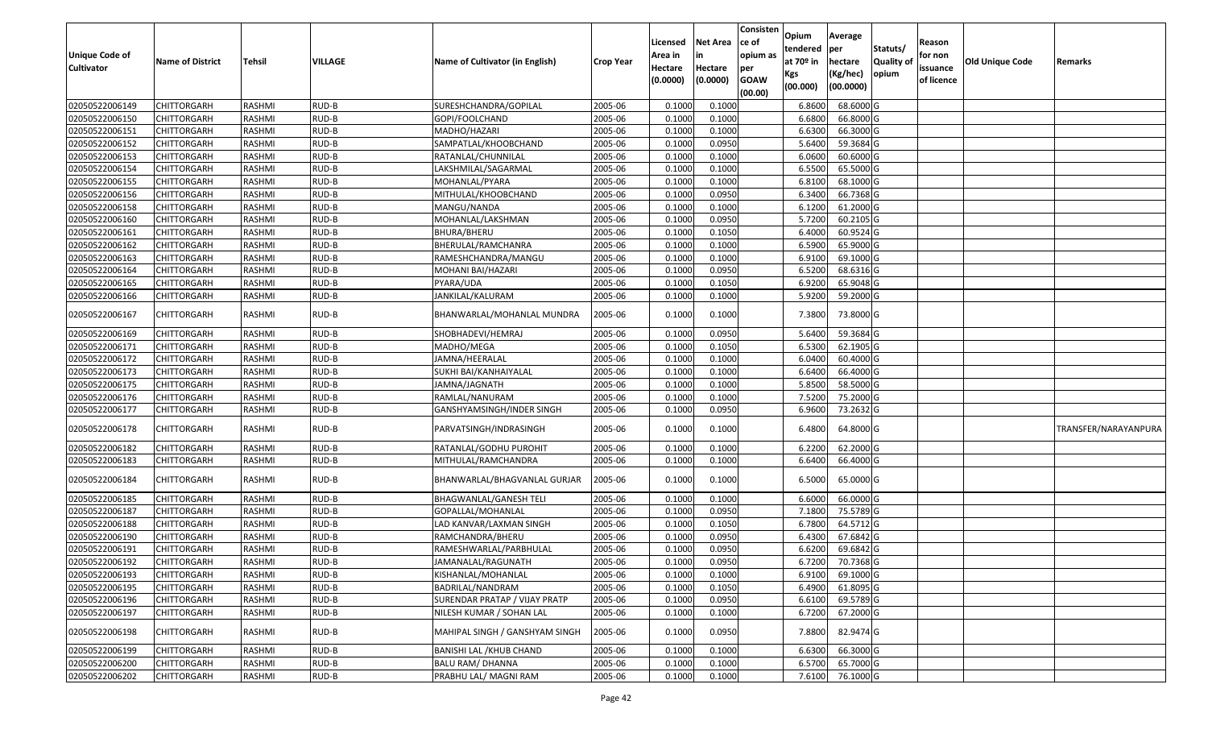| Unique Code of Cultivator | Name of District | Tehsil | VILLAGE | Name of Cultivator (in English) | Crop Year | Licensed Area in Hectare (0.0000) | Net Area in Hectare (0.0000) | Consistence of opium as per GOAW (00.00) | Opium tendered at 70º in Kgs (00.000) | Average per hectare (Kg/hec) (00.0000) | Statuts/ Quality of opium | Reason for non issuance of licence | Old Unique Code | Remarks |
|---|---|---|---|---|---|---|---|---|---|---|---|---|---|---|
| 02050522006149 | CHITTORGARH | RASHMI | RUD-B | SURESHCHANDRA/GOPILAL | 2005-06 | 0.1000 | 0.1000 | | 6.8600 | 68.6000 | G | | | |
| 02050522006150 | CHITTORGARH | RASHMI | RUD-B | GOPI/FOOLCHAND | 2005-06 | 0.1000 | 0.1000 | | 6.6800 | 66.8000 | G | | | |
| 02050522006151 | CHITTORGARH | RASHMI | RUD-B | MADHO/HAZARI | 2005-06 | 0.1000 | 0.1000 | | 6.6300 | 66.3000 | G | | | |
| 02050522006152 | CHITTORGARH | RASHMI | RUD-B | SAMPATLAL/KHOOBCHAND | 2005-06 | 0.1000 | 0.0950 | | 5.6400 | 59.3684 | G | | | |
| 02050522006153 | CHITTORGARH | RASHMI | RUD-B | RATANLAL/CHUNNILAL | 2005-06 | 0.1000 | 0.1000 | | 6.0600 | 60.6000 | G | | | |
| 02050522006154 | CHITTORGARH | RASHMI | RUD-B | LAKSHMILAL/SAGARMAL | 2005-06 | 0.1000 | 0.1000 | | 6.5500 | 65.5000 | G | | | |
| 02050522006155 | CHITTORGARH | RASHMI | RUD-B | MOHANLAL/PYARA | 2005-06 | 0.1000 | 0.1000 | | 6.8100 | 68.1000 | G | | | |
| 02050522006156 | CHITTORGARH | RASHMI | RUD-B | MITHULAL/KHOOBCHAND | 2005-06 | 0.1000 | 0.0950 | | 6.3400 | 66.7368 | G | | | |
| 02050522006158 | CHITTORGARH | RASHMI | RUD-B | MANGU/NANDA | 2005-06 | 0.1000 | 0.1000 | | 6.1200 | 61.2000 | G | | | |
| 02050522006160 | CHITTORGARH | RASHMI | RUD-B | MOHANLAL/LAKSHMAN | 2005-06 | 0.1000 | 0.0950 | | 5.7200 | 60.2105 | G | | | |
| 02050522006161 | CHITTORGARH | RASHMI | RUD-B | BHURA/BHERU | 2005-06 | 0.1000 | 0.1050 | | 6.4000 | 60.9524 | G | | | |
| 02050522006162 | CHITTORGARH | RASHMI | RUD-B | BHERULAL/RAMCHANRA | 2005-06 | 0.1000 | 0.1000 | | 6.5900 | 65.9000 | G | | | |
| 02050522006163 | CHITTORGARH | RASHMI | RUD-B | RAMESHCHANDRA/MANGU | 2005-06 | 0.1000 | 0.1000 | | 6.9100 | 69.1000 | G | | | |
| 02050522006164 | CHITTORGARH | RASHMI | RUD-B | MOHANI BAI/HAZARI | 2005-06 | 0.1000 | 0.0950 | | 6.5200 | 68.6316 | G | | | |
| 02050522006165 | CHITTORGARH | RASHMI | RUD-B | PYARA/UDA | 2005-06 | 0.1000 | 0.1050 | | 6.9200 | 65.9048 | G | | | |
| 02050522006166 | CHITTORGARH | RASHMI | RUD-B | JANKILAL/KALURAM | 2005-06 | 0.1000 | 0.1000 | | 5.9200 | 59.2000 | G | | | |
| 02050522006167 | CHITTORGARH | RASHMI | RUD-B | BHANWARLAL/MOHANLAL MUNDRA | 2005-06 | 0.1000 | 0.1000 | | 7.3800 | 73.8000 | G | | | |
| 02050522006169 | CHITTORGARH | RASHMI | RUD-B | SHOBHADEVI/HEMRAJ | 2005-06 | 0.1000 | 0.0950 | | 5.6400 | 59.3684 | G | | | |
| 02050522006171 | CHITTORGARH | RASHMI | RUD-B | MADHO/MEGA | 2005-06 | 0.1000 | 0.1050 | | 6.5300 | 62.1905 | G | | | |
| 02050522006172 | CHITTORGARH | RASHMI | RUD-B | JAMNA/HEERALAL | 2005-06 | 0.1000 | 0.1000 | | 6.0400 | 60.4000 | G | | | |
| 02050522006173 | CHITTORGARH | RASHMI | RUD-B | SUKHI BAI/KANHAIYALAL | 2005-06 | 0.1000 | 0.1000 | | 6.6400 | 66.4000 | G | | | |
| 02050522006175 | CHITTORGARH | RASHMI | RUD-B | JAMNA/JAGNATH | 2005-06 | 0.1000 | 0.1000 | | 5.8500 | 58.5000 | G | | | |
| 02050522006176 | CHITTORGARH | RASHMI | RUD-B | RAMLAL/NANURAM | 2005-06 | 0.1000 | 0.1000 | | 7.5200 | 75.2000 | G | | | |
| 02050522006177 | CHITTORGARH | RASHMI | RUD-B | GANSHYAMSINGH/INDER SINGH | 2005-06 | 0.1000 | 0.0950 | | 6.9600 | 73.2632 | G | | | |
| 02050522006178 | CHITTORGARH | RASHMI | RUD-B | PARVATSINGH/INDRASINGH | 2005-06 | 0.1000 | 0.1000 | | 6.4800 | 64.8000 | G | | | TRANSFER/NARAYANPURA |
| 02050522006182 | CHITTORGARH | RASHMI | RUD-B | RATANLAL/GODHU PUROHIT | 2005-06 | 0.1000 | 0.1000 | | 6.2200 | 62.2000 | G | | | |
| 02050522006183 | CHITTORGARH | RASHMI | RUD-B | MITHULAL/RAMCHANDRA | 2005-06 | 0.1000 | 0.1000 | | 6.6400 | 66.4000 | G | | | |
| 02050522006184 | CHITTORGARH | RASHMI | RUD-B | BHANWARLAL/BHAGVANLAL GURJAR | 2005-06 | 0.1000 | 0.1000 | | 6.5000 | 65.0000 | G | | | |
| 02050522006185 | CHITTORGARH | RASHMI | RUD-B | BHAGWANLAL/GANESH TELI | 2005-06 | 0.1000 | 0.1000 | | 6.6000 | 66.0000 | G | | | |
| 02050522006187 | CHITTORGARH | RASHMI | RUD-B | GOPALLAL/MOHANLAL | 2005-06 | 0.1000 | 0.0950 | | 7.1800 | 75.5789 | G | | | |
| 02050522006188 | CHITTORGARH | RASHMI | RUD-B | LAD KANVAR/LAXMAN SINGH | 2005-06 | 0.1000 | 0.1050 | | 6.7800 | 64.5712 | G | | | |
| 02050522006190 | CHITTORGARH | RASHMI | RUD-B | RAMCHANDRA/BHERU | 2005-06 | 0.1000 | 0.0950 | | 6.4300 | 67.6842 | G | | | |
| 02050522006191 | CHITTORGARH | RASHMI | RUD-B | RAMESHWARLAL/PARBHULAL | 2005-06 | 0.1000 | 0.0950 | | 6.6200 | 69.6842 | G | | | |
| 02050522006192 | CHITTORGARH | RASHMI | RUD-B | JAMANALAL/RAGUNATH | 2005-06 | 0.1000 | 0.0950 | | 6.7200 | 70.7368 | G | | | |
| 02050522006193 | CHITTORGARH | RASHMI | RUD-B | KISHANLAL/MOHANLAL | 2005-06 | 0.1000 | 0.1000 | | 6.9100 | 69.1000 | G | | | |
| 02050522006195 | CHITTORGARH | RASHMI | RUD-B | BADRILAL/NANDRAM | 2005-06 | 0.1000 | 0.1050 | | 6.4900 | 61.8095 | G | | | |
| 02050522006196 | CHITTORGARH | RASHMI | RUD-B | SURENDAR PRATAP / VIJAY PRATP | 2005-06 | 0.1000 | 0.0950 | | 6.6100 | 69.5789 | G | | | |
| 02050522006197 | CHITTORGARH | RASHMI | RUD-B | NILESH KUMAR / SOHAN LAL | 2005-06 | 0.1000 | 0.1000 | | 6.7200 | 67.2000 | G | | | |
| 02050522006198 | CHITTORGARH | RASHMI | RUD-B | MAHIPAL SINGH / GANSHYAM SINGH | 2005-06 | 0.1000 | 0.0950 | | 7.8800 | 82.9474 | G | | | |
| 02050522006199 | CHITTORGARH | RASHMI | RUD-B | BANISHI LAL /KHUB CHAND | 2005-06 | 0.1000 | 0.1000 | | 6.6300 | 66.3000 | G | | | |
| 02050522006200 | CHITTORGARH | RASHMI | RUD-B | BALU RAM/ DHANNA | 2005-06 | 0.1000 | 0.1000 | | 6.5700 | 65.7000 | G | | | |
| 02050522006202 | CHITTORGARH | RASHMI | RUD-B | PRABHU LAL/ MAGNI RAM | 2005-06 | 0.1000 | 0.1000 | | 7.6100 | 76.1000 | G | | | |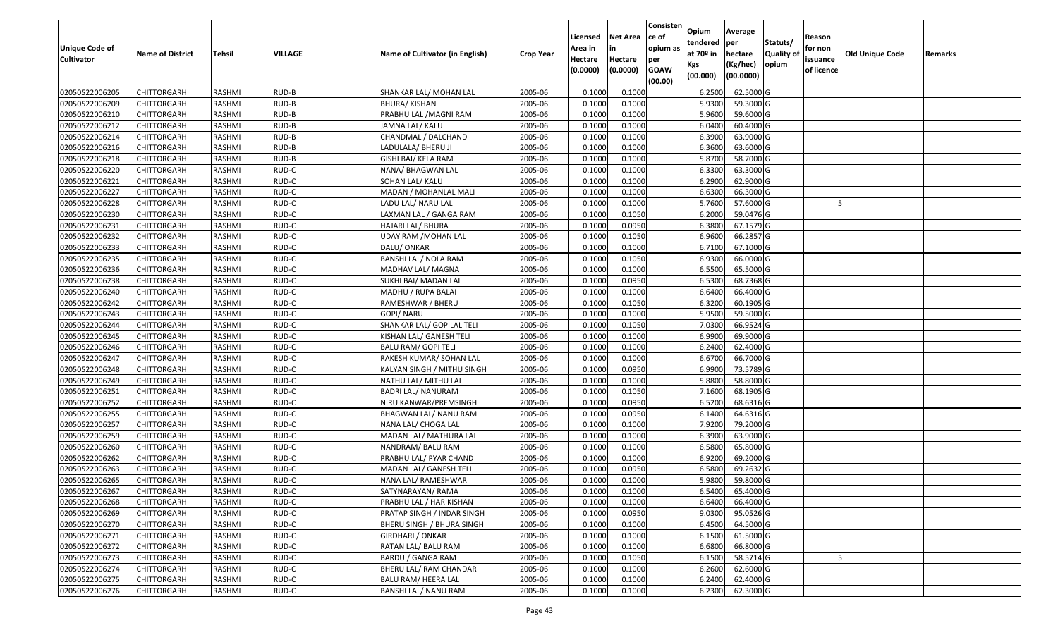| Unique Code of Cultivator | Name of District | Tehsil | VILLAGE | Name of Cultivator (in English) | Crop Year | Licensed Area in Hectare (0.0000) | Net Area in Hectare (0.0000) | Consistence of opium as per GOAW (00.00) | Opium tendered at 70º in Kgs (00.000) | Average per hectare (Kg/hec) (00.0000) | Statuts/ Quality of opium | Reason for non issuance of licence | Old Unique Code | Remarks |
|---|---|---|---|---|---|---|---|---|---|---|---|---|---|---|
| 02050522006205 | CHITTORGARH | RASHMI | RUD-B | SHANKAR LAL/ MOHAN LAL | 2005-06 | 0.1000 | 0.1000 | | 6.2500 | 62.5000 | G | | | |
| 02050522006209 | CHITTORGARH | RASHMI | RUD-B | BHURA/ KISHAN | 2005-06 | 0.1000 | 0.1000 | | 5.9300 | 59.3000 | G | | | |
| 02050522006210 | CHITTORGARH | RASHMI | RUD-B | PRABHU LAL /MAGNI RAM | 2005-06 | 0.1000 | 0.1000 | | 5.9600 | 59.6000 | G | | | |
| 02050522006212 | CHITTORGARH | RASHMI | RUD-B | JAMNA LAL/ KALU | 2005-06 | 0.1000 | 0.1000 | | 6.0400 | 60.4000 | G | | | |
| 02050522006214 | CHITTORGARH | RASHMI | RUD-B | CHANDMAL / DALCHAND | 2005-06 | 0.1000 | 0.1000 | | 6.3900 | 63.9000 | G | | | |
| 02050522006216 | CHITTORGARH | RASHMI | RUD-B | LADULALA/ BHERU JI | 2005-06 | 0.1000 | 0.1000 | | 6.3600 | 63.6000 | G | | | |
| 02050522006218 | CHITTORGARH | RASHMI | RUD-B | GISHI BAI/ KELA RAM | 2005-06 | 0.1000 | 0.1000 | | 5.8700 | 58.7000 | G | | | |
| 02050522006220 | CHITTORGARH | RASHMI | RUD-C | NANA/ BHAGWAN LAL | 2005-06 | 0.1000 | 0.1000 | | 6.3300 | 63.3000 | G | | | |
| 02050522006221 | CHITTORGARH | RASHMI | RUD-C | SOHAN LAL/ KALU | 2005-06 | 0.1000 | 0.1000 | | 6.2900 | 62.9000 | G | | | |
| 02050522006227 | CHITTORGARH | RASHMI | RUD-C | MADAN / MOHANLAL MALI | 2005-06 | 0.1000 | 0.1000 | | 6.6300 | 66.3000 | G | | | |
| 02050522006228 | CHITTORGARH | RASHMI | RUD-C | LADU LAL/ NARU LAL | 2005-06 | 0.1000 | 0.1000 | | 5.7600 | 57.6000 | G | 5 | | |
| 02050522006230 | CHITTORGARH | RASHMI | RUD-C | LAXMAN LAL / GANGA RAM | 2005-06 | 0.1000 | 0.1050 | | 6.2000 | 59.0476 | G | | | |
| 02050522006231 | CHITTORGARH | RASHMI | RUD-C | HAJARI LAL/ BHURA | 2005-06 | 0.1000 | 0.0950 | | 6.3800 | 67.1579 | G | | | |
| 02050522006232 | CHITTORGARH | RASHMI | RUD-C | UDAY RAM /MOHAN LAL | 2005-06 | 0.1000 | 0.1050 | | 6.9600 | 66.2857 | G | | | |
| 02050522006233 | CHITTORGARH | RASHMI | RUD-C | DALU/ ONKAR | 2005-06 | 0.1000 | 0.1000 | | 6.7100 | 67.1000 | G | | | |
| 02050522006235 | CHITTORGARH | RASHMI | RUD-C | BANSHI LAL/ NOLA RAM | 2005-06 | 0.1000 | 0.1050 | | 6.9300 | 66.0000 | G | | | |
| 02050522006236 | CHITTORGARH | RASHMI | RUD-C | MADHAV LAL/ MAGNA | 2005-06 | 0.1000 | 0.1000 | | 6.5500 | 65.5000 | G | | | |
| 02050522006238 | CHITTORGARH | RASHMI | RUD-C | SUKHI BAI/ MADAN LAL | 2005-06 | 0.1000 | 0.0950 | | 6.5300 | 68.7368 | G | | | |
| 02050522006240 | CHITTORGARH | RASHMI | RUD-C | MADHU / RUPA BALAI | 2005-06 | 0.1000 | 0.1000 | | 6.6400 | 66.4000 | G | | | |
| 02050522006242 | CHITTORGARH | RASHMI | RUD-C | RAMESHWAR / BHERU | 2005-06 | 0.1000 | 0.1050 | | 6.3200 | 60.1905 | G | | | |
| 02050522006243 | CHITTORGARH | RASHMI | RUD-C | GOPI/ NARU | 2005-06 | 0.1000 | 0.1000 | | 5.9500 | 59.5000 | G | | | |
| 02050522006244 | CHITTORGARH | RASHMI | RUD-C | SHANKAR LAL/ GOPILAL TELI | 2005-06 | 0.1000 | 0.1050 | | 7.0300 | 66.9524 | G | | | |
| 02050522006245 | CHITTORGARH | RASHMI | RUD-C | KISHAN LAL/ GANESH TELI | 2005-06 | 0.1000 | 0.1000 | | 6.9900 | 69.9000 | G | | | |
| 02050522006246 | CHITTORGARH | RASHMI | RUD-C | BALU RAM/ GOPI TELI | 2005-06 | 0.1000 | 0.1000 | | 6.2400 | 62.4000 | G | | | |
| 02050522006247 | CHITTORGARH | RASHMI | RUD-C | RAKESH KUMAR/ SOHAN LAL | 2005-06 | 0.1000 | 0.1000 | | 6.6700 | 66.7000 | G | | | |
| 02050522006248 | CHITTORGARH | RASHMI | RUD-C | KALYAN SINGH / MITHU SINGH | 2005-06 | 0.1000 | 0.0950 | | 6.9900 | 73.5789 | G | | | |
| 02050522006249 | CHITTORGARH | RASHMI | RUD-C | NATHU LAL/ MITHU LAL | 2005-06 | 0.1000 | 0.1000 | | 5.8800 | 58.8000 | G | | | |
| 02050522006251 | CHITTORGARH | RASHMI | RUD-C | BADRI LAL/ NANURAM | 2005-06 | 0.1000 | 0.1050 | | 7.1600 | 68.1905 | G | | | |
| 02050522006252 | CHITTORGARH | RASHMI | RUD-C | NIRU KANWAR/PREMSINGH | 2005-06 | 0.1000 | 0.0950 | | 6.5200 | 68.6316 | G | | | |
| 02050522006255 | CHITTORGARH | RASHMI | RUD-C | BHAGWAN LAL/ NANU RAM | 2005-06 | 0.1000 | 0.0950 | | 6.1400 | 64.6316 | G | | | |
| 02050522006257 | CHITTORGARH | RASHMI | RUD-C | NANA LAL/ CHOGA LAL | 2005-06 | 0.1000 | 0.1000 | | 7.9200 | 79.2000 | G | | | |
| 02050522006259 | CHITTORGARH | RASHMI | RUD-C | MADAN LAL/ MATHURA LAL | 2005-06 | 0.1000 | 0.1000 | | 6.3900 | 63.9000 | G | | | |
| 02050522006260 | CHITTORGARH | RASHMI | RUD-C | NANDRAM/ BALU RAM | 2005-06 | 0.1000 | 0.1000 | | 6.5800 | 65.8000 | G | | | |
| 02050522006262 | CHITTORGARH | RASHMI | RUD-C | PRABHU LAL/ PYAR CHAND | 2005-06 | 0.1000 | 0.1000 | | 6.9200 | 69.2000 | G | | | |
| 02050522006263 | CHITTORGARH | RASHMI | RUD-C | MADAN LAL/ GANESH TELI | 2005-06 | 0.1000 | 0.0950 | | 6.5800 | 69.2632 | G | | | |
| 02050522006265 | CHITTORGARH | RASHMI | RUD-C | NANA LAL/ RAMESHWAR | 2005-06 | 0.1000 | 0.1000 | | 5.9800 | 59.8000 | G | | | |
| 02050522006267 | CHITTORGARH | RASHMI | RUD-C | SATYNARAYAN/ RAMA | 2005-06 | 0.1000 | 0.1000 | | 6.5400 | 65.4000 | G | | | |
| 02050522006268 | CHITTORGARH | RASHMI | RUD-C | PRABHU LAL / HARIKISHAN | 2005-06 | 0.1000 | 0.1000 | | 6.6400 | 66.4000 | G | | | |
| 02050522006269 | CHITTORGARH | RASHMI | RUD-C | PRATAP SINGH / INDAR SINGH | 2005-06 | 0.1000 | 0.0950 | | 9.0300 | 95.0526 | G | | | |
| 02050522006270 | CHITTORGARH | RASHMI | RUD-C | BHERU SINGH / BHURA SINGH | 2005-06 | 0.1000 | 0.1000 | | 6.4500 | 64.5000 | G | | | |
| 02050522006271 | CHITTORGARH | RASHMI | RUD-C | GIRDHARI / ONKAR | 2005-06 | 0.1000 | 0.1000 | | 6.1500 | 61.5000 | G | | | |
| 02050522006272 | CHITTORGARH | RASHMI | RUD-C | RATAN LAL/ BALU RAM | 2005-06 | 0.1000 | 0.1000 | | 6.6800 | 66.8000 | G | | | |
| 02050522006273 | CHITTORGARH | RASHMI | RUD-C | BARDU / GANGA RAM | 2005-06 | 0.1000 | 0.1050 | | 6.1500 | 58.5714 | G | 5 | | |
| 02050522006274 | CHITTORGARH | RASHMI | RUD-C | BHERU LAL/ RAM CHANDAR | 2005-06 | 0.1000 | 0.1000 | | 6.2600 | 62.6000 | G | | | |
| 02050522006275 | CHITTORGARH | RASHMI | RUD-C | BALU RAM/ HEERA LAL | 2005-06 | 0.1000 | 0.1000 | | 6.2400 | 62.4000 | G | | | |
| 02050522006276 | CHITTORGARH | RASHMI | RUD-C | BANSHI LAL/ NANU RAM | 2005-06 | 0.1000 | 0.1000 | | 6.2300 | 62.3000 | G | | | |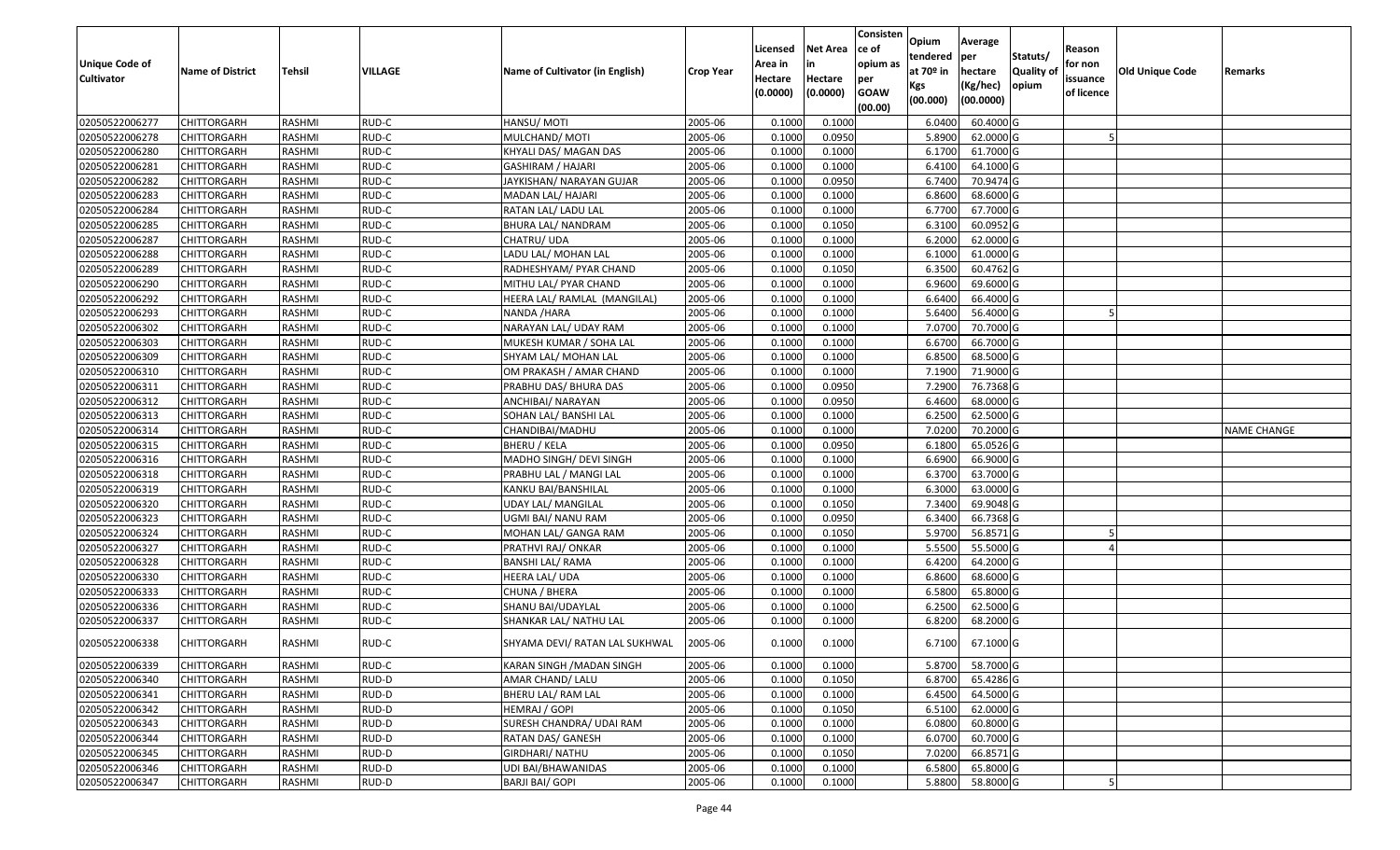| Unique Code of Cultivator | Name of District | Tehsil | VILLAGE | Name of Cultivator (in English) | Crop Year | Licensed Area in Hectare (0.0000) | Net Area in Hectare (0.0000) | Consistence of opium as per GOAW (00.00) | Opium tendered at 70º in Kgs (00.000) | Average per hectare (Kg/hec) (00.0000) | Statuts/ Quality of opium | Reason for non issuance of licence | Old Unique Code | Remarks |
|---|---|---|---|---|---|---|---|---|---|---|---|---|---|---|
| 02050522006277 | CHITTORGARH | RASHMI | RUD-C | HANSU/ MOTI | 2005-06 | 0.1000 | 0.1000 | | 6.0400 | 60.4000 | G | | | |
| 02050522006278 | CHITTORGARH | RASHMI | RUD-C | MULCHAND/ MOTI | 2005-06 | 0.1000 | 0.0950 | | 5.8900 | 62.0000 | G | 5 | | |
| 02050522006280 | CHITTORGARH | RASHMI | RUD-C | KHYALI DAS/ MAGAN DAS | 2005-06 | 0.1000 | 0.1000 | | 6.1700 | 61.7000 | G | | | |
| 02050522006281 | CHITTORGARH | RASHMI | RUD-C | GASHIRAM / HAJARI | 2005-06 | 0.1000 | 0.1000 | | 6.4100 | 64.1000 | G | | | |
| 02050522006282 | CHITTORGARH | RASHMI | RUD-C | JAYKISHAN/ NARAYAN GUJAR | 2005-06 | 0.1000 | 0.0950 | | 6.7400 | 70.9474 | G | | | |
| 02050522006283 | CHITTORGARH | RASHMI | RUD-C | MADAN LAL/ HAJARI | 2005-06 | 0.1000 | 0.1000 | | 6.8600 | 68.6000 | G | | | |
| 02050522006284 | CHITTORGARH | RASHMI | RUD-C | RATAN LAL/ LADU LAL | 2005-06 | 0.1000 | 0.1000 | | 6.7700 | 67.7000 | G | | | |
| 02050522006285 | CHITTORGARH | RASHMI | RUD-C | BHURA LAL/ NANDRAM | 2005-06 | 0.1000 | 0.1050 | | 6.3100 | 60.0952 | G | | | |
| 02050522006287 | CHITTORGARH | RASHMI | RUD-C | CHATRU/ UDA | 2005-06 | 0.1000 | 0.1000 | | 6.2000 | 62.0000 | G | | | |
| 02050522006288 | CHITTORGARH | RASHMI | RUD-C | LADU LAL/ MOHAN LAL | 2005-06 | 0.1000 | 0.1000 | | 6.1000 | 61.0000 | G | | | |
| 02050522006289 | CHITTORGARH | RASHMI | RUD-C | RADHESHYAM/ PYAR CHAND | 2005-06 | 0.1000 | 0.1050 | | 6.3500 | 60.4762 | G | | | |
| 02050522006290 | CHITTORGARH | RASHMI | RUD-C | MITHU LAL/ PYAR CHAND | 2005-06 | 0.1000 | 0.1000 | | 6.9600 | 69.6000 | G | | | |
| 02050522006292 | CHITTORGARH | RASHMI | RUD-C | HEERA LAL/ RAMLAL (MANGILAL) | 2005-06 | 0.1000 | 0.1000 | | 6.6400 | 66.4000 | G | | | |
| 02050522006293 | CHITTORGARH | RASHMI | RUD-C | NANDA /HARA | 2005-06 | 0.1000 | 0.1000 | | 5.6400 | 56.4000 | G | 5 | | |
| 02050522006302 | CHITTORGARH | RASHMI | RUD-C | NARAYAN LAL/ UDAY RAM | 2005-06 | 0.1000 | 0.1000 | | 7.0700 | 70.7000 | G | | | |
| 02050522006303 | CHITTORGARH | RASHMI | RUD-C | MUKESH KUMAR / SOHA LAL | 2005-06 | 0.1000 | 0.1000 | | 6.6700 | 66.7000 | G | | | |
| 02050522006309 | CHITTORGARH | RASHMI | RUD-C | SHYAM LAL/ MOHAN LAL | 2005-06 | 0.1000 | 0.1000 | | 6.8500 | 68.5000 | G | | | |
| 02050522006310 | CHITTORGARH | RASHMI | RUD-C | OM PRAKASH / AMAR CHAND | 2005-06 | 0.1000 | 0.1000 | | 7.1900 | 71.9000 | G | | | |
| 02050522006311 | CHITTORGARH | RASHMI | RUD-C | PRABHU DAS/ BHURA DAS | 2005-06 | 0.1000 | 0.0950 | | 7.2900 | 76.7368 | G | | | |
| 02050522006312 | CHITTORGARH | RASHMI | RUD-C | ANCHIBAI/ NARAYAN | 2005-06 | 0.1000 | 0.0950 | | 6.4600 | 68.0000 | G | | | |
| 02050522006313 | CHITTORGARH | RASHMI | RUD-C | SOHAN LAL/ BANSHI LAL | 2005-06 | 0.1000 | 0.1000 | | 6.2500 | 62.5000 | G | | | |
| 02050522006314 | CHITTORGARH | RASHMI | RUD-C | CHANDIBAI/MADHU | 2005-06 | 0.1000 | 0.1000 | | 7.0200 | 70.2000 | G | | | NAME CHANGE |
| 02050522006315 | CHITTORGARH | RASHMI | RUD-C | BHERU / KELA | 2005-06 | 0.1000 | 0.0950 | | 6.1800 | 65.0526 | G | | | |
| 02050522006316 | CHITTORGARH | RASHMI | RUD-C | MADHO SINGH/ DEVI SINGH | 2005-06 | 0.1000 | 0.1000 | | 6.6900 | 66.9000 | G | | | |
| 02050522006318 | CHITTORGARH | RASHMI | RUD-C | PRABHU LAL / MANGI LAL | 2005-06 | 0.1000 | 0.1000 | | 6.3700 | 63.7000 | G | | | |
| 02050522006319 | CHITTORGARH | RASHMI | RUD-C | KANKU BAI/BANSHILAL | 2005-06 | 0.1000 | 0.1000 | | 6.3000 | 63.0000 | G | | | |
| 02050522006320 | CHITTORGARH | RASHMI | RUD-C | UDAY LAL/ MANGILAL | 2005-06 | 0.1000 | 0.1050 | | 7.3400 | 69.9048 | G | | | |
| 02050522006323 | CHITTORGARH | RASHMI | RUD-C | UGMI BAI/ NANU RAM | 2005-06 | 0.1000 | 0.0950 | | 6.3400 | 66.7368 | G | | | |
| 02050522006324 | CHITTORGARH | RASHMI | RUD-C | MOHAN LAL/ GANGA RAM | 2005-06 | 0.1000 | 0.1050 | | 5.9700 | 56.8571 | G | 5 | | |
| 02050522006327 | CHITTORGARH | RASHMI | RUD-C | PRATHVI RAJ/ ONKAR | 2005-06 | 0.1000 | 0.1000 | | 5.5500 | 55.5000 | G | 4 | | |
| 02050522006328 | CHITTORGARH | RASHMI | RUD-C | BANSHI LAL/ RAMA | 2005-06 | 0.1000 | 0.1000 | | 6.4200 | 64.2000 | G | | | |
| 02050522006330 | CHITTORGARH | RASHMI | RUD-C | HEERA LAL/ UDA | 2005-06 | 0.1000 | 0.1000 | | 6.8600 | 68.6000 | G | | | |
| 02050522006333 | CHITTORGARH | RASHMI | RUD-C | CHUNA / BHERA | 2005-06 | 0.1000 | 0.1000 | | 6.5800 | 65.8000 | G | | | |
| 02050522006336 | CHITTORGARH | RASHMI | RUD-C | SHANU BAI/UDAYLAL | 2005-06 | 0.1000 | 0.1000 | | 6.2500 | 62.5000 | G | | | |
| 02050522006337 | CHITTORGARH | RASHMI | RUD-C | SHANKAR LAL/ NATHU LAL | 2005-06 | 0.1000 | 0.1000 | | 6.8200 | 68.2000 | G | | | |
| 02050522006338 | CHITTORGARH | RASHMI | RUD-C | SHYAMA DEVI/ RATAN LAL SUKHWAL | 2005-06 | 0.1000 | 0.1000 | | 6.7100 | 67.1000 | G | | | |
| 02050522006339 | CHITTORGARH | RASHMI | RUD-C | KARAN SINGH /MADAN SINGH | 2005-06 | 0.1000 | 0.1000 | | 5.8700 | 58.7000 | G | | | |
| 02050522006340 | CHITTORGARH | RASHMI | RUD-D | AMAR CHAND/ LALU | 2005-06 | 0.1000 | 0.1050 | | 6.8700 | 65.4286 | G | | | |
| 02050522006341 | CHITTORGARH | RASHMI | RUD-D | BHERU LAL/ RAM LAL | 2005-06 | 0.1000 | 0.1000 | | 6.4500 | 64.5000 | G | | | |
| 02050522006342 | CHITTORGARH | RASHMI | RUD-D | HEMRAJ / GOPI | 2005-06 | 0.1000 | 0.1050 | | 6.5100 | 62.0000 | G | | | |
| 02050522006343 | CHITTORGARH | RASHMI | RUD-D | SURESH CHANDRA/ UDAI RAM | 2005-06 | 0.1000 | 0.1000 | | 6.0800 | 60.8000 | G | | | |
| 02050522006344 | CHITTORGARH | RASHMI | RUD-D | RATAN DAS/ GANESH | 2005-06 | 0.1000 | 0.1000 | | 6.0700 | 60.7000 | G | | | |
| 02050522006345 | CHITTORGARH | RASHMI | RUD-D | GIRDHARI/ NATHU | 2005-06 | 0.1000 | 0.1050 | | 7.0200 | 66.8571 | G | | | |
| 02050522006346 | CHITTORGARH | RASHMI | RUD-D | UDI BAI/BHAWANIDAS | 2005-06 | 0.1000 | 0.1000 | | 6.5800 | 65.8000 | G | | | |
| 02050522006347 | CHITTORGARH | RASHMI | RUD-D | BARJI BAI/ GOPI | 2005-06 | 0.1000 | 0.1000 | | 5.8800 | 58.8000 | G | 5 | | |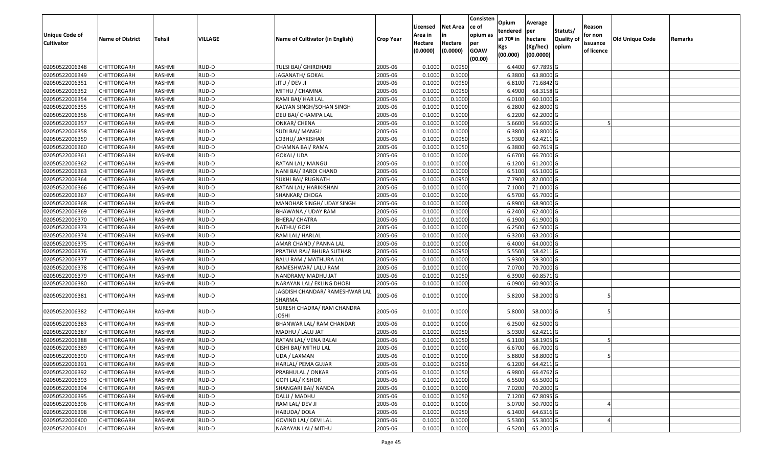| Unique Code of Cultivator | Name of District | Tehsil | VILLAGE | Name of Cultivator (in English) | Crop Year | Licensed Area in Hectare (0.0000) | Net Area in Hectare (0.0000) | Consistence of opium as per GOAW (00.00) | Opium tendered at 70º in Kgs (00.000) | Average per hectare (Kg/hec) (00.0000) | Statuts/ Quality of opium | Reason for non issuance of licence | Old Unique Code | Remarks |
|---|---|---|---|---|---|---|---|---|---|---|---|---|---|---|
| 02050522006348 | CHITTORGARH | RASHMI | RUD-D | TULSI BAI/ GHIRDHARI | 2005-06 | 0.1000 | 0.0950 | | 6.4400 | 67.7895 | G | | | |
| 02050522006349 | CHITTORGARH | RASHMI | RUD-D | JAGANATH/ GOKAL | 2005-06 | 0.1000 | 0.1000 | | 6.3800 | 63.8000 | G | | | |
| 02050522006351 | CHITTORGARH | RASHMI | RUD-D | JITU / DEV JI | 2005-06 | 0.1000 | 0.0950 | | 6.8100 | 71.6842 | G | | | |
| 02050522006352 | CHITTORGARH | RASHMI | RUD-D | MITHU / CHAMNA | 2005-06 | 0.1000 | 0.0950 | | 6.4900 | 68.3158 | G | | | |
| 02050522006354 | CHITTORGARH | RASHMI | RUD-D | RAMI BAI/ HAR LAL | 2005-06 | 0.1000 | 0.1000 | | 6.0100 | 60.1000 | G | | | |
| 02050522006355 | CHITTORGARH | RASHMI | RUD-D | KALYAN SINGH/SOHAN SINGH | 2005-06 | 0.1000 | 0.1000 | | 6.2800 | 62.8000 | G | | | |
| 02050522006356 | CHITTORGARH | RASHMI | RUD-D | DEU BAI/ CHAMPA LAL | 2005-06 | 0.1000 | 0.1000 | | 6.2200 | 62.2000 | G | | | |
| 02050522006357 | CHITTORGARH | RASHMI | RUD-D | ONKAR/ CHENA | 2005-06 | 0.1000 | 0.1000 | | 5.6600 | 56.6000 | G | 5 | | |
| 02050522006358 | CHITTORGARH | RASHMI | RUD-D | SUDI BAI/ MANGU | 2005-06 | 0.1000 | 0.1000 | | 6.3800 | 63.8000 | G | | | |
| 02050522006359 | CHITTORGARH | RASHMI | RUD-D | LOBHU/ JAYKISHAN | 2005-06 | 0.1000 | 0.0950 | | 5.9300 | 62.4211 | G | | | |
| 02050522006360 | CHITTORGARH | RASHMI | RUD-D | CHAMNA BAI/ RAMA | 2005-06 | 0.1000 | 0.1050 | | 6.3800 | 60.7619 | G | | | |
| 02050522006361 | CHITTORGARH | RASHMI | RUD-D | GOKAL/ UDA | 2005-06 | 0.1000 | 0.1000 | | 6.6700 | 66.7000 | G | | | |
| 02050522006362 | CHITTORGARH | RASHMI | RUD-D | RATAN LAL/ MANGU | 2005-06 | 0.1000 | 0.1000 | | 6.1200 | 61.2000 | G | | | |
| 02050522006363 | CHITTORGARH | RASHMI | RUD-D | NANI BAI/ BARDI CHAND | 2005-06 | 0.1000 | 0.1000 | | 6.5100 | 65.1000 | G | | | |
| 02050522006364 | CHITTORGARH | RASHMI | RUD-D | SUKHI BAI/ RUGNATH | 2005-06 | 0.1000 | 0.0950 | | 7.7900 | 82.0000 | G | | | |
| 02050522006366 | CHITTORGARH | RASHMI | RUD-D | RATAN LAL/ HARIKISHAN | 2005-06 | 0.1000 | 0.1000 | | 7.1000 | 71.0000 | G | | | |
| 02050522006367 | CHITTORGARH | RASHMI | RUD-D | SHANKAR/ CHOGA | 2005-06 | 0.1000 | 0.1000 | | 6.5700 | 65.7000 | G | | | |
| 02050522006368 | CHITTORGARH | RASHMI | RUD-D | MANOHAR SINGH/ UDAY SINGH | 2005-06 | 0.1000 | 0.1000 | | 6.8900 | 68.9000 | G | | | |
| 02050522006369 | CHITTORGARH | RASHMI | RUD-D | BHAWANA / UDAY RAM | 2005-06 | 0.1000 | 0.1000 | | 6.2400 | 62.4000 | G | | | |
| 02050522006370 | CHITTORGARH | RASHMI | RUD-D | BHERA/ CHATRA | 2005-06 | 0.1000 | 0.1000 | | 6.1900 | 61.9000 | G | | | |
| 02050522006373 | CHITTORGARH | RASHMI | RUD-D | NATHU/ GOPI | 2005-06 | 0.1000 | 0.1000 | | 6.2500 | 62.5000 | G | | | |
| 02050522006374 | CHITTORGARH | RASHMI | RUD-D | RAM LAL/ HARLAL | 2005-06 | 0.1000 | 0.1000 | | 6.3200 | 63.2000 | G | | | |
| 02050522006375 | CHITTORGARH | RASHMI | RUD-D | AMAR CHAND / PANNA LAL | 2005-06 | 0.1000 | 0.1000 | | 6.4000 | 64.0000 | G | | | |
| 02050522006376 | CHITTORGARH | RASHMI | RUD-D | PRATHVI RAJ/ BHURA SUTHAR | 2005-06 | 0.1000 | 0.0950 | | 5.5500 | 58.4211 | G | | | |
| 02050522006377 | CHITTORGARH | RASHMI | RUD-D | BALU RAM / MATHURA LAL | 2005-06 | 0.1000 | 0.1000 | | 5.9300 | 59.3000 | G | | | |
| 02050522006378 | CHITTORGARH | RASHMI | RUD-D | RAMESHWAR/ LALU RAM | 2005-06 | 0.1000 | 0.1000 | | 7.0700 | 70.7000 | G | | | |
| 02050522006379 | CHITTORGARH | RASHMI | RUD-D | NANDRAM/ MADHU JAT | 2005-06 | 0.1000 | 0.1050 | | 6.3900 | 60.8571 | G | | | |
| 02050522006380 | CHITTORGARH | RASHMI | RUD-D | NARAYAN LAL/ EKLING DHOBI | 2005-06 | 0.1000 | 0.1000 | | 6.0900 | 60.9000 | G | | | |
| 02050522006381 | CHITTORGARH | RASHMI | RUD-D | JAGDISH CHANDAR/ RAMESHWAR LAL SHARMA | 2005-06 | 0.1000 | 0.1000 | | 5.8200 | 58.2000 | G | 5 | | |
| 02050522006382 | CHITTORGARH | RASHMI | RUD-D | SURESH CHADRA/ RAM CHANDRA JOSHI | 2005-06 | 0.1000 | 0.1000 | | 5.8000 | 58.0000 | G | 5 | | |
| 02050522006383 | CHITTORGARH | RASHMI | RUD-D | BHANWAR LAL/ RAM CHANDAR | 2005-06 | 0.1000 | 0.1000 | | 6.2500 | 62.5000 | G | | | |
| 02050522006387 | CHITTORGARH | RASHMI | RUD-D | MADHU / LALU JAT | 2005-06 | 0.1000 | 0.0950 | | 5.9300 | 62.4211 | G | | | |
| 02050522006388 | CHITTORGARH | RASHMI | RUD-D | RATAN LAL/ VENA BALAI | 2005-06 | 0.1000 | 0.1050 | | 6.1100 | 58.1905 | G | 5 | | |
| 02050522006389 | CHITTORGARH | RASHMI | RUD-D | GISHI BAI/ MITHU LAL | 2005-06 | 0.1000 | 0.1000 | | 6.6700 | 66.7000 | G | | | |
| 02050522006390 | CHITTORGARH | RASHMI | RUD-D | UDA / LAXMAN | 2005-06 | 0.1000 | 0.1000 | | 5.8800 | 58.8000 | G | 5 | | |
| 02050522006391 | CHITTORGARH | RASHMI | RUD-D | HARLAL/ PEMA GUJAR | 2005-06 | 0.1000 | 0.0950 | | 6.1200 | 64.4211 | G | | | |
| 02050522006392 | CHITTORGARH | RASHMI | RUD-D | PRABHULAL / ONKAR | 2005-06 | 0.1000 | 0.1050 | | 6.9800 | 66.4762 | G | | | |
| 02050522006393 | CHITTORGARH | RASHMI | RUD-D | GOPI LAL/ KISHOR | 2005-06 | 0.1000 | 0.1000 | | 6.5500 | 65.5000 | G | | | |
| 02050522006394 | CHITTORGARH | RASHMI | RUD-D | SHANGARI BAI/ NANDA | 2005-06 | 0.1000 | 0.1000 | | 7.0200 | 70.2000 | G | | | |
| 02050522006395 | CHITTORGARH | RASHMI | RUD-D | DALU / MADHU | 2005-06 | 0.1000 | 0.1050 | | 7.1200 | 67.8095 | G | | | |
| 02050522006396 | CHITTORGARH | RASHMI | RUD-D | RAM LAL/ DEV JI | 2005-06 | 0.1000 | 0.1000 | | 5.0700 | 50.7000 | G | 4 | | |
| 02050522006398 | CHITTORGARH | RASHMI | RUD-D | HABUDA/ DOLA | 2005-06 | 0.1000 | 0.0950 | | 6.1400 | 64.6316 | G | | | |
| 02050522006400 | CHITTORGARH | RASHMI | RUD-D | GOVIND LAL/ DEVI LAL | 2005-06 | 0.1000 | 0.1000 | | 5.5300 | 55.3000 | G | 4 | | |
| 02050522006401 | CHITTORGARH | RASHMI | RUD-D | NARAYAN LAL/ MITHU | 2005-06 | 0.1000 | 0.1000 | | 6.5200 | 65.2000 | G | | | |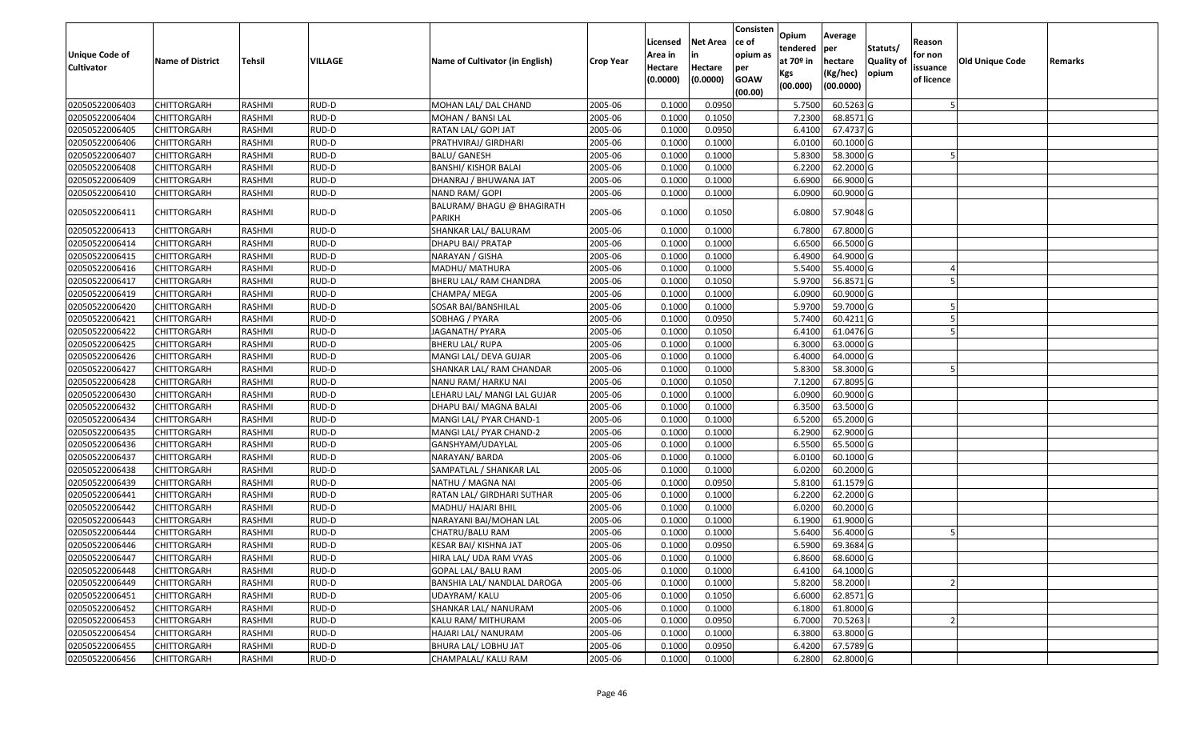| Unique Code of Cultivator | Name of District | Tehsil | VILLAGE | Name of Cultivator (in English) | Crop Year | Licensed Area in Hectare (0.0000) | Net Area in Hectare (0.0000) | Consistence of opium as per GOAW (00.00) | Opium tendered at 70º in Kgs (00.000) | Average per hectare (Kg/hec) (00.0000) | Statuts/ Quality of opium | Reason for non issuance of licence | Old Unique Code | Remarks |
|---|---|---|---|---|---|---|---|---|---|---|---|---|---|---|
| 02050522006403 | CHITTORGARH | RASHMI | RUD-D | MOHAN LAL/ DAL CHAND | 2005-06 | 0.1000 | 0.0950 | | 5.7500 | 60.5263 | G | 5 | | |
| 02050522006404 | CHITTORGARH | RASHMI | RUD-D | MOHAN / BANSI LAL | 2005-06 | 0.1000 | 0.1050 | | 7.2300 | 68.8571 | G | | | |
| 02050522006405 | CHITTORGARH | RASHMI | RUD-D | RATAN LAL/ GOPI JAT | 2005-06 | 0.1000 | 0.0950 | | 6.4100 | 67.4737 | G | | | |
| 02050522006406 | CHITTORGARH | RASHMI | RUD-D | PRATHVIRAJ/ GIRDHARI | 2005-06 | 0.1000 | 0.1000 | | 6.0100 | 60.1000 | G | | | |
| 02050522006407 | CHITTORGARH | RASHMI | RUD-D | BALU/ GANESH | 2005-06 | 0.1000 | 0.1000 | | 5.8300 | 58.3000 | G | 5 | | |
| 02050522006408 | CHITTORGARH | RASHMI | RUD-D | BANSHI/ KISHOR BALAI | 2005-06 | 0.1000 | 0.1000 | | 6.2200 | 62.2000 | G | | | |
| 02050522006409 | CHITTORGARH | RASHMI | RUD-D | DHANRAJ / BHUWANA JAT | 2005-06 | 0.1000 | 0.1000 | | 6.6900 | 66.9000 | G | | | |
| 02050522006410 | CHITTORGARH | RASHMI | RUD-D | NAND RAM/ GOPI | 2005-06 | 0.1000 | 0.1000 | | 6.0900 | 60.9000 | G | | | |
| 02050522006411 | CHITTORGARH | RASHMI | RUD-D | BALURAM/ BHAGU @ BHAGIRATH PARIKH | 2005-06 | 0.1000 | 0.1050 | | 6.0800 | 57.9048 | G | | | |
| 02050522006413 | CHITTORGARH | RASHMI | RUD-D | SHANKAR LAL/ BALURAM | 2005-06 | 0.1000 | 0.1000 | | 6.7800 | 67.8000 | G | | | |
| 02050522006414 | CHITTORGARH | RASHMI | RUD-D | DHAPU BAI/ PRATAP | 2005-06 | 0.1000 | 0.1000 | | 6.6500 | 66.5000 | G | | | |
| 02050522006415 | CHITTORGARH | RASHMI | RUD-D | NARAYAN / GISHA | 2005-06 | 0.1000 | 0.1000 | | 6.4900 | 64.9000 | G | | | |
| 02050522006416 | CHITTORGARH | RASHMI | RUD-D | MADHU/ MATHURA | 2005-06 | 0.1000 | 0.1000 | | 5.5400 | 55.4000 | G | 4 | | |
| 02050522006417 | CHITTORGARH | RASHMI | RUD-D | BHERU LAL/ RAM CHANDRA | 2005-06 | 0.1000 | 0.1050 | | 5.9700 | 56.8571 | G | 5 | | |
| 02050522006419 | CHITTORGARH | RASHMI | RUD-D | CHAMPA/ MEGA | 2005-06 | 0.1000 | 0.1000 | | 6.0900 | 60.9000 | G | | | |
| 02050522006420 | CHITTORGARH | RASHMI | RUD-D | SOSAR BAI/BANSHILAL | 2005-06 | 0.1000 | 0.1000 | | 5.9700 | 59.7000 | G | 5 | | |
| 02050522006421 | CHITTORGARH | RASHMI | RUD-D | SOBHAG / PYARA | 2005-06 | 0.1000 | 0.0950 | | 5.7400 | 60.4211 | G | 5 | | |
| 02050522006422 | CHITTORGARH | RASHMI | RUD-D | JAGANATH/ PYARA | 2005-06 | 0.1000 | 0.1050 | | 6.4100 | 61.0476 | G | 5 | | |
| 02050522006425 | CHITTORGARH | RASHMI | RUD-D | BHERU LAL/ RUPA | 2005-06 | 0.1000 | 0.1000 | | 6.3000 | 63.0000 | G | | | |
| 02050522006426 | CHITTORGARH | RASHMI | RUD-D | MANGI LAL/ DEVA GUJAR | 2005-06 | 0.1000 | 0.1000 | | 6.4000 | 64.0000 | G | | | |
| 02050522006427 | CHITTORGARH | RASHMI | RUD-D | SHANKAR LAL/ RAM CHANDAR | 2005-06 | 0.1000 | 0.1000 | | 5.8300 | 58.3000 | G | 5 | | |
| 02050522006428 | CHITTORGARH | RASHMI | RUD-D | NANU RAM/ HARKU NAI | 2005-06 | 0.1000 | 0.1050 | | 7.1200 | 67.8095 | G | | | |
| 02050522006430 | CHITTORGARH | RASHMI | RUD-D | LEHARU LAL/ MANGI LAL GUJAR | 2005-06 | 0.1000 | 0.1000 | | 6.0900 | 60.9000 | G | | | |
| 02050522006432 | CHITTORGARH | RASHMI | RUD-D | DHAPU BAI/ MAGNA BALAI | 2005-06 | 0.1000 | 0.1000 | | 6.3500 | 63.5000 | G | | | |
| 02050522006434 | CHITTORGARH | RASHMI | RUD-D | MANGI LAL/ PYAR CHAND-1 | 2005-06 | 0.1000 | 0.1000 | | 6.5200 | 65.2000 | G | | | |
| 02050522006435 | CHITTORGARH | RASHMI | RUD-D | MANGI LAL/ PYAR CHAND-2 | 2005-06 | 0.1000 | 0.1000 | | 6.2900 | 62.9000 | G | | | |
| 02050522006436 | CHITTORGARH | RASHMI | RUD-D | GANSHYAM/UDAYLAL | 2005-06 | 0.1000 | 0.1000 | | 6.5500 | 65.5000 | G | | | |
| 02050522006437 | CHITTORGARH | RASHMI | RUD-D | NARAYAN/ BARDA | 2005-06 | 0.1000 | 0.1000 | | 6.0100 | 60.1000 | G | | | |
| 02050522006438 | CHITTORGARH | RASHMI | RUD-D | SAMPATLAL / SHANKAR LAL | 2005-06 | 0.1000 | 0.1000 | | 6.0200 | 60.2000 | G | | | |
| 02050522006439 | CHITTORGARH | RASHMI | RUD-D | NATHU / MAGNA NAI | 2005-06 | 0.1000 | 0.0950 | | 5.8100 | 61.1579 | G | | | |
| 02050522006441 | CHITTORGARH | RASHMI | RUD-D | RATAN LAL/ GIRDHARI SUTHAR | 2005-06 | 0.1000 | 0.1000 | | 6.2200 | 62.2000 | G | | | |
| 02050522006442 | CHITTORGARH | RASHMI | RUD-D | MADHU/ HAJARI BHIL | 2005-06 | 0.1000 | 0.1000 | | 6.0200 | 60.2000 | G | | | |
| 02050522006443 | CHITTORGARH | RASHMI | RUD-D | NARAYANI BAI/MOHAN LAL | 2005-06 | 0.1000 | 0.1000 | | 6.1900 | 61.9000 | G | | | |
| 02050522006444 | CHITTORGARH | RASHMI | RUD-D | CHATRU/BALU RAM | 2005-06 | 0.1000 | 0.1000 | | 5.6400 | 56.4000 | G | 5 | | |
| 02050522006446 | CHITTORGARH | RASHMI | RUD-D | KESAR BAI/ KISHNA JAT | 2005-06 | 0.1000 | 0.0950 | | 6.5900 | 69.3684 | G | | | |
| 02050522006447 | CHITTORGARH | RASHMI | RUD-D | HIRA LAL/ UDA RAM VYAS | 2005-06 | 0.1000 | 0.1000 | | 6.8600 | 68.6000 | G | | | |
| 02050522006448 | CHITTORGARH | RASHMI | RUD-D | GOPAL LAL/ BALU RAM | 2005-06 | 0.1000 | 0.1000 | | 6.4100 | 64.1000 | G | | | |
| 02050522006449 | CHITTORGARH | RASHMI | RUD-D | BANSHIA LAL/ NANDLAL DAROGA | 2005-06 | 0.1000 | 0.1000 | | 5.8200 | 58.2000 | I | 2 | | |
| 02050522006451 | CHITTORGARH | RASHMI | RUD-D | UDAYRAM/ KALU | 2005-06 | 0.1000 | 0.1050 | | 6.6000 | 62.8571 | G | | | |
| 02050522006452 | CHITTORGARH | RASHMI | RUD-D | SHANKAR LAL/ NANURAM | 2005-06 | 0.1000 | 0.1000 | | 6.1800 | 61.8000 | G | | | |
| 02050522006453 | CHITTORGARH | RASHMI | RUD-D | KALU RAM/ MITHURAM | 2005-06 | 0.1000 | 0.0950 | | 6.7000 | 70.5263 | I | 2 | | |
| 02050522006454 | CHITTORGARH | RASHMI | RUD-D | HAJARI LAL/ NANURAM | 2005-06 | 0.1000 | 0.1000 | | 6.3800 | 63.8000 | G | | | |
| 02050522006455 | CHITTORGARH | RASHMI | RUD-D | BHURA LAL/ LOBHU JAT | 2005-06 | 0.1000 | 0.0950 | | 6.4200 | 67.5789 | G | | | |
| 02050522006456 | CHITTORGARH | RASHMI | RUD-D | CHAMPALAL/ KALU RAM | 2005-06 | 0.1000 | 0.1000 | | 6.2800 | 62.8000 | G | | | |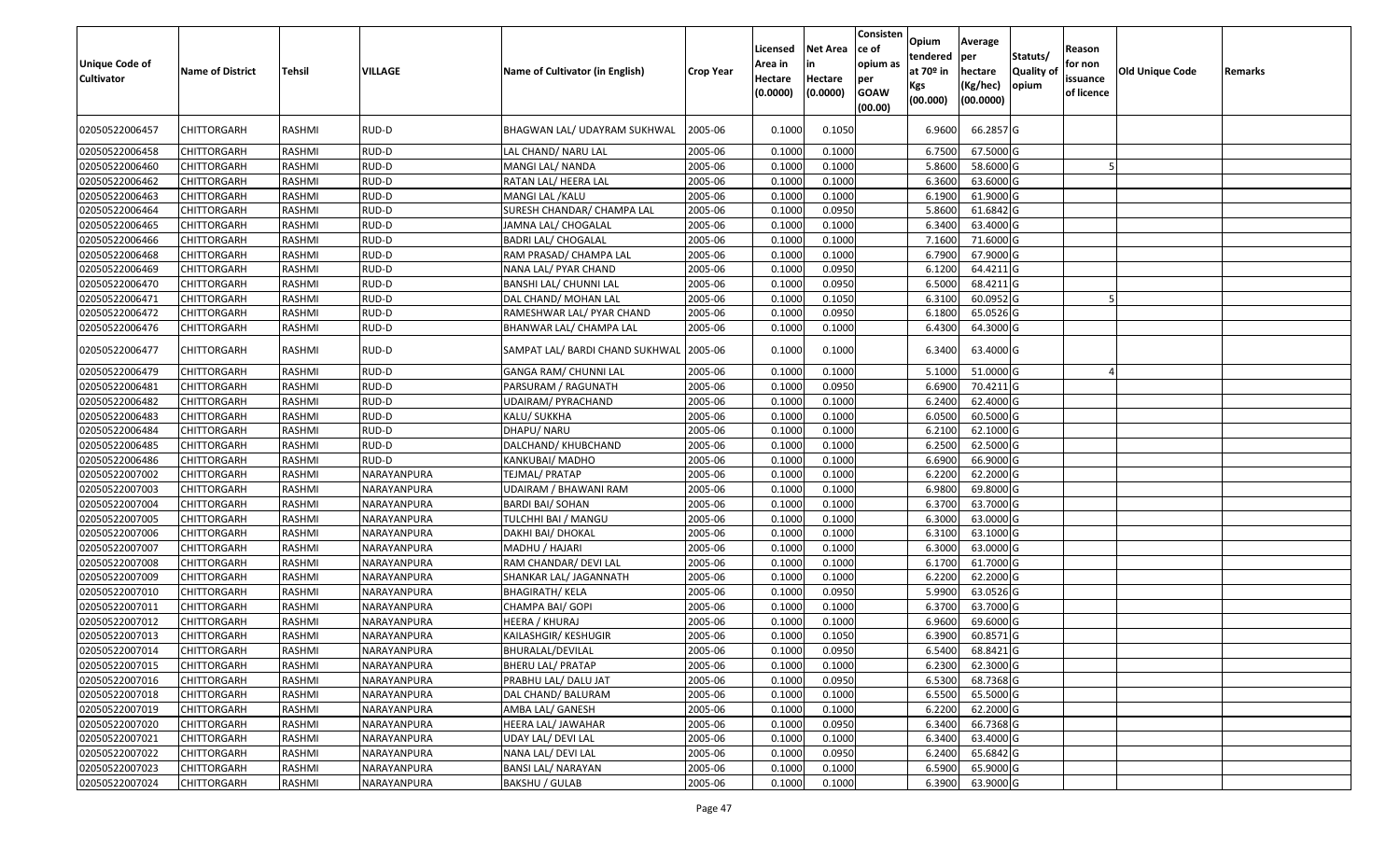| Unique Code of Cultivator | Name of District | Tehsil | VILLAGE | Name of Cultivator (in English) | Crop Year | Licensed Area in Hectare (0.0000) | Net Area in Hectare (0.0000) | Consistence of opium as per GOAW (00.00) | Opium tendered at 70º in Kgs (00.000) | Average per hectare (Kg/hec) (00.0000) | Statuts/ Quality of opium | Reason for non issuance of licence | Old Unique Code | Remarks |
|---|---|---|---|---|---|---|---|---|---|---|---|---|---|---|
| 02050522006457 | CHITTORGARH | RASHMI | RUD-D | BHAGWAN LAL/ UDAYRAM SUKHWAL | 2005-06 | 0.1000 | 0.1050 | | 6.9600 | 66.2857 | G | | | |
| 02050522006458 | CHITTORGARH | RASHMI | RUD-D | LAL CHAND/ NARU LAL | 2005-06 | 0.1000 | 0.1000 | | 6.7500 | 67.5000 | G | | | |
| 02050522006460 | CHITTORGARH | RASHMI | RUD-D | MANGI LAL/ NANDA | 2005-06 | 0.1000 | 0.1000 | | 5.8600 | 58.6000 | G | 5 | | |
| 02050522006462 | CHITTORGARH | RASHMI | RUD-D | RATAN LAL/ HEERA LAL | 2005-06 | 0.1000 | 0.1000 | | 6.3600 | 63.6000 | G | | | |
| 02050522006463 | CHITTORGARH | RASHMI | RUD-D | MANGI LAL /KALU | 2005-06 | 0.1000 | 0.1000 | | 6.1900 | 61.9000 | G | | | |
| 02050522006464 | CHITTORGARH | RASHMI | RUD-D | SURESH CHANDAR/ CHAMPA LAL | 2005-06 | 0.1000 | 0.0950 | | 5.8600 | 61.6842 | G | | | |
| 02050522006465 | CHITTORGARH | RASHMI | RUD-D | JAMNA LAL/ CHOGALAL | 2005-06 | 0.1000 | 0.1000 | | 6.3400 | 63.4000 | G | | | |
| 02050522006466 | CHITTORGARH | RASHMI | RUD-D | BADRI LAL/ CHOGALAL | 2005-06 | 0.1000 | 0.1000 | | 7.1600 | 71.6000 | G | | | |
| 02050522006468 | CHITTORGARH | RASHMI | RUD-D | RAM PRASAD/ CHAMPA LAL | 2005-06 | 0.1000 | 0.1000 | | 6.7900 | 67.9000 | G | | | |
| 02050522006469 | CHITTORGARH | RASHMI | RUD-D | NANA LAL/ PYAR CHAND | 2005-06 | 0.1000 | 0.0950 | | 6.1200 | 64.4211 | G | | | |
| 02050522006470 | CHITTORGARH | RASHMI | RUD-D | BANSHI LAL/ CHUNNI LAL | 2005-06 | 0.1000 | 0.0950 | | 6.5000 | 68.4211 | G | | | |
| 02050522006471 | CHITTORGARH | RASHMI | RUD-D | DAL CHAND/ MOHAN LAL | 2005-06 | 0.1000 | 0.1050 | | 6.3100 | 60.0952 | G | 5 | | |
| 02050522006472 | CHITTORGARH | RASHMI | RUD-D | RAMESHWAR LAL/ PYAR CHAND | 2005-06 | 0.1000 | 0.0950 | | 6.1800 | 65.0526 | G | | | |
| 02050522006476 | CHITTORGARH | RASHMI | RUD-D | BHANWAR LAL/ CHAMPA LAL | 2005-06 | 0.1000 | 0.1000 | | 6.4300 | 64.3000 | G | | | |
| 02050522006477 | CHITTORGARH | RASHMI | RUD-D | SAMPAT LAL/ BARDI CHAND SUKHWAL | 2005-06 | 0.1000 | 0.1000 | | 6.3400 | 63.4000 | G | | | |
| 02050522006479 | CHITTORGARH | RASHMI | RUD-D | GANGA RAM/ CHUNNI LAL | 2005-06 | 0.1000 | 0.1000 | | 5.1000 | 51.0000 | G | 4 | | |
| 02050522006481 | CHITTORGARH | RASHMI | RUD-D | PARSURAM / RAGUNATH | 2005-06 | 0.1000 | 0.0950 | | 6.6900 | 70.4211 | G | | | |
| 02050522006482 | CHITTORGARH | RASHMI | RUD-D | UDAIRAM/ PYRACHAND | 2005-06 | 0.1000 | 0.1000 | | 6.2400 | 62.4000 | G | | | |
| 02050522006483 | CHITTORGARH | RASHMI | RUD-D | KALU/ SUKKHA | 2005-06 | 0.1000 | 0.1000 | | 6.0500 | 60.5000 | G | | | |
| 02050522006484 | CHITTORGARH | RASHMI | RUD-D | DHAPU/ NARU | 2005-06 | 0.1000 | 0.1000 | | 6.2100 | 62.1000 | G | | | |
| 02050522006485 | CHITTORGARH | RASHMI | RUD-D | DALCHAND/ KHUBCHAND | 2005-06 | 0.1000 | 0.1000 | | 6.2500 | 62.5000 | G | | | |
| 02050522006486 | CHITTORGARH | RASHMI | RUD-D | KANKUBAI/ MADHO | 2005-06 | 0.1000 | 0.1000 | | 6.6900 | 66.9000 | G | | | |
| 02050522007002 | CHITTORGARH | RASHMI | NARAYANPURA | TEJMAL/ PRATAP | 2005-06 | 0.1000 | 0.1000 | | 6.2200 | 62.2000 | G | | | |
| 02050522007003 | CHITTORGARH | RASHMI | NARAYANPURA | UDAIRAM / BHAWANI RAM | 2005-06 | 0.1000 | 0.1000 | | 6.9800 | 69.8000 | G | | | |
| 02050522007004 | CHITTORGARH | RASHMI | NARAYANPURA | BARDI BAI/ SOHAN | 2005-06 | 0.1000 | 0.1000 | | 6.3700 | 63.7000 | G | | | |
| 02050522007005 | CHITTORGARH | RASHMI | NARAYANPURA | TULCHHI BAI / MANGU | 2005-06 | 0.1000 | 0.1000 | | 6.3000 | 63.0000 | G | | | |
| 02050522007006 | CHITTORGARH | RASHMI | NARAYANPURA | DAKHI BAI/ DHOKAL | 2005-06 | 0.1000 | 0.1000 | | 6.3100 | 63.1000 | G | | | |
| 02050522007007 | CHITTORGARH | RASHMI | NARAYANPURA | MADHU / HAJARI | 2005-06 | 0.1000 | 0.1000 | | 6.3000 | 63.0000 | G | | | |
| 02050522007008 | CHITTORGARH | RASHMI | NARAYANPURA | RAM CHANDAR/ DEVI LAL | 2005-06 | 0.1000 | 0.1000 | | 6.1700 | 61.7000 | G | | | |
| 02050522007009 | CHITTORGARH | RASHMI | NARAYANPURA | SHANKAR LAL/ JAGANNATH | 2005-06 | 0.1000 | 0.1000 | | 6.2200 | 62.2000 | G | | | |
| 02050522007010 | CHITTORGARH | RASHMI | NARAYANPURA | BHAGIRATH/ KELA | 2005-06 | 0.1000 | 0.0950 | | 5.9900 | 63.0526 | G | | | |
| 02050522007011 | CHITTORGARH | RASHMI | NARAYANPURA | CHAMPA BAI/ GOPI | 2005-06 | 0.1000 | 0.1000 | | 6.3700 | 63.7000 | G | | | |
| 02050522007012 | CHITTORGARH | RASHMI | NARAYANPURA | HEERA / KHURAJ | 2005-06 | 0.1000 | 0.1000 | | 6.9600 | 69.6000 | G | | | |
| 02050522007013 | CHITTORGARH | RASHMI | NARAYANPURA | KAILASHGIR/ KESHUGIR | 2005-06 | 0.1000 | 0.1050 | | 6.3900 | 60.8571 | G | | | |
| 02050522007014 | CHITTORGARH | RASHMI | NARAYANPURA | BHURALAL/DEVILAL | 2005-06 | 0.1000 | 0.0950 | | 6.5400 | 68.8421 | G | | | |
| 02050522007015 | CHITTORGARH | RASHMI | NARAYANPURA | BHERU LAL/ PRATAP | 2005-06 | 0.1000 | 0.1000 | | 6.2300 | 62.3000 | G | | | |
| 02050522007016 | CHITTORGARH | RASHMI | NARAYANPURA | PRABHU LAL/ DALU JAT | 2005-06 | 0.1000 | 0.0950 | | 6.5300 | 68.7368 | G | | | |
| 02050522007018 | CHITTORGARH | RASHMI | NARAYANPURA | DAL CHAND/ BALURAM | 2005-06 | 0.1000 | 0.1000 | | 6.5500 | 65.5000 | G | | | |
| 02050522007019 | CHITTORGARH | RASHMI | NARAYANPURA | AMBA LAL/ GANESH | 2005-06 | 0.1000 | 0.1000 | | 6.2200 | 62.2000 | G | | | |
| 02050522007020 | CHITTORGARH | RASHMI | NARAYANPURA | HEERA LAL/ JAWAHAR | 2005-06 | 0.1000 | 0.0950 | | 6.3400 | 66.7368 | G | | | |
| 02050522007021 | CHITTORGARH | RASHMI | NARAYANPURA | UDAY LAL/ DEVI LAL | 2005-06 | 0.1000 | 0.1000 | | 6.3400 | 63.4000 | G | | | |
| 02050522007022 | CHITTORGARH | RASHMI | NARAYANPURA | NANA LAL/ DEVI LAL | 2005-06 | 0.1000 | 0.0950 | | 6.2400 | 65.6842 | G | | | |
| 02050522007023 | CHITTORGARH | RASHMI | NARAYANPURA | BANSI LAL/ NARAYAN | 2005-06 | 0.1000 | 0.1000 | | 6.5900 | 65.9000 | G | | | |
| 02050522007024 | CHITTORGARH | RASHMI | NARAYANPURA | BAKSHU / GULAB | 2005-06 | 0.1000 | 0.1000 | | 6.3900 | 63.9000 | G | | | |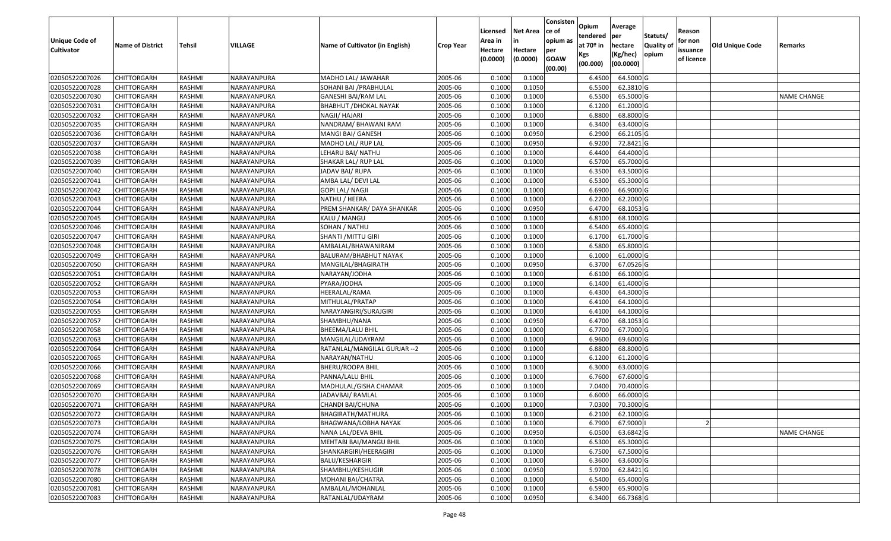| Unique Code of Cultivator | Name of District | Tehsil | VILLAGE | Name of Cultivator (in English) | Crop Year | Licensed Area in Hectare (0.0000) | Net Area in Hectare (0.0000) | Consistence of opium as per GOAW (00.00) | Opium tendered at 70º in Kgs (00.000) | Average per hectare (Kg/hec) (00.0000) | Statuts/ Quality of opium | Reason for non issuance of licence | Old Unique Code | Remarks |
|---|---|---|---|---|---|---|---|---|---|---|---|---|---|---|
| 02050522007026 | CHITTORGARH | RASHMI | NARAYANPURA | MADHO LAL/ JAWAHAR | 2005-06 | 0.1000 | 0.1000 | | 6.4500 | 64.5000 | G | | | |
| 02050522007028 | CHITTORGARH | RASHMI | NARAYANPURA | SOHANI BAI /PRABHULAL | 2005-06 | 0.1000 | 0.1050 | | 6.5500 | 62.3810 | G | | | |
| 02050522007030 | CHITTORGARH | RASHMI | NARAYANPURA | GANESHI BAI/RAM LAL | 2005-06 | 0.1000 | 0.1000 | | 6.5500 | 65.5000 | G | | | NAME CHANGE |
| 02050522007031 | CHITTORGARH | RASHMI | NARAYANPURA | BHABHUT /DHOKAL NAYAK | 2005-06 | 0.1000 | 0.1000 | | 6.1200 | 61.2000 | G | | | |
| 02050522007032 | CHITTORGARH | RASHMI | NARAYANPURA | NAGJI/ HAJARI | 2005-06 | 0.1000 | 0.1000 | | 6.8800 | 68.8000 | G | | | |
| 02050522007035 | CHITTORGARH | RASHMI | NARAYANPURA | NANDRAM/ BHAWANI RAM | 2005-06 | 0.1000 | 0.1000 | | 6.3400 | 63.4000 | G | | | |
| 02050522007036 | CHITTORGARH | RASHMI | NARAYANPURA | MANGI BAI/ GANESH | 2005-06 | 0.1000 | 0.0950 | | 6.2900 | 66.2105 | G | | | |
| 02050522007037 | CHITTORGARH | RASHMI | NARAYANPURA | MADHO LAL/ RUP LAL | 2005-06 | 0.1000 | 0.0950 | | 6.9200 | 72.8421 | G | | | |
| 02050522007038 | CHITTORGARH | RASHMI | NARAYANPURA | LEHARU BAI/ NATHU | 2005-06 | 0.1000 | 0.1000 | | 6.4400 | 64.4000 | G | | | |
| 02050522007039 | CHITTORGARH | RASHMI | NARAYANPURA | SHAKAR LAL/ RUP LAL | 2005-06 | 0.1000 | 0.1000 | | 6.5700 | 65.7000 | G | | | |
| 02050522007040 | CHITTORGARH | RASHMI | NARAYANPURA | JADAV BAI/ RUPA | 2005-06 | 0.1000 | 0.1000 | | 6.3500 | 63.5000 | G | | | |
| 02050522007041 | CHITTORGARH | RASHMI | NARAYANPURA | AMBA LAL/ DEVI LAL | 2005-06 | 0.1000 | 0.1000 | | 6.5300 | 65.3000 | G | | | |
| 02050522007042 | CHITTORGARH | RASHMI | NARAYANPURA | GOPI LAL/ NAGJI | 2005-06 | 0.1000 | 0.1000 | | 6.6900 | 66.9000 | G | | | |
| 02050522007043 | CHITTORGARH | RASHMI | NARAYANPURA | NATHU / HEERA | 2005-06 | 0.1000 | 0.1000 | | 6.2200 | 62.2000 | G | | | |
| 02050522007044 | CHITTORGARH | RASHMI | NARAYANPURA | PREM SHANKAR/ DAYA SHANKAR | 2005-06 | 0.1000 | 0.0950 | | 6.4700 | 68.1053 | G | | | |
| 02050522007045 | CHITTORGARH | RASHMI | NARAYANPURA | KALU / MANGU | 2005-06 | 0.1000 | 0.1000 | | 6.8100 | 68.1000 | G | | | |
| 02050522007046 | CHITTORGARH | RASHMI | NARAYANPURA | SOHAN / NATHU | 2005-06 | 0.1000 | 0.1000 | | 6.5400 | 65.4000 | G | | | |
| 02050522007047 | CHITTORGARH | RASHMI | NARAYANPURA | SHANTI /MITTU GIRI | 2005-06 | 0.1000 | 0.1000 | | 6.1700 | 61.7000 | G | | | |
| 02050522007048 | CHITTORGARH | RASHMI | NARAYANPURA | AMBALAL/BHAWANIRAM | 2005-06 | 0.1000 | 0.1000 | | 6.5800 | 65.8000 | G | | | |
| 02050522007049 | CHITTORGARH | RASHMI | NARAYANPURA | BALURAM/BHABHUT NAYAK | 2005-06 | 0.1000 | 0.1000 | | 6.1000 | 61.0000 | G | | | |
| 02050522007050 | CHITTORGARH | RASHMI | NARAYANPURA | MANGILAL/BHAGIRATH | 2005-06 | 0.1000 | 0.0950 | | 6.3700 | 67.0526 | G | | | |
| 02050522007051 | CHITTORGARH | RASHMI | NARAYANPURA | NARAYAN/JODHA | 2005-06 | 0.1000 | 0.1000 | | 6.6100 | 66.1000 | G | | | |
| 02050522007052 | CHITTORGARH | RASHMI | NARAYANPURA | PYARA/JODHA | 2005-06 | 0.1000 | 0.1000 | | 6.1400 | 61.4000 | G | | | |
| 02050522007053 | CHITTORGARH | RASHMI | NARAYANPURA | HEERALAL/RAMA | 2005-06 | 0.1000 | 0.1000 | | 6.4300 | 64.3000 | G | | | |
| 02050522007054 | CHITTORGARH | RASHMI | NARAYANPURA | MITHULAL/PRATAP | 2005-06 | 0.1000 | 0.1000 | | 6.4100 | 64.1000 | G | | | |
| 02050522007055 | CHITTORGARH | RASHMI | NARAYANPURA | NARAYANGIRI/SURAJGIRI | 2005-06 | 0.1000 | 0.1000 | | 6.4100 | 64.1000 | G | | | |
| 02050522007057 | CHITTORGARH | RASHMI | NARAYANPURA | SHAMBHU/NANA | 2005-06 | 0.1000 | 0.0950 | | 6.4700 | 68.1053 | G | | | |
| 02050522007058 | CHITTORGARH | RASHMI | NARAYANPURA | BHEEMA/LALU BHIL | 2005-06 | 0.1000 | 0.1000 | | 6.7700 | 67.7000 | G | | | |
| 02050522007063 | CHITTORGARH | RASHMI | NARAYANPURA | MANGILAL/UDAYRAM | 2005-06 | 0.1000 | 0.1000 | | 6.9600 | 69.6000 | G | | | |
| 02050522007064 | CHITTORGARH | RASHMI | NARAYANPURA | RATANLAL/MANGILAL GURJAR --2 | 2005-06 | 0.1000 | 0.1000 | | 6.8800 | 68.8000 | G | | | |
| 02050522007065 | CHITTORGARH | RASHMI | NARAYANPURA | NARAYAN/NATHU | 2005-06 | 0.1000 | 0.1000 | | 6.1200 | 61.2000 | G | | | |
| 02050522007066 | CHITTORGARH | RASHMI | NARAYANPURA | BHERU/ROOPA BHIL | 2005-06 | 0.1000 | 0.1000 | | 6.3000 | 63.0000 | G | | | |
| 02050522007068 | CHITTORGARH | RASHMI | NARAYANPURA | PANNA/LALU BHIL | 2005-06 | 0.1000 | 0.1000 | | 6.7600 | 67.6000 | G | | | |
| 02050522007069 | CHITTORGARH | RASHMI | NARAYANPURA | MADHULAL/GISHA CHAMAR | 2005-06 | 0.1000 | 0.1000 | | 7.0400 | 70.4000 | G | | | |
| 02050522007070 | CHITTORGARH | RASHMI | NARAYANPURA | JADAVBAI/ RAMLAL | 2005-06 | 0.1000 | 0.1000 | | 6.6000 | 66.0000 | G | | | |
| 02050522007071 | CHITTORGARH | RASHMI | NARAYANPURA | CHANDI BAI/CHUNA | 2005-06 | 0.1000 | 0.1000 | | 7.0300 | 70.3000 | G | | | |
| 02050522007072 | CHITTORGARH | RASHMI | NARAYANPURA | BHAGIRATH/MATHURA | 2005-06 | 0.1000 | 0.1000 | | 6.2100 | 62.1000 | G | | | |
| 02050522007073 | CHITTORGARH | RASHMI | NARAYANPURA | BHAGWANA/LOBHA NAYAK | 2005-06 | 0.1000 | 0.1000 | | 6.7900 | 67.9000 | I | 2 | | |
| 02050522007074 | CHITTORGARH | RASHMI | NARAYANPURA | NANA LAL/DEVA BHIL | 2005-06 | 0.1000 | 0.0950 | | 6.0500 | 63.6842 | G | | | NAME CHANGE |
| 02050522007075 | CHITTORGARH | RASHMI | NARAYANPURA | MEHTABI BAI/MANGU BHIL | 2005-06 | 0.1000 | 0.1000 | | 6.5300 | 65.3000 | G | | | |
| 02050522007076 | CHITTORGARH | RASHMI | NARAYANPURA | SHANKARGIRI/HEERAGIRI | 2005-06 | 0.1000 | 0.1000 | | 6.7500 | 67.5000 | G | | | |
| 02050522007077 | CHITTORGARH | RASHMI | NARAYANPURA | BALU/KESHARGIR | 2005-06 | 0.1000 | 0.1000 | | 6.3600 | 63.6000 | G | | | |
| 02050522007078 | CHITTORGARH | RASHMI | NARAYANPURA | SHAMBHU/KESHUGIR | 2005-06 | 0.1000 | 0.0950 | | 5.9700 | 62.8421 | G | | | |
| 02050522007080 | CHITTORGARH | RASHMI | NARAYANPURA | MOHANI BAI/CHATRA | 2005-06 | 0.1000 | 0.1000 | | 6.5400 | 65.4000 | G | | | |
| 02050522007081 | CHITTORGARH | RASHMI | NARAYANPURA | AMBALAL/MOHANLAL | 2005-06 | 0.1000 | 0.1000 | | 6.5900 | 65.9000 | G | | | |
| 02050522007083 | CHITTORGARH | RASHMI | NARAYANPURA | RATANLAL/UDAYRAM | 2005-06 | 0.1000 | 0.0950 | | 6.3400 | 66.7368 | G | | | |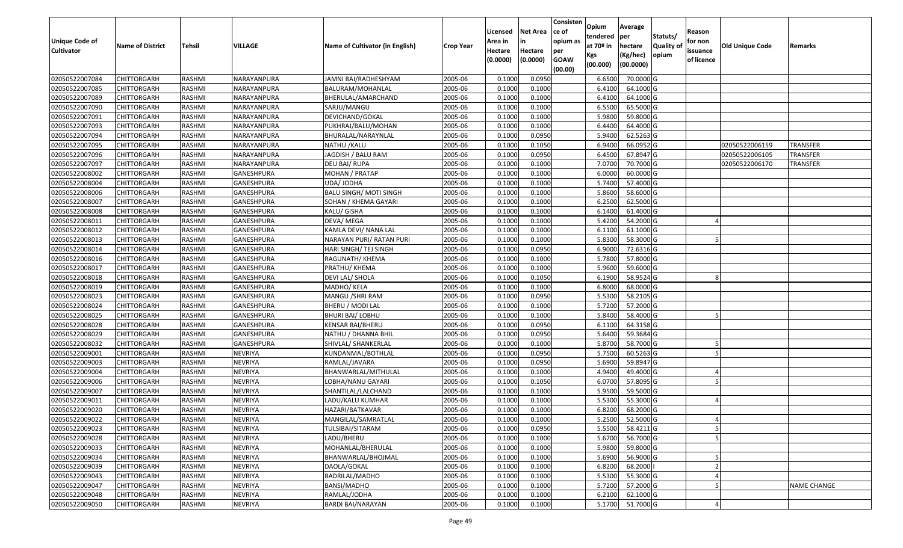| Unique Code of Cultivator | Name of District | Tehsil | VILLAGE | Name of Cultivator (in English) | Crop Year | Licensed Area in Hectare (0.0000) | Net Area in Hectare (0.0000) | Consistence of opium as per GOAW (00.00) | Opium tendered at 70º in Kgs (00.000) | Average per hectare (Kg/hec) (00.0000) | Statuts/ Quality of opium | Reason for non issuance of licence | Old Unique Code | Remarks |
|---|---|---|---|---|---|---|---|---|---|---|---|---|---|---|
| 02050522007084 | CHITTORGARH | RASHMI | NARAYANPURA | JAMNI BAI/RADHESHYAM | 2005-06 | 0.1000 | 0.0950 | | 6.6500 | 70.0000 | G | | | |
| 02050522007085 | CHITTORGARH | RASHMI | NARAYANPURA | BALURAM/MOHANLAL | 2005-06 | 0.1000 | 0.1000 | | 6.4100 | 64.1000 | G | | | |
| 02050522007089 | CHITTORGARH | RASHMI | NARAYANPURA | BHERULAL/AMARCHAND | 2005-06 | 0.1000 | 0.1000 | | 6.4100 | 64.1000 | G | | | |
| 02050522007090 | CHITTORGARH | RASHMI | NARAYANPURA | SARJU/MANGU | 2005-06 | 0.1000 | 0.1000 | | 6.5500 | 65.5000 | G | | | |
| 02050522007091 | CHITTORGARH | RASHMI | NARAYANPURA | DEVICHAND/GOKAL | 2005-06 | 0.1000 | 0.1000 | | 5.9800 | 59.8000 | G | | | |
| 02050522007093 | CHITTORGARH | RASHMI | NARAYANPURA | PUKHRAJ/BALU/MOHAN | 2005-06 | 0.1000 | 0.1000 | | 6.4400 | 64.4000 | G | | | |
| 02050522007094 | CHITTORGARH | RASHMI | NARAYANPURA | BHURALAL/NARAYNLAL | 2005-06 | 0.1000 | 0.0950 | | 5.9400 | 62.5263 | G | | | |
| 02050522007095 | CHITTORGARH | RASHMI | NARAYANPURA | NATHU /KALU | 2005-06 | 0.1000 | 0.1050 | | 6.9400 | 66.0952 | G | | 02050522006159 | TRANSFER |
| 02050522007096 | CHITTORGARH | RASHMI | NARAYANPURA | JAGDISH / BALU RAM | 2005-06 | 0.1000 | 0.0950 | | 6.4500 | 67.8947 | G | | 02050522006105 | TRANSFER |
| 02050522007097 | CHITTORGARH | RASHMI | NARAYANPURA | DEU BAI/ RUPA | 2005-06 | 0.1000 | 0.1000 | | 7.0700 | 70.7000 | G | | 02050522006170 | TRANSFER |
| 02050522008002 | CHITTORGARH | RASHMI | GANESHPURA | MOHAN / PRATAP | 2005-06 | 0.1000 | 0.1000 | | 6.0000 | 60.0000 | G | | | |
| 02050522008004 | CHITTORGARH | RASHMI | GANESHPURA | UDA/ JODHA | 2005-06 | 0.1000 | 0.1000 | | 5.7400 | 57.4000 | G | | | |
| 02050522008006 | CHITTORGARH | RASHMI | GANESHPURA | BALU SINGH/ MOTI SINGH | 2005-06 | 0.1000 | 0.1000 | | 5.8600 | 58.6000 | G | | | |
| 02050522008007 | CHITTORGARH | RASHMI | GANESHPURA | SOHAN / KHEMA GAYARI | 2005-06 | 0.1000 | 0.1000 | | 6.2500 | 62.5000 | G | | | |
| 02050522008008 | CHITTORGARH | RASHMI | GANESHPURA | KALU/ GISHA | 2005-06 | 0.1000 | 0.1000 | | 6.1400 | 61.4000 | G | | | |
| 02050522008011 | CHITTORGARH | RASHMI | GANESHPURA | DEVA/ MEGA | 2005-06 | 0.1000 | 0.1000 | | 5.4200 | 54.2000 | G | 4 | | |
| 02050522008012 | CHITTORGARH | RASHMI | GANESHPURA | KAMLA DEVI/ NANA LAL | 2005-06 | 0.1000 | 0.1000 | | 6.1100 | 61.1000 | G | | | |
| 02050522008013 | CHITTORGARH | RASHMI | GANESHPURA | NARAYAN PURI/ RATAN PURI | 2005-06 | 0.1000 | 0.1000 | | 5.8300 | 58.3000 | G | 5 | | |
| 02050522008014 | CHITTORGARH | RASHMI | GANESHPURA | HARI SINGH/ TEJ SINGH | 2005-06 | 0.1000 | 0.0950 | | 6.9000 | 72.6316 | G | | | |
| 02050522008016 | CHITTORGARH | RASHMI | GANESHPURA | RAGUNATH/ KHEMA | 2005-06 | 0.1000 | 0.1000 | | 5.7800 | 57.8000 | G | | | |
| 02050522008017 | CHITTORGARH | RASHMI | GANESHPURA | PRATHU/ KHEMA | 2005-06 | 0.1000 | 0.1000 | | 5.9600 | 59.6000 | G | | | |
| 02050522008018 | CHITTORGARH | RASHMI | GANESHPURA | DEVI LAL/ SHOLA | 2005-06 | 0.1000 | 0.1050 | | 6.1900 | 58.9524 | G | 8 | | |
| 02050522008019 | CHITTORGARH | RASHMI | GANESHPURA | MADHO/ KELA | 2005-06 | 0.1000 | 0.1000 | | 6.8000 | 68.0000 | G | | | |
| 02050522008023 | CHITTORGARH | RASHMI | GANESHPURA | MANGU /SHRI RAM | 2005-06 | 0.1000 | 0.0950 | | 5.5300 | 58.2105 | G | | | |
| 02050522008024 | CHITTORGARH | RASHMI | GANESHPURA | BHERU / MODI LAL | 2005-06 | 0.1000 | 0.1000 | | 5.7200 | 57.2000 | G | | | |
| 02050522008025 | CHITTORGARH | RASHMI | GANESHPURA | BHURI BAI/ LOBHU | 2005-06 | 0.1000 | 0.1000 | | 5.8400 | 58.4000 | G | 5 | | |
| 02050522008028 | CHITTORGARH | RASHMI | GANESHPURA | KENSAR BAI/BHERU | 2005-06 | 0.1000 | 0.0950 | | 6.1100 | 64.3158 | G | | | |
| 02050522008029 | CHITTORGARH | RASHMI | GANESHPURA | NATHU / DHANNA BHIL | 2005-06 | 0.1000 | 0.0950 | | 5.6400 | 59.3684 | G | | | |
| 02050522008032 | CHITTORGARH | RASHMI | GANESHPURA | SHIVLAL/ SHANKERLAL | 2005-06 | 0.1000 | 0.1000 | | 5.8700 | 58.7000 | G | 5 | | |
| 02050522009001 | CHITTORGARH | RASHMI | NEVRIYA | KUNDANMAL/BOTHLAL | 2005-06 | 0.1000 | 0.0950 | | 5.7500 | 60.5263 | G | 5 | | |
| 02050522009003 | CHITTORGARH | RASHMI | NEVRIYA | RAMLAL/JAVARA | 2005-06 | 0.1000 | 0.0950 | | 5.6900 | 59.8947 | G | | | |
| 02050522009004 | CHITTORGARH | RASHMI | NEVRIYA | BHANWARLAL/MITHULAL | 2005-06 | 0.1000 | 0.1000 | | 4.9400 | 49.4000 | G | 4 | | |
| 02050522009006 | CHITTORGARH | RASHMI | NEVRIYA | LOBHA/NANU GAYARI | 2005-06 | 0.1000 | 0.1050 | | 6.0700 | 57.8095 | G | 5 | | |
| 02050522009007 | CHITTORGARH | RASHMI | NEVRIYA | SHANTILAL/LALCHAND | 2005-06 | 0.1000 | 0.1000 | | 5.9500 | 59.5000 | G | | | |
| 02050522009011 | CHITTORGARH | RASHMI | NEVRIYA | LADU/KALU KUMHAR | 2005-06 | 0.1000 | 0.1000 | | 5.5300 | 55.3000 | G | 4 | | |
| 02050522009020 | CHITTORGARH | RASHMI | NEVRIYA | HAZARI/BATKAVAR | 2005-06 | 0.1000 | 0.1000 | | 6.8200 | 68.2000 | G | | | |
| 02050522009022 | CHITTORGARH | RASHMI | NEVRIYA | MANGILAL/SAMRATLAL | 2005-06 | 0.1000 | 0.1000 | | 5.2500 | 52.5000 | G | 4 | | |
| 02050522009023 | CHITTORGARH | RASHMI | NEVRIYA | TULSIBAI/SITARAM | 2005-06 | 0.1000 | 0.0950 | | 5.5500 | 58.4211 | G | 5 | | |
| 02050522009028 | CHITTORGARH | RASHMI | NEVRIYA | LADU/BHERU | 2005-06 | 0.1000 | 0.1000 | | 5.6700 | 56.7000 | G | 5 | | |
| 02050522009033 | CHITTORGARH | RASHMI | NEVRIYA | MOHANLAL/BHERULAL | 2005-06 | 0.1000 | 0.1000 | | 5.9800 | 59.8000 | G | | | |
| 02050522009034 | CHITTORGARH | RASHMI | NEVRIYA | BHANWARLAL/BHOJMAL | 2005-06 | 0.1000 | 0.1000 | | 5.6900 | 56.9000 | G | 5 | | |
| 02050522009039 | CHITTORGARH | RASHMI | NEVRIYA | DAOLA/GOKAL | 2005-06 | 0.1000 | 0.1000 | | 6.8200 | 68.2000 | I | 2 | | |
| 02050522009043 | CHITTORGARH | RASHMI | NEVRIYA | BADRILAL/MADHO | 2005-06 | 0.1000 | 0.1000 | | 5.5300 | 55.3000 | G | 4 | | |
| 02050522009047 | CHITTORGARH | RASHMI | NEVRIYA | BANSI/MADHO | 2005-06 | 0.1000 | 0.1000 | | 5.7200 | 57.2000 | G | 5 | | NAME CHANGE |
| 02050522009048 | CHITTORGARH | RASHMI | NEVRIYA | RAMLAL/JODHA | 2005-06 | 0.1000 | 0.1000 | | 6.2100 | 62.1000 | G | | | |
| 02050522009050 | CHITTORGARH | RASHMI | NEVRIYA | BARDI BAI/NARAYAN | 2005-06 | 0.1000 | 0.1000 | | 5.1700 | 51.7000 | G | 4 | | |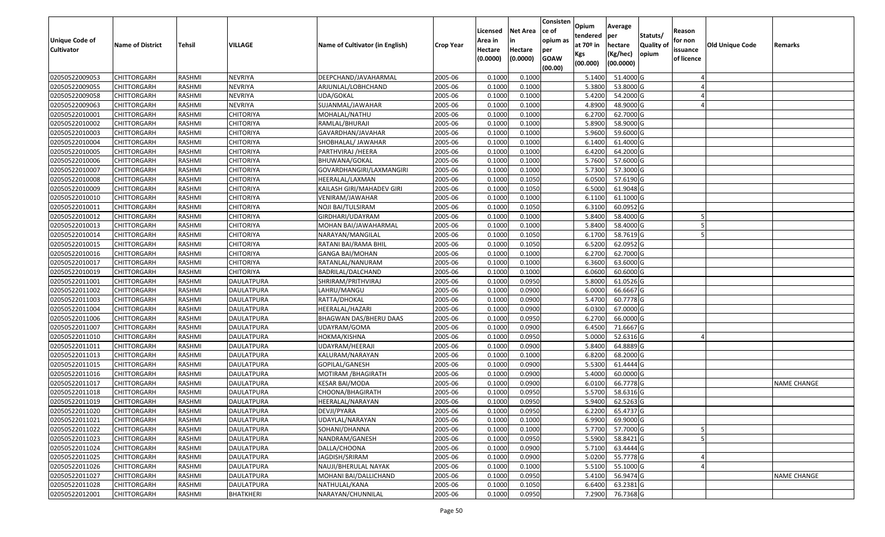| Unique Code of Cultivator | Name of District | Tehsil | VILLAGE | Name of Cultivator (in English) | Crop Year | Licensed Area in Hectare (0.0000) | Net Area in Hectare (0.0000) | Consistence of opium as per GOAW (00.00) | Opium tendered at 70º in Kgs (00.000) | Average per hectare (Kg/hec) (00.0000) | Statuts/ Quality of opium | Reason for non issuance of licence | Old Unique Code | Remarks |
|---|---|---|---|---|---|---|---|---|---|---|---|---|---|---|
| 02050522009053 | CHITTORGARH | RASHMI | NEVRIYA | DEEPCHAND/JAVAHARMAL | 2005-06 | 0.1000 | 0.1000 | | 5.1400 | 51.4000 | G | 4 | | |
| 02050522009055 | CHITTORGARH | RASHMI | NEVRIYA | ARJUNLAL/LOBHCHAND | 2005-06 | 0.1000 | 0.1000 | | 5.3800 | 53.8000 | G | 4 | | |
| 02050522009058 | CHITTORGARH | RASHMI | NEVRIYA | UDA/GOKAL | 2005-06 | 0.1000 | 0.1000 | | 5.4200 | 54.2000 | G | 4 | | |
| 02050522009063 | CHITTORGARH | RASHMI | NEVRIYA | SUJANMAL/JAWAHAR | 2005-06 | 0.1000 | 0.1000 | | 4.8900 | 48.9000 | G | 4 | | |
| 02050522010001 | CHITTORGARH | RASHMI | CHITORIYA | MOHALAL/NATHU | 2005-06 | 0.1000 | 0.1000 | | 6.2700 | 62.7000 | G | | | |
| 02050522010002 | CHITTORGARH | RASHMI | CHITORIYA | RAMLAL/BHURAJI | 2005-06 | 0.1000 | 0.1000 | | 5.8900 | 58.9000 | G | | | |
| 02050522010003 | CHITTORGARH | RASHMI | CHITORIYA | GAVARDHAN/JAVAHAR | 2005-06 | 0.1000 | 0.1000 | | 5.9600 | 59.6000 | G | | | |
| 02050522010004 | CHITTORGARH | RASHMI | CHITORIYA | SHOBHALAL/ JAWAHAR | 2005-06 | 0.1000 | 0.1000 | | 6.1400 | 61.4000 | G | | | |
| 02050522010005 | CHITTORGARH | RASHMI | CHITORIYA | PARTHVIRAJ /HEERA | 2005-06 | 0.1000 | 0.1000 | | 6.4200 | 64.2000 | G | | | |
| 02050522010006 | CHITTORGARH | RASHMI | CHITORIYA | BHUWANA/GOKAL | 2005-06 | 0.1000 | 0.1000 | | 5.7600 | 57.6000 | G | | | |
| 02050522010007 | CHITTORGARH | RASHMI | CHITORIYA | GOVARDHANGIRI/LAXMANGIRI | 2005-06 | 0.1000 | 0.1000 | | 5.7300 | 57.3000 | G | | | |
| 02050522010008 | CHITTORGARH | RASHMI | CHITORIYA | HEERALAL/LAXMAN | 2005-06 | 0.1000 | 0.1050 | | 6.0500 | 57.6190 | G | | | |
| 02050522010009 | CHITTORGARH | RASHMI | CHITORIYA | KAILASH GIRI/MAHADEV GIRI | 2005-06 | 0.1000 | 0.1050 | | 6.5000 | 61.9048 | G | | | |
| 02050522010010 | CHITTORGARH | RASHMI | CHITORIYA | VENIRAM/JAWAHAR | 2005-06 | 0.1000 | 0.1000 | | 6.1100 | 61.1000 | G | | | |
| 02050522010011 | CHITTORGARH | RASHMI | CHITORIYA | NOJI BAI/TULSIRAM | 2005-06 | 0.1000 | 0.1050 | | 6.3100 | 60.0952 | G | | | |
| 02050522010012 | CHITTORGARH | RASHMI | CHITORIYA | GIRDHARI/UDAYRAM | 2005-06 | 0.1000 | 0.1000 | | 5.8400 | 58.4000 | G | 5 | | |
| 02050522010013 | CHITTORGARH | RASHMI | CHITORIYA | MOHAN BAI/JAWAHARMAL | 2005-06 | 0.1000 | 0.1000 | | 5.8400 | 58.4000 | G | 5 | | |
| 02050522010014 | CHITTORGARH | RASHMI | CHITORIYA | NARAYAN/MANGILAL | 2005-06 | 0.1000 | 0.1050 | | 6.1700 | 58.7619 | G | 5 | | |
| 02050522010015 | CHITTORGARH | RASHMI | CHITORIYA | RATANI BAI/RAMA BHIL | 2005-06 | 0.1000 | 0.1050 | | 6.5200 | 62.0952 | G | | | |
| 02050522010016 | CHITTORGARH | RASHMI | CHITORIYA | GANGA BAI/MOHAN | 2005-06 | 0.1000 | 0.1000 | | 6.2700 | 62.7000 | G | | | |
| 02050522010017 | CHITTORGARH | RASHMI | CHITORIYA | RATANLAL/NANURAM | 2005-06 | 0.1000 | 0.1000 | | 6.3600 | 63.6000 | G | | | |
| 02050522010019 | CHITTORGARH | RASHMI | CHITORIYA | BADRILAL/DALCHAND | 2005-06 | 0.1000 | 0.1000 | | 6.0600 | 60.6000 | G | | | |
| 02050522011001 | CHITTORGARH | RASHMI | DAULATPURA | SHRIRAM/PRITHVIRAJ | 2005-06 | 0.1000 | 0.0950 | | 5.8000 | 61.0526 | G | | | |
| 02050522011002 | CHITTORGARH | RASHMI | DAULATPURA | LAHRU/MANGU | 2005-06 | 0.1000 | 0.0900 | | 6.0000 | 66.6667 | G | | | |
| 02050522011003 | CHITTORGARH | RASHMI | DAULATPURA | RATTA/DHOKAL | 2005-06 | 0.1000 | 0.0900 | | 5.4700 | 60.7778 | G | | | |
| 02050522011004 | CHITTORGARH | RASHMI | DAULATPURA | HEERALAL/HAZARI | 2005-06 | 0.1000 | 0.0900 | | 6.0300 | 67.0000 | G | | | |
| 02050522011006 | CHITTORGARH | RASHMI | DAULATPURA | BHAGWAN DAS/BHERU DAAS | 2005-06 | 0.1000 | 0.0950 | | 6.2700 | 66.0000 | G | | | |
| 02050522011007 | CHITTORGARH | RASHMI | DAULATPURA | UDAYRAM/GOMA | 2005-06 | 0.1000 | 0.0900 | | 6.4500 | 71.6667 | G | | | |
| 02050522011010 | CHITTORGARH | RASHMI | DAULATPURA | HOKMA/KISHNA | 2005-06 | 0.1000 | 0.0950 | | 5.0000 | 52.6316 | G | 4 | | |
| 02050522011011 | CHITTORGARH | RASHMI | DAULATPURA | UDAYRAM/HEERAJI | 2005-06 | 0.1000 | 0.0900 | | 5.8400 | 64.8889 | G | | | |
| 02050522011013 | CHITTORGARH | RASHMI | DAULATPURA | KALURAM/NARAYAN | 2005-06 | 0.1000 | 0.1000 | | 6.8200 | 68.2000 | G | | | |
| 02050522011015 | CHITTORGARH | RASHMI | DAULATPURA | GOPILAL/GANESH | 2005-06 | 0.1000 | 0.0900 | | 5.5300 | 61.4444 | G | | | |
| 02050522011016 | CHITTORGARH | RASHMI | DAULATPURA | MOTIRAM /BHAGIRATH | 2005-06 | 0.1000 | 0.0900 | | 5.4000 | 60.0000 | G | | | |
| 02050522011017 | CHITTORGARH | RASHMI | DAULATPURA | KESAR BAI/MODA | 2005-06 | 0.1000 | 0.0900 | | 6.0100 | 66.7778 | G | | | NAME CHANGE |
| 02050522011018 | CHITTORGARH | RASHMI | DAULATPURA | CHOONA/BHAGIRATH | 2005-06 | 0.1000 | 0.0950 | | 5.5700 | 58.6316 | G | | | |
| 02050522011019 | CHITTORGARH | RASHMI | DAULATPURA | HEERALAL/NARAYAN | 2005-06 | 0.1000 | 0.0950 | | 5.9400 | 62.5263 | G | | | |
| 02050522011020 | CHITTORGARH | RASHMI | DAULATPURA | DEVJI/PYARA | 2005-06 | 0.1000 | 0.0950 | | 6.2200 | 65.4737 | G | | | |
| 02050522011021 | CHITTORGARH | RASHMI | DAULATPURA | UDAYLAL/NARAYAN | 2005-06 | 0.1000 | 0.1000 | | 6.9900 | 69.9000 | G | | | |
| 02050522011022 | CHITTORGARH | RASHMI | DAULATPURA | SOHANI/DHANNA | 2005-06 | 0.1000 | 0.1000 | | 5.7700 | 57.7000 | G | 5 | | |
| 02050522011023 | CHITTORGARH | RASHMI | DAULATPURA | NANDRAM/GANESH | 2005-06 | 0.1000 | 0.0950 | | 5.5900 | 58.8421 | G | 5 | | |
| 02050522011024 | CHITTORGARH | RASHMI | DAULATPURA | DALLA/CHOONA | 2005-06 | 0.1000 | 0.0900 | | 5.7100 | 63.4444 | G | | | |
| 02050522011025 | CHITTORGARH | RASHMI | DAULATPURA | JAGDISH/SRIRAM | 2005-06 | 0.1000 | 0.0900 | | 5.0200 | 55.7778 | G | 4 | | |
| 02050522011026 | CHITTORGARH | RASHMI | DAULATPURA | NAUJI/BHERULAL NAYAK | 2005-06 | 0.1000 | 0.1000 | | 5.5100 | 55.1000 | G | 4 | | |
| 02050522011027 | CHITTORGARH | RASHMI | DAULATPURA | MOHANI BAI/DALLICHAND | 2005-06 | 0.1000 | 0.0950 | | 5.4100 | 56.9474 | G | | | NAME CHANGE |
| 02050522011028 | CHITTORGARH | RASHMI | DAULATPURA | NATHULAL/KANA | 2005-06 | 0.1000 | 0.1050 | | 6.6400 | 63.2381 | G | | | |
| 02050522012001 | CHITTORGARH | RASHMI | BHATKHERI | NARAYAN/CHUNNILAL | 2005-06 | 0.1000 | 0.0950 | | 7.2900 | 76.7368 | G | | | |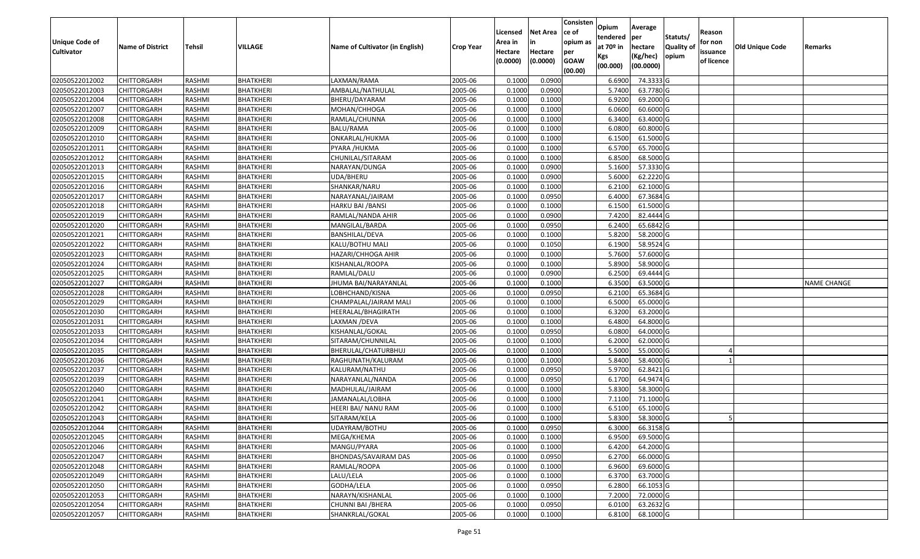| Unique Code of Cultivator | Name of District | Tehsil | VILLAGE | Name of Cultivator (in English) | Crop Year | Licensed Area in Hectare (0.0000) | Net Area in Hectare (0.0000) | Consistence of opium as per GOAW (00.00) | Opium tendered at 70º in Kgs (00.000) | Average per hectare (Kg/hec) (00.0000) | Statuts/ Quality of opium | Reason for non issuance of licence | Old Unique Code | Remarks |
|---|---|---|---|---|---|---|---|---|---|---|---|---|---|---|
| 02050522012002 | CHITTORGARH | RASHMI | BHATKHERI | LAXMAN/RAMA | 2005-06 | 0.1000 | 0.0900 | | 6.6900 | 74.3333 | G | | | |
| 02050522012003 | CHITTORGARH | RASHMI | BHATKHERI | AMBALAL/NATHULAL | 2005-06 | 0.1000 | 0.0900 | | 5.7400 | 63.7780 | G | | | |
| 02050522012004 | CHITTORGARH | RASHMI | BHATKHERI | BHERU/DAYARAM | 2005-06 | 0.1000 | 0.1000 | | 6.9200 | 69.2000 | G | | | |
| 02050522012007 | CHITTORGARH | RASHMI | BHATKHERI | MOHAN/CHHOGA | 2005-06 | 0.1000 | 0.1000 | | 6.0600 | 60.6000 | G | | | |
| 02050522012008 | CHITTORGARH | RASHMI | BHATKHERI | RAMLAL/CHUNNA | 2005-06 | 0.1000 | 0.1000 | | 6.3400 | 63.4000 | G | | | |
| 02050522012009 | CHITTORGARH | RASHMI | BHATKHERI | BALU/RAMA | 2005-06 | 0.1000 | 0.1000 | | 6.0800 | 60.8000 | G | | | |
| 02050522012010 | CHITTORGARH | RASHMI | BHATKHERI | ONKARLAL/HUKMA | 2005-06 | 0.1000 | 0.1000 | | 6.1500 | 61.5000 | G | | | |
| 02050522012011 | CHITTORGARH | RASHMI | BHATKHERI | PYARA /HUKMA | 2005-06 | 0.1000 | 0.1000 | | 6.5700 | 65.7000 | G | | | |
| 02050522012012 | CHITTORGARH | RASHMI | BHATKHERI | CHUNILAL/SITARAM | 2005-06 | 0.1000 | 0.1000 | | 6.8500 | 68.5000 | G | | | |
| 02050522012013 | CHITTORGARH | RASHMI | BHATKHERI | NARAYAN/DUNGA | 2005-06 | 0.1000 | 0.0900 | | 5.1600 | 57.3330 | G | | | |
| 02050522012015 | CHITTORGARH | RASHMI | BHATKHERI | UDA/BHERU | 2005-06 | 0.1000 | 0.0900 | | 5.6000 | 62.2220 | G | | | |
| 02050522012016 | CHITTORGARH | RASHMI | BHATKHERI | SHANKAR/NARU | 2005-06 | 0.1000 | 0.1000 | | 6.2100 | 62.1000 | G | | | |
| 02050522012017 | CHITTORGARH | RASHMI | BHATKHERI | NARAYANAL/JAIRAM | 2005-06 | 0.1000 | 0.0950 | | 6.4000 | 67.3684 | G | | | |
| 02050522012018 | CHITTORGARH | RASHMI | BHATKHERI | HARKU BAI /BANSI | 2005-06 | 0.1000 | 0.1000 | | 6.1500 | 61.5000 | G | | | |
| 02050522012019 | CHITTORGARH | RASHMI | BHATKHERI | RAMLAL/NANDA AHIR | 2005-06 | 0.1000 | 0.0900 | | 7.4200 | 82.4444 | G | | | |
| 02050522012020 | CHITTORGARH | RASHMI | BHATKHERI | MANGILAL/BARDA | 2005-06 | 0.1000 | 0.0950 | | 6.2400 | 65.6842 | G | | | |
| 02050522012021 | CHITTORGARH | RASHMI | BHATKHERI | BANSHILAL/DEVA | 2005-06 | 0.1000 | 0.1000 | | 5.8200 | 58.2000 | G | | | |
| 02050522012022 | CHITTORGARH | RASHMI | BHATKHERI | KALU/BOTHU MALI | 2005-06 | 0.1000 | 0.1050 | | 6.1900 | 58.9524 | G | | | |
| 02050522012023 | CHITTORGARH | RASHMI | BHATKHERI | HAZARI/CHHOGA AHIR | 2005-06 | 0.1000 | 0.1000 | | 5.7600 | 57.6000 | G | | | |
| 02050522012024 | CHITTORGARH | RASHMI | BHATKHERI | KISHANLAL/ROOPA | 2005-06 | 0.1000 | 0.1000 | | 5.8900 | 58.9000 | G | | | |
| 02050522012025 | CHITTORGARH | RASHMI | BHATKHERI | RAMLAL/DALU | 2005-06 | 0.1000 | 0.0900 | | 6.2500 | 69.4444 | G | | | |
| 02050522012027 | CHITTORGARH | RASHMI | BHATKHERI | JHUMA BAI/NARAYANLAL | 2005-06 | 0.1000 | 0.1000 | | 6.3500 | 63.5000 | G | | | NAME CHANGE |
| 02050522012028 | CHITTORGARH | RASHMI | BHATKHERI | LOBHCHAND/KISNA | 2005-06 | 0.1000 | 0.0950 | | 6.2100 | 65.3684 | G | | | |
| 02050522012029 | CHITTORGARH | RASHMI | BHATKHERI | CHAMPALAL/JAIRAM MALI | 2005-06 | 0.1000 | 0.1000 | | 6.5000 | 65.0000 | G | | | |
| 02050522012030 | CHITTORGARH | RASHMI | BHATKHERI | HEERALAL/BHAGIRATH | 2005-06 | 0.1000 | 0.1000 | | 6.3200 | 63.2000 | G | | | |
| 02050522012031 | CHITTORGARH | RASHMI | BHATKHERI | LAXMAN /DEVA | 2005-06 | 0.1000 | 0.1000 | | 6.4800 | 64.8000 | G | | | |
| 02050522012033 | CHITTORGARH | RASHMI | BHATKHERI | KISHANLAL/GOKAL | 2005-06 | 0.1000 | 0.0950 | | 6.0800 | 64.0000 | G | | | |
| 02050522012034 | CHITTORGARH | RASHMI | BHATKHERI | SITARAM/CHUNNILAL | 2005-06 | 0.1000 | 0.1000 | | 6.2000 | 62.0000 | G | | | |
| 02050522012035 | CHITTORGARH | RASHMI | BHATKHERI | BHERULAL/CHATURBHUJ | 2005-06 | 0.1000 | 0.1000 | | 5.5000 | 55.0000 | G | 4 | | |
| 02050522012036 | CHITTORGARH | RASHMI | BHATKHERI | RAGHUNATH/KALURAM | 2005-06 | 0.1000 | 0.1000 | | 5.8400 | 58.4000 | G | 1 | | |
| 02050522012037 | CHITTORGARH | RASHMI | BHATKHERI | KALURAM/NATHU | 2005-06 | 0.1000 | 0.0950 | | 5.9700 | 62.8421 | G | | | |
| 02050522012039 | CHITTORGARH | RASHMI | BHATKHERI | NARAYANLAL/NANDA | 2005-06 | 0.1000 | 0.0950 | | 6.1700 | 64.9474 | G | | | |
| 02050522012040 | CHITTORGARH | RASHMI | BHATKHERI | MADHULAL/JAIRAM | 2005-06 | 0.1000 | 0.1000 | | 5.8300 | 58.3000 | G | | | |
| 02050522012041 | CHITTORGARH | RASHMI | BHATKHERI | JAMANALAL/LOBHA | 2005-06 | 0.1000 | 0.1000 | | 7.1100 | 71.1000 | G | | | |
| 02050522012042 | CHITTORGARH | RASHMI | BHATKHERI | HEERI BAI/ NANU RAM | 2005-06 | 0.1000 | 0.1000 | | 6.5100 | 65.1000 | G | | | |
| 02050522012043 | CHITTORGARH | RASHMI | BHATKHERI | SITARAM/KELA | 2005-06 | 0.1000 | 0.1000 | | 5.8300 | 58.3000 | G | 5 | | |
| 02050522012044 | CHITTORGARH | RASHMI | BHATKHERI | UDAYRAM/BOTHU | 2005-06 | 0.1000 | 0.0950 | | 6.3000 | 66.3158 | G | | | |
| 02050522012045 | CHITTORGARH | RASHMI | BHATKHERI | MEGA/KHEMA | 2005-06 | 0.1000 | 0.1000 | | 6.9500 | 69.5000 | G | | | |
| 02050522012046 | CHITTORGARH | RASHMI | BHATKHERI | MANGU/PYARA | 2005-06 | 0.1000 | 0.1000 | | 6.4200 | 64.2000 | G | | | |
| 02050522012047 | CHITTORGARH | RASHMI | BHATKHERI | BHONDAS/SAVAIRAM DAS | 2005-06 | 0.1000 | 0.0950 | | 6.2700 | 66.0000 | G | | | |
| 02050522012048 | CHITTORGARH | RASHMI | BHATKHERI | RAMLAL/ROOPA | 2005-06 | 0.1000 | 0.1000 | | 6.9600 | 69.6000 | G | | | |
| 02050522012049 | CHITTORGARH | RASHMI | BHATKHERI | LALU/LELA | 2005-06 | 0.1000 | 0.1000 | | 6.3700 | 63.7000 | G | | | |
| 02050522012050 | CHITTORGARH | RASHMI | BHATKHERI | GODHA/LELA | 2005-06 | 0.1000 | 0.0950 | | 6.2800 | 66.1053 | G | | | |
| 02050522012053 | CHITTORGARH | RASHMI | BHATKHERI | NARAYN/KISHANLAL | 2005-06 | 0.1000 | 0.1000 | | 7.2000 | 72.0000 | G | | | |
| 02050522012054 | CHITTORGARH | RASHMI | BHATKHERI | CHUNNI BAI /BHERA | 2005-06 | 0.1000 | 0.0950 | | 6.0100 | 63.2632 | G | | | |
| 02050522012057 | CHITTORGARH | RASHMI | BHATKHERI | SHANKRLAL/GOKAL | 2005-06 | 0.1000 | 0.1000 | | 6.8100 | 68.1000 | G | | | |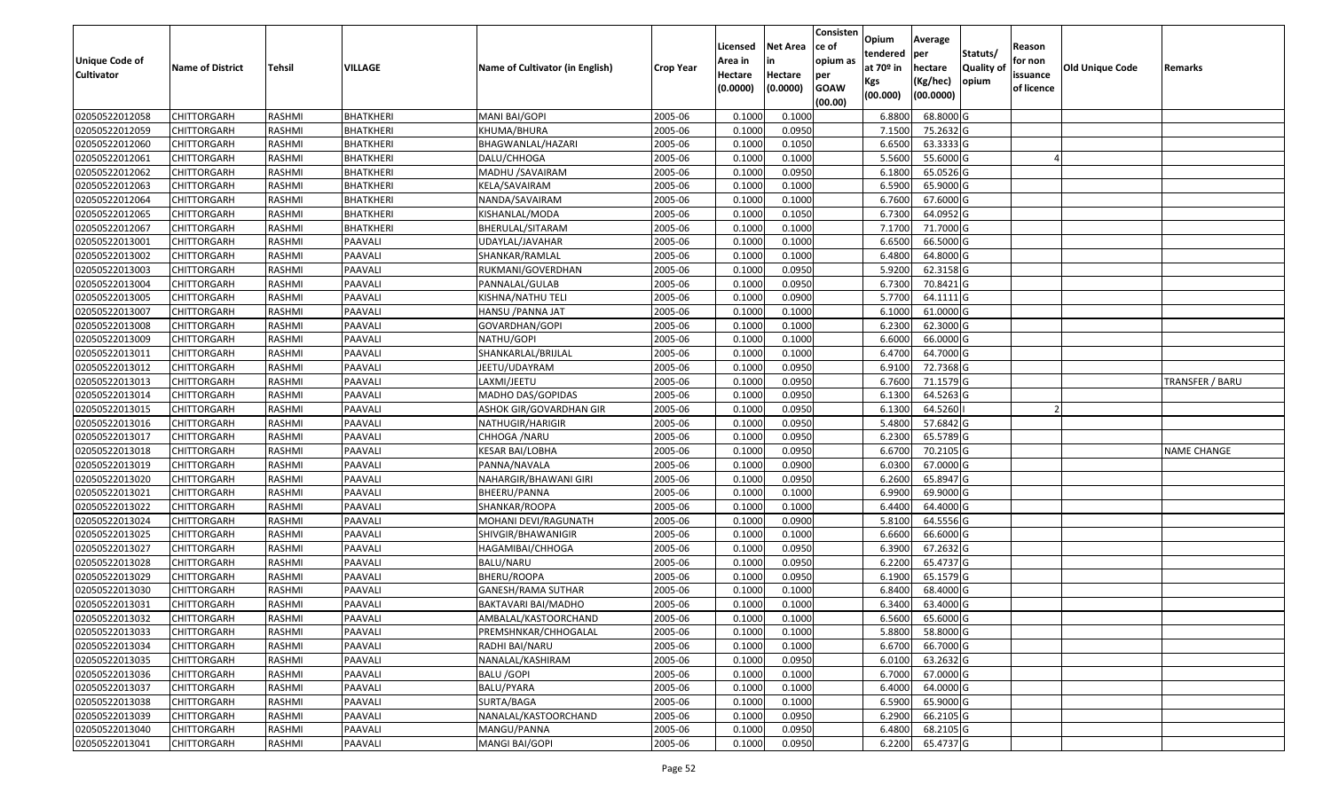| Unique Code of Cultivator | Name of District | Tehsil | VILLAGE | Name of Cultivator (in English) | Crop Year | Licensed Area in Hectare (0.0000) | Net Area in Hectare (0.0000) | Consistence of opium as per GOAW (00.00) | Opium tendered at 70º in Kgs (00.000) | Average per hectare (Kg/hec) (00.0000) | Statuts/ Quality of opium | Reason for non issuance of licence | Old Unique Code | Remarks |
|---|---|---|---|---|---|---|---|---|---|---|---|---|---|---|
| 02050522012058 | CHITTORGARH | RASHMI | BHATKHERI | MANI BAI/GOPI | 2005-06 | 0.1000 | 0.1000 | | 6.8800 | 68.8000 | G | | | |
| 02050522012059 | CHITTORGARH | RASHMI | BHATKHERI | KHUMA/BHURA | 2005-06 | 0.1000 | 0.0950 | | 7.1500 | 75.2632 | G | | | |
| 02050522012060 | CHITTORGARH | RASHMI | BHATKHERI | BHAGWANLAL/HAZARI | 2005-06 | 0.1000 | 0.1050 | | 6.6500 | 63.3333 | G | | | |
| 02050522012061 | CHITTORGARH | RASHMI | BHATKHERI | DALU/CHHOGA | 2005-06 | 0.1000 | 0.1000 | | 5.5600 | 55.6000 | G | 4 | | |
| 02050522012062 | CHITTORGARH | RASHMI | BHATKHERI | MADHU /SAVAIRAM | 2005-06 | 0.1000 | 0.0950 | | 6.1800 | 65.0526 | G | | | |
| 02050522012063 | CHITTORGARH | RASHMI | BHATKHERI | KELA/SAVAIRAM | 2005-06 | 0.1000 | 0.1000 | | 6.5900 | 65.9000 | G | | | |
| 02050522012064 | CHITTORGARH | RASHMI | BHATKHERI | NANDA/SAVAIRAM | 2005-06 | 0.1000 | 0.1000 | | 6.7600 | 67.6000 | G | | | |
| 02050522012065 | CHITTORGARH | RASHMI | BHATKHERI | KISHANLAL/MODA | 2005-06 | 0.1000 | 0.1050 | | 6.7300 | 64.0952 | G | | | |
| 02050522012067 | CHITTORGARH | RASHMI | BHATKHERI | BHERULAL/SITARAM | 2005-06 | 0.1000 | 0.1000 | | 7.1700 | 71.7000 | G | | | |
| 02050522013001 | CHITTORGARH | RASHMI | PAAVALI | UDAYLAL/JAVAHAR | 2005-06 | 0.1000 | 0.1000 | | 6.6500 | 66.5000 | G | | | |
| 02050522013002 | CHITTORGARH | RASHMI | PAAVALI | SHANKAR/RAMLAL | 2005-06 | 0.1000 | 0.1000 | | 6.4800 | 64.8000 | G | | | |
| 02050522013003 | CHITTORGARH | RASHMI | PAAVALI | RUKMANI/GOVERDHAN | 2005-06 | 0.1000 | 0.0950 | | 5.9200 | 62.3158 | G | | | |
| 02050522013004 | CHITTORGARH | RASHMI | PAAVALI | PANNALAL/GULAB | 2005-06 | 0.1000 | 0.0950 | | 6.7300 | 70.8421 | G | | | |
| 02050522013005 | CHITTORGARH | RASHMI | PAAVALI | KISHNA/NATHU TELI | 2005-06 | 0.1000 | 0.0900 | | 5.7700 | 64.1111 | G | | | |
| 02050522013007 | CHITTORGARH | RASHMI | PAAVALI | HANSU /PANNA JAT | 2005-06 | 0.1000 | 0.1000 | | 6.1000 | 61.0000 | G | | | |
| 02050522013008 | CHITTORGARH | RASHMI | PAAVALI | GOVARDHAN/GOPI | 2005-06 | 0.1000 | 0.1000 | | 6.2300 | 62.3000 | G | | | |
| 02050522013009 | CHITTORGARH | RASHMI | PAAVALI | NATHU/GOPI | 2005-06 | 0.1000 | 0.1000 | | 6.6000 | 66.0000 | G | | | |
| 02050522013011 | CHITTORGARH | RASHMI | PAAVALI | SHANKARLAL/BRIJLAL | 2005-06 | 0.1000 | 0.1000 | | 6.4700 | 64.7000 | G | | | |
| 02050522013012 | CHITTORGARH | RASHMI | PAAVALI | JEETU/UDAYRAM | 2005-06 | 0.1000 | 0.0950 | | 6.9100 | 72.7368 | G | | | |
| 02050522013013 | CHITTORGARH | RASHMI | PAAVALI | LAXMI/JEETU | 2005-06 | 0.1000 | 0.0950 | | 6.7600 | 71.1579 | G | | | TRANSFER / BARU |
| 02050522013014 | CHITTORGARH | RASHMI | PAAVALI | MADHO DAS/GOPIDAS | 2005-06 | 0.1000 | 0.0950 | | 6.1300 | 64.5263 | G | | | |
| 02050522013015 | CHITTORGARH | RASHMI | PAAVALI | ASHOK GIR/GOVARDHAN GIR | 2005-06 | 0.1000 | 0.0950 | | 6.1300 | 64.5260 | I | 2 | | |
| 02050522013016 | CHITTORGARH | RASHMI | PAAVALI | NATHUGIR/HARIGIR | 2005-06 | 0.1000 | 0.0950 | | 5.4800 | 57.6842 | G | | | |
| 02050522013017 | CHITTORGARH | RASHMI | PAAVALI | CHHOGA /NARU | 2005-06 | 0.1000 | 0.0950 | | 6.2300 | 65.5789 | G | | | |
| 02050522013018 | CHITTORGARH | RASHMI | PAAVALI | KESAR BAI/LOBHA | 2005-06 | 0.1000 | 0.0950 | | 6.6700 | 70.2105 | G | | | NAME CHANGE |
| 02050522013019 | CHITTORGARH | RASHMI | PAAVALI | PANNA/NAVALA | 2005-06 | 0.1000 | 0.0900 | | 6.0300 | 67.0000 | G | | | |
| 02050522013020 | CHITTORGARH | RASHMI | PAAVALI | NAHARGIR/BHAWANI GIRI | 2005-06 | 0.1000 | 0.0950 | | 6.2600 | 65.8947 | G | | | |
| 02050522013021 | CHITTORGARH | RASHMI | PAAVALI | BHEERU/PANNA | 2005-06 | 0.1000 | 0.1000 | | 6.9900 | 69.9000 | G | | | |
| 02050522013022 | CHITTORGARH | RASHMI | PAAVALI | SHANKAR/ROOPA | 2005-06 | 0.1000 | 0.1000 | | 6.4400 | 64.4000 | G | | | |
| 02050522013024 | CHITTORGARH | RASHMI | PAAVALI | MOHANI DEVI/RAGUNATH | 2005-06 | 0.1000 | 0.0900 | | 5.8100 | 64.5556 | G | | | |
| 02050522013025 | CHITTORGARH | RASHMI | PAAVALI | SHIVGIR/BHAWANIGIR | 2005-06 | 0.1000 | 0.1000 | | 6.6600 | 66.6000 | G | | | |
| 02050522013027 | CHITTORGARH | RASHMI | PAAVALI | HAGAMIBAI/CHHOGA | 2005-06 | 0.1000 | 0.0950 | | 6.3900 | 67.2632 | G | | | |
| 02050522013028 | CHITTORGARH | RASHMI | PAAVALI | BALU/NARU | 2005-06 | 0.1000 | 0.0950 | | 6.2200 | 65.4737 | G | | | |
| 02050522013029 | CHITTORGARH | RASHMI | PAAVALI | BHERU/ROOPA | 2005-06 | 0.1000 | 0.0950 | | 6.1900 | 65.1579 | G | | | |
| 02050522013030 | CHITTORGARH | RASHMI | PAAVALI | GANESH/RAMA SUTHAR | 2005-06 | 0.1000 | 0.1000 | | 6.8400 | 68.4000 | G | | | |
| 02050522013031 | CHITTORGARH | RASHMI | PAAVALI | BAKTAVARI BAI/MADHO | 2005-06 | 0.1000 | 0.1000 | | 6.3400 | 63.4000 | G | | | |
| 02050522013032 | CHITTORGARH | RASHMI | PAAVALI | AMBALAL/KASTOORCHAND | 2005-06 | 0.1000 | 0.1000 | | 6.5600 | 65.6000 | G | | | |
| 02050522013033 | CHITTORGARH | RASHMI | PAAVALI | PREMSHNKAR/CHHOGALAL | 2005-06 | 0.1000 | 0.1000 | | 5.8800 | 58.8000 | G | | | |
| 02050522013034 | CHITTORGARH | RASHMI | PAAVALI | RADHI BAI/NARU | 2005-06 | 0.1000 | 0.1000 | | 6.6700 | 66.7000 | G | | | |
| 02050522013035 | CHITTORGARH | RASHMI | PAAVALI | NANALAL/KASHIRAM | 2005-06 | 0.1000 | 0.0950 | | 6.0100 | 63.2632 | G | | | |
| 02050522013036 | CHITTORGARH | RASHMI | PAAVALI | BALU /GOPI | 2005-06 | 0.1000 | 0.1000 | | 6.7000 | 67.0000 | G | | | |
| 02050522013037 | CHITTORGARH | RASHMI | PAAVALI | BALU/PYARA | 2005-06 | 0.1000 | 0.1000 | | 6.4000 | 64.0000 | G | | | |
| 02050522013038 | CHITTORGARH | RASHMI | PAAVALI | SURTA/BAGA | 2005-06 | 0.1000 | 0.1000 | | 6.5900 | 65.9000 | G | | | |
| 02050522013039 | CHITTORGARH | RASHMI | PAAVALI | NANALAL/KASTOORCHAND | 2005-06 | 0.1000 | 0.0950 | | 6.2900 | 66.2105 | G | | | |
| 02050522013040 | CHITTORGARH | RASHMI | PAAVALI | MANGU/PANNA | 2005-06 | 0.1000 | 0.0950 | | 6.4800 | 68.2105 | G | | | |
| 02050522013041 | CHITTORGARH | RASHMI | PAAVALI | MANGI BAI/GOPI | 2005-06 | 0.1000 | 0.0950 | | 6.2200 | 65.4737 | G | | | |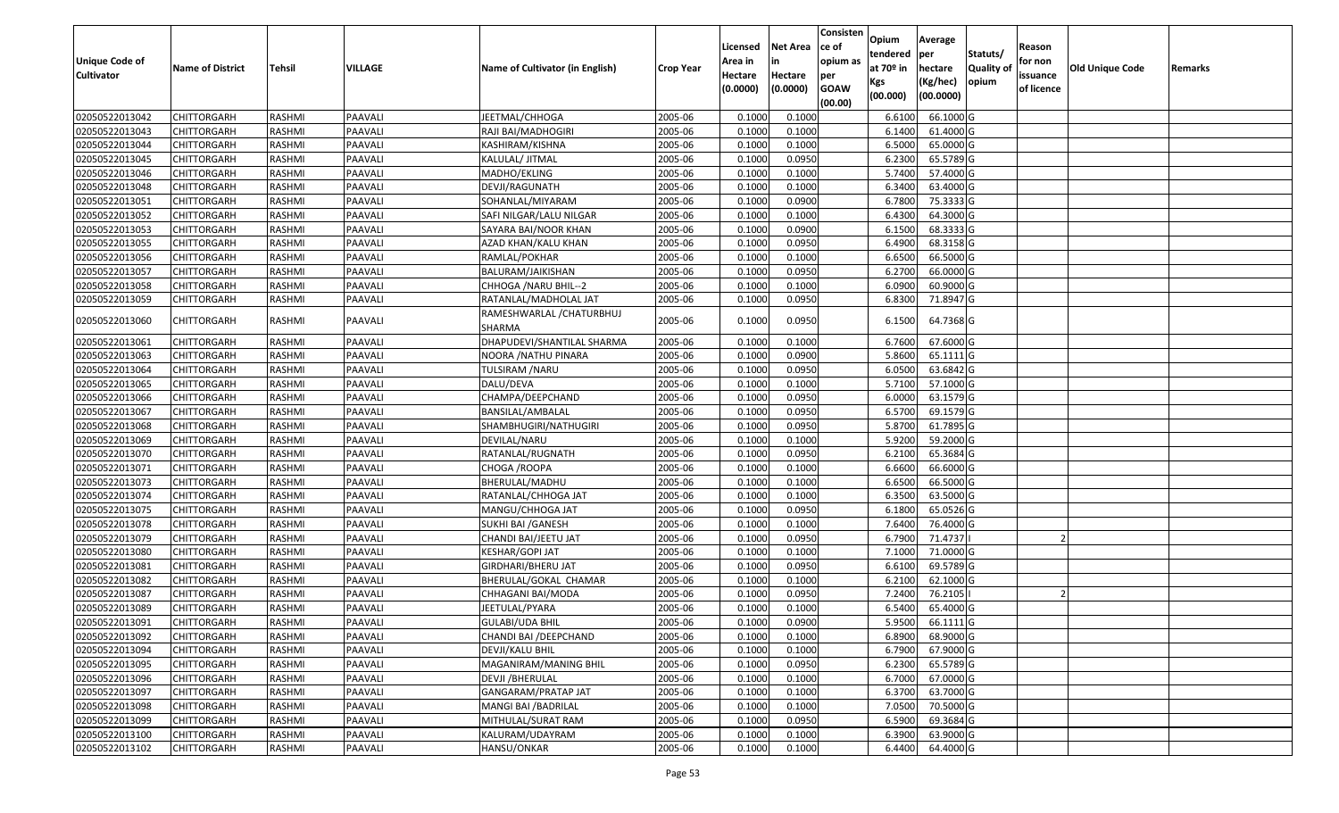| Unique Code of Cultivator | Name of District | Tehsil | VILLAGE | Name of Cultivator (in English) | Crop Year | Licensed Area in Hectare (0.0000) | Net Area in Hectare (0.0000) | Consistence of opium as per GOAW (00.00) | Opium tendered at 70º in Kgs (00.000) | Average per hectare (Kg/hec) (00.0000) | Statuts/ Quality of opium | Reason for non issuance of licence | Old Unique Code | Remarks |
|---|---|---|---|---|---|---|---|---|---|---|---|---|---|---|
| 02050522013042 | CHITTORGARH | RASHMI | PAAVALI | JEETMAL/CHHOGA | 2005-06 | 0.1000 | 0.1000 | | 6.6100 | 66.1000 | G | | | |
| 02050522013043 | CHITTORGARH | RASHMI | PAAVALI | RAJI BAI/MADHOGIRI | 2005-06 | 0.1000 | 0.1000 | | 6.1400 | 61.4000 | G | | | |
| 02050522013044 | CHITTORGARH | RASHMI | PAAVALI | KASHIRAM/KISHNA | 2005-06 | 0.1000 | 0.1000 | | 6.5000 | 65.0000 | G | | | |
| 02050522013045 | CHITTORGARH | RASHMI | PAAVALI | KALULAL/ JITMAL | 2005-06 | 0.1000 | 0.0950 | | 6.2300 | 65.5789 | G | | | |
| 02050522013046 | CHITTORGARH | RASHMI | PAAVALI | MADHO/EKLING | 2005-06 | 0.1000 | 0.1000 | | 5.7400 | 57.4000 | G | | | |
| 02050522013048 | CHITTORGARH | RASHMI | PAAVALI | DEVJI/RAGUNATH | 2005-06 | 0.1000 | 0.1000 | | 6.3400 | 63.4000 | G | | | |
| 02050522013051 | CHITTORGARH | RASHMI | PAAVALI | SOHANLAL/MIYARAM | 2005-06 | 0.1000 | 0.0900 | | 6.7800 | 75.3333 | G | | | |
| 02050522013052 | CHITTORGARH | RASHMI | PAAVALI | SAFI NILGAR/LALU NILGAR | 2005-06 | 0.1000 | 0.1000 | | 6.4300 | 64.3000 | G | | | |
| 02050522013053 | CHITTORGARH | RASHMI | PAAVALI | SAYARA BAI/NOOR KHAN | 2005-06 | 0.1000 | 0.0900 | | 6.1500 | 68.3333 | G | | | |
| 02050522013055 | CHITTORGARH | RASHMI | PAAVALI | AZAD KHAN/KALU KHAN | 2005-06 | 0.1000 | 0.0950 | | 6.4900 | 68.3158 | G | | | |
| 02050522013056 | CHITTORGARH | RASHMI | PAAVALI | RAMLAL/POKHAR | 2005-06 | 0.1000 | 0.1000 | | 6.6500 | 66.5000 | G | | | |
| 02050522013057 | CHITTORGARH | RASHMI | PAAVALI | BALURAM/JAIKISHAN | 2005-06 | 0.1000 | 0.0950 | | 6.2700 | 66.0000 | G | | | |
| 02050522013058 | CHITTORGARH | RASHMI | PAAVALI | CHHOGA /NARU BHIL--2 | 2005-06 | 0.1000 | 0.1000 | | 6.0900 | 60.9000 | G | | | |
| 02050522013059 | CHITTORGARH | RASHMI | PAAVALI | RATANLAL/MADHOLAL JAT | 2005-06 | 0.1000 | 0.0950 | | 6.8300 | 71.8947 | G | | | |
| 02050522013060 | CHITTORGARH | RASHMI | PAAVALI | RAMESHWARLAL /CHATURBHUJ SHARMA | 2005-06 | 0.1000 | 0.0950 | | 6.1500 | 64.7368 | G | | | |
| 02050522013061 | CHITTORGARH | RASHMI | PAAVALI | DHAPUDEVI/SHANTILAL SHARMA | 2005-06 | 0.1000 | 0.1000 | | 6.7600 | 67.6000 | G | | | |
| 02050522013063 | CHITTORGARH | RASHMI | PAAVALI | NOORA /NATHU PINARA | 2005-06 | 0.1000 | 0.0900 | | 5.8600 | 65.1111 | G | | | |
| 02050522013064 | CHITTORGARH | RASHMI | PAAVALI | TULSIRAM /NARU | 2005-06 | 0.1000 | 0.0950 | | 6.0500 | 63.6842 | G | | | |
| 02050522013065 | CHITTORGARH | RASHMI | PAAVALI | DALU/DEVA | 2005-06 | 0.1000 | 0.1000 | | 5.7100 | 57.1000 | G | | | |
| 02050522013066 | CHITTORGARH | RASHMI | PAAVALI | CHAMPA/DEEPCHAND | 2005-06 | 0.1000 | 0.0950 | | 6.0000 | 63.1579 | G | | | |
| 02050522013067 | CHITTORGARH | RASHMI | PAAVALI | BANSILAL/AMBALAL | 2005-06 | 0.1000 | 0.0950 | | 6.5700 | 69.1579 | G | | | |
| 02050522013068 | CHITTORGARH | RASHMI | PAAVALI | SHAMBHUGIRI/NATHUGIRI | 2005-06 | 0.1000 | 0.0950 | | 5.8700 | 61.7895 | G | | | |
| 02050522013069 | CHITTORGARH | RASHMI | PAAVALI | DEVILAL/NARU | 2005-06 | 0.1000 | 0.1000 | | 5.9200 | 59.2000 | G | | | |
| 02050522013070 | CHITTORGARH | RASHMI | PAAVALI | RATANLAL/RUGNATH | 2005-06 | 0.1000 | 0.0950 | | 6.2100 | 65.3684 | G | | | |
| 02050522013071 | CHITTORGARH | RASHMI | PAAVALI | CHOGA /ROOPA | 2005-06 | 0.1000 | 0.1000 | | 6.6600 | 66.6000 | G | | | |
| 02050522013073 | CHITTORGARH | RASHMI | PAAVALI | BHERULAL/MADHU | 2005-06 | 0.1000 | 0.1000 | | 6.6500 | 66.5000 | G | | | |
| 02050522013074 | CHITTORGARH | RASHMI | PAAVALI | RATANLAL/CHHOGA JAT | 2005-06 | 0.1000 | 0.1000 | | 6.3500 | 63.5000 | G | | | |
| 02050522013075 | CHITTORGARH | RASHMI | PAAVALI | MANGU/CHHOGA JAT | 2005-06 | 0.1000 | 0.0950 | | 6.1800 | 65.0526 | G | | | |
| 02050522013078 | CHITTORGARH | RASHMI | PAAVALI | SUKHI BAI /GANESH | 2005-06 | 0.1000 | 0.1000 | | 7.6400 | 76.4000 | G | | | |
| 02050522013079 | CHITTORGARH | RASHMI | PAAVALI | CHANDI BAI/JEETU JAT | 2005-06 | 0.1000 | 0.0950 | | 6.7900 | 71.4737 | I | 2 | | |
| 02050522013080 | CHITTORGARH | RASHMI | PAAVALI | KESHAR/GOPI JAT | 2005-06 | 0.1000 | 0.1000 | | 7.1000 | 71.0000 | G | | | |
| 02050522013081 | CHITTORGARH | RASHMI | PAAVALI | GIRDHARI/BHERU JAT | 2005-06 | 0.1000 | 0.0950 | | 6.6100 | 69.5789 | G | | | |
| 02050522013082 | CHITTORGARH | RASHMI | PAAVALI | BHERULAL/GOKAL CHAMAR | 2005-06 | 0.1000 | 0.1000 | | 6.2100 | 62.1000 | G | | | |
| 02050522013087 | CHITTORGARH | RASHMI | PAAVALI | CHHAGANI BAI/MODA | 2005-06 | 0.1000 | 0.0950 | | 7.2400 | 76.2105 | I | 2 | | |
| 02050522013089 | CHITTORGARH | RASHMI | PAAVALI | JEETULAL/PYARA | 2005-06 | 0.1000 | 0.1000 | | 6.5400 | 65.4000 | G | | | |
| 02050522013091 | CHITTORGARH | RASHMI | PAAVALI | GULABI/UDA BHIL | 2005-06 | 0.1000 | 0.0900 | | 5.9500 | 66.1111 | G | | | |
| 02050522013092 | CHITTORGARH | RASHMI | PAAVALI | CHANDI BAI /DEEPCHAND | 2005-06 | 0.1000 | 0.1000 | | 6.8900 | 68.9000 | G | | | |
| 02050522013094 | CHITTORGARH | RASHMI | PAAVALI | DEVJI/KALU BHIL | 2005-06 | 0.1000 | 0.1000 | | 6.7900 | 67.9000 | G | | | |
| 02050522013095 | CHITTORGARH | RASHMI | PAAVALI | MAGANIRAM/MANING BHIL | 2005-06 | 0.1000 | 0.0950 | | 6.2300 | 65.5789 | G | | | |
| 02050522013096 | CHITTORGARH | RASHMI | PAAVALI | DEVJI /BHERULAL | 2005-06 | 0.1000 | 0.1000 | | 6.7000 | 67.0000 | G | | | |
| 02050522013097 | CHITTORGARH | RASHMI | PAAVALI | GANGARAM/PRATAP JAT | 2005-06 | 0.1000 | 0.1000 | | 6.3700 | 63.7000 | G | | | |
| 02050522013098 | CHITTORGARH | RASHMI | PAAVALI | MANGI BAI /BADRILAL | 2005-06 | 0.1000 | 0.1000 | | 7.0500 | 70.5000 | G | | | |
| 02050522013099 | CHITTORGARH | RASHMI | PAAVALI | MITHULAL/SURAT RAM | 2005-06 | 0.1000 | 0.0950 | | 6.5900 | 69.3684 | G | | | |
| 02050522013100 | CHITTORGARH | RASHMI | PAAVALI | KALURAM/UDAYRAM | 2005-06 | 0.1000 | 0.1000 | | 6.3900 | 63.9000 | G | | | |
| 02050522013102 | CHITTORGARH | RASHMI | PAAVALI | HANSU/ONKAR | 2005-06 | 0.1000 | 0.1000 | | 6.4400 | 64.4000 | G | | | |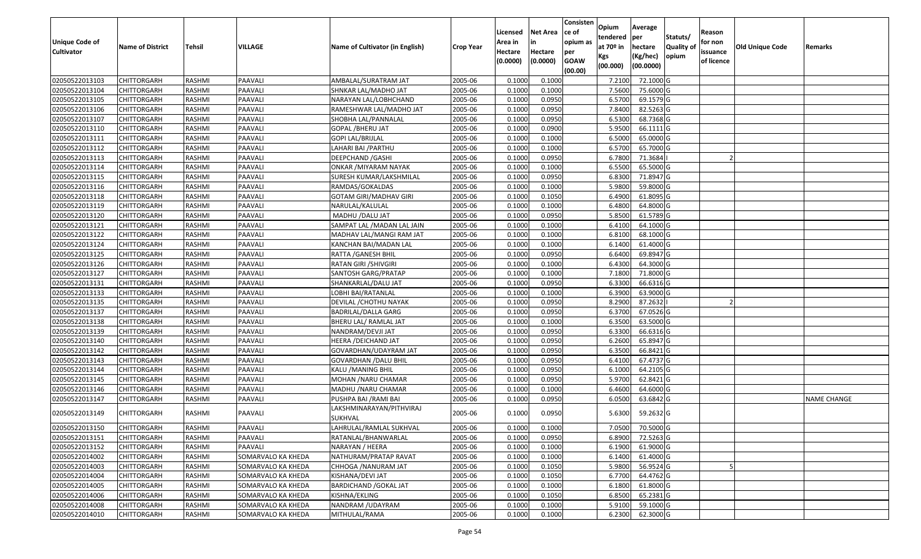| Unique Code of Cultivator | Name of District | Tehsil | VILLAGE | Name of Cultivator (in English) | Crop Year | Licensed Area in Hectare (0.0000) | Net Area in Hectare (0.0000) | Consistence of opium as per GOAW (00.00) | Opium tendered at 70º in Kgs (00.000) | Average per hectare (Kg/hec) (00.0000) | Statuts/ Quality of opium | Reason for non issuance of licence | Old Unique Code | Remarks |
|---|---|---|---|---|---|---|---|---|---|---|---|---|---|---|
| 02050522013103 | CHITTORGARH | RASHMI | PAAVALI | AMBALAL/SURATRAM JAT | 2005-06 | 0.1000 | 0.1000 | | 7.2100 | 72.1000 | G | | | |
| 02050522013104 | CHITTORGARH | RASHMI | PAAVALI | SHNKAR LAL/MADHO JAT | 2005-06 | 0.1000 | 0.1000 | | 7.5600 | 75.6000 | G | | | |
| 02050522013105 | CHITTORGARH | RASHMI | PAAVALI | NARAYAN LAL/LOBHCHAND | 2005-06 | 0.1000 | 0.0950 | | 6.5700 | 69.1579 | G | | | |
| 02050522013106 | CHITTORGARH | RASHMI | PAAVALI | RAMESHWAR LAL/MADHO JAT | 2005-06 | 0.1000 | 0.0950 | | 7.8400 | 82.5263 | G | | | |
| 02050522013107 | CHITTORGARH | RASHMI | PAAVALI | SHOBHA LAL/PANNALAL | 2005-06 | 0.1000 | 0.0950 | | 6.5300 | 68.7368 | G | | | |
| 02050522013110 | CHITTORGARH | RASHMI | PAAVALI | GOPAL /BHERU JAT | 2005-06 | 0.1000 | 0.0900 | | 5.9500 | 66.1111 | G | | | |
| 02050522013111 | CHITTORGARH | RASHMI | PAAVALI | GOPI LAL/BRIJLAL | 2005-06 | 0.1000 | 0.1000 | | 6.5000 | 65.0000 | G | | | |
| 02050522013112 | CHITTORGARH | RASHMI | PAAVALI | LAHARI BAI /PARTHU | 2005-06 | 0.1000 | 0.1000 | | 6.5700 | 65.7000 | G | | | |
| 02050522013113 | CHITTORGARH | RASHMI | PAAVALI | DEEPCHAND /GASHI | 2005-06 | 0.1000 | 0.0950 | | 6.7800 | 71.3684 | I | 2 | | |
| 02050522013114 | CHITTORGARH | RASHMI | PAAVALI | ONKAR /MIYARAM NAYAK | 2005-06 | 0.1000 | 0.1000 | | 6.5500 | 65.5000 | G | | | |
| 02050522013115 | CHITTORGARH | RASHMI | PAAVALI | SURESH KUMAR/LAKSHMILAL | 2005-06 | 0.1000 | 0.0950 | | 6.8300 | 71.8947 | G | | | |
| 02050522013116 | CHITTORGARH | RASHMI | PAAVALI | RAMDAS/GOKALDAS | 2005-06 | 0.1000 | 0.1000 | | 5.9800 | 59.8000 | G | | | |
| 02050522013118 | CHITTORGARH | RASHMI | PAAVALI | GOTAM GIRI/MADHAV GIRI | 2005-06 | 0.1000 | 0.1050 | | 6.4900 | 61.8095 | G | | | |
| 02050522013119 | CHITTORGARH | RASHMI | PAAVALI | NARULAL/KALULAL | 2005-06 | 0.1000 | 0.1000 | | 6.4800 | 64.8000 | G | | | |
| 02050522013120 | CHITTORGARH | RASHMI | PAAVALI | MADHU /DALU JAT | 2005-06 | 0.1000 | 0.0950 | | 5.8500 | 61.5789 | G | | | |
| 02050522013121 | CHITTORGARH | RASHMI | PAAVALI | SAMPAT LAL /MADAN LAL JAIN | 2005-06 | 0.1000 | 0.1000 | | 6.4100 | 64.1000 | G | | | |
| 02050522013122 | CHITTORGARH | RASHMI | PAAVALI | MADHAV LAL/MANGI RAM JAT | 2005-06 | 0.1000 | 0.1000 | | 6.8100 | 68.1000 | G | | | |
| 02050522013124 | CHITTORGARH | RASHMI | PAAVALI | KANCHAN BAI/MADAN LAL | 2005-06 | 0.1000 | 0.1000 | | 6.1400 | 61.4000 | G | | | |
| 02050522013125 | CHITTORGARH | RASHMI | PAAVALI | RATTA /GANESH BHIL | 2005-06 | 0.1000 | 0.0950 | | 6.6400 | 69.8947 | G | | | |
| 02050522013126 | CHITTORGARH | RASHMI | PAAVALI | RATAN GIRI /SHIVGIRI | 2005-06 | 0.1000 | 0.1000 | | 6.4300 | 64.3000 | G | | | |
| 02050522013127 | CHITTORGARH | RASHMI | PAAVALI | SANTOSH GARG/PRATAP | 2005-06 | 0.1000 | 0.1000 | | 7.1800 | 71.8000 | G | | | |
| 02050522013131 | CHITTORGARH | RASHMI | PAAVALI | SHANKARLAL/DALU JAT | 2005-06 | 0.1000 | 0.0950 | | 6.3300 | 66.6316 | G | | | |
| 02050522013133 | CHITTORGARH | RASHMI | PAAVALI | LOBHI BAI/RATANLAL | 2005-06 | 0.1000 | 0.1000 | | 6.3900 | 63.9000 | G | | | |
| 02050522013135 | CHITTORGARH | RASHMI | PAAVALI | DEVILAL /CHOTHU NAYAK | 2005-06 | 0.1000 | 0.0950 | | 8.2900 | 87.2632 | I | 2 | | |
| 02050522013137 | CHITTORGARH | RASHMI | PAAVALI | BADRILAL/DALLA GARG | 2005-06 | 0.1000 | 0.0950 | | 6.3700 | 67.0526 | G | | | |
| 02050522013138 | CHITTORGARH | RASHMI | PAAVALI | BHERU LAL/ RAMLAL JAT | 2005-06 | 0.1000 | 0.1000 | | 6.3500 | 63.5000 | G | | | |
| 02050522013139 | CHITTORGARH | RASHMI | PAAVALI | NANDRAM/DEVJI JAT | 2005-06 | 0.1000 | 0.0950 | | 6.3300 | 66.6316 | G | | | |
| 02050522013140 | CHITTORGARH | RASHMI | PAAVALI | HEERA /DEICHAND JAT | 2005-06 | 0.1000 | 0.0950 | | 6.2600 | 65.8947 | G | | | |
| 02050522013142 | CHITTORGARH | RASHMI | PAAVALI | GOVARDHAN/UDAYRAM JAT | 2005-06 | 0.1000 | 0.0950 | | 6.3500 | 66.8421 | G | | | |
| 02050522013143 | CHITTORGARH | RASHMI | PAAVALI | GOVARDHAN /DALU BHIL | 2005-06 | 0.1000 | 0.0950 | | 6.4100 | 67.4737 | G | | | |
| 02050522013144 | CHITTORGARH | RASHMI | PAAVALI | KALU /MANING BHIL | 2005-06 | 0.1000 | 0.0950 | | 6.1000 | 64.2105 | G | | | |
| 02050522013145 | CHITTORGARH | RASHMI | PAAVALI | MOHAN /NARU CHAMAR | 2005-06 | 0.1000 | 0.0950 | | 5.9700 | 62.8421 | G | | | |
| 02050522013146 | CHITTORGARH | RASHMI | PAAVALI | MADHU /NARU CHAMAR | 2005-06 | 0.1000 | 0.1000 | | 6.4600 | 64.6000 | G | | | |
| 02050522013147 | CHITTORGARH | RASHMI | PAAVALI | PUSHPA BAI /RAMI BAI | 2005-06 | 0.1000 | 0.0950 | | 6.0500 | 63.6842 | G | | | NAME CHANGE |
| 02050522013149 | CHITTORGARH | RASHMI | PAAVALI | LAKSHMINARAYAN/PITHVIRAJ SUKHVAL | 2005-06 | 0.1000 | 0.0950 | | 5.6300 | 59.2632 | G | | | |
| 02050522013150 | CHITTORGARH | RASHMI | PAAVALI | LAHRULAL/RAMLAL SUKHVAL | 2005-06 | 0.1000 | 0.1000 | | 7.0500 | 70.5000 | G | | | |
| 02050522013151 | CHITTORGARH | RASHMI | PAAVALI | RATANLAL/BHANWARLAL | 2005-06 | 0.1000 | 0.0950 | | 6.8900 | 72.5263 | G | | | |
| 02050522013152 | CHITTORGARH | RASHMI | PAAVALI | NARAYAN / HEERA | 2005-06 | 0.1000 | 0.1000 | | 6.1900 | 61.9000 | G | | | |
| 02050522014002 | CHITTORGARH | RASHMI | SOMARVALO KA KHEDA | NATHURAM/PRATAP RAVAT | 2005-06 | 0.1000 | 0.1000 | | 6.1400 | 61.4000 | G | | | |
| 02050522014003 | CHITTORGARH | RASHMI | SOMARVALO KA KHEDA | CHHOGA /NANURAM JAT | 2005-06 | 0.1000 | 0.1050 | | 5.9800 | 56.9524 | G | 5 | | |
| 02050522014004 | CHITTORGARH | RASHMI | SOMARVALO KA KHEDA | KISHANA/DEVI JAT | 2005-06 | 0.1000 | 0.1050 | | 6.7700 | 64.4762 | G | | | |
| 02050522014005 | CHITTORGARH | RASHMI | SOMARVALO KA KHEDA | BARDICHAND /GOKAL JAT | 2005-06 | 0.1000 | 0.1000 | | 6.1800 | 61.8000 | G | | | |
| 02050522014006 | CHITTORGARH | RASHMI | SOMARVALO KA KHEDA | KISHNA/EKLING | 2005-06 | 0.1000 | 0.1050 | | 6.8500 | 65.2381 | G | | | |
| 02050522014008 | CHITTORGARH | RASHMI | SOMARVALO KA KHEDA | NANDRAM /UDAYRAM | 2005-06 | 0.1000 | 0.1000 | | 5.9100 | 59.1000 | G | | | |
| 02050522014010 | CHITTORGARH | RASHMI | SOMARVALO KA KHEDA | MITHULAL/RAMA | 2005-06 | 0.1000 | 0.1000 | | 6.2300 | 62.3000 | G | | | |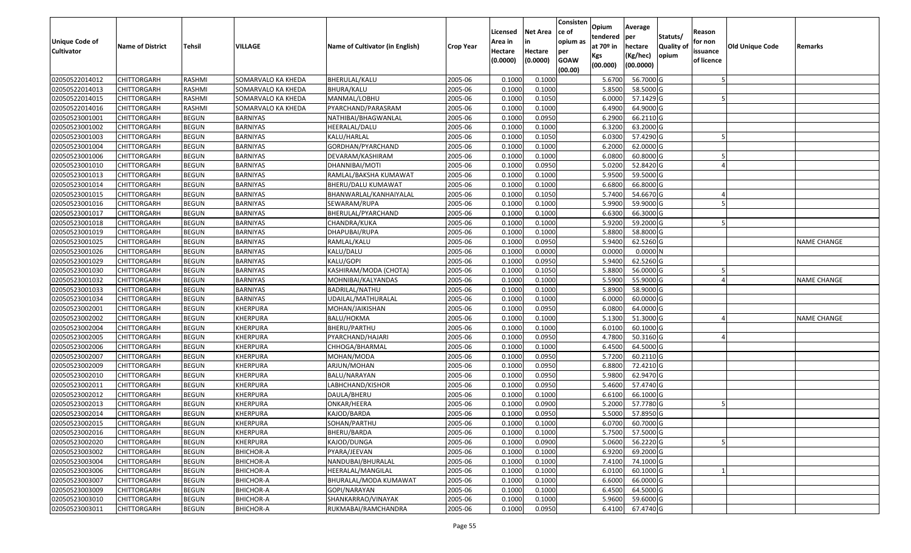| Unique Code of Cultivator | Name of District | Tehsil | VILLAGE | Name of Cultivator (in English) | Crop Year | Licensed Area in Hectare (0.0000) | Net Area in Hectare (0.0000) | Consistence of opium as per GOAW (00.00) | Opium tendered at 70º in Kgs (00.000) | Average per hectare (Kg/hec) (00.0000) | Statuts/ Quality of opium | Reason for non issuance of licence | Old Unique Code | Remarks |
|---|---|---|---|---|---|---|---|---|---|---|---|---|---|---|
| 02050522014012 | CHITTORGARH | RASHMI | SOMARVALO KA KHEDA | BHERULAL/KALU | 2005-06 | 0.1000 | 0.1000 | | 5.6700 | 56.7000 | G | 5 | | |
| 02050522014013 | CHITTORGARH | RASHMI | SOMARVALO KA KHEDA | BHURA/KALU | 2005-06 | 0.1000 | 0.1000 | | 5.8500 | 58.5000 | G | | | |
| 02050522014015 | CHITTORGARH | RASHMI | SOMARVALO KA KHEDA | MANMAL/LOBHU | 2005-06 | 0.1000 | 0.1050 | | 6.0000 | 57.1429 | G | 5 | | |
| 02050522014016 | CHITTORGARH | RASHMI | SOMARVALO KA KHEDA | PYARCHAND/PARASRAM | 2005-06 | 0.1000 | 0.1000 | | 6.4900 | 64.9000 | G | | | |
| 02050523001001 | CHITTORGARH | BEGUN | BARNIYAS | NATHIBAI/BHAGWANLAL | 2005-06 | 0.1000 | 0.0950 | | 6.2900 | 66.2110 | G | | | |
| 02050523001002 | CHITTORGARH | BEGUN | BARNIYAS | HEERALAL/DALU | 2005-06 | 0.1000 | 0.1000 | | 6.3200 | 63.2000 | G | | | |
| 02050523001003 | CHITTORGARH | BEGUN | BARNIYAS | KALU/HARLAL | 2005-06 | 0.1000 | 0.1050 | | 6.0300 | 57.4290 | G | 5 | | |
| 02050523001004 | CHITTORGARH | BEGUN | BARNIYAS | GORDHAN/PYARCHAND | 2005-06 | 0.1000 | 0.1000 | | 6.2000 | 62.0000 | G | | | |
| 02050523001006 | CHITTORGARH | BEGUN | BARNIYAS | DEVARAM/KASHIRAM | 2005-06 | 0.1000 | 0.1000 | | 6.0800 | 60.8000 | G | 5 | | |
| 02050523001010 | CHITTORGARH | BEGUN | BARNIYAS | DHANNIBAI/MOTI | 2005-06 | 0.1000 | 0.0950 | | 5.0200 | 52.8420 | G | 4 | | |
| 02050523001013 | CHITTORGARH | BEGUN | BARNIYAS | RAMLAL/BAKSHA KUMAWAT | 2005-06 | 0.1000 | 0.1000 | | 5.9500 | 59.5000 | G | | | |
| 02050523001014 | CHITTORGARH | BEGUN | BARNIYAS | BHERU/DALU KUMAWAT | 2005-06 | 0.1000 | 0.1000 | | 6.6800 | 66.8000 | G | | | |
| 02050523001015 | CHITTORGARH | BEGUN | BARNIYAS | BHANWARLAL/KANHAIYALAL | 2005-06 | 0.1000 | 0.1050 | | 5.7400 | 54.6670 | G | 4 | | |
| 02050523001016 | CHITTORGARH | BEGUN | BARNIYAS | SEWARAM/RUPA | 2005-06 | 0.1000 | 0.1000 | | 5.9900 | 59.9000 | G | 5 | | |
| 02050523001017 | CHITTORGARH | BEGUN | BARNIYAS | BHERULAL/PYARCHAND | 2005-06 | 0.1000 | 0.1000 | | 6.6300 | 66.3000 | G | | | |
| 02050523001018 | CHITTORGARH | BEGUN | BARNIYAS | CHANDRA/KUKA | 2005-06 | 0.1000 | 0.1000 | | 5.9200 | 59.2000 | G | 5 | | |
| 02050523001019 | CHITTORGARH | BEGUN | BARNIYAS | DHAPUBAI/RUPA | 2005-06 | 0.1000 | 0.1000 | | 5.8800 | 58.8000 | G | | | |
| 02050523001025 | CHITTORGARH | BEGUN | BARNIYAS | RAMLAL/KALU | 2005-06 | 0.1000 | 0.0950 | | 5.9400 | 62.5260 | G | | | NAME CHANGE |
| 02050523001026 | CHITTORGARH | BEGUN | BARNIYAS | KALU/DALU | 2005-06 | 0.1000 | 0.0000 | | 0.0000 | 0.0000 | N | | | |
| 02050523001029 | CHITTORGARH | BEGUN | BARNIYAS | KALU/GOPI | 2005-06 | 0.1000 | 0.0950 | | 5.9400 | 62.5260 | G | | | |
| 02050523001030 | CHITTORGARH | BEGUN | BARNIYAS | KASHIRAM/MODA (CHOTA) | 2005-06 | 0.1000 | 0.1050 | | 5.8800 | 56.0000 | G | 5 | | |
| 02050523001032 | CHITTORGARH | BEGUN | BARNIYAS | MOHNIBAI/KALYANDAS | 2005-06 | 0.1000 | 0.1000 | | 5.5900 | 55.9000 | G | 4 | | NAME CHANGE |
| 02050523001033 | CHITTORGARH | BEGUN | BARNIYAS | BADRILAL/NATHU | 2005-06 | 0.1000 | 0.1000 | | 5.8900 | 58.9000 | G | | | |
| 02050523001034 | CHITTORGARH | BEGUN | BARNIYAS | UDAILAL/MATHURALAL | 2005-06 | 0.1000 | 0.1000 | | 6.0000 | 60.0000 | G | | | |
| 02050523002001 | CHITTORGARH | BEGUN | KHERPURA | MOHAN/JAIKISHAN | 2005-06 | 0.1000 | 0.0950 | | 6.0800 | 64.0000 | G | | | |
| 02050523002002 | CHITTORGARH | BEGUN | KHERPURA | BALU/HOKMA | 2005-06 | 0.1000 | 0.1000 | | 5.1300 | 51.3000 | G | 4 | | NAME CHANGE |
| 02050523002004 | CHITTORGARH | BEGUN | KHERPURA | BHERU/PARTHU | 2005-06 | 0.1000 | 0.1000 | | 6.0100 | 60.1000 | G | | | |
| 02050523002005 | CHITTORGARH | BEGUN | KHERPURA | PYARCHAND/HAJARI | 2005-06 | 0.1000 | 0.0950 | | 4.7800 | 50.3160 | G | 4 | | |
| 02050523002006 | CHITTORGARH | BEGUN | KHERPURA | CHHOGA/BHARMAL | 2005-06 | 0.1000 | 0.1000 | | 6.4500 | 64.5000 | G | | | |
| 02050523002007 | CHITTORGARH | BEGUN | KHERPURA | MOHAN/MODA | 2005-06 | 0.1000 | 0.0950 | | 5.7200 | 60.2110 | G | | | |
| 02050523002009 | CHITTORGARH | BEGUN | KHERPURA | ARJUN/MOHAN | 2005-06 | 0.1000 | 0.0950 | | 6.8800 | 72.4210 | G | | | |
| 02050523002010 | CHITTORGARH | BEGUN | KHERPURA | BALU/NARAYAN | 2005-06 | 0.1000 | 0.0950 | | 5.9800 | 62.9470 | G | | | |
| 02050523002011 | CHITTORGARH | BEGUN | KHERPURA | LABHCHAND/KISHOR | 2005-06 | 0.1000 | 0.0950 | | 5.4600 | 57.4740 | G | | | |
| 02050523002012 | CHITTORGARH | BEGUN | KHERPURA | DAULA/BHERU | 2005-06 | 0.1000 | 0.1000 | | 6.6100 | 66.1000 | G | | | |
| 02050523002013 | CHITTORGARH | BEGUN | KHERPURA | ONKAR/HEERA | 2005-06 | 0.1000 | 0.0900 | | 5.2000 | 57.7780 | G | 5 | | |
| 02050523002014 | CHITTORGARH | BEGUN | KHERPURA | KAJOD/BARDA | 2005-06 | 0.1000 | 0.0950 | | 5.5000 | 57.8950 | G | | | |
| 02050523002015 | CHITTORGARH | BEGUN | KHERPURA | SOHAN/PARTHU | 2005-06 | 0.1000 | 0.1000 | | 6.0700 | 60.7000 | G | | | |
| 02050523002016 | CHITTORGARH | BEGUN | KHERPURA | BHERU/BARDA | 2005-06 | 0.1000 | 0.1000 | | 5.7500 | 57.5000 | G | | | |
| 02050523002020 | CHITTORGARH | BEGUN | KHERPURA | KAJOD/DUNGA | 2005-06 | 0.1000 | 0.0900 | | 5.0600 | 56.2220 | G | 5 | | |
| 02050523003002 | CHITTORGARH | BEGUN | BHICHOR-A | PYARA/JEEVAN | 2005-06 | 0.1000 | 0.1000 | | 6.9200 | 69.2000 | G | | | |
| 02050523003004 | CHITTORGARH | BEGUN | BHICHOR-A | NANDUBAI/BHURALAL | 2005-06 | 0.1000 | 0.1000 | | 7.4100 | 74.1000 | G | | | |
| 02050523003006 | CHITTORGARH | BEGUN | BHICHOR-A | HEERALAL/MANGILAL | 2005-06 | 0.1000 | 0.1000 | | 6.0100 | 60.1000 | G | 1 | | |
| 02050523003007 | CHITTORGARH | BEGUN | BHICHOR-A | BHURALAL/MODA KUMAWAT | 2005-06 | 0.1000 | 0.1000 | | 6.6000 | 66.0000 | G | | | |
| 02050523003009 | CHITTORGARH | BEGUN | BHICHOR-A | GOPI/NARAYAN | 2005-06 | 0.1000 | 0.1000 | | 6.4500 | 64.5000 | G | | | |
| 02050523003010 | CHITTORGARH | BEGUN | BHICHOR-A | SHANKARRAO/VINAYAK | 2005-06 | 0.1000 | 0.1000 | | 5.9600 | 59.6000 | G | | | |
| 02050523003011 | CHITTORGARH | BEGUN | BHICHOR-A | RUKMABAI/RAMCHANDRA | 2005-06 | 0.1000 | 0.0950 | | 6.4100 | 67.4740 | G | | | |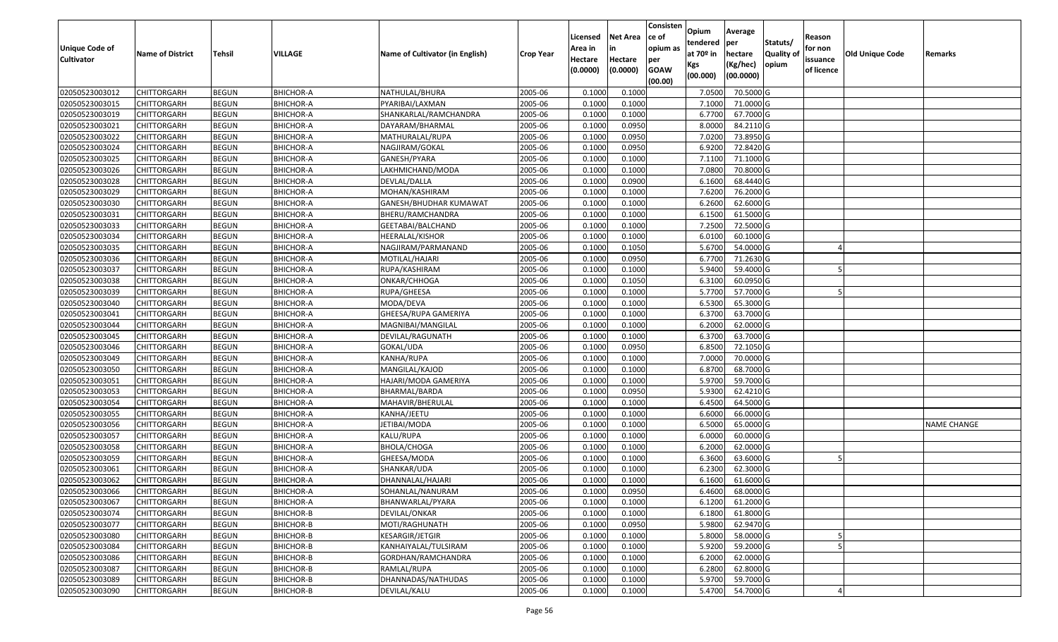| Unique Code of Cultivator | Name of District | Tehsil | VILLAGE | Name of Cultivator (in English) | Crop Year | Licensed Area in Hectare (0.0000) | Net Area in Hectare (0.0000) | Consistence of opium as per GOAW (00.00) | Opium tendered at 70º in Kgs (00.000) | Average per hectare (Kg/hec) (00.0000) | Statuts/ Quality of opium | Reason for non issuance of licence | Old Unique Code | Remarks |
|---|---|---|---|---|---|---|---|---|---|---|---|---|---|---|
| 02050523003012 | CHITTORGARH | BEGUN | BHICHOR-A | NATHULAL/BHURA | 2005-06 | 0.1000 | 0.1000 | | 7.0500 | 70.5000 | G | | | |
| 02050523003015 | CHITTORGARH | BEGUN | BHICHOR-A | PYARIBAI/LAXMAN | 2005-06 | 0.1000 | 0.1000 | | 7.1000 | 71.0000 | G | | | |
| 02050523003019 | CHITTORGARH | BEGUN | BHICHOR-A | SHANKARLAL/RAMCHANDRA | 2005-06 | 0.1000 | 0.1000 | | 6.7700 | 67.7000 | G | | | |
| 02050523003021 | CHITTORGARH | BEGUN | BHICHOR-A | DAYARAM/BHARMAL | 2005-06 | 0.1000 | 0.0950 | | 8.0000 | 84.2110 | G | | | |
| 02050523003022 | CHITTORGARH | BEGUN | BHICHOR-A | MATHURALAL/RUPA | 2005-06 | 0.1000 | 0.0950 | | 7.0200 | 73.8950 | G | | | |
| 02050523003024 | CHITTORGARH | BEGUN | BHICHOR-A | NAGJIRAM/GOKAL | 2005-06 | 0.1000 | 0.0950 | | 6.9200 | 72.8420 | G | | | |
| 02050523003025 | CHITTORGARH | BEGUN | BHICHOR-A | GANESH/PYARA | 2005-06 | 0.1000 | 0.1000 | | 7.1100 | 71.1000 | G | | | |
| 02050523003026 | CHITTORGARH | BEGUN | BHICHOR-A | LAKHMICHAND/MODA | 2005-06 | 0.1000 | 0.1000 | | 7.0800 | 70.8000 | G | | | |
| 02050523003028 | CHITTORGARH | BEGUN | BHICHOR-A | DEVLAL/DALLA | 2005-06 | 0.1000 | 0.0900 | | 6.1600 | 68.4440 | G | | | |
| 02050523003029 | CHITTORGARH | BEGUN | BHICHOR-A | MOHAN/KASHIRAM | 2005-06 | 0.1000 | 0.1000 | | 7.6200 | 76.2000 | G | | | |
| 02050523003030 | CHITTORGARH | BEGUN | BHICHOR-A | GANESH/BHUDHAR KUMAWAT | 2005-06 | 0.1000 | 0.1000 | | 6.2600 | 62.6000 | G | | | |
| 02050523003031 | CHITTORGARH | BEGUN | BHICHOR-A | BHERU/RAMCHANDRA | 2005-06 | 0.1000 | 0.1000 | | 6.1500 | 61.5000 | G | | | |
| 02050523003033 | CHITTORGARH | BEGUN | BHICHOR-A | GEETABAI/BALCHAND | 2005-06 | 0.1000 | 0.1000 | | 7.2500 | 72.5000 | G | | | |
| 02050523003034 | CHITTORGARH | BEGUN | BHICHOR-A | HEERALAL/KISHOR | 2005-06 | 0.1000 | 0.1000 | | 6.0100 | 60.1000 | G | | | |
| 02050523003035 | CHITTORGARH | BEGUN | BHICHOR-A | NAGJIRAM/PARMANAND | 2005-06 | 0.1000 | 0.1050 | | 5.6700 | 54.0000 | G | 4 | | |
| 02050523003036 | CHITTORGARH | BEGUN | BHICHOR-A | MOTILAL/HAJARI | 2005-06 | 0.1000 | 0.0950 | | 6.7700 | 71.2630 | G | | | |
| 02050523003037 | CHITTORGARH | BEGUN | BHICHOR-A | RUPA/KASHIRAM | 2005-06 | 0.1000 | 0.1000 | | 5.9400 | 59.4000 | G | 5 | | |
| 02050523003038 | CHITTORGARH | BEGUN | BHICHOR-A | ONKAR/CHHOGA | 2005-06 | 0.1000 | 0.1050 | | 6.3100 | 60.0950 | G | | | |
| 02050523003039 | CHITTORGARH | BEGUN | BHICHOR-A | RUPA/GHEESA | 2005-06 | 0.1000 | 0.1000 | | 5.7700 | 57.7000 | G | 5 | | |
| 02050523003040 | CHITTORGARH | BEGUN | BHICHOR-A | MODA/DEVA | 2005-06 | 0.1000 | 0.1000 | | 6.5300 | 65.3000 | G | | | |
| 02050523003041 | CHITTORGARH | BEGUN | BHICHOR-A | GHEESA/RUPA GAMERIYA | 2005-06 | 0.1000 | 0.1000 | | 6.3700 | 63.7000 | G | | | |
| 02050523003044 | CHITTORGARH | BEGUN | BHICHOR-A | MAGNIBAI/MANGILAL | 2005-06 | 0.1000 | 0.1000 | | 6.2000 | 62.0000 | G | | | |
| 02050523003045 | CHITTORGARH | BEGUN | BHICHOR-A | DEVILAL/RAGUNATH | 2005-06 | 0.1000 | 0.1000 | | 6.3700 | 63.7000 | G | | | |
| 02050523003046 | CHITTORGARH | BEGUN | BHICHOR-A | GOKAL/UDA | 2005-06 | 0.1000 | 0.0950 | | 6.8500 | 72.1050 | G | | | |
| 02050523003049 | CHITTORGARH | BEGUN | BHICHOR-A | KANHA/RUPA | 2005-06 | 0.1000 | 0.1000 | | 7.0000 | 70.0000 | G | | | |
| 02050523003050 | CHITTORGARH | BEGUN | BHICHOR-A | MANGILAL/KAJOD | 2005-06 | 0.1000 | 0.1000 | | 6.8700 | 68.7000 | G | | | |
| 02050523003051 | CHITTORGARH | BEGUN | BHICHOR-A | HAJARI/MODA GAMERIYA | 2005-06 | 0.1000 | 0.1000 | | 5.9700 | 59.7000 | G | | | |
| 02050523003053 | CHITTORGARH | BEGUN | BHICHOR-A | BHARMAL/BARDA | 2005-06 | 0.1000 | 0.0950 | | 5.9300 | 62.4210 | G | | | |
| 02050523003054 | CHITTORGARH | BEGUN | BHICHOR-A | MAHAVIR/BHERULAL | 2005-06 | 0.1000 | 0.1000 | | 6.4500 | 64.5000 | G | | | |
| 02050523003055 | CHITTORGARH | BEGUN | BHICHOR-A | KANHA/JEETU | 2005-06 | 0.1000 | 0.1000 | | 6.6000 | 66.0000 | G | | | |
| 02050523003056 | CHITTORGARH | BEGUN | BHICHOR-A | JETIBAI/MODA | 2005-06 | 0.1000 | 0.1000 | | 6.5000 | 65.0000 | G | | | NAME CHANGE |
| 02050523003057 | CHITTORGARH | BEGUN | BHICHOR-A | KALU/RUPA | 2005-06 | 0.1000 | 0.1000 | | 6.0000 | 60.0000 | G | | | |
| 02050523003058 | CHITTORGARH | BEGUN | BHICHOR-A | BHOLA/CHOGA | 2005-06 | 0.1000 | 0.1000 | | 6.2000 | 62.0000 | G | | | |
| 02050523003059 | CHITTORGARH | BEGUN | BHICHOR-A | GHEESA/MODA | 2005-06 | 0.1000 | 0.1000 | | 6.3600 | 63.6000 | G | 5 | | |
| 02050523003061 | CHITTORGARH | BEGUN | BHICHOR-A | SHANKAR/UDA | 2005-06 | 0.1000 | 0.1000 | | 6.2300 | 62.3000 | G | | | |
| 02050523003062 | CHITTORGARH | BEGUN | BHICHOR-A | DHANNALAL/HAJARI | 2005-06 | 0.1000 | 0.1000 | | 6.1600 | 61.6000 | G | | | |
| 02050523003066 | CHITTORGARH | BEGUN | BHICHOR-A | SOHANLAL/NANURAM | 2005-06 | 0.1000 | 0.0950 | | 6.4600 | 68.0000 | G | | | |
| 02050523003067 | CHITTORGARH | BEGUN | BHICHOR-A | BHANWARLAL/PYARA | 2005-06 | 0.1000 | 0.1000 | | 6.1200 | 61.2000 | G | | | |
| 02050523003074 | CHITTORGARH | BEGUN | BHICHOR-B | DEVILAL/ONKAR | 2005-06 | 0.1000 | 0.1000 | | 6.1800 | 61.8000 | G | | | |
| 02050523003077 | CHITTORGARH | BEGUN | BHICHOR-B | MOTI/RAGHUNATH | 2005-06 | 0.1000 | 0.0950 | | 5.9800 | 62.9470 | G | | | |
| 02050523003080 | CHITTORGARH | BEGUN | BHICHOR-B | KESARGIR/JETGIR | 2005-06 | 0.1000 | 0.1000 | | 5.8000 | 58.0000 | G | 5 | | |
| 02050523003084 | CHITTORGARH | BEGUN | BHICHOR-B | KANHAIYALAL/TULSIRAM | 2005-06 | 0.1000 | 0.1000 | | 5.9200 | 59.2000 | G | 5 | | |
| 02050523003086 | CHITTORGARH | BEGUN | BHICHOR-B | GORDHAN/RAMCHANDRA | 2005-06 | 0.1000 | 0.1000 | | 6.2000 | 62.0000 | G | | | |
| 02050523003087 | CHITTORGARH | BEGUN | BHICHOR-B | RAMLAL/RUPA | 2005-06 | 0.1000 | 0.1000 | | 6.2800 | 62.8000 | G | | | |
| 02050523003089 | CHITTORGARH | BEGUN | BHICHOR-B | DHANNADAS/NATHUDAS | 2005-06 | 0.1000 | 0.1000 | | 5.9700 | 59.7000 | G | | | |
| 02050523003090 | CHITTORGARH | BEGUN | BHICHOR-B | DEVILAL/KALU | 2005-06 | 0.1000 | 0.1000 | | 5.4700 | 54.7000 | G | 4 | | |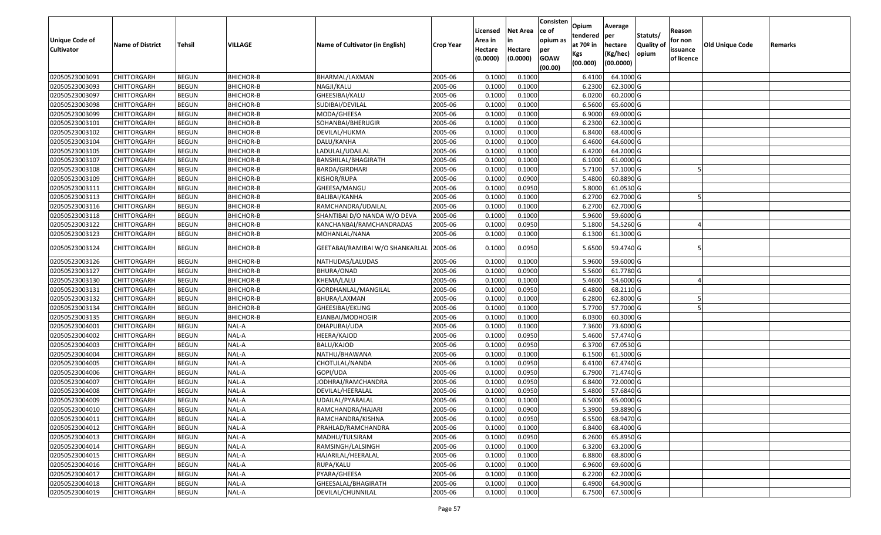| Unique Code of Cultivator | Name of District | Tehsil | VILLAGE | Name of Cultivator (in English) | Crop Year | Licensed Area in Hectare (0.0000) | Net Area in Hectare (0.0000) | Consisten ce of opium as per GOAW (00.00) | Opium tendered at 70º in Kgs (00.000) | Average per hectare (Kg/hec) (00.0000) | Statuts/ Quality of opium | Reason for non issuance of licence | Old Unique Code | Remarks |
|---|---|---|---|---|---|---|---|---|---|---|---|---|---|---|
| 02050523003091 | CHITTORGARH | BEGUN | BHICHOR-B | BHARMAL/LAXMAN | 2005-06 | 0.1000 | 0.1000 | | 6.4100 | 64.1000 | G | | | |
| 02050523003093 | CHITTORGARH | BEGUN | BHICHOR-B | NAGJI/KALU | 2005-06 | 0.1000 | 0.1000 | | 6.2300 | 62.3000 | G | | | |
| 02050523003097 | CHITTORGARH | BEGUN | BHICHOR-B | GHEESIBAI/KALU | 2005-06 | 0.1000 | 0.1000 | | 6.0200 | 60.2000 | G | | | |
| 02050523003098 | CHITTORGARH | BEGUN | BHICHOR-B | SUDIBAI/DEVILAL | 2005-06 | 0.1000 | 0.1000 | | 6.5600 | 65.6000 | G | | | |
| 02050523003099 | CHITTORGARH | BEGUN | BHICHOR-B | MODA/GHEESA | 2005-06 | 0.1000 | 0.1000 | | 6.9000 | 69.0000 | G | | | |
| 02050523003101 | CHITTORGARH | BEGUN | BHICHOR-B | SOHANBAI/BHERUGIR | 2005-06 | 0.1000 | 0.1000 | | 6.2300 | 62.3000 | G | | | |
| 02050523003102 | CHITTORGARH | BEGUN | BHICHOR-B | DEVILAL/HUKMA | 2005-06 | 0.1000 | 0.1000 | | 6.8400 | 68.4000 | G | | | |
| 02050523003104 | CHITTORGARH | BEGUN | BHICHOR-B | DALU/KANHA | 2005-06 | 0.1000 | 0.1000 | | 6.4600 | 64.6000 | G | | | |
| 02050523003105 | CHITTORGARH | BEGUN | BHICHOR-B | LADULAL/UDAILAL | 2005-06 | 0.1000 | 0.1000 | | 6.4200 | 64.2000 | G | | | |
| 02050523003107 | CHITTORGARH | BEGUN | BHICHOR-B | BANSHILAL/BHAGIRATH | 2005-06 | 0.1000 | 0.1000 | | 6.1000 | 61.0000 | G | | | |
| 02050523003108 | CHITTORGARH | BEGUN | BHICHOR-B | BARDA/GIRDHARI | 2005-06 | 0.1000 | 0.1000 | | 5.7100 | 57.1000 | G | 5 | | |
| 02050523003109 | CHITTORGARH | BEGUN | BHICHOR-B | KISHOR/RUPA | 2005-06 | 0.1000 | 0.0900 | | 5.4800 | 60.8890 | G | | | |
| 02050523003111 | CHITTORGARH | BEGUN | BHICHOR-B | GHEESA/MANGU | 2005-06 | 0.1000 | 0.0950 | | 5.8000 | 61.0530 | G | | | |
| 02050523003113 | CHITTORGARH | BEGUN | BHICHOR-B | BALIBAI/KANHA | 2005-06 | 0.1000 | 0.1000 | | 6.2700 | 62.7000 | G | 5 | | |
| 02050523003116 | CHITTORGARH | BEGUN | BHICHOR-B | RAMCHANDRA/UDAILAL | 2005-06 | 0.1000 | 0.1000 | | 6.2700 | 62.7000 | G | | | |
| 02050523003118 | CHITTORGARH | BEGUN | BHICHOR-B | SHANTIBAI D/O NANDA W/O DEVA | 2005-06 | 0.1000 | 0.1000 | | 5.9600 | 59.6000 | G | | | |
| 02050523003122 | CHITTORGARH | BEGUN | BHICHOR-B | KANCHANBAI/RAMCHANDRADAS | 2005-06 | 0.1000 | 0.0950 | | 5.1800 | 54.5260 | G | 4 | | |
| 02050523003123 | CHITTORGARH | BEGUN | BHICHOR-B | MOHANLAL/NANA | 2005-06 | 0.1000 | 0.1000 | | 6.1300 | 61.3000 | G | | | |
| 02050523003124 | CHITTORGARH | BEGUN | BHICHOR-B | GEETABAI/RAMIBAI W/O SHANKARLAL | 2005-06 | 0.1000 | 0.0950 | | 5.6500 | 59.4740 | G | 5 | | |
| 02050523003126 | CHITTORGARH | BEGUN | BHICHOR-B | NATHUDAS/LALUDAS | 2005-06 | 0.1000 | 0.1000 | | 5.9600 | 59.6000 | G | | | |
| 02050523003127 | CHITTORGARH | BEGUN | BHICHOR-B | BHURA/ONAD | 2005-06 | 0.1000 | 0.0900 | | 5.5600 | 61.7780 | G | | | |
| 02050523003130 | CHITTORGARH | BEGUN | BHICHOR-B | KHEMA/LALU | 2005-06 | 0.1000 | 0.1000 | | 5.4600 | 54.6000 | G | 4 | | |
| 02050523003131 | CHITTORGARH | BEGUN | BHICHOR-B | GORDHANLAL/MANGILAL | 2005-06 | 0.1000 | 0.0950 | | 6.4800 | 68.2110 | G | | | |
| 02050523003132 | CHITTORGARH | BEGUN | BHICHOR-B | BHURA/LAXMAN | 2005-06 | 0.1000 | 0.1000 | | 6.2800 | 62.8000 | G | 5 | | |
| 02050523003134 | CHITTORGARH | BEGUN | BHICHOR-B | GHEESIBAI/EKLING | 2005-06 | 0.1000 | 0.1000 | | 5.7700 | 57.7000 | G | 5 | | |
| 02050523003135 | CHITTORGARH | BEGUN | BHICHOR-B | EJANBAI/MODHOGIR | 2005-06 | 0.1000 | 0.1000 | | 6.0300 | 60.3000 | G | | | |
| 02050523004001 | CHITTORGARH | BEGUN | NAL-A | DHAPUBAI/UDA | 2005-06 | 0.1000 | 0.1000 | | 7.3600 | 73.6000 | G | | | |
| 02050523004002 | CHITTORGARH | BEGUN | NAL-A | HEERA/KAJOD | 2005-06 | 0.1000 | 0.0950 | | 5.4600 | 57.4740 | G | | | |
| 02050523004003 | CHITTORGARH | BEGUN | NAL-A | BALU/KAJOD | 2005-06 | 0.1000 | 0.0950 | | 6.3700 | 67.0530 | G | | | |
| 02050523004004 | CHITTORGARH | BEGUN | NAL-A | NATHU/BHAWANA | 2005-06 | 0.1000 | 0.1000 | | 6.1500 | 61.5000 | G | | | |
| 02050523004005 | CHITTORGARH | BEGUN | NAL-A | CHOTULAL/NANDA | 2005-06 | 0.1000 | 0.0950 | | 6.4100 | 67.4740 | G | | | |
| 02050523004006 | CHITTORGARH | BEGUN | NAL-A | GOPI/UDA | 2005-06 | 0.1000 | 0.0950 | | 6.7900 | 71.4740 | G | | | |
| 02050523004007 | CHITTORGARH | BEGUN | NAL-A | JODHRAJ/RAMCHANDRA | 2005-06 | 0.1000 | 0.0950 | | 6.8400 | 72.0000 | G | | | |
| 02050523004008 | CHITTORGARH | BEGUN | NAL-A | DEVILAL/HEERALAL | 2005-06 | 0.1000 | 0.0950 | | 5.4800 | 57.6840 | G | | | |
| 02050523004009 | CHITTORGARH | BEGUN | NAL-A | UDAILAL/PYARALAL | 2005-06 | 0.1000 | 0.1000 | | 6.5000 | 65.0000 | G | | | |
| 02050523004010 | CHITTORGARH | BEGUN | NAL-A | RAMCHANDRA/HAJARI | 2005-06 | 0.1000 | 0.0900 | | 5.3900 | 59.8890 | G | | | |
| 02050523004011 | CHITTORGARH | BEGUN | NAL-A | RAMCHANDRA/KISHNA | 2005-06 | 0.1000 | 0.0950 | | 6.5500 | 68.9470 | G | | | |
| 02050523004012 | CHITTORGARH | BEGUN | NAL-A | PRAHLAD/RAMCHANDRA | 2005-06 | 0.1000 | 0.1000 | | 6.8400 | 68.4000 | G | | | |
| 02050523004013 | CHITTORGARH | BEGUN | NAL-A | MADHU/TULSIRAM | 2005-06 | 0.1000 | 0.0950 | | 6.2600 | 65.8950 | G | | | |
| 02050523004014 | CHITTORGARH | BEGUN | NAL-A | RAMSINGH/LALSINGH | 2005-06 | 0.1000 | 0.1000 | | 6.3200 | 63.2000 | G | | | |
| 02050523004015 | CHITTORGARH | BEGUN | NAL-A | HAJARILAL/HEERALAL | 2005-06 | 0.1000 | 0.1000 | | 6.8800 | 68.8000 | G | | | |
| 02050523004016 | CHITTORGARH | BEGUN | NAL-A | RUPA/KALU | 2005-06 | 0.1000 | 0.1000 | | 6.9600 | 69.6000 | G | | | |
| 02050523004017 | CHITTORGARH | BEGUN | NAL-A | PYARA/GHEESA | 2005-06 | 0.1000 | 0.1000 | | 6.2200 | 62.2000 | G | | | |
| 02050523004018 | CHITTORGARH | BEGUN | NAL-A | GHEESALAL/BHAGIRATH | 2005-06 | 0.1000 | 0.1000 | | 6.4900 | 64.9000 | G | | | |
| 02050523004019 | CHITTORGARH | BEGUN | NAL-A | DEVILAL/CHUNNILAL | 2005-06 | 0.1000 | 0.1000 | | 6.7500 | 67.5000 | G | | | |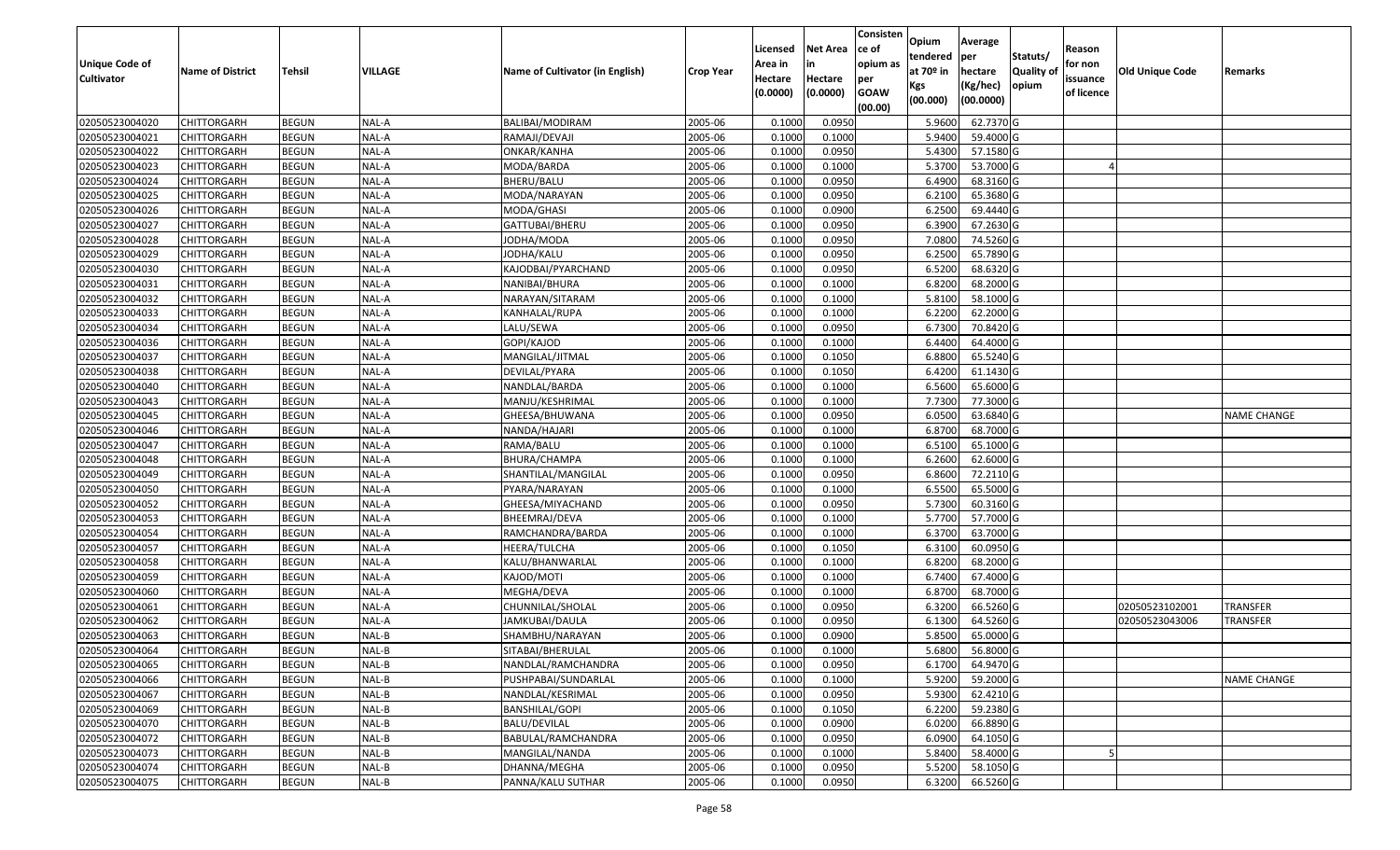| Unique Code of Cultivator | Name of District | Tehsil | VILLAGE | Name of Cultivator (in English) | Crop Year | Licensed Area in Hectare (0.0000) | Net Area in Hectare (0.0000) | Consistence of opium as per GOAW (00.00) | Opium tendered at 70º in Kgs (00.000) | Average per hectare (Kg/hec) (00.0000) | Statuts/ Quality of opium | Reason for non issuance of licence | Old Unique Code | Remarks |
|---|---|---|---|---|---|---|---|---|---|---|---|---|---|---|
| 02050523004020 | CHITTORGARH | BEGUN | NAL-A | BALIBAI/MODIRAM | 2005-06 | 0.1000 | 0.0950 | | 5.9600 | 62.7370 | G | | | |
| 02050523004021 | CHITTORGARH | BEGUN | NAL-A | RAMAJI/DEVAJI | 2005-06 | 0.1000 | 0.1000 | | 5.9400 | 59.4000 | G | | | |
| 02050523004022 | CHITTORGARH | BEGUN | NAL-A | ONKAR/KANHA | 2005-06 | 0.1000 | 0.0950 | | 5.4300 | 57.1580 | G | | | |
| 02050523004023 | CHITTORGARH | BEGUN | NAL-A | MODA/BARDA | 2005-06 | 0.1000 | 0.1000 | | 5.3700 | 53.7000 | G | 4 | | |
| 02050523004024 | CHITTORGARH | BEGUN | NAL-A | BHERU/BALU | 2005-06 | 0.1000 | 0.0950 | | 6.4900 | 68.3160 | G | | | |
| 02050523004025 | CHITTORGARH | BEGUN | NAL-A | MODA/NARAYAN | 2005-06 | 0.1000 | 0.0950 | | 6.2100 | 65.3680 | G | | | |
| 02050523004026 | CHITTORGARH | BEGUN | NAL-A | MODA/GHASI | 2005-06 | 0.1000 | 0.0900 | | 6.2500 | 69.4440 | G | | | |
| 02050523004027 | CHITTORGARH | BEGUN | NAL-A | GATTUBAI/BHERU | 2005-06 | 0.1000 | 0.0950 | | 6.3900 | 67.2630 | G | | | |
| 02050523004028 | CHITTORGARH | BEGUN | NAL-A | JODHA/MODA | 2005-06 | 0.1000 | 0.0950 | | 7.0800 | 74.5260 | G | | | |
| 02050523004029 | CHITTORGARH | BEGUN | NAL-A | JODHA/KALU | 2005-06 | 0.1000 | 0.0950 | | 6.2500 | 65.7890 | G | | | |
| 02050523004030 | CHITTORGARH | BEGUN | NAL-A | KAJODBAI/PYARCHAND | 2005-06 | 0.1000 | 0.0950 | | 6.5200 | 68.6320 | G | | | |
| 02050523004031 | CHITTORGARH | BEGUN | NAL-A | NANIBAI/BHURA | 2005-06 | 0.1000 | 0.1000 | | 6.8200 | 68.2000 | G | | | |
| 02050523004032 | CHITTORGARH | BEGUN | NAL-A | NARAYAN/SITARAM | 2005-06 | 0.1000 | 0.1000 | | 5.8100 | 58.1000 | G | | | |
| 02050523004033 | CHITTORGARH | BEGUN | NAL-A | KANHALAL/RUPA | 2005-06 | 0.1000 | 0.1000 | | 6.2200 | 62.2000 | G | | | |
| 02050523004034 | CHITTORGARH | BEGUN | NAL-A | LALU/SEWA | 2005-06 | 0.1000 | 0.0950 | | 6.7300 | 70.8420 | G | | | |
| 02050523004036 | CHITTORGARH | BEGUN | NAL-A | GOPI/KAJOD | 2005-06 | 0.1000 | 0.1000 | | 6.4400 | 64.4000 | G | | | |
| 02050523004037 | CHITTORGARH | BEGUN | NAL-A | MANGILAL/JITMAL | 2005-06 | 0.1000 | 0.1050 | | 6.8800 | 65.5240 | G | | | |
| 02050523004038 | CHITTORGARH | BEGUN | NAL-A | DEVILAL/PYARA | 2005-06 | 0.1000 | 0.1050 | | 6.4200 | 61.1430 | G | | | |
| 02050523004040 | CHITTORGARH | BEGUN | NAL-A | NANDLAL/BARDA | 2005-06 | 0.1000 | 0.1000 | | 6.5600 | 65.6000 | G | | | |
| 02050523004043 | CHITTORGARH | BEGUN | NAL-A | MANJU/KESHRIMAL | 2005-06 | 0.1000 | 0.1000 | | 7.7300 | 77.3000 | G | | | |
| 02050523004045 | CHITTORGARH | BEGUN | NAL-A | GHEESA/BHUWANA | 2005-06 | 0.1000 | 0.0950 | | 6.0500 | 63.6840 | G | | | NAME CHANGE |
| 02050523004046 | CHITTORGARH | BEGUN | NAL-A | NANDA/HAJARI | 2005-06 | 0.1000 | 0.1000 | | 6.8700 | 68.7000 | G | | | |
| 02050523004047 | CHITTORGARH | BEGUN | NAL-A | RAMA/BALU | 2005-06 | 0.1000 | 0.1000 | | 6.5100 | 65.1000 | G | | | |
| 02050523004048 | CHITTORGARH | BEGUN | NAL-A | BHURA/CHAMPA | 2005-06 | 0.1000 | 0.1000 | | 6.2600 | 62.6000 | G | | | |
| 02050523004049 | CHITTORGARH | BEGUN | NAL-A | SHANTILAL/MANGILAL | 2005-06 | 0.1000 | 0.0950 | | 6.8600 | 72.2110 | G | | | |
| 02050523004050 | CHITTORGARH | BEGUN | NAL-A | PYARA/NARAYAN | 2005-06 | 0.1000 | 0.1000 | | 6.5500 | 65.5000 | G | | | |
| 02050523004052 | CHITTORGARH | BEGUN | NAL-A | GHEESA/MIYACHAND | 2005-06 | 0.1000 | 0.0950 | | 5.7300 | 60.3160 | G | | | |
| 02050523004053 | CHITTORGARH | BEGUN | NAL-A | BHEEMRAJ/DEVA | 2005-06 | 0.1000 | 0.1000 | | 5.7700 | 57.7000 | G | | | |
| 02050523004054 | CHITTORGARH | BEGUN | NAL-A | RAMCHANDRA/BARDA | 2005-06 | 0.1000 | 0.1000 | | 6.3700 | 63.7000 | G | | | |
| 02050523004057 | CHITTORGARH | BEGUN | NAL-A | HEERA/TULCHA | 2005-06 | 0.1000 | 0.1050 | | 6.3100 | 60.0950 | G | | | |
| 02050523004058 | CHITTORGARH | BEGUN | NAL-A | KALU/BHANWARLAL | 2005-06 | 0.1000 | 0.1000 | | 6.8200 | 68.2000 | G | | | |
| 02050523004059 | CHITTORGARH | BEGUN | NAL-A | KAJOD/MOTI | 2005-06 | 0.1000 | 0.1000 | | 6.7400 | 67.4000 | G | | | |
| 02050523004060 | CHITTORGARH | BEGUN | NAL-A | MEGHA/DEVA | 2005-06 | 0.1000 | 0.1000 | | 6.8700 | 68.7000 | G | | | |
| 02050523004061 | CHITTORGARH | BEGUN | NAL-A | CHUNNILAL/SHOLAL | 2005-06 | 0.1000 | 0.0950 | | 6.3200 | 66.5260 | G | | 02050523102001 | TRANSFER |
| 02050523004062 | CHITTORGARH | BEGUN | NAL-A | JAMKUBAI/DAULA | 2005-06 | 0.1000 | 0.0950 | | 6.1300 | 64.5260 | G | | 02050523043006 | TRANSFER |
| 02050523004063 | CHITTORGARH | BEGUN | NAL-B | SHAMBHU/NARAYAN | 2005-06 | 0.1000 | 0.0900 | | 5.8500 | 65.0000 | G | | | |
| 02050523004064 | CHITTORGARH | BEGUN | NAL-B | SITABAI/BHERULAL | 2005-06 | 0.1000 | 0.1000 | | 5.6800 | 56.8000 | G | | | |
| 02050523004065 | CHITTORGARH | BEGUN | NAL-B | NANDLAL/RAMCHANDRA | 2005-06 | 0.1000 | 0.0950 | | 6.1700 | 64.9470 | G | | | |
| 02050523004066 | CHITTORGARH | BEGUN | NAL-B | PUSHPABAI/SUNDARLAL | 2005-06 | 0.1000 | 0.1000 | | 5.9200 | 59.2000 | G | | | NAME CHANGE |
| 02050523004067 | CHITTORGARH | BEGUN | NAL-B | NANDLAL/KESRIMAL | 2005-06 | 0.1000 | 0.0950 | | 5.9300 | 62.4210 | G | | | |
| 02050523004069 | CHITTORGARH | BEGUN | NAL-B | BANSHILAL/GOPI | 2005-06 | 0.1000 | 0.1050 | | 6.2200 | 59.2380 | G | | | |
| 02050523004070 | CHITTORGARH | BEGUN | NAL-B | BALU/DEVILAL | 2005-06 | 0.1000 | 0.0900 | | 6.0200 | 66.8890 | G | | | |
| 02050523004072 | CHITTORGARH | BEGUN | NAL-B | BABULAL/RAMCHANDRA | 2005-06 | 0.1000 | 0.0950 | | 6.0900 | 64.1050 | G | | | |
| 02050523004073 | CHITTORGARH | BEGUN | NAL-B | MANGILAL/NANDA | 2005-06 | 0.1000 | 0.1000 | | 5.8400 | 58.4000 | G | 5 | | |
| 02050523004074 | CHITTORGARH | BEGUN | NAL-B | DHANNA/MEGHA | 2005-06 | 0.1000 | 0.0950 | | 5.5200 | 58.1050 | G | | | |
| 02050523004075 | CHITTORGARH | BEGUN | NAL-B | PANNA/KALU SUTHAR | 2005-06 | 0.1000 | 0.0950 | | 6.3200 | 66.5260 | G | | | |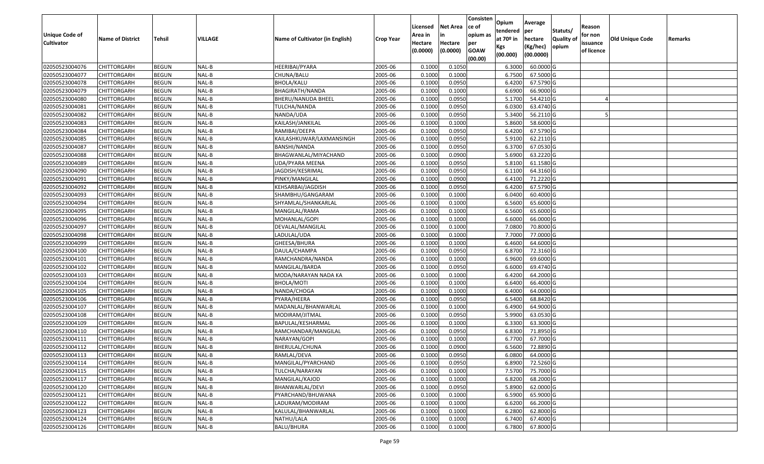| Unique Code of Cultivator | Name of District | Tehsil | VILLAGE | Name of Cultivator (in English) | Crop Year | Licensed Area in Hectare (0.0000) | Net Area in Hectare (0.0000) | Consistence of opium as per GOAW (00.00) | Opium tendered at 70º in Kgs (00.000) | Average per hectare (Kg/hec) (00.0000) | Statuts/ Quality of opium | Reason for non issuance of licence | Old Unique Code | Remarks |
|---|---|---|---|---|---|---|---|---|---|---|---|---|---|---|
| 02050523004076 | CHITTORGARH | BEGUN | NAL-B | HEERIBAI/PYARA | 2005-06 | 0.1000 | 0.1050 | | 6.3000 | 60.0000 | G | | | |
| 02050523004077 | CHITTORGARH | BEGUN | NAL-B | CHUNA/BALU | 2005-06 | 0.1000 | 0.1000 | | 6.7500 | 67.5000 | G | | | |
| 02050523004078 | CHITTORGARH | BEGUN | NAL-B | BHOLA/KALU | 2005-06 | 0.1000 | 0.0950 | | 6.4200 | 67.5790 | G | | | |
| 02050523004079 | CHITTORGARH | BEGUN | NAL-B | BHAGIRATH/NANDA | 2005-06 | 0.1000 | 0.1000 | | 6.6900 | 66.9000 | G | | | |
| 02050523004080 | CHITTORGARH | BEGUN | NAL-B | BHERU/NANUDA BHEEL | 2005-06 | 0.1000 | 0.0950 | | 5.1700 | 54.4210 | G | 4 | | |
| 02050523004081 | CHITTORGARH | BEGUN | NAL-B | TULCHA/NANDA | 2005-06 | 0.1000 | 0.0950 | | 6.0300 | 63.4740 | G | | | |
| 02050523004082 | CHITTORGARH | BEGUN | NAL-B | NANDA/UDA | 2005-06 | 0.1000 | 0.0950 | | 5.3400 | 56.2110 | G | 5 | | |
| 02050523004083 | CHITTORGARH | BEGUN | NAL-B | KAILASH/JANKILAL | 2005-06 | 0.1000 | 0.1000 | | 5.8600 | 58.6000 | G | | | |
| 02050523004084 | CHITTORGARH | BEGUN | NAL-B | RAMIBAI/DEEPA | 2005-06 | 0.1000 | 0.0950 | | 6.4200 | 67.5790 | G | | | |
| 02050523004085 | CHITTORGARH | BEGUN | NAL-B | KAILASHKUWAR/LAXMANSINGH | 2005-06 | 0.1000 | 0.0950 | | 5.9100 | 62.2110 | G | | | |
| 02050523004087 | CHITTORGARH | BEGUN | NAL-B | BANSHI/NANDA | 2005-06 | 0.1000 | 0.0950 | | 6.3700 | 67.0530 | G | | | |
| 02050523004088 | CHITTORGARH | BEGUN | NAL-B | BHAGWANLAL/MIYACHAND | 2005-06 | 0.1000 | 0.0900 | | 5.6900 | 63.2220 | G | | | |
| 02050523004089 | CHITTORGARH | BEGUN | NAL-B | UDA/PYARA MEENA | 2005-06 | 0.1000 | 0.0950 | | 5.8100 | 61.1580 | G | | | |
| 02050523004090 | CHITTORGARH | BEGUN | NAL-B | JAGDISH/KESRIMAL | 2005-06 | 0.1000 | 0.0950 | | 6.1100 | 64.3160 | G | | | |
| 02050523004091 | CHITTORGARH | BEGUN | NAL-B | PINKY/MANGILAL | 2005-06 | 0.1000 | 0.0900 | | 6.4100 | 71.2220 | G | | | |
| 02050523004092 | CHITTORGARH | BEGUN | NAL-B | KEHSARBAI/JAGDISH | 2005-06 | 0.1000 | 0.0950 | | 6.4200 | 67.5790 | G | | | |
| 02050523004093 | CHITTORGARH | BEGUN | NAL-B | SHAMBHU/GANGARAM | 2005-06 | 0.1000 | 0.1000 | | 6.0400 | 60.4000 | G | | | |
| 02050523004094 | CHITTORGARH | BEGUN | NAL-B | SHYAMLAL/SHANKARLAL | 2005-06 | 0.1000 | 0.1000 | | 6.5600 | 65.6000 | G | | | |
| 02050523004095 | CHITTORGARH | BEGUN | NAL-B | MANGILAL/RAMA | 2005-06 | 0.1000 | 0.1000 | | 6.5600 | 65.6000 | G | | | |
| 02050523004096 | CHITTORGARH | BEGUN | NAL-B | MOHANLAL/GOPI | 2005-06 | 0.1000 | 0.1000 | | 6.6000 | 66.0000 | G | | | |
| 02050523004097 | CHITTORGARH | BEGUN | NAL-B | DEVALAL/MANGILAL | 2005-06 | 0.1000 | 0.1000 | | 7.0800 | 70.8000 | G | | | |
| 02050523004098 | CHITTORGARH | BEGUN | NAL-B | LADULAL/UDA | 2005-06 | 0.1000 | 0.1000 | | 7.7000 | 77.0000 | G | | | |
| 02050523004099 | CHITTORGARH | BEGUN | NAL-B | GHEESA/BHURA | 2005-06 | 0.1000 | 0.1000 | | 6.4600 | 64.6000 | G | | | |
| 02050523004100 | CHITTORGARH | BEGUN | NAL-B | DAULA/CHAMPA | 2005-06 | 0.1000 | 0.0950 | | 6.8700 | 72.3160 | G | | | |
| 02050523004101 | CHITTORGARH | BEGUN | NAL-B | RAMCHANDRA/NANDA | 2005-06 | 0.1000 | 0.1000 | | 6.9600 | 69.6000 | G | | | |
| 02050523004102 | CHITTORGARH | BEGUN | NAL-B | MANGILAL/BARDA | 2005-06 | 0.1000 | 0.0950 | | 6.6000 | 69.4740 | G | | | |
| 02050523004103 | CHITTORGARH | BEGUN | NAL-B | MODA/NARAYAN NADA KA | 2005-06 | 0.1000 | 0.1000 | | 6.4200 | 64.2000 | G | | | |
| 02050523004104 | CHITTORGARH | BEGUN | NAL-B | BHOLA/MOTI | 2005-06 | 0.1000 | 0.1000 | | 6.6400 | 66.4000 | G | | | |
| 02050523004105 | CHITTORGARH | BEGUN | NAL-B | NANDA/CHOGA | 2005-06 | 0.1000 | 0.1000 | | 6.4000 | 64.0000 | G | | | |
| 02050523004106 | CHITTORGARH | BEGUN | NAL-B | PYARA/HEERA | 2005-06 | 0.1000 | 0.0950 | | 6.5400 | 68.8420 | G | | | |
| 02050523004107 | CHITTORGARH | BEGUN | NAL-B | MADANLAL/BHANWARLAL | 2005-06 | 0.1000 | 0.1000 | | 6.4900 | 64.9000 | G | | | |
| 02050523004108 | CHITTORGARH | BEGUN | NAL-B | MODIRAM/JITMAL | 2005-06 | 0.1000 | 0.0950 | | 5.9900 | 63.0530 | G | | | |
| 02050523004109 | CHITTORGARH | BEGUN | NAL-B | BAPULAL/KESHARMAL | 2005-06 | 0.1000 | 0.1000 | | 6.3300 | 63.3000 | G | | | |
| 02050523004110 | CHITTORGARH | BEGUN | NAL-B | RAMCHANDAR/MANGILAL | 2005-06 | 0.1000 | 0.0950 | | 6.8300 | 71.8950 | G | | | |
| 02050523004111 | CHITTORGARH | BEGUN | NAL-B | NARAYAN/GOPI | 2005-06 | 0.1000 | 0.1000 | | 6.7700 | 67.7000 | G | | | |
| 02050523004112 | CHITTORGARH | BEGUN | NAL-B | BHERULAL/CHUNA | 2005-06 | 0.1000 | 0.0900 | | 6.5600 | 72.8890 | G | | | |
| 02050523004113 | CHITTORGARH | BEGUN | NAL-B | RAMLAL/DEVA | 2005-06 | 0.1000 | 0.0950 | | 6.0800 | 64.0000 | G | | | |
| 02050523004114 | CHITTORGARH | BEGUN | NAL-B | MANGILAL/PYARCHAND | 2005-06 | 0.1000 | 0.0950 | | 6.8900 | 72.5260 | G | | | |
| 02050523004115 | CHITTORGARH | BEGUN | NAL-B | TULCHA/NARAYAN | 2005-06 | 0.1000 | 0.1000 | | 7.5700 | 75.7000 | G | | | |
| 02050523004117 | CHITTORGARH | BEGUN | NAL-B | MANGILAL/KAJOD | 2005-06 | 0.1000 | 0.1000 | | 6.8200 | 68.2000 | G | | | |
| 02050523004120 | CHITTORGARH | BEGUN | NAL-B | BHANWARLAL/DEVI | 2005-06 | 0.1000 | 0.0950 | | 5.8900 | 62.0000 | G | | | |
| 02050523004121 | CHITTORGARH | BEGUN | NAL-B | PYARCHAND/BHUWANA | 2005-06 | 0.1000 | 0.1000 | | 6.5900 | 65.9000 | G | | | |
| 02050523004122 | CHITTORGARH | BEGUN | NAL-B | LADURAM/MODIRAM | 2005-06 | 0.1000 | 0.1000 | | 6.6200 | 66.2000 | G | | | |
| 02050523004123 | CHITTORGARH | BEGUN | NAL-B | KALULAL/BHANWARLAL | 2005-06 | 0.1000 | 0.1000 | | 6.2800 | 62.8000 | G | | | |
| 02050523004124 | CHITTORGARH | BEGUN | NAL-B | NATHU/LALA | 2005-06 | 0.1000 | 0.1000 | | 6.7400 | 67.4000 | G | | | |
| 02050523004126 | CHITTORGARH | BEGUN | NAL-B | BALU/BHURA | 2005-06 | 0.1000 | 0.1000 | | 6.7800 | 67.8000 | G | | | |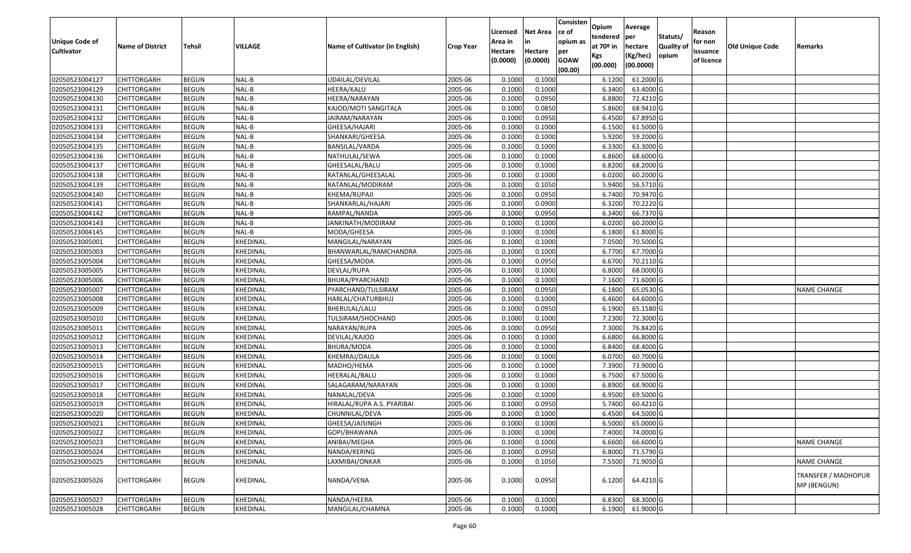| Unique Code of Cultivator | Name of District | Tehsil | VILLAGE | Name of Cultivator (in English) | Crop Year | Licensed Area in Hectare (0.0000) | Net Area in Hectare (0.0000) | Consistence of opium as per GOAW (00.00) | Opium tendered at 70º in Kgs (00.000) | Average per hectare (Kg/hec) (00.0000) | Statuts/ Quality of opium | Reason for non issuance of licence | Old Unique Code | Remarks |
|---|---|---|---|---|---|---|---|---|---|---|---|---|---|---|
| 02050523004127 | CHITTORGARH | BEGUN | NAL-B | UDAILAL/DEVILAL | 2005-06 | 0.1000 | 0.1000 | | 6.1200 | 61.2000 | G | | | |
| 02050523004129 | CHITTORGARH | BEGUN | NAL-B | HEERA/KALU | 2005-06 | 0.1000 | 0.1000 | | 6.3400 | 63.4000 | G | | | |
| 02050523004130 | CHITTORGARH | BEGUN | NAL-B | HEERA/NARAYAN | 2005-06 | 0.1000 | 0.0950 | | 6.8800 | 72.4210 | G | | | |
| 02050523004131 | CHITTORGARH | BEGUN | NAL-B | KAJOD/MOTI SANGITALA | 2005-06 | 0.1000 | 0.0850 | | 5.8600 | 68.9410 | G | | | |
| 02050523004132 | CHITTORGARH | BEGUN | NAL-B | JAIRAM/NARAYAN | 2005-06 | 0.1000 | 0.0950 | | 6.4500 | 67.8950 | G | | | |
| 02050523004133 | CHITTORGARH | BEGUN | NAL-B | GHEESA/HAJARI | 2005-06 | 0.1000 | 0.1000 | | 6.1500 | 61.5000 | G | | | |
| 02050523004134 | CHITTORGARH | BEGUN | NAL-B | SHANKARI/GHEESA | 2005-06 | 0.1000 | 0.1000 | | 5.9200 | 59.2000 | G | | | |
| 02050523004135 | CHITTORGARH | BEGUN | NAL-B | BANSILAL/VARDA | 2005-06 | 0.1000 | 0.1000 | | 6.3300 | 63.3000 | G | | | |
| 02050523004136 | CHITTORGARH | BEGUN | NAL-B | NATHULAL/SEWA | 2005-06 | 0.1000 | 0.1000 | | 6.8600 | 68.6000 | G | | | |
| 02050523004137 | CHITTORGARH | BEGUN | NAL-B | GHEESALAL/BALU | 2005-06 | 0.1000 | 0.1000 | | 6.8200 | 68.2000 | G | | | |
| 02050523004138 | CHITTORGARH | BEGUN | NAL-B | RATANLAL/GHEESALAL | 2005-06 | 0.1000 | 0.1000 | | 6.0200 | 60.2000 | G | | | |
| 02050523004139 | CHITTORGARH | BEGUN | NAL-B | RATANLAL/MODIRAM | 2005-06 | 0.1000 | 0.1050 | | 5.9400 | 56.5710 | G | | | |
| 02050523004140 | CHITTORGARH | BEGUN | NAL-B | KHEMA/RUPAJI | 2005-06 | 0.1000 | 0.0950 | | 6.7400 | 70.9470 | G | | | |
| 02050523004141 | CHITTORGARH | BEGUN | NAL-B | SHANKARLAL/HAJARI | 2005-06 | 0.1000 | 0.0900 | | 6.3200 | 70.2220 | G | | | |
| 02050523004142 | CHITTORGARH | BEGUN | NAL-B | RAMPAL/NANDA | 2005-06 | 0.1000 | 0.0950 | | 6.3400 | 66.7370 | G | | | |
| 02050523004143 | CHITTORGARH | BEGUN | NAL-B | JANKINATH/MODIRAM | 2005-06 | 0.1000 | 0.1000 | | 6.0200 | 60.2000 | G | | | |
| 02050523004145 | CHITTORGARH | BEGUN | NAL-B | MODA/GHEESA | 2005-06 | 0.1000 | 0.1000 | | 6.1800 | 61.8000 | G | | | |
| 02050523005001 | CHITTORGARH | BEGUN | KHEDINAL | MANGILAL/NARAYAN | 2005-06 | 0.1000 | 0.1000 | | 7.0500 | 70.5000 | G | | | |
| 02050523005003 | CHITTORGARH | BEGUN | KHEDINAL | BHANWARLAL/RAMCHANDRA | 2005-06 | 0.1000 | 0.1000 | | 6.7700 | 67.7000 | G | | | |
| 02050523005004 | CHITTORGARH | BEGUN | KHEDINAL | GHEESA/MODA | 2005-06 | 0.1000 | 0.0950 | | 6.6700 | 70.2110 | G | | | |
| 02050523005005 | CHITTORGARH | BEGUN | KHEDINAL | DEVLAL/RUPA | 2005-06 | 0.1000 | 0.1000 | | 6.8000 | 68.0000 | G | | | |
| 02050523005006 | CHITTORGARH | BEGUN | KHEDINAL | BHURA/PYARCHAND | 2005-06 | 0.1000 | 0.1000 | | 7.1600 | 71.6000 | G | | | |
| 02050523005007 | CHITTORGARH | BEGUN | KHEDINAL | PYARCHAND/TULSIRAM | 2005-06 | 0.1000 | 0.0950 | | 6.1800 | 65.0530 | G | | | NAME CHANGE |
| 02050523005008 | CHITTORGARH | BEGUN | KHEDINAL | HARLAL/CHATURBHUJ | 2005-06 | 0.1000 | 0.1000 | | 6.4600 | 64.6000 | G | | | |
| 02050523005009 | CHITTORGARH | BEGUN | KHEDINAL | BHERULAL/LALU | 2005-06 | 0.1000 | 0.0950 | | 6.1900 | 65.1580 | G | | | |
| 02050523005010 | CHITTORGARH | BEGUN | KHEDINAL | TULSIRAM/SHOCHAND | 2005-06 | 0.1000 | 0.1000 | | 7.2300 | 72.3000 | G | | | |
| 02050523005011 | CHITTORGARH | BEGUN | KHEDINAL | NARAYAN/RUPA | 2005-06 | 0.1000 | 0.0950 | | 7.3000 | 76.8420 | G | | | |
| 02050523005012 | CHITTORGARH | BEGUN | KHEDINAL | DEVILAL/KAJOD | 2005-06 | 0.1000 | 0.1000 | | 6.6800 | 66.8000 | G | | | |
| 02050523005013 | CHITTORGARH | BEGUN | KHEDINAL | BHURA/MODA | 2005-06 | 0.1000 | 0.1000 | | 6.8400 | 68.4000 | G | | | |
| 02050523005014 | CHITTORGARH | BEGUN | KHEDINAL | KHEMRAJ/DAULA | 2005-06 | 0.1000 | 0.1000 | | 6.0700 | 60.7000 | G | | | |
| 02050523005015 | CHITTORGARH | BEGUN | KHEDINAL | MADHO/HEMA | 2005-06 | 0.1000 | 0.1000 | | 7.3900 | 73.9000 | G | | | |
| 02050523005016 | CHITTORGARH | BEGUN | KHEDINAL | HEERALAL/BALU | 2005-06 | 0.1000 | 0.1000 | | 6.7500 | 67.5000 | G | | | |
| 02050523005017 | CHITTORGARH | BEGUN | KHEDINAL | SALAGARAM/NARAYAN | 2005-06 | 0.1000 | 0.1000 | | 6.8900 | 68.9000 | G | | | |
| 02050523005018 | CHITTORGARH | BEGUN | KHEDINAL | NANALAL/DEVA | 2005-06 | 0.1000 | 0.1000 | | 6.9500 | 69.5000 | G | | | |
| 02050523005019 | CHITTORGARH | BEGUN | KHEDINAL | HIRALAL/RUPA A.S. PYARIBAI | 2005-06 | 0.1000 | 0.0950 | | 5.7400 | 60.4210 | G | | | |
| 02050523005020 | CHITTORGARH | BEGUN | KHEDINAL | CHUNNILAL/DEVA | 2005-06 | 0.1000 | 0.1000 | | 6.4500 | 64.5000 | G | | | |
| 02050523005021 | CHITTORGARH | BEGUN | KHEDINAL | GHEESA/JAISINGH | 2005-06 | 0.1000 | 0.1000 | | 6.5000 | 65.0000 | G | | | |
| 02050523005022 | CHITTORGARH | BEGUN | KHEDINAL | GOPI/BHAWANA | 2005-06 | 0.1000 | 0.1000 | | 7.4000 | 74.0000 | G | | | |
| 02050523005023 | CHITTORGARH | BEGUN | KHEDINAL | ANIBAI/MEGHA | 2005-06 | 0.1000 | 0.1000 | | 6.6600 | 66.6000 | G | | | NAME CHANGE |
| 02050523005024 | CHITTORGARH | BEGUN | KHEDINAL | NANDA/KERING | 2005-06 | 0.1000 | 0.0950 | | 6.8000 | 71.5790 | G | | | |
| 02050523005025 | CHITTORGARH | BEGUN | KHEDINAL | LAXMIBAI/ONKAR | 2005-06 | 0.1000 | 0.1050 | | 7.5500 | 71.9050 | G | | | NAME CHANGE |
| 02050523005026 | CHITTORGARH | BEGUN | KHEDINAL | NANDA/VENA | 2005-06 | 0.1000 | 0.0950 | | 6.1200 | 64.4210 | G | | | TRANSFER / MADHOPUR MP (BENGUN) |
| 02050523005027 | CHITTORGARH | BEGUN | KHEDINAL | NANDA/HEERA | 2005-06 | 0.1000 | 0.1000 | | 6.8300 | 68.3000 | G | | | |
| 02050523005028 | CHITTORGARH | BEGUN | KHEDINAL | MANGILAL/CHAMNA | 2005-06 | 0.1000 | 0.1000 | | 6.1900 | 61.9000 | G | | | |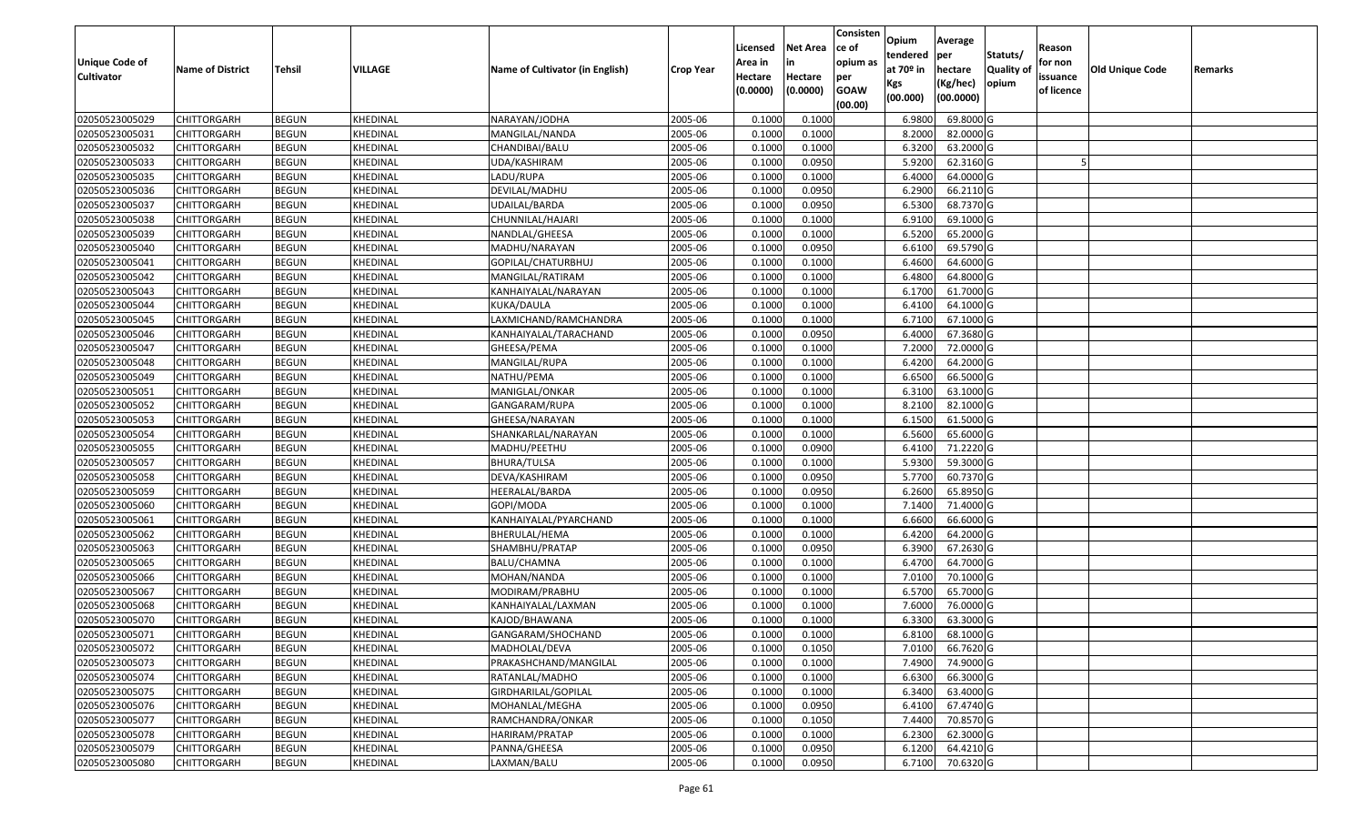| Unique Code of Cultivator | Name of District | Tehsil | VILLAGE | Name of Cultivator (in English) | Crop Year | Licensed Area in Hectare (0.0000) | Net Area in Hectare (0.0000) | Consistence of opium as per GOAW (00.00) | Opium tendered at 70º in Kgs (00.000) | Average per hectare (Kg/hec) (00.0000) | Statuts/ Quality of opium | Reason for non issuance of licence | Old Unique Code | Remarks |
|---|---|---|---|---|---|---|---|---|---|---|---|---|---|---|
| 02050523005029 | CHITTORGARH | BEGUN | KHEDINAL | NARAYAN/JODHA | 2005-06 | 0.1000 | 0.1000 | | 6.9800 | 69.8000 | G | | | |
| 02050523005031 | CHITTORGARH | BEGUN | KHEDINAL | MANGILAL/NANDA | 2005-06 | 0.1000 | 0.1000 | | 8.2000 | 82.0000 | G | | | |
| 02050523005032 | CHITTORGARH | BEGUN | KHEDINAL | CHANDIBAI/BALU | 2005-06 | 0.1000 | 0.1000 | | 6.3200 | 63.2000 | G | | | |
| 02050523005033 | CHITTORGARH | BEGUN | KHEDINAL | UDA/KASHIRAM | 2005-06 | 0.1000 | 0.0950 | | 5.9200 | 62.3160 | G | 5 | | |
| 02050523005035 | CHITTORGARH | BEGUN | KHEDINAL | LADU/RUPA | 2005-06 | 0.1000 | 0.1000 | | 6.4000 | 64.0000 | G | | | |
| 02050523005036 | CHITTORGARH | BEGUN | KHEDINAL | DEVILAL/MADHU | 2005-06 | 0.1000 | 0.0950 | | 6.2900 | 66.2110 | G | | | |
| 02050523005037 | CHITTORGARH | BEGUN | KHEDINAL | UDAILAL/BARDA | 2005-06 | 0.1000 | 0.0950 | | 6.5300 | 68.7370 | G | | | |
| 02050523005038 | CHITTORGARH | BEGUN | KHEDINAL | CHUNNILAL/HAJARI | 2005-06 | 0.1000 | 0.1000 | | 6.9100 | 69.1000 | G | | | |
| 02050523005039 | CHITTORGARH | BEGUN | KHEDINAL | NANDLAL/GHEESA | 2005-06 | 0.1000 | 0.1000 | | 6.5200 | 65.2000 | G | | | |
| 02050523005040 | CHITTORGARH | BEGUN | KHEDINAL | MADHU/NARAYAN | 2005-06 | 0.1000 | 0.0950 | | 6.6100 | 69.5790 | G | | | |
| 02050523005041 | CHITTORGARH | BEGUN | KHEDINAL | GOPILAL/CHATURBHUJ | 2005-06 | 0.1000 | 0.1000 | | 6.4600 | 64.6000 | G | | | |
| 02050523005042 | CHITTORGARH | BEGUN | KHEDINAL | MANGILAL/RATIRAM | 2005-06 | 0.1000 | 0.1000 | | 6.4800 | 64.8000 | G | | | |
| 02050523005043 | CHITTORGARH | BEGUN | KHEDINAL | KANHAIYALAL/NARAYAN | 2005-06 | 0.1000 | 0.1000 | | 6.1700 | 61.7000 | G | | | |
| 02050523005044 | CHITTORGARH | BEGUN | KHEDINAL | KUKA/DAULA | 2005-06 | 0.1000 | 0.1000 | | 6.4100 | 64.1000 | G | | | |
| 02050523005045 | CHITTORGARH | BEGUN | KHEDINAL | LAXMICHAND/RAMCHANDRA | 2005-06 | 0.1000 | 0.1000 | | 6.7100 | 67.1000 | G | | | |
| 02050523005046 | CHITTORGARH | BEGUN | KHEDINAL | KANHAIYALAL/TARACHAND | 2005-06 | 0.1000 | 0.0950 | | 6.4000 | 67.3680 | G | | | |
| 02050523005047 | CHITTORGARH | BEGUN | KHEDINAL | GHEESA/PEMA | 2005-06 | 0.1000 | 0.1000 | | 7.2000 | 72.0000 | G | | | |
| 02050523005048 | CHITTORGARH | BEGUN | KHEDINAL | MANGILAL/RUPA | 2005-06 | 0.1000 | 0.1000 | | 6.4200 | 64.2000 | G | | | |
| 02050523005049 | CHITTORGARH | BEGUN | KHEDINAL | NATHU/PEMA | 2005-06 | 0.1000 | 0.1000 | | 6.6500 | 66.5000 | G | | | |
| 02050523005051 | CHITTORGARH | BEGUN | KHEDINAL | MANIGLAL/ONKAR | 2005-06 | 0.1000 | 0.1000 | | 6.3100 | 63.1000 | G | | | |
| 02050523005052 | CHITTORGARH | BEGUN | KHEDINAL | GANGARAM/RUPA | 2005-06 | 0.1000 | 0.1000 | | 8.2100 | 82.1000 | G | | | |
| 02050523005053 | CHITTORGARH | BEGUN | KHEDINAL | GHEESA/NARAYAN | 2005-06 | 0.1000 | 0.1000 | | 6.1500 | 61.5000 | G | | | |
| 02050523005054 | CHITTORGARH | BEGUN | KHEDINAL | SHANKARLAL/NARAYAN | 2005-06 | 0.1000 | 0.1000 | | 6.5600 | 65.6000 | G | | | |
| 02050523005055 | CHITTORGARH | BEGUN | KHEDINAL | MADHU/PEETHU | 2005-06 | 0.1000 | 0.0900 | | 6.4100 | 71.2220 | G | | | |
| 02050523005057 | CHITTORGARH | BEGUN | KHEDINAL | BHURA/TULSA | 2005-06 | 0.1000 | 0.1000 | | 5.9300 | 59.3000 | G | | | |
| 02050523005058 | CHITTORGARH | BEGUN | KHEDINAL | DEVA/KASHIRAM | 2005-06 | 0.1000 | 0.0950 | | 5.7700 | 60.7370 | G | | | |
| 02050523005059 | CHITTORGARH | BEGUN | KHEDINAL | HEERALAL/BARDA | 2005-06 | 0.1000 | 0.0950 | | 6.2600 | 65.8950 | G | | | |
| 02050523005060 | CHITTORGARH | BEGUN | KHEDINAL | GOPI/MODA | 2005-06 | 0.1000 | 0.1000 | | 7.1400 | 71.4000 | G | | | |
| 02050523005061 | CHITTORGARH | BEGUN | KHEDINAL | KANHAIYALAL/PYARCHAND | 2005-06 | 0.1000 | 0.1000 | | 6.6600 | 66.6000 | G | | | |
| 02050523005062 | CHITTORGARH | BEGUN | KHEDINAL | BHERULAL/HEMA | 2005-06 | 0.1000 | 0.1000 | | 6.4200 | 64.2000 | G | | | |
| 02050523005063 | CHITTORGARH | BEGUN | KHEDINAL | SHAMBHU/PRATAP | 2005-06 | 0.1000 | 0.0950 | | 6.3900 | 67.2630 | G | | | |
| 02050523005065 | CHITTORGARH | BEGUN | KHEDINAL | BALU/CHAMNA | 2005-06 | 0.1000 | 0.1000 | | 6.4700 | 64.7000 | G | | | |
| 02050523005066 | CHITTORGARH | BEGUN | KHEDINAL | MOHAN/NANDA | 2005-06 | 0.1000 | 0.1000 | | 7.0100 | 70.1000 | G | | | |
| 02050523005067 | CHITTORGARH | BEGUN | KHEDINAL | MODIRAM/PRABHU | 2005-06 | 0.1000 | 0.1000 | | 6.5700 | 65.7000 | G | | | |
| 02050523005068 | CHITTORGARH | BEGUN | KHEDINAL | KANHAIYALAL/LAXMAN | 2005-06 | 0.1000 | 0.1000 | | 7.6000 | 76.0000 | G | | | |
| 02050523005070 | CHITTORGARH | BEGUN | KHEDINAL | KAJOD/BHAWANA | 2005-06 | 0.1000 | 0.1000 | | 6.3300 | 63.3000 | G | | | |
| 02050523005071 | CHITTORGARH | BEGUN | KHEDINAL | GANGARAM/SHOCHAND | 2005-06 | 0.1000 | 0.1000 | | 6.8100 | 68.1000 | G | | | |
| 02050523005072 | CHITTORGARH | BEGUN | KHEDINAL | MADHOLAL/DEVA | 2005-06 | 0.1000 | 0.1050 | | 7.0100 | 66.7620 | G | | | |
| 02050523005073 | CHITTORGARH | BEGUN | KHEDINAL | PRAKASHCHAND/MANGILAL | 2005-06 | 0.1000 | 0.1000 | | 7.4900 | 74.9000 | G | | | |
| 02050523005074 | CHITTORGARH | BEGUN | KHEDINAL | RATANLAL/MADHO | 2005-06 | 0.1000 | 0.1000 | | 6.6300 | 66.3000 | G | | | |
| 02050523005075 | CHITTORGARH | BEGUN | KHEDINAL | GIRDHARILAL/GOPILAL | 2005-06 | 0.1000 | 0.1000 | | 6.3400 | 63.4000 | G | | | |
| 02050523005076 | CHITTORGARH | BEGUN | KHEDINAL | MOHANLAL/MEGHA | 2005-06 | 0.1000 | 0.0950 | | 6.4100 | 67.4740 | G | | | |
| 02050523005077 | CHITTORGARH | BEGUN | KHEDINAL | RAMCHANDRA/ONKAR | 2005-06 | 0.1000 | 0.1050 | | 7.4400 | 70.8570 | G | | | |
| 02050523005078 | CHITTORGARH | BEGUN | KHEDINAL | HARIRAM/PRATAP | 2005-06 | 0.1000 | 0.1000 | | 6.2300 | 62.3000 | G | | | |
| 02050523005079 | CHITTORGARH | BEGUN | KHEDINAL | PANNA/GHEESA | 2005-06 | 0.1000 | 0.0950 | | 6.1200 | 64.4210 | G | | | |
| 02050523005080 | CHITTORGARH | BEGUN | KHEDINAL | LAXMAN/BALU | 2005-06 | 0.1000 | 0.0950 | | 6.7100 | 70.6320 | G | | | |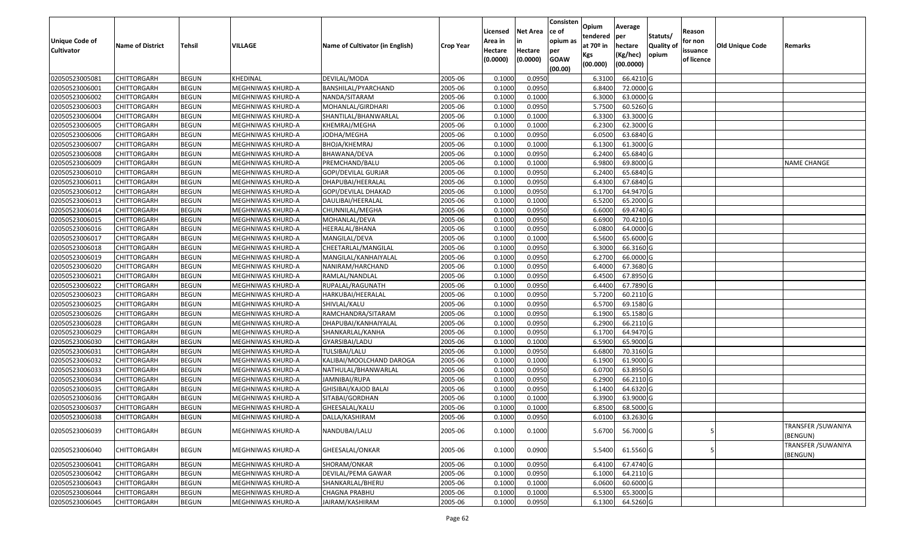| Unique Code of Cultivator | Name of District | Tehsil | VILLAGE | Name of Cultivator (in English) | Crop Year | Licensed Area in Hectare (0.0000) | Net Area in Hectare (0.0000) | Consistence of opium as per GOAW (00.00) | Opium tendered at 70º in Kgs (00.000) | Average per hectare (Kg/hec) (00.0000) | Statuts/ Quality of opium | Reason for non issuance of licence | Old Unique Code | Remarks |
|---|---|---|---|---|---|---|---|---|---|---|---|---|---|---|
| 02050523005081 | CHITTORGARH | BEGUN | KHEDINAL | DEVILAL/MODA | 2005-06 | 0.1000 | 0.0950 | | 6.3100 | 66.4210 | G | | | |
| 02050523006001 | CHITTORGARH | BEGUN | MEGHNIWAS KHURD-A | BANSHILAL/PYARCHAND | 2005-06 | 0.1000 | 0.0950 | | 6.8400 | 72.0000 | G | | | |
| 02050523006002 | CHITTORGARH | BEGUN | MEGHNIWAS KHURD-A | NANDA/SITARAM | 2005-06 | 0.1000 | 0.1000 | | 6.3000 | 63.0000 | G | | | |
| 02050523006003 | CHITTORGARH | BEGUN | MEGHNIWAS KHURD-A | MOHANLAL/GIRDHARI | 2005-06 | 0.1000 | 0.0950 | | 5.7500 | 60.5260 | G | | | |
| 02050523006004 | CHITTORGARH | BEGUN | MEGHNIWAS KHURD-A | SHANTILAL/BHANWARLAL | 2005-06 | 0.1000 | 0.1000 | | 6.3300 | 63.3000 | G | | | |
| 02050523006005 | CHITTORGARH | BEGUN | MEGHNIWAS KHURD-A | KHEMRAJ/MEGHA | 2005-06 | 0.1000 | 0.1000 | | 6.2300 | 62.3000 | G | | | |
| 02050523006006 | CHITTORGARH | BEGUN | MEGHNIWAS KHURD-A | JODHA/MEGHA | 2005-06 | 0.1000 | 0.0950 | | 6.0500 | 63.6840 | G | | | |
| 02050523006007 | CHITTORGARH | BEGUN | MEGHNIWAS KHURD-A | BHOJA/KHEMRAJ | 2005-06 | 0.1000 | 0.1000 | | 6.1300 | 61.3000 | G | | | |
| 02050523006008 | CHITTORGARH | BEGUN | MEGHNIWAS KHURD-A | BHAWANA/DEVA | 2005-06 | 0.1000 | 0.0950 | | 6.2400 | 65.6840 | G | | | |
| 02050523006009 | CHITTORGARH | BEGUN | MEGHNIWAS KHURD-A | PREMCHAND/BALU | 2005-06 | 0.1000 | 0.1000 | | 6.9800 | 69.8000 | G | | | NAME CHANGE |
| 02050523006010 | CHITTORGARH | BEGUN | MEGHNIWAS KHURD-A | GOPI/DEVILAL GURJAR | 2005-06 | 0.1000 | 0.0950 | | 6.2400 | 65.6840 | G | | | |
| 02050523006011 | CHITTORGARH | BEGUN | MEGHNIWAS KHURD-A | DHAPUBAI/HEERALAL | 2005-06 | 0.1000 | 0.0950 | | 6.4300 | 67.6840 | G | | | |
| 02050523006012 | CHITTORGARH | BEGUN | MEGHNIWAS KHURD-A | GOPI/DEVILAL DHAKAD | 2005-06 | 0.1000 | 0.0950 | | 6.1700 | 64.9470 | G | | | |
| 02050523006013 | CHITTORGARH | BEGUN | MEGHNIWAS KHURD-A | DAULIBAI/HEERALAL | 2005-06 | 0.1000 | 0.1000 | | 6.5200 | 65.2000 | G | | | |
| 02050523006014 | CHITTORGARH | BEGUN | MEGHNIWAS KHURD-A | CHUNNILAL/MEGHA | 2005-06 | 0.1000 | 0.0950 | | 6.6000 | 69.4740 | G | | | |
| 02050523006015 | CHITTORGARH | BEGUN | MEGHNIWAS KHURD-A | MOHANLAL/DEVA | 2005-06 | 0.1000 | 0.0950 | | 6.6900 | 70.4210 | G | | | |
| 02050523006016 | CHITTORGARH | BEGUN | MEGHNIWAS KHURD-A | HEERALAL/BHANA | 2005-06 | 0.1000 | 0.0950 | | 6.0800 | 64.0000 | G | | | |
| 02050523006017 | CHITTORGARH | BEGUN | MEGHNIWAS KHURD-A | MANGILAL/DEVA | 2005-06 | 0.1000 | 0.1000 | | 6.5600 | 65.6000 | G | | | |
| 02050523006018 | CHITTORGARH | BEGUN | MEGHNIWAS KHURD-A | CHEETARLAL/MANGILAL | 2005-06 | 0.1000 | 0.0950 | | 6.3000 | 66.3160 | G | | | |
| 02050523006019 | CHITTORGARH | BEGUN | MEGHNIWAS KHURD-A | MANGILAL/KANHAIYALAL | 2005-06 | 0.1000 | 0.0950 | | 6.2700 | 66.0000 | G | | | |
| 02050523006020 | CHITTORGARH | BEGUN | MEGHNIWAS KHURD-A | NANIRAM/HARCHAND | 2005-06 | 0.1000 | 0.0950 | | 6.4000 | 67.3680 | G | | | |
| 02050523006021 | CHITTORGARH | BEGUN | MEGHNIWAS KHURD-A | RAMLAL/NANDLAL | 2005-06 | 0.1000 | 0.0950 | | 6.4500 | 67.8950 | G | | | |
| 02050523006022 | CHITTORGARH | BEGUN | MEGHNIWAS KHURD-A | RUPALAL/RAGUNATH | 2005-06 | 0.1000 | 0.0950 | | 6.4400 | 67.7890 | G | | | |
| 02050523006023 | CHITTORGARH | BEGUN | MEGHNIWAS KHURD-A | HARKUBAI/HEERALAL | 2005-06 | 0.1000 | 0.0950 | | 5.7200 | 60.2110 | G | | | |
| 02050523006025 | CHITTORGARH | BEGUN | MEGHNIWAS KHURD-A | SHIVLAL/KALU | 2005-06 | 0.1000 | 0.0950 | | 6.5700 | 69.1580 | G | | | |
| 02050523006026 | CHITTORGARH | BEGUN | MEGHNIWAS KHURD-A | RAMCHANDRA/SITARAM | 2005-06 | 0.1000 | 0.0950 | | 6.1900 | 65.1580 | G | | | |
| 02050523006028 | CHITTORGARH | BEGUN | MEGHNIWAS KHURD-A | DHAPUBAI/KANHAIYALAL | 2005-06 | 0.1000 | 0.0950 | | 6.2900 | 66.2110 | G | | | |
| 02050523006029 | CHITTORGARH | BEGUN | MEGHNIWAS KHURD-A | SHANKARLAL/KANHA | 2005-06 | 0.1000 | 0.0950 | | 6.1700 | 64.9470 | G | | | |
| 02050523006030 | CHITTORGARH | BEGUN | MEGHNIWAS KHURD-A | GYARSIBAI/LADU | 2005-06 | 0.1000 | 0.1000 | | 6.5900 | 65.9000 | G | | | |
| 02050523006031 | CHITTORGARH | BEGUN | MEGHNIWAS KHURD-A | TULSIBAI/LALU | 2005-06 | 0.1000 | 0.0950 | | 6.6800 | 70.3160 | G | | | |
| 02050523006032 | CHITTORGARH | BEGUN | MEGHNIWAS KHURD-A | KALIBAI/MOOLCHAND DAROGA | 2005-06 | 0.1000 | 0.1000 | | 6.1900 | 61.9000 | G | | | |
| 02050523006033 | CHITTORGARH | BEGUN | MEGHNIWAS KHURD-A | NATHULAL/BHANWARLAL | 2005-06 | 0.1000 | 0.0950 | | 6.0700 | 63.8950 | G | | | |
| 02050523006034 | CHITTORGARH | BEGUN | MEGHNIWAS KHURD-A | JAMNIBAI/RUPA | 2005-06 | 0.1000 | 0.0950 | | 6.2900 | 66.2110 | G | | | |
| 02050523006035 | CHITTORGARH | BEGUN | MEGHNIWAS KHURD-A | GHISIBAI/KAJOD BALAI | 2005-06 | 0.1000 | 0.0950 | | 6.1400 | 64.6320 | G | | | |
| 02050523006036 | CHITTORGARH | BEGUN | MEGHNIWAS KHURD-A | SITABAI/GORDHAN | 2005-06 | 0.1000 | 0.1000 | | 6.3900 | 63.9000 | G | | | |
| 02050523006037 | CHITTORGARH | BEGUN | MEGHNIWAS KHURD-A | GHEESALAL/KALU | 2005-06 | 0.1000 | 0.1000 | | 6.8500 | 68.5000 | G | | | |
| 02050523006038 | CHITTORGARH | BEGUN | MEGHNIWAS KHURD-A | DALLA/KASHIRAM | 2005-06 | 0.1000 | 0.0950 | | 6.0100 | 63.2630 | G | | | |
| 02050523006039 | CHITTORGARH | BEGUN | MEGHNIWAS KHURD-A | NANDUBAI/LALU | 2005-06 | 0.1000 | 0.1000 | | 5.6700 | 56.7000 | G | 5 | | TRANSFER /SUWANIYA (BENGUN) |
| 02050523006040 | CHITTORGARH | BEGUN | MEGHNIWAS KHURD-A | GHEESALAL/ONKAR | 2005-06 | 0.1000 | 0.0900 | | 5.5400 | 61.5560 | G | 5 | | TRANSFER /SUWANIYA (BENGUN) |
| 02050523006041 | CHITTORGARH | BEGUN | MEGHNIWAS KHURD-A | SHORAM/ONKAR | 2005-06 | 0.1000 | 0.0950 | | 6.4100 | 67.4740 | G | | | |
| 02050523006042 | CHITTORGARH | BEGUN | MEGHNIWAS KHURD-A | DEVILAL/PEMA GAWAR | 2005-06 | 0.1000 | 0.0950 | | 6.1000 | 64.2110 | G | | | |
| 02050523006043 | CHITTORGARH | BEGUN | MEGHNIWAS KHURD-A | SHANKARLAL/BHERU | 2005-06 | 0.1000 | 0.1000 | | 6.0600 | 60.6000 | G | | | |
| 02050523006044 | CHITTORGARH | BEGUN | MEGHNIWAS KHURD-A | CHAGNA PRABHU | 2005-06 | 0.1000 | 0.1000 | | 6.5300 | 65.3000 | G | | | |
| 02050523006045 | CHITTORGARH | BEGUN | MEGHNIWAS KHURD-A | JAIRAM/KASHIRAM | 2005-06 | 0.1000 | 0.0950 | | 6.1300 | 64.5260 | G | | | |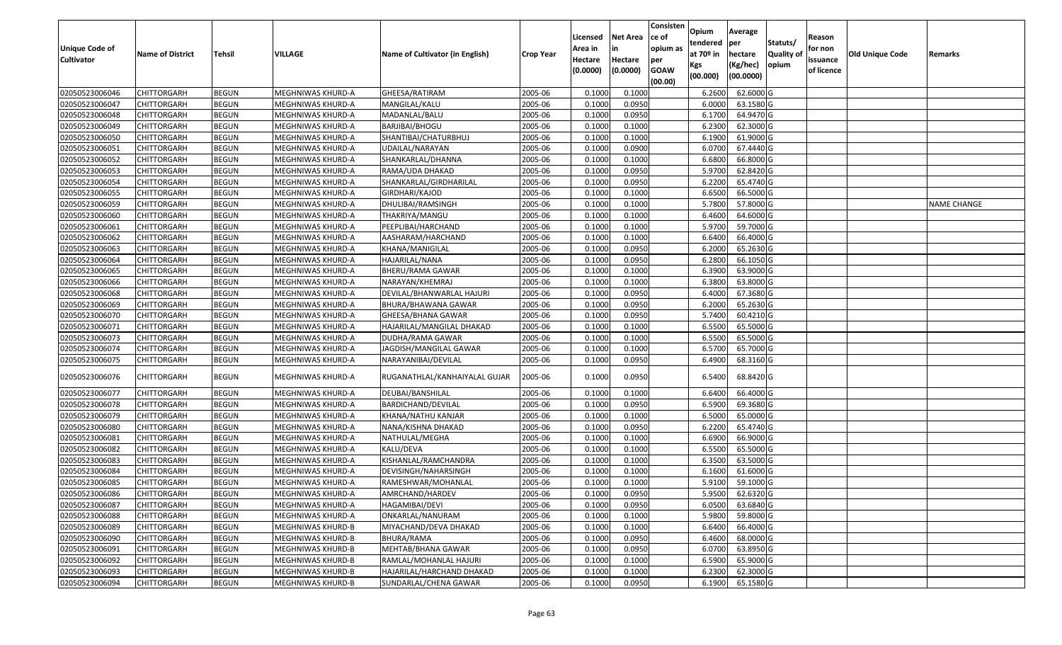| Unique Code of Cultivator | Name of District | Tehsil | VILLAGE | Name of Cultivator (in English) | Crop Year | Licensed Area in Hectare (0.0000) | Net Area in Hectare (0.0000) | Consistence of opium as per GOAW (00.00) | Opium tendered at 70º in Kgs (00.000) | Average per hectare (Kg/hec) (00.0000) | Statuts/ Quality of opium | Reason for non issuance of licence | Old Unique Code | Remarks |
|---|---|---|---|---|---|---|---|---|---|---|---|---|---|---|
| 02050523006046 | CHITTORGARH | BEGUN | MEGHNIWAS KHURD-A | GHEESA/RATIRAM | 2005-06 | 0.1000 | 0.1000 | | 6.2600 | 62.6000 | G | | | |
| 02050523006047 | CHITTORGARH | BEGUN | MEGHNIWAS KHURD-A | MANGILAL/KALU | 2005-06 | 0.1000 | 0.0950 | | 6.0000 | 63.1580 | G | | | |
| 02050523006048 | CHITTORGARH | BEGUN | MEGHNIWAS KHURD-A | MADANLAL/BALU | 2005-06 | 0.1000 | 0.0950 | | 6.1700 | 64.9470 | G | | | |
| 02050523006049 | CHITTORGARH | BEGUN | MEGHNIWAS KHURD-A | BARJIBAI/BHOGU | 2005-06 | 0.1000 | 0.1000 | | 6.2300 | 62.3000 | G | | | |
| 02050523006050 | CHITTORGARH | BEGUN | MEGHNIWAS KHURD-A | SHANTIBAI/CHATURBHUJ | 2005-06 | 0.1000 | 0.1000 | | 6.1900 | 61.9000 | G | | | |
| 02050523006051 | CHITTORGARH | BEGUN | MEGHNIWAS KHURD-A | UDAILAL/NARAYAN | 2005-06 | 0.1000 | 0.0900 | | 6.0700 | 67.4440 | G | | | |
| 02050523006052 | CHITTORGARH | BEGUN | MEGHNIWAS KHURD-A | SHANKARLAL/DHANNA | 2005-06 | 0.1000 | 0.1000 | | 6.6800 | 66.8000 | G | | | |
| 02050523006053 | CHITTORGARH | BEGUN | MEGHNIWAS KHURD-A | RAMA/UDA DHAKAD | 2005-06 | 0.1000 | 0.0950 | | 5.9700 | 62.8420 | G | | | |
| 02050523006054 | CHITTORGARH | BEGUN | MEGHNIWAS KHURD-A | SHANKARLAL/GIRDHARILAL | 2005-06 | 0.1000 | 0.0950 | | 6.2200 | 65.4740 | G | | | |
| 02050523006055 | CHITTORGARH | BEGUN | MEGHNIWAS KHURD-A | GIRDHARI/KAJOD | 2005-06 | 0.1000 | 0.1000 | | 6.6500 | 66.5000 | G | | | |
| 02050523006059 | CHITTORGARH | BEGUN | MEGHNIWAS KHURD-A | DHULIBAI/RAMSINGH | 2005-06 | 0.1000 | 0.1000 | | 5.7800 | 57.8000 | G | | | NAME CHANGE |
| 02050523006060 | CHITTORGARH | BEGUN | MEGHNIWAS KHURD-A | THAKRIYA/MANGU | 2005-06 | 0.1000 | 0.1000 | | 6.4600 | 64.6000 | G | | | |
| 02050523006061 | CHITTORGARH | BEGUN | MEGHNIWAS KHURD-A | PEEPLIBAI/HARCHAND | 2005-06 | 0.1000 | 0.1000 | | 5.9700 | 59.7000 | G | | | |
| 02050523006062 | CHITTORGARH | BEGUN | MEGHNIWAS KHURD-A | AASHARAM/HARCHAND | 2005-06 | 0.1000 | 0.1000 | | 6.6400 | 66.4000 | G | | | |
| 02050523006063 | CHITTORGARH | BEGUN | MEGHNIWAS KHURD-A | KHANA/MANIGILAL | 2005-06 | 0.1000 | 0.0950 | | 6.2000 | 65.2630 | G | | | |
| 02050523006064 | CHITTORGARH | BEGUN | MEGHNIWAS KHURD-A | HAJARILAL/NANA | 2005-06 | 0.1000 | 0.0950 | | 6.2800 | 66.1050 | G | | | |
| 02050523006065 | CHITTORGARH | BEGUN | MEGHNIWAS KHURD-A | BHERU/RAMA GAWAR | 2005-06 | 0.1000 | 0.1000 | | 6.3900 | 63.9000 | G | | | |
| 02050523006066 | CHITTORGARH | BEGUN | MEGHNIWAS KHURD-A | NARAYAN/KHEMRAJ | 2005-06 | 0.1000 | 0.1000 | | 6.3800 | 63.8000 | G | | | |
| 02050523006068 | CHITTORGARH | BEGUN | MEGHNIWAS KHURD-A | DEVILAL/BHANWARLAL HAJURI | 2005-06 | 0.1000 | 0.0950 | | 6.4000 | 67.3680 | G | | | |
| 02050523006069 | CHITTORGARH | BEGUN | MEGHNIWAS KHURD-A | BHURA/BHAWANA GAWAR | 2005-06 | 0.1000 | 0.0950 | | 6.2000 | 65.2630 | G | | | |
| 02050523006070 | CHITTORGARH | BEGUN | MEGHNIWAS KHURD-A | GHEESA/BHANA GAWAR | 2005-06 | 0.1000 | 0.0950 | | 5.7400 | 60.4210 | G | | | |
| 02050523006071 | CHITTORGARH | BEGUN | MEGHNIWAS KHURD-A | HAJARILAL/MANGILAL DHAKAD | 2005-06 | 0.1000 | 0.1000 | | 6.5500 | 65.5000 | G | | | |
| 02050523006073 | CHITTORGARH | BEGUN | MEGHNIWAS KHURD-A | DUDHA/RAMA GAWAR | 2005-06 | 0.1000 | 0.1000 | | 6.5500 | 65.5000 | G | | | |
| 02050523006074 | CHITTORGARH | BEGUN | MEGHNIWAS KHURD-A | JAGDISH/MANGILAL GAWAR | 2005-06 | 0.1000 | 0.1000 | | 6.5700 | 65.7000 | G | | | |
| 02050523006075 | CHITTORGARH | BEGUN | MEGHNIWAS KHURD-A | NARAYANIBAI/DEVILAL | 2005-06 | 0.1000 | 0.0950 | | 6.4900 | 68.3160 | G | | | |
| 02050523006076 | CHITTORGARH | BEGUN | MEGHNIWAS KHURD-A | RUGANATHLAL/KANHAIYALAL GUJAR | 2005-06 | 0.1000 | 0.0950 | | 6.5400 | 68.8420 | G | | | |
| 02050523006077 | CHITTORGARH | BEGUN | MEGHNIWAS KHURD-A | DEUBAI/BANSHILAL | 2005-06 | 0.1000 | 0.1000 | | 6.6400 | 66.4000 | G | | | |
| 02050523006078 | CHITTORGARH | BEGUN | MEGHNIWAS KHURD-A | BARDICHAND/DEVILAL | 2005-06 | 0.1000 | 0.0950 | | 6.5900 | 69.3680 | G | | | |
| 02050523006079 | CHITTORGARH | BEGUN | MEGHNIWAS KHURD-A | KHANA/NATHU KANJAR | 2005-06 | 0.1000 | 0.1000 | | 6.5000 | 65.0000 | G | | | |
| 02050523006080 | CHITTORGARH | BEGUN | MEGHNIWAS KHURD-A | NANA/KISHNA DHAKAD | 2005-06 | 0.1000 | 0.0950 | | 6.2200 | 65.4740 | G | | | |
| 02050523006081 | CHITTORGARH | BEGUN | MEGHNIWAS KHURD-A | NATHULAL/MEGHA | 2005-06 | 0.1000 | 0.1000 | | 6.6900 | 66.9000 | G | | | |
| 02050523006082 | CHITTORGARH | BEGUN | MEGHNIWAS KHURD-A | KALU/DEVA | 2005-06 | 0.1000 | 0.1000 | | 6.5500 | 65.5000 | G | | | |
| 02050523006083 | CHITTORGARH | BEGUN | MEGHNIWAS KHURD-A | KISHANLAL/RAMCHANDRA | 2005-06 | 0.1000 | 0.1000 | | 6.3500 | 63.5000 | G | | | |
| 02050523006084 | CHITTORGARH | BEGUN | MEGHNIWAS KHURD-A | DEVISINGH/NAHARSINGH | 2005-06 | 0.1000 | 0.1000 | | 6.1600 | 61.6000 | G | | | |
| 02050523006085 | CHITTORGARH | BEGUN | MEGHNIWAS KHURD-A | RAMESHWAR/MOHANLAL | 2005-06 | 0.1000 | 0.1000 | | 5.9100 | 59.1000 | G | | | |
| 02050523006086 | CHITTORGARH | BEGUN | MEGHNIWAS KHURD-A | AMRCHAND/HARDEV | 2005-06 | 0.1000 | 0.0950 | | 5.9500 | 62.6320 | G | | | |
| 02050523006087 | CHITTORGARH | BEGUN | MEGHNIWAS KHURD-A | HAGAMIBAI/DEVI | 2005-06 | 0.1000 | 0.0950 | | 6.0500 | 63.6840 | G | | | |
| 02050523006088 | CHITTORGARH | BEGUN | MEGHNIWAS KHURD-A | ONKARLAL/NANURAM | 2005-06 | 0.1000 | 0.1000 | | 5.9800 | 59.8000 | G | | | |
| 02050523006089 | CHITTORGARH | BEGUN | MEGHNIWAS KHURD-B | MIYACHAND/DEVA DHAKAD | 2005-06 | 0.1000 | 0.1000 | | 6.6400 | 66.4000 | G | | | |
| 02050523006090 | CHITTORGARH | BEGUN | MEGHNIWAS KHURD-B | BHURA/RAMA | 2005-06 | 0.1000 | 0.0950 | | 6.4600 | 68.0000 | G | | | |
| 02050523006091 | CHITTORGARH | BEGUN | MEGHNIWAS KHURD-B | MEHTAB/BHANA GAWAR | 2005-06 | 0.1000 | 0.0950 | | 6.0700 | 63.8950 | G | | | |
| 02050523006092 | CHITTORGARH | BEGUN | MEGHNIWAS KHURD-B | RAMLAL/MOHANLAL HAJURI | 2005-06 | 0.1000 | 0.1000 | | 6.5900 | 65.9000 | G | | | |
| 02050523006093 | CHITTORGARH | BEGUN | MEGHNIWAS KHURD-B | HAJARILAL/HARCHAND DHAKAD | 2005-06 | 0.1000 | 0.1000 | | 6.2300 | 62.3000 | G | | | |
| 02050523006094 | CHITTORGARH | BEGUN | MEGHNIWAS KHURD-B | SUNDARLAL/CHENA GAWAR | 2005-06 | 0.1000 | 0.0950 | | 6.1900 | 65.1580 | G | | | |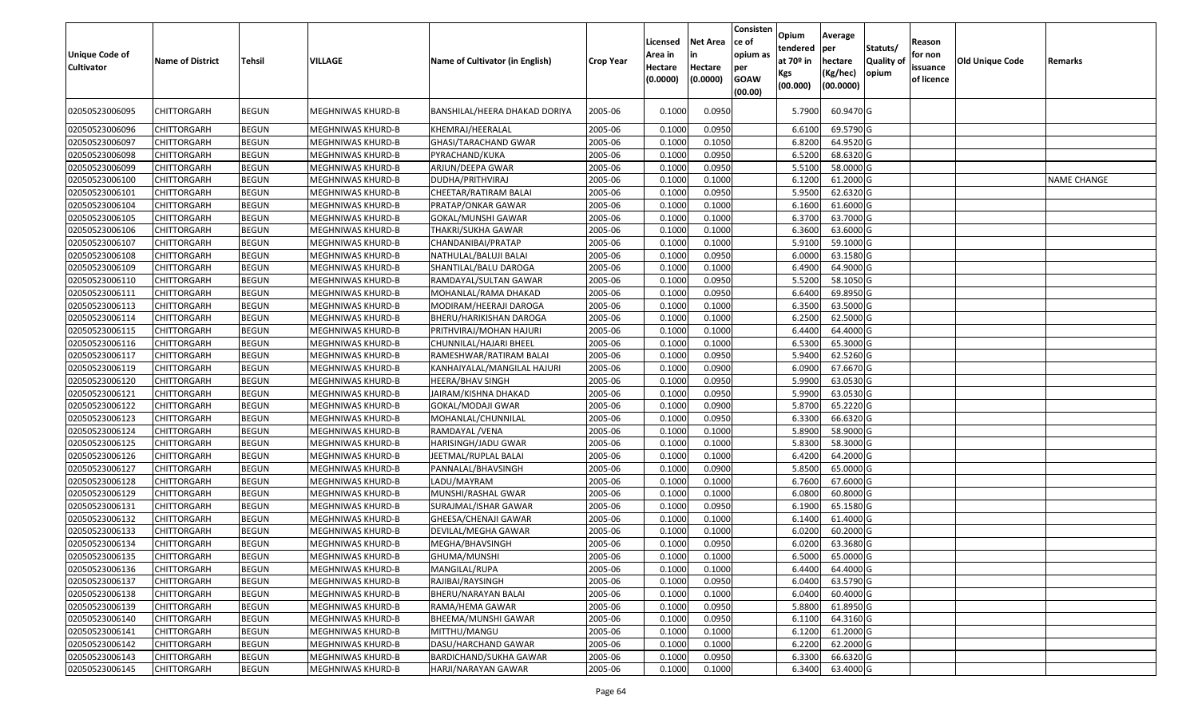| Unique Code of Cultivator | Name of District | Tehsil | VILLAGE | Name of Cultivator (in English) | Crop Year | Licensed Area in Hectare (0.0000) | Net Area in Hectare (0.0000) | Consistence of opium as per GOAW (00.00) | Opium tendered at 70º in Kgs (00.000) | Average per hectare (Kg/hec) (00.0000) | Statuts/ Quality of opium | Reason for non issuance of licence | Old Unique Code | Remarks |
|---|---|---|---|---|---|---|---|---|---|---|---|---|---|---|
| 02050523006095 | CHITTORGARH | BEGUN | MEGHNIWAS KHURD-B | BANSHILAL/HEERA DHAKAD DORIYA | 2005-06 | 0.1000 | 0.0950 | | 5.7900 | 60.9470 | G | | | |
| 02050523006096 | CHITTORGARH | BEGUN | MEGHNIWAS KHURD-B | KHEMRAJ/HEERALAL | 2005-06 | 0.1000 | 0.0950 | | 6.6100 | 69.5790 | G | | | |
| 02050523006097 | CHITTORGARH | BEGUN | MEGHNIWAS KHURD-B | GHASI/TARACHAND GWAR | 2005-06 | 0.1000 | 0.1050 | | 6.8200 | 64.9520 | G | | | |
| 02050523006098 | CHITTORGARH | BEGUN | MEGHNIWAS KHURD-B | PYRACHAND/KUKA | 2005-06 | 0.1000 | 0.0950 | | 6.5200 | 68.6320 | G | | | |
| 02050523006099 | CHITTORGARH | BEGUN | MEGHNIWAS KHURD-B | ARJUN/DEEPA GWAR | 2005-06 | 0.1000 | 0.0950 | | 5.5100 | 58.0000 | G | | | |
| 02050523006100 | CHITTORGARH | BEGUN | MEGHNIWAS KHURD-B | DUDHA/PRITHVIRAJ | 2005-06 | 0.1000 | 0.1000 | | 6.1200 | 61.2000 | G | | | NAME CHANGE |
| 02050523006101 | CHITTORGARH | BEGUN | MEGHNIWAS KHURD-B | CHEETAR/RATIRAM BALAI | 2005-06 | 0.1000 | 0.0950 | | 5.9500 | 62.6320 | G | | | |
| 02050523006104 | CHITTORGARH | BEGUN | MEGHNIWAS KHURD-B | PRATAP/ONKAR GAWAR | 2005-06 | 0.1000 | 0.1000 | | 6.1600 | 61.6000 | G | | | |
| 02050523006105 | CHITTORGARH | BEGUN | MEGHNIWAS KHURD-B | GOKAL/MUNSHI GAWAR | 2005-06 | 0.1000 | 0.1000 | | 6.3700 | 63.7000 | G | | | |
| 02050523006106 | CHITTORGARH | BEGUN | MEGHNIWAS KHURD-B | THAKRI/SUKHA GAWAR | 2005-06 | 0.1000 | 0.1000 | | 6.3600 | 63.6000 | G | | | |
| 02050523006107 | CHITTORGARH | BEGUN | MEGHNIWAS KHURD-B | CHANDANIBAI/PRATAP | 2005-06 | 0.1000 | 0.1000 | | 5.9100 | 59.1000 | G | | | |
| 02050523006108 | CHITTORGARH | BEGUN | MEGHNIWAS KHURD-B | NATHULAL/BALUJI BALAI | 2005-06 | 0.1000 | 0.0950 | | 6.0000 | 63.1580 | G | | | |
| 02050523006109 | CHITTORGARH | BEGUN | MEGHNIWAS KHURD-B | SHANTILAL/BALU DAROGA | 2005-06 | 0.1000 | 0.1000 | | 6.4900 | 64.9000 | G | | | |
| 02050523006110 | CHITTORGARH | BEGUN | MEGHNIWAS KHURD-B | RAMDAYAL/SULTAN GAWAR | 2005-06 | 0.1000 | 0.0950 | | 5.5200 | 58.1050 | G | | | |
| 02050523006111 | CHITTORGARH | BEGUN | MEGHNIWAS KHURD-B | MOHANLAL/RAMA DHAKAD | 2005-06 | 0.1000 | 0.0950 | | 6.6400 | 69.8950 | G | | | |
| 02050523006113 | CHITTORGARH | BEGUN | MEGHNIWAS KHURD-B | MODIRAM/HEERAJI DAROGA | 2005-06 | 0.1000 | 0.1000 | | 6.3500 | 63.5000 | G | | | |
| 02050523006114 | CHITTORGARH | BEGUN | MEGHNIWAS KHURD-B | BHERU/HARIKISHAN DAROGA | 2005-06 | 0.1000 | 0.1000 | | 6.2500 | 62.5000 | G | | | |
| 02050523006115 | CHITTORGARH | BEGUN | MEGHNIWAS KHURD-B | PRITHVIRAJ/MOHAN HAJURI | 2005-06 | 0.1000 | 0.1000 | | 6.4400 | 64.4000 | G | | | |
| 02050523006116 | CHITTORGARH | BEGUN | MEGHNIWAS KHURD-B | CHUNNILAL/HAJARI BHEEL | 2005-06 | 0.1000 | 0.1000 | | 6.5300 | 65.3000 | G | | | |
| 02050523006117 | CHITTORGARH | BEGUN | MEGHNIWAS KHURD-B | RAMESHWAR/RATIRAM BALAI | 2005-06 | 0.1000 | 0.0950 | | 5.9400 | 62.5260 | G | | | |
| 02050523006119 | CHITTORGARH | BEGUN | MEGHNIWAS KHURD-B | KANHAIYALAL/MANGILAL HAJURI | 2005-06 | 0.1000 | 0.0900 | | 6.0900 | 67.6670 | G | | | |
| 02050523006120 | CHITTORGARH | BEGUN | MEGHNIWAS KHURD-B | HEERA/BHAV SINGH | 2005-06 | 0.1000 | 0.0950 | | 5.9900 | 63.0530 | G | | | |
| 02050523006121 | CHITTORGARH | BEGUN | MEGHNIWAS KHURD-B | JAIRAM/KISHNA DHAKAD | 2005-06 | 0.1000 | 0.0950 | | 5.9900 | 63.0530 | G | | | |
| 02050523006122 | CHITTORGARH | BEGUN | MEGHNIWAS KHURD-B | GOKAL/MODAJI GWAR | 2005-06 | 0.1000 | 0.0900 | | 5.8700 | 65.2220 | G | | | |
| 02050523006123 | CHITTORGARH | BEGUN | MEGHNIWAS KHURD-B | MOHANLAL/CHUNNILAL | 2005-06 | 0.1000 | 0.0950 | | 6.3300 | 66.6320 | G | | | |
| 02050523006124 | CHITTORGARH | BEGUN | MEGHNIWAS KHURD-B | RAMDAYAL /VENA | 2005-06 | 0.1000 | 0.1000 | | 5.8900 | 58.9000 | G | | | |
| 02050523006125 | CHITTORGARH | BEGUN | MEGHNIWAS KHURD-B | HARISINGH/JADU GWAR | 2005-06 | 0.1000 | 0.1000 | | 5.8300 | 58.3000 | G | | | |
| 02050523006126 | CHITTORGARH | BEGUN | MEGHNIWAS KHURD-B | JEETMAL/RUPLAL BALAI | 2005-06 | 0.1000 | 0.1000 | | 6.4200 | 64.2000 | G | | | |
| 02050523006127 | CHITTORGARH | BEGUN | MEGHNIWAS KHURD-B | PANNALAL/BHAVSINGH | 2005-06 | 0.1000 | 0.0900 | | 5.8500 | 65.0000 | G | | | |
| 02050523006128 | CHITTORGARH | BEGUN | MEGHNIWAS KHURD-B | LADU/MAYRAM | 2005-06 | 0.1000 | 0.1000 | | 6.7600 | 67.6000 | G | | | |
| 02050523006129 | CHITTORGARH | BEGUN | MEGHNIWAS KHURD-B | MUNSHI/RASHAL GWAR | 2005-06 | 0.1000 | 0.1000 | | 6.0800 | 60.8000 | G | | | |
| 02050523006131 | CHITTORGARH | BEGUN | MEGHNIWAS KHURD-B | SURAJMAL/ISHAR GAWAR | 2005-06 | 0.1000 | 0.0950 | | 6.1900 | 65.1580 | G | | | |
| 02050523006132 | CHITTORGARH | BEGUN | MEGHNIWAS KHURD-B | GHEESA/CHENAJI GAWAR | 2005-06 | 0.1000 | 0.1000 | | 6.1400 | 61.4000 | G | | | |
| 02050523006133 | CHITTORGARH | BEGUN | MEGHNIWAS KHURD-B | DEVILAL/MEGHA GAWAR | 2005-06 | 0.1000 | 0.1000 | | 6.0200 | 60.2000 | G | | | |
| 02050523006134 | CHITTORGARH | BEGUN | MEGHNIWAS KHURD-B | MEGHA/BHAVSINGH | 2005-06 | 0.1000 | 0.0950 | | 6.0200 | 63.3680 | G | | | |
| 02050523006135 | CHITTORGARH | BEGUN | MEGHNIWAS KHURD-B | GHUMA/MUNSHI | 2005-06 | 0.1000 | 0.1000 | | 6.5000 | 65.0000 | G | | | |
| 02050523006136 | CHITTORGARH | BEGUN | MEGHNIWAS KHURD-B | MANGILAL/RUPA | 2005-06 | 0.1000 | 0.1000 | | 6.4400 | 64.4000 | G | | | |
| 02050523006137 | CHITTORGARH | BEGUN | MEGHNIWAS KHURD-B | RAJIBAI/RAYSINGH | 2005-06 | 0.1000 | 0.0950 | | 6.0400 | 63.5790 | G | | | |
| 02050523006138 | CHITTORGARH | BEGUN | MEGHNIWAS KHURD-B | BHERU/NARAYAN BALAI | 2005-06 | 0.1000 | 0.1000 | | 6.0400 | 60.4000 | G | | | |
| 02050523006139 | CHITTORGARH | BEGUN | MEGHNIWAS KHURD-B | RAMA/HEMA GAWAR | 2005-06 | 0.1000 | 0.0950 | | 5.8800 | 61.8950 | G | | | |
| 02050523006140 | CHITTORGARH | BEGUN | MEGHNIWAS KHURD-B | BHEEMA/MUNSHI GAWAR | 2005-06 | 0.1000 | 0.0950 | | 6.1100 | 64.3160 | G | | | |
| 02050523006141 | CHITTORGARH | BEGUN | MEGHNIWAS KHURD-B | MITTHU/MANGU | 2005-06 | 0.1000 | 0.1000 | | 6.1200 | 61.2000 | G | | | |
| 02050523006142 | CHITTORGARH | BEGUN | MEGHNIWAS KHURD-B | DASU/HARCHAND GAWAR | 2005-06 | 0.1000 | 0.1000 | | 6.2200 | 62.2000 | G | | | |
| 02050523006143 | CHITTORGARH | BEGUN | MEGHNIWAS KHURD-B | BARDICHAND/SUKHA GAWAR | 2005-06 | 0.1000 | 0.0950 | | 6.3300 | 66.6320 | G | | | |
| 02050523006145 | CHITTORGARH | BEGUN | MEGHNIWAS KHURD-B | HARJI/NARAYAN GAWAR | 2005-06 | 0.1000 | 0.1000 | | 6.3400 | 63.4000 | G | | | |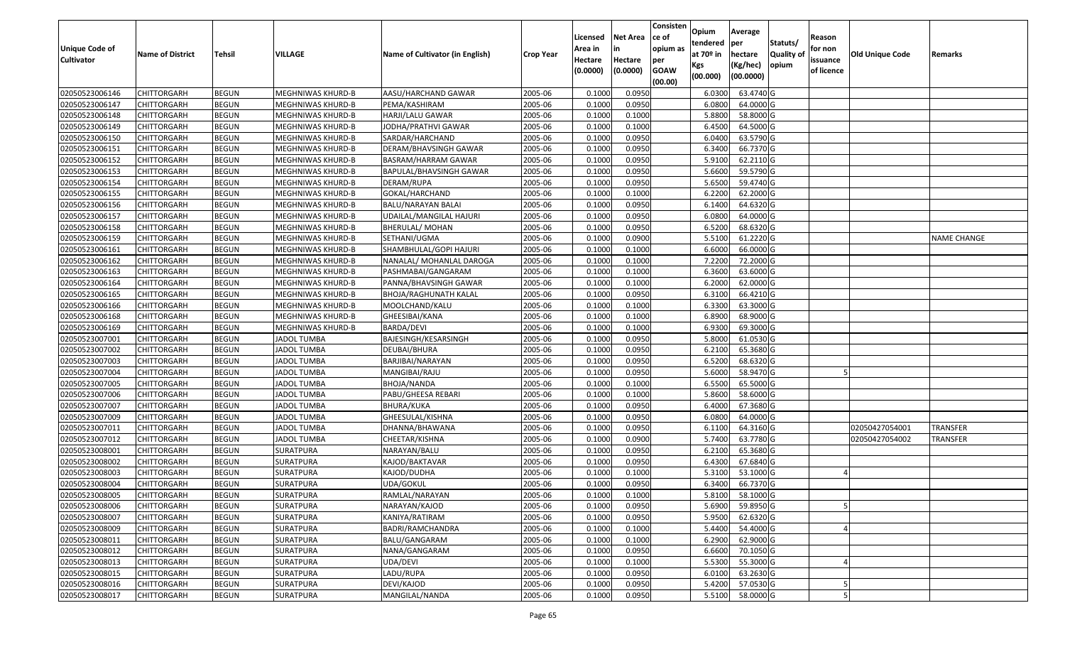| Unique Code of Cultivator | Name of District | Tehsil | VILLAGE | Name of Cultivator (in English) | Crop Year | Licensed Area in Hectare (0.0000) | Net Area in Hectare (0.0000) | Consistence of opium as per GOAW (00.00) | Opium tendered at 70º in Kgs (00.000) | Average per hectare (Kg/hec) (00.0000) | Statuts/ Quality of opium | Reason for non issuance of licence | Old Unique Code | Remarks |
|---|---|---|---|---|---|---|---|---|---|---|---|---|---|---|
| 02050523006146 | CHITTORGARH | BEGUN | MEGHNIWAS KHURD-B | AASU/HARCHAND GAWAR | 2005-06 | 0.1000 | 0.0950 | | 6.0300 | 63.4740 | G | | | |
| 02050523006147 | CHITTORGARH | BEGUN | MEGHNIWAS KHURD-B | PEMA/KASHIRAM | 2005-06 | 0.1000 | 0.0950 | | 6.0800 | 64.0000 | G | | | |
| 02050523006148 | CHITTORGARH | BEGUN | MEGHNIWAS KHURD-B | HARJI/LALU GAWAR | 2005-06 | 0.1000 | 0.1000 | | 5.8800 | 58.8000 | G | | | |
| 02050523006149 | CHITTORGARH | BEGUN | MEGHNIWAS KHURD-B | JODHA/PRATHVI GAWAR | 2005-06 | 0.1000 | 0.1000 | | 6.4500 | 64.5000 | G | | | |
| 02050523006150 | CHITTORGARH | BEGUN | MEGHNIWAS KHURD-B | SARDAR/HARCHAND | 2005-06 | 0.1000 | 0.0950 | | 6.0400 | 63.5790 | G | | | |
| 02050523006151 | CHITTORGARH | BEGUN | MEGHNIWAS KHURD-B | DERAM/BHAVSINGH GAWAR | 2005-06 | 0.1000 | 0.0950 | | 6.3400 | 66.7370 | G | | | |
| 02050523006152 | CHITTORGARH | BEGUN | MEGHNIWAS KHURD-B | BASRAM/HARRAM GAWAR | 2005-06 | 0.1000 | 0.0950 | | 5.9100 | 62.2110 | G | | | |
| 02050523006153 | CHITTORGARH | BEGUN | MEGHNIWAS KHURD-B | BAPULAL/BHAVSINGH GAWAR | 2005-06 | 0.1000 | 0.0950 | | 5.6600 | 59.5790 | G | | | |
| 02050523006154 | CHITTORGARH | BEGUN | MEGHNIWAS KHURD-B | DERAM/RUPA | 2005-06 | 0.1000 | 0.0950 | | 5.6500 | 59.4740 | G | | | |
| 02050523006155 | CHITTORGARH | BEGUN | MEGHNIWAS KHURD-B | GOKAL/HARCHAND | 2005-06 | 0.1000 | 0.1000 | | 6.2200 | 62.2000 | G | | | |
| 02050523006156 | CHITTORGARH | BEGUN | MEGHNIWAS KHURD-B | BALU/NARAYAN BALAI | 2005-06 | 0.1000 | 0.0950 | | 6.1400 | 64.6320 | G | | | |
| 02050523006157 | CHITTORGARH | BEGUN | MEGHNIWAS KHURD-B | UDAILAL/MANGILAL HAJURI | 2005-06 | 0.1000 | 0.0950 | | 6.0800 | 64.0000 | G | | | |
| 02050523006158 | CHITTORGARH | BEGUN | MEGHNIWAS KHURD-B | BHERULAL/ MOHAN | 2005-06 | 0.1000 | 0.0950 | | 6.5200 | 68.6320 | G | | | |
| 02050523006159 | CHITTORGARH | BEGUN | MEGHNIWAS KHURD-B | SETHANI/UGMA | 2005-06 | 0.1000 | 0.0900 | | 5.5100 | 61.2220 | G | | | NAME CHANGE |
| 02050523006161 | CHITTORGARH | BEGUN | MEGHNIWAS KHURD-B | SHAMBHULAL/GOPI HAJURI | 2005-06 | 0.1000 | 0.1000 | | 6.6000 | 66.0000 | G | | | |
| 02050523006162 | CHITTORGARH | BEGUN | MEGHNIWAS KHURD-B | NANALAL/ MOHANLAL DAROGA | 2005-06 | 0.1000 | 0.1000 | | 7.2200 | 72.2000 | G | | | |
| 02050523006163 | CHITTORGARH | BEGUN | MEGHNIWAS KHURD-B | PASHMABAI/GANGARAM | 2005-06 | 0.1000 | 0.1000 | | 6.3600 | 63.6000 | G | | | |
| 02050523006164 | CHITTORGARH | BEGUN | MEGHNIWAS KHURD-B | PANNA/BHAVSINGH GAWAR | 2005-06 | 0.1000 | 0.1000 | | 6.2000 | 62.0000 | G | | | |
| 02050523006165 | CHITTORGARH | BEGUN | MEGHNIWAS KHURD-B | BHOJA/RAGHUNATH KALAL | 2005-06 | 0.1000 | 0.0950 | | 6.3100 | 66.4210 | G | | | |
| 02050523006166 | CHITTORGARH | BEGUN | MEGHNIWAS KHURD-B | MOOLCHAND/KALU | 2005-06 | 0.1000 | 0.1000 | | 6.3300 | 63.3000 | G | | | |
| 02050523006168 | CHITTORGARH | BEGUN | MEGHNIWAS KHURD-B | GHEESIBAI/KANA | 2005-06 | 0.1000 | 0.1000 | | 6.8900 | 68.9000 | G | | | |
| 02050523006169 | CHITTORGARH | BEGUN | MEGHNIWAS KHURD-B | BARDA/DEVI | 2005-06 | 0.1000 | 0.1000 | | 6.9300 | 69.3000 | G | | | |
| 02050523007001 | CHITTORGARH | BEGUN | JADOL TUMBA | BAJESINGH/KESARSINGH | 2005-06 | 0.1000 | 0.0950 | | 5.8000 | 61.0530 | G | | | |
| 02050523007002 | CHITTORGARH | BEGUN | JADOL TUMBA | DEUBAI/BHURA | 2005-06 | 0.1000 | 0.0950 | | 6.2100 | 65.3680 | G | | | |
| 02050523007003 | CHITTORGARH | BEGUN | JADOL TUMBA | BARJIBAI/NARAYAN | 2005-06 | 0.1000 | 0.0950 | | 6.5200 | 68.6320 | G | | | |
| 02050523007004 | CHITTORGARH | BEGUN | JADOL TUMBA | MANGIBAI/RAJU | 2005-06 | 0.1000 | 0.0950 | | 5.6000 | 58.9470 | G | 5 | | |
| 02050523007005 | CHITTORGARH | BEGUN | JADOL TUMBA | BHOJA/NANDA | 2005-06 | 0.1000 | 0.1000 | | 6.5500 | 65.5000 | G | | | |
| 02050523007006 | CHITTORGARH | BEGUN | JADOL TUMBA | PABU/GHEESA REBARI | 2005-06 | 0.1000 | 0.1000 | | 5.8600 | 58.6000 | G | | | |
| 02050523007007 | CHITTORGARH | BEGUN | JADOL TUMBA | BHURA/KUKA | 2005-06 | 0.1000 | 0.0950 | | 6.4000 | 67.3680 | G | | | |
| 02050523007009 | CHITTORGARH | BEGUN | JADOL TUMBA | GHEESULAL/KISHNA | 2005-06 | 0.1000 | 0.0950 | | 6.0800 | 64.0000 | G | | | |
| 02050523007011 | CHITTORGARH | BEGUN | JADOL TUMBA | DHANNA/BHAWANA | 2005-06 | 0.1000 | 0.0950 | | 6.1100 | 64.3160 | G | | 02050427054001 | TRANSFER |
| 02050523007012 | CHITTORGARH | BEGUN | JADOL TUMBA | CHEETAR/KISHNA | 2005-06 | 0.1000 | 0.0900 | | 5.7400 | 63.7780 | G | | 02050427054002 | TRANSFER |
| 02050523008001 | CHITTORGARH | BEGUN | SURATPURA | NARAYAN/BALU | 2005-06 | 0.1000 | 0.0950 | | 6.2100 | 65.3680 | G | | | |
| 02050523008002 | CHITTORGARH | BEGUN | SURATPURA | KAJOD/BAKTAVAR | 2005-06 | 0.1000 | 0.0950 | | 6.4300 | 67.6840 | G | | | |
| 02050523008003 | CHITTORGARH | BEGUN | SURATPURA | KAJOD/DUDHA | 2005-06 | 0.1000 | 0.1000 | | 5.3100 | 53.1000 | G | 4 | | |
| 02050523008004 | CHITTORGARH | BEGUN | SURATPURA | UDA/GOKUL | 2005-06 | 0.1000 | 0.0950 | | 6.3400 | 66.7370 | G | | | |
| 02050523008005 | CHITTORGARH | BEGUN | SURATPURA | RAMLAL/NARAYAN | 2005-06 | 0.1000 | 0.1000 | | 5.8100 | 58.1000 | G | | | |
| 02050523008006 | CHITTORGARH | BEGUN | SURATPURA | NARAYAN/KAJOD | 2005-06 | 0.1000 | 0.0950 | | 5.6900 | 59.8950 | G | 5 | | |
| 02050523008007 | CHITTORGARH | BEGUN | SURATPURA | KANIYA/RATIRAM | 2005-06 | 0.1000 | 0.0950 | | 5.9500 | 62.6320 | G | | | |
| 02050523008009 | CHITTORGARH | BEGUN | SURATPURA | BADRI/RAMCHANDRA | 2005-06 | 0.1000 | 0.1000 | | 5.4400 | 54.4000 | G | 4 | | |
| 02050523008011 | CHITTORGARH | BEGUN | SURATPURA | BALU/GANGARAM | 2005-06 | 0.1000 | 0.1000 | | 6.2900 | 62.9000 | G | | | |
| 02050523008012 | CHITTORGARH | BEGUN | SURATPURA | NANA/GANGARAM | 2005-06 | 0.1000 | 0.0950 | | 6.6600 | 70.1050 | G | | | |
| 02050523008013 | CHITTORGARH | BEGUN | SURATPURA | UDA/DEVI | 2005-06 | 0.1000 | 0.1000 | | 5.5300 | 55.3000 | G | 4 | | |
| 02050523008015 | CHITTORGARH | BEGUN | SURATPURA | LADU/RUPA | 2005-06 | 0.1000 | 0.0950 | | 6.0100 | 63.2630 | G | | | |
| 02050523008016 | CHITTORGARH | BEGUN | SURATPURA | DEVI/KAJOD | 2005-06 | 0.1000 | 0.0950 | | 5.4200 | 57.0530 | G | 5 | | |
| 02050523008017 | CHITTORGARH | BEGUN | SURATPURA | MANGILAL/NANDA | 2005-06 | 0.1000 | 0.0950 | | 5.5100 | 58.0000 | G | 5 | | |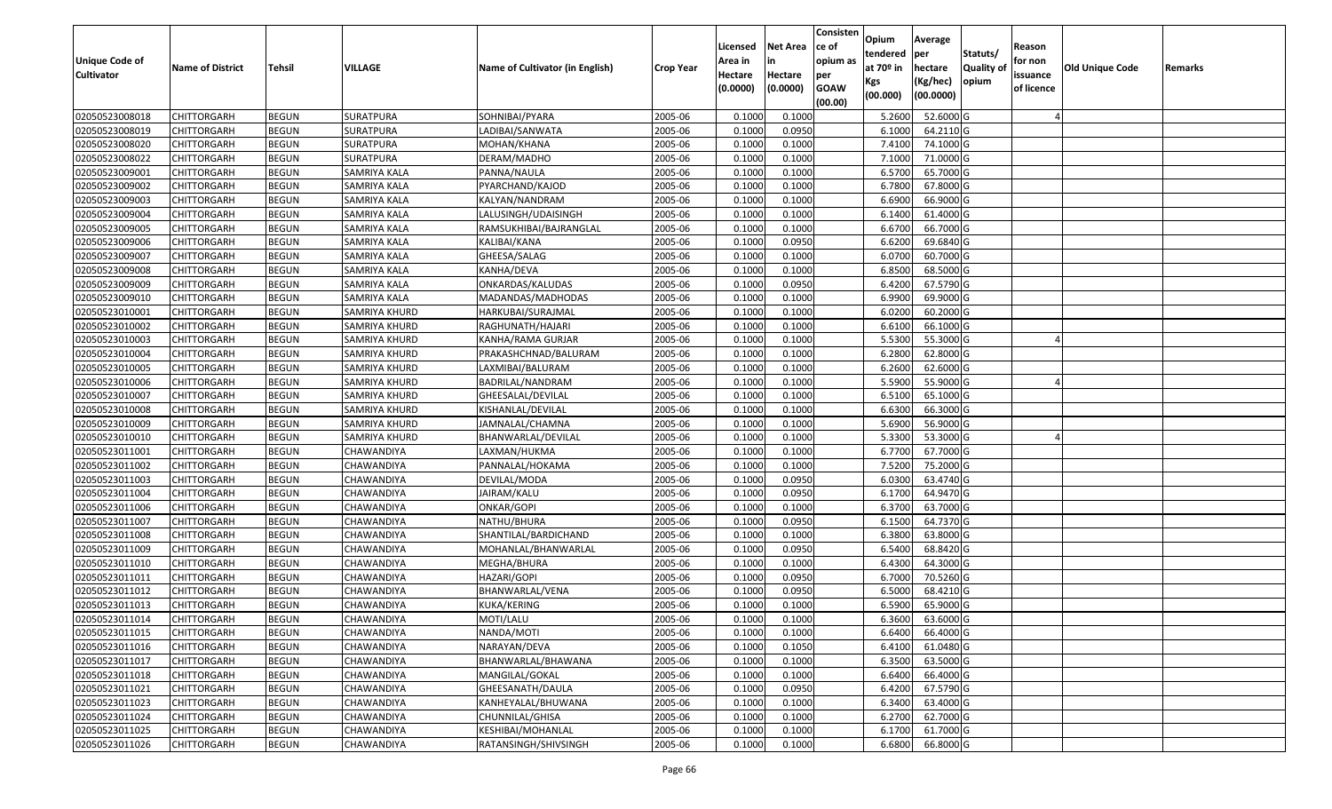| Unique Code of Cultivator | Name of District | Tehsil | VILLAGE | Name of Cultivator (in English) | Crop Year | Licensed Area in Hectare (0.0000) | Net Area in Hectare (0.0000) | Consistence of opium as per GOAW (00.00) | Opium tendered at 70º in Kgs (00.000) | Average per hectare (Kg/hec) (00.0000) | Statuts/ Quality of opium | Reason for non issuance of licence | Old Unique Code | Remarks |
|---|---|---|---|---|---|---|---|---|---|---|---|---|---|---|
| 02050523008018 | CHITTORGARH | BEGUN | SURATPURA | SOHNIBAI/PYARA | 2005-06 | 0.1000 | 0.1000 | | 5.2600 | 52.6000 | G | 4 | | |
| 02050523008019 | CHITTORGARH | BEGUN | SURATPURA | LADIBAI/SANWATA | 2005-06 | 0.1000 | 0.0950 | | 6.1000 | 64.2110 | G | | | |
| 02050523008020 | CHITTORGARH | BEGUN | SURATPURA | MOHAN/KHANA | 2005-06 | 0.1000 | 0.1000 | | 7.4100 | 74.1000 | G | | | |
| 02050523008022 | CHITTORGARH | BEGUN | SURATPURA | DERAM/MADHO | 2005-06 | 0.1000 | 0.1000 | | 7.1000 | 71.0000 | G | | | |
| 02050523009001 | CHITTORGARH | BEGUN | SAMRIYA KALA | PANNA/NAULA | 2005-06 | 0.1000 | 0.1000 | | 6.5700 | 65.7000 | G | | | |
| 02050523009002 | CHITTORGARH | BEGUN | SAMRIYA KALA | PYARCHAND/KAJOD | 2005-06 | 0.1000 | 0.1000 | | 6.7800 | 67.8000 | G | | | |
| 02050523009003 | CHITTORGARH | BEGUN | SAMRIYA KALA | KALYAN/NANDRAM | 2005-06 | 0.1000 | 0.1000 | | 6.6900 | 66.9000 | G | | | |
| 02050523009004 | CHITTORGARH | BEGUN | SAMRIYA KALA | LALUSINGH/UDAISINGH | 2005-06 | 0.1000 | 0.1000 | | 6.1400 | 61.4000 | G | | | |
| 02050523009005 | CHITTORGARH | BEGUN | SAMRIYA KALA | RAMSUKHIBAI/BAJRANGLAL | 2005-06 | 0.1000 | 0.1000 | | 6.6700 | 66.7000 | G | | | |
| 02050523009006 | CHITTORGARH | BEGUN | SAMRIYA KALA | KALIBAI/KANA | 2005-06 | 0.1000 | 0.0950 | | 6.6200 | 69.6840 | G | | | |
| 02050523009007 | CHITTORGARH | BEGUN | SAMRIYA KALA | GHEESA/SALAG | 2005-06 | 0.1000 | 0.1000 | | 6.0700 | 60.7000 | G | | | |
| 02050523009008 | CHITTORGARH | BEGUN | SAMRIYA KALA | KANHA/DEVA | 2005-06 | 0.1000 | 0.1000 | | 6.8500 | 68.5000 | G | | | |
| 02050523009009 | CHITTORGARH | BEGUN | SAMRIYA KALA | ONKARDAS/KALUDAS | 2005-06 | 0.1000 | 0.0950 | | 6.4200 | 67.5790 | G | | | |
| 02050523009010 | CHITTORGARH | BEGUN | SAMRIYA KALA | MADANDAS/MADHODAS | 2005-06 | 0.1000 | 0.1000 | | 6.9900 | 69.9000 | G | | | |
| 02050523010001 | CHITTORGARH | BEGUN | SAMRIYA KHURD | HARKUBAI/SURAJMAL | 2005-06 | 0.1000 | 0.1000 | | 6.0200 | 60.2000 | G | | | |
| 02050523010002 | CHITTORGARH | BEGUN | SAMRIYA KHURD | RAGHUNATH/HAJARI | 2005-06 | 0.1000 | 0.1000 | | 6.6100 | 66.1000 | G | | | |
| 02050523010003 | CHITTORGARH | BEGUN | SAMRIYA KHURD | KANHA/RAMA GURJAR | 2005-06 | 0.1000 | 0.1000 | | 5.5300 | 55.3000 | G | 4 | | |
| 02050523010004 | CHITTORGARH | BEGUN | SAMRIYA KHURD | PRAKASHCHNAD/BALURAM | 2005-06 | 0.1000 | 0.1000 | | 6.2800 | 62.8000 | G | | | |
| 02050523010005 | CHITTORGARH | BEGUN | SAMRIYA KHURD | LAXMIBAI/BALURAM | 2005-06 | 0.1000 | 0.1000 | | 6.2600 | 62.6000 | G | | | |
| 02050523010006 | CHITTORGARH | BEGUN | SAMRIYA KHURD | BADRILAL/NANDRAM | 2005-06 | 0.1000 | 0.1000 | | 5.5900 | 55.9000 | G | 4 | | |
| 02050523010007 | CHITTORGARH | BEGUN | SAMRIYA KHURD | GHEESALAL/DEVILAL | 2005-06 | 0.1000 | 0.1000 | | 6.5100 | 65.1000 | G | | | |
| 02050523010008 | CHITTORGARH | BEGUN | SAMRIYA KHURD | KISHANLAL/DEVILAL | 2005-06 | 0.1000 | 0.1000 | | 6.6300 | 66.3000 | G | | | |
| 02050523010009 | CHITTORGARH | BEGUN | SAMRIYA KHURD | JAMNALAL/CHAMNA | 2005-06 | 0.1000 | 0.1000 | | 5.6900 | 56.9000 | G | | | |
| 02050523010010 | CHITTORGARH | BEGUN | SAMRIYA KHURD | BHANWARLAL/DEVILAL | 2005-06 | 0.1000 | 0.1000 | | 5.3300 | 53.3000 | G | 4 | | |
| 02050523011001 | CHITTORGARH | BEGUN | CHAWANDIYA | LAXMAN/HUKMA | 2005-06 | 0.1000 | 0.1000 | | 6.7700 | 67.7000 | G | | | |
| 02050523011002 | CHITTORGARH | BEGUN | CHAWANDIYA | PANNALAL/HOKAMA | 2005-06 | 0.1000 | 0.1000 | | 7.5200 | 75.2000 | G | | | |
| 02050523011003 | CHITTORGARH | BEGUN | CHAWANDIYA | DEVILAL/MODA | 2005-06 | 0.1000 | 0.0950 | | 6.0300 | 63.4740 | G | | | |
| 02050523011004 | CHITTORGARH | BEGUN | CHAWANDIYA | JAIRAM/KALU | 2005-06 | 0.1000 | 0.0950 | | 6.1700 | 64.9470 | G | | | |
| 02050523011006 | CHITTORGARH | BEGUN | CHAWANDIYA | ONKAR/GOPI | 2005-06 | 0.1000 | 0.1000 | | 6.3700 | 63.7000 | G | | | |
| 02050523011007 | CHITTORGARH | BEGUN | CHAWANDIYA | NATHU/BHURA | 2005-06 | 0.1000 | 0.0950 | | 6.1500 | 64.7370 | G | | | |
| 02050523011008 | CHITTORGARH | BEGUN | CHAWANDIYA | SHANTILAL/BARDICHAND | 2005-06 | 0.1000 | 0.1000 | | 6.3800 | 63.8000 | G | | | |
| 02050523011009 | CHITTORGARH | BEGUN | CHAWANDIYA | MOHANLAL/BHANWARLAL | 2005-06 | 0.1000 | 0.0950 | | 6.5400 | 68.8420 | G | | | |
| 02050523011010 | CHITTORGARH | BEGUN | CHAWANDIYA | MEGHA/BHURA | 2005-06 | 0.1000 | 0.1000 | | 6.4300 | 64.3000 | G | | | |
| 02050523011011 | CHITTORGARH | BEGUN | CHAWANDIYA | HAZARI/GOPI | 2005-06 | 0.1000 | 0.0950 | | 6.7000 | 70.5260 | G | | | |
| 02050523011012 | CHITTORGARH | BEGUN | CHAWANDIYA | BHANWARLAL/VENA | 2005-06 | 0.1000 | 0.0950 | | 6.5000 | 68.4210 | G | | | |
| 02050523011013 | CHITTORGARH | BEGUN | CHAWANDIYA | KUKA/KERING | 2005-06 | 0.1000 | 0.1000 | | 6.5900 | 65.9000 | G | | | |
| 02050523011014 | CHITTORGARH | BEGUN | CHAWANDIYA | MOTI/LALU | 2005-06 | 0.1000 | 0.1000 | | 6.3600 | 63.6000 | G | | | |
| 02050523011015 | CHITTORGARH | BEGUN | CHAWANDIYA | NANDA/MOTI | 2005-06 | 0.1000 | 0.1000 | | 6.6400 | 66.4000 | G | | | |
| 02050523011016 | CHITTORGARH | BEGUN | CHAWANDIYA | NARAYAN/DEVA | 2005-06 | 0.1000 | 0.1050 | | 6.4100 | 61.0480 | G | | | |
| 02050523011017 | CHITTORGARH | BEGUN | CHAWANDIYA | BHANWARLAL/BHAWANA | 2005-06 | 0.1000 | 0.1000 | | 6.3500 | 63.5000 | G | | | |
| 02050523011018 | CHITTORGARH | BEGUN | CHAWANDIYA | MANGILAL/GOKAL | 2005-06 | 0.1000 | 0.1000 | | 6.6400 | 66.4000 | G | | | |
| 02050523011021 | CHITTORGARH | BEGUN | CHAWANDIYA | GHEESANATH/DAULA | 2005-06 | 0.1000 | 0.0950 | | 6.4200 | 67.5790 | G | | | |
| 02050523011023 | CHITTORGARH | BEGUN | CHAWANDIYA | KANHEYALAL/BHUWANA | 2005-06 | 0.1000 | 0.1000 | | 6.3400 | 63.4000 | G | | | |
| 02050523011024 | CHITTORGARH | BEGUN | CHAWANDIYA | CHUNNILAL/GHISA | 2005-06 | 0.1000 | 0.1000 | | 6.2700 | 62.7000 | G | | | |
| 02050523011025 | CHITTORGARH | BEGUN | CHAWANDIYA | KESHIBAI/MOHANLAL | 2005-06 | 0.1000 | 0.1000 | | 6.1700 | 61.7000 | G | | | |
| 02050523011026 | CHITTORGARH | BEGUN | CHAWANDIYA | RATANSINGH/SHIVSINGH | 2005-06 | 0.1000 | 0.1000 | | 6.6800 | 66.8000 | G | | | |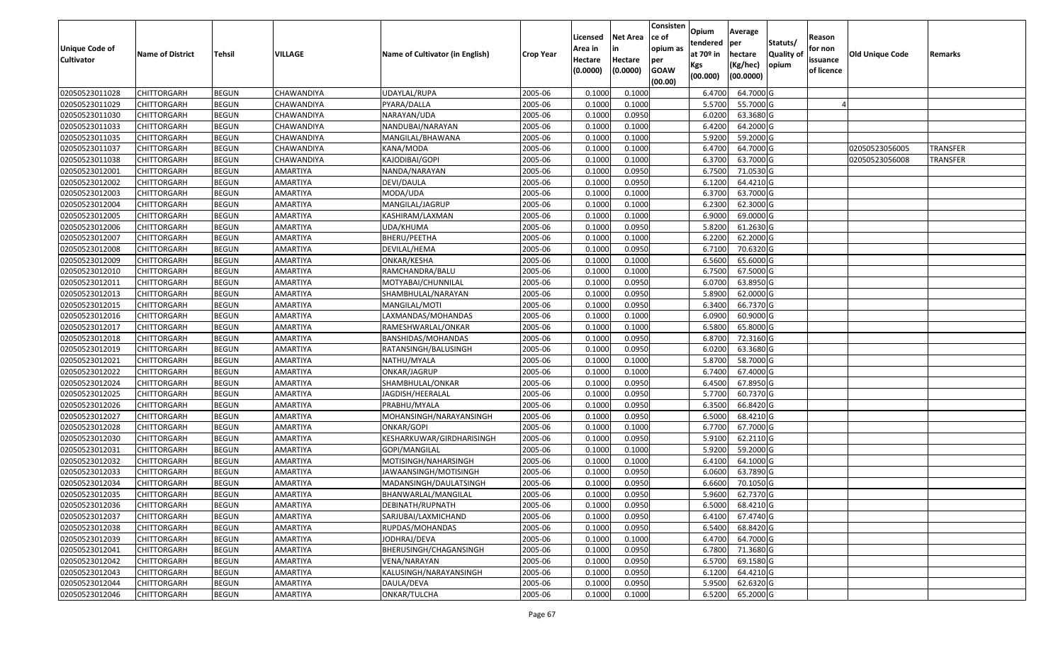| Unique Code of Cultivator | Name of District | Tehsil | VILLAGE | Name of Cultivator (in English) | Crop Year | Licensed Area in Hectare (0.0000) | Net Area in Hectare (0.0000) | Consistence of opium as per GOAW (00.00) | Opium tendered at 70º in Kgs (00.000) | Average per hectare (Kg/hec) (00.0000) | Statuts/ Quality of opium | Reason for non issuance of licence | Old Unique Code | Remarks |
|---|---|---|---|---|---|---|---|---|---|---|---|---|---|---|
| 02050523011028 | CHITTORGARH | BEGUN | CHAWANDIYA | UDAYLAL/RUPA | 2005-06 | 0.1000 | 0.1000 | | 6.4700 | 64.7000 | G | | | |
| 02050523011029 | CHITTORGARH | BEGUN | CHAWANDIYA | PYARA/DALLA | 2005-06 | 0.1000 | 0.1000 | | 5.5700 | 55.7000 | G | 4 | | |
| 02050523011030 | CHITTORGARH | BEGUN | CHAWANDIYA | NARAYAN/UDA | 2005-06 | 0.1000 | 0.0950 | | 6.0200 | 63.3680 | G | | | |
| 02050523011033 | CHITTORGARH | BEGUN | CHAWANDIYA | NANDUBAI/NARAYAN | 2005-06 | 0.1000 | 0.1000 | | 6.4200 | 64.2000 | G | | | |
| 02050523011035 | CHITTORGARH | BEGUN | CHAWANDIYA | MANGILAL/BHAWANA | 2005-06 | 0.1000 | 0.1000 | | 5.9200 | 59.2000 | G | | | |
| 02050523011037 | CHITTORGARH | BEGUN | CHAWANDIYA | KANA/MODA | 2005-06 | 0.1000 | 0.1000 | | 6.4700 | 64.7000 | G | | 02050523056005 | TRANSFER |
| 02050523011038 | CHITTORGARH | BEGUN | CHAWANDIYA | KAJODIBAI/GOPI | 2005-06 | 0.1000 | 0.1000 | | 6.3700 | 63.7000 | G | | 02050523056008 | TRANSFER |
| 02050523012001 | CHITTORGARH | BEGUN | AMARTIYA | NANDA/NARAYAN | 2005-06 | 0.1000 | 0.0950 | | 6.7500 | 71.0530 | G | | | |
| 02050523012002 | CHITTORGARH | BEGUN | AMARTIYA | DEVI/DAULA | 2005-06 | 0.1000 | 0.0950 | | 6.1200 | 64.4210 | G | | | |
| 02050523012003 | CHITTORGARH | BEGUN | AMARTIYA | MODA/UDA | 2005-06 | 0.1000 | 0.1000 | | 6.3700 | 63.7000 | G | | | |
| 02050523012004 | CHITTORGARH | BEGUN | AMARTIYA | MANGILAL/JAGRUP | 2005-06 | 0.1000 | 0.1000 | | 6.2300 | 62.3000 | G | | | |
| 02050523012005 | CHITTORGARH | BEGUN | AMARTIYA | KASHIRAM/LAXMAN | 2005-06 | 0.1000 | 0.1000 | | 6.9000 | 69.0000 | G | | | |
| 02050523012006 | CHITTORGARH | BEGUN | AMARTIYA | UDA/KHUMA | 2005-06 | 0.1000 | 0.0950 | | 5.8200 | 61.2630 | G | | | |
| 02050523012007 | CHITTORGARH | BEGUN | AMARTIYA | BHERU/PEETHA | 2005-06 | 0.1000 | 0.1000 | | 6.2200 | 62.2000 | G | | | |
| 02050523012008 | CHITTORGARH | BEGUN | AMARTIYA | DEVILAL/HEMA | 2005-06 | 0.1000 | 0.0950 | | 6.7100 | 70.6320 | G | | | |
| 02050523012009 | CHITTORGARH | BEGUN | AMARTIYA | ONKAR/KESHA | 2005-06 | 0.1000 | 0.1000 | | 6.5600 | 65.6000 | G | | | |
| 02050523012010 | CHITTORGARH | BEGUN | AMARTIYA | RAMCHANDRA/BALU | 2005-06 | 0.1000 | 0.1000 | | 6.7500 | 67.5000 | G | | | |
| 02050523012011 | CHITTORGARH | BEGUN | AMARTIYA | MOTYABAI/CHUNNILAL | 2005-06 | 0.1000 | 0.0950 | | 6.0700 | 63.8950 | G | | | |
| 02050523012013 | CHITTORGARH | BEGUN | AMARTIYA | SHAMBHULAL/NARAYAN | 2005-06 | 0.1000 | 0.0950 | | 5.8900 | 62.0000 | G | | | |
| 02050523012015 | CHITTORGARH | BEGUN | AMARTIYA | MANGILAL/MOTI | 2005-06 | 0.1000 | 0.0950 | | 6.3400 | 66.7370 | G | | | |
| 02050523012016 | CHITTORGARH | BEGUN | AMARTIYA | LAXMANDAS/MOHANDAS | 2005-06 | 0.1000 | 0.1000 | | 6.0900 | 60.9000 | G | | | |
| 02050523012017 | CHITTORGARH | BEGUN | AMARTIYA | RAMESHWARLAL/ONKAR | 2005-06 | 0.1000 | 0.1000 | | 6.5800 | 65.8000 | G | | | |
| 02050523012018 | CHITTORGARH | BEGUN | AMARTIYA | BANSHIDAS/MOHANDAS | 2005-06 | 0.1000 | 0.0950 | | 6.8700 | 72.3160 | G | | | |
| 02050523012019 | CHITTORGARH | BEGUN | AMARTIYA | RATANSINGH/BALUSINGH | 2005-06 | 0.1000 | 0.0950 | | 6.0200 | 63.3680 | G | | | |
| 02050523012021 | CHITTORGARH | BEGUN | AMARTIYA | NATHU/MYALA | 2005-06 | 0.1000 | 0.1000 | | 5.8700 | 58.7000 | G | | | |
| 02050523012022 | CHITTORGARH | BEGUN | AMARTIYA | ONKAR/JAGRUP | 2005-06 | 0.1000 | 0.1000 | | 6.7400 | 67.4000 | G | | | |
| 02050523012024 | CHITTORGARH | BEGUN | AMARTIYA | SHAMBHULAL/ONKAR | 2005-06 | 0.1000 | 0.0950 | | 6.4500 | 67.8950 | G | | | |
| 02050523012025 | CHITTORGARH | BEGUN | AMARTIYA | JAGDISH/HEERALAL | 2005-06 | 0.1000 | 0.0950 | | 5.7700 | 60.7370 | G | | | |
| 02050523012026 | CHITTORGARH | BEGUN | AMARTIYA | PRABHU/MYALA | 2005-06 | 0.1000 | 0.0950 | | 6.3500 | 66.8420 | G | | | |
| 02050523012027 | CHITTORGARH | BEGUN | AMARTIYA | MOHANSINGH/NARAYANSINGH | 2005-06 | 0.1000 | 0.0950 | | 6.5000 | 68.4210 | G | | | |
| 02050523012028 | CHITTORGARH | BEGUN | AMARTIYA | ONKAR/GOPI | 2005-06 | 0.1000 | 0.1000 | | 6.7700 | 67.7000 | G | | | |
| 02050523012030 | CHITTORGARH | BEGUN | AMARTIYA | KESHARKUWAR/GIRDHARISINGH | 2005-06 | 0.1000 | 0.0950 | | 5.9100 | 62.2110 | G | | | |
| 02050523012031 | CHITTORGARH | BEGUN | AMARTIYA | GOPI/MANGILAL | 2005-06 | 0.1000 | 0.1000 | | 5.9200 | 59.2000 | G | | | |
| 02050523012032 | CHITTORGARH | BEGUN | AMARTIYA | MOTISINGH/NAHARSINGH | 2005-06 | 0.1000 | 0.1000 | | 6.4100 | 64.1000 | G | | | |
| 02050523012033 | CHITTORGARH | BEGUN | AMARTIYA | JAWAANSINGH/MOTISINGH | 2005-06 | 0.1000 | 0.0950 | | 6.0600 | 63.7890 | G | | | |
| 02050523012034 | CHITTORGARH | BEGUN | AMARTIYA | MADANSINGH/DAULATSINGH | 2005-06 | 0.1000 | 0.0950 | | 6.6600 | 70.1050 | G | | | |
| 02050523012035 | CHITTORGARH | BEGUN | AMARTIYA | BHANWARLAL/MANGILAL | 2005-06 | 0.1000 | 0.0950 | | 5.9600 | 62.7370 | G | | | |
| 02050523012036 | CHITTORGARH | BEGUN | AMARTIYA | DEBINATH/RUPNATH | 2005-06 | 0.1000 | 0.0950 | | 6.5000 | 68.4210 | G | | | |
| 02050523012037 | CHITTORGARH | BEGUN | AMARTIYA | SARJUBAI/LAXMICHAND | 2005-06 | 0.1000 | 0.0950 | | 6.4100 | 67.4740 | G | | | |
| 02050523012038 | CHITTORGARH | BEGUN | AMARTIYA | RUPDAS/MOHANDAS | 2005-06 | 0.1000 | 0.0950 | | 6.5400 | 68.8420 | G | | | |
| 02050523012039 | CHITTORGARH | BEGUN | AMARTIYA | JODHRAJ/DEVA | 2005-06 | 0.1000 | 0.1000 | | 6.4700 | 64.7000 | G | | | |
| 02050523012041 | CHITTORGARH | BEGUN | AMARTIYA | BHERUSINGH/CHAGANSINGH | 2005-06 | 0.1000 | 0.0950 | | 6.7800 | 71.3680 | G | | | |
| 02050523012042 | CHITTORGARH | BEGUN | AMARTIYA | VENA/NARAYAN | 2005-06 | 0.1000 | 0.0950 | | 6.5700 | 69.1580 | G | | | |
| 02050523012043 | CHITTORGARH | BEGUN | AMARTIYA | KALUSINGH/NARAYANSINGH | 2005-06 | 0.1000 | 0.0950 | | 6.1200 | 64.4210 | G | | | |
| 02050523012044 | CHITTORGARH | BEGUN | AMARTIYA | DAULA/DEVA | 2005-06 | 0.1000 | 0.0950 | | 5.9500 | 62.6320 | G | | | |
| 02050523012046 | CHITTORGARH | BEGUN | AMARTIYA | ONKAR/TULCHA | 2005-06 | 0.1000 | 0.1000 | | 6.5200 | 65.2000 | G | | | |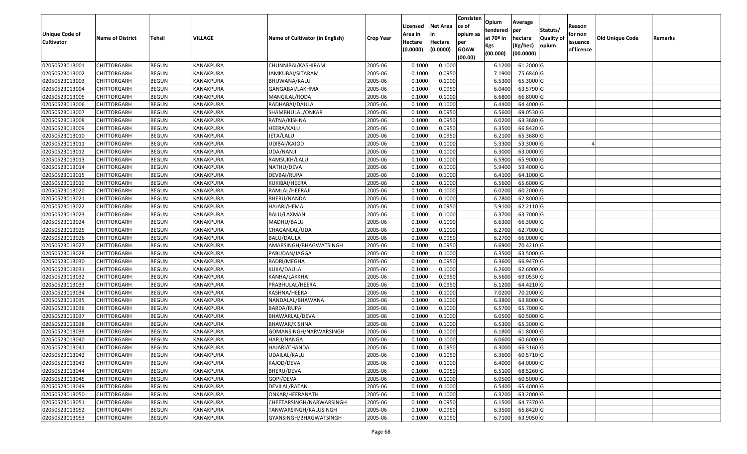| Unique Code of Cultivator | Name of District | Tehsil | VILLAGE | Name of Cultivator (in English) | Crop Year | Licensed Area in Hectare (0.0000) | Net Area in Hectare (0.0000) | Consistence of opium as per GOAW (00.00) | Opium tendered at 70º in Kgs (00.000) | Average per hectare (Kg/hec) (00.0000) | Statuts/ Quality of opium | Reason for non issuance of licence | Old Unique Code | Remarks |
|---|---|---|---|---|---|---|---|---|---|---|---|---|---|---|
| 02050523013001 | CHITTORGARH | BEGUN | KANAKPURA | CHUNNIBAI/KASHIRAM | 2005-06 | 0.1000 | 0.1000 | | 6.1200 | 61.2000 | G | | | |
| 02050523013002 | CHITTORGARH | BEGUN | KANAKPURA | JAMKUBAI/SITARAM | 2005-06 | 0.1000 | 0.0950 | | 7.1900 | 75.6840 | G | | | |
| 02050523013003 | CHITTORGARH | BEGUN | KANAKPURA | BHUWANA/KALU | 2005-06 | 0.1000 | 0.1000 | | 6.5300 | 65.3000 | G | | | |
| 02050523013004 | CHITTORGARH | BEGUN | KANAKPURA | GANGABAI/LAKHMA | 2005-06 | 0.1000 | 0.0950 | | 6.0400 | 63.5790 | G | | | |
| 02050523013005 | CHITTORGARH | BEGUN | KANAKPURA | MANGILAL/RODA | 2005-06 | 0.1000 | 0.1000 | | 6.6800 | 66.8000 | G | | | |
| 02050523013006 | CHITTORGARH | BEGUN | KANAKPURA | RADHABAI/DAULA | 2005-06 | 0.1000 | 0.1000 | | 6.4400 | 64.4000 | G | | | |
| 02050523013007 | CHITTORGARH | BEGUN | KANAKPURA | SHAMBHULAL/ONKAR | 2005-06 | 0.1000 | 0.0950 | | 6.5600 | 69.0530 | G | | | |
| 02050523013008 | CHITTORGARH | BEGUN | KANAKPURA | RATNA/KISHNA | 2005-06 | 0.1000 | 0.0950 | | 6.0200 | 63.3680 | G | | | |
| 02050523013009 | CHITTORGARH | BEGUN | KANAKPURA | HEERA/KALU | 2005-06 | 0.1000 | 0.0950 | | 6.3500 | 66.8420 | G | | | |
| 02050523013010 | CHITTORGARH | BEGUN | KANAKPURA | JETA/LALU | 2005-06 | 0.1000 | 0.0950 | | 6.2100 | 65.3680 | G | | | |
| 02050523013011 | CHITTORGARH | BEGUN | KANAKPURA | UDIBAI/KAJOD | 2005-06 | 0.1000 | 0.1000 | | 5.3300 | 53.3000 | G | 4 | | |
| 02050523013012 | CHITTORGARH | BEGUN | KANAKPURA | UDA/NANJI | 2005-06 | 0.1000 | 0.1000 | | 6.3000 | 63.0000 | G | | | |
| 02050523013013 | CHITTORGARH | BEGUN | KANAKPURA | RAMSUKH/LALU | 2005-06 | 0.1000 | 0.1000 | | 6.5900 | 65.9000 | G | | | |
| 02050523013014 | CHITTORGARH | BEGUN | KANAKPURA | NATHU/DEVA | 2005-06 | 0.1000 | 0.1000 | | 5.9400 | 59.4000 | G | | | |
| 02050523013015 | CHITTORGARH | BEGUN | KANAKPURA | DEVBAI/RUPA | 2005-06 | 0.1000 | 0.1000 | | 6.4100 | 64.1000 | G | | | |
| 02050523013019 | CHITTORGARH | BEGUN | KANAKPURA | KUKIBAI/HEERA | 2005-06 | 0.1000 | 0.1000 | | 6.5600 | 65.6000 | G | | | |
| 02050523013020 | CHITTORGARH | BEGUN | KANAKPURA | RAMLAL/HEERAJI | 2005-06 | 0.1000 | 0.1000 | | 6.0200 | 60.2000 | G | | | |
| 02050523013021 | CHITTORGARH | BEGUN | KANAKPURA | BHERU/NANDA | 2005-06 | 0.1000 | 0.1000 | | 6.2800 | 62.8000 | G | | | |
| 02050523013022 | CHITTORGARH | BEGUN | KANAKPURA | HAJARI/HEMA | 2005-06 | 0.1000 | 0.0950 | | 5.9100 | 62.2110 | G | | | |
| 02050523013023 | CHITTORGARH | BEGUN | KANAKPURA | BALU/LAXMAN | 2005-06 | 0.1000 | 0.1000 | | 6.3700 | 63.7000 | G | | | |
| 02050523013024 | CHITTORGARH | BEGUN | KANAKPURA | MADHU/BALU | 2005-06 | 0.1000 | 0.1000 | | 6.6300 | 66.3000 | G | | | |
| 02050523013025 | CHITTORGARH | BEGUN | KANAKPURA | CHAGANLAL/UDA | 2005-06 | 0.1000 | 0.1000 | | 6.2700 | 62.7000 | G | | | |
| 02050523013026 | CHITTORGARH | BEGUN | KANAKPURA | BALU/DAULA | 2005-06 | 0.1000 | 0.0950 | | 6.2700 | 66.0000 | G | | | |
| 02050523013027 | CHITTORGARH | BEGUN | KANAKPURA | AMARSINGH/BHAGWATSINGH | 2005-06 | 0.1000 | 0.0950 | | 6.6900 | 70.4210 | G | | | |
| 02050523013028 | CHITTORGARH | BEGUN | KANAKPURA | PABUDAN/JAGGA | 2005-06 | 0.1000 | 0.1000 | | 6.3500 | 63.5000 | G | | | |
| 02050523013030 | CHITTORGARH | BEGUN | KANAKPURA | BADRI/MEGHA | 2005-06 | 0.1000 | 0.0950 | | 6.3600 | 66.9470 | G | | | |
| 02050523013031 | CHITTORGARH | BEGUN | KANAKPURA | KUKA/DAULA | 2005-06 | 0.1000 | 0.1000 | | 6.2600 | 62.6000 | G | | | |
| 02050523013032 | CHITTORGARH | BEGUN | KANAKPURA | KANHA/LAKKHA | 2005-06 | 0.1000 | 0.0950 | | 6.5600 | 69.0530 | G | | | |
| 02050523013033 | CHITTORGARH | BEGUN | KANAKPURA | PRABHULAL/HEERA | 2005-06 | 0.1000 | 0.0950 | | 6.1200 | 64.4210 | G | | | |
| 02050523013034 | CHITTORGARH | BEGUN | KANAKPURA | KASHNA/HEERA | 2005-06 | 0.1000 | 0.1000 | | 7.0200 | 70.2000 | G | | | |
| 02050523013035 | CHITTORGARH | BEGUN | KANAKPURA | NANDALAL/BHAWANA | 2005-06 | 0.1000 | 0.1000 | | 6.3800 | 63.8000 | G | | | |
| 02050523013036 | CHITTORGARH | BEGUN | KANAKPURA | BARDA/RUPA | 2005-06 | 0.1000 | 0.1000 | | 6.5700 | 65.7000 | G | | | |
| 02050523013037 | CHITTORGARH | BEGUN | KANAKPURA | BHAWARLAL/DEVA | 2005-06 | 0.1000 | 0.1000 | | 6.0500 | 60.5000 | G | | | |
| 02050523013038 | CHITTORGARH | BEGUN | KANAKPURA | BHAWAR/KISHNA | 2005-06 | 0.1000 | 0.1000 | | 6.5300 | 65.3000 | G | | | |
| 02050523013039 | CHITTORGARH | BEGUN | KANAKPURA | GOMANSINGH/NARWARSINGH | 2005-06 | 0.1000 | 0.1000 | | 6.1800 | 61.8000 | G | | | |
| 02050523013040 | CHITTORGARH | BEGUN | KANAKPURA | HARJI/NANGA | 2005-06 | 0.1000 | 0.1000 | | 6.0600 | 60.6000 | G | | | |
| 02050523013041 | CHITTORGARH | BEGUN | KANAKPURA | HAJARI/CHANDA | 2005-06 | 0.1000 | 0.0950 | | 6.3000 | 66.3160 | G | | | |
| 02050523013042 | CHITTORGARH | BEGUN | KANAKPURA | UDAILAL/KALU | 2005-06 | 0.1000 | 0.1050 | | 6.3600 | 60.5710 | G | | | |
| 02050523013043 | CHITTORGARH | BEGUN | KANAKPURA | KAJOD/DEVA | 2005-06 | 0.1000 | 0.1000 | | 6.4000 | 64.0000 | G | | | |
| 02050523013044 | CHITTORGARH | BEGUN | KANAKPURA | BHERU/DEVA | 2005-06 | 0.1000 | 0.0950 | | 6.5100 | 68.5260 | G | | | |
| 02050523013045 | CHITTORGARH | BEGUN | KANAKPURA | GOPI/DEVA | 2005-06 | 0.1000 | 0.1000 | | 6.0500 | 60.5000 | G | | | |
| 02050523013049 | CHITTORGARH | BEGUN | KANAKPURA | DEVILAL/RATAN | 2005-06 | 0.1000 | 0.1000 | | 6.5400 | 65.4000 | G | | | |
| 02050523013050 | CHITTORGARH | BEGUN | KANAKPURA | ONKAR/HEERANATH | 2005-06 | 0.1000 | 0.1000 | | 6.3200 | 63.2000 | G | | | |
| 02050523013051 | CHITTORGARH | BEGUN | KANAKPURA | CHEETARSINGH/NARWARSINGH | 2005-06 | 0.1000 | 0.0950 | | 6.1500 | 64.7370 | G | | | |
| 02050523013052 | CHITTORGARH | BEGUN | KANAKPURA | TANWARSINGH/KALUSINGH | 2005-06 | 0.1000 | 0.0950 | | 6.3500 | 66.8420 | G | | | |
| 02050523013053 | CHITTORGARH | BEGUN | KANAKPURA | GYANSINGH/BHAGWATSINGH | 2005-06 | 0.1000 | 0.1050 | | 6.7100 | 63.9050 | G | | | |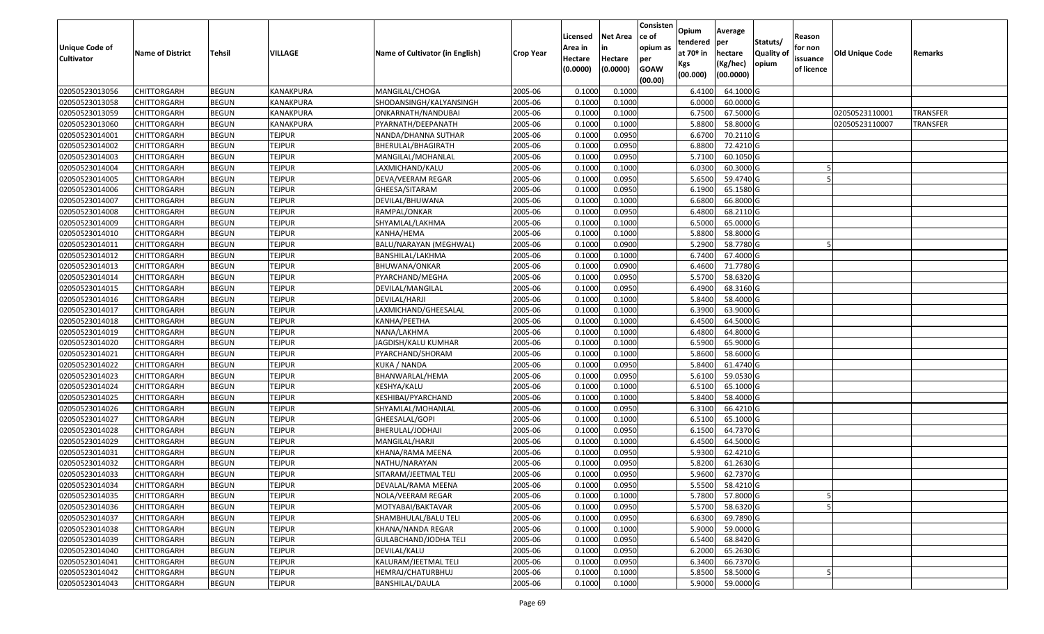| Unique Code of Cultivator | Name of District | Tehsil | VILLAGE | Name of Cultivator (in English) | Crop Year | Licensed Area in Hectare (0.0000) | Net Area in Hectare (0.0000) | Consistence of opium as per GOAW (00.00) | Opium tendered at 70º in Kgs (00.000) | Average per hectare (Kg/hec) (00.0000) | Statuts/ Quality of opium | Reason for non issuance of licence | Old Unique Code | Remarks |
|---|---|---|---|---|---|---|---|---|---|---|---|---|---|---|
| 02050523013056 | CHITTORGARH | BEGUN | KANAKPURA | MANGILAL/CHOGA | 2005-06 | 0.1000 | 0.1000 | | 6.4100 | 64.1000 | G | | | |
| 02050523013058 | CHITTORGARH | BEGUN | KANAKPURA | SHODANSINGH/KALYANSINGH | 2005-06 | 0.1000 | 0.1000 | | 6.0000 | 60.0000 | G | | | |
| 02050523013059 | CHITTORGARH | BEGUN | KANAKPURA | ONKARNATH/NANDUBAI | 2005-06 | 0.1000 | 0.1000 | | 6.7500 | 67.5000 | G | | 02050523110001 | TRANSFER |
| 02050523013060 | CHITTORGARH | BEGUN | KANAKPURA | PYARNATH/DEEPANATH | 2005-06 | 0.1000 | 0.1000 | | 5.8800 | 58.8000 | G | | 02050523110007 | TRANSFER |
| 02050523014001 | CHITTORGARH | BEGUN | TEJPUR | NANDA/DHANNA SUTHAR | 2005-06 | 0.1000 | 0.0950 | | 6.6700 | 70.2110 | G | | | |
| 02050523014002 | CHITTORGARH | BEGUN | TEJPUR | BHERULAL/BHAGIRATH | 2005-06 | 0.1000 | 0.0950 | | 6.8800 | 72.4210 | G | | | |
| 02050523014003 | CHITTORGARH | BEGUN | TEJPUR | MANGILAL/MOHANLAL | 2005-06 | 0.1000 | 0.0950 | | 5.7100 | 60.1050 | G | | | |
| 02050523014004 | CHITTORGARH | BEGUN | TEJPUR | LAXMICHAND/KALU | 2005-06 | 0.1000 | 0.1000 | | 6.0300 | 60.3000 | G | 5 | | |
| 02050523014005 | CHITTORGARH | BEGUN | TEJPUR | DEVA/VEERAM REGAR | 2005-06 | 0.1000 | 0.0950 | | 5.6500 | 59.4740 | G | 5 | | |
| 02050523014006 | CHITTORGARH | BEGUN | TEJPUR | GHEESA/SITARAM | 2005-06 | 0.1000 | 0.0950 | | 6.1900 | 65.1580 | G | | | |
| 02050523014007 | CHITTORGARH | BEGUN | TEJPUR | DEVILAL/BHUWANA | 2005-06 | 0.1000 | 0.1000 | | 6.6800 | 66.8000 | G | | | |
| 02050523014008 | CHITTORGARH | BEGUN | TEJPUR | RAMPAL/ONKAR | 2005-06 | 0.1000 | 0.0950 | | 6.4800 | 68.2110 | G | | | |
| 02050523014009 | CHITTORGARH | BEGUN | TEJPUR | SHYAMLAL/LAKHMA | 2005-06 | 0.1000 | 0.1000 | | 6.5000 | 65.0000 | G | | | |
| 02050523014010 | CHITTORGARH | BEGUN | TEJPUR | KANHA/HEMA | 2005-06 | 0.1000 | 0.1000 | | 5.8800 | 58.8000 | G | | | |
| 02050523014011 | CHITTORGARH | BEGUN | TEJPUR | BALU/NARAYAN (MEGHWAL) | 2005-06 | 0.1000 | 0.0900 | | 5.2900 | 58.7780 | G | 5 | | |
| 02050523014012 | CHITTORGARH | BEGUN | TEJPUR | BANSHILAL/LAKHMA | 2005-06 | 0.1000 | 0.1000 | | 6.7400 | 67.4000 | G | | | |
| 02050523014013 | CHITTORGARH | BEGUN | TEJPUR | BHUWANA/ONKAR | 2005-06 | 0.1000 | 0.0900 | | 6.4600 | 71.7780 | G | | | |
| 02050523014014 | CHITTORGARH | BEGUN | TEJPUR | PYARCHAND/MEGHA | 2005-06 | 0.1000 | 0.0950 | | 5.5700 | 58.6320 | G | | | |
| 02050523014015 | CHITTORGARH | BEGUN | TEJPUR | DEVILAL/MANGILAL | 2005-06 | 0.1000 | 0.0950 | | 6.4900 | 68.3160 | G | | | |
| 02050523014016 | CHITTORGARH | BEGUN | TEJPUR | DEVILAL/HARJI | 2005-06 | 0.1000 | 0.1000 | | 5.8400 | 58.4000 | G | | | |
| 02050523014017 | CHITTORGARH | BEGUN | TEJPUR | LAXMICHAND/GHEESALAL | 2005-06 | 0.1000 | 0.1000 | | 6.3900 | 63.9000 | G | | | |
| 02050523014018 | CHITTORGARH | BEGUN | TEJPUR | KANHA/PEETHA | 2005-06 | 0.1000 | 0.1000 | | 6.4500 | 64.5000 | G | | | |
| 02050523014019 | CHITTORGARH | BEGUN | TEJPUR | NANA/LAKHMA | 2005-06 | 0.1000 | 0.1000 | | 6.4800 | 64.8000 | G | | | |
| 02050523014020 | CHITTORGARH | BEGUN | TEJPUR | JAGDISH/KALU KUMHAR | 2005-06 | 0.1000 | 0.1000 | | 6.5900 | 65.9000 | G | | | |
| 02050523014021 | CHITTORGARH | BEGUN | TEJPUR | PYARCHAND/SHORAM | 2005-06 | 0.1000 | 0.1000 | | 5.8600 | 58.6000 | G | | | |
| 02050523014022 | CHITTORGARH | BEGUN | TEJPUR | KUKA / NANDA | 2005-06 | 0.1000 | 0.0950 | | 5.8400 | 61.4740 | G | | | |
| 02050523014023 | CHITTORGARH | BEGUN | TEJPUR | BHANWARLAL/HEMA | 2005-06 | 0.1000 | 0.0950 | | 5.6100 | 59.0530 | G | | | |
| 02050523014024 | CHITTORGARH | BEGUN | TEJPUR | KESHYA/KALU | 2005-06 | 0.1000 | 0.1000 | | 6.5100 | 65.1000 | G | | | |
| 02050523014025 | CHITTORGARH | BEGUN | TEJPUR | KESHIBAI/PYARCHAND | 2005-06 | 0.1000 | 0.1000 | | 5.8400 | 58.4000 | G | | | |
| 02050523014026 | CHITTORGARH | BEGUN | TEJPUR | SHYAMLAL/MOHANLAL | 2005-06 | 0.1000 | 0.0950 | | 6.3100 | 66.4210 | G | | | |
| 02050523014027 | CHITTORGARH | BEGUN | TEJPUR | GHEESALAL/GOPI | 2005-06 | 0.1000 | 0.1000 | | 6.5100 | 65.1000 | G | | | |
| 02050523014028 | CHITTORGARH | BEGUN | TEJPUR | BHERULAL/JODHAJI | 2005-06 | 0.1000 | 0.0950 | | 6.1500 | 64.7370 | G | | | |
| 02050523014029 | CHITTORGARH | BEGUN | TEJPUR | MANGILAL/HARJI | 2005-06 | 0.1000 | 0.1000 | | 6.4500 | 64.5000 | G | | | |
| 02050523014031 | CHITTORGARH | BEGUN | TEJPUR | KHANA/RAMA MEENA | 2005-06 | 0.1000 | 0.0950 | | 5.9300 | 62.4210 | G | | | |
| 02050523014032 | CHITTORGARH | BEGUN | TEJPUR | NATHU/NARAYAN | 2005-06 | 0.1000 | 0.0950 | | 5.8200 | 61.2630 | G | | | |
| 02050523014033 | CHITTORGARH | BEGUN | TEJPUR | SITARAM/JEETMAL TELI | 2005-06 | 0.1000 | 0.0950 | | 5.9600 | 62.7370 | G | | | |
| 02050523014034 | CHITTORGARH | BEGUN | TEJPUR | DEVALAL/RAMA MEENA | 2005-06 | 0.1000 | 0.0950 | | 5.5500 | 58.4210 | G | | | |
| 02050523014035 | CHITTORGARH | BEGUN | TEJPUR | NOLA/VEERAM REGAR | 2005-06 | 0.1000 | 0.1000 | | 5.7800 | 57.8000 | G | 5 | | |
| 02050523014036 | CHITTORGARH | BEGUN | TEJPUR | MOTYABAI/BAKTAVAR | 2005-06 | 0.1000 | 0.0950 | | 5.5700 | 58.6320 | G | 5 | | |
| 02050523014037 | CHITTORGARH | BEGUN | TEJPUR | SHAMBHULAL/BALU TELI | 2005-06 | 0.1000 | 0.0950 | | 6.6300 | 69.7890 | G | | | |
| 02050523014038 | CHITTORGARH | BEGUN | TEJPUR | KHANA/NANDA REGAR | 2005-06 | 0.1000 | 0.1000 | | 5.9000 | 59.0000 | G | | | |
| 02050523014039 | CHITTORGARH | BEGUN | TEJPUR | GULABCHAND/JODHA TELI | 2005-06 | 0.1000 | 0.0950 | | 6.5400 | 68.8420 | G | | | |
| 02050523014040 | CHITTORGARH | BEGUN | TEJPUR | DEVILAL/KALU | 2005-06 | 0.1000 | 0.0950 | | 6.2000 | 65.2630 | G | | | |
| 02050523014041 | CHITTORGARH | BEGUN | TEJPUR | KALURAM/JEETMAL TELI | 2005-06 | 0.1000 | 0.0950 | | 6.3400 | 66.7370 | G | | | |
| 02050523014042 | CHITTORGARH | BEGUN | TEJPUR | HEMRAJ/CHATURBHUJ | 2005-06 | 0.1000 | 0.1000 | | 5.8500 | 58.5000 | G | 5 | | |
| 02050523014043 | CHITTORGARH | BEGUN | TEJPUR | BANSHILAL/DAULA | 2005-06 | 0.1000 | 0.1000 | | 5.9000 | 59.0000 | G | | | |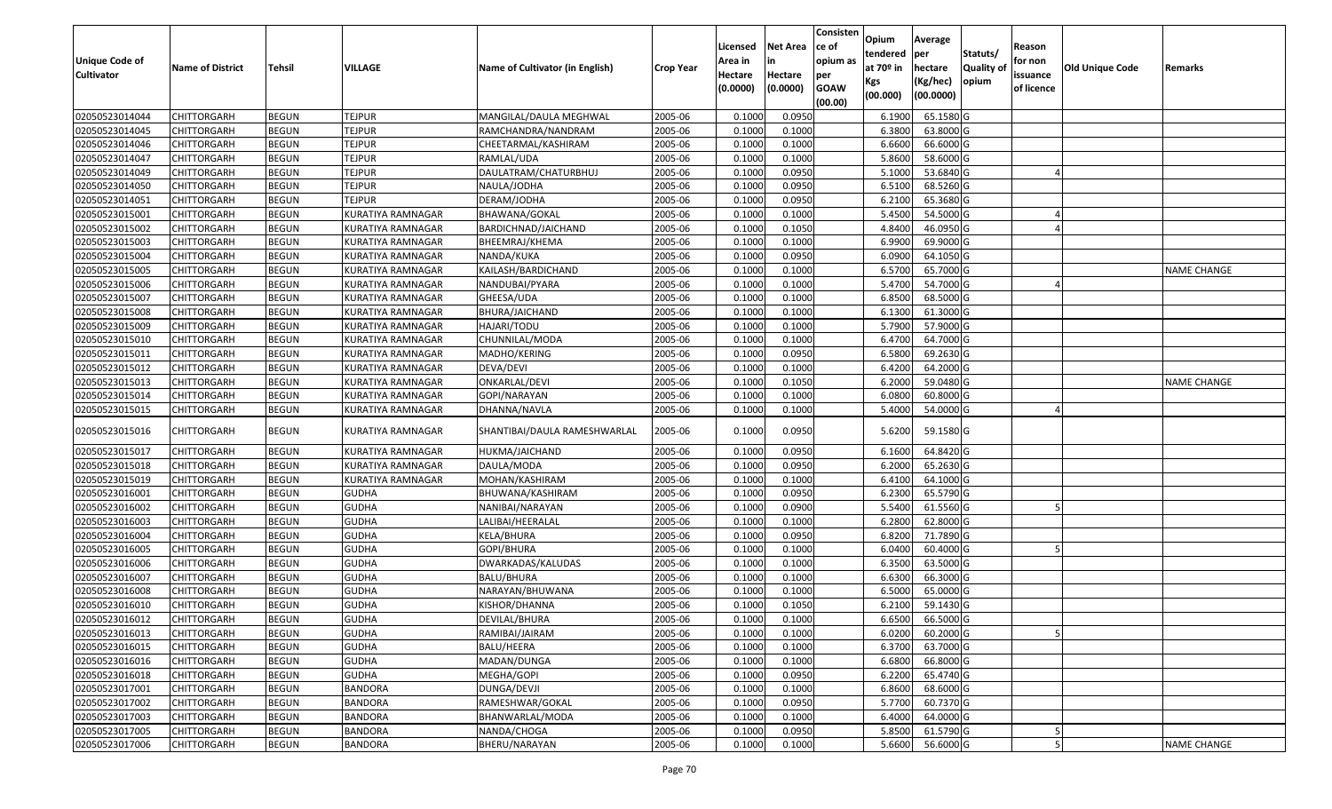| Unique Code of Cultivator | Name of District | Tehsil | VILLAGE | Name of Cultivator (in English) | Crop Year | Licensed Area in Hectare (0.0000) | Net Area in Hectare (0.0000) | Consistence of opium as per GOAW (00.00) | Opium tendered at 70º in Kgs (00.000) | Average per hectare (Kg/hec) (00.0000) | Statuts/ Quality of opium | Reason for non issuance of licence | Old Unique Code | Remarks |
|---|---|---|---|---|---|---|---|---|---|---|---|---|---|---|
| 02050523014044 | CHITTORGARH | BEGUN | TEJPUR | MANGILAL/DAULA MEGHWAL | 2005-06 | 0.1000 | 0.0950 | | 6.1900 | 65.1580 | G | | | |
| 02050523014045 | CHITTORGARH | BEGUN | TEJPUR | RAMCHANDRA/NANDRAM | 2005-06 | 0.1000 | 0.1000 | | 6.3800 | 63.8000 | G | | | |
| 02050523014046 | CHITTORGARH | BEGUN | TEJPUR | CHEETARMAL/KASHIRAM | 2005-06 | 0.1000 | 0.1000 | | 6.6600 | 66.6000 | G | | | |
| 02050523014047 | CHITTORGARH | BEGUN | TEJPUR | RAMLAL/UDA | 2005-06 | 0.1000 | 0.1000 | | 5.8600 | 58.6000 | G | | | |
| 02050523014049 | CHITTORGARH | BEGUN | TEJPUR | DAULATRAM/CHATURBHUJ | 2005-06 | 0.1000 | 0.0950 | | 5.1000 | 53.6840 | G | 4 | | |
| 02050523014050 | CHITTORGARH | BEGUN | TEJPUR | NAULA/JODHA | 2005-06 | 0.1000 | 0.0950 | | 6.5100 | 68.5260 | G | | | |
| 02050523014051 | CHITTORGARH | BEGUN | TEJPUR | DERAM/JODHA | 2005-06 | 0.1000 | 0.0950 | | 6.2100 | 65.3680 | G | | | |
| 02050523015001 | CHITTORGARH | BEGUN | KURATIYA RAMNAGAR | BHAWANA/GOKAL | 2005-06 | 0.1000 | 0.1000 | | 5.4500 | 54.5000 | G | 4 | | |
| 02050523015002 | CHITTORGARH | BEGUN | KURATIYA RAMNAGAR | BARDICHNAD/JAICHAND | 2005-06 | 0.1000 | 0.1050 | | 4.8400 | 46.0950 | G | 4 | | |
| 02050523015003 | CHITTORGARH | BEGUN | KURATIYA RAMNAGAR | BHEEMRAJ/KHEMA | 2005-06 | 0.1000 | 0.1000 | | 6.9900 | 69.9000 | G | | | |
| 02050523015004 | CHITTORGARH | BEGUN | KURATIYA RAMNAGAR | NANDA/KUKA | 2005-06 | 0.1000 | 0.0950 | | 6.0900 | 64.1050 | G | | | |
| 02050523015005 | CHITTORGARH | BEGUN | KURATIYA RAMNAGAR | KAILASH/BARDICHAND | 2005-06 | 0.1000 | 0.1000 | | 6.5700 | 65.7000 | G | | | NAME CHANGE |
| 02050523015006 | CHITTORGARH | BEGUN | KURATIYA RAMNAGAR | NANDUBAI/PYARA | 2005-06 | 0.1000 | 0.1000 | | 5.4700 | 54.7000 | G | 4 | | |
| 02050523015007 | CHITTORGARH | BEGUN | KURATIYA RAMNAGAR | GHEESA/UDA | 2005-06 | 0.1000 | 0.1000 | | 6.8500 | 68.5000 | G | | | |
| 02050523015008 | CHITTORGARH | BEGUN | KURATIYA RAMNAGAR | BHURA/JAICHAND | 2005-06 | 0.1000 | 0.1000 | | 6.1300 | 61.3000 | G | | | |
| 02050523015009 | CHITTORGARH | BEGUN | KURATIYA RAMNAGAR | HAJARI/TODU | 2005-06 | 0.1000 | 0.1000 | | 5.7900 | 57.9000 | G | | | |
| 02050523015010 | CHITTORGARH | BEGUN | KURATIYA RAMNAGAR | CHUNNILAL/MODA | 2005-06 | 0.1000 | 0.1000 | | 6.4700 | 64.7000 | G | | | |
| 02050523015011 | CHITTORGARH | BEGUN | KURATIYA RAMNAGAR | MADHO/KERING | 2005-06 | 0.1000 | 0.0950 | | 6.5800 | 69.2630 | G | | | |
| 02050523015012 | CHITTORGARH | BEGUN | KURATIYA RAMNAGAR | DEVA/DEVI | 2005-06 | 0.1000 | 0.1000 | | 6.4200 | 64.2000 | G | | | |
| 02050523015013 | CHITTORGARH | BEGUN | KURATIYA RAMNAGAR | ONKARLAL/DEVI | 2005-06 | 0.1000 | 0.1050 | | 6.2000 | 59.0480 | G | | | NAME CHANGE |
| 02050523015014 | CHITTORGARH | BEGUN | KURATIYA RAMNAGAR | GOPI/NARAYAN | 2005-06 | 0.1000 | 0.1000 | | 6.0800 | 60.8000 | G | | | |
| 02050523015015 | CHITTORGARH | BEGUN | KURATIYA RAMNAGAR | DHANNA/NAVLA | 2005-06 | 0.1000 | 0.1000 | | 5.4000 | 54.0000 | G | 4 | | |
| 02050523015016 | CHITTORGARH | BEGUN | KURATIYA RAMNAGAR | SHANTIBAI/DAULA RAMESHWARLAL | 2005-06 | 0.1000 | 0.0950 | | 5.6200 | 59.1580 | G | | | |
| 02050523015017 | CHITTORGARH | BEGUN | KURATIYA RAMNAGAR | HUKMA/JAICHAND | 2005-06 | 0.1000 | 0.0950 | | 6.1600 | 64.8420 | G | | | |
| 02050523015018 | CHITTORGARH | BEGUN | KURATIYA RAMNAGAR | DAULA/MODA | 2005-06 | 0.1000 | 0.0950 | | 6.2000 | 65.2630 | G | | | |
| 02050523015019 | CHITTORGARH | BEGUN | KURATIYA RAMNAGAR | MOHAN/KASHIRAM | 2005-06 | 0.1000 | 0.1000 | | 6.4100 | 64.1000 | G | | | |
| 02050523016001 | CHITTORGARH | BEGUN | GUDHA | BHUWANA/KASHIRAM | 2005-06 | 0.1000 | 0.0950 | | 6.2300 | 65.5790 | G | | | |
| 02050523016002 | CHITTORGARH | BEGUN | GUDHA | NANIBAI/NARAYAN | 2005-06 | 0.1000 | 0.0900 | | 5.5400 | 61.5560 | G | 5 | | |
| 02050523016003 | CHITTORGARH | BEGUN | GUDHA | LALIBAI/HEERALAL | 2005-06 | 0.1000 | 0.1000 | | 6.2800 | 62.8000 | G | | | |
| 02050523016004 | CHITTORGARH | BEGUN | GUDHA | KELA/BHURA | 2005-06 | 0.1000 | 0.0950 | | 6.8200 | 71.7890 | G | | | |
| 02050523016005 | CHITTORGARH | BEGUN | GUDHA | GOPI/BHURA | 2005-06 | 0.1000 | 0.1000 | | 6.0400 | 60.4000 | G | 5 | | |
| 02050523016006 | CHITTORGARH | BEGUN | GUDHA | DWARKADAS/KALUDAS | 2005-06 | 0.1000 | 0.1000 | | 6.3500 | 63.5000 | G | | | |
| 02050523016007 | CHITTORGARH | BEGUN | GUDHA | BALU/BHURA | 2005-06 | 0.1000 | 0.1000 | | 6.6300 | 66.3000 | G | | | |
| 02050523016008 | CHITTORGARH | BEGUN | GUDHA | NARAYAN/BHUWANA | 2005-06 | 0.1000 | 0.1000 | | 6.5000 | 65.0000 | G | | | |
| 02050523016010 | CHITTORGARH | BEGUN | GUDHA | KISHOR/DHANNA | 2005-06 | 0.1000 | 0.1050 | | 6.2100 | 59.1430 | G | | | |
| 02050523016012 | CHITTORGARH | BEGUN | GUDHA | DEVILAL/BHURA | 2005-06 | 0.1000 | 0.1000 | | 6.6500 | 66.5000 | G | | | |
| 02050523016013 | CHITTORGARH | BEGUN | GUDHA | RAMIBAI/JAIRAM | 2005-06 | 0.1000 | 0.1000 | | 6.0200 | 60.2000 | G | 5 | | |
| 02050523016015 | CHITTORGARH | BEGUN | GUDHA | BALU/HEERA | 2005-06 | 0.1000 | 0.1000 | | 6.3700 | 63.7000 | G | | | |
| 02050523016016 | CHITTORGARH | BEGUN | GUDHA | MADAN/DUNGA | 2005-06 | 0.1000 | 0.1000 | | 6.6800 | 66.8000 | G | | | |
| 02050523016018 | CHITTORGARH | BEGUN | GUDHA | MEGHA/GOPI | 2005-06 | 0.1000 | 0.0950 | | 6.2200 | 65.4740 | G | | | |
| 02050523017001 | CHITTORGARH | BEGUN | BANDORA | DUNGA/DEVJI | 2005-06 | 0.1000 | 0.1000 | | 6.8600 | 68.6000 | G | | | |
| 02050523017002 | CHITTORGARH | BEGUN | BANDORA | RAMESHWAR/GOKAL | 2005-06 | 0.1000 | 0.0950 | | 5.7700 | 60.7370 | G | | | |
| 02050523017003 | CHITTORGARH | BEGUN | BANDORA | BHANWARLAL/MODA | 2005-06 | 0.1000 | 0.1000 | | 6.4000 | 64.0000 | G | | | |
| 02050523017005 | CHITTORGARH | BEGUN | BANDORA | NANDA/CHOGA | 2005-06 | 0.1000 | 0.0950 | | 5.8500 | 61.5790 | G | 5 | | |
| 02050523017006 | CHITTORGARH | BEGUN | BANDORA | BHERU/NARAYAN | 2005-06 | 0.1000 | 0.1000 | | 5.6600 | 56.6000 | G | 5 | | NAME CHANGE |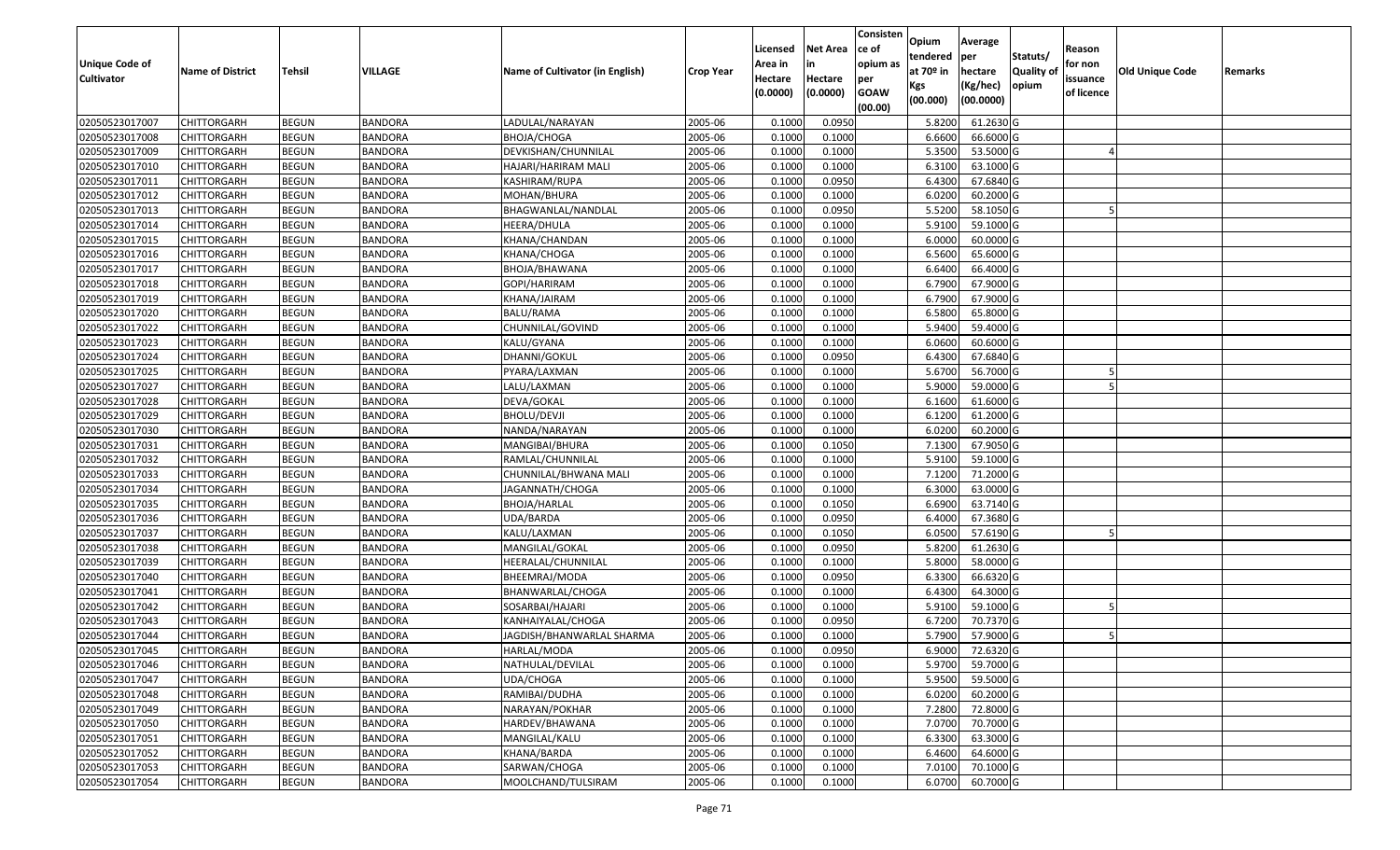| Unique Code of Cultivator | Name of District | Tehsil | VILLAGE | Name of Cultivator (in English) | Crop Year | Licensed Area in Hectare (0.0000) | Net Area in Hectare (0.0000) | Consistence of opium as per GOAW (00.00) | Opium tendered at 70º in Kgs (00.000) | Average per hectare (Kg/hec) (00.0000) | Statuts/ Quality of opium | Reason for non issuance of licence | Old Unique Code | Remarks |
|---|---|---|---|---|---|---|---|---|---|---|---|---|---|---|
| 02050523017007 | CHITTORGARH | BEGUN | BANDORA | LADULAL/NARAYAN | 2005-06 | 0.1000 | 0.0950 | | 5.8200 | 61.2630 | G | | | |
| 02050523017008 | CHITTORGARH | BEGUN | BANDORA | BHOJA/CHOGA | 2005-06 | 0.1000 | 0.1000 | | 6.6600 | 66.6000 | G | | | |
| 02050523017009 | CHITTORGARH | BEGUN | BANDORA | DEVKISHAN/CHUNNILAL | 2005-06 | 0.1000 | 0.1000 | | 5.3500 | 53.5000 | G | 4 | | |
| 02050523017010 | CHITTORGARH | BEGUN | BANDORA | HAJARI/HARIRAM MALI | 2005-06 | 0.1000 | 0.1000 | | 6.3100 | 63.1000 | G | | | |
| 02050523017011 | CHITTORGARH | BEGUN | BANDORA | KASHIRAM/RUPA | 2005-06 | 0.1000 | 0.0950 | | 6.4300 | 67.6840 | G | | | |
| 02050523017012 | CHITTORGARH | BEGUN | BANDORA | MOHAN/BHURA | 2005-06 | 0.1000 | 0.1000 | | 6.0200 | 60.2000 | G | | | |
| 02050523017013 | CHITTORGARH | BEGUN | BANDORA | BHAGWANLAL/NANDLAL | 2005-06 | 0.1000 | 0.0950 | | 5.5200 | 58.1050 | G | 5 | | |
| 02050523017014 | CHITTORGARH | BEGUN | BANDORA | HEERA/DHULA | 2005-06 | 0.1000 | 0.1000 | | 5.9100 | 59.1000 | G | | | |
| 02050523017015 | CHITTORGARH | BEGUN | BANDORA | KHANA/CHANDAN | 2005-06 | 0.1000 | 0.1000 | | 6.0000 | 60.0000 | G | | | |
| 02050523017016 | CHITTORGARH | BEGUN | BANDORA | KHANA/CHOGA | 2005-06 | 0.1000 | 0.1000 | | 6.5600 | 65.6000 | G | | | |
| 02050523017017 | CHITTORGARH | BEGUN | BANDORA | BHOJA/BHAWANA | 2005-06 | 0.1000 | 0.1000 | | 6.6400 | 66.4000 | G | | | |
| 02050523017018 | CHITTORGARH | BEGUN | BANDORA | GOPI/HARIRAM | 2005-06 | 0.1000 | 0.1000 | | 6.7900 | 67.9000 | G | | | |
| 02050523017019 | CHITTORGARH | BEGUN | BANDORA | KHANA/JAIRAM | 2005-06 | 0.1000 | 0.1000 | | 6.7900 | 67.9000 | G | | | |
| 02050523017020 | CHITTORGARH | BEGUN | BANDORA | BALU/RAMA | 2005-06 | 0.1000 | 0.1000 | | 6.5800 | 65.8000 | G | | | |
| 02050523017022 | CHITTORGARH | BEGUN | BANDORA | CHUNNILAL/GOVIND | 2005-06 | 0.1000 | 0.1000 | | 5.9400 | 59.4000 | G | | | |
| 02050523017023 | CHITTORGARH | BEGUN | BANDORA | KALU/GYANA | 2005-06 | 0.1000 | 0.1000 | | 6.0600 | 60.6000 | G | | | |
| 02050523017024 | CHITTORGARH | BEGUN | BANDORA | DHANNI/GOKUL | 2005-06 | 0.1000 | 0.0950 | | 6.4300 | 67.6840 | G | | | |
| 02050523017025 | CHITTORGARH | BEGUN | BANDORA | PYARA/LAXMAN | 2005-06 | 0.1000 | 0.1000 | | 5.6700 | 56.7000 | G | 5 | | |
| 02050523017027 | CHITTORGARH | BEGUN | BANDORA | LALU/LAXMAN | 2005-06 | 0.1000 | 0.1000 | | 5.9000 | 59.0000 | G | 5 | | |
| 02050523017028 | CHITTORGARH | BEGUN | BANDORA | DEVA/GOKAL | 2005-06 | 0.1000 | 0.1000 | | 6.1600 | 61.6000 | G | | | |
| 02050523017029 | CHITTORGARH | BEGUN | BANDORA | BHOLU/DEVJI | 2005-06 | 0.1000 | 0.1000 | | 6.1200 | 61.2000 | G | | | |
| 02050523017030 | CHITTORGARH | BEGUN | BANDORA | NANDA/NARAYAN | 2005-06 | 0.1000 | 0.1000 | | 6.0200 | 60.2000 | G | | | |
| 02050523017031 | CHITTORGARH | BEGUN | BANDORA | MANGIBAI/BHURA | 2005-06 | 0.1000 | 0.1050 | | 7.1300 | 67.9050 | G | | | |
| 02050523017032 | CHITTORGARH | BEGUN | BANDORA | RAMLAL/CHUNNILAL | 2005-06 | 0.1000 | 0.1000 | | 5.9100 | 59.1000 | G | | | |
| 02050523017033 | CHITTORGARH | BEGUN | BANDORA | CHUNNILAL/BHWANA MALI | 2005-06 | 0.1000 | 0.1000 | | 7.1200 | 71.2000 | G | | | |
| 02050523017034 | CHITTORGARH | BEGUN | BANDORA | JAGANNATH/CHOGA | 2005-06 | 0.1000 | 0.1000 | | 6.3000 | 63.0000 | G | | | |
| 02050523017035 | CHITTORGARH | BEGUN | BANDORA | BHOJA/HARLAL | 2005-06 | 0.1000 | 0.1050 | | 6.6900 | 63.7140 | G | | | |
| 02050523017036 | CHITTORGARH | BEGUN | BANDORA | UDA/BARDA | 2005-06 | 0.1000 | 0.0950 | | 6.4000 | 67.3680 | G | | | |
| 02050523017037 | CHITTORGARH | BEGUN | BANDORA | KALU/LAXMAN | 2005-06 | 0.1000 | 0.1050 | | 6.0500 | 57.6190 | G | 5 | | |
| 02050523017038 | CHITTORGARH | BEGUN | BANDORA | MANGILAL/GOKAL | 2005-06 | 0.1000 | 0.0950 | | 5.8200 | 61.2630 | G | | | |
| 02050523017039 | CHITTORGARH | BEGUN | BANDORA | HEERALAL/CHUNNILAL | 2005-06 | 0.1000 | 0.1000 | | 5.8000 | 58.0000 | G | | | |
| 02050523017040 | CHITTORGARH | BEGUN | BANDORA | BHEEMRAJ/MODA | 2005-06 | 0.1000 | 0.0950 | | 6.3300 | 66.6320 | G | | | |
| 02050523017041 | CHITTORGARH | BEGUN | BANDORA | BHANWARLAL/CHOGA | 2005-06 | 0.1000 | 0.1000 | | 6.4300 | 64.3000 | G | | | |
| 02050523017042 | CHITTORGARH | BEGUN | BANDORA | SOSARBAI/HAJARI | 2005-06 | 0.1000 | 0.1000 | | 5.9100 | 59.1000 | G | 5 | | |
| 02050523017043 | CHITTORGARH | BEGUN | BANDORA | KANHAIYALAL/CHOGA | 2005-06 | 0.1000 | 0.0950 | | 6.7200 | 70.7370 | G | | | |
| 02050523017044 | CHITTORGARH | BEGUN | BANDORA | JAGDISH/BHANWARLAL SHARMA | 2005-06 | 0.1000 | 0.1000 | | 5.7900 | 57.9000 | G | 5 | | |
| 02050523017045 | CHITTORGARH | BEGUN | BANDORA | HARLAL/MODA | 2005-06 | 0.1000 | 0.0950 | | 6.9000 | 72.6320 | G | | | |
| 02050523017046 | CHITTORGARH | BEGUN | BANDORA | NATHULAL/DEVILAL | 2005-06 | 0.1000 | 0.1000 | | 5.9700 | 59.7000 | G | | | |
| 02050523017047 | CHITTORGARH | BEGUN | BANDORA | UDA/CHOGA | 2005-06 | 0.1000 | 0.1000 | | 5.9500 | 59.5000 | G | | | |
| 02050523017048 | CHITTORGARH | BEGUN | BANDORA | RAMIBAI/DUDHA | 2005-06 | 0.1000 | 0.1000 | | 6.0200 | 60.2000 | G | | | |
| 02050523017049 | CHITTORGARH | BEGUN | BANDORA | NARAYAN/POKHAR | 2005-06 | 0.1000 | 0.1000 | | 7.2800 | 72.8000 | G | | | |
| 02050523017050 | CHITTORGARH | BEGUN | BANDORA | HARDEV/BHAWANA | 2005-06 | 0.1000 | 0.1000 | | 7.0700 | 70.7000 | G | | | |
| 02050523017051 | CHITTORGARH | BEGUN | BANDORA | MANGILAL/KALU | 2005-06 | 0.1000 | 0.1000 | | 6.3300 | 63.3000 | G | | | |
| 02050523017052 | CHITTORGARH | BEGUN | BANDORA | KHANA/BARDA | 2005-06 | 0.1000 | 0.1000 | | 6.4600 | 64.6000 | G | | | |
| 02050523017053 | CHITTORGARH | BEGUN | BANDORA | SARWAN/CHOGA | 2005-06 | 0.1000 | 0.1000 | | 7.0100 | 70.1000 | G | | | |
| 02050523017054 | CHITTORGARH | BEGUN | BANDORA | MOOLCHAND/TULSIRAM | 2005-06 | 0.1000 | 0.1000 | | 6.0700 | 60.7000 | G | | | |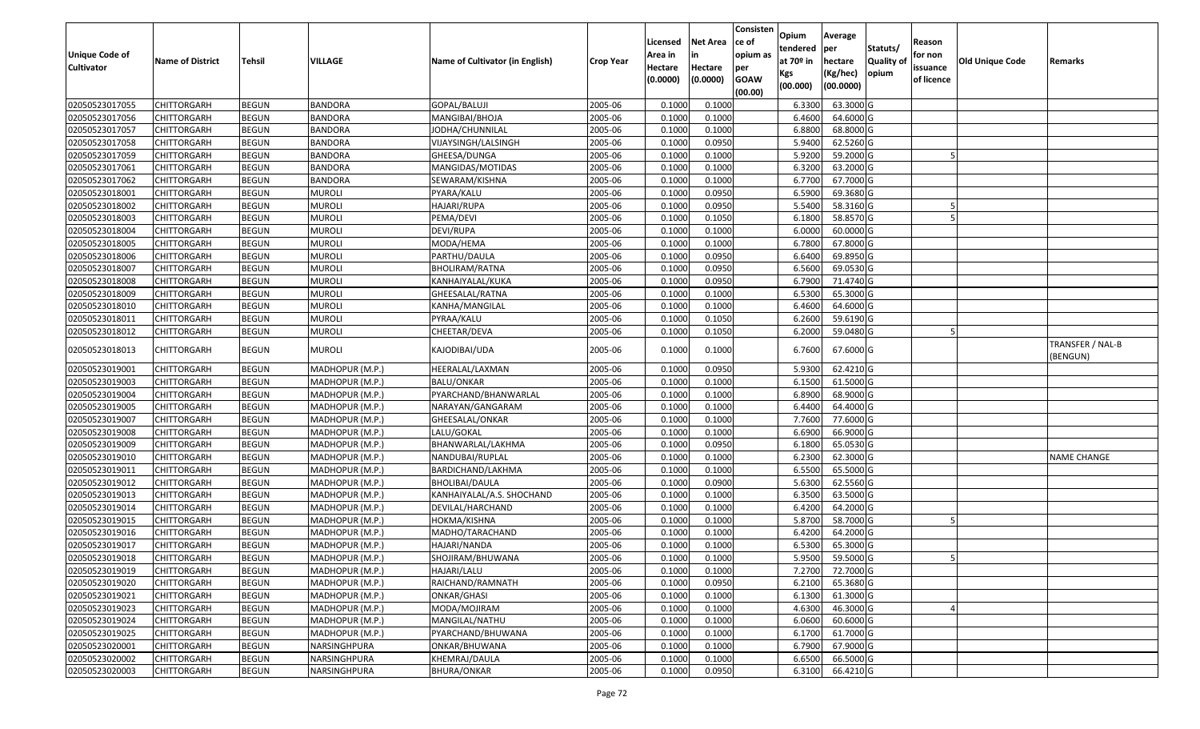| Unique Code of Cultivator | Name of District | Tehsil | VILLAGE | Name of Cultivator (in English) | Crop Year | Licensed Area in Hectare (0.0000) | Net Area in Hectare (0.0000) | Consistence of opium as per GOAW (00.00) | Opium tendered at 70º in Kgs (00.000) | Average per hectare (Kg/hec) (00.0000) | Statuts/ Quality of opium | Reason for non issuance of licence | Old Unique Code | Remarks |
|---|---|---|---|---|---|---|---|---|---|---|---|---|---|---|
| 02050523017055 | CHITTORGARH | BEGUN | BANDORA | GOPAL/BALUJI | 2005-06 | 0.1000 | 0.1000 | | 6.3300 | 63.3000 | G | | | |
| 02050523017056 | CHITTORGARH | BEGUN | BANDORA | MANGIBAI/BHOJA | 2005-06 | 0.1000 | 0.1000 | | 6.4600 | 64.6000 | G | | | |
| 02050523017057 | CHITTORGARH | BEGUN | BANDORA | JODHA/CHUNNILAL | 2005-06 | 0.1000 | 0.1000 | | 6.8800 | 68.8000 | G | | | |
| 02050523017058 | CHITTORGARH | BEGUN | BANDORA | VIJAYSINGH/LALSINGH | 2005-06 | 0.1000 | 0.0950 | | 5.9400 | 62.5260 | G | | | |
| 02050523017059 | CHITTORGARH | BEGUN | BANDORA | GHEESA/DUNGA | 2005-06 | 0.1000 | 0.1000 | | 5.9200 | 59.2000 | G | 5 | | |
| 02050523017061 | CHITTORGARH | BEGUN | BANDORA | MANGIDAS/MOTIDAS | 2005-06 | 0.1000 | 0.1000 | | 6.3200 | 63.2000 | G | | | |
| 02050523017062 | CHITTORGARH | BEGUN | BANDORA | SEWARAM/KISHNA | 2005-06 | 0.1000 | 0.1000 | | 6.7700 | 67.7000 | G | | | |
| 02050523018001 | CHITTORGARH | BEGUN | MUROLI | PYARA/KALU | 2005-06 | 0.1000 | 0.0950 | | 6.5900 | 69.3680 | G | | | |
| 02050523018002 | CHITTORGARH | BEGUN | MUROLI | HAJARI/RUPA | 2005-06 | 0.1000 | 0.0950 | | 5.5400 | 58.3160 | G | 5 | | |
| 02050523018003 | CHITTORGARH | BEGUN | MUROLI | PEMA/DEVI | 2005-06 | 0.1000 | 0.1050 | | 6.1800 | 58.8570 | G | 5 | | |
| 02050523018004 | CHITTORGARH | BEGUN | MUROLI | DEVI/RUPA | 2005-06 | 0.1000 | 0.1000 | | 6.0000 | 60.0000 | G | | | |
| 02050523018005 | CHITTORGARH | BEGUN | MUROLI | MODA/HEMA | 2005-06 | 0.1000 | 0.1000 | | 6.7800 | 67.8000 | G | | | |
| 02050523018006 | CHITTORGARH | BEGUN | MUROLI | PARTHU/DAULA | 2005-06 | 0.1000 | 0.0950 | | 6.6400 | 69.8950 | G | | | |
| 02050523018007 | CHITTORGARH | BEGUN | MUROLI | BHOLIRAM/RATNA | 2005-06 | 0.1000 | 0.0950 | | 6.5600 | 69.0530 | G | | | |
| 02050523018008 | CHITTORGARH | BEGUN | MUROLI | KANHAIYALAL/KUKA | 2005-06 | 0.1000 | 0.0950 | | 6.7900 | 71.4740 | G | | | |
| 02050523018009 | CHITTORGARH | BEGUN | MUROLI | GHEESALAL/RATNA | 2005-06 | 0.1000 | 0.1000 | | 6.5300 | 65.3000 | G | | | |
| 02050523018010 | CHITTORGARH | BEGUN | MUROLI | KANHA/MANGILAL | 2005-06 | 0.1000 | 0.1000 | | 6.4600 | 64.6000 | G | | | |
| 02050523018011 | CHITTORGARH | BEGUN | MUROLI | PYRAA/KALU | 2005-06 | 0.1000 | 0.1050 | | 6.2600 | 59.6190 | G | | | |
| 02050523018012 | CHITTORGARH | BEGUN | MUROLI | CHEETAR/DEVA | 2005-06 | 0.1000 | 0.1050 | | 6.2000 | 59.0480 | G | 5 | | |
| 02050523018013 | CHITTORGARH | BEGUN | MUROLI | KAJODIBAI/UDA | 2005-06 | 0.1000 | 0.1000 | | 6.7600 | 67.6000 | G | | | TRANSFER / NAL-B (BENGUN) |
| 02050523019001 | CHITTORGARH | BEGUN | MADHOPUR (M.P.) | HEERALAL/LAXMAN | 2005-06 | 0.1000 | 0.0950 | | 5.9300 | 62.4210 | G | | | |
| 02050523019003 | CHITTORGARH | BEGUN | MADHOPUR (M.P.) | BALU/ONKAR | 2005-06 | 0.1000 | 0.1000 | | 6.1500 | 61.5000 | G | | | |
| 02050523019004 | CHITTORGARH | BEGUN | MADHOPUR (M.P.) | PYARCHAND/BHANWARLAL | 2005-06 | 0.1000 | 0.1000 | | 6.8900 | 68.9000 | G | | | |
| 02050523019005 | CHITTORGARH | BEGUN | MADHOPUR (M.P.) | NARAYAN/GANGARAM | 2005-06 | 0.1000 | 0.1000 | | 6.4400 | 64.4000 | G | | | |
| 02050523019007 | CHITTORGARH | BEGUN | MADHOPUR (M.P.) | GHEESALAL/ONKAR | 2005-06 | 0.1000 | 0.1000 | | 7.7600 | 77.6000 | G | | | |
| 02050523019008 | CHITTORGARH | BEGUN | MADHOPUR (M.P.) | LALU/GOKAL | 2005-06 | 0.1000 | 0.1000 | | 6.6900 | 66.9000 | G | | | |
| 02050523019009 | CHITTORGARH | BEGUN | MADHOPUR (M.P.) | BHANWARLAL/LAKHMA | 2005-06 | 0.1000 | 0.0950 | | 6.1800 | 65.0530 | G | | | |
| 02050523019010 | CHITTORGARH | BEGUN | MADHOPUR (M.P.) | NANDUBAI/RUPLAL | 2005-06 | 0.1000 | 0.1000 | | 6.2300 | 62.3000 | G | | | NAME CHANGE |
| 02050523019011 | CHITTORGARH | BEGUN | MADHOPUR (M.P.) | BARDICHAND/LAKHMA | 2005-06 | 0.1000 | 0.1000 | | 6.5500 | 65.5000 | G | | | |
| 02050523019012 | CHITTORGARH | BEGUN | MADHOPUR (M.P.) | BHOLIBAI/DAULA | 2005-06 | 0.1000 | 0.0900 | | 5.6300 | 62.5560 | G | | | |
| 02050523019013 | CHITTORGARH | BEGUN | MADHOPUR (M.P.) | KANHAIYALAL/A.S. SHOCHAND | 2005-06 | 0.1000 | 0.1000 | | 6.3500 | 63.5000 | G | | | |
| 02050523019014 | CHITTORGARH | BEGUN | MADHOPUR (M.P.) | DEVILAL/HARCHAND | 2005-06 | 0.1000 | 0.1000 | | 6.4200 | 64.2000 | G | | | |
| 02050523019015 | CHITTORGARH | BEGUN | MADHOPUR (M.P.) | HOKMA/KISHNA | 2005-06 | 0.1000 | 0.1000 | | 5.8700 | 58.7000 | G | 5 | | |
| 02050523019016 | CHITTORGARH | BEGUN | MADHOPUR (M.P.) | MADHO/TARACHAND | 2005-06 | 0.1000 | 0.1000 | | 6.4200 | 64.2000 | G | | | |
| 02050523019017 | CHITTORGARH | BEGUN | MADHOPUR (M.P.) | HAJARI/NANDA | 2005-06 | 0.1000 | 0.1000 | | 6.5300 | 65.3000 | G | | | |
| 02050523019018 | CHITTORGARH | BEGUN | MADHOPUR (M.P.) | SHOJIRAM/BHUWANA | 2005-06 | 0.1000 | 0.1000 | | 5.9500 | 59.5000 | G | 5 | | |
| 02050523019019 | CHITTORGARH | BEGUN | MADHOPUR (M.P.) | HAJARI/LALU | 2005-06 | 0.1000 | 0.1000 | | 7.2700 | 72.7000 | G | | | |
| 02050523019020 | CHITTORGARH | BEGUN | MADHOPUR (M.P.) | RAICHAND/RAMNATH | 2005-06 | 0.1000 | 0.0950 | | 6.2100 | 65.3680 | G | | | |
| 02050523019021 | CHITTORGARH | BEGUN | MADHOPUR (M.P.) | ONKAR/GHASI | 2005-06 | 0.1000 | 0.1000 | | 6.1300 | 61.3000 | G | | | |
| 02050523019023 | CHITTORGARH | BEGUN | MADHOPUR (M.P.) | MODA/MOJIRAM | 2005-06 | 0.1000 | 0.1000 | | 4.6300 | 46.3000 | G | 4 | | |
| 02050523019024 | CHITTORGARH | BEGUN | MADHOPUR (M.P.) | MANGILAL/NATHU | 2005-06 | 0.1000 | 0.1000 | | 6.0600 | 60.6000 | G | | | |
| 02050523019025 | CHITTORGARH | BEGUN | MADHOPUR (M.P.) | PYARCHAND/BHUWANA | 2005-06 | 0.1000 | 0.1000 | | 6.1700 | 61.7000 | G | | | |
| 02050523020001 | CHITTORGARH | BEGUN | NARSINGHPURA | ONKAR/BHUWANA | 2005-06 | 0.1000 | 0.1000 | | 6.7900 | 67.9000 | G | | | |
| 02050523020002 | CHITTORGARH | BEGUN | NARSINGHPURA | KHEMRAJ/DAULA | 2005-06 | 0.1000 | 0.1000 | | 6.6500 | 66.5000 | G | | | |
| 02050523020003 | CHITTORGARH | BEGUN | NARSINGHPURA | BHURA/ONKAR | 2005-06 | 0.1000 | 0.0950 | | 6.3100 | 66.4210 | G | | | |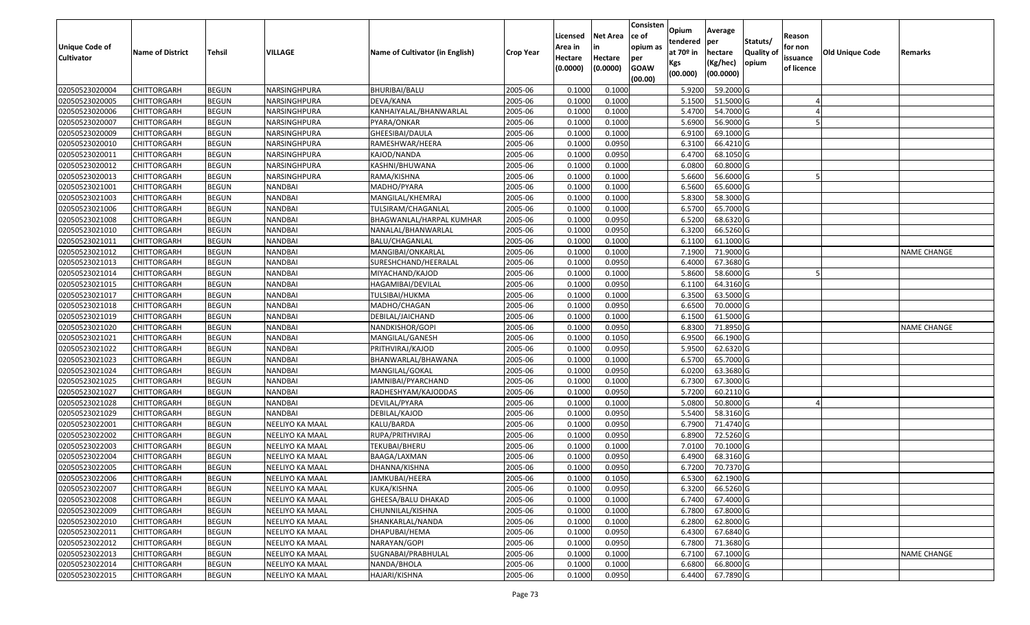| Unique Code of Cultivator | Name of District | Tehsil | VILLAGE | Name of Cultivator (in English) | Crop Year | Licensed Area in Hectare (0.0000) | Net Area in Hectare (0.0000) | Consistence of opium as per GOAW (00.00) | Opium tendered at 70º in Kgs (00.000) | Average per hectare (Kg/hec) (00.0000) | Statuts/ Quality of opium | Reason for non issuance of licence | Old Unique Code | Remarks |
|---|---|---|---|---|---|---|---|---|---|---|---|---|---|---|
| 02050523020004 | CHITTORGARH | BEGUN | NARSINGHPURA | BHURIBAI/BALU | 2005-06 | 0.1000 | 0.1000 | | 5.9200 | 59.2000 | G | | | |
| 02050523020005 | CHITTORGARH | BEGUN | NARSINGHPURA | DEVA/KANA | 2005-06 | 0.1000 | 0.1000 | | 5.1500 | 51.5000 | G | 4 | | |
| 02050523020006 | CHITTORGARH | BEGUN | NARSINGHPURA | KANHAIYALAL/BHANWARLAL | 2005-06 | 0.1000 | 0.1000 | | 5.4700 | 54.7000 | G | 4 | | |
| 02050523020007 | CHITTORGARH | BEGUN | NARSINGHPURA | PYARA/ONKAR | 2005-06 | 0.1000 | 0.1000 | | 5.6900 | 56.9000 | G | 5 | | |
| 02050523020009 | CHITTORGARH | BEGUN | NARSINGHPURA | GHEESIBAI/DAULA | 2005-06 | 0.1000 | 0.1000 | | 6.9100 | 69.1000 | G | | | |
| 02050523020010 | CHITTORGARH | BEGUN | NARSINGHPURA | RAMESHWAR/HEERA | 2005-06 | 0.1000 | 0.0950 | | 6.3100 | 66.4210 | G | | | |
| 02050523020011 | CHITTORGARH | BEGUN | NARSINGHPURA | KAJOD/NANDA | 2005-06 | 0.1000 | 0.0950 | | 6.4700 | 68.1050 | G | | | |
| 02050523020012 | CHITTORGARH | BEGUN | NARSINGHPURA | KASHNI/BHUWANA | 2005-06 | 0.1000 | 0.1000 | | 6.0800 | 60.8000 | G | | | |
| 02050523020013 | CHITTORGARH | BEGUN | NARSINGHPURA | RAMA/KISHNA | 2005-06 | 0.1000 | 0.1000 | | 5.6600 | 56.6000 | G | 5 | | |
| 02050523021001 | CHITTORGARH | BEGUN | NANDBAI | MADHO/PYARA | 2005-06 | 0.1000 | 0.1000 | | 6.5600 | 65.6000 | G | | | |
| 02050523021003 | CHITTORGARH | BEGUN | NANDBAI | MANGILAL/KHEMRAJ | 2005-06 | 0.1000 | 0.1000 | | 5.8300 | 58.3000 | G | | | |
| 02050523021006 | CHITTORGARH | BEGUN | NANDBAI | TULSIRAM/CHAGANLAL | 2005-06 | 0.1000 | 0.1000 | | 6.5700 | 65.7000 | G | | | |
| 02050523021008 | CHITTORGARH | BEGUN | NANDBAI | BHAGWANLAL/HARPAL KUMHAR | 2005-06 | 0.1000 | 0.0950 | | 6.5200 | 68.6320 | G | | | |
| 02050523021010 | CHITTORGARH | BEGUN | NANDBAI | NANALAL/BHANWARLAL | 2005-06 | 0.1000 | 0.0950 | | 6.3200 | 66.5260 | G | | | |
| 02050523021011 | CHITTORGARH | BEGUN | NANDBAI | BALU/CHAGANLAL | 2005-06 | 0.1000 | 0.1000 | | 6.1100 | 61.1000 | G | | | |
| 02050523021012 | CHITTORGARH | BEGUN | NANDBAI | MANGIBAI/ONKARLAL | 2005-06 | 0.1000 | 0.1000 | | 7.1900 | 71.9000 | G | | | NAME CHANGE |
| 02050523021013 | CHITTORGARH | BEGUN | NANDBAI | SURESHCHAND/HEERALAL | 2005-06 | 0.1000 | 0.0950 | | 6.4000 | 67.3680 | G | | | |
| 02050523021014 | CHITTORGARH | BEGUN | NANDBAI | MIYACHAND/KAJOD | 2005-06 | 0.1000 | 0.1000 | | 5.8600 | 58.6000 | G | 5 | | |
| 02050523021015 | CHITTORGARH | BEGUN | NANDBAI | HAGAMIBAI/DEVILAL | 2005-06 | 0.1000 | 0.0950 | | 6.1100 | 64.3160 | G | | | |
| 02050523021017 | CHITTORGARH | BEGUN | NANDBAI | TULSIBAI/HUKMA | 2005-06 | 0.1000 | 0.1000 | | 6.3500 | 63.5000 | G | | | |
| 02050523021018 | CHITTORGARH | BEGUN | NANDBAI | MADHO/CHAGAN | 2005-06 | 0.1000 | 0.0950 | | 6.6500 | 70.0000 | G | | | |
| 02050523021019 | CHITTORGARH | BEGUN | NANDBAI | DEBILAL/JAICHAND | 2005-06 | 0.1000 | 0.1000 | | 6.1500 | 61.5000 | G | | | |
| 02050523021020 | CHITTORGARH | BEGUN | NANDBAI | NANDKISHOR/GOPI | 2005-06 | 0.1000 | 0.0950 | | 6.8300 | 71.8950 | G | | | NAME CHANGE |
| 02050523021021 | CHITTORGARH | BEGUN | NANDBAI | MANGILAL/GANESH | 2005-06 | 0.1000 | 0.1050 | | 6.9500 | 66.1900 | G | | | |
| 02050523021022 | CHITTORGARH | BEGUN | NANDBAI | PRITHVIRAJ/KAJOD | 2005-06 | 0.1000 | 0.0950 | | 5.9500 | 62.6320 | G | | | |
| 02050523021023 | CHITTORGARH | BEGUN | NANDBAI | BHANWARLAL/BHAWANA | 2005-06 | 0.1000 | 0.1000 | | 6.5700 | 65.7000 | G | | | |
| 02050523021024 | CHITTORGARH | BEGUN | NANDBAI | MANGILAL/GOKAL | 2005-06 | 0.1000 | 0.0950 | | 6.0200 | 63.3680 | G | | | |
| 02050523021025 | CHITTORGARH | BEGUN | NANDBAI | JAMNIBAI/PYARCHAND | 2005-06 | 0.1000 | 0.1000 | | 6.7300 | 67.3000 | G | | | |
| 02050523021027 | CHITTORGARH | BEGUN | NANDBAI | RADHESHYAM/KAJODDAS | 2005-06 | 0.1000 | 0.0950 | | 5.7200 | 60.2110 | G | | | |
| 02050523021028 | CHITTORGARH | BEGUN | NANDBAI | DEVILAL/PYARA | 2005-06 | 0.1000 | 0.1000 | | 5.0800 | 50.8000 | G | 4 | | |
| 02050523021029 | CHITTORGARH | BEGUN | NANDBAI | DEBILAL/KAJOD | 2005-06 | 0.1000 | 0.0950 | | 5.5400 | 58.3160 | G | | | |
| 02050523022001 | CHITTORGARH | BEGUN | NEELIYO KA MAAL | KALU/BARDA | 2005-06 | 0.1000 | 0.0950 | | 6.7900 | 71.4740 | G | | | |
| 02050523022002 | CHITTORGARH | BEGUN | NEELIYO KA MAAL | RUPA/PRITHVIRAJ | 2005-06 | 0.1000 | 0.0950 | | 6.8900 | 72.5260 | G | | | |
| 02050523022003 | CHITTORGARH | BEGUN | NEELIYO KA MAAL | TEKUBAI/BHERU | 2005-06 | 0.1000 | 0.1000 | | 7.0100 | 70.1000 | G | | | |
| 02050523022004 | CHITTORGARH | BEGUN | NEELIYO KA MAAL | BAAGA/LAXMAN | 2005-06 | 0.1000 | 0.0950 | | 6.4900 | 68.3160 | G | | | |
| 02050523022005 | CHITTORGARH | BEGUN | NEELIYO KA MAAL | DHANNA/KISHNA | 2005-06 | 0.1000 | 0.0950 | | 6.7200 | 70.7370 | G | | | |
| 02050523022006 | CHITTORGARH | BEGUN | NEELIYO KA MAAL | JAMKUBAI/HEERA | 2005-06 | 0.1000 | 0.1050 | | 6.5300 | 62.1900 | G | | | |
| 02050523022007 | CHITTORGARH | BEGUN | NEELIYO KA MAAL | KUKA/KISHNA | 2005-06 | 0.1000 | 0.0950 | | 6.3200 | 66.5260 | G | | | |
| 02050523022008 | CHITTORGARH | BEGUN | NEELIYO KA MAAL | GHEESA/BALU DHAKAD | 2005-06 | 0.1000 | 0.1000 | | 6.7400 | 67.4000 | G | | | |
| 02050523022009 | CHITTORGARH | BEGUN | NEELIYO KA MAAL | CHUNNILAL/KISHNA | 2005-06 | 0.1000 | 0.1000 | | 6.7800 | 67.8000 | G | | | |
| 02050523022010 | CHITTORGARH | BEGUN | NEELIYO KA MAAL | SHANKARLAL/NANDA | 2005-06 | 0.1000 | 0.1000 | | 6.2800 | 62.8000 | G | | | |
| 02050523022011 | CHITTORGARH | BEGUN | NEELIYO KA MAAL | DHAPUBAI/HEMA | 2005-06 | 0.1000 | 0.0950 | | 6.4300 | 67.6840 | G | | | |
| 02050523022012 | CHITTORGARH | BEGUN | NEELIYO KA MAAL | NARAYAN/GOPI | 2005-06 | 0.1000 | 0.0950 | | 6.7800 | 71.3680 | G | | | |
| 02050523022013 | CHITTORGARH | BEGUN | NEELIYO KA MAAL | SUGNABAI/PRABHULAL | 2005-06 | 0.1000 | 0.1000 | | 6.7100 | 67.1000 | G | | | NAME CHANGE |
| 02050523022014 | CHITTORGARH | BEGUN | NEELIYO KA MAAL | NANDA/BHOLA | 2005-06 | 0.1000 | 0.1000 | | 6.6800 | 66.8000 | G | | | |
| 02050523022015 | CHITTORGARH | BEGUN | NEELIYO KA MAAL | HAJARI/KISHNA | 2005-06 | 0.1000 | 0.0950 | | 6.4400 | 67.7890 | G | | | |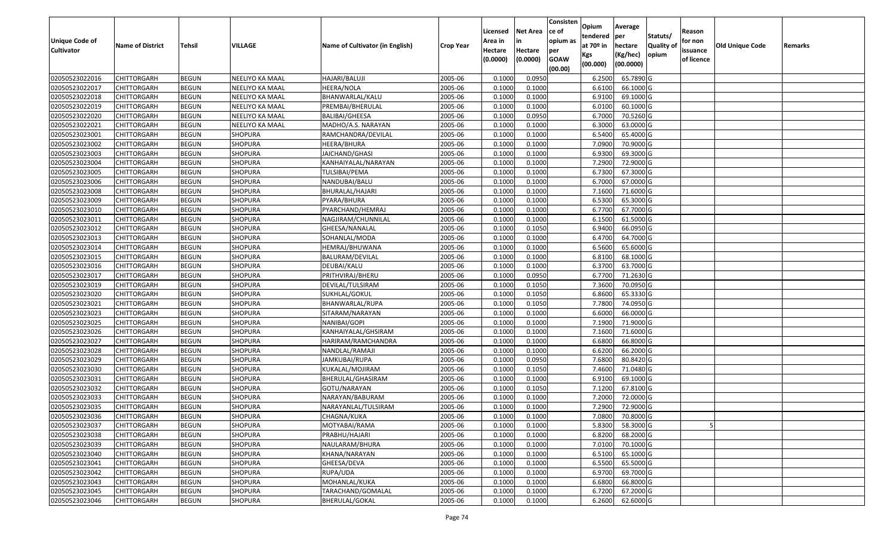| Unique Code of Cultivator | Name of District | Tehsil | VILLAGE | Name of Cultivator (in English) | Crop Year | Licensed Area in Hectare (0.0000) | Net Area in Hectare (0.0000) | Consistence of opium as per GOAW (00.00) | Opium tendered at 70º in Kgs (00.000) | Average per hectare (Kg/hec) (00.0000) | Statuts/ Quality of opium | Reason for non issuance of licence | Old Unique Code | Remarks |
|---|---|---|---|---|---|---|---|---|---|---|---|---|---|---|
| 02050523022016 | CHITTORGARH | BEGUN | NEELIYO KA MAAL | HAJARI/BALUJI | 2005-06 | 0.1000 | 0.0950 | | 6.2500 | 65.7890 | G | | | |
| 02050523022017 | CHITTORGARH | BEGUN | NEELIYO KA MAAL | HEERA/NOLA | 2005-06 | 0.1000 | 0.1000 | | 6.6100 | 66.1000 | G | | | |
| 02050523022018 | CHITTORGARH | BEGUN | NEELIYO KA MAAL | BHANWARLAL/KALU | 2005-06 | 0.1000 | 0.1000 | | 6.9100 | 69.1000 | G | | | |
| 02050523022019 | CHITTORGARH | BEGUN | NEELIYO KA MAAL | PREMBAI/BHERULAL | 2005-06 | 0.1000 | 0.1000 | | 6.0100 | 60.1000 | G | | | |
| 02050523022020 | CHITTORGARH | BEGUN | NEELIYO KA MAAL | BALIBAI/GHEESA | 2005-06 | 0.1000 | 0.0950 | | 6.7000 | 70.5260 | G | | | |
| 02050523022021 | CHITTORGARH | BEGUN | NEELIYO KA MAAL | MADHO/A.S. NARAYAN | 2005-06 | 0.1000 | 0.1000 | | 6.3000 | 63.0000 | G | | | |
| 02050523023001 | CHITTORGARH | BEGUN | SHOPURA | RAMCHANDRA/DEVILAL | 2005-06 | 0.1000 | 0.1000 | | 6.5400 | 65.4000 | G | | | |
| 02050523023002 | CHITTORGARH | BEGUN | SHOPURA | HEERA/BHURA | 2005-06 | 0.1000 | 0.1000 | | 7.0900 | 70.9000 | G | | | |
| 02050523023003 | CHITTORGARH | BEGUN | SHOPURA | JAICHAND/GHASI | 2005-06 | 0.1000 | 0.1000 | | 6.9300 | 69.3000 | G | | | |
| 02050523023004 | CHITTORGARH | BEGUN | SHOPURA | KANHAIYALAL/NARAYAN | 2005-06 | 0.1000 | 0.1000 | | 7.2900 | 72.9000 | G | | | |
| 02050523023005 | CHITTORGARH | BEGUN | SHOPURA | TULSIBAI/PEMA | 2005-06 | 0.1000 | 0.1000 | | 6.7300 | 67.3000 | G | | | |
| 02050523023006 | CHITTORGARH | BEGUN | SHOPURA | NANDUBAI/BALU | 2005-06 | 0.1000 | 0.1000 | | 6.7000 | 67.0000 | G | | | |
| 02050523023008 | CHITTORGARH | BEGUN | SHOPURA | BHURALAL/HAJARI | 2005-06 | 0.1000 | 0.1000 | | 7.1600 | 71.6000 | G | | | |
| 02050523023009 | CHITTORGARH | BEGUN | SHOPURA | PYARA/BHURA | 2005-06 | 0.1000 | 0.1000 | | 6.5300 | 65.3000 | G | | | |
| 02050523023010 | CHITTORGARH | BEGUN | SHOPURA | PYARCHAND/HEMRAJ | 2005-06 | 0.1000 | 0.1000 | | 6.7700 | 67.7000 | G | | | |
| 02050523023011 | CHITTORGARH | BEGUN | SHOPURA | NAGJIRAM/CHUNNILAL | 2005-06 | 0.1000 | 0.1000 | | 6.1500 | 61.5000 | G | | | |
| 02050523023012 | CHITTORGARH | BEGUN | SHOPURA | GHEESA/NANALAL | 2005-06 | 0.1000 | 0.1050 | | 6.9400 | 66.0950 | G | | | |
| 02050523023013 | CHITTORGARH | BEGUN | SHOPURA | SOHANLAL/MODA | 2005-06 | 0.1000 | 0.1000 | | 6.4700 | 64.7000 | G | | | |
| 02050523023014 | CHITTORGARH | BEGUN | SHOPURA | HEMRAJ/BHUWANA | 2005-06 | 0.1000 | 0.1000 | | 6.5600 | 65.6000 | G | | | |
| 02050523023015 | CHITTORGARH | BEGUN | SHOPURA | BALURAM/DEVILAL | 2005-06 | 0.1000 | 0.1000 | | 6.8100 | 68.1000 | G | | | |
| 02050523023016 | CHITTORGARH | BEGUN | SHOPURA | DEUBAI/KALU | 2005-06 | 0.1000 | 0.1000 | | 6.3700 | 63.7000 | G | | | |
| 02050523023017 | CHITTORGARH | BEGUN | SHOPURA | PRITHVIRAJ/BHERU | 2005-06 | 0.1000 | 0.0950 | | 6.7700 | 71.2630 | G | | | |
| 02050523023019 | CHITTORGARH | BEGUN | SHOPURA | DEVILAL/TULSIRAM | 2005-06 | 0.1000 | 0.1050 | | 7.3600 | 70.0950 | G | | | |
| 02050523023020 | CHITTORGARH | BEGUN | SHOPURA | SUKHLAL/GOKUL | 2005-06 | 0.1000 | 0.1050 | | 6.8600 | 65.3330 | G | | | |
| 02050523023021 | CHITTORGARH | BEGUN | SHOPURA | BHANWARLAL/RUPA | 2005-06 | 0.1000 | 0.1050 | | 7.7800 | 74.0950 | G | | | |
| 02050523023023 | CHITTORGARH | BEGUN | SHOPURA | SITARAM/NARAYAN | 2005-06 | 0.1000 | 0.1000 | | 6.6000 | 66.0000 | G | | | |
| 02050523023025 | CHITTORGARH | BEGUN | SHOPURA | NANIBAI/GOPI | 2005-06 | 0.1000 | 0.1000 | | 7.1900 | 71.9000 | G | | | |
| 02050523023026 | CHITTORGARH | BEGUN | SHOPURA | KANHAIYALAL/GHSIRAM | 2005-06 | 0.1000 | 0.1000 | | 7.1600 | 71.6000 | G | | | |
| 02050523023027 | CHITTORGARH | BEGUN | SHOPURA | HARIRAM/RAMCHANDRA | 2005-06 | 0.1000 | 0.1000 | | 6.6800 | 66.8000 | G | | | |
| 02050523023028 | CHITTORGARH | BEGUN | SHOPURA | NANDLAL/RAMAJI | 2005-06 | 0.1000 | 0.1000 | | 6.6200 | 66.2000 | G | | | |
| 02050523023029 | CHITTORGARH | BEGUN | SHOPURA | JAMKUBAI/RUPA | 2005-06 | 0.1000 | 0.0950 | | 7.6800 | 80.8420 | G | | | |
| 02050523023030 | CHITTORGARH | BEGUN | SHOPURA | KUKALAL/MOJIRAM | 2005-06 | 0.1000 | 0.1050 | | 7.4600 | 71.0480 | G | | | |
| 02050523023031 | CHITTORGARH | BEGUN | SHOPURA | BHERULAL/GHASIRAM | 2005-06 | 0.1000 | 0.1000 | | 6.9100 | 69.1000 | G | | | |
| 02050523023032 | CHITTORGARH | BEGUN | SHOPURA | GOTU/NARAYAN | 2005-06 | 0.1000 | 0.1050 | | 7.1200 | 67.8100 | G | | | |
| 02050523023033 | CHITTORGARH | BEGUN | SHOPURA | NARAYAN/BABURAM | 2005-06 | 0.1000 | 0.1000 | | 7.2000 | 72.0000 | G | | | |
| 02050523023035 | CHITTORGARH | BEGUN | SHOPURA | NARAYANLAL/TULSIRAM | 2005-06 | 0.1000 | 0.1000 | | 7.2900 | 72.9000 | G | | | |
| 02050523023036 | CHITTORGARH | BEGUN | SHOPURA | CHAGNA/KUKA | 2005-06 | 0.1000 | 0.1000 | | 7.0800 | 70.8000 | G | | | |
| 02050523023037 | CHITTORGARH | BEGUN | SHOPURA | MOTYABAI/RAMA | 2005-06 | 0.1000 | 0.1000 | | 5.8300 | 58.3000 | G | 5 | | |
| 02050523023038 | CHITTORGARH | BEGUN | SHOPURA | PRABHU/HAJARI | 2005-06 | 0.1000 | 0.1000 | | 6.8200 | 68.2000 | G | | | |
| 02050523023039 | CHITTORGARH | BEGUN | SHOPURA | NAULARAM/BHURA | 2005-06 | 0.1000 | 0.1000 | | 7.0100 | 70.1000 | G | | | |
| 02050523023040 | CHITTORGARH | BEGUN | SHOPURA | KHANA/NARAYAN | 2005-06 | 0.1000 | 0.1000 | | 6.5100 | 65.1000 | G | | | |
| 02050523023041 | CHITTORGARH | BEGUN | SHOPURA | GHEESA/DEVA | 2005-06 | 0.1000 | 0.1000 | | 6.5500 | 65.5000 | G | | | |
| 02050523023042 | CHITTORGARH | BEGUN | SHOPURA | RUPA/UDA | 2005-06 | 0.1000 | 0.1000 | | 6.9700 | 69.7000 | G | | | |
| 02050523023043 | CHITTORGARH | BEGUN | SHOPURA | MOHANLAL/KUKA | 2005-06 | 0.1000 | 0.1000 | | 6.6800 | 66.8000 | G | | | |
| 02050523023045 | CHITTORGARH | BEGUN | SHOPURA | TARACHAND/GOMALAL | 2005-06 | 0.1000 | 0.1000 | | 6.7200 | 67.2000 | G | | | |
| 02050523023046 | CHITTORGARH | BEGUN | SHOPURA | BHERULAL/GOKAL | 2005-06 | 0.1000 | 0.1000 | | 6.2600 | 62.6000 | G | | | |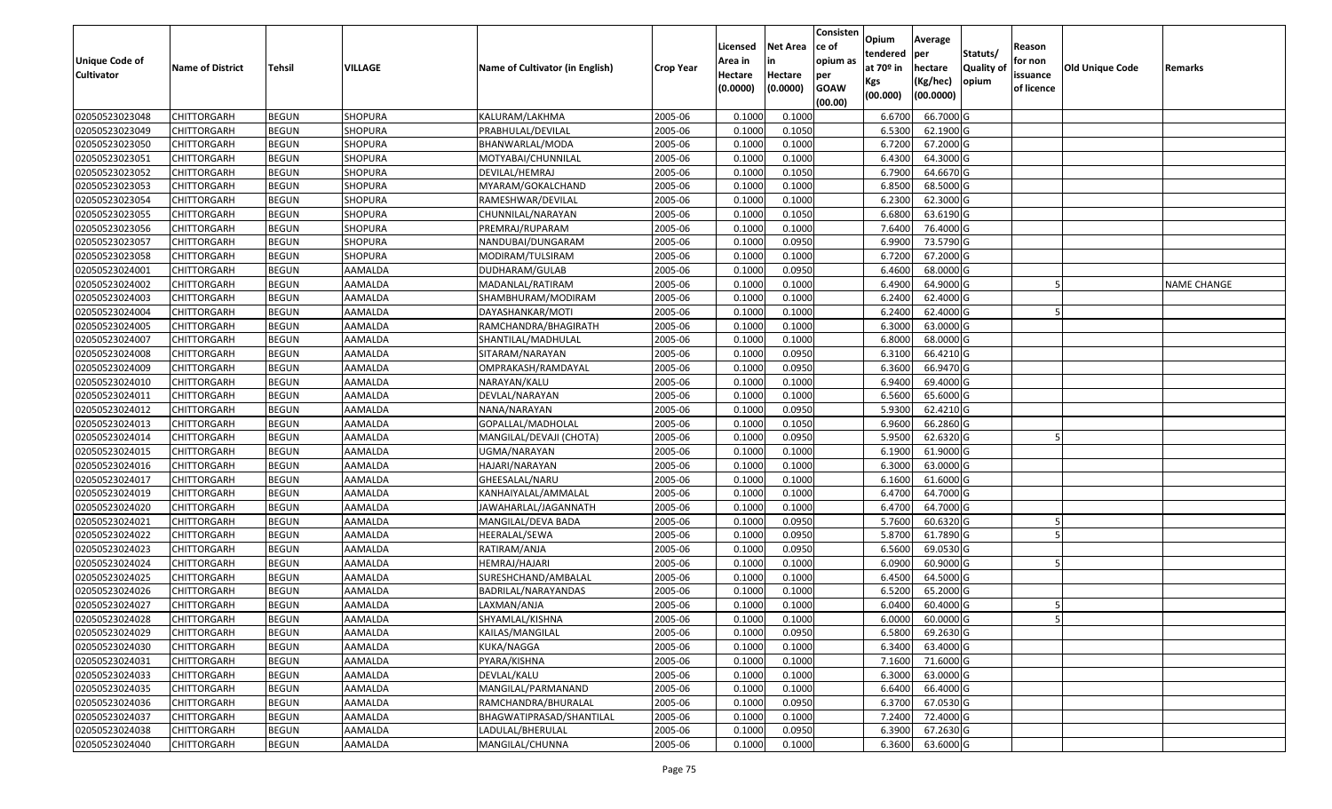| Unique Code of Cultivator | Name of District | Tehsil | VILLAGE | Name of Cultivator (in English) | Crop Year | Licensed Area in Hectare (0.0000) | Net Area in Hectare (0.0000) | Consistence of opium as per GOAW (00.00) | Opium tendered at 70º in Kgs (00.000) | Average per hectare (Kg/hec) (00.0000) | Statuts/ Quality of opium | Reason for non issuance of licence | Old Unique Code | Remarks |
|---|---|---|---|---|---|---|---|---|---|---|---|---|---|---|
| 02050523023048 | CHITTORGARH | BEGUN | SHOPURA | KALURAM/LAKHMA | 2005-06 | 0.1000 | 0.1000 | | 6.6700 | 66.7000 | G | | | |
| 02050523023049 | CHITTORGARH | BEGUN | SHOPURA | PRABHULAL/DEVILAL | 2005-06 | 0.1000 | 0.1050 | | 6.5300 | 62.1900 | G | | | |
| 02050523023050 | CHITTORGARH | BEGUN | SHOPURA | BHANWARLAL/MODA | 2005-06 | 0.1000 | 0.1000 | | 6.7200 | 67.2000 | G | | | |
| 02050523023051 | CHITTORGARH | BEGUN | SHOPURA | MOTYABAI/CHUNNILAL | 2005-06 | 0.1000 | 0.1000 | | 6.4300 | 64.3000 | G | | | |
| 02050523023052 | CHITTORGARH | BEGUN | SHOPURA | DEVILAL/HEMRAJ | 2005-06 | 0.1000 | 0.1050 | | 6.7900 | 64.6670 | G | | | |
| 02050523023053 | CHITTORGARH | BEGUN | SHOPURA | MYARAM/GOKALCHAND | 2005-06 | 0.1000 | 0.1000 | | 6.8500 | 68.5000 | G | | | |
| 02050523023054 | CHITTORGARH | BEGUN | SHOPURA | RAMESHWAR/DEVILAL | 2005-06 | 0.1000 | 0.1000 | | 6.2300 | 62.3000 | G | | | |
| 02050523023055 | CHITTORGARH | BEGUN | SHOPURA | CHUNNILAL/NARAYAN | 2005-06 | 0.1000 | 0.1050 | | 6.6800 | 63.6190 | G | | | |
| 02050523023056 | CHITTORGARH | BEGUN | SHOPURA | PREMRAJ/RUPARAM | 2005-06 | 0.1000 | 0.1000 | | 7.6400 | 76.4000 | G | | | |
| 02050523023057 | CHITTORGARH | BEGUN | SHOPURA | NANDUBAI/DUNGARAM | 2005-06 | 0.1000 | 0.0950 | | 6.9900 | 73.5790 | G | | | |
| 02050523023058 | CHITTORGARH | BEGUN | SHOPURA | MODIRAM/TULSIRAM | 2005-06 | 0.1000 | 0.1000 | | 6.7200 | 67.2000 | G | | | |
| 02050523024001 | CHITTORGARH | BEGUN | AAMALDA | DUDHARAM/GULAB | 2005-06 | 0.1000 | 0.0950 | | 6.4600 | 68.0000 | G | | | |
| 02050523024002 | CHITTORGARH | BEGUN | AAMALDA | MADANLAL/RATIRAM | 2005-06 | 0.1000 | 0.1000 | | 6.4900 | 64.9000 | G | 5 | | NAME CHANGE |
| 02050523024003 | CHITTORGARH | BEGUN | AAMALDA | SHAMBHURAM/MODIRAM | 2005-06 | 0.1000 | 0.1000 | | 6.2400 | 62.4000 | G | | | |
| 02050523024004 | CHITTORGARH | BEGUN | AAMALDA | DAYASHANKAR/MOTI | 2005-06 | 0.1000 | 0.1000 | | 6.2400 | 62.4000 | G | 5 | | |
| 02050523024005 | CHITTORGARH | BEGUN | AAMALDA | RAMCHANDRA/BHAGIRATH | 2005-06 | 0.1000 | 0.1000 | | 6.3000 | 63.0000 | G | | | |
| 02050523024007 | CHITTORGARH | BEGUN | AAMALDA | SHANTILAL/MADHULAL | 2005-06 | 0.1000 | 0.1000 | | 6.8000 | 68.0000 | G | | | |
| 02050523024008 | CHITTORGARH | BEGUN | AAMALDA | SITARAM/NARAYAN | 2005-06 | 0.1000 | 0.0950 | | 6.3100 | 66.4210 | G | | | |
| 02050523024009 | CHITTORGARH | BEGUN | AAMALDA | OMPRAKASH/RAMDAYAL | 2005-06 | 0.1000 | 0.0950 | | 6.3600 | 66.9470 | G | | | |
| 02050523024010 | CHITTORGARH | BEGUN | AAMALDA | NARAYAN/KALU | 2005-06 | 0.1000 | 0.1000 | | 6.9400 | 69.4000 | G | | | |
| 02050523024011 | CHITTORGARH | BEGUN | AAMALDA | DEVLAL/NARAYAN | 2005-06 | 0.1000 | 0.1000 | | 6.5600 | 65.6000 | G | | | |
| 02050523024012 | CHITTORGARH | BEGUN | AAMALDA | NANA/NARAYAN | 2005-06 | 0.1000 | 0.0950 | | 5.9300 | 62.4210 | G | | | |
| 02050523024013 | CHITTORGARH | BEGUN | AAMALDA | GOPALLAL/MADHOLAL | 2005-06 | 0.1000 | 0.1050 | | 6.9600 | 66.2860 | G | | | |
| 02050523024014 | CHITTORGARH | BEGUN | AAMALDA | MANGILAL/DEVAJI (CHOTA) | 2005-06 | 0.1000 | 0.0950 | | 5.9500 | 62.6320 | G | 5 | | |
| 02050523024015 | CHITTORGARH | BEGUN | AAMALDA | UGMA/NARAYAN | 2005-06 | 0.1000 | 0.1000 | | 6.1900 | 61.9000 | G | | | |
| 02050523024016 | CHITTORGARH | BEGUN | AAMALDA | HAJARI/NARAYAN | 2005-06 | 0.1000 | 0.1000 | | 6.3000 | 63.0000 | G | | | |
| 02050523024017 | CHITTORGARH | BEGUN | AAMALDA | GHEESALAL/NARU | 2005-06 | 0.1000 | 0.1000 | | 6.1600 | 61.6000 | G | | | |
| 02050523024019 | CHITTORGARH | BEGUN | AAMALDA | KANHAIYALAL/AMMALAL | 2005-06 | 0.1000 | 0.1000 | | 6.4700 | 64.7000 | G | | | |
| 02050523024020 | CHITTORGARH | BEGUN | AAMALDA | JAWAHARLAL/JAGANNATH | 2005-06 | 0.1000 | 0.1000 | | 6.4700 | 64.7000 | G | | | |
| 02050523024021 | CHITTORGARH | BEGUN | AAMALDA | MANGILAL/DEVA BADA | 2005-06 | 0.1000 | 0.0950 | | 5.7600 | 60.6320 | G | 5 | | |
| 02050523024022 | CHITTORGARH | BEGUN | AAMALDA | HEERALAL/SEWA | 2005-06 | 0.1000 | 0.0950 | | 5.8700 | 61.7890 | G | 5 | | |
| 02050523024023 | CHITTORGARH | BEGUN | AAMALDA | RATIRAM/ANJA | 2005-06 | 0.1000 | 0.0950 | | 6.5600 | 69.0530 | G | | | |
| 02050523024024 | CHITTORGARH | BEGUN | AAMALDA | HEMRAJ/HAJARI | 2005-06 | 0.1000 | 0.1000 | | 6.0900 | 60.9000 | G | 5 | | |
| 02050523024025 | CHITTORGARH | BEGUN | AAMALDA | SURESHCHAND/AMBALAL | 2005-06 | 0.1000 | 0.1000 | | 6.4500 | 64.5000 | G | | | |
| 02050523024026 | CHITTORGARH | BEGUN | AAMALDA | BADRILAL/NARAYANDAS | 2005-06 | 0.1000 | 0.1000 | | 6.5200 | 65.2000 | G | | | |
| 02050523024027 | CHITTORGARH | BEGUN | AAMALDA | LAXMAN/ANJA | 2005-06 | 0.1000 | 0.1000 | | 6.0400 | 60.4000 | G | 5 | | |
| 02050523024028 | CHITTORGARH | BEGUN | AAMALDA | SHYAMLAL/KISHNA | 2005-06 | 0.1000 | 0.1000 | | 6.0000 | 60.0000 | G | 5 | | |
| 02050523024029 | CHITTORGARH | BEGUN | AAMALDA | KAILAS/MANGILAL | 2005-06 | 0.1000 | 0.0950 | | 6.5800 | 69.2630 | G | | | |
| 02050523024030 | CHITTORGARH | BEGUN | AAMALDA | KUKA/NAGGA | 2005-06 | 0.1000 | 0.1000 | | 6.3400 | 63.4000 | G | | | |
| 02050523024031 | CHITTORGARH | BEGUN | AAMALDA | PYARA/KISHNA | 2005-06 | 0.1000 | 0.1000 | | 7.1600 | 71.6000 | G | | | |
| 02050523024033 | CHITTORGARH | BEGUN | AAMALDA | DEVLAL/KALU | 2005-06 | 0.1000 | 0.1000 | | 6.3000 | 63.0000 | G | | | |
| 02050523024035 | CHITTORGARH | BEGUN | AAMALDA | MANGILAL/PARMANAND | 2005-06 | 0.1000 | 0.1000 | | 6.6400 | 66.4000 | G | | | |
| 02050523024036 | CHITTORGARH | BEGUN | AAMALDA | RAMCHANDRA/BHURALAL | 2005-06 | 0.1000 | 0.0950 | | 6.3700 | 67.0530 | G | | | |
| 02050523024037 | CHITTORGARH | BEGUN | AAMALDA | BHAGWATIPRASAD/SHANTILAL | 2005-06 | 0.1000 | 0.1000 | | 7.2400 | 72.4000 | G | | | |
| 02050523024038 | CHITTORGARH | BEGUN | AAMALDA | LADULAL/BHERULAL | 2005-06 | 0.1000 | 0.0950 | | 6.3900 | 67.2630 | G | | | |
| 02050523024040 | CHITTORGARH | BEGUN | AAMALDA | MANGILAL/CHUNNA | 2005-06 | 0.1000 | 0.1000 | | 6.3600 | 63.6000 | G | | | |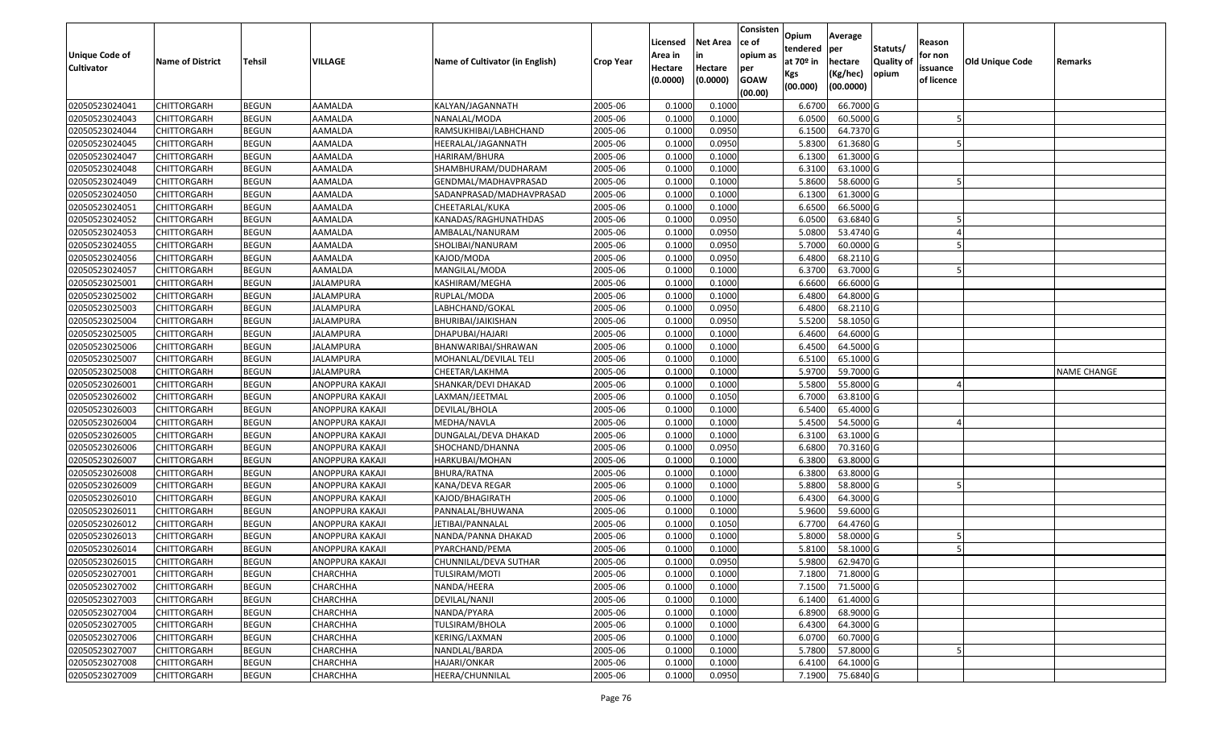| Unique Code of Cultivator | Name of District | Tehsil | VILLAGE | Name of Cultivator (in English) | Crop Year | Licensed Area in Hectare (0.0000) | Net Area in Hectare (0.0000) | Consistence of opium as per GOAW (00.00) | Opium tendered at 70º in Kgs (00.000) | Average per hectare (Kg/hec) (00.0000) | Statuts/ Quality of opium | Reason for non issuance of licence | Old Unique Code | Remarks |
|---|---|---|---|---|---|---|---|---|---|---|---|---|---|---|
| 02050523024041 | CHITTORGARH | BEGUN | AAMALDA | KALYAN/JAGANNATH | 2005-06 | 0.1000 | 0.1000 | | 6.6700 | 66.7000 | G | | | |
| 02050523024043 | CHITTORGARH | BEGUN | AAMALDA | NANALAL/MODA | 2005-06 | 0.1000 | 0.1000 | | 6.0500 | 60.5000 | G | 5 | | |
| 02050523024044 | CHITTORGARH | BEGUN | AAMALDA | RAMSUKHIBAI/LABHCHAND | 2005-06 | 0.1000 | 0.0950 | | 6.1500 | 64.7370 | G | | | |
| 02050523024045 | CHITTORGARH | BEGUN | AAMALDA | HEERALAL/JAGANNATH | 2005-06 | 0.1000 | 0.0950 | | 5.8300 | 61.3680 | G | 5 | | |
| 02050523024047 | CHITTORGARH | BEGUN | AAMALDA | HARIRAM/BHURA | 2005-06 | 0.1000 | 0.1000 | | 6.1300 | 61.3000 | G | | | |
| 02050523024048 | CHITTORGARH | BEGUN | AAMALDA | SHAMBHURAM/DUDHARAM | 2005-06 | 0.1000 | 0.1000 | | 6.3100 | 63.1000 | G | | | |
| 02050523024049 | CHITTORGARH | BEGUN | AAMALDA | GENDMAL/MADHAVPRASAD | 2005-06 | 0.1000 | 0.1000 | | 5.8600 | 58.6000 | G | 5 | | |
| 02050523024050 | CHITTORGARH | BEGUN | AAMALDA | SADANPRASAD/MADHAVPRASAD | 2005-06 | 0.1000 | 0.1000 | | 6.1300 | 61.3000 | G | | | |
| 02050523024051 | CHITTORGARH | BEGUN | AAMALDA | CHEETARLAL/KUKA | 2005-06 | 0.1000 | 0.1000 | | 6.6500 | 66.5000 | G | | | |
| 02050523024052 | CHITTORGARH | BEGUN | AAMALDA | KANADAS/RAGHUNATHDAS | 2005-06 | 0.1000 | 0.0950 | | 6.0500 | 63.6840 | G | 5 | | |
| 02050523024053 | CHITTORGARH | BEGUN | AAMALDA | AMBALAL/NANURAM | 2005-06 | 0.1000 | 0.0950 | | 5.0800 | 53.4740 | G | 4 | | |
| 02050523024055 | CHITTORGARH | BEGUN | AAMALDA | SHOLIBAI/NANURAM | 2005-06 | 0.1000 | 0.0950 | | 5.7000 | 60.0000 | G | 5 | | |
| 02050523024056 | CHITTORGARH | BEGUN | AAMALDA | KAJOD/MODA | 2005-06 | 0.1000 | 0.0950 | | 6.4800 | 68.2110 | G | | | |
| 02050523024057 | CHITTORGARH | BEGUN | AAMALDA | MANGILAL/MODA | 2005-06 | 0.1000 | 0.1000 | | 6.3700 | 63.7000 | G | 5 | | |
| 02050523025001 | CHITTORGARH | BEGUN | JALAMPURA | KASHIRAM/MEGHA | 2005-06 | 0.1000 | 0.1000 | | 6.6600 | 66.6000 | G | | | |
| 02050523025002 | CHITTORGARH | BEGUN | JALAMPURA | RUPLAL/MODA | 2005-06 | 0.1000 | 0.1000 | | 6.4800 | 64.8000 | G | | | |
| 02050523025003 | CHITTORGARH | BEGUN | JALAMPURA | LABHCHAND/GOKAL | 2005-06 | 0.1000 | 0.0950 | | 6.4800 | 68.2110 | G | | | |
| 02050523025004 | CHITTORGARH | BEGUN | JALAMPURA | BHURIBAI/JAIKISHAN | 2005-06 | 0.1000 | 0.0950 | | 5.5200 | 58.1050 | G | | | |
| 02050523025005 | CHITTORGARH | BEGUN | JALAMPURA | DHAPUBAI/HAJARI | 2005-06 | 0.1000 | 0.1000 | | 6.4600 | 64.6000 | G | | | |
| 02050523025006 | CHITTORGARH | BEGUN | JALAMPURA | BHANWARIBAI/SHRAWAN | 2005-06 | 0.1000 | 0.1000 | | 6.4500 | 64.5000 | G | | | |
| 02050523025007 | CHITTORGARH | BEGUN | JALAMPURA | MOHANLAL/DEVILAL TELI | 2005-06 | 0.1000 | 0.1000 | | 6.5100 | 65.1000 | G | | | |
| 02050523025008 | CHITTORGARH | BEGUN | JALAMPURA | CHEETAR/LAKHMA | 2005-06 | 0.1000 | 0.1000 | | 5.9700 | 59.7000 | G | | | NAME CHANGE |
| 02050523026001 | CHITTORGARH | BEGUN | ANOPPURA KAKAJI | SHANKAR/DEVI DHAKAD | 2005-06 | 0.1000 | 0.1000 | | 5.5800 | 55.8000 | G | 4 | | |
| 02050523026002 | CHITTORGARH | BEGUN | ANOPPURA KAKAJI | LAXMAN/JEETMAL | 2005-06 | 0.1000 | 0.1050 | | 6.7000 | 63.8100 | G | | | |
| 02050523026003 | CHITTORGARH | BEGUN | ANOPPURA KAKAJI | DEVILAL/BHOLA | 2005-06 | 0.1000 | 0.1000 | | 6.5400 | 65.4000 | G | | | |
| 02050523026004 | CHITTORGARH | BEGUN | ANOPPURA KAKAJI | MEDHA/NAVLA | 2005-06 | 0.1000 | 0.1000 | | 5.4500 | 54.5000 | G | 4 | | |
| 02050523026005 | CHITTORGARH | BEGUN | ANOPPURA KAKAJI | DUNGALAL/DEVA DHAKAD | 2005-06 | 0.1000 | 0.1000 | | 6.3100 | 63.1000 | G | | | |
| 02050523026006 | CHITTORGARH | BEGUN | ANOPPURA KAKAJI | SHOCHAND/DHANNA | 2005-06 | 0.1000 | 0.0950 | | 6.6800 | 70.3160 | G | | | |
| 02050523026007 | CHITTORGARH | BEGUN | ANOPPURA KAKAJI | HARKUBAI/MOHAN | 2005-06 | 0.1000 | 0.1000 | | 6.3800 | 63.8000 | G | | | |
| 02050523026008 | CHITTORGARH | BEGUN | ANOPPURA KAKAJI | BHURA/RATNA | 2005-06 | 0.1000 | 0.1000 | | 6.3800 | 63.8000 | G | | | |
| 02050523026009 | CHITTORGARH | BEGUN | ANOPPURA KAKAJI | KANA/DEVA REGAR | 2005-06 | 0.1000 | 0.1000 | | 5.8800 | 58.8000 | G | 5 | | |
| 02050523026010 | CHITTORGARH | BEGUN | ANOPPURA KAKAJI | KAJOD/BHAGIRATH | 2005-06 | 0.1000 | 0.1000 | | 6.4300 | 64.3000 | G | | | |
| 02050523026011 | CHITTORGARH | BEGUN | ANOPPURA KAKAJI | PANNALAL/BHUWANA | 2005-06 | 0.1000 | 0.1000 | | 5.9600 | 59.6000 | G | | | |
| 02050523026012 | CHITTORGARH | BEGUN | ANOPPURA KAKAJI | JETIBAI/PANNALAL | 2005-06 | 0.1000 | 0.1050 | | 6.7700 | 64.4760 | G | | | |
| 02050523026013 | CHITTORGARH | BEGUN | ANOPPURA KAKAJI | NANDA/PANNA DHAKAD | 2005-06 | 0.1000 | 0.1000 | | 5.8000 | 58.0000 | G | 5 | | |
| 02050523026014 | CHITTORGARH | BEGUN | ANOPPURA KAKAJI | PYARCHAND/PEMA | 2005-06 | 0.1000 | 0.1000 | | 5.8100 | 58.1000 | G | 5 | | |
| 02050523026015 | CHITTORGARH | BEGUN | ANOPPURA KAKAJI | CHUNNILAL/DEVA SUTHAR | 2005-06 | 0.1000 | 0.0950 | | 5.9800 | 62.9470 | G | | | |
| 02050523027001 | CHITTORGARH | BEGUN | CHARCHHA | TULSIRAM/MOTI | 2005-06 | 0.1000 | 0.1000 | | 7.1800 | 71.8000 | G | | | |
| 02050523027002 | CHITTORGARH | BEGUN | CHARCHHA | NANDA/HEERA | 2005-06 | 0.1000 | 0.1000 | | 7.1500 | 71.5000 | G | | | |
| 02050523027003 | CHITTORGARH | BEGUN | CHARCHHA | DEVILAL/NANJI | 2005-06 | 0.1000 | 0.1000 | | 6.1400 | 61.4000 | G | | | |
| 02050523027004 | CHITTORGARH | BEGUN | CHARCHHA | NANDA/PYARA | 2005-06 | 0.1000 | 0.1000 | | 6.8900 | 68.9000 | G | | | |
| 02050523027005 | CHITTORGARH | BEGUN | CHARCHHA | TULSIRAM/BHOLA | 2005-06 | 0.1000 | 0.1000 | | 6.4300 | 64.3000 | G | | | |
| 02050523027006 | CHITTORGARH | BEGUN | CHARCHHA | KERING/LAXMAN | 2005-06 | 0.1000 | 0.1000 | | 6.0700 | 60.7000 | G | | | |
| 02050523027007 | CHITTORGARH | BEGUN | CHARCHHA | NANDLAL/BARDA | 2005-06 | 0.1000 | 0.1000 | | 5.7800 | 57.8000 | G | 5 | | |
| 02050523027008 | CHITTORGARH | BEGUN | CHARCHHA | HAJARI/ONKAR | 2005-06 | 0.1000 | 0.1000 | | 6.4100 | 64.1000 | G | | | |
| 02050523027009 | CHITTORGARH | BEGUN | CHARCHHA | HEERA/CHUNNILAL | 2005-06 | 0.1000 | 0.0950 | | 7.1900 | 75.6840 | G | | | |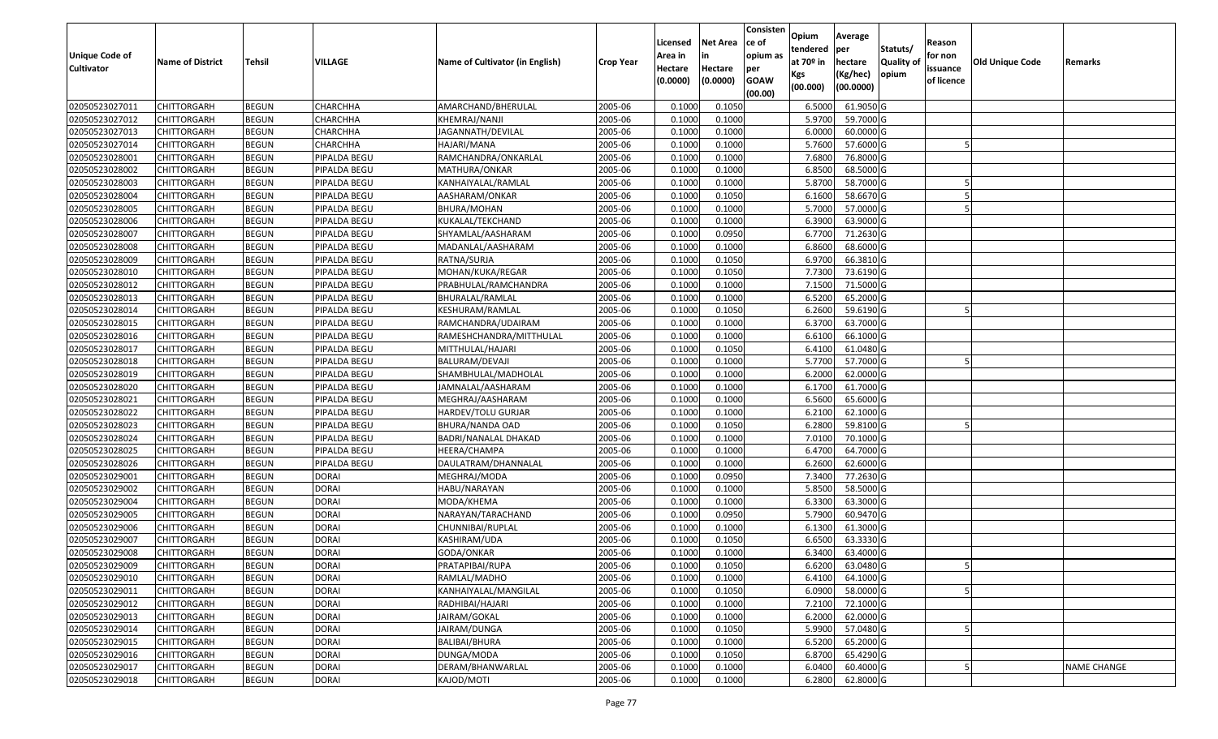| Unique Code of Cultivator | Name of District | Tehsil | VILLAGE | Name of Cultivator (in English) | Crop Year | Licensed Area in Hectare (0.0000) | Net Area in Hectare (0.0000) | Consistence of opium as per GOAW (00.00) | Opium tendered at 70º in Kgs (00.000) | Average per hectare (Kg/hec) (00.0000) | Statuts/ Quality of opium | Reason for non issuance of licence | Old Unique Code | Remarks |
|---|---|---|---|---|---|---|---|---|---|---|---|---|---|---|
| 02050523027011 | CHITTORGARH | BEGUN | CHARCHHA | AMARCHAND/BHERULAL | 2005-06 | 0.1000 | 0.1050 | | 6.5000 | 61.9050 | G | | | |
| 02050523027012 | CHITTORGARH | BEGUN | CHARCHHA | KHEMRAJ/NANJI | 2005-06 | 0.1000 | 0.1000 | | 5.9700 | 59.7000 | G | | | |
| 02050523027013 | CHITTORGARH | BEGUN | CHARCHHA | JAGANNATH/DEVILAL | 2005-06 | 0.1000 | 0.1000 | | 6.0000 | 60.0000 | G | | | |
| 02050523027014 | CHITTORGARH | BEGUN | CHARCHHA | HAJARI/MANA | 2005-06 | 0.1000 | 0.1000 | | 5.7600 | 57.6000 | G | 5 | | |
| 02050523028001 | CHITTORGARH | BEGUN | PIPALDA BEGU | RAMCHANDRA/ONKARLAL | 2005-06 | 0.1000 | 0.1000 | | 7.6800 | 76.8000 | G | | | |
| 02050523028002 | CHITTORGARH | BEGUN | PIPALDA BEGU | MATHURA/ONKAR | 2005-06 | 0.1000 | 0.1000 | | 6.8500 | 68.5000 | G | | | |
| 02050523028003 | CHITTORGARH | BEGUN | PIPALDA BEGU | KANHAIYALAL/RAMLAL | 2005-06 | 0.1000 | 0.1000 | | 5.8700 | 58.7000 | G | 5 | | |
| 02050523028004 | CHITTORGARH | BEGUN | PIPALDA BEGU | AASHARAM/ONKAR | 2005-06 | 0.1000 | 0.1050 | | 6.1600 | 58.6670 | G | 5 | | |
| 02050523028005 | CHITTORGARH | BEGUN | PIPALDA BEGU | BHURA/MOHAN | 2005-06 | 0.1000 | 0.1000 | | 5.7000 | 57.0000 | G | 5 | | |
| 02050523028006 | CHITTORGARH | BEGUN | PIPALDA BEGU | KUKALAL/TEKCHAND | 2005-06 | 0.1000 | 0.1000 | | 6.3900 | 63.9000 | G | | | |
| 02050523028007 | CHITTORGARH | BEGUN | PIPALDA BEGU | SHYAMLAL/AASHARAM | 2005-06 | 0.1000 | 0.0950 | | 6.7700 | 71.2630 | G | | | |
| 02050523028008 | CHITTORGARH | BEGUN | PIPALDA BEGU | MADANLAL/AASHARAM | 2005-06 | 0.1000 | 0.1000 | | 6.8600 | 68.6000 | G | | | |
| 02050523028009 | CHITTORGARH | BEGUN | PIPALDA BEGU | RATNA/SURJA | 2005-06 | 0.1000 | 0.1050 | | 6.9700 | 66.3810 | G | | | |
| 02050523028010 | CHITTORGARH | BEGUN | PIPALDA BEGU | MOHAN/KUKA/REGAR | 2005-06 | 0.1000 | 0.1050 | | 7.7300 | 73.6190 | G | | | |
| 02050523028012 | CHITTORGARH | BEGUN | PIPALDA BEGU | PRABHULAL/RAMCHANDRA | 2005-06 | 0.1000 | 0.1000 | | 7.1500 | 71.5000 | G | | | |
| 02050523028013 | CHITTORGARH | BEGUN | PIPALDA BEGU | BHURALAL/RAMLAL | 2005-06 | 0.1000 | 0.1000 | | 6.5200 | 65.2000 | G | | | |
| 02050523028014 | CHITTORGARH | BEGUN | PIPALDA BEGU | KESHURAM/RAMLAL | 2005-06 | 0.1000 | 0.1050 | | 6.2600 | 59.6190 | G | 5 | | |
| 02050523028015 | CHITTORGARH | BEGUN | PIPALDA BEGU | RAMCHANDRA/UDAIRAM | 2005-06 | 0.1000 | 0.1000 | | 6.3700 | 63.7000 | G | | | |
| 02050523028016 | CHITTORGARH | BEGUN | PIPALDA BEGU | RAMESHCHANDRA/MITTHULAL | 2005-06 | 0.1000 | 0.1000 | | 6.6100 | 66.1000 | G | | | |
| 02050523028017 | CHITTORGARH | BEGUN | PIPALDA BEGU | MITTHULAL/HAJARI | 2005-06 | 0.1000 | 0.1050 | | 6.4100 | 61.0480 | G | | | |
| 02050523028018 | CHITTORGARH | BEGUN | PIPALDA BEGU | BALURAM/DEVAJI | 2005-06 | 0.1000 | 0.1000 | | 5.7700 | 57.7000 | G | 5 | | |
| 02050523028019 | CHITTORGARH | BEGUN | PIPALDA BEGU | SHAMBHULAL/MADHOLAL | 2005-06 | 0.1000 | 0.1000 | | 6.2000 | 62.0000 | G | | | |
| 02050523028020 | CHITTORGARH | BEGUN | PIPALDA BEGU | JAMNALAL/AASHARAM | 2005-06 | 0.1000 | 0.1000 | | 6.1700 | 61.7000 | G | | | |
| 02050523028021 | CHITTORGARH | BEGUN | PIPALDA BEGU | MEGHRAJ/AASHARAM | 2005-06 | 0.1000 | 0.1000 | | 6.5600 | 65.6000 | G | | | |
| 02050523028022 | CHITTORGARH | BEGUN | PIPALDA BEGU | HARDEV/TOLU GURJAR | 2005-06 | 0.1000 | 0.1000 | | 6.2100 | 62.1000 | G | | | |
| 02050523028023 | CHITTORGARH | BEGUN | PIPALDA BEGU | BHURA/NANDA OAD | 2005-06 | 0.1000 | 0.1050 | | 6.2800 | 59.8100 | G | 5 | | |
| 02050523028024 | CHITTORGARH | BEGUN | PIPALDA BEGU | BADRI/NANALAL DHAKAD | 2005-06 | 0.1000 | 0.1000 | | 7.0100 | 70.1000 | G | | | |
| 02050523028025 | CHITTORGARH | BEGUN | PIPALDA BEGU | HEERA/CHAMPA | 2005-06 | 0.1000 | 0.1000 | | 6.4700 | 64.7000 | G | | | |
| 02050523028026 | CHITTORGARH | BEGUN | PIPALDA BEGU | DAULATRAM/DHANNALAL | 2005-06 | 0.1000 | 0.1000 | | 6.2600 | 62.6000 | G | | | |
| 02050523029001 | CHITTORGARH | BEGUN | DORAI | MEGHRAJ/MODA | 2005-06 | 0.1000 | 0.0950 | | 7.3400 | 77.2630 | G | | | |
| 02050523029002 | CHITTORGARH | BEGUN | DORAI | HABU/NARAYAN | 2005-06 | 0.1000 | 0.1000 | | 5.8500 | 58.5000 | G | | | |
| 02050523029004 | CHITTORGARH | BEGUN | DORAI | MODA/KHEMA | 2005-06 | 0.1000 | 0.1000 | | 6.3300 | 63.3000 | G | | | |
| 02050523029005 | CHITTORGARH | BEGUN | DORAI | NARAYAN/TARACHAND | 2005-06 | 0.1000 | 0.0950 | | 5.7900 | 60.9470 | G | | | |
| 02050523029006 | CHITTORGARH | BEGUN | DORAI | CHUNNIBAI/RUPLAL | 2005-06 | 0.1000 | 0.1000 | | 6.1300 | 61.3000 | G | | | |
| 02050523029007 | CHITTORGARH | BEGUN | DORAI | KASHIRAM/UDA | 2005-06 | 0.1000 | 0.1050 | | 6.6500 | 63.3330 | G | | | |
| 02050523029008 | CHITTORGARH | BEGUN | DORAI | GODA/ONKAR | 2005-06 | 0.1000 | 0.1000 | | 6.3400 | 63.4000 | G | | | |
| 02050523029009 | CHITTORGARH | BEGUN | DORAI | PRATAPIBAI/RUPA | 2005-06 | 0.1000 | 0.1050 | | 6.6200 | 63.0480 | G | 5 | | |
| 02050523029010 | CHITTORGARH | BEGUN | DORAI | RAMLAL/MADHO | 2005-06 | 0.1000 | 0.1000 | | 6.4100 | 64.1000 | G | | | |
| 02050523029011 | CHITTORGARH | BEGUN | DORAI | KANHAIYALAL/MANGILAL | 2005-06 | 0.1000 | 0.1050 | | 6.0900 | 58.0000 | G | 5 | | |
| 02050523029012 | CHITTORGARH | BEGUN | DORAI | RADHIBAI/HAJARI | 2005-06 | 0.1000 | 0.1000 | | 7.2100 | 72.1000 | G | | | |
| 02050523029013 | CHITTORGARH | BEGUN | DORAI | JAIRAM/GOKAL | 2005-06 | 0.1000 | 0.1000 | | 6.2000 | 62.0000 | G | | | |
| 02050523029014 | CHITTORGARH | BEGUN | DORAI | JAIRAM/DUNGA | 2005-06 | 0.1000 | 0.1050 | | 5.9900 | 57.0480 | G | 5 | | |
| 02050523029015 | CHITTORGARH | BEGUN | DORAI | BALIBAI/BHURA | 2005-06 | 0.1000 | 0.1000 | | 6.5200 | 65.2000 | G | | | |
| 02050523029016 | CHITTORGARH | BEGUN | DORAI | DUNGA/MODA | 2005-06 | 0.1000 | 0.1050 | | 6.8700 | 65.4290 | G | | | |
| 02050523029017 | CHITTORGARH | BEGUN | DORAI | DERAM/BHANWARLAL | 2005-06 | 0.1000 | 0.1000 | | 6.0400 | 60.4000 | G | 5 | | NAME CHANGE |
| 02050523029018 | CHITTORGARH | BEGUN | DORAI | KAJOD/MOTI | 2005-06 | 0.1000 | 0.1000 | | 6.2800 | 62.8000 | G | | | |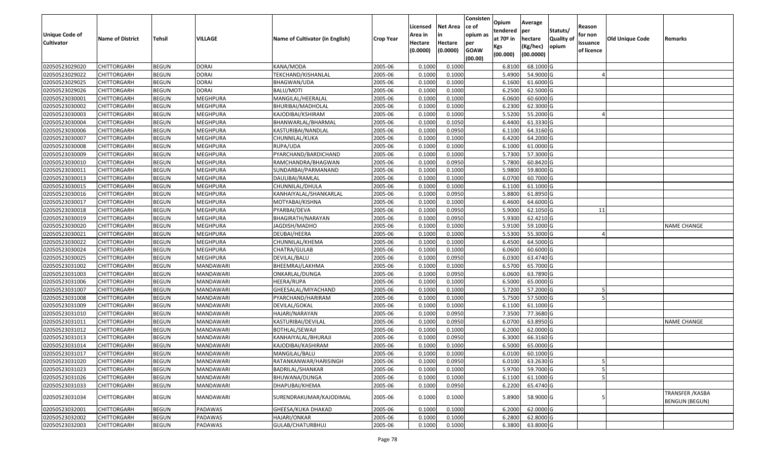| Unique Code of Cultivator | Name of District | Tehsil | VILLAGE | Name of Cultivator (in English) | Crop Year | Licensed Area in Hectare (0.0000) | Net Area in Hectare (0.0000) | Consistence of opium as per GOAW (00.00) | Opium tendered at 70º in Kgs (00.000) | Average per hectare (Kg/hec) (00.0000) | Statuts/ Quality of opium | Reason for non issuance of licence | Old Unique Code | Remarks |
|---|---|---|---|---|---|---|---|---|---|---|---|---|---|---|
| 02050523029020 | CHITTORGARH | BEGUN | DORAI | KANA/MODA | 2005-06 | 0.1000 | 0.1000 | | 6.8100 | 68.1000 | G | | | |
| 02050523029022 | CHITTORGARH | BEGUN | DORAI | TEKCHAND/KISHANLAL | 2005-06 | 0.1000 | 0.1000 | | 5.4900 | 54.9000 | G | 4 | | |
| 02050523029025 | CHITTORGARH | BEGUN | DORAI | BHAGWAN/UDA | 2005-06 | 0.1000 | 0.1000 | | 6.1600 | 61.6000 | G | | | |
| 02050523029026 | CHITTORGARH | BEGUN | DORAI | BALU/MOTI | 2005-06 | 0.1000 | 0.1000 | | 6.2500 | 62.5000 | G | | | |
| 02050523030001 | CHITTORGARH | BEGUN | MEGHPURA | MANGILAL/HEERALAL | 2005-06 | 0.1000 | 0.1000 | | 6.0600 | 60.6000 | G | | | |
| 02050523030002 | CHITTORGARH | BEGUN | MEGHPURA | BHURIBAI/MADHOLAL | 2005-06 | 0.1000 | 0.1000 | | 6.2300 | 62.3000 | G | | | |
| 02050523030003 | CHITTORGARH | BEGUN | MEGHPURA | KAJODIBAI/KSHIRAM | 2005-06 | 0.1000 | 0.1000 | | 5.5200 | 55.2000 | G | 4 | | |
| 02050523030004 | CHITTORGARH | BEGUN | MEGHPURA | BHANWARLAL/BHARMAL | 2005-06 | 0.1000 | 0.1050 | | 6.4400 | 61.3330 | G | | | |
| 02050523030006 | CHITTORGARH | BEGUN | MEGHPURA | KASTURIBAI/NANDLAL | 2005-06 | 0.1000 | 0.0950 | | 6.1100 | 64.3160 | G | | | |
| 02050523030007 | CHITTORGARH | BEGUN | MEGHPURA | CHUNNILAL/KUKA | 2005-06 | 0.1000 | 0.1000 | | 6.4200 | 64.2000 | G | | | |
| 02050523030008 | CHITTORGARH | BEGUN | MEGHPURA | RUPA/UDA | 2005-06 | 0.1000 | 0.1000 | | 6.1000 | 61.0000 | G | | | |
| 02050523030009 | CHITTORGARH | BEGUN | MEGHPURA | PYARCHAND/BARDICHAND | 2005-06 | 0.1000 | 0.1000 | | 5.7300 | 57.3000 | G | | | |
| 02050523030010 | CHITTORGARH | BEGUN | MEGHPURA | RAMCHANDRA/BHAGWAN | 2005-06 | 0.1000 | 0.0950 | | 5.7800 | 60.8420 | G | | | |
| 02050523030011 | CHITTORGARH | BEGUN | MEGHPURA | SUNDARBAI/PARMANAND | 2005-06 | 0.1000 | 0.1000 | | 5.9800 | 59.8000 | G | | | |
| 02050523030013 | CHITTORGARH | BEGUN | MEGHPURA | DAULIBAI/RAMLAL | 2005-06 | 0.1000 | 0.1000 | | 6.0700 | 60.7000 | G | | | |
| 02050523030015 | CHITTORGARH | BEGUN | MEGHPURA | CHUNNILAL/DHULA | 2005-06 | 0.1000 | 0.1000 | | 6.1100 | 61.1000 | G | | | |
| 02050523030016 | CHITTORGARH | BEGUN | MEGHPURA | KANHAIYALAL/SHANKARLAL | 2005-06 | 0.1000 | 0.0950 | | 5.8800 | 61.8950 | G | | | |
| 02050523030017 | CHITTORGARH | BEGUN | MEGHPURA | MOTYABAI/KISHNA | 2005-06 | 0.1000 | 0.1000 | | 6.4600 | 64.6000 | G | | | |
| 02050523030018 | CHITTORGARH | BEGUN | MEGHPURA | PYARBAI/DEVA | 2005-06 | 0.1000 | 0.0950 | | 5.9000 | 62.1050 | G | 11 | | |
| 02050523030019 | CHITTORGARH | BEGUN | MEGHPURA | BHAGIRATH/NARAYAN | 2005-06 | 0.1000 | 0.0950 | | 5.9300 | 62.4210 | G | | | |
| 02050523030020 | CHITTORGARH | BEGUN | MEGHPURA | JAGDISH/MADHO | 2005-06 | 0.1000 | 0.1000 | | 5.9100 | 59.1000 | G | | | NAME CHANGE |
| 02050523030021 | CHITTORGARH | BEGUN | MEGHPURA | DEUBAI/HEERA | 2005-06 | 0.1000 | 0.1000 | | 5.5300 | 55.3000 | G | 4 | | |
| 02050523030022 | CHITTORGARH | BEGUN | MEGHPURA | CHUNNILAL/KHEMA | 2005-06 | 0.1000 | 0.1000 | | 6.4500 | 64.5000 | G | | | |
| 02050523030024 | CHITTORGARH | BEGUN | MEGHPURA | CHATRA/GULAB | 2005-06 | 0.1000 | 0.1000 | | 6.0600 | 60.6000 | G | | | |
| 02050523030025 | CHITTORGARH | BEGUN | MEGHPURA | DEVILAL/BALU | 2005-06 | 0.1000 | 0.0950 | | 6.0300 | 63.4740 | G | | | |
| 02050523031002 | CHITTORGARH | BEGUN | MANDAWARI | BHEEMRAJ/LAKHMA | 2005-06 | 0.1000 | 0.1000 | | 6.5700 | 65.7000 | G | | | |
| 02050523031003 | CHITTORGARH | BEGUN | MANDAWARI | ONKARLAL/DUNGA | 2005-06 | 0.1000 | 0.0950 | | 6.0600 | 63.7890 | G | | | |
| 02050523031006 | CHITTORGARH | BEGUN | MANDAWARI | HEERA/RUPA | 2005-06 | 0.1000 | 0.1000 | | 6.5000 | 65.0000 | G | | | |
| 02050523031007 | CHITTORGARH | BEGUN | MANDAWARI | GHEESALAL/MIYACHAND | 2005-06 | 0.1000 | 0.1000 | | 5.7200 | 57.2000 | G | 5 | | |
| 02050523031008 | CHITTORGARH | BEGUN | MANDAWARI | PYARCHAND/HARIRAM | 2005-06 | 0.1000 | 0.1000 | | 5.7500 | 57.5000 | G | 5 | | |
| 02050523031009 | CHITTORGARH | BEGUN | MANDAWARI | DEVILAL/GOKAL | 2005-06 | 0.1000 | 0.1000 | | 6.1100 | 61.1000 | G | | | |
| 02050523031010 | CHITTORGARH | BEGUN | MANDAWARI | HAJARI/NARAYAN | 2005-06 | 0.1000 | 0.0950 | | 7.3500 | 77.3680 | G | | | |
| 02050523031011 | CHITTORGARH | BEGUN | MANDAWARI | KASTURIBAI/DEVILAL | 2005-06 | 0.1000 | 0.0950 | | 6.0700 | 63.8950 | G | | | NAME CHANGE |
| 02050523031012 | CHITTORGARH | BEGUN | MANDAWARI | BOTHLAL/SEWAJI | 2005-06 | 0.1000 | 0.1000 | | 6.2000 | 62.0000 | G | | | |
| 02050523031013 | CHITTORGARH | BEGUN | MANDAWARI | KANHAIYALAL/BHURAJI | 2005-06 | 0.1000 | 0.0950 | | 6.3000 | 66.3160 | G | | | |
| 02050523031014 | CHITTORGARH | BEGUN | MANDAWARI | KAJODIBAI/KASHIRAM | 2005-06 | 0.1000 | 0.1000 | | 6.5000 | 65.0000 | G | | | |
| 02050523031017 | CHITTORGARH | BEGUN | MANDAWARI | MANGILAL/BALU | 2005-06 | 0.1000 | 0.1000 | | 6.0100 | 60.1000 | G | | | |
| 02050523031020 | CHITTORGARH | BEGUN | MANDAWARI | RATANKANWAR/HARISINGH | 2005-06 | 0.1000 | 0.0950 | | 6.0100 | 63.2630 | G | 5 | | |
| 02050523031023 | CHITTORGARH | BEGUN | MANDAWARI | BADRILAL/SHANKAR | 2005-06 | 0.1000 | 0.1000 | | 5.9700 | 59.7000 | G | 5 | | |
| 02050523031026 | CHITTORGARH | BEGUN | MANDAWARI | BHUWANA/DUNGA | 2005-06 | 0.1000 | 0.1000 | | 6.1100 | 61.1000 | G | 5 | | |
| 02050523031033 | CHITTORGARH | BEGUN | MANDAWARI | DHAPUBAI/KHEMA | 2005-06 | 0.1000 | 0.0950 | | 6.2200 | 65.4740 | G | | | |
| 02050523031034 | CHITTORGARH | BEGUN | MANDAWARI | SURENDRAKUMAR/KAJODIMAL | 2005-06 | 0.1000 | 0.1000 | | 5.8900 | 58.9000 | G | 5 | | TRANSFER /KASBA BENGUN (BEGUN) |
| 02050523032001 | CHITTORGARH | BEGUN | PADAWAS | GHEESA/KUKA DHAKAD | 2005-06 | 0.1000 | 0.1000 | | 6.2000 | 62.0000 | G | | | |
| 02050523032002 | CHITTORGARH | BEGUN | PADAWAS | HAJARI/ONKAR | 2005-06 | 0.1000 | 0.1000 | | 6.2800 | 62.8000 | G | | | |
| 02050523032003 | CHITTORGARH | BEGUN | PADAWAS | GULAB/CHATURBHUJ | 2005-06 | 0.1000 | 0.1000 | | 6.3800 | 63.8000 | G | | | |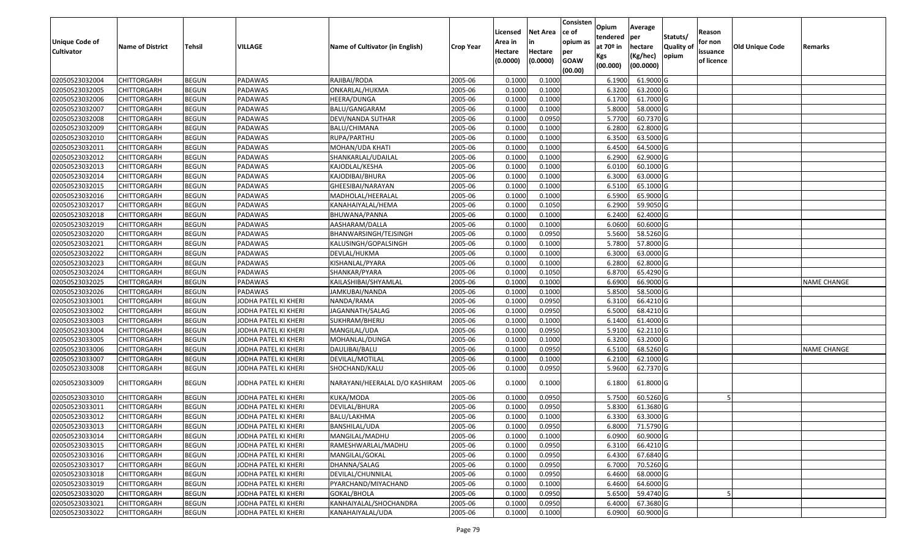| Unique Code of Cultivator | Name of District | Tehsil | VILLAGE | Name of Cultivator (in English) | Crop Year | Licensed Area in Hectare (0.0000) | Net Area in Hectare (0.0000) | Consistence of opium as per GOAW (00.00) | Opium tendered at 70º in Kgs (00.000) | Average per hectare (Kg/hec) (00.0000) | Statuts/ Quality of opium | Reason for non issuance of licence | Old Unique Code | Remarks |
|---|---|---|---|---|---|---|---|---|---|---|---|---|---|---|
| 02050523032004 | CHITTORGARH | BEGUN | PADAWAS | RAJIBAI/RODA | 2005-06 | 0.1000 | 0.1000 | | 6.1900 | 61.9000 | G | | | |
| 02050523032005 | CHITTORGARH | BEGUN | PADAWAS | ONKARLAL/HUKMA | 2005-06 | 0.1000 | 0.1000 | | 6.3200 | 63.2000 | G | | | |
| 02050523032006 | CHITTORGARH | BEGUN | PADAWAS | HEERA/DUNGA | 2005-06 | 0.1000 | 0.1000 | | 6.1700 | 61.7000 | G | | | |
| 02050523032007 | CHITTORGARH | BEGUN | PADAWAS | BALU/GANGARAM | 2005-06 | 0.1000 | 0.1000 | | 5.8000 | 58.0000 | G | | | |
| 02050523032008 | CHITTORGARH | BEGUN | PADAWAS | DEVI/NANDA SUTHAR | 2005-06 | 0.1000 | 0.0950 | | 5.7700 | 60.7370 | G | | | |
| 02050523032009 | CHITTORGARH | BEGUN | PADAWAS | BALU/CHIMANA | 2005-06 | 0.1000 | 0.1000 | | 6.2800 | 62.8000 | G | | | |
| 02050523032010 | CHITTORGARH | BEGUN | PADAWAS | RUPA/PARTHU | 2005-06 | 0.1000 | 0.1000 | | 6.3500 | 63.5000 | G | | | |
| 02050523032011 | CHITTORGARH | BEGUN | PADAWAS | MOHAN/UDA KHATI | 2005-06 | 0.1000 | 0.1000 | | 6.4500 | 64.5000 | G | | | |
| 02050523032012 | CHITTORGARH | BEGUN | PADAWAS | SHANKARLAL/UDAILAL | 2005-06 | 0.1000 | 0.1000 | | 6.2900 | 62.9000 | G | | | |
| 02050523032013 | CHITTORGARH | BEGUN | PADAWAS | KAJODLAL/KESHA | 2005-06 | 0.1000 | 0.1000 | | 6.0100 | 60.1000 | G | | | |
| 02050523032014 | CHITTORGARH | BEGUN | PADAWAS | KAJODIBAI/BHURA | 2005-06 | 0.1000 | 0.1000 | | 6.3000 | 63.0000 | G | | | |
| 02050523032015 | CHITTORGARH | BEGUN | PADAWAS | GHEESIBAI/NARAYAN | 2005-06 | 0.1000 | 0.1000 | | 6.5100 | 65.1000 | G | | | |
| 02050523032016 | CHITTORGARH | BEGUN | PADAWAS | MADHOLAL/HEERALAL | 2005-06 | 0.1000 | 0.1000 | | 6.5900 | 65.9000 | G | | | |
| 02050523032017 | CHITTORGARH | BEGUN | PADAWAS | KANAHAIYALAL/HEMA | 2005-06 | 0.1000 | 0.1050 | | 6.2900 | 59.9050 | G | | | |
| 02050523032018 | CHITTORGARH | BEGUN | PADAWAS | BHUWANA/PANNA | 2005-06 | 0.1000 | 0.1000 | | 6.2400 | 62.4000 | G | | | |
| 02050523032019 | CHITTORGARH | BEGUN | PADAWAS | AASHARAM/DALLA | 2005-06 | 0.1000 | 0.1000 | | 6.0600 | 60.6000 | G | | | |
| 02050523032020 | CHITTORGARH | BEGUN | PADAWAS | BHANWARSINGH/TEJSINGH | 2005-06 | 0.1000 | 0.0950 | | 5.5600 | 58.5260 | G | | | |
| 02050523032021 | CHITTORGARH | BEGUN | PADAWAS | KALUSINGH/GOPALSINGH | 2005-06 | 0.1000 | 0.1000 | | 5.7800 | 57.8000 | G | | | |
| 02050523032022 | CHITTORGARH | BEGUN | PADAWAS | DEVLAL/HUKMA | 2005-06 | 0.1000 | 0.1000 | | 6.3000 | 63.0000 | G | | | |
| 02050523032023 | CHITTORGARH | BEGUN | PADAWAS | KISHANLAL/PYARA | 2005-06 | 0.1000 | 0.1000 | | 6.2800 | 62.8000 | G | | | |
| 02050523032024 | CHITTORGARH | BEGUN | PADAWAS | SHANKAR/PYARA | 2005-06 | 0.1000 | 0.1050 | | 6.8700 | 65.4290 | G | | | |
| 02050523032025 | CHITTORGARH | BEGUN | PADAWAS | KAILASHIBAI/SHYAMLAL | 2005-06 | 0.1000 | 0.1000 | | 6.6900 | 66.9000 | G | | | NAME CHANGE |
| 02050523032026 | CHITTORGARH | BEGUN | PADAWAS | JAMKUBAI/NANDA | 2005-06 | 0.1000 | 0.1000 | | 5.8500 | 58.5000 | G | | | |
| 02050523033001 | CHITTORGARH | BEGUN | JODHA PATEL KI KHERI | NANDA/RAMA | 2005-06 | 0.1000 | 0.0950 | | 6.3100 | 66.4210 | G | | | |
| 02050523033002 | CHITTORGARH | BEGUN | JODHA PATEL KI KHERI | JAGANNATH/SALAG | 2005-06 | 0.1000 | 0.0950 | | 6.5000 | 68.4210 | G | | | |
| 02050523033003 | CHITTORGARH | BEGUN | JODHA PATEL KI KHERI | SUKHRAM/BHERU | 2005-06 | 0.1000 | 0.1000 | | 6.1400 | 61.4000 | G | | | |
| 02050523033004 | CHITTORGARH | BEGUN | JODHA PATEL KI KHERI | MANGILAL/UDA | 2005-06 | 0.1000 | 0.0950 | | 5.9100 | 62.2110 | G | | | |
| 02050523033005 | CHITTORGARH | BEGUN | JODHA PATEL KI KHERI | MOHANLAL/DUNGA | 2005-06 | 0.1000 | 0.1000 | | 6.3200 | 63.2000 | G | | | |
| 02050523033006 | CHITTORGARH | BEGUN | JODHA PATEL KI KHERI | DAULIBAI/BALU | 2005-06 | 0.1000 | 0.0950 | | 6.5100 | 68.5260 | G | | | NAME CHANGE |
| 02050523033007 | CHITTORGARH | BEGUN | JODHA PATEL KI KHERI | DEVILAL/MOTILAL | 2005-06 | 0.1000 | 0.1000 | | 6.2100 | 62.1000 | G | | | |
| 02050523033008 | CHITTORGARH | BEGUN | JODHA PATEL KI KHERI | SHOCHAND/KALU | 2005-06 | 0.1000 | 0.0950 | | 5.9600 | 62.7370 | G | | | |
| 02050523033009 | CHITTORGARH | BEGUN | JODHA PATEL KI KHERI | NARAYANI/HEERALAL D/O KASHIRAM | 2005-06 | 0.1000 | 0.1000 | | 6.1800 | 61.8000 | G | | | |
| 02050523033010 | CHITTORGARH | BEGUN | JODHA PATEL KI KHERI | KUKA/MODA | 2005-06 | 0.1000 | 0.0950 | | 5.7500 | 60.5260 | G | 5 | | |
| 02050523033011 | CHITTORGARH | BEGUN | JODHA PATEL KI KHERI | DEVILAL/BHURA | 2005-06 | 0.1000 | 0.0950 | | 5.8300 | 61.3680 | G | | | |
| 02050523033012 | CHITTORGARH | BEGUN | JODHA PATEL KI KHERI | BALU/LAKHMA | 2005-06 | 0.1000 | 0.1000 | | 6.3300 | 63.3000 | G | | | |
| 02050523033013 | CHITTORGARH | BEGUN | JODHA PATEL KI KHERI | BANSHILAL/UDA | 2005-06 | 0.1000 | 0.0950 | | 6.8000 | 71.5790 | G | | | |
| 02050523033014 | CHITTORGARH | BEGUN | JODHA PATEL KI KHERI | MANGILAL/MADHU | 2005-06 | 0.1000 | 0.1000 | | 6.0900 | 60.9000 | G | | | |
| 02050523033015 | CHITTORGARH | BEGUN | JODHA PATEL KI KHERI | RAMESHWARLAL/MADHU | 2005-06 | 0.1000 | 0.0950 | | 6.3100 | 66.4210 | G | | | |
| 02050523033016 | CHITTORGARH | BEGUN | JODHA PATEL KI KHERI | MANGILAL/GOKAL | 2005-06 | 0.1000 | 0.0950 | | 6.4300 | 67.6840 | G | | | |
| 02050523033017 | CHITTORGARH | BEGUN | JODHA PATEL KI KHERI | DHANNA/SALAG | 2005-06 | 0.1000 | 0.0950 | | 6.7000 | 70.5260 | G | | | |
| 02050523033018 | CHITTORGARH | BEGUN | JODHA PATEL KI KHERI | DEVILAL/CHUNNILAL | 2005-06 | 0.1000 | 0.0950 | | 6.4600 | 68.0000 | G | | | |
| 02050523033019 | CHITTORGARH | BEGUN | JODHA PATEL KI KHERI | PYARCHAND/MIYACHAND | 2005-06 | 0.1000 | 0.1000 | | 6.4600 | 64.6000 | G | | | |
| 02050523033020 | CHITTORGARH | BEGUN | JODHA PATEL KI KHERI | GOKAL/BHOLA | 2005-06 | 0.1000 | 0.0950 | | 5.6500 | 59.4740 | G | 5 | | |
| 02050523033021 | CHITTORGARH | BEGUN | JODHA PATEL KI KHERI | KANHAIYALAL/SHOCHANDRA | 2005-06 | 0.1000 | 0.0950 | | 6.4000 | 67.3680 | G | | | |
| 02050523033022 | CHITTORGARH | BEGUN | JODHA PATEL KI KHERI | KANAHAIYALAL/UDA | 2005-06 | 0.1000 | 0.1000 | | 6.0900 | 60.9000 | G | | | |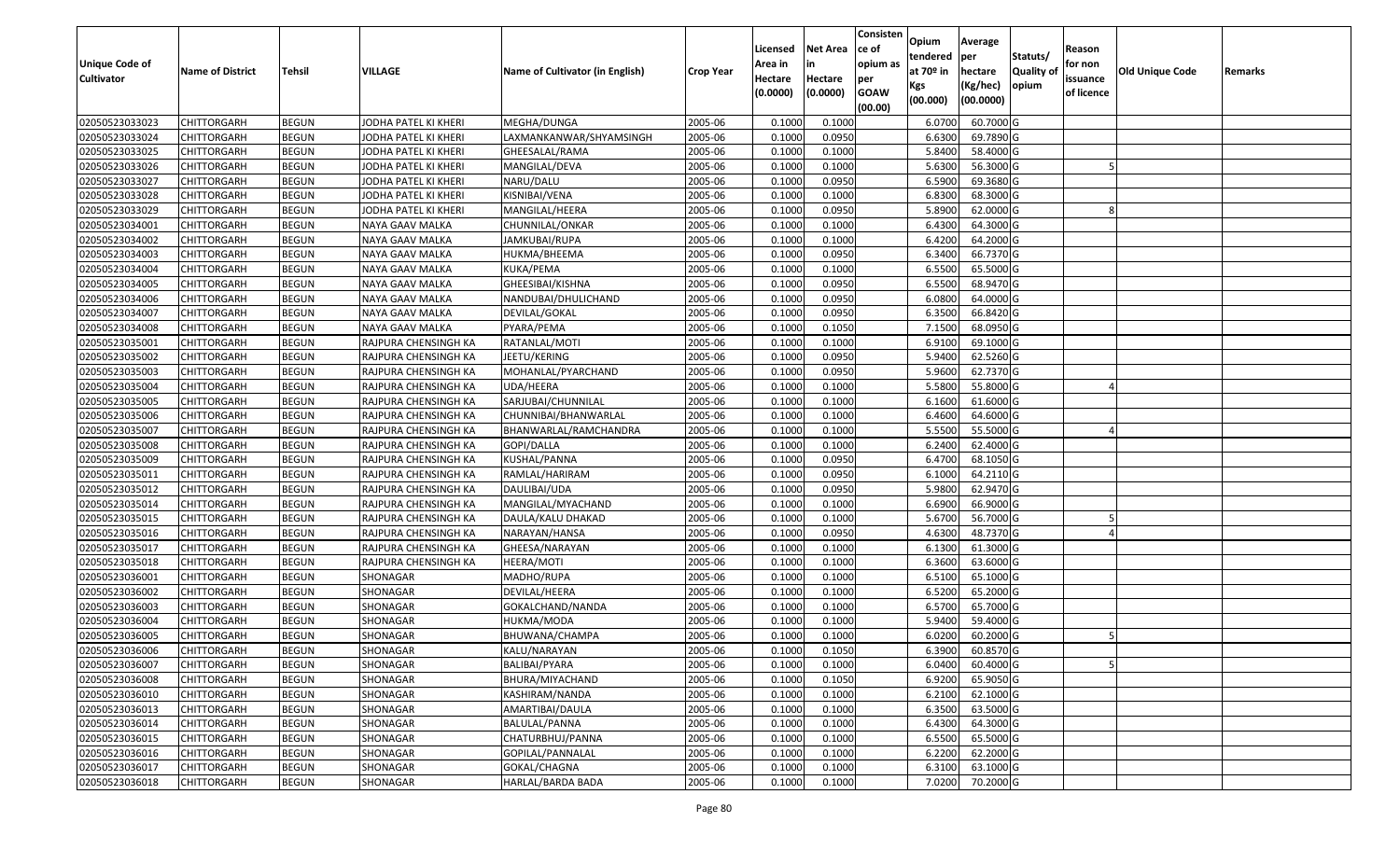| Unique Code of Cultivator | Name of District | Tehsil | VILLAGE | Name of Cultivator (in English) | Crop Year | Licensed Area in Hectare (0.0000) | Net Area in Hectare (0.0000) | Consistence of opium as per GOAW (00.00) | Opium tendered at 70º in Kgs (00.000) | Average per hectare (Kg/hec) (00.0000) | Statuts/ Quality of opium | Reason for non issuance of licence | Old Unique Code | Remarks |
|---|---|---|---|---|---|---|---|---|---|---|---|---|---|---|
| 02050523033023 | CHITTORGARH | BEGUN | JODHA PATEL KI KHERI | MEGHA/DUNGA | 2005-06 | 0.1000 | 0.1000 | | 6.0700 | 60.7000 | G | | | |
| 02050523033024 | CHITTORGARH | BEGUN | JODHA PATEL KI KHERI | LAXMANKANWAR/SHYAMSINGH | 2005-06 | 0.1000 | 0.0950 | | 6.6300 | 69.7890 | G | | | |
| 02050523033025 | CHITTORGARH | BEGUN | JODHA PATEL KI KHERI | GHEESALAL/RAMA | 2005-06 | 0.1000 | 0.1000 | | 5.8400 | 58.4000 | G | | | |
| 02050523033026 | CHITTORGARH | BEGUN | JODHA PATEL KI KHERI | MANGILAL/DEVA | 2005-06 | 0.1000 | 0.1000 | | 5.6300 | 56.3000 | G | 5 | | |
| 02050523033027 | CHITTORGARH | BEGUN | JODHA PATEL KI KHERI | NARU/DALU | 2005-06 | 0.1000 | 0.0950 | | 6.5900 | 69.3680 | G | | | |
| 02050523033028 | CHITTORGARH | BEGUN | JODHA PATEL KI KHERI | KISNIBAI/VENA | 2005-06 | 0.1000 | 0.1000 | | 6.8300 | 68.3000 | G | | | |
| 02050523033029 | CHITTORGARH | BEGUN | JODHA PATEL KI KHERI | MANGILAL/HEERA | 2005-06 | 0.1000 | 0.0950 | | 5.8900 | 62.0000 | G | 8 | | |
| 02050523034001 | CHITTORGARH | BEGUN | NAYA GAAV MALKA | CHUNNILAL/ONKAR | 2005-06 | 0.1000 | 0.1000 | | 6.4300 | 64.3000 | G | | | |
| 02050523034002 | CHITTORGARH | BEGUN | NAYA GAAV MALKA | JAMKUBAI/RUPA | 2005-06 | 0.1000 | 0.1000 | | 6.4200 | 64.2000 | G | | | |
| 02050523034003 | CHITTORGARH | BEGUN | NAYA GAAV MALKA | HUKMA/BHEEMA | 2005-06 | 0.1000 | 0.0950 | | 6.3400 | 66.7370 | G | | | |
| 02050523034004 | CHITTORGARH | BEGUN | NAYA GAAV MALKA | KUKA/PEMA | 2005-06 | 0.1000 | 0.1000 | | 6.5500 | 65.5000 | G | | | |
| 02050523034005 | CHITTORGARH | BEGUN | NAYA GAAV MALKA | GHEESIBAI/KISHNA | 2005-06 | 0.1000 | 0.0950 | | 6.5500 | 68.9470 | G | | | |
| 02050523034006 | CHITTORGARH | BEGUN | NAYA GAAV MALKA | NANDUBAI/DHULICHAND | 2005-06 | 0.1000 | 0.0950 | | 6.0800 | 64.0000 | G | | | |
| 02050523034007 | CHITTORGARH | BEGUN | NAYA GAAV MALKA | DEVILAL/GOKAL | 2005-06 | 0.1000 | 0.0950 | | 6.3500 | 66.8420 | G | | | |
| 02050523034008 | CHITTORGARH | BEGUN | NAYA GAAV MALKA | PYARA/PEMA | 2005-06 | 0.1000 | 0.1050 | | 7.1500 | 68.0950 | G | | | |
| 02050523035001 | CHITTORGARH | BEGUN | RAJPURA CHENSINGH KA | RATANLAL/MOTI | 2005-06 | 0.1000 | 0.1000 | | 6.9100 | 69.1000 | G | | | |
| 02050523035002 | CHITTORGARH | BEGUN | RAJPURA CHENSINGH KA | JEETU/KERING | 2005-06 | 0.1000 | 0.0950 | | 5.9400 | 62.5260 | G | | | |
| 02050523035003 | CHITTORGARH | BEGUN | RAJPURA CHENSINGH KA | MOHANLAL/PYARCHAND | 2005-06 | 0.1000 | 0.0950 | | 5.9600 | 62.7370 | G | | | |
| 02050523035004 | CHITTORGARH | BEGUN | RAJPURA CHENSINGH KA | UDA/HEERA | 2005-06 | 0.1000 | 0.1000 | | 5.5800 | 55.8000 | G | 4 | | |
| 02050523035005 | CHITTORGARH | BEGUN | RAJPURA CHENSINGH KA | SARJUBAI/CHUNNILAL | 2005-06 | 0.1000 | 0.1000 | | 6.1600 | 61.6000 | G | | | |
| 02050523035006 | CHITTORGARH | BEGUN | RAJPURA CHENSINGH KA | CHUNNIBAI/BHANWARLAL | 2005-06 | 0.1000 | 0.1000 | | 6.4600 | 64.6000 | G | | | |
| 02050523035007 | CHITTORGARH | BEGUN | RAJPURA CHENSINGH KA | BHANWARLAL/RAMCHANDRA | 2005-06 | 0.1000 | 0.1000 | | 5.5500 | 55.5000 | G | 4 | | |
| 02050523035008 | CHITTORGARH | BEGUN | RAJPURA CHENSINGH KA | GOPI/DALLA | 2005-06 | 0.1000 | 0.1000 | | 6.2400 | 62.4000 | G | | | |
| 02050523035009 | CHITTORGARH | BEGUN | RAJPURA CHENSINGH KA | KUSHAL/PANNA | 2005-06 | 0.1000 | 0.0950 | | 6.4700 | 68.1050 | G | | | |
| 02050523035011 | CHITTORGARH | BEGUN | RAJPURA CHENSINGH KA | RAMLAL/HARIRAM | 2005-06 | 0.1000 | 0.0950 | | 6.1000 | 64.2110 | G | | | |
| 02050523035012 | CHITTORGARH | BEGUN | RAJPURA CHENSINGH KA | DAULIBAI/UDA | 2005-06 | 0.1000 | 0.0950 | | 5.9800 | 62.9470 | G | | | |
| 02050523035014 | CHITTORGARH | BEGUN | RAJPURA CHENSINGH KA | MANGILAL/MYACHAND | 2005-06 | 0.1000 | 0.1000 | | 6.6900 | 66.9000 | G | | | |
| 02050523035015 | CHITTORGARH | BEGUN | RAJPURA CHENSINGH KA | DAULA/KALU DHAKAD | 2005-06 | 0.1000 | 0.1000 | | 5.6700 | 56.7000 | G | 5 | | |
| 02050523035016 | CHITTORGARH | BEGUN | RAJPURA CHENSINGH KA | NARAYAN/HANSA | 2005-06 | 0.1000 | 0.0950 | | 4.6300 | 48.7370 | G | 4 | | |
| 02050523035017 | CHITTORGARH | BEGUN | RAJPURA CHENSINGH KA | GHEESA/NARAYAN | 2005-06 | 0.1000 | 0.1000 | | 6.1300 | 61.3000 | G | | | |
| 02050523035018 | CHITTORGARH | BEGUN | RAJPURA CHENSINGH KA | HEERA/MOTI | 2005-06 | 0.1000 | 0.1000 | | 6.3600 | 63.6000 | G | | | |
| 02050523036001 | CHITTORGARH | BEGUN | SHONAGAR | MADHO/RUPA | 2005-06 | 0.1000 | 0.1000 | | 6.5100 | 65.1000 | G | | | |
| 02050523036002 | CHITTORGARH | BEGUN | SHONAGAR | DEVILAL/HEERA | 2005-06 | 0.1000 | 0.1000 | | 6.5200 | 65.2000 | G | | | |
| 02050523036003 | CHITTORGARH | BEGUN | SHONAGAR | GOKALCHAND/NANDA | 2005-06 | 0.1000 | 0.1000 | | 6.5700 | 65.7000 | G | | | |
| 02050523036004 | CHITTORGARH | BEGUN | SHONAGAR | HUKMA/MODA | 2005-06 | 0.1000 | 0.1000 | | 5.9400 | 59.4000 | G | | | |
| 02050523036005 | CHITTORGARH | BEGUN | SHONAGAR | BHUWANA/CHAMPA | 2005-06 | 0.1000 | 0.1000 | | 6.0200 | 60.2000 | G | 5 | | |
| 02050523036006 | CHITTORGARH | BEGUN | SHONAGAR | KALU/NARAYAN | 2005-06 | 0.1000 | 0.1050 | | 6.3900 | 60.8570 | G | | | |
| 02050523036007 | CHITTORGARH | BEGUN | SHONAGAR | BALIBAI/PYARA | 2005-06 | 0.1000 | 0.1000 | | 6.0400 | 60.4000 | G | 5 | | |
| 02050523036008 | CHITTORGARH | BEGUN | SHONAGAR | BHURA/MIYACHAND | 2005-06 | 0.1000 | 0.1050 | | 6.9200 | 65.9050 | G | | | |
| 02050523036010 | CHITTORGARH | BEGUN | SHONAGAR | KASHIRAM/NANDA | 2005-06 | 0.1000 | 0.1000 | | 6.2100 | 62.1000 | G | | | |
| 02050523036013 | CHITTORGARH | BEGUN | SHONAGAR | AMARTIBAI/DAULA | 2005-06 | 0.1000 | 0.1000 | | 6.3500 | 63.5000 | G | | | |
| 02050523036014 | CHITTORGARH | BEGUN | SHONAGAR | BALULAL/PANNA | 2005-06 | 0.1000 | 0.1000 | | 6.4300 | 64.3000 | G | | | |
| 02050523036015 | CHITTORGARH | BEGUN | SHONAGAR | CHATURBHUJ/PANNA | 2005-06 | 0.1000 | 0.1000 | | 6.5500 | 65.5000 | G | | | |
| 02050523036016 | CHITTORGARH | BEGUN | SHONAGAR | GOPILAL/PANNALAL | 2005-06 | 0.1000 | 0.1000 | | 6.2200 | 62.2000 | G | | | |
| 02050523036017 | CHITTORGARH | BEGUN | SHONAGAR | GOKAL/CHAGNA | 2005-06 | 0.1000 | 0.1000 | | 6.3100 | 63.1000 | G | | | |
| 02050523036018 | CHITTORGARH | BEGUN | SHONAGAR | HARLAL/BARDA BADA | 2005-06 | 0.1000 | 0.1000 | | 7.0200 | 70.2000 | G | | | |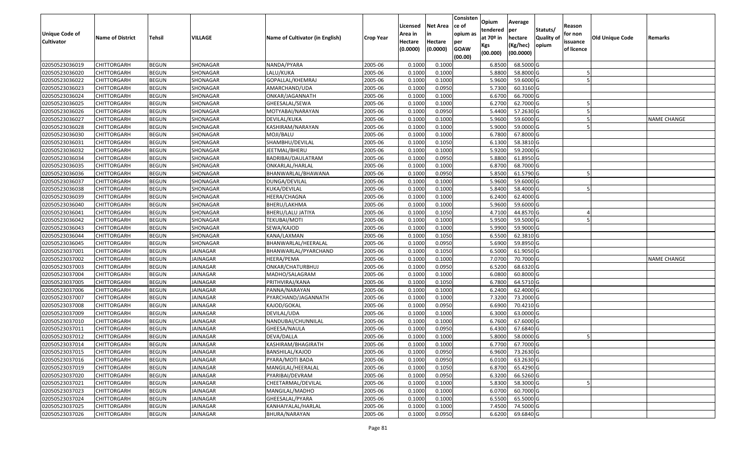| Unique Code of Cultivator | Name of District | Tehsil | VILLAGE | Name of Cultivator (in English) | Crop Year | Licensed Area in Hectare (0.0000) | Net Area in Hectare (0.0000) | Consistence of opium as per GOAW (00.00) | Opium tendered at 70º in Kgs (00.000) | Average per hectare (Kg/hec) (00.0000) | Statuts/ Quality of opium | Reason for non issuance of licence | Old Unique Code | Remarks |
|---|---|---|---|---|---|---|---|---|---|---|---|---|---|---|
| 02050523036019 | CHITTORGARH | BEGUN | SHONAGAR | NANDA/PYARA | 2005-06 | 0.1000 | 0.1000 | | 6.8500 | 68.5000 | G | | | |
| 02050523036020 | CHITTORGARH | BEGUN | SHONAGAR | LALU/KUKA | 2005-06 | 0.1000 | 0.1000 | | 5.8800 | 58.8000 | G | 5 | | |
| 02050523036022 | CHITTORGARH | BEGUN | SHONAGAR | GOPALLAL/KHEMRAJ | 2005-06 | 0.1000 | 0.1000 | | 5.9600 | 59.6000 | G | 5 | | |
| 02050523036023 | CHITTORGARH | BEGUN | SHONAGAR | AMARCHAND/UDA | 2005-06 | 0.1000 | 0.0950 | | 5.7300 | 60.3160 | G | | | |
| 02050523036024 | CHITTORGARH | BEGUN | SHONAGAR | ONKAR/JAGANNATH | 2005-06 | 0.1000 | 0.1000 | | 6.6700 | 66.7000 | G | | | |
| 02050523036025 | CHITTORGARH | BEGUN | SHONAGAR | GHEESALAL/SEWA | 2005-06 | 0.1000 | 0.1000 | | 6.2700 | 62.7000 | G | 5 | | |
| 02050523036026 | CHITTORGARH | BEGUN | SHONAGAR | MOTYABAI/NARAYAN | 2005-06 | 0.1000 | 0.0950 | | 5.4400 | 57.2630 | G | 5 | | |
| 02050523036027 | CHITTORGARH | BEGUN | SHONAGAR | DEVILAL/KUKA | 2005-06 | 0.1000 | 0.1000 | | 5.9600 | 59.6000 | G | 5 | | NAME CHANGE |
| 02050523036028 | CHITTORGARH | BEGUN | SHONAGAR | KASHIRAM/NARAYAN | 2005-06 | 0.1000 | 0.1000 | | 5.9000 | 59.0000 | G | 5 | | |
| 02050523036030 | CHITTORGARH | BEGUN | SHONAGAR | MOJI/BALU | 2005-06 | 0.1000 | 0.1000 | | 6.7800 | 67.8000 | G | | | |
| 02050523036031 | CHITTORGARH | BEGUN | SHONAGAR | SHAMBHU/DEVILAL | 2005-06 | 0.1000 | 0.1050 | | 6.1300 | 58.3810 | G | | | |
| 02050523036032 | CHITTORGARH | BEGUN | SHONAGAR | JEETMAL/BHERU | 2005-06 | 0.1000 | 0.1000 | | 5.9200 | 59.2000 | G | | | |
| 02050523036034 | CHITTORGARH | BEGUN | SHONAGAR | BADRIBAI/DAULATRAM | 2005-06 | 0.1000 | 0.0950 | | 5.8800 | 61.8950 | G | | | |
| 02050523036035 | CHITTORGARH | BEGUN | SHONAGAR | ONKARLAL/HARLAL | 2005-06 | 0.1000 | 0.1000 | | 6.8700 | 68.7000 | G | | | |
| 02050523036036 | CHITTORGARH | BEGUN | SHONAGAR | BHANWARLAL/BHAWANA | 2005-06 | 0.1000 | 0.0950 | | 5.8500 | 61.5790 | G | 5 | | |
| 02050523036037 | CHITTORGARH | BEGUN | SHONAGAR | DUNGA/DEVILAL | 2005-06 | 0.1000 | 0.1000 | | 5.9600 | 59.6000 | G | | | |
| 02050523036038 | CHITTORGARH | BEGUN | SHONAGAR | KUKA/DEVILAL | 2005-06 | 0.1000 | 0.1000 | | 5.8400 | 58.4000 | G | 5 | | |
| 02050523036039 | CHITTORGARH | BEGUN | SHONAGAR | HEERA/CHAGNA | 2005-06 | 0.1000 | 0.1000 | | 6.2400 | 62.4000 | G | | | |
| 02050523036040 | CHITTORGARH | BEGUN | SHONAGAR | BHERU/LAKHMA | 2005-06 | 0.1000 | 0.1000 | | 5.9600 | 59.6000 | G | | | |
| 02050523036041 | CHITTORGARH | BEGUN | SHONAGAR | BHERU/LALU JATIYA | 2005-06 | 0.1000 | 0.1050 | | 4.7100 | 44.8570 | G | 4 | | |
| 02050523036042 | CHITTORGARH | BEGUN | SHONAGAR | TEKUBAI/MOTI | 2005-06 | 0.1000 | 0.1000 | | 5.9500 | 59.5000 | G | 5 | | |
| 02050523036043 | CHITTORGARH | BEGUN | SHONAGAR | SEWA/KAJOD | 2005-06 | 0.1000 | 0.1000 | | 5.9900 | 59.9000 | G | | | |
| 02050523036044 | CHITTORGARH | BEGUN | SHONAGAR | KANA/LAXMAN | 2005-06 | 0.1000 | 0.1050 | | 6.5500 | 62.3810 | G | | | |
| 02050523036045 | CHITTORGARH | BEGUN | SHONAGAR | BHANWARLAL/HEERALAL | 2005-06 | 0.1000 | 0.0950 | | 5.6900 | 59.8950 | G | | | |
| 02050523037001 | CHITTORGARH | BEGUN | JAINAGAR | BHANWARLAL/PYARCHAND | 2005-06 | 0.1000 | 0.1050 | | 6.5000 | 61.9050 | G | | | |
| 02050523037002 | CHITTORGARH | BEGUN | JAINAGAR | HEERA/PEMA | 2005-06 | 0.1000 | 0.1000 | | 7.0700 | 70.7000 | G | | | NAME CHANGE |
| 02050523037003 | CHITTORGARH | BEGUN | JAINAGAR | ONKAR/CHATURBHUJ | 2005-06 | 0.1000 | 0.0950 | | 6.5200 | 68.6320 | G | | | |
| 02050523037004 | CHITTORGARH | BEGUN | JAINAGAR | MADHO/SALAGRAM | 2005-06 | 0.1000 | 0.1000 | | 6.0800 | 60.8000 | G | | | |
| 02050523037005 | CHITTORGARH | BEGUN | JAINAGAR | PRITHVIRAJ/KANA | 2005-06 | 0.1000 | 0.1050 | | 6.7800 | 64.5710 | G | | | |
| 02050523037006 | CHITTORGARH | BEGUN | JAINAGAR | PANNA/NARAYAN | 2005-06 | 0.1000 | 0.1000 | | 6.2400 | 62.4000 | G | | | |
| 02050523037007 | CHITTORGARH | BEGUN | JAINAGAR | PYARCHAND/JAGANNATH | 2005-06 | 0.1000 | 0.1000 | | 7.3200 | 73.2000 | G | | | |
| 02050523037008 | CHITTORGARH | BEGUN | JAINAGAR | KAJOD/GOKAL | 2005-06 | 0.1000 | 0.0950 | | 6.6900 | 70.4210 | G | | | |
| 02050523037009 | CHITTORGARH | BEGUN | JAINAGAR | DEVILAL/UDA | 2005-06 | 0.1000 | 0.1000 | | 6.3000 | 63.0000 | G | | | |
| 02050523037010 | CHITTORGARH | BEGUN | JAINAGAR | NANDUBAI/CHUNNILAL | 2005-06 | 0.1000 | 0.1000 | | 6.7600 | 67.6000 | G | | | |
| 02050523037011 | CHITTORGARH | BEGUN | JAINAGAR | GHEESA/NAULA | 2005-06 | 0.1000 | 0.0950 | | 6.4300 | 67.6840 | G | | | |
| 02050523037012 | CHITTORGARH | BEGUN | JAINAGAR | DEVA/DALLA | 2005-06 | 0.1000 | 0.1000 | | 5.8000 | 58.0000 | G | 5 | | |
| 02050523037014 | CHITTORGARH | BEGUN | JAINAGAR | KASHIRAM/BHAGIRATH | 2005-06 | 0.1000 | 0.1000 | | 6.7700 | 67.7000 | G | | | |
| 02050523037015 | CHITTORGARH | BEGUN | JAINAGAR | BANSHILAL/KAJOD | 2005-06 | 0.1000 | 0.0950 | | 6.9600 | 73.2630 | G | | | |
| 02050523037016 | CHITTORGARH | BEGUN | JAINAGAR | PYARA/MOTI BADA | 2005-06 | 0.1000 | 0.0950 | | 6.0100 | 63.2630 | G | | | |
| 02050523037019 | CHITTORGARH | BEGUN | JAINAGAR | MANGILAL/HEERALAL | 2005-06 | 0.1000 | 0.1050 | | 6.8700 | 65.4290 | G | | | |
| 02050523037020 | CHITTORGARH | BEGUN | JAINAGAR | PYARIBAI/DEVRAM | 2005-06 | 0.1000 | 0.0950 | | 6.3200 | 66.5260 | G | | | |
| 02050523037021 | CHITTORGARH | BEGUN | JAINAGAR | CHEETARMAL/DEVILAL | 2005-06 | 0.1000 | 0.1000 | | 5.8300 | 58.3000 | G | 5 | | |
| 02050523037023 | CHITTORGARH | BEGUN | JAINAGAR | MANGILAL/MADHO | 2005-06 | 0.1000 | 0.1000 | | 6.0700 | 60.7000 | G | | | |
| 02050523037024 | CHITTORGARH | BEGUN | JAINAGAR | GHEESALAL/PYARA | 2005-06 | 0.1000 | 0.1000 | | 6.5500 | 65.5000 | G | | | |
| 02050523037025 | CHITTORGARH | BEGUN | JAINAGAR | KANHAIYALAL/HARLAL | 2005-06 | 0.1000 | 0.1000 | | 7.4500 | 74.5000 | G | | | |
| 02050523037026 | CHITTORGARH | BEGUN | JAINAGAR | BHURA/NARAYAN | 2005-06 | 0.1000 | 0.0950 | | 6.6200 | 69.6840 | G | | | |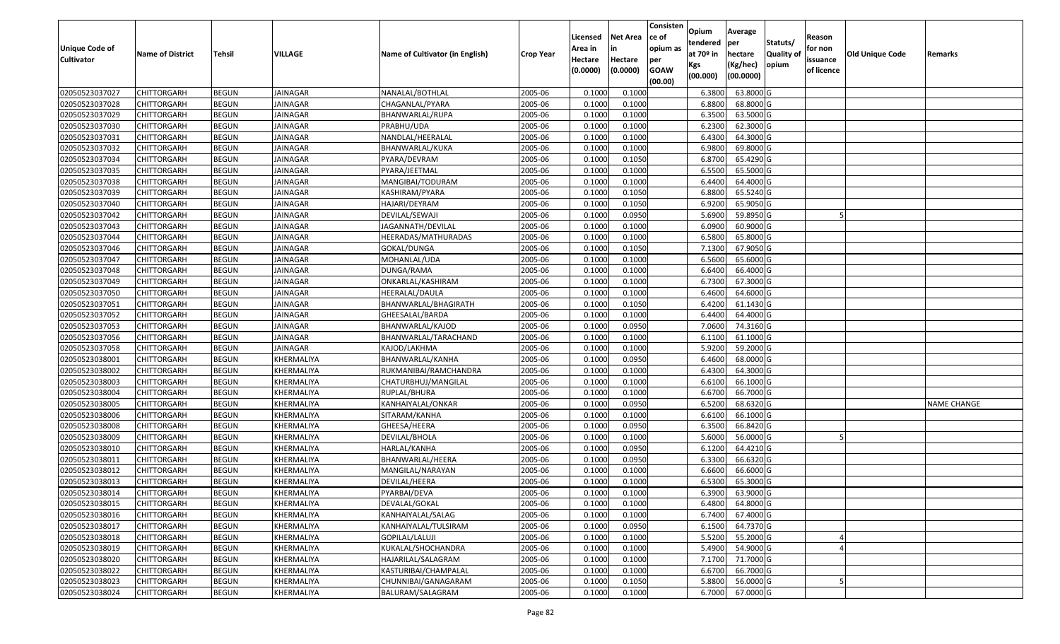| Unique Code of Cultivator | Name of District | Tehsil | VILLAGE | Name of Cultivator (in English) | Crop Year | Licensed Area in Hectare (0.0000) | Net Area in Hectare (0.0000) | Consistence of opium as per GOAW (00.00) | Opium tendered at 70º in Kgs (00.000) | Average per hectare (Kg/hec) (00.0000) | Statuts/ Quality of opium | Reason for non issuance of licence | Old Unique Code | Remarks |
|---|---|---|---|---|---|---|---|---|---|---|---|---|---|---|
| 02050523037027 | CHITTORGARH | BEGUN | JAINAGAR | NANALAL/BOTHLAL | 2005-06 | 0.1000 | 0.1000 | | 6.3800 | 63.8000 | G | | | |
| 02050523037028 | CHITTORGARH | BEGUN | JAINAGAR | CHAGANLAL/PYARA | 2005-06 | 0.1000 | 0.1000 | | 6.8800 | 68.8000 | G | | | |
| 02050523037029 | CHITTORGARH | BEGUN | JAINAGAR | BHANWARLAL/RUPA | 2005-06 | 0.1000 | 0.1000 | | 6.3500 | 63.5000 | G | | | |
| 02050523037030 | CHITTORGARH | BEGUN | JAINAGAR | PRABHU/UDA | 2005-06 | 0.1000 | 0.1000 | | 6.2300 | 62.3000 | G | | | |
| 02050523037031 | CHITTORGARH | BEGUN | JAINAGAR | NANDLAL/HEERALAL | 2005-06 | 0.1000 | 0.1000 | | 6.4300 | 64.3000 | G | | | |
| 02050523037032 | CHITTORGARH | BEGUN | JAINAGAR | BHANWARLAL/KUKA | 2005-06 | 0.1000 | 0.1000 | | 6.9800 | 69.8000 | G | | | |
| 02050523037034 | CHITTORGARH | BEGUN | JAINAGAR | PYARA/DEVRAM | 2005-06 | 0.1000 | 0.1050 | | 6.8700 | 65.4290 | G | | | |
| 02050523037035 | CHITTORGARH | BEGUN | JAINAGAR | PYARA/JEETMAL | 2005-06 | 0.1000 | 0.1000 | | 6.5500 | 65.5000 | G | | | |
| 02050523037038 | CHITTORGARH | BEGUN | JAINAGAR | MANGIBAI/TODURAM | 2005-06 | 0.1000 | 0.1000 | | 6.4400 | 64.4000 | G | | | |
| 02050523037039 | CHITTORGARH | BEGUN | JAINAGAR | KASHIRAM/PYARA | 2005-06 | 0.1000 | 0.1050 | | 6.8800 | 65.5240 | G | | | |
| 02050523037040 | CHITTORGARH | BEGUN | JAINAGAR | HAJARI/DEYRAM | 2005-06 | 0.1000 | 0.1050 | | 6.9200 | 65.9050 | G | | | |
| 02050523037042 | CHITTORGARH | BEGUN | JAINAGAR | DEVILAL/SEWAJI | 2005-06 | 0.1000 | 0.0950 | | 5.6900 | 59.8950 | G | 5 | | |
| 02050523037043 | CHITTORGARH | BEGUN | JAINAGAR | JAGANNATH/DEVILAL | 2005-06 | 0.1000 | 0.1000 | | 6.0900 | 60.9000 | G | | | |
| 02050523037044 | CHITTORGARH | BEGUN | JAINAGAR | HEERADAS/MATHURADAS | 2005-06 | 0.1000 | 0.1000 | | 6.5800 | 65.8000 | G | | | |
| 02050523037046 | CHITTORGARH | BEGUN | JAINAGAR | GOKAL/DUNGA | 2005-06 | 0.1000 | 0.1050 | | 7.1300 | 67.9050 | G | | | |
| 02050523037047 | CHITTORGARH | BEGUN | JAINAGAR | MOHANLAL/UDA | 2005-06 | 0.1000 | 0.1000 | | 6.5600 | 65.6000 | G | | | |
| 02050523037048 | CHITTORGARH | BEGUN | JAINAGAR | DUNGA/RAMA | 2005-06 | 0.1000 | 0.1000 | | 6.6400 | 66.4000 | G | | | |
| 02050523037049 | CHITTORGARH | BEGUN | JAINAGAR | ONKARLAL/KASHIRAM | 2005-06 | 0.1000 | 0.1000 | | 6.7300 | 67.3000 | G | | | |
| 02050523037050 | CHITTORGARH | BEGUN | JAINAGAR | HEERALAL/DAULA | 2005-06 | 0.1000 | 0.1000 | | 6.4600 | 64.6000 | G | | | |
| 02050523037051 | CHITTORGARH | BEGUN | JAINAGAR | BHANWARLAL/BHAGIRATH | 2005-06 | 0.1000 | 0.1050 | | 6.4200 | 61.1430 | G | | | |
| 02050523037052 | CHITTORGARH | BEGUN | JAINAGAR | GHEESALAL/BARDA | 2005-06 | 0.1000 | 0.1000 | | 6.4400 | 64.4000 | G | | | |
| 02050523037053 | CHITTORGARH | BEGUN | JAINAGAR | BHANWARLAL/KAJOD | 2005-06 | 0.1000 | 0.0950 | | 7.0600 | 74.3160 | G | | | |
| 02050523037056 | CHITTORGARH | BEGUN | JAINAGAR | BHANWARLAL/TARACHAND | 2005-06 | 0.1000 | 0.1000 | | 6.1100 | 61.1000 | G | | | |
| 02050523037058 | CHITTORGARH | BEGUN | JAINAGAR | KAJOD/LAKHMA | 2005-06 | 0.1000 | 0.1000 | | 5.9200 | 59.2000 | G | | | |
| 02050523038001 | CHITTORGARH | BEGUN | KHERMALIYA | BHANWARLAL/KANHA | 2005-06 | 0.1000 | 0.0950 | | 6.4600 | 68.0000 | G | | | |
| 02050523038002 | CHITTORGARH | BEGUN | KHERMALIYA | RUKMANIBAI/RAMCHANDRA | 2005-06 | 0.1000 | 0.1000 | | 6.4300 | 64.3000 | G | | | |
| 02050523038003 | CHITTORGARH | BEGUN | KHERMALIYA | CHATURBHUJ/MANGILAL | 2005-06 | 0.1000 | 0.1000 | | 6.6100 | 66.1000 | G | | | |
| 02050523038004 | CHITTORGARH | BEGUN | KHERMALIYA | RUPLAL/BHURA | 2005-06 | 0.1000 | 0.1000 | | 6.6700 | 66.7000 | G | | | |
| 02050523038005 | CHITTORGARH | BEGUN | KHERMALIYA | KANHAIYALAL/ONKAR | 2005-06 | 0.1000 | 0.0950 | | 6.5200 | 68.6320 | G | | | NAME CHANGE |
| 02050523038006 | CHITTORGARH | BEGUN | KHERMALIYA | SITARAM/KANHA | 2005-06 | 0.1000 | 0.1000 | | 6.6100 | 66.1000 | G | | | |
| 02050523038008 | CHITTORGARH | BEGUN | KHERMALIYA | GHEESA/HEERA | 2005-06 | 0.1000 | 0.0950 | | 6.3500 | 66.8420 | G | | | |
| 02050523038009 | CHITTORGARH | BEGUN | KHERMALIYA | DEVILAL/BHOLA | 2005-06 | 0.1000 | 0.1000 | | 5.6000 | 56.0000 | G | 5 | | |
| 02050523038010 | CHITTORGARH | BEGUN | KHERMALIYA | HARLAL/KANHA | 2005-06 | 0.1000 | 0.0950 | | 6.1200 | 64.4210 | G | | | |
| 02050523038011 | CHITTORGARH | BEGUN | KHERMALIYA | BHANWARLAL/HEERA | 2005-06 | 0.1000 | 0.0950 | | 6.3300 | 66.6320 | G | | | |
| 02050523038012 | CHITTORGARH | BEGUN | KHERMALIYA | MANGILAL/NARAYAN | 2005-06 | 0.1000 | 0.1000 | | 6.6600 | 66.6000 | G | | | |
| 02050523038013 | CHITTORGARH | BEGUN | KHERMALIYA | DEVILAL/HEERA | 2005-06 | 0.1000 | 0.1000 | | 6.5300 | 65.3000 | G | | | |
| 02050523038014 | CHITTORGARH | BEGUN | KHERMALIYA | PYARBAI/DEVA | 2005-06 | 0.1000 | 0.1000 | | 6.3900 | 63.9000 | G | | | |
| 02050523038015 | CHITTORGARH | BEGUN | KHERMALIYA | DEVALAL/GOKAL | 2005-06 | 0.1000 | 0.1000 | | 6.4800 | 64.8000 | G | | | |
| 02050523038016 | CHITTORGARH | BEGUN | KHERMALIYA | KANHAIYALAL/SALAG | 2005-06 | 0.1000 | 0.1000 | | 6.7400 | 67.4000 | G | | | |
| 02050523038017 | CHITTORGARH | BEGUN | KHERMALIYA | KANHAIYALAL/TULSIRAM | 2005-06 | 0.1000 | 0.0950 | | 6.1500 | 64.7370 | G | | | |
| 02050523038018 | CHITTORGARH | BEGUN | KHERMALIYA | GOPILAL/LALUJI | 2005-06 | 0.1000 | 0.1000 | | 5.5200 | 55.2000 | G | 4 | | |
| 02050523038019 | CHITTORGARH | BEGUN | KHERMALIYA | KUKALAL/SHOCHANDRA | 2005-06 | 0.1000 | 0.1000 | | 5.4900 | 54.9000 | G | 4 | | |
| 02050523038020 | CHITTORGARH | BEGUN | KHERMALIYA | HAJARILAL/SALAGRAM | 2005-06 | 0.1000 | 0.1000 | | 7.1700 | 71.7000 | G | | | |
| 02050523038022 | CHITTORGARH | BEGUN | KHERMALIYA | KASTURIBAI/CHAMPALAL | 2005-06 | 0.1000 | 0.1000 | | 6.6700 | 66.7000 | G | | | |
| 02050523038023 | CHITTORGARH | BEGUN | KHERMALIYA | CHUNNIBAI/GANAGARAM | 2005-06 | 0.1000 | 0.1050 | | 5.8800 | 56.0000 | G | 5 | | |
| 02050523038024 | CHITTORGARH | BEGUN | KHERMALIYA | BALURAM/SALAGRAM | 2005-06 | 0.1000 | 0.1000 | | 6.7000 | 67.0000 | G | | | |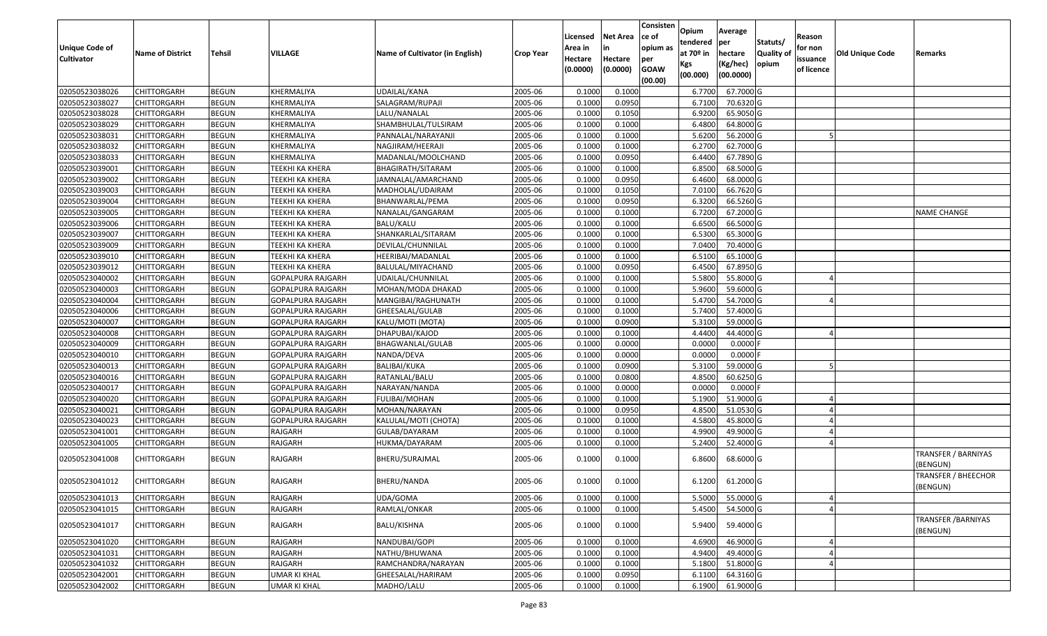| Unique Code of Cultivator | Name of District | Tehsil | VILLAGE | Name of Cultivator (in English) | Crop Year | Licensed Area in Hectare (0.0000) | Net Area in Hectare (0.0000) | Consistence of opium as per GOAW (00.00) | Opium tendered at 70º in Kgs (00.000) | Average per hectare (Kg/hec) (00.0000) | Statuts/ Quality of opium | Reason for non issuance of licence | Old Unique Code | Remarks |
|---|---|---|---|---|---|---|---|---|---|---|---|---|---|---|
| 02050523038026 | CHITTORGARH | BEGUN | KHERMALIYA | UDAILAL/KANA | 2005-06 | 0.1000 | 0.1000 | | 6.7700 | 67.7000 | G | | | |
| 02050523038027 | CHITTORGARH | BEGUN | KHERMALIYA | SALAGRAM/RUPAJI | 2005-06 | 0.1000 | 0.0950 | | 6.7100 | 70.6320 | G | | | |
| 02050523038028 | CHITTORGARH | BEGUN | KHERMALIYA | LALU/NANALAL | 2005-06 | 0.1000 | 0.1050 | | 6.9200 | 65.9050 | G | | | |
| 02050523038029 | CHITTORGARH | BEGUN | KHERMALIYA | SHAMBHULAL/TULSIRAM | 2005-06 | 0.1000 | 0.1000 | | 6.4800 | 64.8000 | G | | | |
| 02050523038031 | CHITTORGARH | BEGUN | KHERMALIYA | PANNALAL/NARAYANJI | 2005-06 | 0.1000 | 0.1000 | | 5.6200 | 56.2000 | G | 5 | | |
| 02050523038032 | CHITTORGARH | BEGUN | KHERMALIYA | NAGJIRAM/HEERAJI | 2005-06 | 0.1000 | 0.1000 | | 6.2700 | 62.7000 | G | | | |
| 02050523038033 | CHITTORGARH | BEGUN | KHERMALIYA | MADANLAL/MOOLCHAND | 2005-06 | 0.1000 | 0.0950 | | 6.4400 | 67.7890 | G | | | |
| 02050523039001 | CHITTORGARH | BEGUN | TEEKHI KA KHERA | BHAGIRATH/SITARAM | 2005-06 | 0.1000 | 0.1000 | | 6.8500 | 68.5000 | G | | | |
| 02050523039002 | CHITTORGARH | BEGUN | TEEKHI KA KHERA | JAMNALAL/AMARCHAND | 2005-06 | 0.1000 | 0.0950 | | 6.4600 | 68.0000 | G | | | |
| 02050523039003 | CHITTORGARH | BEGUN | TEEKHI KA KHERA | MADHOLAL/UDAIRAM | 2005-06 | 0.1000 | 0.1050 | | 7.0100 | 66.7620 | G | | | |
| 02050523039004 | CHITTORGARH | BEGUN | TEEKHI KA KHERA | BHANWARLAL/PEMA | 2005-06 | 0.1000 | 0.0950 | | 6.3200 | 66.5260 | G | | | |
| 02050523039005 | CHITTORGARH | BEGUN | TEEKHI KA KHERA | NANALAL/GANGARAM | 2005-06 | 0.1000 | 0.1000 | | 6.7200 | 67.2000 | G | | | NAME CHANGE |
| 02050523039006 | CHITTORGARH | BEGUN | TEEKHI KA KHERA | BALU/KALU | 2005-06 | 0.1000 | 0.1000 | | 6.6500 | 66.5000 | G | | | |
| 02050523039007 | CHITTORGARH | BEGUN | TEEKHI KA KHERA | SHANKARLAL/SITARAM | 2005-06 | 0.1000 | 0.1000 | | 6.5300 | 65.3000 | G | | | |
| 02050523039009 | CHITTORGARH | BEGUN | TEEKHI KA KHERA | DEVILAL/CHUNNILAL | 2005-06 | 0.1000 | 0.1000 | | 7.0400 | 70.4000 | G | | | |
| 02050523039010 | CHITTORGARH | BEGUN | TEEKHI KA KHERA | HEERIBAI/MADANLAL | 2005-06 | 0.1000 | 0.1000 | | 6.5100 | 65.1000 | G | | | |
| 02050523039012 | CHITTORGARH | BEGUN | TEEKHI KA KHERA | BALULAL/MIYACHAND | 2005-06 | 0.1000 | 0.0950 | | 6.4500 | 67.8950 | G | | | |
| 02050523040002 | CHITTORGARH | BEGUN | GOPALPURA RAJGARH | UDAILAL/CHUNNILAL | 2005-06 | 0.1000 | 0.1000 | | 5.5800 | 55.8000 | G | 4 | | |
| 02050523040003 | CHITTORGARH | BEGUN | GOPALPURA RAJGARH | MOHAN/MODA DHAKAD | 2005-06 | 0.1000 | 0.1000 | | 5.9600 | 59.6000 | G | | | |
| 02050523040004 | CHITTORGARH | BEGUN | GOPALPURA RAJGARH | MANGIBAI/RAGHUNATH | 2005-06 | 0.1000 | 0.1000 | | 5.4700 | 54.7000 | G | 4 | | |
| 02050523040006 | CHITTORGARH | BEGUN | GOPALPURA RAJGARH | GHEESALAL/GULAB | 2005-06 | 0.1000 | 0.1000 | | 5.7400 | 57.4000 | G | | | |
| 02050523040007 | CHITTORGARH | BEGUN | GOPALPURA RAJGARH | KALU/MOTI (MOTA) | 2005-06 | 0.1000 | 0.0900 | | 5.3100 | 59.0000 | G | | | |
| 02050523040008 | CHITTORGARH | BEGUN | GOPALPURA RAJGARH | DHAPUBAI/KAJOD | 2005-06 | 0.1000 | 0.1000 | | 4.4400 | 44.4000 | G | 4 | | |
| 02050523040009 | CHITTORGARH | BEGUN | GOPALPURA RAJGARH | BHAGWANLAL/GULAB | 2005-06 | 0.1000 | 0.0000 | | 0.0000 | 0.0000 | F | | | |
| 02050523040010 | CHITTORGARH | BEGUN | GOPALPURA RAJGARH | NANDA/DEVA | 2005-06 | 0.1000 | 0.0000 | | 0.0000 | 0.0000 | F | | | |
| 02050523040013 | CHITTORGARH | BEGUN | GOPALPURA RAJGARH | BALIBAI/KUKA | 2005-06 | 0.1000 | 0.0900 | | 5.3100 | 59.0000 | G | 5 | | |
| 02050523040016 | CHITTORGARH | BEGUN | GOPALPURA RAJGARH | RATANLAL/BALU | 2005-06 | 0.1000 | 0.0800 | | 4.8500 | 60.6250 | G | | | |
| 02050523040017 | CHITTORGARH | BEGUN | GOPALPURA RAJGARH | NARAYAN/NANDA | 2005-06 | 0.1000 | 0.0000 | | 0.0000 | 0.0000 | F | | | |
| 02050523040020 | CHITTORGARH | BEGUN | GOPALPURA RAJGARH | FULIBAI/MOHAN | 2005-06 | 0.1000 | 0.1000 | | 5.1900 | 51.9000 | G | 4 | | |
| 02050523040021 | CHITTORGARH | BEGUN | GOPALPURA RAJGARH | MOHAN/NARAYAN | 2005-06 | 0.1000 | 0.0950 | | 4.8500 | 51.0530 | G | 4 | | |
| 02050523040023 | CHITTORGARH | BEGUN | GOPALPURA RAJGARH | KALULAL/MOTI (CHOTA) | 2005-06 | 0.1000 | 0.1000 | | 4.5800 | 45.8000 | G | 4 | | |
| 02050523041001 | CHITTORGARH | BEGUN | RAJGARH | GULAB/DAYARAM | 2005-06 | 0.1000 | 0.1000 | | 4.9900 | 49.9000 | G | 4 | | |
| 02050523041005 | CHITTORGARH | BEGUN | RAJGARH | HUKMA/DAYARAM | 2005-06 | 0.1000 | 0.1000 | | 5.2400 | 52.4000 | G | 4 | | |
| 02050523041008 | CHITTORGARH | BEGUN | RAJGARH | BHERU/SURAJMAL | 2005-06 | 0.1000 | 0.1000 | | 6.8600 | 68.6000 | G | | | TRANSFER / BARNIYAS (BENGUN) |
| 02050523041012 | CHITTORGARH | BEGUN | RAJGARH | BHERU/NANDA | 2005-06 | 0.1000 | 0.1000 | | 6.1200 | 61.2000 | G | | | TRANSFER / BHEECHOR (BENGUN) |
| 02050523041013 | CHITTORGARH | BEGUN | RAJGARH | UDA/GOMA | 2005-06 | 0.1000 | 0.1000 | | 5.5000 | 55.0000 | G | 4 | | |
| 02050523041015 | CHITTORGARH | BEGUN | RAJGARH | RAMLAL/ONKAR | 2005-06 | 0.1000 | 0.1000 | | 5.4500 | 54.5000 | G | 4 | | |
| 02050523041017 | CHITTORGARH | BEGUN | RAJGARH | BALU/KISHNA | 2005-06 | 0.1000 | 0.1000 | | 5.9400 | 59.4000 | G | | | TRANSFER /BARNIYAS (BENGUN) |
| 02050523041020 | CHITTORGARH | BEGUN | RAJGARH | NANDUBAI/GOPI | 2005-06 | 0.1000 | 0.1000 | | 4.6900 | 46.9000 | G | 4 | | |
| 02050523041031 | CHITTORGARH | BEGUN | RAJGARH | NATHU/BHUWANA | 2005-06 | 0.1000 | 0.1000 | | 4.9400 | 49.4000 | G | 4 | | |
| 02050523041032 | CHITTORGARH | BEGUN | RAJGARH | RAMCHANDRA/NARAYAN | 2005-06 | 0.1000 | 0.1000 | | 5.1800 | 51.8000 | G | 4 | | |
| 02050523042001 | CHITTORGARH | BEGUN | UMAR KI KHAL | GHEESALAL/HARIRAM | 2005-06 | 0.1000 | 0.0950 | | 6.1100 | 64.3160 | G | | | |
| 02050523042002 | CHITTORGARH | BEGUN | UMAR KI KHAL | MADHO/LALU | 2005-06 | 0.1000 | 0.1000 | | 6.1900 | 61.9000 | G | | | |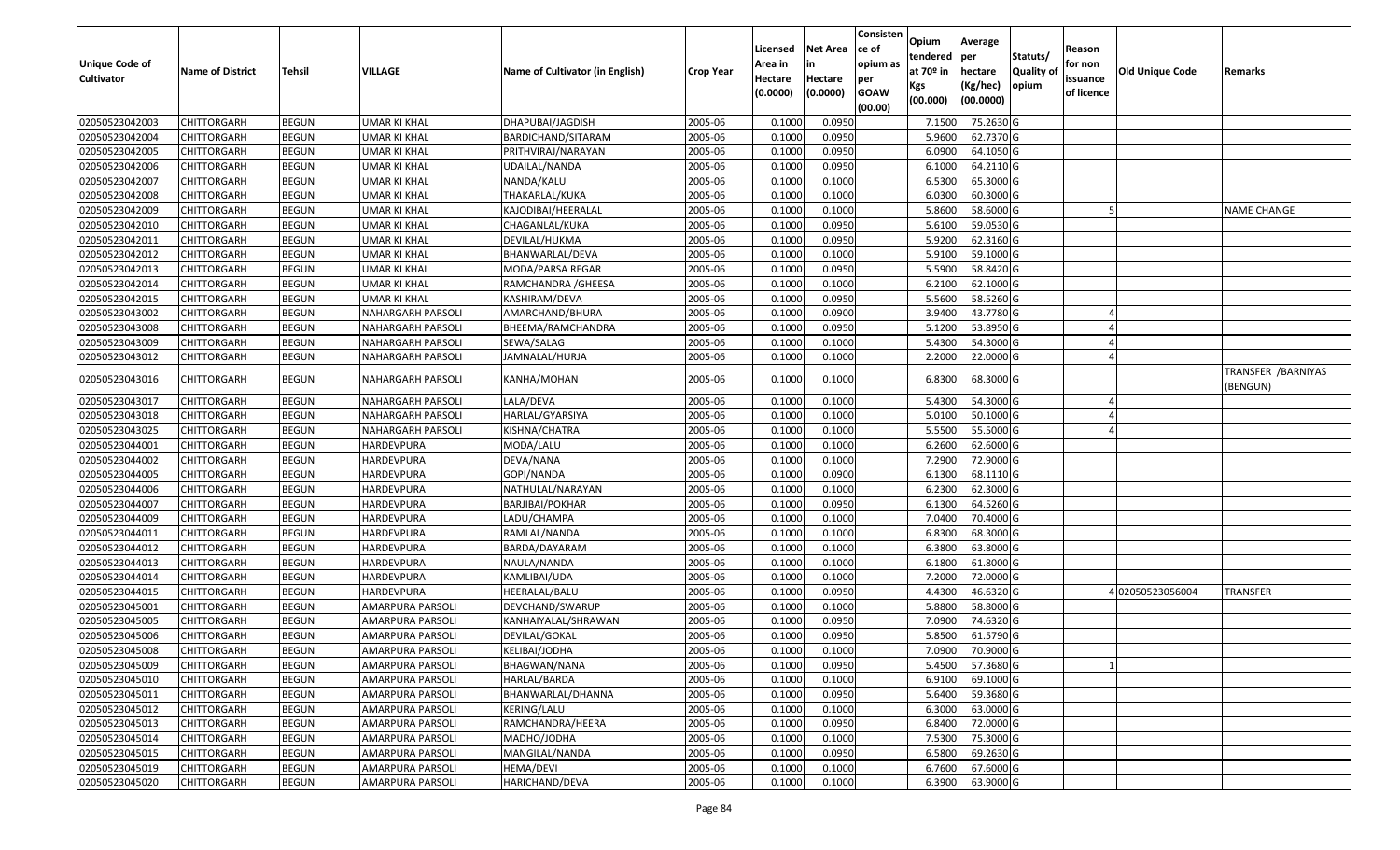| Unique Code of Cultivator | Name of District | Tehsil | VILLAGE | Name of Cultivator (in English) | Crop Year | Licensed Area in Hectare (0.0000) | Net Area in Hectare (0.0000) | Consistence of opium as per GOAW (00.00) | Opium tendered at 70º in Kgs (00.000) | Average per hectare (Kg/hec) (00.0000) | Statuts/ Quality of opium | Reason for non issuance of licence | Old Unique Code | Remarks |
|---|---|---|---|---|---|---|---|---|---|---|---|---|---|---|
| 02050523042003 | CHITTORGARH | BEGUN | UMAR KI KHAL | DHAPUBAI/JAGDISH | 2005-06 | 0.1000 | 0.0950 | | 7.1500 | 75.2630 | G | | | |
| 02050523042004 | CHITTORGARH | BEGUN | UMAR KI KHAL | BARDICHAND/SITARAM | 2005-06 | 0.1000 | 0.0950 | | 5.9600 | 62.7370 | G | | | |
| 02050523042005 | CHITTORGARH | BEGUN | UMAR KI KHAL | PRITHVIRAJ/NARAYAN | 2005-06 | 0.1000 | 0.0950 | | 6.0900 | 64.1050 | G | | | |
| 02050523042006 | CHITTORGARH | BEGUN | UMAR KI KHAL | UDAILAL/NANDA | 2005-06 | 0.1000 | 0.0950 | | 6.1000 | 64.2110 | G | | | |
| 02050523042007 | CHITTORGARH | BEGUN | UMAR KI KHAL | NANDA/KALU | 2005-06 | 0.1000 | 0.1000 | | 6.5300 | 65.3000 | G | | | |
| 02050523042008 | CHITTORGARH | BEGUN | UMAR KI KHAL | THAKARLAL/KUKA | 2005-06 | 0.1000 | 0.1000 | | 6.0300 | 60.3000 | G | | | |
| 02050523042009 | CHITTORGARH | BEGUN | UMAR KI KHAL | KAJODIBAI/HEERALAL | 2005-06 | 0.1000 | 0.1000 | | 5.8600 | 58.6000 | G | 5 | | NAME CHANGE |
| 02050523042010 | CHITTORGARH | BEGUN | UMAR KI KHAL | CHAGANLAL/KUKA | 2005-06 | 0.1000 | 0.0950 | | 5.6100 | 59.0530 | G | | | |
| 02050523042011 | CHITTORGARH | BEGUN | UMAR KI KHAL | DEVILAL/HUKMA | 2005-06 | 0.1000 | 0.0950 | | 5.9200 | 62.3160 | G | | | |
| 02050523042012 | CHITTORGARH | BEGUN | UMAR KI KHAL | BHANWARLAL/DEVA | 2005-06 | 0.1000 | 0.1000 | | 5.9100 | 59.1000 | G | | | |
| 02050523042013 | CHITTORGARH | BEGUN | UMAR KI KHAL | MODA/PARSA REGAR | 2005-06 | 0.1000 | 0.0950 | | 5.5900 | 58.8420 | G | | | |
| 02050523042014 | CHITTORGARH | BEGUN | UMAR KI KHAL | RAMCHANDRA /GHEESA | 2005-06 | 0.1000 | 0.1000 | | 6.2100 | 62.1000 | G | | | |
| 02050523042015 | CHITTORGARH | BEGUN | UMAR KI KHAL | KASHIRAM/DEVA | 2005-06 | 0.1000 | 0.0950 | | 5.5600 | 58.5260 | G | | | |
| 02050523043002 | CHITTORGARH | BEGUN | NAHARGARH PARSOLI | AMARCHAND/BHURA | 2005-06 | 0.1000 | 0.0900 | | 3.9400 | 43.7780 | G | 4 | | |
| 02050523043008 | CHITTORGARH | BEGUN | NAHARGARH PARSOLI | BHEEMA/RAMCHANDRA | 2005-06 | 0.1000 | 0.0950 | | 5.1200 | 53.8950 | G | 4 | | |
| 02050523043009 | CHITTORGARH | BEGUN | NAHARGARH PARSOLI | SEWA/SALAG | 2005-06 | 0.1000 | 0.1000 | | 5.4300 | 54.3000 | G | 4 | | |
| 02050523043012 | CHITTORGARH | BEGUN | NAHARGARH PARSOLI | JAMNALAL/HURJA | 2005-06 | 0.1000 | 0.1000 | | 2.2000 | 22.0000 | G | 4 | | |
| 02050523043016 | CHITTORGARH | BEGUN | NAHARGARH PARSOLI | KANHA/MOHAN | 2005-06 | 0.1000 | 0.1000 | | 6.8300 | 68.3000 | G | | | TRANSFER /BARNIYAS (BENGUN) |
| 02050523043017 | CHITTORGARH | BEGUN | NAHARGARH PARSOLI | LALA/DEVA | 2005-06 | 0.1000 | 0.1000 | | 5.4300 | 54.3000 | G | 4 | | |
| 02050523043018 | CHITTORGARH | BEGUN | NAHARGARH PARSOLI | HARLAL/GYARSIYA | 2005-06 | 0.1000 | 0.1000 | | 5.0100 | 50.1000 | G | 4 | | |
| 02050523043025 | CHITTORGARH | BEGUN | NAHARGARH PARSOLI | KISHNA/CHATRA | 2005-06 | 0.1000 | 0.1000 | | 5.5500 | 55.5000 | G | 4 | | |
| 02050523044001 | CHITTORGARH | BEGUN | HARDEVPURA | MODA/LALU | 2005-06 | 0.1000 | 0.1000 | | 6.2600 | 62.6000 | G | | | |
| 02050523044002 | CHITTORGARH | BEGUN | HARDEVPURA | DEVA/NANA | 2005-06 | 0.1000 | 0.1000 | | 7.2900 | 72.9000 | G | | | |
| 02050523044005 | CHITTORGARH | BEGUN | HARDEVPURA | GOPI/NANDA | 2005-06 | 0.1000 | 0.0900 | | 6.1300 | 68.1110 | G | | | |
| 02050523044006 | CHITTORGARH | BEGUN | HARDEVPURA | NATHULAL/NARAYAN | 2005-06 | 0.1000 | 0.1000 | | 6.2300 | 62.3000 | G | | | |
| 02050523044007 | CHITTORGARH | BEGUN | HARDEVPURA | BARJIBAI/POKHAR | 2005-06 | 0.1000 | 0.0950 | | 6.1300 | 64.5260 | G | | | |
| 02050523044009 | CHITTORGARH | BEGUN | HARDEVPURA | LADU/CHAMPA | 2005-06 | 0.1000 | 0.1000 | | 7.0400 | 70.4000 | G | | | |
| 02050523044011 | CHITTORGARH | BEGUN | HARDEVPURA | RAMLAL/NANDA | 2005-06 | 0.1000 | 0.1000 | | 6.8300 | 68.3000 | G | | | |
| 02050523044012 | CHITTORGARH | BEGUN | HARDEVPURA | BARDA/DAYARAM | 2005-06 | 0.1000 | 0.1000 | | 6.3800 | 63.8000 | G | | | |
| 02050523044013 | CHITTORGARH | BEGUN | HARDEVPURA | NAULA/NANDA | 2005-06 | 0.1000 | 0.1000 | | 6.1800 | 61.8000 | G | | | |
| 02050523044014 | CHITTORGARH | BEGUN | HARDEVPURA | KAMLIBAI/UDA | 2005-06 | 0.1000 | 0.1000 | | 7.2000 | 72.0000 | G | | | |
| 02050523044015 | CHITTORGARH | BEGUN | HARDEVPURA | HEERALAL/BALU | 2005-06 | 0.1000 | 0.0950 | | 4.4300 | 46.6320 | G | 4 | 02050523056004 | TRANSFER |
| 02050523045001 | CHITTORGARH | BEGUN | AMARPURA PARSOLI | DEVCHAND/SWARUP | 2005-06 | 0.1000 | 0.1000 | | 5.8800 | 58.8000 | G | | | |
| 02050523045005 | CHITTORGARH | BEGUN | AMARPURA PARSOLI | KANHAIYALAL/SHRAWAN | 2005-06 | 0.1000 | 0.0950 | | 7.0900 | 74.6320 | G | | | |
| 02050523045006 | CHITTORGARH | BEGUN | AMARPURA PARSOLI | DEVILAL/GOKAL | 2005-06 | 0.1000 | 0.0950 | | 5.8500 | 61.5790 | G | | | |
| 02050523045008 | CHITTORGARH | BEGUN | AMARPURA PARSOLI | KELIBAI/JODHA | 2005-06 | 0.1000 | 0.1000 | | 7.0900 | 70.9000 | G | | | |
| 02050523045009 | CHITTORGARH | BEGUN | AMARPURA PARSOLI | BHAGWAN/NANA | 2005-06 | 0.1000 | 0.0950 | | 5.4500 | 57.3680 | G | 1 | | |
| 02050523045010 | CHITTORGARH | BEGUN | AMARPURA PARSOLI | HARLAL/BARDA | 2005-06 | 0.1000 | 0.1000 | | 6.9100 | 69.1000 | G | | | |
| 02050523045011 | CHITTORGARH | BEGUN | AMARPURA PARSOLI | BHANWARLAL/DHANNA | 2005-06 | 0.1000 | 0.0950 | | 5.6400 | 59.3680 | G | | | |
| 02050523045012 | CHITTORGARH | BEGUN | AMARPURA PARSOLI | KERING/LALU | 2005-06 | 0.1000 | 0.1000 | | 6.3000 | 63.0000 | G | | | |
| 02050523045013 | CHITTORGARH | BEGUN | AMARPURA PARSOLI | RAMCHANDRA/HEERA | 2005-06 | 0.1000 | 0.0950 | | 6.8400 | 72.0000 | G | | | |
| 02050523045014 | CHITTORGARH | BEGUN | AMARPURA PARSOLI | MADHO/JODHA | 2005-06 | 0.1000 | 0.1000 | | 7.5300 | 75.3000 | G | | | |
| 02050523045015 | CHITTORGARH | BEGUN | AMARPURA PARSOLI | MANGILAL/NANDA | 2005-06 | 0.1000 | 0.0950 | | 6.5800 | 69.2630 | G | | | |
| 02050523045019 | CHITTORGARH | BEGUN | AMARPURA PARSOLI | HEMA/DEVI | 2005-06 | 0.1000 | 0.1000 | | 6.7600 | 67.6000 | G | | | |
| 02050523045020 | CHITTORGARH | BEGUN | AMARPURA PARSOLI | HARICHAND/DEVA | 2005-06 | 0.1000 | 0.1000 | | 6.3900 | 63.9000 | G | | | |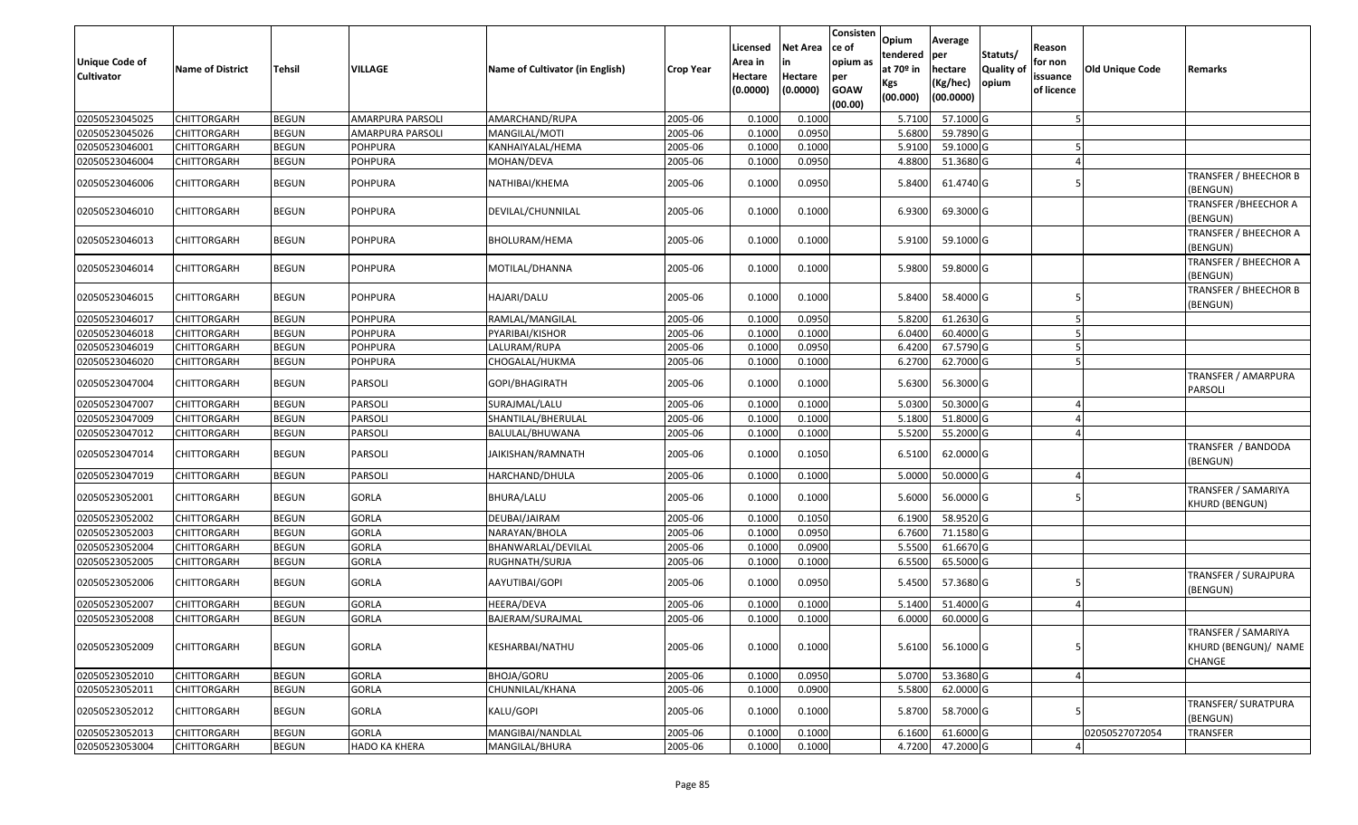| Unique Code of Cultivator | Name of District | Tehsil | VILLAGE | Name of Cultivator (in English) | Crop Year | Licensed Area in Hectare (0.0000) | Net Area in Hectare (0.0000) | Consistence of opium as per GOAW (00.00) | Opium tendered at 70º in Kgs (00.000) | Average per hectare (Kg/hec) (00.0000) | Statuts/ Quality of opium | Reason for non issuance of licence | Old Unique Code | Remarks |
|---|---|---|---|---|---|---|---|---|---|---|---|---|---|---|
| 02050523045025 | CHITTORGARH | BEGUN | AMARPURA PARSOLI | AMARCHAND/RUPA | 2005-06 | 0.1000 | 0.1000 | | 5.7100 | 57.1000 | G | 5 | | |
| 02050523045026 | CHITTORGARH | BEGUN | AMARPURA PARSOLI | MANGILAL/MOTI | 2005-06 | 0.1000 | 0.0950 | | 5.6800 | 59.7890 | G | | | |
| 02050523046001 | CHITTORGARH | BEGUN | POHPURA | KANHAIYALAL/HEMA | 2005-06 | 0.1000 | 0.1000 | | 5.9100 | 59.1000 | G | 5 | | |
| 02050523046004 | CHITTORGARH | BEGUN | POHPURA | MOHAN/DEVA | 2005-06 | 0.1000 | 0.0950 | | 4.8800 | 51.3680 | G | 4 | | |
| 02050523046006 | CHITTORGARH | BEGUN | POHPURA | NATHIBAI/KHEMA | 2005-06 | 0.1000 | 0.0950 | | 5.8400 | 61.4740 | G | 5 | | TRANSFER / BHEECHOR B (BENGUN) |
| 02050523046010 | CHITTORGARH | BEGUN | POHPURA | DEVILAL/CHUNNILAL | 2005-06 | 0.1000 | 0.1000 | | 6.9300 | 69.3000 | G | | | TRANSFER /BHEECHOR A (BENGUN) |
| 02050523046013 | CHITTORGARH | BEGUN | POHPURA | BHOLURAM/HEMA | 2005-06 | 0.1000 | 0.1000 | | 5.9100 | 59.1000 | G | | | TRANSFER / BHEECHOR A (BENGUN) |
| 02050523046014 | CHITTORGARH | BEGUN | POHPURA | MOTILAL/DHANNA | 2005-06 | 0.1000 | 0.1000 | | 5.9800 | 59.8000 | G | | | TRANSFER / BHEECHOR A (BENGUN) |
| 02050523046015 | CHITTORGARH | BEGUN | POHPURA | HAJARI/DALU | 2005-06 | 0.1000 | 0.1000 | | 5.8400 | 58.4000 | G | 5 | | TRANSFER / BHEECHOR B (BENGUN) |
| 02050523046017 | CHITTORGARH | BEGUN | POHPURA | RAMLAL/MANGILAL | 2005-06 | 0.1000 | 0.0950 | | 5.8200 | 61.2630 | G | 5 | | |
| 02050523046018 | CHITTORGARH | BEGUN | POHPURA | PYARIBAI/KISHOR | 2005-06 | 0.1000 | 0.1000 | | 6.0400 | 60.4000 | G | 5 | | |
| 02050523046019 | CHITTORGARH | BEGUN | POHPURA | LALURAM/RUPA | 2005-06 | 0.1000 | 0.0950 | | 6.4200 | 67.5790 | G | 5 | | |
| 02050523046020 | CHITTORGARH | BEGUN | POHPURA | CHOGALAL/HUKMA | 2005-06 | 0.1000 | 0.1000 | | 6.2700 | 62.7000 | G | 5 | | |
| 02050523047004 | CHITTORGARH | BEGUN | PARSOLI | GOPI/BHAGIRATH | 2005-06 | 0.1000 | 0.1000 | | 5.6300 | 56.3000 | G | | | TRANSFER / AMARPURA PARSOLI |
| 02050523047007 | CHITTORGARH | BEGUN | PARSOLI | SURAJMAL/LALU | 2005-06 | 0.1000 | 0.1000 | | 5.0300 | 50.3000 | G | 4 | | |
| 02050523047009 | CHITTORGARH | BEGUN | PARSOLI | SHANTILAL/BHERULAL | 2005-06 | 0.1000 | 0.1000 | | 5.1800 | 51.8000 | G | 4 | | |
| 02050523047012 | CHITTORGARH | BEGUN | PARSOLI | BALULAL/BHUWANA | 2005-06 | 0.1000 | 0.1000 | | 5.5200 | 55.2000 | G | 4 | | |
| 02050523047014 | CHITTORGARH | BEGUN | PARSOLI | JAIKISHAN/RAMNATH | 2005-06 | 0.1000 | 0.1050 | | 6.5100 | 62.0000 | G | | | TRANSFER / BANDODA (BENGUN) |
| 02050523047019 | CHITTORGARH | BEGUN | PARSOLI | HARCHAND/DHULA | 2005-06 | 0.1000 | 0.1000 | | 5.0000 | 50.0000 | G | 4 | | |
| 02050523052001 | CHITTORGARH | BEGUN | GORLA | BHURA/LALU | 2005-06 | 0.1000 | 0.1000 | | 5.6000 | 56.0000 | G | 5 | | TRANSFER / SAMARIYA KHURD (BENGUN) |
| 02050523052002 | CHITTORGARH | BEGUN | GORLA | DEUBAI/JAIRAM | 2005-06 | 0.1000 | 0.1050 | | 6.1900 | 58.9520 | G | | | |
| 02050523052003 | CHITTORGARH | BEGUN | GORLA | NARAYAN/BHOLA | 2005-06 | 0.1000 | 0.0950 | | 6.7600 | 71.1580 | G | | | |
| 02050523052004 | CHITTORGARH | BEGUN | GORLA | BHANWARLAL/DEVILAL | 2005-06 | 0.1000 | 0.0900 | | 5.5500 | 61.6670 | G | | | |
| 02050523052005 | CHITTORGARH | BEGUN | GORLA | RUGHNATH/SURJA | 2005-06 | 0.1000 | 0.1000 | | 6.5500 | 65.5000 | G | | | |
| 02050523052006 | CHITTORGARH | BEGUN | GORLA | AAYUTIBAI/GOPI | 2005-06 | 0.1000 | 0.0950 | | 5.4500 | 57.3680 | G | 5 | | TRANSFER / SURAJPURA (BENGUN) |
| 02050523052007 | CHITTORGARH | BEGUN | GORLA | HEERA/DEVA | 2005-06 | 0.1000 | 0.1000 | | 5.1400 | 51.4000 | G | 4 | | |
| 02050523052008 | CHITTORGARH | BEGUN | GORLA | BAJERAM/SURAJMAL | 2005-06 | 0.1000 | 0.1000 | | 6.0000 | 60.0000 | G | | | |
| 02050523052009 | CHITTORGARH | BEGUN | GORLA | KESHARBAI/NATHU | 2005-06 | 0.1000 | 0.1000 | | 5.6100 | 56.1000 | G | 5 | | TRANSFER / SAMARIYA KHURD (BENGUN)/ NAME CHANGE |
| 02050523052010 | CHITTORGARH | BEGUN | GORLA | BHOJA/GORU | 2005-06 | 0.1000 | 0.0950 | | 5.0700 | 53.3680 | G | 4 | | |
| 02050523052011 | CHITTORGARH | BEGUN | GORLA | CHUNNILAL/KHANA | 2005-06 | 0.1000 | 0.0900 | | 5.5800 | 62.0000 | G | | | |
| 02050523052012 | CHITTORGARH | BEGUN | GORLA | KALU/GOPI | 2005-06 | 0.1000 | 0.1000 | | 5.8700 | 58.7000 | G | 5 | | TRANSFER/ SURATPURA (BENGUN) |
| 02050523052013 | CHITTORGARH | BEGUN | GORLA | MANGIBAI/NANDLAL | 2005-06 | 0.1000 | 0.1000 | | 6.1600 | 61.6000 | G | | 02050527072054 | TRANSFER |
| 02050523053004 | CHITTORGARH | BEGUN | HADO KA KHERA | MANGILAL/BHURA | 2005-06 | 0.1000 | 0.1000 | | 4.7200 | 47.2000 | G | 4 | | |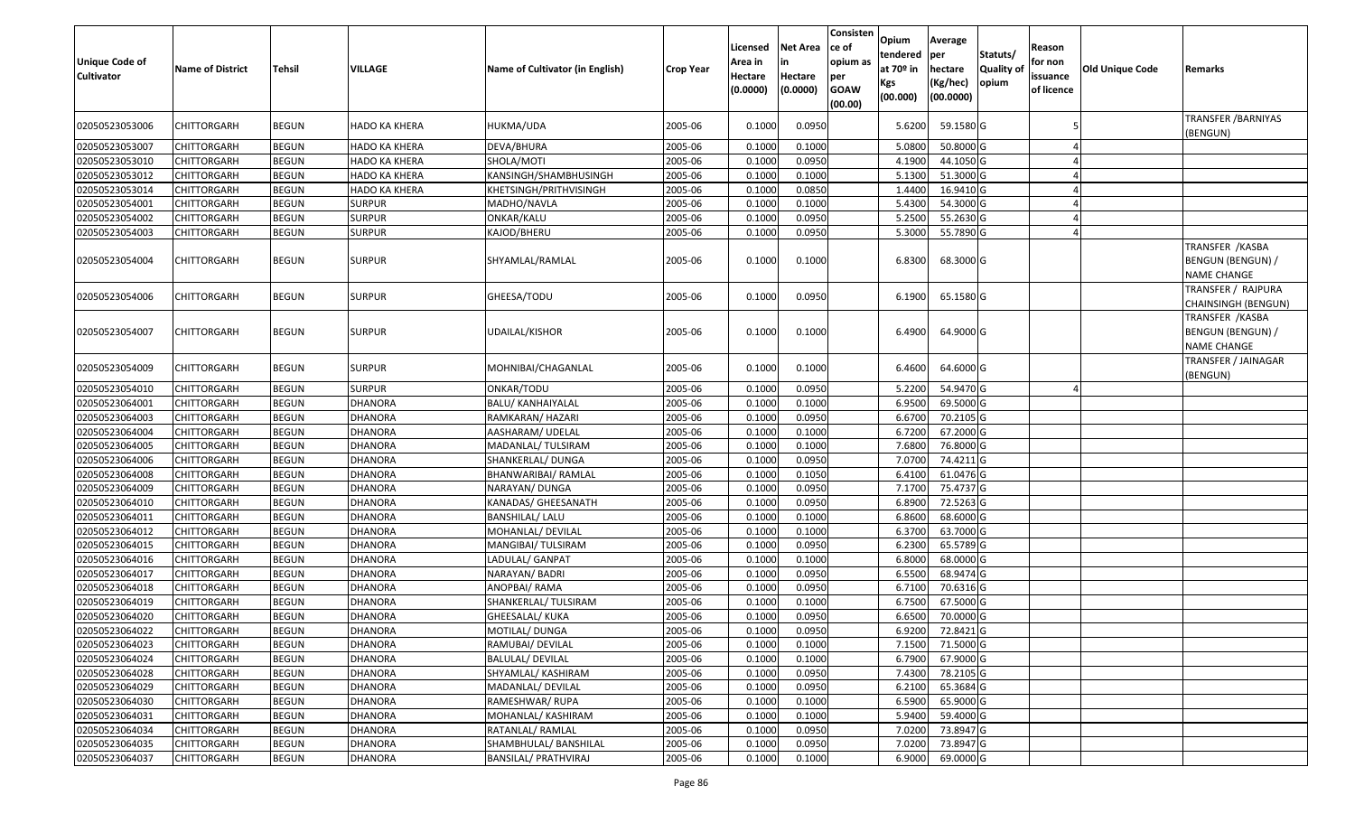| Unique Code of Cultivator | Name of District | Tehsil | VILLAGE | Name of Cultivator (in English) | Crop Year | Licensed Area in Hectare (0.0000) | Net Area in Hectare (0.0000) | Consistence of opium as per GOAW (00.00) | Opium tendered at 70º in Kgs (00.000) | Average per hectare (Kg/hec) (00.0000) | Statuts/ Quality of opium | Reason for non issuance of licence | Old Unique Code | Remarks |
|---|---|---|---|---|---|---|---|---|---|---|---|---|---|---|
| 02050523053006 | CHITTORGARH | BEGUN | HADO KA KHERA | HUKMA/UDA | 2005-06 | 0.1000 | 0.0950 | | 5.6200 | 59.1580 | G | 5 | | TRANSFER /BARNIYAS (BENGUN) |
| 02050523053007 | CHITTORGARH | BEGUN | HADO KA KHERA | DEVA/BHURA | 2005-06 | 0.1000 | 0.1000 | | 5.0800 | 50.8000 | G | 4 | | |
| 02050523053010 | CHITTORGARH | BEGUN | HADO KA KHERA | SHOLA/MOTI | 2005-06 | 0.1000 | 0.0950 | | 4.1900 | 44.1050 | G | 4 | | |
| 02050523053012 | CHITTORGARH | BEGUN | HADO KA KHERA | KANSINGH/SHAMBHUSINGH | 2005-06 | 0.1000 | 0.1000 | | 5.1300 | 51.3000 | G | 4 | | |
| 02050523053014 | CHITTORGARH | BEGUN | HADO KA KHERA | KHETSINGH/PRITHVISINGH | 2005-06 | 0.1000 | 0.0850 | | 1.4400 | 16.9410 | G | 4 | | |
| 02050523054001 | CHITTORGARH | BEGUN | SURPUR | MADHO/NAVLA | 2005-06 | 0.1000 | 0.1000 | | 5.4300 | 54.3000 | G | 4 | | |
| 02050523054002 | CHITTORGARH | BEGUN | SURPUR | ONKAR/KALU | 2005-06 | 0.1000 | 0.0950 | | 5.2500 | 55.2630 | G | 4 | | |
| 02050523054003 | CHITTORGARH | BEGUN | SURPUR | KAJOD/BHERU | 2005-06 | 0.1000 | 0.0950 | | 5.3000 | 55.7890 | G | 4 | | |
| 02050523054004 | CHITTORGARH | BEGUN | SURPUR | SHYAMLAL/RAMLAL | 2005-06 | 0.1000 | 0.1000 | | 6.8300 | 68.3000 | G | | | TRANSFER /KASBA BENGUN (BENGUN) / NAME CHANGE |
| 02050523054006 | CHITTORGARH | BEGUN | SURPUR | GHEESA/TODU | 2005-06 | 0.1000 | 0.0950 | | 6.1900 | 65.1580 | G | | | TRANSFER / RAJPURA CHAINSINGH (BENGUN) |
| 02050523054007 | CHITTORGARH | BEGUN | SURPUR | UDAILAL/KISHOR | 2005-06 | 0.1000 | 0.1000 | | 6.4900 | 64.9000 | G | | | TRANSFER /KASBA BENGUN (BENGUN) / NAME CHANGE |
| 02050523054009 | CHITTORGARH | BEGUN | SURPUR | MOHNIBAI/CHAGANLAL | 2005-06 | 0.1000 | 0.1000 | | 6.4600 | 64.6000 | G | | | TRANSFER / JAINAGAR (BENGUN) |
| 02050523054010 | CHITTORGARH | BEGUN | SURPUR | ONKAR/TODU | 2005-06 | 0.1000 | 0.0950 | | 5.2200 | 54.9470 | G | 4 | | |
| 02050523064001 | CHITTORGARH | BEGUN | DHANORA | BALU/ KANHAIYALAL | 2005-06 | 0.1000 | 0.1000 | | 6.9500 | 69.5000 | G | | | |
| 02050523064003 | CHITTORGARH | BEGUN | DHANORA | RAMKARAN/ HAZARI | 2005-06 | 0.1000 | 0.0950 | | 6.6700 | 70.2105 | G | | | |
| 02050523064004 | CHITTORGARH | BEGUN | DHANORA | AASHARAM/ UDELAL | 2005-06 | 0.1000 | 0.1000 | | 6.7200 | 67.2000 | G | | | |
| 02050523064005 | CHITTORGARH | BEGUN | DHANORA | MADANLAL/ TULSIRAM | 2005-06 | 0.1000 | 0.1000 | | 7.6800 | 76.8000 | G | | | |
| 02050523064006 | CHITTORGARH | BEGUN | DHANORA | SHANKERLAL/ DUNGA | 2005-06 | 0.1000 | 0.0950 | | 7.0700 | 74.4211 | G | | | |
| 02050523064008 | CHITTORGARH | BEGUN | DHANORA | BHANWARIBAI/ RAMLAL | 2005-06 | 0.1000 | 0.1050 | | 6.4100 | 61.0476 | G | | | |
| 02050523064009 | CHITTORGARH | BEGUN | DHANORA | NARAYAN/ DUNGA | 2005-06 | 0.1000 | 0.0950 | | 7.1700 | 75.4737 | G | | | |
| 02050523064010 | CHITTORGARH | BEGUN | DHANORA | KANADAS/ GHEESANATH | 2005-06 | 0.1000 | 0.0950 | | 6.8900 | 72.5263 | G | | | |
| 02050523064011 | CHITTORGARH | BEGUN | DHANORA | BANSHILAL/ LALU | 2005-06 | 0.1000 | 0.1000 | | 6.8600 | 68.6000 | G | | | |
| 02050523064012 | CHITTORGARH | BEGUN | DHANORA | MOHANLAL/ DEVILAL | 2005-06 | 0.1000 | 0.1000 | | 6.3700 | 63.7000 | G | | | |
| 02050523064015 | CHITTORGARH | BEGUN | DHANORA | MANGIBAI/ TULSIRAM | 2005-06 | 0.1000 | 0.0950 | | 6.2300 | 65.5789 | G | | | |
| 02050523064016 | CHITTORGARH | BEGUN | DHANORA | LADULAL/ GANPAT | 2005-06 | 0.1000 | 0.1000 | | 6.8000 | 68.0000 | G | | | |
| 02050523064017 | CHITTORGARH | BEGUN | DHANORA | NARAYAN/ BADRI | 2005-06 | 0.1000 | 0.0950 | | 6.5500 | 68.9474 | G | | | |
| 02050523064018 | CHITTORGARH | BEGUN | DHANORA | ANOPBAI/ RAMA | 2005-06 | 0.1000 | 0.0950 | | 6.7100 | 70.6316 | G | | | |
| 02050523064019 | CHITTORGARH | BEGUN | DHANORA | SHANKERLAL/ TULSIRAM | 2005-06 | 0.1000 | 0.1000 | | 6.7500 | 67.5000 | G | | | |
| 02050523064020 | CHITTORGARH | BEGUN | DHANORA | GHEESALAL/ KUKA | 2005-06 | 0.1000 | 0.0950 | | 6.6500 | 70.0000 | G | | | |
| 02050523064022 | CHITTORGARH | BEGUN | DHANORA | MOTILAL/ DUNGA | 2005-06 | 0.1000 | 0.0950 | | 6.9200 | 72.8421 | G | | | |
| 02050523064023 | CHITTORGARH | BEGUN | DHANORA | RAMUBAI/ DEVILAL | 2005-06 | 0.1000 | 0.1000 | | 7.1500 | 71.5000 | G | | | |
| 02050523064024 | CHITTORGARH | BEGUN | DHANORA | BALULAL/ DEVILAL | 2005-06 | 0.1000 | 0.1000 | | 6.7900 | 67.9000 | G | | | |
| 02050523064028 | CHITTORGARH | BEGUN | DHANORA | SHYAMLAL/ KASHIRAM | 2005-06 | 0.1000 | 0.0950 | | 7.4300 | 78.2105 | G | | | |
| 02050523064029 | CHITTORGARH | BEGUN | DHANORA | MADANLAL/ DEVILAL | 2005-06 | 0.1000 | 0.0950 | | 6.2100 | 65.3684 | G | | | |
| 02050523064030 | CHITTORGARH | BEGUN | DHANORA | RAMESHWAR/ RUPA | 2005-06 | 0.1000 | 0.1000 | | 6.5900 | 65.9000 | G | | | |
| 02050523064031 | CHITTORGARH | BEGUN | DHANORA | MOHANLAL/ KASHIRAM | 2005-06 | 0.1000 | 0.1000 | | 5.9400 | 59.4000 | G | | | |
| 02050523064034 | CHITTORGARH | BEGUN | DHANORA | RATANLAL/ RAMLAL | 2005-06 | 0.1000 | 0.0950 | | 7.0200 | 73.8947 | G | | | |
| 02050523064035 | CHITTORGARH | BEGUN | DHANORA | SHAMBHULAL/ BANSHILAL | 2005-06 | 0.1000 | 0.0950 | | 7.0200 | 73.8947 | G | | | |
| 02050523064037 | CHITTORGARH | BEGUN | DHANORA | BANSILAL/ PRATHVIRAJ | 2005-06 | 0.1000 | 0.1000 | | 6.9000 | 69.0000 | G | | | |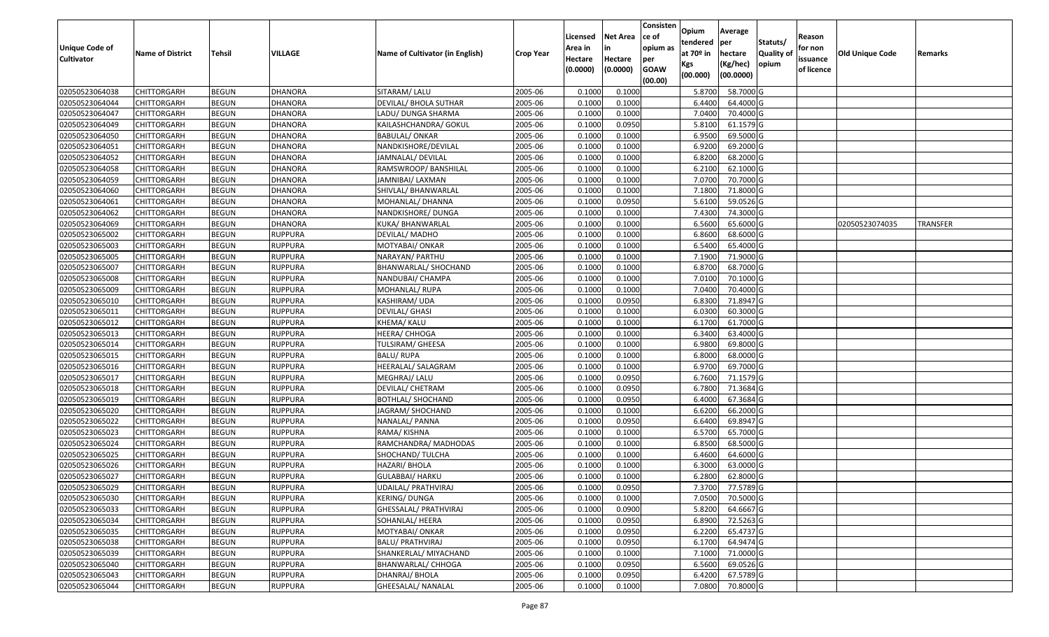| Unique Code of Cultivator | Name of District | Tehsil | VILLAGE | Name of Cultivator (in English) | Crop Year | Licensed Area in Hectare (0.0000) | Net Area in Hectare (0.0000) | Consistence of opium as per GOAW (00.00) | Opium tendered at 70º in Kgs (00.000) | Average per hectare (Kg/hec) (00.0000) | Statuts/ Quality of opium | Reason for non issuance of licence | Old Unique Code | Remarks |
|---|---|---|---|---|---|---|---|---|---|---|---|---|---|---|
| 02050523064038 | CHITTORGARH | BEGUN | DHANORA | SITARAM/ LALU | 2005-06 | 0.1000 | 0.1000 | | 5.8700 | 58.7000 | G | | | |
| 02050523064044 | CHITTORGARH | BEGUN | DHANORA | DEVILAL/ BHOLA SUTHAR | 2005-06 | 0.1000 | 0.1000 | | 6.4400 | 64.4000 | G | | | |
| 02050523064047 | CHITTORGARH | BEGUN | DHANORA | LADU/ DUNGA SHARMA | 2005-06 | 0.1000 | 0.1000 | | 7.0400 | 70.4000 | G | | | |
| 02050523064049 | CHITTORGARH | BEGUN | DHANORA | KAILASHCHANDRA/ GOKUL | 2005-06 | 0.1000 | 0.0950 | | 5.8100 | 61.1579 | G | | | |
| 02050523064050 | CHITTORGARH | BEGUN | DHANORA | BABULAL/ ONKAR | 2005-06 | 0.1000 | 0.1000 | | 6.9500 | 69.5000 | G | | | |
| 02050523064051 | CHITTORGARH | BEGUN | DHANORA | NANDKISHORE/DEVILAL | 2005-06 | 0.1000 | 0.1000 | | 6.9200 | 69.2000 | G | | | |
| 02050523064052 | CHITTORGARH | BEGUN | DHANORA | JAMNALAL/ DEVILAL | 2005-06 | 0.1000 | 0.1000 | | 6.8200 | 68.2000 | G | | | |
| 02050523064058 | CHITTORGARH | BEGUN | DHANORA | RAMSWROOP/ BANSHILAL | 2005-06 | 0.1000 | 0.1000 | | 6.2100 | 62.1000 | G | | | |
| 02050523064059 | CHITTORGARH | BEGUN | DHANORA | JAMNIBAI/ LAXMAN | 2005-06 | 0.1000 | 0.1000 | | 7.0700 | 70.7000 | G | | | |
| 02050523064060 | CHITTORGARH | BEGUN | DHANORA | SHIVLAL/ BHANWARLAL | 2005-06 | 0.1000 | 0.1000 | | 7.1800 | 71.8000 | G | | | |
| 02050523064061 | CHITTORGARH | BEGUN | DHANORA | MOHANLAL/ DHANNA | 2005-06 | 0.1000 | 0.0950 | | 5.6100 | 59.0526 | G | | | |
| 02050523064062 | CHITTORGARH | BEGUN | DHANORA | NANDKISHORE/ DUNGA | 2005-06 | 0.1000 | 0.1000 | | 7.4300 | 74.3000 | G | | | |
| 02050523064069 | CHITTORGARH | BEGUN | DHANORA | KUKA/ BHANWARLAL | 2005-06 | 0.1000 | 0.1000 | | 6.5600 | 65.6000 | G | | 02050523074035 | TRANSFER |
| 02050523065002 | CHITTORGARH | BEGUN | RUPPURA | DEVILAL/ MADHO | 2005-06 | 0.1000 | 0.1000 | | 6.8600 | 68.6000 | G | | | |
| 02050523065003 | CHITTORGARH | BEGUN | RUPPURA | MOTYABAI/ ONKAR | 2005-06 | 0.1000 | 0.1000 | | 6.5400 | 65.4000 | G | | | |
| 02050523065005 | CHITTORGARH | BEGUN | RUPPURA | NARAYAN/ PARTHU | 2005-06 | 0.1000 | 0.1000 | | 7.1900 | 71.9000 | G | | | |
| 02050523065007 | CHITTORGARH | BEGUN | RUPPURA | BHANWARLAL/ SHOCHAND | 2005-06 | 0.1000 | 0.1000 | | 6.8700 | 68.7000 | G | | | |
| 02050523065008 | CHITTORGARH | BEGUN | RUPPURA | NANDUBAI/ CHAMPA | 2005-06 | 0.1000 | 0.1000 | | 7.0100 | 70.1000 | G | | | |
| 02050523065009 | CHITTORGARH | BEGUN | RUPPURA | MOHANLAL/ RUPA | 2005-06 | 0.1000 | 0.1000 | | 7.0400 | 70.4000 | G | | | |
| 02050523065010 | CHITTORGARH | BEGUN | RUPPURA | KASHIRAM/ UDA | 2005-06 | 0.1000 | 0.0950 | | 6.8300 | 71.8947 | G | | | |
| 02050523065011 | CHITTORGARH | BEGUN | RUPPURA | DEVILAL/ GHASI | 2005-06 | 0.1000 | 0.1000 | | 6.0300 | 60.3000 | G | | | |
| 02050523065012 | CHITTORGARH | BEGUN | RUPPURA | KHEMA/ KALU | 2005-06 | 0.1000 | 0.1000 | | 6.1700 | 61.7000 | G | | | |
| 02050523065013 | CHITTORGARH | BEGUN | RUPPURA | HEERA/ CHHOGA | 2005-06 | 0.1000 | 0.1000 | | 6.3400 | 63.4000 | G | | | |
| 02050523065014 | CHITTORGARH | BEGUN | RUPPURA | TULSIRAM/ GHEESA | 2005-06 | 0.1000 | 0.1000 | | 6.9800 | 69.8000 | G | | | |
| 02050523065015 | CHITTORGARH | BEGUN | RUPPURA | BALU/ RUPA | 2005-06 | 0.1000 | 0.1000 | | 6.8000 | 68.0000 | G | | | |
| 02050523065016 | CHITTORGARH | BEGUN | RUPPURA | HEERALAL/ SALAGRAM | 2005-06 | 0.1000 | 0.1000 | | 6.9700 | 69.7000 | G | | | |
| 02050523065017 | CHITTORGARH | BEGUN | RUPPURA | MEGHRAJ/ LALU | 2005-06 | 0.1000 | 0.0950 | | 6.7600 | 71.1579 | G | | | |
| 02050523065018 | CHITTORGARH | BEGUN | RUPPURA | DEVILAL/ CHETRAM | 2005-06 | 0.1000 | 0.0950 | | 6.7800 | 71.3684 | G | | | |
| 02050523065019 | CHITTORGARH | BEGUN | RUPPURA | BOTHLAL/ SHOCHAND | 2005-06 | 0.1000 | 0.0950 | | 6.4000 | 67.3684 | G | | | |
| 02050523065020 | CHITTORGARH | BEGUN | RUPPURA | JAGRAM/ SHOCHAND | 2005-06 | 0.1000 | 0.1000 | | 6.6200 | 66.2000 | G | | | |
| 02050523065022 | CHITTORGARH | BEGUN | RUPPURA | NANALAL/ PANNA | 2005-06 | 0.1000 | 0.0950 | | 6.6400 | 69.8947 | G | | | |
| 02050523065023 | CHITTORGARH | BEGUN | RUPPURA | RAMA/ KISHNA | 2005-06 | 0.1000 | 0.1000 | | 6.5700 | 65.7000 | G | | | |
| 02050523065024 | CHITTORGARH | BEGUN | RUPPURA | RAMCHANDRA/ MADHODAS | 2005-06 | 0.1000 | 0.1000 | | 6.8500 | 68.5000 | G | | | |
| 02050523065025 | CHITTORGARH | BEGUN | RUPPURA | SHOCHAND/ TULCHA | 2005-06 | 0.1000 | 0.1000 | | 6.4600 | 64.6000 | G | | | |
| 02050523065026 | CHITTORGARH | BEGUN | RUPPURA | HAZARI/ BHOLA | 2005-06 | 0.1000 | 0.1000 | | 6.3000 | 63.0000 | G | | | |
| 02050523065027 | CHITTORGARH | BEGUN | RUPPURA | GULABBAI/ HARKU | 2005-06 | 0.1000 | 0.1000 | | 6.2800 | 62.8000 | G | | | |
| 02050523065029 | CHITTORGARH | BEGUN | RUPPURA | UDAILAL/ PRATHVIRAJ | 2005-06 | 0.1000 | 0.0950 | | 7.3700 | 77.5789 | G | | | |
| 02050523065030 | CHITTORGARH | BEGUN | RUPPURA | KERING/ DUNGA | 2005-06 | 0.1000 | 0.1000 | | 7.0500 | 70.5000 | G | | | |
| 02050523065033 | CHITTORGARH | BEGUN | RUPPURA | GHESSALAL/ PRATHVIRAJ | 2005-06 | 0.1000 | 0.0900 | | 5.8200 | 64.6667 | G | | | |
| 02050523065034 | CHITTORGARH | BEGUN | RUPPURA | SOHANLAL/ HEERA | 2005-06 | 0.1000 | 0.0950 | | 6.8900 | 72.5263 | G | | | |
| 02050523065035 | CHITTORGARH | BEGUN | RUPPURA | MOTYABAI/ ONKAR | 2005-06 | 0.1000 | 0.0950 | | 6.2200 | 65.4737 | G | | | |
| 02050523065038 | CHITTORGARH | BEGUN | RUPPURA | BALU/ PRATHVIRAJ | 2005-06 | 0.1000 | 0.0950 | | 6.1700 | 64.9474 | G | | | |
| 02050523065039 | CHITTORGARH | BEGUN | RUPPURA | SHANKERLAL/ MIYACHAND | 2005-06 | 0.1000 | 0.1000 | | 7.1000 | 71.0000 | G | | | |
| 02050523065040 | CHITTORGARH | BEGUN | RUPPURA | BHANWARLAL/ CHHOGA | 2005-06 | 0.1000 | 0.0950 | | 6.5600 | 69.0526 | G | | | |
| 02050523065043 | CHITTORGARH | BEGUN | RUPPURA | DHANRAJ/ BHOLA | 2005-06 | 0.1000 | 0.0950 | | 6.4200 | 67.5789 | G | | | |
| 02050523065044 | CHITTORGARH | BEGUN | RUPPURA | GHEESALAL/ NANALAL | 2005-06 | 0.1000 | 0.1000 | | 7.0800 | 70.8000 | G | | | |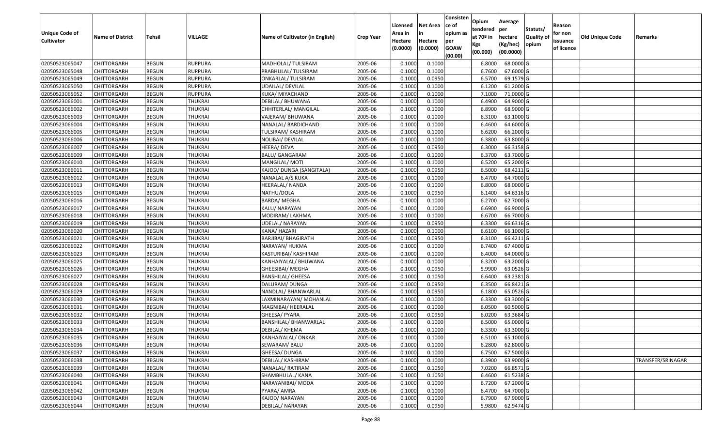| Unique Code of Cultivator | Name of District | Tehsil | VILLAGE | Name of Cultivator (in English) | Crop Year | Licensed Area in Hectare (0.0000) | Net Area in Hectare (0.0000) | Consistence of opium as per GOAW (00.00) | Opium tendered at 70º in Kgs (00.000) | Average per hectare (Kg/hec) (00.0000) | Statuts/ Quality of opium | Reason for non issuance of licence | Old Unique Code | Remarks |
|---|---|---|---|---|---|---|---|---|---|---|---|---|---|---|
| 02050523065047 | CHITTORGARH | BEGUN | RUPPURA | MADHOLAL/ TULSIRAM | 2005-06 | 0.1000 | 0.1000 | | 6.8000 | 68.0000 | G | | | |
| 02050523065048 | CHITTORGARH | BEGUN | RUPPURA | PRABHULAL/ TULSIRAM | 2005-06 | 0.1000 | 0.1000 | | 6.7600 | 67.6000 | G | | | |
| 02050523065049 | CHITTORGARH | BEGUN | RUPPURA | ONKARLAL/ TULSIRAM | 2005-06 | 0.1000 | 0.0950 | | 6.5700 | 69.1579 | G | | | |
| 02050523065050 | CHITTORGARH | BEGUN | RUPPURA | UDAILAL/ DEVILAL | 2005-06 | 0.1000 | 0.1000 | | 6.1200 | 61.2000 | G | | | |
| 02050523065052 | CHITTORGARH | BEGUN | RUPPURA | KUKA/ MIYACHAND | 2005-06 | 0.1000 | 0.1000 | | 7.1000 | 71.0000 | G | | | |
| 02050523066001 | CHITTORGARH | BEGUN | THUKRAI | DEBILAL/ BHUWANA | 2005-06 | 0.1000 | 0.1000 | | 6.4900 | 64.9000 | G | | | |
| 02050523066002 | CHITTORGARH | BEGUN | THUKRAI | CHHITERLAL/ MANGILAL | 2005-06 | 0.1000 | 0.1000 | | 6.8900 | 68.9000 | G | | | |
| 02050523066003 | CHITTORGARH | BEGUN | THUKRAI | VAJERAM/ BHUWANA | 2005-06 | 0.1000 | 0.1000 | | 6.3100 | 63.1000 | G | | | |
| 02050523066004 | CHITTORGARH | BEGUN | THUKRAI | NANALAL/ BARDICHAND | 2005-06 | 0.1000 | 0.1000 | | 6.4600 | 64.6000 | G | | | |
| 02050523066005 | CHITTORGARH | BEGUN | THUKRAI | TULSIRAM/ KASHIRAM | 2005-06 | 0.1000 | 0.1000 | | 6.6200 | 66.2000 | G | | | |
| 02050523066006 | CHITTORGARH | BEGUN | THUKRAI | NOLIBAI/ DEVILAL | 2005-06 | 0.1000 | 0.1000 | | 6.3800 | 63.8000 | G | | | |
| 02050523066007 | CHITTORGARH | BEGUN | THUKRAI | HEERA/ DEVA | 2005-06 | 0.1000 | 0.0950 | | 6.3000 | 66.3158 | G | | | |
| 02050523066009 | CHITTORGARH | BEGUN | THUKRAI | BALU/ GANGARAM | 2005-06 | 0.1000 | 0.1000 | | 6.3700 | 63.7000 | G | | | |
| 02050523066010 | CHITTORGARH | BEGUN | THUKRAI | MANGILAL/ MOTI | 2005-06 | 0.1000 | 0.1000 | | 6.5200 | 65.2000 | G | | | |
| 02050523066011 | CHITTORGARH | BEGUN | THUKRAI | KAJOD/ DUNGA (SANGITALA) | 2005-06 | 0.1000 | 0.0950 | | 6.5000 | 68.4211 | G | | | |
| 02050523066012 | CHITTORGARH | BEGUN | THUKRAI | NANALAL A/S KUKA | 2005-06 | 0.1000 | 0.1000 | | 6.4700 | 64.7000 | G | | | |
| 02050523066013 | CHITTORGARH | BEGUN | THUKRAI | HEERALAL/ NANDA | 2005-06 | 0.1000 | 0.1000 | | 6.8000 | 68.0000 | G | | | |
| 02050523066015 | CHITTORGARH | BEGUN | THUKRAI | NATHU/DOLA | 2005-06 | 0.1000 | 0.0950 | | 6.1400 | 64.6316 | G | | | |
| 02050523066016 | CHITTORGARH | BEGUN | THUKRAI | BARDA/ MEGHA | 2005-06 | 0.1000 | 0.1000 | | 6.2700 | 62.7000 | G | | | |
| 02050523066017 | CHITTORGARH | BEGUN | THUKRAI | KALU/ NARAYAN | 2005-06 | 0.1000 | 0.1000 | | 6.6900 | 66.9000 | G | | | |
| 02050523066018 | CHITTORGARH | BEGUN | THUKRAI | MODIRAM/ LAKHMA | 2005-06 | 0.1000 | 0.1000 | | 6.6700 | 66.7000 | G | | | |
| 02050523066019 | CHITTORGARH | BEGUN | THUKRAI | UDELAL/ NARAYAN | 2005-06 | 0.1000 | 0.0950 | | 6.3300 | 66.6316 | G | | | |
| 02050523066020 | CHITTORGARH | BEGUN | THUKRAI | KANA/ HAZARI | 2005-06 | 0.1000 | 0.1000 | | 6.6100 | 66.1000 | G | | | |
| 02050523066021 | CHITTORGARH | BEGUN | THUKRAI | BARJIBAI/ BHAGIRATH | 2005-06 | 0.1000 | 0.0950 | | 6.3100 | 66.4211 | G | | | |
| 02050523066022 | CHITTORGARH | BEGUN | THUKRAI | NARAYAN/ HUKMA | 2005-06 | 0.1000 | 0.1000 | | 6.7400 | 67.4000 | G | | | |
| 02050523066023 | CHITTORGARH | BEGUN | THUKRAI | KASTURIBAI/ KASHIRAM | 2005-06 | 0.1000 | 0.1000 | | 6.4000 | 64.0000 | G | | | |
| 02050523066025 | CHITTORGARH | BEGUN | THUKRAI | KANHAIYALAL/ BHUWANA | 2005-06 | 0.1000 | 0.1000 | | 6.3200 | 63.2000 | G | | | |
| 02050523066026 | CHITTORGARH | BEGUN | THUKRAI | GHEESIBAI/ MEGHA | 2005-06 | 0.1000 | 0.0950 | | 5.9900 | 63.0526 | G | | | |
| 02050523066027 | CHITTORGARH | BEGUN | THUKRAI | BANSHILAL/ GHEESA | 2005-06 | 0.1000 | 0.1050 | | 6.6400 | 63.2381 | G | | | |
| 02050523066028 | CHITTORGARH | BEGUN | THUKRAI | DALURAM/ DUNGA | 2005-06 | 0.1000 | 0.0950 | | 6.3500 | 66.8421 | G | | | |
| 02050523066029 | CHITTORGARH | BEGUN | THUKRAI | NANDLAL/ BHANWARLAL | 2005-06 | 0.1000 | 0.0950 | | 6.1800 | 65.0526 | G | | | |
| 02050523066030 | CHITTORGARH | BEGUN | THUKRAI | LAXMINARAYAN/ MOHANLAL | 2005-06 | 0.1000 | 0.1000 | | 6.3300 | 63.3000 | G | | | |
| 02050523066031 | CHITTORGARH | BEGUN | THUKRAI | MAGNIBAI/ HEERALAL | 2005-06 | 0.1000 | 0.1000 | | 6.0500 | 60.5000 | G | | | |
| 02050523066032 | CHITTORGARH | BEGUN | THUKRAI | GHEESA/ PYARA | 2005-06 | 0.1000 | 0.0950 | | 6.0200 | 63.3684 | G | | | |
| 02050523066033 | CHITTORGARH | BEGUN | THUKRAI | BANSHILAL/ BHANWARLAL | 2005-06 | 0.1000 | 0.1000 | | 6.5000 | 65.0000 | G | | | |
| 02050523066034 | CHITTORGARH | BEGUN | THUKRAI | DEBILAL/ KHEMA | 2005-06 | 0.1000 | 0.1000 | | 6.3300 | 63.3000 | G | | | |
| 02050523066035 | CHITTORGARH | BEGUN | THUKRAI | KANHAIYALAL/ ONKAR | 2005-06 | 0.1000 | 0.1000 | | 6.5100 | 65.1000 | G | | | |
| 02050523066036 | CHITTORGARH | BEGUN | THUKRAI | SEWARAM/ BALU | 2005-06 | 0.1000 | 0.1000 | | 6.2800 | 62.8000 | G | | | |
| 02050523066037 | CHITTORGARH | BEGUN | THUKRAI | GHEESA/ DUNGA | 2005-06 | 0.1000 | 0.1000 | | 6.7500 | 67.5000 | G | | | |
| 02050523066038 | CHITTORGARH | BEGUN | THUKRAI | DEBILAL/ KASHIRAM | 2005-06 | 0.1000 | 0.1000 | | 6.3900 | 63.9000 | G | | | TRANSFER/SRINAGAR |
| 02050523066039 | CHITTORGARH | BEGUN | THUKRAI | NANALAL/ RATIRAM | 2005-06 | 0.1000 | 0.1050 | | 7.0200 | 66.8571 | G | | | |
| 02050523066040 | CHITTORGARH | BEGUN | THUKRAI | SHAMBHULAL/ KANA | 2005-06 | 0.1000 | 0.1050 | | 6.4600 | 61.5238 | G | | | |
| 02050523066041 | CHITTORGARH | BEGUN | THUKRAI | NARAYANIBAI/ MODA | 2005-06 | 0.1000 | 0.1000 | | 6.7200 | 67.2000 | G | | | |
| 02050523066042 | CHITTORGARH | BEGUN | THUKRAI | PYARA/ AMRA | 2005-06 | 0.1000 | 0.1000 | | 6.4700 | 64.7000 | G | | | |
| 02050523066043 | CHITTORGARH | BEGUN | THUKRAI | KAJOD/ NARAYAN | 2005-06 | 0.1000 | 0.1000 | | 6.7900 | 67.9000 | G | | | |
| 02050523066044 | CHITTORGARH | BEGUN | THUKRAI | DEBILAL/ NARAYAN | 2005-06 | 0.1000 | 0.0950 | | 5.9800 | 62.9474 | G | | | |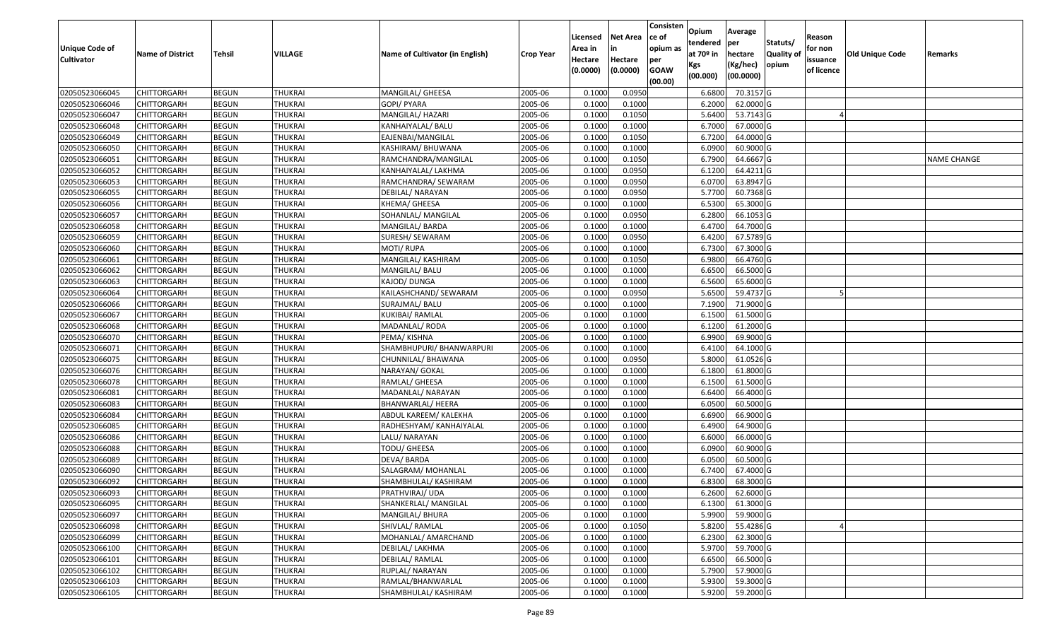| Unique Code of Cultivator | Name of District | Tehsil | VILLAGE | Name of Cultivator (in English) | Crop Year | Licensed Area in Hectare (0.0000) | Net Area in Hectare (0.0000) | Consistence of opium as per GOAW (00.00) | Opium tendered at 70º in Kgs (00.000) | Average per hectare (Kg/hec) (00.0000) | Statuts/ Quality of opium | Reason for non issuance of licence | Old Unique Code | Remarks |
|---|---|---|---|---|---|---|---|---|---|---|---|---|---|---|
| 02050523066045 | CHITTORGARH | BEGUN | THUKRAI | MANGILAL/ GHEESA | 2005-06 | 0.1000 | 0.0950 | | 6.6800 | 70.3157 | G | | | |
| 02050523066046 | CHITTORGARH | BEGUN | THUKRAI | GOPI/ PYARA | 2005-06 | 0.1000 | 0.1000 | | 6.2000 | 62.0000 | G | | | |
| 02050523066047 | CHITTORGARH | BEGUN | THUKRAI | MANGILAL/ HAZARI | 2005-06 | 0.1000 | 0.1050 | | 5.6400 | 53.7143 | G | 4 | | |
| 02050523066048 | CHITTORGARH | BEGUN | THUKRAI | KANHAIYALAL/ BALU | 2005-06 | 0.1000 | 0.1000 | | 6.7000 | 67.0000 | G | | | |
| 02050523066049 | CHITTORGARH | BEGUN | THUKRAI | EAJENBAI/MANGILAL | 2005-06 | 0.1000 | 0.1050 | | 6.7200 | 64.0000 | G | | | |
| 02050523066050 | CHITTORGARH | BEGUN | THUKRAI | KASHIRAM/ BHUWANA | 2005-06 | 0.1000 | 0.1000 | | 6.0900 | 60.9000 | G | | | |
| 02050523066051 | CHITTORGARH | BEGUN | THUKRAI | RAMCHANDRA/MANGILAL | 2005-06 | 0.1000 | 0.1050 | | 6.7900 | 64.6667 | G | | | NAME CHANGE |
| 02050523066052 | CHITTORGARH | BEGUN | THUKRAI | KANHAIYALAL/ LAKHMA | 2005-06 | 0.1000 | 0.0950 | | 6.1200 | 64.4211 | G | | | |
| 02050523066053 | CHITTORGARH | BEGUN | THUKRAI | RAMCHANDRA/ SEWARAM | 2005-06 | 0.1000 | 0.0950 | | 6.0700 | 63.8947 | G | | | |
| 02050523066055 | CHITTORGARH | BEGUN | THUKRAI | DEBILAL/ NARAYAN | 2005-06 | 0.1000 | 0.0950 | | 5.7700 | 60.7368 | G | | | |
| 02050523066056 | CHITTORGARH | BEGUN | THUKRAI | KHEMA/ GHEESA | 2005-06 | 0.1000 | 0.1000 | | 6.5300 | 65.3000 | G | | | |
| 02050523066057 | CHITTORGARH | BEGUN | THUKRAI | SOHANLAL/ MANGILAL | 2005-06 | 0.1000 | 0.0950 | | 6.2800 | 66.1053 | G | | | |
| 02050523066058 | CHITTORGARH | BEGUN | THUKRAI | MANGILAL/ BARDA | 2005-06 | 0.1000 | 0.1000 | | 6.4700 | 64.7000 | G | | | |
| 02050523066059 | CHITTORGARH | BEGUN | THUKRAI | SURESH/ SEWARAM | 2005-06 | 0.1000 | 0.0950 | | 6.4200 | 67.5789 | G | | | |
| 02050523066060 | CHITTORGARH | BEGUN | THUKRAI | MOTI/ RUPA | 2005-06 | 0.1000 | 0.1000 | | 6.7300 | 67.3000 | G | | | |
| 02050523066061 | CHITTORGARH | BEGUN | THUKRAI | MANGILAL/ KASHIRAM | 2005-06 | 0.1000 | 0.1050 | | 6.9800 | 66.4760 | G | | | |
| 02050523066062 | CHITTORGARH | BEGUN | THUKRAI | MANGILAL/ BALU | 2005-06 | 0.1000 | 0.1000 | | 6.6500 | 66.5000 | G | | | |
| 02050523066063 | CHITTORGARH | BEGUN | THUKRAI | KAJOD/ DUNGA | 2005-06 | 0.1000 | 0.1000 | | 6.5600 | 65.6000 | G | | | |
| 02050523066064 | CHITTORGARH | BEGUN | THUKRAI | KAILASHCHAND/ SEWARAM | 2005-06 | 0.1000 | 0.0950 | | 5.6500 | 59.4737 | G | 5 | | |
| 02050523066066 | CHITTORGARH | BEGUN | THUKRAI | SURAJMAL/ BALU | 2005-06 | 0.1000 | 0.1000 | | 7.1900 | 71.9000 | G | | | |
| 02050523066067 | CHITTORGARH | BEGUN | THUKRAI | KUKIBAI/ RAMLAL | 2005-06 | 0.1000 | 0.1000 | | 6.1500 | 61.5000 | G | | | |
| 02050523066068 | CHITTORGARH | BEGUN | THUKRAI | MADANLAL/ RODA | 2005-06 | 0.1000 | 0.1000 | | 6.1200 | 61.2000 | G | | | |
| 02050523066070 | CHITTORGARH | BEGUN | THUKRAI | PEMA/ KISHNA | 2005-06 | 0.1000 | 0.1000 | | 6.9900 | 69.9000 | G | | | |
| 02050523066071 | CHITTORGARH | BEGUN | THUKRAI | SHAMBHUPURI/ BHANWARPURI | 2005-06 | 0.1000 | 0.1000 | | 6.4100 | 64.1000 | G | | | |
| 02050523066075 | CHITTORGARH | BEGUN | THUKRAI | CHUNNILAL/ BHAWANA | 2005-06 | 0.1000 | 0.0950 | | 5.8000 | 61.0526 | G | | | |
| 02050523066076 | CHITTORGARH | BEGUN | THUKRAI | NARAYAN/ GOKAL | 2005-06 | 0.1000 | 0.1000 | | 6.1800 | 61.8000 | G | | | |
| 02050523066078 | CHITTORGARH | BEGUN | THUKRAI | RAMLAL/ GHEESA | 2005-06 | 0.1000 | 0.1000 | | 6.1500 | 61.5000 | G | | | |
| 02050523066081 | CHITTORGARH | BEGUN | THUKRAI | MADANLAL/ NARAYAN | 2005-06 | 0.1000 | 0.1000 | | 6.6400 | 66.4000 | G | | | |
| 02050523066083 | CHITTORGARH | BEGUN | THUKRAI | BHANWARLAL/ HEERA | 2005-06 | 0.1000 | 0.1000 | | 6.0500 | 60.5000 | G | | | |
| 02050523066084 | CHITTORGARH | BEGUN | THUKRAI | ABDUL KAREEM/ KALEKHA | 2005-06 | 0.1000 | 0.1000 | | 6.6900 | 66.9000 | G | | | |
| 02050523066085 | CHITTORGARH | BEGUN | THUKRAI | RADHESHYAM/ KANHAIYALAL | 2005-06 | 0.1000 | 0.1000 | | 6.4900 | 64.9000 | G | | | |
| 02050523066086 | CHITTORGARH | BEGUN | THUKRAI | LALU/ NARAYAN | 2005-06 | 0.1000 | 0.1000 | | 6.6000 | 66.0000 | G | | | |
| 02050523066088 | CHITTORGARH | BEGUN | THUKRAI | TODU/ GHEESA | 2005-06 | 0.1000 | 0.1000 | | 6.0900 | 60.9000 | G | | | |
| 02050523066089 | CHITTORGARH | BEGUN | THUKRAI | DEVA/ BARDA | 2005-06 | 0.1000 | 0.1000 | | 6.0500 | 60.5000 | G | | | |
| 02050523066090 | CHITTORGARH | BEGUN | THUKRAI | SALAGRAM/ MOHANLAL | 2005-06 | 0.1000 | 0.1000 | | 6.7400 | 67.4000 | G | | | |
| 02050523066092 | CHITTORGARH | BEGUN | THUKRAI | SHAMBHULAL/ KASHIRAM | 2005-06 | 0.1000 | 0.1000 | | 6.8300 | 68.3000 | G | | | |
| 02050523066093 | CHITTORGARH | BEGUN | THUKRAI | PRATHVIRAJ/ UDA | 2005-06 | 0.1000 | 0.1000 | | 6.2600 | 62.6000 | G | | | |
| 02050523066095 | CHITTORGARH | BEGUN | THUKRAI | SHANKERLAL/ MANGILAL | 2005-06 | 0.1000 | 0.1000 | | 6.1300 | 61.3000 | G | | | |
| 02050523066097 | CHITTORGARH | BEGUN | THUKRAI | MANGILAL/ BHURA | 2005-06 | 0.1000 | 0.1000 | | 5.9900 | 59.9000 | G | | | |
| 02050523066098 | CHITTORGARH | BEGUN | THUKRAI | SHIVLAL/ RAMLAL | 2005-06 | 0.1000 | 0.1050 | | 5.8200 | 55.4286 | G | 4 | | |
| 02050523066099 | CHITTORGARH | BEGUN | THUKRAI | MOHANLAL/ AMARCHAND | 2005-06 | 0.1000 | 0.1000 | | 6.2300 | 62.3000 | G | | | |
| 02050523066100 | CHITTORGARH | BEGUN | THUKRAI | DEBILAL/ LAKHMA | 2005-06 | 0.1000 | 0.1000 | | 5.9700 | 59.7000 | G | | | |
| 02050523066101 | CHITTORGARH | BEGUN | THUKRAI | DEBILAL/ RAMLAL | 2005-06 | 0.1000 | 0.1000 | | 6.6500 | 66.5000 | G | | | |
| 02050523066102 | CHITTORGARH | BEGUN | THUKRAI | RUPLAL/ NARAYAN | 2005-06 | 0.1000 | 0.1000 | | 5.7900 | 57.9000 | G | | | |
| 02050523066103 | CHITTORGARH | BEGUN | THUKRAI | RAMLAL/BHANWARLAL | 2005-06 | 0.1000 | 0.1000 | | 5.9300 | 59.3000 | G | | | |
| 02050523066105 | CHITTORGARH | BEGUN | THUKRAI | SHAMBHULAL/ KASHIRAM | 2005-06 | 0.1000 | 0.1000 | | 5.9200 | 59.2000 | G | | | |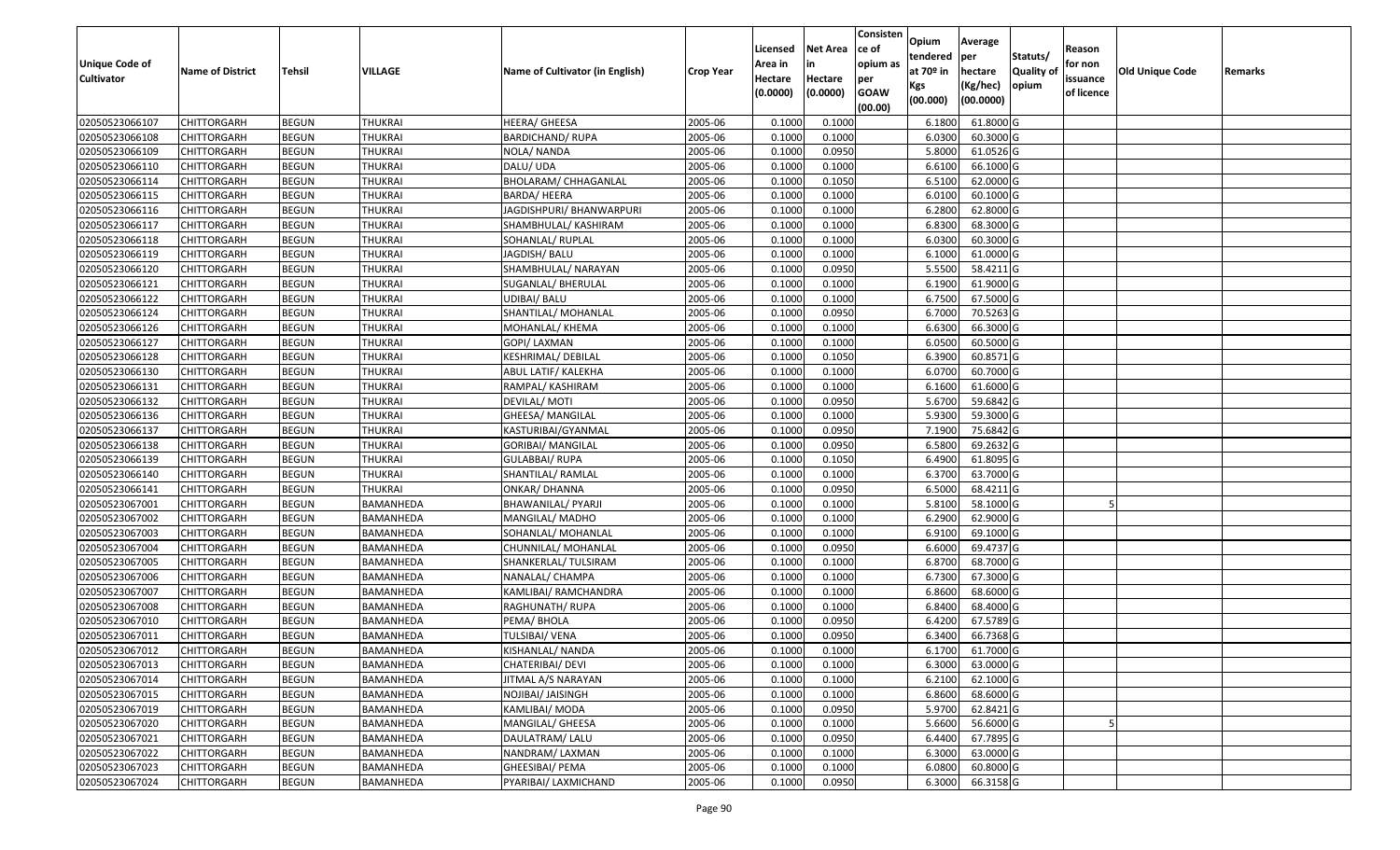| Unique Code of Cultivator | Name of District | Tehsil | VILLAGE | Name of Cultivator (in English) | Crop Year | Licensed Area in Hectare (0.0000) | Net Area in Hectare (0.0000) | Consistence of opium as per GOAW (00.00) | Opium tendered at 70º in Kgs (00.000) | Average per hectare (Kg/hec) (00.0000) | Statuts/ Quality of opium | Reason for non issuance of licence | Old Unique Code | Remarks |
|---|---|---|---|---|---|---|---|---|---|---|---|---|---|---|
| 02050523066107 | CHITTORGARH | BEGUN | THUKRAI | HEERA/ GHEESA | 2005-06 | 0.1000 | 0.1000 | | 6.1800 | 61.8000 | G | | | |
| 02050523066108 | CHITTORGARH | BEGUN | THUKRAI | BARDICHAND/ RUPA | 2005-06 | 0.1000 | 0.1000 | | 6.0300 | 60.3000 | G | | | |
| 02050523066109 | CHITTORGARH | BEGUN | THUKRAI | NOLA/ NANDA | 2005-06 | 0.1000 | 0.0950 | | 5.8000 | 61.0526 | G | | | |
| 02050523066110 | CHITTORGARH | BEGUN | THUKRAI | DALU/ UDA | 2005-06 | 0.1000 | 0.1000 | | 6.6100 | 66.1000 | G | | | |
| 02050523066114 | CHITTORGARH | BEGUN | THUKRAI | BHOLARAM/ CHHAGANLAL | 2005-06 | 0.1000 | 0.1050 | | 6.5100 | 62.0000 | G | | | |
| 02050523066115 | CHITTORGARH | BEGUN | THUKRAI | BARDA/ HEERA | 2005-06 | 0.1000 | 0.1000 | | 6.0100 | 60.1000 | G | | | |
| 02050523066116 | CHITTORGARH | BEGUN | THUKRAI | JAGDISHPURI/ BHANWARPURI | 2005-06 | 0.1000 | 0.1000 | | 6.2800 | 62.8000 | G | | | |
| 02050523066117 | CHITTORGARH | BEGUN | THUKRAI | SHAMBHULAL/ KASHIRAM | 2005-06 | 0.1000 | 0.1000 | | 6.8300 | 68.3000 | G | | | |
| 02050523066118 | CHITTORGARH | BEGUN | THUKRAI | SOHANLAL/ RUPLAL | 2005-06 | 0.1000 | 0.1000 | | 6.0300 | 60.3000 | G | | | |
| 02050523066119 | CHITTORGARH | BEGUN | THUKRAI | JAGDISH/ BALU | 2005-06 | 0.1000 | 0.1000 | | 6.1000 | 61.0000 | G | | | |
| 02050523066120 | CHITTORGARH | BEGUN | THUKRAI | SHAMBHULAL/ NARAYAN | 2005-06 | 0.1000 | 0.0950 | | 5.5500 | 58.4211 | G | | | |
| 02050523066121 | CHITTORGARH | BEGUN | THUKRAI | SUGANLAL/ BHERULAL | 2005-06 | 0.1000 | 0.1000 | | 6.1900 | 61.9000 | G | | | |
| 02050523066122 | CHITTORGARH | BEGUN | THUKRAI | UDIBAI/ BALU | 2005-06 | 0.1000 | 0.1000 | | 6.7500 | 67.5000 | G | | | |
| 02050523066124 | CHITTORGARH | BEGUN | THUKRAI | SHANTILAL/ MOHANLAL | 2005-06 | 0.1000 | 0.0950 | | 6.7000 | 70.5263 | G | | | |
| 02050523066126 | CHITTORGARH | BEGUN | THUKRAI | MOHANLAL/ KHEMA | 2005-06 | 0.1000 | 0.1000 | | 6.6300 | 66.3000 | G | | | |
| 02050523066127 | CHITTORGARH | BEGUN | THUKRAI | GOPI/ LAXMAN | 2005-06 | 0.1000 | 0.1000 | | 6.0500 | 60.5000 | G | | | |
| 02050523066128 | CHITTORGARH | BEGUN | THUKRAI | KESHRIMAL/ DEBILAL | 2005-06 | 0.1000 | 0.1050 | | 6.3900 | 60.8571 | G | | | |
| 02050523066130 | CHITTORGARH | BEGUN | THUKRAI | ABUL LATIF/ KALEKHA | 2005-06 | 0.1000 | 0.1000 | | 6.0700 | 60.7000 | G | | | |
| 02050523066131 | CHITTORGARH | BEGUN | THUKRAI | RAMPAL/ KASHIRAM | 2005-06 | 0.1000 | 0.1000 | | 6.1600 | 61.6000 | G | | | |
| 02050523066132 | CHITTORGARH | BEGUN | THUKRAI | DEVILAL/ MOTI | 2005-06 | 0.1000 | 0.0950 | | 5.6700 | 59.6842 | G | | | |
| 02050523066136 | CHITTORGARH | BEGUN | THUKRAI | GHEESA/ MANGILAL | 2005-06 | 0.1000 | 0.1000 | | 5.9300 | 59.3000 | G | | | |
| 02050523066137 | CHITTORGARH | BEGUN | THUKRAI | KASTURIBAI/GYANMAL | 2005-06 | 0.1000 | 0.0950 | | 7.1900 | 75.6842 | G | | | |
| 02050523066138 | CHITTORGARH | BEGUN | THUKRAI | GORIBAI/ MANGILAL | 2005-06 | 0.1000 | 0.0950 | | 6.5800 | 69.2632 | G | | | |
| 02050523066139 | CHITTORGARH | BEGUN | THUKRAI | GULABBAI/ RUPA | 2005-06 | 0.1000 | 0.1050 | | 6.4900 | 61.8095 | G | | | |
| 02050523066140 | CHITTORGARH | BEGUN | THUKRAI | SHANTILAL/ RAMLAL | 2005-06 | 0.1000 | 0.1000 | | 6.3700 | 63.7000 | G | | | |
| 02050523066141 | CHITTORGARH | BEGUN | THUKRAI | ONKAR/ DHANNA | 2005-06 | 0.1000 | 0.0950 | | 6.5000 | 68.4211 | G | | | |
| 02050523067001 | CHITTORGARH | BEGUN | BAMANHEDA | BHAWANILAL/ PYARJI | 2005-06 | 0.1000 | 0.1000 | | 5.8100 | 58.1000 | G | 5 | | |
| 02050523067002 | CHITTORGARH | BEGUN | BAMANHEDA | MANGILAL/ MADHO | 2005-06 | 0.1000 | 0.1000 | | 6.2900 | 62.9000 | G | | | |
| 02050523067003 | CHITTORGARH | BEGUN | BAMANHEDA | SOHANLAL/ MOHANLAL | 2005-06 | 0.1000 | 0.1000 | | 6.9100 | 69.1000 | G | | | |
| 02050523067004 | CHITTORGARH | BEGUN | BAMANHEDA | CHUNNILAL/ MOHANLAL | 2005-06 | 0.1000 | 0.0950 | | 6.6000 | 69.4737 | G | | | |
| 02050523067005 | CHITTORGARH | BEGUN | BAMANHEDA | SHANKERLAL/ TULSIRAM | 2005-06 | 0.1000 | 0.1000 | | 6.8700 | 68.7000 | G | | | |
| 02050523067006 | CHITTORGARH | BEGUN | BAMANHEDA | NANALAL/ CHAMPA | 2005-06 | 0.1000 | 0.1000 | | 6.7300 | 67.3000 | G | | | |
| 02050523067007 | CHITTORGARH | BEGUN | BAMANHEDA | KAMLIBAI/ RAMCHANDRA | 2005-06 | 0.1000 | 0.1000 | | 6.8600 | 68.6000 | G | | | |
| 02050523067008 | CHITTORGARH | BEGUN | BAMANHEDA | RAGHUNATH/ RUPA | 2005-06 | 0.1000 | 0.1000 | | 6.8400 | 68.4000 | G | | | |
| 02050523067010 | CHITTORGARH | BEGUN | BAMANHEDA | PEMA/ BHOLA | 2005-06 | 0.1000 | 0.0950 | | 6.4200 | 67.5789 | G | | | |
| 02050523067011 | CHITTORGARH | BEGUN | BAMANHEDA | TULSIBAI/ VENA | 2005-06 | 0.1000 | 0.0950 | | 6.3400 | 66.7368 | G | | | |
| 02050523067012 | CHITTORGARH | BEGUN | BAMANHEDA | KISHANLAL/ NANDA | 2005-06 | 0.1000 | 0.1000 | | 6.1700 | 61.7000 | G | | | |
| 02050523067013 | CHITTORGARH | BEGUN | BAMANHEDA | CHATERIBAI/ DEVI | 2005-06 | 0.1000 | 0.1000 | | 6.3000 | 63.0000 | G | | | |
| 02050523067014 | CHITTORGARH | BEGUN | BAMANHEDA | JITMAL A/S NARAYAN | 2005-06 | 0.1000 | 0.1000 | | 6.2100 | 62.1000 | G | | | |
| 02050523067015 | CHITTORGARH | BEGUN | BAMANHEDA | NOJIBAI/ JAISINGH | 2005-06 | 0.1000 | 0.1000 | | 6.8600 | 68.6000 | G | | | |
| 02050523067019 | CHITTORGARH | BEGUN | BAMANHEDA | KAMLIBAI/ MODA | 2005-06 | 0.1000 | 0.0950 | | 5.9700 | 62.8421 | G | | | |
| 02050523067020 | CHITTORGARH | BEGUN | BAMANHEDA | MANGILAL/ GHEESA | 2005-06 | 0.1000 | 0.1000 | | 5.6600 | 56.6000 | G | 5 | | |
| 02050523067021 | CHITTORGARH | BEGUN | BAMANHEDA | DAULATRAM/ LALU | 2005-06 | 0.1000 | 0.0950 | | 6.4400 | 67.7895 | G | | | |
| 02050523067022 | CHITTORGARH | BEGUN | BAMANHEDA | NANDRAM/ LAXMAN | 2005-06 | 0.1000 | 0.1000 | | 6.3000 | 63.0000 | G | | | |
| 02050523067023 | CHITTORGARH | BEGUN | BAMANHEDA | GHEESIBAI/ PEMA | 2005-06 | 0.1000 | 0.1000 | | 6.0800 | 60.8000 | G | | | |
| 02050523067024 | CHITTORGARH | BEGUN | BAMANHEDA | PYARIBAI/ LAXMICHAND | 2005-06 | 0.1000 | 0.0950 | | 6.3000 | 66.3158 | G | | | |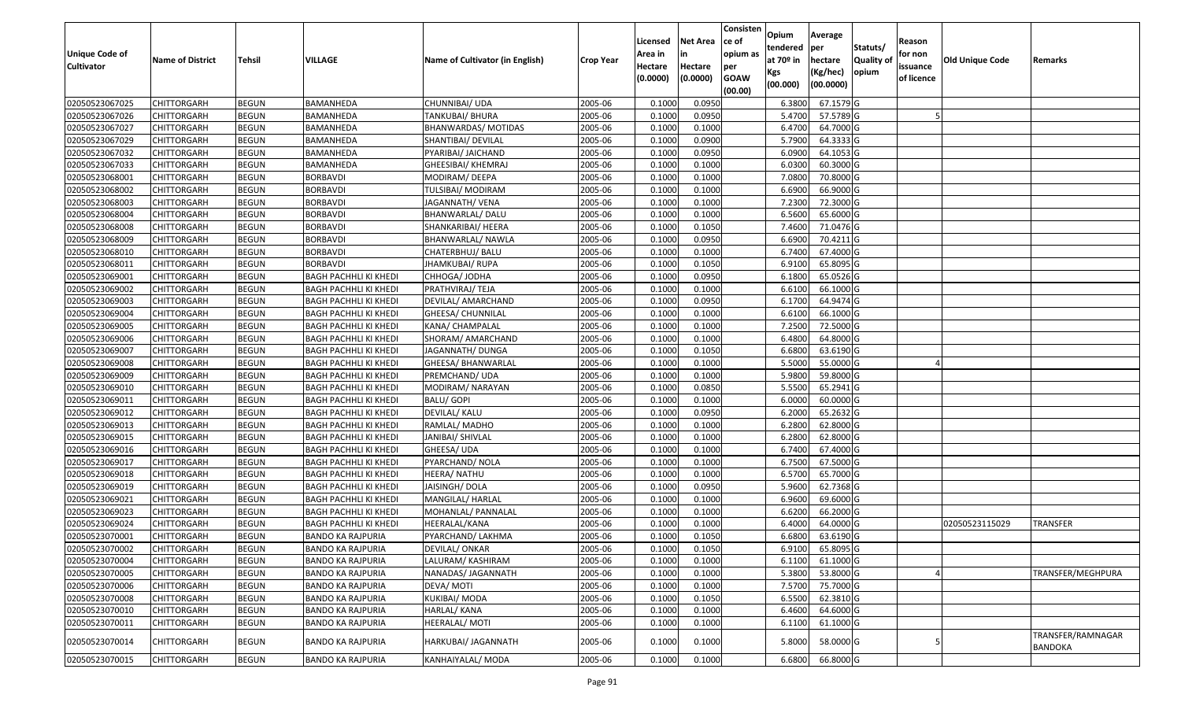| Unique Code of Cultivator | Name of District | Tehsil | VILLAGE | Name of Cultivator (in English) | Crop Year | Licensed Area in Hectare (0.0000) | Net Area in Hectare (0.0000) | Consistence of opium as per GOAW (00.00) | Opium tendered at 70º in Kgs (00.000) | Average per hectare (Kg/hec) (00.0000) | Statuts/ Quality of opium | Reason for non issuance of licence | Old Unique Code | Remarks |
|---|---|---|---|---|---|---|---|---|---|---|---|---|---|---|
| 02050523067025 | CHITTORGARH | BEGUN | BAMANHEDA | CHUNNIBAI/ UDA | 2005-06 | 0.1000 | 0.0950 | | 6.3800 | 67.1579 | G | | | |
| 02050523067026 | CHITTORGARH | BEGUN | BAMANHEDA | TANKUBAI/ BHURA | 2005-06 | 0.1000 | 0.0950 | | 5.4700 | 57.5789 | G | 5 | | |
| 02050523067027 | CHITTORGARH | BEGUN | BAMANHEDA | BHANWARDAS/ MOTIDAS | 2005-06 | 0.1000 | 0.1000 | | 6.4700 | 64.7000 | G | | | |
| 02050523067029 | CHITTORGARH | BEGUN | BAMANHEDA | SHANTIBAI/ DEVILAL | 2005-06 | 0.1000 | 0.0900 | | 5.7900 | 64.3333 | G | | | |
| 02050523067032 | CHITTORGARH | BEGUN | BAMANHEDA | PYARIBAI/ JAICHAND | 2005-06 | 0.1000 | 0.0950 | | 6.0900 | 64.1053 | G | | | |
| 02050523067033 | CHITTORGARH | BEGUN | BAMANHEDA | GHEESIBAI/ KHEMRAJ | 2005-06 | 0.1000 | 0.1000 | | 6.0300 | 60.3000 | G | | | |
| 02050523068001 | CHITTORGARH | BEGUN | BORBAVDI | MODIRAM/ DEEPA | 2005-06 | 0.1000 | 0.1000 | | 7.0800 | 70.8000 | G | | | |
| 02050523068002 | CHITTORGARH | BEGUN | BORBAVDI | TULSIBAI/ MODIRAM | 2005-06 | 0.1000 | 0.1000 | | 6.6900 | 66.9000 | G | | | |
| 02050523068003 | CHITTORGARH | BEGUN | BORBAVDI | JAGANNATH/ VENA | 2005-06 | 0.1000 | 0.1000 | | 7.2300 | 72.3000 | G | | | |
| 02050523068004 | CHITTORGARH | BEGUN | BORBAVDI | BHANWARLAL/ DALU | 2005-06 | 0.1000 | 0.1000 | | 6.5600 | 65.6000 | G | | | |
| 02050523068008 | CHITTORGARH | BEGUN | BORBAVDI | SHANKARIBAI/ HEERA | 2005-06 | 0.1000 | 0.1050 | | 7.4600 | 71.0476 | G | | | |
| 02050523068009 | CHITTORGARH | BEGUN | BORBAVDI | BHANWARLAL/ NAWLA | 2005-06 | 0.1000 | 0.0950 | | 6.6900 | 70.4211 | G | | | |
| 02050523068010 | CHITTORGARH | BEGUN | BORBAVDI | CHATERBHUJ/ BALU | 2005-06 | 0.1000 | 0.1000 | | 6.7400 | 67.4000 | G | | | |
| 02050523068011 | CHITTORGARH | BEGUN | BORBAVDI | JHAMKUBAI/ RUPA | 2005-06 | 0.1000 | 0.1050 | | 6.9100 | 65.8095 | G | | | |
| 02050523069001 | CHITTORGARH | BEGUN | BAGH PACHHLI KI KHEDI | CHHOGA/ JODHA | 2005-06 | 0.1000 | 0.0950 | | 6.1800 | 65.0526 | G | | | |
| 02050523069002 | CHITTORGARH | BEGUN | BAGH PACHHLI KI KHEDI | PRATHVIRAJ/ TEJA | 2005-06 | 0.1000 | 0.1000 | | 6.6100 | 66.1000 | G | | | |
| 02050523069003 | CHITTORGARH | BEGUN | BAGH PACHHLI KI KHEDI | DEVILAL/ AMARCHAND | 2005-06 | 0.1000 | 0.0950 | | 6.1700 | 64.9474 | G | | | |
| 02050523069004 | CHITTORGARH | BEGUN | BAGH PACHHLI KI KHEDI | GHEESA/ CHUNNILAL | 2005-06 | 0.1000 | 0.1000 | | 6.6100 | 66.1000 | G | | | |
| 02050523069005 | CHITTORGARH | BEGUN | BAGH PACHHLI KI KHEDI | KANA/ CHAMPALAL | 2005-06 | 0.1000 | 0.1000 | | 7.2500 | 72.5000 | G | | | |
| 02050523069006 | CHITTORGARH | BEGUN | BAGH PACHHLI KI KHEDI | SHORAM/ AMARCHAND | 2005-06 | 0.1000 | 0.1000 | | 6.4800 | 64.8000 | G | | | |
| 02050523069007 | CHITTORGARH | BEGUN | BAGH PACHHLI KI KHEDI | JAGANNATH/ DUNGA | 2005-06 | 0.1000 | 0.1050 | | 6.6800 | 63.6190 | G | | | |
| 02050523069008 | CHITTORGARH | BEGUN | BAGH PACHHLI KI KHEDI | GHEESA/ BHANWARLAL | 2005-06 | 0.1000 | 0.1000 | | 5.5000 | 55.0000 | G | 4 | | |
| 02050523069009 | CHITTORGARH | BEGUN | BAGH PACHHLI KI KHEDI | PREMCHAND/ UDA | 2005-06 | 0.1000 | 0.1000 | | 5.9800 | 59.8000 | G | | | |
| 02050523069010 | CHITTORGARH | BEGUN | BAGH PACHHLI KI KHEDI | MODIRAM/ NARAYAN | 2005-06 | 0.1000 | 0.0850 | | 5.5500 | 65.2941 | G | | | |
| 02050523069011 | CHITTORGARH | BEGUN | BAGH PACHHLI KI KHEDI | BALU/ GOPI | 2005-06 | 0.1000 | 0.1000 | | 6.0000 | 60.0000 | G | | | |
| 02050523069012 | CHITTORGARH | BEGUN | BAGH PACHHLI KI KHEDI | DEVILAL/ KALU | 2005-06 | 0.1000 | 0.0950 | | 6.2000 | 65.2632 | G | | | |
| 02050523069013 | CHITTORGARH | BEGUN | BAGH PACHHLI KI KHEDI | RAMLAL/ MADHO | 2005-06 | 0.1000 | 0.1000 | | 6.2800 | 62.8000 | G | | | |
| 02050523069015 | CHITTORGARH | BEGUN | BAGH PACHHLI KI KHEDI | JANIBAI/ SHIVLAL | 2005-06 | 0.1000 | 0.1000 | | 6.2800 | 62.8000 | G | | | |
| 02050523069016 | CHITTORGARH | BEGUN | BAGH PACHHLI KI KHEDI | GHEESA/ UDA | 2005-06 | 0.1000 | 0.1000 | | 6.7400 | 67.4000 | G | | | |
| 02050523069017 | CHITTORGARH | BEGUN | BAGH PACHHLI KI KHEDI | PYARCHAND/ NOLA | 2005-06 | 0.1000 | 0.1000 | | 6.7500 | 67.5000 | G | | | |
| 02050523069018 | CHITTORGARH | BEGUN | BAGH PACHHLI KI KHEDI | HEERA/ NATHU | 2005-06 | 0.1000 | 0.1000 | | 6.5700 | 65.7000 | G | | | |
| 02050523069019 | CHITTORGARH | BEGUN | BAGH PACHHLI KI KHEDI | JAISINGH/ DOLA | 2005-06 | 0.1000 | 0.0950 | | 5.9600 | 62.7368 | G | | | |
| 02050523069021 | CHITTORGARH | BEGUN | BAGH PACHHLI KI KHEDI | MANGILAL/ HARLAL | 2005-06 | 0.1000 | 0.1000 | | 6.9600 | 69.6000 | G | | | |
| 02050523069023 | CHITTORGARH | BEGUN | BAGH PACHHLI KI KHEDI | MOHANLAL/ PANNALAL | 2005-06 | 0.1000 | 0.1000 | | 6.6200 | 66.2000 | G | | | |
| 02050523069024 | CHITTORGARH | BEGUN | BAGH PACHHLI KI KHEDI | HEERALAL/KANA | 2005-06 | 0.1000 | 0.1000 | | 6.4000 | 64.0000 | G | | 02050523115029 | TRANSFER |
| 02050523070001 | CHITTORGARH | BEGUN | BANDO KA RAJPURIA | PYARCHAND/ LAKHMA | 2005-06 | 0.1000 | 0.1050 | | 6.6800 | 63.6190 | G | | | |
| 02050523070002 | CHITTORGARH | BEGUN | BANDO KA RAJPURIA | DEVILAL/ ONKAR | 2005-06 | 0.1000 | 0.1050 | | 6.9100 | 65.8095 | G | | | |
| 02050523070004 | CHITTORGARH | BEGUN | BANDO KA RAJPURIA | LALURAM/ KASHIRAM | 2005-06 | 0.1000 | 0.1000 | | 6.1100 | 61.1000 | G | | | |
| 02050523070005 | CHITTORGARH | BEGUN | BANDO KA RAJPURIA | NANADAS/ JAGANNATH | 2005-06 | 0.1000 | 0.1000 | | 5.3800 | 53.8000 | G | 4 | | TRANSFER/MEGHPURA |
| 02050523070006 | CHITTORGARH | BEGUN | BANDO KA RAJPURIA | DEVA/ MOTI | 2005-06 | 0.1000 | 0.1000 | | 7.5700 | 75.7000 | G | | | |
| 02050523070008 | CHITTORGARH | BEGUN | BANDO KA RAJPURIA | KUKIBAI/ MODA | 2005-06 | 0.1000 | 0.1050 | | 6.5500 | 62.3810 | G | | | |
| 02050523070010 | CHITTORGARH | BEGUN | BANDO KA RAJPURIA | HARLAL/ KANA | 2005-06 | 0.1000 | 0.1000 | | 6.4600 | 64.6000 | G | | | |
| 02050523070011 | CHITTORGARH | BEGUN | BANDO KA RAJPURIA | HEERALAL/ MOTI | 2005-06 | 0.1000 | 0.1000 | | 6.1100 | 61.1000 | G | | | |
| 02050523070014 | CHITTORGARH | BEGUN | BANDO KA RAJPURIA | HARKUBAI/ JAGANNATH | 2005-06 | 0.1000 | 0.1000 | | 5.8000 | 58.0000 | G | 5 | | TRANSFER/RAMNAGAR BANDOKA |
| 02050523070015 | CHITTORGARH | BEGUN | BANDO KA RAJPURIA | KANHAIYALAL/ MODA | 2005-06 | 0.1000 | 0.1000 | | 6.6800 | 66.8000 | G | | | |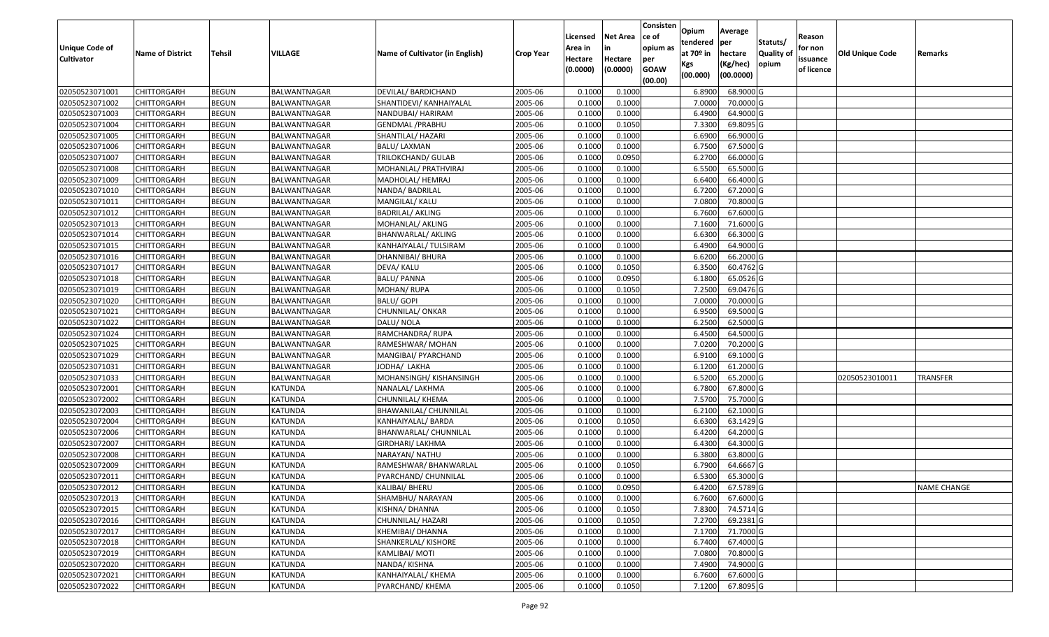| Unique Code of Cultivator | Name of District | Tehsil | VILLAGE | Name of Cultivator (in English) | Crop Year | Licensed Area in Hectare (0.0000) | Net Area in Hectare (0.0000) | Consistence of opium as per GOAW (00.00) | Opium tendered at 70º in Kgs (00.000) | Average per hectare (Kg/hec) (00.0000) | Statuts/ Quality of opium | Reason for non issuance of licence | Old Unique Code | Remarks |
|---|---|---|---|---|---|---|---|---|---|---|---|---|---|---|
| 02050523071001 | CHITTORGARH | BEGUN | BALWANTNAGAR | DEVILAL/ BARDICHAND | 2005-06 | 0.1000 | 0.1000 | | 6.8900 | 68.9000 | G | | | |
| 02050523071002 | CHITTORGARH | BEGUN | BALWANTNAGAR | SHANTIDEVI/ KANHAIYALAL | 2005-06 | 0.1000 | 0.1000 | | 7.0000 | 70.0000 | G | | | |
| 02050523071003 | CHITTORGARH | BEGUN | BALWANTNAGAR | NANDUBAI/ HARIRAM | 2005-06 | 0.1000 | 0.1000 | | 6.4900 | 64.9000 | G | | | |
| 02050523071004 | CHITTORGARH | BEGUN | BALWANTNAGAR | GENDMAL /PRABHU | 2005-06 | 0.1000 | 0.1050 | | 7.3300 | 69.8095 | G | | | |
| 02050523071005 | CHITTORGARH | BEGUN | BALWANTNAGAR | SHANTILAL/ HAZARI | 2005-06 | 0.1000 | 0.1000 | | 6.6900 | 66.9000 | G | | | |
| 02050523071006 | CHITTORGARH | BEGUN | BALWANTNAGAR | BALU/ LAXMAN | 2005-06 | 0.1000 | 0.1000 | | 6.7500 | 67.5000 | G | | | |
| 02050523071007 | CHITTORGARH | BEGUN | BALWANTNAGAR | TRILOKCHAND/ GULAB | 2005-06 | 0.1000 | 0.0950 | | 6.2700 | 66.0000 | G | | | |
| 02050523071008 | CHITTORGARH | BEGUN | BALWANTNAGAR | MOHANLAL/ PRATHVIRAJ | 2005-06 | 0.1000 | 0.1000 | | 6.5500 | 65.5000 | G | | | |
| 02050523071009 | CHITTORGARH | BEGUN | BALWANTNAGAR | MADHOLAL/ HEMRAJ | 2005-06 | 0.1000 | 0.1000 | | 6.6400 | 66.4000 | G | | | |
| 02050523071010 | CHITTORGARH | BEGUN | BALWANTNAGAR | NANDA/ BADRILAL | 2005-06 | 0.1000 | 0.1000 | | 6.7200 | 67.2000 | G | | | |
| 02050523071011 | CHITTORGARH | BEGUN | BALWANTNAGAR | MANGILAL/ KALU | 2005-06 | 0.1000 | 0.1000 | | 7.0800 | 70.8000 | G | | | |
| 02050523071012 | CHITTORGARH | BEGUN | BALWANTNAGAR | BADRILAL/ AKLING | 2005-06 | 0.1000 | 0.1000 | | 6.7600 | 67.6000 | G | | | |
| 02050523071013 | CHITTORGARH | BEGUN | BALWANTNAGAR | MOHANLAL/ AKLING | 2005-06 | 0.1000 | 0.1000 | | 7.1600 | 71.6000 | G | | | |
| 02050523071014 | CHITTORGARH | BEGUN | BALWANTNAGAR | BHANWARLAL/ AKLING | 2005-06 | 0.1000 | 0.1000 | | 6.6300 | 66.3000 | G | | | |
| 02050523071015 | CHITTORGARH | BEGUN | BALWANTNAGAR | KANHAIYALAL/ TULSIRAM | 2005-06 | 0.1000 | 0.1000 | | 6.4900 | 64.9000 | G | | | |
| 02050523071016 | CHITTORGARH | BEGUN | BALWANTNAGAR | DHANNIBAI/ BHURA | 2005-06 | 0.1000 | 0.1000 | | 6.6200 | 66.2000 | G | | | |
| 02050523071017 | CHITTORGARH | BEGUN | BALWANTNAGAR | DEVA/ KALU | 2005-06 | 0.1000 | 0.1050 | | 6.3500 | 60.4762 | G | | | |
| 02050523071018 | CHITTORGARH | BEGUN | BALWANTNAGAR | BALU/ PANNA | 2005-06 | 0.1000 | 0.0950 | | 6.1800 | 65.0526 | G | | | |
| 02050523071019 | CHITTORGARH | BEGUN | BALWANTNAGAR | MOHAN/ RUPA | 2005-06 | 0.1000 | 0.1050 | | 7.2500 | 69.0476 | G | | | |
| 02050523071020 | CHITTORGARH | BEGUN | BALWANTNAGAR | BALU/ GOPI | 2005-06 | 0.1000 | 0.1000 | | 7.0000 | 70.0000 | G | | | |
| 02050523071021 | CHITTORGARH | BEGUN | BALWANTNAGAR | CHUNNILAL/ ONKAR | 2005-06 | 0.1000 | 0.1000 | | 6.9500 | 69.5000 | G | | | |
| 02050523071022 | CHITTORGARH | BEGUN | BALWANTNAGAR | DALU/ NOLA | 2005-06 | 0.1000 | 0.1000 | | 6.2500 | 62.5000 | G | | | |
| 02050523071024 | CHITTORGARH | BEGUN | BALWANTNAGAR | RAMCHANDRA/ RUPA | 2005-06 | 0.1000 | 0.1000 | | 6.4500 | 64.5000 | G | | | |
| 02050523071025 | CHITTORGARH | BEGUN | BALWANTNAGAR | RAMESHWAR/ MOHAN | 2005-06 | 0.1000 | 0.1000 | | 7.0200 | 70.2000 | G | | | |
| 02050523071029 | CHITTORGARH | BEGUN | BALWANTNAGAR | MANGIBAI/ PYARCHAND | 2005-06 | 0.1000 | 0.1000 | | 6.9100 | 69.1000 | G | | | |
| 02050523071031 | CHITTORGARH | BEGUN | BALWANTNAGAR | JODHA/ LAKHA | 2005-06 | 0.1000 | 0.1000 | | 6.1200 | 61.2000 | G | | | |
| 02050523071033 | CHITTORGARH | BEGUN | BALWANTNAGAR | MOHANSINGH/ KISHANSINGH | 2005-06 | 0.1000 | 0.1000 | | 6.5200 | 65.2000 | G | | 02050523010011 | TRANSFER |
| 02050523072001 | CHITTORGARH | BEGUN | KATUNDA | NANALAL/ LAKHMA | 2005-06 | 0.1000 | 0.1000 | | 6.7800 | 67.8000 | G | | | |
| 02050523072002 | CHITTORGARH | BEGUN | KATUNDA | CHUNNILAL/ KHEMA | 2005-06 | 0.1000 | 0.1000 | | 7.5700 | 75.7000 | G | | | |
| 02050523072003 | CHITTORGARH | BEGUN | KATUNDA | BHAWANILAL/ CHUNNILAL | 2005-06 | 0.1000 | 0.1000 | | 6.2100 | 62.1000 | G | | | |
| 02050523072004 | CHITTORGARH | BEGUN | KATUNDA | KANHAIYALAL/ BARDA | 2005-06 | 0.1000 | 0.1050 | | 6.6300 | 63.1429 | G | | | |
| 02050523072006 | CHITTORGARH | BEGUN | KATUNDA | BHANWARLAL/ CHUNNILAL | 2005-06 | 0.1000 | 0.1000 | | 6.4200 | 64.2000 | G | | | |
| 02050523072007 | CHITTORGARH | BEGUN | KATUNDA | GIRDHARI/ LAKHMA | 2005-06 | 0.1000 | 0.1000 | | 6.4300 | 64.3000 | G | | | |
| 02050523072008 | CHITTORGARH | BEGUN | KATUNDA | NARAYAN/ NATHU | 2005-06 | 0.1000 | 0.1000 | | 6.3800 | 63.8000 | G | | | |
| 02050523072009 | CHITTORGARH | BEGUN | KATUNDA | RAMESHWAR/ BHANWARLAL | 2005-06 | 0.1000 | 0.1050 | | 6.7900 | 64.6667 | G | | | |
| 02050523072011 | CHITTORGARH | BEGUN | KATUNDA | PYARCHAND/ CHUNNILAL | 2005-06 | 0.1000 | 0.1000 | | 6.5300 | 65.3000 | G | | | |
| 02050523072012 | CHITTORGARH | BEGUN | KATUNDA | KALIBAI/ BHERU | 2005-06 | 0.1000 | 0.0950 | | 6.4200 | 67.5789 | G | | | NAME CHANGE |
| 02050523072013 | CHITTORGARH | BEGUN | KATUNDA | SHAMBHU/ NARAYAN | 2005-06 | 0.1000 | 0.1000 | | 6.7600 | 67.6000 | G | | | |
| 02050523072015 | CHITTORGARH | BEGUN | KATUNDA | KISHNA/ DHANNA | 2005-06 | 0.1000 | 0.1050 | | 7.8300 | 74.5714 | G | | | |
| 02050523072016 | CHITTORGARH | BEGUN | KATUNDA | CHUNNILAL/ HAZARI | 2005-06 | 0.1000 | 0.1050 | | 7.2700 | 69.2381 | G | | | |
| 02050523072017 | CHITTORGARH | BEGUN | KATUNDA | KHEMIBAI/ DHANNA | 2005-06 | 0.1000 | 0.1000 | | 7.1700 | 71.7000 | G | | | |
| 02050523072018 | CHITTORGARH | BEGUN | KATUNDA | SHANKERLAL/ KISHORE | 2005-06 | 0.1000 | 0.1000 | | 6.7400 | 67.4000 | G | | | |
| 02050523072019 | CHITTORGARH | BEGUN | KATUNDA | KAMLIBAI/ MOTI | 2005-06 | 0.1000 | 0.1000 | | 7.0800 | 70.8000 | G | | | |
| 02050523072020 | CHITTORGARH | BEGUN | KATUNDA | NANDA/ KISHNA | 2005-06 | 0.1000 | 0.1000 | | 7.4900 | 74.9000 | G | | | |
| 02050523072021 | CHITTORGARH | BEGUN | KATUNDA | KANHAIYALAL/ KHEMA | 2005-06 | 0.1000 | 0.1000 | | 6.7600 | 67.6000 | G | | | |
| 02050523072022 | CHITTORGARH | BEGUN | KATUNDA | PYARCHAND/ KHEMA | 2005-06 | 0.1000 | 0.1050 | | 7.1200 | 67.8095 | G | | | |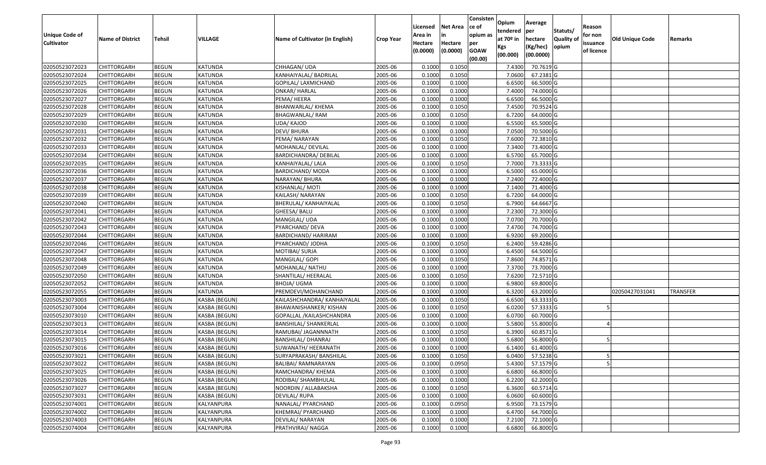| Unique Code of Cultivator | Name of District | Tehsil | VILLAGE | Name of Cultivator (in English) | Crop Year | Licensed Area in Hectare (0.0000) | Net Area in Hectare (0.0000) | Consistence of opium as per GOAW (00.00) | Opium tendered at 70º in Kgs (00.000) | Average per hectare (Kg/hec) (00.0000) | Statuts/ Quality of opium | Reason for non issuance of licence | Old Unique Code | Remarks |
|---|---|---|---|---|---|---|---|---|---|---|---|---|---|---|
| 02050523072023 | CHITTORGARH | BEGUN | KATUNDA | CHHAGAN/ UDA | 2005-06 | 0.1000 | 0.1050 | | 7.4300 | 70.7619 | G | | | |
| 02050523072024 | CHITTORGARH | BEGUN | KATUNDA | KANHAIYALAL/ BADRILAL | 2005-06 | 0.1000 | 0.1050 | | 7.0600 | 67.2381 | G | | | |
| 02050523072025 | CHITTORGARH | BEGUN | KATUNDA | GOPILAL/ LAXMICHAND | 2005-06 | 0.1000 | 0.1000 | | 6.6500 | 66.5000 | G | | | |
| 02050523072026 | CHITTORGARH | BEGUN | KATUNDA | ONKAR/ HARLAL | 2005-06 | 0.1000 | 0.1000 | | 7.4000 | 74.0000 | G | | | |
| 02050523072027 | CHITTORGARH | BEGUN | KATUNDA | PEMA/ HEERA | 2005-06 | 0.1000 | 0.1000 | | 6.6500 | 66.5000 | G | | | |
| 02050523072028 | CHITTORGARH | BEGUN | KATUNDA | BHANWARLAL/ KHEMA | 2005-06 | 0.1000 | 0.1050 | | 7.4500 | 70.9524 | G | | | |
| 02050523072029 | CHITTORGARH | BEGUN | KATUNDA | BHAGWANLAL/ RAM | 2005-06 | 0.1000 | 0.1050 | | 6.7200 | 64.0000 | G | | | |
| 02050523072030 | CHITTORGARH | BEGUN | KATUNDA | UDA/ KAJOD | 2005-06 | 0.1000 | 0.1000 | | 6.5500 | 65.5000 | G | | | |
| 02050523072031 | CHITTORGARH | BEGUN | KATUNDA | DEVI/ BHURA | 2005-06 | 0.1000 | 0.1000 | | 7.0500 | 70.5000 | G | | | |
| 02050523072032 | CHITTORGARH | BEGUN | KATUNDA | PEMA/ NARAYAN | 2005-06 | 0.1000 | 0.1050 | | 7.6000 | 72.3810 | G | | | |
| 02050523072033 | CHITTORGARH | BEGUN | KATUNDA | MOHANLAL/ DEVILAL | 2005-06 | 0.1000 | 0.1000 | | 7.3400 | 73.4000 | G | | | |
| 02050523072034 | CHITTORGARH | BEGUN | KATUNDA | BARDICHANDRA/ DEBILAL | 2005-06 | 0.1000 | 0.1000 | | 6.5700 | 65.7000 | G | | | |
| 02050523072035 | CHITTORGARH | BEGUN | KATUNDA | KANHAIYALAL/ LALA | 2005-06 | 0.1000 | 0.1050 | | 7.7000 | 73.3333 | G | | | |
| 02050523072036 | CHITTORGARH | BEGUN | KATUNDA | BARDICHAND/ MODA | 2005-06 | 0.1000 | 0.1000 | | 6.5000 | 65.0000 | G | | | |
| 02050523072037 | CHITTORGARH | BEGUN | KATUNDA | NARAYAN/ BHURA | 2005-06 | 0.1000 | 0.1000 | | 7.2400 | 72.4000 | G | | | |
| 02050523072038 | CHITTORGARH | BEGUN | KATUNDA | KISHANLAL/ MOTI | 2005-06 | 0.1000 | 0.1000 | | 7.1400 | 71.4000 | G | | | |
| 02050523072039 | CHITTORGARH | BEGUN | KATUNDA | KAILASH/ NARAYAN | 2005-06 | 0.1000 | 0.1050 | | 6.7200 | 64.0000 | G | | | |
| 02050523072040 | CHITTORGARH | BEGUN | KATUNDA | BHERULAL/ KANHAIYALAL | 2005-06 | 0.1000 | 0.1050 | | 6.7900 | 64.6667 | G | | | |
| 02050523072041 | CHITTORGARH | BEGUN | KATUNDA | GHEESA/ BALU | 2005-06 | 0.1000 | 0.1000 | | 7.2300 | 72.3000 | G | | | |
| 02050523072042 | CHITTORGARH | BEGUN | KATUNDA | MANGILAL/ UDA | 2005-06 | 0.1000 | 0.1000 | | 7.0700 | 70.7000 | G | | | |
| 02050523072043 | CHITTORGARH | BEGUN | KATUNDA | PYARCHAND/ DEVA | 2005-06 | 0.1000 | 0.1000 | | 7.4700 | 74.7000 | G | | | |
| 02050523072044 | CHITTORGARH | BEGUN | KATUNDA | BARDICHAND/ HARIRAM | 2005-06 | 0.1000 | 0.1000 | | 6.9200 | 69.2000 | G | | | |
| 02050523072046 | CHITTORGARH | BEGUN | KATUNDA | PYARCHAND/ JODHA | 2005-06 | 0.1000 | 0.1050 | | 6.2400 | 59.4286 | G | | | |
| 02050523072047 | CHITTORGARH | BEGUN | KATUNDA | MOTIBAI/ SURJA | 2005-06 | 0.1000 | 0.1000 | | 6.4500 | 64.5000 | G | | | |
| 02050523072048 | CHITTORGARH | BEGUN | KATUNDA | MANGILAL/ GOPI | 2005-06 | 0.1000 | 0.1050 | | 7.8600 | 74.8571 | G | | | |
| 02050523072049 | CHITTORGARH | BEGUN | KATUNDA | MOHANLAL/ NATHU | 2005-06 | 0.1000 | 0.1000 | | 7.3700 | 73.7000 | G | | | |
| 02050523072050 | CHITTORGARH | BEGUN | KATUNDA | SHANTILAL/ HEERALAL | 2005-06 | 0.1000 | 0.1050 | | 7.6200 | 72.5710 | G | | | |
| 02050523072052 | CHITTORGARH | BEGUN | KATUNDA | BHOJA/ UGMA | 2005-06 | 0.1000 | 0.1000 | | 6.9800 | 69.8000 | G | | | |
| 02050523072055 | CHITTORGARH | BEGUN | KATUNDA | PREMDEVI/MOHANCHAND | 2005-06 | 0.1000 | 0.1000 | | 6.3200 | 63.2000 | G | | 02050427031041 | TRANSFER |
| 02050523073003 | CHITTORGARH | BEGUN | KASBA (BEGUN) | KAILASHCHANDRA/ KANHAIYALAL | 2005-06 | 0.1000 | 0.1050 | | 6.6500 | 63.3333 | G | | | |
| 02050523073004 | CHITTORGARH | BEGUN | KASBA (BEGUN) | BHAWANISHANKER/ KISHAN | 2005-06 | 0.1000 | 0.1050 | | 6.0200 | 57.3333 | G | 5 | | |
| 02050523073010 | CHITTORGARH | BEGUN | KASBA (BEGUN) | GOPALLAL /KAILASHCHANDRA | 2005-06 | 0.1000 | 0.1000 | | 6.0700 | 60.7000 | G | | | |
| 02050523073013 | CHITTORGARH | BEGUN | KASBA (BEGUN) | BANSHILAL/ SHANKERLAL | 2005-06 | 0.1000 | 0.1000 | | 5.5800 | 55.8000 | G | 4 | | |
| 02050523073014 | CHITTORGARH | BEGUN | KASBA (BEGUN) | RAMUBAI/ JAGANNNATH | 2005-06 | 0.1000 | 0.1050 | | 6.3900 | 60.8571 | G | | | |
| 02050523073015 | CHITTORGARH | BEGUN | KASBA (BEGUN) | BANSHILAL/ DHANRAJ | 2005-06 | 0.1000 | 0.1000 | | 5.6800 | 56.8000 | G | 5 | | |
| 02050523073016 | CHITTORGARH | BEGUN | KASBA (BEGUN) | SUWANATH/ HEERANATH | 2005-06 | 0.1000 | 0.1000 | | 6.1400 | 61.4000 | G | | | |
| 02050523073021 | CHITTORGARH | BEGUN | KASBA (BEGUN) | SURYAPRAKASH/ BANSHILAL | 2005-06 | 0.1000 | 0.1050 | | 6.0400 | 57.5238 | G | 5 | | |
| 02050523073022 | CHITTORGARH | BEGUN | KASBA (BEGUN) | BALIBAI/ RAMNARAYAN | 2005-06 | 0.1000 | 0.0950 | | 5.4300 | 57.1579 | G | 5 | | |
| 02050523073025 | CHITTORGARH | BEGUN | KASBA (BEGUN) | RAMCHANDRA/ KHEMA | 2005-06 | 0.1000 | 0.1000 | | 6.6800 | 66.8000 | G | | | |
| 02050523073026 | CHITTORGARH | BEGUN | KASBA (BEGUN) | RODIBAI/ SHAMBHULAL | 2005-06 | 0.1000 | 0.1000 | | 6.2200 | 62.2000 | G | | | |
| 02050523073027 | CHITTORGARH | BEGUN | KASBA (BEGUN) | NOORDIN / ALLABAKSHA | 2005-06 | 0.1000 | 0.1050 | | 6.3600 | 60.5714 | G | | | |
| 02050523073031 | CHITTORGARH | BEGUN | KASBA (BEGUN) | DEVILAL/ RUPA | 2005-06 | 0.1000 | 0.1000 | | 6.0600 | 60.6000 | G | | | |
| 02050523074001 | CHITTORGARH | BEGUN | KALYANPURA | NANALAL/ PYARCHAND | 2005-06 | 0.1000 | 0.0950 | | 6.9500 | 73.1579 | G | | | |
| 02050523074002 | CHITTORGARH | BEGUN | KALYANPURA | KHEMRAJ/ PYARCHAND | 2005-06 | 0.1000 | 0.1000 | | 6.4700 | 64.7000 | G | | | |
| 02050523074003 | CHITTORGARH | BEGUN | KALYANPURA | DEVILAL/ NARAYAN | 2005-06 | 0.1000 | 0.1000 | | 7.2100 | 72.1000 | G | | | |
| 02050523074004 | CHITTORGARH | BEGUN | KALYANPURA | PRATHVIRAJ/ NAGGA | 2005-06 | 0.1000 | 0.1000 | | 6.6800 | 66.8000 | G | | | |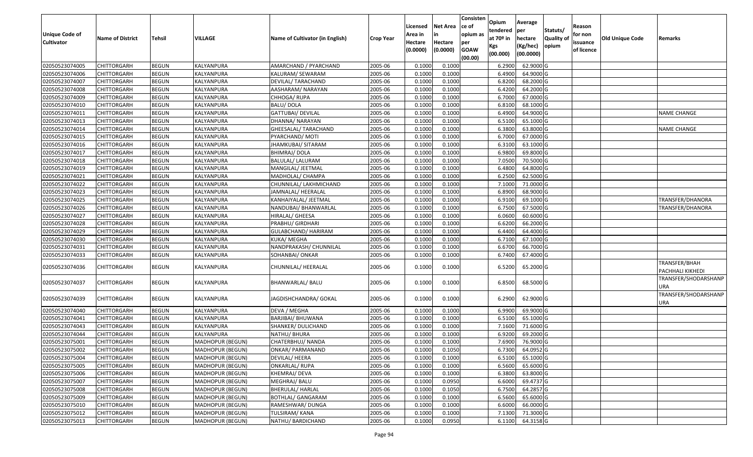| Unique Code of Cultivator | Name of District | Tehsil | VILLAGE | Name of Cultivator (in English) | Crop Year | Licensed Area in Hectare (0.0000) | Net Area in Hectare (0.0000) | Consisten ce of opium as per GOAW (00.00) | Opium tendered at 70º in Kgs (00.000) | Average per hectare (Kg/hec) (00.0000) | Statuts/ Quality of opium | Reason for non issuance of licence | Old Unique Code | Remarks |
|---|---|---|---|---|---|---|---|---|---|---|---|---|---|---|
| 02050523074005 | CHITTORGARH | BEGUN | KALYANPURA | AMARCHAND / PYARCHAND | 2005-06 | 0.1000 | 0.1000 | | 6.2900 | 62.9000 | G | | | |
| 02050523074006 | CHITTORGARH | BEGUN | KALYANPURA | KALURAM/ SEWARAM | 2005-06 | 0.1000 | 0.1000 | | 6.4900 | 64.9000 | G | | | |
| 02050523074007 | CHITTORGARH | BEGUN | KALYANPURA | DEVILAL/ TARACHAND | 2005-06 | 0.1000 | 0.1000 | | 6.8200 | 68.2000 | G | | | |
| 02050523074008 | CHITTORGARH | BEGUN | KALYANPURA | AASHARAM/ NARAYAN | 2005-06 | 0.1000 | 0.1000 | | 6.4200 | 64.2000 | G | | | |
| 02050523074009 | CHITTORGARH | BEGUN | KALYANPURA | CHHOGA/ RUPA | 2005-06 | 0.1000 | 0.1000 | | 6.7000 | 67.0000 | G | | | |
| 02050523074010 | CHITTORGARH | BEGUN | KALYANPURA | BALU/ DOLA | 2005-06 | 0.1000 | 0.1000 | | 6.8100 | 68.1000 | G | | | |
| 02050523074011 | CHITTORGARH | BEGUN | KALYANPURA | GATTUBAI/ DEVILAL | 2005-06 | 0.1000 | 0.1000 | | 6.4900 | 64.9000 | G | | | NAME CHANGE |
| 02050523074013 | CHITTORGARH | BEGUN | KALYANPURA | DHANNA/ NARAYAN | 2005-06 | 0.1000 | 0.1000 | | 6.5100 | 65.1000 | G | | | |
| 02050523074014 | CHITTORGARH | BEGUN | KALYANPURA | GHEESALAL/ TARACHAND | 2005-06 | 0.1000 | 0.1000 | | 6.3800 | 63.8000 | G | | | NAME CHANGE |
| 02050523074015 | CHITTORGARH | BEGUN | KALYANPURA | PYARCHAND/ MOTI | 2005-06 | 0.1000 | 0.1000 | | 6.7000 | 67.0000 | G | | | |
| 02050523074016 | CHITTORGARH | BEGUN | KALYANPURA | JHAMKUBAI/ SITARAM | 2005-06 | 0.1000 | 0.1000 | | 6.3100 | 63.1000 | G | | | |
| 02050523074017 | CHITTORGARH | BEGUN | KALYANPURA | BHIMRAJ/ DOLA | 2005-06 | 0.1000 | 0.1000 | | 6.9800 | 69.8000 | G | | | |
| 02050523074018 | CHITTORGARH | BEGUN | KALYANPURA | BALULAL/ LALURAM | 2005-06 | 0.1000 | 0.1000 | | 7.0500 | 70.5000 | G | | | |
| 02050523074019 | CHITTORGARH | BEGUN | KALYANPURA | MANGILAL/ JEETMAL | 2005-06 | 0.1000 | 0.1000 | | 6.4800 | 64.8000 | G | | | |
| 02050523074021 | CHITTORGARH | BEGUN | KALYANPURA | MADHOLAL/ CHAMPA | 2005-06 | 0.1000 | 0.1000 | | 6.2500 | 62.5000 | G | | | |
| 02050523074022 | CHITTORGARH | BEGUN | KALYANPURA | CHUNNILAL/ LAKHMICHAND | 2005-06 | 0.1000 | 0.1000 | | 7.1000 | 71.0000 | G | | | |
| 02050523074023 | CHITTORGARH | BEGUN | KALYANPURA | JAMNALAL/ HEERALAL | 2005-06 | 0.1000 | 0.1000 | | 6.8900 | 68.9000 | G | | | |
| 02050523074025 | CHITTORGARH | BEGUN | KALYANPURA | KANHAIYALAL/ JEETMAL | 2005-06 | 0.1000 | 0.1000 | | 6.9100 | 69.1000 | G | | | TRANSFER/DHANORA |
| 02050523074026 | CHITTORGARH | BEGUN | KALYANPURA | NANDUBAI/ BHANWARLAL | 2005-06 | 0.1000 | 0.1000 | | 6.7500 | 67.5000 | G | | | TRANSFER/DHANORA |
| 02050523074027 | CHITTORGARH | BEGUN | KALYANPURA | HIRALAL/ GHEESA | 2005-06 | 0.1000 | 0.1000 | | 6.0600 | 60.6000 | G | | | |
| 02050523074028 | CHITTORGARH | BEGUN | KALYANPURA | PRABHU/ GIRDHARI | 2005-06 | 0.1000 | 0.1000 | | 6.6200 | 66.2000 | G | | | |
| 02050523074029 | CHITTORGARH | BEGUN | KALYANPURA | GULABCHAND/ HARIRAM | 2005-06 | 0.1000 | 0.1000 | | 6.4400 | 64.4000 | G | | | |
| 02050523074030 | CHITTORGARH | BEGUN | KALYANPURA | KUKA/ MEGHA | 2005-06 | 0.1000 | 0.1000 | | 6.7100 | 67.1000 | G | | | |
| 02050523074031 | CHITTORGARH | BEGUN | KALYANPURA | NANDPRAKASH/ CHUNNILAL | 2005-06 | 0.1000 | 0.1000 | | 6.6700 | 66.7000 | G | | | |
| 02050523074033 | CHITTORGARH | BEGUN | KALYANPURA | SOHANBAI/ ONKAR | 2005-06 | 0.1000 | 0.1000 | | 6.7400 | 67.4000 | G | | | |
| 02050523074036 | CHITTORGARH | BEGUN | KALYANPURA | CHUNNILAL/ HEERALAL | 2005-06 | 0.1000 | 0.1000 | | 6.5200 | 65.2000 | G | | | TRANSFER/BHAH PACHHALI KHEDI |
| 02050523074037 | CHITTORGARH | BEGUN | KALYANPURA | BHANWARLAL/ BALU | 2005-06 | 0.1000 | 0.1000 | | 6.8500 | 68.5000 | G | | | TRANSFER/SHODARSHANP URA |
| 02050523074039 | CHITTORGARH | BEGUN | KALYANPURA | JAGDISHCHANDRA/ GOKAL | 2005-06 | 0.1000 | 0.1000 | | 6.2900 | 62.9000 | G | | | TRANSFER/SHODARSHANP URA |
| 02050523074040 | CHITTORGARH | BEGUN | KALYANPURA | DEVA / MEGHA | 2005-06 | 0.1000 | 0.1000 | | 6.9900 | 69.9000 | G | | | |
| 02050523074041 | CHITTORGARH | BEGUN | KALYANPURA | BARJIBAI/ BHUWANA | 2005-06 | 0.1000 | 0.1000 | | 6.5100 | 65.1000 | G | | | |
| 02050523074043 | CHITTORGARH | BEGUN | KALYANPURA | SHANKER/ DULICHAND | 2005-06 | 0.1000 | 0.1000 | | 7.1600 | 71.6000 | G | | | |
| 02050523074044 | CHITTORGARH | BEGUN | KALYANPURA | NATHU/ BHURA | 2005-06 | 0.1000 | 0.1000 | | 6.9200 | 69.2000 | G | | | |
| 02050523075001 | CHITTORGARH | BEGUN | MADHOPUR (BEGUN) | CHATERBHUJ/ NANDA | 2005-06 | 0.1000 | 0.1000 | | 7.6900 | 76.9000 | G | | | |
| 02050523075002 | CHITTORGARH | BEGUN | MADHOPUR (BEGUN) | ONKAR/ PARMANAND | 2005-06 | 0.1000 | 0.1050 | | 6.7300 | 64.0952 | G | | | |
| 02050523075004 | CHITTORGARH | BEGUN | MADHOPUR (BEGUN) | DEVILAL/ HEERA | 2005-06 | 0.1000 | 0.1000 | | 6.5100 | 65.1000 | G | | | |
| 02050523075005 | CHITTORGARH | BEGUN | MADHOPUR (BEGUN) | ONKARLAL/ RUPA | 2005-06 | 0.1000 | 0.1000 | | 6.5600 | 65.6000 | G | | | |
| 02050523075006 | CHITTORGARH | BEGUN | MADHOPUR (BEGUN) | KHEMRAJ/ DEVA | 2005-06 | 0.1000 | 0.1000 | | 6.3800 | 63.8000 | G | | | |
| 02050523075007 | CHITTORGARH | BEGUN | MADHOPUR (BEGUN) | MEGHRAJ/ BALU | 2005-06 | 0.1000 | 0.0950 | | 6.6000 | 69.4737 | G | | | |
| 02050523075008 | CHITTORGARH | BEGUN | MADHOPUR (BEGUN) | BHERULAL/ HARLAL | 2005-06 | 0.1000 | 0.1050 | | 6.7500 | 64.2857 | G | | | |
| 02050523075009 | CHITTORGARH | BEGUN | MADHOPUR (BEGUN) | BOTHLAL/ GANGARAM | 2005-06 | 0.1000 | 0.1000 | | 6.5600 | 65.6000 | G | | | |
| 02050523075010 | CHITTORGARH | BEGUN | MADHOPUR (BEGUN) | RAMESHWAR/ DUNGA | 2005-06 | 0.1000 | 0.1000 | | 6.6000 | 66.0000 | G | | | |
| 02050523075012 | CHITTORGARH | BEGUN | MADHOPUR (BEGUN) | TULSIRAM/ KANA | 2005-06 | 0.1000 | 0.1000 | | 7.1300 | 71.3000 | G | | | |
| 02050523075013 | CHITTORGARH | BEGUN | MADHOPUR (BEGUN) | NATHU/ BARDICHAND | 2005-06 | 0.1000 | 0.0950 | | 6.1100 | 64.3158 | G | | | |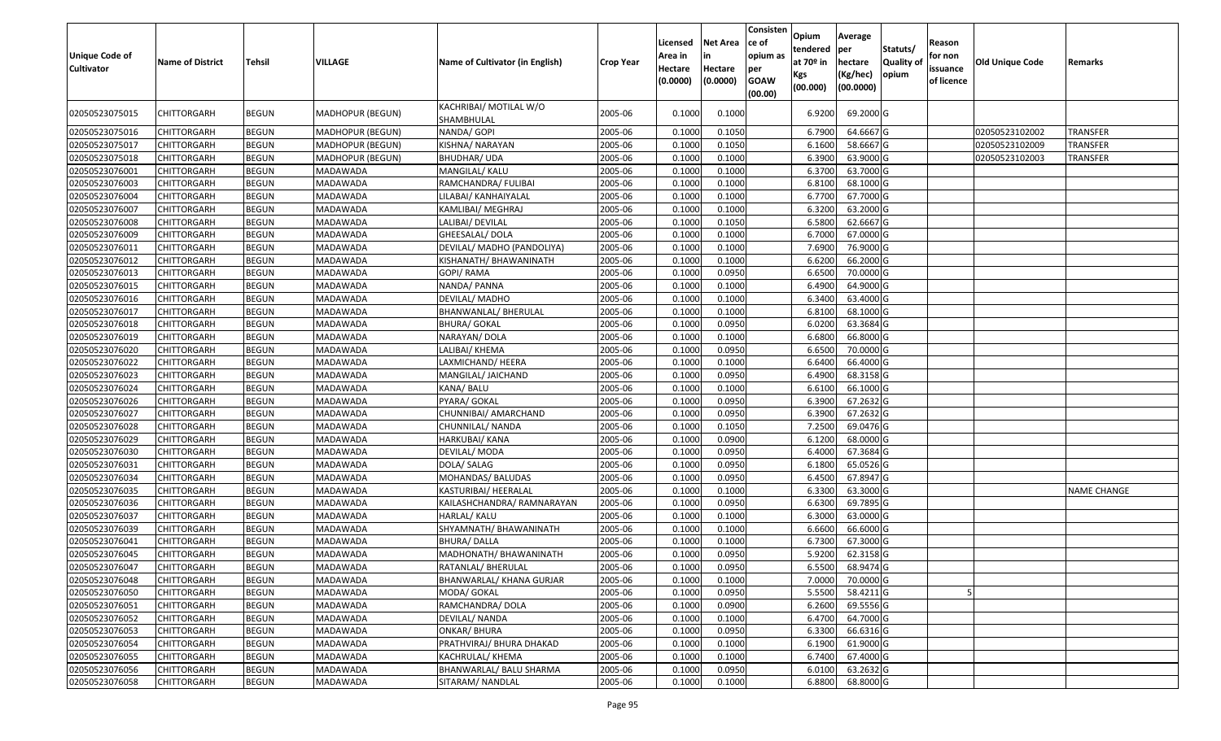| Unique Code of Cultivator | Name of District | Tehsil | VILLAGE | Name of Cultivator (in English) | Crop Year | Licensed Area in Hectare (0.0000) | Net Area in Hectare (0.0000) | Consistence of opium as per GOAW (00.00) | Opium tendered at 70º in Kgs (00.000) | Average per hectare (Kg/hec) (00.0000) | Statuts/ Quality of opium | Reason for non issuance of licence | Old Unique Code | Remarks |
|---|---|---|---|---|---|---|---|---|---|---|---|---|---|---|
| 02050523075015 | CHITTORGARH | BEGUN | MADHOPUR (BEGUN) | KACHRIBAI/ MOTILAL W/O SHAMBHULAL | 2005-06 | 0.1000 | 0.1000 | | 6.9200 | 69.2000 | G | | | |
| 02050523075016 | CHITTORGARH | BEGUN | MADHOPUR (BEGUN) | NANDA/ GOPI | 2005-06 | 0.1000 | 0.1050 | | 6.7900 | 64.6667 | G | | 02050523102002 | TRANSFER |
| 02050523075017 | CHITTORGARH | BEGUN | MADHOPUR (BEGUN) | KISHNA/ NARAYAN | 2005-06 | 0.1000 | 0.1050 | | 6.1600 | 58.6667 | G | | 02050523102009 | TRANSFER |
| 02050523075018 | CHITTORGARH | BEGUN | MADHOPUR (BEGUN) | BHUDHAR/ UDA | 2005-06 | 0.1000 | 0.1000 | | 6.3900 | 63.9000 | G | | 02050523102003 | TRANSFER |
| 02050523076001 | CHITTORGARH | BEGUN | MADAWADA | MANGILAL/ KALU | 2005-06 | 0.1000 | 0.1000 | | 6.3700 | 63.7000 | G | | | |
| 02050523076003 | CHITTORGARH | BEGUN | MADAWADA | RAMCHANDRA/ FULIBAI | 2005-06 | 0.1000 | 0.1000 | | 6.8100 | 68.1000 | G | | | |
| 02050523076004 | CHITTORGARH | BEGUN | MADAWADA | LILABAI/ KANHAIYALAL | 2005-06 | 0.1000 | 0.1000 | | 6.7700 | 67.7000 | G | | | |
| 02050523076007 | CHITTORGARH | BEGUN | MADAWADA | KAMLIBAI/ MEGHRAJ | 2005-06 | 0.1000 | 0.1000 | | 6.3200 | 63.2000 | G | | | |
| 02050523076008 | CHITTORGARH | BEGUN | MADAWADA | LALIBAI/ DEVILAL | 2005-06 | 0.1000 | 0.1050 | | 6.5800 | 62.6667 | G | | | |
| 02050523076009 | CHITTORGARH | BEGUN | MADAWADA | GHEESALAL/ DOLA | 2005-06 | 0.1000 | 0.1000 | | 6.7000 | 67.0000 | G | | | |
| 02050523076011 | CHITTORGARH | BEGUN | MADAWADA | DEVILAL/ MADHO (PANDOLIYA) | 2005-06 | 0.1000 | 0.1000 | | 7.6900 | 76.9000 | G | | | |
| 02050523076012 | CHITTORGARH | BEGUN | MADAWADA | KISHANATH/ BHAWANINATH | 2005-06 | 0.1000 | 0.1000 | | 6.6200 | 66.2000 | G | | | |
| 02050523076013 | CHITTORGARH | BEGUN | MADAWADA | GOPI/ RAMA | 2005-06 | 0.1000 | 0.0950 | | 6.6500 | 70.0000 | G | | | |
| 02050523076015 | CHITTORGARH | BEGUN | MADAWADA | NANDA/ PANNA | 2005-06 | 0.1000 | 0.1000 | | 6.4900 | 64.9000 | G | | | |
| 02050523076016 | CHITTORGARH | BEGUN | MADAWADA | DEVILAL/ MADHO | 2005-06 | 0.1000 | 0.1000 | | 6.3400 | 63.4000 | G | | | |
| 02050523076017 | CHITTORGARH | BEGUN | MADAWADA | BHANWANLAL/ BHERULAL | 2005-06 | 0.1000 | 0.1000 | | 6.8100 | 68.1000 | G | | | |
| 02050523076018 | CHITTORGARH | BEGUN | MADAWADA | BHURA/ GOKAL | 2005-06 | 0.1000 | 0.0950 | | 6.0200 | 63.3684 | G | | | |
| 02050523076019 | CHITTORGARH | BEGUN | MADAWADA | NARAYAN/ DOLA | 2005-06 | 0.1000 | 0.1000 | | 6.6800 | 66.8000 | G | | | |
| 02050523076020 | CHITTORGARH | BEGUN | MADAWADA | LALIBAI/ KHEMA | 2005-06 | 0.1000 | 0.0950 | | 6.6500 | 70.0000 | G | | | |
| 02050523076022 | CHITTORGARH | BEGUN | MADAWADA | LAXMICHAND/ HEERA | 2005-06 | 0.1000 | 0.1000 | | 6.6400 | 66.4000 | G | | | |
| 02050523076023 | CHITTORGARH | BEGUN | MADAWADA | MANGILAL/ JAICHAND | 2005-06 | 0.1000 | 0.0950 | | 6.4900 | 68.3158 | G | | | |
| 02050523076024 | CHITTORGARH | BEGUN | MADAWADA | KANA/ BALU | 2005-06 | 0.1000 | 0.1000 | | 6.6100 | 66.1000 | G | | | |
| 02050523076026 | CHITTORGARH | BEGUN | MADAWADA | PYARA/ GOKAL | 2005-06 | 0.1000 | 0.0950 | | 6.3900 | 67.2632 | G | | | |
| 02050523076027 | CHITTORGARH | BEGUN | MADAWADA | CHUNNIBAI/ AMARCHAND | 2005-06 | 0.1000 | 0.0950 | | 6.3900 | 67.2632 | G | | | |
| 02050523076028 | CHITTORGARH | BEGUN | MADAWADA | CHUNNILAL/ NANDA | 2005-06 | 0.1000 | 0.1050 | | 7.2500 | 69.0476 | G | | | |
| 02050523076029 | CHITTORGARH | BEGUN | MADAWADA | HARKUBAI/ KANA | 2005-06 | 0.1000 | 0.0900 | | 6.1200 | 68.0000 | G | | | |
| 02050523076030 | CHITTORGARH | BEGUN | MADAWADA | DEVILAL/ MODA | 2005-06 | 0.1000 | 0.0950 | | 6.4000 | 67.3684 | G | | | |
| 02050523076031 | CHITTORGARH | BEGUN | MADAWADA | DOLA/ SALAG | 2005-06 | 0.1000 | 0.0950 | | 6.1800 | 65.0526 | G | | | |
| 02050523076034 | CHITTORGARH | BEGUN | MADAWADA | MOHANDAS/ BALUDAS | 2005-06 | 0.1000 | 0.0950 | | 6.4500 | 67.8947 | G | | | |
| 02050523076035 | CHITTORGARH | BEGUN | MADAWADA | KASTURIBAI/ HEERALAL | 2005-06 | 0.1000 | 0.1000 | | 6.3300 | 63.3000 | G | | | NAME CHANGE |
| 02050523076036 | CHITTORGARH | BEGUN | MADAWADA | KAILASHCHANDRA/ RAMNARAYAN | 2005-06 | 0.1000 | 0.0950 | | 6.6300 | 69.7895 | G | | | |
| 02050523076037 | CHITTORGARH | BEGUN | MADAWADA | HARLAL/ KALU | 2005-06 | 0.1000 | 0.1000 | | 6.3000 | 63.0000 | G | | | |
| 02050523076039 | CHITTORGARH | BEGUN | MADAWADA | SHYAMNATH/ BHAWANINATH | 2005-06 | 0.1000 | 0.1000 | | 6.6600 | 66.6000 | G | | | |
| 02050523076041 | CHITTORGARH | BEGUN | MADAWADA | BHURA/ DALLA | 2005-06 | 0.1000 | 0.1000 | | 6.7300 | 67.3000 | G | | | |
| 02050523076045 | CHITTORGARH | BEGUN | MADAWADA | MADHONATH/ BHAWANINATH | 2005-06 | 0.1000 | 0.0950 | | 5.9200 | 62.3158 | G | | | |
| 02050523076047 | CHITTORGARH | BEGUN | MADAWADA | RATANLAL/ BHERULAL | 2005-06 | 0.1000 | 0.0950 | | 6.5500 | 68.9474 | G | | | |
| 02050523076048 | CHITTORGARH | BEGUN | MADAWADA | BHANWARLAL/ KHANA GURJAR | 2005-06 | 0.1000 | 0.1000 | | 7.0000 | 70.0000 | G | | | |
| 02050523076050 | CHITTORGARH | BEGUN | MADAWADA | MODA/ GOKAL | 2005-06 | 0.1000 | 0.0950 | | 5.5500 | 58.4211 | G | 5 | | |
| 02050523076051 | CHITTORGARH | BEGUN | MADAWADA | RAMCHANDRA/ DOLA | 2005-06 | 0.1000 | 0.0900 | | 6.2600 | 69.5556 | G | | | |
| 02050523076052 | CHITTORGARH | BEGUN | MADAWADA | DEVILAL/ NANDA | 2005-06 | 0.1000 | 0.1000 | | 6.4700 | 64.7000 | G | | | |
| 02050523076053 | CHITTORGARH | BEGUN | MADAWADA | ONKAR/ BHURA | 2005-06 | 0.1000 | 0.0950 | | 6.3300 | 66.6316 | G | | | |
| 02050523076054 | CHITTORGARH | BEGUN | MADAWADA | PRATHVIRAJ/ BHURA DHAKAD | 2005-06 | 0.1000 | 0.1000 | | 6.1900 | 61.9000 | G | | | |
| 02050523076055 | CHITTORGARH | BEGUN | MADAWADA | KACHRULAL/ KHEMA | 2005-06 | 0.1000 | 0.1000 | | 6.7400 | 67.4000 | G | | | |
| 02050523076056 | CHITTORGARH | BEGUN | MADAWADA | BHANWARLAL/ BALU SHARMA | 2005-06 | 0.1000 | 0.0950 | | 6.0100 | 63.2632 | G | | | |
| 02050523076058 | CHITTORGARH | BEGUN | MADAWADA | SITARAM/ NANDLAL | 2005-06 | 0.1000 | 0.1000 | | 6.8800 | 68.8000 | G | | | |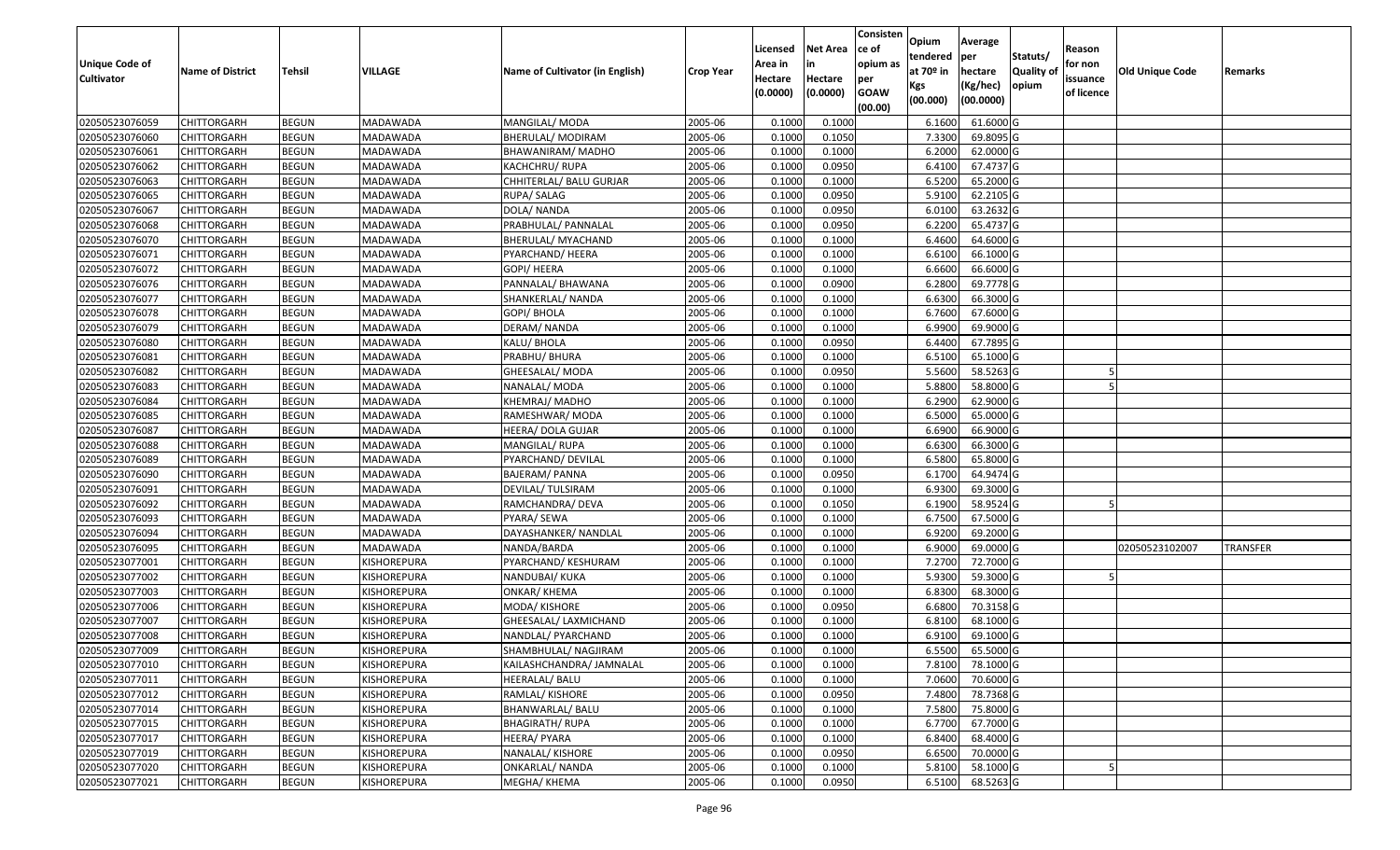| Unique Code of Cultivator | Name of District | Tehsil | VILLAGE | Name of Cultivator (in English) | Crop Year | Licensed Area in Hectare (0.0000) | Net Area in Hectare (0.0000) | Consistence of opium as per GOAW (00.00) | Opium tendered at 70º in Kgs (00.000) | Average per hectare (Kg/hec) (00.0000) | Statuts/ Quality of opium | Reason for non issuance of licence | Old Unique Code | Remarks |
|---|---|---|---|---|---|---|---|---|---|---|---|---|---|---|
| 02050523076059 | CHITTORGARH | BEGUN | MADAWADA | MANGILAL/ MODA | 2005-06 | 0.1000 | 0.1000 | | 6.1600 | 61.6000 | G | | | |
| 02050523076060 | CHITTORGARH | BEGUN | MADAWADA | BHERULAL/ MODIRAM | 2005-06 | 0.1000 | 0.1050 | | 7.3300 | 69.8095 | G | | | |
| 02050523076061 | CHITTORGARH | BEGUN | MADAWADA | BHAWANIRAM/ MADHO | 2005-06 | 0.1000 | 0.1000 | | 6.2000 | 62.0000 | G | | | |
| 02050523076062 | CHITTORGARH | BEGUN | MADAWADA | KACHCHRU/ RUPA | 2005-06 | 0.1000 | 0.0950 | | 6.4100 | 67.4737 | G | | | |
| 02050523076063 | CHITTORGARH | BEGUN | MADAWADA | CHHITERLAL/ BALU GURJAR | 2005-06 | 0.1000 | 0.1000 | | 6.5200 | 65.2000 | G | | | |
| 02050523076065 | CHITTORGARH | BEGUN | MADAWADA | RUPA/ SALAG | 2005-06 | 0.1000 | 0.0950 | | 5.9100 | 62.2105 | G | | | |
| 02050523076067 | CHITTORGARH | BEGUN | MADAWADA | DOLA/ NANDA | 2005-06 | 0.1000 | 0.0950 | | 6.0100 | 63.2632 | G | | | |
| 02050523076068 | CHITTORGARH | BEGUN | MADAWADA | PRABHULAL/ PANNALAL | 2005-06 | 0.1000 | 0.0950 | | 6.2200 | 65.4737 | G | | | |
| 02050523076070 | CHITTORGARH | BEGUN | MADAWADA | BHERULAL/ MYACHAND | 2005-06 | 0.1000 | 0.1000 | | 6.4600 | 64.6000 | G | | | |
| 02050523076071 | CHITTORGARH | BEGUN | MADAWADA | PYARCHAND/ HEERA | 2005-06 | 0.1000 | 0.1000 | | 6.6100 | 66.1000 | G | | | |
| 02050523076072 | CHITTORGARH | BEGUN | MADAWADA | GOPI/ HEERA | 2005-06 | 0.1000 | 0.1000 | | 6.6600 | 66.6000 | G | | | |
| 02050523076076 | CHITTORGARH | BEGUN | MADAWADA | PANNALAL/ BHAWANA | 2005-06 | 0.1000 | 0.0900 | | 6.2800 | 69.7778 | G | | | |
| 02050523076077 | CHITTORGARH | BEGUN | MADAWADA | SHANKERLAL/ NANDA | 2005-06 | 0.1000 | 0.1000 | | 6.6300 | 66.3000 | G | | | |
| 02050523076078 | CHITTORGARH | BEGUN | MADAWADA | GOPI/ BHOLA | 2005-06 | 0.1000 | 0.1000 | | 6.7600 | 67.6000 | G | | | |
| 02050523076079 | CHITTORGARH | BEGUN | MADAWADA | DERAM/ NANDA | 2005-06 | 0.1000 | 0.1000 | | 6.9900 | 69.9000 | G | | | |
| 02050523076080 | CHITTORGARH | BEGUN | MADAWADA | KALU/ BHOLA | 2005-06 | 0.1000 | 0.0950 | | 6.4400 | 67.7895 | G | | | |
| 02050523076081 | CHITTORGARH | BEGUN | MADAWADA | PRABHU/ BHURA | 2005-06 | 0.1000 | 0.1000 | | 6.5100 | 65.1000 | G | | | |
| 02050523076082 | CHITTORGARH | BEGUN | MADAWADA | GHEESALAL/ MODA | 2005-06 | 0.1000 | 0.0950 | | 5.5600 | 58.5263 | G | 5 | | |
| 02050523076083 | CHITTORGARH | BEGUN | MADAWADA | NANALAL/ MODA | 2005-06 | 0.1000 | 0.1000 | | 5.8800 | 58.8000 | G | 5 | | |
| 02050523076084 | CHITTORGARH | BEGUN | MADAWADA | KHEMRAJ/ MADHO | 2005-06 | 0.1000 | 0.1000 | | 6.2900 | 62.9000 | G | | | |
| 02050523076085 | CHITTORGARH | BEGUN | MADAWADA | RAMESHWAR/ MODA | 2005-06 | 0.1000 | 0.1000 | | 6.5000 | 65.0000 | G | | | |
| 02050523076087 | CHITTORGARH | BEGUN | MADAWADA | HEERA/ DOLA GUJAR | 2005-06 | 0.1000 | 0.1000 | | 6.6900 | 66.9000 | G | | | |
| 02050523076088 | CHITTORGARH | BEGUN | MADAWADA | MANGILAL/ RUPA | 2005-06 | 0.1000 | 0.1000 | | 6.6300 | 66.3000 | G | | | |
| 02050523076089 | CHITTORGARH | BEGUN | MADAWADA | PYARCHAND/ DEVILAL | 2005-06 | 0.1000 | 0.1000 | | 6.5800 | 65.8000 | G | | | |
| 02050523076090 | CHITTORGARH | BEGUN | MADAWADA | BAJERAM/ PANNA | 2005-06 | 0.1000 | 0.0950 | | 6.1700 | 64.9474 | G | | | |
| 02050523076091 | CHITTORGARH | BEGUN | MADAWADA | DEVILAL/ TULSIRAM | 2005-06 | 0.1000 | 0.1000 | | 6.9300 | 69.3000 | G | | | |
| 02050523076092 | CHITTORGARH | BEGUN | MADAWADA | RAMCHANDRA/ DEVA | 2005-06 | 0.1000 | 0.1050 | | 6.1900 | 58.9524 | G | 5 | | |
| 02050523076093 | CHITTORGARH | BEGUN | MADAWADA | PYARA/ SEWA | 2005-06 | 0.1000 | 0.1000 | | 6.7500 | 67.5000 | G | | | |
| 02050523076094 | CHITTORGARH | BEGUN | MADAWADA | DAYASHANKER/ NANDLAL | 2005-06 | 0.1000 | 0.1000 | | 6.9200 | 69.2000 | G | | | |
| 02050523076095 | CHITTORGARH | BEGUN | MADAWADA | NANDA/BARDA | 2005-06 | 0.1000 | 0.1000 | | 6.9000 | 69.0000 | G | | 02050523102007 | TRANSFER |
| 02050523077001 | CHITTORGARH | BEGUN | KISHOREPURA | PYARCHAND/ KESHURAM | 2005-06 | 0.1000 | 0.1000 | | 7.2700 | 72.7000 | G | | | |
| 02050523077002 | CHITTORGARH | BEGUN | KISHOREPURA | NANDUBAI/ KUKA | 2005-06 | 0.1000 | 0.1000 | | 5.9300 | 59.3000 | G | 5 | | |
| 02050523077003 | CHITTORGARH | BEGUN | KISHOREPURA | ONKAR/ KHEMA | 2005-06 | 0.1000 | 0.1000 | | 6.8300 | 68.3000 | G | | | |
| 02050523077006 | CHITTORGARH | BEGUN | KISHOREPURA | MODA/ KISHORE | 2005-06 | 0.1000 | 0.0950 | | 6.6800 | 70.3158 | G | | | |
| 02050523077007 | CHITTORGARH | BEGUN | KISHOREPURA | GHEESALAL/ LAXMICHAND | 2005-06 | 0.1000 | 0.1000 | | 6.8100 | 68.1000 | G | | | |
| 02050523077008 | CHITTORGARH | BEGUN | KISHOREPURA | NANDLAL/ PYARCHAND | 2005-06 | 0.1000 | 0.1000 | | 6.9100 | 69.1000 | G | | | |
| 02050523077009 | CHITTORGARH | BEGUN | KISHOREPURA | SHAMBHULAL/ NAGJIRAM | 2005-06 | 0.1000 | 0.1000 | | 6.5500 | 65.5000 | G | | | |
| 02050523077010 | CHITTORGARH | BEGUN | KISHOREPURA | KAILASHCHANDRA/ JAMNALAL | 2005-06 | 0.1000 | 0.1000 | | 7.8100 | 78.1000 | G | | | |
| 02050523077011 | CHITTORGARH | BEGUN | KISHOREPURA | HEERALAL/ BALU | 2005-06 | 0.1000 | 0.1000 | | 7.0600 | 70.6000 | G | | | |
| 02050523077012 | CHITTORGARH | BEGUN | KISHOREPURA | RAMLAL/ KISHORE | 2005-06 | 0.1000 | 0.0950 | | 7.4800 | 78.7368 | G | | | |
| 02050523077014 | CHITTORGARH | BEGUN | KISHOREPURA | BHANWARLAL/ BALU | 2005-06 | 0.1000 | 0.1000 | | 7.5800 | 75.8000 | G | | | |
| 02050523077015 | CHITTORGARH | BEGUN | KISHOREPURA | BHAGIRATH/ RUPA | 2005-06 | 0.1000 | 0.1000 | | 6.7700 | 67.7000 | G | | | |
| 02050523077017 | CHITTORGARH | BEGUN | KISHOREPURA | HEERA/ PYARA | 2005-06 | 0.1000 | 0.1000 | | 6.8400 | 68.4000 | G | | | |
| 02050523077019 | CHITTORGARH | BEGUN | KISHOREPURA | NANALAL/ KISHORE | 2005-06 | 0.1000 | 0.0950 | | 6.6500 | 70.0000 | G | | | |
| 02050523077020 | CHITTORGARH | BEGUN | KISHOREPURA | ONKARLAL/ NANDA | 2005-06 | 0.1000 | 0.1000 | | 5.8100 | 58.1000 | G | 5 | | |
| 02050523077021 | CHITTORGARH | BEGUN | KISHOREPURA | MEGHA/ KHEMA | 2005-06 | 0.1000 | 0.0950 | | 6.5100 | 68.5263 | G | | | |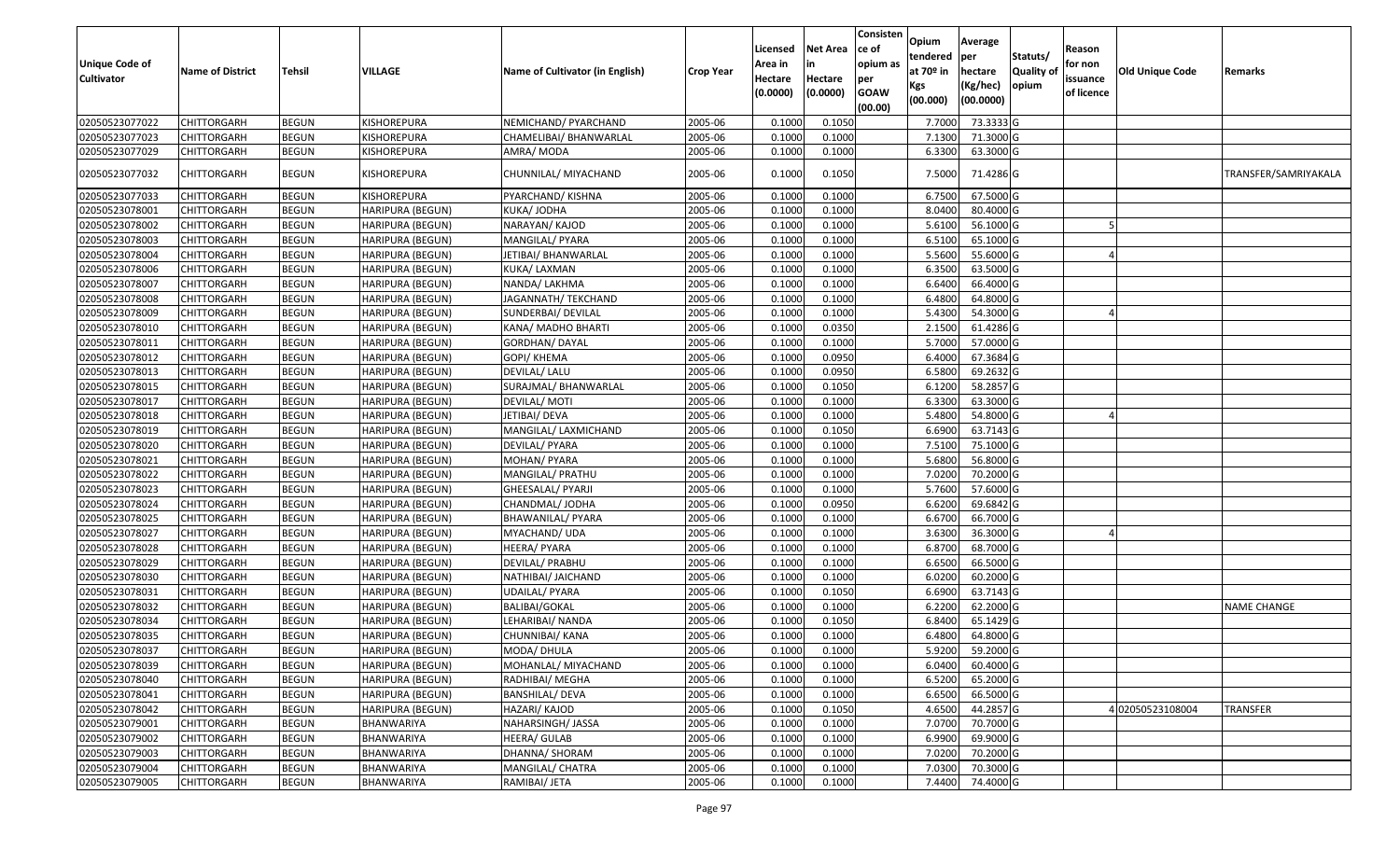| Unique Code of Cultivator | Name of District | Tehsil | VILLAGE | Name of Cultivator (in English) | Crop Year | Licensed Area in Hectare (0.0000) | Net Area in Hectare (0.0000) | Consistence of opium as per GOAW (00.00) | Opium tendered at 70º in Kgs (00.000) | Average per hectare (Kg/hec) (00.0000) | Statuts/ Quality of opium | Reason for non issuance of licence | Old Unique Code | Remarks |
|---|---|---|---|---|---|---|---|---|---|---|---|---|---|---|
| 02050523077022 | CHITTORGARH | BEGUN | KISHOREPURA | NEMICHAND/ PYARCHAND | 2005-06 | 0.1000 | 0.1050 | | 7.7000 | 73.3333 | G | | | |
| 02050523077023 | CHITTORGARH | BEGUN | KISHOREPURA | CHAMELIBAI/ BHANWARLAL | 2005-06 | 0.1000 | 0.1000 | | 7.1300 | 71.3000 | G | | | |
| 02050523077029 | CHITTORGARH | BEGUN | KISHOREPURA | AMRA/ MODA | 2005-06 | 0.1000 | 0.1000 | | 6.3300 | 63.3000 | G | | | |
| 02050523077032 | CHITTORGARH | BEGUN | KISHOREPURA | CHUNNILAL/ MIYACHAND | 2005-06 | 0.1000 | 0.1050 | | 7.5000 | 71.4286 | G | | | TRANSFER/SAMRIYAKALA |
| 02050523077033 | CHITTORGARH | BEGUN | KISHOREPURA | PYARCHAND/ KISHNA | 2005-06 | 0.1000 | 0.1000 | | 6.7500 | 67.5000 | G | | | |
| 02050523078001 | CHITTORGARH | BEGUN | HARIPURA (BEGUN) | KUKA/ JODHA | 2005-06 | 0.1000 | 0.1000 | | 8.0400 | 80.4000 | G | | | |
| 02050523078002 | CHITTORGARH | BEGUN | HARIPURA (BEGUN) | NARAYAN/ KAJOD | 2005-06 | 0.1000 | 0.1000 | | 5.6100 | 56.1000 | G | 5 | | |
| 02050523078003 | CHITTORGARH | BEGUN | HARIPURA (BEGUN) | MANGILAL/ PYARA | 2005-06 | 0.1000 | 0.1000 | | 6.5100 | 65.1000 | G | | | |
| 02050523078004 | CHITTORGARH | BEGUN | HARIPURA (BEGUN) | JETIBAI/ BHANWARLAL | 2005-06 | 0.1000 | 0.1000 | | 5.5600 | 55.6000 | G | 4 | | |
| 02050523078006 | CHITTORGARH | BEGUN | HARIPURA (BEGUN) | KUKA/ LAXMAN | 2005-06 | 0.1000 | 0.1000 | | 6.3500 | 63.5000 | G | | | |
| 02050523078007 | CHITTORGARH | BEGUN | HARIPURA (BEGUN) | NANDA/ LAKHMA | 2005-06 | 0.1000 | 0.1000 | | 6.6400 | 66.4000 | G | | | |
| 02050523078008 | CHITTORGARH | BEGUN | HARIPURA (BEGUN) | JAGANNATH/ TEKCHAND | 2005-06 | 0.1000 | 0.1000 | | 6.4800 | 64.8000 | G | | | |
| 02050523078009 | CHITTORGARH | BEGUN | HARIPURA (BEGUN) | SUNDERBAI/ DEVILAL | 2005-06 | 0.1000 | 0.1000 | | 5.4300 | 54.3000 | G | 4 | | |
| 02050523078010 | CHITTORGARH | BEGUN | HARIPURA (BEGUN) | KANA/ MADHO BHARTI | 2005-06 | 0.1000 | 0.0350 | | 2.1500 | 61.4286 | G | | | |
| 02050523078011 | CHITTORGARH | BEGUN | HARIPURA (BEGUN) | GORDHAN/ DAYAL | 2005-06 | 0.1000 | 0.1000 | | 5.7000 | 57.0000 | G | | | |
| 02050523078012 | CHITTORGARH | BEGUN | HARIPURA (BEGUN) | GOPI/ KHEMA | 2005-06 | 0.1000 | 0.0950 | | 6.4000 | 67.3684 | G | | | |
| 02050523078013 | CHITTORGARH | BEGUN | HARIPURA (BEGUN) | DEVILAL/ LALU | 2005-06 | 0.1000 | 0.0950 | | 6.5800 | 69.2632 | G | | | |
| 02050523078015 | CHITTORGARH | BEGUN | HARIPURA (BEGUN) | SURAJMAL/ BHANWARLAL | 2005-06 | 0.1000 | 0.1050 | | 6.1200 | 58.2857 | G | | | |
| 02050523078017 | CHITTORGARH | BEGUN | HARIPURA (BEGUN) | DEVILAL/ MOTI | 2005-06 | 0.1000 | 0.1000 | | 6.3300 | 63.3000 | G | | | |
| 02050523078018 | CHITTORGARH | BEGUN | HARIPURA (BEGUN) | JETIBAI/ DEVA | 2005-06 | 0.1000 | 0.1000 | | 5.4800 | 54.8000 | G | 4 | | |
| 02050523078019 | CHITTORGARH | BEGUN | HARIPURA (BEGUN) | MANGILAL/ LAXMICHAND | 2005-06 | 0.1000 | 0.1050 | | 6.6900 | 63.7143 | G | | | |
| 02050523078020 | CHITTORGARH | BEGUN | HARIPURA (BEGUN) | DEVILAL/ PYARA | 2005-06 | 0.1000 | 0.1000 | | 7.5100 | 75.1000 | G | | | |
| 02050523078021 | CHITTORGARH | BEGUN | HARIPURA (BEGUN) | MOHAN/ PYARA | 2005-06 | 0.1000 | 0.1000 | | 5.6800 | 56.8000 | G | | | |
| 02050523078022 | CHITTORGARH | BEGUN | HARIPURA (BEGUN) | MANGILAL/ PRATHU | 2005-06 | 0.1000 | 0.1000 | | 7.0200 | 70.2000 | G | | | |
| 02050523078023 | CHITTORGARH | BEGUN | HARIPURA (BEGUN) | GHEESALAL/ PYARJI | 2005-06 | 0.1000 | 0.1000 | | 5.7600 | 57.6000 | G | | | |
| 02050523078024 | CHITTORGARH | BEGUN | HARIPURA (BEGUN) | CHANDMAL/ JODHA | 2005-06 | 0.1000 | 0.0950 | | 6.6200 | 69.6842 | G | | | |
| 02050523078025 | CHITTORGARH | BEGUN | HARIPURA (BEGUN) | BHAWANILAL/ PYARA | 2005-06 | 0.1000 | 0.1000 | | 6.6700 | 66.7000 | G | | | |
| 02050523078027 | CHITTORGARH | BEGUN | HARIPURA (BEGUN) | MYACHAND/ UDA | 2005-06 | 0.1000 | 0.1000 | | 3.6300 | 36.3000 | G | 4 | | |
| 02050523078028 | CHITTORGARH | BEGUN | HARIPURA (BEGUN) | HEERA/ PYARA | 2005-06 | 0.1000 | 0.1000 | | 6.8700 | 68.7000 | G | | | |
| 02050523078029 | CHITTORGARH | BEGUN | HARIPURA (BEGUN) | DEVILAL/ PRABHU | 2005-06 | 0.1000 | 0.1000 | | 6.6500 | 66.5000 | G | | | |
| 02050523078030 | CHITTORGARH | BEGUN | HARIPURA (BEGUN) | NATHIBAI/ JAICHAND | 2005-06 | 0.1000 | 0.1000 | | 6.0200 | 60.2000 | G | | | |
| 02050523078031 | CHITTORGARH | BEGUN | HARIPURA (BEGUN) | UDAILAL/ PYARA | 2005-06 | 0.1000 | 0.1050 | | 6.6900 | 63.7143 | G | | | |
| 02050523078032 | CHITTORGARH | BEGUN | HARIPURA (BEGUN) | BALIBAI/GOKAL | 2005-06 | 0.1000 | 0.1000 | | 6.2200 | 62.2000 | G | | | NAME CHANGE |
| 02050523078034 | CHITTORGARH | BEGUN | HARIPURA (BEGUN) | LEHARIBAI/ NANDA | 2005-06 | 0.1000 | 0.1050 | | 6.8400 | 65.1429 | G | | | |
| 02050523078035 | CHITTORGARH | BEGUN | HARIPURA (BEGUN) | CHUNNIBAI/ KANA | 2005-06 | 0.1000 | 0.1000 | | 6.4800 | 64.8000 | G | | | |
| 02050523078037 | CHITTORGARH | BEGUN | HARIPURA (BEGUN) | MODA/ DHULA | 2005-06 | 0.1000 | 0.1000 | | 5.9200 | 59.2000 | G | | | |
| 02050523078039 | CHITTORGARH | BEGUN | HARIPURA (BEGUN) | MOHANLAL/ MIYACHAND | 2005-06 | 0.1000 | 0.1000 | | 6.0400 | 60.4000 | G | | | |
| 02050523078040 | CHITTORGARH | BEGUN | HARIPURA (BEGUN) | RADHIBAI/ MEGHA | 2005-06 | 0.1000 | 0.1000 | | 6.5200 | 65.2000 | G | | | |
| 02050523078041 | CHITTORGARH | BEGUN | HARIPURA (BEGUN) | BANSHILAL/ DEVA | 2005-06 | 0.1000 | 0.1000 | | 6.6500 | 66.5000 | G | | | |
| 02050523078042 | CHITTORGARH | BEGUN | HARIPURA (BEGUN) | HAZARI/ KAJOD | 2005-06 | 0.1000 | 0.1050 | | 4.6500 | 44.2857 | G | 4 | 02050523108004 | TRANSFER |
| 02050523079001 | CHITTORGARH | BEGUN | BHANWARIYA | NAHARSINGH/ JASSA | 2005-06 | 0.1000 | 0.1000 | | 7.0700 | 70.7000 | G | | | |
| 02050523079002 | CHITTORGARH | BEGUN | BHANWARIYA | HEERA/ GULAB | 2005-06 | 0.1000 | 0.1000 | | 6.9900 | 69.9000 | G | | | |
| 02050523079003 | CHITTORGARH | BEGUN | BHANWARIYA | DHANNA/ SHORAM | 2005-06 | 0.1000 | 0.1000 | | 7.0200 | 70.2000 | G | | | |
| 02050523079004 | CHITTORGARH | BEGUN | BHANWARIYA | MANGILAL/ CHATRA | 2005-06 | 0.1000 | 0.1000 | | 7.0300 | 70.3000 | G | | | |
| 02050523079005 | CHITTORGARH | BEGUN | BHANWARIYA | RAMIBAI/ JETA | 2005-06 | 0.1000 | 0.1000 | | 7.4400 | 74.4000 | G | | | |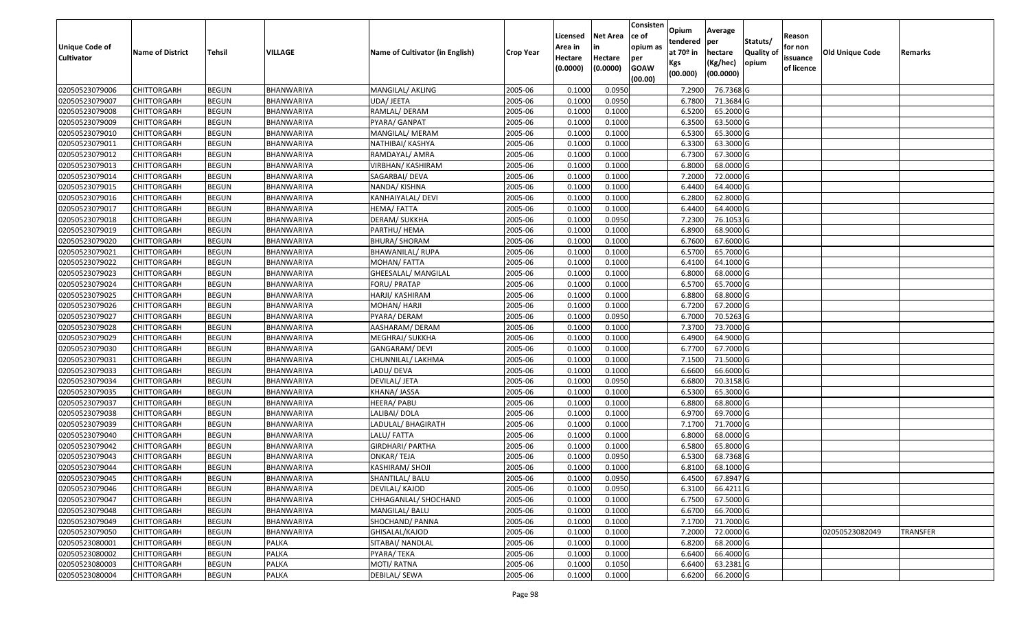| Unique Code of Cultivator | Name of District | Tehsil | VILLAGE | Name of Cultivator (in English) | Crop Year | Licensed Area in Hectare (0.0000) | Net Area in Hectare (0.0000) | Consistence of opium as per GOAW (00.00) | Opium tendered at 70º in Kgs (00.000) | Average per hectare (Kg/hec) (00.0000) | Statuts/ Quality of opium | Reason for non issuance of licence | Old Unique Code | Remarks |
|---|---|---|---|---|---|---|---|---|---|---|---|---|---|---|
| 02050523079006 | CHITTORGARH | BEGUN | BHANWARIYA | MANGILAL/ AKLING | 2005-06 | 0.1000 | 0.0950 | | 7.2900 | 76.7368 | G | | | |
| 02050523079007 | CHITTORGARH | BEGUN | BHANWARIYA | UDA/ JEETA | 2005-06 | 0.1000 | 0.0950 | | 6.7800 | 71.3684 | G | | | |
| 02050523079008 | CHITTORGARH | BEGUN | BHANWARIYA | RAMLAL/ DERAM | 2005-06 | 0.1000 | 0.1000 | | 6.5200 | 65.2000 | G | | | |
| 02050523079009 | CHITTORGARH | BEGUN | BHANWARIYA | PYARA/ GANPAT | 2005-06 | 0.1000 | 0.1000 | | 6.3500 | 63.5000 | G | | | |
| 02050523079010 | CHITTORGARH | BEGUN | BHANWARIYA | MANGILAL/ MERAM | 2005-06 | 0.1000 | 0.1000 | | 6.5300 | 65.3000 | G | | | |
| 02050523079011 | CHITTORGARH | BEGUN | BHANWARIYA | NATHIBAI/ KASHYA | 2005-06 | 0.1000 | 0.1000 | | 6.3300 | 63.3000 | G | | | |
| 02050523079012 | CHITTORGARH | BEGUN | BHANWARIYA | RAMDAYAL/ AMRA | 2005-06 | 0.1000 | 0.1000 | | 6.7300 | 67.3000 | G | | | |
| 02050523079013 | CHITTORGARH | BEGUN | BHANWARIYA | VIRBHAN/ KASHIRAM | 2005-06 | 0.1000 | 0.1000 | | 6.8000 | 68.0000 | G | | | |
| 02050523079014 | CHITTORGARH | BEGUN | BHANWARIYA | SAGARBAI/ DEVA | 2005-06 | 0.1000 | 0.1000 | | 7.2000 | 72.0000 | G | | | |
| 02050523079015 | CHITTORGARH | BEGUN | BHANWARIYA | NANDA/ KISHNA | 2005-06 | 0.1000 | 0.1000 | | 6.4400 | 64.4000 | G | | | |
| 02050523079016 | CHITTORGARH | BEGUN | BHANWARIYA | KANHAIYALAL/ DEVI | 2005-06 | 0.1000 | 0.1000 | | 6.2800 | 62.8000 | G | | | |
| 02050523079017 | CHITTORGARH | BEGUN | BHANWARIYA | HEMA/ FATTA | 2005-06 | 0.1000 | 0.1000 | | 6.4400 | 64.4000 | G | | | |
| 02050523079018 | CHITTORGARH | BEGUN | BHANWARIYA | DERAM/ SUKKHA | 2005-06 | 0.1000 | 0.0950 | | 7.2300 | 76.1053 | G | | | |
| 02050523079019 | CHITTORGARH | BEGUN | BHANWARIYA | PARTHU/ HEMA | 2005-06 | 0.1000 | 0.1000 | | 6.8900 | 68.9000 | G | | | |
| 02050523079020 | CHITTORGARH | BEGUN | BHANWARIYA | BHURA/ SHORAM | 2005-06 | 0.1000 | 0.1000 | | 6.7600 | 67.6000 | G | | | |
| 02050523079021 | CHITTORGARH | BEGUN | BHANWARIYA | BHAWANILAL/ RUPA | 2005-06 | 0.1000 | 0.1000 | | 6.5700 | 65.7000 | G | | | |
| 02050523079022 | CHITTORGARH | BEGUN | BHANWARIYA | MOHAN/ FATTA | 2005-06 | 0.1000 | 0.1000 | | 6.4100 | 64.1000 | G | | | |
| 02050523079023 | CHITTORGARH | BEGUN | BHANWARIYA | GHEESALAL/ MANGILAL | 2005-06 | 0.1000 | 0.1000 | | 6.8000 | 68.0000 | G | | | |
| 02050523079024 | CHITTORGARH | BEGUN | BHANWARIYA | FORU/ PRATAP | 2005-06 | 0.1000 | 0.1000 | | 6.5700 | 65.7000 | G | | | |
| 02050523079025 | CHITTORGARH | BEGUN | BHANWARIYA | HARJI/ KASHIRAM | 2005-06 | 0.1000 | 0.1000 | | 6.8800 | 68.8000 | G | | | |
| 02050523079026 | CHITTORGARH | BEGUN | BHANWARIYA | MOHAN/ HARJI | 2005-06 | 0.1000 | 0.1000 | | 6.7200 | 67.2000 | G | | | |
| 02050523079027 | CHITTORGARH | BEGUN | BHANWARIYA | PYARA/ DERAM | 2005-06 | 0.1000 | 0.0950 | | 6.7000 | 70.5263 | G | | | |
| 02050523079028 | CHITTORGARH | BEGUN | BHANWARIYA | AASHARAM/ DERAM | 2005-06 | 0.1000 | 0.1000 | | 7.3700 | 73.7000 | G | | | |
| 02050523079029 | CHITTORGARH | BEGUN | BHANWARIYA | MEGHRAJ/ SUKKHA | 2005-06 | 0.1000 | 0.1000 | | 6.4900 | 64.9000 | G | | | |
| 02050523079030 | CHITTORGARH | BEGUN | BHANWARIYA | GANGARAM/ DEVI | 2005-06 | 0.1000 | 0.1000 | | 6.7700 | 67.7000 | G | | | |
| 02050523079031 | CHITTORGARH | BEGUN | BHANWARIYA | CHUNNILAL/ LAKHMA | 2005-06 | 0.1000 | 0.1000 | | 7.1500 | 71.5000 | G | | | |
| 02050523079033 | CHITTORGARH | BEGUN | BHANWARIYA | LADU/ DEVA | 2005-06 | 0.1000 | 0.1000 | | 6.6600 | 66.6000 | G | | | |
| 02050523079034 | CHITTORGARH | BEGUN | BHANWARIYA | DEVILAL/ JETA | 2005-06 | 0.1000 | 0.0950 | | 6.6800 | 70.3158 | G | | | |
| 02050523079035 | CHITTORGARH | BEGUN | BHANWARIYA | KHANA/ JASSA | 2005-06 | 0.1000 | 0.1000 | | 6.5300 | 65.3000 | G | | | |
| 02050523079037 | CHITTORGARH | BEGUN | BHANWARIYA | HEERA/ PABU | 2005-06 | 0.1000 | 0.1000 | | 6.8800 | 68.8000 | G | | | |
| 02050523079038 | CHITTORGARH | BEGUN | BHANWARIYA | LALIBAI/ DOLA | 2005-06 | 0.1000 | 0.1000 | | 6.9700 | 69.7000 | G | | | |
| 02050523079039 | CHITTORGARH | BEGUN | BHANWARIYA | LADULAL/ BHAGIRATH | 2005-06 | 0.1000 | 0.1000 | | 7.1700 | 71.7000 | G | | | |
| 02050523079040 | CHITTORGARH | BEGUN | BHANWARIYA | LALU/ FATTA | 2005-06 | 0.1000 | 0.1000 | | 6.8000 | 68.0000 | G | | | |
| 02050523079042 | CHITTORGARH | BEGUN | BHANWARIYA | GIRDHARI/ PARTHA | 2005-06 | 0.1000 | 0.1000 | | 6.5800 | 65.8000 | G | | | |
| 02050523079043 | CHITTORGARH | BEGUN | BHANWARIYA | ONKAR/ TEJA | 2005-06 | 0.1000 | 0.0950 | | 6.5300 | 68.7368 | G | | | |
| 02050523079044 | CHITTORGARH | BEGUN | BHANWARIYA | KASHIRAM/ SHOJI | 2005-06 | 0.1000 | 0.1000 | | 6.8100 | 68.1000 | G | | | |
| 02050523079045 | CHITTORGARH | BEGUN | BHANWARIYA | SHANTILAL/ BALU | 2005-06 | 0.1000 | 0.0950 | | 6.4500 | 67.8947 | G | | | |
| 02050523079046 | CHITTORGARH | BEGUN | BHANWARIYA | DEVILAL/ KAJOD | 2005-06 | 0.1000 | 0.0950 | | 6.3100 | 66.4211 | G | | | |
| 02050523079047 | CHITTORGARH | BEGUN | BHANWARIYA | CHHAGANLAL/ SHOCHAND | 2005-06 | 0.1000 | 0.1000 | | 6.7500 | 67.5000 | G | | | |
| 02050523079048 | CHITTORGARH | BEGUN | BHANWARIYA | MANGILAL/ BALU | 2005-06 | 0.1000 | 0.1000 | | 6.6700 | 66.7000 | G | | | |
| 02050523079049 | CHITTORGARH | BEGUN | BHANWARIYA | SHOCHAND/ PANNA | 2005-06 | 0.1000 | 0.1000 | | 7.1700 | 71.7000 | G | | | |
| 02050523079050 | CHITTORGARH | BEGUN | BHANWARIYA | GHISALAL/KAJOD | 2005-06 | 0.1000 | 0.1000 | | 7.2000 | 72.0000 | G | | 02050523082049 | TRANSFER |
| 02050523080001 | CHITTORGARH | BEGUN | PALKA | SITABAI/ NANDLAL | 2005-06 | 0.1000 | 0.1000 | | 6.8200 | 68.2000 | G | | | |
| 02050523080002 | CHITTORGARH | BEGUN | PALKA | PYARA/ TEKA | 2005-06 | 0.1000 | 0.1000 | | 6.6400 | 66.4000 | G | | | |
| 02050523080003 | CHITTORGARH | BEGUN | PALKA | MOTI/ RATNA | 2005-06 | 0.1000 | 0.1050 | | 6.6400 | 63.2381 | G | | | |
| 02050523080004 | CHITTORGARH | BEGUN | PALKA | DEBILAL/ SEWA | 2005-06 | 0.1000 | 0.1000 | | 6.6200 | 66.2000 | G | | | |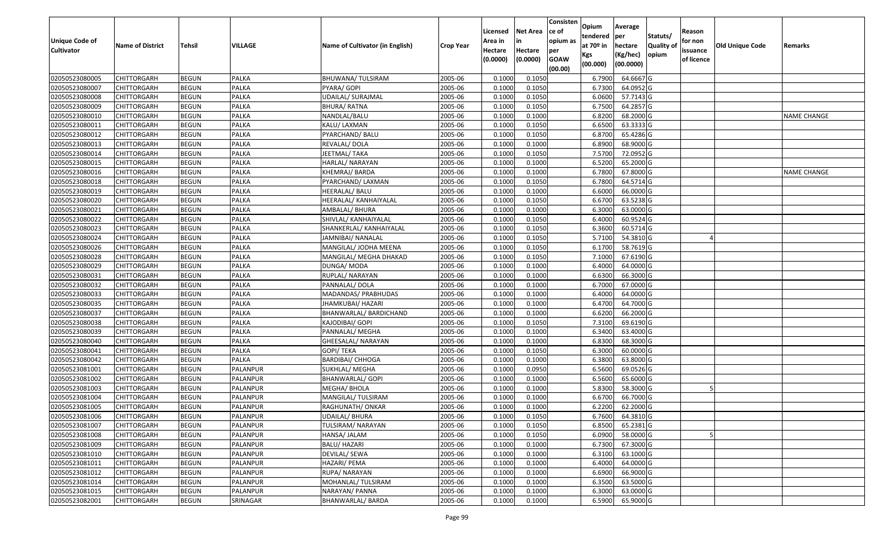| Unique Code of Cultivator | Name of District | Tehsil | VILLAGE | Name of Cultivator (in English) | Crop Year | Licensed Area in Hectare (0.0000) | Net Area in Hectare (0.0000) | Consisten ce of opium as per GOAW (00.00) | Opium tendered at 70º in Kgs (00.000) | Average per hectare (Kg/hec) (00.0000) | Statuts/ Quality of opium | Reason for non issuance of licence | Old Unique Code | Remarks |
|---|---|---|---|---|---|---|---|---|---|---|---|---|---|---|
| 02050523080005 | CHITTORGARH | BEGUN | PALKA | BHUWANA/ TULSIRAM | 2005-06 | 0.1000 | 0.1050 | | 6.7900 | 64.6667 | G | | | |
| 02050523080007 | CHITTORGARH | BEGUN | PALKA | PYARA/ GOPI | 2005-06 | 0.1000 | 0.1050 | | 6.7300 | 64.0952 | G | | | |
| 02050523080008 | CHITTORGARH | BEGUN | PALKA | UDAILAL/ SURAJMAL | 2005-06 | 0.1000 | 0.1050 | | 6.0600 | 57.7143 | G | | | |
| 02050523080009 | CHITTORGARH | BEGUN | PALKA | BHURA/ RATNA | 2005-06 | 0.1000 | 0.1050 | | 6.7500 | 64.2857 | G | | | |
| 02050523080010 | CHITTORGARH | BEGUN | PALKA | NANDLAL/BALU | 2005-06 | 0.1000 | 0.1000 | | 6.8200 | 68.2000 | G | | | NAME CHANGE |
| 02050523080011 | CHITTORGARH | BEGUN | PALKA | KALU/ LAXMAN | 2005-06 | 0.1000 | 0.1050 | | 6.6500 | 63.3333 | G | | | |
| 02050523080012 | CHITTORGARH | BEGUN | PALKA | PYARCHAND/ BALU | 2005-06 | 0.1000 | 0.1050 | | 6.8700 | 65.4286 | G | | | |
| 02050523080013 | CHITTORGARH | BEGUN | PALKA | REVALAL/ DOLA | 2005-06 | 0.1000 | 0.1000 | | 6.8900 | 68.9000 | G | | | |
| 02050523080014 | CHITTORGARH | BEGUN | PALKA | JEETMAL/ TAKA | 2005-06 | 0.1000 | 0.1050 | | 7.5700 | 72.0952 | G | | | |
| 02050523080015 | CHITTORGARH | BEGUN | PALKA | HARLAL/ NARAYAN | 2005-06 | 0.1000 | 0.1000 | | 6.5200 | 65.2000 | G | | | |
| 02050523080016 | CHITTORGARH | BEGUN | PALKA | KHEMRAJ/ BARDA | 2005-06 | 0.1000 | 0.1000 | | 6.7800 | 67.8000 | G | | | NAME CHANGE |
| 02050523080018 | CHITTORGARH | BEGUN | PALKA | PYARCHAND/ LAXMAN | 2005-06 | 0.1000 | 0.1050 | | 6.7800 | 64.5714 | G | | | |
| 02050523080019 | CHITTORGARH | BEGUN | PALKA | HEERALAL/ BALU | 2005-06 | 0.1000 | 0.1000 | | 6.6000 | 66.0000 | G | | | |
| 02050523080020 | CHITTORGARH | BEGUN | PALKA | HEERALAL/ KANHAIYALAL | 2005-06 | 0.1000 | 0.1050 | | 6.6700 | 63.5238 | G | | | |
| 02050523080021 | CHITTORGARH | BEGUN | PALKA | AMBALAL/ BHURA | 2005-06 | 0.1000 | 0.1000 | | 6.3000 | 63.0000 | G | | | |
| 02050523080022 | CHITTORGARH | BEGUN | PALKA | SHIVLAL/ KANHAIYALAL | 2005-06 | 0.1000 | 0.1050 | | 6.4000 | 60.9524 | G | | | |
| 02050523080023 | CHITTORGARH | BEGUN | PALKA | SHANKERLAL/ KANHAIYALAL | 2005-06 | 0.1000 | 0.1050 | | 6.3600 | 60.5714 | G | | | |
| 02050523080024 | CHITTORGARH | BEGUN | PALKA | JAMNIBAI/ NANALAL | 2005-06 | 0.1000 | 0.1050 | | 5.7100 | 54.3810 | G | 4 | | |
| 02050523080026 | CHITTORGARH | BEGUN | PALKA | MANGILAL/ JODHA MEENA | 2005-06 | 0.1000 | 0.1050 | | 6.1700 | 58.7619 | G | | | |
| 02050523080028 | CHITTORGARH | BEGUN | PALKA | MANGILAL/ MEGHA DHAKAD | 2005-06 | 0.1000 | 0.1050 | | 7.1000 | 67.6190 | G | | | |
| 02050523080029 | CHITTORGARH | BEGUN | PALKA | DUNGA/ MODA | 2005-06 | 0.1000 | 0.1000 | | 6.4000 | 64.0000 | G | | | |
| 02050523080031 | CHITTORGARH | BEGUN | PALKA | RUPLAL/ NARAYAN | 2005-06 | 0.1000 | 0.1000 | | 6.6300 | 66.3000 | G | | | |
| 02050523080032 | CHITTORGARH | BEGUN | PALKA | PANNALAL/ DOLA | 2005-06 | 0.1000 | 0.1000 | | 6.7000 | 67.0000 | G | | | |
| 02050523080033 | CHITTORGARH | BEGUN | PALKA | MADANDAS/ PRABHUDAS | 2005-06 | 0.1000 | 0.1000 | | 6.4000 | 64.0000 | G | | | |
| 02050523080035 | CHITTORGARH | BEGUN | PALKA | JHAMKUBAI/ HAZARI | 2005-06 | 0.1000 | 0.1000 | | 6.4700 | 64.7000 | G | | | |
| 02050523080037 | CHITTORGARH | BEGUN | PALKA | BHANWARLAL/ BARDICHAND | 2005-06 | 0.1000 | 0.1000 | | 6.6200 | 66.2000 | G | | | |
| 02050523080038 | CHITTORGARH | BEGUN | PALKA | KAJODIBAI/ GOPI | 2005-06 | 0.1000 | 0.1050 | | 7.3100 | 69.6190 | G | | | |
| 02050523080039 | CHITTORGARH | BEGUN | PALKA | PANNALAL/ MEGHA | 2005-06 | 0.1000 | 0.1000 | | 6.3400 | 63.4000 | G | | | |
| 02050523080040 | CHITTORGARH | BEGUN | PALKA | GHEESALAL/ NARAYAN | 2005-06 | 0.1000 | 0.1000 | | 6.8300 | 68.3000 | G | | | |
| 02050523080041 | CHITTORGARH | BEGUN | PALKA | GOPI/ TEKA | 2005-06 | 0.1000 | 0.1050 | | 6.3000 | 60.0000 | G | | | |
| 02050523080042 | CHITTORGARH | BEGUN | PALKA | BARDIBAI/ CHHOGA | 2005-06 | 0.1000 | 0.1000 | | 6.3800 | 63.8000 | G | | | |
| 02050523081001 | CHITTORGARH | BEGUN | PALANPUR | SUKHLAL/ MEGHA | 2005-06 | 0.1000 | 0.0950 | | 6.5600 | 69.0526 | G | | | |
| 02050523081002 | CHITTORGARH | BEGUN | PALANPUR | BHANWARLAL/ GOPI | 2005-06 | 0.1000 | 0.1000 | | 6.5600 | 65.6000 | G | | | |
| 02050523081003 | CHITTORGARH | BEGUN | PALANPUR | MEGHA/ BHOLA | 2005-06 | 0.1000 | 0.1000 | | 5.8300 | 58.3000 | G | 5 | | |
| 02050523081004 | CHITTORGARH | BEGUN | PALANPUR | MANGILAL/ TULSIRAM | 2005-06 | 0.1000 | 0.1000 | | 6.6700 | 66.7000 | G | | | |
| 02050523081005 | CHITTORGARH | BEGUN | PALANPUR | RAGHUNATH/ ONKAR | 2005-06 | 0.1000 | 0.1000 | | 6.2200 | 62.2000 | G | | | |
| 02050523081006 | CHITTORGARH | BEGUN | PALANPUR | UDAILAL/ BHURA | 2005-06 | 0.1000 | 0.1050 | | 6.7600 | 64.3810 | G | | | |
| 02050523081007 | CHITTORGARH | BEGUN | PALANPUR | TULSIRAM/ NARAYAN | 2005-06 | 0.1000 | 0.1050 | | 6.8500 | 65.2381 | G | | | |
| 02050523081008 | CHITTORGARH | BEGUN | PALANPUR | HANSA/ JALAM | 2005-06 | 0.1000 | 0.1050 | | 6.0900 | 58.0000 | G | 5 | | |
| 02050523081009 | CHITTORGARH | BEGUN | PALANPUR | BALU/ HAZARI | 2005-06 | 0.1000 | 0.1000 | | 6.7300 | 67.3000 | G | | | |
| 02050523081010 | CHITTORGARH | BEGUN | PALANPUR | DEVILAL/ SEWA | 2005-06 | 0.1000 | 0.1000 | | 6.3100 | 63.1000 | G | | | |
| 02050523081011 | CHITTORGARH | BEGUN | PALANPUR | HAZARI/ PEMA | 2005-06 | 0.1000 | 0.1000 | | 6.4000 | 64.0000 | G | | | |
| 02050523081012 | CHITTORGARH | BEGUN | PALANPUR | RUPA/ NARAYAN | 2005-06 | 0.1000 | 0.1000 | | 6.6900 | 66.9000 | G | | | |
| 02050523081014 | CHITTORGARH | BEGUN | PALANPUR | MOHANLAL/ TULSIRAM | 2005-06 | 0.1000 | 0.1000 | | 6.3500 | 63.5000 | G | | | |
| 02050523081015 | CHITTORGARH | BEGUN | PALANPUR | NARAYAN/ PANNA | 2005-06 | 0.1000 | 0.1000 | | 6.3000 | 63.0000 | G | | | |
| 02050523082001 | CHITTORGARH | BEGUN | SRINAGAR | BHANWARLAL/ BARDA | 2005-06 | 0.1000 | 0.1000 | | 6.5900 | 65.9000 | G | | | |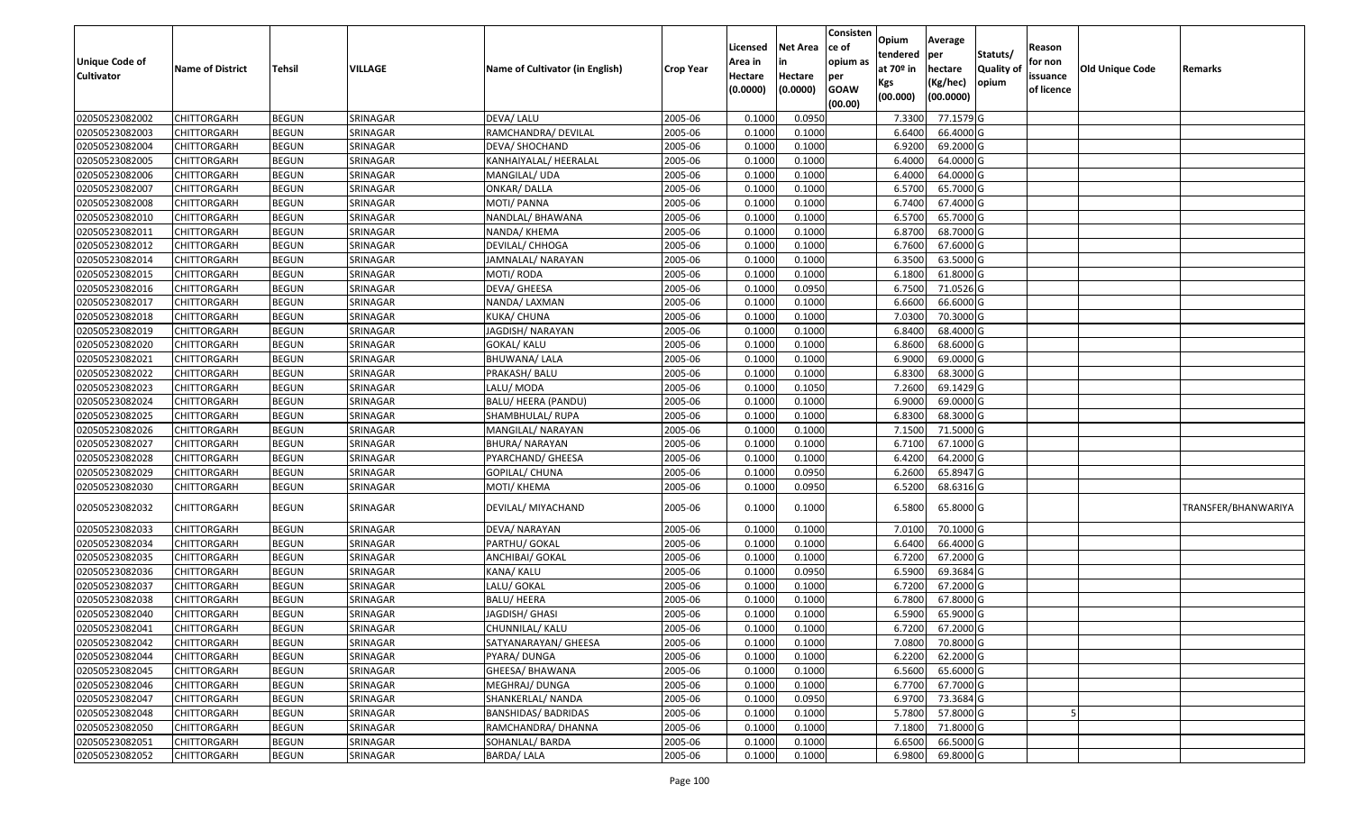| Unique Code of Cultivator | Name of District | Tehsil | VILLAGE | Name of Cultivator (in English) | Crop Year | Licensed Area in Hectare (0.0000) | Net Area in Hectare (0.0000) | Consistence of opium as per GOAW (00.00) | Opium tendered at 70º in Kgs (00.000) | Average per hectare (Kg/hec) (00.0000) | Statuts/ Quality of opium | Reason for non issuance of licence | Old Unique Code | Remarks |
|---|---|---|---|---|---|---|---|---|---|---|---|---|---|---|
| 02050523082002 | CHITTORGARH | BEGUN | SRINAGAR | DEVA/ LALU | 2005-06 | 0.1000 | 0.0950 | | 7.3300 | 77.1579 | G | | | |
| 02050523082003 | CHITTORGARH | BEGUN | SRINAGAR | RAMCHANDRA/ DEVILAL | 2005-06 | 0.1000 | 0.1000 | | 6.6400 | 66.4000 | G | | | |
| 02050523082004 | CHITTORGARH | BEGUN | SRINAGAR | DEVA/ SHOCHAND | 2005-06 | 0.1000 | 0.1000 | | 6.9200 | 69.2000 | G | | | |
| 02050523082005 | CHITTORGARH | BEGUN | SRINAGAR | KANHAIYALAL/ HEERALAL | 2005-06 | 0.1000 | 0.1000 | | 6.4000 | 64.0000 | G | | | |
| 02050523082006 | CHITTORGARH | BEGUN | SRINAGAR | MANGILAL/ UDA | 2005-06 | 0.1000 | 0.1000 | | 6.4000 | 64.0000 | G | | | |
| 02050523082007 | CHITTORGARH | BEGUN | SRINAGAR | ONKAR/ DALLA | 2005-06 | 0.1000 | 0.1000 | | 6.5700 | 65.7000 | G | | | |
| 02050523082008 | CHITTORGARH | BEGUN | SRINAGAR | MOTI/ PANNA | 2005-06 | 0.1000 | 0.1000 | | 6.7400 | 67.4000 | G | | | |
| 02050523082010 | CHITTORGARH | BEGUN | SRINAGAR | NANDLAL/ BHAWANA | 2005-06 | 0.1000 | 0.1000 | | 6.5700 | 65.7000 | G | | | |
| 02050523082011 | CHITTORGARH | BEGUN | SRINAGAR | NANDA/ KHEMA | 2005-06 | 0.1000 | 0.1000 | | 6.8700 | 68.7000 | G | | | |
| 02050523082012 | CHITTORGARH | BEGUN | SRINAGAR | DEVILAL/ CHHOGA | 2005-06 | 0.1000 | 0.1000 | | 6.7600 | 67.6000 | G | | | |
| 02050523082014 | CHITTORGARH | BEGUN | SRINAGAR | JAMNALAL/ NARAYAN | 2005-06 | 0.1000 | 0.1000 | | 6.3500 | 63.5000 | G | | | |
| 02050523082015 | CHITTORGARH | BEGUN | SRINAGAR | MOTI/ RODA | 2005-06 | 0.1000 | 0.1000 | | 6.1800 | 61.8000 | G | | | |
| 02050523082016 | CHITTORGARH | BEGUN | SRINAGAR | DEVA/ GHEESA | 2005-06 | 0.1000 | 0.0950 | | 6.7500 | 71.0526 | G | | | |
| 02050523082017 | CHITTORGARH | BEGUN | SRINAGAR | NANDA/ LAXMAN | 2005-06 | 0.1000 | 0.1000 | | 6.6600 | 66.6000 | G | | | |
| 02050523082018 | CHITTORGARH | BEGUN | SRINAGAR | KUKA/ CHUNA | 2005-06 | 0.1000 | 0.1000 | | 7.0300 | 70.3000 | G | | | |
| 02050523082019 | CHITTORGARH | BEGUN | SRINAGAR | JAGDISH/ NARAYAN | 2005-06 | 0.1000 | 0.1000 | | 6.8400 | 68.4000 | G | | | |
| 02050523082020 | CHITTORGARH | BEGUN | SRINAGAR | GOKAL/ KALU | 2005-06 | 0.1000 | 0.1000 | | 6.8600 | 68.6000 | G | | | |
| 02050523082021 | CHITTORGARH | BEGUN | SRINAGAR | BHUWANA/ LALA | 2005-06 | 0.1000 | 0.1000 | | 6.9000 | 69.0000 | G | | | |
| 02050523082022 | CHITTORGARH | BEGUN | SRINAGAR | PRAKASH/ BALU | 2005-06 | 0.1000 | 0.1000 | | 6.8300 | 68.3000 | G | | | |
| 02050523082023 | CHITTORGARH | BEGUN | SRINAGAR | LALU/ MODA | 2005-06 | 0.1000 | 0.1050 | | 7.2600 | 69.1429 | G | | | |
| 02050523082024 | CHITTORGARH | BEGUN | SRINAGAR | BALU/ HEERA (PANDU) | 2005-06 | 0.1000 | 0.1000 | | 6.9000 | 69.0000 | G | | | |
| 02050523082025 | CHITTORGARH | BEGUN | SRINAGAR | SHAMBHULAL/ RUPA | 2005-06 | 0.1000 | 0.1000 | | 6.8300 | 68.3000 | G | | | |
| 02050523082026 | CHITTORGARH | BEGUN | SRINAGAR | MANGILAL/ NARAYAN | 2005-06 | 0.1000 | 0.1000 | | 7.1500 | 71.5000 | G | | | |
| 02050523082027 | CHITTORGARH | BEGUN | SRINAGAR | BHURA/ NARAYAN | 2005-06 | 0.1000 | 0.1000 | | 6.7100 | 67.1000 | G | | | |
| 02050523082028 | CHITTORGARH | BEGUN | SRINAGAR | PYARCHAND/ GHEESA | 2005-06 | 0.1000 | 0.1000 | | 6.4200 | 64.2000 | G | | | |
| 02050523082029 | CHITTORGARH | BEGUN | SRINAGAR | GOPILAL/ CHUNA | 2005-06 | 0.1000 | 0.0950 | | 6.2600 | 65.8947 | G | | | |
| 02050523082030 | CHITTORGARH | BEGUN | SRINAGAR | MOTI/ KHEMA | 2005-06 | 0.1000 | 0.0950 | | 6.5200 | 68.6316 | G | | | |
| 02050523082032 | CHITTORGARH | BEGUN | SRINAGAR | DEVILAL/ MIYACHAND | 2005-06 | 0.1000 | 0.1000 | | 6.5800 | 65.8000 | G | | | TRANSFER/BHANWARIYA |
| 02050523082033 | CHITTORGARH | BEGUN | SRINAGAR | DEVA/ NARAYAN | 2005-06 | 0.1000 | 0.1000 | | 7.0100 | 70.1000 | G | | | |
| 02050523082034 | CHITTORGARH | BEGUN | SRINAGAR | PARTHU/ GOKAL | 2005-06 | 0.1000 | 0.1000 | | 6.6400 | 66.4000 | G | | | |
| 02050523082035 | CHITTORGARH | BEGUN | SRINAGAR | ANCHIBAI/ GOKAL | 2005-06 | 0.1000 | 0.1000 | | 6.7200 | 67.2000 | G | | | |
| 02050523082036 | CHITTORGARH | BEGUN | SRINAGAR | KANA/ KALU | 2005-06 | 0.1000 | 0.0950 | | 6.5900 | 69.3684 | G | | | |
| 02050523082037 | CHITTORGARH | BEGUN | SRINAGAR | LALU/ GOKAL | 2005-06 | 0.1000 | 0.1000 | | 6.7200 | 67.2000 | G | | | |
| 02050523082038 | CHITTORGARH | BEGUN | SRINAGAR | BALU/ HEERA | 2005-06 | 0.1000 | 0.1000 | | 6.7800 | 67.8000 | G | | | |
| 02050523082040 | CHITTORGARH | BEGUN | SRINAGAR | JAGDISH/ GHASI | 2005-06 | 0.1000 | 0.1000 | | 6.5900 | 65.9000 | G | | | |
| 02050523082041 | CHITTORGARH | BEGUN | SRINAGAR | CHUNNILAL/ KALU | 2005-06 | 0.1000 | 0.1000 | | 6.7200 | 67.2000 | G | | | |
| 02050523082042 | CHITTORGARH | BEGUN | SRINAGAR | SATYANARAYAN/ GHEESA | 2005-06 | 0.1000 | 0.1000 | | 7.0800 | 70.8000 | G | | | |
| 02050523082044 | CHITTORGARH | BEGUN | SRINAGAR | PYARA/ DUNGA | 2005-06 | 0.1000 | 0.1000 | | 6.2200 | 62.2000 | G | | | |
| 02050523082045 | CHITTORGARH | BEGUN | SRINAGAR | GHEESA/ BHAWANA | 2005-06 | 0.1000 | 0.1000 | | 6.5600 | 65.6000 | G | | | |
| 02050523082046 | CHITTORGARH | BEGUN | SRINAGAR | MEGHRAJ/ DUNGA | 2005-06 | 0.1000 | 0.1000 | | 6.7700 | 67.7000 | G | | | |
| 02050523082047 | CHITTORGARH | BEGUN | SRINAGAR | SHANKERLAL/ NANDA | 2005-06 | 0.1000 | 0.0950 | | 6.9700 | 73.3684 | G | | | |
| 02050523082048 | CHITTORGARH | BEGUN | SRINAGAR | BANSHIDAS/ BADRIDAS | 2005-06 | 0.1000 | 0.1000 | | 5.7800 | 57.8000 | G | 5 | | |
| 02050523082050 | CHITTORGARH | BEGUN | SRINAGAR | RAMCHANDRA/ DHANNA | 2005-06 | 0.1000 | 0.1000 | | 7.1800 | 71.8000 | G | | | |
| 02050523082051 | CHITTORGARH | BEGUN | SRINAGAR | SOHANLAL/ BARDA | 2005-06 | 0.1000 | 0.1000 | | 6.6500 | 66.5000 | G | | | |
| 02050523082052 | CHITTORGARH | BEGUN | SRINAGAR | BARDA/ LALA | 2005-06 | 0.1000 | 0.1000 | | 6.9800 | 69.8000 | G | | | |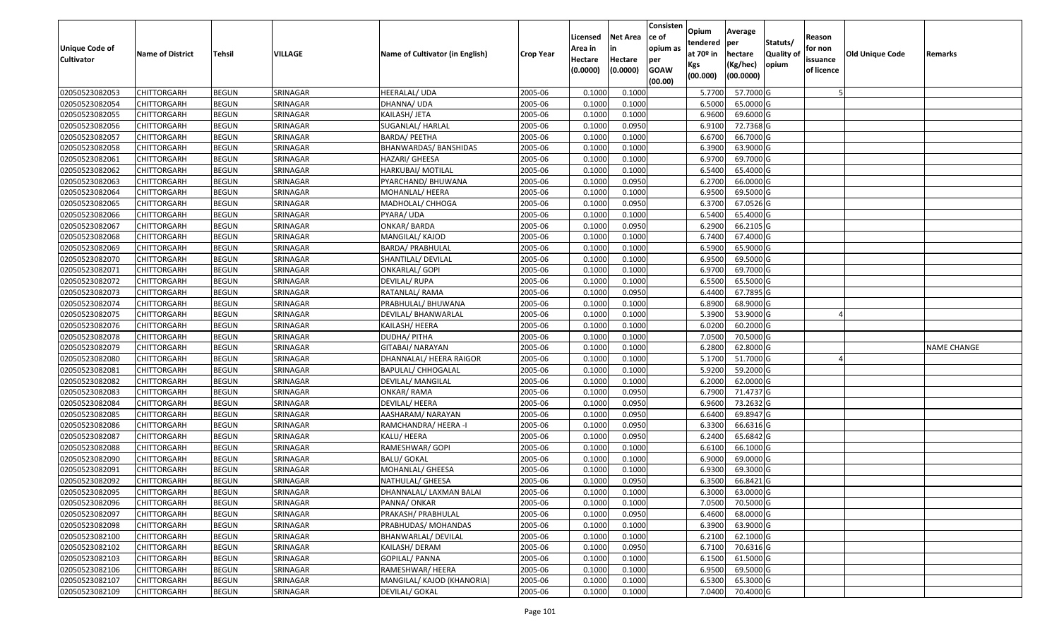| Unique Code of Cultivator | Name of District | Tehsil | VILLAGE | Name of Cultivator (in English) | Crop Year | Licensed Area in Hectare (0.0000) | Net Area in Hectare (0.0000) | Consistence of opium as per GOAW (00.00) | Opium tendered at 70º in Kgs (00.000) | Average per hectare (Kg/hec) (00.0000) | Statuts/ Quality of opium | Reason for non issuance of licence | Old Unique Code | Remarks |
|---|---|---|---|---|---|---|---|---|---|---|---|---|---|---|
| 02050523082053 | CHITTORGARH | BEGUN | SRINAGAR | HEERALAL/ UDA | 2005-06 | 0.1000 | 0.1000 | | 5.7700 | 57.7000 | G | 5 | | |
| 02050523082054 | CHITTORGARH | BEGUN | SRINAGAR | DHANNA/ UDA | 2005-06 | 0.1000 | 0.1000 | | 6.5000 | 65.0000 | G | | | |
| 02050523082055 | CHITTORGARH | BEGUN | SRINAGAR | KAILASH/ JETA | 2005-06 | 0.1000 | 0.1000 | | 6.9600 | 69.6000 | G | | | |
| 02050523082056 | CHITTORGARH | BEGUN | SRINAGAR | SUGANLAL/ HARLAL | 2005-06 | 0.1000 | 0.0950 | | 6.9100 | 72.7368 | G | | | |
| 02050523082057 | CHITTORGARH | BEGUN | SRINAGAR | BARDA/ PEETHA | 2005-06 | 0.1000 | 0.1000 | | 6.6700 | 66.7000 | G | | | |
| 02050523082058 | CHITTORGARH | BEGUN | SRINAGAR | BHANWARDAS/ BANSHIDAS | 2005-06 | 0.1000 | 0.1000 | | 6.3900 | 63.9000 | G | | | |
| 02050523082061 | CHITTORGARH | BEGUN | SRINAGAR | HAZARI/ GHEESA | 2005-06 | 0.1000 | 0.1000 | | 6.9700 | 69.7000 | G | | | |
| 02050523082062 | CHITTORGARH | BEGUN | SRINAGAR | HARKUBAI/ MOTILAL | 2005-06 | 0.1000 | 0.1000 | | 6.5400 | 65.4000 | G | | | |
| 02050523082063 | CHITTORGARH | BEGUN | SRINAGAR | PYARCHAND/ BHUWANA | 2005-06 | 0.1000 | 0.0950 | | 6.2700 | 66.0000 | G | | | |
| 02050523082064 | CHITTORGARH | BEGUN | SRINAGAR | MOHANLAL/ HEERA | 2005-06 | 0.1000 | 0.1000 | | 6.9500 | 69.5000 | G | | | |
| 02050523082065 | CHITTORGARH | BEGUN | SRINAGAR | MADHOLAL/ CHHOGA | 2005-06 | 0.1000 | 0.0950 | | 6.3700 | 67.0526 | G | | | |
| 02050523082066 | CHITTORGARH | BEGUN | SRINAGAR | PYARA/ UDA | 2005-06 | 0.1000 | 0.1000 | | 6.5400 | 65.4000 | G | | | |
| 02050523082067 | CHITTORGARH | BEGUN | SRINAGAR | ONKAR/ BARDA | 2005-06 | 0.1000 | 0.0950 | | 6.2900 | 66.2105 | G | | | |
| 02050523082068 | CHITTORGARH | BEGUN | SRINAGAR | MANGILAL/ KAJOD | 2005-06 | 0.1000 | 0.1000 | | 6.7400 | 67.4000 | G | | | |
| 02050523082069 | CHITTORGARH | BEGUN | SRINAGAR | BARDA/ PRABHULAL | 2005-06 | 0.1000 | 0.1000 | | 6.5900 | 65.9000 | G | | | |
| 02050523082070 | CHITTORGARH | BEGUN | SRINAGAR | SHANTILAL/ DEVILAL | 2005-06 | 0.1000 | 0.1000 | | 6.9500 | 69.5000 | G | | | |
| 02050523082071 | CHITTORGARH | BEGUN | SRINAGAR | ONKARLAL/ GOPI | 2005-06 | 0.1000 | 0.1000 | | 6.9700 | 69.7000 | G | | | |
| 02050523082072 | CHITTORGARH | BEGUN | SRINAGAR | DEVILAL/ RUPA | 2005-06 | 0.1000 | 0.1000 | | 6.5500 | 65.5000 | G | | | |
| 02050523082073 | CHITTORGARH | BEGUN | SRINAGAR | RATANLAL/ RAMA | 2005-06 | 0.1000 | 0.0950 | | 6.4400 | 67.7895 | G | | | |
| 02050523082074 | CHITTORGARH | BEGUN | SRINAGAR | PRABHULAL/ BHUWANA | 2005-06 | 0.1000 | 0.1000 | | 6.8900 | 68.9000 | G | | | |
| 02050523082075 | CHITTORGARH | BEGUN | SRINAGAR | DEVILAL/ BHANWARLAL | 2005-06 | 0.1000 | 0.1000 | | 5.3900 | 53.9000 | G | 4 | | |
| 02050523082076 | CHITTORGARH | BEGUN | SRINAGAR | KAILASH/ HEERA | 2005-06 | 0.1000 | 0.1000 | | 6.0200 | 60.2000 | G | | | |
| 02050523082078 | CHITTORGARH | BEGUN | SRINAGAR | DUDHA/ PITHA | 2005-06 | 0.1000 | 0.1000 | | 7.0500 | 70.5000 | G | | | |
| 02050523082079 | CHITTORGARH | BEGUN | SRINAGAR | GITABAI/ NARAYAN | 2005-06 | 0.1000 | 0.1000 | | 6.2800 | 62.8000 | G | | | NAME CHANGE |
| 02050523082080 | CHITTORGARH | BEGUN | SRINAGAR | DHANNALAL/ HEERA RAIGOR | 2005-06 | 0.1000 | 0.1000 | | 5.1700 | 51.7000 | G | 4 | | |
| 02050523082081 | CHITTORGARH | BEGUN | SRINAGAR | BAPULAL/ CHHOGALAL | 2005-06 | 0.1000 | 0.1000 | | 5.9200 | 59.2000 | G | | | |
| 02050523082082 | CHITTORGARH | BEGUN | SRINAGAR | DEVILAL/ MANGILAL | 2005-06 | 0.1000 | 0.1000 | | 6.2000 | 62.0000 | G | | | |
| 02050523082083 | CHITTORGARH | BEGUN | SRINAGAR | ONKAR/ RAMA | 2005-06 | 0.1000 | 0.0950 | | 6.7900 | 71.4737 | G | | | |
| 02050523082084 | CHITTORGARH | BEGUN | SRINAGAR | DEVILAL/ HEERA | 2005-06 | 0.1000 | 0.0950 | | 6.9600 | 73.2632 | G | | | |
| 02050523082085 | CHITTORGARH | BEGUN | SRINAGAR | AASHARAM/ NARAYAN | 2005-06 | 0.1000 | 0.0950 | | 6.6400 | 69.8947 | G | | | |
| 02050523082086 | CHITTORGARH | BEGUN | SRINAGAR | RAMCHANDRA/ HEERA -I | 2005-06 | 0.1000 | 0.0950 | | 6.3300 | 66.6316 | G | | | |
| 02050523082087 | CHITTORGARH | BEGUN | SRINAGAR | KALU/ HEERA | 2005-06 | 0.1000 | 0.0950 | | 6.2400 | 65.6842 | G | | | |
| 02050523082088 | CHITTORGARH | BEGUN | SRINAGAR | RAMESHWAR/ GOPI | 2005-06 | 0.1000 | 0.1000 | | 6.6100 | 66.1000 | G | | | |
| 02050523082090 | CHITTORGARH | BEGUN | SRINAGAR | BALU/ GOKAL | 2005-06 | 0.1000 | 0.1000 | | 6.9000 | 69.0000 | G | | | |
| 02050523082091 | CHITTORGARH | BEGUN | SRINAGAR | MOHANLAL/ GHEESA | 2005-06 | 0.1000 | 0.1000 | | 6.9300 | 69.3000 | G | | | |
| 02050523082092 | CHITTORGARH | BEGUN | SRINAGAR | NATHULAL/ GHEESA | 2005-06 | 0.1000 | 0.0950 | | 6.3500 | 66.8421 | G | | | |
| 02050523082095 | CHITTORGARH | BEGUN | SRINAGAR | DHANNALAL/ LAXMAN BALAI | 2005-06 | 0.1000 | 0.1000 | | 6.3000 | 63.0000 | G | | | |
| 02050523082096 | CHITTORGARH | BEGUN | SRINAGAR | PANNA/ ONKAR | 2005-06 | 0.1000 | 0.1000 | | 7.0500 | 70.5000 | G | | | |
| 02050523082097 | CHITTORGARH | BEGUN | SRINAGAR | PRAKASH/ PRABHULAL | 2005-06 | 0.1000 | 0.0950 | | 6.4600 | 68.0000 | G | | | |
| 02050523082098 | CHITTORGARH | BEGUN | SRINAGAR | PRABHUDAS/ MOHANDAS | 2005-06 | 0.1000 | 0.1000 | | 6.3900 | 63.9000 | G | | | |
| 02050523082100 | CHITTORGARH | BEGUN | SRINAGAR | BHANWARLAL/ DEVILAL | 2005-06 | 0.1000 | 0.1000 | | 6.2100 | 62.1000 | G | | | |
| 02050523082102 | CHITTORGARH | BEGUN | SRINAGAR | KAILASH/ DERAM | 2005-06 | 0.1000 | 0.0950 | | 6.7100 | 70.6316 | G | | | |
| 02050523082103 | CHITTORGARH | BEGUN | SRINAGAR | GOPILAL/ PANNA | 2005-06 | 0.1000 | 0.1000 | | 6.1500 | 61.5000 | G | | | |
| 02050523082106 | CHITTORGARH | BEGUN | SRINAGAR | RAMESHWAR/ HEERA | 2005-06 | 0.1000 | 0.1000 | | 6.9500 | 69.5000 | G | | | |
| 02050523082107 | CHITTORGARH | BEGUN | SRINAGAR | MANGILAL/ KAJOD (KHANORIA) | 2005-06 | 0.1000 | 0.1000 | | 6.5300 | 65.3000 | G | | | |
| 02050523082109 | CHITTORGARH | BEGUN | SRINAGAR | DEVILAL/ GOKAL | 2005-06 | 0.1000 | 0.1000 | | 7.0400 | 70.4000 | G | | | |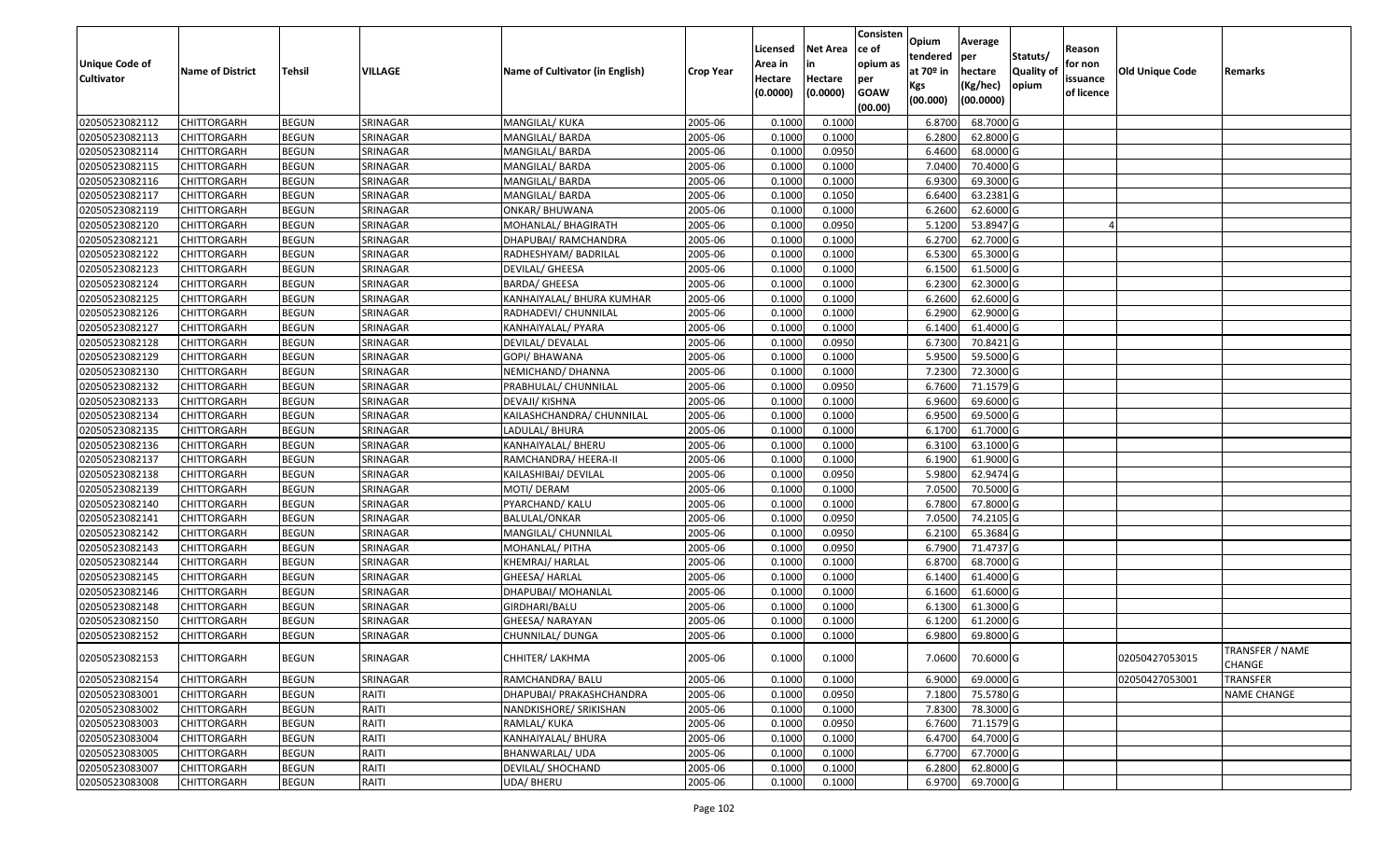| Unique Code of Cultivator | Name of District | Tehsil | VILLAGE | Name of Cultivator (in English) | Crop Year | Licensed Area in Hectare (0.0000) | Net Area in Hectare (0.0000) | Consistence of opium as per GOAW (00.00) | Opium tendered at 70º in Kgs (00.000) | Average per hectare (Kg/hec) (00.0000) | Statuts/ Quality of opium | Reason for non issuance of licence | Old Unique Code | Remarks |
|---|---|---|---|---|---|---|---|---|---|---|---|---|---|---|
| 02050523082112 | CHITTORGARH | BEGUN | SRINAGAR | MANGILAL/ KUKA | 2005-06 | 0.1000 | 0.1000 | | 6.8700 | 68.7000 | G | | | |
| 02050523082113 | CHITTORGARH | BEGUN | SRINAGAR | MANGILAL/ BARDA | 2005-06 | 0.1000 | 0.1000 | | 6.2800 | 62.8000 | G | | | |
| 02050523082114 | CHITTORGARH | BEGUN | SRINAGAR | MANGILAL/ BARDA | 2005-06 | 0.1000 | 0.0950 | | 6.4600 | 68.0000 | G | | | |
| 02050523082115 | CHITTORGARH | BEGUN | SRINAGAR | MANGILAL/ BARDA | 2005-06 | 0.1000 | 0.1000 | | 7.0400 | 70.4000 | G | | | |
| 02050523082116 | CHITTORGARH | BEGUN | SRINAGAR | MANGILAL/ BARDA | 2005-06 | 0.1000 | 0.1000 | | 6.9300 | 69.3000 | G | | | |
| 02050523082117 | CHITTORGARH | BEGUN | SRINAGAR | MANGILAL/ BARDA | 2005-06 | 0.1000 | 0.1050 | | 6.6400 | 63.2381 | G | | | |
| 02050523082119 | CHITTORGARH | BEGUN | SRINAGAR | ONKAR/ BHUWANA | 2005-06 | 0.1000 | 0.1000 | | 6.2600 | 62.6000 | G | | | |
| 02050523082120 | CHITTORGARH | BEGUN | SRINAGAR | MOHANLAL/ BHAGIRATH | 2005-06 | 0.1000 | 0.0950 | | 5.1200 | 53.8947 | G | 4 | | |
| 02050523082121 | CHITTORGARH | BEGUN | SRINAGAR | DHAPUBAI/ RAMCHANDRA | 2005-06 | 0.1000 | 0.1000 | | 6.2700 | 62.7000 | G | | | |
| 02050523082122 | CHITTORGARH | BEGUN | SRINAGAR | RADHESHYAM/ BADRILAL | 2005-06 | 0.1000 | 0.1000 | | 6.5300 | 65.3000 | G | | | |
| 02050523082123 | CHITTORGARH | BEGUN | SRINAGAR | DEVILAL/ GHEESA | 2005-06 | 0.1000 | 0.1000 | | 6.1500 | 61.5000 | G | | | |
| 02050523082124 | CHITTORGARH | BEGUN | SRINAGAR | BARDA/ GHEESA | 2005-06 | 0.1000 | 0.1000 | | 6.2300 | 62.3000 | G | | | |
| 02050523082125 | CHITTORGARH | BEGUN | SRINAGAR | KANHAIYALAL/ BHURA KUMHAR | 2005-06 | 0.1000 | 0.1000 | | 6.2600 | 62.6000 | G | | | |
| 02050523082126 | CHITTORGARH | BEGUN | SRINAGAR | RADHADEVI/ CHUNNILAL | 2005-06 | 0.1000 | 0.1000 | | 6.2900 | 62.9000 | G | | | |
| 02050523082127 | CHITTORGARH | BEGUN | SRINAGAR | KANHAIYALAL/ PYARA | 2005-06 | 0.1000 | 0.1000 | | 6.1400 | 61.4000 | G | | | |
| 02050523082128 | CHITTORGARH | BEGUN | SRINAGAR | DEVILAL/ DEVALAL | 2005-06 | 0.1000 | 0.0950 | | 6.7300 | 70.8421 | G | | | |
| 02050523082129 | CHITTORGARH | BEGUN | SRINAGAR | GOPI/ BHAWANA | 2005-06 | 0.1000 | 0.1000 | | 5.9500 | 59.5000 | G | | | |
| 02050523082130 | CHITTORGARH | BEGUN | SRINAGAR | NEMICHAND/ DHANNA | 2005-06 | 0.1000 | 0.1000 | | 7.2300 | 72.3000 | G | | | |
| 02050523082132 | CHITTORGARH | BEGUN | SRINAGAR | PRABHULAL/ CHUNNILAL | 2005-06 | 0.1000 | 0.0950 | | 6.7600 | 71.1579 | G | | | |
| 02050523082133 | CHITTORGARH | BEGUN | SRINAGAR | DEVAJI/ KISHNA | 2005-06 | 0.1000 | 0.1000 | | 6.9600 | 69.6000 | G | | | |
| 02050523082134 | CHITTORGARH | BEGUN | SRINAGAR | KAILASHCHANDRA/ CHUNNILAL | 2005-06 | 0.1000 | 0.1000 | | 6.9500 | 69.5000 | G | | | |
| 02050523082135 | CHITTORGARH | BEGUN | SRINAGAR | LADULAL/ BHURA | 2005-06 | 0.1000 | 0.1000 | | 6.1700 | 61.7000 | G | | | |
| 02050523082136 | CHITTORGARH | BEGUN | SRINAGAR | KANHAIYALAL/ BHERU | 2005-06 | 0.1000 | 0.1000 | | 6.3100 | 63.1000 | G | | | |
| 02050523082137 | CHITTORGARH | BEGUN | SRINAGAR | RAMCHANDRA/ HEERA-II | 2005-06 | 0.1000 | 0.1000 | | 6.1900 | 61.9000 | G | | | |
| 02050523082138 | CHITTORGARH | BEGUN | SRINAGAR | KAILASHIBAI/ DEVILAL | 2005-06 | 0.1000 | 0.0950 | | 5.9800 | 62.9474 | G | | | |
| 02050523082139 | CHITTORGARH | BEGUN | SRINAGAR | MOTI/ DERAM | 2005-06 | 0.1000 | 0.1000 | | 7.0500 | 70.5000 | G | | | |
| 02050523082140 | CHITTORGARH | BEGUN | SRINAGAR | PYARCHAND/ KALU | 2005-06 | 0.1000 | 0.1000 | | 6.7800 | 67.8000 | G | | | |
| 02050523082141 | CHITTORGARH | BEGUN | SRINAGAR | BALULAL/ONKAR | 2005-06 | 0.1000 | 0.0950 | | 7.0500 | 74.2105 | G | | | |
| 02050523082142 | CHITTORGARH | BEGUN | SRINAGAR | MANGILAL/ CHUNNILAL | 2005-06 | 0.1000 | 0.0950 | | 6.2100 | 65.3684 | G | | | |
| 02050523082143 | CHITTORGARH | BEGUN | SRINAGAR | MOHANLAL/ PITHA | 2005-06 | 0.1000 | 0.0950 | | 6.7900 | 71.4737 | G | | | |
| 02050523082144 | CHITTORGARH | BEGUN | SRINAGAR | KHEMRAJ/ HARLAL | 2005-06 | 0.1000 | 0.1000 | | 6.8700 | 68.7000 | G | | | |
| 02050523082145 | CHITTORGARH | BEGUN | SRINAGAR | GHEESA/ HARLAL | 2005-06 | 0.1000 | 0.1000 | | 6.1400 | 61.4000 | G | | | |
| 02050523082146 | CHITTORGARH | BEGUN | SRINAGAR | DHAPUBAI/ MOHANLAL | 2005-06 | 0.1000 | 0.1000 | | 6.1600 | 61.6000 | G | | | |
| 02050523082148 | CHITTORGARH | BEGUN | SRINAGAR | GIRDHARI/BALU | 2005-06 | 0.1000 | 0.1000 | | 6.1300 | 61.3000 | G | | | |
| 02050523082150 | CHITTORGARH | BEGUN | SRINAGAR | GHEESA/ NARAYAN | 2005-06 | 0.1000 | 0.1000 | | 6.1200 | 61.2000 | G | | | |
| 02050523082152 | CHITTORGARH | BEGUN | SRINAGAR | CHUNNILAL/ DUNGA | 2005-06 | 0.1000 | 0.1000 | | 6.9800 | 69.8000 | G | | | |
| 02050523082153 | CHITTORGARH | BEGUN | SRINAGAR | CHHITER/ LAKHMA | 2005-06 | 0.1000 | 0.1000 | | 7.0600 | 70.6000 | G | | 02050427053015 | TRANSFER / NAME CHANGE |
| 02050523082154 | CHITTORGARH | BEGUN | SRINAGAR | RAMCHANDRA/ BALU | 2005-06 | 0.1000 | 0.1000 | | 6.9000 | 69.0000 | G | | 02050427053001 | TRANSFER |
| 02050523083001 | CHITTORGARH | BEGUN | RAITI | DHAPUBAI/ PRAKASHCHANDRA | 2005-06 | 0.1000 | 0.0950 | | 7.1800 | 75.5780 | G | | | NAME CHANGE |
| 02050523083002 | CHITTORGARH | BEGUN | RAITI | NANDKISHORE/ SRIKISHAN | 2005-06 | 0.1000 | 0.1000 | | 7.8300 | 78.3000 | G | | | |
| 02050523083003 | CHITTORGARH | BEGUN | RAITI | RAMLAL/ KUKA | 2005-06 | 0.1000 | 0.0950 | | 6.7600 | 71.1579 | G | | | |
| 02050523083004 | CHITTORGARH | BEGUN | RAITI | KANHAIYALAL/ BHURA | 2005-06 | 0.1000 | 0.1000 | | 6.4700 | 64.7000 | G | | | |
| 02050523083005 | CHITTORGARH | BEGUN | RAITI | BHANWARLAL/ UDA | 2005-06 | 0.1000 | 0.1000 | | 6.7700 | 67.7000 | G | | | |
| 02050523083007 | CHITTORGARH | BEGUN | RAITI | DEVILAL/ SHOCHAND | 2005-06 | 0.1000 | 0.1000 | | 6.2800 | 62.8000 | G | | | |
| 02050523083008 | CHITTORGARH | BEGUN | RAITI | UDA/ BHERU | 2005-06 | 0.1000 | 0.1000 | | 6.9700 | 69.7000 | G | | | |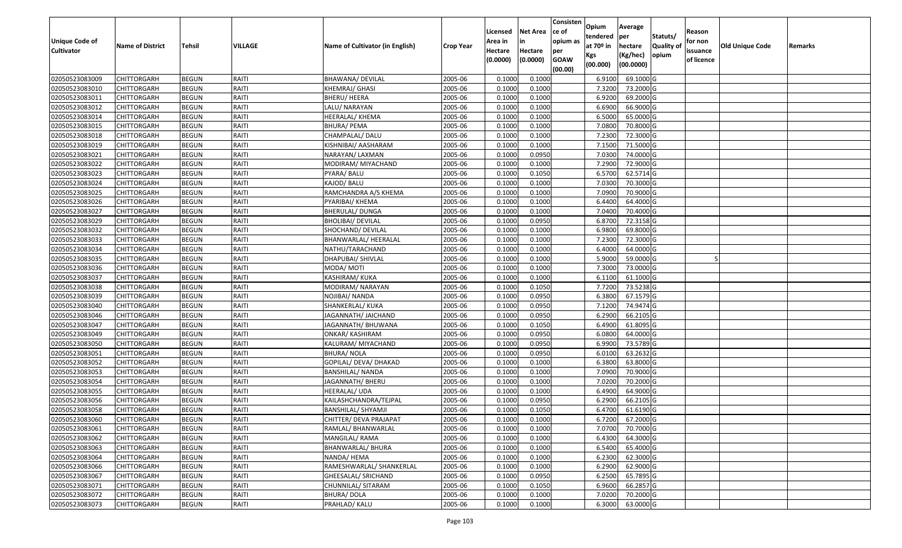| Unique Code of Cultivator | Name of District | Tehsil | VILLAGE | Name of Cultivator (in English) | Crop Year | Licensed Area in Hectare (0.0000) | Net Area in Hectare (0.0000) | Consistence of opium as per GOAW (00.00) | Opium tendered at 70º in Kgs (00.000) | Average per hectare (Kg/hec) (00.0000) | Statuts/ Quality of opium | Reason for non issuance of licence | Old Unique Code | Remarks |
|---|---|---|---|---|---|---|---|---|---|---|---|---|---|---|
| 02050523083009 | CHITTORGARH | BEGUN | RAITI | BHAWANA/ DEVILAL | 2005-06 | 0.1000 | 0.1000 | | 6.9100 | 69.1000 | G | | | |
| 02050523083010 | CHITTORGARH | BEGUN | RAITI | KHEMRAJ/ GHASI | 2005-06 | 0.1000 | 0.1000 | | 7.3200 | 73.2000 | G | | | |
| 02050523083011 | CHITTORGARH | BEGUN | RAITI | BHERU/ HEERA | 2005-06 | 0.1000 | 0.1000 | | 6.9200 | 69.2000 | G | | | |
| 02050523083012 | CHITTORGARH | BEGUN | RAITI | LALU/ NARAYAN | 2005-06 | 0.1000 | 0.1000 | | 6.6900 | 66.9000 | G | | | |
| 02050523083014 | CHITTORGARH | BEGUN | RAITI | HEERALAL/ KHEMA | 2005-06 | 0.1000 | 0.1000 | | 6.5000 | 65.0000 | G | | | |
| 02050523083015 | CHITTORGARH | BEGUN | RAITI | BHURA/ PEMA | 2005-06 | 0.1000 | 0.1000 | | 7.0800 | 70.8000 | G | | | |
| 02050523083018 | CHITTORGARH | BEGUN | RAITI | CHAMPALAL/ DALU | 2005-06 | 0.1000 | 0.1000 | | 7.2300 | 72.3000 | G | | | |
| 02050523083019 | CHITTORGARH | BEGUN | RAITI | KISHNIBAI/ AASHARAM | 2005-06 | 0.1000 | 0.1000 | | 7.1500 | 71.5000 | G | | | |
| 02050523083021 | CHITTORGARH | BEGUN | RAITI | NARAYAN/ LAXMAN | 2005-06 | 0.1000 | 0.0950 | | 7.0300 | 74.0000 | G | | | |
| 02050523083022 | CHITTORGARH | BEGUN | RAITI | MODIRAM/ MIYACHAND | 2005-06 | 0.1000 | 0.1000 | | 7.2900 | 72.9000 | G | | | |
| 02050523083023 | CHITTORGARH | BEGUN | RAITI | PYARA/ BALU | 2005-06 | 0.1000 | 0.1050 | | 6.5700 | 62.5714 | G | | | |
| 02050523083024 | CHITTORGARH | BEGUN | RAITI | KAJOD/ BALU | 2005-06 | 0.1000 | 0.1000 | | 7.0300 | 70.3000 | G | | | |
| 02050523083025 | CHITTORGARH | BEGUN | RAITI | RAMCHANDRA A/S KHEMA | 2005-06 | 0.1000 | 0.1000 | | 7.0900 | 70.9000 | G | | | |
| 02050523083026 | CHITTORGARH | BEGUN | RAITI | PYARIBAI/ KHEMA | 2005-06 | 0.1000 | 0.1000 | | 6.4400 | 64.4000 | G | | | |
| 02050523083027 | CHITTORGARH | BEGUN | RAITI | BHERULAL/ DUNGA | 2005-06 | 0.1000 | 0.1000 | | 7.0400 | 70.4000 | G | | | |
| 02050523083029 | CHITTORGARH | BEGUN | RAITI | BHOLIBAI/ DEVILAL | 2005-06 | 0.1000 | 0.0950 | | 6.8700 | 72.3158 | G | | | |
| 02050523083032 | CHITTORGARH | BEGUN | RAITI | SHOCHAND/ DEVILAL | 2005-06 | 0.1000 | 0.1000 | | 6.9800 | 69.8000 | G | | | |
| 02050523083033 | CHITTORGARH | BEGUN | RAITI | BHANWARLAL/ HEERALAL | 2005-06 | 0.1000 | 0.1000 | | 7.2300 | 72.3000 | G | | | |
| 02050523083034 | CHITTORGARH | BEGUN | RAITI | NATHU/TARACHAND | 2005-06 | 0.1000 | 0.1000 | | 6.4000 | 64.0000 | G | | | |
| 02050523083035 | CHITTORGARH | BEGUN | RAITI | DHAPUBAI/ SHIVLAL | 2005-06 | 0.1000 | 0.1000 | | 5.9000 | 59.0000 | G | 5 | | |
| 02050523083036 | CHITTORGARH | BEGUN | RAITI | MODA/ MOTI | 2005-06 | 0.1000 | 0.1000 | | 7.3000 | 73.0000 | G | | | |
| 02050523083037 | CHITTORGARH | BEGUN | RAITI | KASHIRAM/ KUKA | 2005-06 | 0.1000 | 0.1000 | | 6.1100 | 61.1000 | G | | | |
| 02050523083038 | CHITTORGARH | BEGUN | RAITI | MODIRAM/ NARAYAN | 2005-06 | 0.1000 | 0.1050 | | 7.7200 | 73.5238 | G | | | |
| 02050523083039 | CHITTORGARH | BEGUN | RAITI | NOJIBAI/ NANDA | 2005-06 | 0.1000 | 0.0950 | | 6.3800 | 67.1579 | G | | | |
| 02050523083040 | CHITTORGARH | BEGUN | RAITI | SHANKERLAL/ KUKA | 2005-06 | 0.1000 | 0.0950 | | 7.1200 | 74.9474 | G | | | |
| 02050523083046 | CHITTORGARH | BEGUN | RAITI | JAGANNATH/ JAICHAND | 2005-06 | 0.1000 | 0.0950 | | 6.2900 | 66.2105 | G | | | |
| 02050523083047 | CHITTORGARH | BEGUN | RAITI | JAGANNATH/ BHUWANA | 2005-06 | 0.1000 | 0.1050 | | 6.4900 | 61.8095 | G | | | |
| 02050523083049 | CHITTORGARH | BEGUN | RAITI | ONKAR/ KASHIRAM | 2005-06 | 0.1000 | 0.0950 | | 6.0800 | 64.0000 | G | | | |
| 02050523083050 | CHITTORGARH | BEGUN | RAITI | KALURAM/ MIYACHAND | 2005-06 | 0.1000 | 0.0950 | | 6.9900 | 73.5789 | G | | | |
| 02050523083051 | CHITTORGARH | BEGUN | RAITI | BHURA/ NOLA | 2005-06 | 0.1000 | 0.0950 | | 6.0100 | 63.2632 | G | | | |
| 02050523083052 | CHITTORGARH | BEGUN | RAITI | GOPILAL/ DEVA/ DHAKAD | 2005-06 | 0.1000 | 0.1000 | | 6.3800 | 63.8000 | G | | | |
| 02050523083053 | CHITTORGARH | BEGUN | RAITI | BANSHILAL/ NANDA | 2005-06 | 0.1000 | 0.1000 | | 7.0900 | 70.9000 | G | | | |
| 02050523083054 | CHITTORGARH | BEGUN | RAITI | JAGANNATH/ BHERU | 2005-06 | 0.1000 | 0.1000 | | 7.0200 | 70.2000 | G | | | |
| 02050523083055 | CHITTORGARH | BEGUN | RAITI | HEERALAL/ UDA | 2005-06 | 0.1000 | 0.1000 | | 6.4900 | 64.9000 | G | | | |
| 02050523083056 | CHITTORGARH | BEGUN | RAITI | KAILASHCHANDRA/TEJPAL | 2005-06 | 0.1000 | 0.0950 | | 6.2900 | 66.2105 | G | | | |
| 02050523083058 | CHITTORGARH | BEGUN | RAITI | BANSHILAL/ SHYAMJI | 2005-06 | 0.1000 | 0.1050 | | 6.4700 | 61.6190 | G | | | |
| 02050523083060 | CHITTORGARH | BEGUN | RAITI | CHITTER/ DEVA PRAJAPAT | 2005-06 | 0.1000 | 0.1000 | | 6.7200 | 67.2000 | G | | | |
| 02050523083061 | CHITTORGARH | BEGUN | RAITI | RAMLAL/ BHANWARLAL | 2005-06 | 0.1000 | 0.1000 | | 7.0700 | 70.7000 | G | | | |
| 02050523083062 | CHITTORGARH | BEGUN | RAITI | MANGILAL/ RAMA | 2005-06 | 0.1000 | 0.1000 | | 6.4300 | 64.3000 | G | | | |
| 02050523083063 | CHITTORGARH | BEGUN | RAITI | BHANWARLAL/ BHURA | 2005-06 | 0.1000 | 0.1000 | | 6.5400 | 65.4000 | G | | | |
| 02050523083064 | CHITTORGARH | BEGUN | RAITI | NANDA/ HEMA | 2005-06 | 0.1000 | 0.1000 | | 6.2300 | 62.3000 | G | | | |
| 02050523083066 | CHITTORGARH | BEGUN | RAITI | RAMESHWARLAL/ SHANKERLAL | 2005-06 | 0.1000 | 0.1000 | | 6.2900 | 62.9000 | G | | | |
| 02050523083067 | CHITTORGARH | BEGUN | RAITI | GHEESALAL/ SRICHAND | 2005-06 | 0.1000 | 0.0950 | | 6.2500 | 65.7895 | G | | | |
| 02050523083071 | CHITTORGARH | BEGUN | RAITI | CHUNNILAL/ SITARAM | 2005-06 | 0.1000 | 0.1050 | | 6.9600 | 66.2857 | G | | | |
| 02050523083072 | CHITTORGARH | BEGUN | RAITI | BHURA/ DOLA | 2005-06 | 0.1000 | 0.1000 | | 7.0200 | 70.2000 | G | | | |
| 02050523083073 | CHITTORGARH | BEGUN | RAITI | PRAHLAD/ KALU | 2005-06 | 0.1000 | 0.1000 | | 6.3000 | 63.0000 | G | | | |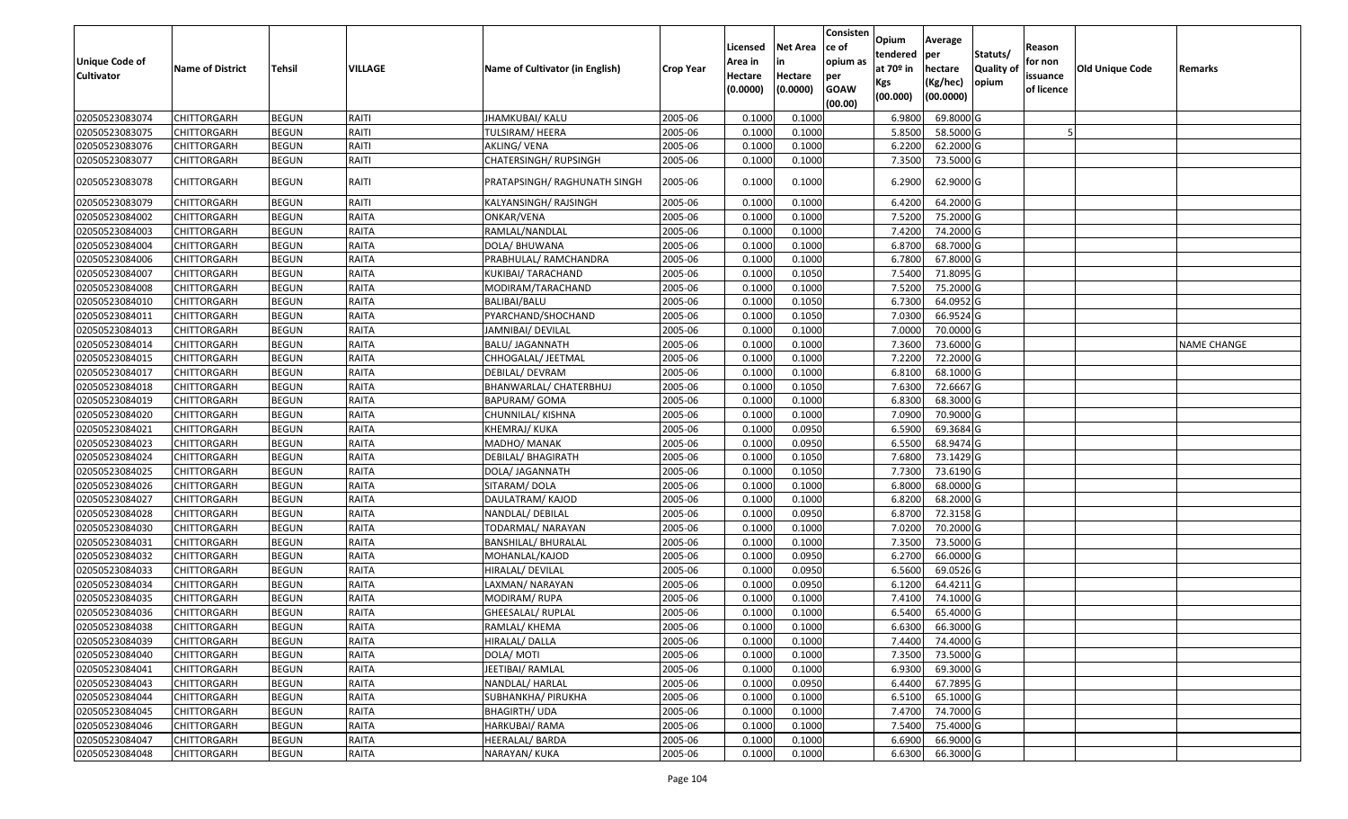| Unique Code of Cultivator | Name of District | Tehsil | VILLAGE | Name of Cultivator (in English) | Crop Year | Licensed Area in Hectare (0.0000) | Net Area in Hectare (0.0000) | Consistence of opium as per GOAW (00.00) | Opium tendered at 70º in Kgs (00.000) | Average per hectare (Kg/hec) (00.0000) | Statuts/ Quality of opium | Reason for non issuance of licence | Old Unique Code | Remarks |
|---|---|---|---|---|---|---|---|---|---|---|---|---|---|---|
| 02050523083074 | CHITTORGARH | BEGUN | RAITI | JHAMKUBAI/ KALU | 2005-06 | 0.1000 | 0.1000 | | 6.9800 | 69.8000 | G | | | |
| 02050523083075 | CHITTORGARH | BEGUN | RAITI | TULSIRAM/ HEERA | 2005-06 | 0.1000 | 0.1000 | | 5.8500 | 58.5000 | G | 5 | | |
| 02050523083076 | CHITTORGARH | BEGUN | RAITI | AKLING/ VENA | 2005-06 | 0.1000 | 0.1000 | | 6.2200 | 62.2000 | G | | | |
| 02050523083077 | CHITTORGARH | BEGUN | RAITI | CHATERSINGH/ RUPSINGH | 2005-06 | 0.1000 | 0.1000 | | 7.3500 | 73.5000 | G | | | |
| 02050523083078 | CHITTORGARH | BEGUN | RAITI | PRATAPSINGH/ RAGHUNATH SINGH | 2005-06 | 0.1000 | 0.1000 | | 6.2900 | 62.9000 | G | | | |
| 02050523083079 | CHITTORGARH | BEGUN | RAITI | KALYANSINGH/ RAJSINGH | 2005-06 | 0.1000 | 0.1000 | | 6.4200 | 64.2000 | G | | | |
| 02050523084002 | CHITTORGARH | BEGUN | RAITA | ONKAR/VENA | 2005-06 | 0.1000 | 0.1000 | | 7.5200 | 75.2000 | G | | | |
| 02050523084003 | CHITTORGARH | BEGUN | RAITA | RAMLAL/NANDLAL | 2005-06 | 0.1000 | 0.1000 | | 7.4200 | 74.2000 | G | | | |
| 02050523084004 | CHITTORGARH | BEGUN | RAITA | DOLA/ BHUWANA | 2005-06 | 0.1000 | 0.1000 | | 6.8700 | 68.7000 | G | | | |
| 02050523084006 | CHITTORGARH | BEGUN | RAITA | PRABHULAL/ RAMCHANDRA | 2005-06 | 0.1000 | 0.1000 | | 6.7800 | 67.8000 | G | | | |
| 02050523084007 | CHITTORGARH | BEGUN | RAITA | KUKIBAI/ TARACHAND | 2005-06 | 0.1000 | 0.1050 | | 7.5400 | 71.8095 | G | | | |
| 02050523084008 | CHITTORGARH | BEGUN | RAITA | MODIRAM/TARACHAND | 2005-06 | 0.1000 | 0.1000 | | 7.5200 | 75.2000 | G | | | |
| 02050523084010 | CHITTORGARH | BEGUN | RAITA | BALIBAI/BALU | 2005-06 | 0.1000 | 0.1050 | | 6.7300 | 64.0952 | G | | | |
| 02050523084011 | CHITTORGARH | BEGUN | RAITA | PYARCHAND/SHOCHAND | 2005-06 | 0.1000 | 0.1050 | | 7.0300 | 66.9524 | G | | | |
| 02050523084013 | CHITTORGARH | BEGUN | RAITA | JAMNIBAI/ DEVILAL | 2005-06 | 0.1000 | 0.1000 | | 7.0000 | 70.0000 | G | | | |
| 02050523084014 | CHITTORGARH | BEGUN | RAITA | BALU/ JAGANNATH | 2005-06 | 0.1000 | 0.1000 | | 7.3600 | 73.6000 | G | | | NAME CHANGE |
| 02050523084015 | CHITTORGARH | BEGUN | RAITA | CHHOGALAL/ JEETMAL | 2005-06 | 0.1000 | 0.1000 | | 7.2200 | 72.2000 | G | | | |
| 02050523084017 | CHITTORGARH | BEGUN | RAITA | DEBILAL/ DEVRAM | 2005-06 | 0.1000 | 0.1000 | | 6.8100 | 68.1000 | G | | | |
| 02050523084018 | CHITTORGARH | BEGUN | RAITA | BHANWARLAL/ CHATERBHUJ | 2005-06 | 0.1000 | 0.1050 | | 7.6300 | 72.6667 | G | | | |
| 02050523084019 | CHITTORGARH | BEGUN | RAITA | BAPURAM/ GOMA | 2005-06 | 0.1000 | 0.1000 | | 6.8300 | 68.3000 | G | | | |
| 02050523084020 | CHITTORGARH | BEGUN | RAITA | CHUNNILAL/ KISHNA | 2005-06 | 0.1000 | 0.1000 | | 7.0900 | 70.9000 | G | | | |
| 02050523084021 | CHITTORGARH | BEGUN | RAITA | KHEMRAJ/ KUKA | 2005-06 | 0.1000 | 0.0950 | | 6.5900 | 69.3684 | G | | | |
| 02050523084023 | CHITTORGARH | BEGUN | RAITA | MADHO/ MANAK | 2005-06 | 0.1000 | 0.0950 | | 6.5500 | 68.9474 | G | | | |
| 02050523084024 | CHITTORGARH | BEGUN | RAITA | DEBILAL/ BHAGIRATH | 2005-06 | 0.1000 | 0.1050 | | 7.6800 | 73.1429 | G | | | |
| 02050523084025 | CHITTORGARH | BEGUN | RAITA | DOLA/ JAGANNATH | 2005-06 | 0.1000 | 0.1050 | | 7.7300 | 73.6190 | G | | | |
| 02050523084026 | CHITTORGARH | BEGUN | RAITA | SITARAM/ DOLA | 2005-06 | 0.1000 | 0.1000 | | 6.8000 | 68.0000 | G | | | |
| 02050523084027 | CHITTORGARH | BEGUN | RAITA | DAULATRAM/ KAJOD | 2005-06 | 0.1000 | 0.1000 | | 6.8200 | 68.2000 | G | | | |
| 02050523084028 | CHITTORGARH | BEGUN | RAITA | NANDLAL/ DEBILAL | 2005-06 | 0.1000 | 0.0950 | | 6.8700 | 72.3158 | G | | | |
| 02050523084030 | CHITTORGARH | BEGUN | RAITA | TODARMAL/ NARAYAN | 2005-06 | 0.1000 | 0.1000 | | 7.0200 | 70.2000 | G | | | |
| 02050523084031 | CHITTORGARH | BEGUN | RAITA | BANSHILAL/ BHURALAL | 2005-06 | 0.1000 | 0.1000 | | 7.3500 | 73.5000 | G | | | |
| 02050523084032 | CHITTORGARH | BEGUN | RAITA | MOHANLAL/KAJOD | 2005-06 | 0.1000 | 0.0950 | | 6.2700 | 66.0000 | G | | | |
| 02050523084033 | CHITTORGARH | BEGUN | RAITA | HIRALAL/ DEVILAL | 2005-06 | 0.1000 | 0.0950 | | 6.5600 | 69.0526 | G | | | |
| 02050523084034 | CHITTORGARH | BEGUN | RAITA | LAXMAN/ NARAYAN | 2005-06 | 0.1000 | 0.0950 | | 6.1200 | 64.4211 | G | | | |
| 02050523084035 | CHITTORGARH | BEGUN | RAITA | MODIRAM/ RUPA | 2005-06 | 0.1000 | 0.1000 | | 7.4100 | 74.1000 | G | | | |
| 02050523084036 | CHITTORGARH | BEGUN | RAITA | GHEESALAL/ RUPLAL | 2005-06 | 0.1000 | 0.1000 | | 6.5400 | 65.4000 | G | | | |
| 02050523084038 | CHITTORGARH | BEGUN | RAITA | RAMLAL/ KHEMA | 2005-06 | 0.1000 | 0.1000 | | 6.6300 | 66.3000 | G | | | |
| 02050523084039 | CHITTORGARH | BEGUN | RAITA | HIRALAL/ DALLA | 2005-06 | 0.1000 | 0.1000 | | 7.4400 | 74.4000 | G | | | |
| 02050523084040 | CHITTORGARH | BEGUN | RAITA | DOLA/ MOTI | 2005-06 | 0.1000 | 0.1000 | | 7.3500 | 73.5000 | G | | | |
| 02050523084041 | CHITTORGARH | BEGUN | RAITA | JEETIBAI/ RAMLAL | 2005-06 | 0.1000 | 0.1000 | | 6.9300 | 69.3000 | G | | | |
| 02050523084043 | CHITTORGARH | BEGUN | RAITA | NANDLAL/ HARLAL | 2005-06 | 0.1000 | 0.0950 | | 6.4400 | 67.7895 | G | | | |
| 02050523084044 | CHITTORGARH | BEGUN | RAITA | SUBHANKHA/ PIRUKHA | 2005-06 | 0.1000 | 0.1000 | | 6.5100 | 65.1000 | G | | | |
| 02050523084045 | CHITTORGARH | BEGUN | RAITA | BHAGIRTH/ UDA | 2005-06 | 0.1000 | 0.1000 | | 7.4700 | 74.7000 | G | | | |
| 02050523084046 | CHITTORGARH | BEGUN | RAITA | HARKUBAI/ RAMA | 2005-06 | 0.1000 | 0.1000 | | 7.5400 | 75.4000 | G | | | |
| 02050523084047 | CHITTORGARH | BEGUN | RAITA | HEERALAL/ BARDA | 2005-06 | 0.1000 | 0.1000 | | 6.6900 | 66.9000 | G | | | |
| 02050523084048 | CHITTORGARH | BEGUN | RAITA | NARAYAN/ KUKA | 2005-06 | 0.1000 | 0.1000 | | 6.6300 | 66.3000 | G | | | |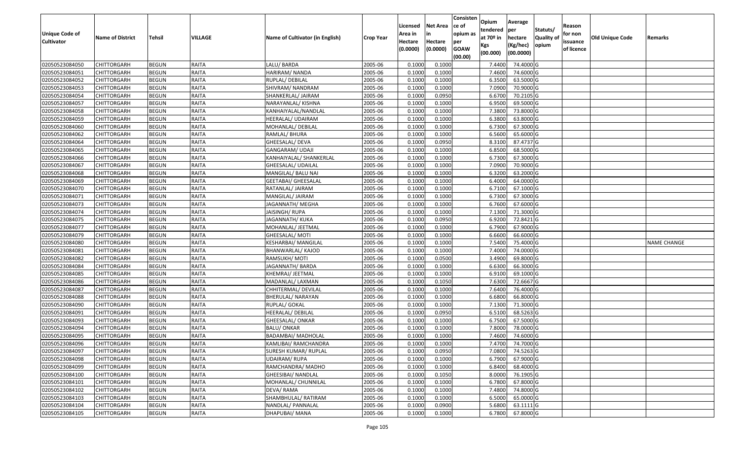| Unique Code of Cultivator | Name of District | Tehsil | VILLAGE | Name of Cultivator (in English) | Crop Year | Licensed Area in Hectare (0.0000) | Net Area in Hectare (0.0000) | Consistence of opium as per GOAW (00.00) | Opium tendered at 70º in Kgs (00.000) | Average per hectare (Kg/hec) (00.0000) | Statuts/ Quality of opium | Reason for non issuance of licence | Old Unique Code | Remarks |
|---|---|---|---|---|---|---|---|---|---|---|---|---|---|---|
| 02050523084050 | CHITTORGARH | BEGUN | RAITA | LALU/ BARDA | 2005-06 | 0.1000 | 0.1000 | | 7.4400 | 74.4000 | G | | | |
| 02050523084051 | CHITTORGARH | BEGUN | RAITA | HARIRAM/ NANDA | 2005-06 | 0.1000 | 0.1000 | | 7.4600 | 74.6000 | G | | | |
| 02050523084052 | CHITTORGARH | BEGUN | RAITA | RUPLAL/ DEBILAL | 2005-06 | 0.1000 | 0.1000 | | 6.3500 | 63.5000 | G | | | |
| 02050523084053 | CHITTORGARH | BEGUN | RAITA | SHIVRAM/ NANDRAM | 2005-06 | 0.1000 | 0.1000 | | 7.0900 | 70.9000 | G | | | |
| 02050523084054 | CHITTORGARH | BEGUN | RAITA | SHANKERLAL/ JAIRAM | 2005-06 | 0.1000 | 0.0950 | | 6.6700 | 70.2105 | G | | | |
| 02050523084057 | CHITTORGARH | BEGUN | RAITA | NARAYANLAL/ KISHNA | 2005-06 | 0.1000 | 0.1000 | | 6.9500 | 69.5000 | G | | | |
| 02050523084058 | CHITTORGARH | BEGUN | RAITA | KANHAIYALAL/NANDLAL | 2005-06 | 0.1000 | 0.1000 | | 7.3800 | 73.8000 | G | | | |
| 02050523084059 | CHITTORGARH | BEGUN | RAITA | HEERALAL/ UDAIRAM | 2005-06 | 0.1000 | 0.1000 | | 6.3800 | 63.8000 | G | | | |
| 02050523084060 | CHITTORGARH | BEGUN | RAITA | MOHANLAL/ DEBILAL | 2005-06 | 0.1000 | 0.1000 | | 6.7300 | 67.3000 | G | | | |
| 02050523084062 | CHITTORGARH | BEGUN | RAITA | RAMLAL/ BHURA | 2005-06 | 0.1000 | 0.1000 | | 6.5600 | 65.6000 | G | | | |
| 02050523084064 | CHITTORGARH | BEGUN | RAITA | GHEESALAL/ DEVA | 2005-06 | 0.1000 | 0.0950 | | 8.3100 | 87.4737 | G | | | |
| 02050523084065 | CHITTORGARH | BEGUN | RAITA | GANGARAM/ UDAJI | 2005-06 | 0.1000 | 0.1000 | | 6.8500 | 68.5000 | G | | | |
| 02050523084066 | CHITTORGARH | BEGUN | RAITA | KANHAIYALAL/ SHANKERLAL | 2005-06 | 0.1000 | 0.1000 | | 6.7300 | 67.3000 | G | | | |
| 02050523084067 | CHITTORGARH | BEGUN | RAITA | GHEESALAL/ UDAILAL | 2005-06 | 0.1000 | 0.1000 | | 7.0900 | 70.9000 | G | | | |
| 02050523084068 | CHITTORGARH | BEGUN | RAITA | MANGILAL/ BALU NAI | 2005-06 | 0.1000 | 0.1000 | | 6.3200 | 63.2000 | G | | | |
| 02050523084069 | CHITTORGARH | BEGUN | RAITA | GEETABAI/ GHEESALAL | 2005-06 | 0.1000 | 0.1000 | | 6.4000 | 64.0000 | G | | | |
| 02050523084070 | CHITTORGARH | BEGUN | RAITA | RATANLAL/ JAIRAM | 2005-06 | 0.1000 | 0.1000 | | 6.7100 | 67.1000 | G | | | |
| 02050523084071 | CHITTORGARH | BEGUN | RAITA | MANGILAL/ JAIRAM | 2005-06 | 0.1000 | 0.1000 | | 6.7300 | 67.3000 | G | | | |
| 02050523084073 | CHITTORGARH | BEGUN | RAITA | JAGANNATH/ MEGHA | 2005-06 | 0.1000 | 0.1000 | | 6.7600 | 67.6000 | G | | | |
| 02050523084074 | CHITTORGARH | BEGUN | RAITA | JAISINGH/ RUPA | 2005-06 | 0.1000 | 0.1000 | | 7.1300 | 71.3000 | G | | | |
| 02050523084075 | CHITTORGARH | BEGUN | RAITA | JAGANNATH/ KUKA | 2005-06 | 0.1000 | 0.0950 | | 6.9200 | 72.8421 | G | | | |
| 02050523084077 | CHITTORGARH | BEGUN | RAITA | MOHANLAL/ JEETMAL | 2005-06 | 0.1000 | 0.1000 | | 6.7900 | 67.9000 | G | | | |
| 02050523084079 | CHITTORGARH | BEGUN | RAITA | GHEESALAL/ MOTI | 2005-06 | 0.1000 | 0.1000 | | 6.6600 | 66.6000 | G | | | |
| 02050523084080 | CHITTORGARH | BEGUN | RAITA | KESHARBAI/ MANGILAL | 2005-06 | 0.1000 | 0.1000 | | 7.5400 | 75.4000 | G | | | NAME CHANGE |
| 02050523084081 | CHITTORGARH | BEGUN | RAITA | BHANWARLAL/ KAJOD | 2005-06 | 0.1000 | 0.1000 | | 7.4000 | 74.0000 | G | | | |
| 02050523084082 | CHITTORGARH | BEGUN | RAITA | RAMSUKH/ MOTI | 2005-06 | 0.1000 | 0.0500 | | 3.4900 | 69.8000 | G | | | |
| 02050523084084 | CHITTORGARH | BEGUN | RAITA | JAGANNATH/ BARDA | 2005-06 | 0.1000 | 0.1000 | | 6.6300 | 66.3000 | G | | | |
| 02050523084085 | CHITTORGARH | BEGUN | RAITA | KHEMRAJ/ JEETMAL | 2005-06 | 0.1000 | 0.1000 | | 6.9100 | 69.1000 | G | | | |
| 02050523084086 | CHITTORGARH | BEGUN | RAITA | MADANLAL/ LAXMAN | 2005-06 | 0.1000 | 0.1050 | | 7.6300 | 72.6667 | G | | | |
| 02050523084087 | CHITTORGARH | BEGUN | RAITA | CHHITERMAL/ DEVILAL | 2005-06 | 0.1000 | 0.1000 | | 7.6400 | 76.4000 | G | | | |
| 02050523084088 | CHITTORGARH | BEGUN | RAITA | BHERULAL/ NARAYAN | 2005-06 | 0.1000 | 0.1000 | | 6.6800 | 66.8000 | G | | | |
| 02050523084090 | CHITTORGARH | BEGUN | RAITA | RUPLAL/ GOKAL | 2005-06 | 0.1000 | 0.1000 | | 7.1300 | 71.3000 | G | | | |
| 02050523084091 | CHITTORGARH | BEGUN | RAITA | HEERALAL/ DEBILAL | 2005-06 | 0.1000 | 0.0950 | | 6.5100 | 68.5263 | G | | | |
| 02050523084093 | CHITTORGARH | BEGUN | RAITA | GHEESALAL/ ONKAR | 2005-06 | 0.1000 | 0.1000 | | 6.7500 | 67.5000 | G | | | |
| 02050523084094 | CHITTORGARH | BEGUN | RAITA | BALU/ ONKAR | 2005-06 | 0.1000 | 0.1000 | | 7.8000 | 78.0000 | G | | | |
| 02050523084095 | CHITTORGARH | BEGUN | RAITA | BADAMBAI/ MADHOLAL | 2005-06 | 0.1000 | 0.1000 | | 7.4600 | 74.6000 | G | | | |
| 02050523084096 | CHITTORGARH | BEGUN | RAITA | KAMLIBAI/ RAMCHANDRA | 2005-06 | 0.1000 | 0.1000 | | 7.4700 | 74.7000 | G | | | |
| 02050523084097 | CHITTORGARH | BEGUN | RAITA | SURESH KUMAR/ RUPLAL | 2005-06 | 0.1000 | 0.0950 | | 7.0800 | 74.5263 | G | | | |
| 02050523084098 | CHITTORGARH | BEGUN | RAITA | UDAIRAM/ RUPA | 2005-06 | 0.1000 | 0.1000 | | 6.7900 | 67.9000 | G | | | |
| 02050523084099 | CHITTORGARH | BEGUN | RAITA | RAMCHANDRA/ MADHO | 2005-06 | 0.1000 | 0.1000 | | 6.8400 | 68.4000 | G | | | |
| 02050523084100 | CHITTORGARH | BEGUN | RAITA | GHEESIBAI/ NANDLAL | 2005-06 | 0.1000 | 0.1050 | | 8.0000 | 76.1905 | G | | | |
| 02050523084101 | CHITTORGARH | BEGUN | RAITA | MOHANLAL/ CHUNNILAL | 2005-06 | 0.1000 | 0.1000 | | 6.7800 | 67.8000 | G | | | |
| 02050523084102 | CHITTORGARH | BEGUN | RAITA | DEVA/ RAMA | 2005-06 | 0.1000 | 0.1000 | | 7.4800 | 74.8000 | G | | | |
| 02050523084103 | CHITTORGARH | BEGUN | RAITA | SHAMBHULAL/ RATIRAM | 2005-06 | 0.1000 | 0.1000 | | 6.5000 | 65.0000 | G | | | |
| 02050523084104 | CHITTORGARH | BEGUN | RAITA | NANDLAL/ PANNALAL | 2005-06 | 0.1000 | 0.0900 | | 5.6800 | 63.1111 | G | | | |
| 02050523084105 | CHITTORGARH | BEGUN | RAITA | DHAPUBAI/ MANA | 2005-06 | 0.1000 | 0.1000 | | 6.7800 | 67.8000 | G | | | |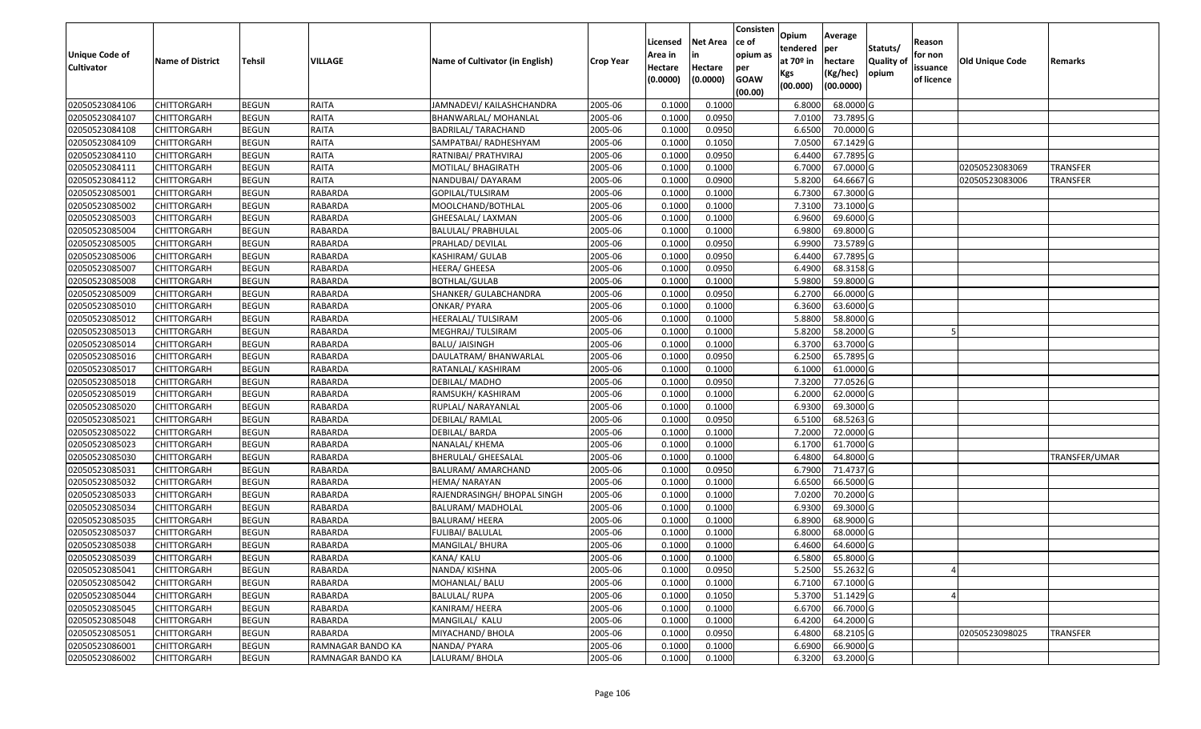| Unique Code of Cultivator | Name of District | Tehsil | VILLAGE | Name of Cultivator (in English) | Crop Year | Licensed Area in Hectare (0.0000) | Net Area in Hectare (0.0000) | Consistence of opium as per GOAW (00.00) | Opium tendered at 70º in Kgs (00.000) | Average per hectare (Kg/hec) (00.0000) | Statuts/ Quality of opium | Reason for non issuance of licence | Old Unique Code | Remarks |
|---|---|---|---|---|---|---|---|---|---|---|---|---|---|---|
| 02050523084106 | CHITTORGARH | BEGUN | RAITA | JAMNADEVI/ KAILASHCHANDRA | 2005-06 | 0.1000 | 0.1000 | | 6.8000 | 68.0000 | G | | | |
| 02050523084107 | CHITTORGARH | BEGUN | RAITA | BHANWARLAL/ MOHANLAL | 2005-06 | 0.1000 | 0.0950 | | 7.0100 | 73.7895 | G | | | |
| 02050523084108 | CHITTORGARH | BEGUN | RAITA | BADRILAL/ TARACHAND | 2005-06 | 0.1000 | 0.0950 | | 6.6500 | 70.0000 | G | | | |
| 02050523084109 | CHITTORGARH | BEGUN | RAITA | SAMPATBAI/ RADHESHYAM | 2005-06 | 0.1000 | 0.1050 | | 7.0500 | 67.1429 | G | | | |
| 02050523084110 | CHITTORGARH | BEGUN | RAITA | RATNIBAI/ PRATHVIRAJ | 2005-06 | 0.1000 | 0.0950 | | 6.4400 | 67.7895 | G | | | |
| 02050523084111 | CHITTORGARH | BEGUN | RAITA | MOTILAL/ BHAGIRATH | 2005-06 | 0.1000 | 0.1000 | | 6.7000 | 67.0000 | G | | 02050523083069 | TRANSFER |
| 02050523084112 | CHITTORGARH | BEGUN | RAITA | NANDUBAI/ DAYARAM | 2005-06 | 0.1000 | 0.0900 | | 5.8200 | 64.6667 | G | | 02050523083006 | TRANSFER |
| 02050523085001 | CHITTORGARH | BEGUN | RABARDA | GOPILAL/TULSIRAM | 2005-06 | 0.1000 | 0.1000 | | 6.7300 | 67.3000 | G | | | |
| 02050523085002 | CHITTORGARH | BEGUN | RABARDA | MOOLCHAND/BOTHLAL | 2005-06 | 0.1000 | 0.1000 | | 7.3100 | 73.1000 | G | | | |
| 02050523085003 | CHITTORGARH | BEGUN | RABARDA | GHEESALAL/ LAXMAN | 2005-06 | 0.1000 | 0.1000 | | 6.9600 | 69.6000 | G | | | |
| 02050523085004 | CHITTORGARH | BEGUN | RABARDA | BALULAL/ PRABHULAL | 2005-06 | 0.1000 | 0.1000 | | 6.9800 | 69.8000 | G | | | |
| 02050523085005 | CHITTORGARH | BEGUN | RABARDA | PRAHLAD/ DEVILAL | 2005-06 | 0.1000 | 0.0950 | | 6.9900 | 73.5789 | G | | | |
| 02050523085006 | CHITTORGARH | BEGUN | RABARDA | KASHIRAM/ GULAB | 2005-06 | 0.1000 | 0.0950 | | 6.4400 | 67.7895 | G | | | |
| 02050523085007 | CHITTORGARH | BEGUN | RABARDA | HEERA/ GHEESA | 2005-06 | 0.1000 | 0.0950 | | 6.4900 | 68.3158 | G | | | |
| 02050523085008 | CHITTORGARH | BEGUN | RABARDA | BOTHLAL/GULAB | 2005-06 | 0.1000 | 0.1000 | | 5.9800 | 59.8000 | G | | | |
| 02050523085009 | CHITTORGARH | BEGUN | RABARDA | SHANKER/ GULABCHANDRA | 2005-06 | 0.1000 | 0.0950 | | 6.2700 | 66.0000 | G | | | |
| 02050523085010 | CHITTORGARH | BEGUN | RABARDA | ONKAR/ PYARA | 2005-06 | 0.1000 | 0.1000 | | 6.3600 | 63.6000 | G | | | |
| 02050523085012 | CHITTORGARH | BEGUN | RABARDA | HEERALAL/ TULSIRAM | 2005-06 | 0.1000 | 0.1000 | | 5.8800 | 58.8000 | G | | | |
| 02050523085013 | CHITTORGARH | BEGUN | RABARDA | MEGHRAJ/ TULSIRAM | 2005-06 | 0.1000 | 0.1000 | | 5.8200 | 58.2000 | G | 5 | | |
| 02050523085014 | CHITTORGARH | BEGUN | RABARDA | BALU/ JAISINGH | 2005-06 | 0.1000 | 0.1000 | | 6.3700 | 63.7000 | G | | | |
| 02050523085016 | CHITTORGARH | BEGUN | RABARDA | DAULATRAM/ BHANWARLAL | 2005-06 | 0.1000 | 0.0950 | | 6.2500 | 65.7895 | G | | | |
| 02050523085017 | CHITTORGARH | BEGUN | RABARDA | RATANLAL/ KASHIRAM | 2005-06 | 0.1000 | 0.1000 | | 6.1000 | 61.0000 | G | | | |
| 02050523085018 | CHITTORGARH | BEGUN | RABARDA | DEBILAL/ MADHO | 2005-06 | 0.1000 | 0.0950 | | 7.3200 | 77.0526 | G | | | |
| 02050523085019 | CHITTORGARH | BEGUN | RABARDA | RAMSUKH/ KASHIRAM | 2005-06 | 0.1000 | 0.1000 | | 6.2000 | 62.0000 | G | | | |
| 02050523085020 | CHITTORGARH | BEGUN | RABARDA | RUPLAL/ NARAYANLAL | 2005-06 | 0.1000 | 0.1000 | | 6.9300 | 69.3000 | G | | | |
| 02050523085021 | CHITTORGARH | BEGUN | RABARDA | DEBILAL/ RAMLAL | 2005-06 | 0.1000 | 0.0950 | | 6.5100 | 68.5263 | G | | | |
| 02050523085022 | CHITTORGARH | BEGUN | RABARDA | DEBILAL/ BARDA | 2005-06 | 0.1000 | 0.1000 | | 7.2000 | 72.0000 | G | | | |
| 02050523085023 | CHITTORGARH | BEGUN | RABARDA | NANALAL/ KHEMA | 2005-06 | 0.1000 | 0.1000 | | 6.1700 | 61.7000 | G | | | |
| 02050523085030 | CHITTORGARH | BEGUN | RABARDA | BHERULAL/ GHEESALAL | 2005-06 | 0.1000 | 0.1000 | | 6.4800 | 64.8000 | G | | | TRANSFER/UMAR |
| 02050523085031 | CHITTORGARH | BEGUN | RABARDA | BALURAM/ AMARCHAND | 2005-06 | 0.1000 | 0.0950 | | 6.7900 | 71.4737 | G | | | |
| 02050523085032 | CHITTORGARH | BEGUN | RABARDA | HEMA/ NARAYAN | 2005-06 | 0.1000 | 0.1000 | | 6.6500 | 66.5000 | G | | | |
| 02050523085033 | CHITTORGARH | BEGUN | RABARDA | RAJENDRASINGH/ BHOPAL SINGH | 2005-06 | 0.1000 | 0.1000 | | 7.0200 | 70.2000 | G | | | |
| 02050523085034 | CHITTORGARH | BEGUN | RABARDA | BALURAM/ MADHOLAL | 2005-06 | 0.1000 | 0.1000 | | 6.9300 | 69.3000 | G | | | |
| 02050523085035 | CHITTORGARH | BEGUN | RABARDA | BALURAM/ HEERA | 2005-06 | 0.1000 | 0.1000 | | 6.8900 | 68.9000 | G | | | |
| 02050523085037 | CHITTORGARH | BEGUN | RABARDA | FULIBAI/ BALULAL | 2005-06 | 0.1000 | 0.1000 | | 6.8000 | 68.0000 | G | | | |
| 02050523085038 | CHITTORGARH | BEGUN | RABARDA | MANGILAL/ BHURA | 2005-06 | 0.1000 | 0.1000 | | 6.4600 | 64.6000 | G | | | |
| 02050523085039 | CHITTORGARH | BEGUN | RABARDA | KANA/ KALU | 2005-06 | 0.1000 | 0.1000 | | 6.5800 | 65.8000 | G | | | |
| 02050523085041 | CHITTORGARH | BEGUN | RABARDA | NANDA/ KISHNA | 2005-06 | 0.1000 | 0.0950 | | 5.2500 | 55.2632 | G | 4 | | |
| 02050523085042 | CHITTORGARH | BEGUN | RABARDA | MOHANLAL/ BALU | 2005-06 | 0.1000 | 0.1000 | | 6.7100 | 67.1000 | G | | | |
| 02050523085044 | CHITTORGARH | BEGUN | RABARDA | BALULAL/ RUPA | 2005-06 | 0.1000 | 0.1050 | | 5.3700 | 51.1429 | G | 4 | | |
| 02050523085045 | CHITTORGARH | BEGUN | RABARDA | KANIRAM/ HEERA | 2005-06 | 0.1000 | 0.1000 | | 6.6700 | 66.7000 | G | | | |
| 02050523085048 | CHITTORGARH | BEGUN | RABARDA | MANGILAL/ KALU | 2005-06 | 0.1000 | 0.1000 | | 6.4200 | 64.2000 | G | | | |
| 02050523085051 | CHITTORGARH | BEGUN | RABARDA | MIYACHAND/ BHOLA | 2005-06 | 0.1000 | 0.0950 | | 6.4800 | 68.2105 | G | | 02050523098025 | TRANSFER |
| 02050523086001 | CHITTORGARH | BEGUN | RAMNAGAR BANDO KA | NANDA/ PYARA | 2005-06 | 0.1000 | 0.1000 | | 6.6900 | 66.9000 | G | | | |
| 02050523086002 | CHITTORGARH | BEGUN | RAMNAGAR BANDO KA | LALURAM/ BHOLA | 2005-06 | 0.1000 | 0.1000 | | 6.3200 | 63.2000 | G | | | |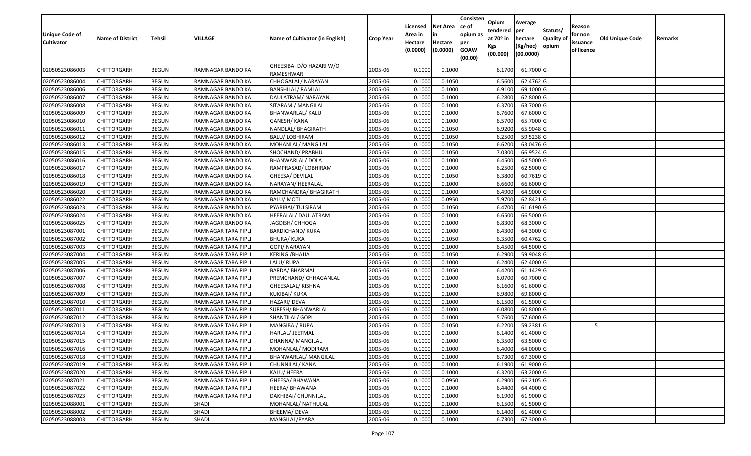| Unique Code of Cultivator | Name of District | Tehsil | VILLAGE | Name of Cultivator (in English) | Crop Year | Licensed Area in Hectare (0.0000) | Net Area in Hectare (0.0000) | Consistence of opium as per GOAW (00.00) | Opium tendered at 70º in Kgs (00.000) | Average per hectare (Kg/hec) (00.0000) | Statuts/ Quality of opium | Reason for non issuance of licence | Old Unique Code | Remarks |
|---|---|---|---|---|---|---|---|---|---|---|---|---|---|---|
| 02050523086003 | CHITTORGARH | BEGUN | RAMNAGAR BANDO KA | GHEESIBAI D/O HAZARI W/O RAMESHWAR | 2005-06 | 0.1000 | 0.1000 | | 6.1700 | 61.7000 | G | | | |
| 02050523086004 | CHITTORGARH | BEGUN | RAMNAGAR BANDO KA | CHHOGALAL/ NARAYAN | 2005-06 | 0.1000 | 0.1050 | | 6.5600 | 62.4762 | G | | | |
| 02050523086006 | CHITTORGARH | BEGUN | RAMNAGAR BANDO KA | BANSHILAL/ RAMLAL | 2005-06 | 0.1000 | 0.1000 | | 6.9100 | 69.1000 | G | | | |
| 02050523086007 | CHITTORGARH | BEGUN | RAMNAGAR BANDO KA | DAULATRAM/ NARAYAN | 2005-06 | 0.1000 | 0.1000 | | 6.2800 | 62.8000 | G | | | |
| 02050523086008 | CHITTORGARH | BEGUN | RAMNAGAR BANDO KA | SITARAM / MANGILAL | 2005-06 | 0.1000 | 0.1000 | | 6.3700 | 63.7000 | G | | | |
| 02050523086009 | CHITTORGARH | BEGUN | RAMNAGAR BANDO KA | BHANWARLAL/ KALU | 2005-06 | 0.1000 | 0.1000 | | 6.7600 | 67.6000 | G | | | |
| 02050523086010 | CHITTORGARH | BEGUN | RAMNAGAR BANDO KA | GANESH/ KANA | 2005-06 | 0.1000 | 0.1000 | | 6.5700 | 65.7000 | G | | | |
| 02050523086011 | CHITTORGARH | BEGUN | RAMNAGAR BANDO KA | NANDLAL/ BHAGIRATH | 2005-06 | 0.1000 | 0.1050 | | 6.9200 | 65.9048 | G | | | |
| 02050523086012 | CHITTORGARH | BEGUN | RAMNAGAR BANDO KA | BALU/ LOBHIRAM | 2005-06 | 0.1000 | 0.1050 | | 6.2500 | 59.5238 | G | | | |
| 02050523086013 | CHITTORGARH | BEGUN | RAMNAGAR BANDO KA | MOHANLAL/ MANGILAL | 2005-06 | 0.1000 | 0.1050 | | 6.6200 | 63.0476 | G | | | |
| 02050523086015 | CHITTORGARH | BEGUN | RAMNAGAR BANDO KA | SHOCHAND/ PRABHU | 2005-06 | 0.1000 | 0.1050 | | 7.0300 | 66.9524 | G | | | |
| 02050523086016 | CHITTORGARH | BEGUN | RAMNAGAR BANDO KA | BHANWARLAL/ DOLA | 2005-06 | 0.1000 | 0.1000 | | 6.4500 | 64.5000 | G | | | |
| 02050523086017 | CHITTORGARH | BEGUN | RAMNAGAR BANDO KA | RAMPRASAD/ LOBHIRAM | 2005-06 | 0.1000 | 0.1000 | | 6.2500 | 62.5000 | G | | | |
| 02050523086018 | CHITTORGARH | BEGUN | RAMNAGAR BANDO KA | GHEESA/ DEVILAL | 2005-06 | 0.1000 | 0.1050 | | 6.3800 | 60.7619 | G | | | |
| 02050523086019 | CHITTORGARH | BEGUN | RAMNAGAR BANDO KA | NARAYAN/ HEERALAL | 2005-06 | 0.1000 | 0.1000 | | 6.6600 | 66.6000 | G | | | |
| 02050523086020 | CHITTORGARH | BEGUN | RAMNAGAR BANDO KA | RAMCHANDRA/ BHAGIRATH | 2005-06 | 0.1000 | 0.1000 | | 6.4900 | 64.9000 | G | | | |
| 02050523086022 | CHITTORGARH | BEGUN | RAMNAGAR BANDO KA | BALU/ MOTI | 2005-06 | 0.1000 | 0.0950 | | 5.9700 | 62.8421 | G | | | |
| 02050523086023 | CHITTORGARH | BEGUN | RAMNAGAR BANDO KA | PYARIBAI/ TULSIRAM | 2005-06 | 0.1000 | 0.1050 | | 6.4700 | 61.6190 | G | | | |
| 02050523086024 | CHITTORGARH | BEGUN | RAMNAGAR BANDO KA | HEERALAL/ DAULATRAM | 2005-06 | 0.1000 | 0.1000 | | 6.6500 | 66.5000 | G | | | |
| 02050523086025 | CHITTORGARH | BEGUN | RAMNAGAR BANDO KA | JAGDISH/ CHHOGA | 2005-06 | 0.1000 | 0.1000 | | 6.8300 | 68.3000 | G | | | |
| 02050523087001 | CHITTORGARH | BEGUN | RAMNAGAR TARA PIPLI | BARDICHAND/ KUKA | 2005-06 | 0.1000 | 0.1000 | | 6.4300 | 64.3000 | G | | | |
| 02050523087002 | CHITTORGARH | BEGUN | RAMNAGAR TARA PIPLI | BHURA/ KUKA | 2005-06 | 0.1000 | 0.1050 | | 6.3500 | 60.4762 | G | | | |
| 02050523087003 | CHITTORGARH | BEGUN | RAMNAGAR TARA PIPLI | GOPI/ NARAYAN | 2005-06 | 0.1000 | 0.1000 | | 6.4500 | 64.5000 | G | | | |
| 02050523087004 | CHITTORGARH | BEGUN | RAMNAGAR TARA PIPLI | KERING /BHAJJA | 2005-06 | 0.1000 | 0.1050 | | 6.2900 | 59.9048 | G | | | |
| 02050523087005 | CHITTORGARH | BEGUN | RAMNAGAR TARA PIPLI | LALU/ RUPA | 2005-06 | 0.1000 | 0.1000 | | 6.2400 | 62.4000 | G | | | |
| 02050523087006 | CHITTORGARH | BEGUN | RAMNAGAR TARA PIPLI | BARDA/ BHARMAL | 2005-06 | 0.1000 | 0.1050 | | 6.4200 | 61.1429 | G | | | |
| 02050523087007 | CHITTORGARH | BEGUN | RAMNAGAR TARA PIPLI | PREMCHAND/ CHHAGANLAL | 2005-06 | 0.1000 | 0.1000 | | 6.0700 | 60.7000 | G | | | |
| 02050523087008 | CHITTORGARH | BEGUN | RAMNAGAR TARA PIPLI | GHEESALAL/ KISHNA | 2005-06 | 0.1000 | 0.1000 | | 6.1600 | 61.6000 | G | | | |
| 02050523087009 | CHITTORGARH | BEGUN | RAMNAGAR TARA PIPLI | KUKIBAI/ KUKA | 2005-06 | 0.1000 | 0.1000 | | 6.9800 | 69.8000 | G | | | |
| 02050523087010 | CHITTORGARH | BEGUN | RAMNAGAR TARA PIPLI | HAZARI/ DEVA | 2005-06 | 0.1000 | 0.1000 | | 6.1500 | 61.5000 | G | | | |
| 02050523087011 | CHITTORGARH | BEGUN | RAMNAGAR TARA PIPLI | SURESH/ BHANWARLAL | 2005-06 | 0.1000 | 0.1000 | | 6.0800 | 60.8000 | G | | | |
| 02050523087012 | CHITTORGARH | BEGUN | RAMNAGAR TARA PIPLI | SHANTILAL/ GOPI | 2005-06 | 0.1000 | 0.1000 | | 5.7600 | 57.6000 | G | | | |
| 02050523087013 | CHITTORGARH | BEGUN | RAMNAGAR TARA PIPLI | MANGIBAI/ RUPA | 2005-06 | 0.1000 | 0.1050 | | 6.2200 | 59.2381 | G | 5 | | |
| 02050523087014 | CHITTORGARH | BEGUN | RAMNAGAR TARA PIPLI | HARLAL/ JEETMAL | 2005-06 | 0.1000 | 0.1000 | | 6.1400 | 61.4000 | G | | | |
| 02050523087015 | CHITTORGARH | BEGUN | RAMNAGAR TARA PIPLI | DHANNA/ MANGILAL | 2005-06 | 0.1000 | 0.1000 | | 6.3500 | 63.5000 | G | | | |
| 02050523087016 | CHITTORGARH | BEGUN | RAMNAGAR TARA PIPLI | MOHANLAL/ MODIRAM | 2005-06 | 0.1000 | 0.1000 | | 6.4000 | 64.0000 | G | | | |
| 02050523087018 | CHITTORGARH | BEGUN | RAMNAGAR TARA PIPLI | BHANWARLAL/ MANGILAL | 2005-06 | 0.1000 | 0.1000 | | 6.7300 | 67.3000 | G | | | |
| 02050523087019 | CHITTORGARH | BEGUN | RAMNAGAR TARA PIPLI | CHUNNILAL/ KANA | 2005-06 | 0.1000 | 0.1000 | | 6.1900 | 61.9000 | G | | | |
| 02050523087020 | CHITTORGARH | BEGUN | RAMNAGAR TARA PIPLI | KALU/ HEERA | 2005-06 | 0.1000 | 0.1000 | | 6.3200 | 63.2000 | G | | | |
| 02050523087021 | CHITTORGARH | BEGUN | RAMNAGAR TARA PIPLI | GHEESA/ BHAWANA | 2005-06 | 0.1000 | 0.0950 | | 6.2900 | 66.2105 | G | | | |
| 02050523087022 | CHITTORGARH | BEGUN | RAMNAGAR TARA PIPLI | HEERA/ BHAWANA | 2005-06 | 0.1000 | 0.1000 | | 6.4400 | 64.4000 | G | | | |
| 02050523087023 | CHITTORGARH | BEGUN | RAMNAGAR TARA PIPLI | DAKHIBAI/ CHUNNILAL | 2005-06 | 0.1000 | 0.1000 | | 6.1900 | 61.9000 | G | | | |
| 02050523088001 | CHITTORGARH | BEGUN | SHADI | MOHANLAL/ NATHULAL | 2005-06 | 0.1000 | 0.1000 | | 6.1500 | 61.5000 | G | | | |
| 02050523088002 | CHITTORGARH | BEGUN | SHADI | BHEEMA/ DEVA | 2005-06 | 0.1000 | 0.1000 | | 6.1400 | 61.4000 | G | | | |
| 02050523088003 | CHITTORGARH | BEGUN | SHADI | MANGILAL/PYARA | 2005-06 | 0.1000 | 0.1000 | | 6.7300 | 67.3000 | G | | | |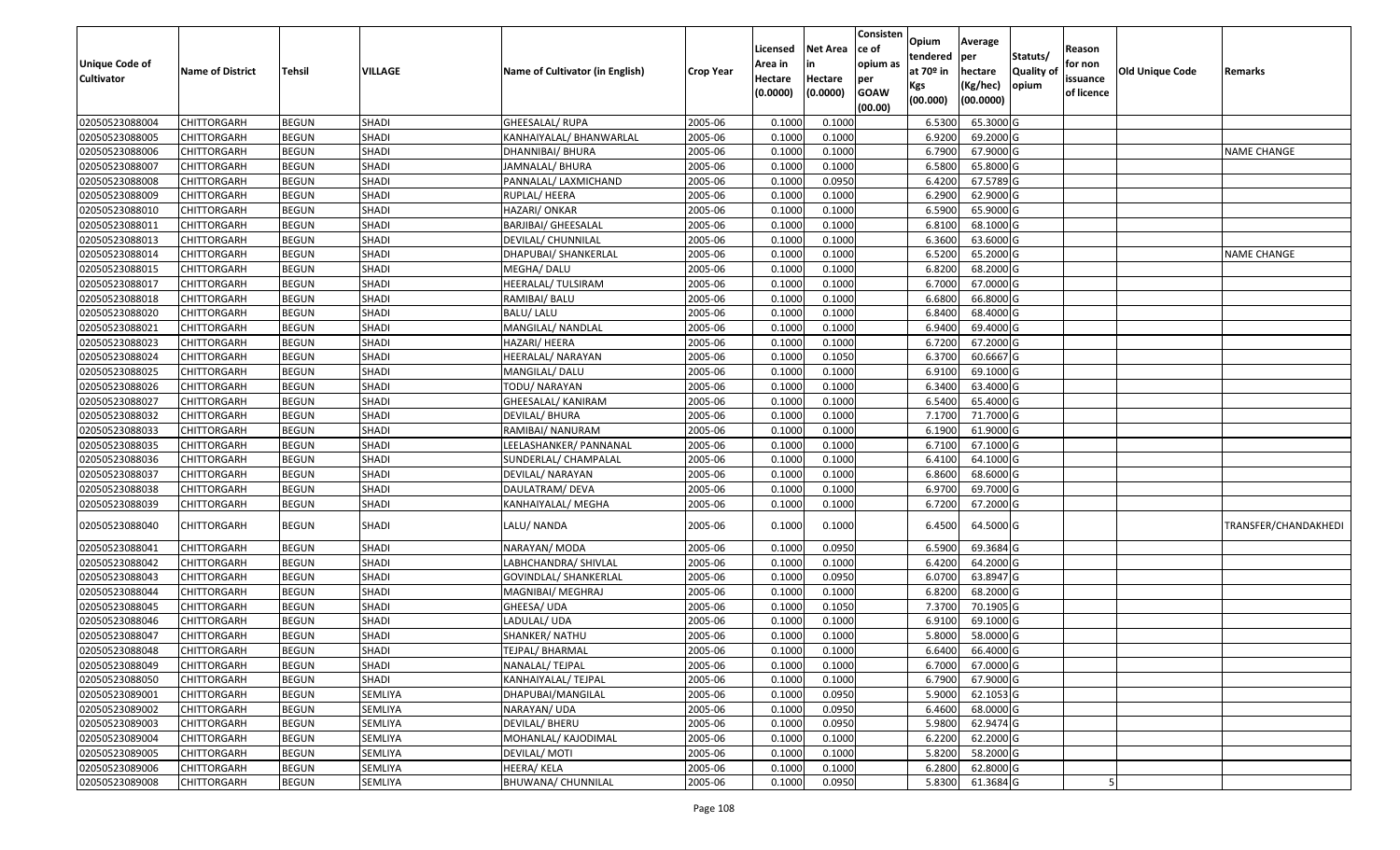| Unique Code of Cultivator | Name of District | Tehsil | VILLAGE | Name of Cultivator (in English) | Crop Year | Licensed Area in Hectare (0.0000) | Net Area in Hectare (0.0000) | Consistence of opium as per GOAW (00.00) | Opium tendered at 70º in Kgs (00.000) | Average per hectare (Kg/hec) (00.0000) | Statuts/ Quality of opium | Reason for non issuance of licence | Old Unique Code | Remarks |
|---|---|---|---|---|---|---|---|---|---|---|---|---|---|---|
| 02050523088004 | CHITTORGARH | BEGUN | SHADI | GHEESALAL/ RUPA | 2005-06 | 0.1000 | 0.1000 | | 6.5300 | 65.3000 | G | | | |
| 02050523088005 | CHITTORGARH | BEGUN | SHADI | KANHAIYALAL/ BHANWARLAL | 2005-06 | 0.1000 | 0.1000 | | 6.9200 | 69.2000 | G | | | |
| 02050523088006 | CHITTORGARH | BEGUN | SHADI | DHANNIBAI/ BHURA | 2005-06 | 0.1000 | 0.1000 | | 6.7900 | 67.9000 | G | | | NAME CHANGE |
| 02050523088007 | CHITTORGARH | BEGUN | SHADI | JAMNALAL/ BHURA | 2005-06 | 0.1000 | 0.1000 | | 6.5800 | 65.8000 | G | | | |
| 02050523088008 | CHITTORGARH | BEGUN | SHADI | PANNALAL/ LAXMICHAND | 2005-06 | 0.1000 | 0.0950 | | 6.4200 | 67.5789 | G | | | |
| 02050523088009 | CHITTORGARH | BEGUN | SHADI | RUPLAL/ HEERA | 2005-06 | 0.1000 | 0.1000 | | 6.2900 | 62.9000 | G | | | |
| 02050523088010 | CHITTORGARH | BEGUN | SHADI | HAZARI/ ONKAR | 2005-06 | 0.1000 | 0.1000 | | 6.5900 | 65.9000 | G | | | |
| 02050523088011 | CHITTORGARH | BEGUN | SHADI | BARJIBAI/ GHEESALAL | 2005-06 | 0.1000 | 0.1000 | | 6.8100 | 68.1000 | G | | | |
| 02050523088013 | CHITTORGARH | BEGUN | SHADI | DEVILAL/ CHUNNILAL | 2005-06 | 0.1000 | 0.1000 | | 6.3600 | 63.6000 | G | | | |
| 02050523088014 | CHITTORGARH | BEGUN | SHADI | DHAPUBAI/ SHANKERLAL | 2005-06 | 0.1000 | 0.1000 | | 6.5200 | 65.2000 | G | | | NAME CHANGE |
| 02050523088015 | CHITTORGARH | BEGUN | SHADI | MEGHA/ DALU | 2005-06 | 0.1000 | 0.1000 | | 6.8200 | 68.2000 | G | | | |
| 02050523088017 | CHITTORGARH | BEGUN | SHADI | HEERALAL/ TULSIRAM | 2005-06 | 0.1000 | 0.1000 | | 6.7000 | 67.0000 | G | | | |
| 02050523088018 | CHITTORGARH | BEGUN | SHADI | RAMIBAI/ BALU | 2005-06 | 0.1000 | 0.1000 | | 6.6800 | 66.8000 | G | | | |
| 02050523088020 | CHITTORGARH | BEGUN | SHADI | BALU/ LALU | 2005-06 | 0.1000 | 0.1000 | | 6.8400 | 68.4000 | G | | | |
| 02050523088021 | CHITTORGARH | BEGUN | SHADI | MANGILAL/ NANDLAL | 2005-06 | 0.1000 | 0.1000 | | 6.9400 | 69.4000 | G | | | |
| 02050523088023 | CHITTORGARH | BEGUN | SHADI | HAZARI/ HEERA | 2005-06 | 0.1000 | 0.1000 | | 6.7200 | 67.2000 | G | | | |
| 02050523088024 | CHITTORGARH | BEGUN | SHADI | HEERALAL/ NARAYAN | 2005-06 | 0.1000 | 0.1050 | | 6.3700 | 60.6667 | G | | | |
| 02050523088025 | CHITTORGARH | BEGUN | SHADI | MANGILAL/ DALU | 2005-06 | 0.1000 | 0.1000 | | 6.9100 | 69.1000 | G | | | |
| 02050523088026 | CHITTORGARH | BEGUN | SHADI | TODU/ NARAYAN | 2005-06 | 0.1000 | 0.1000 | | 6.3400 | 63.4000 | G | | | |
| 02050523088027 | CHITTORGARH | BEGUN | SHADI | GHEESALAL/ KANIRAM | 2005-06 | 0.1000 | 0.1000 | | 6.5400 | 65.4000 | G | | | |
| 02050523088032 | CHITTORGARH | BEGUN | SHADI | DEVILAL/ BHURA | 2005-06 | 0.1000 | 0.1000 | | 7.1700 | 71.7000 | G | | | |
| 02050523088033 | CHITTORGARH | BEGUN | SHADI | RAMIBAI/ NANURAM | 2005-06 | 0.1000 | 0.1000 | | 6.1900 | 61.9000 | G | | | |
| 02050523088035 | CHITTORGARH | BEGUN | SHADI | LEELASHANKER/ PANNANAL | 2005-06 | 0.1000 | 0.1000 | | 6.7100 | 67.1000 | G | | | |
| 02050523088036 | CHITTORGARH | BEGUN | SHADI | SUNDERLAL/ CHAMPALAL | 2005-06 | 0.1000 | 0.1000 | | 6.4100 | 64.1000 | G | | | |
| 02050523088037 | CHITTORGARH | BEGUN | SHADI | DEVILAL/ NARAYAN | 2005-06 | 0.1000 | 0.1000 | | 6.8600 | 68.6000 | G | | | |
| 02050523088038 | CHITTORGARH | BEGUN | SHADI | DAULATRAM/ DEVA | 2005-06 | 0.1000 | 0.1000 | | 6.9700 | 69.7000 | G | | | |
| 02050523088039 | CHITTORGARH | BEGUN | SHADI | KANHAIYALAL/ MEGHA | 2005-06 | 0.1000 | 0.1000 | | 6.7200 | 67.2000 | G | | | |
| 02050523088040 | CHITTORGARH | BEGUN | SHADI | LALU/ NANDA | 2005-06 | 0.1000 | 0.1000 | | 6.4500 | 64.5000 | G | | | TRANSFER/CHANDAKHEDI |
| 02050523088041 | CHITTORGARH | BEGUN | SHADI | NARAYAN/ MODA | 2005-06 | 0.1000 | 0.0950 | | 6.5900 | 69.3684 | G | | | |
| 02050523088042 | CHITTORGARH | BEGUN | SHADI | LABHCHANDRA/ SHIVLAL | 2005-06 | 0.1000 | 0.1000 | | 6.4200 | 64.2000 | G | | | |
| 02050523088043 | CHITTORGARH | BEGUN | SHADI | GOVINDLAL/ SHANKERLAL | 2005-06 | 0.1000 | 0.0950 | | 6.0700 | 63.8947 | G | | | |
| 02050523088044 | CHITTORGARH | BEGUN | SHADI | MAGNIBAI/ MEGHRAJ | 2005-06 | 0.1000 | 0.1000 | | 6.8200 | 68.2000 | G | | | |
| 02050523088045 | CHITTORGARH | BEGUN | SHADI | GHEESA/ UDA | 2005-06 | 0.1000 | 0.1050 | | 7.3700 | 70.1905 | G | | | |
| 02050523088046 | CHITTORGARH | BEGUN | SHADI | LADULAL/ UDA | 2005-06 | 0.1000 | 0.1000 | | 6.9100 | 69.1000 | G | | | |
| 02050523088047 | CHITTORGARH | BEGUN | SHADI | SHANKER/ NATHU | 2005-06 | 0.1000 | 0.1000 | | 5.8000 | 58.0000 | G | | | |
| 02050523088048 | CHITTORGARH | BEGUN | SHADI | TEJPAL/ BHARMAL | 2005-06 | 0.1000 | 0.1000 | | 6.6400 | 66.4000 | G | | | |
| 02050523088049 | CHITTORGARH | BEGUN | SHADI | NANALAL/ TEJPAL | 2005-06 | 0.1000 | 0.1000 | | 6.7000 | 67.0000 | G | | | |
| 02050523088050 | CHITTORGARH | BEGUN | SHADI | KANHAIYALAL/ TEJPAL | 2005-06 | 0.1000 | 0.1000 | | 6.7900 | 67.9000 | G | | | |
| 02050523089001 | CHITTORGARH | BEGUN | SEMLIYA | DHAPUBAI/MANGILAL | 2005-06 | 0.1000 | 0.0950 | | 5.9000 | 62.1053 | G | | | |
| 02050523089002 | CHITTORGARH | BEGUN | SEMLIYA | NARAYAN/ UDA | 2005-06 | 0.1000 | 0.0950 | | 6.4600 | 68.0000 | G | | | |
| 02050523089003 | CHITTORGARH | BEGUN | SEMLIYA | DEVILAL/ BHERU | 2005-06 | 0.1000 | 0.0950 | | 5.9800 | 62.9474 | G | | | |
| 02050523089004 | CHITTORGARH | BEGUN | SEMLIYA | MOHANLAL/ KAJODIMAL | 2005-06 | 0.1000 | 0.1000 | | 6.2200 | 62.2000 | G | | | |
| 02050523089005 | CHITTORGARH | BEGUN | SEMLIYA | DEVILAL/ MOTI | 2005-06 | 0.1000 | 0.1000 | | 5.8200 | 58.2000 | G | | | |
| 02050523089006 | CHITTORGARH | BEGUN | SEMLIYA | HEERA/ KELA | 2005-06 | 0.1000 | 0.1000 | | 6.2800 | 62.8000 | G | | | |
| 02050523089008 | CHITTORGARH | BEGUN | SEMLIYA | BHUWANA/ CHUNNILAL | 2005-06 | 0.1000 | 0.0950 | | 5.8300 | 61.3684 | G | 5 | | |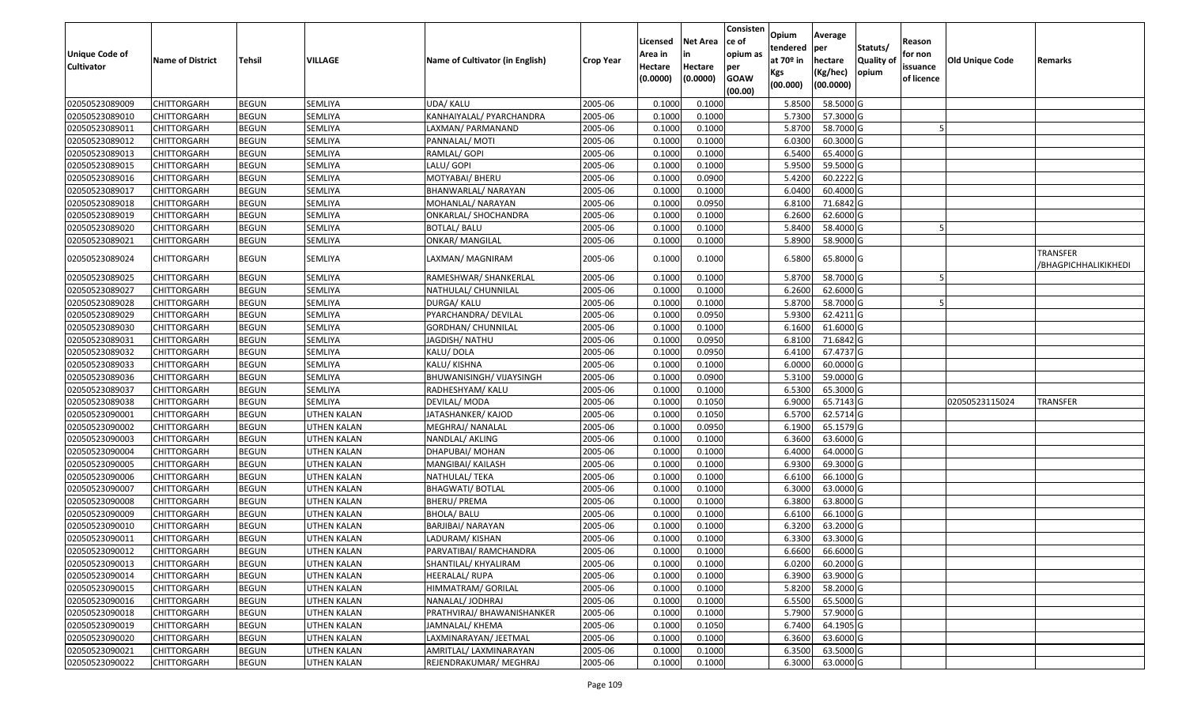| Unique Code of Cultivator | Name of District | Tehsil | VILLAGE | Name of Cultivator (in English) | Crop Year | Licensed Area in Hectare (0.0000) | Net Area in Hectare (0.0000) | Consistence of opium as per GOAW (00.00) | Opium tendered at 70º in Kgs (00.000) | Average per hectare (Kg/hec) (00.0000) | Statuts/ Quality of opium | Reason for non issuance of licence | Old Unique Code | Remarks |
|---|---|---|---|---|---|---|---|---|---|---|---|---|---|---|
| 02050523089009 | CHITTORGARH | BEGUN | SEMLIYA | UDA/ KALU | 2005-06 | 0.1000 | 0.1000 | | 5.8500 | 58.5000 | G | | | |
| 02050523089010 | CHITTORGARH | BEGUN | SEMLIYA | KANHAIYALAL/ PYARCHANDRA | 2005-06 | 0.1000 | 0.1000 | | 5.7300 | 57.3000 | G | | | |
| 02050523089011 | CHITTORGARH | BEGUN | SEMLIYA | LAXMAN/ PARMANAND | 2005-06 | 0.1000 | 0.1000 | | 5.8700 | 58.7000 | G | 5 | | |
| 02050523089012 | CHITTORGARH | BEGUN | SEMLIYA | PANNALAL/ MOTI | 2005-06 | 0.1000 | 0.1000 | | 6.0300 | 60.3000 | G | | | |
| 02050523089013 | CHITTORGARH | BEGUN | SEMLIYA | RAMLAL/ GOPI | 2005-06 | 0.1000 | 0.1000 | | 6.5400 | 65.4000 | G | | | |
| 02050523089015 | CHITTORGARH | BEGUN | SEMLIYA | LALU/ GOPI | 2005-06 | 0.1000 | 0.1000 | | 5.9500 | 59.5000 | G | | | |
| 02050523089016 | CHITTORGARH | BEGUN | SEMLIYA | MOTYABAI/ BHERU | 2005-06 | 0.1000 | 0.0900 | | 5.4200 | 60.2222 | G | | | |
| 02050523089017 | CHITTORGARH | BEGUN | SEMLIYA | BHANWARLAL/ NARAYAN | 2005-06 | 0.1000 | 0.1000 | | 6.0400 | 60.4000 | G | | | |
| 02050523089018 | CHITTORGARH | BEGUN | SEMLIYA | MOHANLAL/ NARAYAN | 2005-06 | 0.1000 | 0.0950 | | 6.8100 | 71.6842 | G | | | |
| 02050523089019 | CHITTORGARH | BEGUN | SEMLIYA | ONKARLAL/ SHOCHANDRA | 2005-06 | 0.1000 | 0.1000 | | 6.2600 | 62.6000 | G | | | |
| 02050523089020 | CHITTORGARH | BEGUN | SEMLIYA | BOTLAL/ BALU | 2005-06 | 0.1000 | 0.1000 | | 5.8400 | 58.4000 | G | 5 | | |
| 02050523089021 | CHITTORGARH | BEGUN | SEMLIYA | ONKAR/ MANGILAL | 2005-06 | 0.1000 | 0.1000 | | 5.8900 | 58.9000 | G | | | |
| 02050523089024 | CHITTORGARH | BEGUN | SEMLIYA | LAXMAN/ MAGNIRAM | 2005-06 | 0.1000 | 0.1000 | | 6.5800 | 65.8000 | G | | | TRANSFER /BHAGPICHHALIKIKHEDI |
| 02050523089025 | CHITTORGARH | BEGUN | SEMLIYA | RAMESHWAR/ SHANKERLAL | 2005-06 | 0.1000 | 0.1000 | | 5.8700 | 58.7000 | G | 5 | | |
| 02050523089027 | CHITTORGARH | BEGUN | SEMLIYA | NATHULAL/ CHUNNILAL | 2005-06 | 0.1000 | 0.1000 | | 6.2600 | 62.6000 | G | | | |
| 02050523089028 | CHITTORGARH | BEGUN | SEMLIYA | DURGA/ KALU | 2005-06 | 0.1000 | 0.1000 | | 5.8700 | 58.7000 | G | 5 | | |
| 02050523089029 | CHITTORGARH | BEGUN | SEMLIYA | PYARCHANDRA/ DEVILAL | 2005-06 | 0.1000 | 0.0950 | | 5.9300 | 62.4211 | G | | | |
| 02050523089030 | CHITTORGARH | BEGUN | SEMLIYA | GORDHAN/ CHUNNILAL | 2005-06 | 0.1000 | 0.1000 | | 6.1600 | 61.6000 | G | | | |
| 02050523089031 | CHITTORGARH | BEGUN | SEMLIYA | JAGDISH/ NATHU | 2005-06 | 0.1000 | 0.0950 | | 6.8100 | 71.6842 | G | | | |
| 02050523089032 | CHITTORGARH | BEGUN | SEMLIYA | KALU/ DOLA | 2005-06 | 0.1000 | 0.0950 | | 6.4100 | 67.4737 | G | | | |
| 02050523089033 | CHITTORGARH | BEGUN | SEMLIYA | KALU/ KISHNA | 2005-06 | 0.1000 | 0.1000 | | 6.0000 | 60.0000 | G | | | |
| 02050523089036 | CHITTORGARH | BEGUN | SEMLIYA | BHUWANISINGH/ VIJAYSINGH | 2005-06 | 0.1000 | 0.0900 | | 5.3100 | 59.0000 | G | | | |
| 02050523089037 | CHITTORGARH | BEGUN | SEMLIYA | RADHESHYAM/ KALU | 2005-06 | 0.1000 | 0.1000 | | 6.5300 | 65.3000 | G | | | |
| 02050523089038 | CHITTORGARH | BEGUN | SEMLIYA | DEVILAL/ MODA | 2005-06 | 0.1000 | 0.1050 | | 6.9000 | 65.7143 | G | | 02050523115024 | TRANSFER |
| 02050523090001 | CHITTORGARH | BEGUN | UTHEN KALAN | JATASHANKER/ KAJOD | 2005-06 | 0.1000 | 0.1050 | | 6.5700 | 62.5714 | G | | | |
| 02050523090002 | CHITTORGARH | BEGUN | UTHEN KALAN | MEGHRAJ/ NANALAL | 2005-06 | 0.1000 | 0.0950 | | 6.1900 | 65.1579 | G | | | |
| 02050523090003 | CHITTORGARH | BEGUN | UTHEN KALAN | NANDLAL/ AKLING | 2005-06 | 0.1000 | 0.1000 | | 6.3600 | 63.6000 | G | | | |
| 02050523090004 | CHITTORGARH | BEGUN | UTHEN KALAN | DHAPUBAI/ MOHAN | 2005-06 | 0.1000 | 0.1000 | | 6.4000 | 64.0000 | G | | | |
| 02050523090005 | CHITTORGARH | BEGUN | UTHEN KALAN | MANGIBAI/ KAILASH | 2005-06 | 0.1000 | 0.1000 | | 6.9300 | 69.3000 | G | | | |
| 02050523090006 | CHITTORGARH | BEGUN | UTHEN KALAN | NATHULAL/ TEKA | 2005-06 | 0.1000 | 0.1000 | | 6.6100 | 66.1000 | G | | | |
| 02050523090007 | CHITTORGARH | BEGUN | UTHEN KALAN | BHAGWATI/ BOTLAL | 2005-06 | 0.1000 | 0.1000 | | 6.3000 | 63.0000 | G | | | |
| 02050523090008 | CHITTORGARH | BEGUN | UTHEN KALAN | BHERU/ PREMA | 2005-06 | 0.1000 | 0.1000 | | 6.3800 | 63.8000 | G | | | |
| 02050523090009 | CHITTORGARH | BEGUN | UTHEN KALAN | BHOLA/ BALU | 2005-06 | 0.1000 | 0.1000 | | 6.6100 | 66.1000 | G | | | |
| 02050523090010 | CHITTORGARH | BEGUN | UTHEN KALAN | BARJIBAI/ NARAYAN | 2005-06 | 0.1000 | 0.1000 | | 6.3200 | 63.2000 | G | | | |
| 02050523090011 | CHITTORGARH | BEGUN | UTHEN KALAN | LADURAM/ KISHAN | 2005-06 | 0.1000 | 0.1000 | | 6.3300 | 63.3000 | G | | | |
| 02050523090012 | CHITTORGARH | BEGUN | UTHEN KALAN | PARVATIBAI/ RAMCHANDRA | 2005-06 | 0.1000 | 0.1000 | | 6.6600 | 66.6000 | G | | | |
| 02050523090013 | CHITTORGARH | BEGUN | UTHEN KALAN | SHANTILAL/ KHYALIRAM | 2005-06 | 0.1000 | 0.1000 | | 6.0200 | 60.2000 | G | | | |
| 02050523090014 | CHITTORGARH | BEGUN | UTHEN KALAN | HEERALAL/ RUPA | 2005-06 | 0.1000 | 0.1000 | | 6.3900 | 63.9000 | G | | | |
| 02050523090015 | CHITTORGARH | BEGUN | UTHEN KALAN | HIMMATRAM/ GORILAL | 2005-06 | 0.1000 | 0.1000 | | 5.8200 | 58.2000 | G | | | |
| 02050523090016 | CHITTORGARH | BEGUN | UTHEN KALAN | NANALAL/ JODHRAJ | 2005-06 | 0.1000 | 0.1000 | | 6.5500 | 65.5000 | G | | | |
| 02050523090018 | CHITTORGARH | BEGUN | UTHEN KALAN | PRATHVIRAJ/ BHAWANISHANKER | 2005-06 | 0.1000 | 0.1000 | | 5.7900 | 57.9000 | G | | | |
| 02050523090019 | CHITTORGARH | BEGUN | UTHEN KALAN | JAMNALAL/ KHEMA | 2005-06 | 0.1000 | 0.1050 | | 6.7400 | 64.1905 | G | | | |
| 02050523090020 | CHITTORGARH | BEGUN | UTHEN KALAN | LAXMINARAYAN/ JEETMAL | 2005-06 | 0.1000 | 0.1000 | | 6.3600 | 63.6000 | G | | | |
| 02050523090021 | CHITTORGARH | BEGUN | UTHEN KALAN | AMRITLAL/ LAXMINARAYAN | 2005-06 | 0.1000 | 0.1000 | | 6.3500 | 63.5000 | G | | | |
| 02050523090022 | CHITTORGARH | BEGUN | UTHEN KALAN | REJENDRAKUMAR/ MEGHRAJ | 2005-06 | 0.1000 | 0.1000 | | 6.3000 | 63.0000 | G | | | |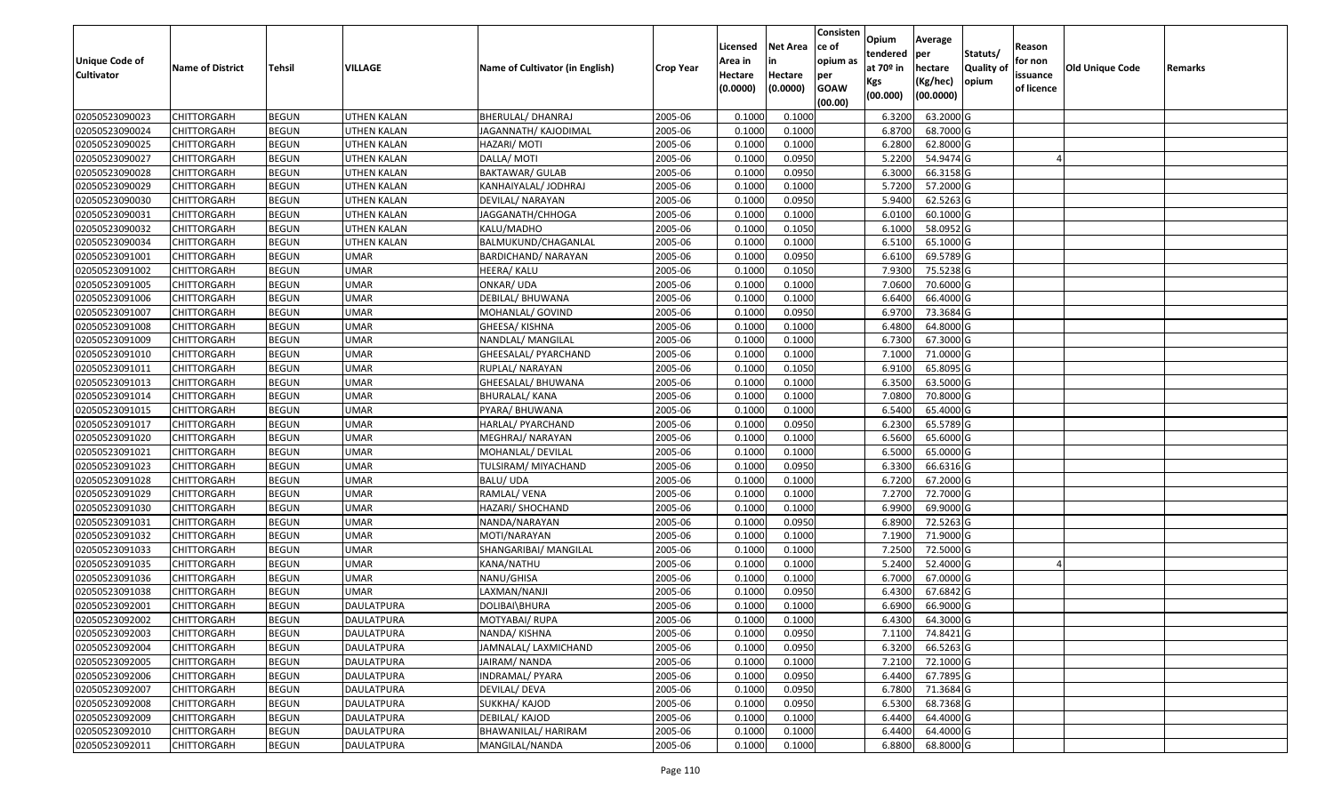| Unique Code of Cultivator | Name of District | Tehsil | VILLAGE | Name of Cultivator (in English) | Crop Year | Licensed Area in Hectare (0.0000) | Net Area in Hectare (0.0000) | Consistence of opium as per GOAW (00.00) | Opium tendered at 70º in Kgs (00.000) | Average per hectare (Kg/hec) (00.0000) | Statuts/ Quality of opium | Reason for non issuance of licence | Old Unique Code | Remarks |
|---|---|---|---|---|---|---|---|---|---|---|---|---|---|---|
| 02050523090023 | CHITTORGARH | BEGUN | UTHEN KALAN | BHERULAL/ DHANRAJ | 2005-06 | 0.1000 | 0.1000 | | 6.3200 | 63.2000 | G | | | |
| 02050523090024 | CHITTORGARH | BEGUN | UTHEN KALAN | JAGANNATH/ KAJODIMAL | 2005-06 | 0.1000 | 0.1000 | | 6.8700 | 68.7000 | G | | | |
| 02050523090025 | CHITTORGARH | BEGUN | UTHEN KALAN | HAZARI/ MOTI | 2005-06 | 0.1000 | 0.1000 | | 6.2800 | 62.8000 | G | | | |
| 02050523090027 | CHITTORGARH | BEGUN | UTHEN KALAN | DALLA/ MOTI | 2005-06 | 0.1000 | 0.0950 | | 5.2200 | 54.9474 | G | 4 | | |
| 02050523090028 | CHITTORGARH | BEGUN | UTHEN KALAN | BAKTAWAR/ GULAB | 2005-06 | 0.1000 | 0.0950 | | 6.3000 | 66.3158 | G | | | |
| 02050523090029 | CHITTORGARH | BEGUN | UTHEN KALAN | KANHAIYALAL/ JODHRAJ | 2005-06 | 0.1000 | 0.1000 | | 5.7200 | 57.2000 | G | | | |
| 02050523090030 | CHITTORGARH | BEGUN | UTHEN KALAN | DEVILAL/ NARAYAN | 2005-06 | 0.1000 | 0.0950 | | 5.9400 | 62.5263 | G | | | |
| 02050523090031 | CHITTORGARH | BEGUN | UTHEN KALAN | JAGGANATH/CHHOGA | 2005-06 | 0.1000 | 0.1000 | | 6.0100 | 60.1000 | G | | | |
| 02050523090032 | CHITTORGARH | BEGUN | UTHEN KALAN | KALU/MADHO | 2005-06 | 0.1000 | 0.1050 | | 6.1000 | 58.0952 | G | | | |
| 02050523090034 | CHITTORGARH | BEGUN | UTHEN KALAN | BALMUKUND/CHAGANLAL | 2005-06 | 0.1000 | 0.1000 | | 6.5100 | 65.1000 | G | | | |
| 02050523091001 | CHITTORGARH | BEGUN | UMAR | BARDICHAND/ NARAYAN | 2005-06 | 0.1000 | 0.0950 | | 6.6100 | 69.5789 | G | | | |
| 02050523091002 | CHITTORGARH | BEGUN | UMAR | HEERA/ KALU | 2005-06 | 0.1000 | 0.1050 | | 7.9300 | 75.5238 | G | | | |
| 02050523091005 | CHITTORGARH | BEGUN | UMAR | ONKAR/ UDA | 2005-06 | 0.1000 | 0.1000 | | 7.0600 | 70.6000 | G | | | |
| 02050523091006 | CHITTORGARH | BEGUN | UMAR | DEBILAL/ BHUWANA | 2005-06 | 0.1000 | 0.1000 | | 6.6400 | 66.4000 | G | | | |
| 02050523091007 | CHITTORGARH | BEGUN | UMAR | MOHANLAL/ GOVIND | 2005-06 | 0.1000 | 0.0950 | | 6.9700 | 73.3684 | G | | | |
| 02050523091008 | CHITTORGARH | BEGUN | UMAR | GHEESA/ KISHNA | 2005-06 | 0.1000 | 0.1000 | | 6.4800 | 64.8000 | G | | | |
| 02050523091009 | CHITTORGARH | BEGUN | UMAR | NANDLAL/ MANGILAL | 2005-06 | 0.1000 | 0.1000 | | 6.7300 | 67.3000 | G | | | |
| 02050523091010 | CHITTORGARH | BEGUN | UMAR | GHEESALAL/ PYARCHAND | 2005-06 | 0.1000 | 0.1000 | | 7.1000 | 71.0000 | G | | | |
| 02050523091011 | CHITTORGARH | BEGUN | UMAR | RUPLAL/ NARAYAN | 2005-06 | 0.1000 | 0.1050 | | 6.9100 | 65.8095 | G | | | |
| 02050523091013 | CHITTORGARH | BEGUN | UMAR | GHEESALAL/ BHUWANA | 2005-06 | 0.1000 | 0.1000 | | 6.3500 | 63.5000 | G | | | |
| 02050523091014 | CHITTORGARH | BEGUN | UMAR | BHURALAL/ KANA | 2005-06 | 0.1000 | 0.1000 | | 7.0800 | 70.8000 | G | | | |
| 02050523091015 | CHITTORGARH | BEGUN | UMAR | PYARA/ BHUWANA | 2005-06 | 0.1000 | 0.1000 | | 6.5400 | 65.4000 | G | | | |
| 02050523091017 | CHITTORGARH | BEGUN | UMAR | HARLAL/ PYARCHAND | 2005-06 | 0.1000 | 0.0950 | | 6.2300 | 65.5789 | G | | | |
| 02050523091020 | CHITTORGARH | BEGUN | UMAR | MEGHRAJ/ NARAYAN | 2005-06 | 0.1000 | 0.1000 | | 6.5600 | 65.6000 | G | | | |
| 02050523091021 | CHITTORGARH | BEGUN | UMAR | MOHANLAL/ DEVILAL | 2005-06 | 0.1000 | 0.1000 | | 6.5000 | 65.0000 | G | | | |
| 02050523091023 | CHITTORGARH | BEGUN | UMAR | TULSIRAM/ MIYACHAND | 2005-06 | 0.1000 | 0.0950 | | 6.3300 | 66.6316 | G | | | |
| 02050523091028 | CHITTORGARH | BEGUN | UMAR | BALU/ UDA | 2005-06 | 0.1000 | 0.1000 | | 6.7200 | 67.2000 | G | | | |
| 02050523091029 | CHITTORGARH | BEGUN | UMAR | RAMLAL/ VENA | 2005-06 | 0.1000 | 0.1000 | | 7.2700 | 72.7000 | G | | | |
| 02050523091030 | CHITTORGARH | BEGUN | UMAR | HAZARI/ SHOCHAND | 2005-06 | 0.1000 | 0.1000 | | 6.9900 | 69.9000 | G | | | |
| 02050523091031 | CHITTORGARH | BEGUN | UMAR | NANDA/NARAYAN | 2005-06 | 0.1000 | 0.0950 | | 6.8900 | 72.5263 | G | | | |
| 02050523091032 | CHITTORGARH | BEGUN | UMAR | MOTI/NARAYAN | 2005-06 | 0.1000 | 0.1000 | | 7.1900 | 71.9000 | G | | | |
| 02050523091033 | CHITTORGARH | BEGUN | UMAR | SHANGARIBAI/ MANGILAL | 2005-06 | 0.1000 | 0.1000 | | 7.2500 | 72.5000 | G | | | |
| 02050523091035 | CHITTORGARH | BEGUN | UMAR | KANA/NATHU | 2005-06 | 0.1000 | 0.1000 | | 5.2400 | 52.4000 | G | 4 | | |
| 02050523091036 | CHITTORGARH | BEGUN | UMAR | NANU/GHISA | 2005-06 | 0.1000 | 0.1000 | | 6.7000 | 67.0000 | G | | | |
| 02050523091038 | CHITTORGARH | BEGUN | UMAR | LAXMAN/NANJI | 2005-06 | 0.1000 | 0.0950 | | 6.4300 | 67.6842 | G | | | |
| 02050523092001 | CHITTORGARH | BEGUN | DAULATPURA | DOLIBAI\BHURA | 2005-06 | 0.1000 | 0.1000 | | 6.6900 | 66.9000 | G | | | |
| 02050523092002 | CHITTORGARH | BEGUN | DAULATPURA | MOTYABAI/ RUPA | 2005-06 | 0.1000 | 0.1000 | | 6.4300 | 64.3000 | G | | | |
| 02050523092003 | CHITTORGARH | BEGUN | DAULATPURA | NANDA/ KISHNA | 2005-06 | 0.1000 | 0.0950 | | 7.1100 | 74.8421 | G | | | |
| 02050523092004 | CHITTORGARH | BEGUN | DAULATPURA | JAMNALAL/ LAXMICHAND | 2005-06 | 0.1000 | 0.0950 | | 6.3200 | 66.5263 | G | | | |
| 02050523092005 | CHITTORGARH | BEGUN | DAULATPURA | JAIRAM/ NANDA | 2005-06 | 0.1000 | 0.1000 | | 7.2100 | 72.1000 | G | | | |
| 02050523092006 | CHITTORGARH | BEGUN | DAULATPURA | INDRAMAL/ PYARA | 2005-06 | 0.1000 | 0.0950 | | 6.4400 | 67.7895 | G | | | |
| 02050523092007 | CHITTORGARH | BEGUN | DAULATPURA | DEVILAL/ DEVA | 2005-06 | 0.1000 | 0.0950 | | 6.7800 | 71.3684 | G | | | |
| 02050523092008 | CHITTORGARH | BEGUN | DAULATPURA | SUKKHA/ KAJOD | 2005-06 | 0.1000 | 0.0950 | | 6.5300 | 68.7368 | G | | | |
| 02050523092009 | CHITTORGARH | BEGUN | DAULATPURA | DEBILAL/ KAJOD | 2005-06 | 0.1000 | 0.1000 | | 6.4400 | 64.4000 | G | | | |
| 02050523092010 | CHITTORGARH | BEGUN | DAULATPURA | BHAWANILAL/ HARIRAM | 2005-06 | 0.1000 | 0.1000 | | 6.4400 | 64.4000 | G | | | |
| 02050523092011 | CHITTORGARH | BEGUN | DAULATPURA | MANGILAL/NANDA | 2005-06 | 0.1000 | 0.1000 | | 6.8800 | 68.8000 | G | | | |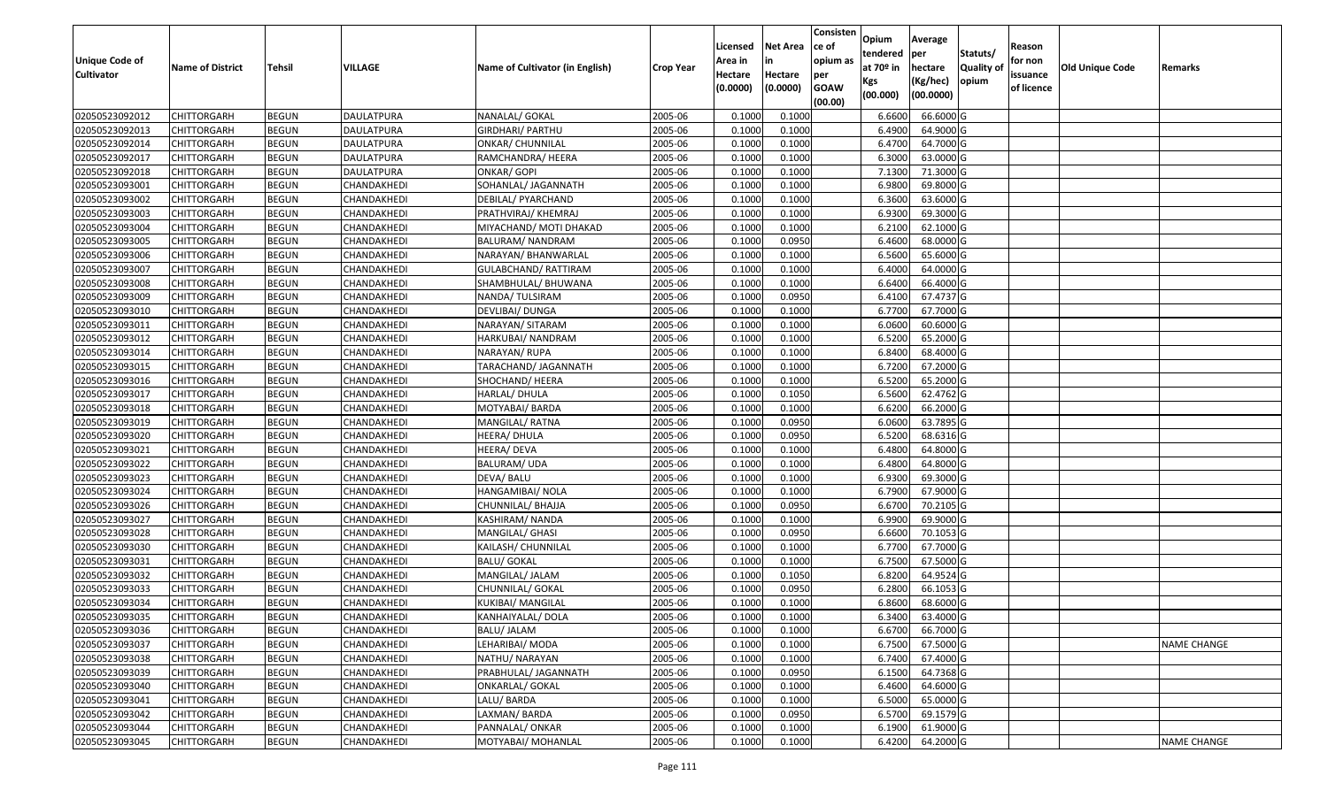| Unique Code of Cultivator | Name of District | Tehsil | VILLAGE | Name of Cultivator (in English) | Crop Year | Licensed Area in Hectare (0.0000) | Net Area in Hectare (0.0000) | Consistence of opium as per GOAW (00.00) | Opium tendered at 70º in Kgs (00.000) | Average per hectare (Kg/hec) (00.0000) | Statuts/ Quality of opium | Reason for non issuance of licence | Old Unique Code | Remarks |
|---|---|---|---|---|---|---|---|---|---|---|---|---|---|---|
| 02050523092012 | CHITTORGARH | BEGUN | DAULATPURA | NANALAL/ GOKAL | 2005-06 | 0.1000 | 0.1000 | | 6.6600 | 66.6000 | G | | | |
| 02050523092013 | CHITTORGARH | BEGUN | DAULATPURA | GIRDHARI/ PARTHU | 2005-06 | 0.1000 | 0.1000 | | 6.4900 | 64.9000 | G | | | |
| 02050523092014 | CHITTORGARH | BEGUN | DAULATPURA | ONKAR/ CHUNNILAL | 2005-06 | 0.1000 | 0.1000 | | 6.4700 | 64.7000 | G | | | |
| 02050523092017 | CHITTORGARH | BEGUN | DAULATPURA | RAMCHANDRA/ HEERA | 2005-06 | 0.1000 | 0.1000 | | 6.3000 | 63.0000 | G | | | |
| 02050523092018 | CHITTORGARH | BEGUN | DAULATPURA | ONKAR/ GOPI | 2005-06 | 0.1000 | 0.1000 | | 7.1300 | 71.3000 | G | | | |
| 02050523093001 | CHITTORGARH | BEGUN | CHANDAKHEDI | SOHANLAL/ JAGANNATH | 2005-06 | 0.1000 | 0.1000 | | 6.9800 | 69.8000 | G | | | |
| 02050523093002 | CHITTORGARH | BEGUN | CHANDAKHEDI | DEBILAL/ PYARCHAND | 2005-06 | 0.1000 | 0.1000 | | 6.3600 | 63.6000 | G | | | |
| 02050523093003 | CHITTORGARH | BEGUN | CHANDAKHEDI | PRATHVIRAJ/ KHEMRAJ | 2005-06 | 0.1000 | 0.1000 | | 6.9300 | 69.3000 | G | | | |
| 02050523093004 | CHITTORGARH | BEGUN | CHANDAKHEDI | MIYACHAND/ MOTI DHAKAD | 2005-06 | 0.1000 | 0.1000 | | 6.2100 | 62.1000 | G | | | |
| 02050523093005 | CHITTORGARH | BEGUN | CHANDAKHEDI | BALURAM/ NANDRAM | 2005-06 | 0.1000 | 0.0950 | | 6.4600 | 68.0000 | G | | | |
| 02050523093006 | CHITTORGARH | BEGUN | CHANDAKHEDI | NARAYAN/ BHANWARLAL | 2005-06 | 0.1000 | 0.1000 | | 6.5600 | 65.6000 | G | | | |
| 02050523093007 | CHITTORGARH | BEGUN | CHANDAKHEDI | GULABCHAND/ RATTIRAM | 2005-06 | 0.1000 | 0.1000 | | 6.4000 | 64.0000 | G | | | |
| 02050523093008 | CHITTORGARH | BEGUN | CHANDAKHEDI | SHAMBHULAL/ BHUWANA | 2005-06 | 0.1000 | 0.1000 | | 6.6400 | 66.4000 | G | | | |
| 02050523093009 | CHITTORGARH | BEGUN | CHANDAKHEDI | NANDA/ TULSIRAM | 2005-06 | 0.1000 | 0.0950 | | 6.4100 | 67.4737 | G | | | |
| 02050523093010 | CHITTORGARH | BEGUN | CHANDAKHEDI | DEVLIBAI/ DUNGA | 2005-06 | 0.1000 | 0.1000 | | 6.7700 | 67.7000 | G | | | |
| 02050523093011 | CHITTORGARH | BEGUN | CHANDAKHEDI | NARAYAN/ SITARAM | 2005-06 | 0.1000 | 0.1000 | | 6.0600 | 60.6000 | G | | | |
| 02050523093012 | CHITTORGARH | BEGUN | CHANDAKHEDI | HARKUBAI/ NANDRAM | 2005-06 | 0.1000 | 0.1000 | | 6.5200 | 65.2000 | G | | | |
| 02050523093014 | CHITTORGARH | BEGUN | CHANDAKHEDI | NARAYAN/ RUPA | 2005-06 | 0.1000 | 0.1000 | | 6.8400 | 68.4000 | G | | | |
| 02050523093015 | CHITTORGARH | BEGUN | CHANDAKHEDI | TARACHAND/ JAGANNATH | 2005-06 | 0.1000 | 0.1000 | | 6.7200 | 67.2000 | G | | | |
| 02050523093016 | CHITTORGARH | BEGUN | CHANDAKHEDI | SHOCHAND/ HEERA | 2005-06 | 0.1000 | 0.1000 | | 6.5200 | 65.2000 | G | | | |
| 02050523093017 | CHITTORGARH | BEGUN | CHANDAKHEDI | HARLAL/ DHULA | 2005-06 | 0.1000 | 0.1050 | | 6.5600 | 62.4762 | G | | | |
| 02050523093018 | CHITTORGARH | BEGUN | CHANDAKHEDI | MOTYABAI/ BARDA | 2005-06 | 0.1000 | 0.1000 | | 6.6200 | 66.2000 | G | | | |
| 02050523093019 | CHITTORGARH | BEGUN | CHANDAKHEDI | MANGILAL/ RATNA | 2005-06 | 0.1000 | 0.0950 | | 6.0600 | 63.7895 | G | | | |
| 02050523093020 | CHITTORGARH | BEGUN | CHANDAKHEDI | HEERA/ DHULA | 2005-06 | 0.1000 | 0.0950 | | 6.5200 | 68.6316 | G | | | |
| 02050523093021 | CHITTORGARH | BEGUN | CHANDAKHEDI | HEERA/ DEVA | 2005-06 | 0.1000 | 0.1000 | | 6.4800 | 64.8000 | G | | | |
| 02050523093022 | CHITTORGARH | BEGUN | CHANDAKHEDI | BALURAM/ UDA | 2005-06 | 0.1000 | 0.1000 | | 6.4800 | 64.8000 | G | | | |
| 02050523093023 | CHITTORGARH | BEGUN | CHANDAKHEDI | DEVA/ BALU | 2005-06 | 0.1000 | 0.1000 | | 6.9300 | 69.3000 | G | | | |
| 02050523093024 | CHITTORGARH | BEGUN | CHANDAKHEDI | HANGAMIBAI/ NOLA | 2005-06 | 0.1000 | 0.1000 | | 6.7900 | 67.9000 | G | | | |
| 02050523093026 | CHITTORGARH | BEGUN | CHANDAKHEDI | CHUNNILAL/ BHAJJA | 2005-06 | 0.1000 | 0.0950 | | 6.6700 | 70.2105 | G | | | |
| 02050523093027 | CHITTORGARH | BEGUN | CHANDAKHEDI | KASHIRAM/ NANDA | 2005-06 | 0.1000 | 0.1000 | | 6.9900 | 69.9000 | G | | | |
| 02050523093028 | CHITTORGARH | BEGUN | CHANDAKHEDI | MANGILAL/ GHASI | 2005-06 | 0.1000 | 0.0950 | | 6.6600 | 70.1053 | G | | | |
| 02050523093030 | CHITTORGARH | BEGUN | CHANDAKHEDI | KAILASH/ CHUNNILAL | 2005-06 | 0.1000 | 0.1000 | | 6.7700 | 67.7000 | G | | | |
| 02050523093031 | CHITTORGARH | BEGUN | CHANDAKHEDI | BALU/ GOKAL | 2005-06 | 0.1000 | 0.1000 | | 6.7500 | 67.5000 | G | | | |
| 02050523093032 | CHITTORGARH | BEGUN | CHANDAKHEDI | MANGILAL/ JALAM | 2005-06 | 0.1000 | 0.1050 | | 6.8200 | 64.9524 | G | | | |
| 02050523093033 | CHITTORGARH | BEGUN | CHANDAKHEDI | CHUNNILAL/ GOKAL | 2005-06 | 0.1000 | 0.0950 | | 6.2800 | 66.1053 | G | | | |
| 02050523093034 | CHITTORGARH | BEGUN | CHANDAKHEDI | KUKIBAI/ MANGILAL | 2005-06 | 0.1000 | 0.1000 | | 6.8600 | 68.6000 | G | | | |
| 02050523093035 | CHITTORGARH | BEGUN | CHANDAKHEDI | KANHAIYALAL/ DOLA | 2005-06 | 0.1000 | 0.1000 | | 6.3400 | 63.4000 | G | | | |
| 02050523093036 | CHITTORGARH | BEGUN | CHANDAKHEDI | BALU/ JALAM | 2005-06 | 0.1000 | 0.1000 | | 6.6700 | 66.7000 | G | | | |
| 02050523093037 | CHITTORGARH | BEGUN | CHANDAKHEDI | LEHARIBAI/ MODA | 2005-06 | 0.1000 | 0.1000 | | 6.7500 | 67.5000 | G | | | NAME CHANGE |
| 02050523093038 | CHITTORGARH | BEGUN | CHANDAKHEDI | NATHU/ NARAYAN | 2005-06 | 0.1000 | 0.1000 | | 6.7400 | 67.4000 | G | | | |
| 02050523093039 | CHITTORGARH | BEGUN | CHANDAKHEDI | PRABHULAL/ JAGANNATH | 2005-06 | 0.1000 | 0.0950 | | 6.1500 | 64.7368 | G | | | |
| 02050523093040 | CHITTORGARH | BEGUN | CHANDAKHEDI | ONKARLAL/ GOKAL | 2005-06 | 0.1000 | 0.1000 | | 6.4600 | 64.6000 | G | | | |
| 02050523093041 | CHITTORGARH | BEGUN | CHANDAKHEDI | LALU/ BARDA | 2005-06 | 0.1000 | 0.1000 | | 6.5000 | 65.0000 | G | | | |
| 02050523093042 | CHITTORGARH | BEGUN | CHANDAKHEDI | LAXMAN/ BARDA | 2005-06 | 0.1000 | 0.0950 | | 6.5700 | 69.1579 | G | | | |
| 02050523093044 | CHITTORGARH | BEGUN | CHANDAKHEDI | PANNALAL/ ONKAR | 2005-06 | 0.1000 | 0.1000 | | 6.1900 | 61.9000 | G | | | |
| 02050523093045 | CHITTORGARH | BEGUN | CHANDAKHEDI | MOTYABAI/ MOHANLAL | 2005-06 | 0.1000 | 0.1000 | | 6.4200 | 64.2000 | G | | | NAME CHANGE |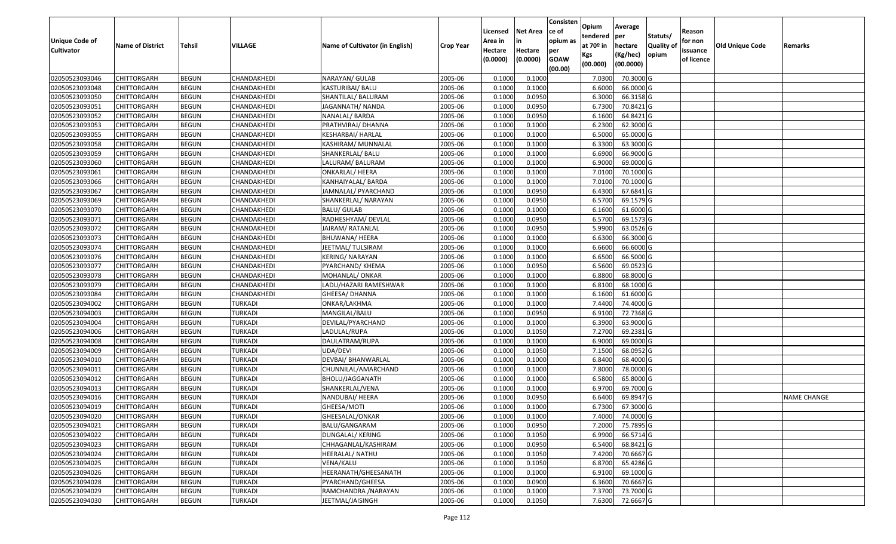| Unique Code of Cultivator | Name of District | Tehsil | VILLAGE | Name of Cultivator (in English) | Crop Year | Licensed Area in Hectare (0.0000) | Net Area in Hectare (0.0000) | Consistence of opium as per GOAW (00.00) | Opium tendered at 70º in Kgs (00.000) | Average per hectare (Kg/hec) (00.0000) | Statuts/ Quality of opium | Reason for non issuance of licence | Old Unique Code | Remarks |
|---|---|---|---|---|---|---|---|---|---|---|---|---|---|---|
| 02050523093046 | CHITTORGARH | BEGUN | CHANDAKHEDI | NARAYAN/ GULAB | 2005-06 | 0.1000 | 0.1000 | | 7.0300 | 70.3000 | G | | | |
| 02050523093048 | CHITTORGARH | BEGUN | CHANDAKHEDI | KASTURIBAI/ BALU | 2005-06 | 0.1000 | 0.1000 | | 6.6000 | 66.0000 | G | | | |
| 02050523093050 | CHITTORGARH | BEGUN | CHANDAKHEDI | SHANTILAL/ BALURAM | 2005-06 | 0.1000 | 0.0950 | | 6.3000 | 66.3158 | G | | | |
| 02050523093051 | CHITTORGARH | BEGUN | CHANDAKHEDI | JAGANNATH/ NANDA | 2005-06 | 0.1000 | 0.0950 | | 6.7300 | 70.8421 | G | | | |
| 02050523093052 | CHITTORGARH | BEGUN | CHANDAKHEDI | NANALAL/ BARDA | 2005-06 | 0.1000 | 0.0950 | | 6.1600 | 64.8421 | G | | | |
| 02050523093053 | CHITTORGARH | BEGUN | CHANDAKHEDI | PRATHVIRAJ/ DHANNA | 2005-06 | 0.1000 | 0.1000 | | 6.2300 | 62.3000 | G | | | |
| 02050523093055 | CHITTORGARH | BEGUN | CHANDAKHEDI | KESHARBAI/ HARLAL | 2005-06 | 0.1000 | 0.1000 | | 6.5000 | 65.0000 | G | | | |
| 02050523093058 | CHITTORGARH | BEGUN | CHANDAKHEDI | KASHIRAM/ MUNNALAL | 2005-06 | 0.1000 | 0.1000 | | 6.3300 | 63.3000 | G | | | |
| 02050523093059 | CHITTORGARH | BEGUN | CHANDAKHEDI | SHANKERLAL/ BALU | 2005-06 | 0.1000 | 0.1000 | | 6.6900 | 66.9000 | G | | | |
| 02050523093060 | CHITTORGARH | BEGUN | CHANDAKHEDI | LALURAM/ BALURAM | 2005-06 | 0.1000 | 0.1000 | | 6.9000 | 69.0000 | G | | | |
| 02050523093061 | CHITTORGARH | BEGUN | CHANDAKHEDI | ONKARLAL/ HEERA | 2005-06 | 0.1000 | 0.1000 | | 7.0100 | 70.1000 | G | | | |
| 02050523093066 | CHITTORGARH | BEGUN | CHANDAKHEDI | KANHAIYALAL/ BARDA | 2005-06 | 0.1000 | 0.1000 | | 7.0100 | 70.1000 | G | | | |
| 02050523093067 | CHITTORGARH | BEGUN | CHANDAKHEDI | JAMNALAL/ PYARCHAND | 2005-06 | 0.1000 | 0.0950 | | 6.4300 | 67.6841 | G | | | |
| 02050523093069 | CHITTORGARH | BEGUN | CHANDAKHEDI | SHANKERLAL/ NARAYAN | 2005-06 | 0.1000 | 0.0950 | | 6.5700 | 69.1579 | G | | | |
| 02050523093070 | CHITTORGARH | BEGUN | CHANDAKHEDI | BALU/ GULAB | 2005-06 | 0.1000 | 0.1000 | | 6.1600 | 61.6000 | G | | | |
| 02050523093071 | CHITTORGARH | BEGUN | CHANDAKHEDI | RADHESHYAM/ DEVLAL | 2005-06 | 0.1000 | 0.0950 | | 6.5700 | 69.1573 | G | | | |
| 02050523093072 | CHITTORGARH | BEGUN | CHANDAKHEDI | JAIRAM/ RATANLAL | 2005-06 | 0.1000 | 0.0950 | | 5.9900 | 63.0526 | G | | | |
| 02050523093073 | CHITTORGARH | BEGUN | CHANDAKHEDI | BHUWANA/ HEERA | 2005-06 | 0.1000 | 0.1000 | | 6.6300 | 66.3000 | G | | | |
| 02050523093074 | CHITTORGARH | BEGUN | CHANDAKHEDI | JEETMAL/ TULSIRAM | 2005-06 | 0.1000 | 0.1000 | | 6.6600 | 66.6000 | G | | | |
| 02050523093076 | CHITTORGARH | BEGUN | CHANDAKHEDI | KERING/ NARAYAN | 2005-06 | 0.1000 | 0.1000 | | 6.6500 | 66.5000 | G | | | |
| 02050523093077 | CHITTORGARH | BEGUN | CHANDAKHEDI | PYARCHAND/ KHEMA | 2005-06 | 0.1000 | 0.0950 | | 6.5600 | 69.0523 | G | | | |
| 02050523093078 | CHITTORGARH | BEGUN | CHANDAKHEDI | MOHANLAL/ ONKAR | 2005-06 | 0.1000 | 0.1000 | | 6.8800 | 68.8000 | G | | | |
| 02050523093079 | CHITTORGARH | BEGUN | CHANDAKHEDI | LADU/HAZARI RAMESHWAR | 2005-06 | 0.1000 | 0.1000 | | 6.8100 | 68.1000 | G | | | |
| 02050523093084 | CHITTORGARH | BEGUN | CHANDAKHEDI | GHEESA/ DHANNA | 2005-06 | 0.1000 | 0.1000 | | 6.1600 | 61.6000 | G | | | |
| 02050523094002 | CHITTORGARH | BEGUN | TURKADI | ONKAR/LAKHMA | 2005-06 | 0.1000 | 0.1000 | | 7.4400 | 74.4000 | G | | | |
| 02050523094003 | CHITTORGARH | BEGUN | TURKADI | MANGILAL/BALU | 2005-06 | 0.1000 | 0.0950 | | 6.9100 | 72.7368 | G | | | |
| 02050523094004 | CHITTORGARH | BEGUN | TURKADI | DEVILAL/PYARCHAND | 2005-06 | 0.1000 | 0.1000 | | 6.3900 | 63.9000 | G | | | |
| 02050523094006 | CHITTORGARH | BEGUN | TURKADI | LADULAL/RUPA | 2005-06 | 0.1000 | 0.1050 | | 7.2700 | 69.2381 | G | | | |
| 02050523094008 | CHITTORGARH | BEGUN | TURKADI | DAULATRAM/RUPA | 2005-06 | 0.1000 | 0.1000 | | 6.9000 | 69.0000 | G | | | |
| 02050523094009 | CHITTORGARH | BEGUN | TURKADI | UDA/DEVI | 2005-06 | 0.1000 | 0.1050 | | 7.1500 | 68.0952 | G | | | |
| 02050523094010 | CHITTORGARH | BEGUN | TURKADI | DEVBAI/ BHANWARLAL | 2005-06 | 0.1000 | 0.1000 | | 6.8400 | 68.4000 | G | | | |
| 02050523094011 | CHITTORGARH | BEGUN | TURKADI | CHUNNILAL/AMARCHAND | 2005-06 | 0.1000 | 0.1000 | | 7.8000 | 78.0000 | G | | | |
| 02050523094012 | CHITTORGARH | BEGUN | TURKADI | BHOLU/JAGGANATH | 2005-06 | 0.1000 | 0.1000 | | 6.5800 | 65.8000 | G | | | |
| 02050523094013 | CHITTORGARH | BEGUN | TURKADI | SHANKERLAL/VENA | 2005-06 | 0.1000 | 0.1000 | | 6.9700 | 69.7000 | G | | | |
| 02050523094016 | CHITTORGARH | BEGUN | TURKADI | NANDUBAI/ HEERA | 2005-06 | 0.1000 | 0.0950 | | 6.6400 | 69.8947 | G | | | NAME CHANGE |
| 02050523094019 | CHITTORGARH | BEGUN | TURKADI | GHEESA/MOTI | 2005-06 | 0.1000 | 0.1000 | | 6.7300 | 67.3000 | G | | | |
| 02050523094020 | CHITTORGARH | BEGUN | TURKADI | GHEESALAL/ONKAR | 2005-06 | 0.1000 | 0.1000 | | 7.4000 | 74.0000 | G | | | |
| 02050523094021 | CHITTORGARH | BEGUN | TURKADI | BALU/GANGARAM | 2005-06 | 0.1000 | 0.0950 | | 7.2000 | 75.7895 | G | | | |
| 02050523094022 | CHITTORGARH | BEGUN | TURKADI | DUNGALAL/ KERING | 2005-06 | 0.1000 | 0.1050 | | 6.9900 | 66.5714 | G | | | |
| 02050523094023 | CHITTORGARH | BEGUN | TURKADI | CHHAGANLAL/KASHIRAM | 2005-06 | 0.1000 | 0.0950 | | 6.5400 | 68.8421 | G | | | |
| 02050523094024 | CHITTORGARH | BEGUN | TURKADI | HEERALAL/ NATHU | 2005-06 | 0.1000 | 0.1050 | | 7.4200 | 70.6667 | G | | | |
| 02050523094025 | CHITTORGARH | BEGUN | TURKADI | VENA/KALU | 2005-06 | 0.1000 | 0.1050 | | 6.8700 | 65.4286 | G | | | |
| 02050523094026 | CHITTORGARH | BEGUN | TURKADI | HEERANATH/GHEESANATH | 2005-06 | 0.1000 | 0.1000 | | 6.9100 | 69.1000 | G | | | |
| 02050523094028 | CHITTORGARH | BEGUN | TURKADI | PYARCHAND/GHEESA | 2005-06 | 0.1000 | 0.0900 | | 6.3600 | 70.6667 | G | | | |
| 02050523094029 | CHITTORGARH | BEGUN | TURKADI | RAMCHANDRA /NARAYAN | 2005-06 | 0.1000 | 0.1000 | | 7.3700 | 73.7000 | G | | | |
| 02050523094030 | CHITTORGARH | BEGUN | TURKADI | JEETMAL/JAISINGH | 2005-06 | 0.1000 | 0.1050 | | 7.6300 | 72.6667 | G | | | |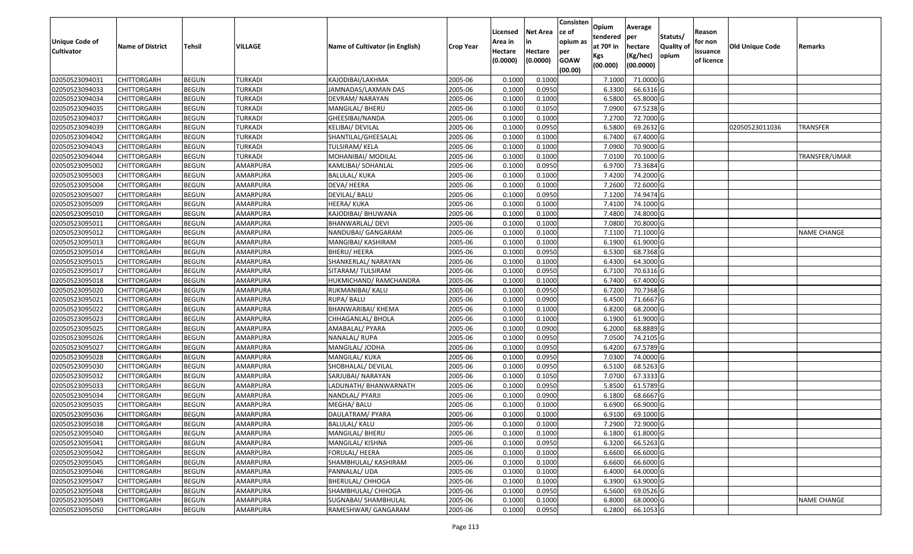| Unique Code of Cultivator | Name of District | Tehsil | VILLAGE | Name of Cultivator (in English) | Crop Year | Licensed Area in Hectare (0.0000) | Net Area in Hectare (0.0000) | Consistence of opium as per GOAW (00.00) | Opium tendered at 70º in Kgs (00.000) | Average per hectare (Kg/hec) (00.0000) | Statuts/ Quality of opium | Reason for non issuance of licence | Old Unique Code | Remarks |
|---|---|---|---|---|---|---|---|---|---|---|---|---|---|---|
| 02050523094031 | CHITTORGARH | BEGUN | TURKADI | KAJODIBAI/LAKHMA | 2005-06 | 0.1000 | 0.1000 | | 7.1000 | 71.0000 | G | | | |
| 02050523094033 | CHITTORGARH | BEGUN | TURKADI | JAMNADAS/LAXMAN DAS | 2005-06 | 0.1000 | 0.0950 | | 6.3300 | 66.6316 | G | | | |
| 02050523094034 | CHITTORGARH | BEGUN | TURKADI | DEVRAM/ NARAYAN | 2005-06 | 0.1000 | 0.1000 | | 6.5800 | 65.8000 | G | | | |
| 02050523094035 | CHITTORGARH | BEGUN | TURKADI | MANGILAL/ BHERU | 2005-06 | 0.1000 | 0.1050 | | 7.0900 | 67.5238 | G | | | |
| 02050523094037 | CHITTORGARH | BEGUN | TURKADI | GHEESIBAI/NANDA | 2005-06 | 0.1000 | 0.1000 | | 7.2700 | 72.7000 | G | | | |
| 02050523094039 | CHITTORGARH | BEGUN | TURKADI | KELIBAI/ DEVILAL | 2005-06 | 0.1000 | 0.0950 | | 6.5800 | 69.2632 | G | | 02050523011036 | TRANSFER |
| 02050523094042 | CHITTORGARH | BEGUN | TURKADI | SHANTILAL/GHEESALAL | 2005-06 | 0.1000 | 0.1000 | | 6.7400 | 67.4000 | G | | | |
| 02050523094043 | CHITTORGARH | BEGUN | TURKADI | TULSIRAM/ KELA | 2005-06 | 0.1000 | 0.1000 | | 7.0900 | 70.9000 | G | | | |
| 02050523094044 | CHITTORGARH | BEGUN | TURKADI | MOHANIBAI/ MODILAL | 2005-06 | 0.1000 | 0.1000 | | 7.0100 | 70.1000 | G | | | TRANSFER/UMAR |
| 02050523095002 | CHITTORGARH | BEGUN | AMARPURA | KAMLIBAI/ SOHANLAL | 2005-06 | 0.1000 | 0.0950 | | 6.9700 | 73.3684 | G | | | |
| 02050523095003 | CHITTORGARH | BEGUN | AMARPURA | BALULAL/ KUKA | 2005-06 | 0.1000 | 0.1000 | | 7.4200 | 74.2000 | G | | | |
| 02050523095004 | CHITTORGARH | BEGUN | AMARPURA | DEVA/ HEERA | 2005-06 | 0.1000 | 0.1000 | | 7.2600 | 72.6000 | G | | | |
| 02050523095007 | CHITTORGARH | BEGUN | AMARPURA | DEVILAL/ BALU | 2005-06 | 0.1000 | 0.0950 | | 7.1200 | 74.9474 | G | | | |
| 02050523095009 | CHITTORGARH | BEGUN | AMARPURA | HEERA/ KUKA | 2005-06 | 0.1000 | 0.1000 | | 7.4100 | 74.1000 | G | | | |
| 02050523095010 | CHITTORGARH | BEGUN | AMARPURA | KAJODIBAI/ BHUWANA | 2005-06 | 0.1000 | 0.1000 | | 7.4800 | 74.8000 | G | | | |
| 02050523095011 | CHITTORGARH | BEGUN | AMARPURA | BHANWARLAL/ DEVI | 2005-06 | 0.1000 | 0.1000 | | 7.0800 | 70.8000 | G | | | |
| 02050523095012 | CHITTORGARH | BEGUN | AMARPURA | NANDUBAI/ GANGARAM | 2005-06 | 0.1000 | 0.1000 | | 7.1100 | 71.1000 | G | | | NAME CHANGE |
| 02050523095013 | CHITTORGARH | BEGUN | AMARPURA | MANGIBAI/ KASHIRAM | 2005-06 | 0.1000 | 0.1000 | | 6.1900 | 61.9000 | G | | | |
| 02050523095014 | CHITTORGARH | BEGUN | AMARPURA | BHERU/ HEERA | 2005-06 | 0.1000 | 0.0950 | | 6.5300 | 68.7368 | G | | | |
| 02050523095015 | CHITTORGARH | BEGUN | AMARPURA | SHANKERLAL/ NARAYAN | 2005-06 | 0.1000 | 0.1000 | | 6.4300 | 64.3000 | G | | | |
| 02050523095017 | CHITTORGARH | BEGUN | AMARPURA | SITARAM/ TULSIRAM | 2005-06 | 0.1000 | 0.0950 | | 6.7100 | 70.6316 | G | | | |
| 02050523095018 | CHITTORGARH | BEGUN | AMARPURA | HUKMICHAND/ RAMCHANDRA | 2005-06 | 0.1000 | 0.1000 | | 6.7400 | 67.4000 | G | | | |
| 02050523095020 | CHITTORGARH | BEGUN | AMARPURA | RUKMANIBAI/ KALU | 2005-06 | 0.1000 | 0.0950 | | 6.7200 | 70.7368 | G | | | |
| 02050523095021 | CHITTORGARH | BEGUN | AMARPURA | RUPA/ BALU | 2005-06 | 0.1000 | 0.0900 | | 6.4500 | 71.6667 | G | | | |
| 02050523095022 | CHITTORGARH | BEGUN | AMARPURA | BHANWARIBAI/ KHEMA | 2005-06 | 0.1000 | 0.1000 | | 6.8200 | 68.2000 | G | | | |
| 02050523095023 | CHITTORGARH | BEGUN | AMARPURA | CHHAGANLAL/ BHOLA | 2005-06 | 0.1000 | 0.1000 | | 6.1900 | 61.9000 | G | | | |
| 02050523095025 | CHITTORGARH | BEGUN | AMARPURA | AMABALAL/ PYARA | 2005-06 | 0.1000 | 0.0900 | | 6.2000 | 68.8889 | G | | | |
| 02050523095026 | CHITTORGARH | BEGUN | AMARPURA | NANALAL/ RUPA | 2005-06 | 0.1000 | 0.0950 | | 7.0500 | 74.2105 | G | | | |
| 02050523095027 | CHITTORGARH | BEGUN | AMARPURA | MANGILAL/ JODHA | 2005-06 | 0.1000 | 0.0950 | | 6.4200 | 67.5789 | G | | | |
| 02050523095028 | CHITTORGARH | BEGUN | AMARPURA | MANGILAL/ KUKA | 2005-06 | 0.1000 | 0.0950 | | 7.0300 | 74.0000 | G | | | |
| 02050523095030 | CHITTORGARH | BEGUN | AMARPURA | SHOBHALAL/ DEVILAL | 2005-06 | 0.1000 | 0.0950 | | 6.5100 | 68.5263 | G | | | |
| 02050523095032 | CHITTORGARH | BEGUN | AMARPURA | SARJUBAI/ NARAYAN | 2005-06 | 0.1000 | 0.1050 | | 7.0700 | 67.3333 | G | | | |
| 02050523095033 | CHITTORGARH | BEGUN | AMARPURA | LADUNATH/ BHANWARNATH | 2005-06 | 0.1000 | 0.0950 | | 5.8500 | 61.5789 | G | | | |
| 02050523095034 | CHITTORGARH | BEGUN | AMARPURA | NANDLAL/ PYARJI | 2005-06 | 0.1000 | 0.0900 | | 6.1800 | 68.6667 | G | | | |
| 02050523095035 | CHITTORGARH | BEGUN | AMARPURA | MEGHA/ BALU | 2005-06 | 0.1000 | 0.1000 | | 6.6900 | 66.9000 | G | | | |
| 02050523095036 | CHITTORGARH | BEGUN | AMARPURA | DAULATRAM/ PYARA | 2005-06 | 0.1000 | 0.1000 | | 6.9100 | 69.1000 | G | | | |
| 02050523095038 | CHITTORGARH | BEGUN | AMARPURA | BALULAL/ KALU | 2005-06 | 0.1000 | 0.1000 | | 7.2900 | 72.9000 | G | | | |
| 02050523095040 | CHITTORGARH | BEGUN | AMARPURA | MANGILAL/ BHERU | 2005-06 | 0.1000 | 0.1000 | | 6.1800 | 61.8000 | G | | | |
| 02050523095041 | CHITTORGARH | BEGUN | AMARPURA | MANGILAL/ KISHNA | 2005-06 | 0.1000 | 0.0950 | | 6.3200 | 66.5263 | G | | | |
| 02050523095042 | CHITTORGARH | BEGUN | AMARPURA | FORULAL/ HEERA | 2005-06 | 0.1000 | 0.1000 | | 6.6600 | 66.6000 | G | | | |
| 02050523095045 | CHITTORGARH | BEGUN | AMARPURA | SHAMBHULAL/ KASHIRAM | 2005-06 | 0.1000 | 0.1000 | | 6.6600 | 66.6000 | G | | | |
| 02050523095046 | CHITTORGARH | BEGUN | AMARPURA | PANNALAL/ UDA | 2005-06 | 0.1000 | 0.1000 | | 6.4000 | 64.0000 | G | | | |
| 02050523095047 | CHITTORGARH | BEGUN | AMARPURA | BHERULAL/ CHHOGA | 2005-06 | 0.1000 | 0.1000 | | 6.3900 | 63.9000 | G | | | |
| 02050523095048 | CHITTORGARH | BEGUN | AMARPURA | SHAMBHULAL/ CHHOGA | 2005-06 | 0.1000 | 0.0950 | | 6.5600 | 69.0526 | G | | | |
| 02050523095049 | CHITTORGARH | BEGUN | AMARPURA | SUGNABAI/ SHAMBHULAL | 2005-06 | 0.1000 | 0.1000 | | 6.8000 | 68.0000 | G | | | NAME CHANGE |
| 02050523095050 | CHITTORGARH | BEGUN | AMARPURA | RAMESHWAR/ GANGARAM | 2005-06 | 0.1000 | 0.0950 | | 6.2800 | 66.1053 | G | | | |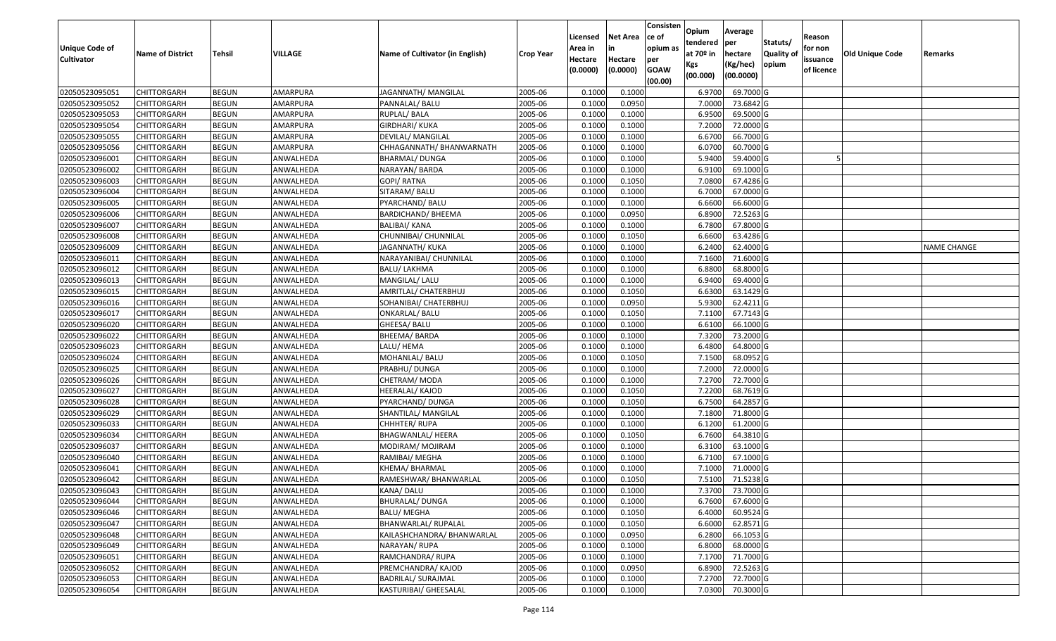| Unique Code of Cultivator | Name of District | Tehsil | VILLAGE | Name of Cultivator (in English) | Crop Year | Licensed Area in Hectare (0.0000) | Net Area in Hectare (0.0000) | Consistence of opium as per GOAW (00.00) | Opium tendered at 70º in Kgs (00.000) | Average per hectare (Kg/hec) (00.0000) | Statuts/ Quality of opium | Reason for non issuance of licence | Old Unique Code | Remarks |
|---|---|---|---|---|---|---|---|---|---|---|---|---|---|---|
| 02050523095051 | CHITTORGARH | BEGUN | AMARPURA | JAGANNATH/ MANGILAL | 2005-06 | 0.1000 | 0.1000 | | 6.9700 | 69.7000 | G | | | |
| 02050523095052 | CHITTORGARH | BEGUN | AMARPURA | PANNALAL/ BALU | 2005-06 | 0.1000 | 0.0950 | | 7.0000 | 73.6842 | G | | | |
| 02050523095053 | CHITTORGARH | BEGUN | AMARPURA | RUPLAL/ BALA | 2005-06 | 0.1000 | 0.1000 | | 6.9500 | 69.5000 | G | | | |
| 02050523095054 | CHITTORGARH | BEGUN | AMARPURA | GIRDHARI/ KUKA | 2005-06 | 0.1000 | 0.1000 | | 7.2000 | 72.0000 | G | | | |
| 02050523095055 | CHITTORGARH | BEGUN | AMARPURA | DEVILAL/ MANGILAL | 2005-06 | 0.1000 | 0.1000 | | 6.6700 | 66.7000 | G | | | |
| 02050523095056 | CHITTORGARH | BEGUN | AMARPURA | CHHAGANNATH/ BHANWARNATH | 2005-06 | 0.1000 | 0.1000 | | 6.0700 | 60.7000 | G | | | |
| 02050523096001 | CHITTORGARH | BEGUN | ANWALHEDA | BHARMAL/ DUNGA | 2005-06 | 0.1000 | 0.1000 | | 5.9400 | 59.4000 | G | 5 | | |
| 02050523096002 | CHITTORGARH | BEGUN | ANWALHEDA | NARAYAN/ BARDA | 2005-06 | 0.1000 | 0.1000 | | 6.9100 | 69.1000 | G | | | |
| 02050523096003 | CHITTORGARH | BEGUN | ANWALHEDA | GOPI/ RATNA | 2005-06 | 0.1000 | 0.1050 | | 7.0800 | 67.4286 | G | | | |
| 02050523096004 | CHITTORGARH | BEGUN | ANWALHEDA | SITARAM/ BALU | 2005-06 | 0.1000 | 0.1000 | | 6.7000 | 67.0000 | G | | | |
| 02050523096005 | CHITTORGARH | BEGUN | ANWALHEDA | PYARCHAND/ BALU | 2005-06 | 0.1000 | 0.1000 | | 6.6600 | 66.6000 | G | | | |
| 02050523096006 | CHITTORGARH | BEGUN | ANWALHEDA | BARDICHAND/ BHEEMA | 2005-06 | 0.1000 | 0.0950 | | 6.8900 | 72.5263 | G | | | |
| 02050523096007 | CHITTORGARH | BEGUN | ANWALHEDA | BALIBAI/ KANA | 2005-06 | 0.1000 | 0.1000 | | 6.7800 | 67.8000 | G | | | |
| 02050523096008 | CHITTORGARH | BEGUN | ANWALHEDA | CHUNNIBAI/ CHUNNILAL | 2005-06 | 0.1000 | 0.1050 | | 6.6600 | 63.4286 | G | | | |
| 02050523096009 | CHITTORGARH | BEGUN | ANWALHEDA | JAGANNATH/ KUKA | 2005-06 | 0.1000 | 0.1000 | | 6.2400 | 62.4000 | G | | | NAME CHANGE |
| 02050523096011 | CHITTORGARH | BEGUN | ANWALHEDA | NARAYANIBAI/ CHUNNILAL | 2005-06 | 0.1000 | 0.1000 | | 7.1600 | 71.6000 | G | | | |
| 02050523096012 | CHITTORGARH | BEGUN | ANWALHEDA | BALU/ LAKHMA | 2005-06 | 0.1000 | 0.1000 | | 6.8800 | 68.8000 | G | | | |
| 02050523096013 | CHITTORGARH | BEGUN | ANWALHEDA | MANGILAL/ LALU | 2005-06 | 0.1000 | 0.1000 | | 6.9400 | 69.4000 | G | | | |
| 02050523096015 | CHITTORGARH | BEGUN | ANWALHEDA | AMRITLAL/ CHATERBHUJ | 2005-06 | 0.1000 | 0.1050 | | 6.6300 | 63.1429 | G | | | |
| 02050523096016 | CHITTORGARH | BEGUN | ANWALHEDA | SOHANIBAI/ CHATERBHUJ | 2005-06 | 0.1000 | 0.0950 | | 5.9300 | 62.4211 | G | | | |
| 02050523096017 | CHITTORGARH | BEGUN | ANWALHEDA | ONKARLAL/ BALU | 2005-06 | 0.1000 | 0.1050 | | 7.1100 | 67.7143 | G | | | |
| 02050523096020 | CHITTORGARH | BEGUN | ANWALHEDA | GHEESA/ BALU | 2005-06 | 0.1000 | 0.1000 | | 6.6100 | 66.1000 | G | | | |
| 02050523096022 | CHITTORGARH | BEGUN | ANWALHEDA | BHEEMA/ BARDA | 2005-06 | 0.1000 | 0.1000 | | 7.3200 | 73.2000 | G | | | |
| 02050523096023 | CHITTORGARH | BEGUN | ANWALHEDA | LALU/ HEMA | 2005-06 | 0.1000 | 0.1000 | | 6.4800 | 64.8000 | G | | | |
| 02050523096024 | CHITTORGARH | BEGUN | ANWALHEDA | MOHANLAL/ BALU | 2005-06 | 0.1000 | 0.1050 | | 7.1500 | 68.0952 | G | | | |
| 02050523096025 | CHITTORGARH | BEGUN | ANWALHEDA | PRABHU/ DUNGA | 2005-06 | 0.1000 | 0.1000 | | 7.2000 | 72.0000 | G | | | |
| 02050523096026 | CHITTORGARH | BEGUN | ANWALHEDA | CHETRAM/ MODA | 2005-06 | 0.1000 | 0.1000 | | 7.2700 | 72.7000 | G | | | |
| 02050523096027 | CHITTORGARH | BEGUN | ANWALHEDA | HEERALAL/ KAJOD | 2005-06 | 0.1000 | 0.1050 | | 7.2200 | 68.7619 | G | | | |
| 02050523096028 | CHITTORGARH | BEGUN | ANWALHEDA | PYARCHAND/ DUNGA | 2005-06 | 0.1000 | 0.1050 | | 6.7500 | 64.2857 | G | | | |
| 02050523096029 | CHITTORGARH | BEGUN | ANWALHEDA | SHANTILAL/ MANGILAL | 2005-06 | 0.1000 | 0.1000 | | 7.1800 | 71.8000 | G | | | |
| 02050523096033 | CHITTORGARH | BEGUN | ANWALHEDA | CHHHTER/ RUPA | 2005-06 | 0.1000 | 0.1000 | | 6.1200 | 61.2000 | G | | | |
| 02050523096034 | CHITTORGARH | BEGUN | ANWALHEDA | BHAGWANLAL/ HEERA | 2005-06 | 0.1000 | 0.1050 | | 6.7600 | 64.3810 | G | | | |
| 02050523096037 | CHITTORGARH | BEGUN | ANWALHEDA | MODIRAM/ MOJIRAM | 2005-06 | 0.1000 | 0.1000 | | 6.3100 | 63.1000 | G | | | |
| 02050523096040 | CHITTORGARH | BEGUN | ANWALHEDA | RAMIBAI/ MEGHA | 2005-06 | 0.1000 | 0.1000 | | 6.7100 | 67.1000 | G | | | |
| 02050523096041 | CHITTORGARH | BEGUN | ANWALHEDA | KHEMA/ BHARMAL | 2005-06 | 0.1000 | 0.1000 | | 7.1000 | 71.0000 | G | | | |
| 02050523096042 | CHITTORGARH | BEGUN | ANWALHEDA | RAMESHWAR/ BHANWARLAL | 2005-06 | 0.1000 | 0.1050 | | 7.5100 | 71.5238 | G | | | |
| 02050523096043 | CHITTORGARH | BEGUN | ANWALHEDA | KANA/ DALU | 2005-06 | 0.1000 | 0.1000 | | 7.3700 | 73.7000 | G | | | |
| 02050523096044 | CHITTORGARH | BEGUN | ANWALHEDA | BHURALAL/ DUNGA | 2005-06 | 0.1000 | 0.1000 | | 6.7600 | 67.6000 | G | | | |
| 02050523096046 | CHITTORGARH | BEGUN | ANWALHEDA | BALU/ MEGHA | 2005-06 | 0.1000 | 0.1050 | | 6.4000 | 60.9524 | G | | | |
| 02050523096047 | CHITTORGARH | BEGUN | ANWALHEDA | BHANWARLAL/ RUPALAL | 2005-06 | 0.1000 | 0.1050 | | 6.6000 | 62.8571 | G | | | |
| 02050523096048 | CHITTORGARH | BEGUN | ANWALHEDA | KAILASHCHANDRA/ BHANWARLAL | 2005-06 | 0.1000 | 0.0950 | | 6.2800 | 66.1053 | G | | | |
| 02050523096049 | CHITTORGARH | BEGUN | ANWALHEDA | NARAYAN/ RUPA | 2005-06 | 0.1000 | 0.1000 | | 6.8000 | 68.0000 | G | | | |
| 02050523096051 | CHITTORGARH | BEGUN | ANWALHEDA | RAMCHANDRA/ RUPA | 2005-06 | 0.1000 | 0.1000 | | 7.1700 | 71.7000 | G | | | |
| 02050523096052 | CHITTORGARH | BEGUN | ANWALHEDA | PREMCHANDRA/ KAJOD | 2005-06 | 0.1000 | 0.0950 | | 6.8900 | 72.5263 | G | | | |
| 02050523096053 | CHITTORGARH | BEGUN | ANWALHEDA | BADRILAL/ SURAJMAL | 2005-06 | 0.1000 | 0.1000 | | 7.2700 | 72.7000 | G | | | |
| 02050523096054 | CHITTORGARH | BEGUN | ANWALHEDA | KASTURIBAI/ GHEESALAL | 2005-06 | 0.1000 | 0.1000 | | 7.0300 | 70.3000 | G | | | |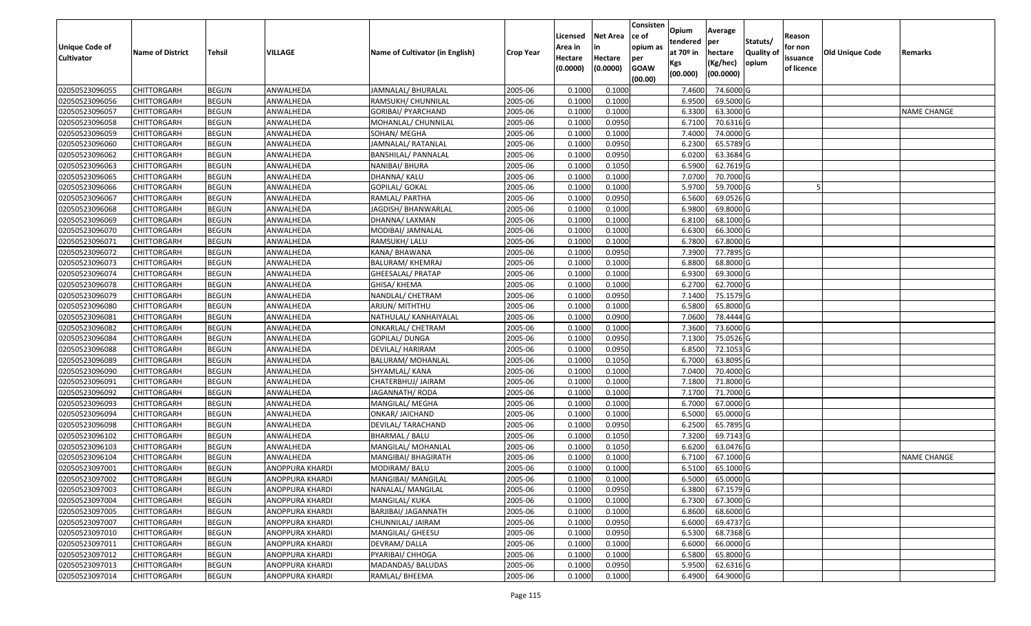| Unique Code of Cultivator | Name of District | Tehsil | VILLAGE | Name of Cultivator (in English) | Crop Year | Licensed Area in Hectare (0.0000) | Net Area in Hectare (0.0000) | Consistence of opium as per GOAW (00.00) | Opium tendered at 70º in Kgs (00.000) | Average per hectare (Kg/hec) (00.0000) | Statuts/ Quality of opium | Reason for non issuance of licence | Old Unique Code | Remarks |
|---|---|---|---|---|---|---|---|---|---|---|---|---|---|---|
| 02050523096055 | CHITTORGARH | BEGUN | ANWALHEDA | JAMNALAL/ BHURALAL | 2005-06 | 0.1000 | 0.1000 | | 7.4600 | 74.6000 | G | | | |
| 02050523096056 | CHITTORGARH | BEGUN | ANWALHEDA | RAMSUKH/ CHUNNILAL | 2005-06 | 0.1000 | 0.1000 | | 6.9500 | 69.5000 | G | | | |
| 02050523096057 | CHITTORGARH | BEGUN | ANWALHEDA | GORIBAI/ PYARCHAND | 2005-06 | 0.1000 | 0.1000 | | 6.3300 | 63.3000 | G | | | NAME CHANGE |
| 02050523096058 | CHITTORGARH | BEGUN | ANWALHEDA | MOHANLAL/ CHUNNILAL | 2005-06 | 0.1000 | 0.0950 | | 6.7100 | 70.6316 | G | | | |
| 02050523096059 | CHITTORGARH | BEGUN | ANWALHEDA | SOHAN/ MEGHA | 2005-06 | 0.1000 | 0.1000 | | 7.4000 | 74.0000 | G | | | |
| 02050523096060 | CHITTORGARH | BEGUN | ANWALHEDA | JAMNALAL/ RATANLAL | 2005-06 | 0.1000 | 0.0950 | | 6.2300 | 65.5789 | G | | | |
| 02050523096062 | CHITTORGARH | BEGUN | ANWALHEDA | BANSHILAL/ PANNALAL | 2005-06 | 0.1000 | 0.0950 | | 6.0200 | 63.3684 | G | | | |
| 02050523096063 | CHITTORGARH | BEGUN | ANWALHEDA | NANIBAI/ BHURA | 2005-06 | 0.1000 | 0.1050 | | 6.5900 | 62.7619 | G | | | |
| 02050523096065 | CHITTORGARH | BEGUN | ANWALHEDA | DHANNA/ KALU | 2005-06 | 0.1000 | 0.1000 | | 7.0700 | 70.7000 | G | | | |
| 02050523096066 | CHITTORGARH | BEGUN | ANWALHEDA | GOPILAL/ GOKAL | 2005-06 | 0.1000 | 0.1000 | | 5.9700 | 59.7000 | G | 5 | | |
| 02050523096067 | CHITTORGARH | BEGUN | ANWALHEDA | RAMLAL/ PARTHA | 2005-06 | 0.1000 | 0.0950 | | 6.5600 | 69.0526 | G | | | |
| 02050523096068 | CHITTORGARH | BEGUN | ANWALHEDA | JAGDISH/ BHANWARLAL | 2005-06 | 0.1000 | 0.1000 | | 6.9800 | 69.8000 | G | | | |
| 02050523096069 | CHITTORGARH | BEGUN | ANWALHEDA | DHANNA/ LAXMAN | 2005-06 | 0.1000 | 0.1000 | | 6.8100 | 68.1000 | G | | | |
| 02050523096070 | CHITTORGARH | BEGUN | ANWALHEDA | MODIBAI/ JAMNALAL | 2005-06 | 0.1000 | 0.1000 | | 6.6300 | 66.3000 | G | | | |
| 02050523096071 | CHITTORGARH | BEGUN | ANWALHEDA | RAMSUKH/ LALU | 2005-06 | 0.1000 | 0.1000 | | 6.7800 | 67.8000 | G | | | |
| 02050523096072 | CHITTORGARH | BEGUN | ANWALHEDA | KANA/ BHAWANA | 2005-06 | 0.1000 | 0.0950 | | 7.3900 | 77.7895 | G | | | |
| 02050523096073 | CHITTORGARH | BEGUN | ANWALHEDA | BALURAM/ KHEMRAJ | 2005-06 | 0.1000 | 0.1000 | | 6.8800 | 68.8000 | G | | | |
| 02050523096074 | CHITTORGARH | BEGUN | ANWALHEDA | GHEESALAL/ PRATAP | 2005-06 | 0.1000 | 0.1000 | | 6.9300 | 69.3000 | G | | | |
| 02050523096078 | CHITTORGARH | BEGUN | ANWALHEDA | GHISA/ KHEMA | 2005-06 | 0.1000 | 0.1000 | | 6.2700 | 62.7000 | G | | | |
| 02050523096079 | CHITTORGARH | BEGUN | ANWALHEDA | NANDLAL/ CHETRAM | 2005-06 | 0.1000 | 0.0950 | | 7.1400 | 75.1579 | G | | | |
| 02050523096080 | CHITTORGARH | BEGUN | ANWALHEDA | ARJUN/ MITHTHU | 2005-06 | 0.1000 | 0.1000 | | 6.5800 | 65.8000 | G | | | |
| 02050523096081 | CHITTORGARH | BEGUN | ANWALHEDA | NATHULAL/ KANHAIYALAL | 2005-06 | 0.1000 | 0.0900 | | 7.0600 | 78.4444 | G | | | |
| 02050523096082 | CHITTORGARH | BEGUN | ANWALHEDA | ONKARLAL/ CHETRAM | 2005-06 | 0.1000 | 0.1000 | | 7.3600 | 73.6000 | G | | | |
| 02050523096084 | CHITTORGARH | BEGUN | ANWALHEDA | GOPILAL/ DUNGA | 2005-06 | 0.1000 | 0.0950 | | 7.1300 | 75.0526 | G | | | |
| 02050523096088 | CHITTORGARH | BEGUN | ANWALHEDA | DEVILAL/ HARIRAM | 2005-06 | 0.1000 | 0.0950 | | 6.8500 | 72.1053 | G | | | |
| 02050523096089 | CHITTORGARH | BEGUN | ANWALHEDA | BALURAM/ MOHANLAL | 2005-06 | 0.1000 | 0.1050 | | 6.7000 | 63.8095 | G | | | |
| 02050523096090 | CHITTORGARH | BEGUN | ANWALHEDA | SHYAMLAL/ KANA | 2005-06 | 0.1000 | 0.1000 | | 7.0400 | 70.4000 | G | | | |
| 02050523096091 | CHITTORGARH | BEGUN | ANWALHEDA | CHATERBHUJ/ JAIRAM | 2005-06 | 0.1000 | 0.1000 | | 7.1800 | 71.8000 | G | | | |
| 02050523096092 | CHITTORGARH | BEGUN | ANWALHEDA | JAGANNATH/ RODA | 2005-06 | 0.1000 | 0.1000 | | 7.1700 | 71.7000 | G | | | |
| 02050523096093 | CHITTORGARH | BEGUN | ANWALHEDA | MANGILAL/ MEGHA | 2005-06 | 0.1000 | 0.1000 | | 6.7000 | 67.0000 | G | | | |
| 02050523096094 | CHITTORGARH | BEGUN | ANWALHEDA | ONKAR/ JAICHAND | 2005-06 | 0.1000 | 0.1000 | | 6.5000 | 65.0000 | G | | | |
| 02050523096098 | CHITTORGARH | BEGUN | ANWALHEDA | DEVILAL/ TARACHAND | 2005-06 | 0.1000 | 0.0950 | | 6.2500 | 65.7895 | G | | | |
| 02050523096102 | CHITTORGARH | BEGUN | ANWALHEDA | BHARMAL / BALU | 2005-06 | 0.1000 | 0.1050 | | 7.3200 | 69.7143 | G | | | |
| 02050523096103 | CHITTORGARH | BEGUN | ANWALHEDA | MANGILAL/ MOHANLAL | 2005-06 | 0.1000 | 0.1050 | | 6.6200 | 63.0476 | G | | | |
| 02050523096104 | CHITTORGARH | BEGUN | ANWALHEDA | MANGIBAI/ BHAGIRATH | 2005-06 | 0.1000 | 0.1000 | | 6.7100 | 67.1000 | G | | | NAME CHANGE |
| 02050523097001 | CHITTORGARH | BEGUN | ANOPPURA KHARDI | MODIRAM/ BALU | 2005-06 | 0.1000 | 0.1000 | | 6.5100 | 65.1000 | G | | | |
| 02050523097002 | CHITTORGARH | BEGUN | ANOPPURA KHARDI | MANGIBAI/ MANGILAL | 2005-06 | 0.1000 | 0.1000 | | 6.5000 | 65.0000 | G | | | |
| 02050523097003 | CHITTORGARH | BEGUN | ANOPPURA KHARDI | NANALAL/ MANGILAL | 2005-06 | 0.1000 | 0.0950 | | 6.3800 | 67.1579 | G | | | |
| 02050523097004 | CHITTORGARH | BEGUN | ANOPPURA KHARDI | MANGILAL/ KUKA | 2005-06 | 0.1000 | 0.1000 | | 6.7300 | 67.3000 | G | | | |
| 02050523097005 | CHITTORGARH | BEGUN | ANOPPURA KHARDI | BARJIBAI/ JAGANNATH | 2005-06 | 0.1000 | 0.1000 | | 6.8600 | 68.6000 | G | | | |
| 02050523097007 | CHITTORGARH | BEGUN | ANOPPURA KHARDI | CHUNNILAL/ JAIRAM | 2005-06 | 0.1000 | 0.0950 | | 6.6000 | 69.4737 | G | | | |
| 02050523097010 | CHITTORGARH | BEGUN | ANOPPURA KHARDI | MANGILAL/ GHEESU | 2005-06 | 0.1000 | 0.0950 | | 6.5300 | 68.7368 | G | | | |
| 02050523097011 | CHITTORGARH | BEGUN | ANOPPURA KHARDI | DEVRAM/ DALLA | 2005-06 | 0.1000 | 0.1000 | | 6.6000 | 66.0000 | G | | | |
| 02050523097012 | CHITTORGARH | BEGUN | ANOPPURA KHARDI | PYARIBAI/ CHHOGA | 2005-06 | 0.1000 | 0.1000 | | 6.5800 | 65.8000 | G | | | |
| 02050523097013 | CHITTORGARH | BEGUN | ANOPPURA KHARDI | MADANDAS/ BALUDAS | 2005-06 | 0.1000 | 0.0950 | | 5.9500 | 62.6316 | G | | | |
| 02050523097014 | CHITTORGARH | BEGUN | ANOPPURA KHARDI | RAMLAL/ BHEEMA | 2005-06 | 0.1000 | 0.1000 | | 6.4900 | 64.9000 | G | | | |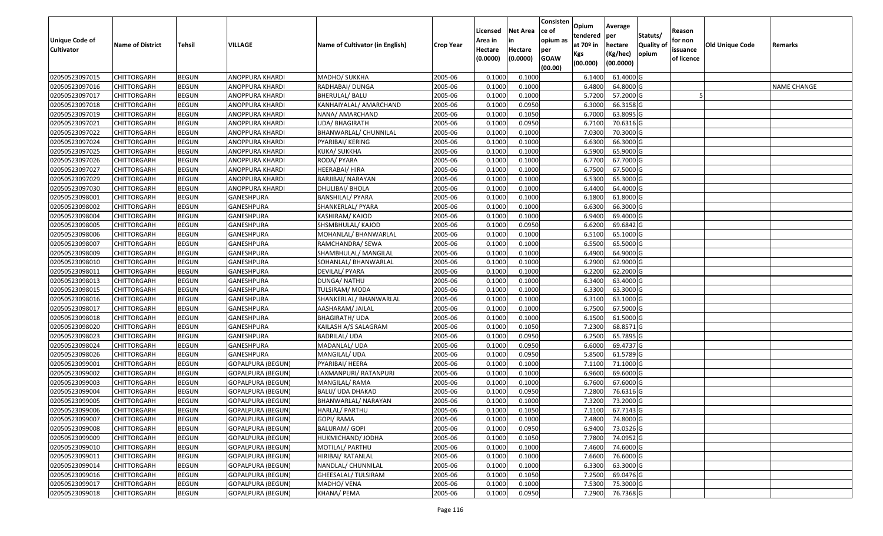| Unique Code of Cultivator | Name of District | Tehsil | VILLAGE | Name of Cultivator (in English) | Crop Year | Licensed Area in Hectare (0.0000) | Net Area in Hectare (0.0000) | Consistence of opium as per GOAW (00.00) | Opium tendered at 70º in Kgs (00.000) | Average per hectare (Kg/hec) (00.0000) | Statuts/ Quality of opium | Reason for non issuance of licence | Old Unique Code | Remarks |
|---|---|---|---|---|---|---|---|---|---|---|---|---|---|---|
| 02050523097015 | CHITTORGARH | BEGUN | ANOPPURA KHARDI | MADHO/ SUKKHA | 2005-06 | 0.1000 | 0.1000 | | 6.1400 | 61.4000 | G | | | |
| 02050523097016 | CHITTORGARH | BEGUN | ANOPPURA KHARDI | RADHABAI/ DUNGA | 2005-06 | 0.1000 | 0.1000 | | 6.4800 | 64.8000 | G | | | NAME CHANGE |
| 02050523097017 | CHITTORGARH | BEGUN | ANOPPURA KHARDI | BHERULAL/ BALU | 2005-06 | 0.1000 | 0.1000 | | 5.7200 | 57.2000 | G | 5 | | |
| 02050523097018 | CHITTORGARH | BEGUN | ANOPPURA KHARDI | KANHAIYALAL/ AMARCHAND | 2005-06 | 0.1000 | 0.0950 | | 6.3000 | 66.3158 | G | | | |
| 02050523097019 | CHITTORGARH | BEGUN | ANOPPURA KHARDI | NANA/ AMARCHAND | 2005-06 | 0.1000 | 0.1050 | | 6.7000 | 63.8095 | G | | | |
| 02050523097021 | CHITTORGARH | BEGUN | ANOPPURA KHARDI | UDA/ BHAGIRATH | 2005-06 | 0.1000 | 0.0950 | | 6.7100 | 70.6316 | G | | | |
| 02050523097022 | CHITTORGARH | BEGUN | ANOPPURA KHARDI | BHANWARLAL/ CHUNNILAL | 2005-06 | 0.1000 | 0.1000 | | 7.0300 | 70.3000 | G | | | |
| 02050523097024 | CHITTORGARH | BEGUN | ANOPPURA KHARDI | PYARIBAI/ KERING | 2005-06 | 0.1000 | 0.1000 | | 6.6300 | 66.3000 | G | | | |
| 02050523097025 | CHITTORGARH | BEGUN | ANOPPURA KHARDI | KUKA/ SUKKHA | 2005-06 | 0.1000 | 0.1000 | | 6.5900 | 65.9000 | G | | | |
| 02050523097026 | CHITTORGARH | BEGUN | ANOPPURA KHARDI | RODA/ PYARA | 2005-06 | 0.1000 | 0.1000 | | 6.7700 | 67.7000 | G | | | |
| 02050523097027 | CHITTORGARH | BEGUN | ANOPPURA KHARDI | HEERABAI/ HIRA | 2005-06 | 0.1000 | 0.1000 | | 6.7500 | 67.5000 | G | | | |
| 02050523097029 | CHITTORGARH | BEGUN | ANOPPURA KHARDI | BARJIBAI/ NARAYAN | 2005-06 | 0.1000 | 0.1000 | | 6.5300 | 65.3000 | G | | | |
| 02050523097030 | CHITTORGARH | BEGUN | ANOPPURA KHARDI | DHULIBAI/ BHOLA | 2005-06 | 0.1000 | 0.1000 | | 6.4400 | 64.4000 | G | | | |
| 02050523098001 | CHITTORGARH | BEGUN | GANESHPURA | BANSHILAL/ PYARA | 2005-06 | 0.1000 | 0.1000 | | 6.1800 | 61.8000 | G | | | |
| 02050523098002 | CHITTORGARH | BEGUN | GANESHPURA | SHANKERLAL/ PYARA | 2005-06 | 0.1000 | 0.1000 | | 6.6300 | 66.3000 | G | | | |
| 02050523098004 | CHITTORGARH | BEGUN | GANESHPURA | KASHIRAM/ KAJOD | 2005-06 | 0.1000 | 0.1000 | | 6.9400 | 69.4000 | G | | | |
| 02050523098005 | CHITTORGARH | BEGUN | GANESHPURA | SHSMBHULAL/ KAJOD | 2005-06 | 0.1000 | 0.0950 | | 6.6200 | 69.6842 | G | | | |
| 02050523098006 | CHITTORGARH | BEGUN | GANESHPURA | MOHANLAL/ BHANWARLAL | 2005-06 | 0.1000 | 0.1000 | | 6.5100 | 65.1000 | G | | | |
| 02050523098007 | CHITTORGARH | BEGUN | GANESHPURA | RAMCHANDRA/ SEWA | 2005-06 | 0.1000 | 0.1000 | | 6.5500 | 65.5000 | G | | | |
| 02050523098009 | CHITTORGARH | BEGUN | GANESHPURA | SHAMBHULAL/ MANGILAL | 2005-06 | 0.1000 | 0.1000 | | 6.4900 | 64.9000 | G | | | |
| 02050523098010 | CHITTORGARH | BEGUN | GANESHPURA | SOHANLAL/ BHANWARLAL | 2005-06 | 0.1000 | 0.1000 | | 6.2900 | 62.9000 | G | | | |
| 02050523098011 | CHITTORGARH | BEGUN | GANESHPURA | DEVILAL/ PYARA | 2005-06 | 0.1000 | 0.1000 | | 6.2200 | 62.2000 | G | | | |
| 02050523098013 | CHITTORGARH | BEGUN | GANESHPURA | DUNGA/ NATHU | 2005-06 | 0.1000 | 0.1000 | | 6.3400 | 63.4000 | G | | | |
| 02050523098015 | CHITTORGARH | BEGUN | GANESHPURA | TULSIRAM/ MODA | 2005-06 | 0.1000 | 0.1000 | | 6.3300 | 63.3000 | G | | | |
| 02050523098016 | CHITTORGARH | BEGUN | GANESHPURA | SHANKERLAL/ BHANWARLAL | 2005-06 | 0.1000 | 0.1000 | | 6.3100 | 63.1000 | G | | | |
| 02050523098017 | CHITTORGARH | BEGUN | GANESHPURA | AASHARAM/ JAILAL | 2005-06 | 0.1000 | 0.1000 | | 6.7500 | 67.5000 | G | | | |
| 02050523098018 | CHITTORGARH | BEGUN | GANESHPURA | BHAGIRATH/ UDA | 2005-06 | 0.1000 | 0.1000 | | 6.1500 | 61.5000 | G | | | |
| 02050523098020 | CHITTORGARH | BEGUN | GANESHPURA | KAILASH A/S SALAGRAM | 2005-06 | 0.1000 | 0.1050 | | 7.2300 | 68.8571 | G | | | |
| 02050523098023 | CHITTORGARH | BEGUN | GANESHPURA | BADRILAL/ UDA | 2005-06 | 0.1000 | 0.0950 | | 6.2500 | 65.7895 | G | | | |
| 02050523098024 | CHITTORGARH | BEGUN | GANESHPURA | MADANLAL/ UDA | 2005-06 | 0.1000 | 0.0950 | | 6.6000 | 69.4737 | G | | | |
| 02050523098026 | CHITTORGARH | BEGUN | GANESHPURA | MANGILAL/ UDA | 2005-06 | 0.1000 | 0.0950 | | 5.8500 | 61.5789 | G | | | |
| 02050523099001 | CHITTORGARH | BEGUN | GOPALPURA (BEGUN) | PYARIBAI/ HEERA | 2005-06 | 0.1000 | 0.1000 | | 7.1100 | 71.1000 | G | | | |
| 02050523099002 | CHITTORGARH | BEGUN | GOPALPURA (BEGUN) | LAXMANPURI/ RATANPURI | 2005-06 | 0.1000 | 0.1000 | | 6.9600 | 69.6000 | G | | | |
| 02050523099003 | CHITTORGARH | BEGUN | GOPALPURA (BEGUN) | MANGILAL/ RAMA | 2005-06 | 0.1000 | 0.1000 | | 6.7600 | 67.6000 | G | | | |
| 02050523099004 | CHITTORGARH | BEGUN | GOPALPURA (BEGUN) | BALU/ UDA DHAKAD | 2005-06 | 0.1000 | 0.0950 | | 7.2800 | 76.6316 | G | | | |
| 02050523099005 | CHITTORGARH | BEGUN | GOPALPURA (BEGUN) | BHANWARLAL/ NARAYAN | 2005-06 | 0.1000 | 0.1000 | | 7.3200 | 73.2000 | G | | | |
| 02050523099006 | CHITTORGARH | BEGUN | GOPALPURA (BEGUN) | HARLAL/ PARTHU | 2005-06 | 0.1000 | 0.1050 | | 7.1100 | 67.7143 | G | | | |
| 02050523099007 | CHITTORGARH | BEGUN | GOPALPURA (BEGUN) | GOPI/ RAMA | 2005-06 | 0.1000 | 0.1000 | | 7.4800 | 74.8000 | G | | | |
| 02050523099008 | CHITTORGARH | BEGUN | GOPALPURA (BEGUN) | BALURAM/ GOPI | 2005-06 | 0.1000 | 0.0950 | | 6.9400 | 73.0526 | G | | | |
| 02050523099009 | CHITTORGARH | BEGUN | GOPALPURA (BEGUN) | HUKMICHAND/ JODHA | 2005-06 | 0.1000 | 0.1050 | | 7.7800 | 74.0952 | G | | | |
| 02050523099010 | CHITTORGARH | BEGUN | GOPALPURA (BEGUN) | MOTILAL/ PARTHU | 2005-06 | 0.1000 | 0.1000 | | 7.4600 | 74.6000 | G | | | |
| 02050523099011 | CHITTORGARH | BEGUN | GOPALPURA (BEGUN) | HIRIBAI/ RATANLAL | 2005-06 | 0.1000 | 0.1000 | | 7.6600 | 76.6000 | G | | | |
| 02050523099014 | CHITTORGARH | BEGUN | GOPALPURA (BEGUN) | NANDLAL/ CHUNNILAL | 2005-06 | 0.1000 | 0.1000 | | 6.3300 | 63.3000 | G | | | |
| 02050523099016 | CHITTORGARH | BEGUN | GOPALPURA (BEGUN) | GHEESALAL/ TULSIRAM | 2005-06 | 0.1000 | 0.1050 | | 7.2500 | 69.0476 | G | | | |
| 02050523099017 | CHITTORGARH | BEGUN | GOPALPURA (BEGUN) | MADHO/ VENA | 2005-06 | 0.1000 | 0.1000 | | 7.5300 | 75.3000 | G | | | |
| 02050523099018 | CHITTORGARH | BEGUN | GOPALPURA (BEGUN) | KHANA/ PEMA | 2005-06 | 0.1000 | 0.0950 | | 7.2900 | 76.7368 | G | | | |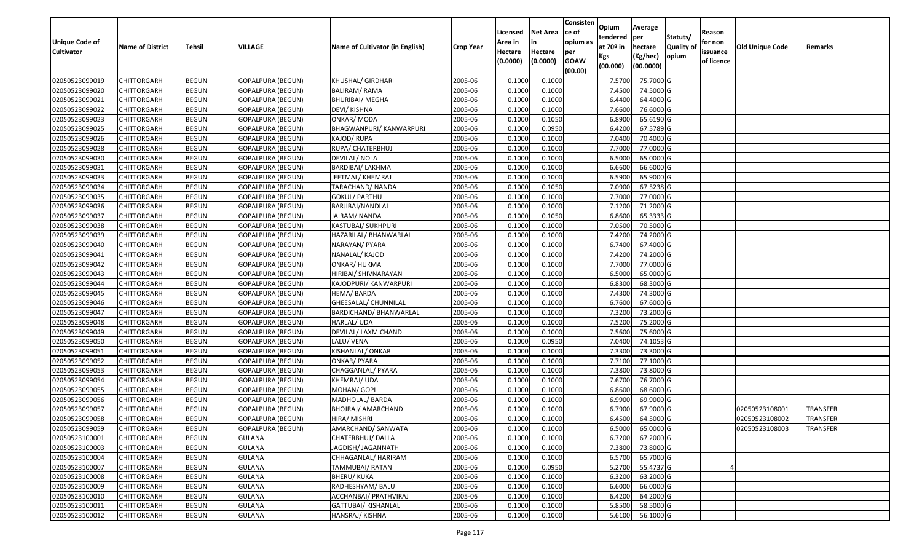| Unique Code of Cultivator | Name of District | Tehsil | VILLAGE | Name of Cultivator (in English) | Crop Year | Licensed Area in Hectare (0.0000) | Net Area in Hectare (0.0000) | Consistence of opium as per GOAW (00.00) | Opium tendered at 70º in Kgs (00.000) | Average per hectare (Kg/hec) (00.0000) | Statuts/ Quality of opium | Reason for non issuance of licence | Old Unique Code | Remarks |
|---|---|---|---|---|---|---|---|---|---|---|---|---|---|---|
| 02050523099019 | CHITTORGARH | BEGUN | GOPALPURA (BEGUN) | KHUSHAL/ GIRDHARI | 2005-06 | 0.1000 | 0.1000 | | 7.5700 | 75.7000 | G | | | |
| 02050523099020 | CHITTORGARH | BEGUN | GOPALPURA (BEGUN) | BALIRAM/ RAMA | 2005-06 | 0.1000 | 0.1000 | | 7.4500 | 74.5000 | G | | | |
| 02050523099021 | CHITTORGARH | BEGUN | GOPALPURA (BEGUN) | BHURIBAI/ MEGHA | 2005-06 | 0.1000 | 0.1000 | | 6.4400 | 64.4000 | G | | | |
| 02050523099022 | CHITTORGARH | BEGUN | GOPALPURA (BEGUN) | DEVI/ KISHNA | 2005-06 | 0.1000 | 0.1000 | | 7.6600 | 76.6000 | G | | | |
| 02050523099023 | CHITTORGARH | BEGUN | GOPALPURA (BEGUN) | ONKAR/ MODA | 2005-06 | 0.1000 | 0.1050 | | 6.8900 | 65.6190 | G | | | |
| 02050523099025 | CHITTORGARH | BEGUN | GOPALPURA (BEGUN) | BHAGWANPURI/ KANWARPURI | 2005-06 | 0.1000 | 0.0950 | | 6.4200 | 67.5789 | G | | | |
| 02050523099026 | CHITTORGARH | BEGUN | GOPALPURA (BEGUN) | KAJOD/ RUPA | 2005-06 | 0.1000 | 0.1000 | | 7.0400 | 70.4000 | G | | | |
| 02050523099028 | CHITTORGARH | BEGUN | GOPALPURA (BEGUN) | RUPA/ CHATERBHUJ | 2005-06 | 0.1000 | 0.1000 | | 7.7000 | 77.0000 | G | | | |
| 02050523099030 | CHITTORGARH | BEGUN | GOPALPURA (BEGUN) | DEVILAL/ NOLA | 2005-06 | 0.1000 | 0.1000 | | 6.5000 | 65.0000 | G | | | |
| 02050523099031 | CHITTORGARH | BEGUN | GOPALPURA (BEGUN) | BARDIBAI/ LAKHMA | 2005-06 | 0.1000 | 0.1000 | | 6.6600 | 66.6000 | G | | | |
| 02050523099033 | CHITTORGARH | BEGUN | GOPALPURA (BEGUN) | JEETMAL/ KHEMRAJ | 2005-06 | 0.1000 | 0.1000 | | 6.5900 | 65.9000 | G | | | |
| 02050523099034 | CHITTORGARH | BEGUN | GOPALPURA (BEGUN) | TARACHAND/ NANDA | 2005-06 | 0.1000 | 0.1050 | | 7.0900 | 67.5238 | G | | | |
| 02050523099035 | CHITTORGARH | BEGUN | GOPALPURA (BEGUN) | GOKUL/ PARTHU | 2005-06 | 0.1000 | 0.1000 | | 7.7000 | 77.0000 | G | | | |
| 02050523099036 | CHITTORGARH | BEGUN | GOPALPURA (BEGUN) | BARJIBAI/NANDLAL | 2005-06 | 0.1000 | 0.1000 | | 7.1200 | 71.2000 | G | | | |
| 02050523099037 | CHITTORGARH | BEGUN | GOPALPURA (BEGUN) | JAIRAM/ NANDA | 2005-06 | 0.1000 | 0.1050 | | 6.8600 | 65.3333 | G | | | |
| 02050523099038 | CHITTORGARH | BEGUN | GOPALPURA (BEGUN) | KASTUBAI/ SUKHPURI | 2005-06 | 0.1000 | 0.1000 | | 7.0500 | 70.5000 | G | | | |
| 02050523099039 | CHITTORGARH | BEGUN | GOPALPURA (BEGUN) | HAZARILAL/ BHANWARLAL | 2005-06 | 0.1000 | 0.1000 | | 7.4200 | 74.2000 | G | | | |
| 02050523099040 | CHITTORGARH | BEGUN | GOPALPURA (BEGUN) | NARAYAN/ PYARA | 2005-06 | 0.1000 | 0.1000 | | 6.7400 | 67.4000 | G | | | |
| 02050523099041 | CHITTORGARH | BEGUN | GOPALPURA (BEGUN) | NANALAL/ KAJOD | 2005-06 | 0.1000 | 0.1000 | | 7.4200 | 74.2000 | G | | | |
| 02050523099042 | CHITTORGARH | BEGUN | GOPALPURA (BEGUN) | ONKAR/ HUKMA | 2005-06 | 0.1000 | 0.1000 | | 7.7000 | 77.0000 | G | | | |
| 02050523099043 | CHITTORGARH | BEGUN | GOPALPURA (BEGUN) | HIRIBAI/ SHIVNARAYAN | 2005-06 | 0.1000 | 0.1000 | | 6.5000 | 65.0000 | G | | | |
| 02050523099044 | CHITTORGARH | BEGUN | GOPALPURA (BEGUN) | KAJODPURI/ KANWARPURI | 2005-06 | 0.1000 | 0.1000 | | 6.8300 | 68.3000 | G | | | |
| 02050523099045 | CHITTORGARH | BEGUN | GOPALPURA (BEGUN) | HEMA/ BARDA | 2005-06 | 0.1000 | 0.1000 | | 7.4300 | 74.3000 | G | | | |
| 02050523099046 | CHITTORGARH | BEGUN | GOPALPURA (BEGUN) | GHEESALAL/ CHUNNILAL | 2005-06 | 0.1000 | 0.1000 | | 6.7600 | 67.6000 | G | | | |
| 02050523099047 | CHITTORGARH | BEGUN | GOPALPURA (BEGUN) | BARDICHAND/ BHANWARLAL | 2005-06 | 0.1000 | 0.1000 | | 7.3200 | 73.2000 | G | | | |
| 02050523099048 | CHITTORGARH | BEGUN | GOPALPURA (BEGUN) | HARLAL/ UDA | 2005-06 | 0.1000 | 0.1000 | | 7.5200 | 75.2000 | G | | | |
| 02050523099049 | CHITTORGARH | BEGUN | GOPALPURA (BEGUN) | DEVILAL/ LAXMICHAND | 2005-06 | 0.1000 | 0.1000 | | 7.5600 | 75.6000 | G | | | |
| 02050523099050 | CHITTORGARH | BEGUN | GOPALPURA (BEGUN) | LALU/ VENA | 2005-06 | 0.1000 | 0.0950 | | 7.0400 | 74.1053 | G | | | |
| 02050523099051 | CHITTORGARH | BEGUN | GOPALPURA (BEGUN) | KISHANLAL/ ONKAR | 2005-06 | 0.1000 | 0.1000 | | 7.3300 | 73.3000 | G | | | |
| 02050523099052 | CHITTORGARH | BEGUN | GOPALPURA (BEGUN) | ONKAR/ PYARA | 2005-06 | 0.1000 | 0.1000 | | 7.7100 | 77.1000 | G | | | |
| 02050523099053 | CHITTORGARH | BEGUN | GOPALPURA (BEGUN) | CHAGGANLAL/ PYARA | 2005-06 | 0.1000 | 0.1000 | | 7.3800 | 73.8000 | G | | | |
| 02050523099054 | CHITTORGARH | BEGUN | GOPALPURA (BEGUN) | KHEMRAJ/ UDA | 2005-06 | 0.1000 | 0.1000 | | 7.6700 | 76.7000 | G | | | |
| 02050523099055 | CHITTORGARH | BEGUN | GOPALPURA (BEGUN) | MOHAN/ GOPI | 2005-06 | 0.1000 | 0.1000 | | 6.8600 | 68.6000 | G | | | |
| 02050523099056 | CHITTORGARH | BEGUN | GOPALPURA (BEGUN) | MADHOLAL/ BARDA | 2005-06 | 0.1000 | 0.1000 | | 6.9900 | 69.9000 | G | | | |
| 02050523099057 | CHITTORGARH | BEGUN | GOPALPURA (BEGUN) | BHOJRAJ/ AMARCHAND | 2005-06 | 0.1000 | 0.1000 | | 6.7900 | 67.9000 | G | | 02050523108001 | TRANSFER |
| 02050523099058 | CHITTORGARH | BEGUN | GOPALPURA (BEGUN) | HIRA/ MISHRI | 2005-06 | 0.1000 | 0.1000 | | 6.4500 | 64.5000 | G | | 02050523108002 | TRANSFER |
| 02050523099059 | CHITTORGARH | BEGUN | GOPALPURA (BEGUN) | AMARCHAND/ SANWATA | 2005-06 | 0.1000 | 0.1000 | | 6.5000 | 65.0000 | G | | 02050523108003 | TRANSFER |
| 02050523100001 | CHITTORGARH | BEGUN | GULANA | CHATERBHUJ/ DALLA | 2005-06 | 0.1000 | 0.1000 | | 6.7200 | 67.2000 | G | | | |
| 02050523100003 | CHITTORGARH | BEGUN | GULANA | JAGDISH/ JAGANNATH | 2005-06 | 0.1000 | 0.1000 | | 7.3800 | 73.8000 | G | | | |
| 02050523100004 | CHITTORGARH | BEGUN | GULANA | CHHAGANLAL/ HARIRAM | 2005-06 | 0.1000 | 0.1000 | | 6.5700 | 65.7000 | G | | | |
| 02050523100007 | CHITTORGARH | BEGUN | GULANA | TAMMUBAI/ RATAN | 2005-06 | 0.1000 | 0.0950 | | 5.2700 | 55.4737 | G | 4 | | |
| 02050523100008 | CHITTORGARH | BEGUN | GULANA | BHERU/ KUKA | 2005-06 | 0.1000 | 0.1000 | | 6.3200 | 63.2000 | G | | | |
| 02050523100009 | CHITTORGARH | BEGUN | GULANA | RADHESHYAM/ BALU | 2005-06 | 0.1000 | 0.1000 | | 6.6000 | 66.0000 | G | | | |
| 02050523100010 | CHITTORGARH | BEGUN | GULANA | ACCHANBAI/ PRATHVIRAJ | 2005-06 | 0.1000 | 0.1000 | | 6.4200 | 64.2000 | G | | | |
| 02050523100011 | CHITTORGARH | BEGUN | GULANA | GATTUBAI/ KISHANLAL | 2005-06 | 0.1000 | 0.1000 | | 5.8500 | 58.5000 | G | | | |
| 02050523100012 | CHITTORGARH | BEGUN | GULANA | HANSRAJ/ KISHNA | 2005-06 | 0.1000 | 0.1000 | | 5.6100 | 56.1000 | G | | | |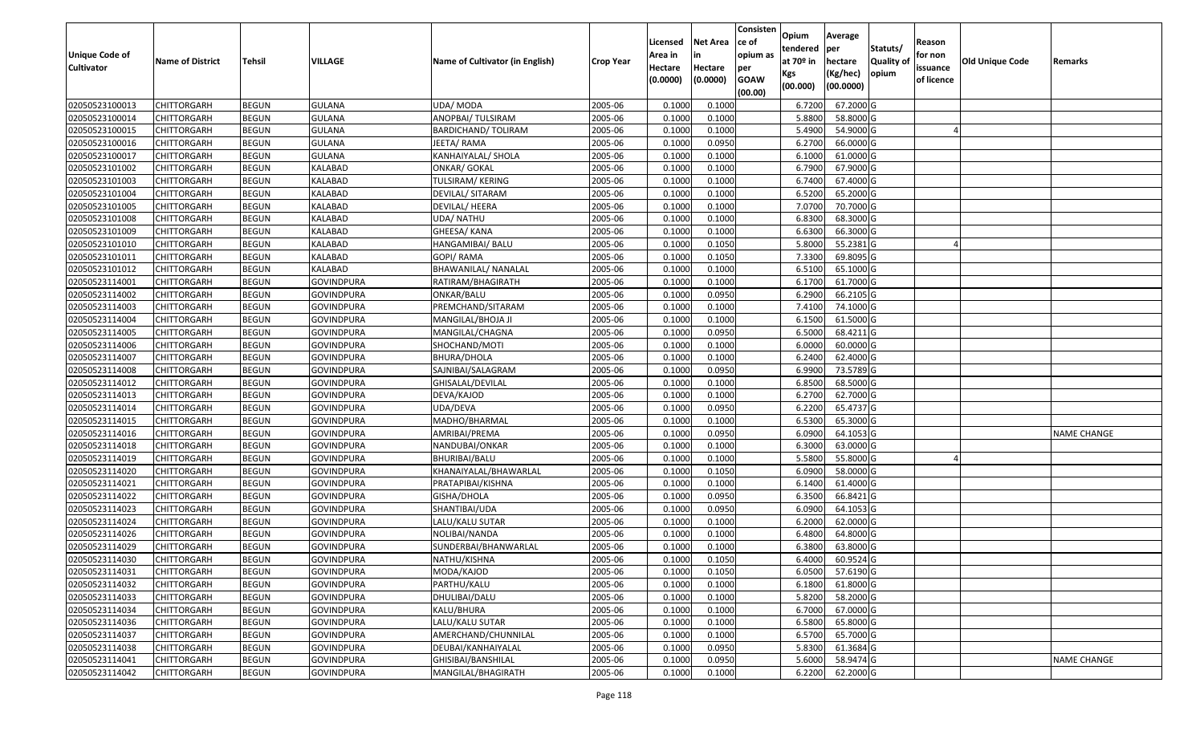| Unique Code of Cultivator | Name of District | Tehsil | VILLAGE | Name of Cultivator (in English) | Crop Year | Licensed Area in Hectare (0.0000) | Net Area in Hectare (0.0000) | Consistence of opium as per GOAW (00.00) | Opium tendered at 70º in Kgs (00.000) | Average per hectare (Kg/hec) (00.0000) | Statuts/ Quality of opium | Reason for non issuance of licence | Old Unique Code | Remarks |
|---|---|---|---|---|---|---|---|---|---|---|---|---|---|---|
| 02050523100013 | CHITTORGARH | BEGUN | GULANA | UDA/ MODA | 2005-06 | 0.1000 | 0.1000 | | 6.7200 | 67.2000 | G | | | |
| 02050523100014 | CHITTORGARH | BEGUN | GULANA | ANOPBAI/ TULSIRAM | 2005-06 | 0.1000 | 0.1000 | | 5.8800 | 58.8000 | G | | | |
| 02050523100015 | CHITTORGARH | BEGUN | GULANA | BARDICHAND/ TOLIRAM | 2005-06 | 0.1000 | 0.1000 | | 5.4900 | 54.9000 | G | 4 | | |
| 02050523100016 | CHITTORGARH | BEGUN | GULANA | JEETA/ RAMA | 2005-06 | 0.1000 | 0.0950 | | 6.2700 | 66.0000 | G | | | |
| 02050523100017 | CHITTORGARH | BEGUN | GULANA | KANHAIYALAL/ SHOLA | 2005-06 | 0.1000 | 0.1000 | | 6.1000 | 61.0000 | G | | | |
| 02050523101002 | CHITTORGARH | BEGUN | KALABAD | ONKAR/ GOKAL | 2005-06 | 0.1000 | 0.1000 | | 6.7900 | 67.9000 | G | | | |
| 02050523101003 | CHITTORGARH | BEGUN | KALABAD | TULSIRAM/ KERING | 2005-06 | 0.1000 | 0.1000 | | 6.7400 | 67.4000 | G | | | |
| 02050523101004 | CHITTORGARH | BEGUN | KALABAD | DEVILAL/ SITARAM | 2005-06 | 0.1000 | 0.1000 | | 6.5200 | 65.2000 | G | | | |
| 02050523101005 | CHITTORGARH | BEGUN | KALABAD | DEVILAL/ HEERA | 2005-06 | 0.1000 | 0.1000 | | 7.0700 | 70.7000 | G | | | |
| 02050523101008 | CHITTORGARH | BEGUN | KALABAD | UDA/ NATHU | 2005-06 | 0.1000 | 0.1000 | | 6.8300 | 68.3000 | G | | | |
| 02050523101009 | CHITTORGARH | BEGUN | KALABAD | GHEESA/ KANA | 2005-06 | 0.1000 | 0.1000 | | 6.6300 | 66.3000 | G | | | |
| 02050523101010 | CHITTORGARH | BEGUN | KALABAD | HANGAMIBAI/ BALU | 2005-06 | 0.1000 | 0.1050 | | 5.8000 | 55.2381 | G | 4 | | |
| 02050523101011 | CHITTORGARH | BEGUN | KALABAD | GOPI/ RAMA | 2005-06 | 0.1000 | 0.1050 | | 7.3300 | 69.8095 | G | | | |
| 02050523101012 | CHITTORGARH | BEGUN | KALABAD | BHAWANILAL/ NANALAL | 2005-06 | 0.1000 | 0.1000 | | 6.5100 | 65.1000 | G | | | |
| 02050523114001 | CHITTORGARH | BEGUN | GOVINDPURA | RATIRAM/BHAGIRATH | 2005-06 | 0.1000 | 0.1000 | | 6.1700 | 61.7000 | G | | | |
| 02050523114002 | CHITTORGARH | BEGUN | GOVINDPURA | ONKAR/BALU | 2005-06 | 0.1000 | 0.0950 | | 6.2900 | 66.2105 | G | | | |
| 02050523114003 | CHITTORGARH | BEGUN | GOVINDPURA | PREMCHAND/SITARAM | 2005-06 | 0.1000 | 0.1000 | | 7.4100 | 74.1000 | G | | | |
| 02050523114004 | CHITTORGARH | BEGUN | GOVINDPURA | MANGILAL/BHOJA JI | 2005-06 | 0.1000 | 0.1000 | | 6.1500 | 61.5000 | G | | | |
| 02050523114005 | CHITTORGARH | BEGUN | GOVINDPURA | MANGILAL/CHAGNA | 2005-06 | 0.1000 | 0.0950 | | 6.5000 | 68.4211 | G | | | |
| 02050523114006 | CHITTORGARH | BEGUN | GOVINDPURA | SHOCHAND/MOTI | 2005-06 | 0.1000 | 0.1000 | | 6.0000 | 60.0000 | G | | | |
| 02050523114007 | CHITTORGARH | BEGUN | GOVINDPURA | BHURA/DHOLA | 2005-06 | 0.1000 | 0.1000 | | 6.2400 | 62.4000 | G | | | |
| 02050523114008 | CHITTORGARH | BEGUN | GOVINDPURA | SAJNIBAI/SALAGRAM | 2005-06 | 0.1000 | 0.0950 | | 6.9900 | 73.5789 | G | | | |
| 02050523114012 | CHITTORGARH | BEGUN | GOVINDPURA | GHISALAL/DEVILAL | 2005-06 | 0.1000 | 0.1000 | | 6.8500 | 68.5000 | G | | | |
| 02050523114013 | CHITTORGARH | BEGUN | GOVINDPURA | DEVA/KAJOD | 2005-06 | 0.1000 | 0.1000 | | 6.2700 | 62.7000 | G | | | |
| 02050523114014 | CHITTORGARH | BEGUN | GOVINDPURA | UDA/DEVA | 2005-06 | 0.1000 | 0.0950 | | 6.2200 | 65.4737 | G | | | |
| 02050523114015 | CHITTORGARH | BEGUN | GOVINDPURA | MADHO/BHARMAL | 2005-06 | 0.1000 | 0.1000 | | 6.5300 | 65.3000 | G | | | |
| 02050523114016 | CHITTORGARH | BEGUN | GOVINDPURA | AMRIBAI/PREMA | 2005-06 | 0.1000 | 0.0950 | | 6.0900 | 64.1053 | G | | | NAME CHANGE |
| 02050523114018 | CHITTORGARH | BEGUN | GOVINDPURA | NANDUBAI/ONKAR | 2005-06 | 0.1000 | 0.1000 | | 6.3000 | 63.0000 | G | | | |
| 02050523114019 | CHITTORGARH | BEGUN | GOVINDPURA | BHURIBAI/BALU | 2005-06 | 0.1000 | 0.1000 | | 5.5800 | 55.8000 | G | 4 | | |
| 02050523114020 | CHITTORGARH | BEGUN | GOVINDPURA | KHANAIYALAL/BHAWARLAL | 2005-06 | 0.1000 | 0.1050 | | 6.0900 | 58.0000 | G | | | |
| 02050523114021 | CHITTORGARH | BEGUN | GOVINDPURA | PRATAPIBAI/KISHNA | 2005-06 | 0.1000 | 0.1000 | | 6.1400 | 61.4000 | G | | | |
| 02050523114022 | CHITTORGARH | BEGUN | GOVINDPURA | GISHA/DHOLA | 2005-06 | 0.1000 | 0.0950 | | 6.3500 | 66.8421 | G | | | |
| 02050523114023 | CHITTORGARH | BEGUN | GOVINDPURA | SHANTIBAI/UDA | 2005-06 | 0.1000 | 0.0950 | | 6.0900 | 64.1053 | G | | | |
| 02050523114024 | CHITTORGARH | BEGUN | GOVINDPURA | LALU/KALU SUTAR | 2005-06 | 0.1000 | 0.1000 | | 6.2000 | 62.0000 | G | | | |
| 02050523114026 | CHITTORGARH | BEGUN | GOVINDPURA | NOLIBAI/NANDA | 2005-06 | 0.1000 | 0.1000 | | 6.4800 | 64.8000 | G | | | |
| 02050523114029 | CHITTORGARH | BEGUN | GOVINDPURA | SUNDERBAI/BHANWARLAL | 2005-06 | 0.1000 | 0.1000 | | 6.3800 | 63.8000 | G | | | |
| 02050523114030 | CHITTORGARH | BEGUN | GOVINDPURA | NATHU/KISHNA | 2005-06 | 0.1000 | 0.1050 | | 6.4000 | 60.9524 | G | | | |
| 02050523114031 | CHITTORGARH | BEGUN | GOVINDPURA | MODA/KAJOD | 2005-06 | 0.1000 | 0.1050 | | 6.0500 | 57.6190 | G | | | |
| 02050523114032 | CHITTORGARH | BEGUN | GOVINDPURA | PARTHU/KALU | 2005-06 | 0.1000 | 0.1000 | | 6.1800 | 61.8000 | G | | | |
| 02050523114033 | CHITTORGARH | BEGUN | GOVINDPURA | DHULIBAI/DALU | 2005-06 | 0.1000 | 0.1000 | | 5.8200 | 58.2000 | G | | | |
| 02050523114034 | CHITTORGARH | BEGUN | GOVINDPURA | KALU/BHURA | 2005-06 | 0.1000 | 0.1000 | | 6.7000 | 67.0000 | G | | | |
| 02050523114036 | CHITTORGARH | BEGUN | GOVINDPURA | LALU/KALU SUTAR | 2005-06 | 0.1000 | 0.1000 | | 6.5800 | 65.8000 | G | | | |
| 02050523114037 | CHITTORGARH | BEGUN | GOVINDPURA | AMERCHAND/CHUNNILAL | 2005-06 | 0.1000 | 0.1000 | | 6.5700 | 65.7000 | G | | | |
| 02050523114038 | CHITTORGARH | BEGUN | GOVINDPURA | DEUBAI/KANHAIYALAL | 2005-06 | 0.1000 | 0.0950 | | 5.8300 | 61.3684 | G | | | |
| 02050523114041 | CHITTORGARH | BEGUN | GOVINDPURA | GHISIBAI/BANSHILAL | 2005-06 | 0.1000 | 0.0950 | | 5.6000 | 58.9474 | G | | | NAME CHANGE |
| 02050523114042 | CHITTORGARH | BEGUN | GOVINDPURA | MANGILAL/BHAGIRATH | 2005-06 | 0.1000 | 0.1000 | | 6.2200 | 62.2000 | G | | | |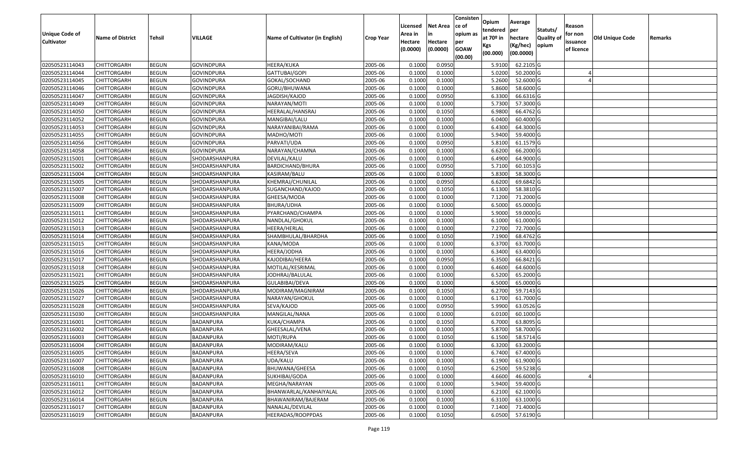| Unique Code of Cultivator | Name of District | Tehsil | VILLAGE | Name of Cultivator (in English) | Crop Year | Licensed Area in Hectare (0.0000) | Net Area in Hectare (0.0000) | Consistence of opium as per GOAW (00.00) | Opium tendered at 70º in Kgs (00.000) | Average per hectare (Kg/hec) (00.0000) | Statuts/ Quality of opium | Reason for non issuance of licence | Old Unique Code | Remarks |
|---|---|---|---|---|---|---|---|---|---|---|---|---|---|---|
| 02050523114043 | CHITTORGARH | BEGUN | GOVINDPURA | HEERA/KUKA | 2005-06 | 0.1000 | 0.0950 | | 5.9100 | 62.2105 | G | | | |
| 02050523114044 | CHITTORGARH | BEGUN | GOVINDPURA | GATTUBAI/GOPI | 2005-06 | 0.1000 | 0.1000 | | 5.0200 | 50.2000 | G | 4 | | |
| 02050523114045 | CHITTORGARH | BEGUN | GOVINDPURA | GOKAL/SOCHAND | 2005-06 | 0.1000 | 0.1000 | | 5.2600 | 52.6000 | G | 4 | | |
| 02050523114046 | CHITTORGARH | BEGUN | GOVINDPURA | GORU/BHUWANA | 2005-06 | 0.1000 | 0.1000 | | 5.8600 | 58.6000 | G | | | |
| 02050523114047 | CHITTORGARH | BEGUN | GOVINDPURA | JAGDISH/KAJOD | 2005-06 | 0.1000 | 0.0950 | | 6.3300 | 66.6316 | G | | | |
| 02050523114049 | CHITTORGARH | BEGUN | GOVINDPURA | NARAYAN/MOTI | 2005-06 | 0.1000 | 0.1000 | | 5.7300 | 57.3000 | G | | | |
| 02050523114050 | CHITTORGARH | BEGUN | GOVINDPURA | HEERALAL/HANSRAJ | 2005-06 | 0.1000 | 0.1050 | | 6.9800 | 66.4762 | G | | | |
| 02050523114052 | CHITTORGARH | BEGUN | GOVINDPURA | MANGIBAI/LALU | 2005-06 | 0.1000 | 0.1000 | | 6.0400 | 60.4000 | G | | | |
| 02050523114053 | CHITTORGARH | BEGUN | GOVINDPURA | NARAYANIBAI/RAMA | 2005-06 | 0.1000 | 0.1000 | | 6.4300 | 64.3000 | G | | | |
| 02050523114055 | CHITTORGARH | BEGUN | GOVINDPURA | MADHO/MOTI | 2005-06 | 0.1000 | 0.1000 | | 5.9400 | 59.4000 | G | | | |
| 02050523114056 | CHITTORGARH | BEGUN | GOVINDPURA | PARVATI/UDA | 2005-06 | 0.1000 | 0.0950 | | 5.8100 | 61.1579 | G | | | |
| 02050523114058 | CHITTORGARH | BEGUN | GOVINDPURA | NARAYAN/CHAMNA | 2005-06 | 0.1000 | 0.1000 | | 6.6200 | 66.2000 | G | | | |
| 02050523115001 | CHITTORGARH | BEGUN | SHODARSHANPURA | DEVILAL/KALU | 2005-06 | 0.1000 | 0.1000 | | 6.4900 | 64.9000 | G | | | |
| 02050523115002 | CHITTORGARH | BEGUN | SHODARSHANPURA | BARDICHAND/BHURA | 2005-06 | 0.1000 | 0.0950 | | 5.7100 | 60.1053 | G | | | |
| 02050523115004 | CHITTORGARH | BEGUN | SHODARSHANPURA | KASIRAM/BALU | 2005-06 | 0.1000 | 0.1000 | | 5.8300 | 58.3000 | G | | | |
| 02050523115005 | CHITTORGARH | BEGUN | SHODARSHANPURA | KHEMRAJ/CHUNILAL | 2005-06 | 0.1000 | 0.0950 | | 6.6200 | 69.6842 | G | | | |
| 02050523115007 | CHITTORGARH | BEGUN | SHODARSHANPURA | SUGANCHAND/KAJOD | 2005-06 | 0.1000 | 0.1050 | | 6.1300 | 58.3810 | G | | | |
| 02050523115008 | CHITTORGARH | BEGUN | SHODARSHANPURA | GHEESA/MODA | 2005-06 | 0.1000 | 0.1000 | | 7.1200 | 71.2000 | G | | | |
| 02050523115009 | CHITTORGARH | BEGUN | SHODARSHANPURA | BHURA/UDHA | 2005-06 | 0.1000 | 0.1000 | | 6.5000 | 65.0000 | G | | | |
| 02050523115011 | CHITTORGARH | BEGUN | SHODARSHANPURA | PYARCHAND/CHAMPA | 2005-06 | 0.1000 | 0.1000 | | 5.9000 | 59.0000 | G | | | |
| 02050523115012 | CHITTORGARH | BEGUN | SHODARSHANPURA | NANDLAL/GHOKUL | 2005-06 | 0.1000 | 0.1000 | | 6.1000 | 61.0000 | G | | | |
| 02050523115013 | CHITTORGARH | BEGUN | SHODARSHANPURA | HEERA/HERLAL | 2005-06 | 0.1000 | 0.1000 | | 7.2700 | 72.7000 | G | | | |
| 02050523115014 | CHITTORGARH | BEGUN | SHODARSHANPURA | SHAMBHULAL/BHARDHA | 2005-06 | 0.1000 | 0.1050 | | 7.1900 | 68.4762 | G | | | |
| 02050523115015 | CHITTORGARH | BEGUN | SHODARSHANPURA | KANA/MODA | 2005-06 | 0.1000 | 0.1000 | | 6.3700 | 63.7000 | G | | | |
| 02050523115016 | CHITTORGARH | BEGUN | SHODARSHANPURA | HEERA/JODHA | 2005-06 | 0.1000 | 0.1000 | | 6.3400 | 63.4000 | G | | | |
| 02050523115017 | CHITTORGARH | BEGUN | SHODARSHANPURA | KAJODIBAI/HEERA | 2005-06 | 0.1000 | 0.0950 | | 6.3500 | 66.8421 | G | | | |
| 02050523115018 | CHITTORGARH | BEGUN | SHODARSHANPURA | MOTILAL/KESRIMAL | 2005-06 | 0.1000 | 0.1000 | | 6.4600 | 64.6000 | G | | | |
| 02050523115021 | CHITTORGARH | BEGUN | SHODARSHANPURA | JODHRAJ/BALULAL | 2005-06 | 0.1000 | 0.1000 | | 6.5200 | 65.2000 | G | | | |
| 02050523115025 | CHITTORGARH | BEGUN | SHODARSHANPURA | GULABIBAI/DEVA | 2005-06 | 0.1000 | 0.1000 | | 6.5000 | 65.0000 | G | | | |
| 02050523115026 | CHITTORGARH | BEGUN | SHODARSHANPURA | MODIRAM/MAGNIRAM | 2005-06 | 0.1000 | 0.1050 | | 6.2700 | 59.7143 | G | | | |
| 02050523115027 | CHITTORGARH | BEGUN | SHODARSHANPURA | NARAYAN/GHOKUL | 2005-06 | 0.1000 | 0.1000 | | 6.1700 | 61.7000 | G | | | |
| 02050523115028 | CHITTORGARH | BEGUN | SHODARSHANPURA | SEVA/KAJOD | 2005-06 | 0.1000 | 0.0950 | | 5.9900 | 63.0526 | G | | | |
| 02050523115030 | CHITTORGARH | BEGUN | SHODARSHANPURA | MANGILAL/NANA | 2005-06 | 0.1000 | 0.1000 | | 6.0100 | 60.1000 | G | | | |
| 02050523116001 | CHITTORGARH | BEGUN | BADANPURA | KUKA/CHAMPA | 2005-06 | 0.1000 | 0.1050 | | 6.7000 | 63.8095 | G | | | |
| 02050523116002 | CHITTORGARH | BEGUN | BADANPURA | GHEESALAL/VENA | 2005-06 | 0.1000 | 0.1000 | | 5.8700 | 58.7000 | G | | | |
| 02050523116003 | CHITTORGARH | BEGUN | BADANPURA | MOTI/RUPA | 2005-06 | 0.1000 | 0.1050 | | 6.1500 | 58.5714 | G | | | |
| 02050523116004 | CHITTORGARH | BEGUN | BADANPURA | MODIRAM/KALU | 2005-06 | 0.1000 | 0.1000 | | 6.3200 | 63.2000 | G | | | |
| 02050523116005 | CHITTORGARH | BEGUN | BADANPURA | HEERA/SEVA | 2005-06 | 0.1000 | 0.1000 | | 6.7400 | 67.4000 | G | | | |
| 02050523116007 | CHITTORGARH | BEGUN | BADANPURA | UDA/KALU | 2005-06 | 0.1000 | 0.1000 | | 6.1900 | 61.9000 | G | | | |
| 02050523116008 | CHITTORGARH | BEGUN | BADANPURA | BHUWANA/GHEESA | 2005-06 | 0.1000 | 0.1050 | | 6.2500 | 59.5238 | G | | | |
| 02050523116010 | CHITTORGARH | BEGUN | BADANPURA | SUKHIBAI/GODA | 2005-06 | 0.1000 | 0.1000 | | 4.6600 | 46.6000 | G | 4 | | |
| 02050523116011 | CHITTORGARH | BEGUN | BADANPURA | MEGHA/NARAYAN | 2005-06 | 0.1000 | 0.1000 | | 5.9400 | 59.4000 | G | | | |
| 02050523116012 | CHITTORGARH | BEGUN | BADANPURA | BHANWARLAL/KANHAIYALAL | 2005-06 | 0.1000 | 0.1000 | | 6.2100 | 62.1000 | G | | | |
| 02050523116014 | CHITTORGARH | BEGUN | BADANPURA | BHAWANIRAM/BAJERAM | 2005-06 | 0.1000 | 0.1000 | | 6.3100 | 63.1000 | G | | | |
| 02050523116017 | CHITTORGARH | BEGUN | BADANPURA | NANALAL/DEVILAL | 2005-06 | 0.1000 | 0.1000 | | 7.1400 | 71.4000 | G | | | |
| 02050523116019 | CHITTORGARH | BEGUN | BADANPURA | HEERADAS/ROOPPDAS | 2005-06 | 0.1000 | 0.1050 | | 6.0500 | 57.6190 | G | | | |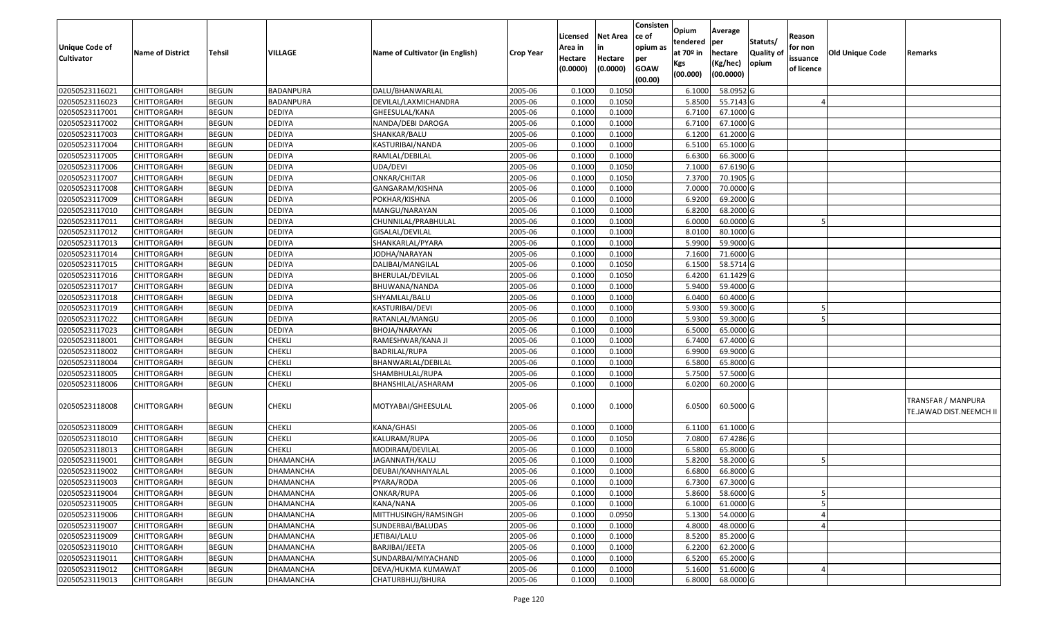| Unique Code of Cultivator | Name of District | Tehsil | VILLAGE | Name of Cultivator (in English) | Crop Year | Licensed Area in Hectare (0.0000) | Net Area in Hectare (0.0000) | Consistence of opium as per GOAW (00.00) | Opium tendered at 70º in Kgs (00.000) | Average per hectare (Kg/hec) (00.0000) | Statuts/ Quality of opium | Reason for non issuance of licence | Old Unique Code | Remarks |
|---|---|---|---|---|---|---|---|---|---|---|---|---|---|---|
| 02050523116021 | CHITTORGARH | BEGUN | BADANPURA | DALU/BHANWARLAL | 2005-06 | 0.1000 | 0.1050 | | 6.1000 | 58.0952 | G | | | |
| 02050523116023 | CHITTORGARH | BEGUN | BADANPURA | DEVILAL/LAXMICHANDRA | 2005-06 | 0.1000 | 0.1050 | | 5.8500 | 55.7143 | G | 4 | | |
| 02050523117001 | CHITTORGARH | BEGUN | DEDIYA | GHEESULAL/KANA | 2005-06 | 0.1000 | 0.1000 | | 6.7100 | 67.1000 | G | | | |
| 02050523117002 | CHITTORGARH | BEGUN | DEDIYA | NANDA/DEBI DAROGA | 2005-06 | 0.1000 | 0.1000 | | 6.7100 | 67.1000 | G | | | |
| 02050523117003 | CHITTORGARH | BEGUN | DEDIYA | SHANKAR/BALU | 2005-06 | 0.1000 | 0.1000 | | 6.1200 | 61.2000 | G | | | |
| 02050523117004 | CHITTORGARH | BEGUN | DEDIYA | KASTURIBAI/NANDA | 2005-06 | 0.1000 | 0.1000 | | 6.5100 | 65.1000 | G | | | |
| 02050523117005 | CHITTORGARH | BEGUN | DEDIYA | RAMLAL/DEBILAL | 2005-06 | 0.1000 | 0.1000 | | 6.6300 | 66.3000 | G | | | |
| 02050523117006 | CHITTORGARH | BEGUN | DEDIYA | UDA/DEVI | 2005-06 | 0.1000 | 0.1050 | | 7.1000 | 67.6190 | G | | | |
| 02050523117007 | CHITTORGARH | BEGUN | DEDIYA | ONKAR/CHITAR | 2005-06 | 0.1000 | 0.1050 | | 7.3700 | 70.1905 | G | | | |
| 02050523117008 | CHITTORGARH | BEGUN | DEDIYA | GANGARAM/KISHNA | 2005-06 | 0.1000 | 0.1000 | | 7.0000 | 70.0000 | G | | | |
| 02050523117009 | CHITTORGARH | BEGUN | DEDIYA | POKHAR/KISHNA | 2005-06 | 0.1000 | 0.1000 | | 6.9200 | 69.2000 | G | | | |
| 02050523117010 | CHITTORGARH | BEGUN | DEDIYA | MANGU/NARAYAN | 2005-06 | 0.1000 | 0.1000 | | 6.8200 | 68.2000 | G | | | |
| 02050523117011 | CHITTORGARH | BEGUN | DEDIYA | CHUNNILAL/PRABHULAL | 2005-06 | 0.1000 | 0.1000 | | 6.0000 | 60.0000 | G | 5 | | |
| 02050523117012 | CHITTORGARH | BEGUN | DEDIYA | GISALAL/DEVILAL | 2005-06 | 0.1000 | 0.1000 | | 8.0100 | 80.1000 | G | | | |
| 02050523117013 | CHITTORGARH | BEGUN | DEDIYA | SHANKARLAL/PYARA | 2005-06 | 0.1000 | 0.1000 | | 5.9900 | 59.9000 | G | | | |
| 02050523117014 | CHITTORGARH | BEGUN | DEDIYA | JODHA/NARAYAN | 2005-06 | 0.1000 | 0.1000 | | 7.1600 | 71.6000 | G | | | |
| 02050523117015 | CHITTORGARH | BEGUN | DEDIYA | DALIBAI/MANGILAL | 2005-06 | 0.1000 | 0.1050 | | 6.1500 | 58.5714 | G | | | |
| 02050523117016 | CHITTORGARH | BEGUN | DEDIYA | BHERULAL/DEVILAL | 2005-06 | 0.1000 | 0.1050 | | 6.4200 | 61.1429 | G | | | |
| 02050523117017 | CHITTORGARH | BEGUN | DEDIYA | BHUWANA/NANDA | 2005-06 | 0.1000 | 0.1000 | | 5.9400 | 59.4000 | G | | | |
| 02050523117018 | CHITTORGARH | BEGUN | DEDIYA | SHYAMLAL/BALU | 2005-06 | 0.1000 | 0.1000 | | 6.0400 | 60.4000 | G | | | |
| 02050523117019 | CHITTORGARH | BEGUN | DEDIYA | KASTURIBAI/DEVI | 2005-06 | 0.1000 | 0.1000 | | 5.9300 | 59.3000 | G | 5 | | |
| 02050523117022 | CHITTORGARH | BEGUN | DEDIYA | RATANLAL/MANGU | 2005-06 | 0.1000 | 0.1000 | | 5.9300 | 59.3000 | G | 5 | | |
| 02050523117023 | CHITTORGARH | BEGUN | DEDIYA | BHOJA/NARAYAN | 2005-06 | 0.1000 | 0.1000 | | 6.5000 | 65.0000 | G | | | |
| 02050523118001 | CHITTORGARH | BEGUN | CHEKLI | RAMESHWAR/KANA JI | 2005-06 | 0.1000 | 0.1000 | | 6.7400 | 67.4000 | G | | | |
| 02050523118002 | CHITTORGARH | BEGUN | CHEKLI | BADRILAL/RUPA | 2005-06 | 0.1000 | 0.1000 | | 6.9900 | 69.9000 | G | | | |
| 02050523118004 | CHITTORGARH | BEGUN | CHEKLI | BHANWARLAL/DEBILAL | 2005-06 | 0.1000 | 0.1000 | | 6.5800 | 65.8000 | G | | | |
| 02050523118005 | CHITTORGARH | BEGUN | CHEKLI | SHAMBHULAL/RUPA | 2005-06 | 0.1000 | 0.1000 | | 5.7500 | 57.5000 | G | | | |
| 02050523118006 | CHITTORGARH | BEGUN | CHEKLI | BHANSHILAL/ASHARAM | 2005-06 | 0.1000 | 0.1000 | | 6.0200 | 60.2000 | G | | | |
| 02050523118008 | CHITTORGARH | BEGUN | CHEKLI | MOTYABAI/GHEESULAL | 2005-06 | 0.1000 | 0.1000 | | 6.0500 | 60.5000 | G | | | TRANSFAR / MANPURA TE.JAWAD DIST.NEEMCH II |
| 02050523118009 | CHITTORGARH | BEGUN | CHEKLI | KANA/GHASI | 2005-06 | 0.1000 | 0.1000 | | 6.1100 | 61.1000 | G | | | |
| 02050523118010 | CHITTORGARH | BEGUN | CHEKLI | KALURAM/RUPA | 2005-06 | 0.1000 | 0.1050 | | 7.0800 | 67.4286 | G | | | |
| 02050523118013 | CHITTORGARH | BEGUN | CHEKLI | MODIRAM/DEVILAL | 2005-06 | 0.1000 | 0.1000 | | 6.5800 | 65.8000 | G | | | |
| 02050523119001 | CHITTORGARH | BEGUN | DHAMANCHA | JAGANNATH/KALU | 2005-06 | 0.1000 | 0.1000 | | 5.8200 | 58.2000 | G | 5 | | |
| 02050523119002 | CHITTORGARH | BEGUN | DHAMANCHA | DEUBAI/KANHAIYALAL | 2005-06 | 0.1000 | 0.1000 | | 6.6800 | 66.8000 | G | | | |
| 02050523119003 | CHITTORGARH | BEGUN | DHAMANCHA | PYARA/RODA | 2005-06 | 0.1000 | 0.1000 | | 6.7300 | 67.3000 | G | | | |
| 02050523119004 | CHITTORGARH | BEGUN | DHAMANCHA | ONKAR/RUPA | 2005-06 | 0.1000 | 0.1000 | | 5.8600 | 58.6000 | G | 5 | | |
| 02050523119005 | CHITTORGARH | BEGUN | DHAMANCHA | KANA/NANA | 2005-06 | 0.1000 | 0.1000 | | 6.1000 | 61.0000 | G | 5 | | |
| 02050523119006 | CHITTORGARH | BEGUN | DHAMANCHA | MITTHUSINGH/RAMSINGH | 2005-06 | 0.1000 | 0.0950 | | 5.1300 | 54.0000 | G | 4 | | |
| 02050523119007 | CHITTORGARH | BEGUN | DHAMANCHA | SUNDERBAI/BALUDAS | 2005-06 | 0.1000 | 0.1000 | | 4.8000 | 48.0000 | G | 4 | | |
| 02050523119009 | CHITTORGARH | BEGUN | DHAMANCHA | JETIBAI/LALU | 2005-06 | 0.1000 | 0.1000 | | 8.5200 | 85.2000 | G | | | |
| 02050523119010 | CHITTORGARH | BEGUN | DHAMANCHA | BARJIBAI/JEETA | 2005-06 | 0.1000 | 0.1000 | | 6.2200 | 62.2000 | G | | | |
| 02050523119011 | CHITTORGARH | BEGUN | DHAMANCHA | SUNDARBAI/MIYACHAND | 2005-06 | 0.1000 | 0.1000 | | 6.5200 | 65.2000 | G | | | |
| 02050523119012 | CHITTORGARH | BEGUN | DHAMANCHA | DEVA/HUKMA KUMAWAT | 2005-06 | 0.1000 | 0.1000 | | 5.1600 | 51.6000 | G | 4 | | |
| 02050523119013 | CHITTORGARH | BEGUN | DHAMANCHA | CHATURBHUJ/BHURA | 2005-06 | 0.1000 | 0.1000 | | 6.8000 | 68.0000 | G | | | |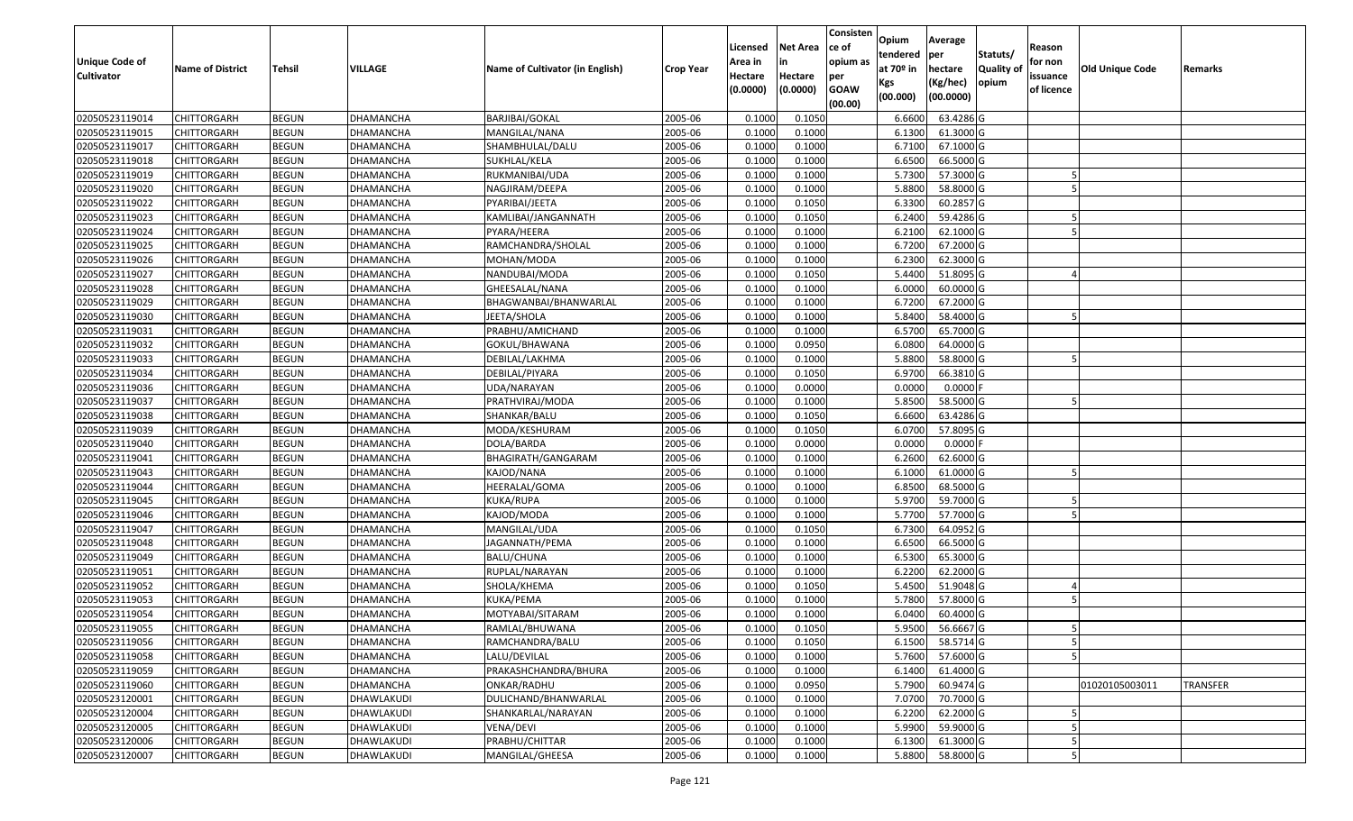| Unique Code of Cultivator | Name of District | Tehsil | VILLAGE | Name of Cultivator (in English) | Crop Year | Licensed Area in Hectare (0.0000) | Net Area in Hectare (0.0000) | Consistence of opium as per GOAW (00.00) | Opium tendered at 70º in Kgs (00.000) | Average per hectare (Kg/hec) (00.0000) | Statuts/ Quality of opium | Reason for non issuance of licence | Old Unique Code | Remarks |
|---|---|---|---|---|---|---|---|---|---|---|---|---|---|---|
| 02050523119014 | CHITTORGARH | BEGUN | DHAMANCHA | BARJIBAI/GOKAL | 2005-06 | 0.1000 | 0.1050 | | 6.6600 | 63.4286 | G | | | |
| 02050523119015 | CHITTORGARH | BEGUN | DHAMANCHA | MANGILAL/NANA | 2005-06 | 0.1000 | 0.1000 | | 6.1300 | 61.3000 | G | | | |
| 02050523119017 | CHITTORGARH | BEGUN | DHAMANCHA | SHAMBHULAL/DALU | 2005-06 | 0.1000 | 0.1000 | | 6.7100 | 67.1000 | G | | | |
| 02050523119018 | CHITTORGARH | BEGUN | DHAMANCHA | SUKHLAL/KELA | 2005-06 | 0.1000 | 0.1000 | | 6.6500 | 66.5000 | G | | | |
| 02050523119019 | CHITTORGARH | BEGUN | DHAMANCHA | RUKMANIBAI/UDA | 2005-06 | 0.1000 | 0.1000 | | 5.7300 | 57.3000 | G | 5 | | |
| 02050523119020 | CHITTORGARH | BEGUN | DHAMANCHA | NAGJIRAM/DEEPA | 2005-06 | 0.1000 | 0.1000 | | 5.8800 | 58.8000 | G | 5 | | |
| 02050523119022 | CHITTORGARH | BEGUN | DHAMANCHA | PYARIBAI/JEETA | 2005-06 | 0.1000 | 0.1050 | | 6.3300 | 60.2857 | G | | | |
| 02050523119023 | CHITTORGARH | BEGUN | DHAMANCHA | KAMLIBAI/JANGANNATH | 2005-06 | 0.1000 | 0.1050 | | 6.2400 | 59.4286 | G | 5 | | |
| 02050523119024 | CHITTORGARH | BEGUN | DHAMANCHA | PYARA/HEERA | 2005-06 | 0.1000 | 0.1000 | | 6.2100 | 62.1000 | G | 5 | | |
| 02050523119025 | CHITTORGARH | BEGUN | DHAMANCHA | RAMCHANDRA/SHOLAL | 2005-06 | 0.1000 | 0.1000 | | 6.7200 | 67.2000 | G | | | |
| 02050523119026 | CHITTORGARH | BEGUN | DHAMANCHA | MOHAN/MODA | 2005-06 | 0.1000 | 0.1000 | | 6.2300 | 62.3000 | G | | | |
| 02050523119027 | CHITTORGARH | BEGUN | DHAMANCHA | NANDUBAI/MODA | 2005-06 | 0.1000 | 0.1050 | | 5.4400 | 51.8095 | G | 4 | | |
| 02050523119028 | CHITTORGARH | BEGUN | DHAMANCHA | GHEESALAL/NANA | 2005-06 | 0.1000 | 0.1000 | | 6.0000 | 60.0000 | G | | | |
| 02050523119029 | CHITTORGARH | BEGUN | DHAMANCHA | BHAGWANBAI/BHANWARLAL | 2005-06 | 0.1000 | 0.1000 | | 6.7200 | 67.2000 | G | | | |
| 02050523119030 | CHITTORGARH | BEGUN | DHAMANCHA | JEETA/SHOLA | 2005-06 | 0.1000 | 0.1000 | | 5.8400 | 58.4000 | G | 5 | | |
| 02050523119031 | CHITTORGARH | BEGUN | DHAMANCHA | PRABHU/AMICHAND | 2005-06 | 0.1000 | 0.1000 | | 6.5700 | 65.7000 | G | | | |
| 02050523119032 | CHITTORGARH | BEGUN | DHAMANCHA | GOKUL/BHAWANA | 2005-06 | 0.1000 | 0.0950 | | 6.0800 | 64.0000 | G | | | |
| 02050523119033 | CHITTORGARH | BEGUN | DHAMANCHA | DEBILAL/LAKHMA | 2005-06 | 0.1000 | 0.1000 | | 5.8800 | 58.8000 | G | 5 | | |
| 02050523119034 | CHITTORGARH | BEGUN | DHAMANCHA | DEBILAL/PIYARA | 2005-06 | 0.1000 | 0.1050 | | 6.9700 | 66.3810 | G | | | |
| 02050523119036 | CHITTORGARH | BEGUN | DHAMANCHA | UDA/NARAYAN | 2005-06 | 0.1000 | 0.0000 | | 0.0000 | 0.0000 | F | | | |
| 02050523119037 | CHITTORGARH | BEGUN | DHAMANCHA | PRATHVIRAJ/MODA | 2005-06 | 0.1000 | 0.1000 | | 5.8500 | 58.5000 | G | 5 | | |
| 02050523119038 | CHITTORGARH | BEGUN | DHAMANCHA | SHANKAR/BALU | 2005-06 | 0.1000 | 0.1050 | | 6.6600 | 63.4286 | G | | | |
| 02050523119039 | CHITTORGARH | BEGUN | DHAMANCHA | MODA/KESHURAM | 2005-06 | 0.1000 | 0.1050 | | 6.0700 | 57.8095 | G | | | |
| 02050523119040 | CHITTORGARH | BEGUN | DHAMANCHA | DOLA/BARDA | 2005-06 | 0.1000 | 0.0000 | | 0.0000 | 0.0000 | F | | | |
| 02050523119041 | CHITTORGARH | BEGUN | DHAMANCHA | BHAGIRATH/GANGARAM | 2005-06 | 0.1000 | 0.1000 | | 6.2600 | 62.6000 | G | | | |
| 02050523119043 | CHITTORGARH | BEGUN | DHAMANCHA | KAJOD/NANA | 2005-06 | 0.1000 | 0.1000 | | 6.1000 | 61.0000 | G | 5 | | |
| 02050523119044 | CHITTORGARH | BEGUN | DHAMANCHA | HEERALAL/GOMA | 2005-06 | 0.1000 | 0.1000 | | 6.8500 | 68.5000 | G | | | |
| 02050523119045 | CHITTORGARH | BEGUN | DHAMANCHA | KUKA/RUPA | 2005-06 | 0.1000 | 0.1000 | | 5.9700 | 59.7000 | G | 5 | | |
| 02050523119046 | CHITTORGARH | BEGUN | DHAMANCHA | KAJOD/MODA | 2005-06 | 0.1000 | 0.1000 | | 5.7700 | 57.7000 | G | 5 | | |
| 02050523119047 | CHITTORGARH | BEGUN | DHAMANCHA | MANGILAL/UDA | 2005-06 | 0.1000 | 0.1050 | | 6.7300 | 64.0952 | G | | | |
| 02050523119048 | CHITTORGARH | BEGUN | DHAMANCHA | JAGANNATH/PEMA | 2005-06 | 0.1000 | 0.1000 | | 6.6500 | 66.5000 | G | | | |
| 02050523119049 | CHITTORGARH | BEGUN | DHAMANCHA | BALU/CHUNA | 2005-06 | 0.1000 | 0.1000 | | 6.5300 | 65.3000 | G | | | |
| 02050523119051 | CHITTORGARH | BEGUN | DHAMANCHA | RUPLAL/NARAYAN | 2005-06 | 0.1000 | 0.1000 | | 6.2200 | 62.2000 | G | | | |
| 02050523119052 | CHITTORGARH | BEGUN | DHAMANCHA | SHOLA/KHEMA | 2005-06 | 0.1000 | 0.1050 | | 5.4500 | 51.9048 | G | 4 | | |
| 02050523119053 | CHITTORGARH | BEGUN | DHAMANCHA | KUKA/PEMA | 2005-06 | 0.1000 | 0.1000 | | 5.7800 | 57.8000 | G | 5 | | |
| 02050523119054 | CHITTORGARH | BEGUN | DHAMANCHA | MOTYABAI/SITARAM | 2005-06 | 0.1000 | 0.1000 | | 6.0400 | 60.4000 | G | | | |
| 02050523119055 | CHITTORGARH | BEGUN | DHAMANCHA | RAMLAL/BHUWANA | 2005-06 | 0.1000 | 0.1050 | | 5.9500 | 56.6667 | G | 5 | | |
| 02050523119056 | CHITTORGARH | BEGUN | DHAMANCHA | RAMCHANDRA/BALU | 2005-06 | 0.1000 | 0.1050 | | 6.1500 | 58.5714 | G | 5 | | |
| 02050523119058 | CHITTORGARH | BEGUN | DHAMANCHA | LALU/DEVILAL | 2005-06 | 0.1000 | 0.1000 | | 5.7600 | 57.6000 | G | 5 | | |
| 02050523119059 | CHITTORGARH | BEGUN | DHAMANCHA | PRAKASHCHANDRA/BHURA | 2005-06 | 0.1000 | 0.1000 | | 6.1400 | 61.4000 | G | | | |
| 02050523119060 | CHITTORGARH | BEGUN | DHAMANCHA | ONKAR/RADHU | 2005-06 | 0.1000 | 0.0950 | | 5.7900 | 60.9474 | G | | 01020105003011 | TRANSFER |
| 02050523120001 | CHITTORGARH | BEGUN | DHAWLAKUDI | DULICHAND/BHANWARLAL | 2005-06 | 0.1000 | 0.1000 | | 7.0700 | 70.7000 | G | | | |
| 02050523120004 | CHITTORGARH | BEGUN | DHAWLAKUDI | SHANKARLAL/NARAYAN | 2005-06 | 0.1000 | 0.1000 | | 6.2200 | 62.2000 | G | 5 | | |
| 02050523120005 | CHITTORGARH | BEGUN | DHAWLAKUDI | VENA/DEVI | 2005-06 | 0.1000 | 0.1000 | | 5.9900 | 59.9000 | G | 5 | | |
| 02050523120006 | CHITTORGARH | BEGUN | DHAWLAKUDI | PRABHU/CHITTAR | 2005-06 | 0.1000 | 0.1000 | | 6.1300 | 61.3000 | G | 5 | | |
| 02050523120007 | CHITTORGARH | BEGUN | DHAWLAKUDI | MANGILAL/GHEESA | 2005-06 | 0.1000 | 0.1000 | | 5.8800 | 58.8000 | G | 5 | | |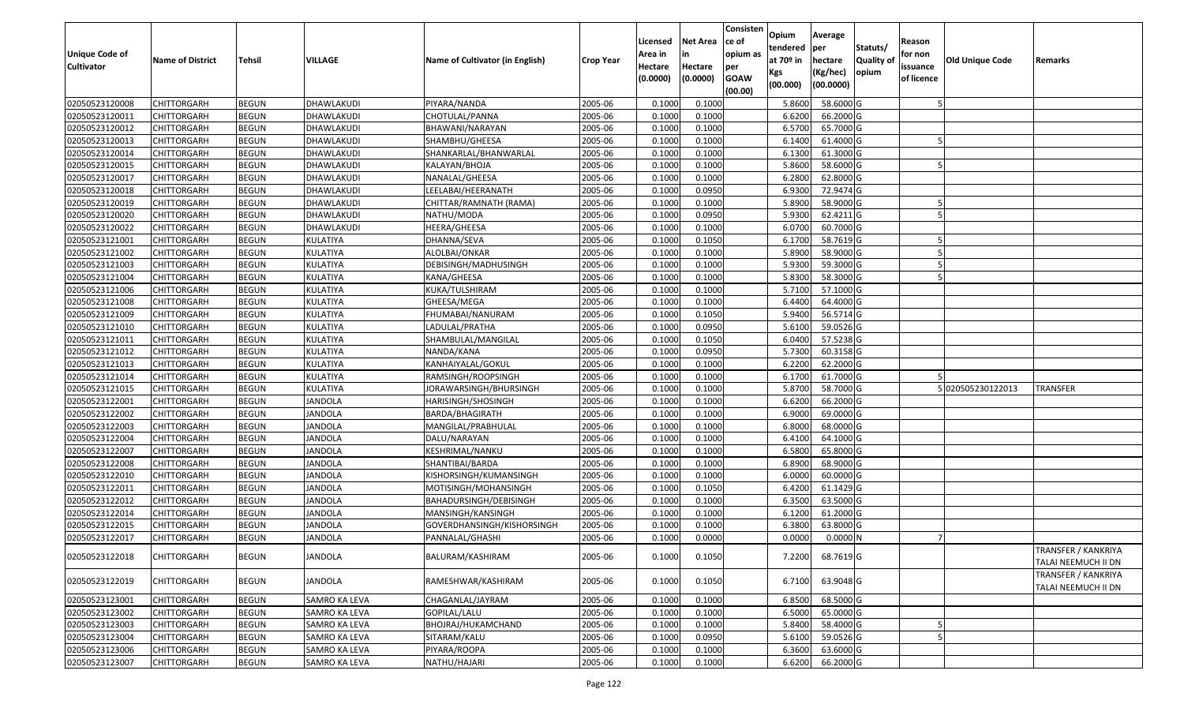| Unique Code of Cultivator | Name of District | Tehsil | VILLAGE | Name of Cultivator (in English) | Crop Year | Licensed Area in Hectare (0.0000) | Net Area in Hectare (0.0000) | Consistence of opium as per GOAW (00.00) | Opium tendered at 70º in Kgs (00.000) | Average per hectare (Kg/hec) (00.0000) | Statuts/ Quality of opium | Reason for non issuance of licence | Old Unique Code | Remarks |
|---|---|---|---|---|---|---|---|---|---|---|---|---|---|---|
| 02050523120008 | CHITTORGARH | BEGUN | DHAWLAKUDI | PIYARA/NANDA | 2005-06 | 0.1000 | 0.1000 | | 5.8600 | 58.6000 | G | 5 | | |
| 02050523120011 | CHITTORGARH | BEGUN | DHAWLAKUDI | CHOTULAL/PANNA | 2005-06 | 0.1000 | 0.1000 | | 6.6200 | 66.2000 | G | | | |
| 02050523120012 | CHITTORGARH | BEGUN | DHAWLAKUDI | BHAWANI/NARAYAN | 2005-06 | 0.1000 | 0.1000 | | 6.5700 | 65.7000 | G | | | |
| 02050523120013 | CHITTORGARH | BEGUN | DHAWLAKUDI | SHAMBHU/GHEESA | 2005-06 | 0.1000 | 0.1000 | | 6.1400 | 61.4000 | G | 5 | | |
| 02050523120014 | CHITTORGARH | BEGUN | DHAWLAKUDI | SHANKARLAL/BHANWARLAL | 2005-06 | 0.1000 | 0.1000 | | 6.1300 | 61.3000 | G | | | |
| 02050523120015 | CHITTORGARH | BEGUN | DHAWLAKUDI | KALAYAN/BHOJA | 2005-06 | 0.1000 | 0.1000 | | 5.8600 | 58.6000 | G | 5 | | |
| 02050523120017 | CHITTORGARH | BEGUN | DHAWLAKUDI | NANALAL/GHEESA | 2005-06 | 0.1000 | 0.1000 | | 6.2800 | 62.8000 | G | | | |
| 02050523120018 | CHITTORGARH | BEGUN | DHAWLAKUDI | LEELABAI/HEERANATH | 2005-06 | 0.1000 | 0.0950 | | 6.9300 | 72.9474 | G | | | |
| 02050523120019 | CHITTORGARH | BEGUN | DHAWLAKUDI | CHITTAR/RAMNATH (RAMA) | 2005-06 | 0.1000 | 0.1000 | | 5.8900 | 58.9000 | G | 5 | | |
| 02050523120020 | CHITTORGARH | BEGUN | DHAWLAKUDI | NATHU/MODA | 2005-06 | 0.1000 | 0.0950 | | 5.9300 | 62.4211 | G | 5 | | |
| 02050523120022 | CHITTORGARH | BEGUN | DHAWLAKUDI | HEERA/GHEESA | 2005-06 | 0.1000 | 0.1000 | | 6.0700 | 60.7000 | G | | | |
| 02050523121001 | CHITTORGARH | BEGUN | KULATIYA | DHANNA/SEVA | 2005-06 | 0.1000 | 0.1050 | | 6.1700 | 58.7619 | G | 5 | | |
| 02050523121002 | CHITTORGARH | BEGUN | KULATIYA | ALOLBAI/ONKAR | 2005-06 | 0.1000 | 0.1000 | | 5.8900 | 58.9000 | G | 5 | | |
| 02050523121003 | CHITTORGARH | BEGUN | KULATIYA | DEBISINGH/MADHUSINGH | 2005-06 | 0.1000 | 0.1000 | | 5.9300 | 59.3000 | G | 5 | | |
| 02050523121004 | CHITTORGARH | BEGUN | KULATIYA | KANA/GHEESA | 2005-06 | 0.1000 | 0.1000 | | 5.8300 | 58.3000 | G | 5 | | |
| 02050523121006 | CHITTORGARH | BEGUN | KULATIYA | KUKA/TULSHIRAM | 2005-06 | 0.1000 | 0.1000 | | 5.7100 | 57.1000 | G | | | |
| 02050523121008 | CHITTORGARH | BEGUN | KULATIYA | GHEESA/MEGA | 2005-06 | 0.1000 | 0.1000 | | 6.4400 | 64.4000 | G | | | |
| 02050523121009 | CHITTORGARH | BEGUN | KULATIYA | FHUMABAI/NANURAM | 2005-06 | 0.1000 | 0.1050 | | 5.9400 | 56.5714 | G | | | |
| 02050523121010 | CHITTORGARH | BEGUN | KULATIYA | LADULAL/PRATHA | 2005-06 | 0.1000 | 0.0950 | | 5.6100 | 59.0526 | G | | | |
| 02050523121011 | CHITTORGARH | BEGUN | KULATIYA | SHAMBULAL/MANGILAL | 2005-06 | 0.1000 | 0.1050 | | 6.0400 | 57.5238 | G | | | |
| 02050523121012 | CHITTORGARH | BEGUN | KULATIYA | NANDA/KANA | 2005-06 | 0.1000 | 0.0950 | | 5.7300 | 60.3158 | G | | | |
| 02050523121013 | CHITTORGARH | BEGUN | KULATIYA | KANHAIYALAL/GOKUL | 2005-06 | 0.1000 | 0.1000 | | 6.2200 | 62.2000 | G | | | |
| 02050523121014 | CHITTORGARH | BEGUN | KULATIYA | RAMSINGH/ROOPSINGH | 2005-06 | 0.1000 | 0.1000 | | 6.1700 | 61.7000 | G | 5 | | |
| 02050523121015 | CHITTORGARH | BEGUN | KULATIYA | JORAWARSINGH/BHURSINGH | 2005-06 | 0.1000 | 0.1000 | | 5.8700 | 58.7000 | G | 5 | 020505230122013 | TRANSFER |
| 02050523122001 | CHITTORGARH | BEGUN | JANDOLA | HARISINGH/SHOSINGH | 2005-06 | 0.1000 | 0.1000 | | 6.6200 | 66.2000 | G | | | |
| 02050523122002 | CHITTORGARH | BEGUN | JANDOLA | BARDA/BHAGIRATH | 2005-06 | 0.1000 | 0.1000 | | 6.9000 | 69.0000 | G | | | |
| 02050523122003 | CHITTORGARH | BEGUN | JANDOLA | MANGILAL/PRABHULAL | 2005-06 | 0.1000 | 0.1000 | | 6.8000 | 68.0000 | G | | | |
| 02050523122004 | CHITTORGARH | BEGUN | JANDOLA | DALU/NARAYAN | 2005-06 | 0.1000 | 0.1000 | | 6.4100 | 64.1000 | G | | | |
| 02050523122007 | CHITTORGARH | BEGUN | JANDOLA | KESHRIMAL/NANKU | 2005-06 | 0.1000 | 0.1000 | | 6.5800 | 65.8000 | G | | | |
| 02050523122008 | CHITTORGARH | BEGUN | JANDOLA | SHANTIBAI/BARDA | 2005-06 | 0.1000 | 0.1000 | | 6.8900 | 68.9000 | G | | | |
| 02050523122010 | CHITTORGARH | BEGUN | JANDOLA | KISHORSINGH/KUMANSINGH | 2005-06 | 0.1000 | 0.1000 | | 6.0000 | 60.0000 | G | | | |
| 02050523122011 | CHITTORGARH | BEGUN | JANDOLA | MOTISINGH/MOHANSINGH | 2005-06 | 0.1000 | 0.1050 | | 6.4200 | 61.1429 | G | | | |
| 02050523122012 | CHITTORGARH | BEGUN | JANDOLA | BAHADURSINGH/DEBISINGH | 2005-06 | 0.1000 | 0.1000 | | 6.3500 | 63.5000 | G | | | |
| 02050523122014 | CHITTORGARH | BEGUN | JANDOLA | MANSINGH/KANSINGH | 2005-06 | 0.1000 | 0.1000 | | 6.1200 | 61.2000 | G | | | |
| 02050523122015 | CHITTORGARH | BEGUN | JANDOLA | GOVERDHANSINGH/KISHORSINGH | 2005-06 | 0.1000 | 0.1000 | | 6.3800 | 63.8000 | G | | | |
| 02050523122017 | CHITTORGARH | BEGUN | JANDOLA | PANNALAL/GHASHI | 2005-06 | 0.1000 | 0.0000 | | 0.0000 | 0.0000 | N | 7 | | |
| 02050523122018 | CHITTORGARH | BEGUN | JANDOLA | BALURAM/KASHIRAM | 2005-06 | 0.1000 | 0.1050 | | 7.2200 | 68.7619 | G | | | TRANSFER / KANKRIYA TALAI NEEMUCH II DN |
| 02050523122019 | CHITTORGARH | BEGUN | JANDOLA | RAMESHWAR/KASHIRAM | 2005-06 | 0.1000 | 0.1050 | | 6.7100 | 63.9048 | G | | | TRANSFER / KANKRIYA TALAI NEEMUCH II DN |
| 02050523123001 | CHITTORGARH | BEGUN | SAMRO KA LEVA | CHAGANLAL/JAYRAM | 2005-06 | 0.1000 | 0.1000 | | 6.8500 | 68.5000 | G | | | |
| 02050523123002 | CHITTORGARH | BEGUN | SAMRO KA LEVA | GOPILAL/LALU | 2005-06 | 0.1000 | 0.1000 | | 6.5000 | 65.0000 | G | | | |
| 02050523123003 | CHITTORGARH | BEGUN | SAMRO KA LEVA | BHOJRAJ/HUKAMCHAND | 2005-06 | 0.1000 | 0.1000 | | 5.8400 | 58.4000 | G | 5 | | |
| 02050523123004 | CHITTORGARH | BEGUN | SAMRO KA LEVA | SITARAM/KALU | 2005-06 | 0.1000 | 0.0950 | | 5.6100 | 59.0526 | G | 5 | | |
| 02050523123006 | CHITTORGARH | BEGUN | SAMRO KA LEVA | PIYARA/ROOPA | 2005-06 | 0.1000 | 0.1000 | | 6.3600 | 63.6000 | G | | | |
| 02050523123007 | CHITTORGARH | BEGUN | SAMRO KA LEVA | NATHU/HAJARI | 2005-06 | 0.1000 | 0.1000 | | 6.6200 | 66.2000 | G | | | |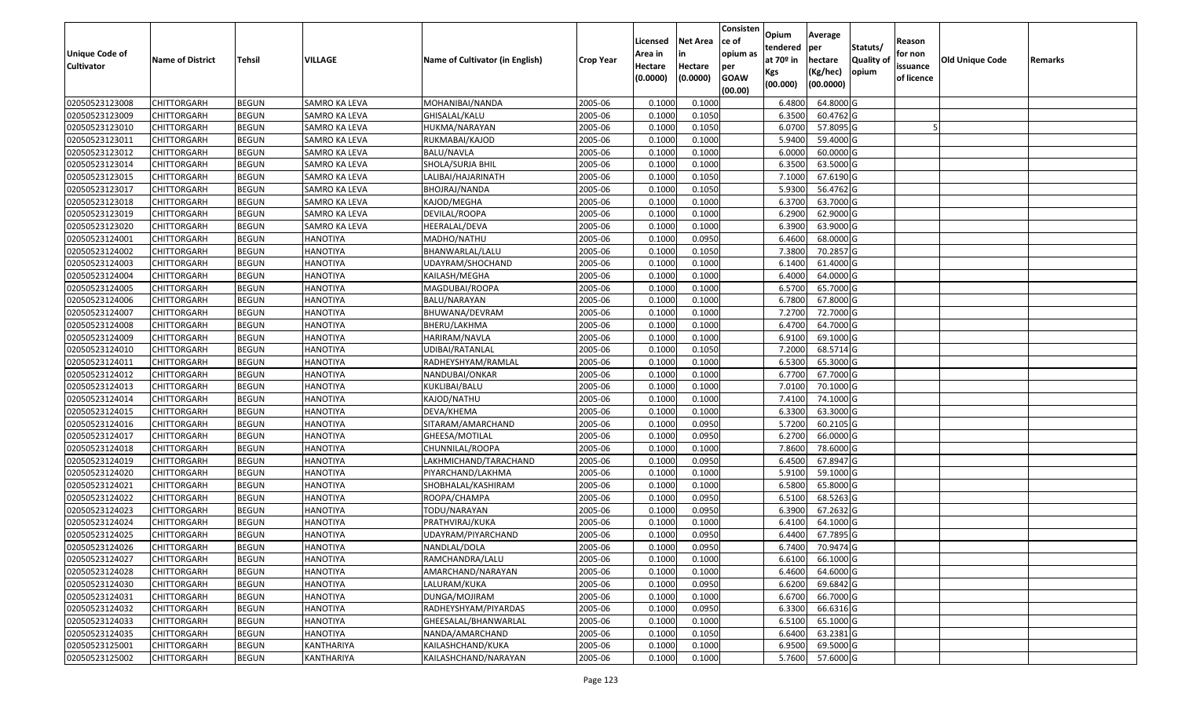| Unique Code of Cultivator | Name of District | Tehsil | VILLAGE | Name of Cultivator (in English) | Crop Year | Licensed Area in Hectare (0.0000) | Net Area in Hectare (0.0000) | Consistence of opium as per GOAW (00.00) | Opium tendered at 70º in Kgs (00.000) | Average per hectare (Kg/hec) (00.0000) | Statuts/ Quality of opium | Reason for non issuance of licence | Old Unique Code | Remarks |
|---|---|---|---|---|---|---|---|---|---|---|---|---|---|---|
| 02050523123008 | CHITTORGARH | BEGUN | SAMRO KA LEVA | MOHANIBAI/NANDA | 2005-06 | 0.1000 | 0.1000 | | 6.4800 | 64.8000 | G | | | |
| 02050523123009 | CHITTORGARH | BEGUN | SAMRO KA LEVA | GHISALAL/KALU | 2005-06 | 0.1000 | 0.1050 | | 6.3500 | 60.4762 | G | | | |
| 02050523123010 | CHITTORGARH | BEGUN | SAMRO KA LEVA | HUKMA/NARAYAN | 2005-06 | 0.1000 | 0.1050 | | 6.0700 | 57.8095 | G | 5 | | |
| 02050523123011 | CHITTORGARH | BEGUN | SAMRO KA LEVA | RUKMABAI/KAJOD | 2005-06 | 0.1000 | 0.1000 | | 5.9400 | 59.4000 | G | | | |
| 02050523123012 | CHITTORGARH | BEGUN | SAMRO KA LEVA | BALU/NAVLA | 2005-06 | 0.1000 | 0.1000 | | 6.0000 | 60.0000 | G | | | |
| 02050523123014 | CHITTORGARH | BEGUN | SAMRO KA LEVA | SHOLA/SURJA BHIL | 2005-06 | 0.1000 | 0.1000 | | 6.3500 | 63.5000 | G | | | |
| 02050523123015 | CHITTORGARH | BEGUN | SAMRO KA LEVA | LALIBAI/HAJARINATH | 2005-06 | 0.1000 | 0.1050 | | 7.1000 | 67.6190 | G | | | |
| 02050523123017 | CHITTORGARH | BEGUN | SAMRO KA LEVA | BHOJRAJ/NANDA | 2005-06 | 0.1000 | 0.1050 | | 5.9300 | 56.4762 | G | | | |
| 02050523123018 | CHITTORGARH | BEGUN | SAMRO KA LEVA | KAJOD/MEGHA | 2005-06 | 0.1000 | 0.1000 | | 6.3700 | 63.7000 | G | | | |
| 02050523123019 | CHITTORGARH | BEGUN | SAMRO KA LEVA | DEVILAL/ROOPA | 2005-06 | 0.1000 | 0.1000 | | 6.2900 | 62.9000 | G | | | |
| 02050523123020 | CHITTORGARH | BEGUN | SAMRO KA LEVA | HEERALAL/DEVA | 2005-06 | 0.1000 | 0.1000 | | 6.3900 | 63.9000 | G | | | |
| 02050523124001 | CHITTORGARH | BEGUN | HANOTIYA | MADHO/NATHU | 2005-06 | 0.1000 | 0.0950 | | 6.4600 | 68.0000 | G | | | |
| 02050523124002 | CHITTORGARH | BEGUN | HANOTIYA | BHANWARLAL/LALU | 2005-06 | 0.1000 | 0.1050 | | 7.3800 | 70.2857 | G | | | |
| 02050523124003 | CHITTORGARH | BEGUN | HANOTIYA | UDAYRAM/SHOCHAND | 2005-06 | 0.1000 | 0.1000 | | 6.1400 | 61.4000 | G | | | |
| 02050523124004 | CHITTORGARH | BEGUN | HANOTIYA | KAILASH/MEGHA | 2005-06 | 0.1000 | 0.1000 | | 6.4000 | 64.0000 | G | | | |
| 02050523124005 | CHITTORGARH | BEGUN | HANOTIYA | MAGDUBAI/ROOPA | 2005-06 | 0.1000 | 0.1000 | | 6.5700 | 65.7000 | G | | | |
| 02050523124006 | CHITTORGARH | BEGUN | HANOTIYA | BALU/NARAYAN | 2005-06 | 0.1000 | 0.1000 | | 6.7800 | 67.8000 | G | | | |
| 02050523124007 | CHITTORGARH | BEGUN | HANOTIYA | BHUWANA/DEVRAM | 2005-06 | 0.1000 | 0.1000 | | 7.2700 | 72.7000 | G | | | |
| 02050523124008 | CHITTORGARH | BEGUN | HANOTIYA | BHERU/LAKHMA | 2005-06 | 0.1000 | 0.1000 | | 6.4700 | 64.7000 | G | | | |
| 02050523124009 | CHITTORGARH | BEGUN | HANOTIYA | HARIRAM/NAVLA | 2005-06 | 0.1000 | 0.1000 | | 6.9100 | 69.1000 | G | | | |
| 02050523124010 | CHITTORGARH | BEGUN | HANOTIYA | UDIBAI/RATANLAL | 2005-06 | 0.1000 | 0.1050 | | 7.2000 | 68.5714 | G | | | |
| 02050523124011 | CHITTORGARH | BEGUN | HANOTIYA | RADHEYSHYAM/RAMLAL | 2005-06 | 0.1000 | 0.1000 | | 6.5300 | 65.3000 | G | | | |
| 02050523124012 | CHITTORGARH | BEGUN | HANOTIYA | NANDUBAI/ONKAR | 2005-06 | 0.1000 | 0.1000 | | 6.7700 | 67.7000 | G | | | |
| 02050523124013 | CHITTORGARH | BEGUN | HANOTIYA | KUKLIBAI/BALU | 2005-06 | 0.1000 | 0.1000 | | 7.0100 | 70.1000 | G | | | |
| 02050523124014 | CHITTORGARH | BEGUN | HANOTIYA | KAJOD/NATHU | 2005-06 | 0.1000 | 0.1000 | | 7.4100 | 74.1000 | G | | | |
| 02050523124015 | CHITTORGARH | BEGUN | HANOTIYA | DEVA/KHEMA | 2005-06 | 0.1000 | 0.1000 | | 6.3300 | 63.3000 | G | | | |
| 02050523124016 | CHITTORGARH | BEGUN | HANOTIYA | SITARAM/AMARCHAND | 2005-06 | 0.1000 | 0.0950 | | 5.7200 | 60.2105 | G | | | |
| 02050523124017 | CHITTORGARH | BEGUN | HANOTIYA | GHEESA/MOTILAL | 2005-06 | 0.1000 | 0.0950 | | 6.2700 | 66.0000 | G | | | |
| 02050523124018 | CHITTORGARH | BEGUN | HANOTIYA | CHUNNILAL/ROOPA | 2005-06 | 0.1000 | 0.1000 | | 7.8600 | 78.6000 | G | | | |
| 02050523124019 | CHITTORGARH | BEGUN | HANOTIYA | LAKHMICHAND/TARACHAND | 2005-06 | 0.1000 | 0.0950 | | 6.4500 | 67.8947 | G | | | |
| 02050523124020 | CHITTORGARH | BEGUN | HANOTIYA | PIYARCHAND/LAKHMA | 2005-06 | 0.1000 | 0.1000 | | 5.9100 | 59.1000 | G | | | |
| 02050523124021 | CHITTORGARH | BEGUN | HANOTIYA | SHOBHALAL/KASHIRAM | 2005-06 | 0.1000 | 0.1000 | | 6.5800 | 65.8000 | G | | | |
| 02050523124022 | CHITTORGARH | BEGUN | HANOTIYA | ROOPA/CHAMPA | 2005-06 | 0.1000 | 0.0950 | | 6.5100 | 68.5263 | G | | | |
| 02050523124023 | CHITTORGARH | BEGUN | HANOTIYA | TODU/NARAYAN | 2005-06 | 0.1000 | 0.0950 | | 6.3900 | 67.2632 | G | | | |
| 02050523124024 | CHITTORGARH | BEGUN | HANOTIYA | PRATHVIRAJ/KUKA | 2005-06 | 0.1000 | 0.1000 | | 6.4100 | 64.1000 | G | | | |
| 02050523124025 | CHITTORGARH | BEGUN | HANOTIYA | UDAYRAM/PIYARCHAND | 2005-06 | 0.1000 | 0.0950 | | 6.4400 | 67.7895 | G | | | |
| 02050523124026 | CHITTORGARH | BEGUN | HANOTIYA | NANDLAL/DOLA | 2005-06 | 0.1000 | 0.0950 | | 6.7400 | 70.9474 | G | | | |
| 02050523124027 | CHITTORGARH | BEGUN | HANOTIYA | RAMCHANDRA/LALU | 2005-06 | 0.1000 | 0.1000 | | 6.6100 | 66.1000 | G | | | |
| 02050523124028 | CHITTORGARH | BEGUN | HANOTIYA | AMARCHAND/NARAYAN | 2005-06 | 0.1000 | 0.1000 | | 6.4600 | 64.6000 | G | | | |
| 02050523124030 | CHITTORGARH | BEGUN | HANOTIYA | LALURAM/KUKA | 2005-06 | 0.1000 | 0.0950 | | 6.6200 | 69.6842 | G | | | |
| 02050523124031 | CHITTORGARH | BEGUN | HANOTIYA | DUNGA/MOJIRAM | 2005-06 | 0.1000 | 0.1000 | | 6.6700 | 66.7000 | G | | | |
| 02050523124032 | CHITTORGARH | BEGUN | HANOTIYA | RADHEYSHYAM/PIYARDAS | 2005-06 | 0.1000 | 0.0950 | | 6.3300 | 66.6316 | G | | | |
| 02050523124033 | CHITTORGARH | BEGUN | HANOTIYA | GHEESALAL/BHANWARLAL | 2005-06 | 0.1000 | 0.1000 | | 6.5100 | 65.1000 | G | | | |
| 02050523124035 | CHITTORGARH | BEGUN | HANOTIYA | NANDA/AMARCHAND | 2005-06 | 0.1000 | 0.1050 | | 6.6400 | 63.2381 | G | | | |
| 02050523125001 | CHITTORGARH | BEGUN | KANTHARIYA | KAILASHCHAND/KUKA | 2005-06 | 0.1000 | 0.1000 | | 6.9500 | 69.5000 | G | | | |
| 02050523125002 | CHITTORGARH | BEGUN | KANTHARIYA | KAILASHCHAND/NARAYAN | 2005-06 | 0.1000 | 0.1000 | | 5.7600 | 57.6000 | G | | | |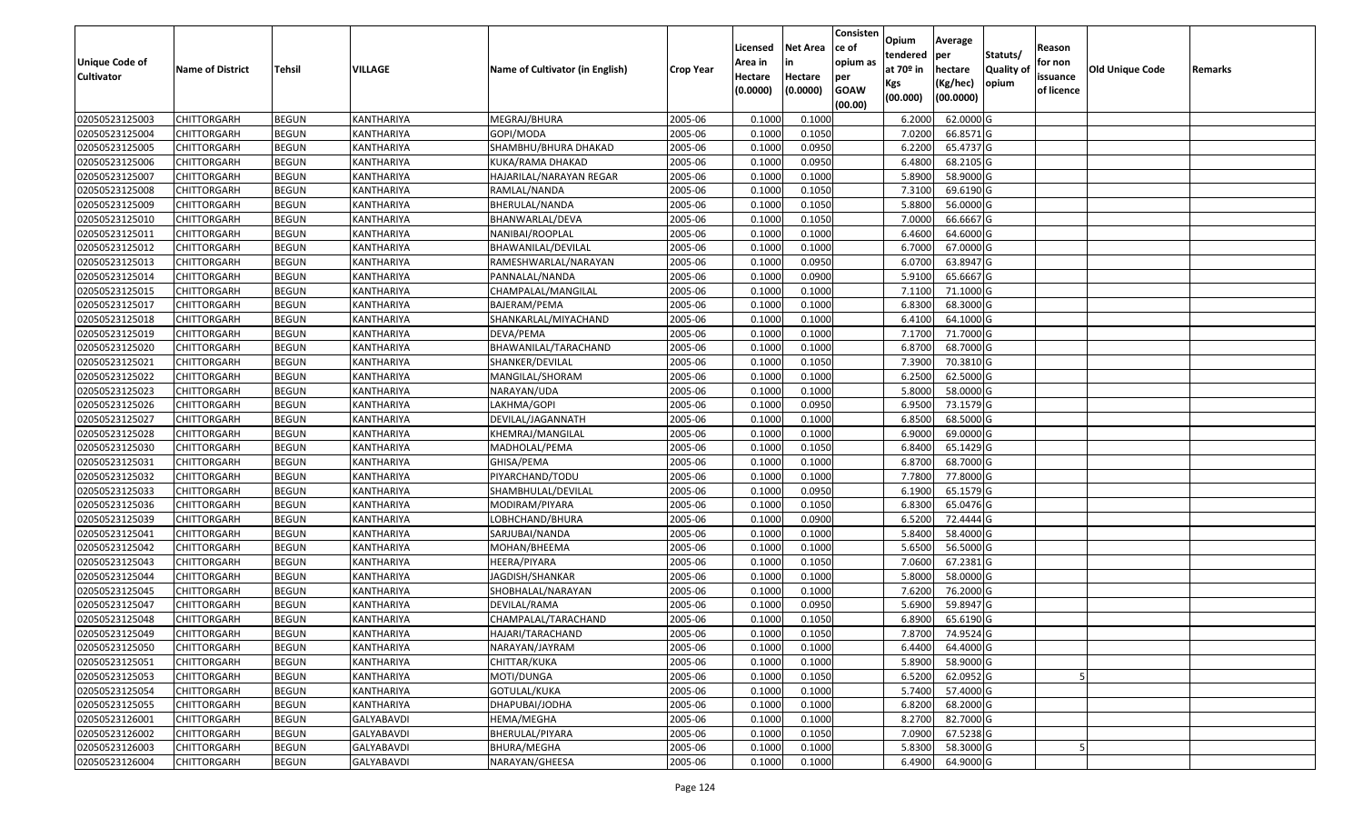| Unique Code of Cultivator | Name of District | Tehsil | VILLAGE | Name of Cultivator (in English) | Crop Year | Licensed Area in Hectare (0.0000) | Net Area in Hectare (0.0000) | Consistence of opium as per GOAW (00.00) | Opium tendered at 70º in Kgs (00.000) | Average per hectare (Kg/hec) (00.0000) | Statuts/ Quality of opium | Reason for non issuance of licence | Old Unique Code | Remarks |
|---|---|---|---|---|---|---|---|---|---|---|---|---|---|---|
| 02050523125003 | CHITTORGARH | BEGUN | KANTHARIYA | MEGRAJ/BHURA | 2005-06 | 0.1000 | 0.1000 | | 6.2000 | 62.0000 | G | | | |
| 02050523125004 | CHITTORGARH | BEGUN | KANTHARIYA | GOPI/MODA | 2005-06 | 0.1000 | 0.1050 | | 7.0200 | 66.8571 | G | | | |
| 02050523125005 | CHITTORGARH | BEGUN | KANTHARIYA | SHAMBHU/BHURA DHAKAD | 2005-06 | 0.1000 | 0.0950 | | 6.2200 | 65.4737 | G | | | |
| 02050523125006 | CHITTORGARH | BEGUN | KANTHARIYA | KUKA/RAMA DHAKAD | 2005-06 | 0.1000 | 0.0950 | | 6.4800 | 68.2105 | G | | | |
| 02050523125007 | CHITTORGARH | BEGUN | KANTHARIYA | HAJARILAL/NARAYAN REGAR | 2005-06 | 0.1000 | 0.1000 | | 5.8900 | 58.9000 | G | | | |
| 02050523125008 | CHITTORGARH | BEGUN | KANTHARIYA | RAMLAL/NANDA | 2005-06 | 0.1000 | 0.1050 | | 7.3100 | 69.6190 | G | | | |
| 02050523125009 | CHITTORGARH | BEGUN | KANTHARIYA | BHERULAL/NANDA | 2005-06 | 0.1000 | 0.1050 | | 5.8800 | 56.0000 | G | | | |
| 02050523125010 | CHITTORGARH | BEGUN | KANTHARIYA | BHANWARLAL/DEVA | 2005-06 | 0.1000 | 0.1050 | | 7.0000 | 66.6667 | G | | | |
| 02050523125011 | CHITTORGARH | BEGUN | KANTHARIYA | NANIBAI/ROOPLAL | 2005-06 | 0.1000 | 0.1000 | | 6.4600 | 64.6000 | G | | | |
| 02050523125012 | CHITTORGARH | BEGUN | KANTHARIYA | BHAWANILAL/DEVILAL | 2005-06 | 0.1000 | 0.1000 | | 6.7000 | 67.0000 | G | | | |
| 02050523125013 | CHITTORGARH | BEGUN | KANTHARIYA | RAMESHWARLAL/NARAYAN | 2005-06 | 0.1000 | 0.0950 | | 6.0700 | 63.8947 | G | | | |
| 02050523125014 | CHITTORGARH | BEGUN | KANTHARIYA | PANNALAL/NANDA | 2005-06 | 0.1000 | 0.0900 | | 5.9100 | 65.6667 | G | | | |
| 02050523125015 | CHITTORGARH | BEGUN | KANTHARIYA | CHAMPALAL/MANGILAL | 2005-06 | 0.1000 | 0.1000 | | 7.1100 | 71.1000 | G | | | |
| 02050523125017 | CHITTORGARH | BEGUN | KANTHARIYA | BAJERAM/PEMA | 2005-06 | 0.1000 | 0.1000 | | 6.8300 | 68.3000 | G | | | |
| 02050523125018 | CHITTORGARH | BEGUN | KANTHARIYA | SHANKARLAL/MIYACHAND | 2005-06 | 0.1000 | 0.1000 | | 6.4100 | 64.1000 | G | | | |
| 02050523125019 | CHITTORGARH | BEGUN | KANTHARIYA | DEVA/PEMA | 2005-06 | 0.1000 | 0.1000 | | 7.1700 | 71.7000 | G | | | |
| 02050523125020 | CHITTORGARH | BEGUN | KANTHARIYA | BHAWANILAL/TARACHAND | 2005-06 | 0.1000 | 0.1000 | | 6.8700 | 68.7000 | G | | | |
| 02050523125021 | CHITTORGARH | BEGUN | KANTHARIYA | SHANKER/DEVILAL | 2005-06 | 0.1000 | 0.1050 | | 7.3900 | 70.3810 | G | | | |
| 02050523125022 | CHITTORGARH | BEGUN | KANTHARIYA | MANGILAL/SHORAM | 2005-06 | 0.1000 | 0.1000 | | 6.2500 | 62.5000 | G | | | |
| 02050523125023 | CHITTORGARH | BEGUN | KANTHARIYA | NARAYAN/UDA | 2005-06 | 0.1000 | 0.1000 | | 5.8000 | 58.0000 | G | | | |
| 02050523125026 | CHITTORGARH | BEGUN | KANTHARIYA | LAKHMA/GOPI | 2005-06 | 0.1000 | 0.0950 | | 6.9500 | 73.1579 | G | | | |
| 02050523125027 | CHITTORGARH | BEGUN | KANTHARIYA | DEVILAL/JAGANNATH | 2005-06 | 0.1000 | 0.1000 | | 6.8500 | 68.5000 | G | | | |
| 02050523125028 | CHITTORGARH | BEGUN | KANTHARIYA | KHEMRAJ/MANGILAL | 2005-06 | 0.1000 | 0.1000 | | 6.9000 | 69.0000 | G | | | |
| 02050523125030 | CHITTORGARH | BEGUN | KANTHARIYA | MADHOLAL/PEMA | 2005-06 | 0.1000 | 0.1050 | | 6.8400 | 65.1429 | G | | | |
| 02050523125031 | CHITTORGARH | BEGUN | KANTHARIYA | GHISA/PEMA | 2005-06 | 0.1000 | 0.1000 | | 6.8700 | 68.7000 | G | | | |
| 02050523125032 | CHITTORGARH | BEGUN | KANTHARIYA | PIYARCHAND/TODU | 2005-06 | 0.1000 | 0.1000 | | 7.7800 | 77.8000 | G | | | |
| 02050523125033 | CHITTORGARH | BEGUN | KANTHARIYA | SHAMBHULAL/DEVILAL | 2005-06 | 0.1000 | 0.0950 | | 6.1900 | 65.1579 | G | | | |
| 02050523125036 | CHITTORGARH | BEGUN | KANTHARIYA | MODIRAM/PIYARA | 2005-06 | 0.1000 | 0.1050 | | 6.8300 | 65.0476 | G | | | |
| 02050523125039 | CHITTORGARH | BEGUN | KANTHARIYA | LOBHCHAND/BHURA | 2005-06 | 0.1000 | 0.0900 | | 6.5200 | 72.4444 | G | | | |
| 02050523125041 | CHITTORGARH | BEGUN | KANTHARIYA | SARJUBAI/NANDA | 2005-06 | 0.1000 | 0.1000 | | 5.8400 | 58.4000 | G | | | |
| 02050523125042 | CHITTORGARH | BEGUN | KANTHARIYA | MOHAN/BHEEMA | 2005-06 | 0.1000 | 0.1000 | | 5.6500 | 56.5000 | G | | | |
| 02050523125043 | CHITTORGARH | BEGUN | KANTHARIYA | HEERA/PIYARA | 2005-06 | 0.1000 | 0.1050 | | 7.0600 | 67.2381 | G | | | |
| 02050523125044 | CHITTORGARH | BEGUN | KANTHARIYA | JAGDISH/SHANKAR | 2005-06 | 0.1000 | 0.1000 | | 5.8000 | 58.0000 | G | | | |
| 02050523125045 | CHITTORGARH | BEGUN | KANTHARIYA | SHOBHALAL/NARAYAN | 2005-06 | 0.1000 | 0.1000 | | 7.6200 | 76.2000 | G | | | |
| 02050523125047 | CHITTORGARH | BEGUN | KANTHARIYA | DEVILAL/RAMA | 2005-06 | 0.1000 | 0.0950 | | 5.6900 | 59.8947 | G | | | |
| 02050523125048 | CHITTORGARH | BEGUN | KANTHARIYA | CHAMPALAL/TARACHAND | 2005-06 | 0.1000 | 0.1050 | | 6.8900 | 65.6190 | G | | | |
| 02050523125049 | CHITTORGARH | BEGUN | KANTHARIYA | HAJARI/TARACHAND | 2005-06 | 0.1000 | 0.1050 | | 7.8700 | 74.9524 | G | | | |
| 02050523125050 | CHITTORGARH | BEGUN | KANTHARIYA | NARAYAN/JAYRAM | 2005-06 | 0.1000 | 0.1000 | | 6.4400 | 64.4000 | G | | | |
| 02050523125051 | CHITTORGARH | BEGUN | KANTHARIYA | CHITTAR/KUKA | 2005-06 | 0.1000 | 0.1000 | | 5.8900 | 58.9000 | G | | | |
| 02050523125053 | CHITTORGARH | BEGUN | KANTHARIYA | MOTI/DUNGA | 2005-06 | 0.1000 | 0.1050 | | 6.5200 | 62.0952 | G | 5 | | |
| 02050523125054 | CHITTORGARH | BEGUN | KANTHARIYA | GOTULAL/KUKA | 2005-06 | 0.1000 | 0.1000 | | 5.7400 | 57.4000 | G | | | |
| 02050523125055 | CHITTORGARH | BEGUN | KANTHARIYA | DHAPUBAI/JODHA | 2005-06 | 0.1000 | 0.1000 | | 6.8200 | 68.2000 | G | | | |
| 02050523126001 | CHITTORGARH | BEGUN | GALYABAVDI | HEMA/MEGHA | 2005-06 | 0.1000 | 0.1000 | | 8.2700 | 82.7000 | G | | | |
| 02050523126002 | CHITTORGARH | BEGUN | GALYABAVDI | BHERULAL/PIYARA | 2005-06 | 0.1000 | 0.1050 | | 7.0900 | 67.5238 | G | | | |
| 02050523126003 | CHITTORGARH | BEGUN | GALYABAVDI | BHURA/MEGHA | 2005-06 | 0.1000 | 0.1000 | | 5.8300 | 58.3000 | G | 5 | | |
| 02050523126004 | CHITTORGARH | BEGUN | GALYABAVDI | NARAYAN/GHEESA | 2005-06 | 0.1000 | 0.1000 | | 6.4900 | 64.9000 | G | | | |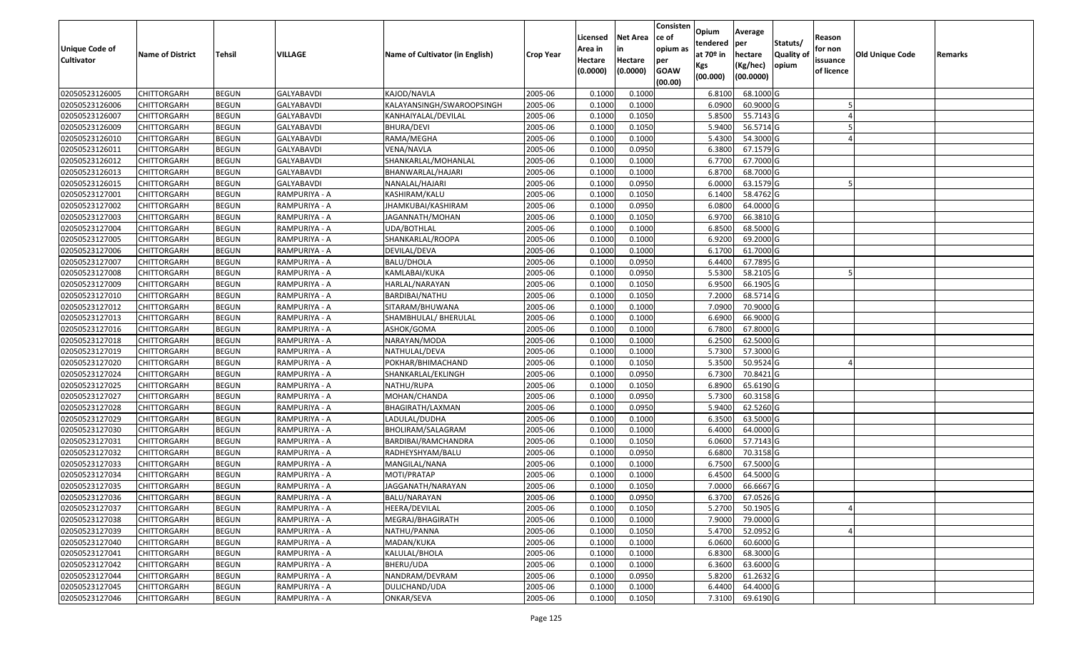| Unique Code of Cultivator | Name of District | Tehsil | VILLAGE | Name of Cultivator (in English) | Crop Year | Licensed Area in Hectare (0.0000) | Net Area in Hectare (0.0000) | Consistence of opium as per GOAW (00.00) | Opium tendered at 70º in Kgs (00.000) | Average per hectare (Kg/hec) (00.0000) | Statuts/ Quality of opium | Reason for non issuance of licence | Old Unique Code | Remarks |
|---|---|---|---|---|---|---|---|---|---|---|---|---|---|---|
| 02050523126005 | CHITTORGARH | BEGUN | GALYABAVDI | KAJOD/NAVLA | 2005-06 | 0.1000 | 0.1000 | | 6.8100 | 68.1000 | G | | | |
| 02050523126006 | CHITTORGARH | BEGUN | GALYABAVDI | KALAYANSINGH/SWAROOPSINGH | 2005-06 | 0.1000 | 0.1000 | | 6.0900 | 60.9000 | G | 5 | | |
| 02050523126007 | CHITTORGARH | BEGUN | GALYABAVDI | KANHAIYALAL/DEVILAL | 2005-06 | 0.1000 | 0.1050 | | 5.8500 | 55.7143 | G | 4 | | |
| 02050523126009 | CHITTORGARH | BEGUN | GALYABAVDI | BHURA/DEVI | 2005-06 | 0.1000 | 0.1050 | | 5.9400 | 56.5714 | G | 5 | | |
| 02050523126010 | CHITTORGARH | BEGUN | GALYABAVDI | RAMA/MEGHA | 2005-06 | 0.1000 | 0.1000 | | 5.4300 | 54.3000 | G | 4 | | |
| 02050523126011 | CHITTORGARH | BEGUN | GALYABAVDI | VENA/NAVLA | 2005-06 | 0.1000 | 0.0950 | | 6.3800 | 67.1579 | G | | | |
| 02050523126012 | CHITTORGARH | BEGUN | GALYABAVDI | SHANKARLAL/MOHANLAL | 2005-06 | 0.1000 | 0.1000 | | 6.7700 | 67.7000 | G | | | |
| 02050523126013 | CHITTORGARH | BEGUN | GALYABAVDI | BHANWARLAL/HAJARI | 2005-06 | 0.1000 | 0.1000 | | 6.8700 | 68.7000 | G | | | |
| 02050523126015 | CHITTORGARH | BEGUN | GALYABAVDI | NANALAL/HAJARI | 2005-06 | 0.1000 | 0.0950 | | 6.0000 | 63.1579 | G | 5 | | |
| 02050523127001 | CHITTORGARH | BEGUN | RAMPURIYA - A | KASHIRAM/KALU | 2005-06 | 0.1000 | 0.1050 | | 6.1400 | 58.4762 | G | | | |
| 02050523127002 | CHITTORGARH | BEGUN | RAMPURIYA - A | JHAMKUBAI/KASHIRAM | 2005-06 | 0.1000 | 0.0950 | | 6.0800 | 64.0000 | G | | | |
| 02050523127003 | CHITTORGARH | BEGUN | RAMPURIYA - A | JAGANNATH/MOHAN | 2005-06 | 0.1000 | 0.1050 | | 6.9700 | 66.3810 | G | | | |
| 02050523127004 | CHITTORGARH | BEGUN | RAMPURIYA - A | UDA/BOTHLAL | 2005-06 | 0.1000 | 0.1000 | | 6.8500 | 68.5000 | G | | | |
| 02050523127005 | CHITTORGARH | BEGUN | RAMPURIYA - A | SHANKARLAL/ROOPA | 2005-06 | 0.1000 | 0.1000 | | 6.9200 | 69.2000 | G | | | |
| 02050523127006 | CHITTORGARH | BEGUN | RAMPURIYA - A | DEVILAL/DEVA | 2005-06 | 0.1000 | 0.1000 | | 6.1700 | 61.7000 | G | | | |
| 02050523127007 | CHITTORGARH | BEGUN | RAMPURIYA - A | BALU/DHOLA | 2005-06 | 0.1000 | 0.0950 | | 6.4400 | 67.7895 | G | | | |
| 02050523127008 | CHITTORGARH | BEGUN | RAMPURIYA - A | KAMLABAI/KUKA | 2005-06 | 0.1000 | 0.0950 | | 5.5300 | 58.2105 | G | 5 | | |
| 02050523127009 | CHITTORGARH | BEGUN | RAMPURIYA - A | HARLAL/NARAYAN | 2005-06 | 0.1000 | 0.1050 | | 6.9500 | 66.1905 | G | | | |
| 02050523127010 | CHITTORGARH | BEGUN | RAMPURIYA - A | BARDIBAI/NATHU | 2005-06 | 0.1000 | 0.1050 | | 7.2000 | 68.5714 | G | | | |
| 02050523127012 | CHITTORGARH | BEGUN | RAMPURIYA - A | SITARAM/BHUWANA | 2005-06 | 0.1000 | 0.1000 | | 7.0900 | 70.9000 | G | | | |
| 02050523127013 | CHITTORGARH | BEGUN | RAMPURIYA - A | SHAMBHULAL/ BHERULAL | 2005-06 | 0.1000 | 0.1000 | | 6.6900 | 66.9000 | G | | | |
| 02050523127016 | CHITTORGARH | BEGUN | RAMPURIYA - A | ASHOK/GOMA | 2005-06 | 0.1000 | 0.1000 | | 6.7800 | 67.8000 | G | | | |
| 02050523127018 | CHITTORGARH | BEGUN | RAMPURIYA - A | NARAYAN/MODA | 2005-06 | 0.1000 | 0.1000 | | 6.2500 | 62.5000 | G | | | |
| 02050523127019 | CHITTORGARH | BEGUN | RAMPURIYA - A | NATHULAL/DEVA | 2005-06 | 0.1000 | 0.1000 | | 5.7300 | 57.3000 | G | | | |
| 02050523127020 | CHITTORGARH | BEGUN | RAMPURIYA - A | POKHAR/BHIMACHAND | 2005-06 | 0.1000 | 0.1050 | | 5.3500 | 50.9524 | G | 4 | | |
| 02050523127024 | CHITTORGARH | BEGUN | RAMPURIYA - A | SHANKARLAL/EKLINGH | 2005-06 | 0.1000 | 0.0950 | | 6.7300 | 70.8421 | G | | | |
| 02050523127025 | CHITTORGARH | BEGUN | RAMPURIYA - A | NATHU/RUPA | 2005-06 | 0.1000 | 0.1050 | | 6.8900 | 65.6190 | G | | | |
| 02050523127027 | CHITTORGARH | BEGUN | RAMPURIYA - A | MOHAN/CHANDA | 2005-06 | 0.1000 | 0.0950 | | 5.7300 | 60.3158 | G | | | |
| 02050523127028 | CHITTORGARH | BEGUN | RAMPURIYA - A | BHAGIRATH/LAXMAN | 2005-06 | 0.1000 | 0.0950 | | 5.9400 | 62.5260 | G | | | |
| 02050523127029 | CHITTORGARH | BEGUN | RAMPURIYA - A | LADULAL/DUDHA | 2005-06 | 0.1000 | 0.1000 | | 6.3500 | 63.5000 | G | | | |
| 02050523127030 | CHITTORGARH | BEGUN | RAMPURIYA - A | BHOLIRAM/SALAGRAM | 2005-06 | 0.1000 | 0.1000 | | 6.4000 | 64.0000 | G | | | |
| 02050523127031 | CHITTORGARH | BEGUN | RAMPURIYA - A | BARDIBAI/RAMCHANDRA | 2005-06 | 0.1000 | 0.1050 | | 6.0600 | 57.7143 | G | | | |
| 02050523127032 | CHITTORGARH | BEGUN | RAMPURIYA - A | RADHEYSHYAM/BALU | 2005-06 | 0.1000 | 0.0950 | | 6.6800 | 70.3158 | G | | | |
| 02050523127033 | CHITTORGARH | BEGUN | RAMPURIYA - A | MANGILAL/NANA | 2005-06 | 0.1000 | 0.1000 | | 6.7500 | 67.5000 | G | | | |
| 02050523127034 | CHITTORGARH | BEGUN | RAMPURIYA - A | MOTI/PRATAP | 2005-06 | 0.1000 | 0.1000 | | 6.4500 | 64.5000 | G | | | |
| 02050523127035 | CHITTORGARH | BEGUN | RAMPURIYA - A | JAGGANATH/NARAYAN | 2005-06 | 0.1000 | 0.1050 | | 7.0000 | 66.6667 | G | | | |
| 02050523127036 | CHITTORGARH | BEGUN | RAMPURIYA - A | BALU/NARAYAN | 2005-06 | 0.1000 | 0.0950 | | 6.3700 | 67.0526 | G | | | |
| 02050523127037 | CHITTORGARH | BEGUN | RAMPURIYA - A | HEERA/DEVILAL | 2005-06 | 0.1000 | 0.1050 | | 5.2700 | 50.1905 | G | 4 | | |
| 02050523127038 | CHITTORGARH | BEGUN | RAMPURIYA - A | MEGRAJ/BHAGIRATH | 2005-06 | 0.1000 | 0.1000 | | 7.9000 | 79.0000 | G | | | |
| 02050523127039 | CHITTORGARH | BEGUN | RAMPURIYA - A | NATHU/PANNA | 2005-06 | 0.1000 | 0.1050 | | 5.4700 | 52.0952 | G | 4 | | |
| 02050523127040 | CHITTORGARH | BEGUN | RAMPURIYA - A | MADAN/KUKA | 2005-06 | 0.1000 | 0.1000 | | 6.0600 | 60.6000 | G | | | |
| 02050523127041 | CHITTORGARH | BEGUN | RAMPURIYA - A | KALULAL/BHOLA | 2005-06 | 0.1000 | 0.1000 | | 6.8300 | 68.3000 | G | | | |
| 02050523127042 | CHITTORGARH | BEGUN | RAMPURIYA - A | BHERU/UDA | 2005-06 | 0.1000 | 0.1000 | | 6.3600 | 63.6000 | G | | | |
| 02050523127044 | CHITTORGARH | BEGUN | RAMPURIYA - A | NANDRAM/DEVRAM | 2005-06 | 0.1000 | 0.0950 | | 5.8200 | 61.2632 | G | | | |
| 02050523127045 | CHITTORGARH | BEGUN | RAMPURIYA - A | DULICHAND/UDA | 2005-06 | 0.1000 | 0.1000 | | 6.4400 | 64.4000 | G | | | |
| 02050523127046 | CHITTORGARH | BEGUN | RAMPURIYA - A | ONKAR/SEVA | 2005-06 | 0.1000 | 0.1050 | | 7.3100 | 69.6190 | G | | | |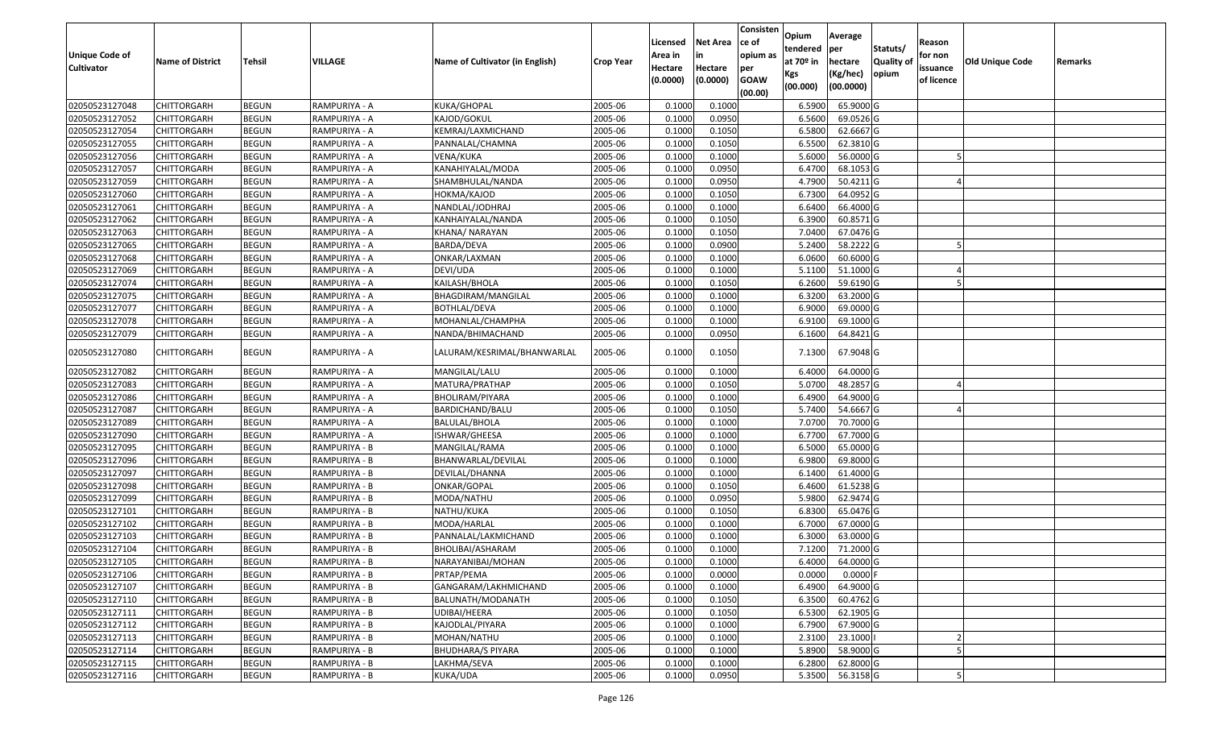| Unique Code of Cultivator | Name of District | Tehsil | VILLAGE | Name of Cultivator (in English) | Crop Year | Licensed Area in Hectare (0.0000) | Net Area in Hectare (0.0000) | Consistence of opium as per GOAW (00.00) | Opium tendered at 70º in Kgs (00.000) | Average per hectare (Kg/hec) (00.0000) | Statuts/ Quality of opium | Reason for non issuance of licence | Old Unique Code | Remarks |
|---|---|---|---|---|---|---|---|---|---|---|---|---|---|---|
| 02050523127048 | CHITTORGARH | BEGUN | RAMPURIYA - A | KUKA/GHOPAL | 2005-06 | 0.1000 | 0.1000 | | 6.5900 | 65.9000 | G | | | |
| 02050523127052 | CHITTORGARH | BEGUN | RAMPURIYA - A | KAJOD/GOKUL | 2005-06 | 0.1000 | 0.0950 | | 6.5600 | 69.0526 | G | | | |
| 02050523127054 | CHITTORGARH | BEGUN | RAMPURIYA - A | KEMRAJ/LAXMICHAND | 2005-06 | 0.1000 | 0.1050 | | 6.5800 | 62.6667 | G | | | |
| 02050523127055 | CHITTORGARH | BEGUN | RAMPURIYA - A | PANNALAL/CHAMNA | 2005-06 | 0.1000 | 0.1050 | | 6.5500 | 62.3810 | G | | | |
| 02050523127056 | CHITTORGARH | BEGUN | RAMPURIYA - A | VENA/KUKA | 2005-06 | 0.1000 | 0.1000 | | 5.6000 | 56.0000 | G | 5 | | |
| 02050523127057 | CHITTORGARH | BEGUN | RAMPURIYA - A | KANAHIYALAL/MODA | 2005-06 | 0.1000 | 0.0950 | | 6.4700 | 68.1053 | G | | | |
| 02050523127059 | CHITTORGARH | BEGUN | RAMPURIYA - A | SHAMBHULAL/NANDA | 2005-06 | 0.1000 | 0.0950 | | 4.7900 | 50.4211 | G | 4 | | |
| 02050523127060 | CHITTORGARH | BEGUN | RAMPURIYA - A | HOKMA/KAJOD | 2005-06 | 0.1000 | 0.1050 | | 6.7300 | 64.0952 | G | | | |
| 02050523127061 | CHITTORGARH | BEGUN | RAMPURIYA - A | NANDLAL/JODHRAJ | 2005-06 | 0.1000 | 0.1000 | | 6.6400 | 66.4000 | G | | | |
| 02050523127062 | CHITTORGARH | BEGUN | RAMPURIYA - A | KANHAIYALAL/NANDA | 2005-06 | 0.1000 | 0.1050 | | 6.3900 | 60.8571 | G | | | |
| 02050523127063 | CHITTORGARH | BEGUN | RAMPURIYA - A | KHANA/ NARAYAN | 2005-06 | 0.1000 | 0.1050 | | 7.0400 | 67.0476 | G | | | |
| 02050523127065 | CHITTORGARH | BEGUN | RAMPURIYA - A | BARDA/DEVA | 2005-06 | 0.1000 | 0.0900 | | 5.2400 | 58.2222 | G | 5 | | |
| 02050523127068 | CHITTORGARH | BEGUN | RAMPURIYA - A | ONKAR/LAXMAN | 2005-06 | 0.1000 | 0.1000 | | 6.0600 | 60.6000 | G | | | |
| 02050523127069 | CHITTORGARH | BEGUN | RAMPURIYA - A | DEVI/UDA | 2005-06 | 0.1000 | 0.1000 | | 5.1100 | 51.1000 | G | 4 | | |
| 02050523127074 | CHITTORGARH | BEGUN | RAMPURIYA - A | KAILASH/BHOLA | 2005-06 | 0.1000 | 0.1050 | | 6.2600 | 59.6190 | G | 5 | | |
| 02050523127075 | CHITTORGARH | BEGUN | RAMPURIYA - A | BHAGDIRAM/MANGILAL | 2005-06 | 0.1000 | 0.1000 | | 6.3200 | 63.2000 | G | | | |
| 02050523127077 | CHITTORGARH | BEGUN | RAMPURIYA - A | BOTHLAL/DEVA | 2005-06 | 0.1000 | 0.1000 | | 6.9000 | 69.0000 | G | | | |
| 02050523127078 | CHITTORGARH | BEGUN | RAMPURIYA - A | MOHANLAL/CHAMPHA | 2005-06 | 0.1000 | 0.1000 | | 6.9100 | 69.1000 | G | | | |
| 02050523127079 | CHITTORGARH | BEGUN | RAMPURIYA - A | NANDA/BHIMACHAND | 2005-06 | 0.1000 | 0.0950 | | 6.1600 | 64.8421 | G | | | |
| 02050523127080 | CHITTORGARH | BEGUN | RAMPURIYA - A | LALURAM/KESRIMAL/BHANWARLAL | 2005-06 | 0.1000 | 0.1050 | | 7.1300 | 67.9048 | G | | | |
| 02050523127082 | CHITTORGARH | BEGUN | RAMPURIYA - A | MANGILAL/LALU | 2005-06 | 0.1000 | 0.1000 | | 6.4000 | 64.0000 | G | | | |
| 02050523127083 | CHITTORGARH | BEGUN | RAMPURIYA - A | MATURA/PRATHAP | 2005-06 | 0.1000 | 0.1050 | | 5.0700 | 48.2857 | G | 4 | | |
| 02050523127086 | CHITTORGARH | BEGUN | RAMPURIYA - A | BHOLIRAM/PIYARA | 2005-06 | 0.1000 | 0.1000 | | 6.4900 | 64.9000 | G | | | |
| 02050523127087 | CHITTORGARH | BEGUN | RAMPURIYA - A | BARDICHAND/BALU | 2005-06 | 0.1000 | 0.1050 | | 5.7400 | 54.6667 | G | 4 | | |
| 02050523127089 | CHITTORGARH | BEGUN | RAMPURIYA - A | BALULAL/BHOLA | 2005-06 | 0.1000 | 0.1000 | | 7.0700 | 70.7000 | G | | | |
| 02050523127090 | CHITTORGARH | BEGUN | RAMPURIYA - A | ISHWAR/GHEESA | 2005-06 | 0.1000 | 0.1000 | | 6.7700 | 67.7000 | G | | | |
| 02050523127095 | CHITTORGARH | BEGUN | RAMPURIYA - B | MANGILAL/RAMA | 2005-06 | 0.1000 | 0.1000 | | 6.5000 | 65.0000 | G | | | |
| 02050523127096 | CHITTORGARH | BEGUN | RAMPURIYA - B | BHANWARLAL/DEVILAL | 2005-06 | 0.1000 | 0.1000 | | 6.9800 | 69.8000 | G | | | |
| 02050523127097 | CHITTORGARH | BEGUN | RAMPURIYA - B | DEVILAL/DHANNA | 2005-06 | 0.1000 | 0.1000 | | 6.1400 | 61.4000 | G | | | |
| 02050523127098 | CHITTORGARH | BEGUN | RAMPURIYA - B | ONKAR/GOPAL | 2005-06 | 0.1000 | 0.1050 | | 6.4600 | 61.5238 | G | | | |
| 02050523127099 | CHITTORGARH | BEGUN | RAMPURIYA - B | MODA/NATHU | 2005-06 | 0.1000 | 0.0950 | | 5.9800 | 62.9474 | G | | | |
| 02050523127101 | CHITTORGARH | BEGUN | RAMPURIYA - B | NATHU/KUKA | 2005-06 | 0.1000 | 0.1050 | | 6.8300 | 65.0476 | G | | | |
| 02050523127102 | CHITTORGARH | BEGUN | RAMPURIYA - B | MODA/HARLAL | 2005-06 | 0.1000 | 0.1000 | | 6.7000 | 67.0000 | G | | | |
| 02050523127103 | CHITTORGARH | BEGUN | RAMPURIYA - B | PANNALAL/LAKMICHAND | 2005-06 | 0.1000 | 0.1000 | | 6.3000 | 63.0000 | G | | | |
| 02050523127104 | CHITTORGARH | BEGUN | RAMPURIYA - B | BHOLIBAI/ASHARAM | 2005-06 | 0.1000 | 0.1000 | | 7.1200 | 71.2000 | G | | | |
| 02050523127105 | CHITTORGARH | BEGUN | RAMPURIYA - B | NARAYANIBAI/MOHAN | 2005-06 | 0.1000 | 0.1000 | | 6.4000 | 64.0000 | G | | | |
| 02050523127106 | CHITTORGARH | BEGUN | RAMPURIYA - B | PRTAP/PEMA | 2005-06 | 0.1000 | 0.0000 | | 0.0000 | 0.0000 | F | | | |
| 02050523127107 | CHITTORGARH | BEGUN | RAMPURIYA - B | GANGARAM/LAKHMICHAND | 2005-06 | 0.1000 | 0.1000 | | 6.4900 | 64.9000 | G | | | |
| 02050523127110 | CHITTORGARH | BEGUN | RAMPURIYA - B | BALUNATH/MODANATH | 2005-06 | 0.1000 | 0.1050 | | 6.3500 | 60.4762 | G | | | |
| 02050523127111 | CHITTORGARH | BEGUN | RAMPURIYA - B | UDIBAI/HEERA | 2005-06 | 0.1000 | 0.1050 | | 6.5300 | 62.1905 | G | | | |
| 02050523127112 | CHITTORGARH | BEGUN | RAMPURIYA - B | KAJODLAL/PIYARA | 2005-06 | 0.1000 | 0.1000 | | 6.7900 | 67.9000 | G | | | |
| 02050523127113 | CHITTORGARH | BEGUN | RAMPURIYA - B | MOHAN/NATHU | 2005-06 | 0.1000 | 0.1000 | | 2.3100 | 23.1000 | I | 2 | | |
| 02050523127114 | CHITTORGARH | BEGUN | RAMPURIYA - B | BHUDHARA/S PIYARA | 2005-06 | 0.1000 | 0.1000 | | 5.8900 | 58.9000 | G | 5 | | |
| 02050523127115 | CHITTORGARH | BEGUN | RAMPURIYA - B | LAKHMA/SEVA | 2005-06 | 0.1000 | 0.1000 | | 6.2800 | 62.8000 | G | | | |
| 02050523127116 | CHITTORGARH | BEGUN | RAMPURIYA - B | KUKA/UDA | 2005-06 | 0.1000 | 0.0950 | | 5.3500 | 56.3158 | G | 5 | | |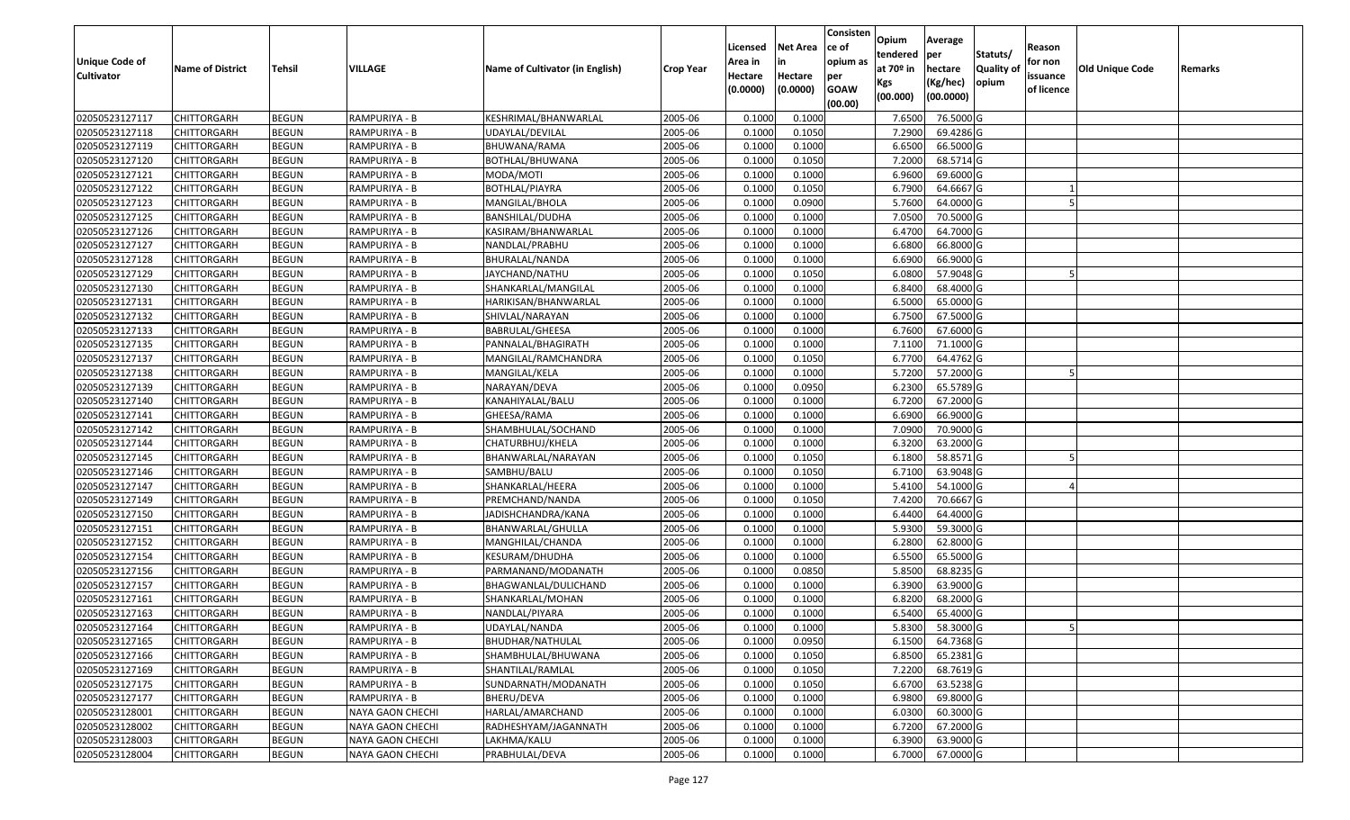| Unique Code of Cultivator | Name of District | Tehsil | VILLAGE | Name of Cultivator (in English) | Crop Year | Licensed Area in Hectare (0.0000) | Net Area in Hectare (0.0000) | Consistence of opium as per GOAW (00.00) | Opium tendered at 70º in Kgs (00.000) | Average per hectare (Kg/hec) (00.0000) | Statuts/ Quality of opium | Reason for non issuance of licence | Old Unique Code | Remarks |
|---|---|---|---|---|---|---|---|---|---|---|---|---|---|---|
| 02050523127117 | CHITTORGARH | BEGUN | RAMPURIYA - B | KESHRIMAL/BHANWARLAL | 2005-06 | 0.1000 | 0.1000 | | 7.6500 | 76.5000 | G | | | |
| 02050523127118 | CHITTORGARH | BEGUN | RAMPURIYA - B | UDAYLAL/DEVILAL | 2005-06 | 0.1000 | 0.1050 | | 7.2900 | 69.4286 | G | | | |
| 02050523127119 | CHITTORGARH | BEGUN | RAMPURIYA - B | BHUWANA/RAMA | 2005-06 | 0.1000 | 0.1000 | | 6.6500 | 66.5000 | G | | | |
| 02050523127120 | CHITTORGARH | BEGUN | RAMPURIYA - B | BOTHLAL/BHUWANA | 2005-06 | 0.1000 | 0.1050 | | 7.2000 | 68.5714 | G | | | |
| 02050523127121 | CHITTORGARH | BEGUN | RAMPURIYA - B | MODA/MOTI | 2005-06 | 0.1000 | 0.1000 | | 6.9600 | 69.6000 | G | | | |
| 02050523127122 | CHITTORGARH | BEGUN | RAMPURIYA - B | BOTHLAL/PIAYRA | 2005-06 | 0.1000 | 0.1050 | | 6.7900 | 64.6667 | G | 1 | | |
| 02050523127123 | CHITTORGARH | BEGUN | RAMPURIYA - B | MANGILAL/BHOLA | 2005-06 | 0.1000 | 0.0900 | | 5.7600 | 64.0000 | G | 5 | | |
| 02050523127125 | CHITTORGARH | BEGUN | RAMPURIYA - B | BANSHILAL/DUDHA | 2005-06 | 0.1000 | 0.1000 | | 7.0500 | 70.5000 | G | | | |
| 02050523127126 | CHITTORGARH | BEGUN | RAMPURIYA - B | KASIRAM/BHANWARLAL | 2005-06 | 0.1000 | 0.1000 | | 6.4700 | 64.7000 | G | | | |
| 02050523127127 | CHITTORGARH | BEGUN | RAMPURIYA - B | NANDLAL/PRABHU | 2005-06 | 0.1000 | 0.1000 | | 6.6800 | 66.8000 | G | | | |
| 02050523127128 | CHITTORGARH | BEGUN | RAMPURIYA - B | BHURALAL/NANDA | 2005-06 | 0.1000 | 0.1000 | | 6.6900 | 66.9000 | G | | | |
| 02050523127129 | CHITTORGARH | BEGUN | RAMPURIYA - B | JAYCHAND/NATHU | 2005-06 | 0.1000 | 0.1050 | | 6.0800 | 57.9048 | G | 5 | | |
| 02050523127130 | CHITTORGARH | BEGUN | RAMPURIYA - B | SHANKARLAL/MANGILAL | 2005-06 | 0.1000 | 0.1000 | | 6.8400 | 68.4000 | G | | | |
| 02050523127131 | CHITTORGARH | BEGUN | RAMPURIYA - B | HARIKISAN/BHANWARLAL | 2005-06 | 0.1000 | 0.1000 | | 6.5000 | 65.0000 | G | | | |
| 02050523127132 | CHITTORGARH | BEGUN | RAMPURIYA - B | SHIVLAL/NARAYAN | 2005-06 | 0.1000 | 0.1000 | | 6.7500 | 67.5000 | G | | | |
| 02050523127133 | CHITTORGARH | BEGUN | RAMPURIYA - B | BABRULAL/GHEESA | 2005-06 | 0.1000 | 0.1000 | | 6.7600 | 67.6000 | G | | | |
| 02050523127135 | CHITTORGARH | BEGUN | RAMPURIYA - B | PANNALAL/BHAGIRATH | 2005-06 | 0.1000 | 0.1000 | | 7.1100 | 71.1000 | G | | | |
| 02050523127137 | CHITTORGARH | BEGUN | RAMPURIYA - B | MANGILAL/RAMCHANDRA | 2005-06 | 0.1000 | 0.1050 | | 6.7700 | 64.4762 | G | | | |
| 02050523127138 | CHITTORGARH | BEGUN | RAMPURIYA - B | MANGILAL/KELA | 2005-06 | 0.1000 | 0.1000 | | 5.7200 | 57.2000 | G | 5 | | |
| 02050523127139 | CHITTORGARH | BEGUN | RAMPURIYA - B | NARAYAN/DEVA | 2005-06 | 0.1000 | 0.0950 | | 6.2300 | 65.5789 | G | | | |
| 02050523127140 | CHITTORGARH | BEGUN | RAMPURIYA - B | KANAHIYALAL/BALU | 2005-06 | 0.1000 | 0.1000 | | 6.7200 | 67.2000 | G | | | |
| 02050523127141 | CHITTORGARH | BEGUN | RAMPURIYA - B | GHEESA/RAMA | 2005-06 | 0.1000 | 0.1000 | | 6.6900 | 66.9000 | G | | | |
| 02050523127142 | CHITTORGARH | BEGUN | RAMPURIYA - B | SHAMBHULAL/SOCHAND | 2005-06 | 0.1000 | 0.1000 | | 7.0900 | 70.9000 | G | | | |
| 02050523127144 | CHITTORGARH | BEGUN | RAMPURIYA - B | CHATURBHUJ/KHELA | 2005-06 | 0.1000 | 0.1000 | | 6.3200 | 63.2000 | G | | | |
| 02050523127145 | CHITTORGARH | BEGUN | RAMPURIYA - B | BHANWARLAL/NARAYAN | 2005-06 | 0.1000 | 0.1050 | | 6.1800 | 58.8571 | G | 5 | | |
| 02050523127146 | CHITTORGARH | BEGUN | RAMPURIYA - B | SAMBHU/BALU | 2005-06 | 0.1000 | 0.1050 | | 6.7100 | 63.9048 | G | | | |
| 02050523127147 | CHITTORGARH | BEGUN | RAMPURIYA - B | SHANKARLAL/HEERA | 2005-06 | 0.1000 | 0.1000 | | 5.4100 | 54.1000 | G | 4 | | |
| 02050523127149 | CHITTORGARH | BEGUN | RAMPURIYA - B | PREMCHAND/NANDA | 2005-06 | 0.1000 | 0.1050 | | 7.4200 | 70.6667 | G | | | |
| 02050523127150 | CHITTORGARH | BEGUN | RAMPURIYA - B | JADISHCHANDRA/KANA | 2005-06 | 0.1000 | 0.1000 | | 6.4400 | 64.4000 | G | | | |
| 02050523127151 | CHITTORGARH | BEGUN | RAMPURIYA - B | BHANWARLAL/GHULLA | 2005-06 | 0.1000 | 0.1000 | | 5.9300 | 59.3000 | G | | | |
| 02050523127152 | CHITTORGARH | BEGUN | RAMPURIYA - B | MANGHILAL/CHANDA | 2005-06 | 0.1000 | 0.1000 | | 6.2800 | 62.8000 | G | | | |
| 02050523127154 | CHITTORGARH | BEGUN | RAMPURIYA - B | KESURAM/DHUDHA | 2005-06 | 0.1000 | 0.1000 | | 6.5500 | 65.5000 | G | | | |
| 02050523127156 | CHITTORGARH | BEGUN | RAMPURIYA - B | PARMANAND/MODANATH | 2005-06 | 0.1000 | 0.0850 | | 5.8500 | 68.8235 | G | | | |
| 02050523127157 | CHITTORGARH | BEGUN | RAMPURIYA - B | BHAGWANLAL/DULICHAND | 2005-06 | 0.1000 | 0.1000 | | 6.3900 | 63.9000 | G | | | |
| 02050523127161 | CHITTORGARH | BEGUN | RAMPURIYA - B | SHANKARLAL/MOHAN | 2005-06 | 0.1000 | 0.1000 | | 6.8200 | 68.2000 | G | | | |
| 02050523127163 | CHITTORGARH | BEGUN | RAMPURIYA - B | NANDLAL/PIYARA | 2005-06 | 0.1000 | 0.1000 | | 6.5400 | 65.4000 | G | | | |
| 02050523127164 | CHITTORGARH | BEGUN | RAMPURIYA - B | UDAYLAL/NANDA | 2005-06 | 0.1000 | 0.1000 | | 5.8300 | 58.3000 | G | 5 | | |
| 02050523127165 | CHITTORGARH | BEGUN | RAMPURIYA - B | BHUDHAR/NATHULAL | 2005-06 | 0.1000 | 0.0950 | | 6.1500 | 64.7368 | G | | | |
| 02050523127166 | CHITTORGARH | BEGUN | RAMPURIYA - B | SHAMBHULAL/BHUWANA | 2005-06 | 0.1000 | 0.1050 | | 6.8500 | 65.2381 | G | | | |
| 02050523127169 | CHITTORGARH | BEGUN | RAMPURIYA - B | SHANTILAL/RAMLAL | 2005-06 | 0.1000 | 0.1050 | | 7.2200 | 68.7619 | G | | | |
| 02050523127175 | CHITTORGARH | BEGUN | RAMPURIYA - B | SUNDARNATH/MODANATH | 2005-06 | 0.1000 | 0.1050 | | 6.6700 | 63.5238 | G | | | |
| 02050523127177 | CHITTORGARH | BEGUN | RAMPURIYA - B | BHERU/DEVA | 2005-06 | 0.1000 | 0.1000 | | 6.9800 | 69.8000 | G | | | |
| 02050523128001 | CHITTORGARH | BEGUN | NAYA GAON CHECHI | HARLAL/AMARCHAND | 2005-06 | 0.1000 | 0.1000 | | 6.0300 | 60.3000 | G | | | |
| 02050523128002 | CHITTORGARH | BEGUN | NAYA GAON CHECHI | RADHESHYAM/JAGANNATH | 2005-06 | 0.1000 | 0.1000 | | 6.7200 | 67.2000 | G | | | |
| 02050523128003 | CHITTORGARH | BEGUN | NAYA GAON CHECHI | LAKHMA/KALU | 2005-06 | 0.1000 | 0.1000 | | 6.3900 | 63.9000 | G | | | |
| 02050523128004 | CHITTORGARH | BEGUN | NAYA GAON CHECHI | PRABHULAL/DEVA | 2005-06 | 0.1000 | 0.1000 | | 6.7000 | 67.0000 | G | | | |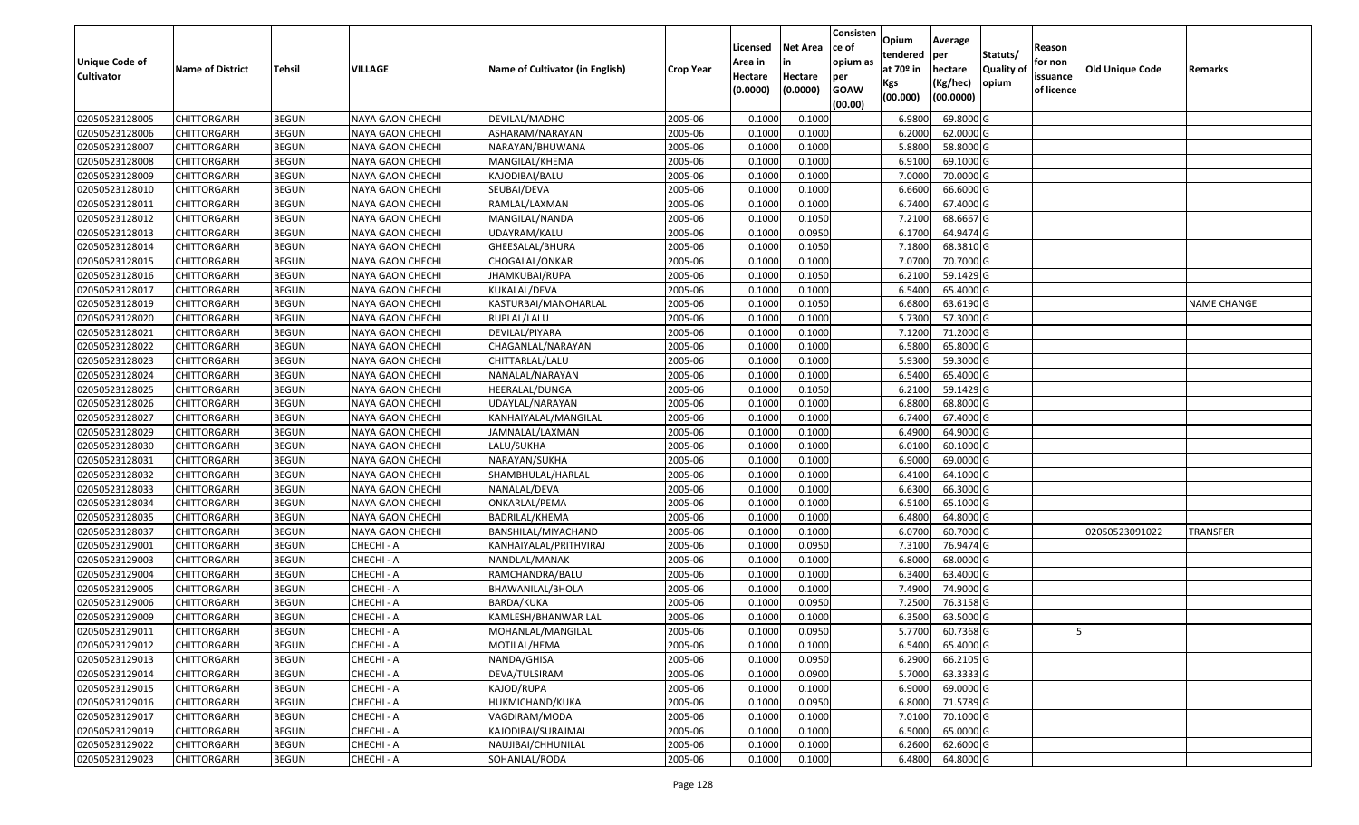| Unique Code of Cultivator | Name of District | Tehsil | VILLAGE | Name of Cultivator (in English) | Crop Year | Licensed Area in Hectare (0.0000) | Net Area in Hectare (0.0000) | Consistence of opium as per GOAW (00.00) | Opium tendered at 70º in Kgs (00.000) | Average per hectare (Kg/hec) (00.0000) | Statuts/ Quality of opium | Reason for non issuance of licence | Old Unique Code | Remarks |
|---|---|---|---|---|---|---|---|---|---|---|---|---|---|---|
| 02050523128005 | CHITTORGARH | BEGUN | NAYA GAON CHECHI | DEVILAL/MADHO | 2005-06 | 0.1000 | 0.1000 | | 6.9800 | 69.8000 | G | | | |
| 02050523128006 | CHITTORGARH | BEGUN | NAYA GAON CHECHI | ASHARAM/NARAYAN | 2005-06 | 0.1000 | 0.1000 | | 6.2000 | 62.0000 | G | | | |
| 02050523128007 | CHITTORGARH | BEGUN | NAYA GAON CHECHI | NARAYAN/BHUWANA | 2005-06 | 0.1000 | 0.1000 | | 5.8800 | 58.8000 | G | | | |
| 02050523128008 | CHITTORGARH | BEGUN | NAYA GAON CHECHI | MANGILAL/KHEMA | 2005-06 | 0.1000 | 0.1000 | | 6.9100 | 69.1000 | G | | | |
| 02050523128009 | CHITTORGARH | BEGUN | NAYA GAON CHECHI | KAJODIBAI/BALU | 2005-06 | 0.1000 | 0.1000 | | 7.0000 | 70.0000 | G | | | |
| 02050523128010 | CHITTORGARH | BEGUN | NAYA GAON CHECHI | SEUBAI/DEVA | 2005-06 | 0.1000 | 0.1000 | | 6.6600 | 66.6000 | G | | | |
| 02050523128011 | CHITTORGARH | BEGUN | NAYA GAON CHECHI | RAMLAL/LAXMAN | 2005-06 | 0.1000 | 0.1000 | | 6.7400 | 67.4000 | G | | | |
| 02050523128012 | CHITTORGARH | BEGUN | NAYA GAON CHECHI | MANGILAL/NANDA | 2005-06 | 0.1000 | 0.1050 | | 7.2100 | 68.6667 | G | | | |
| 02050523128013 | CHITTORGARH | BEGUN | NAYA GAON CHECHI | UDAYRAM/KALU | 2005-06 | 0.1000 | 0.0950 | | 6.1700 | 64.9474 | G | | | |
| 02050523128014 | CHITTORGARH | BEGUN | NAYA GAON CHECHI | GHEESALAL/BHURA | 2005-06 | 0.1000 | 0.1050 | | 7.1800 | 68.3810 | G | | | |
| 02050523128015 | CHITTORGARH | BEGUN | NAYA GAON CHECHI | CHOGALAL/ONKAR | 2005-06 | 0.1000 | 0.1000 | | 7.0700 | 70.7000 | G | | | |
| 02050523128016 | CHITTORGARH | BEGUN | NAYA GAON CHECHI | JHAMKUBAI/RUPA | 2005-06 | 0.1000 | 0.1050 | | 6.2100 | 59.1429 | G | | | |
| 02050523128017 | CHITTORGARH | BEGUN | NAYA GAON CHECHI | KUKALAL/DEVA | 2005-06 | 0.1000 | 0.1000 | | 6.5400 | 65.4000 | G | | | |
| 02050523128019 | CHITTORGARH | BEGUN | NAYA GAON CHECHI | KASTURBAI/MANOHARLAL | 2005-06 | 0.1000 | 0.1050 | | 6.6800 | 63.6190 | G | | | NAME CHANGE |
| 02050523128020 | CHITTORGARH | BEGUN | NAYA GAON CHECHI | RUPLAL/LALU | 2005-06 | 0.1000 | 0.1000 | | 5.7300 | 57.3000 | G | | | |
| 02050523128021 | CHITTORGARH | BEGUN | NAYA GAON CHECHI | DEVILAL/PIYARA | 2005-06 | 0.1000 | 0.1000 | | 7.1200 | 71.2000 | G | | | |
| 02050523128022 | CHITTORGARH | BEGUN | NAYA GAON CHECHI | CHAGANLAL/NARAYAN | 2005-06 | 0.1000 | 0.1000 | | 6.5800 | 65.8000 | G | | | |
| 02050523128023 | CHITTORGARH | BEGUN | NAYA GAON CHECHI | CHITTARLAL/LALU | 2005-06 | 0.1000 | 0.1000 | | 5.9300 | 59.3000 | G | | | |
| 02050523128024 | CHITTORGARH | BEGUN | NAYA GAON CHECHI | NANALAL/NARAYAN | 2005-06 | 0.1000 | 0.1000 | | 6.5400 | 65.4000 | G | | | |
| 02050523128025 | CHITTORGARH | BEGUN | NAYA GAON CHECHI | HEERALAL/DUNGA | 2005-06 | 0.1000 | 0.1050 | | 6.2100 | 59.1429 | G | | | |
| 02050523128026 | CHITTORGARH | BEGUN | NAYA GAON CHECHI | UDAYLAL/NARAYAN | 2005-06 | 0.1000 | 0.1000 | | 6.8800 | 68.8000 | G | | | |
| 02050523128027 | CHITTORGARH | BEGUN | NAYA GAON CHECHI | KANHAIYALAL/MANGILAL | 2005-06 | 0.1000 | 0.1000 | | 6.7400 | 67.4000 | G | | | |
| 02050523128029 | CHITTORGARH | BEGUN | NAYA GAON CHECHI | JAMNALAL/LAXMAN | 2005-06 | 0.1000 | 0.1000 | | 6.4900 | 64.9000 | G | | | |
| 02050523128030 | CHITTORGARH | BEGUN | NAYA GAON CHECHI | LALU/SUKHA | 2005-06 | 0.1000 | 0.1000 | | 6.0100 | 60.1000 | G | | | |
| 02050523128031 | CHITTORGARH | BEGUN | NAYA GAON CHECHI | NARAYAN/SUKHA | 2005-06 | 0.1000 | 0.1000 | | 6.9000 | 69.0000 | G | | | |
| 02050523128032 | CHITTORGARH | BEGUN | NAYA GAON CHECHI | SHAMBHULAL/HARLAL | 2005-06 | 0.1000 | 0.1000 | | 6.4100 | 64.1000 | G | | | |
| 02050523128033 | CHITTORGARH | BEGUN | NAYA GAON CHECHI | NANALAL/DEVA | 2005-06 | 0.1000 | 0.1000 | | 6.6300 | 66.3000 | G | | | |
| 02050523128034 | CHITTORGARH | BEGUN | NAYA GAON CHECHI | ONKARLAL/PEMA | 2005-06 | 0.1000 | 0.1000 | | 6.5100 | 65.1000 | G | | | |
| 02050523128035 | CHITTORGARH | BEGUN | NAYA GAON CHECHI | BADRILAL/KHEMA | 2005-06 | 0.1000 | 0.1000 | | 6.4800 | 64.8000 | G | | | |
| 02050523128037 | CHITTORGARH | BEGUN | NAYA GAON CHECHI | BANSHILAL/MIYACHAND | 2005-06 | 0.1000 | 0.1000 | | 6.0700 | 60.7000 | G | | 02050523091022 | TRANSFER |
| 02050523129001 | CHITTORGARH | BEGUN | CHECHI - A | KANHAIYALAL/PRITHVIRAJ | 2005-06 | 0.1000 | 0.0950 | | 7.3100 | 76.9474 | G | | | |
| 02050523129003 | CHITTORGARH | BEGUN | CHECHI - A | NANDLAL/MANAK | 2005-06 | 0.1000 | 0.1000 | | 6.8000 | 68.0000 | G | | | |
| 02050523129004 | CHITTORGARH | BEGUN | CHECHI - A | RAMCHANDRA/BALU | 2005-06 | 0.1000 | 0.1000 | | 6.3400 | 63.4000 | G | | | |
| 02050523129005 | CHITTORGARH | BEGUN | CHECHI - A | BHAWANILAL/BHOLA | 2005-06 | 0.1000 | 0.1000 | | 7.4900 | 74.9000 | G | | | |
| 02050523129006 | CHITTORGARH | BEGUN | CHECHI - A | BARDA/KUKA | 2005-06 | 0.1000 | 0.0950 | | 7.2500 | 76.3158 | G | | | |
| 02050523129009 | CHITTORGARH | BEGUN | CHECHI - A | KAMLESH/BHANWAR LAL | 2005-06 | 0.1000 | 0.1000 | | 6.3500 | 63.5000 | G | | | |
| 02050523129011 | CHITTORGARH | BEGUN | CHECHI - A | MOHANLAL/MANGILAL | 2005-06 | 0.1000 | 0.0950 | | 5.7700 | 60.7368 | G | 5 | | |
| 02050523129012 | CHITTORGARH | BEGUN | CHECHI - A | MOTILAL/HEMA | 2005-06 | 0.1000 | 0.1000 | | 6.5400 | 65.4000 | G | | | |
| 02050523129013 | CHITTORGARH | BEGUN | CHECHI - A | NANDA/GHISA | 2005-06 | 0.1000 | 0.0950 | | 6.2900 | 66.2105 | G | | | |
| 02050523129014 | CHITTORGARH | BEGUN | CHECHI - A | DEVA/TULSIRAM | 2005-06 | 0.1000 | 0.0900 | | 5.7000 | 63.3333 | G | | | |
| 02050523129015 | CHITTORGARH | BEGUN | CHECHI - A | KAJOD/RUPA | 2005-06 | 0.1000 | 0.1000 | | 6.9000 | 69.0000 | G | | | |
| 02050523129016 | CHITTORGARH | BEGUN | CHECHI - A | HUKMICHAND/KUKA | 2005-06 | 0.1000 | 0.0950 | | 6.8000 | 71.5789 | G | | | |
| 02050523129017 | CHITTORGARH | BEGUN | CHECHI - A | VAGDIRAM/MODA | 2005-06 | 0.1000 | 0.1000 | | 7.0100 | 70.1000 | G | | | |
| 02050523129019 | CHITTORGARH | BEGUN | CHECHI - A | KAJODIBAI/SURAJMAL | 2005-06 | 0.1000 | 0.1000 | | 6.5000 | 65.0000 | G | | | |
| 02050523129022 | CHITTORGARH | BEGUN | CHECHI - A | NAUJIBAI/CHHUNILAL | 2005-06 | 0.1000 | 0.1000 | | 6.2600 | 62.6000 | G | | | |
| 02050523129023 | CHITTORGARH | BEGUN | CHECHI - A | SOHANLAL/RODA | 2005-06 | 0.1000 | 0.1000 | | 6.4800 | 64.8000 | G | | | |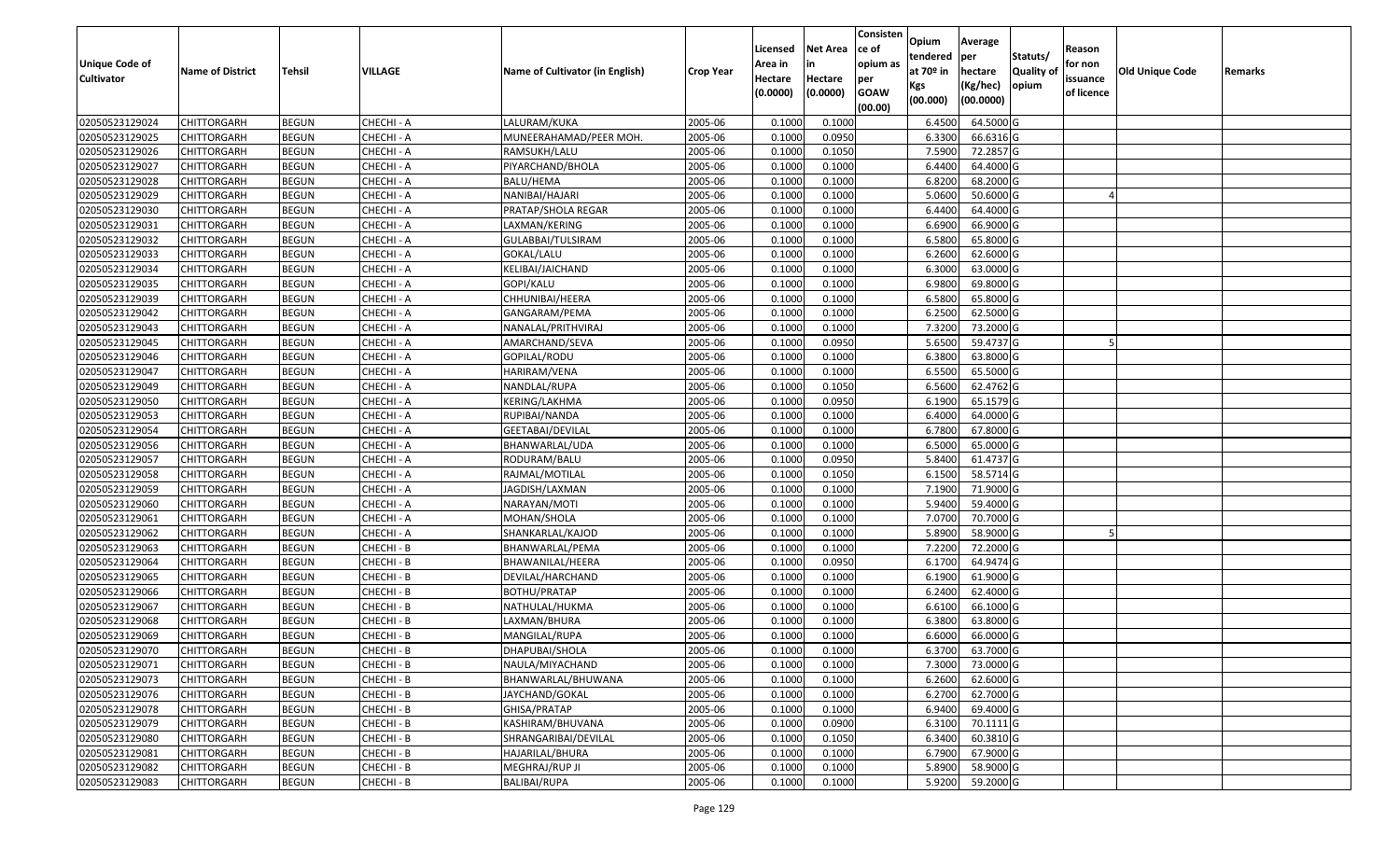| Unique Code of Cultivator | Name of District | Tehsil | VILLAGE | Name of Cultivator (in English) | Crop Year | Licensed Area in Hectare (0.0000) | Net Area in Hectare (0.0000) | Consistence of opium as per GOAW (00.00) | Opium tendered at 70º in Kgs (00.000) | Average per hectare (Kg/hec) (00.0000) | Statuts/ Quality of opium | Reason for non issuance of licence | Old Unique Code | Remarks |
|---|---|---|---|---|---|---|---|---|---|---|---|---|---|---|
| 02050523129024 | CHITTORGARH | BEGUN | CHECHI - A | LALURAM/KUKA | 2005-06 | 0.1000 | 0.1000 | | 6.4500 | 64.5000 | G | | | |
| 02050523129025 | CHITTORGARH | BEGUN | CHECHI - A | MUNEERAHAMAD/PEER MOH. | 2005-06 | 0.1000 | 0.0950 | | 6.3300 | 66.6316 | G | | | |
| 02050523129026 | CHITTORGARH | BEGUN | CHECHI - A | RAMSUKH/LALU | 2005-06 | 0.1000 | 0.1050 | | 7.5900 | 72.2857 | G | | | |
| 02050523129027 | CHITTORGARH | BEGUN | CHECHI - A | PIYARCHAND/BHOLA | 2005-06 | 0.1000 | 0.1000 | | 6.4400 | 64.4000 | G | | | |
| 02050523129028 | CHITTORGARH | BEGUN | CHECHI - A | BALU/HEMA | 2005-06 | 0.1000 | 0.1000 | | 6.8200 | 68.2000 | G | | | |
| 02050523129029 | CHITTORGARH | BEGUN | CHECHI - A | NANIBAI/HAJARI | 2005-06 | 0.1000 | 0.1000 | | 5.0600 | 50.6000 | G | 4 | | |
| 02050523129030 | CHITTORGARH | BEGUN | CHECHI - A | PRATAP/SHOLA REGAR | 2005-06 | 0.1000 | 0.1000 | | 6.4400 | 64.4000 | G | | | |
| 02050523129031 | CHITTORGARH | BEGUN | CHECHI - A | LAXMAN/KERING | 2005-06 | 0.1000 | 0.1000 | | 6.6900 | 66.9000 | G | | | |
| 02050523129032 | CHITTORGARH | BEGUN | CHECHI - A | GULABBAI/TULSIRAM | 2005-06 | 0.1000 | 0.1000 | | 6.5800 | 65.8000 | G | | | |
| 02050523129033 | CHITTORGARH | BEGUN | CHECHI - A | GOKAL/LALU | 2005-06 | 0.1000 | 0.1000 | | 6.2600 | 62.6000 | G | | | |
| 02050523129034 | CHITTORGARH | BEGUN | CHECHI - A | KELIBAI/JAICHAND | 2005-06 | 0.1000 | 0.1000 | | 6.3000 | 63.0000 | G | | | |
| 02050523129035 | CHITTORGARH | BEGUN | CHECHI - A | GOPI/KALU | 2005-06 | 0.1000 | 0.1000 | | 6.9800 | 69.8000 | G | | | |
| 02050523129039 | CHITTORGARH | BEGUN | CHECHI - A | CHHUNIBAI/HEERA | 2005-06 | 0.1000 | 0.1000 | | 6.5800 | 65.8000 | G | | | |
| 02050523129042 | CHITTORGARH | BEGUN | CHECHI - A | GANGARAM/PEMA | 2005-06 | 0.1000 | 0.1000 | | 6.2500 | 62.5000 | G | | | |
| 02050523129043 | CHITTORGARH | BEGUN | CHECHI - A | NANALAL/PRITHVIRAJ | 2005-06 | 0.1000 | 0.1000 | | 7.3200 | 73.2000 | G | | | |
| 02050523129045 | CHITTORGARH | BEGUN | CHECHI - A | AMARCHAND/SEVA | 2005-06 | 0.1000 | 0.0950 | | 5.6500 | 59.4737 | G | 5 | | |
| 02050523129046 | CHITTORGARH | BEGUN | CHECHI - A | GOPILAL/RODU | 2005-06 | 0.1000 | 0.1000 | | 6.3800 | 63.8000 | G | | | |
| 02050523129047 | CHITTORGARH | BEGUN | CHECHI - A | HARIRAM/VENA | 2005-06 | 0.1000 | 0.1000 | | 6.5500 | 65.5000 | G | | | |
| 02050523129049 | CHITTORGARH | BEGUN | CHECHI - A | NANDLAL/RUPA | 2005-06 | 0.1000 | 0.1050 | | 6.5600 | 62.4762 | G | | | |
| 02050523129050 | CHITTORGARH | BEGUN | CHECHI - A | KERING/LAKHMA | 2005-06 | 0.1000 | 0.0950 | | 6.1900 | 65.1579 | G | | | |
| 02050523129053 | CHITTORGARH | BEGUN | CHECHI - A | RUPIBAI/NANDA | 2005-06 | 0.1000 | 0.1000 | | 6.4000 | 64.0000 | G | | | |
| 02050523129054 | CHITTORGARH | BEGUN | CHECHI - A | GEETABAI/DEVILAL | 2005-06 | 0.1000 | 0.1000 | | 6.7800 | 67.8000 | G | | | |
| 02050523129056 | CHITTORGARH | BEGUN | CHECHI - A | BHANWARLAL/UDA | 2005-06 | 0.1000 | 0.1000 | | 6.5000 | 65.0000 | G | | | |
| 02050523129057 | CHITTORGARH | BEGUN | CHECHI - A | RODURAM/BALU | 2005-06 | 0.1000 | 0.0950 | | 5.8400 | 61.4737 | G | | | |
| 02050523129058 | CHITTORGARH | BEGUN | CHECHI - A | RAJMAL/MOTILAL | 2005-06 | 0.1000 | 0.1050 | | 6.1500 | 58.5714 | G | | | |
| 02050523129059 | CHITTORGARH | BEGUN | CHECHI - A | JAGDISH/LAXMAN | 2005-06 | 0.1000 | 0.1000 | | 7.1900 | 71.9000 | G | | | |
| 02050523129060 | CHITTORGARH | BEGUN | CHECHI - A | NARAYAN/MOTI | 2005-06 | 0.1000 | 0.1000 | | 5.9400 | 59.4000 | G | | | |
| 02050523129061 | CHITTORGARH | BEGUN | CHECHI - A | MOHAN/SHOLA | 2005-06 | 0.1000 | 0.1000 | | 7.0700 | 70.7000 | G | | | |
| 02050523129062 | CHITTORGARH | BEGUN | CHECHI - A | SHANKARLAL/KAJOD | 2005-06 | 0.1000 | 0.1000 | | 5.8900 | 58.9000 | G | 5 | | |
| 02050523129063 | CHITTORGARH | BEGUN | CHECHI - B | BHANWARLAL/PEMA | 2005-06 | 0.1000 | 0.1000 | | 7.2200 | 72.2000 | G | | | |
| 02050523129064 | CHITTORGARH | BEGUN | CHECHI - B | BHAWANILAL/HEERA | 2005-06 | 0.1000 | 0.0950 | | 6.1700 | 64.9474 | G | | | |
| 02050523129065 | CHITTORGARH | BEGUN | CHECHI - B | DEVILAL/HARCHAND | 2005-06 | 0.1000 | 0.1000 | | 6.1900 | 61.9000 | G | | | |
| 02050523129066 | CHITTORGARH | BEGUN | CHECHI - B | BOTHU/PRATAP | 2005-06 | 0.1000 | 0.1000 | | 6.2400 | 62.4000 | G | | | |
| 02050523129067 | CHITTORGARH | BEGUN | CHECHI - B | NATHULAL/HUKMA | 2005-06 | 0.1000 | 0.1000 | | 6.6100 | 66.1000 | G | | | |
| 02050523129068 | CHITTORGARH | BEGUN | CHECHI - B | LAXMAN/BHURA | 2005-06 | 0.1000 | 0.1000 | | 6.3800 | 63.8000 | G | | | |
| 02050523129069 | CHITTORGARH | BEGUN | CHECHI - B | MANGILAL/RUPA | 2005-06 | 0.1000 | 0.1000 | | 6.6000 | 66.0000 | G | | | |
| 02050523129070 | CHITTORGARH | BEGUN | CHECHI - B | DHAPUBAI/SHOLA | 2005-06 | 0.1000 | 0.1000 | | 6.3700 | 63.7000 | G | | | |
| 02050523129071 | CHITTORGARH | BEGUN | CHECHI - B | NAULA/MIYACHAND | 2005-06 | 0.1000 | 0.1000 | | 7.3000 | 73.0000 | G | | | |
| 02050523129073 | CHITTORGARH | BEGUN | CHECHI - B | BHANWARLAL/BHUWANA | 2005-06 | 0.1000 | 0.1000 | | 6.2600 | 62.6000 | G | | | |
| 02050523129076 | CHITTORGARH | BEGUN | CHECHI - B | JAYCHAND/GOKAL | 2005-06 | 0.1000 | 0.1000 | | 6.2700 | 62.7000 | G | | | |
| 02050523129078 | CHITTORGARH | BEGUN | CHECHI - B | GHISA/PRATAP | 2005-06 | 0.1000 | 0.1000 | | 6.9400 | 69.4000 | G | | | |
| 02050523129079 | CHITTORGARH | BEGUN | CHECHI - B | KASHIRAM/BHUVANA | 2005-06 | 0.1000 | 0.0900 | | 6.3100 | 70.1111 | G | | | |
| 02050523129080 | CHITTORGARH | BEGUN | CHECHI - B | SHRANGARIBAI/DEVILAL | 2005-06 | 0.1000 | 0.1050 | | 6.3400 | 60.3810 | G | | | |
| 02050523129081 | CHITTORGARH | BEGUN | CHECHI - B | HAJARILAL/BHURA | 2005-06 | 0.1000 | 0.1000 | | 6.7900 | 67.9000 | G | | | |
| 02050523129082 | CHITTORGARH | BEGUN | CHECHI - B | MEGHRAJ/RUP JI | 2005-06 | 0.1000 | 0.1000 | | 5.8900 | 58.9000 | G | | | |
| 02050523129083 | CHITTORGARH | BEGUN | CHECHI - B | BALIBAI/RUPA | 2005-06 | 0.1000 | 0.1000 | | 5.9200 | 59.2000 | G | | | |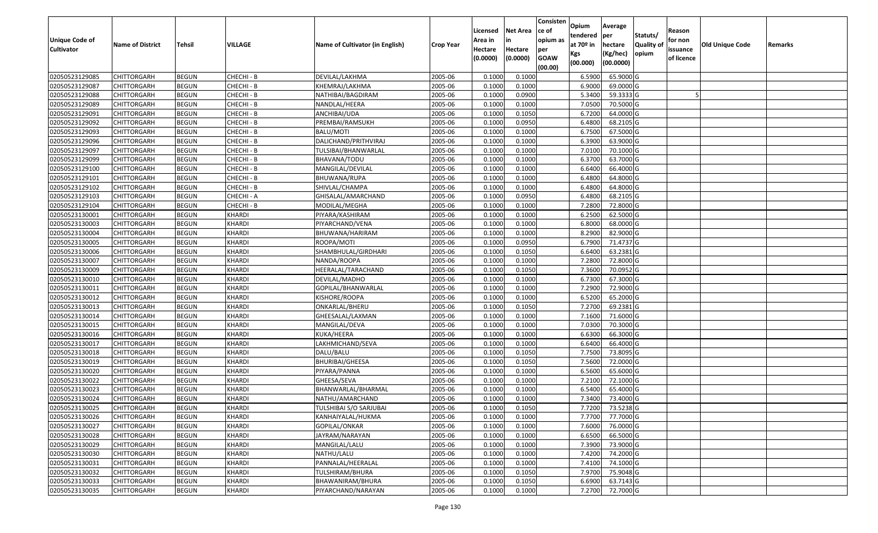| Unique Code of Cultivator | Name of District | Tehsil | VILLAGE | Name of Cultivator (in English) | Crop Year | Licensed Area in Hectare (0.0000) | Net Area in Hectare (0.0000) | Consistence of opium as per GOAW (00.00) | Opium tendered at 70º in Kgs (00.000) | Average per hectare (Kg/hec) (00.0000) | Statuts/ Quality of opium | Reason for non issuance of licence | Old Unique Code | Remarks |
|---|---|---|---|---|---|---|---|---|---|---|---|---|---|---|
| 02050523129085 | CHITTORGARH | BEGUN | CHECHI - B | DEVILAL/LAKHMA | 2005-06 | 0.1000 | 0.1000 | | 6.5900 | 65.9000 | G | | | |
| 02050523129087 | CHITTORGARH | BEGUN | CHECHI - B | KHEMRAJ/LAKHMA | 2005-06 | 0.1000 | 0.1000 | | 6.9000 | 69.0000 | G | | | |
| 02050523129088 | CHITTORGARH | BEGUN | CHECHI - B | NATHIBAI/BAGDIRAM | 2005-06 | 0.1000 | 0.0900 | | 5.3400 | 59.3333 | G | 5 | | |
| 02050523129089 | CHITTORGARH | BEGUN | CHECHI - B | NANDLAL/HEERA | 2005-06 | 0.1000 | 0.1000 | | 7.0500 | 70.5000 | G | | | |
| 02050523129091 | CHITTORGARH | BEGUN | CHECHI - B | ANCHIBAI/UDA | 2005-06 | 0.1000 | 0.1050 | | 6.7200 | 64.0000 | G | | | |
| 02050523129092 | CHITTORGARH | BEGUN | CHECHI - B | PREMBAI/RAMSUKH | 2005-06 | 0.1000 | 0.0950 | | 6.4800 | 68.2105 | G | | | |
| 02050523129093 | CHITTORGARH | BEGUN | CHECHI - B | BALU/MOTI | 2005-06 | 0.1000 | 0.1000 | | 6.7500 | 67.5000 | G | | | |
| 02050523129096 | CHITTORGARH | BEGUN | CHECHI - B | DALICHAND/PRITHVIRAJ | 2005-06 | 0.1000 | 0.1000 | | 6.3900 | 63.9000 | G | | | |
| 02050523129097 | CHITTORGARH | BEGUN | CHECHI - B | TULSIBAI/BHANWARLAL | 2005-06 | 0.1000 | 0.1000 | | 7.0100 | 70.1000 | G | | | |
| 02050523129099 | CHITTORGARH | BEGUN | CHECHI - B | BHAVANA/TODU | 2005-06 | 0.1000 | 0.1000 | | 6.3700 | 63.7000 | G | | | |
| 02050523129100 | CHITTORGARH | BEGUN | CHECHI - B | MANGILAL/DEVILAL | 2005-06 | 0.1000 | 0.1000 | | 6.6400 | 66.4000 | G | | | |
| 02050523129101 | CHITTORGARH | BEGUN | CHECHI - B | BHUWANA/RUPA | 2005-06 | 0.1000 | 0.1000 | | 6.4800 | 64.8000 | G | | | |
| 02050523129102 | CHITTORGARH | BEGUN | CHECHI - B | SHIVLAL/CHAMPA | 2005-06 | 0.1000 | 0.1000 | | 6.4800 | 64.8000 | G | | | |
| 02050523129103 | CHITTORGARH | BEGUN | CHECHI - A | GHISALAL/AMARCHAND | 2005-06 | 0.1000 | 0.0950 | | 6.4800 | 68.2105 | G | | | |
| 02050523129104 | CHITTORGARH | BEGUN | CHECHI - B | MODILAL/MEGHA | 2005-06 | 0.1000 | 0.1000 | | 7.2800 | 72.8000 | G | | | |
| 02050523130001 | CHITTORGARH | BEGUN | KHARDI | PIYARA/KASHIRAM | 2005-06 | 0.1000 | 0.1000 | | 6.2500 | 62.5000 | G | | | |
| 02050523130003 | CHITTORGARH | BEGUN | KHARDI | PIYARCHAND/VENA | 2005-06 | 0.1000 | 0.1000 | | 6.8000 | 68.0000 | G | | | |
| 02050523130004 | CHITTORGARH | BEGUN | KHARDI | BHUWANA/HARIRAM | 2005-06 | 0.1000 | 0.1000 | | 8.2900 | 82.9000 | G | | | |
| 02050523130005 | CHITTORGARH | BEGUN | KHARDI | ROOPA/MOTI | 2005-06 | 0.1000 | 0.0950 | | 6.7900 | 71.4737 | G | | | |
| 02050523130006 | CHITTORGARH | BEGUN | KHARDI | SHAMBHULAL/GIRDHARI | 2005-06 | 0.1000 | 0.1050 | | 6.6400 | 63.2381 | G | | | |
| 02050523130007 | CHITTORGARH | BEGUN | KHARDI | NANDA/ROOPA | 2005-06 | 0.1000 | 0.1000 | | 7.2800 | 72.8000 | G | | | |
| 02050523130009 | CHITTORGARH | BEGUN | KHARDI | HEERALAL/TARACHAND | 2005-06 | 0.1000 | 0.1050 | | 7.3600 | 70.0952 | G | | | |
| 02050523130010 | CHITTORGARH | BEGUN | KHARDI | DEVILAL/MADHO | 2005-06 | 0.1000 | 0.1000 | | 6.7300 | 67.3000 | G | | | |
| 02050523130011 | CHITTORGARH | BEGUN | KHARDI | GOPILAL/BHANWARLAL | 2005-06 | 0.1000 | 0.1000 | | 7.2900 | 72.9000 | G | | | |
| 02050523130012 | CHITTORGARH | BEGUN | KHARDI | KISHORE/ROOPA | 2005-06 | 0.1000 | 0.1000 | | 6.5200 | 65.2000 | G | | | |
| 02050523130013 | CHITTORGARH | BEGUN | KHARDI | ONKARLAL/BHERU | 2005-06 | 0.1000 | 0.1050 | | 7.2700 | 69.2381 | G | | | |
| 02050523130014 | CHITTORGARH | BEGUN | KHARDI | GHEESALAL/LAXMAN | 2005-06 | 0.1000 | 0.1000 | | 7.1600 | 71.6000 | G | | | |
| 02050523130015 | CHITTORGARH | BEGUN | KHARDI | MANGILAL/DEVA | 2005-06 | 0.1000 | 0.1000 | | 7.0300 | 70.3000 | G | | | |
| 02050523130016 | CHITTORGARH | BEGUN | KHARDI | KUKA/HEERA | 2005-06 | 0.1000 | 0.1000 | | 6.6300 | 66.3000 | G | | | |
| 02050523130017 | CHITTORGARH | BEGUN | KHARDI | LAKHMICHAND/SEVA | 2005-06 | 0.1000 | 0.1000 | | 6.6400 | 66.4000 | G | | | |
| 02050523130018 | CHITTORGARH | BEGUN | KHARDI | DALU/BALU | 2005-06 | 0.1000 | 0.1050 | | 7.7500 | 73.8095 | G | | | |
| 02050523130019 | CHITTORGARH | BEGUN | KHARDI | BHURIBAI/GHEESA | 2005-06 | 0.1000 | 0.1050 | | 7.5600 | 72.0000 | G | | | |
| 02050523130020 | CHITTORGARH | BEGUN | KHARDI | PIYARA/PANNA | 2005-06 | 0.1000 | 0.1000 | | 6.5600 | 65.6000 | G | | | |
| 02050523130022 | CHITTORGARH | BEGUN | KHARDI | GHEESA/SEVA | 2005-06 | 0.1000 | 0.1000 | | 7.2100 | 72.1000 | G | | | |
| 02050523130023 | CHITTORGARH | BEGUN | KHARDI | BHANWARLAL/BHARMAL | 2005-06 | 0.1000 | 0.1000 | | 6.5400 | 65.4000 | G | | | |
| 02050523130024 | CHITTORGARH | BEGUN | KHARDI | NATHU/AMARCHAND | 2005-06 | 0.1000 | 0.1000 | | 7.3400 | 73.4000 | G | | | |
| 02050523130025 | CHITTORGARH | BEGUN | KHARDI | TULSHIBAI S/O SARJUBAI | 2005-06 | 0.1000 | 0.1050 | | 7.7200 | 73.5238 | G | | | |
| 02050523130026 | CHITTORGARH | BEGUN | KHARDI | KANHAIYALAL/HUKMA | 2005-06 | 0.1000 | 0.1000 | | 7.7700 | 77.7000 | G | | | |
| 02050523130027 | CHITTORGARH | BEGUN | KHARDI | GOPILAL/ONKAR | 2005-06 | 0.1000 | 0.1000 | | 7.6000 | 76.0000 | G | | | |
| 02050523130028 | CHITTORGARH | BEGUN | KHARDI | JAYRAM/NARAYAN | 2005-06 | 0.1000 | 0.1000 | | 6.6500 | 66.5000 | G | | | |
| 02050523130029 | CHITTORGARH | BEGUN | KHARDI | MANGILAL/LALU | 2005-06 | 0.1000 | 0.1000 | | 7.3900 | 73.9000 | G | | | |
| 02050523130030 | CHITTORGARH | BEGUN | KHARDI | NATHU/LALU | 2005-06 | 0.1000 | 0.1000 | | 7.4200 | 74.2000 | G | | | |
| 02050523130031 | CHITTORGARH | BEGUN | KHARDI | PANNALAL/HEERALAL | 2005-06 | 0.1000 | 0.1000 | | 7.4100 | 74.1000 | G | | | |
| 02050523130032 | CHITTORGARH | BEGUN | KHARDI | TULSHIRAM/BHURA | 2005-06 | 0.1000 | 0.1050 | | 7.9700 | 75.9048 | G | | | |
| 02050523130033 | CHITTORGARH | BEGUN | KHARDI | BHAWANIRAM/BHURA | 2005-06 | 0.1000 | 0.1050 | | 6.6900 | 63.7143 | G | | | |
| 02050523130035 | CHITTORGARH | BEGUN | KHARDI | PIYARCHAND/NARAYAN | 2005-06 | 0.1000 | 0.1000 | | 7.2700 | 72.7000 | G | | | |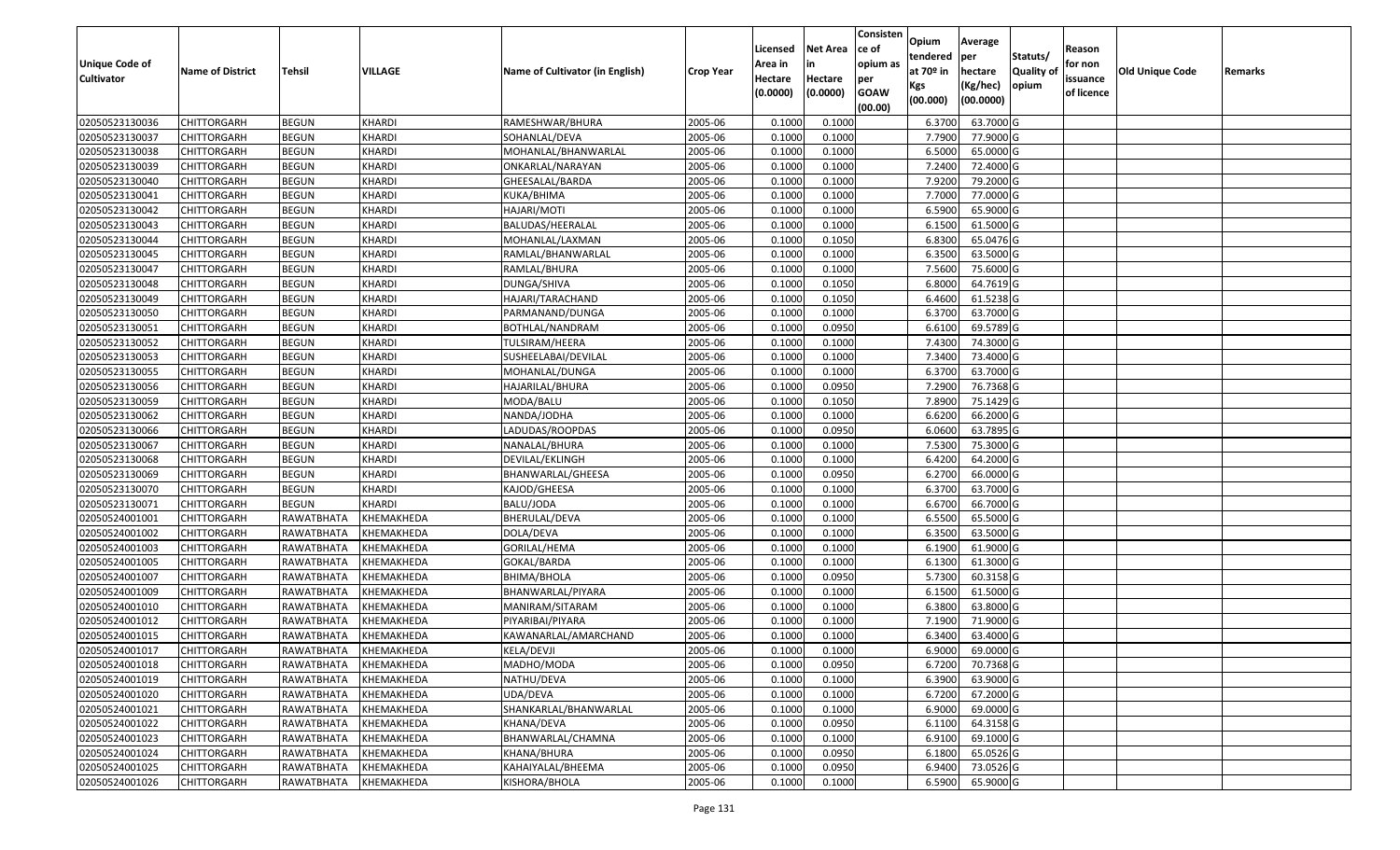| Unique Code of Cultivator | Name of District | Tehsil | VILLAGE | Name of Cultivator (in English) | Crop Year | Licensed Area in Hectare (0.0000) | Net Area in Hectare (0.0000) | Consistence of opium as per GOAW (00.00) | Opium tendered at 70º in Kgs (00.000) | Average per hectare (Kg/hec) (00.0000) | Statuts/ Quality of opium | Reason for non issuance of licence | Old Unique Code | Remarks |
|---|---|---|---|---|---|---|---|---|---|---|---|---|---|---|
| 02050523130036 | CHITTORGARH | BEGUN | KHARDI | RAMESHWAR/BHURA | 2005-06 | 0.1000 | 0.1000 | | 6.3700 | 63.7000 | G | | | |
| 02050523130037 | CHITTORGARH | BEGUN | KHARDI | SOHANLAL/DEVA | 2005-06 | 0.1000 | 0.1000 | | 7.7900 | 77.9000 | G | | | |
| 02050523130038 | CHITTORGARH | BEGUN | KHARDI | MOHANLAL/BHANWARLAL | 2005-06 | 0.1000 | 0.1000 | | 6.5000 | 65.0000 | G | | | |
| 02050523130039 | CHITTORGARH | BEGUN | KHARDI | ONKARLAL/NARAYAN | 2005-06 | 0.1000 | 0.1000 | | 7.2400 | 72.4000 | G | | | |
| 02050523130040 | CHITTORGARH | BEGUN | KHARDI | GHEESALAL/BARDA | 2005-06 | 0.1000 | 0.1000 | | 7.9200 | 79.2000 | G | | | |
| 02050523130041 | CHITTORGARH | BEGUN | KHARDI | KUKA/BHIMA | 2005-06 | 0.1000 | 0.1000 | | 7.7000 | 77.0000 | G | | | |
| 02050523130042 | CHITTORGARH | BEGUN | KHARDI | HAJARI/MOTI | 2005-06 | 0.1000 | 0.1000 | | 6.5900 | 65.9000 | G | | | |
| 02050523130043 | CHITTORGARH | BEGUN | KHARDI | BALUDAS/HEERALAL | 2005-06 | 0.1000 | 0.1000 | | 6.1500 | 61.5000 | G | | | |
| 02050523130044 | CHITTORGARH | BEGUN | KHARDI | MOHANLAL/LAXMAN | 2005-06 | 0.1000 | 0.1050 | | 6.8300 | 65.0476 | G | | | |
| 02050523130045 | CHITTORGARH | BEGUN | KHARDI | RAMLAL/BHANWARLAL | 2005-06 | 0.1000 | 0.1000 | | 6.3500 | 63.5000 | G | | | |
| 02050523130047 | CHITTORGARH | BEGUN | KHARDI | RAMLAL/BHURA | 2005-06 | 0.1000 | 0.1000 | | 7.5600 | 75.6000 | G | | | |
| 02050523130048 | CHITTORGARH | BEGUN | KHARDI | DUNGA/SHIVA | 2005-06 | 0.1000 | 0.1050 | | 6.8000 | 64.7619 | G | | | |
| 02050523130049 | CHITTORGARH | BEGUN | KHARDI | HAJARI/TARACHAND | 2005-06 | 0.1000 | 0.1050 | | 6.4600 | 61.5238 | G | | | |
| 02050523130050 | CHITTORGARH | BEGUN | KHARDI | PARMANAND/DUNGA | 2005-06 | 0.1000 | 0.1000 | | 6.3700 | 63.7000 | G | | | |
| 02050523130051 | CHITTORGARH | BEGUN | KHARDI | BOTHLAL/NANDRAM | 2005-06 | 0.1000 | 0.0950 | | 6.6100 | 69.5789 | G | | | |
| 02050523130052 | CHITTORGARH | BEGUN | KHARDI | TULSIRAM/HEERA | 2005-06 | 0.1000 | 0.1000 | | 7.4300 | 74.3000 | G | | | |
| 02050523130053 | CHITTORGARH | BEGUN | KHARDI | SUSHEELABAI/DEVILAL | 2005-06 | 0.1000 | 0.1000 | | 7.3400 | 73.4000 | G | | | |
| 02050523130055 | CHITTORGARH | BEGUN | KHARDI | MOHANLAL/DUNGA | 2005-06 | 0.1000 | 0.1000 | | 6.3700 | 63.7000 | G | | | |
| 02050523130056 | CHITTORGARH | BEGUN | KHARDI | HAJARILAL/BHURA | 2005-06 | 0.1000 | 0.0950 | | 7.2900 | 76.7368 | G | | | |
| 02050523130059 | CHITTORGARH | BEGUN | KHARDI | MODA/BALU | 2005-06 | 0.1000 | 0.1050 | | 7.8900 | 75.1429 | G | | | |
| 02050523130062 | CHITTORGARH | BEGUN | KHARDI | NANDA/JODHA | 2005-06 | 0.1000 | 0.1000 | | 6.6200 | 66.2000 | G | | | |
| 02050523130066 | CHITTORGARH | BEGUN | KHARDI | LADUDAS/ROOPDAS | 2005-06 | 0.1000 | 0.0950 | | 6.0600 | 63.7895 | G | | | |
| 02050523130067 | CHITTORGARH | BEGUN | KHARDI | NANALAL/BHURA | 2005-06 | 0.1000 | 0.1000 | | 7.5300 | 75.3000 | G | | | |
| 02050523130068 | CHITTORGARH | BEGUN | KHARDI | DEVILAL/EKLINGH | 2005-06 | 0.1000 | 0.1000 | | 6.4200 | 64.2000 | G | | | |
| 02050523130069 | CHITTORGARH | BEGUN | KHARDI | BHANWARLAL/GHEESA | 2005-06 | 0.1000 | 0.0950 | | 6.2700 | 66.0000 | G | | | |
| 02050523130070 | CHITTORGARH | BEGUN | KHARDI | KAJOD/GHEESA | 2005-06 | 0.1000 | 0.1000 | | 6.3700 | 63.7000 | G | | | |
| 02050523130071 | CHITTORGARH | BEGUN | KHARDI | BALU/JODA | 2005-06 | 0.1000 | 0.1000 | | 6.6700 | 66.7000 | G | | | |
| 02050524001001 | CHITTORGARH | RAWATBHATA | KHEMAKHEDA | BHERULAL/DEVA | 2005-06 | 0.1000 | 0.1000 | | 6.5500 | 65.5000 | G | | | |
| 02050524001002 | CHITTORGARH | RAWATBHATA | KHEMAKHEDA | DOLA/DEVA | 2005-06 | 0.1000 | 0.1000 | | 6.3500 | 63.5000 | G | | | |
| 02050524001003 | CHITTORGARH | RAWATBHATA | KHEMAKHEDA | GORILAL/HEMA | 2005-06 | 0.1000 | 0.1000 | | 6.1900 | 61.9000 | G | | | |
| 02050524001005 | CHITTORGARH | RAWATBHATA | KHEMAKHEDA | GOKAL/BARDA | 2005-06 | 0.1000 | 0.1000 | | 6.1300 | 61.3000 | G | | | |
| 02050524001007 | CHITTORGARH | RAWATBHATA | KHEMAKHEDA | BHIMA/BHOLA | 2005-06 | 0.1000 | 0.0950 | | 5.7300 | 60.3158 | G | | | |
| 02050524001009 | CHITTORGARH | RAWATBHATA | KHEMAKHEDA | BHANWARLAL/PIYARA | 2005-06 | 0.1000 | 0.1000 | | 6.1500 | 61.5000 | G | | | |
| 02050524001010 | CHITTORGARH | RAWATBHATA | KHEMAKHEDA | MANIRAM/SITARAM | 2005-06 | 0.1000 | 0.1000 | | 6.3800 | 63.8000 | G | | | |
| 02050524001012 | CHITTORGARH | RAWATBHATA | KHEMAKHEDA | PIYARIBAI/PIYARA | 2005-06 | 0.1000 | 0.1000 | | 7.1900 | 71.9000 | G | | | |
| 02050524001015 | CHITTORGARH | RAWATBHATA | KHEMAKHEDA | KAWANARLAL/AMARCHAND | 2005-06 | 0.1000 | 0.1000 | | 6.3400 | 63.4000 | G | | | |
| 02050524001017 | CHITTORGARH | RAWATBHATA | KHEMAKHEDA | KELA/DEVJI | 2005-06 | 0.1000 | 0.1000 | | 6.9000 | 69.0000 | G | | | |
| 02050524001018 | CHITTORGARH | RAWATBHATA | KHEMAKHEDA | MADHO/MODA | 2005-06 | 0.1000 | 0.0950 | | 6.7200 | 70.7368 | G | | | |
| 02050524001019 | CHITTORGARH | RAWATBHATA | KHEMAKHEDA | NATHU/DEVA | 2005-06 | 0.1000 | 0.1000 | | 6.3900 | 63.9000 | G | | | |
| 02050524001020 | CHITTORGARH | RAWATBHATA | KHEMAKHEDA | UDA/DEVA | 2005-06 | 0.1000 | 0.1000 | | 6.7200 | 67.2000 | G | | | |
| 02050524001021 | CHITTORGARH | RAWATBHATA | KHEMAKHEDA | SHANKARLAL/BHANWARLAL | 2005-06 | 0.1000 | 0.1000 | | 6.9000 | 69.0000 | G | | | |
| 02050524001022 | CHITTORGARH | RAWATBHATA | KHEMAKHEDA | KHANA/DEVA | 2005-06 | 0.1000 | 0.0950 | | 6.1100 | 64.3158 | G | | | |
| 02050524001023 | CHITTORGARH | RAWATBHATA | KHEMAKHEDA | BHANWARLAL/CHAMNA | 2005-06 | 0.1000 | 0.1000 | | 6.9100 | 69.1000 | G | | | |
| 02050524001024 | CHITTORGARH | RAWATBHATA | KHEMAKHEDA | KHANA/BHURA | 2005-06 | 0.1000 | 0.0950 | | 6.1800 | 65.0526 | G | | | |
| 02050524001025 | CHITTORGARH | RAWATBHATA | KHEMAKHEDA | KAHAIYALAL/BHEEMA | 2005-06 | 0.1000 | 0.0950 | | 6.9400 | 73.0526 | G | | | |
| 02050524001026 | CHITTORGARH | RAWATBHATA | KHEMAKHEDA | KISHORA/BHOLA | 2005-06 | 0.1000 | 0.1000 | | 6.5900 | 65.9000 | G | | | |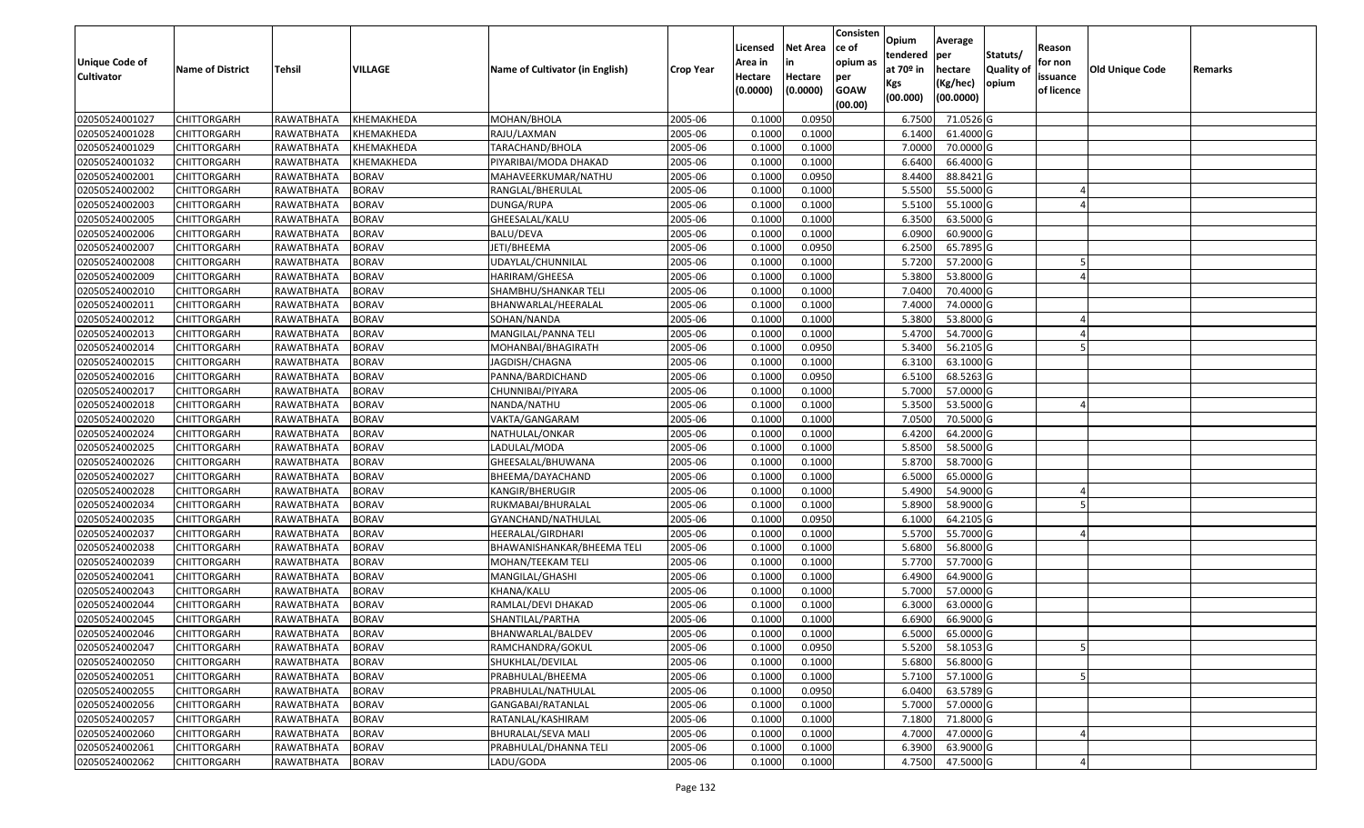| Unique Code of Cultivator | Name of District | Tehsil | VILLAGE | Name of Cultivator (in English) | Crop Year | Licensed Area in Hectare (0.0000) | Net Area in Hectare (0.0000) | Consistence of opium as per GOAW (00.00) | Opium tendered at 70º in Kgs (00.000) | Average per hectare (Kg/hec) (00.0000) | Statuts/ Quality of opium | Reason for non issuance of licence | Old Unique Code | Remarks |
|---|---|---|---|---|---|---|---|---|---|---|---|---|---|---|
| 02050524001027 | CHITTORGARH | RAWATBHATA | KHEMAKHEDA | MOHAN/BHOLA | 2005-06 | 0.1000 | 0.0950 | | 6.7500 | 71.0526 | G | | | |
| 02050524001028 | CHITTORGARH | RAWATBHATA | KHEMAKHEDA | RAJU/LAXMAN | 2005-06 | 0.1000 | 0.1000 | | 6.1400 | 61.4000 | G | | | |
| 02050524001029 | CHITTORGARH | RAWATBHATA | KHEMAKHEDA | TARACHAND/BHOLA | 2005-06 | 0.1000 | 0.1000 | | 7.0000 | 70.0000 | G | | | |
| 02050524001032 | CHITTORGARH | RAWATBHATA | KHEMAKHEDA | PIYARIBAI/MODA DHAKAD | 2005-06 | 0.1000 | 0.1000 | | 6.6400 | 66.4000 | G | | | |
| 02050524002001 | CHITTORGARH | RAWATBHATA | BORAV | MAHAVEERKUMAR/NATHU | 2005-06 | 0.1000 | 0.0950 | | 8.4400 | 88.8421 | G | | | |
| 02050524002002 | CHITTORGARH | RAWATBHATA | BORAV | RANGLAL/BHERULAL | 2005-06 | 0.1000 | 0.1000 | | 5.5500 | 55.5000 | G | 4 | | |
| 02050524002003 | CHITTORGARH | RAWATBHATA | BORAV | DUNGA/RUPA | 2005-06 | 0.1000 | 0.1000 | | 5.5100 | 55.1000 | G | 4 | | |
| 02050524002005 | CHITTORGARH | RAWATBHATA | BORAV | GHEESALAL/KALU | 2005-06 | 0.1000 | 0.1000 | | 6.3500 | 63.5000 | G | | | |
| 02050524002006 | CHITTORGARH | RAWATBHATA | BORAV | BALU/DEVA | 2005-06 | 0.1000 | 0.1000 | | 6.0900 | 60.9000 | G | | | |
| 02050524002007 | CHITTORGARH | RAWATBHATA | BORAV | JETI/BHEEMA | 2005-06 | 0.1000 | 0.0950 | | 6.2500 | 65.7895 | G | | | |
| 02050524002008 | CHITTORGARH | RAWATBHATA | BORAV | UDAYLAL/CHUNNILAL | 2005-06 | 0.1000 | 0.1000 | | 5.7200 | 57.2000 | G | 5 | | |
| 02050524002009 | CHITTORGARH | RAWATBHATA | BORAV | HARIRAM/GHEESA | 2005-06 | 0.1000 | 0.1000 | | 5.3800 | 53.8000 | G | 4 | | |
| 02050524002010 | CHITTORGARH | RAWATBHATA | BORAV | SHAMBHU/SHANKAR TELI | 2005-06 | 0.1000 | 0.1000 | | 7.0400 | 70.4000 | G | | | |
| 02050524002011 | CHITTORGARH | RAWATBHATA | BORAV | BHANWARLAL/HEERALAL | 2005-06 | 0.1000 | 0.1000 | | 7.4000 | 74.0000 | G | | | |
| 02050524002012 | CHITTORGARH | RAWATBHATA | BORAV | SOHAN/NANDA | 2005-06 | 0.1000 | 0.1000 | | 5.3800 | 53.8000 | G | 4 | | |
| 02050524002013 | CHITTORGARH | RAWATBHATA | BORAV | MANGILAL/PANNA TELI | 2005-06 | 0.1000 | 0.1000 | | 5.4700 | 54.7000 | G | 4 | | |
| 02050524002014 | CHITTORGARH | RAWATBHATA | BORAV | MOHANBAI/BHAGIRATH | 2005-06 | 0.1000 | 0.0950 | | 5.3400 | 56.2105 | G | 5 | | |
| 02050524002015 | CHITTORGARH | RAWATBHATA | BORAV | JAGDISH/CHAGNA | 2005-06 | 0.1000 | 0.1000 | | 6.3100 | 63.1000 | G | | | |
| 02050524002016 | CHITTORGARH | RAWATBHATA | BORAV | PANNA/BARDICHAND | 2005-06 | 0.1000 | 0.0950 | | 6.5100 | 68.5263 | G | | | |
| 02050524002017 | CHITTORGARH | RAWATBHATA | BORAV | CHUNNIBAI/PIYARA | 2005-06 | 0.1000 | 0.1000 | | 5.7000 | 57.0000 | G | | | |
| 02050524002018 | CHITTORGARH | RAWATBHATA | BORAV | NANDA/NATHU | 2005-06 | 0.1000 | 0.1000 | | 5.3500 | 53.5000 | G | 4 | | |
| 02050524002020 | CHITTORGARH | RAWATBHATA | BORAV | VAKTA/GANGARAM | 2005-06 | 0.1000 | 0.1000 | | 7.0500 | 70.5000 | G | | | |
| 02050524002024 | CHITTORGARH | RAWATBHATA | BORAV | NATHULAL/ONKAR | 2005-06 | 0.1000 | 0.1000 | | 6.4200 | 64.2000 | G | | | |
| 02050524002025 | CHITTORGARH | RAWATBHATA | BORAV | LADULAL/MODA | 2005-06 | 0.1000 | 0.1000 | | 5.8500 | 58.5000 | G | | | |
| 02050524002026 | CHITTORGARH | RAWATBHATA | BORAV | GHEESALAL/BHUWANA | 2005-06 | 0.1000 | 0.1000 | | 5.8700 | 58.7000 | G | | | |
| 02050524002027 | CHITTORGARH | RAWATBHATA | BORAV | BHEEMA/DAYACHAND | 2005-06 | 0.1000 | 0.1000 | | 6.5000 | 65.0000 | G | | | |
| 02050524002028 | CHITTORGARH | RAWATBHATA | BORAV | KANGIR/BHERUGIR | 2005-06 | 0.1000 | 0.1000 | | 5.4900 | 54.9000 | G | 4 | | |
| 02050524002034 | CHITTORGARH | RAWATBHATA | BORAV | RUKMABAI/BHURALAL | 2005-06 | 0.1000 | 0.1000 | | 5.8900 | 58.9000 | G | 5 | | |
| 02050524002035 | CHITTORGARH | RAWATBHATA | BORAV | GYANCHAND/NATHULAL | 2005-06 | 0.1000 | 0.0950 | | 6.1000 | 64.2105 | G | | | |
| 02050524002037 | CHITTORGARH | RAWATBHATA | BORAV | HEERALAL/GIRDHARI | 2005-06 | 0.1000 | 0.1000 | | 5.5700 | 55.7000 | G | 4 | | |
| 02050524002038 | CHITTORGARH | RAWATBHATA | BORAV | BHAWANISHANKAR/BHEEMA TELI | 2005-06 | 0.1000 | 0.1000 | | 5.6800 | 56.8000 | G | | | |
| 02050524002039 | CHITTORGARH | RAWATBHATA | BORAV | MOHAN/TEEKAM TELI | 2005-06 | 0.1000 | 0.1000 | | 5.7700 | 57.7000 | G | | | |
| 02050524002041 | CHITTORGARH | RAWATBHATA | BORAV | MANGILAL/GHASHI | 2005-06 | 0.1000 | 0.1000 | | 6.4900 | 64.9000 | G | | | |
| 02050524002043 | CHITTORGARH | RAWATBHATA | BORAV | KHANA/KALU | 2005-06 | 0.1000 | 0.1000 | | 5.7000 | 57.0000 | G | | | |
| 02050524002044 | CHITTORGARH | RAWATBHATA | BORAV | RAMLAL/DEVI DHAKAD | 2005-06 | 0.1000 | 0.1000 | | 6.3000 | 63.0000 | G | | | |
| 02050524002045 | CHITTORGARH | RAWATBHATA | BORAV | SHANTILAL/PARTHA | 2005-06 | 0.1000 | 0.1000 | | 6.6900 | 66.9000 | G | | | |
| 02050524002046 | CHITTORGARH | RAWATBHATA | BORAV | BHANWARLAL/BALDEV | 2005-06 | 0.1000 | 0.1000 | | 6.5000 | 65.0000 | G | | | |
| 02050524002047 | CHITTORGARH | RAWATBHATA | BORAV | RAMCHANDRA/GOKUL | 2005-06 | 0.1000 | 0.0950 | | 5.5200 | 58.1053 | G | 5 | | |
| 02050524002050 | CHITTORGARH | RAWATBHATA | BORAV | SHUKHLAL/DEVILAL | 2005-06 | 0.1000 | 0.1000 | | 5.6800 | 56.8000 | G | | | |
| 02050524002051 | CHITTORGARH | RAWATBHATA | BORAV | PRABHULAL/BHEEMA | 2005-06 | 0.1000 | 0.1000 | | 5.7100 | 57.1000 | G | 5 | | |
| 02050524002055 | CHITTORGARH | RAWATBHATA | BORAV | PRABHULAL/NATHULAL | 2005-06 | 0.1000 | 0.0950 | | 6.0400 | 63.5789 | G | | | |
| 02050524002056 | CHITTORGARH | RAWATBHATA | BORAV | GANGABAI/RATANLAL | 2005-06 | 0.1000 | 0.1000 | | 5.7000 | 57.0000 | G | | | |
| 02050524002057 | CHITTORGARH | RAWATBHATA | BORAV | RATANLAL/KASHIRAM | 2005-06 | 0.1000 | 0.1000 | | 7.1800 | 71.8000 | G | | | |
| 02050524002060 | CHITTORGARH | RAWATBHATA | BORAV | BHURALAL/SEVA MALI | 2005-06 | 0.1000 | 0.1000 | | 4.7000 | 47.0000 | G | 4 | | |
| 02050524002061 | CHITTORGARH | RAWATBHATA | BORAV | PRABHULAL/DHANNA TELI | 2005-06 | 0.1000 | 0.1000 | | 6.3900 | 63.9000 | G | | | |
| 02050524002062 | CHITTORGARH | RAWATBHATA | BORAV | LADU/GODA | 2005-06 | 0.1000 | 0.1000 | | 4.7500 | 47.5000 | G | 4 | | |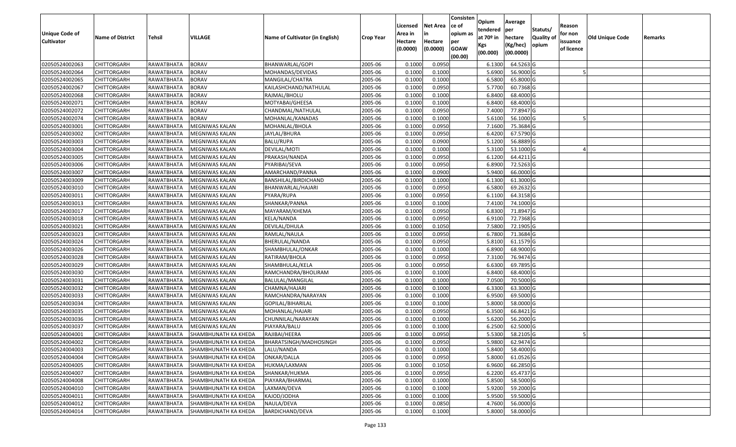| Unique Code of Cultivator | Name of District | Tehsil | VILLAGE | Name of Cultivator (in English) | Crop Year | Licensed Area in Hectare (0.0000) | Net Area in Hectare (0.0000) | Consistence of opium as per GOAW (00.00) | Opium tendered at 70º in Kgs (00.000) | Average per hectare (Kg/hec) (00.0000) | Statuts/ Quality of opium | Reason for non issuance of licence | Old Unique Code | Remarks |
|---|---|---|---|---|---|---|---|---|---|---|---|---|---|---|
| 02050524002063 | CHITTORGARH | RAWATBHATA | BORAV | BHANWARLAL/GOPI | 2005-06 | 0.1000 | 0.0950 | | 6.1300 | 64.5263 | G | | | |
| 02050524002064 | CHITTORGARH | RAWATBHATA | BORAV | MOHANDAS/DEVIDAS | 2005-06 | 0.1000 | 0.1000 | | 5.6900 | 56.9000 | G | 5 | | |
| 02050524002065 | CHITTORGARH | RAWATBHATA | BORAV | MANGILAL/CHATRA | 2005-06 | 0.1000 | 0.1000 | | 6.5800 | 65.8000 | G | | | |
| 02050524002067 | CHITTORGARH | RAWATBHATA | BORAV | KAILASHCHAND/NATHULAL | 2005-06 | 0.1000 | 0.0950 | | 5.7700 | 60.7368 | G | | | |
| 02050524002068 | CHITTORGARH | RAWATBHATA | BORAV | RAJMAL/BHOLU | 2005-06 | 0.1000 | 0.1000 | | 6.8400 | 68.4000 | G | | | |
| 02050524002071 | CHITTORGARH | RAWATBHATA | BORAV | MOTYABAI/GHEESA | 2005-06 | 0.1000 | 0.1000 | | 6.8400 | 68.4000 | G | | | |
| 02050524002072 | CHITTORGARH | RAWATBHATA | BORAV | CHANDMAL/NATHULAL | 2005-06 | 0.1000 | 0.0950 | | 7.4000 | 77.8947 | G | | | |
| 02050524002074 | CHITTORGARH | RAWATBHATA | BORAV | MOHANLAL/KANADAS | 2005-06 | 0.1000 | 0.1000 | | 5.6100 | 56.1000 | G | 5 | | |
| 02050524003001 | CHITTORGARH | RAWATBHATA | MEGNIWAS KALAN | MOHANLAL/BHOLA | 2005-06 | 0.1000 | 0.0950 | | 7.1600 | 75.3684 | G | | | |
| 02050524003002 | CHITTORGARH | RAWATBHATA | MEGNIWAS KALAN | JAYLAL/BHURA | 2005-06 | 0.1000 | 0.0950 | | 6.4200 | 67.5790 | G | | | |
| 02050524003003 | CHITTORGARH | RAWATBHATA | MEGNIWAS KALAN | BALU/RUPA | 2005-06 | 0.1000 | 0.0900 | | 5.1200 | 56.8889 | G | | | |
| 02050524003004 | CHITTORGARH | RAWATBHATA | MEGNIWAS KALAN | DEVILAL/MOTI | 2005-06 | 0.1000 | 0.1000 | | 5.3100 | 53.1000 | G | 4 | | |
| 02050524003005 | CHITTORGARH | RAWATBHATA | MEGNIWAS KALAN | PRAKASH/NANDA | 2005-06 | 0.1000 | 0.0950 | | 6.1200 | 64.4211 | G | | | |
| 02050524003006 | CHITTORGARH | RAWATBHATA | MEGNIWAS KALAN | PYARIBAI/SEVA | 2005-06 | 0.1000 | 0.0950 | | 6.8900 | 72.5263 | G | | | |
| 02050524003007 | CHITTORGARH | RAWATBHATA | MEGNIWAS KALAN | AMARCHAND/PANNA | 2005-06 | 0.1000 | 0.0900 | | 5.9400 | 66.0000 | G | | | |
| 02050524003009 | CHITTORGARH | RAWATBHATA | MEGNIWAS KALAN | BANSHILAL/BIRDICHAND | 2005-06 | 0.1000 | 0.1000 | | 6.1300 | 61.3000 | G | | | |
| 02050524003010 | CHITTORGARH | RAWATBHATA | MEGNIWAS KALAN | BHANWARLAL/HAJARI | 2005-06 | 0.1000 | 0.0950 | | 6.5800 | 69.2632 | G | | | |
| 02050524003011 | CHITTORGARH | RAWATBHATA | MEGNIWAS KALAN | PYARA/RUPA | 2005-06 | 0.1000 | 0.0950 | | 6.1100 | 64.3158 | G | | | |
| 02050524003013 | CHITTORGARH | RAWATBHATA | MEGNIWAS KALAN | SHANKAR/PANNA | 2005-06 | 0.1000 | 0.1000 | | 7.4100 | 74.1000 | G | | | |
| 02050524003017 | CHITTORGARH | RAWATBHATA | MEGNIWAS KALAN | MAYARAM/KHEMA | 2005-06 | 0.1000 | 0.0950 | | 6.8300 | 71.8947 | G | | | |
| 02050524003018 | CHITTORGARH | RAWATBHATA | MEGNIWAS KALAN | KELA/NANDA | 2005-06 | 0.1000 | 0.0950 | | 6.9100 | 72.7368 | G | | | |
| 02050524003021 | CHITTORGARH | RAWATBHATA | MEGNIWAS KALAN | DEVILAL/DHULA | 2005-06 | 0.1000 | 0.1050 | | 7.5800 | 72.1905 | G | | | |
| 02050524003023 | CHITTORGARH | RAWATBHATA | MEGNIWAS KALAN | RAMLAL/NAULA | 2005-06 | 0.1000 | 0.0950 | | 6.7800 | 71.3684 | G | | | |
| 02050524003024 | CHITTORGARH | RAWATBHATA | MEGNIWAS KALAN | BHERULAL/NANDA | 2005-06 | 0.1000 | 0.0950 | | 5.8100 | 61.1579 | G | | | |
| 02050524003026 | CHITTORGARH | RAWATBHATA | MEGNIWAS KALAN | SHAMBHULAL/ONKAR | 2005-06 | 0.1000 | 0.1000 | | 6.8900 | 68.9000 | G | | | |
| 02050524003028 | CHITTORGARH | RAWATBHATA | MEGNIWAS KALAN | RATIRAM/BHOLA | 2005-06 | 0.1000 | 0.0950 | | 7.3100 | 76.9474 | G | | | |
| 02050524003029 | CHITTORGARH | RAWATBHATA | MEGNIWAS KALAN | SHAMBHULAL/KELA | 2005-06 | 0.1000 | 0.0950 | | 6.6300 | 69.7895 | G | | | |
| 02050524003030 | CHITTORGARH | RAWATBHATA | MEGNIWAS KALAN | RAMCHANDRA/BHOLIRAM | 2005-06 | 0.1000 | 0.1000 | | 6.8400 | 68.4000 | G | | | |
| 02050524003031 | CHITTORGARH | RAWATBHATA | MEGNIWAS KALAN | BALULAL/MANGILAL | 2005-06 | 0.1000 | 0.1000 | | 7.0500 | 70.5000 | G | | | |
| 02050524003032 | CHITTORGARH | RAWATBHATA | MEGNIWAS KALAN | CHAMNA/HAJARI | 2005-06 | 0.1000 | 0.1000 | | 6.3300 | 63.3000 | G | | | |
| 02050524003033 | CHITTORGARH | RAWATBHATA | MEGNIWAS KALAN | RAMCHANDRA/NARAYAN | 2005-06 | 0.1000 | 0.1000 | | 6.9500 | 69.5000 | G | | | |
| 02050524003034 | CHITTORGARH | RAWATBHATA | MEGNIWAS KALAN | GOPILAL/BIHARILAL | 2005-06 | 0.1000 | 0.1000 | | 5.8000 | 58.0000 | G | | | |
| 02050524003035 | CHITTORGARH | RAWATBHATA | MEGNIWAS KALAN | MOHANLAL/HAJARI | 2005-06 | 0.1000 | 0.0950 | | 6.3500 | 66.8421 | G | | | |
| 02050524003036 | CHITTORGARH | RAWATBHATA | MEGNIWAS KALAN | CHUNNILAL/NARAYAN | 2005-06 | 0.1000 | 0.1000 | | 5.6200 | 56.2000 | G | | | |
| 02050524003037 | CHITTORGARH | RAWATBHATA | MEGNIWAS KALAN | PIAYARA/BALU | 2005-06 | 0.1000 | 0.1000 | | 6.2500 | 62.5000 | G | | | |
| 02050524004001 | CHITTORGARH | RAWATBHATA | SHAMBHUNATH KA KHEDA | RAJIBAI/HEERA | 2005-06 | 0.1000 | 0.0950 | | 5.5300 | 58.2105 | G | 5 | | |
| 02050524004002 | CHITTORGARH | RAWATBHATA | SHAMBHUNATH KA KHEDA | BHARATSINGH/MADHOSINGH | 2005-06 | 0.1000 | 0.0950 | | 5.9800 | 62.9474 | G | | | |
| 02050524004003 | CHITTORGARH | RAWATBHATA | SHAMBHUNATH KA KHEDA | LALU/NANDA | 2005-06 | 0.1000 | 0.1000 | | 5.8400 | 58.4000 | G | | | |
| 02050524004004 | CHITTORGARH | RAWATBHATA | SHAMBHUNATH KA KHEDA | ONKAR/DALLA | 2005-06 | 0.1000 | 0.0950 | | 5.8000 | 61.0526 | G | | | |
| 02050524004005 | CHITTORGARH | RAWATBHATA | SHAMBHUNATH KA KHEDA | HUKMA/LAXMAN | 2005-06 | 0.1000 | 0.1050 | | 6.9600 | 66.2850 | G | | | |
| 02050524004007 | CHITTORGARH | RAWATBHATA | SHAMBHUNATH KA KHEDA | SHANKAR/HUKMA | 2005-06 | 0.1000 | 0.0950 | | 6.2200 | 65.4737 | G | | | |
| 02050524004008 | CHITTORGARH | RAWATBHATA | SHAMBHUNATH KA KHEDA | PIAYARA/BHARMAL | 2005-06 | 0.1000 | 0.1000 | | 5.8500 | 58.5000 | G | | | |
| 02050524004010 | CHITTORGARH | RAWATBHATA | SHAMBHUNATH KA KHEDA | LAXMAN/DEVA | 2005-06 | 0.1000 | 0.1000 | | 5.9200 | 59.2000 | G | | | |
| 02050524004011 | CHITTORGARH | RAWATBHATA | SHAMBHUNATH KA KHEDA | KAJOD/JODHA | 2005-06 | 0.1000 | 0.1000 | | 5.9500 | 59.5000 | G | | | |
| 02050524004012 | CHITTORGARH | RAWATBHATA | SHAMBHUNATH KA KHEDA | NAULA/DEVA | 2005-06 | 0.1000 | 0.0850 | | 4.7600 | 56.0000 | G | | | |
| 02050524004014 | CHITTORGARH | RAWATBHATA | SHAMBHUNATH KA KHEDA | BARDICHAND/DEVA | 2005-06 | 0.1000 | 0.1000 | | 5.8000 | 58.0000 | G | | | |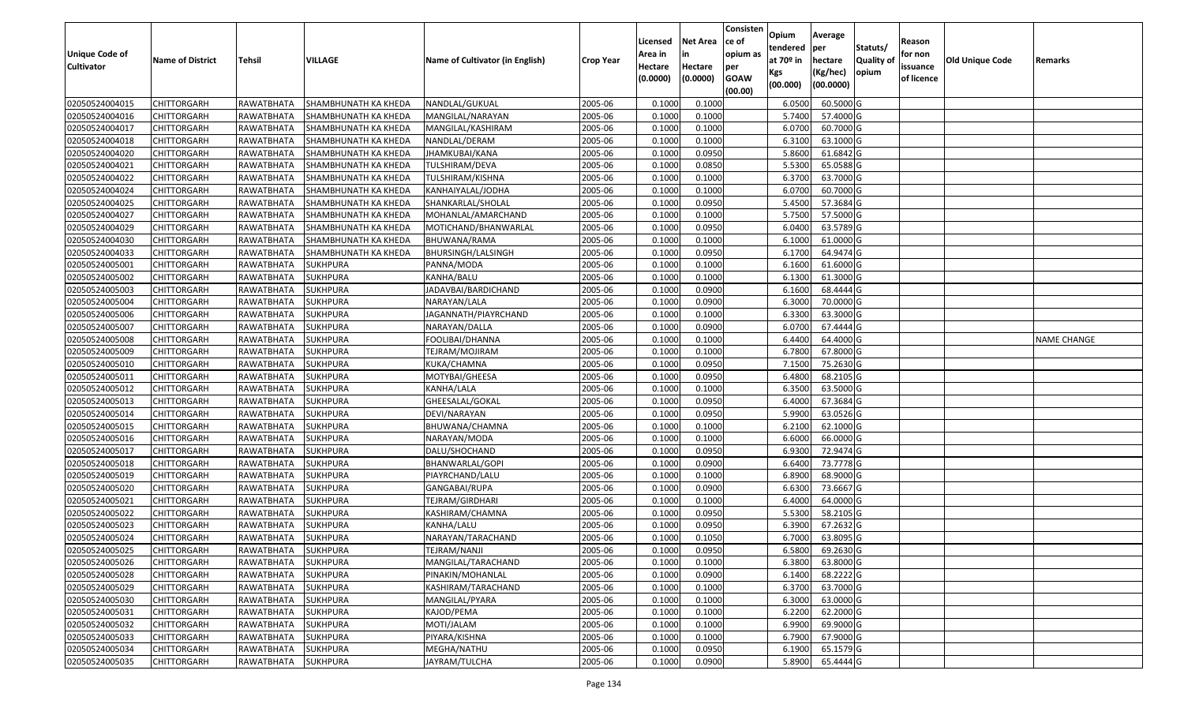| Unique Code of Cultivator | Name of District | Tehsil | VILLAGE | Name of Cultivator (in English) | Crop Year | Licensed Area in Hectare (0.0000) | Net Area in Hectare (0.0000) | Consistence of opium as per GOAW (00.00) | Opium tendered at 70º in Kgs (00.000) | Average per hectare (Kg/hec) (00.0000) | Statuts/ Quality of opium | Reason for non issuance of licence | Old Unique Code | Remarks |
|---|---|---|---|---|---|---|---|---|---|---|---|---|---|---|
| 02050524004015 | CHITTORGARH | RAWATBHATA | SHAMBHUNATH KA KHEDA | NANDLAL/GUKUAL | 2005-06 | 0.1000 | 0.1000 | | 6.0500 | 60.5000 | G | | | |
| 02050524004016 | CHITTORGARH | RAWATBHATA | SHAMBHUNATH KA KHEDA | MANGILAL/NARAYAN | 2005-06 | 0.1000 | 0.1000 | | 5.7400 | 57.4000 | G | | | |
| 02050524004017 | CHITTORGARH | RAWATBHATA | SHAMBHUNATH KA KHEDA | MANGILAL/KASHIRAM | 2005-06 | 0.1000 | 0.1000 | | 6.0700 | 60.7000 | G | | | |
| 02050524004018 | CHITTORGARH | RAWATBHATA | SHAMBHUNATH KA KHEDA | NANDLAL/DERAM | 2005-06 | 0.1000 | 0.1000 | | 6.3100 | 63.1000 | G | | | |
| 02050524004020 | CHITTORGARH | RAWATBHATA | SHAMBHUNATH KA KHEDA | JHAMKUBAI/KANA | 2005-06 | 0.1000 | 0.0950 | | 5.8600 | 61.6842 | G | | | |
| 02050524004021 | CHITTORGARH | RAWATBHATA | SHAMBHUNATH KA KHEDA | TULSHIRAM/DEVA | 2005-06 | 0.1000 | 0.0850 | | 5.5300 | 65.0588 | G | | | |
| 02050524004022 | CHITTORGARH | RAWATBHATA | SHAMBHUNATH KA KHEDA | TULSHIRAM/KISHNA | 2005-06 | 0.1000 | 0.1000 | | 6.3700 | 63.7000 | G | | | |
| 02050524004024 | CHITTORGARH | RAWATBHATA | SHAMBHUNATH KA KHEDA | KANHAIYALAL/JODHA | 2005-06 | 0.1000 | 0.1000 | | 6.0700 | 60.7000 | G | | | |
| 02050524004025 | CHITTORGARH | RAWATBHATA | SHAMBHUNATH KA KHEDA | SHANKARLAL/SHOLAL | 2005-06 | 0.1000 | 0.0950 | | 5.4500 | 57.3684 | G | | | |
| 02050524004027 | CHITTORGARH | RAWATBHATA | SHAMBHUNATH KA KHEDA | MOHANLAL/AMARCHAND | 2005-06 | 0.1000 | 0.1000 | | 5.7500 | 57.5000 | G | | | |
| 02050524004029 | CHITTORGARH | RAWATBHATA | SHAMBHUNATH KA KHEDA | MOTICHAND/BHANWARLAL | 2005-06 | 0.1000 | 0.0950 | | 6.0400 | 63.5789 | G | | | |
| 02050524004030 | CHITTORGARH | RAWATBHATA | SHAMBHUNATH KA KHEDA | BHUWANA/RAMA | 2005-06 | 0.1000 | 0.1000 | | 6.1000 | 61.0000 | G | | | |
| 02050524004033 | CHITTORGARH | RAWATBHATA | SHAMBHUNATH KA KHEDA | BHURSINGH/LALSINGH | 2005-06 | 0.1000 | 0.0950 | | 6.1700 | 64.9474 | G | | | |
| 02050524005001 | CHITTORGARH | RAWATBHATA | SUKHPURA | PANNA/MODA | 2005-06 | 0.1000 | 0.1000 | | 6.1600 | 61.6000 | G | | | |
| 02050524005002 | CHITTORGARH | RAWATBHATA | SUKHPURA | KANHA/BALU | 2005-06 | 0.1000 | 0.1000 | | 6.1300 | 61.3000 | G | | | |
| 02050524005003 | CHITTORGARH | RAWATBHATA | SUKHPURA | JADAVBAI/BARDICHAND | 2005-06 | 0.1000 | 0.0900 | | 6.1600 | 68.4444 | G | | | |
| 02050524005004 | CHITTORGARH | RAWATBHATA | SUKHPURA | NARAYAN/LALA | 2005-06 | 0.1000 | 0.0900 | | 6.3000 | 70.0000 | G | | | |
| 02050524005006 | CHITTORGARH | RAWATBHATA | SUKHPURA | JAGANNATH/PIAYRCHAND | 2005-06 | 0.1000 | 0.1000 | | 6.3300 | 63.3000 | G | | | |
| 02050524005007 | CHITTORGARH | RAWATBHATA | SUKHPURA | NARAYAN/DALLA | 2005-06 | 0.1000 | 0.0900 | | 6.0700 | 67.4444 | G | | | |
| 02050524005008 | CHITTORGARH | RAWATBHATA | SUKHPURA | FOOLIBAI/DHANNA | 2005-06 | 0.1000 | 0.1000 | | 6.4400 | 64.4000 | G | | | NAME CHANGE |
| 02050524005009 | CHITTORGARH | RAWATBHATA | SUKHPURA | TEJRAM/MOJIRAM | 2005-06 | 0.1000 | 0.1000 | | 6.7800 | 67.8000 | G | | | |
| 02050524005010 | CHITTORGARH | RAWATBHATA | SUKHPURA | KUKA/CHAMNA | 2005-06 | 0.1000 | 0.0950 | | 7.1500 | 75.2630 | G | | | |
| 02050524005011 | CHITTORGARH | RAWATBHATA | SUKHPURA | MOTYBAI/GHEESA | 2005-06 | 0.1000 | 0.0950 | | 6.4800 | 68.2105 | G | | | |
| 02050524005012 | CHITTORGARH | RAWATBHATA | SUKHPURA | KANHA/LALA | 2005-06 | 0.1000 | 0.1000 | | 6.3500 | 63.5000 | G | | | |
| 02050524005013 | CHITTORGARH | RAWATBHATA | SUKHPURA | GHEESALAL/GOKAL | 2005-06 | 0.1000 | 0.0950 | | 6.4000 | 67.3684 | G | | | |
| 02050524005014 | CHITTORGARH | RAWATBHATA | SUKHPURA | DEVI/NARAYAN | 2005-06 | 0.1000 | 0.0950 | | 5.9900 | 63.0526 | G | | | |
| 02050524005015 | CHITTORGARH | RAWATBHATA | SUKHPURA | BHUWANA/CHAMNA | 2005-06 | 0.1000 | 0.1000 | | 6.2100 | 62.1000 | G | | | |
| 02050524005016 | CHITTORGARH | RAWATBHATA | SUKHPURA | NARAYAN/MODA | 2005-06 | 0.1000 | 0.1000 | | 6.6000 | 66.0000 | G | | | |
| 02050524005017 | CHITTORGARH | RAWATBHATA | SUKHPURA | DALU/SHOCHAND | 2005-06 | 0.1000 | 0.0950 | | 6.9300 | 72.9474 | G | | | |
| 02050524005018 | CHITTORGARH | RAWATBHATA | SUKHPURA | BHANWARLAL/GOPI | 2005-06 | 0.1000 | 0.0900 | | 6.6400 | 73.7778 | G | | | |
| 02050524005019 | CHITTORGARH | RAWATBHATA | SUKHPURA | PIAYRCHAND/LALU | 2005-06 | 0.1000 | 0.1000 | | 6.8900 | 68.9000 | G | | | |
| 02050524005020 | CHITTORGARH | RAWATBHATA | SUKHPURA | GANGABAI/RUPA | 2005-06 | 0.1000 | 0.0900 | | 6.6300 | 73.6667 | G | | | |
| 02050524005021 | CHITTORGARH | RAWATBHATA | SUKHPURA | TEJRAM/GIRDHARI | 2005-06 | 0.1000 | 0.1000 | | 6.4000 | 64.0000 | G | | | |
| 02050524005022 | CHITTORGARH | RAWATBHATA | SUKHPURA | KASHIRAM/CHAMNA | 2005-06 | 0.1000 | 0.0950 | | 5.5300 | 58.2105 | G | | | |
| 02050524005023 | CHITTORGARH | RAWATBHATA | SUKHPURA | KANHA/LALU | 2005-06 | 0.1000 | 0.0950 | | 6.3900 | 67.2632 | G | | | |
| 02050524005024 | CHITTORGARH | RAWATBHATA | SUKHPURA | NARAYAN/TARACHAND | 2005-06 | 0.1000 | 0.1050 | | 6.7000 | 63.8095 | G | | | |
| 02050524005025 | CHITTORGARH | RAWATBHATA | SUKHPURA | TEJRAM/NANJI | 2005-06 | 0.1000 | 0.0950 | | 6.5800 | 69.2630 | G | | | |
| 02050524005026 | CHITTORGARH | RAWATBHATA | SUKHPURA | MANGILAL/TARACHAND | 2005-06 | 0.1000 | 0.1000 | | 6.3800 | 63.8000 | G | | | |
| 02050524005028 | CHITTORGARH | RAWATBHATA | SUKHPURA | PINAKIN/MOHANLAL | 2005-06 | 0.1000 | 0.0900 | | 6.1400 | 68.2222 | G | | | |
| 02050524005029 | CHITTORGARH | RAWATBHATA | SUKHPURA | KASHIRAM/TARACHAND | 2005-06 | 0.1000 | 0.1000 | | 6.3700 | 63.7000 | G | | | |
| 02050524005030 | CHITTORGARH | RAWATBHATA | SUKHPURA | MANGILAL/PYARA | 2005-06 | 0.1000 | 0.1000 | | 6.3000 | 63.0000 | G | | | |
| 02050524005031 | CHITTORGARH | RAWATBHATA | SUKHPURA | KAJOD/PEMA | 2005-06 | 0.1000 | 0.1000 | | 6.2200 | 62.2000 | G | | | |
| 02050524005032 | CHITTORGARH | RAWATBHATA | SUKHPURA | MOTI/JALAM | 2005-06 | 0.1000 | 0.1000 | | 6.9900 | 69.9000 | G | | | |
| 02050524005033 | CHITTORGARH | RAWATBHATA | SUKHPURA | PIYARA/KISHNA | 2005-06 | 0.1000 | 0.1000 | | 6.7900 | 67.9000 | G | | | |
| 02050524005034 | CHITTORGARH | RAWATBHATA | SUKHPURA | MEGHA/NATHU | 2005-06 | 0.1000 | 0.0950 | | 6.1900 | 65.1579 | G | | | |
| 02050524005035 | CHITTORGARH | RAWATBHATA | SUKHPURA | JAYRAM/TULCHA | 2005-06 | 0.1000 | 0.0900 | | 5.8900 | 65.4444 | G | | | |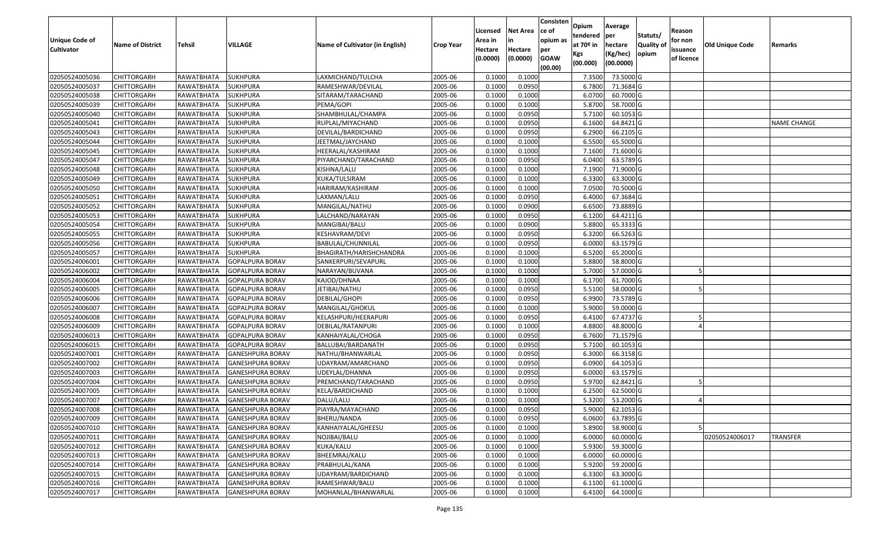| Unique Code of Cultivator | Name of District | Tehsil | VILLAGE | Name of Cultivator (in English) | Crop Year | Licensed Area in Hectare (0.0000) | Net Area in Hectare (0.0000) | Consistence of opium as per GOAW (00.00) | Opium tendered at 70º in Kgs (00.000) | Average per hectare (Kg/hec) (00.0000) | Statuts/ Quality of opium | Reason for non issuance of licence | Old Unique Code | Remarks |
|---|---|---|---|---|---|---|---|---|---|---|---|---|---|---|
| 02050524005036 | CHITTORGARH | RAWATBHATA | SUKHPURA | LAXMICHAND/TULCHA | 2005-06 | 0.1000 | 0.1000 | | 7.3500 | 73.5000 | G | | | |
| 02050524005037 | CHITTORGARH | RAWATBHATA | SUKHPURA | RAMESHWAR/DEVILAL | 2005-06 | 0.1000 | 0.0950 | | 6.7800 | 71.3684 | G | | | |
| 02050524005038 | CHITTORGARH | RAWATBHATA | SUKHPURA | SITARAM/TARACHAND | 2005-06 | 0.1000 | 0.1000 | | 6.0700 | 60.7000 | G | | | |
| 02050524005039 | CHITTORGARH | RAWATBHATA | SUKHPURA | PEMA/GOPI | 2005-06 | 0.1000 | 0.1000 | | 5.8700 | 58.7000 | G | | | |
| 02050524005040 | CHITTORGARH | RAWATBHATA | SUKHPURA | SHAMBHULAL/CHAMPA | 2005-06 | 0.1000 | 0.0950 | | 5.7100 | 60.1053 | G | | | |
| 02050524005041 | CHITTORGARH | RAWATBHATA | SUKHPURA | RUPLAL/MIYACHAND | 2005-06 | 0.1000 | 0.0950 | | 6.1600 | 64.8421 | G | | | NAME CHANGE |
| 02050524005043 | CHITTORGARH | RAWATBHATA | SUKHPURA | DEVILAL/BARDICHAND | 2005-06 | 0.1000 | 0.0950 | | 6.2900 | 66.2105 | G | | | |
| 02050524005044 | CHITTORGARH | RAWATBHATA | SUKHPURA | JEETMAL/JAYCHAND | 2005-06 | 0.1000 | 0.1000 | | 6.5500 | 65.5000 | G | | | |
| 02050524005045 | CHITTORGARH | RAWATBHATA | SUKHPURA | HEERALAL/KASHIRAM | 2005-06 | 0.1000 | 0.1000 | | 7.1600 | 71.6000 | G | | | |
| 02050524005047 | CHITTORGARH | RAWATBHATA | SUKHPURA | PIYARCHAND/TARACHAND | 2005-06 | 0.1000 | 0.0950 | | 6.0400 | 63.5789 | G | | | |
| 02050524005048 | CHITTORGARH | RAWATBHATA | SUKHPURA | KISHNA/LALU | 2005-06 | 0.1000 | 0.1000 | | 7.1900 | 71.9000 | G | | | |
| 02050524005049 | CHITTORGARH | RAWATBHATA | SUKHPURA | KUKA/TULSIRAM | 2005-06 | 0.1000 | 0.1000 | | 6.3300 | 63.3000 | G | | | |
| 02050524005050 | CHITTORGARH | RAWATBHATA | SUKHPURA | HARIRAM/KASHIRAM | 2005-06 | 0.1000 | 0.1000 | | 7.0500 | 70.5000 | G | | | |
| 02050524005051 | CHITTORGARH | RAWATBHATA | SUKHPURA | LAXMAN/LALU | 2005-06 | 0.1000 | 0.0950 | | 6.4000 | 67.3684 | G | | | |
| 02050524005052 | CHITTORGARH | RAWATBHATA | SUKHPURA | MANGILAL/NATHU | 2005-06 | 0.1000 | 0.0900 | | 6.6500 | 73.8889 | G | | | |
| 02050524005053 | CHITTORGARH | RAWATBHATA | SUKHPURA | LALCHAND/NARAYAN | 2005-06 | 0.1000 | 0.0950 | | 6.1200 | 64.4211 | G | | | |
| 02050524005054 | CHITTORGARH | RAWATBHATA | SUKHPURA | MANGIBAI/BALU | 2005-06 | 0.1000 | 0.0900 | | 5.8800 | 65.3333 | G | | | |
| 02050524005055 | CHITTORGARH | RAWATBHATA | SUKHPURA | KESHAVRAM/DEVI | 2005-06 | 0.1000 | 0.0950 | | 6.3200 | 66.5263 | G | | | |
| 02050524005056 | CHITTORGARH | RAWATBHATA | SUKHPURA | BABULAL/CHUNNILAL | 2005-06 | 0.1000 | 0.0950 | | 6.0000 | 63.1579 | G | | | |
| 02050524005057 | CHITTORGARH | RAWATBHATA | SUKHPURA | BHAGIRATH/HARISHCHANDRA | 2005-06 | 0.1000 | 0.1000 | | 6.5200 | 65.2000 | G | | | |
| 02050524006001 | CHITTORGARH | RAWATBHATA | GOPALPURA BORAV | SANKERPURI/SEVAPURL | 2005-06 | 0.1000 | 0.1000 | | 5.8800 | 58.8000 | G | | | |
| 02050524006002 | CHITTORGARH | RAWATBHATA | GOPALPURA BORAV | NARAYAN/BUVANA | 2005-06 | 0.1000 | 0.1000 | | 5.7000 | 57.0000 | G | 5 | | |
| 02050524006004 | CHITTORGARH | RAWATBHATA | GOPALPURA BORAV | KAJOD/DHNAA | 2005-06 | 0.1000 | 0.1000 | | 6.1700 | 61.7000 | G | | | |
| 02050524006005 | CHITTORGARH | RAWATBHATA | GOPALPURA BORAV | JETIBAI/NATHU | 2005-06 | 0.1000 | 0.0950 | | 5.5100 | 58.0000 | G | 5 | | |
| 02050524006006 | CHITTORGARH | RAWATBHATA | GOPALPURA BORAV | DEBILAL/GHOPI | 2005-06 | 0.1000 | 0.0950 | | 6.9900 | 73.5789 | G | | | |
| 02050524006007 | CHITTORGARH | RAWATBHATA | GOPALPURA BORAV | MANGILAL/GHOKUL | 2005-06 | 0.1000 | 0.1000 | | 5.9000 | 59.0000 | G | | | |
| 02050524006008 | CHITTORGARH | RAWATBHATA | GOPALPURA BORAV | KELASHPURI/HEERAPURI | 2005-06 | 0.1000 | 0.0950 | | 6.4100 | 67.4737 | G | 5 | | |
| 02050524006009 | CHITTORGARH | RAWATBHATA | GOPALPURA BORAV | DEBILAL/RATANPURI | 2005-06 | 0.1000 | 0.1000 | | 4.8800 | 48.8000 | G | 4 | | |
| 02050524006013 | CHITTORGARH | RAWATBHATA | GOPALPURA BORAV | KANHAIYALAL/CHOGA | 2005-06 | 0.1000 | 0.0950 | | 6.7600 | 71.1579 | G | | | |
| 02050524006015 | CHITTORGARH | RAWATBHATA | GOPALPURA BORAV | BALLUBAI/BARDANATH | 2005-06 | 0.1000 | 0.0950 | | 5.7100 | 60.1053 | G | | | |
| 02050524007001 | CHITTORGARH | RAWATBHATA | GANESHPURA BORAV | NATHU/BHANWARLAL | 2005-06 | 0.1000 | 0.0950 | | 6.3000 | 66.3158 | G | | | |
| 02050524007002 | CHITTORGARH | RAWATBHATA | GANESHPURA BORAV | UDAYRAM/AMARCHAND | 2005-06 | 0.1000 | 0.0950 | | 6.0900 | 64.1053 | G | | | |
| 02050524007003 | CHITTORGARH | RAWATBHATA | GANESHPURA BORAV | UDEYLAL/DHANNA | 2005-06 | 0.1000 | 0.0950 | | 6.0000 | 63.1579 | G | | | |
| 02050524007004 | CHITTORGARH | RAWATBHATA | GANESHPURA BORAV | PREMCHAND/TARACHAND | 2005-06 | 0.1000 | 0.0950 | | 5.9700 | 62.8421 | G | 5 | | |
| 02050524007005 | CHITTORGARH | RAWATBHATA | GANESHPURA BORAV | KELA/BARDICHAND | 2005-06 | 0.1000 | 0.1000 | | 6.2500 | 62.5000 | G | | | |
| 02050524007007 | CHITTORGARH | RAWATBHATA | GANESHPURA BORAV | DALU/LALU | 2005-06 | 0.1000 | 0.1000 | | 5.3200 | 53.2000 | G | 4 | | |
| 02050524007008 | CHITTORGARH | RAWATBHATA | GANESHPURA BORAV | PIAYRA/MAYACHAND | 2005-06 | 0.1000 | 0.0950 | | 5.9000 | 62.1053 | G | | | |
| 02050524007009 | CHITTORGARH | RAWATBHATA | GANESHPURA BORAV | BHERU/NANDA | 2005-06 | 0.1000 | 0.0950 | | 6.0600 | 63.7895 | G | | | |
| 02050524007010 | CHITTORGARH | RAWATBHATA | GANESHPURA BORAV | KANHAIYALAL/GHEESU | 2005-06 | 0.1000 | 0.1000 | | 5.8900 | 58.9000 | G | 5 | | |
| 02050524007011 | CHITTORGARH | RAWATBHATA | GANESHPURA BORAV | NOJIBAI/BALU | 2005-06 | 0.1000 | 0.1000 | | 6.0000 | 60.0000 | G | | 02050524006017 | TRANSFER |
| 02050524007012 | CHITTORGARH | RAWATBHATA | GANESHPURA BORAV | KUKA/KALU | 2005-06 | 0.1000 | 0.1000 | | 5.9300 | 59.3000 | G | | | |
| 02050524007013 | CHITTORGARH | RAWATBHATA | GANESHPURA BORAV | BHEEMRAJ/KALU | 2005-06 | 0.1000 | 0.1000 | | 6.0000 | 60.0000 | G | | | |
| 02050524007014 | CHITTORGARH | RAWATBHATA | GANESHPURA BORAV | PRABHULAL/KANA | 2005-06 | 0.1000 | 0.1000 | | 5.9200 | 59.2000 | G | | | |
| 02050524007015 | CHITTORGARH | RAWATBHATA | GANESHPURA BORAV | UDAYRAM/BARDICHAND | 2005-06 | 0.1000 | 0.1000 | | 6.3300 | 63.3000 | G | | | |
| 02050524007016 | CHITTORGARH | RAWATBHATA | GANESHPURA BORAV | RAMESHWAR/BALU | 2005-06 | 0.1000 | 0.1000 | | 6.1100 | 61.1000 | G | | | |
| 02050524007017 | CHITTORGARH | RAWATBHATA | GANESHPURA BORAV | MOHANLAL/BHANWARLAL | 2005-06 | 0.1000 | 0.1000 | | 6.4100 | 64.1000 | G | | | |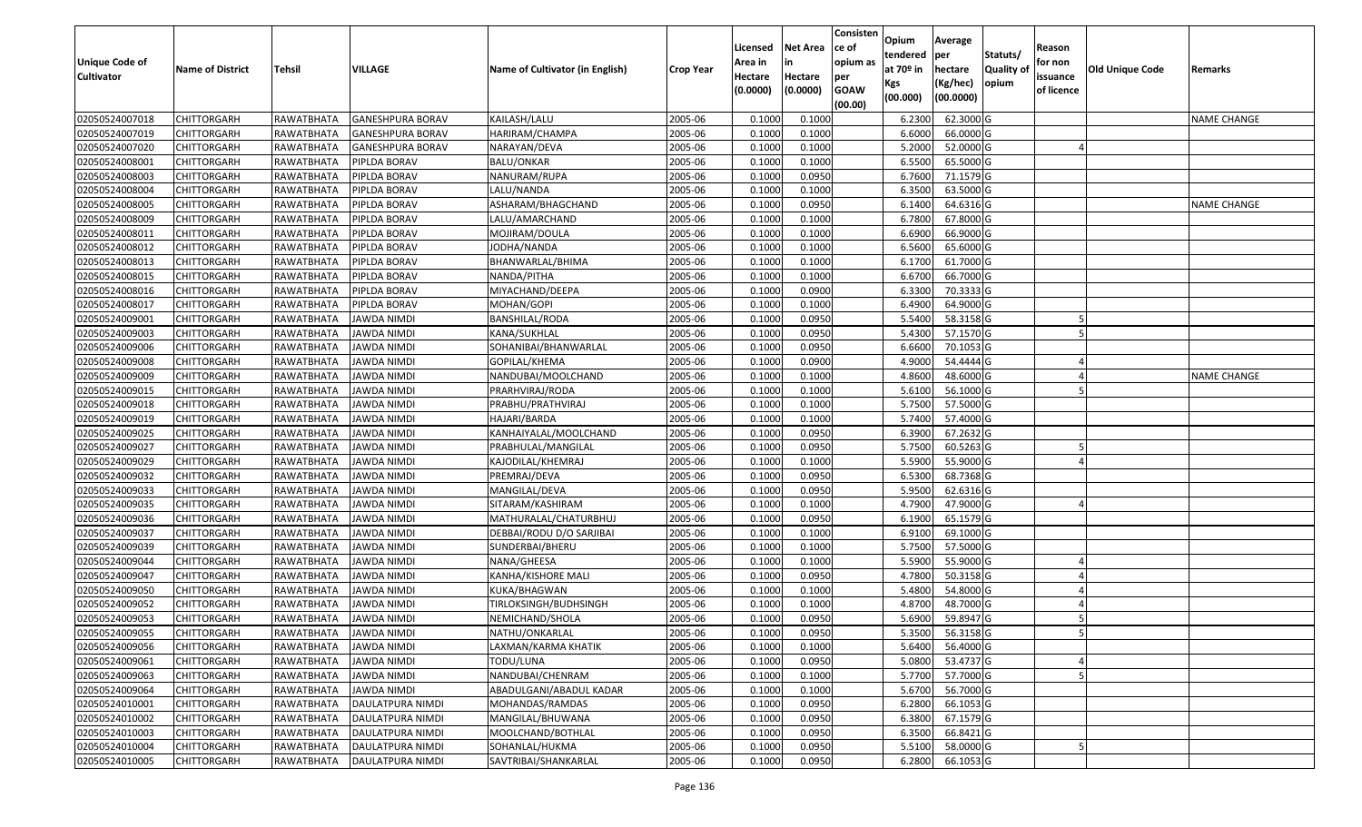| Unique Code of Cultivator | Name of District | Tehsil | VILLAGE | Name of Cultivator (in English) | Crop Year | Licensed Area in Hectare (0.0000) | Net Area in Hectare (0.0000) | Consistence of opium as per GOAW (00.00) | Opium tendered at 70º in Kgs (00.000) | Average per hectare (Kg/hec) (00.0000) | Statuts/ Quality of opium | Reason for non issuance of licence | Old Unique Code | Remarks |
|---|---|---|---|---|---|---|---|---|---|---|---|---|---|---|
| 02050524007018 | CHITTORGARH | RAWATBHATA | GANESHPURA BORAV | KAILASH/LALU | 2005-06 | 0.1000 | 0.1000 | | 6.2300 | 62.3000 | G | | | NAME CHANGE |
| 02050524007019 | CHITTORGARH | RAWATBHATA | GANESHPURA BORAV | HARIRAM/CHAMPA | 2005-06 | 0.1000 | 0.1000 | | 6.6000 | 66.0000 | G | | | |
| 02050524007020 | CHITTORGARH | RAWATBHATA | GANESHPURA BORAV | NARAYAN/DEVA | 2005-06 | 0.1000 | 0.1000 | | 5.2000 | 52.0000 | G | 4 | | |
| 02050524008001 | CHITTORGARH | RAWATBHATA | PIPLDA BORAV | BALU/ONKAR | 2005-06 | 0.1000 | 0.1000 | | 6.5500 | 65.5000 | G | | | |
| 02050524008003 | CHITTORGARH | RAWATBHATA | PIPLDA BORAV | NANURAM/RUPA | 2005-06 | 0.1000 | 0.0950 | | 6.7600 | 71.1579 | G | | | |
| 02050524008004 | CHITTORGARH | RAWATBHATA | PIPLDA BORAV | LALU/NANDA | 2005-06 | 0.1000 | 0.1000 | | 6.3500 | 63.5000 | G | | | |
| 02050524008005 | CHITTORGARH | RAWATBHATA | PIPLDA BORAV | ASHARAM/BHAGCHAND | 2005-06 | 0.1000 | 0.0950 | | 6.1400 | 64.6316 | G | | | NAME CHANGE |
| 02050524008009 | CHITTORGARH | RAWATBHATA | PIPLDA BORAV | LALU/AMARCHAND | 2005-06 | 0.1000 | 0.1000 | | 6.7800 | 67.8000 | G | | | |
| 02050524008011 | CHITTORGARH | RAWATBHATA | PIPLDA BORAV | MOJIRAM/DOULA | 2005-06 | 0.1000 | 0.1000 | | 6.6900 | 66.9000 | G | | | |
| 02050524008012 | CHITTORGARH | RAWATBHATA | PIPLDA BORAV | JODHA/NANDA | 2005-06 | 0.1000 | 0.1000 | | 6.5600 | 65.6000 | G | | | |
| 02050524008013 | CHITTORGARH | RAWATBHATA | PIPLDA BORAV | BHANWARLAL/BHIMA | 2005-06 | 0.1000 | 0.1000 | | 6.1700 | 61.7000 | G | | | |
| 02050524008015 | CHITTORGARH | RAWATBHATA | PIPLDA BORAV | NANDA/PITHA | 2005-06 | 0.1000 | 0.1000 | | 6.6700 | 66.7000 | G | | | |
| 02050524008016 | CHITTORGARH | RAWATBHATA | PIPLDA BORAV | MIYACHAND/DEEPA | 2005-06 | 0.1000 | 0.0900 | | 6.3300 | 70.3333 | G | | | |
| 02050524008017 | CHITTORGARH | RAWATBHATA | PIPLDA BORAV | MOHAN/GOPI | 2005-06 | 0.1000 | 0.1000 | | 6.4900 | 64.9000 | G | | | |
| 02050524009001 | CHITTORGARH | RAWATBHATA | JAWDA NIMDI | BANSHILAL/RODA | 2005-06 | 0.1000 | 0.0950 | | 5.5400 | 58.3158 | G | 5 | | |
| 02050524009003 | CHITTORGARH | RAWATBHATA | JAWDA NIMDI | KANA/SUKHLAL | 2005-06 | 0.1000 | 0.0950 | | 5.4300 | 57.1570 | G | 5 | | |
| 02050524009006 | CHITTORGARH | RAWATBHATA | JAWDA NIMDI | SOHANIBAI/BHANWARLAL | 2005-06 | 0.1000 | 0.0950 | | 6.6600 | 70.1053 | G | | | |
| 02050524009008 | CHITTORGARH | RAWATBHATA | JAWDA NIMDI | GOPILAL/KHEMA | 2005-06 | 0.1000 | 0.0900 | | 4.9000 | 54.4444 | G | 4 | | |
| 02050524009009 | CHITTORGARH | RAWATBHATA | JAWDA NIMDI | NANDUBAI/MOOLCHAND | 2005-06 | 0.1000 | 0.1000 | | 4.8600 | 48.6000 | G | 4 | | NAME CHANGE |
| 02050524009015 | CHITTORGARH | RAWATBHATA | JAWDA NIMDI | PRARHVIRAJ/RODA | 2005-06 | 0.1000 | 0.1000 | | 5.6100 | 56.1000 | G | 5 | | |
| 02050524009018 | CHITTORGARH | RAWATBHATA | JAWDA NIMDI | PRABHU/PRATHVIRAJ | 2005-06 | 0.1000 | 0.1000 | | 5.7500 | 57.5000 | G | | | |
| 02050524009019 | CHITTORGARH | RAWATBHATA | JAWDA NIMDI | HAJARI/BARDA | 2005-06 | 0.1000 | 0.1000 | | 5.7400 | 57.4000 | G | | | |
| 02050524009025 | CHITTORGARH | RAWATBHATA | JAWDA NIMDI | KANHAIYALAL/MOOLCHAND | 2005-06 | 0.1000 | 0.0950 | | 6.3900 | 67.2632 | G | | | |
| 02050524009027 | CHITTORGARH | RAWATBHATA | JAWDA NIMDI | PRABHULAL/MANGILAL | 2005-06 | 0.1000 | 0.0950 | | 5.7500 | 60.5263 | G | 5 | | |
| 02050524009029 | CHITTORGARH | RAWATBHATA | JAWDA NIMDI | KAJODILAL/KHEMRAJ | 2005-06 | 0.1000 | 0.1000 | | 5.5900 | 55.9000 | G | 4 | | |
| 02050524009032 | CHITTORGARH | RAWATBHATA | JAWDA NIMDI | PREMRAJ/DEVA | 2005-06 | 0.1000 | 0.0950 | | 6.5300 | 68.7368 | G | | | |
| 02050524009033 | CHITTORGARH | RAWATBHATA | JAWDA NIMDI | MANGILAL/DEVA | 2005-06 | 0.1000 | 0.0950 | | 5.9500 | 62.6316 | G | | | |
| 02050524009035 | CHITTORGARH | RAWATBHATA | JAWDA NIMDI | SITARAM/KASHIRAM | 2005-06 | 0.1000 | 0.1000 | | 4.7900 | 47.9000 | G | 4 | | |
| 02050524009036 | CHITTORGARH | RAWATBHATA | JAWDA NIMDI | MATHURALAL/CHATURBHUJ | 2005-06 | 0.1000 | 0.0950 | | 6.1900 | 65.1579 | G | | | |
| 02050524009037 | CHITTORGARH | RAWATBHATA | JAWDA NIMDI | DEBBAI/RODU D/O SARJIBAI | 2005-06 | 0.1000 | 0.1000 | | 6.9100 | 69.1000 | G | | | |
| 02050524009039 | CHITTORGARH | RAWATBHATA | JAWDA NIMDI | SUNDERBAI/BHERU | 2005-06 | 0.1000 | 0.1000 | | 5.7500 | 57.5000 | G | | | |
| 02050524009044 | CHITTORGARH | RAWATBHATA | JAWDA NIMDI | NANA/GHEESA | 2005-06 | 0.1000 | 0.1000 | | 5.5900 | 55.9000 | G | 4 | | |
| 02050524009047 | CHITTORGARH | RAWATBHATA | JAWDA NIMDI | KANHA/KISHORE MALI | 2005-06 | 0.1000 | 0.0950 | | 4.7800 | 50.3158 | G | 4 | | |
| 02050524009050 | CHITTORGARH | RAWATBHATA | JAWDA NIMDI | KUKA/BHAGWAN | 2005-06 | 0.1000 | 0.1000 | | 5.4800 | 54.8000 | G | 4 | | |
| 02050524009052 | CHITTORGARH | RAWATBHATA | JAWDA NIMDI | TIRLOKSINGH/BUDHSINGH | 2005-06 | 0.1000 | 0.1000 | | 4.8700 | 48.7000 | G | 4 | | |
| 02050524009053 | CHITTORGARH | RAWATBHATA | JAWDA NIMDI | NEMICHAND/SHOLA | 2005-06 | 0.1000 | 0.0950 | | 5.6900 | 59.8947 | G | 5 | | |
| 02050524009055 | CHITTORGARH | RAWATBHATA | JAWDA NIMDI | NATHU/ONKARLAL | 2005-06 | 0.1000 | 0.0950 | | 5.3500 | 56.3158 | G | 5 | | |
| 02050524009056 | CHITTORGARH | RAWATBHATA | JAWDA NIMDI | LAXMAN/KARMA KHATIK | 2005-06 | 0.1000 | 0.1000 | | 5.6400 | 56.4000 | G | | | |
| 02050524009061 | CHITTORGARH | RAWATBHATA | JAWDA NIMDI | TODU/LUNA | 2005-06 | 0.1000 | 0.0950 | | 5.0800 | 53.4737 | G | 4 | | |
| 02050524009063 | CHITTORGARH | RAWATBHATA | JAWDA NIMDI | NANDUBAI/CHENRAM | 2005-06 | 0.1000 | 0.1000 | | 5.7700 | 57.7000 | G | 5 | | |
| 02050524009064 | CHITTORGARH | RAWATBHATA | JAWDA NIMDI | ABADULGANI/ABADUL KADAR | 2005-06 | 0.1000 | 0.1000 | | 5.6700 | 56.7000 | G | | | |
| 02050524010001 | CHITTORGARH | RAWATBHATA | DAULATPURA NIMDI | MOHANDAS/RAMDAS | 2005-06 | 0.1000 | 0.0950 | | 6.2800 | 66.1053 | G | | | |
| 02050524010002 | CHITTORGARH | RAWATBHATA | DAULATPURA NIMDI | MANGILAL/BHUWANA | 2005-06 | 0.1000 | 0.0950 | | 6.3800 | 67.1579 | G | | | |
| 02050524010003 | CHITTORGARH | RAWATBHATA | DAULATPURA NIMDI | MOOLCHAND/BOTHLAL | 2005-06 | 0.1000 | 0.0950 | | 6.3500 | 66.8421 | G | | | |
| 02050524010004 | CHITTORGARH | RAWATBHATA | DAULATPURA NIMDI | SOHANLAL/HUKMA | 2005-06 | 0.1000 | 0.0950 | | 5.5100 | 58.0000 | G | 5 | | |
| 02050524010005 | CHITTORGARH | RAWATBHATA | DAULATPURA NIMDI | SAVTRIBAI/SHANKARLAL | 2005-06 | 0.1000 | 0.0950 | | 6.2800 | 66.1053 | G | | | |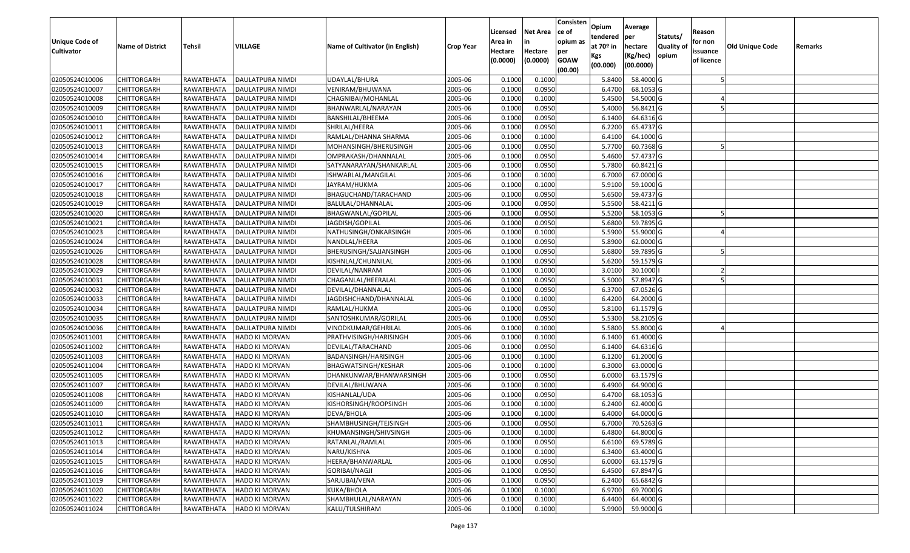| Unique Code of Cultivator | Name of District | Tehsil | VILLAGE | Name of Cultivator (in English) | Crop Year | Licensed Area in Hectare (0.0000) | Net Area in Hectare (0.0000) | Consistence of opium as per GOAW (00.00) | Opium tendered at 70º in Kgs (00.000) | Average per hectare (Kg/hec) (00.0000) | Statuts/ Quality of opium | Reason for non issuance of licence | Old Unique Code | Remarks |
|---|---|---|---|---|---|---|---|---|---|---|---|---|---|---|
| 02050524010006 | CHITTORGARH | RAWATBHATA | DAULATPURA NIMDI | UDAYLAL/BHURA | 2005-06 | 0.1000 | 0.1000 | | 5.8400 | 58.4000 | G | 5 | | |
| 02050524010007 | CHITTORGARH | RAWATBHATA | DAULATPURA NIMDI | VENIRAM/BHUWANA | 2005-06 | 0.1000 | 0.0950 | | 6.4700 | 68.1053 | G | | | |
| 02050524010008 | CHITTORGARH | RAWATBHATA | DAULATPURA NIMDI | CHAGNIBAI/MOHANLAL | 2005-06 | 0.1000 | 0.1000 | | 5.4500 | 54.5000 | G | 4 | | |
| 02050524010009 | CHITTORGARH | RAWATBHATA | DAULATPURA NIMDI | BHANWARLAL/NARAYAN | 2005-06 | 0.1000 | 0.0950 | | 5.4000 | 56.8421 | G | 5 | | |
| 02050524010010 | CHITTORGARH | RAWATBHATA | DAULATPURA NIMDI | BANSHILAL/BHEEMA | 2005-06 | 0.1000 | 0.0950 | | 6.1400 | 64.6316 | G | | | |
| 02050524010011 | CHITTORGARH | RAWATBHATA | DAULATPURA NIMDI | SHRILAL/HEERA | 2005-06 | 0.1000 | 0.0950 | | 6.2200 | 65.4737 | G | | | |
| 02050524010012 | CHITTORGARH | RAWATBHATA | DAULATPURA NIMDI | RAMLAL/DHANNA SHARMA | 2005-06 | 0.1000 | 0.1000 | | 6.4100 | 64.1000 | G | | | |
| 02050524010013 | CHITTORGARH | RAWATBHATA | DAULATPURA NIMDI | MOHANSINGH/BHERUSINGH | 2005-06 | 0.1000 | 0.0950 | | 5.7700 | 60.7368 | G | 5 | | |
| 02050524010014 | CHITTORGARH | RAWATBHATA | DAULATPURA NIMDI | OMPRAKASH/DHANNALAL | 2005-06 | 0.1000 | 0.0950 | | 5.4600 | 57.4737 | G | | | |
| 02050524010015 | CHITTORGARH | RAWATBHATA | DAULATPURA NIMDI | SATYANARAYAN/SHANKARLAL | 2005-06 | 0.1000 | 0.0950 | | 5.7800 | 60.8421 | G | | | |
| 02050524010016 | CHITTORGARH | RAWATBHATA | DAULATPURA NIMDI | ISHWARLAL/MANGILAL | 2005-06 | 0.1000 | 0.1000 | | 6.7000 | 67.0000 | G | | | |
| 02050524010017 | CHITTORGARH | RAWATBHATA | DAULATPURA NIMDI | JAYRAM/HUKMA | 2005-06 | 0.1000 | 0.1000 | | 5.9100 | 59.1000 | G | | | |
| 02050524010018 | CHITTORGARH | RAWATBHATA | DAULATPURA NIMDI | BHAGUCHAND/TARACHAND | 2005-06 | 0.1000 | 0.0950 | | 5.6500 | 59.4737 | G | | | |
| 02050524010019 | CHITTORGARH | RAWATBHATA | DAULATPURA NIMDI | BALULAL/DHANNALAL | 2005-06 | 0.1000 | 0.0950 | | 5.5500 | 58.4211 | G | | | |
| 02050524010020 | CHITTORGARH | RAWATBHATA | DAULATPURA NIMDI | BHAGWANLAL/GOPILAL | 2005-06 | 0.1000 | 0.0950 | | 5.5200 | 58.1053 | G | 5 | | |
| 02050524010021 | CHITTORGARH | RAWATBHATA | DAULATPURA NIMDI | JAGDISH/GOPILAL | 2005-06 | 0.1000 | 0.0950 | | 5.6800 | 59.7895 | G | | | |
| 02050524010023 | CHITTORGARH | RAWATBHATA | DAULATPURA NIMDI | NATHUSINGH/ONKARSINGH | 2005-06 | 0.1000 | 0.1000 | | 5.5900 | 55.9000 | G | 4 | | |
| 02050524010024 | CHITTORGARH | RAWATBHATA | DAULATPURA NIMDI | NANDLAL/HEERA | 2005-06 | 0.1000 | 0.0950 | | 5.8900 | 62.0000 | G | | | |
| 02050524010026 | CHITTORGARH | RAWATBHATA | DAULATPURA NIMDI | BHERUSINGH/SAJJANSINGH | 2005-06 | 0.1000 | 0.0950 | | 5.6800 | 59.7895 | G | 5 | | |
| 02050524010028 | CHITTORGARH | RAWATBHATA | DAULATPURA NIMDI | KISHNLAL/CHUNNILAL | 2005-06 | 0.1000 | 0.0950 | | 5.6200 | 59.1579 | G | | | |
| 02050524010029 | CHITTORGARH | RAWATBHATA | DAULATPURA NIMDI | DEVILAL/NANRAM | 2005-06 | 0.1000 | 0.1000 | | 3.0100 | 30.1000 | I | 2 | | |
| 02050524010031 | CHITTORGARH | RAWATBHATA | DAULATPURA NIMDI | CHAGANLAL/HEERALAL | 2005-06 | 0.1000 | 0.0950 | | 5.5000 | 57.8947 | G | 5 | | |
| 02050524010032 | CHITTORGARH | RAWATBHATA | DAULATPURA NIMDI | DEVILAL/DHANNALAL | 2005-06 | 0.1000 | 0.0950 | | 6.3700 | 67.0526 | G | | | |
| 02050524010033 | CHITTORGARH | RAWATBHATA | DAULATPURA NIMDI | JAGDISHCHAND/DHANNALAL | 2005-06 | 0.1000 | 0.1000 | | 6.4200 | 64.2000 | G | | | |
| 02050524010034 | CHITTORGARH | RAWATBHATA | DAULATPURA NIMDI | RAMLAL/HUKMA | 2005-06 | 0.1000 | 0.0950 | | 5.8100 | 61.1579 | G | | | |
| 02050524010035 | CHITTORGARH | RAWATBHATA | DAULATPURA NIMDI | SANTOSHKUMAR/GORILAL | 2005-06 | 0.1000 | 0.0950 | | 5.5300 | 58.2105 | G | | | |
| 02050524010036 | CHITTORGARH | RAWATBHATA | DAULATPURA NIMDI | VINODKUMAR/GEHRILAL | 2005-06 | 0.1000 | 0.1000 | | 5.5800 | 55.8000 | G | 4 | | |
| 02050524011001 | CHITTORGARH | RAWATBHATA | HADO KI MORVAN | PRATHVISINGH/HARISINGH | 2005-06 | 0.1000 | 0.1000 | | 6.1400 | 61.4000 | G | | | |
| 02050524011002 | CHITTORGARH | RAWATBHATA | HADO KI MORVAN | DEVILAL/TARACHAND | 2005-06 | 0.1000 | 0.0950 | | 6.1400 | 64.6316 | G | | | |
| 02050524011003 | CHITTORGARH | RAWATBHATA | HADO KI MORVAN | BADANSINGH/HARISINGH | 2005-06 | 0.1000 | 0.1000 | | 6.1200 | 61.2000 | G | | | |
| 02050524011004 | CHITTORGARH | RAWATBHATA | HADO KI MORVAN | BHAGWATSINGH/KESHAR | 2005-06 | 0.1000 | 0.1000 | | 6.3000 | 63.0000 | G | | | |
| 02050524011005 | CHITTORGARH | RAWATBHATA | HADO KI MORVAN | DHANKUNWAR/BHANWARSINGH | 2005-06 | 0.1000 | 0.0950 | | 6.0000 | 63.1579 | G | | | |
| 02050524011007 | CHITTORGARH | RAWATBHATA | HADO KI MORVAN | DEVILAL/BHUWANA | 2005-06 | 0.1000 | 0.1000 | | 6.4900 | 64.9000 | G | | | |
| 02050524011008 | CHITTORGARH | RAWATBHATA | HADO KI MORVAN | KISHANLAL/UDA | 2005-06 | 0.1000 | 0.0950 | | 6.4700 | 68.1053 | G | | | |
| 02050524011009 | CHITTORGARH | RAWATBHATA | HADO KI MORVAN | KISHORSINGH/ROOPSINGH | 2005-06 | 0.1000 | 0.1000 | | 6.2400 | 62.4000 | G | | | |
| 02050524011010 | CHITTORGARH | RAWATBHATA | HADO KI MORVAN | DEVA/BHOLA | 2005-06 | 0.1000 | 0.1000 | | 6.4000 | 64.0000 | G | | | |
| 02050524011011 | CHITTORGARH | RAWATBHATA | HADO KI MORVAN | SHAMBHUSINGH/TEJSINGH | 2005-06 | 0.1000 | 0.0950 | | 6.7000 | 70.5263 | G | | | |
| 02050524011012 | CHITTORGARH | RAWATBHATA | HADO KI MORVAN | KHUMANSINGH/SHIVSINGH | 2005-06 | 0.1000 | 0.1000 | | 6.4800 | 64.8000 | G | | | |
| 02050524011013 | CHITTORGARH | RAWATBHATA | HADO KI MORVAN | RATANLAL/RAMLAL | 2005-06 | 0.1000 | 0.0950 | | 6.6100 | 69.5789 | G | | | |
| 02050524011014 | CHITTORGARH | RAWATBHATA | HADO KI MORVAN | NARU/KISHNA | 2005-06 | 0.1000 | 0.1000 | | 6.3400 | 63.4000 | G | | | |
| 02050524011015 | CHITTORGARH | RAWATBHATA | HADO KI MORVAN | HEERA/BHANWARLAL | 2005-06 | 0.1000 | 0.0950 | | 6.0000 | 63.1579 | G | | | |
| 02050524011016 | CHITTORGARH | RAWATBHATA | HADO KI MORVAN | GORIBAI/NAGJI | 2005-06 | 0.1000 | 0.0950 | | 6.4500 | 67.8947 | G | | | |
| 02050524011019 | CHITTORGARH | RAWATBHATA | HADO KI MORVAN | SARJUBAI/VENA | 2005-06 | 0.1000 | 0.0950 | | 6.2400 | 65.6842 | G | | | |
| 02050524011020 | CHITTORGARH | RAWATBHATA | HADO KI MORVAN | KUKA/BHOLA | 2005-06 | 0.1000 | 0.1000 | | 6.9700 | 69.7000 | G | | | |
| 02050524011022 | CHITTORGARH | RAWATBHATA | HADO KI MORVAN | SHAMBHULAL/NARAYAN | 2005-06 | 0.1000 | 0.1000 | | 6.4400 | 64.4000 | G | | | |
| 02050524011024 | CHITTORGARH | RAWATBHATA | HADO KI MORVAN | KALU/TULSHIRAM | 2005-06 | 0.1000 | 0.1000 | | 5.9900 | 59.9000 | G | | | |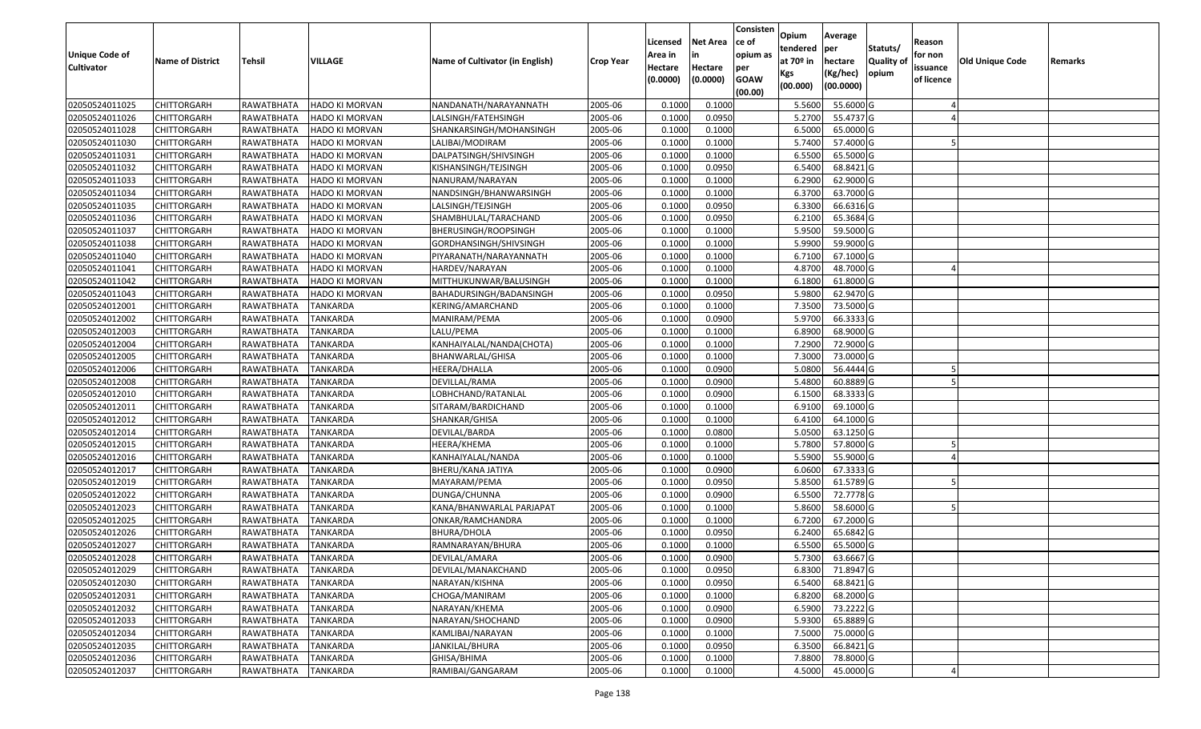| Unique Code of Cultivator | Name of District | Tehsil | VILLAGE | Name of Cultivator (in English) | Crop Year | Licensed Area in Hectare (0.0000) | Net Area in Hectare (0.0000) | Consistence of opium as per GOAW (00.00) | Opium tendered at 70º in Kgs (00.000) | Average per hectare (Kg/hec) (00.0000) | Statuts/ Quality of opium | Reason for non issuance of licence | Old Unique Code | Remarks |
|---|---|---|---|---|---|---|---|---|---|---|---|---|---|---|
| 02050524011025 | CHITTORGARH | RAWATBHATA | HADO KI MORVAN | NANDANATH/NARAYANNATH | 2005-06 | 0.1000 | 0.1000 | | 5.5600 | 55.6000 | G | 4 | | |
| 02050524011026 | CHITTORGARH | RAWATBHATA | HADO KI MORVAN | LALSINGH/FATEHSINGH | 2005-06 | 0.1000 | 0.0950 | | 5.2700 | 55.4737 | G | 4 | | |
| 02050524011028 | CHITTORGARH | RAWATBHATA | HADO KI MORVAN | SHANKARSINGH/MOHANSINGH | 2005-06 | 0.1000 | 0.1000 | | 6.5000 | 65.0000 | G | | | |
| 02050524011030 | CHITTORGARH | RAWATBHATA | HADO KI MORVAN | LALIBAI/MODIRAM | 2005-06 | 0.1000 | 0.1000 | | 5.7400 | 57.4000 | G | 5 | | |
| 02050524011031 | CHITTORGARH | RAWATBHATA | HADO KI MORVAN | DALPATSINGH/SHIVSINGH | 2005-06 | 0.1000 | 0.1000 | | 6.5500 | 65.5000 | G | | | |
| 02050524011032 | CHITTORGARH | RAWATBHATA | HADO KI MORVAN | KISHANSINGH/TEJSINGH | 2005-06 | 0.1000 | 0.0950 | | 6.5400 | 68.8421 | G | | | |
| 02050524011033 | CHITTORGARH | RAWATBHATA | HADO KI MORVAN | NANURAM/NARAYAN | 2005-06 | 0.1000 | 0.1000 | | 6.2900 | 62.9000 | G | | | |
| 02050524011034 | CHITTORGARH | RAWATBHATA | HADO KI MORVAN | NANDSINGH/BHANWARSINGH | 2005-06 | 0.1000 | 0.1000 | | 6.3700 | 63.7000 | G | | | |
| 02050524011035 | CHITTORGARH | RAWATBHATA | HADO KI MORVAN | LALSINGH/TEJSINGH | 2005-06 | 0.1000 | 0.0950 | | 6.3300 | 66.6316 | G | | | |
| 02050524011036 | CHITTORGARH | RAWATBHATA | HADO KI MORVAN | SHAMBHULAL/TARACHAND | 2005-06 | 0.1000 | 0.0950 | | 6.2100 | 65.3684 | G | | | |
| 02050524011037 | CHITTORGARH | RAWATBHATA | HADO KI MORVAN | BHERUSINGH/ROOPSINGH | 2005-06 | 0.1000 | 0.1000 | | 5.9500 | 59.5000 | G | | | |
| 02050524011038 | CHITTORGARH | RAWATBHATA | HADO KI MORVAN | GORDHANSINGH/SHIVSINGH | 2005-06 | 0.1000 | 0.1000 | | 5.9900 | 59.9000 | G | | | |
| 02050524011040 | CHITTORGARH | RAWATBHATA | HADO KI MORVAN | PIYARANATH/NARAYANNATH | 2005-06 | 0.1000 | 0.1000 | | 6.7100 | 67.1000 | G | | | |
| 02050524011041 | CHITTORGARH | RAWATBHATA | HADO KI MORVAN | HARDEV/NARAYAN | 2005-06 | 0.1000 | 0.1000 | | 4.8700 | 48.7000 | G | 4 | | |
| 02050524011042 | CHITTORGARH | RAWATBHATA | HADO KI MORVAN | MITTHUKUNWAR/BALUSINGH | 2005-06 | 0.1000 | 0.1000 | | 6.1800 | 61.8000 | G | | | |
| 02050524011043 | CHITTORGARH | RAWATBHATA | HADO KI MORVAN | BAHADURSINGH/BADANSINGH | 2005-06 | 0.1000 | 0.0950 | | 5.9800 | 62.9470 | G | | | |
| 02050524012001 | CHITTORGARH | RAWATBHATA | TANKARDA | KERING/AMARCHAND | 2005-06 | 0.1000 | 0.1000 | | 7.3500 | 73.5000 | G | | | |
| 02050524012002 | CHITTORGARH | RAWATBHATA | TANKARDA | MANIRAM/PEMA | 2005-06 | 0.1000 | 0.0900 | | 5.9700 | 66.3333 | G | | | |
| 02050524012003 | CHITTORGARH | RAWATBHATA | TANKARDA | LALU/PEMA | 2005-06 | 0.1000 | 0.1000 | | 6.8900 | 68.9000 | G | | | |
| 02050524012004 | CHITTORGARH | RAWATBHATA | TANKARDA | KANHAIYALAL/NANDA(CHOTA) | 2005-06 | 0.1000 | 0.1000 | | 7.2900 | 72.9000 | G | | | |
| 02050524012005 | CHITTORGARH | RAWATBHATA | TANKARDA | BHANWARLAL/GHISA | 2005-06 | 0.1000 | 0.1000 | | 7.3000 | 73.0000 | G | | | |
| 02050524012006 | CHITTORGARH | RAWATBHATA | TANKARDA | HEERA/DHALLA | 2005-06 | 0.1000 | 0.0900 | | 5.0800 | 56.4444 | G | 5 | | |
| 02050524012008 | CHITTORGARH | RAWATBHATA | TANKARDA | DEVILLAL/RAMA | 2005-06 | 0.1000 | 0.0900 | | 5.4800 | 60.8889 | G | 5 | | |
| 02050524012010 | CHITTORGARH | RAWATBHATA | TANKARDA | LOBHCHAND/RATANLAL | 2005-06 | 0.1000 | 0.0900 | | 6.1500 | 68.3333 | G | | | |
| 02050524012011 | CHITTORGARH | RAWATBHATA | TANKARDA | SITARAM/BARDICHAND | 2005-06 | 0.1000 | 0.1000 | | 6.9100 | 69.1000 | G | | | |
| 02050524012012 | CHITTORGARH | RAWATBHATA | TANKARDA | SHANKAR/GHISA | 2005-06 | 0.1000 | 0.1000 | | 6.4100 | 64.1000 | G | | | |
| 02050524012014 | CHITTORGARH | RAWATBHATA | TANKARDA | DEVILAL/BARDA | 2005-06 | 0.1000 | 0.0800 | | 5.0500 | 63.1250 | G | | | |
| 02050524012015 | CHITTORGARH | RAWATBHATA | TANKARDA | HEERA/KHEMA | 2005-06 | 0.1000 | 0.1000 | | 5.7800 | 57.8000 | G | 5 | | |
| 02050524012016 | CHITTORGARH | RAWATBHATA | TANKARDA | KANHAIYALAL/NANDA | 2005-06 | 0.1000 | 0.1000 | | 5.5900 | 55.9000 | G | 4 | | |
| 02050524012017 | CHITTORGARH | RAWATBHATA | TANKARDA | BHERU/KANA JATIYA | 2005-06 | 0.1000 | 0.0900 | | 6.0600 | 67.3333 | G | | | |
| 02050524012019 | CHITTORGARH | RAWATBHATA | TANKARDA | MAYARAM/PEMA | 2005-06 | 0.1000 | 0.0950 | | 5.8500 | 61.5789 | G | 5 | | |
| 02050524012022 | CHITTORGARH | RAWATBHATA | TANKARDA | DUNGA/CHUNNA | 2005-06 | 0.1000 | 0.0900 | | 6.5500 | 72.7778 | G | | | |
| 02050524012023 | CHITTORGARH | RAWATBHATA | TANKARDA | KANA/BHANWARLAL PARJAPAT | 2005-06 | 0.1000 | 0.1000 | | 5.8600 | 58.6000 | G | 5 | | |
| 02050524012025 | CHITTORGARH | RAWATBHATA | TANKARDA | ONKAR/RAMCHANDRA | 2005-06 | 0.1000 | 0.1000 | | 6.7200 | 67.2000 | G | | | |
| 02050524012026 | CHITTORGARH | RAWATBHATA | TANKARDA | BHURA/DHOLA | 2005-06 | 0.1000 | 0.0950 | | 6.2400 | 65.6842 | G | | | |
| 02050524012027 | CHITTORGARH | RAWATBHATA | TANKARDA | RAMNARAYAN/BHURA | 2005-06 | 0.1000 | 0.1000 | | 6.5500 | 65.5000 | G | | | |
| 02050524012028 | CHITTORGARH | RAWATBHATA | TANKARDA | DEVILAL/AMARA | 2005-06 | 0.1000 | 0.0900 | | 5.7300 | 63.6667 | G | | | |
| 02050524012029 | CHITTORGARH | RAWATBHATA | TANKARDA | DEVILAL/MANAKCHAND | 2005-06 | 0.1000 | 0.0950 | | 6.8300 | 71.8947 | G | | | |
| 02050524012030 | CHITTORGARH | RAWATBHATA | TANKARDA | NARAYAN/KISHNA | 2005-06 | 0.1000 | 0.0950 | | 6.5400 | 68.8421 | G | | | |
| 02050524012031 | CHITTORGARH | RAWATBHATA | TANKARDA | CHOGA/MANIRAM | 2005-06 | 0.1000 | 0.1000 | | 6.8200 | 68.2000 | G | | | |
| 02050524012032 | CHITTORGARH | RAWATBHATA | TANKARDA | NARAYAN/KHEMA | 2005-06 | 0.1000 | 0.0900 | | 6.5900 | 73.2222 | G | | | |
| 02050524012033 | CHITTORGARH | RAWATBHATA | TANKARDA | NARAYAN/SHOCHAND | 2005-06 | 0.1000 | 0.0900 | | 5.9300 | 65.8889 | G | | | |
| 02050524012034 | CHITTORGARH | RAWATBHATA | TANKARDA | KAMLIBAI/NARAYAN | 2005-06 | 0.1000 | 0.1000 | | 7.5000 | 75.0000 | G | | | |
| 02050524012035 | CHITTORGARH | RAWATBHATA | TANKARDA | JANKILAL/BHURA | 2005-06 | 0.1000 | 0.0950 | | 6.3500 | 66.8421 | G | | | |
| 02050524012036 | CHITTORGARH | RAWATBHATA | TANKARDA | GHISA/BHIMA | 2005-06 | 0.1000 | 0.1000 | | 7.8800 | 78.8000 | G | | | |
| 02050524012037 | CHITTORGARH | RAWATBHATA | TANKARDA | RAMIBAI/GANGARAM | 2005-06 | 0.1000 | 0.1000 | | 4.5000 | 45.0000 | G | 4 | | |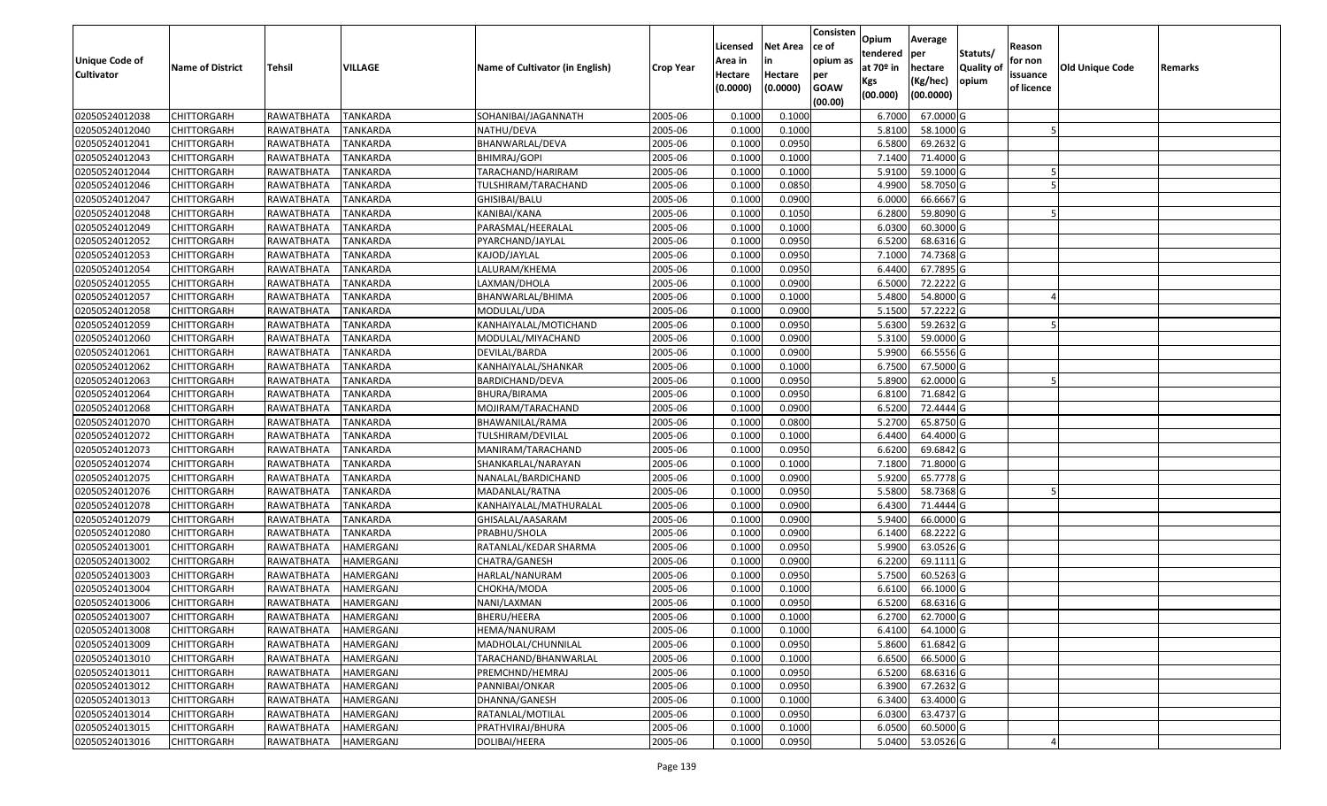| Unique Code of Cultivator | Name of District | Tehsil | VILLAGE | Name of Cultivator (in English) | Crop Year | Licensed Area in Hectare (0.0000) | Net Area in Hectare (0.0000) | Consistence of opium as per GOAW (00.00) | Opium tendered at 70º in Kgs (00.000) | Average per hectare (Kg/hec) (00.0000) | Statuts/ Quality of opium | Reason for non issuance of licence | Old Unique Code | Remarks |
|---|---|---|---|---|---|---|---|---|---|---|---|---|---|---|
| 02050524012038 | CHITTORGARH | RAWATBHATA | TANKARDA | SOHANIBAI/JAGANNATH | 2005-06 | 0.1000 | 0.1000 | | 6.7000 | 67.0000 | G | | | |
| 02050524012040 | CHITTORGARH | RAWATBHATA | TANKARDA | NATHU/DEVA | 2005-06 | 0.1000 | 0.1000 | | 5.8100 | 58.1000 | G | 5 | | |
| 02050524012041 | CHITTORGARH | RAWATBHATA | TANKARDA | BHANWARLAL/DEVA | 2005-06 | 0.1000 | 0.0950 | | 6.5800 | 69.2632 | G | | | |
| 02050524012043 | CHITTORGARH | RAWATBHATA | TANKARDA | BHIMRAJ/GOPI | 2005-06 | 0.1000 | 0.1000 | | 7.1400 | 71.4000 | G | | | |
| 02050524012044 | CHITTORGARH | RAWATBHATA | TANKARDA | TARACHAND/HARIRAM | 2005-06 | 0.1000 | 0.1000 | | 5.9100 | 59.1000 | G | 5 | | |
| 02050524012046 | CHITTORGARH | RAWATBHATA | TANKARDA | TULSHIRAM/TARACHAND | 2005-06 | 0.1000 | 0.0850 | | 4.9900 | 58.7050 | G | 5 | | |
| 02050524012047 | CHITTORGARH | RAWATBHATA | TANKARDA | GHISIBAI/BALU | 2005-06 | 0.1000 | 0.0900 | | 6.0000 | 66.6667 | G | | | |
| 02050524012048 | CHITTORGARH | RAWATBHATA | TANKARDA | KANIBAI/KANA | 2005-06 | 0.1000 | 0.1050 | | 6.2800 | 59.8090 | G | 5 | | |
| 02050524012049 | CHITTORGARH | RAWATBHATA | TANKARDA | PARASMAL/HEERALAL | 2005-06 | 0.1000 | 0.1000 | | 6.0300 | 60.3000 | G | | | |
| 02050524012052 | CHITTORGARH | RAWATBHATA | TANKARDA | PYARCHAND/JAYLAL | 2005-06 | 0.1000 | 0.0950 | | 6.5200 | 68.6316 | G | | | |
| 02050524012053 | CHITTORGARH | RAWATBHATA | TANKARDA | KAJOD/JAYLAL | 2005-06 | 0.1000 | 0.0950 | | 7.1000 | 74.7368 | G | | | |
| 02050524012054 | CHITTORGARH | RAWATBHATA | TANKARDA | LALURAM/KHEMA | 2005-06 | 0.1000 | 0.0950 | | 6.4400 | 67.7895 | G | | | |
| 02050524012055 | CHITTORGARH | RAWATBHATA | TANKARDA | LAXMAN/DHOLA | 2005-06 | 0.1000 | 0.0900 | | 6.5000 | 72.2222 | G | | | |
| 02050524012057 | CHITTORGARH | RAWATBHATA | TANKARDA | BHANWARLAL/BHIMA | 2005-06 | 0.1000 | 0.1000 | | 5.4800 | 54.8000 | G | 4 | | |
| 02050524012058 | CHITTORGARH | RAWATBHATA | TANKARDA | MODULAL/UDA | 2005-06 | 0.1000 | 0.0900 | | 5.1500 | 57.2222 | G | | | |
| 02050524012059 | CHITTORGARH | RAWATBHATA | TANKARDA | KANHAIYALAL/MOTICHAND | 2005-06 | 0.1000 | 0.0950 | | 5.6300 | 59.2632 | G | 5 | | |
| 02050524012060 | CHITTORGARH | RAWATBHATA | TANKARDA | MODULAL/MIYACHAND | 2005-06 | 0.1000 | 0.0900 | | 5.3100 | 59.0000 | G | | | |
| 02050524012061 | CHITTORGARH | RAWATBHATA | TANKARDA | DEVILAL/BARDA | 2005-06 | 0.1000 | 0.0900 | | 5.9900 | 66.5556 | G | | | |
| 02050524012062 | CHITTORGARH | RAWATBHATA | TANKARDA | KANHAIYALAL/SHANKAR | 2005-06 | 0.1000 | 0.1000 | | 6.7500 | 67.5000 | G | | | |
| 02050524012063 | CHITTORGARH | RAWATBHATA | TANKARDA | BARDICHAND/DEVA | 2005-06 | 0.1000 | 0.0950 | | 5.8900 | 62.0000 | G | 5 | | |
| 02050524012064 | CHITTORGARH | RAWATBHATA | TANKARDA | BHURA/BIRAMA | 2005-06 | 0.1000 | 0.0950 | | 6.8100 | 71.6842 | G | | | |
| 02050524012068 | CHITTORGARH | RAWATBHATA | TANKARDA | MOJIRAM/TARACHAND | 2005-06 | 0.1000 | 0.0900 | | 6.5200 | 72.4444 | G | | | |
| 02050524012070 | CHITTORGARH | RAWATBHATA | TANKARDA | BHAWANILAL/RAMA | 2005-06 | 0.1000 | 0.0800 | | 5.2700 | 65.8750 | G | | | |
| 02050524012072 | CHITTORGARH | RAWATBHATA | TANKARDA | TULSHIRAM/DEVILAL | 2005-06 | 0.1000 | 0.1000 | | 6.4400 | 64.4000 | G | | | |
| 02050524012073 | CHITTORGARH | RAWATBHATA | TANKARDA | MANIRAM/TARACHAND | 2005-06 | 0.1000 | 0.0950 | | 6.6200 | 69.6842 | G | | | |
| 02050524012074 | CHITTORGARH | RAWATBHATA | TANKARDA | SHANKARLAL/NARAYAN | 2005-06 | 0.1000 | 0.1000 | | 7.1800 | 71.8000 | G | | | |
| 02050524012075 | CHITTORGARH | RAWATBHATA | TANKARDA | NANALAL/BARDICHAND | 2005-06 | 0.1000 | 0.0900 | | 5.9200 | 65.7778 | G | | | |
| 02050524012076 | CHITTORGARH | RAWATBHATA | TANKARDA | MADANLAL/RATNA | 2005-06 | 0.1000 | 0.0950 | | 5.5800 | 58.7368 | G | 5 | | |
| 02050524012078 | CHITTORGARH | RAWATBHATA | TANKARDA | KANHAIYALAL/MATHURALAL | 2005-06 | 0.1000 | 0.0900 | | 6.4300 | 71.4444 | G | | | |
| 02050524012079 | CHITTORGARH | RAWATBHATA | TANKARDA | GHISALAL/AASARAM | 2005-06 | 0.1000 | 0.0900 | | 5.9400 | 66.0000 | G | | | |
| 02050524012080 | CHITTORGARH | RAWATBHATA | TANKARDA | PRABHU/SHOLA | 2005-06 | 0.1000 | 0.0900 | | 6.1400 | 68.2222 | G | | | |
| 02050524013001 | CHITTORGARH | RAWATBHATA | HAMERGANJ | RATANLAL/KEDAR SHARMA | 2005-06 | 0.1000 | 0.0950 | | 5.9900 | 63.0526 | G | | | |
| 02050524013002 | CHITTORGARH | RAWATBHATA | HAMERGANJ | CHATRA/GANESH | 2005-06 | 0.1000 | 0.0900 | | 6.2200 | 69.1111 | G | | | |
| 02050524013003 | CHITTORGARH | RAWATBHATA | HAMERGANJ | HARLAL/NANURAM | 2005-06 | 0.1000 | 0.0950 | | 5.7500 | 60.5263 | G | | | |
| 02050524013004 | CHITTORGARH | RAWATBHATA | HAMERGANJ | CHOKHA/MODA | 2005-06 | 0.1000 | 0.1000 | | 6.6100 | 66.1000 | G | | | |
| 02050524013006 | CHITTORGARH | RAWATBHATA | HAMERGANJ | NANI/LAXMAN | 2005-06 | 0.1000 | 0.0950 | | 6.5200 | 68.6316 | G | | | |
| 02050524013007 | CHITTORGARH | RAWATBHATA | HAMERGANJ | BHERU/HEERA | 2005-06 | 0.1000 | 0.1000 | | 6.2700 | 62.7000 | G | | | |
| 02050524013008 | CHITTORGARH | RAWATBHATA | HAMERGANJ | HEMA/NANURAM | 2005-06 | 0.1000 | 0.1000 | | 6.4100 | 64.1000 | G | | | |
| 02050524013009 | CHITTORGARH | RAWATBHATA | HAMERGANJ | MADHOLAL/CHUNNILAL | 2005-06 | 0.1000 | 0.0950 | | 5.8600 | 61.6842 | G | | | |
| 02050524013010 | CHITTORGARH | RAWATBHATA | HAMERGANJ | TARACHAND/BHANWARLAL | 2005-06 | 0.1000 | 0.1000 | | 6.6500 | 66.5000 | G | | | |
| 02050524013011 | CHITTORGARH | RAWATBHATA | HAMERGANJ | PREMCHND/HEMRAJ | 2005-06 | 0.1000 | 0.0950 | | 6.5200 | 68.6316 | G | | | |
| 02050524013012 | CHITTORGARH | RAWATBHATA | HAMERGANJ | PANNIBAI/ONKAR | 2005-06 | 0.1000 | 0.0950 | | 6.3900 | 67.2632 | G | | | |
| 02050524013013 | CHITTORGARH | RAWATBHATA | HAMERGANJ | DHANNA/GANESH | 2005-06 | 0.1000 | 0.1000 | | 6.3400 | 63.4000 | G | | | |
| 02050524013014 | CHITTORGARH | RAWATBHATA | HAMERGANJ | RATANLAL/MOTILAL | 2005-06 | 0.1000 | 0.0950 | | 6.0300 | 63.4737 | G | | | |
| 02050524013015 | CHITTORGARH | RAWATBHATA | HAMERGANJ | PRATHVIRAJ/BHURA | 2005-06 | 0.1000 | 0.1000 | | 6.0500 | 60.5000 | G | | | |
| 02050524013016 | CHITTORGARH | RAWATBHATA | HAMERGANJ | DOLIBAI/HEERA | 2005-06 | 0.1000 | 0.0950 | | 5.0400 | 53.0526 | G | 4 | | |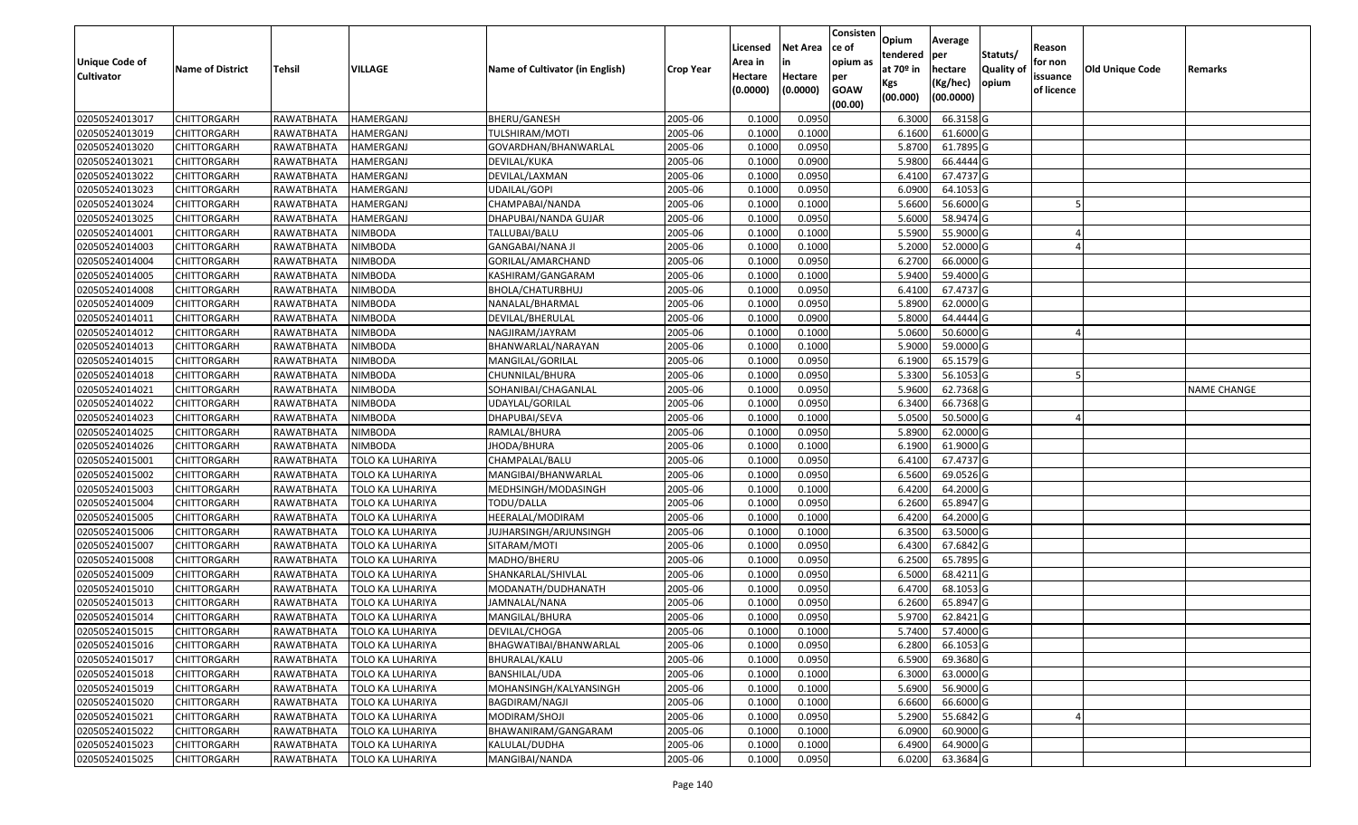| Unique Code of Cultivator | Name of District | Tehsil | VILLAGE | Name of Cultivator (in English) | Crop Year | Licensed Area in Hectare (0.0000) | Net Area in Hectare (0.0000) | Consistence of opium as per GOAW (00.00) | Opium tendered at 70º in Kgs (00.000) | Average per hectare (Kg/hec) (00.0000) | Statuts/ Quality of opium | Reason for non issuance of licence | Old Unique Code | Remarks |
|---|---|---|---|---|---|---|---|---|---|---|---|---|---|---|
| 02050524013017 | CHITTORGARH | RAWATBHATA | HAMERGANJ | BHERU/GANESH | 2005-06 | 0.1000 | 0.0950 | | 6.3000 | 66.3158 | G | | | |
| 02050524013019 | CHITTORGARH | RAWATBHATA | HAMERGANJ | TULSHIRAM/MOTI | 2005-06 | 0.1000 | 0.1000 | | 6.1600 | 61.6000 | G | | | |
| 02050524013020 | CHITTORGARH | RAWATBHATA | HAMERGANJ | GOVARDHAN/BHANWARLAL | 2005-06 | 0.1000 | 0.0950 | | 5.8700 | 61.7895 | G | | | |
| 02050524013021 | CHITTORGARH | RAWATBHATA | HAMERGANJ | DEVILAL/KUKA | 2005-06 | 0.1000 | 0.0900 | | 5.9800 | 66.4444 | G | | | |
| 02050524013022 | CHITTORGARH | RAWATBHATA | HAMERGANJ | DEVILAL/LAXMAN | 2005-06 | 0.1000 | 0.0950 | | 6.4100 | 67.4737 | G | | | |
| 02050524013023 | CHITTORGARH | RAWATBHATA | HAMERGANJ | UDAILAL/GOPI | 2005-06 | 0.1000 | 0.0950 | | 6.0900 | 64.1053 | G | | | |
| 02050524013024 | CHITTORGARH | RAWATBHATA | HAMERGANJ | CHAMPABAI/NANDA | 2005-06 | 0.1000 | 0.1000 | | 5.6600 | 56.6000 | G | 5 | | |
| 02050524013025 | CHITTORGARH | RAWATBHATA | HAMERGANJ | DHAPUBAI/NANDA GUJAR | 2005-06 | 0.1000 | 0.0950 | | 5.6000 | 58.9474 | G | | | |
| 02050524014001 | CHITTORGARH | RAWATBHATA | NIMBODA | TALLUBAI/BALU | 2005-06 | 0.1000 | 0.1000 | | 5.5900 | 55.9000 | G | 4 | | |
| 02050524014003 | CHITTORGARH | RAWATBHATA | NIMBODA | GANGABAI/NANA JI | 2005-06 | 0.1000 | 0.1000 | | 5.2000 | 52.0000 | G | 4 | | |
| 02050524014004 | CHITTORGARH | RAWATBHATA | NIMBODA | GORILAL/AMARCHAND | 2005-06 | 0.1000 | 0.0950 | | 6.2700 | 66.0000 | G | | | |
| 02050524014005 | CHITTORGARH | RAWATBHATA | NIMBODA | KASHIRAM/GANGARAM | 2005-06 | 0.1000 | 0.1000 | | 5.9400 | 59.4000 | G | | | |
| 02050524014008 | CHITTORGARH | RAWATBHATA | NIMBODA | BHOLA/CHATURBHUJ | 2005-06 | 0.1000 | 0.0950 | | 6.4100 | 67.4737 | G | | | |
| 02050524014009 | CHITTORGARH | RAWATBHATA | NIMBODA | NANALAL/BHARMAL | 2005-06 | 0.1000 | 0.0950 | | 5.8900 | 62.0000 | G | | | |
| 02050524014011 | CHITTORGARH | RAWATBHATA | NIMBODA | DEVILAL/BHERULAL | 2005-06 | 0.1000 | 0.0900 | | 5.8000 | 64.4444 | G | | | |
| 02050524014012 | CHITTORGARH | RAWATBHATA | NIMBODA | NAGJIRAM/JAYRAM | 2005-06 | 0.1000 | 0.1000 | | 5.0600 | 50.6000 | G | 4 | | |
| 02050524014013 | CHITTORGARH | RAWATBHATA | NIMBODA | BHANWARLAL/NARAYAN | 2005-06 | 0.1000 | 0.1000 | | 5.9000 | 59.0000 | G | | | |
| 02050524014015 | CHITTORGARH | RAWATBHATA | NIMBODA | MANGILAL/GORILAL | 2005-06 | 0.1000 | 0.0950 | | 6.1900 | 65.1579 | G | | | |
| 02050524014018 | CHITTORGARH | RAWATBHATA | NIMBODA | CHUNNILAL/BHURA | 2005-06 | 0.1000 | 0.0950 | | 5.3300 | 56.1053 | G | 5 | | |
| 02050524014021 | CHITTORGARH | RAWATBHATA | NIMBODA | SOHANIBAI/CHAGANLAL | 2005-06 | 0.1000 | 0.0950 | | 5.9600 | 62.7368 | G | | | NAME CHANGE |
| 02050524014022 | CHITTORGARH | RAWATBHATA | NIMBODA | UDAYLAL/GORILAL | 2005-06 | 0.1000 | 0.0950 | | 6.3400 | 66.7368 | G | | | |
| 02050524014023 | CHITTORGARH | RAWATBHATA | NIMBODA | DHAPUBAI/SEVA | 2005-06 | 0.1000 | 0.1000 | | 5.0500 | 50.5000 | G | 4 | | |
| 02050524014025 | CHITTORGARH | RAWATBHATA | NIMBODA | RAMLAL/BHURA | 2005-06 | 0.1000 | 0.0950 | | 5.8900 | 62.0000 | G | | | |
| 02050524014026 | CHITTORGARH | RAWATBHATA | NIMBODA | JHODA/BHURA | 2005-06 | 0.1000 | 0.1000 | | 6.1900 | 61.9000 | G | | | |
| 02050524015001 | CHITTORGARH | RAWATBHATA | TOLO KA LUHARIYA | CHAMPALAL/BALU | 2005-06 | 0.1000 | 0.0950 | | 6.4100 | 67.4737 | G | | | |
| 02050524015002 | CHITTORGARH | RAWATBHATA | TOLO KA LUHARIYA | MANGIBAI/BHANWARLAL | 2005-06 | 0.1000 | 0.0950 | | 6.5600 | 69.0526 | G | | | |
| 02050524015003 | CHITTORGARH | RAWATBHATA | TOLO KA LUHARIYA | MEDHSINGH/MODASINGH | 2005-06 | 0.1000 | 0.1000 | | 6.4200 | 64.2000 | G | | | |
| 02050524015004 | CHITTORGARH | RAWATBHATA | TOLO KA LUHARIYA | TODU/DALLA | 2005-06 | 0.1000 | 0.0950 | | 6.2600 | 65.8947 | G | | | |
| 02050524015005 | CHITTORGARH | RAWATBHATA | TOLO KA LUHARIYA | HEERALAL/MODIRAM | 2005-06 | 0.1000 | 0.1000 | | 6.4200 | 64.2000 | G | | | |
| 02050524015006 | CHITTORGARH | RAWATBHATA | TOLO KA LUHARIYA | JUJHARSINGH/ARJUNSINGH | 2005-06 | 0.1000 | 0.1000 | | 6.3500 | 63.5000 | G | | | |
| 02050524015007 | CHITTORGARH | RAWATBHATA | TOLO KA LUHARIYA | SITARAM/MOTI | 2005-06 | 0.1000 | 0.0950 | | 6.4300 | 67.6842 | G | | | |
| 02050524015008 | CHITTORGARH | RAWATBHATA | TOLO KA LUHARIYA | MADHO/BHERU | 2005-06 | 0.1000 | 0.0950 | | 6.2500 | 65.7895 | G | | | |
| 02050524015009 | CHITTORGARH | RAWATBHATA | TOLO KA LUHARIYA | SHANKARLAL/SHIVLAL | 2005-06 | 0.1000 | 0.0950 | | 6.5000 | 68.4211 | G | | | |
| 02050524015010 | CHITTORGARH | RAWATBHATA | TOLO KA LUHARIYA | MODANATH/DUDHANATH | 2005-06 | 0.1000 | 0.0950 | | 6.4700 | 68.1053 | G | | | |
| 02050524015013 | CHITTORGARH | RAWATBHATA | TOLO KA LUHARIYA | JAMNALAL/NANA | 2005-06 | 0.1000 | 0.0950 | | 6.2600 | 65.8947 | G | | | |
| 02050524015014 | CHITTORGARH | RAWATBHATA | TOLO KA LUHARIYA | MANGILAL/BHURA | 2005-06 | 0.1000 | 0.0950 | | 5.9700 | 62.8421 | G | | | |
| 02050524015015 | CHITTORGARH | RAWATBHATA | TOLO KA LUHARIYA | DEVILAL/CHOGA | 2005-06 | 0.1000 | 0.1000 | | 5.7400 | 57.4000 | G | | | |
| 02050524015016 | CHITTORGARH | RAWATBHATA | TOLO KA LUHARIYA | BHAGWATIBAI/BHANWARLAL | 2005-06 | 0.1000 | 0.0950 | | 6.2800 | 66.1053 | G | | | |
| 02050524015017 | CHITTORGARH | RAWATBHATA | TOLO KA LUHARIYA | BHURALAL/KALU | 2005-06 | 0.1000 | 0.0950 | | 6.5900 | 69.3680 | G | | | |
| 02050524015018 | CHITTORGARH | RAWATBHATA | TOLO KA LUHARIYA | BANSHILAL/UDA | 2005-06 | 0.1000 | 0.1000 | | 6.3000 | 63.0000 | G | | | |
| 02050524015019 | CHITTORGARH | RAWATBHATA | TOLO KA LUHARIYA | MOHANSINGH/KALYANSINGH | 2005-06 | 0.1000 | 0.1000 | | 5.6900 | 56.9000 | G | | | |
| 02050524015020 | CHITTORGARH | RAWATBHATA | TOLO KA LUHARIYA | BAGDIRAM/NAGJI | 2005-06 | 0.1000 | 0.1000 | | 6.6600 | 66.6000 | G | | | |
| 02050524015021 | CHITTORGARH | RAWATBHATA | TOLO KA LUHARIYA | MODIRAM/SHOJI | 2005-06 | 0.1000 | 0.0950 | | 5.2900 | 55.6842 | G | 4 | | |
| 02050524015022 | CHITTORGARH | RAWATBHATA | TOLO KA LUHARIYA | BHAWANIRAM/GANGARAM | 2005-06 | 0.1000 | 0.1000 | | 6.0900 | 60.9000 | G | | | |
| 02050524015023 | CHITTORGARH | RAWATBHATA | TOLO KA LUHARIYA | KALULAL/DUDHA | 2005-06 | 0.1000 | 0.1000 | | 6.4900 | 64.9000 | G | | | |
| 02050524015025 | CHITTORGARH | RAWATBHATA | TOLO KA LUHARIYA | MANGIBAI/NANDA | 2005-06 | 0.1000 | 0.0950 | | 6.0200 | 63.3684 | G | | | |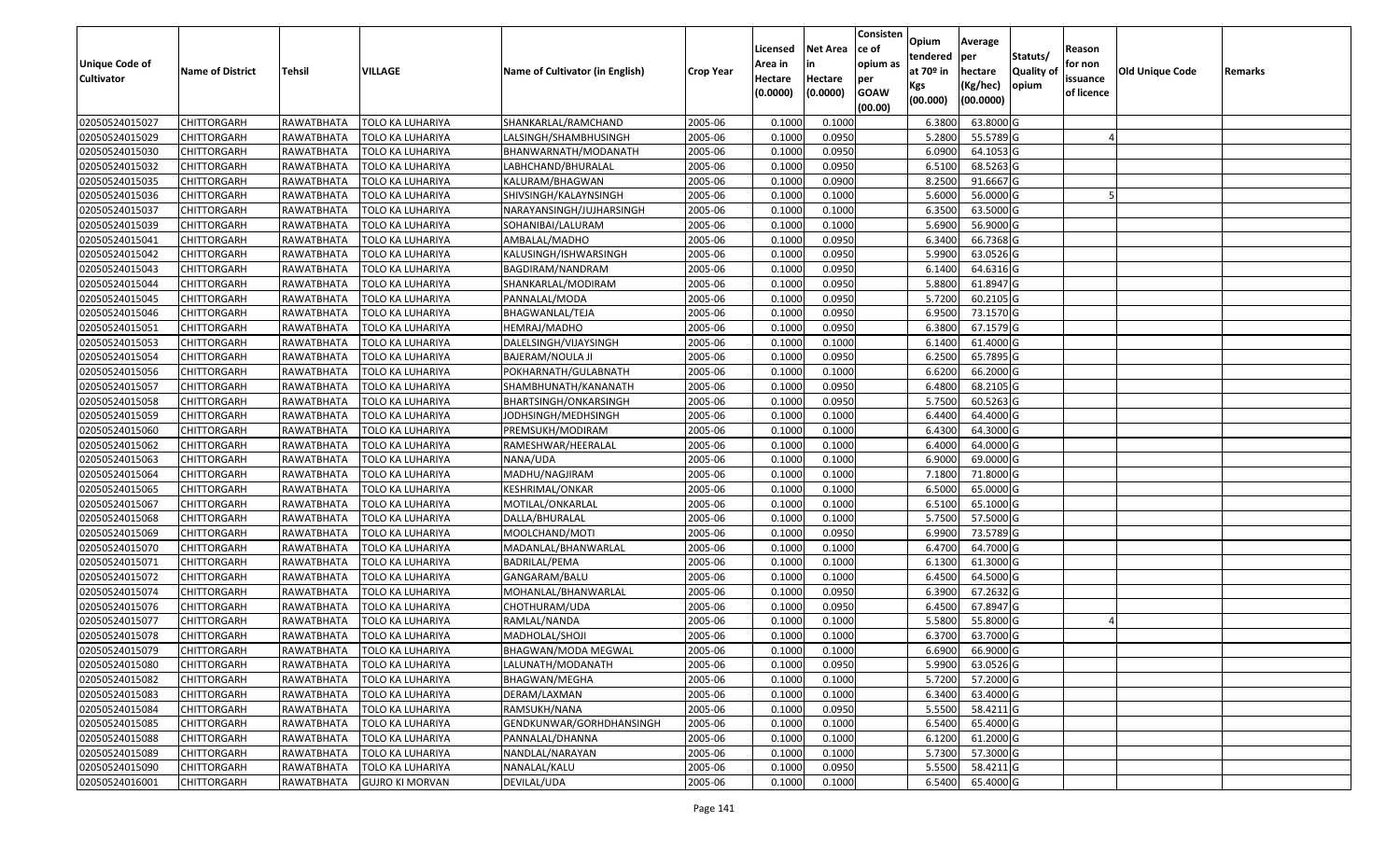| Unique Code of Cultivator | Name of District | Tehsil | VILLAGE | Name of Cultivator (in English) | Crop Year | Licensed Area in Hectare (0.0000) | Net Area in Hectare (0.0000) | Consistence of opium as per GOAW (00.00) | Opium tendered at 70º in Kgs (00.000) | Average per hectare (Kg/hec) (00.0000) | Statuts/ Quality of opium | Reason for non issuance of licence | Old Unique Code | Remarks |
|---|---|---|---|---|---|---|---|---|---|---|---|---|---|---|
| 02050524015027 | CHITTORGARH | RAWATBHATA | TOLO KA LUHARIYA | SHANKARLAL/RAMCHAND | 2005-06 | 0.1000 | 0.1000 | | 6.3800 | 63.8000 | G | | | |
| 02050524015029 | CHITTORGARH | RAWATBHATA | TOLO KA LUHARIYA | LALSINGH/SHAMBHUSINGH | 2005-06 | 0.1000 | 0.0950 | | 5.2800 | 55.5789 | G | 4 | | |
| 02050524015030 | CHITTORGARH | RAWATBHATA | TOLO KA LUHARIYA | BHANWARNATH/MODANATH | 2005-06 | 0.1000 | 0.0950 | | 6.0900 | 64.1053 | G | | | |
| 02050524015032 | CHITTORGARH | RAWATBHATA | TOLO KA LUHARIYA | LABHCHAND/BHURALAL | 2005-06 | 0.1000 | 0.0950 | | 6.5100 | 68.5263 | G | | | |
| 02050524015035 | CHITTORGARH | RAWATBHATA | TOLO KA LUHARIYA | KALURAM/BHAGWAN | 2005-06 | 0.1000 | 0.0900 | | 8.2500 | 91.6667 | G | | | |
| 02050524015036 | CHITTORGARH | RAWATBHATA | TOLO KA LUHARIYA | SHIVSINGH/KALAYNSINGH | 2005-06 | 0.1000 | 0.1000 | | 5.6000 | 56.0000 | G | 5 | | |
| 02050524015037 | CHITTORGARH | RAWATBHATA | TOLO KA LUHARIYA | NARAYANSINGH/JUJHARSINGH | 2005-06 | 0.1000 | 0.1000 | | 6.3500 | 63.5000 | G | | | |
| 02050524015039 | CHITTORGARH | RAWATBHATA | TOLO KA LUHARIYA | SOHANIBAI/LALURAM | 2005-06 | 0.1000 | 0.1000 | | 5.6900 | 56.9000 | G | | | |
| 02050524015041 | CHITTORGARH | RAWATBHATA | TOLO KA LUHARIYA | AMBALAL/MADHO | 2005-06 | 0.1000 | 0.0950 | | 6.3400 | 66.7368 | G | | | |
| 02050524015042 | CHITTORGARH | RAWATBHATA | TOLO KA LUHARIYA | KALUSINGH/ISHWARSINGH | 2005-06 | 0.1000 | 0.0950 | | 5.9900 | 63.0526 | G | | | |
| 02050524015043 | CHITTORGARH | RAWATBHATA | TOLO KA LUHARIYA | BAGDIRAM/NANDRAM | 2005-06 | 0.1000 | 0.0950 | | 6.1400 | 64.6316 | G | | | |
| 02050524015044 | CHITTORGARH | RAWATBHATA | TOLO KA LUHARIYA | SHANKARLAL/MODIRAM | 2005-06 | 0.1000 | 0.0950 | | 5.8800 | 61.8947 | G | | | |
| 02050524015045 | CHITTORGARH | RAWATBHATA | TOLO KA LUHARIYA | PANNALAL/MODA | 2005-06 | 0.1000 | 0.0950 | | 5.7200 | 60.2105 | G | | | |
| 02050524015046 | CHITTORGARH | RAWATBHATA | TOLO KA LUHARIYA | BHAGWANLAL/TEJA | 2005-06 | 0.1000 | 0.0950 | | 6.9500 | 73.1570 | G | | | |
| 02050524015051 | CHITTORGARH | RAWATBHATA | TOLO KA LUHARIYA | HEMRAJ/MADHO | 2005-06 | 0.1000 | 0.0950 | | 6.3800 | 67.1579 | G | | | |
| 02050524015053 | CHITTORGARH | RAWATBHATA | TOLO KA LUHARIYA | DALELSINGH/VIJAYSINGH | 2005-06 | 0.1000 | 0.1000 | | 6.1400 | 61.4000 | G | | | |
| 02050524015054 | CHITTORGARH | RAWATBHATA | TOLO KA LUHARIYA | BAJERAM/NOULA JI | 2005-06 | 0.1000 | 0.0950 | | 6.2500 | 65.7895 | G | | | |
| 02050524015056 | CHITTORGARH | RAWATBHATA | TOLO KA LUHARIYA | POKHARNATH/GULABNATH | 2005-06 | 0.1000 | 0.1000 | | 6.6200 | 66.2000 | G | | | |
| 02050524015057 | CHITTORGARH | RAWATBHATA | TOLO KA LUHARIYA | SHAMBHUNATH/KANANATH | 2005-06 | 0.1000 | 0.0950 | | 6.4800 | 68.2105 | G | | | |
| 02050524015058 | CHITTORGARH | RAWATBHATA | TOLO KA LUHARIYA | BHARTSINGH/ONKARSINGH | 2005-06 | 0.1000 | 0.0950 | | 5.7500 | 60.5263 | G | | | |
| 02050524015059 | CHITTORGARH | RAWATBHATA | TOLO KA LUHARIYA | JODHSINGH/MEDHSINGH | 2005-06 | 0.1000 | 0.1000 | | 6.4400 | 64.4000 | G | | | |
| 02050524015060 | CHITTORGARH | RAWATBHATA | TOLO KA LUHARIYA | PREMSUKH/MODIRAM | 2005-06 | 0.1000 | 0.1000 | | 6.4300 | 64.3000 | G | | | |
| 02050524015062 | CHITTORGARH | RAWATBHATA | TOLO KA LUHARIYA | RAMESHWAR/HEERALAL | 2005-06 | 0.1000 | 0.1000 | | 6.4000 | 64.0000 | G | | | |
| 02050524015063 | CHITTORGARH | RAWATBHATA | TOLO KA LUHARIYA | NANA/UDA | 2005-06 | 0.1000 | 0.1000 | | 6.9000 | 69.0000 | G | | | |
| 02050524015064 | CHITTORGARH | RAWATBHATA | TOLO KA LUHARIYA | MADHU/NAGJIRAM | 2005-06 | 0.1000 | 0.1000 | | 7.1800 | 71.8000 | G | | | |
| 02050524015065 | CHITTORGARH | RAWATBHATA | TOLO KA LUHARIYA | KESHRIMAL/ONKAR | 2005-06 | 0.1000 | 0.1000 | | 6.5000 | 65.0000 | G | | | |
| 02050524015067 | CHITTORGARH | RAWATBHATA | TOLO KA LUHARIYA | MOTILAL/ONKARLAL | 2005-06 | 0.1000 | 0.1000 | | 6.5100 | 65.1000 | G | | | |
| 02050524015068 | CHITTORGARH | RAWATBHATA | TOLO KA LUHARIYA | DALLA/BHURALAL | 2005-06 | 0.1000 | 0.1000 | | 5.7500 | 57.5000 | G | | | |
| 02050524015069 | CHITTORGARH | RAWATBHATA | TOLO KA LUHARIYA | MOOLCHAND/MOTI | 2005-06 | 0.1000 | 0.0950 | | 6.9900 | 73.5789 | G | | | |
| 02050524015070 | CHITTORGARH | RAWATBHATA | TOLO KA LUHARIYA | MADANLAL/BHANWARLAL | 2005-06 | 0.1000 | 0.1000 | | 6.4700 | 64.7000 | G | | | |
| 02050524015071 | CHITTORGARH | RAWATBHATA | TOLO KA LUHARIYA | BADRILAL/PEMA | 2005-06 | 0.1000 | 0.1000 | | 6.1300 | 61.3000 | G | | | |
| 02050524015072 | CHITTORGARH | RAWATBHATA | TOLO KA LUHARIYA | GANGARAM/BALU | 2005-06 | 0.1000 | 0.1000 | | 6.4500 | 64.5000 | G | | | |
| 02050524015074 | CHITTORGARH | RAWATBHATA | TOLO KA LUHARIYA | MOHANLAL/BHANWARLAL | 2005-06 | 0.1000 | 0.0950 | | 6.3900 | 67.2632 | G | | | |
| 02050524015076 | CHITTORGARH | RAWATBHATA | TOLO KA LUHARIYA | CHOTHURAM/UDA | 2005-06 | 0.1000 | 0.0950 | | 6.4500 | 67.8947 | G | | | |
| 02050524015077 | CHITTORGARH | RAWATBHATA | TOLO KA LUHARIYA | RAMLAL/NANDA | 2005-06 | 0.1000 | 0.1000 | | 5.5800 | 55.8000 | G | 4 | | |
| 02050524015078 | CHITTORGARH | RAWATBHATA | TOLO KA LUHARIYA | MADHOLAL/SHOJI | 2005-06 | 0.1000 | 0.1000 | | 6.3700 | 63.7000 | G | | | |
| 02050524015079 | CHITTORGARH | RAWATBHATA | TOLO KA LUHARIYA | BHAGWAN/MODA MEGWAL | 2005-06 | 0.1000 | 0.1000 | | 6.6900 | 66.9000 | G | | | |
| 02050524015080 | CHITTORGARH | RAWATBHATA | TOLO KA LUHARIYA | LALUNATH/MODANATH | 2005-06 | 0.1000 | 0.0950 | | 5.9900 | 63.0526 | G | | | |
| 02050524015082 | CHITTORGARH | RAWATBHATA | TOLO KA LUHARIYA | BHAGWAN/MEGHA | 2005-06 | 0.1000 | 0.1000 | | 5.7200 | 57.2000 | G | | | |
| 02050524015083 | CHITTORGARH | RAWATBHATA | TOLO KA LUHARIYA | DERAM/LAXMAN | 2005-06 | 0.1000 | 0.1000 | | 6.3400 | 63.4000 | G | | | |
| 02050524015084 | CHITTORGARH | RAWATBHATA | TOLO KA LUHARIYA | RAMSUKH/NANA | 2005-06 | 0.1000 | 0.0950 | | 5.5500 | 58.4211 | G | | | |
| 02050524015085 | CHITTORGARH | RAWATBHATA | TOLO KA LUHARIYA | GENDKUNWAR/GORHDHANSINGH | 2005-06 | 0.1000 | 0.1000 | | 6.5400 | 65.4000 | G | | | |
| 02050524015088 | CHITTORGARH | RAWATBHATA | TOLO KA LUHARIYA | PANNALAL/DHANNA | 2005-06 | 0.1000 | 0.1000 | | 6.1200 | 61.2000 | G | | | |
| 02050524015089 | CHITTORGARH | RAWATBHATA | TOLO KA LUHARIYA | NANDLAL/NARAYAN | 2005-06 | 0.1000 | 0.1000 | | 5.7300 | 57.3000 | G | | | |
| 02050524015090 | CHITTORGARH | RAWATBHATA | TOLO KA LUHARIYA | NANALAL/KALU | 2005-06 | 0.1000 | 0.0950 | | 5.5500 | 58.4211 | G | | | |
| 02050524016001 | CHITTORGARH | RAWATBHATA | GUJRO KI MORVAN | DEVILAL/UDA | 2005-06 | 0.1000 | 0.1000 | | 6.5400 | 65.4000 | G | | | |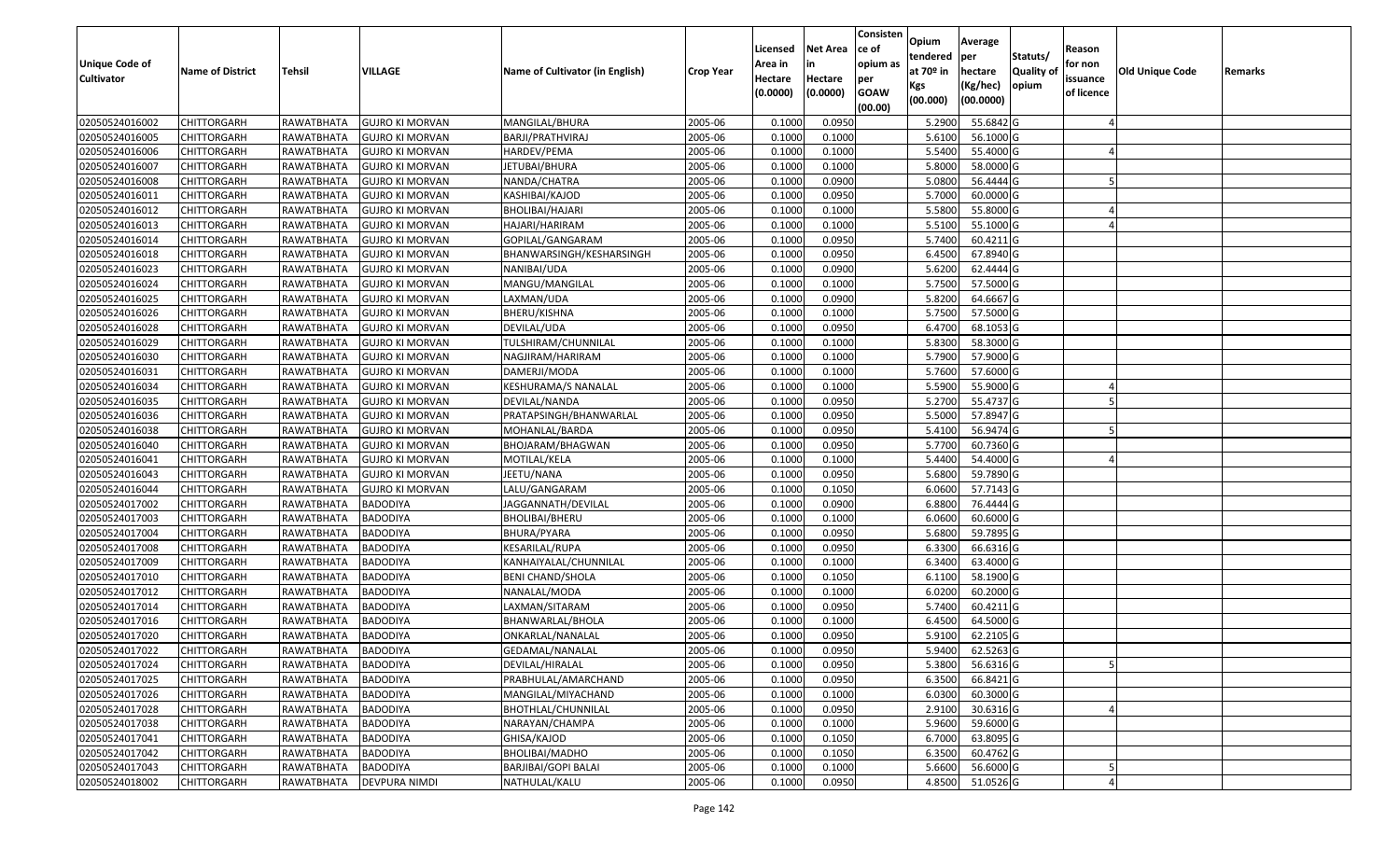| Unique Code of Cultivator | Name of District | Tehsil | VILLAGE | Name of Cultivator (in English) | Crop Year | Licensed Area in Hectare (0.0000) | Net Area in Hectare (0.0000) | Consistence of opium as per GOAW (00.00) | Opium tendered at 70º in Kgs (00.000) | Average per hectare (Kg/hec) (00.0000) | Statuts/ Quality of opium | Reason for non issuance of licence | Old Unique Code | Remarks |
|---|---|---|---|---|---|---|---|---|---|---|---|---|---|---|
| 02050524016002 | CHITTORGARH | RAWATBHATA | GUJRO KI MORVAN | MANGILAL/BHURA | 2005-06 | 0.1000 | 0.0950 | | 5.2900 | 55.6842 | G | 4 | | |
| 02050524016005 | CHITTORGARH | RAWATBHATA | GUJRO KI MORVAN | BARJI/PRATHVIRAJ | 2005-06 | 0.1000 | 0.1000 | | 5.6100 | 56.1000 | G | | | |
| 02050524016006 | CHITTORGARH | RAWATBHATA | GUJRO KI MORVAN | HARDEV/PEMA | 2005-06 | 0.1000 | 0.1000 | | 5.5400 | 55.4000 | G | 4 | | |
| 02050524016007 | CHITTORGARH | RAWATBHATA | GUJRO KI MORVAN | JETUBAI/BHURA | 2005-06 | 0.1000 | 0.1000 | | 5.8000 | 58.0000 | G | | | |
| 02050524016008 | CHITTORGARH | RAWATBHATA | GUJRO KI MORVAN | NANDA/CHATRA | 2005-06 | 0.1000 | 0.0900 | | 5.0800 | 56.4444 | G | 5 | | |
| 02050524016011 | CHITTORGARH | RAWATBHATA | GUJRO KI MORVAN | KASHIBAI/KAJOD | 2005-06 | 0.1000 | 0.0950 | | 5.7000 | 60.0000 | G | | | |
| 02050524016012 | CHITTORGARH | RAWATBHATA | GUJRO KI MORVAN | BHOLIBAI/HAJARI | 2005-06 | 0.1000 | 0.1000 | | 5.5800 | 55.8000 | G | 4 | | |
| 02050524016013 | CHITTORGARH | RAWATBHATA | GUJRO KI MORVAN | HAJARI/HARIRAM | 2005-06 | 0.1000 | 0.1000 | | 5.5100 | 55.1000 | G | 4 | | |
| 02050524016014 | CHITTORGARH | RAWATBHATA | GUJRO KI MORVAN | GOPILAL/GANGARAM | 2005-06 | 0.1000 | 0.0950 | | 5.7400 | 60.4211 | G | | | |
| 02050524016018 | CHITTORGARH | RAWATBHATA | GUJRO KI MORVAN | BHANWARSINGH/KESHARSINGH | 2005-06 | 0.1000 | 0.0950 | | 6.4500 | 67.8940 | G | | | |
| 02050524016023 | CHITTORGARH | RAWATBHATA | GUJRO KI MORVAN | NANIBAI/UDA | 2005-06 | 0.1000 | 0.0900 | | 5.6200 | 62.4444 | G | | | |
| 02050524016024 | CHITTORGARH | RAWATBHATA | GUJRO KI MORVAN | MANGU/MANGILAL | 2005-06 | 0.1000 | 0.1000 | | 5.7500 | 57.5000 | G | | | |
| 02050524016025 | CHITTORGARH | RAWATBHATA | GUJRO KI MORVAN | LAXMAN/UDA | 2005-06 | 0.1000 | 0.0900 | | 5.8200 | 64.6667 | G | | | |
| 02050524016026 | CHITTORGARH | RAWATBHATA | GUJRO KI MORVAN | BHERU/KISHNA | 2005-06 | 0.1000 | 0.1000 | | 5.7500 | 57.5000 | G | | | |
| 02050524016028 | CHITTORGARH | RAWATBHATA | GUJRO KI MORVAN | DEVILAL/UDA | 2005-06 | 0.1000 | 0.0950 | | 6.4700 | 68.1053 | G | | | |
| 02050524016029 | CHITTORGARH | RAWATBHATA | GUJRO KI MORVAN | TULSHIRAM/CHUNNILAL | 2005-06 | 0.1000 | 0.1000 | | 5.8300 | 58.3000 | G | | | |
| 02050524016030 | CHITTORGARH | RAWATBHATA | GUJRO KI MORVAN | NAGJIRAM/HARIRAM | 2005-06 | 0.1000 | 0.1000 | | 5.7900 | 57.9000 | G | | | |
| 02050524016031 | CHITTORGARH | RAWATBHATA | GUJRO KI MORVAN | DAMERJI/MODA | 2005-06 | 0.1000 | 0.1000 | | 5.7600 | 57.6000 | G | | | |
| 02050524016034 | CHITTORGARH | RAWATBHATA | GUJRO KI MORVAN | KESHURAMA/S NANALAL | 2005-06 | 0.1000 | 0.1000 | | 5.5900 | 55.9000 | G | 4 | | |
| 02050524016035 | CHITTORGARH | RAWATBHATA | GUJRO KI MORVAN | DEVILAL/NANDA | 2005-06 | 0.1000 | 0.0950 | | 5.2700 | 55.4737 | G | 5 | | |
| 02050524016036 | CHITTORGARH | RAWATBHATA | GUJRO KI MORVAN | PRATAPSINGH/BHANWARLAL | 2005-06 | 0.1000 | 0.0950 | | 5.5000 | 57.8947 | G | | | |
| 02050524016038 | CHITTORGARH | RAWATBHATA | GUJRO KI MORVAN | MOHANLAL/BARDA | 2005-06 | 0.1000 | 0.0950 | | 5.4100 | 56.9474 | G | 5 | | |
| 02050524016040 | CHITTORGARH | RAWATBHATA | GUJRO KI MORVAN | BHOJARAM/BHAGWAN | 2005-06 | 0.1000 | 0.0950 | | 5.7700 | 60.7360 | G | | | |
| 02050524016041 | CHITTORGARH | RAWATBHATA | GUJRO KI MORVAN | MOTILAL/KELA | 2005-06 | 0.1000 | 0.1000 | | 5.4400 | 54.4000 | G | 4 | | |
| 02050524016043 | CHITTORGARH | RAWATBHATA | GUJRO KI MORVAN | JEETU/NANA | 2005-06 | 0.1000 | 0.0950 | | 5.6800 | 59.7890 | G | | | |
| 02050524016044 | CHITTORGARH | RAWATBHATA | GUJRO KI MORVAN | LALU/GANGARAM | 2005-06 | 0.1000 | 0.1050 | | 6.0600 | 57.7143 | G | | | |
| 02050524017002 | CHITTORGARH | RAWATBHATA | BADODIYA | JAGGANNATH/DEVILAL | 2005-06 | 0.1000 | 0.0900 | | 6.8800 | 76.4444 | G | | | |
| 02050524017003 | CHITTORGARH | RAWATBHATA | BADODIYA | BHOLIBAI/BHERU | 2005-06 | 0.1000 | 0.1000 | | 6.0600 | 60.6000 | G | | | |
| 02050524017004 | CHITTORGARH | RAWATBHATA | BADODIYA | BHURA/PYARA | 2005-06 | 0.1000 | 0.0950 | | 5.6800 | 59.7895 | G | | | |
| 02050524017008 | CHITTORGARH | RAWATBHATA | BADODIYA | KESARILAL/RUPA | 2005-06 | 0.1000 | 0.0950 | | 6.3300 | 66.6316 | G | | | |
| 02050524017009 | CHITTORGARH | RAWATBHATA | BADODIYA | KANHAIYALAL/CHUNNILAL | 2005-06 | 0.1000 | 0.1000 | | 6.3400 | 63.4000 | G | | | |
| 02050524017010 | CHITTORGARH | RAWATBHATA | BADODIYA | BENI CHAND/SHOLA | 2005-06 | 0.1000 | 0.1050 | | 6.1100 | 58.1900 | G | | | |
| 02050524017012 | CHITTORGARH | RAWATBHATA | BADODIYA | NANALAL/MODA | 2005-06 | 0.1000 | 0.1000 | | 6.0200 | 60.2000 | G | | | |
| 02050524017014 | CHITTORGARH | RAWATBHATA | BADODIYA | LAXMAN/SITARAM | 2005-06 | 0.1000 | 0.0950 | | 5.7400 | 60.4211 | G | | | |
| 02050524017016 | CHITTORGARH | RAWATBHATA | BADODIYA | BHANWARLAL/BHOLA | 2005-06 | 0.1000 | 0.1000 | | 6.4500 | 64.5000 | G | | | |
| 02050524017020 | CHITTORGARH | RAWATBHATA | BADODIYA | ONKARLAL/NANALAL | 2005-06 | 0.1000 | 0.0950 | | 5.9100 | 62.2105 | G | | | |
| 02050524017022 | CHITTORGARH | RAWATBHATA | BADODIYA | GEDAMAL/NANALAL | 2005-06 | 0.1000 | 0.0950 | | 5.9400 | 62.5263 | G | | | |
| 02050524017024 | CHITTORGARH | RAWATBHATA | BADODIYA | DEVILAL/HIRALAL | 2005-06 | 0.1000 | 0.0950 | | 5.3800 | 56.6316 | G | 5 | | |
| 02050524017025 | CHITTORGARH | RAWATBHATA | BADODIYA | PRABHULAL/AMARCHAND | 2005-06 | 0.1000 | 0.0950 | | 6.3500 | 66.8421 | G | | | |
| 02050524017026 | CHITTORGARH | RAWATBHATA | BADODIYA | MANGILAL/MIYACHAND | 2005-06 | 0.1000 | 0.1000 | | 6.0300 | 60.3000 | G | | | |
| 02050524017028 | CHITTORGARH | RAWATBHATA | BADODIYA | BHOTHLAL/CHUNNILAL | 2005-06 | 0.1000 | 0.0950 | | 2.9100 | 30.6316 | G | 4 | | |
| 02050524017038 | CHITTORGARH | RAWATBHATA | BADODIYA | NARAYAN/CHAMPA | 2005-06 | 0.1000 | 0.1000 | | 5.9600 | 59.6000 | G | | | |
| 02050524017041 | CHITTORGARH | RAWATBHATA | BADODIYA | GHISA/KAJOD | 2005-06 | 0.1000 | 0.1050 | | 6.7000 | 63.8095 | G | | | |
| 02050524017042 | CHITTORGARH | RAWATBHATA | BADODIYA | BHOLIBAI/MADHO | 2005-06 | 0.1000 | 0.1050 | | 6.3500 | 60.4762 | G | | | |
| 02050524017043 | CHITTORGARH | RAWATBHATA | BADODIYA | BARJIBAI/GOPI BALAI | 2005-06 | 0.1000 | 0.1000 | | 5.6600 | 56.6000 | G | 5 | | |
| 02050524018002 | CHITTORGARH | RAWATBHATA | DEVPURA NIMDI | NATHULAL/KALU | 2005-06 | 0.1000 | 0.0950 | | 4.8500 | 51.0526 | G | 4 | | |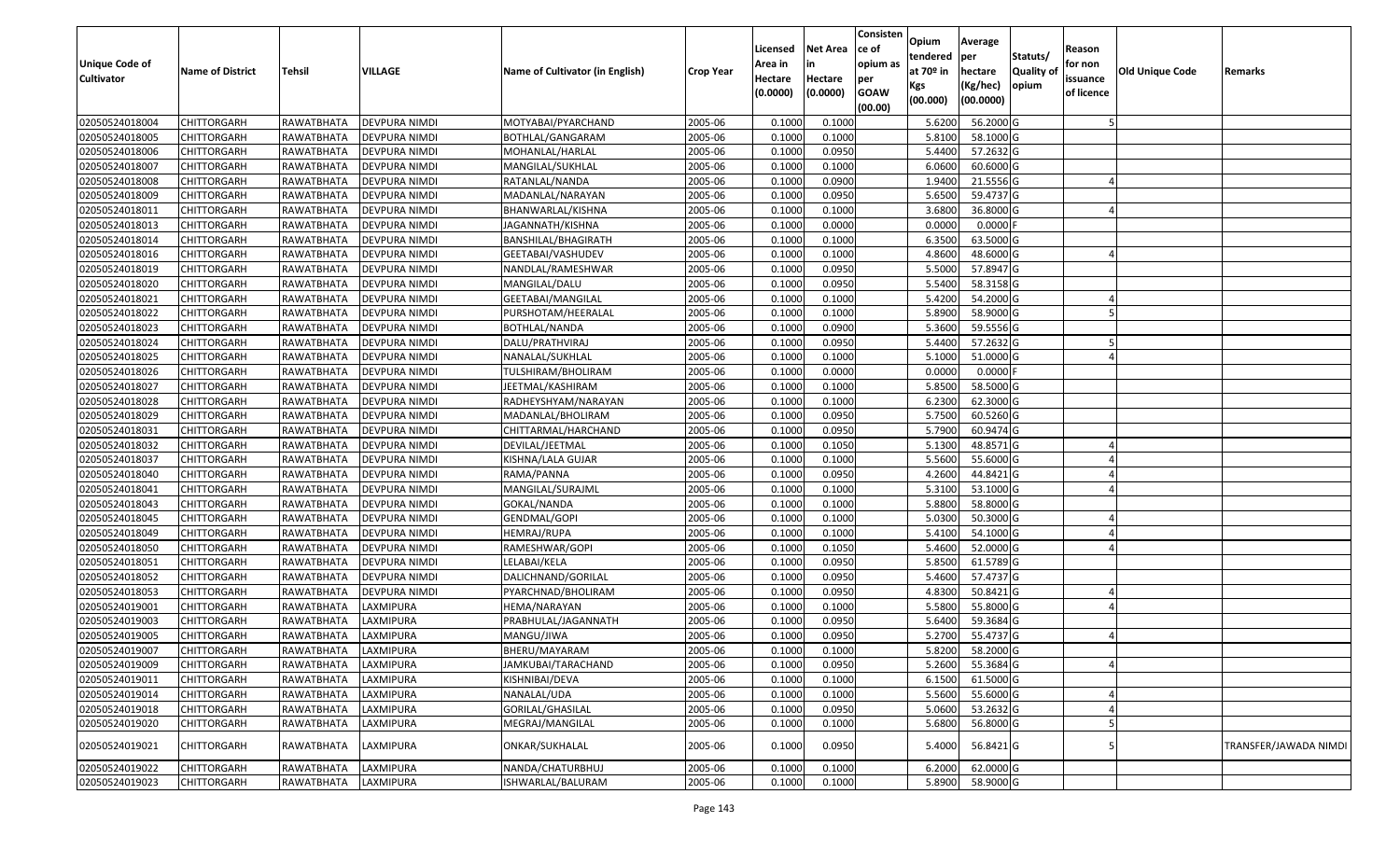| Unique Code of Cultivator | Name of District | Tehsil | VILLAGE | Name of Cultivator (in English) | Crop Year | Licensed Area in Hectare (0.0000) | Net Area in Hectare (0.0000) | Consistence of opium as per GOAW (00.00) | Opium tendered at 70º in Kgs (00.000) | Average per hectare (Kg/hec) (00.0000) | Statuts/ Quality of opium | Reason for non issuance of licence | Old Unique Code | Remarks |
|---|---|---|---|---|---|---|---|---|---|---|---|---|---|---|
| 02050524018004 | CHITTORGARH | RAWATBHATA | DEVPURA NIMDI | MOTYABAI/PYARCHAND | 2005-06 | 0.1000 | 0.1000 | | 5.6200 | 56.2000 | G | 5 | | |
| 02050524018005 | CHITTORGARH | RAWATBHATA | DEVPURA NIMDI | BOTHLAL/GANGARAM | 2005-06 | 0.1000 | 0.1000 | | 5.8100 | 58.1000 | G | | | |
| 02050524018006 | CHITTORGARH | RAWATBHATA | DEVPURA NIMDI | MOHANLAL/HARLAL | 2005-06 | 0.1000 | 0.0950 | | 5.4400 | 57.2632 | G | | | |
| 02050524018007 | CHITTORGARH | RAWATBHATA | DEVPURA NIMDI | MANGILAL/SUKHLAL | 2005-06 | 0.1000 | 0.1000 | | 6.0600 | 60.6000 | G | | | |
| 02050524018008 | CHITTORGARH | RAWATBHATA | DEVPURA NIMDI | RATANLAL/NANDA | 2005-06 | 0.1000 | 0.0900 | | 1.9400 | 21.5556 | G | 4 | | |
| 02050524018009 | CHITTORGARH | RAWATBHATA | DEVPURA NIMDI | MADANLAL/NARAYAN | 2005-06 | 0.1000 | 0.0950 | | 5.6500 | 59.4737 | G | | | |
| 02050524018011 | CHITTORGARH | RAWATBHATA | DEVPURA NIMDI | BHANWARLAL/KISHNA | 2005-06 | 0.1000 | 0.1000 | | 3.6800 | 36.8000 | G | 4 | | |
| 02050524018013 | CHITTORGARH | RAWATBHATA | DEVPURA NIMDI | JAGANNATH/KISHNA | 2005-06 | 0.1000 | 0.0000 | | 0.0000 | 0.0000 | F | | | |
| 02050524018014 | CHITTORGARH | RAWATBHATA | DEVPURA NIMDI | BANSHILAL/BHAGIRATH | 2005-06 | 0.1000 | 0.1000 | | 6.3500 | 63.5000 | G | | | |
| 02050524018016 | CHITTORGARH | RAWATBHATA | DEVPURA NIMDI | GEETABAI/VASHUDEV | 2005-06 | 0.1000 | 0.1000 | | 4.8600 | 48.6000 | G | 4 | | |
| 02050524018019 | CHITTORGARH | RAWATBHATA | DEVPURA NIMDI | NANDLAL/RAMESHWAR | 2005-06 | 0.1000 | 0.0950 | | 5.5000 | 57.8947 | G | | | |
| 02050524018020 | CHITTORGARH | RAWATBHATA | DEVPURA NIMDI | MANGILAL/DALU | 2005-06 | 0.1000 | 0.0950 | | 5.5400 | 58.3158 | G | | | |
| 02050524018021 | CHITTORGARH | RAWATBHATA | DEVPURA NIMDI | GEETABAI/MANGILAL | 2005-06 | 0.1000 | 0.1000 | | 5.4200 | 54.2000 | G | 4 | | |
| 02050524018022 | CHITTORGARH | RAWATBHATA | DEVPURA NIMDI | PURSHOTAM/HEERALAL | 2005-06 | 0.1000 | 0.1000 | | 5.8900 | 58.9000 | G | 5 | | |
| 02050524018023 | CHITTORGARH | RAWATBHATA | DEVPURA NIMDI | BOTHLAL/NANDA | 2005-06 | 0.1000 | 0.0900 | | 5.3600 | 59.5556 | G | | | |
| 02050524018024 | CHITTORGARH | RAWATBHATA | DEVPURA NIMDI | DALU/PRATHVIRAJ | 2005-06 | 0.1000 | 0.0950 | | 5.4400 | 57.2632 | G | 5 | | |
| 02050524018025 | CHITTORGARH | RAWATBHATA | DEVPURA NIMDI | NANALAL/SUKHLAL | 2005-06 | 0.1000 | 0.1000 | | 5.1000 | 51.0000 | G | 4 | | |
| 02050524018026 | CHITTORGARH | RAWATBHATA | DEVPURA NIMDI | TULSHIRAM/BHOLIRAM | 2005-06 | 0.1000 | 0.0000 | | 0.0000 | 0.0000 | F | | | |
| 02050524018027 | CHITTORGARH | RAWATBHATA | DEVPURA NIMDI | JEETMAL/KASHIRAM | 2005-06 | 0.1000 | 0.1000 | | 5.8500 | 58.5000 | G | | | |
| 02050524018028 | CHITTORGARH | RAWATBHATA | DEVPURA NIMDI | RADHEYSHYAM/NARAYAN | 2005-06 | 0.1000 | 0.1000 | | 6.2300 | 62.3000 | G | | | |
| 02050524018029 | CHITTORGARH | RAWATBHATA | DEVPURA NIMDI | MADANLAL/BHOLIRAM | 2005-06 | 0.1000 | 0.0950 | | 5.7500 | 60.5260 | G | | | |
| 02050524018031 | CHITTORGARH | RAWATBHATA | DEVPURA NIMDI | CHITTARMAL/HARCHAND | 2005-06 | 0.1000 | 0.0950 | | 5.7900 | 60.9474 | G | | | |
| 02050524018032 | CHITTORGARH | RAWATBHATA | DEVPURA NIMDI | DEVILAL/JEETMAL | 2005-06 | 0.1000 | 0.1050 | | 5.1300 | 48.8571 | G | 4 | | |
| 02050524018037 | CHITTORGARH | RAWATBHATA | DEVPURA NIMDI | KISHNA/LALA GUJAR | 2005-06 | 0.1000 | 0.1000 | | 5.5600 | 55.6000 | G | 4 | | |
| 02050524018040 | CHITTORGARH | RAWATBHATA | DEVPURA NIMDI | RAMA/PANNA | 2005-06 | 0.1000 | 0.0950 | | 4.2600 | 44.8421 | G | 4 | | |
| 02050524018041 | CHITTORGARH | RAWATBHATA | DEVPURA NIMDI | MANGILAL/SURAJML | 2005-06 | 0.1000 | 0.1000 | | 5.3100 | 53.1000 | G | 4 | | |
| 02050524018043 | CHITTORGARH | RAWATBHATA | DEVPURA NIMDI | GOKAL/NANDA | 2005-06 | 0.1000 | 0.1000 | | 5.8800 | 58.8000 | G | | | |
| 02050524018045 | CHITTORGARH | RAWATBHATA | DEVPURA NIMDI | GENDMAL/GOPI | 2005-06 | 0.1000 | 0.1000 | | 5.0300 | 50.3000 | G | 4 | | |
| 02050524018049 | CHITTORGARH | RAWATBHATA | DEVPURA NIMDI | HEMRAJ/RUPA | 2005-06 | 0.1000 | 0.1000 | | 5.4100 | 54.1000 | G | 4 | | |
| 02050524018050 | CHITTORGARH | RAWATBHATA | DEVPURA NIMDI | RAMESHWAR/GOPI | 2005-06 | 0.1000 | 0.1050 | | 5.4600 | 52.0000 | G | 4 | | |
| 02050524018051 | CHITTORGARH | RAWATBHATA | DEVPURA NIMDI | LELABAI/KELA | 2005-06 | 0.1000 | 0.0950 | | 5.8500 | 61.5789 | G | | | |
| 02050524018052 | CHITTORGARH | RAWATBHATA | DEVPURA NIMDI | DALICHNAND/GORILAL | 2005-06 | 0.1000 | 0.0950 | | 5.4600 | 57.4737 | G | | | |
| 02050524018053 | CHITTORGARH | RAWATBHATA | DEVPURA NIMDI | PYARCHNAD/BHOLIRAM | 2005-06 | 0.1000 | 0.0950 | | 4.8300 | 50.8421 | G | 4 | | |
| 02050524019001 | CHITTORGARH | RAWATBHATA | LAXMIPURA | HEMA/NARAYAN | 2005-06 | 0.1000 | 0.1000 | | 5.5800 | 55.8000 | G | 4 | | |
| 02050524019003 | CHITTORGARH | RAWATBHATA | LAXMIPURA | PRABHULAL/JAGANNATH | 2005-06 | 0.1000 | 0.0950 | | 5.6400 | 59.3684 | G | | | |
| 02050524019005 | CHITTORGARH | RAWATBHATA | LAXMIPURA | MANGU/JIWA | 2005-06 | 0.1000 | 0.0950 | | 5.2700 | 55.4737 | G | 4 | | |
| 02050524019007 | CHITTORGARH | RAWATBHATA | LAXMIPURA | BHERU/MAYARAM | 2005-06 | 0.1000 | 0.1000 | | 5.8200 | 58.2000 | G | | | |
| 02050524019009 | CHITTORGARH | RAWATBHATA | LAXMIPURA | JAMKUBAI/TARACHAND | 2005-06 | 0.1000 | 0.0950 | | 5.2600 | 55.3684 | G | 4 | | |
| 02050524019011 | CHITTORGARH | RAWATBHATA | LAXMIPURA | KISHNIBAI/DEVA | 2005-06 | 0.1000 | 0.1000 | | 6.1500 | 61.5000 | G | | | |
| 02050524019014 | CHITTORGARH | RAWATBHATA | LAXMIPURA | NANALAL/UDA | 2005-06 | 0.1000 | 0.1000 | | 5.5600 | 55.6000 | G | 4 | | |
| 02050524019018 | CHITTORGARH | RAWATBHATA | LAXMIPURA | GORILAL/GHASILAL | 2005-06 | 0.1000 | 0.0950 | | 5.0600 | 53.2632 | G | 4 | | |
| 02050524019020 | CHITTORGARH | RAWATBHATA | LAXMIPURA | MEGRAJ/MANGILAL | 2005-06 | 0.1000 | 0.1000 | | 5.6800 | 56.8000 | G | 5 | | |
| 02050524019021 | CHITTORGARH | RAWATBHATA | LAXMIPURA | ONKAR/SUKHALAL | 2005-06 | 0.1000 | 0.0950 | | 5.4000 | 56.8421 | G | 5 | | TRANSFER/JAWADA NIMDI |
| 02050524019022 | CHITTORGARH | RAWATBHATA | LAXMIPURA | NANDA/CHATURBHUJ | 2005-06 | 0.1000 | 0.1000 | | 6.2000 | 62.0000 | G | | | |
| 02050524019023 | CHITTORGARH | RAWATBHATA | LAXMIPURA | ISHWARLAL/BALURAM | 2005-06 | 0.1000 | 0.1000 | | 5.8900 | 58.9000 | G | | | |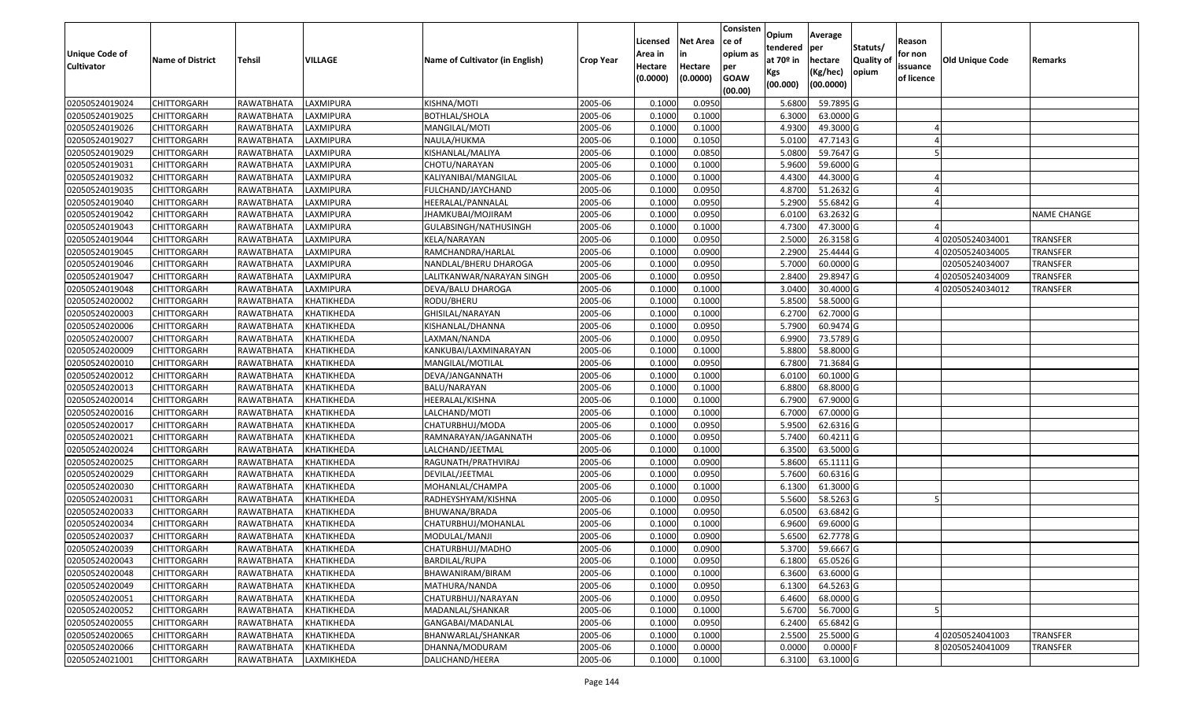| Unique Code of Cultivator | Name of District | Tehsil | VILLAGE | Name of Cultivator (in English) | Crop Year | Licensed Area in Hectare (0.0000) | Net Area in Hectare (0.0000) | Consistence of opium as per GOAW (00.00) | Opium tendered at 70º in Kgs (00.000) | Average per hectare (Kg/hec) (00.0000) | Statuts/ Quality of opium | Reason for non issuance of licence | Old Unique Code | Remarks |
|---|---|---|---|---|---|---|---|---|---|---|---|---|---|---|
| 02050524019024 | CHITTORGARH | RAWATBHATA | LAXMIPURA | KISHNA/MOTI | 2005-06 | 0.1000 | 0.0950 | | 5.6800 | 59.7895 | G | | | |
| 02050524019025 | CHITTORGARH | RAWATBHATA | LAXMIPURA | BOTHLAL/SHOLA | 2005-06 | 0.1000 | 0.1000 | | 6.3000 | 63.0000 | G | | | |
| 02050524019026 | CHITTORGARH | RAWATBHATA | LAXMIPURA | MANGILAL/MOTI | 2005-06 | 0.1000 | 0.1000 | | 4.9300 | 49.3000 | G | 4 | | |
| 02050524019027 | CHITTORGARH | RAWATBHATA | LAXMIPURA | NAULA/HUKMA | 2005-06 | 0.1000 | 0.1050 | | 5.0100 | 47.7143 | G | 4 | | |
| 02050524019029 | CHITTORGARH | RAWATBHATA | LAXMIPURA | KISHANLAL/MALIYA | 2005-06 | 0.1000 | 0.0850 | | 5.0800 | 59.7647 | G | 5 | | |
| 02050524019031 | CHITTORGARH | RAWATBHATA | LAXMIPURA | CHOTU/NARAYAN | 2005-06 | 0.1000 | 0.1000 | | 5.9600 | 59.6000 | G | | | |
| 02050524019032 | CHITTORGARH | RAWATBHATA | LAXMIPURA | KALIYANIBAI/MANGILAL | 2005-06 | 0.1000 | 0.1000 | | 4.4300 | 44.3000 | G | 4 | | |
| 02050524019035 | CHITTORGARH | RAWATBHATA | LAXMIPURA | FULCHAND/JAYCHAND | 2005-06 | 0.1000 | 0.0950 | | 4.8700 | 51.2632 | G | 4 | | |
| 02050524019040 | CHITTORGARH | RAWATBHATA | LAXMIPURA | HEERALAL/PANNALAL | 2005-06 | 0.1000 | 0.0950 | | 5.2900 | 55.6842 | G | 4 | | |
| 02050524019042 | CHITTORGARH | RAWATBHATA | LAXMIPURA | JHAMKUBAI/MOJIRAM | 2005-06 | 0.1000 | 0.0950 | | 6.0100 | 63.2632 | G | | | NAME CHANGE |
| 02050524019043 | CHITTORGARH | RAWATBHATA | LAXMIPURA | GULABSINGH/NATHUSINGH | 2005-06 | 0.1000 | 0.1000 | | 4.7300 | 47.3000 | G | 4 | | |
| 02050524019044 | CHITTORGARH | RAWATBHATA | LAXMIPURA | KELA/NARAYAN | 2005-06 | 0.1000 | 0.0950 | | 2.5000 | 26.3158 | G | 4 | 02050524034001 | TRANSFER |
| 02050524019045 | CHITTORGARH | RAWATBHATA | LAXMIPURA | RAMCHANDRA/HARLAL | 2005-06 | 0.1000 | 0.0900 | | 2.2900 | 25.4444 | G | 4 | 02050524034005 | TRANSFER |
| 02050524019046 | CHITTORGARH | RAWATBHATA | LAXMIPURA | NANDLAL/BHERU DHAROGA | 2005-06 | 0.1000 | 0.0950 | | 5.7000 | 60.0000 | G | | 02050524034007 | TRANSFER |
| 02050524019047 | CHITTORGARH | RAWATBHATA | LAXMIPURA | LALITKANWAR/NARAYAN SINGH | 2005-06 | 0.1000 | 0.0950 | | 2.8400 | 29.8947 | G | 4 | 02050524034009 | TRANSFER |
| 02050524019048 | CHITTORGARH | RAWATBHATA | LAXMIPURA | DEVA/BALU DHAROGA | 2005-06 | 0.1000 | 0.1000 | | 3.0400 | 30.4000 | G | 4 | 02050524034012 | TRANSFER |
| 02050524020002 | CHITTORGARH | RAWATBHATA | KHATIKHEDA | RODU/BHERU | 2005-06 | 0.1000 | 0.1000 | | 5.8500 | 58.5000 | G | | | |
| 02050524020003 | CHITTORGARH | RAWATBHATA | KHATIKHEDA | GHISILAL/NARAYAN | 2005-06 | 0.1000 | 0.1000 | | 6.2700 | 62.7000 | G | | | |
| 02050524020006 | CHITTORGARH | RAWATBHATA | KHATIKHEDA | KISHANLAL/DHANNA | 2005-06 | 0.1000 | 0.0950 | | 5.7900 | 60.9474 | G | | | |
| 02050524020007 | CHITTORGARH | RAWATBHATA | KHATIKHEDA | LAXMAN/NANDA | 2005-06 | 0.1000 | 0.0950 | | 6.9900 | 73.5789 | G | | | |
| 02050524020009 | CHITTORGARH | RAWATBHATA | KHATIKHEDA | KANKUBAI/LAXMINARAYAN | 2005-06 | 0.1000 | 0.1000 | | 5.8800 | 58.8000 | G | | | |
| 02050524020010 | CHITTORGARH | RAWATBHATA | KHATIKHEDA | MANGILAL/MOTILAL | 2005-06 | 0.1000 | 0.0950 | | 6.7800 | 71.3684 | G | | | |
| 02050524020012 | CHITTORGARH | RAWATBHATA | KHATIKHEDA | DEVA/JANGANNATH | 2005-06 | 0.1000 | 0.1000 | | 6.0100 | 60.1000 | G | | | |
| 02050524020013 | CHITTORGARH | RAWATBHATA | KHATIKHEDA | BALU/NARAYAN | 2005-06 | 0.1000 | 0.1000 | | 6.8800 | 68.8000 | G | | | |
| 02050524020014 | CHITTORGARH | RAWATBHATA | KHATIKHEDA | HEERALAL/KISHNA | 2005-06 | 0.1000 | 0.1000 | | 6.7900 | 67.9000 | G | | | |
| 02050524020016 | CHITTORGARH | RAWATBHATA | KHATIKHEDA | LALCHAND/MOTI | 2005-06 | 0.1000 | 0.1000 | | 6.7000 | 67.0000 | G | | | |
| 02050524020017 | CHITTORGARH | RAWATBHATA | KHATIKHEDA | CHATURBHUJ/MODA | 2005-06 | 0.1000 | 0.0950 | | 5.9500 | 62.6316 | G | | | |
| 02050524020021 | CHITTORGARH | RAWATBHATA | KHATIKHEDA | RAMNARAYAN/JAGANNATH | 2005-06 | 0.1000 | 0.0950 | | 5.7400 | 60.4211 | G | | | |
| 02050524020024 | CHITTORGARH | RAWATBHATA | KHATIKHEDA | LALCHAND/JEETMAL | 2005-06 | 0.1000 | 0.1000 | | 6.3500 | 63.5000 | G | | | |
| 02050524020025 | CHITTORGARH | RAWATBHATA | KHATIKHEDA | RAGUNATH/PRATHVIRAJ | 2005-06 | 0.1000 | 0.0900 | | 5.8600 | 65.1111 | G | | | |
| 02050524020029 | CHITTORGARH | RAWATBHATA | KHATIKHEDA | DEVILAL/JEETMAL | 2005-06 | 0.1000 | 0.0950 | | 5.7600 | 60.6316 | G | | | |
| 02050524020030 | CHITTORGARH | RAWATBHATA | KHATIKHEDA | MOHANLAL/CHAMPA | 2005-06 | 0.1000 | 0.1000 | | 6.1300 | 61.3000 | G | | | |
| 02050524020031 | CHITTORGARH | RAWATBHATA | KHATIKHEDA | RADHEYSHYAM/KISHNA | 2005-06 | 0.1000 | 0.0950 | | 5.5600 | 58.5263 | G | 5 | | |
| 02050524020033 | CHITTORGARH | RAWATBHATA | KHATIKHEDA | BHUWANA/BRADA | 2005-06 | 0.1000 | 0.0950 | | 6.0500 | 63.6842 | G | | | |
| 02050524020034 | CHITTORGARH | RAWATBHATA | KHATIKHEDA | CHATURBHUJ/MOHANLAL | 2005-06 | 0.1000 | 0.1000 | | 6.9600 | 69.6000 | G | | | |
| 02050524020037 | CHITTORGARH | RAWATBHATA | KHATIKHEDA | MODULAL/MANJI | 2005-06 | 0.1000 | 0.0900 | | 5.6500 | 62.7778 | G | | | |
| 02050524020039 | CHITTORGARH | RAWATBHATA | KHATIKHEDA | CHATURBHUJ/MADHO | 2005-06 | 0.1000 | 0.0900 | | 5.3700 | 59.6667 | G | | | |
| 02050524020043 | CHITTORGARH | RAWATBHATA | KHATIKHEDA | BARDILAL/RUPA | 2005-06 | 0.1000 | 0.0950 | | 6.1800 | 65.0526 | G | | | |
| 02050524020048 | CHITTORGARH | RAWATBHATA | KHATIKHEDA | BHAWANIRAM/BIRAM | 2005-06 | 0.1000 | 0.1000 | | 6.3600 | 63.6000 | G | | | |
| 02050524020049 | CHITTORGARH | RAWATBHATA | KHATIKHEDA | MATHURA/NANDA | 2005-06 | 0.1000 | 0.0950 | | 6.1300 | 64.5263 | G | | | |
| 02050524020051 | CHITTORGARH | RAWATBHATA | KHATIKHEDA | CHATURBHUJ/NARAYAN | 2005-06 | 0.1000 | 0.0950 | | 6.4600 | 68.0000 | G | | | |
| 02050524020052 | CHITTORGARH | RAWATBHATA | KHATIKHEDA | MADANLAL/SHANKAR | 2005-06 | 0.1000 | 0.1000 | | 5.6700 | 56.7000 | G | 5 | | |
| 02050524020055 | CHITTORGARH | RAWATBHATA | KHATIKHEDA | GANGABAI/MADANLAL | 2005-06 | 0.1000 | 0.0950 | | 6.2400 | 65.6842 | G | | | |
| 02050524020065 | CHITTORGARH | RAWATBHATA | KHATIKHEDA | BHANWARLAL/SHANKAR | 2005-06 | 0.1000 | 0.1000 | | 2.5500 | 25.5000 | G | 4 | 02050524041003 | TRANSFER |
| 02050524020066 | CHITTORGARH | RAWATBHATA | KHATIKHEDA | DHANNA/MODURAM | 2005-06 | 0.1000 | 0.0000 | | 0.0000 | 0.0000 | F | 8 | 02050524041009 | TRANSFER |
| 02050524021001 | CHITTORGARH | RAWATBHATA | LAXMIKHEDA | DALICHAND/HEERA | 2005-06 | 0.1000 | 0.1000 | | 6.3100 | 63.1000 | G | | | |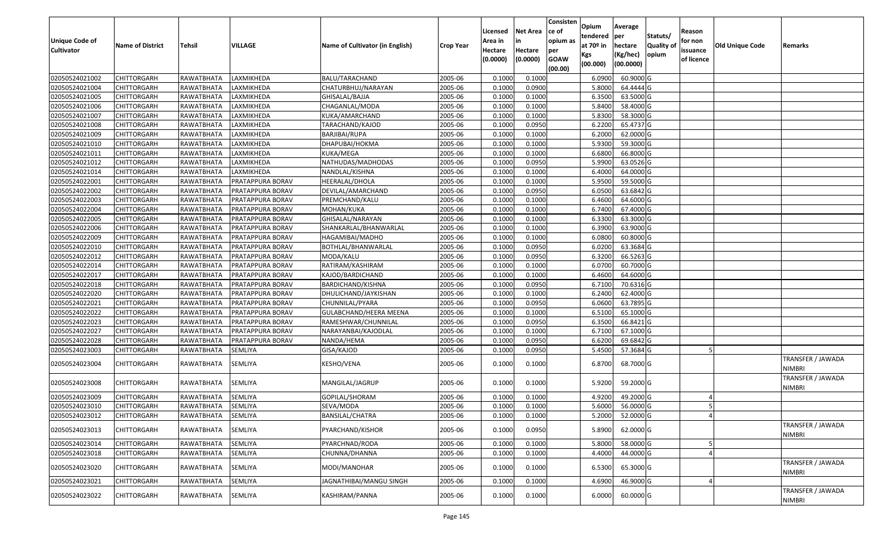| Unique Code of Cultivator | Name of District | Tehsil | VILLAGE | Name of Cultivator (in English) | Crop Year | Licensed Area in Hectare (0.0000) | Net Area in Hectare (0.0000) | Consistence of opium as per GOAW (00.00) | Opium tendered at 70º in Kgs (00.000) | Average per hectare (Kg/hec) (00.0000) | Statuts/ Quality of opium | Reason for non issuance of licence | Old Unique Code | Remarks |
|---|---|---|---|---|---|---|---|---|---|---|---|---|---|---|
| 02050524021002 | CHITTORGARH | RAWATBHATA | LAXMIKHEDA | BALU/TARACHAND | 2005-06 | 0.1000 | 0.1000 | | 6.0900 | 60.9000 | G | | | |
| 02050524021004 | CHITTORGARH | RAWATBHATA | LAXMIKHEDA | CHATURBHUJ/NARAYAN | 2005-06 | 0.1000 | 0.0900 | | 5.8000 | 64.4444 | G | | | |
| 02050524021005 | CHITTORGARH | RAWATBHATA | LAXMIKHEDA | GHISALAL/BAJJA | 2005-06 | 0.1000 | 0.1000 | | 6.3500 | 63.5000 | G | | | |
| 02050524021006 | CHITTORGARH | RAWATBHATA | LAXMIKHEDA | CHAGANLAL/MODA | 2005-06 | 0.1000 | 0.1000 | | 5.8400 | 58.4000 | G | | | |
| 02050524021007 | CHITTORGARH | RAWATBHATA | LAXMIKHEDA | KUKA/AMARCHAND | 2005-06 | 0.1000 | 0.1000 | | 5.8300 | 58.3000 | G | | | |
| 02050524021008 | CHITTORGARH | RAWATBHATA | LAXMIKHEDA | TARACHAND/KAJOD | 2005-06 | 0.1000 | 0.0950 | | 6.2200 | 65.4737 | G | | | |
| 02050524021009 | CHITTORGARH | RAWATBHATA | LAXMIKHEDA | BARJIBAI/RUPA | 2005-06 | 0.1000 | 0.1000 | | 6.2000 | 62.0000 | G | | | |
| 02050524021010 | CHITTORGARH | RAWATBHATA | LAXMIKHEDA | DHAPUBAI/HOKMA | 2005-06 | 0.1000 | 0.1000 | | 5.9300 | 59.3000 | G | | | |
| 02050524021011 | CHITTORGARH | RAWATBHATA | LAXMIKHEDA | KUKA/MEGA | 2005-06 | 0.1000 | 0.1000 | | 6.6800 | 66.8000 | G | | | |
| 02050524021012 | CHITTORGARH | RAWATBHATA | LAXMIKHEDA | NATHUDAS/MADHODAS | 2005-06 | 0.1000 | 0.0950 | | 5.9900 | 63.0526 | G | | | |
| 02050524021014 | CHITTORGARH | RAWATBHATA | LAXMIKHEDA | NANDLAL/KISHNA | 2005-06 | 0.1000 | 0.1000 | | 6.4000 | 64.0000 | G | | | |
| 02050524022001 | CHITTORGARH | RAWATBHATA | PRATAPPURA BORAV | HEERALAL/DHOLA | 2005-06 | 0.1000 | 0.1000 | | 5.9500 | 59.5000 | G | | | |
| 02050524022002 | CHITTORGARH | RAWATBHATA | PRATAPPURA BORAV | DEVILAL/AMARCHAND | 2005-06 | 0.1000 | 0.0950 | | 6.0500 | 63.6842 | G | | | |
| 02050524022003 | CHITTORGARH | RAWATBHATA | PRATAPPURA BORAV | PREMCHAND/KALU | 2005-06 | 0.1000 | 0.1000 | | 6.4600 | 64.6000 | G | | | |
| 02050524022004 | CHITTORGARH | RAWATBHATA | PRATAPPURA BORAV | MOHAN/KUKA | 2005-06 | 0.1000 | 0.1000 | | 6.7400 | 67.4000 | G | | | |
| 02050524022005 | CHITTORGARH | RAWATBHATA | PRATAPPURA BORAV | GHISALAL/NARAYAN | 2005-06 | 0.1000 | 0.1000 | | 6.3300 | 63.3000 | G | | | |
| 02050524022006 | CHITTORGARH | RAWATBHATA | PRATAPPURA BORAV | SHANKARLAL/BHANWARLAL | 2005-06 | 0.1000 | 0.1000 | | 6.3900 | 63.9000 | G | | | |
| 02050524022009 | CHITTORGARH | RAWATBHATA | PRATAPPURA BORAV | HAGAMIBAI/MADHO | 2005-06 | 0.1000 | 0.1000 | | 6.0800 | 60.8000 | G | | | |
| 02050524022010 | CHITTORGARH | RAWATBHATA | PRATAPPURA BORAV | BOTHLAL/BHANWARLAL | 2005-06 | 0.1000 | 0.0950 | | 6.0200 | 63.3684 | G | | | |
| 02050524022012 | CHITTORGARH | RAWATBHATA | PRATAPPURA BORAV | MODA/KALU | 2005-06 | 0.1000 | 0.0950 | | 6.3200 | 66.5263 | G | | | |
| 02050524022014 | CHITTORGARH | RAWATBHATA | PRATAPPURA BORAV | RATIRAM/KASHIRAM | 2005-06 | 0.1000 | 0.1000 | | 6.0700 | 60.7000 | G | | | |
| 02050524022017 | CHITTORGARH | RAWATBHATA | PRATAPPURA BORAV | KAJOD/BARDICHAND | 2005-06 | 0.1000 | 0.1000 | | 6.4600 | 64.6000 | G | | | |
| 02050524022018 | CHITTORGARH | RAWATBHATA | PRATAPPURA BORAV | BARDICHAND/KISHNA | 2005-06 | 0.1000 | 0.0950 | | 6.7100 | 70.6316 | G | | | |
| 02050524022020 | CHITTORGARH | RAWATBHATA | PRATAPPURA BORAV | DHULICHAND/JAYKISHAN | 2005-06 | 0.1000 | 0.1000 | | 6.2400 | 62.4000 | G | | | |
| 02050524022021 | CHITTORGARH | RAWATBHATA | PRATAPPURA BORAV | CHUNNILAL/PYARA | 2005-06 | 0.1000 | 0.0950 | | 6.0600 | 63.7895 | G | | | |
| 02050524022022 | CHITTORGARH | RAWATBHATA | PRATAPPURA BORAV | GULABCHAND/HEERA MEENA | 2005-06 | 0.1000 | 0.1000 | | 6.5100 | 65.1000 | G | | | |
| 02050524022023 | CHITTORGARH | RAWATBHATA | PRATAPPURA BORAV | RAMESHWAR/CHUNNILAL | 2005-06 | 0.1000 | 0.0950 | | 6.3500 | 66.8421 | G | | | |
| 02050524022027 | CHITTORGARH | RAWATBHATA | PRATAPPURA BORAV | NARAYANBAI/KAJODLAL | 2005-06 | 0.1000 | 0.1000 | | 6.7100 | 67.1000 | G | | | |
| 02050524022028 | CHITTORGARH | RAWATBHATA | PRATAPPURA BORAV | NANDA/HEMA | 2005-06 | 0.1000 | 0.0950 | | 6.6200 | 69.6842 | G | | | |
| 02050524023003 | CHITTORGARH | RAWATBHATA | SEMLIYA | GISA/KAJOD | 2005-06 | 0.1000 | 0.0950 | | 5.4500 | 57.3684 | G | 5 | | |
| 02050524023004 | CHITTORGARH | RAWATBHATA | SEMLIYA | KESHO/VENA | 2005-06 | 0.1000 | 0.1000 | | 6.8700 | 68.7000 | G | | | TRANSFER / JAWADA NIMBRI |
| 02050524023008 | CHITTORGARH | RAWATBHATA | SEMLIYA | MANGILAL/JAGRUP | 2005-06 | 0.1000 | 0.1000 | | 5.9200 | 59.2000 | G | | | TRANSFER / JAWADA NIMBRI |
| 02050524023009 | CHITTORGARH | RAWATBHATA | SEMLIYA | GOPILAL/SHORAM | 2005-06 | 0.1000 | 0.1000 | | 4.9200 | 49.2000 | G | 4 | | |
| 02050524023010 | CHITTORGARH | RAWATBHATA | SEMLIYA | SEVA/MODA | 2005-06 | 0.1000 | 0.1000 | | 5.6000 | 56.0000 | G | 5 | | |
| 02050524023012 | CHITTORGARH | RAWATBHATA | SEMLIYA | BANSILAL/CHATRA | 2005-06 | 0.1000 | 0.1000 | | 5.2000 | 52.0000 | G | 4 | | |
| 02050524023013 | CHITTORGARH | RAWATBHATA | SEMLIYA | PYARCHAND/KISHOR | 2005-06 | 0.1000 | 0.0950 | | 5.8900 | 62.0000 | G | | | TRANSFER / JAWADA NIMBRI |
| 02050524023014 | CHITTORGARH | RAWATBHATA | SEMLIYA | PYARCHNAD/RODA | 2005-06 | 0.1000 | 0.1000 | | 5.8000 | 58.0000 | G | 5 | | |
| 02050524023018 | CHITTORGARH | RAWATBHATA | SEMLIYA | CHUNNA/DHANNA | 2005-06 | 0.1000 | 0.1000 | | 4.4000 | 44.0000 | G | 4 | | |
| 02050524023020 | CHITTORGARH | RAWATBHATA | SEMLIYA | MODI/MANOHAR | 2005-06 | 0.1000 | 0.1000 | | 6.5300 | 65.3000 | G | | | TRANSFER / JAWADA NIMBRI |
| 02050524023021 | CHITTORGARH | RAWATBHATA | SEMLIYA | JAGNATHIBAI/MANGU SINGH | 2005-06 | 0.1000 | 0.1000 | | 4.6900 | 46.9000 | G | 4 | | |
| 02050524023022 | CHITTORGARH | RAWATBHATA | SEMLIYA | KASHIRAM/PANNA | 2005-06 | 0.1000 | 0.1000 | | 6.0000 | 60.0000 | G | | | TRANSFER / JAWADA NIMBRI |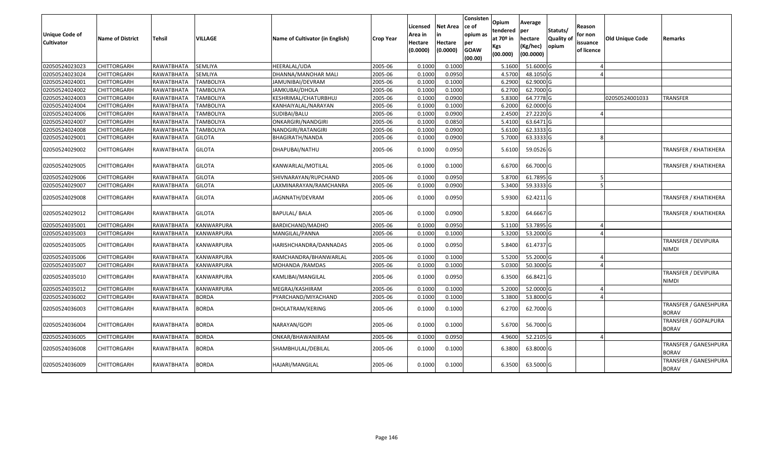| Unique Code of Cultivator | Name of District | Tehsil | VILLAGE | Name of Cultivator (in English) | Crop Year | Licensed Area in Hectare (0.0000) | Net Area in Hectare (0.0000) | Consistence of opium as per GOAW (00.00) | Opium tendered at 70º in Kgs (00.000) | Average per hectare (Kg/hec) (00.0000) | Statuts/ Quality of opium | Reason for non issuance of licence | Old Unique Code | Remarks |
|---|---|---|---|---|---|---|---|---|---|---|---|---|---|---|
| 02050524023023 | CHITTORGARH | RAWATBHATA | SEMLIYA | HEERALAL/UDA | 2005-06 | 0.1000 | 0.1000 | | 5.1600 | 51.6000 | G | 4 | | |
| 02050524023024 | CHITTORGARH | RAWATBHATA | SEMLIYA | DHANNA/MANOHAR MALI | 2005-06 | 0.1000 | 0.0950 | | 4.5700 | 48.1050 | G | 4 | | |
| 02050524024001 | CHITTORGARH | RAWATBHATA | TAMBOLIYA | JAMUNIBAI/DEVRAM | 2005-06 | 0.1000 | 0.1000 | | 6.2900 | 62.9000 | G | | | |
| 02050524024002 | CHITTORGARH | RAWATBHATA | TAMBOLIYA | JAMKUBAI/DHOLA | 2005-06 | 0.1000 | 0.1000 | | 6.2700 | 62.7000 | G | | | |
| 02050524024003 | CHITTORGARH | RAWATBHATA | TAMBOLIYA | KESHRIMAL/CHATURBHUJ | 2005-06 | 0.1000 | 0.0900 | | 5.8300 | 64.7778 | G | | 02050524001033 | TRANSFER |
| 02050524024004 | CHITTORGARH | RAWATBHATA | TAMBOLIYA | KANHAIYALAL/NARAYAN | 2005-06 | 0.1000 | 0.1000 | | 6.2000 | 62.0000 | G | | | |
| 02050524024006 | CHITTORGARH | RAWATBHATA | TAMBOLIYA | SUDIBAI/BALU | 2005-06 | 0.1000 | 0.0900 | | 2.4500 | 27.2220 | G | 4 | | |
| 02050524024007 | CHITTORGARH | RAWATBHATA | TAMBOLIYA | ONKARGIRI/NANDGIRI | 2005-06 | 0.1000 | 0.0850 | | 5.4100 | 63.6471 | G | | | |
| 02050524024008 | CHITTORGARH | RAWATBHATA | TAMBOLIYA | NANDGIRI/RATANGIRI | 2005-06 | 0.1000 | 0.0900 | | 5.6100 | 62.3333 | G | | | |
| 02050524029001 | CHITTORGARH | RAWATBHATA | GILOTA | BHAGIRATH/NANDA | 2005-06 | 0.1000 | 0.0900 | | 5.7000 | 63.3333 | G | 8 | | |
| 02050524029002 | CHITTORGARH | RAWATBHATA | GILOTA | DHAPUBAI/NATHU | 2005-06 | 0.1000 | 0.0950 | | 5.6100 | 59.0526 | G | | | TRANSFER / KHATIKHERA |
| 02050524029005 | CHITTORGARH | RAWATBHATA | GILOTA | KANWARLAL/MOTILAL | 2005-06 | 0.1000 | 0.1000 | | 6.6700 | 66.7000 | G | | | TRANSFER / KHATIKHERA |
| 02050524029006 | CHITTORGARH | RAWATBHATA | GILOTA | SHIVNARAYAN/RUPCHAND | 2005-06 | 0.1000 | 0.0950 | | 5.8700 | 61.7895 | G | 5 | | |
| 02050524029007 | CHITTORGARH | RAWATBHATA | GILOTA | LAXMINARAYAN/RAMCHANRA | 2005-06 | 0.1000 | 0.0900 | | 5.3400 | 59.3333 | G | 5 | | |
| 02050524029008 | CHITTORGARH | RAWATBHATA | GILOTA | JAGNNATH/DEVRAM | 2005-06 | 0.1000 | 0.0950 | | 5.9300 | 62.4211 | G | | | TRANSFER / KHATIKHERA |
| 02050524029012 | CHITTORGARH | RAWATBHATA | GILOTA | BAPULAL/ BALA | 2005-06 | 0.1000 | 0.0900 | | 5.8200 | 64.6667 | G | | | TRANSFER / KHATIKHERA |
| 02050524035001 | CHITTORGARH | RAWATBHATA | KANWARPURA | BARDICHAND/MADHO | 2005-06 | 0.1000 | 0.0950 | | 5.1100 | 53.7895 | G | 4 | | |
| 02050524035003 | CHITTORGARH | RAWATBHATA | KANWARPURA | MANGILAL/PANNA | 2005-06 | 0.1000 | 0.1000 | | 5.3200 | 53.2000 | G | 4 | | |
| 02050524035005 | CHITTORGARH | RAWATBHATA | KANWARPURA | HARISHCHANDRA/DANNADAS | 2005-06 | 0.1000 | 0.0950 | | 5.8400 | 61.4737 | G | | | TRANSFER / DEVIPURA NIMDI |
| 02050524035006 | CHITTORGARH | RAWATBHATA | KANWARPURA | RAMCHANDRA/BHANWARLAL | 2005-06 | 0.1000 | 0.1000 | | 5.5200 | 55.2000 | G | 4 | | |
| 02050524035007 | CHITTORGARH | RAWATBHATA | KANWARPURA | MOHANDA /RAMDAS | 2005-06 | 0.1000 | 0.1000 | | 5.0300 | 50.3000 | G | 4 | | |
| 02050524035010 | CHITTORGARH | RAWATBHATA | KANWARPURA | KAMLIBAI/MANGILAL | 2005-06 | 0.1000 | 0.0950 | | 6.3500 | 66.8421 | G | | | TRANSFER / DEVIPURA NIMDI |
| 02050524035012 | CHITTORGARH | RAWATBHATA | KANWARPURA | MEGRAJ/KASHIRAM | 2005-06 | 0.1000 | 0.1000 | | 5.2000 | 52.0000 | G | 4 | | |
| 02050524036002 | CHITTORGARH | RAWATBHATA | BORDA | PYARCHAND/MIYACHAND | 2005-06 | 0.1000 | 0.1000 | | 5.3800 | 53.8000 | G | 4 | | |
| 02050524036003 | CHITTORGARH | RAWATBHATA | BORDA | DHOLATRAM/KERING | 2005-06 | 0.1000 | 0.1000 | | 6.2700 | 62.7000 | G | | | TRANSFER / GANESHPURA BORAV |
| 02050524036004 | CHITTORGARH | RAWATBHATA | BORDA | NARAYAN/GOPI | 2005-06 | 0.1000 | 0.1000 | | 5.6700 | 56.7000 | G | | | TRANSFER / GOPALPURA BORAV |
| 02050524036005 | CHITTORGARH | RAWATBHATA | BORDA | ONKAR/BHAWANIRAM | 2005-06 | 0.1000 | 0.0950 | | 4.9600 | 52.2105 | G | 4 | | |
| 02050524036008 | CHITTORGARH | RAWATBHATA | BORDA | SHAMBHULAL/DEBILAL | 2005-06 | 0.1000 | 0.1000 | | 6.3800 | 63.8000 | G | | | TRANSFER / GANESHPURA BORAV |
| 02050524036009 | CHITTORGARH | RAWATBHATA | BORDA | HAJARI/MANGILAL | 2005-06 | 0.1000 | 0.1000 | | 6.3500 | 63.5000 | G | | | TRANSFER / GANESHPURA BORAV |